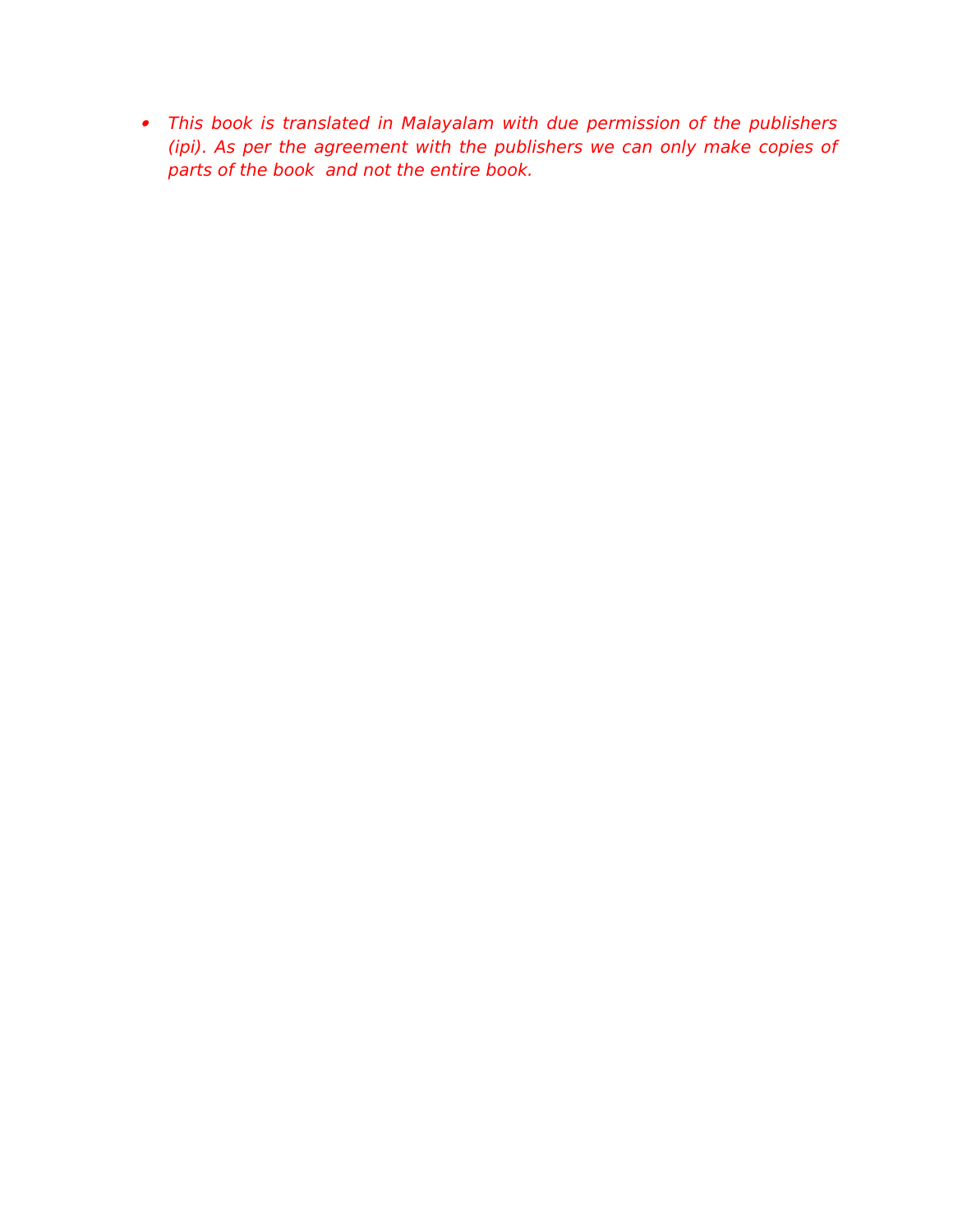- *This book is translated in Malayalam with due permission of the publishers (ipi). As per the agreement with the publishers we can only make copies of parts of the book  and not the entire book.*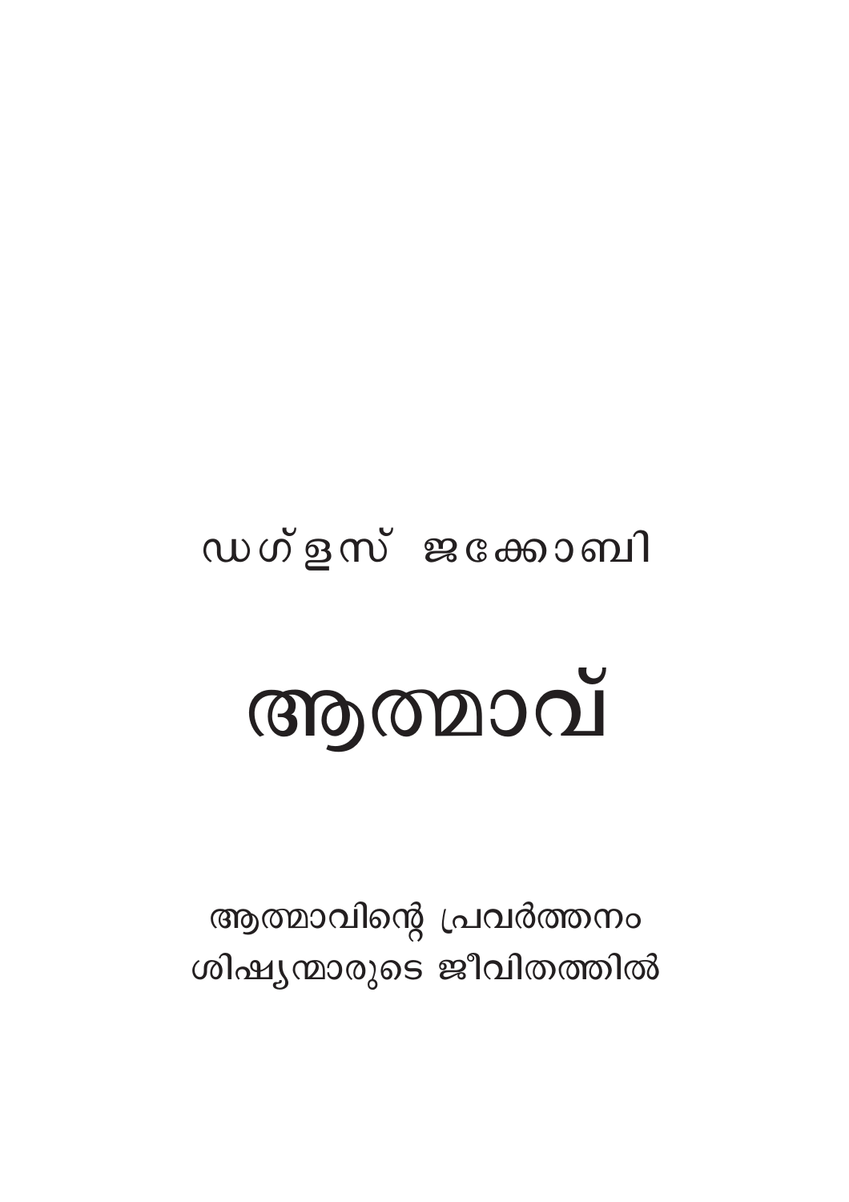ഡഗ്ളസ് ജക്കോബി

# ആത്മാവ്

ആത്മാവിന്റെ പ്രവർത്തനം
ശിഷ്യന്മാരുടെ ജീവിതത്തിൽ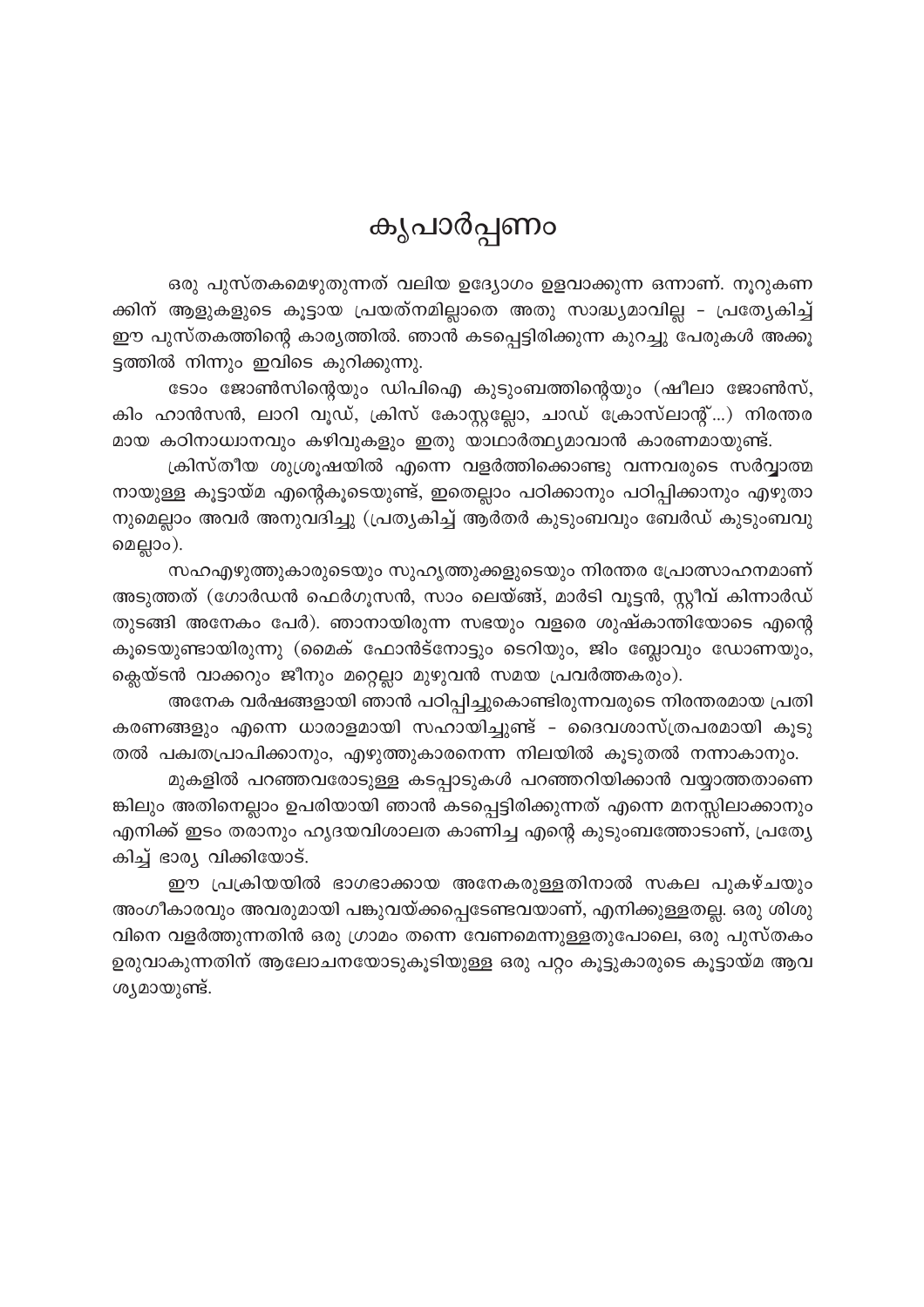# കൃപാർപ്പണം

ഒരു പുസ്തകമെഴുതുന്നത് വലിയ ഉദ്യോഗം ഉളവാക്കുന്ന ഒന്നാണ്. നൂറുകണക്കിന് ആളുകളുടെ കൂട്ടായ പ്രയത്നമില്ലാതെ അതു സാദ്ധ്യമാവില്ല - പ്രത്യേകിച്ച് ഈ പുസ്തകത്തിന്റെ കാര്യത്തിൽ. ഞാൻ കടപ്പെട്ടിരിക്കുന്ന കുറച്ചു പേരുകൾ അക്കൂട്ടത്തിൽ നിന്നും ഇവിടെ കുറിക്കുന്നു.

ടോം ജോൺസിന്റെയും ഡിപിഐ കുടുംബത്തിന്റെയും (ഷീലാ ജോൺസ്, കിം ഹാൻസൻ, ലാറി വുഡ്, ക്രിസ് കോസ്റ്റല്ലോ, ചാഡ് ക്രോസ്‌ലാന്റ്...) നിരന്തരമായ കഠിനാധ്വാനവും കഴിവുകളും ഇതു യാഥാർത്ഥ്യമാവാൻ കാരണമായുണ്ട്.

ക്രിസ്തീയ ശുശ്രൂഷയിൽ എന്നെ വളർത്തിക്കൊണ്ടു വന്നവരുടെ സർവ്വാത്മനായുള്ള കൂട്ടായ്മ എന്റെകൂടെയുണ്ട്, ഇതെല്ലാം പഠിക്കാനും പഠിപ്പിക്കാനും എഴുതാനുമെല്ലാം അവർ അനുവദിച്ചു (പ്രത്യകിച്ച് ആർതർ കുടുംബവും ബേർഡ് കുടുംബവുമെല്ലാം).

സഹഎഴുത്തുകാരുടെയും സുഹൃത്തുക്കളുടെയും നിരന്തര പ്രോത്സാഹനമാണ് അടുത്തത് (ഗോർഡൻ ഫെർഗൂസൻ, സാം ലെയ്ങ്ങ്, മാർടി വൂട്ടൻ, സ്റ്റീവ് കിന്നാർഡ് തുടങ്ങി അനേകം പേർ). ഞാനായിരുന്ന സഭയും വളരെ ശുഷ്കാന്തിയോടെ എന്റെ കൂടെയുണ്ടായിരുന്നു (മൈക് ഫോൻട്നോട്ടും ടെറിയും, ജിം ബ്ലോവും ഡോണയും, ക്ലെയ്ടൻ വാക്കറും ജീനും മറ്റെല്ലാ മുഴുവൻ സമയ പ്രവർത്തകരും).

അനേക വർഷങ്ങളായി ഞാൻ പഠിപ്പിച്ചുകൊണ്ടിരുന്നവരുടെ നിരന്തരമായ പ്രതികരണങ്ങളും എന്നെ ധാരാളമായി സഹായിച്ചുണ്ട് - ദൈവശാസ്ത്രപരമായി കൂടുതൽ പക്വതപ്രാപിക്കാനും, എഴുത്തുകാരനെന്ന നിലയിൽ കൂടുതൽ നന്നാകാനും.

മുകളിൽ പറഞ്ഞവരോടുള്ള കടപ്പാടുകൾ പറഞ്ഞറിയിക്കാൻ വയ്യാത്തതാണെങ്കിലും അതിനെല്ലാം ഉപരിയായി ഞാൻ കടപ്പെട്ടിരിക്കുന്നത് എന്നെ മനസ്സിലാക്കാനും എനിക്ക് ഇടം തരാനും ഹൃദയവിശാലത കാണിച്ച എന്റെ കുടുംബത്തോടാണ്, പ്രത്യേകിച്ച് ഭാര്യ വിക്കിയോട്.

ഈ പ്രക്രിയയിൽ ഭാഗഭാക്കായ അനേകരുള്ളതിനാൽ സകല പുകഴ്ചയും അംഗീകാരവും അവരുമായി പങ്കുവയ്ക്കപ്പെടേണ്ടവയാണ്, എനിക്കുള്ളതല്ല. ഒരു ശിശുവിനെ വളർത്തുന്നതിന് ഒരു ഗ്രാമം തന്നെ വേണമെന്നുള്ളതുപോലെ, ഒരു പുസ്തകം ഉരുവാകുന്നതിന് ആലോചനയോടുകൂടിയുള്ള ഒരു പറ്റം കൂട്ടുകാരുടെ കൂട്ടായ്മ ആവശ്യമായുണ്ട്.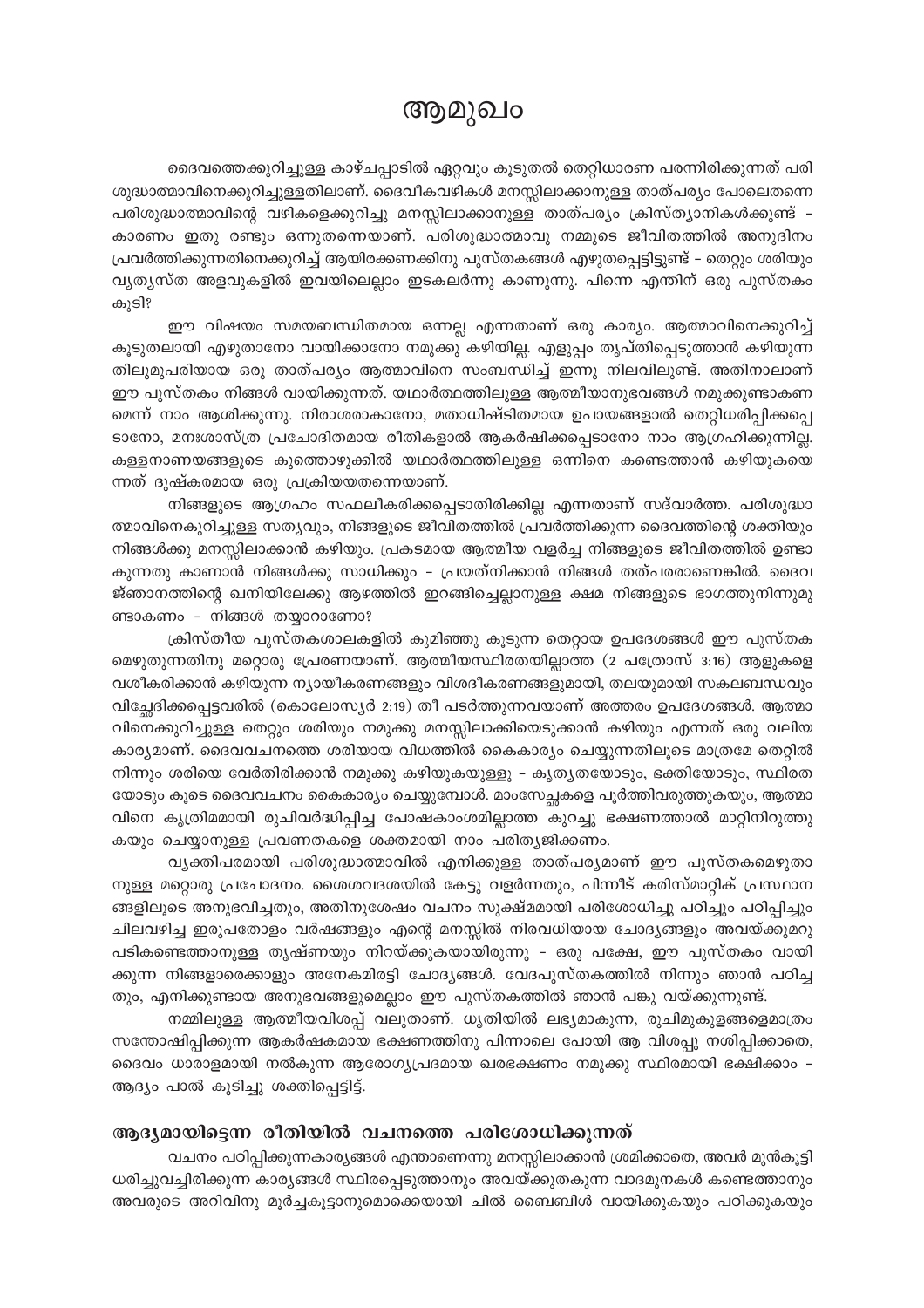# ആമുഖം

ദൈവത്തെക്കുറിച്ചുള്ള കാഴ്ചപ്പാടിൽ ഏറ്റവും കൂടുതൽ തെറ്റിധാരണ പരന്നിരിക്കുന്നത് പരിശുദ്ധാത്മാവിനെക്കുറിച്ചുള്ളതിലാണ്. ദൈവീകവഴികൾ മനസ്സിലാക്കാനുള്ള താത്പര്യം പോലെതന്നെ പരിശുദ്ധാത്മാവിന്റെ വഴികളെക്കുറിച്ചു മനസ്സിലാക്കാനുള്ള താത്പര്യം ക്രിസ്ത്യാനികൾക്കുണ്ട് - കാരണം ഇതു രണ്ടും ഒന്നുതന്നെയാണ്. പരിശുദ്ധാത്മാവു നമ്മുടെ ജീവിതത്തിൽ അനുദിനം പ്രവർത്തിക്കുന്നതിനെക്കുറിച്ച് ആയിരക്കണക്കിനു പുസ്തകങ്ങൾ എഴുതപ്പെട്ടിട്ടുണ്ട് - തെറ്റും ശരിയും വ്യത്യസ്ത അളവുകളിൽ ഇവയിലെല്ലാം ഇടകലർന്നു കാണുന്നു. പിന്നെ എന്തിന് ഒരു പുസ്തകം കൂടി?

ഈ വിഷയം സമയബന്ധിതമായ ഒന്നല്ല എന്നതാണ് ഒരു കാര്യം. ആത്മാവിനെക്കുറിച്ച് കൂടുതലായി എഴുതാനോ വായിക്കാനോ നമുക്കു കഴിയില്ല. എളുപ്പം തൃപ്തിപ്പെടുത്താൻ കഴിയുന്നതിലുമുപരിയായ ഒരു താത്പര്യം ആത്മാവിനെ സംബന്ധിച്ച് ഇന്നു നിലവിലുണ്ട്. അതിനാലാണ് ഈ പുസ്തകം നിങ്ങൾ വായിക്കുന്നത്. യഥാർത്ഥത്തിലുള്ള ആത്മീയാനുഭവങ്ങൾ നമുക്കുണ്ടാകണമെന്ന് നാം ആശിക്കുന്നു. നിരാശരാകാനോ, മതാധിഷ്ടിതമായ ഉപായങ്ങളാൽ തെറ്റിധരിപ്പിക്കപ്പെടാനോ, മനഃശാസ്ത്ര പ്രചോദിതമായ രീതികളാൽ ആകർഷിക്കപ്പെടാനോ നാം ആഗ്രഹിക്കുന്നില്ല. കള്ളനാണയങ്ങളുടെ കുത്തൊഴുക്കിൽ യഥാർത്ഥത്തിലുള്ള ഒന്നിനെ കണ്ടെത്താൻ കഴിയുകയെന്നത് ദുഷ്കരമായ ഒരു പ്രക്രിയയതന്നെയാണ്.

നിങ്ങളുടെ ആഗ്രഹം സഫലീകരിക്കപ്പെടാതിരിക്കില്ല എന്നതാണ് സദ്വാർത്ത. പരിശുദ്ധാത്മാവിനെകുറിച്ചുള്ള സത്യവും, നിങ്ങളുടെ ജീവിതത്തിൽ പ്രവർത്തിക്കുന്ന ദൈവത്തിന്റെ ശക്തിയും നിങ്ങൾക്കു മനസ്സിലാക്കാൻ കഴിയും. പ്രകടമായ ആത്മീയ വളർച്ച നിങ്ങളുടെ ജീവിതത്തിൽ ഉണ്ടാകുന്നതു കാണാൻ നിങ്ങൾക്കു സാധിക്കും - പ്രയത്നിക്കാൻ നിങ്ങൾ തത്പരരാണെങ്കിൽ. ദൈവജ്ഞാനത്തിന്റെ ഖനിയിലേക്കു ആഴത്തിൽ ഇറങ്ങിച്ചെല്ലാനുള്ള ക്ഷമ നിങ്ങളുടെ ഭാഗത്തുനിന്നുമുണ്ടാകണം - നിങ്ങൾ തയ്യാറാണോ?

ക്രിസ്തീയ പുസ്തകശാലകളിൽ കുമിഞ്ഞു കൂടുന്ന തെറ്റായ ഉപദേശങ്ങൾ ഈ പുസ്തകമെഴുതുന്നതിനു മറ്റൊരു പ്രേരണയാണ്. ആത്മീയസ്ഥിരതയില്ലാത്ത (2 പത്രോസ് 3:16) ആളുകളെ വശീകരിക്കാൻ കഴിയുന്ന ന്യായീകരണങ്ങളും വിശദീകരണങ്ങളുമായി, തലയുമായി സകലബന്ധവും വിച്ഛേദിക്കപ്പെട്ടവരിൽ (കൊലോസ്യർ 2:19) തീ പടർത്തുന്നവയാണ് അത്തരം ഉപദേശങ്ങൾ. ആത്മാവിനെക്കുറിച്ചുള്ള തെറ്റും ശരിയും നമുക്കു മനസ്സിലാക്കിയെടുക്കാൻ കഴിയും എന്നത് ഒരു വലിയ കാര്യമാണ്. ദൈവവചനത്തെ ശരിയായ വിധത്തിൽ കൈകാര്യം ചെയ്യുന്നതിലൂടെ മാത്രമേ തെറ്റിൽ നിന്നും ശരിയെ വേർതിരിക്കാൻ നമുക്കു കഴിയുകയുള്ളൂ - കൃത്യതയോടും, ഭക്തിയോടും, സ്ഥിരതയോടും കൂടെ ദൈവവചനം കൈകാര്യം ചെയ്യുമ്പോൾ. മാംസേച്ഛകളെ പൂർത്തിവരുത്തുകയും, ആത്മാവിനെ കൃത്രിമമായി രുചിവർദ്ധിപ്പിച്ച പോഷകാംശമില്ലാത്ത കുറച്ചു ഭക്ഷണത്താൽ മാറ്റിനിറുത്തുകയും ചെയ്യാനുള്ള പ്രവണതകളെ ശക്തമായി നാം പരിത്യജിക്കണം.

വ്യക്തിപരമായി പരിശുദ്ധാത്മാവിൽ എനിക്കുള്ള താത്പര്യമാണ് ഈ പുസ്തകമെഴുതാനുള്ള മറ്റൊരു പ്രചോദനം. ശൈശവദശയിൽ കേട്ടു വളർന്നതും, പിന്നീട് കരിസ്മാറ്റിക് പ്രസ്ഥാനങ്ങളിലൂടെ അനുഭവിച്ചതും, അതിനുശേഷം വചനം സൂക്ഷ്മമായി പരിശോധിച്ചു പഠിച്ചും പഠിപ്പിച്ചും ചിലവഴിച്ച ഇരുപതോളം വർഷങ്ങളും എന്റെ മനസ്സിൽ നിരവധിയായ ചോദ്യങ്ങളും അവയ്ക്കുമറുപടികണ്ടെത്താനുള്ള തൃഷ്ണയും നിറയ്ക്കുകയായിരുന്നു - ഒരു പക്ഷേ, ഈ പുസ്തകം വായിക്കുന്ന നിങ്ങളാരെക്കാളും അനേകമിരട്ടി ചോദ്യങ്ങൾ. വേദപുസ്തകത്തിൽ നിന്നും ഞാൻ പഠിച്ചതും, എനിക്കുണ്ടായ അനുഭവങ്ങളുമെല്ലാം ഈ പുസ്തകത്തിൽ ഞാൻ പങ്കു വയ്ക്കുന്നുണ്ട്.

നമ്മിലുള്ള ആത്മീയവിശപ്പ് വലുതാണ്. ധൃതിയിൽ ലഭ്യമാകുന്ന, രുചിമുകുളങ്ങളെമാത്രം സന്തോഷിപ്പിക്കുന്ന ആകർഷകമായ ഭക്ഷണത്തിനു പിന്നാലെ പോയി ആ വിശപ്പു നശിപ്പിക്കാതെ, ദൈവം ധാരാളമായി നൽകുന്ന ആരോഗ്യപ്രദമായ ഖരഭക്ഷണം നമുക്കു സ്ഥിരമായി ഭക്ഷിക്കാം - ആദ്യം പാൽ കുടിച്ചു ശക്തിപ്പെട്ടിട്ട്.

### ആദ്യമായിട്ടെന്ന രീതിയിൽ വചനത്തെ പരിശോധിക്കുന്നത്

വചനം പഠിപ്പിക്കുന്നകാര്യങ്ങൾ എന്താണെന്നു മനസ്സിലാക്കാൻ ശ്രമിക്കാതെ, അവർ മുൻകൂട്ടി ധരിച്ചുവച്ചിരിക്കുന്ന കാര്യങ്ങൾ സ്ഥിരപ്പെടുത്താനും അവയ്ക്കുതകുന്ന വാദമുനകൾ കണ്ടെത്താനും അവരുടെ അറിവിനു മൂർച്ചകൂട്ടാനുമൊക്കെയായി ചിൽ ബൈബിൾ വായിക്കുകയും പഠിക്കുകയും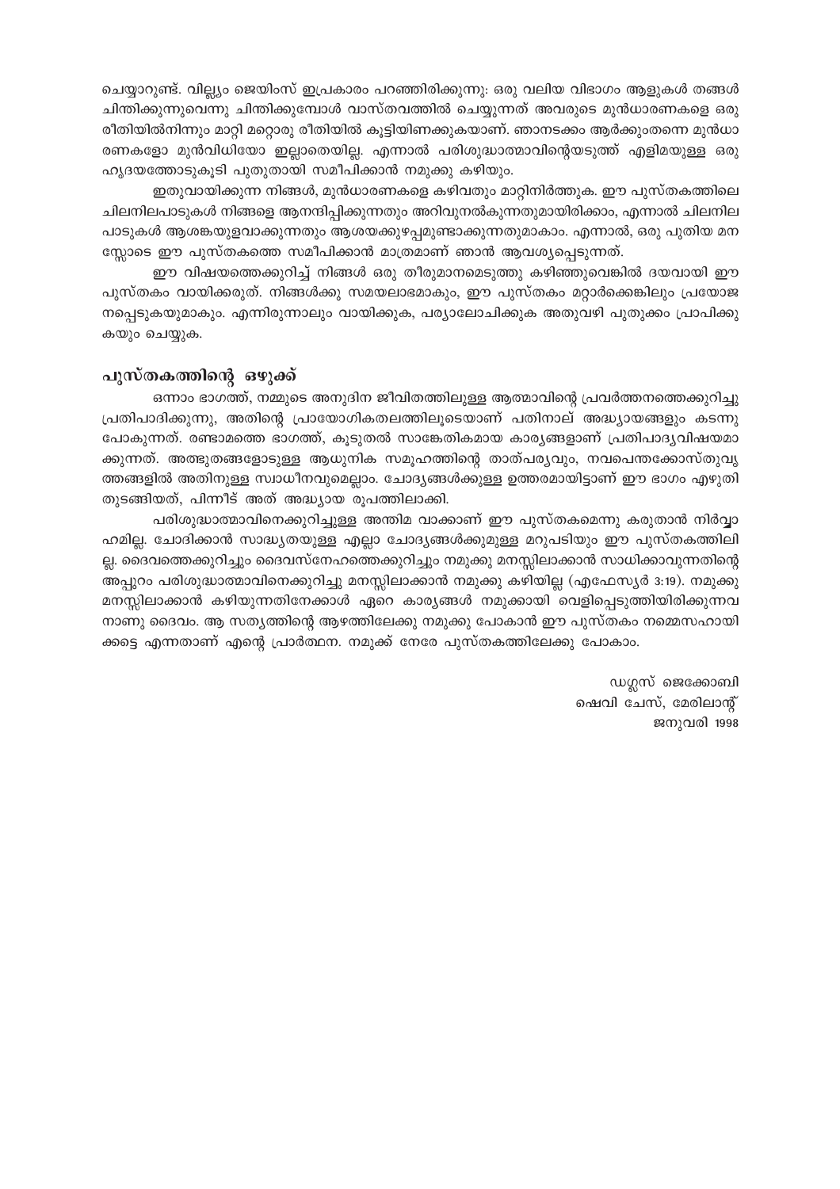ചെയ്യാറുണ്ട്. വില്ല്യം ജെയിംസ് ഇപ്രകാരം പറഞ്ഞിരിക്കുന്നു: ഒരു വലിയ വിഭാഗം ആളുകൾ തങ്ങൾ ചിന്തിക്കുന്നുവെന്നു ചിന്തിക്കുമ്പോൾ വാസ്തവത്തിൽ ചെയ്യുന്നത് അവരുടെ മുൻധാരണകളെ ഒരു രീതിയിൽനിന്നും മാറ്റി മറ്റൊരു രീതിയിൽ കൂട്ടിയിണക്കുകയാണ്. ഞാനടക്കം ആർക്കുംതന്നെ മുൻധാരണകളോ മുൻവിധിയോ ഇല്ലാതെയില്ല. എന്നാൽ പരിശുദ്ധാത്മാവിന്റെയടുത്ത് എളിമയുള്ള ഒരു ഹൃദയത്തോടുകൂടി പുതുതായി സമീപിക്കാൻ നമുക്കു കഴിയും.

ഇതുവായിക്കുന്ന നിങ്ങൾ, മുൻധാരണകളെ കഴിവതും മാറ്റിനിർത്തുക. ഈ പുസ്തകത്തിലെ ചിലനിലപാടുകൾ നിങ്ങളെ ആനന്ദിപ്പിക്കുന്നതും അറിവുനൽകുന്നതുമായിരിക്കാം, എന്നാൽ ചിലനില പാടുകൾ ആശങ്കയുളവാക്കുന്നതും ആശയക്കുഴപ്പമുണ്ടാക്കുന്നതുമാകാം. എന്നാൽ, ഒരു പുതിയ മനസ്സോടെ ഈ പുസ്തകത്തെ സമീപിക്കാൻ മാത്രമാണ് ഞാൻ ആവശ്യപ്പെടുന്നത്.

ഈ വിഷയത്തെക്കുറിച്ച് നിങ്ങൾ ഒരു തീരുമാനമെടുത്തു കഴിഞ്ഞുവെങ്കിൽ ദയവായി ഈ പുസ്തകം വായിക്കരുത്. നിങ്ങൾക്കു സമയലാഭമാകും, ഈ പുസ്തകം മറ്റാർക്കെങ്കിലും പ്രയോജനപ്പെടുകയുമാകും. എന്നിരുന്നാലും വായിക്കുക, പര്യാലോചിക്കുക അതുവഴി പുതുക്കം പ്രാപിക്കുകയും ചെയ്യുക.

## പുസ്തകത്തിന്റെ ഒഴുക്ക്

ഒന്നാം ഭാഗത്ത്, നമ്മുടെ അനുദിന ജീവിതത്തിലുള്ള ആത്മാവിന്റെ പ്രവർത്തനത്തെക്കുറിച്ചു പ്രതിപാദിക്കുന്നു, അതിന്റെ പ്രായോഗികതലത്തിലൂടെയാണ് പതിനാല് അദ്ധ്യായങ്ങളും കടന്നു പോകുന്നത്. രണ്ടാമത്തെ ഭാഗത്ത്, കൂടുതൽ സാങ്കേതികമായ കാര്യങ്ങളാണ് പ്രതിപാദ്യവിഷയമാക്കുന്നത്. അത്ഭുതങ്ങളോടുള്ള ആധുനിക സമൂഹത്തിന്റെ താത്പര്യവും, നവപെന്തക്കോസ്തുവൃത്തങ്ങളിൽ അതിനുള്ള സ്വാധീനവുമെല്ലാം. ചോദ്യങ്ങൾക്കുള്ള ഉത്തരമായിട്ടാണ് ഈ ഭാഗം എഴുതി തുടങ്ങിയത്, പിന്നീട് അത് അദ്ധ്യായ രൂപത്തിലാക്കി.

പരിശുദ്ധാത്മാവിനെക്കുറിച്ചുള്ള അന്തിമ വാക്കാണ് ഈ പുസ്തകമെന്നു കരുതാൻ നിർവ്വാഹമില്ല. ചോദിക്കാൻ സാദ്ധ്യതയുള്ള എല്ലാ ചോദ്യങ്ങൾക്കുമുള്ള മറുപടിയും ഈ പുസ്തകത്തിലില്ല. ദൈവത്തെക്കുറിച്ചും ദൈവസ്നേഹത്തെക്കുറിച്ചും നമുക്കു മനസ്സിലാക്കാൻ സാധിക്കാവുന്നതിന്റെ അപ്പുറം പരിശുദ്ധാത്മാവിനെക്കുറിച്ചു മനസ്സിലാക്കാൻ നമുക്കു കഴിയില്ല (എഫേസ്യർ 3:19). നമുക്കു മനസ്സിലാക്കാൻ കഴിയുന്നതിനേക്കാൾ ഏറെ കാര്യങ്ങൾ നമുക്കായി വെളിപ്പെടുത്തിയിരിക്കുന്നവനാണു ദൈവം. ആ സത്യത്തിന്റെ ആഴത്തിലേക്കു നമുക്കു പോകാൻ ഈ പുസ്തകം നമ്മെസഹായിക്കട്ടെ എന്നതാണ് എന്റെ പ്രാർത്ഥന. നമുക്ക് നേരേ പുസ്തകത്തിലേക്കു പോകാം.

ഡഗ്ലസ് ജെക്കോബി
ഷെവി ചേസ്, മേരിലാന്റ്
ജനുവരി 1998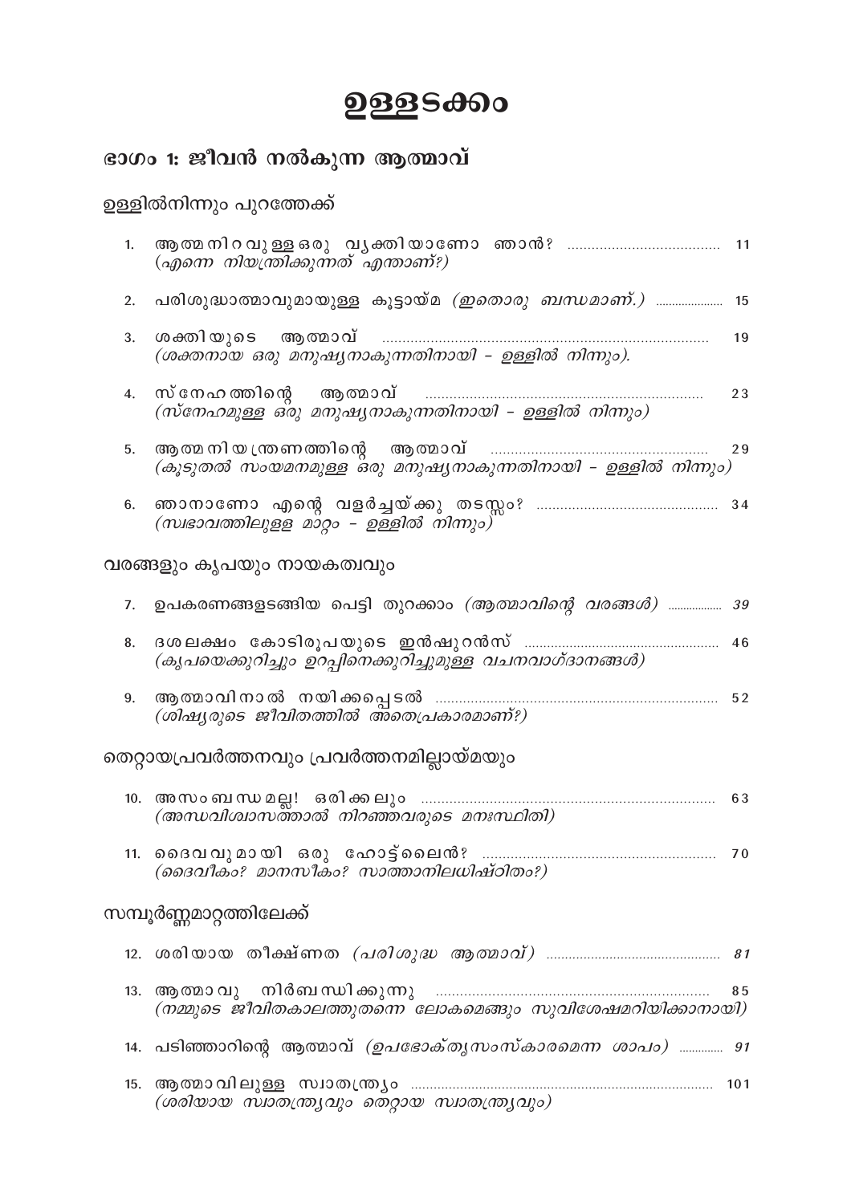# ഉള്ളടക്കം

## ഭാഗം 1: ജീവൻ നൽകുന്ന ആത്മാവ്

### ഉള്ളിൽനിന്നും പുറത്തേക്ക്

1. ആത്മനിറവുള്ള ഒരു വ്യക്തിയാണോ ഞാൻ? ..................................... 11
   *(എന്നെ നിയന്ത്രിക്കുന്നത് എന്താണ്?)*
2. പരിശുദ്ധാത്മാവുമായുള്ള കൂട്ടായ്മ *(ഇതൊരു ബന്ധമാണ്.)* ..................... 15
3. ശക്തിയുടെ ആത്മാവ് ..................................... 19
   *(ശക്തനായ ഒരു മനുഷ്യനാകുന്നതിനായി – ഉള്ളിൽ നിന്നും).*
4. സ്നേഹത്തിന്റെ ആത്മാവ് ..................................... 23
   *(സ്നേഹമുള്ള ഒരു മനുഷ്യനാകുന്നതിനായി – ഉള്ളിൽ നിന്നും)*
5. ആത്മനിയന്ത്രണത്തിന്റെ ആത്മാവ് ..................................... 29
   *(കൂടുതൽ സംയമനമുള്ള ഒരു മനുഷ്യനാകുന്നതിനായി – ഉള്ളിൽ നിന്നും)*
6. ഞാനാണോ എന്റെ വളർച്ചയ്ക്കു തടസ്സം? ..................................... 34
   *(സ്വഭാവത്തിലുള്ള മാറ്റം – ഉള്ളിൽ നിന്നും)*

### വരങ്ങളും കൃപയും നായകത്വവും

7. ഉപകരണങ്ങളടങ്ങിയ പെട്ടി തുറക്കാം *(ആത്മാവിന്റെ വരങ്ങൾ)* ................. 39
8. ദശലക്ഷം കോടിരൂപയുടെ ഇൻഷുറൻസ് ..................................... 46
   *(കൃപയെക്കുറിച്ചും ഉറപ്പിനെക്കുറിച്ചുമുള്ള വചനവാഗ്ദാനങ്ങൾ)*
9. ആത്മാവിനാൽ നയിക്കപ്പെടൽ ..................................... 52
   *(ശിഷ്യരുടെ ജീവിതത്തിൽ അതെപ്രകാരമാണ്?)*

### തെറ്റായപ്രവർത്തനവും പ്രവർത്തനമില്ലായ്മയും

10. അസംബന്ധമല്ല! ഒരിക്കലും ..................................... 63
    *(അന്ധവിശ്വാസത്താൽ നിറഞ്ഞവരുടെ മനഃസ്ഥിതി)*
11. ദൈവവുമായി ഒരു ഹോട്ട്ലൈൻ? ..................................... 70
    *(ദൈവീകം? മാനസീകം? സാത്താനിലധിഷ്ഠിതം?)*

### സമ്പൂർണ്ണമാറ്റത്തിലേക്ക്

12. ശരിയായ തീക്ഷ്ണത *(പരിശുദ്ധ ആത്മാവ്)* ..................................... 81
13. ആത്മാവു നിർബന്ധിക്കുന്നു ..................................... 85
    *(നമ്മുടെ ജീവിതകാലത്തുതന്നെ ലോകമെങ്ങും സുവിശേഷമറിയിക്കാനായി)*
14. പടിഞ്ഞാറിന്റെ ആത്മാവ് *(ഉപഭോക്തൃസംസ്കാരമെന്ന ശാപം)* ............. 91
15. ആത്മാവിലുള്ള സ്വാതന്ത്ര്യം ..................................... 101
    *(ശരിയായ സ്വാതന്ത്ര്യവും തെറ്റായ സ്വാതന്ത്ര്യവും)*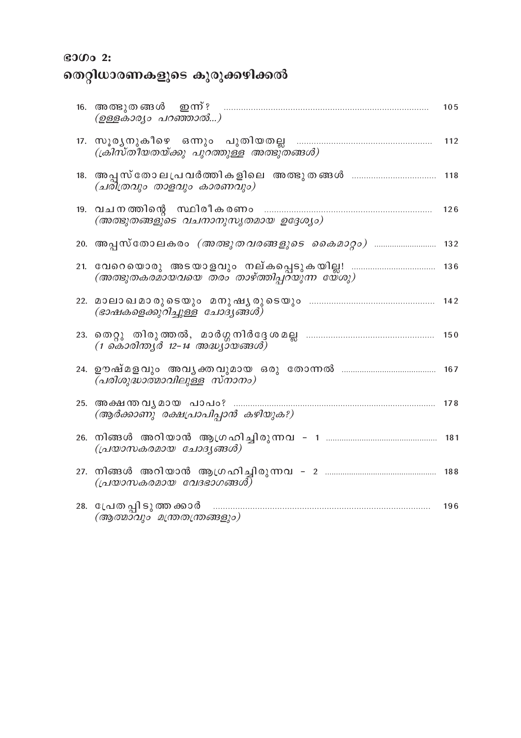## ഭാഗം 2:
## തെറ്റിധാരണകളുടെ കുരുക്കഴിക്കൽ

16. അത്ഭുതങ്ങൾ ഇന്ന്? ............ 105
*(ഉള്ളകാര്യം പറഞ്ഞാൽ...)*

17. സൂര്യനുകീഴെ ഒന്നും പുതിയതല്ല ............ 112
*(ക്രിസ്തീയതയ്ക്കു പുറത്തുള്ള അത്ഭുതങ്ങൾ)*

18. അപ്പസ്തോലപ്രവർത്തികളിലെ അത്ഭുതങ്ങൾ ............ 118
*(ചരിത്രവും താളവും കാരണവും)*

19. വചനത്തിന്റെ സ്ഥിരീകരണം ............ 126
*(അത്ഭുതങ്ങളുടെ വചനാനുസൃതമായ ഉദ്ദേശ്യം)*

20. അപ്പസ്തോലകരം *(അത്ഭുതവരങ്ങളുടെ കൈമാറ്റം)* ............ 132

21. വേറെയൊരു അടയാളവും നല്കപ്പെടുകയില്ല! ............ 136
*(അത്ഭുതകരമായവയെ തരം താഴ്ത്തിപ്പറയുന്ന യേശു)*

22. മാലാഖമാരുടെയും മനുഷ്യരുടെയും ............ 142
*(ഭാഷകളെക്കുറിച്ചുള്ള ചോദ്യങ്ങൾ)*

23. തെറ്റു തിരുത്തൽ, മാർഗ്ഗനിർദ്ദേശമല്ല ............ 150
*(1 കൊരിന്ത്യർ 12-14 അദ്ധ്യായങ്ങൾ)*

24. ഊഷ്മളവും അവ്യക്തവുമായ ഒരു തോന്നൽ ............ 167
*(പരിശുദ്ധാത്മാവിലുള്ള സ്നാനം)*

25. അക്ഷന്തവ്യമായ പാപം? ............ 178
*(ആർക്കാണു രക്ഷപ്രാപിപ്പാൻ കഴിയുക?)*

26. നിങ്ങൾ അറിയാൻ ആഗ്രഹിച്ചിരുന്നവ - 1 ............ 181
*(പ്രയാസകരമായ ചോദ്യങ്ങൾ)*

27. നിങ്ങൾ അറിയാൻ ആഗ്രഹിച്ചിരുന്നവ - 2 ............ 188
*(പ്രയാസകരമായ വേദഭാഗങ്ങൾ)*

28. പ്രേതപ്പിടുത്തക്കാർ ............ 196
*(ആത്മാവും മന്ത്രതന്ത്രങ്ങളും)*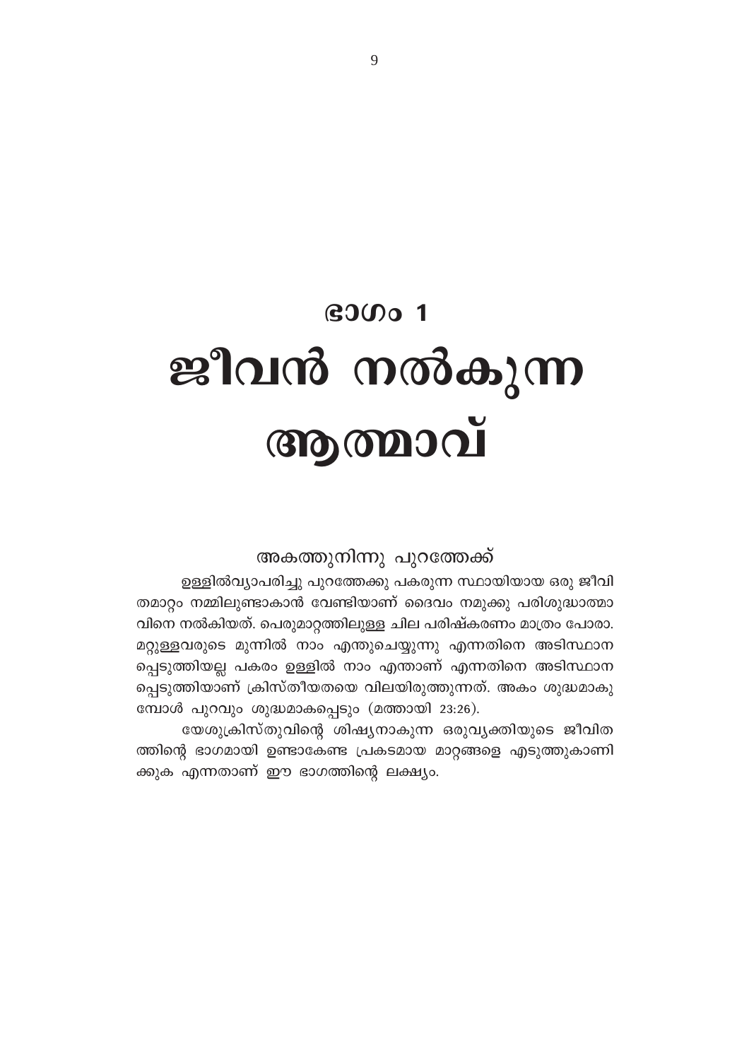# ഭാഗം 1

# ജീവൻ നൽകുന്ന ആത്മാവ്

## അകത്തുനിന്നു പുറത്തേക്ക്

ഉള്ളിൽവ്യാപരിച്ചു പുറത്തേക്കു പകരുന്ന സ്ഥായിയായ ഒരു ജീവിതമാറ്റം നമ്മിലുണ്ടാകാൻ വേണ്ടിയാണ് ദൈവം നമുക്കു പരിശുദ്ധാത്മാവിനെ നൽകിയത്. പെരുമാറ്റത്തിലുള്ള ചില പരിഷ്കരണം മാത്രം പോരാ. മറ്റുള്ളവരുടെ മുന്നിൽ നാം എന്തുചെയ്യുന്നു എന്നതിനെ അടിസ്ഥാനപ്പെടുത്തിയല്ല പകരം ഉള്ളിൽ നാം എന്താണ് എന്നതിനെ അടിസ്ഥാനപ്പെടുത്തിയാണ് ക്രിസ്തീയതയെ വിലയിരുത്തുന്നത്. അകം ശുദ്ധമാകുമ്പോൾ പുറവും ശുദ്ധമാകപ്പെടും (മത്തായി 23:26).

യേശുക്രിസ്തുവിന്റെ ശിഷ്യനാകുന്ന ഒരുവ്യക്തിയുടെ ജീവിതത്തിന്റെ ഭാഗമായി ഉണ്ടാകേണ്ട പ്രകടമായ മാറ്റങ്ങളെ എടുത്തുകാണിക്കുക എന്നതാണ് ഈ ഭാഗത്തിന്റെ ലക്ഷ്യം.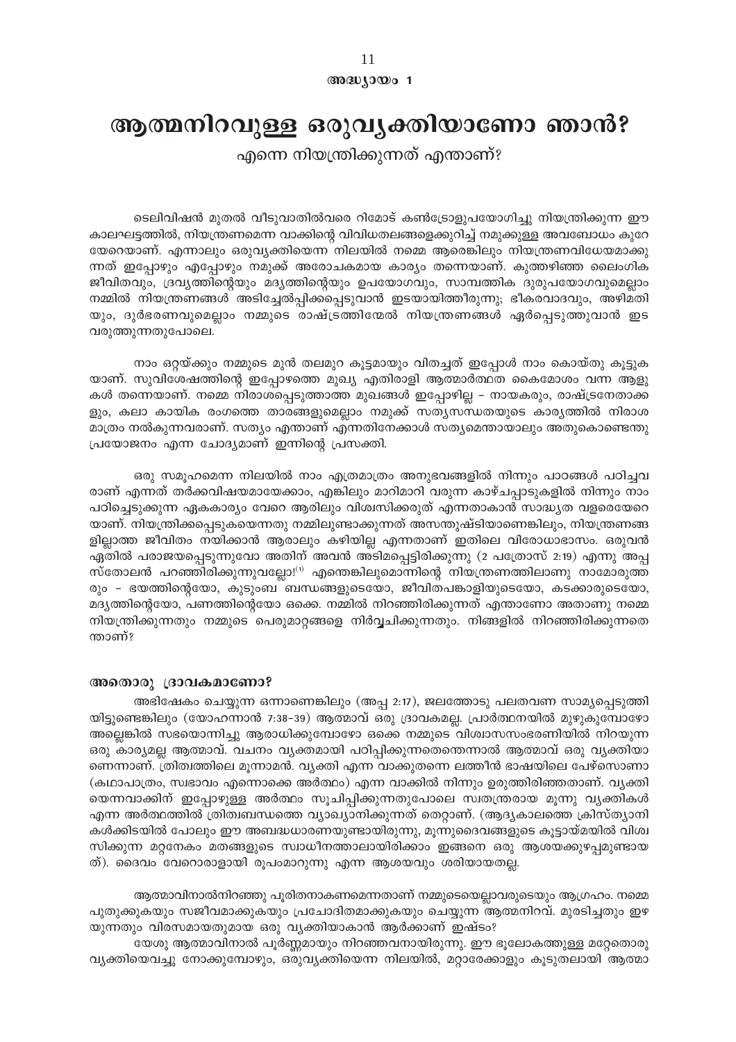അദ്ധ്യായം 1

# ആത്മനിറവുള്ള ഒരുവ്യക്തിയാണോ ഞാൻ?

## എന്നെ നിയന്ത്രിക്കുന്നത് എന്താണ്?

ടെലിവിഷൻ മുതൽ വീടുവാതിൽവരെ റിമോട് കൺട്രോളുപയോഗിച്ചു നിയന്ത്രിക്കുന്ന ഈ കാലഘട്ടത്തിൽ, നിയന്ത്രണമെന്ന വാക്കിന്റെ വിവിധതലങ്ങളെക്കുറിച്ച് നമുക്കുള്ള അവബോധം കുറേയേറെയാണ്. എന്നാലും ഒരുവ്യക്തിയെന്ന നിലയിൽ നമ്മെ ആരെങ്കിലും നിയന്ത്രണവിധേയമാക്കുന്നത് ഇപ്പോഴും എപ്പോഴും നമുക്ക് അരോചകമായ കാര്യം തന്നെയാണ്. കുത്തഴിഞ്ഞ ലൈംഗിക ജീവിതവും, ദ്രവ്യത്തിന്റെയും മദ്യത്തിന്റെയും ഉപയോഗവും, സാമ്പത്തിക ദുരുപയോഗവുമെല്ലാം നമ്മിൽ നിയന്ത്രണങ്ങൾ അടിച്ചേൽപ്പിക്കപ്പെടുവാൻ ഇടയായിത്തീരുന്നു; ഭീകരവാദവും, അഴിമതിയും, ദുർഭരണവുമെല്ലാം നമ്മുടെ രാഷ്ട്രത്തിന്മേൽ നിയന്ത്രണങ്ങൾ ഏർപ്പെടുത്തുവാൻ ഇട വരുത്തുന്നതുപോലെ.

നാം ഒറ്റയ്ക്കും നമ്മുടെ മുൻ തലമുറ കൂട്ടമായും വിതച്ചത് ഇപ്പോൾ നാം കൊയ്തു കൂട്ടുകയാണ്. സുവിശേഷത്തിന്റെ ഇപ്പോഴത്തെ മുഖ്യ എതിരാളി ആത്മാർത്ഥത കൈമോശം വന്ന ആളുകൾ തന്നെയാണ്. നമ്മെ നിരാശപ്പെടുത്താത്ത മുഖങ്ങൾ ഇപ്പോഴില്ല – നായകരും, രാഷ്ട്രനേതാക്കളും, കലാ കായിക രംഗത്തെ താരങ്ങളുമെല്ലാം നമുക്ക് സത്യസന്ധതയുടെ കാര്യത്തിൽ നിരാശ മാത്രം നൽകുന്നവരാണ്. സത്യം എന്താണ് എന്നതിനേക്കാൾ സത്യമെന്തായാലും അതുകൊണ്ടെന്തു പ്രയോജനം എന്ന ചോദ്യമാണ് ഇന്നിന്റെ പ്രസക്തി.

ഒരു സമൂഹമെന്ന നിലയിൽ നാം എത്രമാത്രം അനുഭവങ്ങളിൽ നിന്നും പാഠങ്ങൾ പഠിച്ചവരാണ് എന്നത് തർക്കവിഷയമായേക്കാം, എങ്കിലും മാറിമാറി വരുന്ന കാഴ്ചപ്പാടുകളിൽ നിന്നും നാം പഠിച്ചെടുക്കുന്ന ഏകകാര്യം വേറെ ആരിലും വിശ്വസിക്കരുത് എന്നതാകാൻ സാദ്ധ്യത വളരെയേറെയാണ്. നിയന്ത്രിക്കപ്പെടുകയെന്നതു നമ്മിലുണ്ടാക്കുന്നത് അസന്തുഷ്ടിയാണെങ്കിലും, നിയന്ത്രണങ്ങളില്ലാത്ത ജീവിതം നയിക്കാൻ ആരാലും കഴിയില്ല എന്നതാണ് ഇതിലെ വിരോധാഭാസം. ഒരുവൻ ഏതിൽ പരാജയപ്പെടുന്നുവോ അതിന് അവൻ അടിമപ്പെട്ടിരിക്കുന്നു (2 പത്രോസ് 2:19) എന്നു അപ്പസ്തോലൻ പറഞ്ഞിരിക്കുന്നുവല്ലോ![1] എന്തെങ്കിലുമൊന്നിന്റെ നിയന്ത്രണത്തിലാണു നാമോരുത്തരും – ഭയത്തിന്റെയോ, കുടുംബ ബന്ധങ്ങളുടെയോ, ജീവിതപങ്കാളിയുടെയോ, കടക്കാരുടെയോ, മദ്യത്തിന്റെയോ, പണത്തിന്റെയോ ഒക്കെ. നമ്മിൽ നിറഞ്ഞിരിക്കുന്നത് എന്താണോ അതാണു നമ്മെ നിയന്ത്രിക്കുന്നതും നമ്മുടെ പെരുമാറ്റങ്ങളെ നിർവ്വചിക്കുന്നതും. നിങ്ങളിൽ നിറഞ്ഞിരിക്കുന്നതെന്താണ്?

### അതൊരു ദ്രാവകമാണോ?

അഭിഷേകം ചെയ്യുന്ന ഒന്നാണെങ്കിലും (അപ്പ 2:17), ജലത്തോടു പലതവണ സാമ്യപ്പെടുത്തിയിട്ടുണ്ടെങ്കിലും (യോഹന്നാൻ 7:38–39) ആത്മാവ് ഒരു ദ്രാവകമല്ല. പ്രാർത്ഥനയിൽ മുഴുകുമ്പോഴോ അല്ലെങ്കിൽ സഭയൊന്നിച്ചു ആരാധിക്കുമ്പോഴോ ഒക്കെ നമ്മുടെ വിശ്വാസസംഭരണിയിൽ നിറയുന്ന ഒരു കാര്യമല്ല ആത്മാവ്. വചനം വ്യക്തമായി പഠിപ്പിക്കുന്നതെന്തെന്നാൽ ആത്മാവ് ഒരു വ്യക്തിയാണെന്നാണ്. ത്രിത്വത്തിലെ മൂന്നാമൻ. വ്യക്തി എന്ന വാക്കുതന്നെ ലത്തീൻ ഭാഷയിലെ പേഴ്സൊണാ (കഥാപാത്രം, സ്വഭാവം എന്നൊക്കെ അർത്ഥം) എന്ന വാക്കിൽ നിന്നും ഉരുത്തിരിഞ്ഞതാണ്. വ്യക്തിയെന്നവാക്കിന് ഇപ്പോഴുള്ള അർത്ഥം സൂചിപ്പിക്കുന്നതുപോലെ സ്വതന്ത്രരായ മൂന്നു വ്യക്തികൾ എന്ന അർത്ഥത്തിൽ ത്രിത്വബന്ധത്തെ വ്യാഖ്യാനിക്കുന്നത് തെറ്റാണ്. (ആദ്യകാലത്തെ ക്രിസ്ത്യാനികൾക്കിടയിൽ പോലും ഈ അബദ്ധധാരണയുണ്ടായിരുന്നു, മൂന്നുദൈവങ്ങളുടെ കൂട്ടായ്മയിൽ വിശ്വസിക്കുന്ന മറ്റനേകം മതങ്ങളുടെ സ്വാധീനത്താലായിരിക്കാം ഇങ്ങനെ ഒരു ആശയക്കുഴപ്പമുണ്ടായത്). ദൈവം വേറൊരാളായി രൂപംമാറുന്നു എന്ന ആശയവും ശരിയായതല്ല.

ആത്മാവിനാൽനിറഞ്ഞു പൂരിതനാകണമെന്നതാണ് നമ്മുടെയെല്ലാവരുടെയും ആഗ്രഹം. നമ്മെ പുതുക്കുകയും സജീവമാക്കുകയും പ്രചോദിതമാക്കുകയും ചെയ്യുന്ന ആത്മനിറവ്. മുരടിച്ചതും ഇഴയുന്നതും വിരസമായതുമായ ഒരു വ്യക്തിയാകാൻ ആർക്കാണ് ഇഷ്ടം?

യേശു ആത്മാവിനാൽ പൂർണ്ണമായും നിറഞ്ഞവനായിരുന്നു. ഈ ഭൂലോകത്തുള്ള മറ്റേതൊരു വ്യക്തിയെവച്ചു നോക്കുമ്പോഴും, ഒരുവ്യക്തിയെന്ന നിലയിൽ, മറ്റാരേക്കാളും കൂടുതലായി ആത്മാ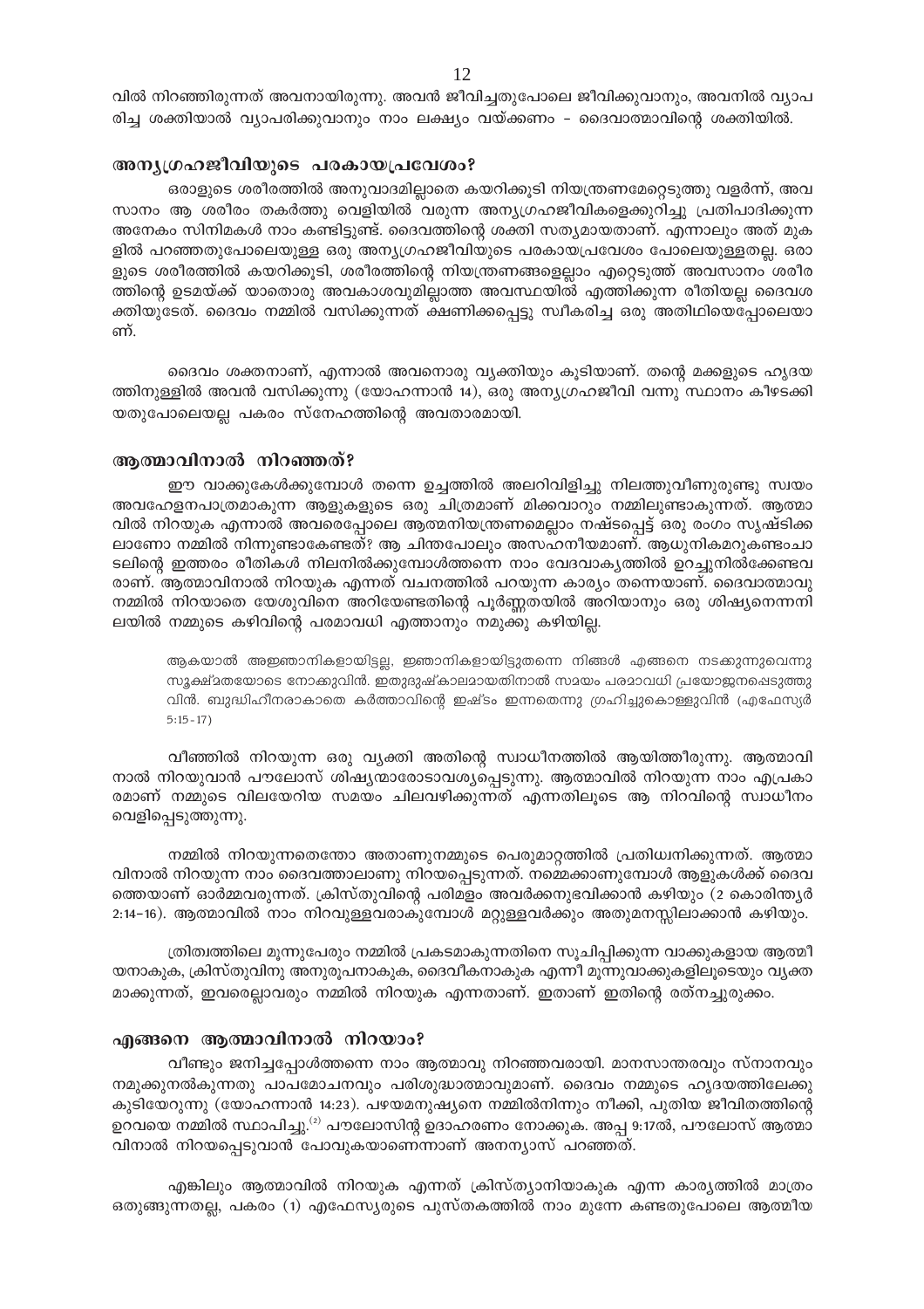വിൽ നിറഞ്ഞിരുന്നത് അവനായിരുന്നു. അവൻ ജീവിച്ചതുപോലെ ജീവിക്കുവാനും, അവനിൽ വ്യാപരിച്ച ശക്തിയാൽ വ്യാപരിക്കുവാനും നാം ലക്ഷ്യം വയ്ക്കണം – ദൈവാത്മാവിന്റെ ശക്തിയിൽ.

### അന്യഗ്രഹജീവിയുടെ പരകായപ്രവേശം?

ഒരാളുടെ ശരീരത്തിൽ അനുവാദമില്ലാതെ കയറിക്കൂടി നിയന്ത്രണമേറ്റെടുത്തു വളർന്ന്, അവസാനം ആ ശരീരം തകർത്തു വെളിയിൽ വരുന്ന അന്യഗ്രഹജീവികളെക്കുറിച്ചു പ്രതിപാദിക്കുന്ന അനേകം സിനിമകൾ നാം കണ്ടിട്ടുണ്ട്. ദൈവത്തിന്റെ ശക്തി സത്യമായതാണ്. എന്നാലും അത് മുകളിൽ പറഞ്ഞതുപോലെയുള്ള ഒരു അന്യഗ്രഹജീവിയുടെ പരകായപ്രവേശം പോലെയുള്ളതല്ല. ഒരാളുടെ ശരീരത്തിൽ കയറിക്കൂടി, ശരീരത്തിന്റെ നിയന്ത്രണങ്ങളെല്ലാം എറ്റെടുത്ത് അവസാനം ശരീരത്തിന്റെ ഉടമയ്ക്ക് യാതൊരു അവകാശവുമില്ലാത്ത അവസ്ഥയിൽ എത്തിക്കുന്ന രീതിയല്ല ദൈവശക്തിയുടേത്. ദൈവം നമ്മിൽ വസിക്കുന്നത് ക്ഷണിക്കപ്പെട്ടു സ്വീകരിച്ച ഒരു അതിഥിയെപ്പോലെയാണ്.

ദൈവം ശക്തനാണ്, എന്നാൽ അവനൊരു വ്യക്തിയും കൂടിയാണ്. തന്റെ മക്കളുടെ ഹൃദയത്തിനുള്ളിൽ അവൻ വസിക്കുന്നു (യോഹന്നാൻ 14), ഒരു അന്യഗ്രഹജീവി വന്നു സ്ഥാനം കീഴടക്കിയതുപോലെയല്ല പകരം സ്നേഹത്തിന്റെ അവതാരമായി.

### ആത്മാവിനാൽ നിറഞ്ഞത്?

ഈ വാക്കുകേൾക്കുമ്പോൾ തന്നെ ഉച്ചത്തിൽ അലറിവിളിച്ചു നിലത്തുവീണുരുണ്ടു സ്വയം അവഹേളനപാത്രമാകുന്ന ആളുകളുടെ ഒരു ചിത്രമാണ് മിക്കവാറും നമ്മിലുണ്ടാകുന്നത്. ആത്മാവിൽ നിറയുക എന്നാൽ അവരെപ്പോലെ ആത്മനിയന്ത്രണമെല്ലാം നഷ്ടപ്പെട്ട് ഒരു രംഗം സൃഷ്ടിക്കലാണോ നമ്മിൽ നിന്നുണ്ടാകേണ്ടത്? ആ ചിന്തപോലും അസഹനീയമാണ്. ആധുനികമറുകണ്ടംചാടലിന്റെ ഇത്തരം രീതികൾ നിലനിൽക്കുമ്പോൾത്തന്നെ നാം വേദവാക്യത്തിൽ ഉറച്ചുനിൽക്കേണ്ടവരാണ്. ആത്മാവിനാൽ നിറയുക എന്നത് വചനത്തിൽ പറയുന്ന കാര്യം തന്നെയാണ്. ദൈവാത്മാവു നമ്മിൽ നിറയാതെ യേശുവിനെ അറിയേണ്ടതിന്റെ പൂർണ്ണതയിൽ അറിയാനും ഒരു ശിഷ്യനെന്ന നിലയിൽ നമ്മുടെ കഴിവിന്റെ പരമാവധി എത്താനും നമുക്കു കഴിയില്ല.

> ആകയാൽ അജ്ഞാനികളായിട്ടല്ല, ജ്ഞാനികളായിട്ടുതന്നെ നിങ്ങൾ എങ്ങനെ നടക്കുന്നുവെന്നു സൂക്ഷ്മതയോടെ നോക്കുവിൻ. ഇതുദുഷ്കാലമായതിനാൽ സമയം പരമാവധി പ്രയോജനപ്പെടുത്തുവിൻ. ബുദ്ധിഹീനരാകാതെ കർത്താവിന്റെ ഇഷ്ടം ഇന്നതെന്നു ഗ്രഹിച്ചുകൊള്ളുവിൻ (എഫേസ്യർ 5:15-17)

വീഞ്ഞിൽ നിറയുന്ന ഒരു വ്യക്തി അതിന്റെ സ്വാധീനത്തിൽ ആയിത്തീരുന്നു. ആത്മാവിനാൽ നിറയുവാൻ പൗലോസ് ശിഷ്യന്മാരോടാവശ്യപ്പെടുന്നു. ആത്മാവിൽ നിറയുന്ന നാം എപ്രകാരമാണ് നമ്മുടെ വിലയേറിയ സമയം ചിലവഴിക്കുന്നത് എന്നതിലൂടെ ആ നിറവിന്റെ സ്വാധീനം വെളിപ്പെടുത്തുന്നു.

നമ്മിൽ നിറയുന്നതെന്തോ അതാണുനമ്മുടെ പെരുമാറ്റത്തിൽ പ്രതിധ്വനിക്കുന്നത്. ആത്മാവിനാൽ നിറയുന്ന നാം ദൈവത്താലാണു നിറയപ്പെടുന്നത്. നമ്മെക്കാണുമ്പോൾ ആളുകൾക്ക് ദൈവത്തെയാണ് ഓർമ്മവരുന്നത്. ക്രിസ്തുവിന്റെ പരിമളം അവർക്കനുഭവിക്കാൻ കഴിയും (2 കൊരിന്ത്യർ 2:14–16). ആത്മാവിൽ നാം നിറവുള്ളവരാകുമ്പോൾ മറ്റുള്ളവർക്കും അതുമനസ്സിലാക്കാൻ കഴിയും.

ത്രിത്വത്തിലെ മൂന്നുപേരും നമ്മിൽ പ്രകടമാകുന്നതിനെ സൂചിപ്പിക്കുന്ന വാക്കുകളായ ആത്മീയനാകുക, ക്രിസ്തുവിനു അനുരൂപനാകുക, ദൈവീകനാകുക എന്നീ മൂന്നുവാക്കുകളിലൂടെയും വ്യക്തമാക്കുന്നത്, ഇവരെല്ലാവരും നമ്മിൽ നിറയുക എന്നതാണ്. ഇതാണ് ഇതിന്റെ രത്നച്ചുരുക്കം.

### എങ്ങനെ ആത്മാവിനാൽ നിറയാം?

വീണ്ടും ജനിച്ചപ്പോൾത്തന്നെ നാം ആത്മാവു നിറഞ്ഞവരായി. മാനസാന്തരവും സ്നാനവും നമുക്കുനൽകുന്നതു പാപമോചനവും പരിശുദ്ധാത്മാവുമാണ്. ദൈവം നമ്മുടെ ഹൃദയത്തിലേക്കു കുടിയേറുന്നു (യോഹന്നാൻ 14:23). പഴയമനുഷ്യനെ നമ്മിൽനിന്നും നീക്കി, പുതിയ ജീവിതത്തിന്റെ ഉറവയെ നമ്മിൽ സ്ഥാപിച്ചു.[2] പൗലോസിന്റ ഉദാഹരണം നോക്കുക. അപ്പ 9:17ൽ, പൗലോസ് ആത്മാവിനാൽ നിറയപ്പെടുവാൻ പോവുകയാണെന്നാണ് അനന്യാസ് പറഞ്ഞത്.

എങ്കിലും ആത്മാവിൽ നിറയുക എന്നത് ക്രിസ്ത്യാനിയാകുക എന്ന കാര്യത്തിൽ മാത്രം ഒതുങ്ങുന്നതല്ല, പകരം (1) എഫേസ്യരുടെ പുസ്തകത്തിൽ നാം മുന്നേ കണ്ടതുപോലെ ആത്മീയ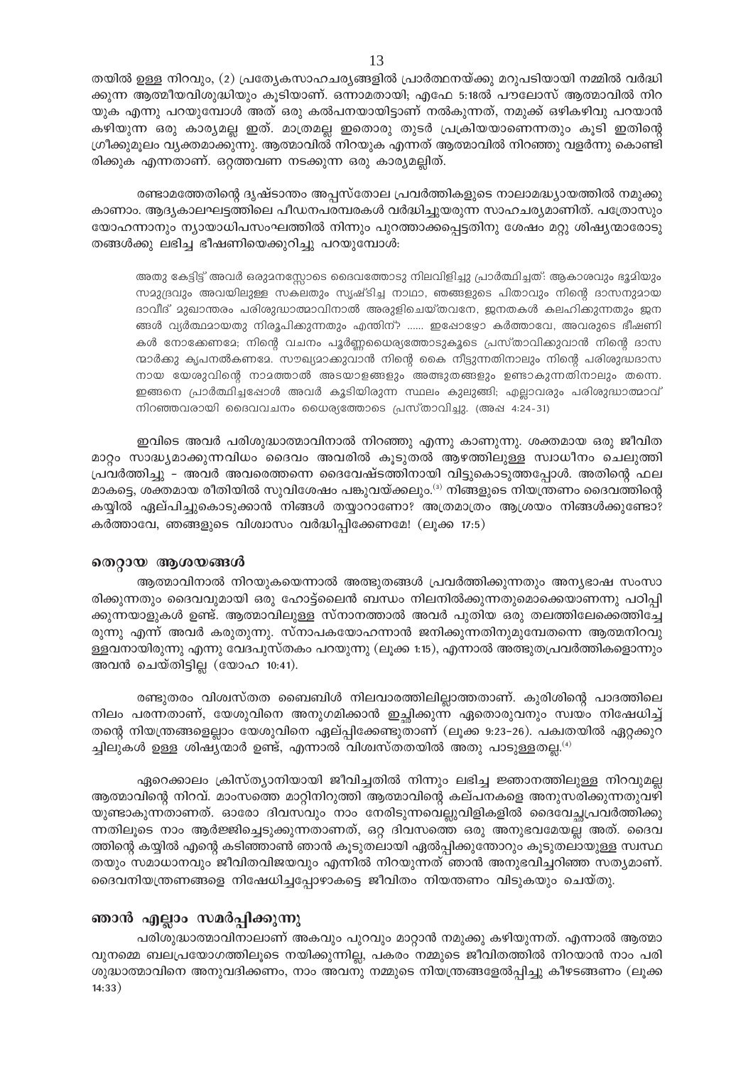തയിൽ ഉള്ള നിറവും, (2) പ്രത്യേകസാഹചര്യങ്ങളിൽ പ്രാർത്ഥനയ്ക്കു മറുപടിയായി നമ്മിൽ വർദ്ധിക്കുന്ന ആത്മീയവിശുദ്ധിയും കൂടിയാണ്. ഒന്നാമതായി; എഫേ 5:18ൽ പൗലോസ് ആത്മാവിൽ നിറയുക എന്നു പറയുമ്പോൾ അത് ഒരു കൽപനയായിട്ടാണ് നൽകുന്നത്, നമുക്ക് ഒഴികഴിവു പറയാൻ കഴിയുന്ന ഒരു കാര്യമല്ല ഇത്. മാത്രമല്ല ഇതൊരു തുടർ പ്രക്രിയയാണെന്നതും കൂടി ഇതിന്റെ ഗ്രീക്കുമൂലം വ്യക്തമാക്കുന്നു. ആത്മാവിൽ നിറയുക എന്നത് ആത്മാവിൽ നിറഞ്ഞു വളർന്നു കൊണ്ടിരിക്കുക എന്നതാണ്. ഒറ്റത്തവണ നടക്കുന്ന ഒരു കാര്യമല്ലിത്.

രണ്ടാമത്തേതിന്റെ ദൃഷ്ടാന്തം അപ്പസ്തോല പ്രവർത്തികളുടെ നാലാമദ്ധ്യായത്തിൽ നമുക്കു കാണാം. ആദ്യകാലഘട്ടത്തിലെ പീഡനപരമ്പരകൾ വർദ്ധിച്ചുയരുന്ന സാഹചര്യമാണിത്. പത്രോസും യോഹന്നാനും ന്യായാധിപസംഘത്തിൽ നിന്നും പുറത്താക്കപ്പെട്ടതിനു ശേഷം മറ്റു ശിഷ്യന്മാരോടു തങ്ങൾക്കു ലഭിച്ച ഭീഷണിയെക്കുറിച്ചു പറയുമ്പോൾ:

> അതു കേട്ടിട്ട് അവർ ഒരുമനസ്സോടെ ദൈവത്തോടു നിലവിളിച്ചു പ്രാർത്ഥിച്ചത്: ആകാശവും ഭൂമിയും സമുദ്രവും അവയിലുള്ള സകലതും സൃഷ്ടിച്ച നാഥാ, ഞങ്ങളുടെ പിതാവും നിന്റെ ദാസനുമായ ദാവീദ് മുഖാന്തരം പരിശുദ്ധാത്മാവിനാൽ അരുളിച്ചെയ്തവനേ, ജനതകൾ കലഹിക്കുന്നതും ജനങ്ങൾ വ്യർത്ഥമായതു നിരൂപിക്കുന്നതും എന്തിന്? ...... ഇപ്പോഴോ കർത്താവേ, അവരുടെ ഭീഷണികൾ നോക്കേണമേ; നിന്റെ വചനം പൂർണ്ണധൈര്യത്തോടുകൂടെ പ്രസ്താവിക്കുവാൻ നിന്റെ ദാസന്മാർക്കു കൃപനൽകണമേ. സൗഖ്യമാക്കുവാൻ നിന്റെ കൈ നീട്ടുന്നതിനാലും നിന്റെ പരിശുദ്ധദാസനായ യേശുവിന്റെ നാമത്താൽ അടയാളങ്ങളും അത്ഭുതങ്ങളും ഉണ്ടാകുന്നതിനാലും തന്നെ. ഇങ്ങനെ പ്രാർത്ഥിച്ചപ്പോൾ അവർ കൂടിയിരുന്ന സ്ഥലം കുലുങ്ങി; എല്ലാവരും പരിശുദ്ധാത്മാവ് നിറഞ്ഞവരായി ദൈവവചനം ധൈര്യത്തോടെ പ്രസ്താവിച്ചു. (അപ്പ 4:24-31)

ഇവിടെ അവർ പരിശുദ്ധാത്മാവിനാൽ നിറഞ്ഞു എന്നു കാണുന്നു. ശക്തമായ ഒരു ജീവിത മാറ്റം സാദ്ധ്യമാക്കുന്നവിധം ദൈവം അവരിൽ കൂടുതൽ ആഴത്തിലുള്ള സ്വാധീനം ചെലുത്തി പ്രവർത്തിച്ചു – അവർ അവരെത്തന്നെ ദൈവേഷ്ടത്തിനായി വിട്ടുകൊടുത്തപ്പോൾ. അതിന്റെ ഫലമാകട്ടെ, ശക്തമായ രീതിയിൽ സുവിശേഷം പങ്കുവയ്ക്കലും.[3] നിങ്ങളുടെ നിയന്ത്രണം ദൈവത്തിന്റെ കയ്യിൽ ഏല്പിച്ചുകൊടുക്കാൻ നിങ്ങൾ തയ്യാറാണോ? അത്രമാത്രം ആശ്രയം നിങ്ങൾക്കുണ്ടോ? കർത്താവേ, ഞങ്ങളുടെ വിശ്വാസം വർദ്ധിപ്പിക്കേണമേ! (ലൂക്ക 17:5)

## തെറ്റായ ആശയങ്ങൾ

ആത്മാവിനാൽ നിറയുകയെന്നാൽ അത്ഭുതങ്ങൾ പ്രവർത്തിക്കുന്നതും അന്യഭാഷ സംസാരിക്കുന്നതും ദൈവവുമായി ഒരു ഹോട്ട്ലൈൻ ബന്ധം നിലനിൽക്കുന്നതുമൊക്കെയാണെന്നു പഠിപ്പിക്കുന്നയാളുകൾ ഉണ്ട്. ആത്മാവിലുള്ള സ്നാനത്താൽ അവർ പുതിയ ഒരു തലത്തിലേക്കെത്തിച്ചേരുന്നു എന്ന് അവർ കരുതുന്നു. സ്നാപകയോഹന്നാൻ ജനിക്കുന്നതിനുമുമ്പേതന്നെ ആത്മനിറവുള്ളവനായിരുന്നു എന്നു വേദപുസ്തകം പറയുന്നു (ലൂക്ക 1:15), എന്നാൽ അത്ഭുതപ്രവർത്തികളൊന്നും അവൻ ചെയ്തിട്ടില്ല (യോഹ 10:41).

രണ്ടുതരം വിശ്വസ്തത ബൈബിൾ നിലവാരത്തിലില്ലാത്തതാണ്. കുരിശിന്റെ പാദത്തിലെ നിലം പരന്നതാണ്, യേശുവിനെ അനുഗമിക്കാൻ ഇച്ഛിക്കുന്ന ഏതൊരുവനും സ്വയം നിഷേധിച്ച് തന്റെ നിയന്ത്രങ്ങളെല്ലാം യേശുവിനെ ഏല്പിക്കേണ്ടുതാണ് (ലൂക്ക 9:23-26). പക്വതയിൽ ഏറ്റക്കുറച്ചിലുകൾ ഉള്ള ശിഷ്യന്മാർ ഉണ്ട്, എന്നാൽ വിശ്വസ്തതയിൽ അതു പാടുള്ളതല്ല.[4]

ഏറെക്കാലം ക്രിസ്ത്യാനിയായി ജീവിച്ചതിൽ നിന്നും ലഭിച്ച ജ്ഞാനത്തിലുള്ള നിറവുമല്ല ആത്മാവിന്റെ നിറവ്. മാംസത്തെ മാറ്റിനിറുത്തി ആത്മാവിന്റെ കല്പനകളെ അനുസരിക്കുന്നതുവഴിയുണ്ടാകുന്നതാണത്. ഓരോ ദിവസവും നാം നേരിടുന്നവെല്ലുവിളികളിൽ ദൈവേച്ഛപ്രവർത്തിക്കുന്നതിലൂടെ നാം ആർജ്ജിച്ചെടുക്കുന്നതാണത്, ഒറ്റ ദിവസത്തെ ഒരു അനുഭവമേയല്ല അത്. ദൈവത്തിന്റെ കയ്യിൽ എന്റെ കടിഞ്ഞാൺ ഞാൻ കൂടുതലായി ഏൽപ്പിക്കുന്തോറും കൂടുതലായുള്ള സ്വസ്ഥതയും സമാധാനവും ജീവിതവിജയവും എന്നിൽ നിറയുന്നത് ഞാൻ അനുഭവിച്ചറിഞ്ഞ സത്യമാണ്. ദൈവനിയന്ത്രണങ്ങളെ നിഷേധിച്ചപ്പോഴാകട്ടെ ജീവിതം നിയന്തണം വിടുകയും ചെയ്തു.

## ഞാൻ എല്ലാം സമർപ്പിക്കുന്നു

പരിശുദ്ധാത്മാവിനാലാണ് അകവും പുറവും മാറ്റാൻ നമുക്കു കഴിയുന്നത്. എന്നാൽ ആത്മാവുനമ്മെ ബലപ്രയോഗത്തിലൂടെ നയിക്കുന്നില്ല, പകരം നമ്മുടെ ജീവിതത്തിൽ നിറയാൻ നാം പരിശുദ്ധാത്മാവിനെ അനുവദിക്കണം, നാം അവനു നമ്മുടെ നിയന്ത്രങ്ങളേൽപ്പിച്ചു കീഴടങ്ങണം (ലൂക്ക 14:33)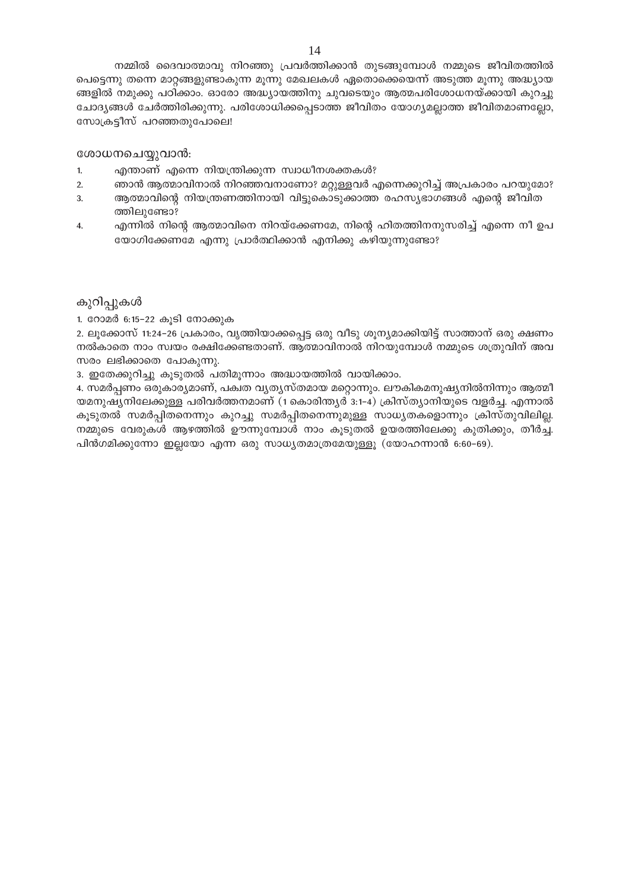നമ്മിൽ ദൈവാത്മാവു നിറഞ്ഞു പ്രവർത്തിക്കാൻ തുടങ്ങുമ്പോൾ നമ്മുടെ ജീവിതത്തിൽ പെട്ടെന്നു തന്നെ മാറ്റങ്ങളുണ്ടാകുന്ന മൂന്നു മേഖലകൾ ഏതൊക്കെയെന്ന് അടുത്ത മൂന്നു അദ്ധ്യായങ്ങളിൽ നമുക്കു പഠിക്കാം. ഓരോ അദ്ധ്യായത്തിനു ചുവടെയും ആത്മപരിശോധനയ്ക്കായി കുറച്ചു ചോദ്യങ്ങൾ ചേർത്തിരിക്കുന്നു. പരിശോധിക്കപ്പെടാത്ത ജീവിതം യോഗ്യമല്ലാത്ത ജീവിതമാണല്ലോ, സോക്രട്ടീസ് പറഞ്ഞതുപോലെ!

### ശോധനചെയ്യുവാൻ:

1. എന്താണ് എന്നെ നിയന്ത്രിക്കുന്ന സ്വാധീനശക്തകൾ?
2. ഞാൻ ആത്മാവിനാൽ നിറഞ്ഞവനാണോ? മറ്റുള്ളവർ എന്നെക്കുറിച്ച് അപ്രകാരം പറയുമോ?
3. ആത്മാവിന്റെ നിയന്ത്രണത്തിനായി വിട്ടുകൊടുക്കാത്ത രഹസ്യഭാഗങ്ങൾ എന്റെ ജീവിതത്തിലുണ്ടോ?
4. എന്നിൽ നിന്റെ ആത്മാവിനെ നിറയ്ക്കേണമേ, നിന്റെ ഹിതത്തിനനുസരിച്ച് എന്നെ നീ ഉപയോഗിക്കേണമേ എന്നു പ്രാർത്ഥിക്കാൻ എനിക്കു കഴിയുന്നുണ്ടോ?

### കുറിപ്പുകൾ

1. റോമർ 6:15-22 കൂടി നോക്കുക

2. ലൂക്കോസ് 11:24-26 പ്രകാരം, വൃത്തിയാക്കപ്പെട്ട ഒരു വീടു ശൂന്യമാക്കിയിട്ട് സാത്താന് ഒരു ക്ഷണം നൽകാതെ നാം സ്വയം രക്ഷിക്കേണ്ടതാണ്. ആത്മാവിനാൽ നിറയുമ്പോൾ നമ്മുടെ ശത്രുവിന് അവസരം ലഭിക്കാതെ പോകുന്നു.

3. ഇതേക്കുറിച്ചു കൂടുതൽ പതിമൂന്നാം അദ്ധ്യായത്തിൽ വായിക്കാം.

4. സമർപ്പണം ഒരുകാര്യമാണ്, പക്വത വ്യത്യസ്തമായ മറ്റൊന്നും. ലൗകികമനുഷ്യനിൽനിന്നും ആത്മീയമനുഷ്യനിലേക്കുള്ള പരിവർത്തനമാണ് (1 കൊരിന്ത്യർ 3:1-4) ക്രിസ്ത്യാനിയുടെ വളർച്ച. എന്നാൽ കൂടുതൽ സമർപ്പിതനെന്നും കുറച്ചു സമർപ്പിതനെന്നുമുള്ള സാധ്യതകളൊന്നും ക്രിസ്തുവിലില്ല. നമ്മുടെ വേരുകൾ ആഴത്തിൽ ഊന്നുമ്പോൾ നാം കൂടുതൽ ഉയരത്തിലേക്കു കുതിക്കും, തീർച്ച. പിൻഗമിക്കുന്നോ ഇല്ലയോ എന്ന ഒരു സാധ്യതമാത്രമേയുള്ളൂ (യോഹന്നാൻ 6:60-69).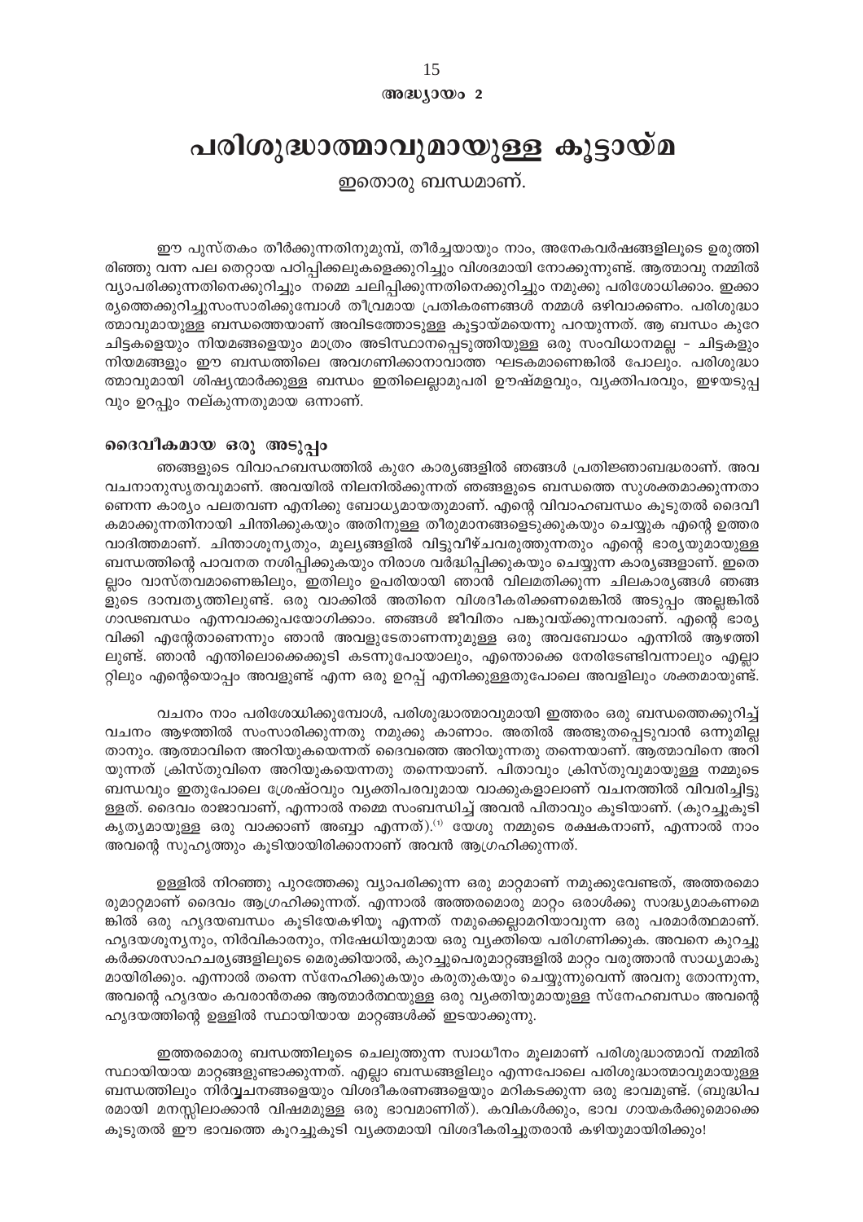അദ്ധ്യായം 2

# പരിശുദ്ധാത്മാവുമായുള്ള കൂട്ടായ്മ

ഇതൊരു ബന്ധമാണ്.

ഈ പുസ്തകം തീർക്കുന്നതിനുമുമ്പ്, തീർച്ചയായും നാം, അനേകവർഷങ്ങളിലൂടെ ഉരുത്തിരിഞ്ഞു വന്ന പല തെറ്റായ പഠിപ്പിക്കലുകളെക്കുറിച്ചും വിശദമായി നോക്കുന്നുണ്ട്. ആത്മാവു നമ്മിൽ വ്യാപരിക്കുന്നതിനെക്കുറിച്ചും നമ്മെ ചലിപ്പിക്കുന്നതിനെക്കുറിച്ചും നമുക്കു പരിശോധിക്കാം. ഇക്കാര്യത്തെക്കുറിച്ചുസംസാരിക്കുമ്പോൾ തീവ്രമായ പ്രതികരണങ്ങൾ നമ്മൾ ഒഴിവാക്കണം. പരിശുദ്ധാത്മാവുമായുള്ള ബന്ധത്തെയാണ് അവിടത്തോടുള്ള കൂട്ടായ്മയെന്നു പറയുന്നത്. ആ ബന്ധം കുറേ ചിട്ടകളെയും നിയമങ്ങളെയും മാത്രം അടിസ്ഥാനപ്പെടുത്തിയുള്ള ഒരു സംവിധാനമല്ല - ചിട്ടകളും നിയമങ്ങളും ഈ ബന്ധത്തിലെ അവഗണിക്കാനാവാത്ത ഘടകമാണെങ്കിൽ പോലും. പരിശുദ്ധാത്മാവുമായി ശിഷ്യന്മാർക്കുള്ള ബന്ധം ഇതിലെല്ലാമുപരി ഊഷ്മളവും, വ്യക്തിപരവും, ഇഴയടുപ്പവും ഉറപ്പും നല്കുന്നതുമായ ഒന്നാണ്.

## ദൈവീകമായ ഒരു അടുപ്പം

ഞങ്ങളുടെ വിവാഹബന്ധത്തിൽ കുറേ കാര്യങ്ങളിൽ ഞങ്ങൾ പ്രതിജ്ഞാബദ്ധരാണ്. അവ വചനാനുസൃതവുമാണ്. അവയിൽ നിലനിൽക്കുന്നത് ഞങ്ങളുടെ ബന്ധത്തെ സുശക്തമാക്കുന്നതാണെന്ന കാര്യം പലതവണ എനിക്കു ബോധ്യമായതുമാണ്. എന്റെ വിവാഹബന്ധം കൂടുതൽ ദൈവീകമാക്കുന്നതിനായി ചിന്തിക്കുകയും അതിനുള്ള തീരുമാനങ്ങളെടുക്കുകയും ചെയ്യുക എന്റെ ഉത്തരവാദിത്തമാണ്. ചിന്താശൂന്യതും, മൂല്യങ്ങളിൽ വിട്ടുവീഴ്ചവരുത്തുന്നതും എന്റെ ഭാര്യയുമായുള്ള ബന്ധത്തിന്റെ പാവനത നശിപ്പിക്കുകയും നിരാശ വർദ്ധിപ്പിക്കുകയും ചെയ്യുന്ന കാര്യങ്ങളാണ്. ഇതെല്ലാം വാസ്തവമാണെങ്കിലും, ഇതിലും ഉപരിയായി ഞാൻ വിലമതിക്കുന്ന ചിലകാര്യങ്ങൾ ഞങ്ങളുടെ ദാമ്പത്യത്തിലുണ്ട്. ഒരു വാക്കിൽ അതിനെ വിശദീകരിക്കണമെങ്കിൽ അടുപ്പം അല്ലെങ്കിൽ ഗാഢബന്ധം എന്നവാക്കുപയോഗിക്കാം. ഞങ്ങൾ ജീവിതം പങ്കുവയ്ക്കുന്നവരാണ്. എന്റെ ഭാര്യ വിക്കി എന്റേതാണെന്നും ഞാൻ അവളുടേതാണന്നുമുള്ള ഒരു അവബോധം എന്നിൽ ആഴത്തിലുണ്ട്. ഞാൻ എന്തിലൊക്കെക്കൂടി കടന്നുപോയാലും, എന്തൊക്കെ നേരിടേണ്ടിവന്നാലും എല്ലാറ്റിലും എന്റെയൊപ്പം അവളുണ്ട് എന്ന ഒരു ഉറപ്പ് എനിക്കുള്ളതുപോലെ അവളിലും ശക്തമായുണ്ട്.

വചനം നാം പരിശോധിക്കുമ്പോൾ, പരിശുദ്ധാത്മാവുമായി ഇത്തരം ഒരു ബന്ധത്തെക്കുറിച്ച് വചനം ആഴത്തിൽ സംസാരിക്കുന്നതു നമുക്കു കാണാം. അതിൽ അത്ഭുതപ്പെടുവാൻ ഒന്നുമില്ല താനും. ആത്മാവിനെ അറിയുകയെന്നത് ദൈവത്തെ അറിയുന്നതു തന്നെയാണ്. ആത്മാവിനെ അറിയുന്നത് ക്രിസ്തുവിനെ അറിയുകയെന്നതു തന്നെയാണ്. പിതാവും ക്രിസ്തുവുമായുള്ള നമ്മുടെ ബന്ധവും ഇതുപോലെ ശ്രേഷ്ഠവും വ്യക്തിപരവുമായ വാക്കുകളാലാണ് വചനത്തിൽ വിവരിച്ചിട്ടുള്ളത്. ദൈവം രാജാവാണ്, എന്നാൽ നമ്മെ സംബന്ധിച്ച് അവൻ പിതാവും കൂടിയാണ്. (കുറച്ചുകൂടി കൃത്യമായുള്ള ഒരു വാക്കാണ് അബ്ബാ എന്നത്).[1] യേശു നമ്മുടെ രക്ഷകനാണ്, എന്നാൽ നാം അവന്റെ സുഹൃത്തും കൂടിയായിരിക്കാനാണ് അവൻ ആഗ്രഹിക്കുന്നത്.

ഉള്ളിൽ നിറഞ്ഞു പുറത്തേക്കു വ്യാപരിക്കുന്ന ഒരു മാറ്റമാണ് നമുക്കുവേണ്ടത്, അത്തരമൊരുമാറ്റമാണ് ദൈവം ആഗ്രഹിക്കുന്നത്. എന്നാൽ അത്തരമൊരു മാറ്റം ഒരാൾക്കു സാദ്ധ്യമാകണമെങ്കിൽ ഒരു ഹൃദയബന്ധം കൂടിയേകഴിയൂ എന്നത് നമുക്കെല്ലാമറിയാവുന്ന ഒരു പരമാർത്ഥമാണ്. ഹൃദയശൂന്യനും, നിർവികാരനും, നിഷേധിയുമായ ഒരു വ്യക്തിയെ പരിഗണിക്കുക. അവനെ കുറച്ചു കർക്കശസാഹചര്യങ്ങളിലൂടെ മെരുക്കിയാൽ, കുറച്ചുപെരുമാറ്റങ്ങളിൽ മാറ്റം വരുത്താൻ സാധ്യമാകുമായിരിക്കും. എന്നാൽ തന്നെ സ്നേഹിക്കുകയും കരുതുകയും ചെയ്യുന്നുവെന്ന് അവനു തോന്നുന്ന, അവന്റെ ഹൃദയം കവരാൻതക്ക ആത്മാർത്ഥയുള്ള ഒരു വ്യക്തിയുമായുള്ള സ്നേഹബന്ധം അവന്റെ ഹൃദയത്തിന്റെ ഉള്ളിൽ സ്ഥായിയായ മാറ്റങ്ങൾക്ക് ഇടയാക്കുന്നു.

ഇത്തരമൊരു ബന്ധത്തിലൂടെ ചെലുത്തുന്ന സ്വാധീനം മൂലമാണ് പരിശുദ്ധാത്മാവ് നമ്മിൽ സ്ഥായിയായ മാറ്റങ്ങളുണ്ടാക്കുന്നത്. എല്ലാ ബന്ധങ്ങളിലും എന്നപോലെ പരിശുദ്ധാത്മാവുമായുള്ള ബന്ധത്തിലും നിർവ്വചനങ്ങളെയും വിശദീകരണങ്ങളെയും മറികടക്കുന്ന ഒരു ഭാവമുണ്ട്. (ബുദ്ധിപരമായി മനസ്സിലാക്കാൻ വിഷമമുള്ള ഒരു ഭാവമാണിത്). കവികൾക്കും, ഭാവ ഗായകർക്കുമൊക്കെ കൂടുതൽ ഈ ഭാവത്തെ കുറച്ചുകൂടി വ്യക്തമായി വിശദീകരിച്ചുതരാൻ കഴിയുമായിരിക്കും!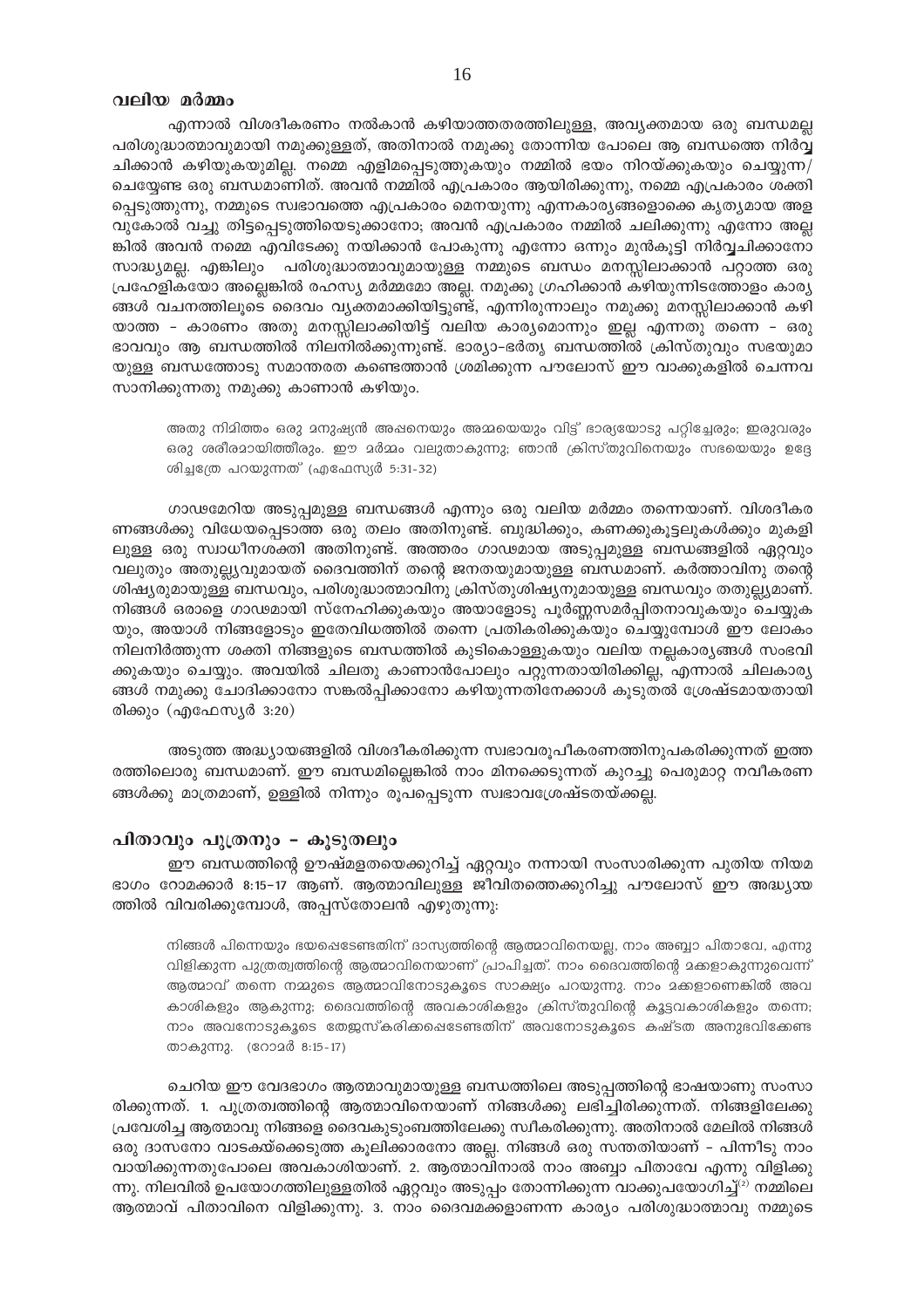## വലിയ മർമ്മം

എന്നാൽ വിശദീകരണം നൽകാൻ കഴിയാത്തതരത്തിലുള്ള, അവ്യക്തമായ ഒരു ബന്ധമല്ല പരിശുദ്ധാത്മാവുമായി നമുക്കുള്ളത്, അതിനാൽ നമുക്കു തോന്നിയ പോലെ ആ ബന്ധത്തെ നിർവ്വചിക്കാൻ കഴിയുകയുമില്ല. നമ്മെ എളിമപ്പെടുത്തുകയും നമ്മിൽ ഭയം നിറയ്ക്കുകയും ചെയ്യുന്ന/ചെയ്യേണ്ട ഒരു ബന്ധമാണിത്. അവൻ നമ്മിൽ എപ്രകാരം ആയിരിക്കുന്നു, നമ്മെ എപ്രകാരം ശക്തിപ്പെടുത്തുന്നു, നമ്മുടെ സ്വഭാവത്തെ എപ്രകാരം മെനയുന്നു എന്നകാര്യങ്ങളൊക്കെ കൃത്യമായ അളവുകോൽ വച്ചു തിട്ടപ്പെടുത്തിയെടുക്കാനോ; അവൻ എപ്രകാരം നമ്മിൽ ചലിക്കുന്നു എന്നോ അല്ലെങ്കിൽ അവൻ നമ്മെ എവിടേക്കു നയിക്കാൻ പോകുന്നു എന്നോ ഒന്നും മുൻകൂട്ടി നിർവ്വചിക്കാനോ സാദ്ധ്യമല്ല. എങ്കിലും പരിശുദ്ധാത്മാവുമായുള്ള നമ്മുടെ ബന്ധം മനസ്സിലാക്കാൻ പറ്റാത്ത ഒരു പ്രഹേളികയോ അല്ലെങ്കിൽ രഹസ്യ മർമ്മമോ അല്ല. നമുക്കു ഗ്രഹിക്കാൻ കഴിയുന്നിടത്തോളം കാര്യങ്ങൾ വചനത്തിലൂടെ ദൈവം വ്യക്തമാക്കിയിട്ടുണ്ട്, എന്നിരുന്നാലും നമുക്കു മനസ്സിലാക്കാൻ കഴിയാത്ത – കാരണം അതു മനസ്സിലാക്കിയിട്ട് വലിയ കാര്യമൊന്നും ഇല്ല എന്നതു തന്നെ – ഒരു ഭാവവും ആ ബന്ധത്തിൽ നിലനിൽക്കുന്നുണ്ട്. ഭാര്യാ-ഭർതൃ ബന്ധത്തിൽ ക്രിസ്തുവും സഭയുമായുള്ള ബന്ധത്തോടു സമാന്തരത കണ്ടെത്താൻ ശ്രമിക്കുന്ന പൗലോസ് ഈ വാക്കുകളിൽ ചെന്നവസാനിക്കുന്നതു നമുക്കു കാണാൻ കഴിയും.

> അതു നിമിത്തം ഒരു മനുഷ്യൻ അപ്പനെയും അമ്മയെയും വിട്ട് ഭാര്യയോടു പറ്റിച്ചേരും; ഇരുവരും ഒരു ശരീരമായിത്തീരും. ഈ മർമ്മം വലുതാകുന്നു; ഞാൻ ക്രിസ്തുവിനെയും സഭയെയും ഉദ്ദേശിച്ചത്രേ പറയുന്നത് (എഫേസ്യർ 5:31-32)

ഗാഢമേറിയ അടുപ്പമുള്ള ബന്ധങ്ങൾ എന്നും ഒരു വലിയ മർമ്മം തന്നെയാണ്. വിശദീകരണങ്ങൾക്കു വിധേയപ്പെടാത്ത ഒരു തലം അതിനുണ്ട്. ബുദ്ധിക്കും, കണക്കുകൂട്ടലുകൾക്കും മുകളിലുള്ള ഒരു സ്വാധീനശക്തി അതിനുണ്ട്. അത്തരം ഗാഢമായ അടുപ്പമുള്ള ബന്ധങ്ങളിൽ ഏറ്റവും വലുതും അതുല്യവുമായത് ദൈവത്തിന് തന്റെ ജനതയുമായുള്ള ബന്ധമാണ്. കർത്താവിനു തന്റെ ശിഷ്യരുമായുള്ള ബന്ധവും, പരിശുദ്ധാത്മാവിനു ക്രിസ്തുശിഷ്യനുമായുള്ള ബന്ധവും തതുല്യമാണ്. നിങ്ങൾ ഒരാളെ ഗാഢമായി സ്നേഹിക്കുകയും അയാളോടു പൂർണ്ണസമർപ്പിതനാവുകയും ചെയ്യുകയും, അയാൾ നിങ്ങളോടും ഇതേവിധത്തിൽ തന്നെ പ്രതികരിക്കുകയും ചെയ്യുമ്പോൾ ഈ ലോകം നിലനിർത്തുന്ന ശക്തി നിങ്ങളുടെ ബന്ധത്തിൽ കുടികൊള്ളുകയും വലിയ നല്ലകാര്യങ്ങൾ സംഭവിക്കുകയും ചെയ്യും. അവയിൽ ചിലതു കാണാൻപോലും പറ്റുന്നതായിരിക്കില്ല, എന്നാൽ ചിലകാര്യങ്ങൾ നമുക്കു ചോദിക്കാനോ സങ്കൽപ്പിക്കാനോ കഴിയുന്നതിനേക്കാൾ കൂടുതൽ ശ്രേഷ്ടമായതായിരിക്കും (എഫേസ്യർ 3:20)

അടുത്ത അദ്ധ്യായങ്ങളിൽ വിശദീകരിക്കുന്ന സ്വഭാവരൂപീകരണത്തിനുപകരിക്കുന്നത് ഇത്തരത്തിലൊരു ബന്ധമാണ്. ഈ ബന്ധമില്ലെങ്കിൽ നാം മിനക്കെടുന്നത് കുറച്ചു പെരുമാറ്റ നവീകരണങ്ങൾക്കു മാത്രമാണ്, ഉള്ളിൽ നിന്നും രൂപപ്പെടുന്ന സ്വഭാവശ്രേഷ്ടതയ്ക്കല്ല.

## പിതാവും പുത്രനും – കൂടുതലും

ഈ ബന്ധത്തിന്റെ ഊഷ്മളതയെക്കുറിച്ച് ഏറ്റവും നന്നായി സംസാരിക്കുന്ന പുതിയ നിയമഭാഗം റോമക്കാർ 8:15-17 ആണ്. ആത്മാവിലുള്ള ജീവിതത്തെക്കുറിച്ചു പൗലോസ് ഈ അദ്ധ്യായത്തിൽ വിവരിക്കുമ്പോൾ, അപ്പസ്തോലൻ എഴുതുന്നു:

> നിങ്ങൾ പിന്നെയും ഭയപ്പെടേണ്ടതിന് ദാസ്യത്തിന്റെ ആത്മാവിനെയല്ല, നാം അബ്ബാ പിതാവേ, എന്നു വിളിക്കുന്ന പുത്രത്വത്തിന്റെ ആത്മാവിനെയാണ് പ്രാപിച്ചത്. നാം ദൈവത്തിന്റെ മക്കളാകുന്നുവെന്ന് ആത്മാവ് തന്നെ നമ്മുടെ ആത്മാവിനോടുകൂടെ സാക്ഷ്യം പറയുന്നു. നാം മക്കളാണെങ്കിൽ അവകാശികളും ആകുന്നു; ദൈവത്തിന്റെ അവകാശികളും ക്രിസ്തുവിന്റെ കൂട്ടവകാശികളും തന്നെ; നാം അവനോടുകൂടെ തേജസ്കരിക്കപ്പെടേണ്ടതിന് അവനോടുകൂടെ കഷ്ടത അനുഭവിക്കേണ്ടതാകുന്നു. (റോമർ 8:15-17)

ചെറിയ ഈ വേദഭാഗം ആത്മാവുമായുള്ള ബന്ധത്തിലെ അടുപ്പത്തിന്റെ ഭാഷയാണു സംസാരിക്കുന്നത്. 1. പുത്രത്വത്തിന്റെ ആത്മാവിനെയാണ് നിങ്ങൾക്കു ലഭിച്ചിരിക്കുന്നത്. നിങ്ങളിലേക്കു പ്രവേശിച്ച ആത്മാവു നിങ്ങളെ ദൈവകുടുംബത്തിലേക്കു സ്വീകരിക്കുന്നു. അതിനാൽ മേലിൽ നിങ്ങൾ ഒരു ദാസനോ വാടകയ്ക്കെടുത്ത കൂലിക്കാരനോ അല്ല. നിങ്ങൾ ഒരു സന്തതിയാണ് – പിന്നീടു നാം വായിക്കുന്നതുപോലെ അവകാശിയാണ്. 2. ആത്മാവിനാൽ നാം അബ്ബാ പിതാവേ എന്നു വിളിക്കുന്നു. നിലവിൽ ഉപയോഗത്തിലുള്ളതിൽ ഏറ്റവും അടുപ്പം തോന്നിക്കുന്ന വാക്കുപയോഗിച്ച്[2] നമ്മിലെ ആത്മാവ് പിതാവിനെ വിളിക്കുന്നു. 3. നാം ദൈവമക്കളാണന്ന കാര്യം പരിശുദ്ധാത്മാവു നമ്മുടെ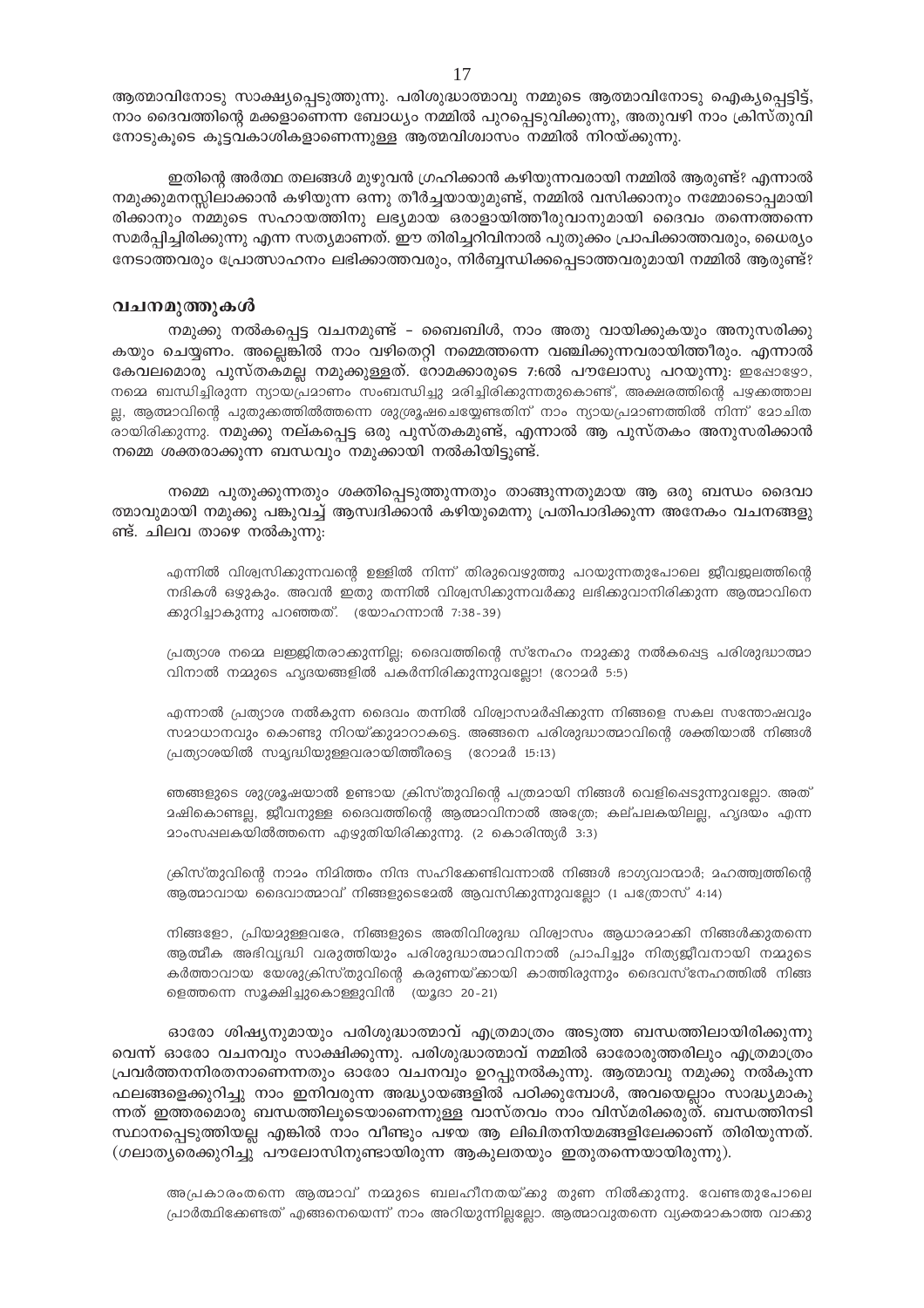ആത്മാവിനോടു സാക്ഷ്യപ്പെടുത്തുന്നു. പരിശുദ്ധാത്മാവു നമ്മുടെ ആത്മാവിനോടു ഐക്യപ്പെട്ടിട്ട്, നാം ദൈവത്തിന്റെ മക്കളാണെന്ന ബോധ്യം നമ്മിൽ പുറപ്പെടുവിക്കുന്നു, അതുവഴി നാം ക്രിസ്തുവിനോടുകൂടെ കൂട്ടവകാശികളാണെന്നുള്ള ആത്മവിശ്വാസം നമ്മിൽ നിറയ്ക്കുന്നു.

ഇതിന്റെ അർത്ഥ തലങ്ങൾ മുഴുവൻ ഗ്രഹിക്കാൻ കഴിയുന്നവരായി നമ്മിൽ ആരുണ്ട്? എന്നാൽ നമുക്കുമനസ്സിലാക്കാൻ കഴിയുന്ന ഒന്നു തീർച്ചയായുമുണ്ട്, നമ്മിൽ വസിക്കാനും നമ്മോടൊപ്പമായിരിക്കാനും നമ്മുടെ സഹായത്തിനു ലഭ്യമായ ഒരാളായിത്തീരുവാനുമായി ദൈവം തന്നെത്തന്നെ സമർപ്പിച്ചിരിക്കുന്നു എന്ന സത്യമാണത്. ഈ തിരിച്ചറിവിനാൽ പുതുക്കം പ്രാപിക്കാത്തവരും, ധൈര്യം നേടാത്തവരും പ്രോത്സാഹനം ലഭിക്കാത്തവരും, നിർബ്ബന്ധിക്കപ്പെടാത്തവരുമായി നമ്മിൽ ആരുണ്ട്?

## വചനമുത്തുകൾ

നമുക്കു നൽകപ്പെട്ട വചനമുണ്ട് – ബൈബിൾ, നാം അതു വായിക്കുകയും അനുസരിക്കുകയും ചെയ്യണം. അല്ലെങ്കിൽ നാം വഴിതെറ്റി നമ്മെത്തന്നെ വഞ്ചിക്കുന്നവരായിത്തീരും. എന്നാൽ കേവലമൊരു പുസ്തകമല്ല നമുക്കുള്ളത്. റോമക്കാരുടെ 7:6ൽ പൗലോസു പറയുന്നു: ഇപ്പോഴോ, നമ്മെ ബന്ധിച്ചിരുന്ന ന്യായപ്രമാണം സംബന്ധിച്ചു മരിച്ചിരിക്കുന്നതുകൊണ്ട്, അക്ഷരത്തിന്റെ പഴക്കത്താലല്ല, ആത്മാവിന്റെ പുതുക്കത്തിൽത്തന്നെ ശുശ്രൂഷചെയ്യേണ്ടതിന് നാം ന്യായപ്രമാണത്തിൽ നിന്ന് മോചിതരായിരിക്കുന്നു. നമുക്കു നല്കപ്പെട്ട ഒരു പുസ്തകമുണ്ട്, എന്നാൽ ആ പുസ്തകം അനുസരിക്കാൻ നമ്മെ ശക്തരാക്കുന്ന ബന്ധവും നമുക്കായി നൽകിയിട്ടുണ്ട്.

നമ്മെ പുതുക്കുന്നതും ശക്തിപ്പെടുത്തുന്നതും താങ്ങുന്നതുമായ ആ ഒരു ബന്ധം ദൈവാത്മാവുമായി നമുക്കു പങ്കുവച്ച് ആസ്വദിക്കാൻ കഴിയുമെന്നു പ്രതിപാദിക്കുന്ന അനേകം വചനങ്ങളുണ്ട്. ചിലവ താഴെ നൽകുന്നു:

> എന്നിൽ വിശ്വസിക്കുന്നവന്റെ ഉള്ളിൽ നിന്ന് തിരുവെഴുത്തു പറയുന്നതുപോലെ ജീവജലത്തിന്റെ നദികൾ ഒഴുകും. അവൻ ഇതു തന്നിൽ വിശ്വസിക്കുന്നവർക്കു ലഭിക്കുവാനിരിക്കുന്ന ആത്മാവിനെക്കുറിച്ചാകുന്നു പറഞ്ഞത്. (യോഹന്നാൻ 7:38-39)

> പ്രത്യാശ നമ്മെ ലജ്ജിതരാക്കുന്നില്ല; ദൈവത്തിന്റെ സ്നേഹം നമുക്കു നൽകപ്പെട്ട പരിശുദ്ധാത്മാവിനാൽ നമ്മുടെ ഹൃദയങ്ങളിൽ പകർന്നിരിക്കുന്നുവല്ലോ! (റോമർ 5:5)

> എന്നാൽ പ്രത്യാശ നൽകുന്ന ദൈവം തന്നിൽ വിശ്വാസമർപ്പിക്കുന്ന നിങ്ങളെ സകല സന്തോഷവും സമാധാനവും കൊണ്ടു നിറയ്ക്കുമാറാകട്ടെ. അങ്ങനെ പരിശുദ്ധാത്മാവിന്റെ ശക്തിയാൽ നിങ്ങൾ പ്രത്യാശയിൽ സമൃദ്ധിയുള്ളവരായിത്തീരട്ടെ (റോമർ 15:13)

> ഞങ്ങളുടെ ശുശ്രൂഷയാൽ ഉണ്ടായ ക്രിസ്തുവിന്റെ പത്രമായി നിങ്ങൾ വെളിപ്പെടുന്നുവല്ലോ. അത് മഷികൊണ്ടല്ല, ജീവനുള്ള ദൈവത്തിന്റെ ആത്മാവിനാൽ അത്രേ; കല്പലകയിലല്ല, ഹൃദയം എന്ന മാംസപ്പലകയിൽത്തന്നെ എഴുതിയിരിക്കുന്നു. (2 കൊരിന്ത്യർ 3:3)

> ക്രിസ്തുവിന്റെ നാമം നിമിത്തം നിന്ദ സഹിക്കേണ്ടിവന്നാൽ നിങ്ങൾ ഭാഗ്യവാന്മാർ; മഹത്ത്വത്തിന്റെ ആത്മാവായ ദൈവാത്മാവ് നിങ്ങളുടെമേൽ ആവസിക്കുന്നുവല്ലോ (1 പത്രോസ് 4:14)

> നിങ്ങളോ, പ്രിയമുള്ളവരേ, നിങ്ങളുടെ അതിവിശുദ്ധ വിശ്വാസം ആധാരമാക്കി നിങ്ങൾക്കുതന്നെ ആത്മീക അഭിവൃദ്ധി വരുത്തിയും പരിശുദ്ധാത്മാവിനാൽ പ്രാപിച്ചും നിത്യജീവനായി നമ്മുടെ കർത്താവായ യേശുക്രിസ്തുവിന്റെ കരുണയ്ക്കായി കാത്തിരുന്നും ദൈവസ്നേഹത്തിൽ നിങ്ങളെത്തന്നെ സൂക്ഷിച്ചുകൊള്ളുവിൻ (യൂദാ 20-21)

ഓരോ ശിഷ്യനുമായും പരിശുദ്ധാത്മാവ് എത്രമാത്രം അടുത്ത ബന്ധത്തിലായിരിക്കുന്നുവെന്ന് ഓരോ വചനവും സാക്ഷിക്കുന്നു. പരിശുദ്ധാത്മാവ് നമ്മിൽ ഓരോരുത്തരിലും എത്രമാത്രം പ്രവർത്തനനിരതനാണെന്നതും ഓരോ വചനവും ഉറപ്പുനൽകുന്നു. ആത്മാവു നമുക്കു നൽകുന്ന ഫലങ്ങളെക്കുറിച്ചു നാം ഇനിവരുന്ന അദ്ധ്യായങ്ങളിൽ പഠിക്കുമ്പോൾ, അവയെല്ലാം സാദ്ധ്യമാകുന്നത് ഇത്തരമൊരു ബന്ധത്തിലൂടെയാണെന്നുള്ള വാസ്തവം നാം വിസ്മരിക്കരുത്. ബന്ധത്തിനടിസ്ഥാനപ്പെടുത്തിയല്ല എങ്കിൽ നാം വീണ്ടും പഴയ ആ ലിഖിതനിയമങ്ങളിലേക്കാണ് തിരിയുന്നത്. (ഗലാത്യരെക്കുറിച്ചു പൗലോസിനുണ്ടായിരുന്ന ആകുലതയും ഇതുതന്നെയായിരുന്നു).

> അപ്രകാരംതന്നെ ആത്മാവ് നമ്മുടെ ബലഹീനതയ്ക്കു തുണ നിൽക്കുന്നു. വേണ്ടതുപോലെ പ്രാർത്ഥിക്കേണ്ടത് എങ്ങനെയെന്ന് നാം അറിയുന്നില്ലല്ലോ. ആത്മാവുതന്നെ വ്യക്തമാകാത്ത വാക്കു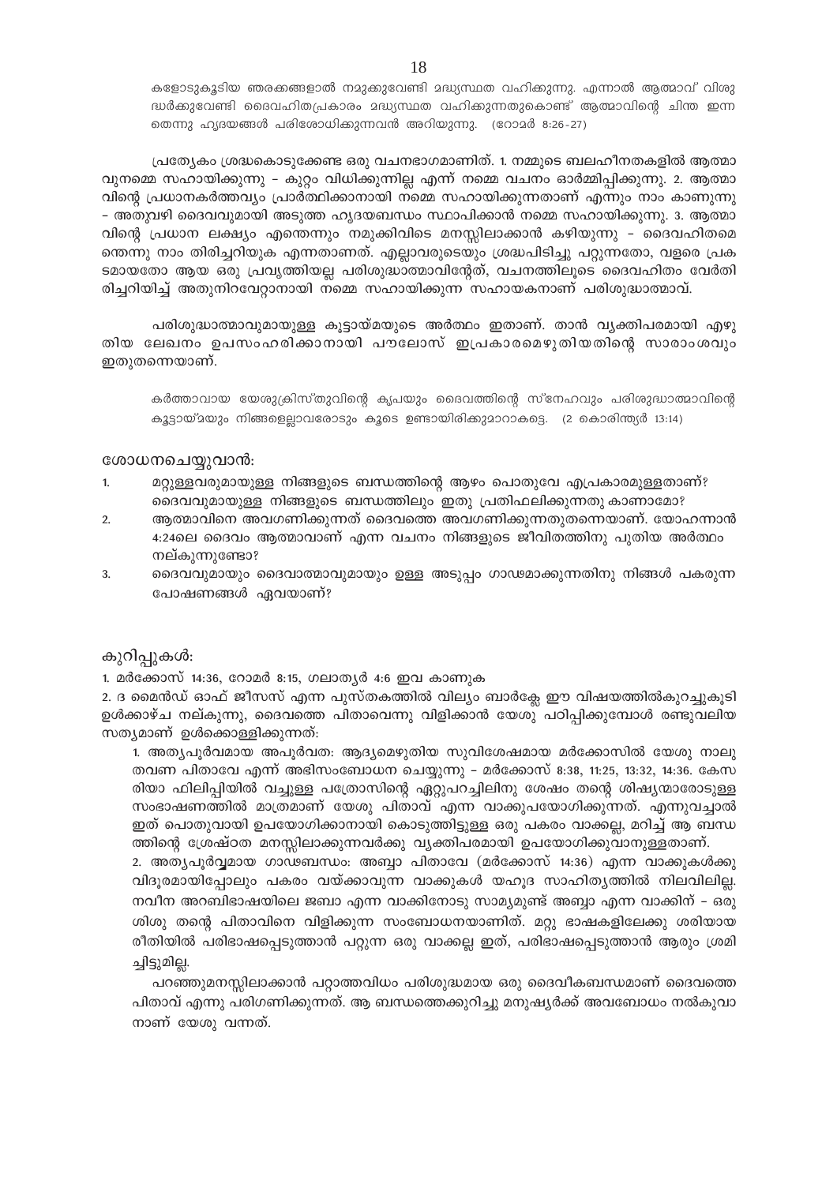> കളോടുകൂടിയ ഞരക്കങ്ങളാൽ നമുക്കുവേണ്ടി മദ്ധ്യസ്ഥത വഹിക്കുന്നു. എന്നാൽ ആത്മാവ് വിശുദ്ധർക്കുവേണ്ടി ദൈവഹിതപ്രകാരം മദ്ധ്യസ്ഥത വഹിക്കുന്നതുകൊണ്ട് ആത്മാവിന്റെ ചിന്ത ഇന്നതെന്നു ഹൃദയങ്ങൾ പരിശോധിക്കുന്നവൻ അറിയുന്നു. (റോമർ 8:26-27)

പ്രത്യേകം ശ്രദ്ധകൊടുക്കേണ്ട ഒരു വചനഭാഗമാണിത്. 1. നമ്മുടെ ബലഹീനതകളിൽ ആത്മാവുനമ്മെ സഹായിക്കുന്നു – കുറ്റം വിധിക്കുന്നില്ല എന്ന് നമ്മെ വചനം ഓർമ്മിപ്പിക്കുന്നു. 2. ആത്മാവിന്റെ പ്രധാനകർത്തവ്യം പ്രാർത്ഥിക്കാനായി നമ്മെ സഹായിക്കുന്നതാണ് എന്നും നാം കാണുന്നു – അതുവഴി ദൈവവുമായി അടുത്ത ഹൃദയബന്ധം സ്ഥാപിക്കാൻ നമ്മെ സഹായിക്കുന്നു. 3. ആത്മാവിന്റെ പ്രധാന ലക്ഷ്യം എന്തെന്നും നമുക്കിവിടെ മനസ്സിലാക്കാൻ കഴിയുന്നു – ദൈവഹിതമെന്തെന്നു നാം തിരിച്ചറിയുക എന്നതാണത്. എല്ലാവരുടെയും ശ്രദ്ധപിടിച്ചു പറ്റുന്നതോ, വളരെ പ്രകടമായതോ ആയ ഒരു പ്രവൃത്തിയല്ല പരിശുദ്ധാത്മാവിന്റേത്, വചനത്തിലൂടെ ദൈവഹിതം വേർതിരിച്ചറിയിച്ച് അതുനിറവേറ്റാനായി നമ്മെ സഹായിക്കുന്ന സഹായകനാണ് പരിശുദ്ധാത്മാവ്.

പരിശുദ്ധാത്മാവുമായുള്ള കൂട്ടായ്മയുടെ അർത്ഥം ഇതാണ്. താൻ വ്യക്തിപരമായി എഴുതിയ ലേഖനം ഉപസംഹരിക്കാനായി പൗലോസ് ഇപ്രകാരമെഴുതിയതിന്റെ സാരാംശവും ഇതുതന്നെയാണ്.

> കർത്താവായ യേശുക്രിസ്തുവിന്റെ കൃപയും ദൈവത്തിന്റെ സ്നേഹവും പരിശുദ്ധാത്മാവിന്റെ കൂട്ടായ്മയും നിങ്ങളെല്ലാവരോടും കൂടെ ഉണ്ടായിരിക്കുമാറാകട്ടെ. (2 കൊരിന്ത്യർ 13:14)

### ശോധനചെയ്യുവാൻ:

1. മറ്റുള്ളവരുമായുള്ള നിങ്ങളുടെ ബന്ധത്തിന്റെ ആഴം പൊതുവേ എപ്രകാരമുള്ളതാണ്? ദൈവവുമായുള്ള നിങ്ങളുടെ ബന്ധത്തിലും ഇതു പ്രതിഫലിക്കുന്നതു കാണാമോ?
2. ആത്മാവിനെ അവഗണിക്കുന്നത് ദൈവത്തെ അവഗണിക്കുന്നതുതന്നെയാണ്. യോഹന്നാൻ 4:24ലെ ദൈവം ആത്മാവാണ് എന്ന വചനം നിങ്ങളുടെ ജീവിതത്തിനു പുതിയ അർത്ഥം നല്കുന്നുണ്ടോ?
3. ദൈവവുമായും ദൈവാത്മാവുമായും ഉള്ള അടുപ്പം ഗാഢമാക്കുന്നതിനു നിങ്ങൾ പകരുന്ന പോഷണങ്ങൾ ഏവയാണ്?

### കുറിപ്പുകൾ:

1. മർക്കോസ് 14:36, റോമർ 8:15, ഗലാത്യർ 4:6 ഇവ കാണുക

2. ദ മൈൻഡ് ഓഫ് ജീസസ് എന്ന പുസ്തകത്തിൽ വില്യം ബാർക്ലേ ഈ വിഷയത്തിൽകുറച്ചുകൂടി ഉൾക്കാഴ്ച നല്കുന്നു, ദൈവത്തെ പിതാവെന്നു വിളിക്കാൻ യേശു പഠിപ്പിക്കുമ്പോൾ രണ്ടുവലിയ സത്യമാണ് ഉൾക്കൊള്ളിക്കുന്നത്:

1. അത്യപൂർവമായ അപൂർവത: ആദ്യമെഴുതിയ സുവിശേഷമായ മർക്കോസിൽ യേശു നാലുതവണ പിതാവേ എന്ന് അഭിസംബോധന ചെയ്യുന്നു – മർക്കോസ് 8:38, 11:25, 13:32, 14:36. കേസരിയാ ഫിലിപ്പിയിൽ വച്ചുള്ള പത്രോസിന്റെ ഏറ്റുപറച്ചിലിനു ശേഷം തന്റെ ശിഷ്യന്മാരോടുള്ള സംഭാഷണത്തിൽ മാത്രമാണ് യേശു പിതാവ് എന്ന വാക്കുപയോഗിക്കുന്നത്. എന്നുവച്ചാൽ ഇത് പൊതുവായി ഉപയോഗിക്കാനായി കൊടുത്തിട്ടുള്ള ഒരു പകരം വാക്കല്ല, മറിച്ച് ആ ബന്ധത്തിന്റെ ശ്രേഷ്ഠത മനസ്സിലാക്കുന്നവർക്കു വ്യക്തിപരമായി ഉപയോഗിക്കുവാനുള്ളതാണ്.

2. അത്യപൂർവ്വമായ ഗാഢബന്ധം: അബ്ബാ പിതാവേ (മർക്കോസ് 14:36) എന്ന വാക്കുകൾക്കു വിദൂരമായിപ്പോലും പകരം വയ്ക്കാവുന്ന വാക്കുകൾ യഹൂദ സാഹിത്യത്തിൽ നിലവിലില്ല. നവീന അറബിഭാഷയിലെ ജബാ എന്ന വാക്കിനോടു സാമ്യമുണ്ട് അബ്ബാ എന്ന വാക്കിന് – ഒരു ശിശു തന്റെ പിതാവിനെ വിളിക്കുന്ന സംബോധനയാണിത്. മറ്റു ഭാഷകളിലേക്കു ശരിയായ രീതിയിൽ പരിഭാഷപ്പെടുത്താൻ പറ്റുന്ന ഒരു വാക്കല്ല ഇത്, പരിഭാഷപ്പെടുത്താൻ ആരും ശ്രമിച്ചിട്ടുമില്ല.

പറഞ്ഞുമനസ്സിലാക്കാൻ പറ്റാത്തവിധം പരിശുദ്ധമായ ഒരു ദൈവീകബന്ധമാണ് ദൈവത്തെ പിതാവ് എന്നു പരിഗണിക്കുന്നത്. ആ ബന്ധത്തെക്കുറിച്ചു മനുഷ്യർക്ക് അവബോധം നൽകുവാനാണ് യേശു വന്നത്.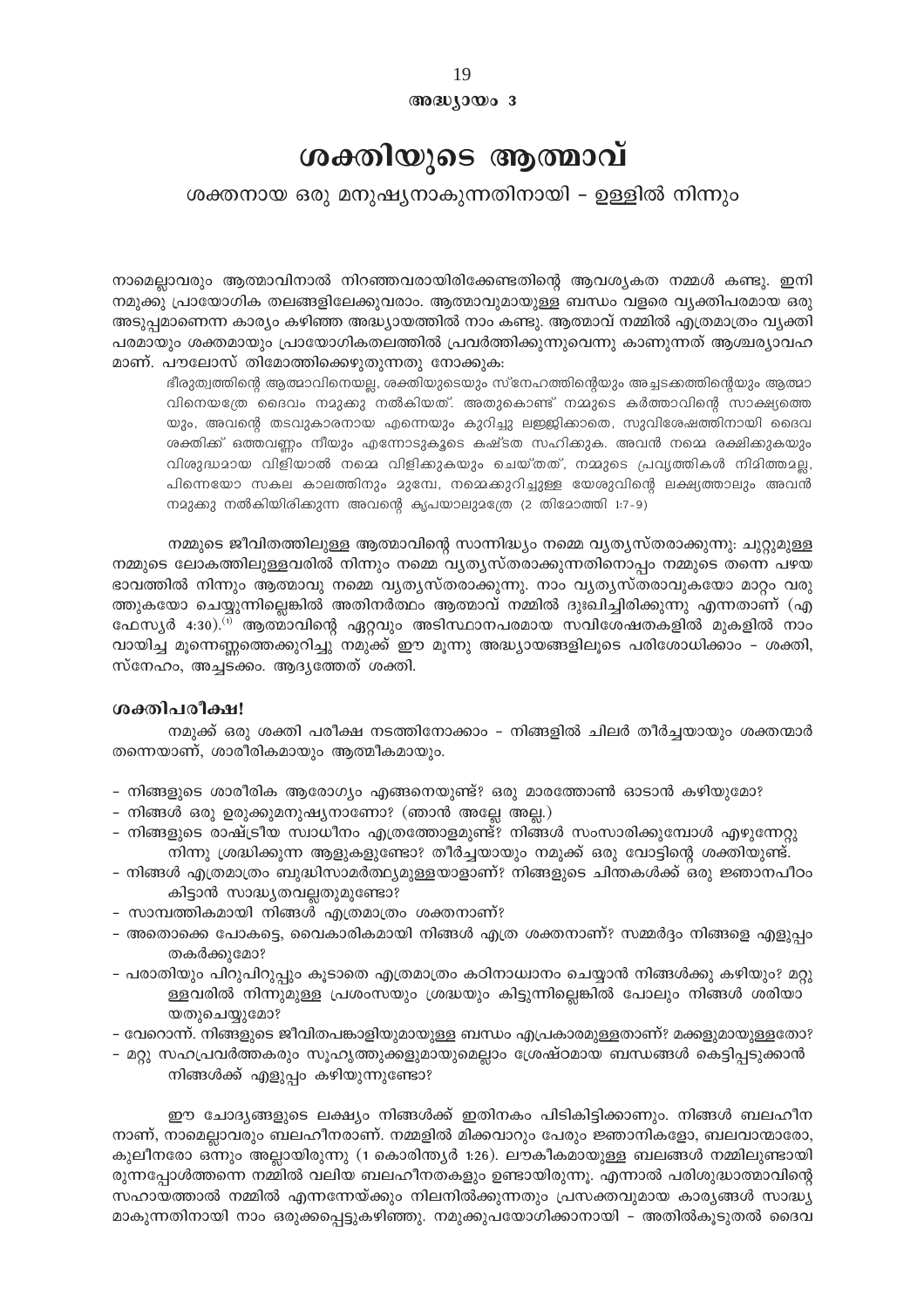അദ്ധ്യായം 3

# ശക്തിയുടെ ആത്മാവ്

## ശക്തനായ ഒരു മനുഷ്യനാകുന്നതിനായി – ഉള്ളിൽ നിന്നും

നാമെല്ലാവരും ആത്മാവിനാൽ നിറഞ്ഞവരായിരിക്കേണ്ടതിന്റെ ആവശ്യകത നമ്മൾ കണ്ടു. ഇനി നമുക്കു പ്രായോഗിക തലങ്ങളിലേക്കുവരാം. ആത്മാവുമായുള്ള ബന്ധം വളരെ വ്യക്തിപരമായ ഒരു അടുപ്പമാണെന്ന കാര്യം കഴിഞ്ഞ അദ്ധ്യായത്തിൽ നാം കണ്ടു. ആത്മാവ് നമ്മിൽ എത്രമാത്രം വ്യക്തിപരമായും ശക്തമായും പ്രായോഗികതലത്തിൽ പ്രവർത്തിക്കുന്നുവെന്നു കാണുന്നത് ആശ്ചര്യാവഹമാണ്. പൗലോസ് തിമോത്തിക്കെഴുതുന്നതു നോക്കുക:

> ഭീരുത്വത്തിന്റെ ആത്മാവിനെയല്ല, ശക്തിയുടെയും സ്നേഹത്തിന്റെയും അച്ചടക്കത്തിന്റെയും ആത്മാവിനെയത്രേ ദൈവം നമുക്കു നൽകിയത്. അതുകൊണ്ട് നമ്മുടെ കർത്താവിന്റെ സാക്ഷ്യത്തെയും, അവന്റെ തടവുകാരനായ എന്നെയും കുറിച്ചു ലജ്ജിക്കാതെ, സുവിശേഷത്തിനായി ദൈവ ശക്തിക്ക് ഒത്തവണ്ണം നീയും എന്നോടുകൂടെ കഷ്ടത സഹിക്കുക. അവൻ നമ്മെ രക്ഷിക്കുകയും വിശുദ്ധമായ വിളിയാൽ നമ്മെ വിളിക്കുകയും ചെയ്തത്, നമ്മുടെ പ്രവൃത്തികൾ നിമിത്തമല്ല, പിന്നെയോ സകല കാലത്തിനും മുമ്പേ, നമ്മെക്കുറിച്ചുള്ള യേശുവിന്റെ ലക്ഷ്യത്താലും അവൻ നമുക്കു നൽകിയിരിക്കുന്ന അവന്റെ കൃപയാലുമത്രേ (2 തിമോത്തി 1:7-9)

നമ്മുടെ ജീവിതത്തിലുള്ള ആത്മാവിന്റെ സാന്നിദ്ധ്യം നമ്മെ വ്യത്യസ്തരാക്കുന്നു: ചുറ്റുമുള്ള നമ്മുടെ ലോകത്തിലുള്ളവരിൽ നിന്നും നമ്മെ വ്യത്യസ്തരാക്കുന്നതിനൊപ്പം നമ്മുടെ തന്നെ പഴയ ഭാവത്തിൽ നിന്നും ആത്മാവു നമ്മെ വ്യത്യസ്തരാക്കുന്നു. നാം വ്യത്യസ്തരാവുകയോ മാറ്റം വരുത്തുകയോ ചെയ്യുന്നില്ലെങ്കിൽ അതിനർത്ഥം ആത്മാവ് നമ്മിൽ ദുഃഖിച്ചിരിക്കുന്നു എന്നതാണ് (എഫേസ്യർ 4:30).[1] ആത്മാവിന്റെ ഏറ്റവും അടിസ്ഥാനപരമായ സവിശേഷതകളിൽ മുകളിൽ നാം വായിച്ച മൂന്നെണ്ണത്തെക്കുറിച്ചു നമുക്ക് ഈ മൂന്നു അദ്ധ്യായങ്ങളിലൂടെ പരിശോധിക്കാം – ശക്തി, സ്നേഹം, അച്ചടക്കം. ആദ്യത്തേത് ശക്തി.

### ശക്തിപരീക്ഷ!

നമുക്ക് ഒരു ശക്തി പരീക്ഷ നടത്തിനോക്കാം – നിങ്ങളിൽ ചിലർ തീർച്ചയായും ശക്തന്മാർ തന്നെയാണ്, ശാരീരികമായും ആത്മീകമായും.

- നിങ്ങളുടെ ശാരീരിക ആരോഗ്യം എങ്ങനെയുണ്ട്? ഒരു മാരത്തോൺ ഓടാൻ കഴിയുമോ?
- നിങ്ങൾ ഒരു ഉരുക്കുമനുഷ്യനാണോ? (ഞാൻ അല്ലേ അല്ല.)
- നിങ്ങളുടെ രാഷ്ട്രീയ സ്വാധീനം എത്രത്തോളമുണ്ട്? നിങ്ങൾ സംസാരിക്കുമ്പോൾ എഴുന്നേറ്റു നിന്നു ശ്രദ്ധിക്കുന്ന ആളുകളുണ്ടോ? തീർച്ചയായും നമുക്ക് ഒരു വോട്ടിന്റെ ശക്തിയുണ്ട്.
- നിങ്ങൾ എത്രമാത്രം ബുദ്ധിസാമർത്ഥ്യമുള്ളയാളാണ്? നിങ്ങളുടെ ചിന്തകൾക്ക് ഒരു ജ്ഞാനപീഠം കിട്ടാൻ സാദ്ധ്യതവല്ലതുമുണ്ടോ?
- സാമ്പത്തികമായി നിങ്ങൾ എത്രമാത്രം ശക്തനാണ്?
- അതൊക്കെ പോകട്ടെ, വൈകാരികമായി നിങ്ങൾ എത്ര ശക്തനാണ്? സമ്മർദ്ദം നിങ്ങളെ എളുപ്പം തകർക്കുമോ?
- പരാതിയും പിറുപിറുപ്പും കൂടാതെ എത്രമാത്രം കഠിനാധ്വാനം ചെയ്യാൻ നിങ്ങൾക്കു കഴിയും? മറ്റുള്ളവരിൽ നിന്നുമുള്ള പ്രശംസയും ശ്രദ്ധയും കിട്ടുന്നില്ലെങ്കിൽ പോലും നിങ്ങൾ ശരിയായതുചെയ്യുമോ?
- വേറൊന്ന്. നിങ്ങളുടെ ജീവിതപങ്കാളിയുമായുള്ള ബന്ധം എപ്രകാരമുള്ളതാണ്? മക്കളുമായുള്ളതോ?
- മറ്റു സഹപ്രവർത്തകരും സുഹൃത്തുക്കളുമായുമെല്ലാം ശ്രേഷ്ഠമായ ബന്ധങ്ങൾ കെട്ടിപ്പടുക്കാൻ നിങ്ങൾക്ക് എളുപ്പം കഴിയുന്നുണ്ടോ?

ഈ ചോദ്യങ്ങളുടെ ലക്ഷ്യം നിങ്ങൾക്ക് ഇതിനകം പിടികിട്ടിക്കാണും. നിങ്ങൾ ബലഹീനനാണ്, നാമെല്ലാവരും ബലഹീനരാണ്. നമ്മളിൽ മിക്കവാറും പേരും ജ്ഞാനികളോ, ബലവാന്മാരോ, കുലീനരോ ഒന്നും അല്ലായിരുന്നു (1 കൊരിന്ത്യർ 1:26). ലൗകീകമായുള്ള ബലങ്ങൾ നമ്മിലുണ്ടായിരുന്നപ്പോൾത്തന്നെ നമ്മിൽ വലിയ ബലഹീനതകളും ഉണ്ടായിരുന്നു. എന്നാൽ പരിശുദ്ധാത്മാവിന്റെ സഹായത്താൽ നമ്മിൽ എന്നന്നേയ്ക്കും നിലനിൽക്കുന്നതും പ്രസക്തവുമായ കാര്യങ്ങൾ സാദ്ധ്യമാകുന്നതിനായി നാം ഒരുക്കപ്പെട്ടുകഴിഞ്ഞു. നമുക്കുപയോഗിക്കാനായി – അതിൽകൂടുതൽ ദൈവ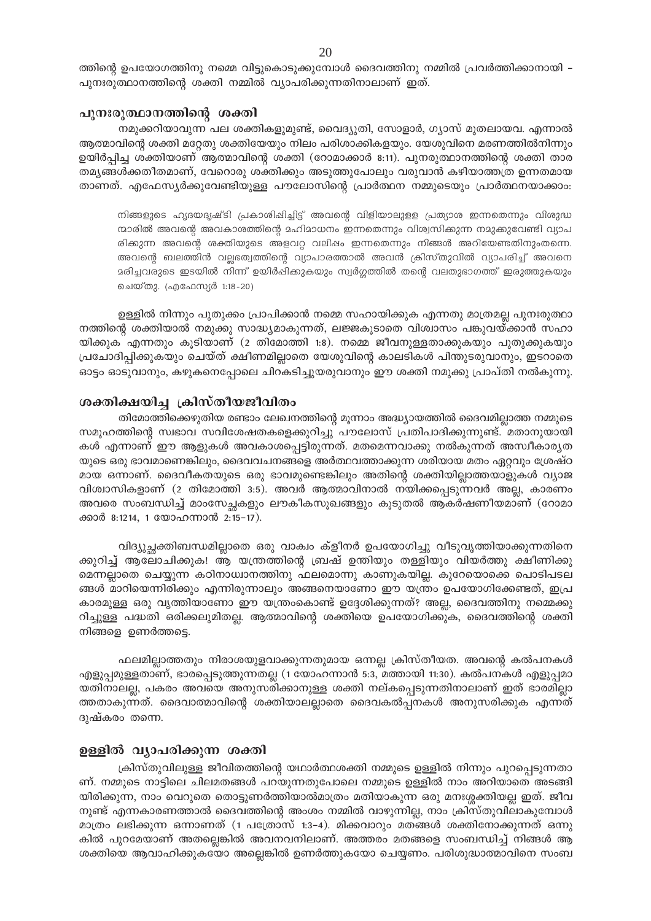ത്തിന്റെ ഉപയോഗത്തിനു നമ്മെ വിട്ടുകൊടുക്കുമ്പോൾ ദൈവത്തിനു നമ്മിൽ പ്രവർത്തിക്കാനായി - പുനഃരുത്ഥാനത്തിന്റെ ശക്തി നമ്മിൽ വ്യാപരിക്കുന്നതിനാലാണ് ഇത്.

## പുനഃരുത്ഥാനത്തിന്റെ ശക്തി

നമുക്കറിയാവുന്ന പല ശക്തികളുമുണ്ട്, വൈദ്യുതി, സോളാർ, ഗ്യാസ് മുതലായവ. എന്നാൽ ആത്മാവിന്റെ ശക്തി മറ്റേതു ശക്തിയേയും നിലം പരിശാക്കികളയും. യേശുവിനെ മരണത്തിൽനിന്നും ഉയിർപ്പിച്ച ശക്തിയാണ് ആത്മാവിന്റെ ശക്തി (റോമാക്കാർ 8:11). പുനരുത്ഥാനത്തിന്റെ ശക്തി താരതമ്യങ്ങൾക്കതീതമാണ്, വേറൊരു ശക്തിക്കും അടുത്തുപോലും വരുവാൻ കഴിയാത്തത്ര ഉന്നതമായതാണത്. എഫേസ്യർക്കുവേണ്ടിയുള്ള പൗലോസിന്റെ പ്രാർത്ഥന നമ്മുടെയും പ്രാർത്ഥനയാക്കാം:

> നിങ്ങളുടെ ഹൃദയദൃഷ്ടി പ്രകാശിഷിച്ചിട്ട് അവന്റെ വിളിയാലുളള പ്രത്യാശ ഇന്നതെന്നും വിശുദ്ധന്മാരിൽ അവന്റെ അവകാശത്തിന്റെ മഹിമാധനം ഇന്നതെന്നും വിശ്വസിക്കുന്ന നമുക്കുവേണ്ടി വ്യാപരിക്കുന്ന അവന്റെ ശക്തിയുടെ അളവറ്റ വലിഷം ഇന്നതെന്നും നിങ്ങൾ അറിയേണ്ടതിനുംതന്നെ. അവന്റെ ബലത്തിൻ വല്ലഭത്വത്തിന്റെ വ്യാപാരത്താൽ അവൻ ക്രിസ്തുവിൽ വ്യാപരിച്ച് അവനെ മരിച്ചവരുടെ ഇടയിൽ നിന്ന് ഉയിർഷിക്കുകയും സ്വർഗ്ഗത്തിൽ തന്റെ വലതുഭാഗത്ത് ഇരുത്തുകയും ചെയ്തു. (എഫേസ്യർ 1:18-20)

ഉള്ളിൽ നിന്നും പുതുക്കം പ്രാപിക്കാൻ നമ്മെ സഹായിക്കുക എന്നതു മാത്രമല്ല പുനഃരുത്ഥാനത്തിന്റെ ശക്തിയാൽ നമുക്കു സാദ്ധ്യമാകുന്നത്, ലജ്ജകൂടാതെ വിശ്വാസം പങ്കുവയ്ക്കാൻ സഹായിക്കുക എന്നതും കൂടിയാണ് (2 തിമോത്തി 1:8). നമ്മെ ജീവനുള്ളതാക്കുകയും പുതുക്കുകയും പ്രചോദിപ്പിക്കുകയും ചെയ്ത് ക്ഷീണമില്ലാതെ യേശുവിന്റെ കാലടികൾ പിന്തുടരുവാനും, ഇടറാതെ ഓട്ടം ഓടുവാനും, കഴുകനെപ്പോലെ ചിറകടിച്ചുയരുവാനും ഈ ശക്തി നമുക്കു പ്രാപ്തി നൽകുന്നു.

## ശക്തിക്ഷയിച്ച ക്രിസ്തീയജീവിതം

തിമോത്തിക്കെഴുതിയ രണ്ടാം ലേഖനത്തിന്റെ മൂന്നാം അദ്ധ്യായത്തിൽ ദൈവമില്ലാത്ത നമ്മുടെ സമൂഹത്തിന്റെ സ്വഭാവ സവിശേഷതകളെക്കുറിച്ചു പൗലോസ് പ്രതിപാദിക്കുന്നുണ്ട്. മതാനുയായികൾ എന്നാണ് ഈ ആളുകൾ അവകാശപ്പെട്ടിരുന്നത്. മതമെന്നവാക്കു നൽകുന്നത് അസ്വീകാര്യതയുടെ ഒരു ഭാവമാണെങ്കിലും, ദൈവവചനങ്ങളെ അർത്ഥവത്താക്കുന്ന ശരിയായ മതം ഏറ്റവും ശ്രേഷ്ഠമായ ഒന്നാണ്. ദൈവീകതയുടെ ഒരു ഭാവമുണ്ടെങ്കിലും അതിന്റെ ശക്തിയില്ലാത്തയാളുകൾ വ്യാജവിശ്വാസികളാണ് (2 തിമോത്തി 3:5). അവർ ആത്മാവിനാൽ നയിക്കപ്പെടുന്നവർ അല്ല, കാരണം അവരെ സംബന്ധിച്ച് മാംസേച്ഛകളും ലൗകീകസുഖങ്ങളും കൂടുതൽ ആകർഷണീയമാണ് (റോമാക്കാർ 8:1214, 1 യോഹന്നാൻ 2:15-17).

വിദ്യുച്ഛക്തിബന്ധമില്ലാതെ ഒരു വാക്വം ക്ളീനർ ഉപയോഗിച്ചു വീടുവൃത്തിയാക്കുന്നതിനെക്കുറിച്ച് ആലോചിക്കുക! ആ യന്ത്രത്തിന്റെ ബ്രഷ് ഉന്തിയും തള്ളിയും വിയർത്തു ക്ഷീണിക്കുമെന്നല്ലാതെ ചെയ്യുന്ന കഠിനാധ്വാനത്തിനു ഫലമൊന്നു കാണുകയില്ല. കുറേയൊക്കെ പൊടിപടലങ്ങൾ മാറിയെന്നിരിക്കും എന്നിരുന്നാലും അങ്ങനെയാണോ ഈ യന്ത്രം ഉപയോഗിക്കേണ്ടത്, ഇപ്രകാരമുള്ള ഒരു വൃത്തിയാണോ ഈ യന്ത്രംകൊണ്ട് ഉദ്ദേശിക്കുന്നത്? അല്ല, ദൈവത്തിനു നമ്മെക്കുറിച്ചുള്ള പദ്ധതി ഒരിക്കലുമിതല്ല. ആത്മാവിന്റെ ശക്തിയെ ഉപയോഗിക്കുക, ദൈവത്തിന്റെ ശക്തി നിങ്ങളെ ഉണർത്തട്ടെ.

ഫലമില്ലാത്തതും നിരാശയുളവാക്കുന്നതുമായ ഒന്നല്ല ക്രിസ്തീയത. അവന്റെ കൽപനകൾ എളുപ്പമുള്ളതാണ്, ഭാരപ്പെടുത്തുന്നതല്ല (1 യോഹന്നാൻ 5:3, മത്തായി 11:30). കൽപനകൾ എളുപ്പമായതിനാലല്ല, പകരം അവയെ അനുസരിക്കാനുള്ള ശക്തി നല്കപ്പെടുന്നതിനാലാണ് ഇത് ഭാരമില്ലാത്തതാകുന്നത്. ദൈവാത്മാവിന്റെ ശക്തിയാലല്ലാതെ ദൈവകൽപ്പനകൾ അനുസരിക്കുക എന്നത് ദുഷ്കരം തന്നെ.

## ഉള്ളിൽ വ്യാപരിക്കുന്ന ശക്തി

ക്രിസ്തുവിലുള്ള ജീവിതത്തിന്റെ യഥാർത്ഥശക്തി നമ്മുടെ ഉള്ളിൽ നിന്നും പുറപ്പെടുന്നതാണ്. നമ്മുടെ നാട്ടിലെ ചിലമതങ്ങൾ പറയുന്നതുപോലെ നമ്മുടെ ഉള്ളിൽ നാം അറിയാതെ അടങ്ങിയിരിക്കുന്ന, നാം വെറുതെ തൊട്ടുണർത്തിയാൽമാത്രം മതിയാകുന്ന ഒരു മനഃശ്ശക്തിയല്ല ഇത്. ജീവനുണ്ട് എന്നകാരണത്താൽ ദൈവത്തിന്റെ അംശം നമ്മിൽ വാഴുന്നില്ല, നാം ക്രിസ്തുവിലാകുമ്പോൾ മാത്രം ലഭിക്കുന്ന ഒന്നാണത് (1 പത്രോസ് 1:3-4). മിക്കവാറും മതങ്ങൾ ശക്തിനോക്കുന്നത് ഒന്നുകിൽ പുറമേയാണ് അല്ലെങ്കിൽ അവനവനിലാണ്. അത്തരം മതങ്ങളെ സംബന്ധിച്ച് നിങ്ങൾ ആ ശക്തിയെ ആവാഹിക്കുകയോ അല്ലെങ്കിൽ ഉണർത്തുകയോ ചെയ്യണം. പരിശുദ്ധാത്മാവിനെ സംബ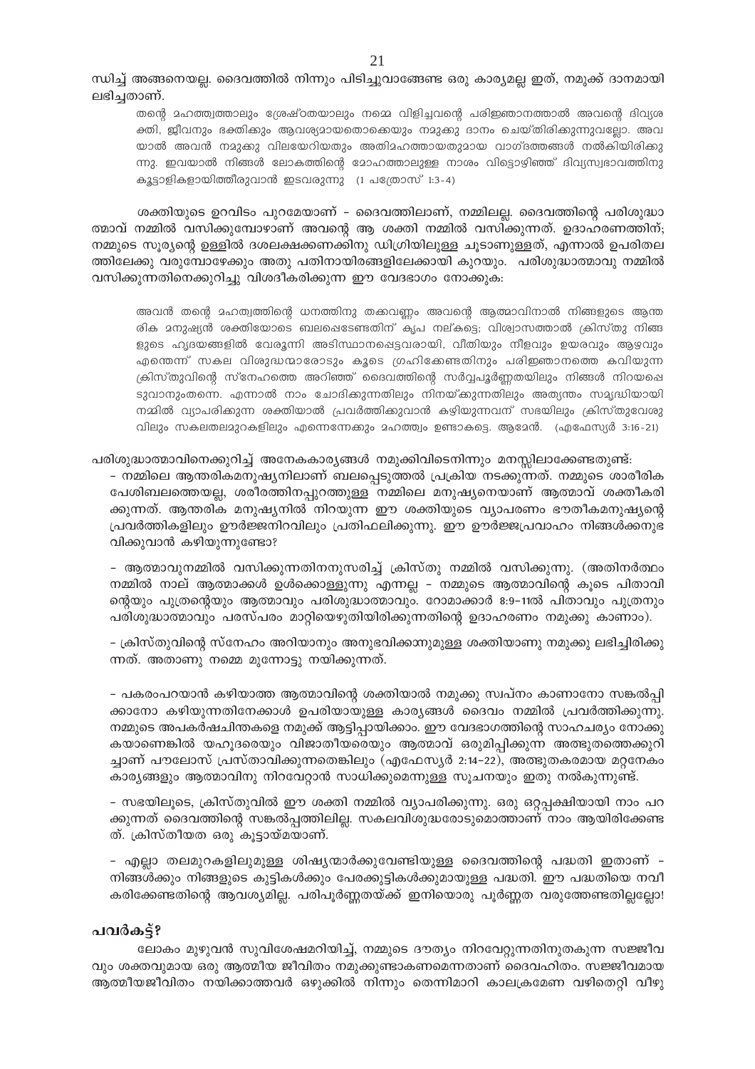ഡിച്ച് അങ്ങനെയല്ല. ദൈവത്തിൽ നിന്നും പിടിച്ചുവാങ്ങേണ്ട ഒരു കാര്യമല്ല ഇത്, നമുക്ക് ദാനമായി ലഭിച്ചതാണ്.

> തന്റെ മഹത്ത്വത്താലും ശ്രേഷ്ഠതയാലും നമ്മെ വിളിച്ചവന്റെ പരിജ്ഞാനത്താൽ അവന്റെ ദിവ്യശക്തി, ജീവനും ഭക്തിക്കും ആവശ്യമായതൊക്കെയും നമുക്കു ദാനം ചെയ്തിരിക്കുന്നുവല്ലോ. അവയാൽ അവൻ നമുക്കു വിലയേറിയതും അതിമഹത്തായതുമായ വാഗ്ദത്തങ്ങൾ നൽകിയിരിക്കുന്നു. ഇവയാൽ നിങ്ങൾ ലോകത്തിന്റെ മോഹത്താലുള്ള നാശം വിട്ടൊഴിഞ്ഞ് ദിവ്യസ്വഭാവത്തിനു കൂട്ടാളികളായിത്തീരുവാൻ ഇടവരുന്നു (1 പത്രോസ് 1:3-4)

ശക്തിയുടെ ഉറവിടം പുറമേയാണ് - ദൈവത്തിലാണ്, നമ്മിലല്ല. ദൈവത്തിന്റെ പരിശുദ്ധാത്മാവ് നമ്മിൽ വസിക്കുമ്പോഴാണ് അവന്റെ ആ ശക്തി നമ്മിൽ വസിക്കുന്നത്. ഉദാഹരണത്തിന്; നമ്മുടെ സൂര്യന്റെ ഉള്ളിൽ ദശലക്ഷക്കണക്കിനു ഡിഗ്രിയിലുള്ള ചൂടാണുള്ളത്, എന്നാൽ ഉപരിതലത്തിലേക്കു വരുമ്പോഴേക്കും അതു പതിനായിരങ്ങളിലേക്കായി കുറയും. പരിശുദ്ധാത്മാവു നമ്മിൽ വസിക്കുന്നതിനെക്കുറിച്ചു വിശദീകരിക്കുന്ന ഈ വേദഭാഗം നോക്കുക:

> അവൻ തന്റെ മഹത്വത്തിന്റെ ധനത്തിനു തക്കവണ്ണം അവന്റെ ആത്മാവിനാൽ നിങ്ങളുടെ ആന്തരിക മനുഷ്യൻ ശക്തിയോടെ ബലപ്പെടേണ്ടതിന് കൃപ നല്കട്ടെ; വിശ്വാസത്താൽ ക്രിസ്തു നിങ്ങളുടെ ഹൃദയങ്ങളിൽ വേരൂന്നി അടിസ്ഥാനപ്പെട്ടവരായി, വീതിയും നീളവും ഉയരവും ആഴവും എന്തെന്ന് സകല വിശുദ്ധന്മാരോടും കൂടെ ഗ്രഹിക്കേണ്ടതിനും പരിജ്ഞാനത്തെ കവിയുന്ന ക്രിസ്തുവിന്റെ സ്നേഹത്തെ അറിഞ്ഞ് ദൈവത്തിന്റെ സർവ്വപൂർണ്ണതയിലും നിങ്ങൾ നിറയപ്പെടുവാനും തന്നെ. എന്നാൽ നാം ചോദിക്കുന്നതിലും നിനയ്ക്കുന്നതിലും അത്യന്തം സമൃദ്ധിയായി നമ്മിൽ വ്യാപരിക്കുന്ന ശക്തിയാൽ പ്രവർത്തിക്കുവാൻ കഴിയുന്നവന് സഭയിലും ക്രിസ്തുവേശുവിലും സകലതലമുറകളിലും എന്നെന്നേക്കും മഹത്ത്വം ഉണ്ടാകട്ടെ. ആമേൻ. (എഫേസ്യർ 3:16-21)

പരിശുദ്ധാത്മാവിനെക്കുറിച്ച് അനേകകാര്യങ്ങൾ നമുക്കിവിടെനിന്നും മനസ്സിലാക്കേണ്ടതുണ്ട്:

- നമ്മിലെ ആന്തരികമനുഷ്യനിലാണ് ബലപ്പെടുത്തൽ പ്രക്രിയ നടക്കുന്നത്. നമ്മുടെ ശാരീരിക പേശിബലത്തെയല്ല, ശരീരത്തിനപ്പുറത്തുള്ള നമ്മിലെ മനുഷ്യനെയാണ് ആത്മാവ് ശക്തീകരിക്കുന്നത്. ആന്തരിക മനുഷ്യനിൽ നിറയുന്ന ഈ ശക്തിയുടെ വ്യാപരണം ഭൗതീകമനുഷ്യന്റെ പ്രവർത്തികളിലും ഊർജ്ജനിറവിലും പ്രതിഫലിക്കുന്നു. ഈ ഊർജ്ജപ്രവാഹം നിങ്ങൾക്കനുഭവിക്കുവാൻ കഴിയുന്നുണ്ടോ?

- ആത്മാവുനമ്മിൽ വസിക്കുന്നതിനനുസരിച്ച് ക്രിസ്തു നമ്മിൽ വസിക്കുന്നു. (അതിനർത്ഥം നമ്മിൽ നാല് ആത്മാക്കൾ ഉൾക്കൊള്ളുന്നു എന്നല്ല - നമ്മുടെ ആത്മാവിന്റെ കൂടെ പിതാവിന്റെയും പുത്രന്റെയും ആത്മാവും പരിശുദ്ധാത്മാവും. റോമാക്കാർ 8:9-11ൽ പിതാവും പുത്രനും പരിശുദ്ധാത്മാവും പരസ്പരം മാറ്റിയെഴുതിയിരിക്കുന്നതിന്റെ ഉദാഹരണം നമുക്കു കാണാം).

- ക്രിസ്തുവിന്റെ സ്നേഹം അറിയാനും അനുഭവിക്കാനുമുള്ള ശക്തിയാണു നമുക്കു ലഭിച്ചിരിക്കുന്നത്. അതാണു നമ്മെ മുന്നോട്ടു നയിക്കുന്നത്.

- പകരംപറയാൻ കഴിയാത്ത ആത്മാവിന്റെ ശക്തിയാൽ നമുക്കു സ്വപ്നം കാണാനോ സങ്കൽപ്പിക്കാനോ കഴിയുന്നതിനേക്കാൾ ഉപരിയായുള്ള കാര്യങ്ങൾ ദൈവം നമ്മിൽ പ്രവർത്തിക്കുന്നു. നമ്മുടെ അപകർഷചിന്തകളെ നമുക്ക് ആട്ടിപ്പായിക്കാം. ഈ വേദഭാഗത്തിന്റെ സാഹചര്യം നോക്കുകയാണെങ്കിൽ യഹൂദരെയും വിജാതീയരെയും ആത്മാവ് ഒരുമിപ്പിക്കുന്ന അത്ഭുതത്തെക്കുറിച്ചാണ് പൗലോസ് പ്രസ്താവിക്കുന്നതെങ്കിലും (എഫേസ്യർ 2:14-22), അത്ഭുതകരമായ മറ്റനേകം കാര്യങ്ങളും ആത്മാവിനു നിറവേറ്റാൻ സാധിക്കുമെന്നുള്ള സൂചനയും ഇതു നൽകുന്നുണ്ട്.

- സഭയിലൂടെ, ക്രിസ്തുവിൽ ഈ ശക്തി നമ്മിൽ വ്യാപരിക്കുന്നു. ഒരു ഒറ്റപ്പക്ഷിയായി നാം പറക്കുന്നത് ദൈവത്തിന്റെ സങ്കൽപ്പത്തിലില്ല. സകലവിശുദ്ധരോടുമൊത്താണ് നാം ആയിരിക്കേണ്ടത്. ക്രിസ്തീയത ഒരു കൂട്ടായ്മയാണ്.

- എല്ലാ തലമുറകളിലുമുള്ള ശിഷ്യന്മാർക്കുവേണ്ടിയുള്ള ദൈവത്തിന്റെ പദ്ധതി ഇതാണ് - നിങ്ങൾക്കും നിങ്ങളുടെ കുട്ടികൾക്കും പേരക്കുട്ടികൾക്കുമായുള്ള പദ്ധതി. ഈ പദ്ധതിയെ നവീകരിക്കേണ്ടതിന്റെ ആവശ്യമില്ല. പരിപൂർണ്ണതയ്ക്ക് ഇനിയൊരു പൂർണ്ണത വരുത്തേണ്ടതില്ലല്ലോ!

## പവർകട്ട്?

ലോകം മുഴുവൻ സുവിശേഷമറിയിച്ച്, നമ്മുടെ ദൗത്യം നിറവേറ്റുന്നതിനുതകുന്ന സജ്ജീവവും ശക്തവുമായ ഒരു ആത്മീയ ജീവിതം നമുക്കുണ്ടാകണമെന്നതാണ് ദൈവഹിതം. സജ്ജീവമായ ആത്മീയജീവിതം നയിക്കാത്തവർ ഒഴുക്കിൽ നിന്നും തെന്നിമാറി കാലക്രമേണ വഴിതെറ്റി വീഴു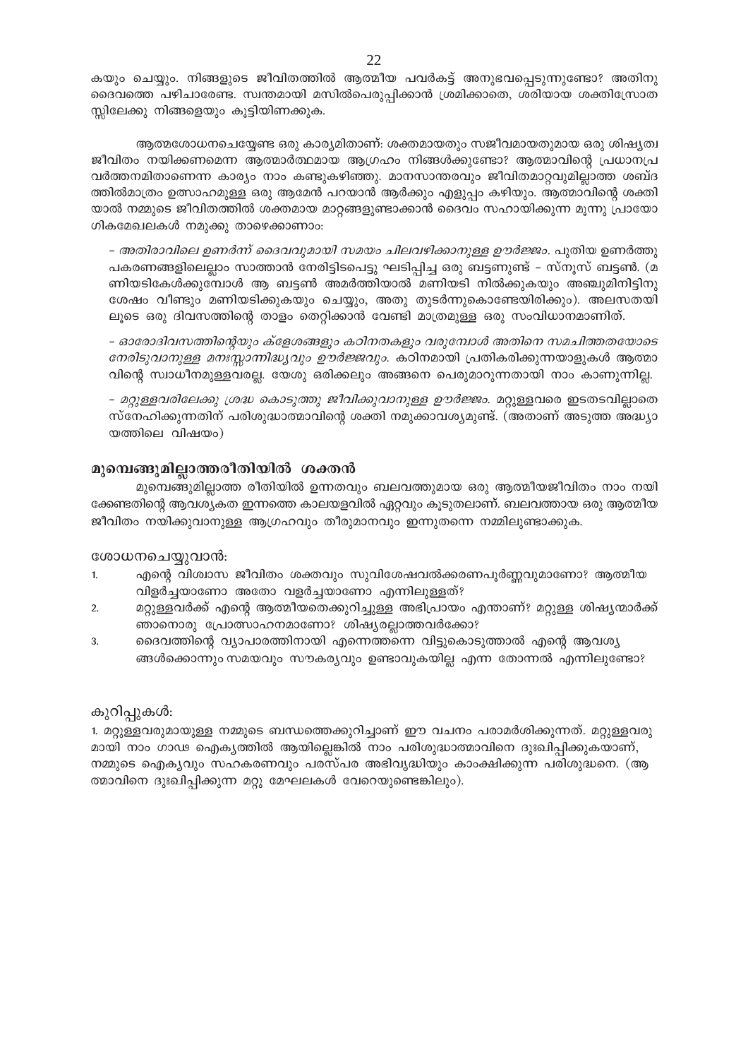കയും ചെയ്യും. നിങ്ങളുടെ ജീവിതത്തിൽ ആത്മീയ പവർകട്ട് അനുഭവപ്പെടുന്നുണ്ടോ? അതിനു ദൈവത്തെ പഴിചാരേണ്ട. സ്വന്തമായി മസിൽപെരുപ്പിക്കാൻ ശ്രമിക്കാതെ, ശരിയായ ശക്തിസ്രോതസ്സിലേക്കു നിങ്ങളെയും കൂട്ടിയിണക്കുക.

ആത്മശോധനചെയ്യേണ്ട ഒരു കാര്യമിതാണ്: ശക്തമായതും സജീവമായതുമായ ഒരു ശിഷ്യത്വ ജീവിതം നയിക്കണമെന്ന ആത്മാർത്ഥമായ ആഗ്രഹം നിങ്ങൾക്കുണ്ടോ? ആത്മാവിന്റെ പ്രധാനപ്രവർത്തനമിതാണെന്ന കാര്യം നാം കണ്ടുകഴിഞ്ഞു. മാനസാന്തരവും ജീവിതമാറ്റവുമില്ലാത്ത ശബ്ദത്തിൽമാത്രം ഉത്സാഹമുള്ള ഒരു ആമേൻ പറയാൻ ആർക്കും എളുപ്പം കഴിയും. ആത്മാവിന്റെ ശക്തിയാൽ നമ്മുടെ ജീവിതത്തിൽ ശക്തമായ മാറ്റങ്ങളുണ്ടാക്കാൻ ദൈവം സഹായിക്കുന്ന മൂന്നു പ്രായോഗികമേഖലകൾ നമുക്കു താഴെക്കാണാം:

– *അതിരാവിലെ ഉണർന്ന് ദൈവവുമായി സമയം ചിലവഴിക്കാനുള്ള ഊർജ്ജം.* പുതിയ ഉണർത്തുപകരണങ്ങളിലെല്ലാം സാത്താൻ നേരിട്ടിടപെട്ടു ഘടിപ്പിച്ച ഒരു ബട്ടണുണ്ട് – സ്നൂസ് ബട്ടൺ. (മണിയടികേൾക്കുമ്പോൾ ആ ബട്ടൺ അമർത്തിയാൽ മണിയടി നിൽക്കുകയും അഞ്ചുമിനിട്ടിനുശേഷം വീണ്ടും മണിയടിക്കുകയും ചെയ്യും, അതു തുടർന്നുകൊണ്ടേയിരിക്കും). അലസതയിലൂടെ ഒരു ദിവസത്തിന്റെ താളം തെറ്റിക്കാൻ വേണ്ടി മാത്രമുള്ള ഒരു സംവിധാനമാണിത്.

– *ഓരോദിവസത്തിന്റെയും ക്ളേശങ്ങളും കഠിനതകളും വരുമ്പോൾ അതിനെ സമചിത്തതയോടെ നേരിടുവാനുള്ള മനഃസ്സാന്നിദ്ധ്യവും ഊർജ്ജവും.* കഠിനമായി പ്രതികരിക്കുന്നയാളുകൾ ആത്മാവിന്റെ സ്വാധീനമുള്ളവരല്ല. യേശു ഒരിക്കലും അങ്ങനെ പെരുമാറുന്നതായി നാം കാണുന്നില്ല.

– *മറ്റുള്ളവരിലേക്കു ശ്രദ്ധ കൊടുത്തു ജീവിക്കുവാനുള്ള ഊർജ്ജം.* മറ്റുള്ളവരെ ഇടതടവില്ലാതെ സ്നേഹിക്കുന്നതിന് പരിശുദ്ധാത്മാവിന്റെ ശക്തി നമുക്കാവശ്യമുണ്ട്. (അതാണ് അടുത്ത അദ്ധ്യായത്തിലെ വിഷയം)

## മുമ്പെങ്ങുമില്ലാത്തരീതിയിൽ ശക്തൻ

മുമ്പെങ്ങുമില്ലാത്ത രീതിയിൽ ഉന്നതവും ബലവത്തുമായ ഒരു ആത്മീയജീവിതം നാം നയിക്കേണ്ടതിന്റെ ആവശ്യകത ഇന്നത്തെ കാലയളവിൽ ഏറ്റവും കൂടുതലാണ്. ബലവത്തായ ഒരു ആത്മീയ ജീവിതം നയിക്കുവാനുള്ള ആഗ്രഹവും തീരുമാനവും ഇന്നുതന്നെ നമ്മിലുണ്ടാക്കുക.

ശോധനചെയ്യുവാൻ:

1. എന്റെ വിശ്വാസ ജീവിതം ശക്തവും സുവിശേഷവൽക്കരണപൂർണ്ണവുമാണോ? ആത്മീയ വിളർച്ചയാണോ അതോ വളർച്ചയാണോ എന്നിലുള്ളത്?
2. മറ്റുള്ളവർക്ക് എന്റെ ആത്മീയതെക്കുറിച്ചുള്ള അഭിപ്രായം എന്താണ്? മറ്റുള്ള ശിഷ്യന്മാർക്ക് ഞാനൊരു പ്രോത്സാഹനമാണോ? ശിഷ്യരല്ലാത്തവർക്കോ?
3. ദൈവത്തിന്റെ വ്യാപാരത്തിനായി എന്നെത്തന്നെ വിട്ടുകൊടുത്താൽ എന്റെ ആവശ്യങ്ങൾക്കൊന്നും സമയവും സൗകര്യവും ഉണ്ടാവുകയില്ല എന്ന തോന്നൽ എന്നിലുണ്ടോ?

കുറിപ്പുകൾ:

1. മറ്റുള്ളവരുമായുള്ള നമ്മുടെ ബന്ധത്തെക്കുറിച്ചാണ് ഈ വചനം പരാമർശിക്കുന്നത്. മറ്റുള്ളവരുമായി നാം ഗാഢ ഐക്യത്തിൽ ആയില്ലെങ്കിൽ നാം പരിശുദ്ധാത്മാവിനെ ദുഃഖിപ്പിക്കുകയാണ്, നമ്മുടെ ഐക്യവും സഹകരണവും പരസ്പര അഭിവൃദ്ധിയും കാംക്ഷിക്കുന്ന പരിശുദ്ധനെ. (ആത്മാവിനെ ദുഃഖിപ്പിക്കുന്ന മറ്റു മേഘലകൾ വേറെയുണ്ടെങ്കിലും).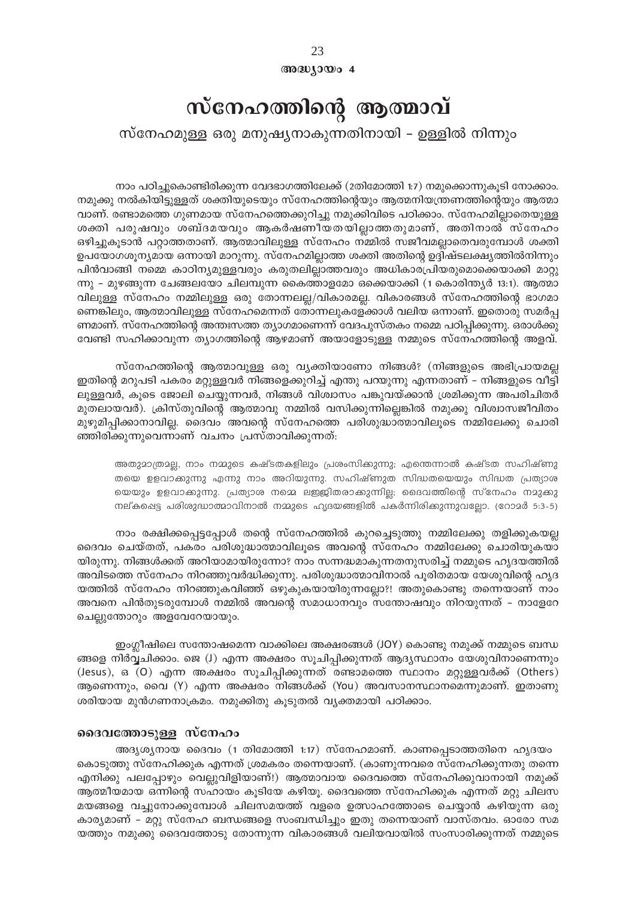# അദ്ധ്യായം 4

# സ്നേഹത്തിന്റെ ആത്മാവ്

## സ്നേഹമുള്ള ഒരു മനുഷ്യനാകുന്നതിനായി – ഉള്ളിൽ നിന്നും

നാം പഠിച്ചുകൊണ്ടിരിക്കുന്ന വേദഭാഗത്തിലേക്ക് (2തിമോത്തി 1:7) നമുക്കൊന്നുകൂടി നോക്കാം. നമുക്കു നൽകിയിട്ടുള്ളത് ശക്തിയുടെയും സ്നേഹത്തിന്റെയും ആത്മനിയന്ത്രണത്തിന്റെയും ആത്മാവാണ്. രണ്ടാമത്തെ ഗുണമായ സ്നേഹത്തെക്കുറിച്ചു നമുക്കിവിടെ പഠിക്കാം. സ്നേഹമില്ലാതെയുള്ള ശക്തി പരുഷവും ശബ്ദമയവും ആകർഷണീയതയില്ലാത്തതുമാണ്, അതിനാൽ സ്നേഹം ഒഴിച്ചുകൂടാൻ പറ്റാത്തതാണ്. ആത്മാവിലുള്ള സ്നേഹം നമ്മിൽ സജീവമല്ലാതെവരുമ്പോൾ ശക്തി ഉപയോഗശൂന്യമായ ഒന്നായി മാറുന്നു. സ്നേഹമില്ലാത്ത ശക്തി അതിന്റെ ഉദ്ദിഷ്ടലക്ഷ്യത്തിൽനിന്നും പിൻവാങ്ങി നമ്മെ കാഠിന്യമുള്ളവരും കരുതലില്ലാത്തവരും അധികാരപ്രിയരുമൊക്കെയാക്കി മാറ്റുന്നു – മുഴങ്ങുന്ന ചേങ്ങലയോ ചിലമ്പുന്ന കൈത്താളമോ ഒക്കെയാക്കി (1 കൊരിന്ത്യർ 13:1). ആത്മാവിലുള്ള സ്നേഹം നമ്മിലുള്ള ഒരു തോന്നലല്ല/വികാരമല്ല. വികാരങ്ങൾ സ്നേഹത്തിന്റെ ഭാഗമാണെങ്കിലും, ആത്മാവിലുള്ള സ്നേഹമെന്നത് തോന്നലുകളേക്കാൾ വലിയ ഒന്നാണ്. ഇതൊരു സമർപ്പണമാണ്. സ്നേഹത്തിന്റെ അന്തഃസത്ത ത്യാഗമാണെന്ന് വേദപുസ്തകം നമ്മെ പഠിപ്പിക്കുന്നു. ഒരാൾക്കു വേണ്ടി സഹിക്കാവുന്ന ത്യാഗത്തിന്റെ ആഴമാണ് അയാളോടുള്ള നമ്മുടെ സ്നേഹത്തിന്റെ അളവ്.

സ്നേഹത്തിന്റെ ആത്മാവുള്ള ഒരു വ്യക്തിയാണോ നിങ്ങൾ? (നിങ്ങളുടെ അഭിപ്രായമല്ല ഇതിന്റെ മറുപടി പകരം മറ്റുള്ളവർ നിങ്ങളെക്കുറിച്ച് എന്തു പറയുന്നു എന്നതാണ് – നിങ്ങളുടെ വീട്ടിലുള്ളവർ, കൂടെ ജോലി ചെയ്യുന്നവർ, നിങ്ങൾ വിശ്വാസം പങ്കുവയ്ക്കാൻ ശ്രമിക്കുന്ന അപരിചിതർ മുതലായവർ). ക്രിസ്തുവിന്റെ ആത്മാവു നമ്മിൽ വസിക്കുന്നില്ലെങ്കിൽ നമുക്കു വിശ്വാസജീവിതം മുഴുമിപ്പിക്കാനാവില്ല. ദൈവം അവന്റെ സ്നേഹത്തെ പരിശുദ്ധാത്മാവിലൂടെ നമ്മിലേക്കു ചൊരിഞ്ഞിരിക്കുന്നുവെന്നാണ് വചനം പ്രസ്താവിക്കുന്നത്:

> അതുമാത്രമല്ല, നാം നമ്മുടെ കഷ്ടതകളിലും പ്രശംസിക്കുന്നു; എന്തെന്നാൽ കഷ്ടത സഹിഷ്ണുതയെ ഉളവാക്കുന്നു എന്നു നാം അറിയുന്നു. സഹിഷ്ണുത സിദ്ധതയെയും സിദ്ധത പ്രത്യാശയെയും ഉളവാക്കുന്നു. പ്രത്യാശ നമ്മെ ലജ്ജിതരാക്കുന്നില്ല; ദൈവത്തിന്റെ സ്നേഹം നമുക്കു നല്കപ്പെട്ട പരിശുദ്ധാത്മാവിനാൽ നമ്മുടെ ഹൃദയങ്ങളിൽ പകർന്നിരിക്കുന്നുവല്ലോ. (റോമർ 5:3-5)

നാം രക്ഷിക്കപ്പെട്ടപ്പോൾ തന്റെ സ്നേഹത്തിൽ കുറച്ചെടുത്തു നമ്മിലേക്കു തളിക്കുകയല്ല ദൈവം ചെയ്തത്, പകരം പരിശുദ്ധാത്മാവിലൂടെ അവന്റെ സ്നേഹം നമ്മിലേക്കു ചൊരിയുകയായിരുന്നു. നിങ്ങൾക്കത് അറിയാമായിരുന്നോ? നാം സന്നദ്ധമാകുന്നതനുസരിച്ച് നമ്മുടെ ഹൃദയത്തിൽ അവിടത്തെ സ്നേഹം നിറഞ്ഞുവർദ്ധിക്കുന്നു. പരിശുദ്ധാത്മാവിനാൽ പൂരിതമായ യേശുവിന്റെ ഹൃദയത്തിൽ സ്നേഹം നിറഞ്ഞുകവിഞ്ഞ് ഒഴുകുകയായിരുന്നല്ലോ?! അതുകൊണ്ടു തന്നെയാണ് നാം അവനെ പിൻതുടരുമ്പോൾ നമ്മിൽ അവന്റെ സമാധാനവും സന്തോഷവും നിറയുന്നത് – നാളേറെ ചെല്ലുന്തോറും അളവേറെയായും.

ഇംഗ്ലീഷിലെ സന്തോഷമെന്ന വാക്കിലെ അക്ഷരങ്ങൾ (JOY) കൊണ്ടു നമുക്ക് നമ്മുടെ ബന്ധങ്ങളെ നിർവ്വചിക്കാം. ജെ (J) എന്ന അക്ഷരം സൂചിപ്പിക്കുന്നത് ആദ്യസ്ഥാനം യേശുവിനാണെന്നും (Jesus), ഒ (O) എന്ന അക്ഷരം സൂചിപ്പിക്കുന്നത് രണ്ടാമത്തെ സ്ഥാനം മറ്റുള്ളവർക്ക് (Others) ആണെന്നും, വൈ (Y) എന്ന അക്ഷരം നിങ്ങൾക്ക് (You) അവസാനസ്ഥാനമെന്നുമാണ്. ഇതാണു ശരിയായ മുൻഗണനാക്രമം. നമുക്കിതു കൂടുതൽ വ്യക്തമായി പഠിക്കാം.

### ദൈവത്തോടുള്ള സ്നേഹം

അദൃശ്യനായ ദൈവം (1 തിമോത്തി 1:17) സ്നേഹമാണ്. കാണപ്പെടാത്തതിനെ ഹൃദയം കൊടുത്തു സ്നേഹിക്കുക എന്നത് ശ്രമകരം തന്നെയാണ്. (കാണുന്നവരെ സ്നേഹിക്കുന്നതു തന്നെ എനിക്കു പലപ്പോഴും വെല്ലുവിളിയാണ്!) ആത്മാവായ ദൈവത്തെ സ്നേഹിക്കുവാനായി നമുക്ക് ആത്മീയമായ ഒന്നിന്റെ സഹായം കൂടിയേ കഴിയൂ. ദൈവത്തെ സ്നേഹിക്കുക എന്നത് മറ്റു ചിലസമയങ്ങളെ വച്ചുനോക്കുമ്പോൾ ചിലസമയത്ത് വളരെ ഉത്സാഹത്തോടെ ചെയ്യാൻ കഴിയുന്ന ഒരു കാര്യമാണ് – മറ്റു സ്നേഹ ബന്ധങ്ങളെ സംബന്ധിച്ചും ഇതു തന്നെയാണ് വാസ്തവം. ഓരോ സമയത്തും നമുക്കു ദൈവത്തോടു തോന്നുന്ന വികാരങ്ങൾ വലിയവായിൽ സംസാരിക്കുന്നത് നമ്മുടെ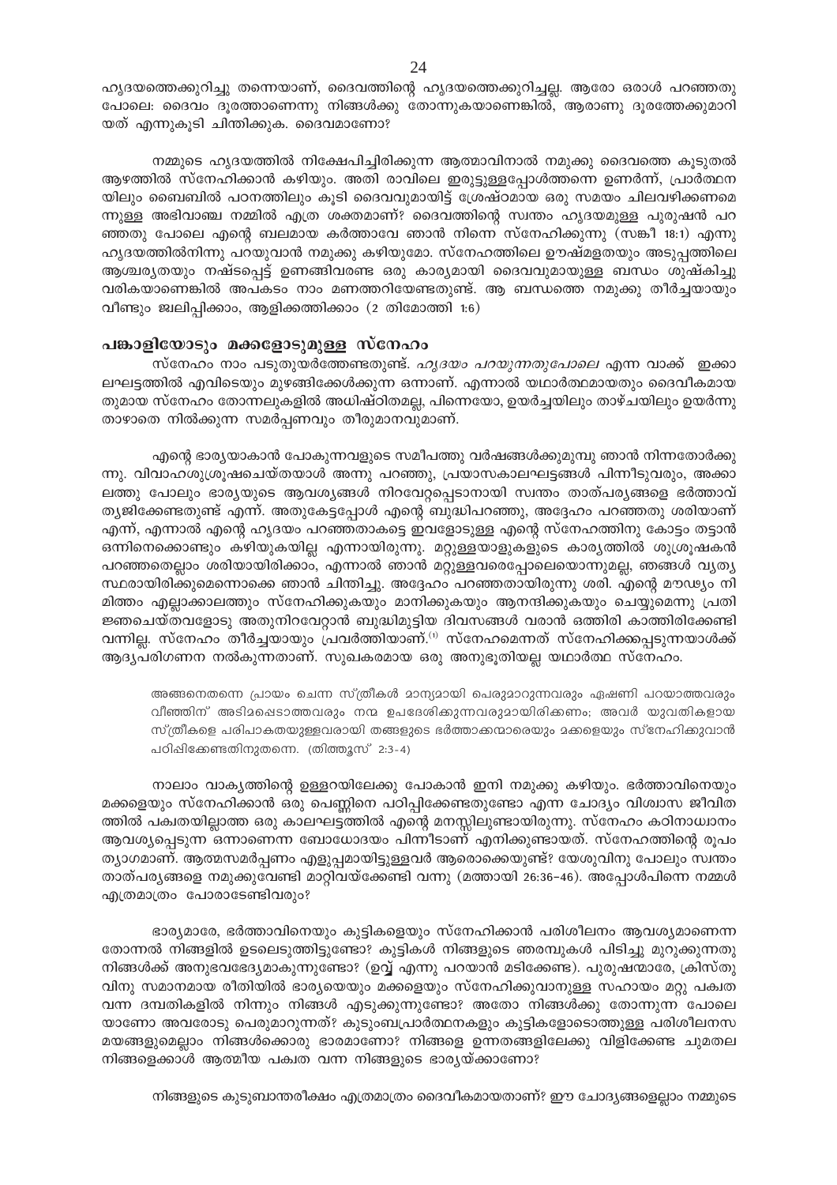ഹൃദയത്തെക്കുറിച്ചു തന്നെയാണ്, ദൈവത്തിന്റെ ഹൃദയത്തെക്കുറിച്ചല്ല. ആരോ ഒരാൾ പറഞ്ഞതു പോലെ: ദൈവം ദൂരത്താണെന്നു നിങ്ങൾക്കു തോന്നുകയാണെങ്കിൽ, ആരാണു ദൂരത്തേക്കുമാറിയത് എന്നുകൂടി ചിന്തിക്കുക. ദൈവമാണോ?

നമ്മുടെ ഹൃദയത്തിൽ നിക്ഷേപിച്ചിരിക്കുന്ന ആത്മാവിനാൽ നമുക്കു ദൈവത്തെ കൂടുതൽ ആഴത്തിൽ സ്നേഹിക്കാൻ കഴിയും. അതി രാവിലെ ഇരുട്ടുള്ളപ്പോൾത്തന്നെ ഉണർന്ന്, പ്രാർത്ഥനയിലും ബൈബിൾ പഠനത്തിലും കൂടി ദൈവവുമായിട്ട് ശ്രേഷ്ഠമായ ഒരു സമയം ചിലവഴിക്കണമെന്നുള്ള അഭിവാഞ്ച നമ്മിൽ എത്ര ശക്തമാണ്? ദൈവത്തിന്റെ സ്വന്തം ഹൃദയമുള്ള പുരുഷൻ പറഞ്ഞതു പോലെ എന്റെ ബലമായ കർത്താവേ ഞാൻ നിന്നെ സ്നേഹിക്കുന്നു (സങ്കീ 18:1) എന്നു ഹൃദയത്തിൽനിന്നു പറയുവാൻ നമുക്കു കഴിയുമോ. സ്നേഹത്തിലെ ഊഷ്മളതയും അടുപ്പത്തിലെ ആശ്ചര്യതയും നഷ്ടപ്പെട്ട് ഉണങ്ങിവരണ്ട ഒരു കാര്യമായി ദൈവവുമായുള്ള ബന്ധം ശുഷ്കിച്ചു വരികയാണെങ്കിൽ അപകടം നാം മണത്തറിയേണ്ടതുണ്ട്. ആ ബന്ധത്തെ നമുക്കു തീർച്ചയായും വീണ്ടും ജ്വലിപ്പിക്കാം, ആളിക്കത്തിക്കാം (2 തിമോത്തി 1:6)

## പങ്കാളിയോടും മക്കളോടുമുള്ള സ്നേഹം

സ്നേഹം നാം പടുതുയർത്തേണ്ടതുണ്ട്. *ഹൃദയം പറയുന്നതുപോലെ* എന്ന വാക്ക് ഇക്കാലഘട്ടത്തിൽ എവിടെയും മുഴങ്ങിക്കേൾക്കുന്ന ഒന്നാണ്. എന്നാൽ യഥാർത്ഥമായതും ദൈവീകമായതുമായ സ്നേഹം തോന്നലുകളിൽ അധിഷ്ഠിതമല്ല, പിന്നെയോ, ഉയർച്ചയിലും താഴ്ചയിലും ഉയർന്നു താഴാതെ നിൽക്കുന്ന സമർപ്പണവും തീരുമാനവുമാണ്.

എന്റെ ഭാര്യയാകാൻ പോകുന്നവളുടെ സമീപത്തു വർഷങ്ങൾക്കുമുമ്പു ഞാൻ നിന്നതോർക്കുന്നു. വിവാഹശുശ്രൂഷചെയ്തയാൾ അന്നു പറഞ്ഞു, പ്രയാസകാലഘട്ടങ്ങൾ പിന്നീടുവരും, അക്കാലത്തു പോലും ഭാര്യയുടെ ആവശ്യങ്ങൾ നിറവേറ്റപ്പെടാനായി സ്വന്തം താത്പര്യങ്ങളെ ഭർത്താവ് ത്യജിക്കേണ്ടതുണ്ട് എന്ന്. അതുകേട്ടപ്പോൾ എന്റെ ബുദ്ധിപറഞ്ഞു, അദ്ദേഹം പറഞ്ഞതു ശരിയാണ് എന്ന്, എന്നാൽ എന്റെ ഹൃദയം പറഞ്ഞതാകട്ടെ ഇവളോടുള്ള എന്റെ സ്നേഹത്തിനു കോട്ടം തട്ടാൻ ഒന്നിനെക്കൊണ്ടും കഴിയുകയില്ല എന്നായിരുന്നു. മറ്റുള്ളയാളുകളുടെ കാര്യത്തിൽ ശുശ്രൂഷകൻ പറഞ്ഞതെല്ലാം ശരിയായിരിക്കാം, എന്നാൽ ഞാൻ മറ്റുള്ളവരെപ്പോലെയൊന്നുമല്ല, ഞങ്ങൾ വ്യത്യസ്ഥരായിരിക്കുമെന്നൊക്കെ ഞാൻ ചിന്തിച്ചു. അദ്ദേഹം പറഞ്ഞതായിരുന്നു ശരി. എന്റെ മൗഢ്യം നിമിത്തം എല്ലാക്കാലത്തും സ്നേഹിക്കുകയും മാനിക്കുകയും ആനന്ദിക്കുകയും ചെയ്യുമെന്നു പ്രതിജ്ഞചെയ്തവളോടു അതുനിറവേറ്റാൻ ബുദ്ധിമുട്ടിയ ദിവസങ്ങൾ വരാൻ ഒത്തിരി കാത്തിരിക്കേണ്ടി വന്നില്ല. സ്നേഹം തീർച്ചയായും പ്രവർത്തിയാണ്.[1] സ്നേഹമെന്നത് സ്നേഹിക്കപ്പെടുന്നയാൾക്ക് ആദ്യപരിഗണന നൽകുന്നതാണ്. സുഖകരമായ ഒരു അനുഭൂതിയല്ല യഥാർത്ഥ സ്നേഹം.

> അങ്ങനെതന്നെ പ്രായം ചെന്ന സ്ത്രീകൾ മാന്യമായി പെരുമാറുന്നവരും ഏഷണി പറയാത്തവരും വീഞ്ഞിന് അടിമപ്പെടാത്തവരും നന്മ ഉപദേശിക്കുന്നവരുമായിരിക്കണം; അവർ യുവതികളായ സ്ത്രീകളെ പരിപാകതയുള്ളവരായി തങ്ങളുടെ ഭർത്താക്കന്മാരെയും മക്കളെയും സ്നേഹിക്കുവാൻ പഠിപ്പിക്കേണ്ടതിനുതന്നെ. (തീത്തൂസ് 2:3-4)

നാലാം വാക്യത്തിന്റെ ഉള്ളറയിലേക്കു പോകാൻ ഇനി നമുക്കു കഴിയും. ഭർത്താവിനെയും മക്കളെയും സ്നേഹിക്കാൻ ഒരു പെണ്ണിനെ പഠിപ്പിക്കേണ്ടതുണ്ടോ എന്ന ചോദ്യം വിശ്വാസ ജീവിതത്തിൽ പക്വതയില്ലാത്ത ഒരു കാലഘട്ടത്തിൽ എന്റെ മനസ്സിലുണ്ടായിരുന്നു. സ്നേഹം കഠിനാധ്വാനം ആവശ്യപ്പെടുന്ന ഒന്നാണെന്ന ബോധോദയം പിന്നീടാണ് എനിക്കുണ്ടായത്. സ്നേഹത്തിന്റെ രൂപം ത്യാഗമാണ്. ആത്മസമർപ്പണം എളുപ്പമായിട്ടുള്ളവർ ആരൊക്കെയുണ്ട്? യേശുവിനു പോലും സ്വന്തം താത്പര്യങ്ങളെ നമുക്കുവേണ്ടി മാറ്റിവയ്ക്കേണ്ടി വന്നു (മത്തായി 26:36-46). അപ്പോൾപിന്നെ നമ്മൾ എത്രമാത്രം പോരാടേണ്ടിവരും?

ഭാര്യമാരേ, ഭർത്താവിനെയും കുട്ടികളെയും സ്നേഹിക്കാൻ പരിശീലനം ആവശ്യമാണെന്ന തോന്നൽ നിങ്ങളിൽ ഉടലെടുത്തിട്ടുണ്ടോ? കുട്ടികൾ നിങ്ങളുടെ ഞരമ്പുകൾ പിടിച്ചു മുറുക്കുന്നതു നിങ്ങൾക്ക് അനുഭവഭേദ്യമാകുന്നുണ്ടോ? (ഉവ്വ് എന്നു പറയാൻ മടിക്കേണ്ട). പുരുഷന്മാരേ, ക്രിസ്തുവിനു സമാനമായ രീതിയിൽ ഭാര്യയെയും മക്കളെയും സ്നേഹിക്കുവാനുള്ള സഹായം മറ്റു പക്വത വന്ന ദമ്പതികളിൽ നിന്നും നിങ്ങൾ എടുക്കുന്നുണ്ടോ? അതോ നിങ്ങൾക്കു തോന്നുന്ന പോലെയാണോ അവരോടു പെരുമാറുന്നത്? കുടുംബപ്രാർത്ഥനകളും കുട്ടികളോടൊത്തുള്ള പരിശീലനസമയങ്ങളുമെല്ലാം നിങ്ങൾക്കൊരു ഭാരമാണോ? നിങ്ങളെ ഉന്നതങ്ങളിലേക്കു വിളിക്കേണ്ട ചുമതല നിങ്ങളെക്കാൾ ആത്മീയ പക്വത വന്ന നിങ്ങളുടെ ഭാര്യയ്ക്കാണോ?

നിങ്ങളുടെ കുടുംബാന്തരീക്ഷം എത്രമാത്രം ദൈവീകമായതാണ്? ഈ ചോദ്യങ്ങളെല്ലാം നമ്മുടെ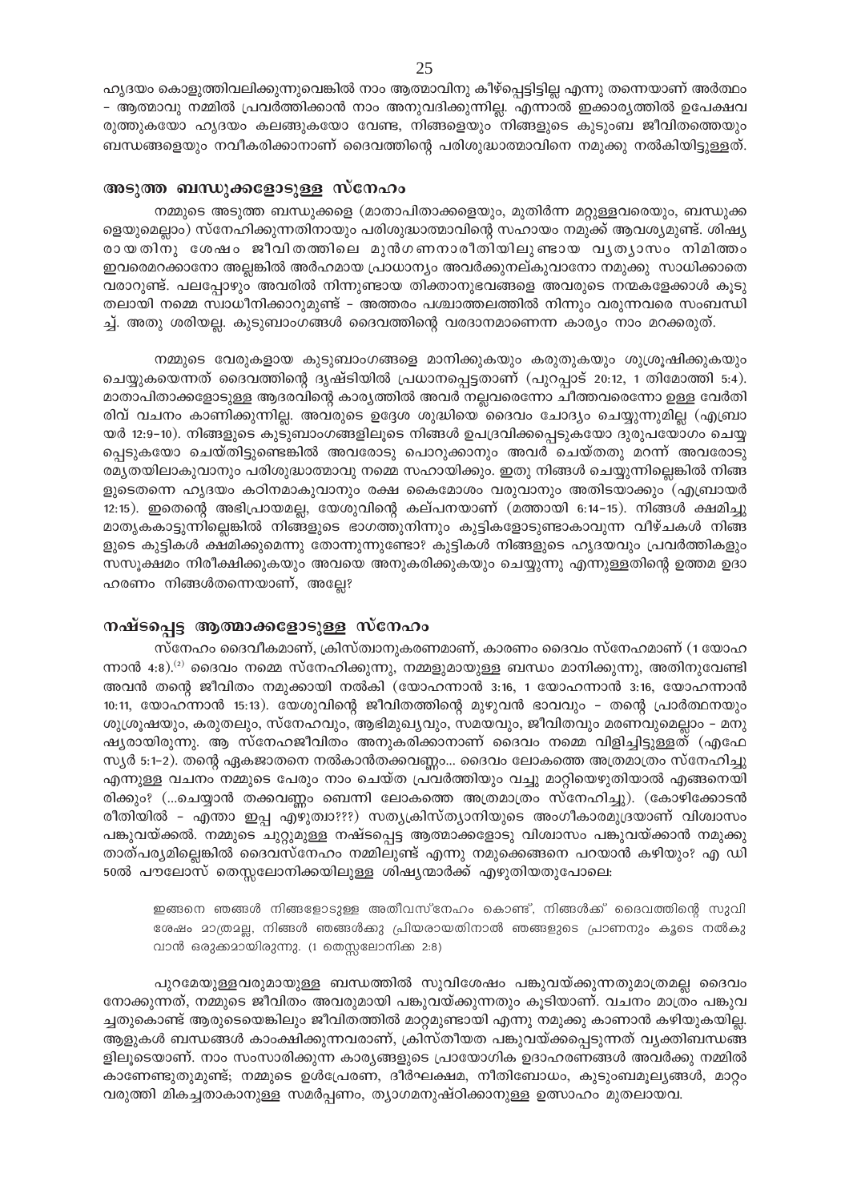ഹൃദയം കൊളുത്തിവലിക്കുന്നുവെങ്കിൽ നാം ആത്മാവിനു കീഴ്പ്പെട്ടിട്ടില്ല എന്നു തന്നെയാണ് അർത്ഥം – ആത്മാവു നമ്മിൽ പ്രവർത്തിക്കാൻ നാം അനുവദിക്കുന്നില്ല. എന്നാൽ ഇക്കാര്യത്തിൽ ഉപേക്ഷവരുത്തുകയോ ഹൃദയം കലങ്ങുകയോ വേണ്ട, നിങ്ങളെയും നിങ്ങളുടെ കുടുംബ ജീവിതത്തെയും ബന്ധങ്ങളെയും നവീകരിക്കാനാണ് ദൈവത്തിന്റെ പരിശുദ്ധാത്മാവിനെ നമുക്കു നൽകിയിട്ടുള്ളത്.

## അടുത്ത ബന്ധുക്കളോടുള്ള സ്നേഹം

നമ്മുടെ അടുത്ത ബന്ധുക്കളെ (മാതാപിതാക്കളെയും, മുതിർന്ന മറ്റുള്ളവരെയും, ബന്ധുക്കളെയുമെല്ലാം) സ്നേഹിക്കുന്നതിനായും പരിശുദ്ധാത്മാവിന്റെ സഹായം നമുക്ക് ആവശ്യമുണ്ട്. ശിഷ്യരായതിനു ശേഷം ജീവിതത്തിലെ മുൻഗണനാരീതിയിലുണ്ടായ വ്യത്യാസം നിമിത്തം ഇവരെമറക്കാനോ അല്ലങ്കിൽ അർഹമായ പ്രാധാന്യം അവർക്കുനല്കുവാനോ നമുക്കു സാധിക്കാതെ വരാറുണ്ട്. പലപ്പോഴും അവരിൽ നിന്നുണ്ടായ തിക്താനുഭവങ്ങളെ അവരുടെ നന്മകളേക്കാൾ കൂടുതലായി നമ്മെ സ്വാധീനിക്കാറുമുണ്ട് – അത്തരം പശ്ചാത്തലത്തിൽ നിന്നും വരുന്നവരെ സംബന്ധിച്ച്. അതു ശരിയല്ല. കുടുബാംഗങ്ങൾ ദൈവത്തിന്റെ വരദാനമാണെന്ന കാര്യം നാം മറക്കരുത്.

നമ്മുടെ വേരുകളായ കുടുബാംഗങ്ങളെ മാനിക്കുകയും കരുതുകയും ശുശ്രൂഷിക്കുകയും ചെയ്യുകയെന്നത് ദൈവത്തിന്റെ ദൃഷ്ടിയിൽ പ്രധാനപ്പെട്ടതാണ് (പുറപ്പാട് 20:12, 1 തിമോത്തി 5:4). മാതാപിതാക്കളോടുള്ള ആദരവിന്റെ കാര്യത്തിൽ അവർ നല്ലവരെന്നോ ചീത്തവരെന്നോ ഉള്ള വേർതിരിവ് വചനം കാണിക്കുന്നില്ല. അവരുടെ ഉദ്ദേശ ശുദ്ധിയെ ദൈവം ചോദ്യം ചെയ്യുന്നുമില്ല (എബ്രായർ 12:9-10). നിങ്ങളുടെ കുടുബാംഗങ്ങളിലൂടെ നിങ്ങൾ ഉപദ്രവിക്കപ്പെടുകയോ ദുരുപയോഗം ചെയ്യപ്പെടുകയോ ചെയ്തിട്ടുണ്ടെങ്കിൽ അവരോടു പൊറുക്കാനും അവർ ചെയ്തതു മറന്ന് അവരോടു രമ്യതയിലാകുവാനും പരിശുദ്ധാത്മാവു നമ്മെ സഹായിക്കും. ഇതു നിങ്ങൾ ചെയ്യുന്നില്ലെങ്കിൽ നിങ്ങളുടെതന്നെ ഹൃദയം കഠിനമാകുവാനും രക്ഷ കൈമോശം വരുവാനും അതിടയാക്കും (എബ്രായർ 12:15). ഇതെന്റെ അഭിപ്രായമല്ല, യേശുവിന്റെ കല്പനയാണ് (മത്തായി 6:14-15). നിങ്ങൾ ക്ഷമിച്ചു മാതൃകകാട്ടുന്നില്ലെങ്കിൽ നിങ്ങളുടെ ഭാഗത്തുനിന്നും കുട്ടികളോടുണ്ടാകാവുന്ന വീഴ്ചകൾ നിങ്ങളുടെ കുട്ടികൾ ക്ഷമിക്കുമെന്നു തോന്നുന്നുണ്ടോ? കുട്ടികൾ നിങ്ങളുടെ ഹൃദയവും പ്രവർത്തികളും സസൂക്ഷമം നിരീക്ഷിക്കുകയും അവയെ അനുകരിക്കുകയും ചെയ്യുന്നു എന്നുള്ളതിന്റെ ഉത്തമ ഉദാഹരണം നിങ്ങൾതന്നെയാണ്, അല്ലേ?

## നഷ്ടപ്പെട്ട ആത്മാക്കളോടുള്ള സ്നേഹം

സ്നേഹം ദൈവീകമാണ്, ക്രിസ്ത്വാനുകരണമാണ്, കാരണം ദൈവം സ്നേഹമാണ് (1 യോഹന്നാൻ 4:8).[2] ദൈവം നമ്മെ സ്നേഹിക്കുന്നു, നമ്മളുമായുള്ള ബന്ധം മാനിക്കുന്നു, അതിനുവേണ്ടി അവൻ തന്റെ ജീവിതം നമുക്കായി നൽകി (യോഹന്നാൻ 3:16, 1 യോഹന്നാൻ 3:16, യോഹന്നാൻ 10:11, യോഹന്നാൻ 15:13). യേശുവിന്റെ ജീവിതത്തിന്റെ മുഴുവൻ ഭാവവും – തന്റെ പ്രാർത്ഥനയും ശുശ്രൂഷയും, കരുതലും, സ്നേഹവും, ആഭിമുഖ്യവും, സമയവും, ജീവിതവും മരണവുമെല്ലാം – മനുഷ്യരായിരുന്നു. ആ സ്നേഹജീവിതം അനുകരിക്കാനാണ് ദൈവം നമ്മെ വിളിച്ചിട്ടുള്ളത് (എഫേസ്യർ 5:1-2). തന്റെ ഏകജാതനെ നൽകാൻതക്കവണ്ണം... ദൈവം ലോകത്തെ അത്രമാത്രം സ്നേഹിച്ചു എന്നുള്ള വചനം നമ്മുടെ പേരും നാം ചെയ്ത പ്രവർത്തിയും വച്ചു മാറ്റിയെഴുതിയാൽ എങ്ങനെയിരിക്കും? (...ചെയ്യാൻ തക്കവണ്ണം ബെന്നി ലോകത്തെ അത്രമാത്രം സ്നേഹിച്ചു). (കോഴിക്കോടൻ രീതിയിൽ – എന്താ ഇപ്പ എഴുത്വാ???) സത്യക്രിസ്ത്യാനിയുടെ അംഗീകാരമുദ്രയാണ് വിശ്വാസം പങ്കുവയ്ക്കൽ. നമ്മുടെ ചുറ്റുമുള്ള നഷ്ടപ്പെട്ട ആത്മാക്കളോടു വിശ്വാസം പങ്കുവയ്ക്കാൻ നമുക്കു താത്പര്യമില്ലെങ്കിൽ ദൈവസ്നേഹം നമ്മിലുണ്ട് എന്നു നമുക്കെങ്ങനെ പറയാൻ കഴിയും? എ ഡി 50ൽ പൗലോസ് തെസ്സലോനിക്കയിലുള്ള ശിഷ്യന്മാർക്ക് എഴുതിയതുപോലെ:

> ഇങ്ങനെ ഞങ്ങൾ നിങ്ങളോടുള്ള അതീവസ്നേഹം കൊണ്ട്, നിങ്ങൾക്ക് ദൈവത്തിന്റെ സുവിശേഷം മാത്രമല്ല, നിങ്ങൾ ഞങ്ങൾക്കു പ്രിയരായതിനാൽ ഞങ്ങളുടെ പ്രാണനും കൂടെ നൽകുവാൻ ഒരുക്കമായിരുന്നു. (1 തെസ്സലോനിക്ക 2:8)

പുറമേയുള്ളവരുമായുള്ള ബന്ധത്തിൽ സുവിശേഷം പങ്കുവയ്ക്കുന്നതുമാത്രമല്ല ദൈവം നോക്കുന്നത്, നമ്മുടെ ജീവിതം അവരുമായി പങ്കുവയ്ക്കുന്നതും കൂടിയാണ്. വചനം മാത്രം പങ്കുവച്ചതുകൊണ്ട് ആരുടെയെങ്കിലും ജീവിതത്തിൽ മാറ്റമുണ്ടായി എന്നു നമുക്കു കാണാൻ കഴിയുകയില്ല. ആളുകൾ ബന്ധങ്ങൾ കാംക്ഷിക്കുന്നവരാണ്, ക്രിസ്തീയത പങ്കുവയ്ക്കപ്പെടുന്നത് വ്യക്തിബന്ധങ്ങളിലൂടെയാണ്. നാം സംസാരിക്കുന്ന കാര്യങ്ങളുടെ പ്രായോഗിക ഉദാഹരണങ്ങൾ അവർക്കു നമ്മിൽ കാണേണ്ടതുമുണ്ട്; നമ്മുടെ ഉൾപ്രേരണ, ദീർഘക്ഷമ, നീതിബോധം, കുടുംബമൂല്യങ്ങൾ, മാറ്റം വരുത്തി മികച്ചതാകാനുള്ള സമർപ്പണം, ത്യാഗമനുഷ്ഠിക്കാനുള്ള ഉത്സാഹം മുതലായവ.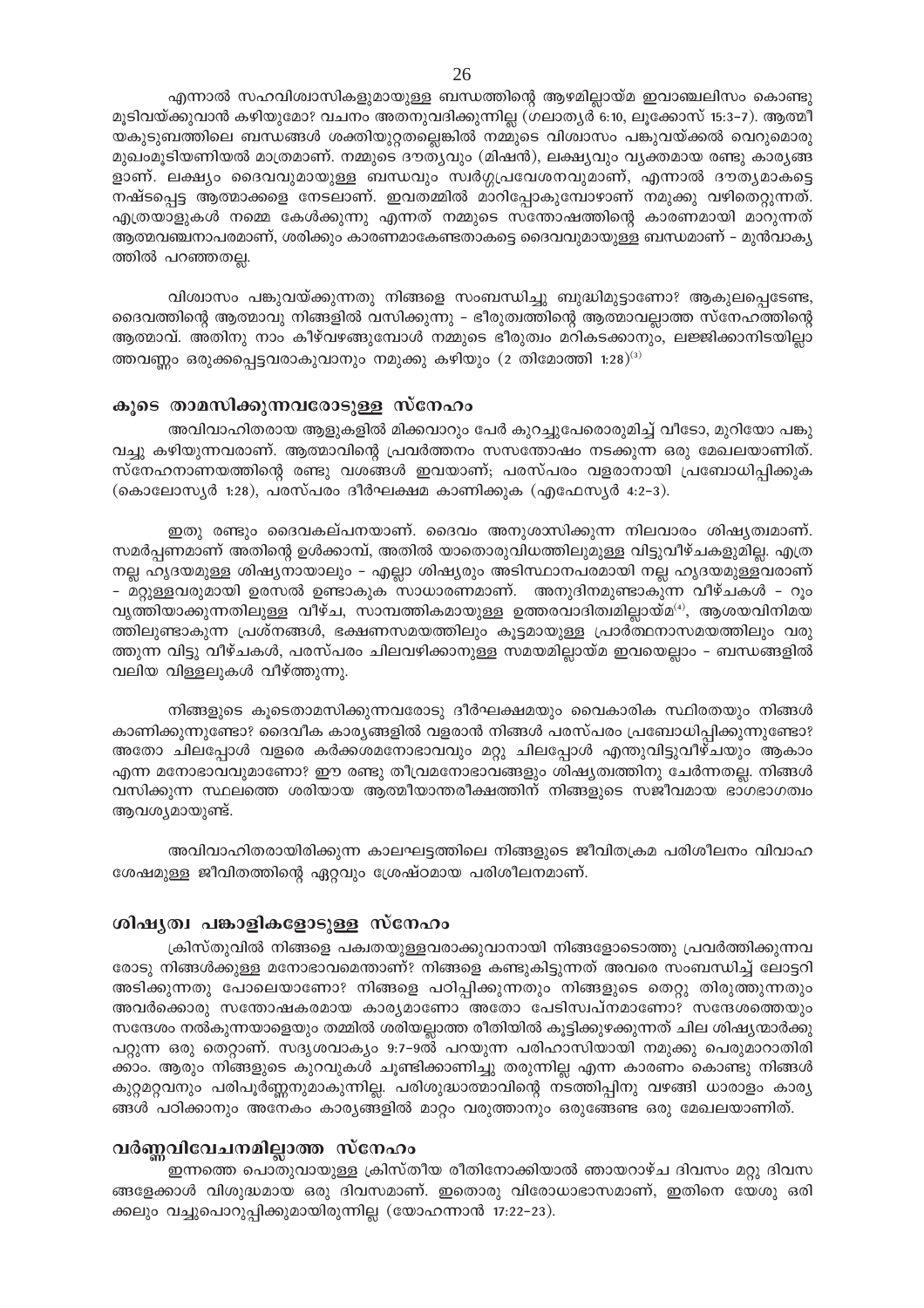എന്നാൽ സഹവിശ്വാസികളുമായുള്ള ബന്ധത്തിന്റെ ആഴമില്ലായ്മ ഇവാഞ്ചലിസം കൊണ്ടു മൂടിവയ്ക്കുവാൻ കഴിയുമോ? വചനം അതനുവദിക്കുന്നില്ല (ഗലാത്യർ 6:10, ലൂക്കോസ് 15:3–7). ആത്മീയകുടുംബത്തിലെ ബന്ധങ്ങൾ ശക്തിയുറ്റതല്ലെങ്കിൽ നമ്മുടെ വിശ്വാസം പങ്കുവയ്ക്കൽ വെറുമൊരു മുഖംമൂടിയണിയൽ മാത്രമാണ്. നമ്മുടെ ദൗത്യവും (മിഷൻ), ലക്ഷ്യവും വ്യക്തമായ രണ്ടു കാര്യങ്ങളാണ്. ലക്ഷ്യം ദൈവവുമായുള്ള ബന്ധവും സ്വർഗ്ഗപ്രവേശനവുമാണ്, എന്നാൽ ദൗത്യമാകട്ടെ നഷ്ടപ്പെട്ട ആത്മാക്കളെ നേടലാണ്. ഇവതമ്മിൽ മാറിപ്പോകുമ്പോഴാണ് നമുക്കു വഴിതെറ്റുന്നത്. എത്രയാളുകൾ നമ്മെ കേൾക്കുന്നു എന്നത് നമ്മുടെ സന്തോഷത്തിന്റെ കാരണമായി മാറുന്നത് ആത്മവഞ്ചനാപരമാണ്, ശരിക്കും കാരണമാകേണ്ടതാകട്ടെ ദൈവവുമായുള്ള ബന്ധമാണ് – മുൻവാക്യത്തിൽ പറഞ്ഞതല്ല.

വിശ്വാസം പങ്കുവയ്ക്കുന്നതു നിങ്ങളെ സംബന്ധിച്ചു ബുദ്ധിമുട്ടാണോ? ആകുലപ്പെടേണ്ട, ദൈവത്തിന്റെ ആത്മാവു നിങ്ങളിൽ വസിക്കുന്നു – ഭീരുത്വത്തിന്റെ ആത്മാവല്ലാത്ത സ്നേഹത്തിന്റെ ആത്മാവ്. അതിനു നാം കീഴ്‌വഴങ്ങുമ്പോൾ നമ്മുടെ ഭീരുത്വം മറികടക്കാനും, ലജ്ജിക്കാനിടയില്ലാത്തവണ്ണം ഒരുക്കപ്പെട്ടവരാകുവാനും നമുക്കു കഴിയും (2 തിമോത്തി 1:28)[3]

## കൂടെ താമസിക്കുന്നവരോടുള്ള സ്നേഹം

അവിവാഹിതരായ ആളുകളിൽ മിക്കവാറും പേർ കുറച്ചുപേരൊരുമിച്ച് വീടോ, മുറിയോ പങ്കു വച്ചു കഴിയുന്നവരാണ്. ആത്മാവിന്റെ പ്രവർത്തനം സസന്തോഷം നടക്കുന്ന ഒരു മേഖലയാണിത്. സ്നേഹനാണയത്തിന്റെ രണ്ടു വശങ്ങൾ ഇവയാണ്; പരസ്പരം വളരാനായി പ്രബോധിപ്പിക്കുക (കൊലോസ്യർ 1:28), പരസ്പരം ദീർഘക്ഷമ കാണിക്കുക (എഫേസ്യർ 4:2–3).

ഇതു രണ്ടും ദൈവകല്പനയാണ്. ദൈവം അനുശാസിക്കുന്ന നിലവാരം ശിഷ്യത്വമാണ്. സമർപ്പണമാണ് അതിന്റെ ഉൾക്കാമ്പ്, അതിൽ യാതൊരുവിധത്തിലുമുള്ള വിട്ടുവീഴ്ചകളുമില്ല. എത്ര നല്ല ഹൃദയമുള്ള ശിഷ്യനായാലും – എല്ലാ ശിഷ്യരും അടിസ്ഥാനപരമായി നല്ല ഹൃദയമുള്ളവരാണ് – മറ്റുള്ളവരുമായി ഉരസൽ ഉണ്ടാകുക സാധാരണമാണ്. അനുദിനമുണ്ടാകുന്ന വീഴ്ചകൾ – റൂം വൃത്തിയാക്കുന്നതിലുള്ള വീഴ്ച, സാമ്പത്തികമായുള്ള ഉത്തരവാദിത്വമില്ലായ്മ[4], ആശയവിനിമയത്തിലുണ്ടാകുന്ന പ്രശ്നങ്ങൾ, ഭക്ഷണസമയത്തിലും കൂട്ടമായുള്ള പ്രാർത്ഥനാസമയത്തിലും വരുത്തുന്ന വിട്ടു വീഴ്ചകൾ, പരസ്പരം ചിലവഴിക്കാനുള്ള സമയമില്ലായ്മ ഇവയെല്ലാം – ബന്ധങ്ങളിൽ വലിയ വിള്ളലുകൾ വീഴ്ത്തുന്നു.

നിങ്ങളുടെ കൂടെതാമസിക്കുന്നവരോടു ദീർഘക്ഷമയും വൈകാരിക സ്ഥിരതയും നിങ്ങൾ കാണിക്കുന്നുണ്ടോ? ദൈവീക കാര്യങ്ങളിൽ വളരാൻ നിങ്ങൾ പരസ്പരം പ്രബോധിപ്പിക്കുന്നുണ്ടോ? അതോ ചിലപ്പോൾ വളരെ കർക്കശമനോഭാവവും മറ്റു ചിലപ്പോൾ എന്തുവിട്ടുവീഴ്ചയും ആകാം എന്ന മനോഭാവവുമാണോ? ഈ രണ്ടു തീവ്രമനോഭാവങ്ങളും ശിഷ്യത്വത്തിനു ചേർന്നതല്ല. നിങ്ങൾ വസിക്കുന്ന സ്ഥലത്തെ ശരിയായ ആത്മീയാന്തരീക്ഷത്തിന് നിങ്ങളുടെ സജീവമായ ഭാഗഭാഗത്വം ആവശ്യമായുണ്ട്.

അവിവാഹിതരായിരിക്കുന്ന കാലഘട്ടത്തിലെ നിങ്ങളുടെ ജീവിതക്രമ പരിശീലനം വിവാഹ ശേഷമുള്ള ജീവിതത്തിന്റെ ഏറ്റവും ശ്രേഷ്ഠമായ പരിശീലനമാണ്.

## ശിഷ്യത്വ പങ്കാളികളോടുള്ള സ്നേഹം

ക്രിസ്തുവിൽ നിങ്ങളെ പക്വതയുള്ളവരാക്കുവാനായി നിങ്ങളോടൊത്തു പ്രവർത്തിക്കുന്നവരോടു നിങ്ങൾക്കുള്ള മനോഭാവമെന്താണ്? നിങ്ങളെ കണ്ടുകിട്ടുന്നത് അവരെ സംബന്ധിച്ച് ലോട്ടറി അടിക്കുന്നതു പോലെയാണോ? നിങ്ങളെ പഠിപ്പിക്കുന്നതും നിങ്ങളുടെ തെറ്റു തിരുത്തുന്നതും അവർക്കൊരു സന്തോഷകരമായ കാര്യമാണോ അതോ പേടിസ്വപ്നമാണോ? സന്ദേശത്തെയും സന്ദേശം നൽകുന്നയാളെയും തമ്മിൽ ശരിയല്ലാത്ത രീതിയിൽ കൂട്ടിക്കുഴക്കുന്നത് ചില ശിഷ്യന്മാർക്കു പറ്റുന്ന ഒരു തെറ്റാണ്. സദൃശവാക്യം 9:7–9ൽ പറയുന്ന പരിഹാസിയായി നമുക്കു പെരുമാറാതിരിക്കാം. ആരും നിങ്ങളുടെ കുറവുകൾ ചൂണ്ടിക്കാണിച്ചു തരുന്നില്ല എന്ന കാരണം കൊണ്ടു നിങ്ങൾ കുറ്റമറ്റവനും പരിപൂർണ്ണനുമാകുന്നില്ല. പരിശുദ്ധാത്മാവിന്റെ നടത്തിപ്പിനു വഴങ്ങി ധാരാളം കാര്യങ്ങൾ പഠിക്കാനും അനേകം കാര്യങ്ങളിൽ മാറ്റം വരുത്താനും ഒരുങ്ങേണ്ട ഒരു മേഖലയാണിത്.

## വർണ്ണവിവേചനമില്ലാത്ത സ്നേഹം

ഇന്നത്തെ പൊതുവായുള്ള ക്രിസ്തീയ രീതിനോക്കിയാൽ ഞായറാഴ്ച ദിവസം മറ്റു ദിവസങ്ങളേക്കാൾ വിശുദ്ധമായ ഒരു ദിവസമാണ്. ഇതൊരു വിരോധാഭാസമാണ്, ഇതിനെ യേശു ഒരിക്കലും വച്ചുപൊറുപ്പിക്കുമായിരുന്നില്ല (യോഹന്നാൻ 17:22–23).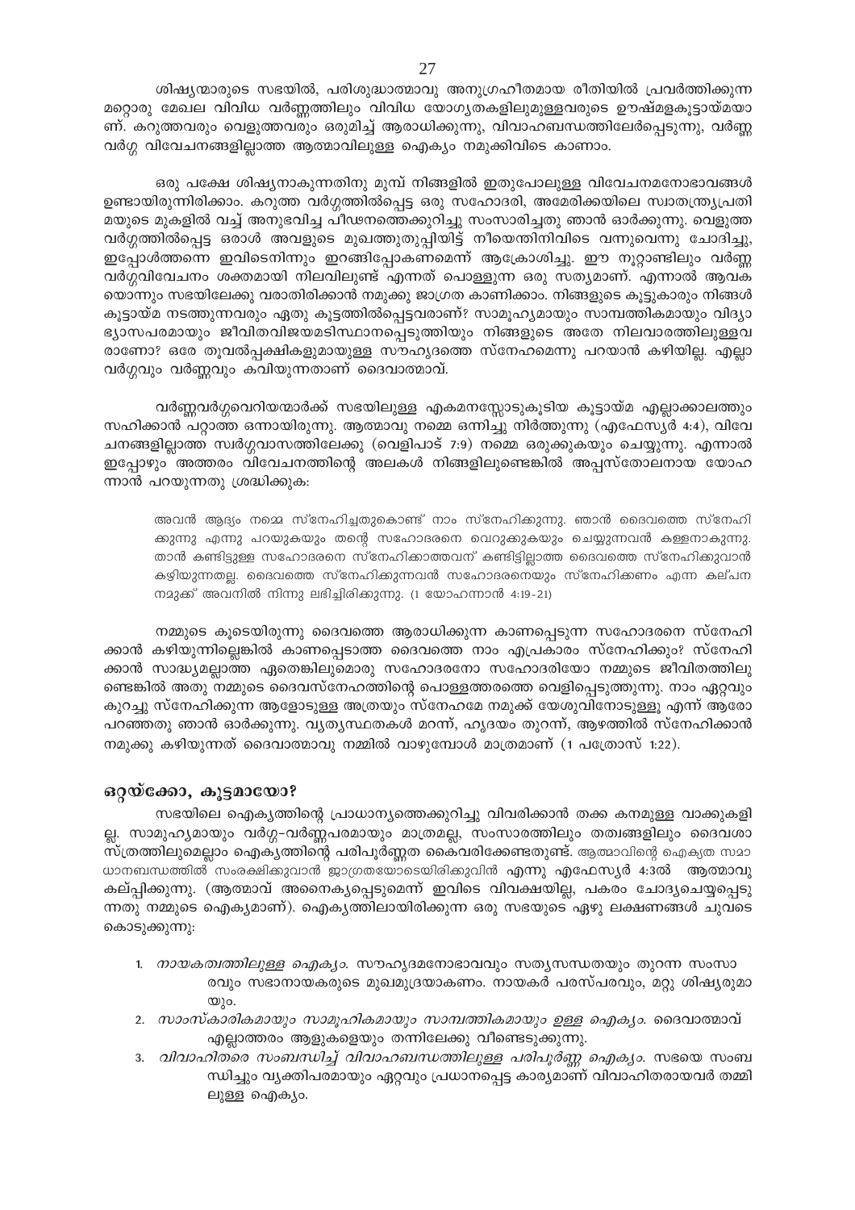ശിഷ്യന്മാരുടെ സഭയിൽ, പരിശുദ്ധാത്മാവു അനുഗ്രഹീതമായ രീതിയിൽ പ്രവർത്തിക്കുന്ന മറ്റൊരു മേഖല വിവിധ വർണ്ണത്തിലും വിവിധ യോഗ്യതകളിലുമുള്ളവരുടെ ഊഷ്മളകൂട്ടായ്മയാണ്. കറുത്തവരും വെളുത്തവരും ഒരുമിച്ച് ആരാധിക്കുന്നു, വിവാഹബന്ധത്തിലേർപ്പെടുന്നു, വർണ്ണ വർഗ്ഗ വിവേചനങ്ങളില്ലാത്ത ആത്മാവിലുള്ള ഐക്യം നമുക്കിവിടെ കാണാം.

ഒരു പക്ഷേ ശിഷ്യനാകുന്നതിനു മുമ്പ് നിങ്ങളിൽ ഇതുപോലുള്ള വിവേചനമനോഭാവങ്ങൾ ഉണ്ടായിരുന്നിരിക്കാം. കറുത്ത വർഗ്ഗത്തിൽപ്പെട്ട ഒരു സഹോദരി, അമേരിക്കയിലെ സ്വാതന്ത്ര്യപ്രതിമയുടെ മുകളിൽ വച്ച് അനുഭവിച്ച പീഢനത്തെക്കുറിച്ചു സംസാരിച്ചതു ഞാൻ ഓർക്കുന്നു. വെളുത്ത വർഗ്ഗത്തിൽപ്പെട്ട ഒരാൾ അവളുടെ മുഖത്തുതുപ്പിയിട്ട് നീയെന്തിനിവിടെ വന്നുവെന്നു ചോദിച്ചു, ഇപ്പോൾത്തന്നെ ഇവിടെനിന്നും ഇറങ്ങിപ്പോകണമെന്ന് ആക്രോശിച്ചു. ഈ നൂറ്റാണ്ടിലും വർണ്ണ വർഗ്ഗവിവേചനം ശക്തമായി നിലവിലുണ്ട് എന്നത് പൊള്ളുന്ന ഒരു സത്യമാണ്. എന്നാൽ ആവക യൊന്നും സഭയിലേക്കു വരാതിരിക്കാൻ നമുക്കു ജാഗ്രത കാണിക്കാം. നിങ്ങളുടെ കൂട്ടുകാരും നിങ്ങൾ കൂട്ടായ്മ നടത്തുന്നവരും ഏതു കൂട്ടത്തിൽപ്പെട്ടവരാണ്? സാമൂഹ്യമായും സാമ്പത്തികമായും വിദ്യാഭ്യാസപരമായും ജീവിതവിജയമടിസ്ഥാനപ്പെടുത്തിയും നിങ്ങളുടെ അതേ നിലവാരത്തിലുള്ളവരാണോ? ഒരേ തൂവൽപ്പക്ഷികളുമായുള്ള സൗഹൃദത്തെ സ്നേഹമെന്നു പറയാൻ കഴിയില്ല. എല്ലാ വർഗ്ഗവും വർണ്ണവും കവിയുന്നതാണ് ദൈവാത്മാവ്.

വർണ്ണവർഗ്ഗവെറിയന്മാർക്ക് സഭയിലുള്ള ഏകമനസ്സോടുകൂടിയ കൂട്ടായ്മ എല്ലാക്കാലത്തും സഹിക്കാൻ പറ്റാത്ത ഒന്നായിരുന്നു. ആത്മാവു നമ്മെ ഒന്നിച്ചു നിർത്തുന്നു (എഫേസ്യർ 4:4), വിവേചനങ്ങളില്ലാത്ത സ്വർഗ്ഗവാസത്തിലേക്കു (വെളിപാട് 7:9) നമ്മെ ഒരുക്കുകയും ചെയ്യുന്നു. എന്നാൽ ഇപ്പോഴും അത്തരം വിവേചനത്തിന്റെ അലകൾ നിങ്ങളിലുണ്ടെങ്കിൽ അപ്പസ്തോലനായ യോഹന്നാൻ പറയുന്നതു ശ്രദ്ധിക്കുക:

> അവൻ ആദ്യം നമ്മെ സ്നേഹിച്ചതുകൊണ്ട് നാം സ്നേഹിക്കുന്നു. ഞാൻ ദൈവത്തെ സ്നേഹിക്കുന്നു എന്നു പറയുകയും തന്റെ സഹോദരനെ വെറുക്കുകയും ചെയ്യുന്നവൻ കള്ളനാകുന്നു. താൻ കണ്ടിട്ടുള്ള സഹോദരനെ സ്നേഹിക്കാത്തവന് കണ്ടിട്ടില്ലാത്ത ദൈവത്തെ സ്നേഹിക്കുവാൻ കഴിയുന്നതല്ല. ദൈവത്തെ സ്നേഹിക്കുന്നവൻ സഹോദരനെയും സ്നേഹിക്കണം എന്ന കല്പന നമുക്ക് അവനിൽ നിന്നു ലഭിച്ചിരിക്കുന്നു. (1 യോഹന്നാൻ 4:19-21)

നമ്മുടെ കൂടെയിരുന്നു ദൈവത്തെ ആരാധിക്കുന്ന കാണപ്പെടുന്ന സഹോദരനെ സ്നേഹിക്കാൻ കഴിയുന്നില്ലെങ്കിൽ കാണപ്പെടാത്ത ദൈവത്തെ നാം എപ്രകാരം സ്നേഹിക്കും? സ്നേഹിക്കാൻ സാദ്ധ്യമല്ലാത്ത ഏതെങ്കിലുമൊരു സഹോദരനോ സഹോദരിയോ നമ്മുടെ ജീവിതത്തിലുണ്ടെങ്കിൽ അതു നമ്മുടെ ദൈവസ്നേഹത്തിന്റെ പൊള്ളത്തരത്തെ വെളിപ്പെടുത്തുന്നു. നാം ഏറ്റവും കുറച്ചു സ്നേഹിക്കുന്ന ആളോടുള്ള അത്രയും സ്നേഹമേ നമുക്ക് യേശുവിനോടുള്ളൂ എന്ന് ആരോ പറഞ്ഞതു ഞാൻ ഓർക്കുന്നു. വ്യത്യസ്ഥതകൾ മറന്ന്, ഹൃദയം തുറന്ന്, ആഴത്തിൽ സ്നേഹിക്കാൻ നമുക്കു കഴിയുന്നത് ദൈവാത്മാവു നമ്മിൽ വാഴുമ്പോൾ മാത്രമാണ് (1 പത്രോസ് 1:22).

## ഒറ്റയ്ക്കോ, കൂട്ടമായോ?

സഭയിലെ ഐക്യത്തിന്റെ പ്രാധാന്യത്തെക്കുറിച്ചു വിവരിക്കാൻ തക്ക കനമുള്ള വാക്കുകളില്ല. സാമുഹ്യമായും വർഗ്ഗ-വർണ്ണപരമായും മാത്രമല്ല, സംസാരത്തിലും തത്വങ്ങളിലും ദൈവശാസ്ത്രത്തിലുമെല്ലാം ഐക്യത്തിന്റെ പരിപൂർണ്ണത കൈവരിക്കേണ്ടതുണ്ട്. ആത്മാവിന്റെ ഐക്യത സമാധാനബന്ധത്തിൽ സംരക്ഷിക്കുവാൻ ജാഗ്രതയോടെയിരിക്കുവിൻ എന്നു എഫേസ്യർ 4:3ൽ ആത്മാവു കല്പിക്കുന്നു. (ആത്മാവ് അനൈക്യപ്പെടുമെന്ന് ഇവിടെ വിവക്ഷയില്ല, പകരം ചോദ്യചെയ്യപ്പെടുന്നതു നമ്മുടെ ഐക്യമാണ്). ഐക്യത്തിലായിരിക്കുന്ന ഒരു സഭയുടെ ഏഴു ലക്ഷണങ്ങൾ ചുവടെ കൊടുക്കുന്നു:

1. *നായകത്വത്തിലുള്ള ഐക്യം.* സൗഹൃദമനോഭാവവും സത്യസന്ധതയും തുറന്ന സംസാരവും സഭാനായകരുടെ മുഖമുദ്രയാകണം. നായകർ പരസ്പരവും, മറ്റു ശിഷ്യരുമായും.
2. *സാംസ്കാരികമായും സാമൂഹികമായും സാമ്പത്തികമായും ഉള്ള ഐക്യം.* ദൈവാത്മാവ് എല്ലാത്തരം ആളുകളെയും തന്നിലേക്കു വീണ്ടെടുക്കുന്നു.
3. *വിവാഹിതരെ സംബന്ധിച്ച് വിവാഹബന്ധത്തിലുള്ള പരിപൂർണ്ണ ഐക്യം.* സഭയെ സംബന്ധിച്ചും വ്യക്തിപരമായും ഏറ്റവും പ്രധാനപ്പെട്ട കാര്യമാണ് വിവാഹിതരായവർ തമ്മിലുള്ള ഐക്യം.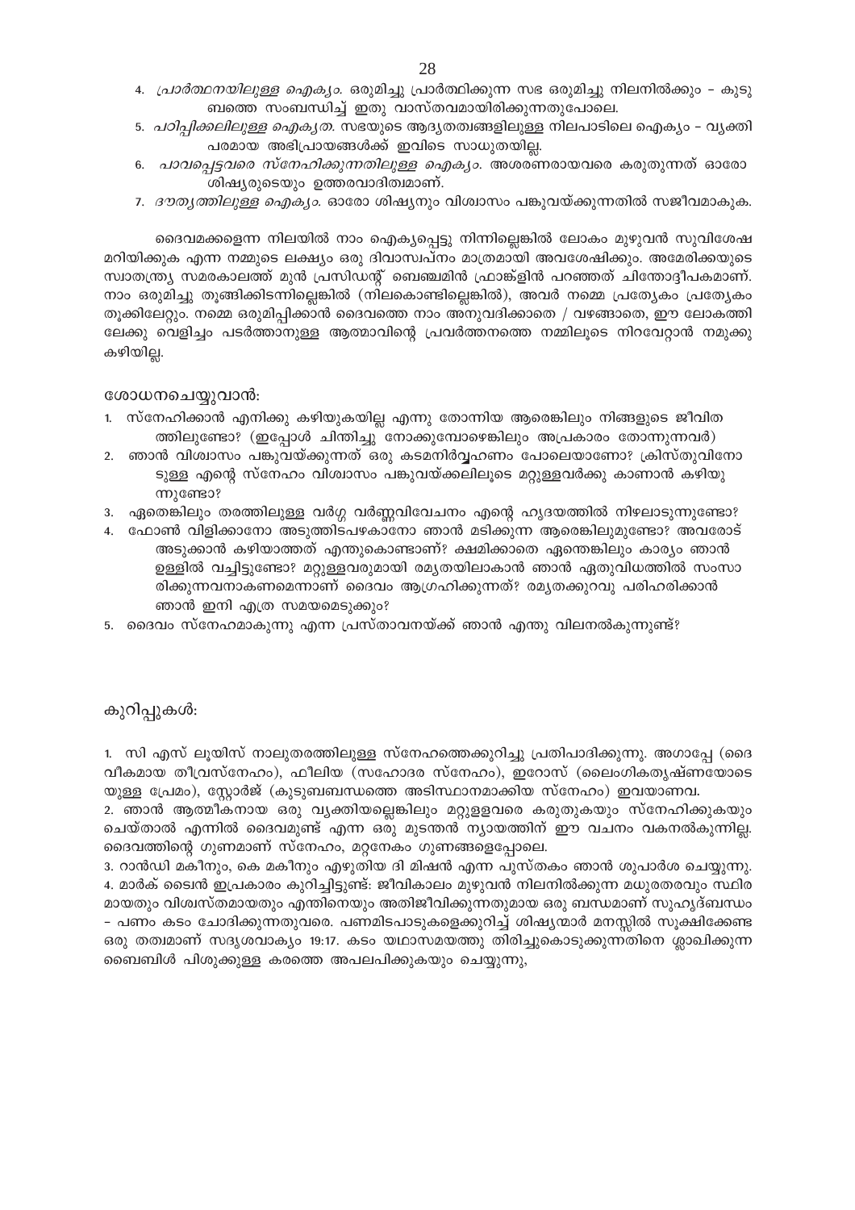4. *പ്രാർത്ഥനയിലുള്ള ഐക്യം.* ഒരുമിച്ചു പ്രാർത്ഥിക്കുന്ന സഭ ഒരുമിച്ചു നിലനിൽക്കും – കുടുബത്തെ സംബന്ധിച്ച് ഇതു വാസ്തവമായിരിക്കുന്നതുപോലെ.
5. *പഠിപ്പിക്കലിലുള്ള ഐക്യത.* സഭയുടെ ആദ്യതത്വങ്ങളിലുള്ള നിലപാടിലെ ഐക്യം – വ്യക്തിപരമായ അഭിപ്രായങ്ങൾക്ക് ഇവിടെ സാധുതയില്ല.
6. *പാവപ്പെട്ടവരെ സ്നേഹിക്കുന്നതിലുള്ള ഐക്യം.* അശരണരായവരെ കരുതുന്നത് ഓരോ ശിഷ്യരുടെയും ഉത്തരവാദിത്വമാണ്.
7. *ദൗത്യത്തിലുള്ള ഐക്യം.* ഓരോ ശിഷ്യനും വിശ്വാസം പങ്കുവയ്ക്കുന്നതിൽ സജീവമാകുക.

ദൈവമക്കളെന്ന നിലയിൽ നാം ഐക്യപ്പെട്ടു നിന്നില്ലെങ്കിൽ ലോകം മുഴുവൻ സുവിശേഷമറിയിക്കുക എന്ന നമ്മുടെ ലക്ഷ്യം ഒരു ദിവാസ്വപ്നം മാത്രമായി അവശേഷിക്കും. അമേരിക്കയുടെ സ്വാതന്ത്ര്യ സമരകാലത്ത് മുൻ പ്രസിഡന്റ് ബെഞ്ചമിൻ ഫ്രാങ്ക്ളിൻ പറഞ്ഞത് ചിന്തോദ്ദീപകമാണ്. നാം ഒരുമിച്ചു തൂങ്ങിക്കിടന്നില്ലെങ്കിൽ (നിലകൊണ്ടില്ലെങ്കിൽ), അവർ നമ്മെ പ്രത്യേകം പ്രത്യേകം തൂക്കിലേറ്റും. നമ്മെ ഒരുമിപ്പിക്കാൻ ദൈവത്തെ നാം അനുവദിക്കാതെ / വഴങ്ങാതെ, ഈ ലോകത്തിലേക്കു വെളിച്ചം പടർത്താനുള്ള ആത്മാവിന്റെ പ്രവർത്തനത്തെ നമ്മിലൂടെ നിറവേറ്റാൻ നമുക്കു കഴിയില്ല.

## ശോധനചെയ്യുവാൻ:

1. സ്നേഹിക്കാൻ എനിക്കു കഴിയുകയില്ല എന്നു തോന്നിയ ആരെങ്കിലും നിങ്ങളുടെ ജീവിതത്തിലുണ്ടോ? (ഇപ്പോൾ ചിന്തിച്ചു നോക്കുമ്പോഴെങ്കിലും അപ്രകാരം തോന്നുന്നവർ)
2. ഞാൻ വിശ്വാസം പങ്കുവയ്ക്കുന്നത് ഒരു കടമനിർവ്വഹണം പോലെയാണോ? ക്രിസ്തുവിനോടുള്ള എന്റെ സ്നേഹം വിശ്വാസം പങ്കുവയ്ക്കലിലൂടെ മറ്റുള്ളവർക്കു കാണാൻ കഴിയുന്നുണ്ടോ?
3. ഏതെങ്കിലും തരത്തിലുള്ള വർഗ്ഗ വർണ്ണവിവേചനം എന്റെ ഹൃദയത്തിൽ നിഴലാടുന്നുണ്ടോ?
4. ഫോൺ വിളിക്കാനോ അടുത്തിടപഴകാനോ ഞാൻ മടിക്കുന്ന ആരെങ്കിലുമുണ്ടോ? അവരോട് അടുക്കാൻ കഴിയാത്തത് എന്തുകൊണ്ടാണ്? ക്ഷമിക്കാതെ ഏതെങ്കിലും കാര്യം ഞാൻ ഉള്ളിൽ വച്ചിട്ടുണ്ടോ? മറ്റുള്ളവരുമായി രമ്യതയിലാകാൻ ഞാൻ ഏതുവിധത്തിൽ സംസാരിക്കുന്നവനാകണമെന്നാണ് ദൈവം ആഗ്രഹിക്കുന്നത്? രമ്യതക്കുറവു പരിഹരിക്കാൻ ഞാൻ ഇനി എത്ര സമയമെടുക്കും?
5. ദൈവം സ്നേഹമാകുന്നു എന്ന പ്രസ്താവനയ്ക്ക് ഞാൻ എന്തു വിലനൽകുന്നുണ്ട്?

## കുറിപ്പുകൾ:

1. സി എസ് ലൂയിസ് നാലുതരത്തിലുള്ള സ്നേഹത്തെക്കുറിച്ചു പ്രതിപാദിക്കുന്നു. അഗാപ്പേ (ദൈവീകമായ തീവ്രസ്നേഹം), ഫീലിയ (സഹോദര സ്നേഹം), ഇറോസ് (ലൈംഗികതൃഷ്ണയോടെയുള്ള പ്രേമം), സ്റ്റോർജ് (കുടുംബബന്ധത്തെ അടിസ്ഥാനമാക്കിയ സ്നേഹം) ഇവയാണവ.
2. ഞാൻ ആത്മീകനായ ഒരു വ്യക്തിയല്ലെങ്കിലും മറ്റുള്ളവരെ കരുതുകയും സ്നേഹിക്കുകയും ചെയ്താൽ എന്നിൽ ദൈവമുണ്ട് എന്ന ഒരു മുടന്തൻ ന്യായത്തിന് ഈ വചനം വകനൽകുന്നില്ല. ദൈവത്തിന്റെ ഗുണമാണ് സ്നേഹം, മറ്റനേകം ഗുണങ്ങളെപ്പോലെ.
3. റാൻഡി മകീനും, കെ മകീനും എഴുതിയ ദി മിഷൻ എന്ന പുസ്തകം ഞാൻ ശുപാർശ ചെയ്യുന്നു.
4. മാർക് ട്വൈൻ ഇപ്രകാരം കുറിച്ചിട്ടുണ്ട്: ജീവികാലം മുഴുവൻ നിലനിൽക്കുന്ന മധുരതരവും സ്ഥിരമായതും വിശ്വസ്തമായതും എന്തിനെയും അതിജീവിക്കുന്നതുമായ ഒരു ബന്ധമാണ് സുഹൃദ്ബന്ധം – പണം കടം ചോദിക്കുന്നതുവരെ. പണമിടപാടുകളെക്കുറിച്ച് ശിഷ്യന്മാർ മനസ്സിൽ സൂക്ഷിക്കേണ്ട ഒരു തത്വമാണ് സദൃശവാക്യം 19:17. കടം യഥാസമയത്തു തിരിച്ചുകൊടുക്കുന്നതിനെ ശ്ലാഘിക്കുന്ന ബൈബിൾ പിശുക്കുള്ള കരത്തെ അപലപിക്കുകയും ചെയ്യുന്നു,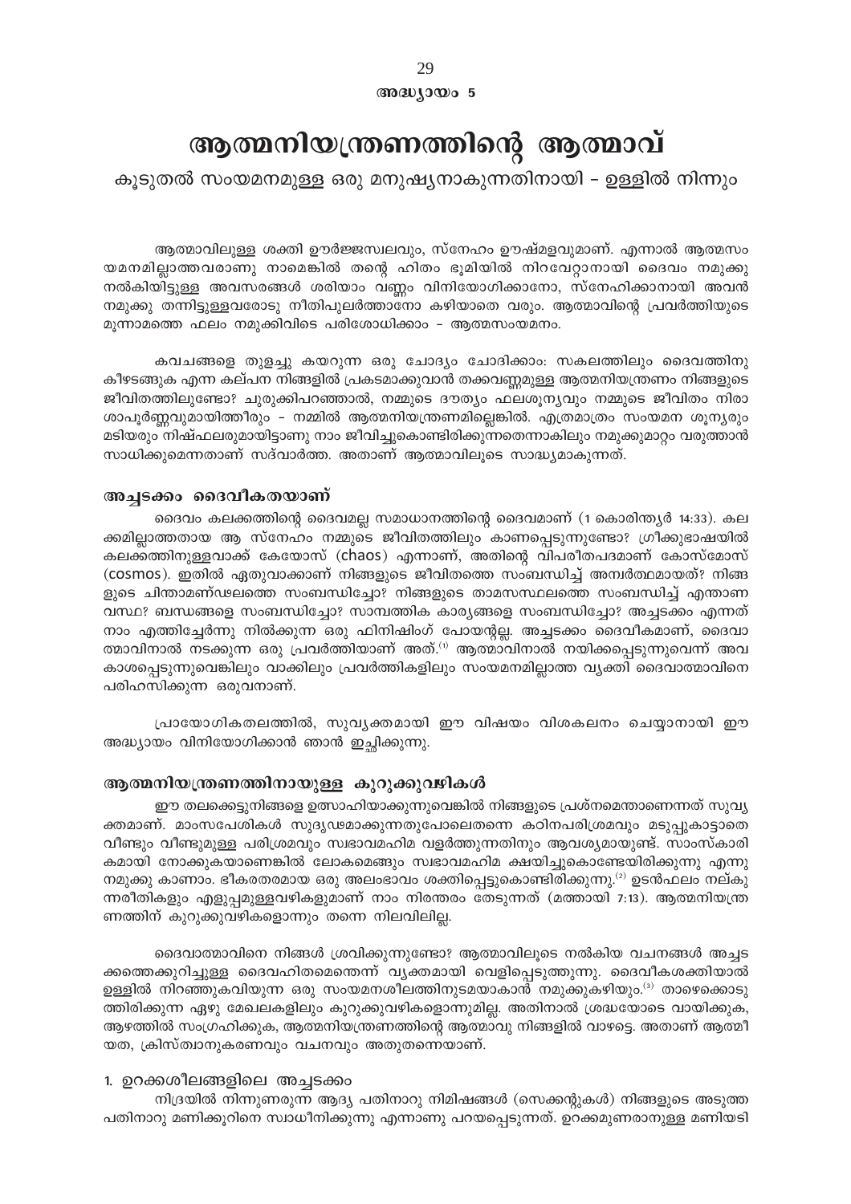അദ്ധ്യായം 5

# ആത്മനിയന്ത്രണത്തിന്റെ ആത്മാവ്

## കൂടുതൽ സംയമനമുള്ള ഒരു മനുഷ്യനാകുന്നതിനായി – ഉള്ളിൽ നിന്നും

ആത്മാവിലുള്ള ശക്തി ഊർജ്ജസ്വലവും, സ്നേഹം ഊഷ്മളവുമാണ്. എന്നാൽ ആത്മസം യമനമില്ലാത്തവരാണു നാമെങ്കിൽ തന്റെ ഹിതം ഭൂമിയിൽ നിറവേറ്റാനായി ദൈവം നമുക്കു നൽകിയിട്ടുള്ള അവസരങ്ങൾ ശരിയാം വണ്ണം വിനിയോഗിക്കാനോ, സ്നേഹിക്കാനായി അവൻ നമുക്കു തന്നിട്ടുള്ളവരോടു നീതിപുലർത്താനോ കഴിയാതെ വരും. ആത്മാവിന്റെ പ്രവർത്തിയുടെ മൂന്നാമത്തെ ഫലം നമുക്കിവിടെ പരിശോധിക്കാം – ആത്മസംയമനം.

കവചങ്ങളെ തുളച്ചു കയറുന്ന ഒരു ചോദ്യം ചോദിക്കാം: സകലത്തിലും ദൈവത്തിനു കീഴടങ്ങുക എന്ന കല്പന നിങ്ങളിൽ പ്രകടമാക്കുവാൻ തക്കവണ്ണമുള്ള ആത്മനിയന്ത്രണം നിങ്ങളുടെ ജീവിതത്തിലുണ്ടോ? ചുരുക്കിപറഞ്ഞാൽ, നമ്മുടെ ദൗത്യം ഫലശൂന്യവും നമ്മുടെ ജീവിതം നിരാശാപൂർണ്ണവുമായിത്തീരും – നമ്മിൽ ആത്മനിയന്ത്രണമില്ലെങ്കിൽ. എത്രമാത്രം സംയമന ശൂന്യരും മടിയരും നിഷ്ഫലരുമായിട്ടാണു നാം ജീവിച്ചുകൊണ്ടിരിക്കുന്നതെന്നാകിലും നമുക്കുമാറ്റം വരുത്താൻ സാധിക്കുമെന്നതാണ് സദ്വാർത്ത. അതാണ് ആത്മാവിലൂടെ സാദ്ധ്യമാകുന്നത്.

### അച്ചടക്കം ദൈവീകതയാണ്

ദൈവം കലക്കത്തിന്റെ ദൈവമല്ല സമാധാനത്തിന്റെ ദൈവമാണ് (1 കൊരിന്ത്യർ 14:33). കലക്കമില്ലാത്തതായ ആ സ്നേഹം നമ്മുടെ ജീവിതത്തിലും കാണപ്പെടുന്നുണ്ടോ? ഗ്രീക്കുഭാഷയിൽ കലക്കത്തിനുള്ളവാക്ക് കേയോസ് (chaos) എന്നാണ്, അതിന്റെ വിപരീതപദമാണ് കോസ്മോസ് (cosmos). ഇതിൽ ഏതുവാക്കാണ് നിങ്ങളുടെ ജീവിതത്തെ സംബന്ധിച്ച് അമ്പർത്ഥമായത്? നിങ്ങളുടെ ചിന്താമണ്ഡലത്തെ സംബന്ധിച്ചോ? നിങ്ങളുടെ താമസസ്ഥലത്തെ സംബന്ധിച്ച് എന്താണ വസ്ഥ? ബന്ധങ്ങളെ സംബന്ധിച്ചോ? സാമ്പത്തിക കാര്യങ്ങളെ സംബന്ധിച്ചോ? അച്ചടക്കം എന്നത് നാം എത്തിച്ചേർന്നു നിൽക്കുന്ന ഒരു ഫിനിഷിംഗ് പോയന്റല്ല. അച്ചടക്കം ദൈവീകമാണ്, ദൈവാത്മാവിനാൽ നടക്കുന്ന ഒരു പ്രവർത്തിയാണ് അത്.[1] ആത്മാവിനാൽ നയിക്കപ്പെടുന്നുവെന്ന് അവകാശപ്പെടുന്നുവെങ്കിലും വാക്കിലും പ്രവർത്തികളിലും സംയമനമില്ലാത്ത വ്യക്തി ദൈവാത്മാവിനെ പരിഹസിക്കുന്ന ഒരുവനാണ്.

പ്രായോഗികതലത്തിൽ, സുവ്യക്തമായി ഈ വിഷയം വിശകലനം ചെയ്യാനായി ഈ അദ്ധ്യായം വിനിയോഗിക്കാൻ ഞാൻ ഇച്ഛിക്കുന്നു.

### ആത്മനിയന്ത്രണത്തിനായുള്ള കുറുക്കുവഴികൾ

ഈ തലക്കെട്ടുനിങ്ങളെ ഉത്സാഹിയാക്കുന്നുവെങ്കിൽ നിങ്ങളുടെ പ്രശ്നമെന്താണെന്നത് സുവ്യക്തമാണ്. മാംസപേശികൾ സുദൃഢമാക്കുന്നതുപോലെതന്നെ കഠിനപരിശ്രമവും മടുപ്പുകാട്ടാതെ വീണ്ടും വീണ്ടുമുള്ള പരിശ്രമവും സ്വഭാവമഹിമ വളർത്തുന്നതിനും ആവശ്യമായുണ്ട്. സാംസ്കാരികമായി നോക്കുകയാണെങ്കിൽ ലോകമെങ്ങും സ്വഭാവമഹിമ ക്ഷയിച്ചുകൊണ്ടേയിരിക്കുന്നു എന്നു നമുക്കു കാണാം. ഭീകരതരമായ ഒരു അലംഭാവം ശക്തിപ്പെട്ടുകൊണ്ടിരിക്കുന്നു.[2] ഉടൻഫലം നല്കുന്നരീതികളും എളുപ്പമുള്ളവഴികളുമാണ് നാം നിരന്തരം തേടുന്നത് (മത്തായി 7:13). ആത്മനിയന്ത്രണത്തിന് കുറുക്കുവഴികളൊന്നും തന്നെ നിലവിലില്ല.

ദൈവാത്മാവിനെ നിങ്ങൾ ശ്രവിക്കുന്നുണ്ടോ? ആത്മാവിലൂടെ നൽകിയ വചനങ്ങൾ അച്ചടക്കത്തെക്കുറിച്ചുള്ള ദൈവഹിതമെന്തെന്ന് വ്യക്തമായി വെളിപ്പെടുത്തുന്നു. ദൈവീകശക്തിയാൽ ഉള്ളിൽ നിറഞ്ഞുകവിയുന്ന ഒരു സംയമനശീലത്തിനുടമയാകാൻ നമുക്കുകഴിയും.[3] താഴെക്കൊടുത്തിരിക്കുന്ന ഏഴു മേഖലകളിലും കുറുക്കുവഴികളൊന്നുമില്ല. അതിനാൽ ശ്രദ്ധയോടെ വായിക്കുക, ആഴത്തിൽ സംഗ്രഹിക്കുക, ആത്മനിയന്ത്രണത്തിന്റെ ആത്മാവു നിങ്ങളിൽ വാഴട്ടെ. അതാണ് ആത്മീയത, ക്രിസ്ത്വാനുകരണവും വചനവും അതുതന്നെയാണ്.

1. ഉറക്കശീലങ്ങളിലെ അച്ചടക്കം

നിദ്രയിൽ നിന്നുണരുന്ന ആദ്യ പതിനാറു നിമിഷങ്ങൾ (സെക്കന്റുകൾ) നിങ്ങളുടെ അടുത്ത പതിനാറു മണിക്കൂറിനെ സ്വാധീനിക്കുന്നു എന്നാണു പറയപ്പെടുന്നത്. ഉറക്കമുണരാനുള്ള മണിയടി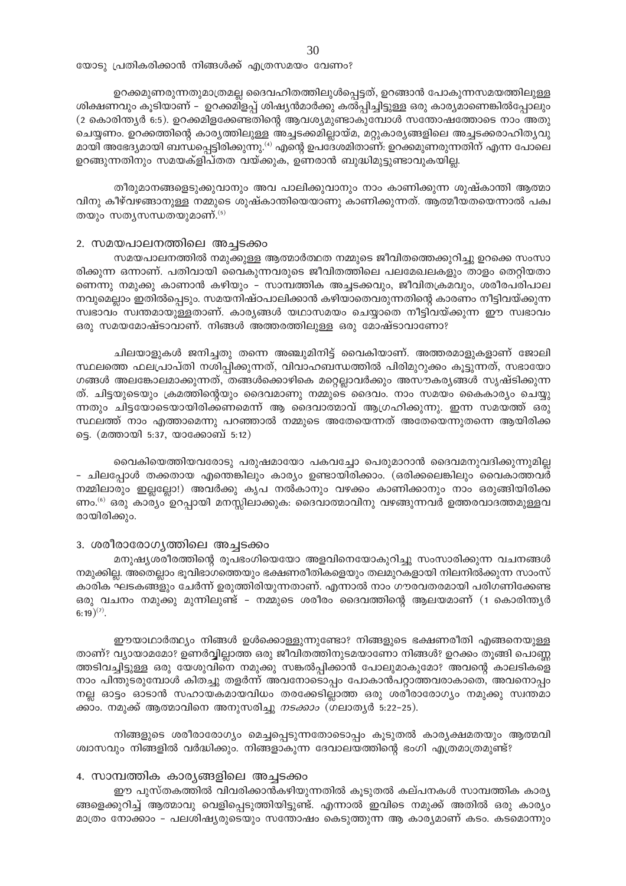യോടു പ്രതികരിക്കാൻ നിങ്ങൾക്ക് എത്രസമയം വേണം?

ഉറക്കമുണരുന്നതുമാത്രമല്ല ദൈവഹിതത്തിലുൾപ്പെട്ടത്, ഉറങ്ങാൻ പോകുന്നസമയത്തിലുള്ള ശിക്ഷണവും കൂടിയാണ് – ഉറക്കമിളപ്പ് ശിഷ്യൻമാർക്കു കൽപ്പിച്ചിട്ടുള്ള ഒരു കാര്യമാണെങ്കിൽപ്പോലും (2 കൊരിന്ത്യർ 6:5). ഉറക്കമിളക്കേണ്ടതിന്റെ ആവശ്യമുണ്ടാകുമ്പോൾ സന്തോഷത്തോടെ നാം അതു ചെയ്യണം. ഉറക്കത്തിന്റെ കാര്യത്തിലുള്ള അച്ചടക്കമില്ലായ്മ, മറ്റുകാര്യങ്ങളിലെ അച്ചടക്കരാഹിത്യവുമായി അഭേദ്യമായി ബന്ധപ്പെട്ടിരിക്കുന്നു.[4] എന്റെ ഉപദേശമിതാണ്: ഉറക്കമുണരുന്നതിന് എന്ന പോലെ ഉറങ്ങുന്നതിനും സമയക്ളിപ്തത വയ്ക്കുക, ഉണരാൻ ബുദ്ധിമുട്ടുണ്ടാവുകയില്ല.

തീരുമാനങ്ങളെടുക്കുവാനും അവ പാലിക്കുവാനും നാം കാണിക്കുന്ന ശുഷ്കാന്തി ആത്മാവിനു കീഴ്വഴങ്ങാനുള്ള നമ്മുടെ ശുഷ്കാന്തിയെയാണു കാണിക്കുന്നത്. ആത്മീയതയെന്നാൽ പക്വതയും സത്യസന്ധതയുമാണ്.[5]

## 2. സമയപാലനത്തിലെ അച്ചടക്കം

സമയപാലനത്തിൽ നമുക്കുള്ള ആത്മാർത്ഥത നമ്മുടെ ജീവിതത്തെക്കുറിച്ചു ഉറക്കെ സംസാരിക്കുന്ന ഒന്നാണ്. പതിവായി വൈകുന്നവരുടെ ജീവിതത്തിലെ പലമേഖലകളും താളം തെറ്റിയതാണെന്നു നമുക്കു കാണാൻ കഴിയും – സാമ്പത്തിക അച്ചടക്കവും, ജീവിതക്രമവും, ശരീരപരിപാലനവുമെല്ലാം ഇതിൽപ്പെടും. സമയനിഷ്ഠപാലിക്കാൻ കഴിയാതെവരുന്നതിന്റെ കാരണം നീട്ടിവയ്ക്കുന്ന സ്വഭാവം സ്വന്തമായുള്ളതാണ്. കാര്യങ്ങൾ യഥാസമയം ചെയ്യാതെ നീട്ടിവയ്ക്കുന്ന ഈ സ്വഭാവം ഒരു സമയമോഷ്ടാവാണ്. നിങ്ങൾ അത്തരത്തിലുള്ള ഒരു മോഷ്ടാവാണോ?

ചിലയാളുകൾ ജനിച്ചതു തന്നെ അഞ്ചുമിനിട്ട് വൈകിയാണ്. അത്തരമാളുകളാണ് ജോലിസ്ഥലത്തെ ഫലപ്രാപ്തി നശിപ്പിക്കുന്നത്, വിവാഹബന്ധത്തിൽ പിരിമുറുക്കം കൂട്ടുന്നത്, സഭായോഗങ്ങൾ അലങ്കോലമാക്കുന്നത്, തങ്ങൾക്കൊഴികെ മറ്റെല്ലാവർക്കും അസൗകര്യങ്ങൾ സൃഷ്ടിക്കുന്നത്. ചിട്ടയുടെയും ക്രമത്തിന്റെയും ദൈവമാണു നമ്മുടെ ദൈവം. നാം സമയം കൈകാര്യം ചെയ്യുന്നതും ചിട്ടയോടെയായിരിക്കണമെന്ന് ആ ദൈവാത്മാവ് ആഗ്രഹിക്കുന്നു. ഇന്ന സമയത്ത് ഒരു സ്ഥലത്ത് നാം എത്താമെന്നു പറഞ്ഞാൽ നമ്മുടെ അതേയെന്നത് അതേയെന്നുതന്നെ ആയിരിക്കട്ടെ. (മത്തായി 5:37, യാക്കോബ് 5:12)

വൈകിയെത്തിയവരോടു പരുഷമായോ പകവച്ചോ പെരുമാറാൻ ദൈവമനുവദിക്കുന്നുമില്ല – ചിലപ്പോൾ തക്കതായ എന്തെങ്കിലും കാര്യം ഉണ്ടായിരിക്കാം. (ഒരിക്കലെങ്കിലും വൈകാത്തവർ നമ്മിലാരും ഇല്ലല്ലോ!) അവർക്കു കൃപ നൽകാനും വഴക്കം കാണിക്കാനും നാം ഒരുങ്ങിയിരിക്കണം.[6] ഒരു കാര്യം ഉറപ്പായി മനസ്സിലാക്കുക: ദൈവാത്മാവിനു വഴങ്ങുന്നവർ ഉത്തരവാദത്തമുള്ളവരായിരിക്കും.

## 3. ശരീരാരോഗ്യത്തിലെ അച്ചടക്കം

മനുഷ്യശരീരത്തിന്റെ രൂപഭംഗിയെയോ അളവിനെയോകുറിച്ചു സംസാരിക്കുന്ന വചനങ്ങൾ നമുക്കില്ല. അതെല്ലാം ഭൂവിഭാഗത്തെയും ഭക്ഷണരീതികളെയും തലമുറകളായി നിലനിൽക്കുന്ന സാംസ്കാരിക ഘടകങ്ങളും ചേർന്ന് ഉരുത്തിരിയുന്നതാണ്. എന്നാൽ നാം ഗൗരവതരമായി പരിഗണിക്കേണ്ട ഒരു വചനം നമുക്കു മുന്നിലുണ്ട് – നമ്മുടെ ശരീരം ദൈവത്തിന്റെ ആലയമാണ് (1 കൊരിന്ത്യർ 6:19)[7].

ഈയാഥാർത്ഥ്യം നിങ്ങൾ ഉൾക്കൊള്ളുന്നുണ്ടോ? നിങ്ങളുടെ ഭക്ഷണരീതി എങ്ങനെയുള്ളതാണ്? വ്യായാമമോ? ഉണർവ്വില്ലാത്ത ഒരു ജീവിതത്തിനുടമയാണോ നിങ്ങൾ? ഉറക്കം തൂങ്ങി പൊണ്ണത്തടിവച്ചിട്ടുള്ള ഒരു യേശുവിനെ നമുക്കു സങ്കൽപ്പിക്കാൻ പോലുമാകുമോ? അവന്റെ കാലടികളെ നാം പിന്തുടരുമ്പോൾ കിതച്ചു തളർന്ന് അവനോടൊപ്പം പോകാൻപറ്റാത്തവരാകാതെ, അവനൊപ്പം നല്ല ഓട്ടം ഓടാൻ സഹായകമായവിധം തരക്കേടില്ലാത്ത ഒരു ശരീരാരോഗ്യം നമുക്കു സ്വന്തമാക്കാം. നമുക്ക് ആത്മാവിനെ അനുസരിച്ചു *നടക്കാം* (ഗലാത്യർ 5:22–25).

നിങ്ങളുടെ ശരീരാരോഗ്യം മെച്ചപ്പെടുന്നതോടൊപ്പം കൂടുതൽ കാര്യക്ഷമതയും ആത്മവിശ്വാസവും നിങ്ങളിൽ വർദ്ധിക്കും. നിങ്ങളാകുന്ന ദേവാലയത്തിന്റെ ഭംഗി എത്രമാത്രമുണ്ട്?

## 4. സാമ്പത്തിക കാര്യങ്ങളിലെ അച്ചടക്കം

ഈ പുസ്തകത്തിൽ വിവരിക്കാൻകഴിയുന്നതിൽ കൂടുതൽ കല്പനകൾ സാമ്പത്തിക കാര്യങ്ങളെക്കുറിച്ച് ആത്മാവു വെളിപ്പെടുത്തിയിട്ടുണ്ട്. എന്നാൽ ഇവിടെ നമുക്ക് അതിൽ ഒരു കാര്യം മാത്രം നോക്കാം – പലശിഷ്യരുടെയും സന്തോഷം കെടുത്തുന്ന ആ കാര്യമാണ് കടം. കടമൊന്നും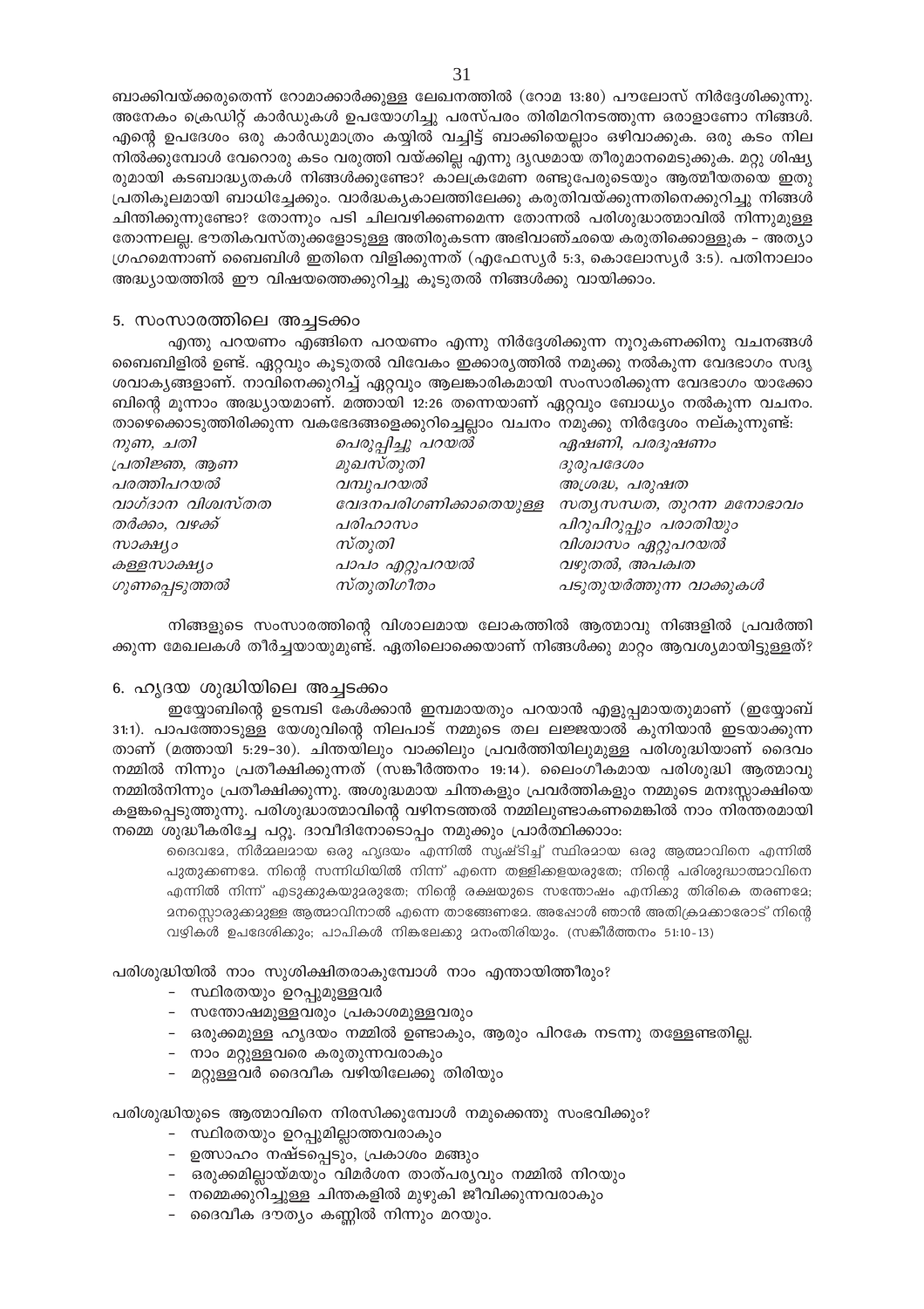ബാക്കിവയ്ക്കരുതെന്ന് റോമാക്കാർക്കുള്ള ലേഖനത്തിൽ (റോമ 13:80) പൗലോസ് നിർദ്ദേശിക്കുന്നു. അനേകം ക്രെഡിറ്റ് കാർഡുകൾ ഉപയോഗിച്ചു പരസ്പരം തിരിമറിനടത്തുന്ന ഒരാളാണോ നിങ്ങൾ. എന്റെ ഉപദേശം ഒരു കാർഡുമാത്രം കയ്യിൽ വച്ചിട്ട് ബാക്കിയെല്ലാം ഒഴിവാക്കുക. ഒരു കടം നില നിൽക്കുമ്പോൾ വേറൊരു കടം വരുത്തി വയ്ക്കില്ല എന്നു ദൃഢമായ തീരുമാനമെടുക്കുക. മറ്റു ശിഷ്യ രുമായി കടബാദ്ധ്യതകൾ നിങ്ങൾക്കുണ്ടോ? കാലക്രമേണ രണ്ടുപേരുടെയും ആത്മീയതയെ ഇതു പ്രതികൂലമായി ബാധിച്ചേക്കും. വാർദ്ധക്യകാലത്തിലേക്കു കരുതിവയ്ക്കുന്നതിനെക്കുറിച്ചു നിങ്ങൾ ചിന്തിക്കുന്നുണ്ടോ? തോന്നും പടി ചിലവഴിക്കണമെന്ന തോന്നൽ പരിശുദ്ധാത്മാവിൽ നിന്നുമുള്ള തോന്നലല്ല. ഭൗതികവസ്തുക്കളോടുള്ള അതിരുകടന്ന അഭിവാഞ്ഛയെ കരുതിക്കൊള്ളുക – അത്യാ ഗ്രഹമെന്നാണ് ബൈബിൾ ഇതിനെ വിളിക്കുന്നത് (എഫേസ്യർ 5:3, കൊലോസ്യർ 3:5). പതിനാലാം അദ്ധ്യായത്തിൽ ഈ വിഷയത്തെക്കുറിച്ചു കൂടുതൽ നിങ്ങൾക്കു വായിക്കാം.

## 5. സംസാരത്തിലെ അച്ചടക്കം

എന്തു പറയണം എങ്ങിനെ പറയണം എന്നു നിർദ്ദേശിക്കുന്ന നൂറുകണക്കിനു വചനങ്ങൾ ബൈബിളിൽ ഉണ്ട്. ഏറ്റവും കൂടുതൽ വിവേകം ഇക്കാര്യത്തിൽ നമുക്കു നൽകുന്ന വേദഭാഗം സദൃ ശവാക്യങ്ങളാണ്. നാവിനെക്കുറിച്ച് ഏറ്റവും ആലങ്കാരികമായി സംസാരിക്കുന്ന വേദഭാഗം യാക്കോ ബിന്റെ മൂന്നാം അദ്ധ്യായമാണ്. മത്തായി 12:26 തന്നെയാണ് ഏറ്റവും ബോധ്യം നൽകുന്ന വചനം. താഴെക്കൊടുത്തിരിക്കുന്ന വകഭേദങ്ങളെക്കുറിച്ചെല്ലാം വചനം നമുക്കു നിർദ്ദേശം നല്കുന്നുണ്ട്:

| | | |
|---|---|---|
| *നുണ, ചതി* | *പെരുപ്പിച്ചു പറയൽ* | *ഏഷണി, പരദൂഷണം* |
| *പ്രതിജ്ഞ, ആണ* | *മുഖസ്തുതി* | *ദുരുപദേശം* |
| *പരത്തിപറയൽ* | *വമ്പുപറയൽ* | *അശ്രദ്ധ, പരുഷത* |
| *വാഗ്ദാന വിശ്വസ്തത* | *വേദനപരിഗണിക്കാതെയുള്ള* | *സത്യസന്ധത, തുറന്ന മനോഭാവം* |
| *തർക്കം, വഴക്ക്* | *പരിഹാസം* | *പിറുപിറുപ്പും പരാതിയും* |
| *സാക്ഷ്യം* | *സ്തുതി* | *വിശ്വാസം ഏറ്റുപറയൽ* |
| *കള്ളസാക്ഷ്യം* | *പാപം ഏറ്റുപറയൽ* | *വഴുതൽ, അപക്വത* |
| *ഗുണപ്പെടുത്തൽ* | *സ്തുതിഗീതം* | *പടുതുയർത്തുന്ന വാക്കുകൾ* |

നിങ്ങളുടെ സംസാരത്തിന്റെ വിശാലമായ ലോകത്തിൽ ആത്മാവു നിങ്ങളിൽ പ്രവർത്തി ക്കുന്ന മേഖലകൾ തീർച്ചയായുമുണ്ട്. ഏതിലൊക്കെയാണ് നിങ്ങൾക്കു മാറ്റം ആവശ്യമായിട്ടുള്ളത്?

## 6. ഹൃദയ ശുദ്ധിയിലെ അച്ചടക്കം

ഇയ്യോബിന്റെ ഉടമ്പടി കേൾക്കാൻ ഇമ്പമായതും പറയാൻ എളുപ്പമായതുമാണ് (ഇയ്യോബ് 31:1). പാപത്തോടുള്ള യേശുവിന്റെ നിലപാട് നമ്മുടെ തല ലജ്ജയാൽ കുനിയാൻ ഇടയാക്കുന്ന താണ് (മത്തായി 5:29-30). ചിന്തയിലും വാക്കിലും പ്രവർത്തിയിലുമുള്ള പരിശുദ്ധിയാണ് ദൈവം നമ്മിൽ നിന്നും പ്രതീക്ഷിക്കുന്നത് (സങ്കീർത്തനം 19:14). ലൈംഗീകമായ പരിശുദ്ധി ആത്മാവു നമ്മിൽനിന്നും പ്രതീക്ഷിക്കുന്നു. അശുദ്ധമായ ചിന്തകളും പ്രവർത്തികളും നമ്മുടെ മനഃസ്സാക്ഷിയെ കളങ്കപ്പെടുത്തുന്നു. പരിശുദ്ധാത്മാവിന്റെ വഴിനടത്തൽ നമ്മിലുണ്ടാകണമെങ്കിൽ നാം നിരന്തരമായി നമ്മെ ശുദ്ധീകരിച്ചേ പറ്റൂ. ദാവീദിനോടൊപ്പം നമുക്കും പ്രാർത്ഥിക്കാം:

> ദൈവമേ, നിർമ്മലമായ ഒരു ഹൃദയം എന്നിൽ സൃഷ്ടിച്ച് സ്ഥിരമായ ഒരു ആത്മാവിനെ എന്നിൽ പുതുക്കണമേ. നിന്റെ സന്നിധിയിൽ നിന്ന് എന്നെ തള്ളിക്കളയരുതേ; നിന്റെ പരിശുദ്ധാത്മാവിനെ എന്നിൽ നിന്ന് എടുക്കുകയുമരുതേ; നിന്റെ രക്ഷയുടെ സന്തോഷം എനിക്കു തിരികെ തരണമേ; മനസ്സൊരുക്കമുള്ള ആത്മാവിനാൽ എന്നെ താങ്ങേണമേ. അപ്പോൾ ഞാൻ അതിക്രമക്കാരോട് നിന്റെ വഴികൾ ഉപദേശിക്കും; പാപികൾ നിങ്കലേക്കു മനംതിരിയും. (സങ്കീർത്തനം 51:10-13)

പരിശുദ്ധിയിൽ നാം സുശിക്ഷിതരാകുമ്പോൾ നാം എന്തായിത്തീരും?

- സ്ഥിരതയും ഉറപ്പുമുള്ളവർ
- സന്തോഷമുള്ളവരും പ്രകാശമുള്ളവരും
- ഒരുക്കമുള്ള ഹൃദയം നമ്മിൽ ഉണ്ടാകും, ആരും പിറകേ നടന്നു തള്ളേണ്ടതില്ല.
- നാം മറ്റുള്ളവരെ കരുതുന്നവരാകും
- മറ്റുള്ളവർ ദൈവീക വഴിയിലേക്കു തിരിയും

പരിശുദ്ധിയുടെ ആത്മാവിനെ നിരസിക്കുമ്പോൾ നമുക്കെന്തു സംഭവിക്കും?

- സ്ഥിരതയും ഉറപ്പുമില്ലാത്തവരാകും
- ഉത്സാഹം നഷ്ടപ്പെടും, പ്രകാശം മങ്ങും
- ഒരുക്കമില്ലായ്മയും വിമർശന താത്പര്യവും നമ്മിൽ നിറയും
- നമ്മെക്കുറിച്ചുള്ള ചിന്തകളിൽ മുഴുകി ജീവിക്കുന്നവരാകും
- ദൈവീക ദൗത്യം കണ്ണിൽ നിന്നും മറയും.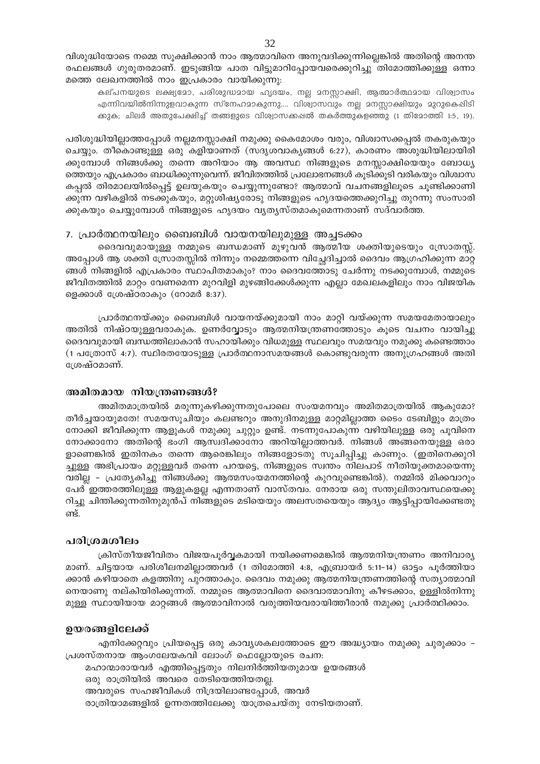വിശുദ്ധിയോടെ നമ്മെ സൂക്ഷിക്കാൻ നാം ആത്മാവിനെ അനുവദിക്കുന്നില്ലെങ്കിൽ അതിന്റെ അനന്ത രഫലങ്ങൾ ഗുരുതരമാണ്. ഇടുങ്ങിയ പാത വിട്ടുമാറിപ്പോയവരെക്കുറിച്ചു തിമോത്തിക്കുള്ള ഒന്നാ മത്തെ ലേഖനത്തിൽ നാം ഇപ്രകാരം വായിക്കുന്നു:

> കല്പനയുടെ ലക്ഷ്യമോ, പരിശുദ്ധമായ ഹൃദയം, നല്ല മനസ്സാക്ഷി, ആത്മാർത്ഥമായ വിശ്വാസം എന്നിവയിൽനിന്നുളവാകുന്ന സ്നേഹമാകുന്നു.... വിശ്വാസവും നല്ല മനസ്സാക്ഷിയും മുറുകെപ്പിടി ക്കുക; ചിലർ അതുപേക്ഷിച്ച് തങ്ങളുടെ വിശ്വാസക്കപ്പൽ തകർത്തുകളഞ്ഞു (1 തിമോത്തി 1:5, 19).

പരിശുദ്ധിയില്ലാത്തപ്പോൾ നല്ലമനസ്സാക്ഷി നമുക്കു കൈമോശം വരും, വിശ്വാസക്കപ്പൽ തകരുകയും ചെയ്യും. തീകൊണ്ടുള്ള ഒരു കളിയാണത് (സദൃശവാകൃങ്ങൾ 6:27), കാരണം അശുദ്ധിയിലായിരി ക്കുമ്പോൾ നിങ്ങൾക്കു തന്നെ അറിയാം ആ അവസ്ഥ നിങ്ങളുടെ മനസ്സാക്ഷിയെയും ബോധ്യ ത്തെയും എപ്രകാരം ബാധിക്കുന്നുവെന്ന്. ജീവിതത്തിൽ പ്രലോഭനങ്ങൾ കൂടിക്കൂടി വരികയും വിശ്വാസ കപ്പൽ തിരമാലയിൽപ്പെട്ട് ഉലയുകയും ചെയ്യുന്നുണ്ടോ? ആത്മാവ് വചനങ്ങളിലൂടെ ചൂണ്ടിക്കാണി ക്കുന്ന വഴികളിൽ നടക്കുകയും, മറ്റുശിഷ്യരോടു നിങ്ങളുടെ ഹൃദയത്തെക്കുറിച്ചു തുറന്നു സംസാരി ക്കുകയും ചെയ്യുമ്പോൾ നിങ്ങളുടെ ഹൃദയം വ്യത്യസ്തമാകുമെന്നതാണ് സദ്വാർത്ത.

## 7. പ്രാർത്ഥനയിലും ബൈബിൾ വായനയിലുമുള്ള അച്ചടക്കം

ദൈവവുമായുള്ള നമ്മുടെ ബന്ധമാണ് മുഴുവൻ ആത്മീയ ശക്തിയുടെയും സ്രോതസ്സ്. അപ്പോൾ ആ ശക്തി സ്രോതസ്സിൽ നിന്നും നമ്മെത്തന്നെ വിച്ഛേദിച്ചാൽ ദൈവം ആഗ്രഹിക്കുന്ന മാറ്റ ങ്ങൾ നിങ്ങളിൽ എപ്രകാരം സ്ഥാപിതമാകും? നാം ദൈവത്തോടു ചേർന്നു നടക്കുമ്പോൾ, നമ്മുടെ ജീവിതത്തിൽ മാറ്റം വേണമെന്ന മുറവിളി മുഴങ്ങിക്കേൾക്കുന്ന എല്ലാ മേഖലകളിലും നാം വിജയിക ളെക്കാൾ ശ്രേഷ്ഠരാകും (റോമർ 8:37).

പ്രാർത്ഥനയ്ക്കും ബൈബിൾ വായനയ്ക്കുമായി നാം മാറ്റി വയ്ക്കുന്ന സമയമേതായാലും അതിൽ നിഷ്ഠയുള്ളവരാകുക. ഉണർവ്വോടും ആത്മനിയന്ത്രണത്തോടും കൂടെ വചനം വായിച്ചു ദൈവവുമായി ബന്ധത്തിലാകാൻ സഹായിക്കും വിധമുള്ള സ്ഥലവും സമയവും നമുക്കു കണ്ടെത്താം (1 പത്രോസ് 4:7). സ്ഥിരതയോടുള്ള പ്രാർത്ഥനാസമയങ്ങൾ കൊണ്ടുവരുന്ന അനുഗ്രഹങ്ങൾ അതി ശ്രേഷ്ഠമാണ്.

## അമിതമായ നിയന്ത്രണങ്ങൾ?

അമിതമാത്രയിൽ മരുന്നുകഴിക്കുന്നതുപോലെ സംയമനവും അമിതമാത്രയിൽ ആകുമോ? തീർച്ചയായുമതേ! സമയസൂചിയും കലണ്ടറും അനുദിനമുള്ള മാറ്റമില്ലാത്ത ടൈം ടേബിളും മാത്രം നോക്കി ജീവിക്കുന്ന ആളുകൾ നമുക്കു ചുറ്റും ഉണ്ട്. നടന്നുപോകുന്ന വഴിയിലുള്ള ഒരു പൂവിനെ നോക്കാനോ അതിന്റെ ഭംഗി ആസ്വദിക്കാനോ അറിയില്ലാത്തവർ. നിങ്ങൾ അങ്ങനെയുള്ള ഒരാ ളാണെങ്കിൽ ഇതിനകം തന്നെ ആരെങ്കിലും നിങ്ങളോടതു സൂചിപ്പിച്ചു കാണും. (ഇതിനെക്കുറി ച്ചുള്ള അഭിപ്രായം മറ്റുള്ളവർ തന്നെ പറയട്ടെ, നിങ്ങളുടെ സ്വന്തം നിലപാട് നീതിയുക്തമായെന്നു വരില്ല - പ്രത്യേകിച്ചു നിങ്ങൾക്കു ആത്മസംയമനത്തിന്റെ കുറവുണ്ടെങ്കിൽ). നമ്മിൽ മിക്കവാറും പേർ ഇത്തരത്തിലുള്ള ആളുകളല്ല എന്നതാണ് വാസ്തവം. നേരായ ഒരു സന്തുലിതാവസ്ഥയെക്കു റിച്ചു ചിന്തിക്കുന്നതിനുമുൻപ് നിങ്ങളുടെ മടിയെയും അലസതയെയും ആദ്യം ആട്ടിപ്പായിക്കേണ്ടതു ണ്ട്.

## പരിശ്രമശീലം

ക്രിസ്തീയജീവിതം വിജയപൂർവ്വകമായി നയിക്കണമെങ്കിൽ ആത്മനിയന്ത്രണം അനിവാര്യ മാണ്. ചിട്ടയായ പരിശീലനമില്ലാത്തവർ (1 തിമോത്തി 4:8, എബ്രായർ 5:11-14) ഓട്ടം പൂർത്തിയാ ക്കാൻ കഴിയാതെ കളത്തിനു പുറത്താകും. ദൈവം നമുക്കു ആത്മനിയന്ത്രണത്തിന്റെ സത്യാത്മാവി നെയാണു നല്കിയിരിക്കുന്നത്. നമ്മുടെ ആത്മാവിനെ ദൈവാത്മാവിനു കീഴടക്കാം, ഉള്ളിൽനിന്നു മുള്ള സ്ഥായിയായ മാറ്റങ്ങൾ ആത്മാവിനാൽ വരുത്തിയവരായിത്തീരാൻ നമുക്കു പ്രാർത്ഥിക്കാം.

## ഉയരങ്ങളിലേക്ക്

എനിക്കേറ്റവും പ്രിയപ്പെട്ട ഒരു കാവ്യശകലത്തോടെ ഈ അദ്ധ്യായം നമുക്കു ചുരുക്കാം - പ്രശസ്തനായ ആംഗലേയകവി ലോംഗ് ഫെല്ലോയുടെ രചന:

മഹാന്മാരായവർ എത്തിപ്പെട്ടതും നിലനിർത്തിയതുമായ ഉയരങ്ങൾ
ഒരു രാത്രിയിൽ അവരെ തേടിയെത്തിയതല്ല.
അവരുടെ സഹജീവികൾ നിദ്രയിലാണ്ടപ്പോൾ, അവർ
രാത്രിയാമങ്ങളിൽ ഉന്നതത്തിലേക്കു യാത്രചെയ്തു നേടിയതാണ്.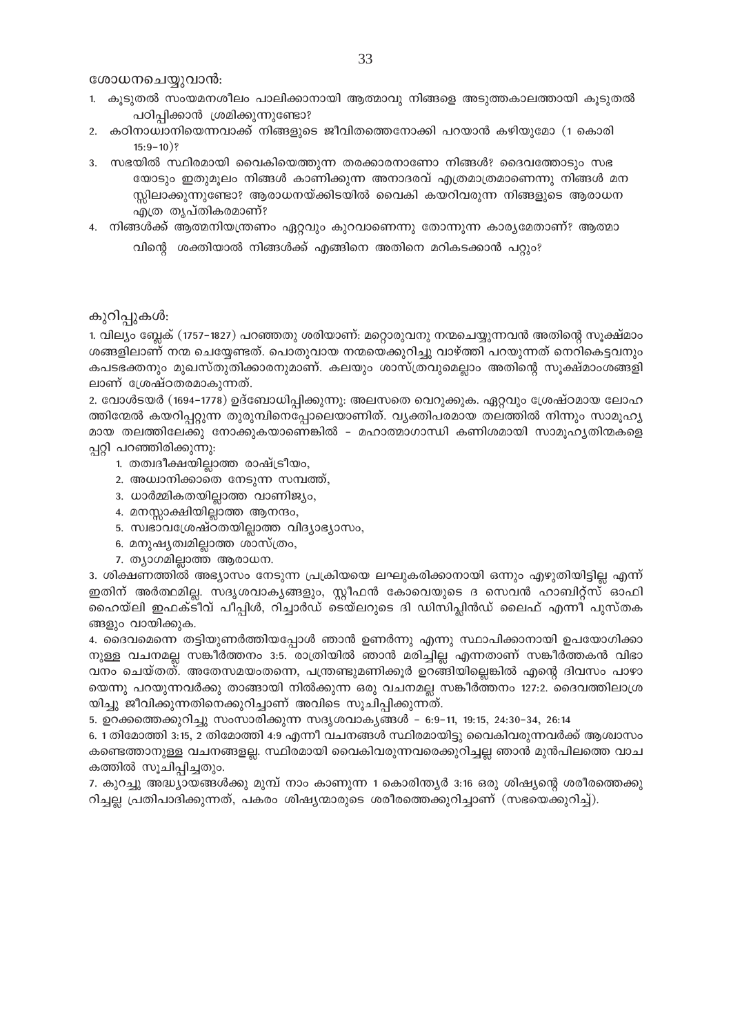ശോധനചെയ്യുവാൻ:

1. കൂടുതൽ സംയമനശീലം പാലിക്കാനായി ആത്മാവു നിങ്ങളെ അടുത്തകാലത്തായി കൂടുതൽ പഠിപ്പിക്കാൻ ശ്രമിക്കുന്നുണ്ടോ?
2. കഠിനാധ്വാനിയെന്നവാക്ക് നിങ്ങളുടെ ജീവിതത്തെനോക്കി പറയാൻ കഴിയുമോ (1 കൊരി 15:9–10)?
3. സഭയിൽ സ്ഥിരമായി വൈകിയെത്തുന്ന തരക്കാരനാണോ നിങ്ങൾ? ദൈവത്തോടും സഭയോടും ഇതുമൂലം നിങ്ങൾ കാണിക്കുന്ന അനാദരവ് എത്രമാത്രമാണെന്നു നിങ്ങൾ മനസ്സിലാക്കുന്നുണ്ടോ? ആരാധനയ്ക്കിടയിൽ വൈകി കയറിവരുന്ന നിങ്ങളുടെ ആരാധന എത്ര തൃപ്തികരമാണ്?
4. നിങ്ങൾക്ക് ആത്മനിയന്ത്രണം ഏറ്റവും കുറവാണെന്നു തോന്നുന്ന കാര്യമേതാണ്? ആത്മാവിന്റെ ശക്തിയാൽ നിങ്ങൾക്ക് എങ്ങിനെ അതിനെ മറികടക്കാൻ പറ്റും?

കുറിപ്പുകൾ:

1. വില്യം ബ്ലേക് (1757–1827) പറഞ്ഞതു ശരിയാണ്: മറ്റൊരുവനു നന്മചെയ്യുന്നവൻ അതിന്റെ സൂക്ഷ്മാംശങ്ങളിലാണ് നന്മ ചെയ്യേണ്ടത്. പൊതുവായ നന്മയെക്കുറിച്ചു വാഴ്ത്തി പറയുന്നത് നെറികെട്ടവനും കപടഭക്തനും മുഖസ്തുതിക്കാരനുമാണ്. കലയും ശാസ്ത്രവുമെല്ലാം അതിന്റെ സൂക്ഷ്മാംശങ്ങളിലാണ് ശ്രേഷ്ഠതരമാകുന്നത്.

2. വോൾട്ടയർ (1694–1778) ഉദ്ബോധിപ്പിക്കുന്നു: അലസതെ വെറുക്കുക. ഏറ്റവും ശ്രേഷ്ഠമായ ലോഹത്തിന്മേൽ കയറിപ്പറ്റുന്ന തുരുമ്പിനെപ്പോലെയാണിത്. വ്യക്തിപരമായ തലത്തിൽ നിന്നും സാമൂഹ്യമായ തലത്തിലേക്കു നോക്കുകയാണെങ്കിൽ - മഹാത്മാഗാന്ധി കണിശമായി സാമൂഹ്യതിന്മകളെപ്പറ്റി പറഞ്ഞിരിക്കുന്നു:
   1. തത്വദീക്ഷയില്ലാത്ത രാഷ്ട്രീയം,
   2. അധ്വാനിക്കാതെ നേടുന്ന സമ്പത്ത്,
   3. ധാർമ്മികതയില്ലാത്ത വാണിജ്യം,
   4. മനസ്സാക്ഷിയില്ലാത്ത ആനന്ദം,
   5. സ്വഭാവശ്രേഷ്ഠതയില്ലാത്ത വിദ്യാഭ്യാസം,
   6. മനുഷ്യത്വമില്ലാത്ത ശാസ്ത്രം,
   7. ത്യാഗമില്ലാത്ത ആരാധന.

3. ശിക്ഷണത്തിൽ അഭ്യാസം നേടുന്ന പ്രക്രിയയെ ലഘൂകരിക്കാനായി ഒന്നും എഴുതിയിട്ടില്ല എന്ന് ഇതിന് അർത്ഥമില്ല. സദൃശവാക്യങ്ങളും, സ്റ്റീഫൻ കോവെയുടെ ദ സെവൻ ഹാബിറ്റ്സ് ഓഫി ഹൈയ്‌ലി ഇഫക്ടീവ് പീപ്പിൾ, റിച്ചാർഡ് ടെയ്‌ലറുടെ ദി ഡിസിപ്ലിൻഡ് ലൈഫ് എന്നീ പുസ്തകങ്ങളും വായിക്കുക.

4. ദൈവമെന്നെ തട്ടിയുണർത്തിയപ്പോൾ ഞാൻ ഉണർന്നു എന്നു സ്ഥാപിക്കാനായി ഉപയോഗിക്കാനുള്ള വചനമല്ല സങ്കീർത്തനം 3:5. രാത്രിയിൽ ഞാൻ മരിച്ചില്ല എന്നതാണ് സങ്കീർത്തകൻ വിഭാവനം ചെയ്തത്. അതേസമയംതന്നെ, പന്ത്രണ്ടുമണിക്കൂർ ഉറങ്ങിയില്ലെങ്കിൽ എന്റെ ദിവസം പാഴാ യെന്നു പറയുന്നവർക്കു താങ്ങായി നിൽക്കുന്ന ഒരു വചനമല്ല സങ്കീർത്തനം 127:2. ദൈവത്തിലാശ്രയിച്ചു ജീവിക്കുന്നതിനെക്കുറിച്ചാണ് അവിടെ സൂചിപ്പിക്കുന്നത്.

5. ഉറക്കത്തെക്കുറിച്ചു സംസാരിക്കുന്ന സദൃശവാക്യങ്ങൾ – 6:9–11, 19:15, 24:30–34, 26:14

6. 1 തിമോത്തി 3:15, 2 തിമോത്തി 4:9 എന്നീ വചനങ്ങൾ സ്ഥിരമായിട്ടു വൈകിവരുന്നവർക്ക് ആശ്വാസം കണ്ടെത്താനുള്ള വചനങ്ങളല്ല. സ്ഥിരമായി വൈകിവരുന്നവരെക്കുറിച്ചല്ല ഞാൻ മുൻപിലത്തെ വാചകത്തിൽ സൂചിപ്പിച്ചതും.

7. കുറച്ചു അദ്ധ്യായങ്ങൾക്കു മുമ്പ് നാം കാണുന്ന 1 കൊരിന്ത്യർ 3:16 ഒരു ശിഷ്യന്റെ ശരീരത്തെക്കുറിച്ചല്ല പ്രതിപാദിക്കുന്നത്, പകരം ശിഷ്യന്മാരുടെ ശരീരത്തെക്കുറിച്ചാണ് (സഭയെക്കുറിച്ച്).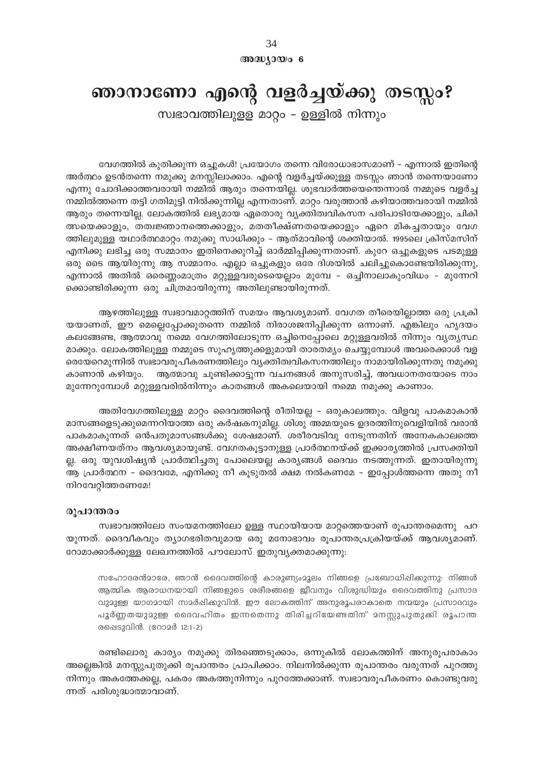അദ്ധ്യായം 6

# ഞാനാണോ എന്റെ വളർച്ചയ്ക്കു തടസ്സം?

## സ്വഭാവത്തിലുളള മാറ്റം - ഉള്ളിൽ നിന്നും

വേഗത്തിൽ കുതിക്കുന്ന ഒച്ചുകൾ! പ്രയോഗം തന്നെ വിരോധാഭാസമാണ് - എന്നാൽ ഇതിന്റെ അർത്ഥം ഉടൻതന്നെ നമുക്കു മനസ്സിലാക്കാം. എന്റെ വളർച്ചയ്ക്കുള്ള തടസ്സം ഞാൻ തന്നെയാണോ എന്നു ചോദിക്കാത്തവരായി നമ്മിൽ ആരും തന്നെയില്ല. ശുഭവാർത്തയെന്തെന്നാൽ നമ്മുടെ വളർച്ച നമ്മിൽത്തന്നെ തട്ടി ഗതിമുട്ടി നിൽക്കുന്നില്ല എന്നതാണ്. മാറ്റം വരുത്താൻ കഴിയാത്തവരായി നമ്മിൽ ആരും തന്നെയില്ല. ലോകത്തിൽ ലഭ്യമായ ഏതൊരു വ്യക്തിത്വവികസന പരിപാടിയേക്കാളും, ചികിത്സയെക്കാളും, തത്വജ്ഞാനത്തെക്കാളും, മതതീക്ഷ്ണതയെക്കാളും ഏറെ മികച്ചതായും വേഗത്തിലുമുള്ള യഥാർത്ഥമാറ്റം നമുക്കു സാധിക്കും - ആത്മാവിന്റെ ശക്തിയാൽ. 1995ലെ ക്രിസ്മസിന് എനിക്കു ലഭിച്ച ഒരു സമ്മാനം ഇതിനെക്കുറിച്ച് ഓർമ്മിപ്പിക്കുന്നതാണ്. കുറേ ഒച്ചുകളുടെ പടമുള്ള ഒരു ടൈ ആയിരുന്നു ആ സമ്മാനം. എല്ലാ ഒച്ചുകളും ഒരേ ദിശയിൽ ചലിച്ചുകൊണ്ടേയിരിക്കുന്നു, എന്നാൽ അതിൽ ഒരെണ്ണംമാത്രം മറ്റുള്ളവരുടെയെല്ലാം മുമ്പേ - ഒച്ചിനാലാകുംവിധം - മുന്നേറിക്കൊണ്ടിരിക്കുന്ന ഒരു ചിത്രമായിരുന്നു അതിലുണ്ടായിരുന്നത്.

ആഴത്തിലുള്ള സ്വഭാവമാറ്റത്തിന് സമയം ആവശ്യമാണ്. വേഗത തീരെയില്ലാത്ത ഒരു പ്രക്രിയയാണത്, ഈ മെല്ലെപ്പോക്കുതന്നെ നമ്മിൽ നിരാശജനിപ്പിക്കുന്ന ഒന്നാണ്. എങ്കിലും ഹൃദയം കലങ്ങേണ്ട, ആത്മാവു നമ്മെ വേഗത്തിലോടുന്ന ഒച്ചിനെപ്പോലെ മറ്റുള്ളവരിൽ നിന്നും വ്യത്യസ്ഥമാക്കും. ലോകത്തിലുള്ള നമ്മുടെ സുഹൃത്തുക്കളുമായി താരതമ്യം ചെയ്യുമ്പോൾ അവരെക്കാൾ വളരെയേറെമുന്നിൽ സ്വഭാവരൂപീകരണത്തിലും വ്യക്തിത്വവികസനത്തിലും നാമായിരിക്കുന്നതു നമുക്കു കാണാൻ കഴിയും. ആത്മാവു ചൂണ്ടിക്കാട്ടുന്ന വചനങ്ങൾ അനുസരിച്ച്, അവധാനതയോടെ നാം മുന്നേറുമ്പോൾ മറ്റുള്ളവരിൽനിന്നും കാതങ്ങൾ അകലെയായി നമ്മെ നമുക്കു കാണാം.

അതിവേഗത്തിലുള്ള മാറ്റം ദൈവത്തിന്റെ രീതിയല്ല - ഒരുകാലത്തും. വിളവു പാകമാകാൻ മാസങ്ങളെടുക്കുമെന്നറിയാത്ത ഒരു കർഷകനുമില്ല. ശിശു അമ്മയുടെ ഉദരത്തിനുവെളിയിൽ വരാൻ പാകമാകുന്നത് ഒൻപതുമാസങ്ങൾക്കു ശേഷമാണ്. ശരീരവടിവു നേടുന്നതിന് അനേകകാലത്തെ അക്ഷീണയത്നം ആവശ്യമായുണ്ട്. വേഗതകൂട്ടാനുള്ള പ്രാർത്ഥനയ്ക്ക് ഇക്കാര്യത്തിൽ പ്രസക്തിയില്ല. ഒരു യുവശിഷ്യൻ പ്രാർത്ഥിച്ചതു പോലെയല്ല കാര്യങ്ങൾ ദൈവം നടത്തുന്നത്. ഇതായിരുന്നു ആ പ്രാർത്ഥന - ദൈവമേ, എനിക്കു നീ കൂടുതൽ ക്ഷമ നൽകണമേ - ഇപ്പോൾത്തന്നെ അതു നീ നിറവേറ്റിത്തരണമേ!

### രൂപാന്തരം

സ്വഭാവത്തിലോ സംയമനത്തിലോ ഉള്ള സ്ഥായിയായ മാറ്റത്തെയാണ് രൂപാന്തരമെന്നു പറയുന്നത്. ദൈവീകവും ത്യാഗഭരിതവുമായ ഒരു മനോഭാവം രൂപാന്തരപ്രക്രിയയ്ക്ക് ആവശ്യമാണ്. റോമാക്കാർക്കുള്ള ലേഖനത്തിൽ പൗലോസ് ഇതുവ്യക്തമാക്കുന്നു:

> സഹോദരൻമാരേ, ഞാൻ ദൈവത്തിന്റെ കാരുണ്യംമൂലം നിങ്ങളെ പ്രബോധിപ്പിക്കുന്നു: നിങ്ങൾ ആത്മിക ആരാധനയായി നിങ്ങളുടെ ശരീരങ്ങളെ ജീവനും വിശുദ്ധിയും ദൈവത്തിനു പ്രസാദവുമുള്ള യാഗമായി സമർപ്പിക്കുവിൻ. ഈ ലോകത്തിന് അനുരൂപരാകാതെ നന്മയും പ്രസാദവും പൂർണ്ണതയുമുള്ള ദൈവഹിതം ഇന്നതെന്നു തിരിച്ചറിയേണ്ടതിന് മനസ്സുപുതുക്കി രൂപാന്തരപ്പെടുവിൻ. (റോമർ 12:1-2)

രണ്ടിലൊരു കാര്യം നമുക്കു തിരഞ്ഞെടുക്കാം, ഒന്നുകിൽ ലോകത്തിന് അനുരൂപരാകാം അല്ലെങ്കിൽ മനസ്സുപുതുക്കി രൂപാന്തരം പ്രാപിക്കാം. നിലനിൽക്കുന്ന രൂപാന്തരം വരുന്നത് പുറത്തുനിന്നും അകത്തേക്കല്ല, പകരം അകത്തുനിന്നും പുറത്തേക്കാണ്. സ്വഭാവരൂപീകരണം കൊണ്ടുവരുന്നത് പരിശുദ്ധാത്മാവാണ്.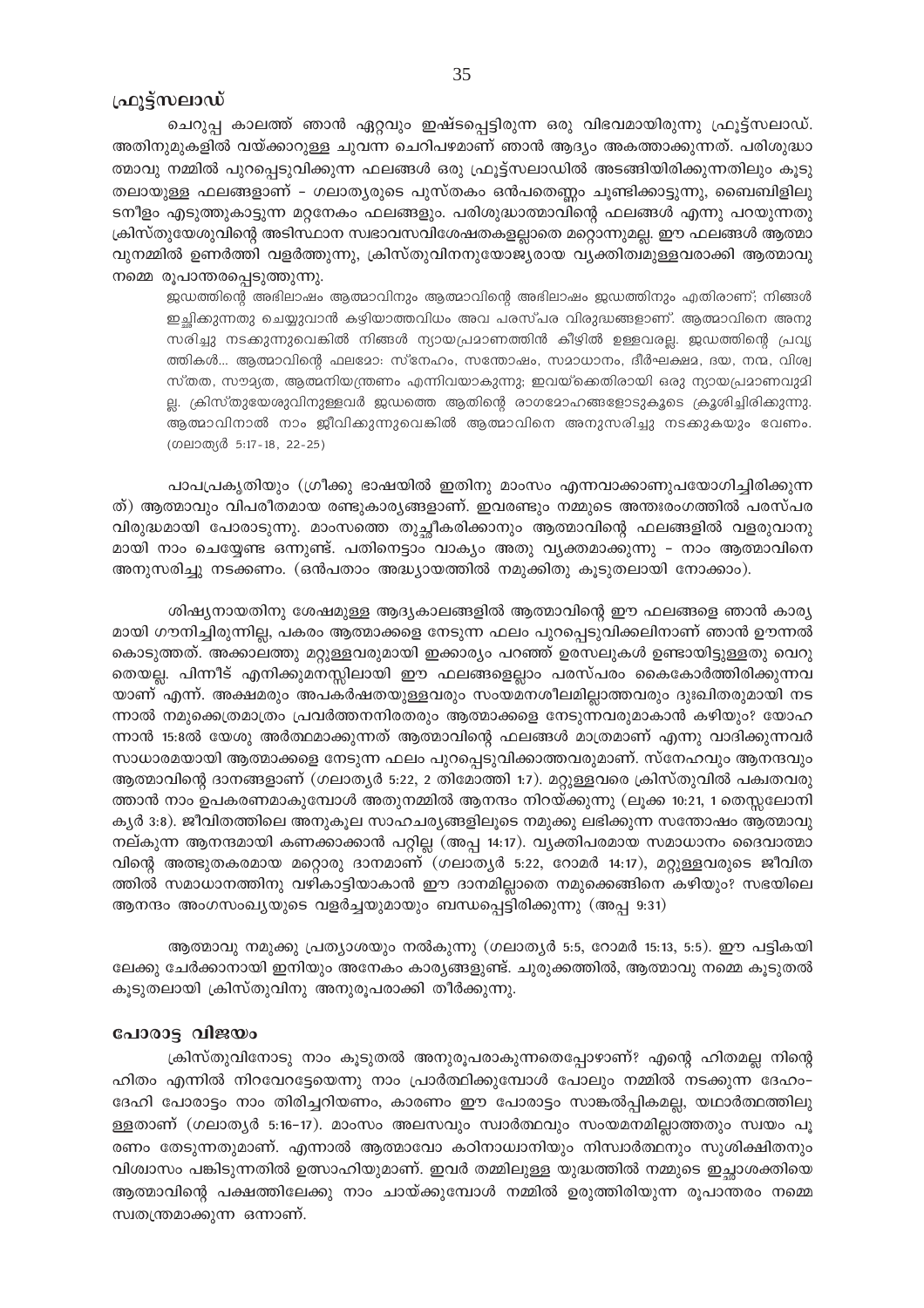## ഫ്രൂട്ട്സലാഡ്

ചെറുപ്പ കാലത്ത് ഞാൻ ഏറ്റവും ഇഷ്ടപ്പെട്ടിരുന്ന ഒരു വിഭവമായിരുന്നു ഫ്രൂട്ട്സലാഡ്. അതിനുമുകളിൽ വയ്ക്കാറുള്ള ചുവന്ന ചെറിപഴമാണ് ഞാൻ ആദ്യം അകത്താക്കുന്നത്. പരിശുദ്ധാത്മാവു നമ്മിൽ പുറപ്പെടുവിക്കുന്ന ഫലങ്ങൾ ഒരു ഫ്രൂട്ട്സലാഡിൽ അടങ്ങിയിരിക്കുന്നതിലും കൂടുതലായുള്ള ഫലങ്ങളാണ് – ഗലാത്യരുടെ പുസ്തകം ഒൻപതെണ്ണം ചൂണ്ടിക്കാട്ടുന്നു, ബൈബിളിലുടനീളം എടുത്തുകാട്ടുന്ന മറ്റനേകം ഫലങ്ങളും. പരിശുദ്ധാത്മാവിന്റെ ഫലങ്ങൾ എന്നു പറയുന്നതു ക്രിസ്തുയേശുവിന്റെ അടിസ്ഥാന സ്വഭാവസവിശേഷതകളല്ലാതെ മറ്റൊന്നുമല്ല. ഈ ഫലങ്ങൾ ആത്മാവുനമ്മിൽ ഉണർത്തി വളർത്തുന്നു, ക്രിസ്തുവിനനുയോജ്യരായ വ്യക്തിത്വമുള്ളവരാക്കി ആത്മാവു നമ്മെ രൂപാന്തരപ്പെടുത്തുന്നു.

> ജഡത്തിന്റെ അഭിലാഷം ആത്മാവിനും ആത്മാവിന്റെ അഭിലാഷം ജഡത്തിനും എതിരാണ്; നിങ്ങൾ ഇച്ഛിക്കുന്നതു ചെയ്യുവാൻ കഴിയാത്തവിധം അവ പരസ്പര വിരുദ്ധങ്ങളാണ്. ആത്മാവിനെ അനുസരിച്ചു നടക്കുന്നുവെങ്കിൽ നിങ്ങൾ ന്യായപ്രമാണത്തിൻ കീഴിൽ ഉള്ളവരല്ല. ജഡത്തിന്റെ പ്രവൃത്തികൾ... ആത്മാവിന്റെ ഫലമോ: സ്നേഹം, സന്തോഷം, സമാധാനം, ദീർഘക്ഷമ, ദയ, നന്മ, വിശ്വസ്തത, സൗമ്യത, ആത്മനിയന്ത്രണം എന്നിവയാകുന്നു; ഇവയ്ക്കെതിരായി ഒരു ന്യായപ്രമാണവുമില്ല. ക്രിസ്തുയേശുവിനുള്ളവർ ജഡത്തെ ആതിന്റെ രാഗമോഹങ്ങളോടുകൂടെ ക്രൂശിച്ചിരിക്കുന്നു. ആത്മാവിനാൽ നാം ജീവിക്കുന്നുവെങ്കിൽ ആത്മാവിനെ അനുസരിച്ചു നടക്കുകയും വേണം. (ഗലാത്യർ 5:17-18, 22-25)

പാപപ്രകൃതിയും (ഗ്രീക്കു ഭാഷയിൽ ഇതിനു മാംസം എന്നവാക്കാണുപയോഗിച്ചിരിക്കുന്നത്) ആത്മാവും വിപരീതമായ രണ്ടുകാര്യങ്ങളാണ്. ഇവരണ്ടും നമ്മുടെ അന്തഃരംഗത്തിൽ പരസ്പര വിരുദ്ധമായി പോരാടുന്നു. മാംസത്തെ തുച്ഛീകരിക്കാനും ആത്മാവിന്റെ ഫലങ്ങളിൽ വളരുവാനുമായി നാം ചെയ്യേണ്ട ഒന്നുണ്ട്. പതിനെട്ടാം വാക്യം അതു വ്യക്തമാക്കുന്നു – നാം ആത്മാവിനെ അനുസരിച്ചു നടക്കണം. (ഒൻപതാം അദ്ധ്യായത്തിൽ നമുക്കിതു കൂടുതലായി നോക്കാം).

ശിഷ്യനായതിനു ശേഷമുള്ള ആദ്യകാലങ്ങളിൽ ആത്മാവിന്റെ ഈ ഫലങ്ങളെ ഞാൻ കാര്യമായി ഗൗനിച്ചിരുന്നില്ല, പകരം ആത്മാക്കളെ നേടുന്ന ഫലം പുറപ്പെടുവിക്കലിനാണ് ഞാൻ ഊന്നൽ കൊടുത്തത്. അക്കാലത്തു മറ്റുള്ളവരുമായി ഇക്കാര്യം പറഞ്ഞ് ഉരസലുകൾ ഉണ്ടായിട്ടുള്ളതു വെറുതെയല്ല. പിന്നീട് എനിക്കുമനസ്സിലായി ഈ ഫലങ്ങളെല്ലാം പരസ്പരം കൈകോർത്തിരിക്കുന്നവയാണ് എന്ന്. അക്ഷമരും അപകർഷതയുള്ളവരും സംയമനശീലമില്ലാത്തവരും ദുഃഖിതരുമായി നടന്നാൽ നമുക്കെത്രമാത്രം പ്രവർത്തനനിരതരും ആത്മാക്കളെ നേടുന്നവരുമാകാൻ കഴിയും? യോഹന്നാൻ 15:8ൽ യേശു അർത്ഥമാക്കുന്നത് ആത്മാവിന്റെ ഫലങ്ങൾ മാത്രമാണ് എന്നു വാദിക്കുന്നവർ സാധാരമയായി ആത്മാക്കളെ നേടുന്ന ഫലം പുറപ്പെടുവിക്കാത്തവരുമാണ്. സ്നേഹവും ആനന്ദവും ആത്മാവിന്റെ ദാനങ്ങളാണ് (ഗലാത്യർ 5:22, 2 തിമോത്തി 1:7). മറ്റുള്ളവരെ ക്രിസ്തുവിൽ പക്വതവരുത്താൻ നാം ഉപകരണമാകുമ്പോൾ അതുനമ്മിൽ ആനന്ദം നിറയ്ക്കുന്നു (ലൂക്ക 10:21, 1 തെസ്സലോനിക്യർ 3:8). ജീവിതത്തിലെ അനുകൂല സാഹചര്യങ്ങളിലൂടെ നമുക്കു ലഭിക്കുന്ന സന്തോഷം ആത്മാവു നല്കുന്ന ആനന്ദമായി കണക്കാക്കാൻ പറ്റില്ല (അപ്പ 14:17). വ്യക്തിപരമായ സമാധാനം ദൈവാത്മാവിന്റെ അത്ഭുതകരമായ മറ്റൊരു ദാനമാണ് (ഗലാത്യർ 5:22, റോമർ 14:17), മറ്റുള്ളവരുടെ ജീവിതത്തിൽ സമാധാനത്തിനു വഴികാട്ടിയാകാൻ ഈ ദാനമില്ലാതെ നമുക്കെങ്ങിനെ കഴിയും? സഭയിലെ ആനന്ദം അംഗസംഖ്യയുടെ വളർച്ചയുമായും ബന്ധപ്പെട്ടിരിക്കുന്നു (അപ്പ 9:31)

ആത്മാവു നമുക്കു പ്രത്യാശയും നൽകുന്നു (ഗലാത്യർ 5:5, റോമർ 15:13, 5:5). ഈ പട്ടികയിലേക്കു ചേർക്കാനായി ഇനിയും അനേകം കാര്യങ്ങളുണ്ട്. ചുരുക്കത്തിൽ, ആത്മാവു നമ്മെ കൂടുതൽ കൂടുതലായി ക്രിസ്തുവിനു അനുരൂപരാക്കി തീർക്കുന്നു.

## പോരാട്ട വിജയം

ക്രിസ്തുവിനോടു നാം കൂടുതൽ അനുരൂപരാകുന്നതെപ്പോഴാണ്? എന്റെ ഹിതമല്ല നിന്റെ ഹിതം എന്നിൽ നിറവേറട്ടേയെന്നു നാം പ്രാർത്ഥിക്കുമ്പോൾ പോലും നമ്മിൽ നടക്കുന്ന ദേഹം-ദേഹി പോരാട്ടം നാം തിരിച്ചറിയണം, കാരണം ഈ പോരാട്ടം സാങ്കൽപ്പികമല്ല, യഥാർത്ഥത്തിലുള്ളതാണ് (ഗലാത്യർ 5:16-17). മാംസം അലസവും സ്വാർത്ഥവും സംയമനമില്ലാത്തതും സ്വയം പൂരണം തേടുന്നതുമാണ്. എന്നാൽ ആത്മാവോ കഠിനാധ്വാനിയും നിസ്വാർത്ഥനും സുശിക്ഷിതനും വിശ്വാസം പങ്കിടുന്നതിൽ ഉത്സാഹിയുമാണ്. ഇവർ തമ്മിലുള്ള യുദ്ധത്തിൽ നമ്മുടെ ഇച്ഛാശക്തിയെ ആത്മാവിന്റെ പക്ഷത്തിലേക്കു നാം ചായ്ക്കുമ്പോൾ നമ്മിൽ ഉരുത്തിരിയുന്ന രൂപാന്തരം നമ്മെ സ്വതന്ത്രമാക്കുന്ന ഒന്നാണ്.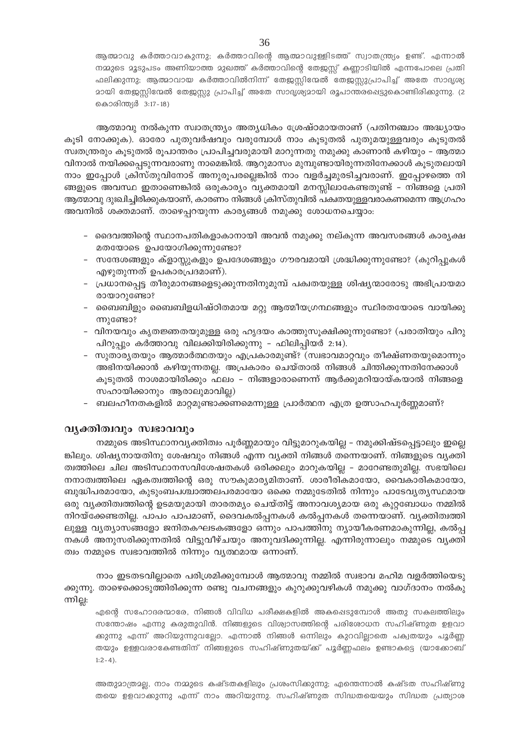ആത്മാവു കർത്താവാകുന്നു; കർത്താവിന്റെ ആത്മാവുള്ളിടത്ത് സ്വാതന്ത്ര്യം ഉണ്ട്. എന്നാൽ നമ്മുടെ മൂടുപടം അണിയാത്ത മുഖത്ത് കർത്താവിന്റെ തേജസ്സ് കണ്ണാടിയിൽ എന്നപോലെ പ്രതിഫലിക്കുന്നു; ആത്മാവായ കർത്താവിൽനിന്ന് തേജസ്സിന്മേൽ തേജസ്സുപ്രാപിച്ച് അതേ സാദൃശ്യമായി തേജസ്സിന്മേൽ തേജസ്സു പ്രാപിച്ച് അതേ സാദൃശ്യമായി രൂപാന്തരപ്പെട്ടുകൊണ്ടിരിക്കുന്നു. (2 കൊരിന്ത്യർ 3:17-18)

ആത്മാവു നൽകുന്ന സ്വാതന്ത്ര്യം അത്യധികം ശ്രേഷ്ഠമായതാണ് (പതിനഞ്ചാം അദ്ധ്യായം കൂടി നോക്കുക). ഓരോ പുതുവർഷവും വരുമ്പോൾ നാം കൂടുതൽ പുതുമയുള്ളവരും കൂടുതൽ സ്വതന്ത്രരും കൂടുതൽ രൂപാന്തരം പ്രാപിച്ചവരുമായി മാറുന്നതു നമുക്കു കാണാൻ കഴിയും – ആത്മാവിനാൽ നയിക്കപ്പെടുന്നവരാണു നാമെങ്കിൽ. ആറുമാസം മുമ്പുണ്ടായിരുന്നതിനേക്കാൾ കൂടുതലായി നാം ഇപ്പോൾ ക്രിസ്തുവിനോട് അനുരൂപരല്ലെങ്കിൽ നാം വളർച്ചമുരടിച്ചവരാണ്. ഇപ്പോഴത്തെ നിങ്ങളുടെ അവസ്ഥ ഇതാണെങ്കിൽ ഒരുകാര്യം വ്യക്തമായി മനസ്സിലാകേണ്ടതുണ്ട് – നിങ്ങളെ പ്രതി ആത്മാവു ദുഃഖിച്ചിരിക്കുകയാണ്, കാരണം നിങ്ങൾ ക്രിസ്തുവിൽ പക്വതയുള്ളവരാകണമെന്ന ആഗ്രഹം അവനിൽ ശക്തമാണ്. താഴെപ്പറയുന്ന കാര്യങ്ങൾ നമുക്കു ശോധനചെയ്യാം:

- ദൈവത്തിന്റെ സ്ഥാനപതികളാകാനായി അവൻ നമുക്കു നല്കുന്ന അവസരങ്ങൾ കാര്യക്ഷമതയോടെ ഉപയോഗിക്കുന്നുണ്ടോ?
- സന്ദേശങ്ങളും ക്ളാസ്സുകളും ഉപദേശങ്ങളും ഗൗരവമായി ശ്രദ്ധിക്കുന്നുണ്ടോ? (കുറിപ്പുകൾ എഴുതുന്നത് ഉപകാരപ്രദമാണ്).
- പ്രധാനപ്പെട്ട തീരുമാനങ്ങളെടുക്കുന്നതിനുമുമ്പ് പക്വതയുള്ള ശിഷ്യന്മാരോടു അഭിപ്രായമാരായാറുണ്ടോ?
- ബൈബിളും ബൈബിളധിഷ്ഠിതമായ മറ്റു ആത്മീയഗ്രന്ഥങ്ങളും സ്ഥിരതയോടെ വായിക്കുന്നുണ്ടോ?
- വിനയവും കൃതജ്ഞതയുമുള്ള ഒരു ഹൃദയം കാത്തുസൂക്ഷിക്കുന്നുണ്ടോ? (പരാതിയും പിറുപിറുപ്പും കർത്താവു വിലക്കിയിരിക്കുന്നു – ഫിലിപ്പിയർ 2:14).
- സുതാര്യതയും ആത്മാർത്ഥതയും എപ്രകാരമുണ്ട്? (സ്വഭാവമാറ്റവും തീക്ഷ്ണതയുമൊന്നും അഭിനയിക്കാൻ കഴിയുന്നതല്ല. അപ്രകാരം ചെയ്താൽ നിങ്ങൾ ചിന്തിക്കുന്നതിനേക്കാൾ കൂടുതൽ നാശമായിരിക്കും ഫലം – നിങ്ങളാരാണെന്ന് ആർക്കുമറിയായ്കയാൽ നിങ്ങളെ സഹായിക്കാനും ആരാലുമാവില്ല)
- ബലഹീനതകളിൽ മാറ്റമുണ്ടാക്കണമെന്നുള്ള പ്രാർത്ഥന എത്ര ഉത്സാഹപൂർണ്ണമാണ്?

## വ്യക്തിത്വവും സ്വഭാവവും

നമ്മുടെ അടിസ്ഥാനവ്യക്തിത്വം പൂർണ്ണമായും വിട്ടുമാറുകയില്ല – നമുക്കിഷ്ടപ്പെട്ടാലും ഇല്ലെങ്കിലും. ശിഷ്യനായതിനു ശേഷവും നിങ്ങൾ എന്ന വ്യക്തി നിങ്ങൾ തന്നെയാണ്. നിങ്ങളുടെ വ്യക്തിത്വത്തിലെ ചില അടിസ്ഥാനസവിശേഷതകൾ ഒരിക്കലും മാറുകയില്ല – മാറേണ്ടതുമില്ല. സഭയിലെ നനാത്വത്തിലെ ഏകത്വത്തിന്റെ ഒരു സൗകുമാര്യമിതാണ്. ശാരീരികമായോ, വൈകാരികമായോ, ബുദ്ധിപരമായോ, കുടുംബപശ്ചാത്തലപരമായോ ഒക്കെ നമ്മുടേതിൽ നിന്നും പാടേവ്യത്യസ്ഥമായ ഒരു വ്യക്തിത്വത്തിന്റെ ഉടമയുമായി താരതമ്യം ചെയ്തിട്ട് അനാവശ്യമായ ഒരു കുറ്റബോധം നമ്മിൽ നിറയ്ക്കേണ്ടതില്ല. പാപം പാപമാണ്, ദൈവകല്പനകൾ കല്പനകൾ തന്നെയാണ്. വ്യക്തിത്വത്തിലുള്ള വ്യത്യാസങ്ങളോ ജനിതകഘടകങ്ങളോ ഒന്നും പാപത്തിനു ന്യായീകരണമാകുന്നില്ല, കല്പനകൾ അനുസരിക്കുന്നതിൽ വിട്ടുവീഴ്ചയും അനുവദിക്കുന്നില്ല. എന്നിരുന്നാലും നമ്മുടെ വ്യക്തിത്വം നമ്മുടെ സ്വഭാവത്തിൽ നിന്നും വ്യത്യമായ ഒന്നാണ്.

നാം ഇടതടവില്ലാതെ പരിശ്രമിക്കുമ്പോൾ ആത്മാവു നമ്മിൽ സ്വഭാവ മഹിമ വളർത്തിയെടുക്കുന്നു. താഴെക്കൊടുത്തിരിക്കുന്ന രണ്ടു വചനങ്ങളും കുറുക്കുവഴികൾ നമുക്കു വാഗ്ദാനം നൽകുന്നില്ല:

എന്റെ സഹോദരന്മാരേ, നിങ്ങൾ വിവിധ പരീക്ഷകളിൽ അകപ്പെടുമ്പോൾ അതു സകലത്തിലും സന്തോഷം എന്നു കരുതുവിൻ. നിങ്ങളുടെ വിശ്വാസത്തിന്റെ പരിശോധന സഹിഷ്ണുത ഉളവാക്കുന്നു എന്ന് അറിയുന്നുവല്ലോ. എന്നാൽ നിങ്ങൾ ഒന്നിലും കുറവില്ലാതെ പക്വതയും പൂർണ്ണതയും ഉള്ളവരാകേണ്ടതിന് നിങ്ങളുടെ സഹിഷ്ണുതയ്ക്ക് പൂർണ്ണഫലം ഉണ്ടാകട്ടെ (യാക്കോബ് 1:2-4).

അതുമാത്രമല്ല, നാം നമ്മുടെ കഷ്ടതകളിലും പ്രശംസിക്കുന്നു; എന്തെന്നാൽ കഷ്ടത സഹിഷ്ണുതയെ ഉളവാക്കുന്നു എന്ന് നാം അറിയുന്നു. സഹിഷ്ണുത സിദ്ധതയെയും സിദ്ധത പ്രത്യാശ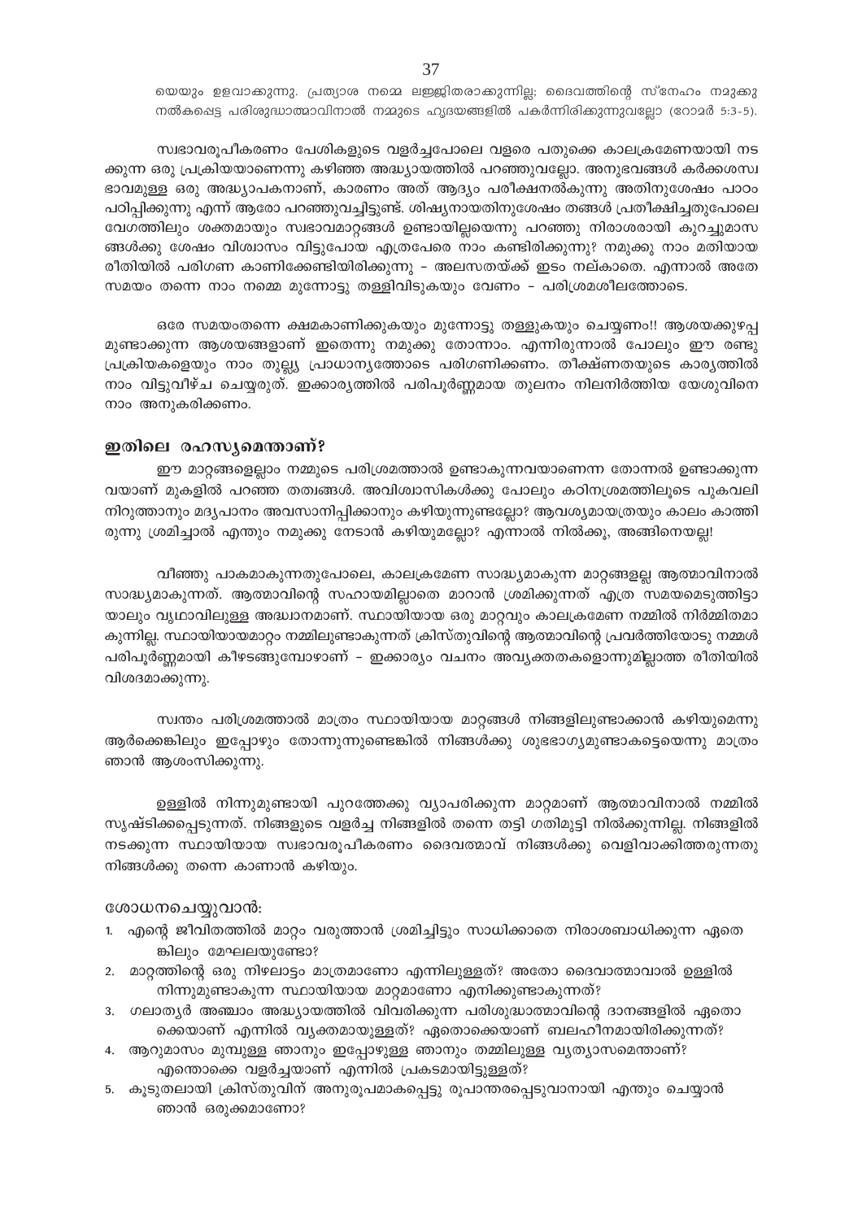യെയും ഉളവാക്കുന്നു. പ്രത്യാശ നമ്മെ ലജ്ജിതരാക്കുന്നില്ല; ദൈവത്തിന്റെ സ്നേഹം നമുക്കു നൽകപ്പെട്ട പരിശുദ്ധാത്മാവിനാൽ നമ്മുടെ ഹൃദയങ്ങളിൽ പകർന്നിരിക്കുന്നുവല്ലോ (റോമർ 5:3-5).

സ്വഭാവരൂപീകരണം പേശികളുടെ വളർച്ചപോലെ വളരെ പതുക്കെ കാലക്രമേണയായി നടക്കുന്ന ഒരു പ്രക്രിയയാണെന്നു കഴിഞ്ഞ അദ്ധ്യായത്തിൽ പറഞ്ഞുവല്ലോ. അനുഭവങ്ങൾ കർക്കശസ്വഭാവമുള്ള ഒരു അദ്ധ്യാപകനാണ്, കാരണം അത് ആദ്യം പരീക്ഷനൽകുന്നു അതിനുശേഷം പാഠം പഠിപ്പിക്കുന്നു എന്ന് ആരോ പറഞ്ഞുവച്ചിട്ടുണ്ട്. ശിഷ്യനായതിനുശേഷം തങ്ങൾ പ്രതീക്ഷിച്ചതുപോലെ വേഗത്തിലും ശക്തമായും സ്വഭാവമാറ്റങ്ങൾ ഉണ്ടായില്ലയെന്നു പറഞ്ഞു നിരാശരായി കുറച്ചുമാസങ്ങൾക്കു ശേഷം വിശ്വാസം വിട്ടുപോയ എത്രപേരെ നാം കണ്ടിരിക്കുന്നു? നമുക്കു നാം മതിയായ രീതിയിൽ പരിഗണ കാണിക്കേണ്ടിയിരിക്കുന്നു – അലസതയ്ക്ക് ഇടം നല്കാതെ. എന്നാൽ അതേ സമയം തന്നെ നാം നമ്മെ മുന്നോട്ടു തള്ളിവിടുകയും വേണം – പരിശ്രമശീലത്തോടെ.

ഒരേ സമയംതന്നെ ക്ഷമകാണിക്കുകയും മുന്നോട്ടു തള്ളുകയും ചെയ്യണം!! ആശയക്കുഴപ്പമുണ്ടാക്കുന്ന ആശയങ്ങളാണ് ഇതെന്നു നമുക്കു തോന്നാം. എന്നിരുന്നാൽ പോലും ഈ രണ്ടു പ്രക്രിയകളെയും നാം തുല്ല്യ പ്രാധാന്യത്തോടെ പരിഗണിക്കണം. തീക്ഷ്ണതയുടെ കാര്യത്തിൽ നാം വിട്ടുവീഴ്ച ചെയ്യരുത്. ഇക്കാര്യത്തിൽ പരിപൂർണ്ണമായ തുലനം നിലനിർത്തിയ യേശുവിനെ നാം അനുകരിക്കണം.

## ഇതിലെ രഹസ്യമെന്താണ്?

ഈ മാറ്റങ്ങളെല്ലാം നമ്മുടെ പരിശ്രമത്താൽ ഉണ്ടാകുന്നവയാണെന്ന തോന്നൽ ഉണ്ടാക്കുന്നവയാണ് മുകളിൽ പറഞ്ഞ തത്വങ്ങൾ. അവിശ്വാസികൾക്കു പോലും കഠിനശ്രമത്തിലൂടെ പുകവലി നിറുത്താനും മദ്യപാനം അവസാനിപ്പിക്കാനും കഴിയുന്നുണ്ടല്ലോ? ആവശ്യമായത്രയും കാലം കാത്തിരുന്നു ശ്രമിച്ചാൽ എന്തും നമുക്കു നേടാൻ കഴിയുമല്ലോ? എന്നാൽ നിൽക്കൂ, അങ്ങിനെയല്ല!

വീഞ്ഞു പാകമാകുന്നതുപോലെ, കാലക്രമേണ സാദ്ധ്യമാകുന്ന മാറ്റങ്ങളല്ല ആത്മാവിനാൽ സാദ്ധ്യമാകുന്നത്. ആത്മാവിന്റെ സഹായമില്ലാതെ മാറാൻ ശ്രമിക്കുന്നത് എത്ര സമയമെടുത്തിട്ടായാലും വൃഥാവിലുള്ള അദ്ധ്വാനമാണ്. സ്ഥായിയായ ഒരു മാറ്റവും കാലക്രമേണ നമ്മിൽ നിർമ്മിതമാകുന്നില്ല. സ്ഥായിയായമാറ്റം നമ്മിലുണ്ടാകുന്നത് ക്രിസ്തുവിന്റെ ആത്മാവിന്റെ പ്രവർത്തിയോടു നമ്മൾ പരിപൂർണ്ണമായി കീഴടങ്ങുമ്പോഴാണ് – ഇക്കാര്യം വചനം അവ്യക്തതകളൊന്നുമില്ലാത്ത രീതിയിൽ വിശദമാക്കുന്നു.

സ്വന്തം പരിശ്രമത്താൽ മാത്രം സ്ഥായിയായ മാറ്റങ്ങൾ നിങ്ങളിലുണ്ടാക്കാൻ കഴിയുമെന്നു ആർക്കെങ്കിലും ഇപ്പോഴും തോന്നുന്നുണ്ടെങ്കിൽ നിങ്ങൾക്കു ശുഭഭാഗ്യമുണ്ടാകട്ടെയെന്നു മാത്രം ഞാൻ ആശംസിക്കുന്നു.

ഉള്ളിൽ നിന്നുമുണ്ടായി പുറത്തേക്കു വ്യാപരിക്കുന്ന മാറ്റമാണ് ആത്മാവിനാൽ നമ്മിൽ സൃഷ്ടിക്കപ്പെടുന്നത്. നിങ്ങളുടെ വളർച്ച നിങ്ങളിൽ തന്നെ തട്ടി ഗതിമുട്ടി നിൽക്കുന്നില്ല. നിങ്ങളിൽ നടക്കുന്ന സ്ഥായിയായ സ്വഭാവരൂപീകരണം ദൈവത്മാവ് നിങ്ങൾക്കു വെളിവാക്കിത്തരുന്നതു നിങ്ങൾക്കു തന്നെ കാണാൻ കഴിയും.

ശോധനചെയ്യുവാൻ:

1. എന്റെ ജീവിതത്തിൽ മാറ്റം വരുത്താൻ ശ്രമിച്ചിട്ടും സാധിക്കാതെ നിരാശബാധിക്കുന്ന ഏതെങ്കിലും മേഘലയുണ്ടോ?
2. മാറ്റത്തിന്റെ ഒരു നിഴലാട്ടം മാത്രമാണോ എന്നിലുള്ളത്? അതോ ദൈവാത്മാവാൽ ഉള്ളിൽ നിന്നുമുണ്ടാകുന്ന സ്ഥായിയായ മാറ്റമാണോ എനിക്കുണ്ടാകുന്നത്?
3. ഗലാത്യർ അഞ്ചാം അദ്ധ്യായത്തിൽ വിവരിക്കുന്ന പരിശുദ്ധാത്മാവിന്റെ ദാനങ്ങളിൽ ഏതൊക്കെയാണ് എന്നിൽ വ്യക്തമായുള്ളത്? ഏതൊക്കെയാണ് ബലഹീനമായിരിക്കുന്നത്?
4. ആറുമാസം മുമ്പുള്ള ഞാനും ഇപ്പോഴുള്ള ഞാനും തമ്മിലുള്ള വ്യത്യാസമെന്താണ്? എന്തൊക്കെ വളർച്ചയാണ് എന്നിൽ പ്രകടമായിട്ടുള്ളത്?
5. കൂടുതലായി ക്രിസ്തുവിന് അനുരൂപമാകപ്പെട്ടു രൂപാന്തരപ്പെടുവാനായി എന്തും ചെയ്യാൻ ഞാൻ ഒരുക്കമാണോ?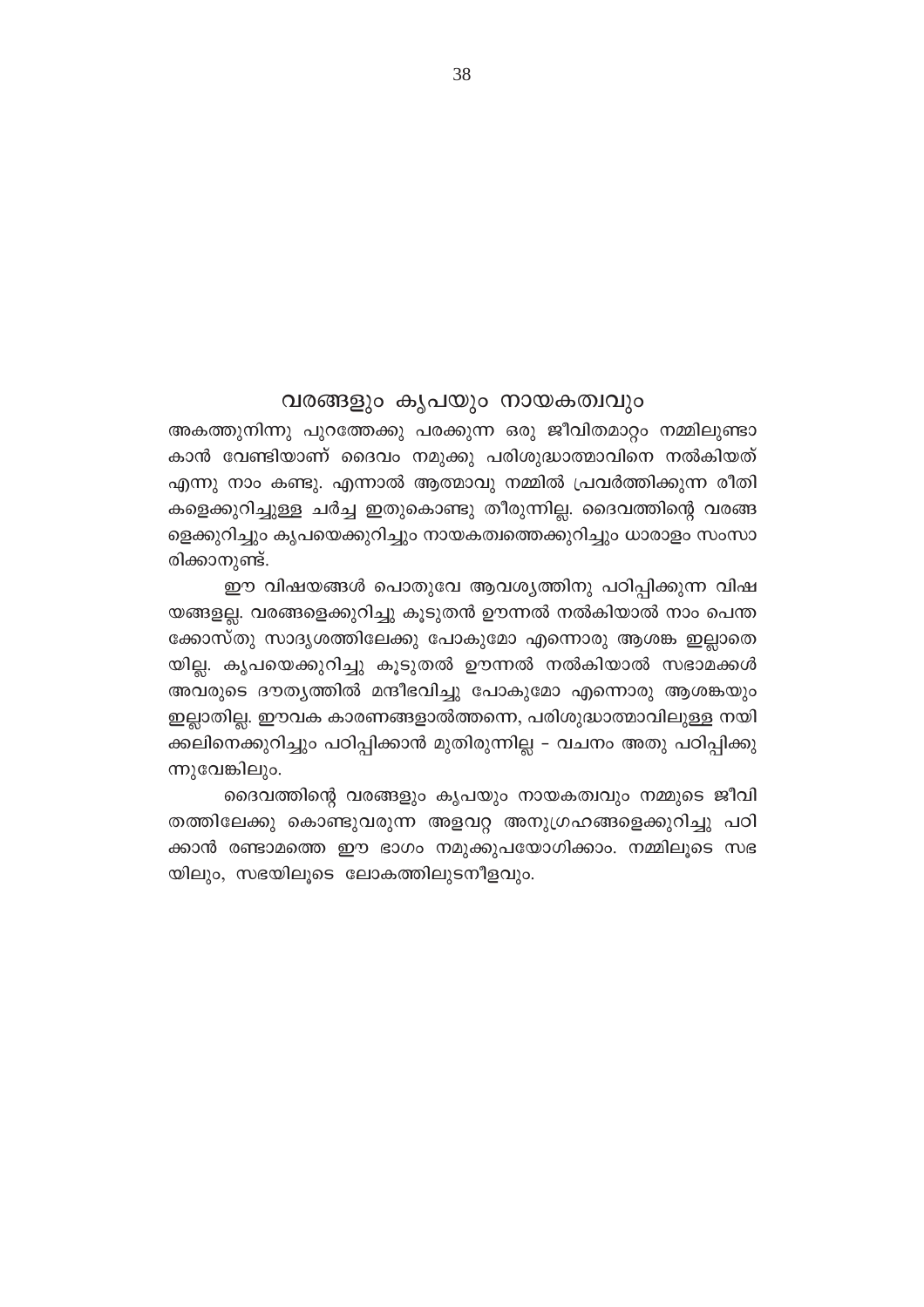## വരങ്ങളും കൃപയും നായകത്വവും

അകത്തുനിന്നു പുറത്തേക്കു പരക്കുന്ന ഒരു ജീവിതമാറ്റം നമ്മിലുണ്ടാകാൻ വേണ്ടിയാണ് ദൈവം നമുക്കു പരിശുദ്ധാത്മാവിനെ നൽകിയത് എന്നു നാം കണ്ടു. എന്നാൽ ആത്മാവു നമ്മിൽ പ്രവർത്തിക്കുന്ന രീതികളെക്കുറിച്ചുള്ള ചർച്ച ഇതുകൊണ്ടു തീരുന്നില്ല. ദൈവത്തിന്റെ വരങ്ങളെക്കുറിച്ചും കൃപയെക്കുറിച്ചും നായകത്വത്തെക്കുറിച്ചും ധാരാളം സംസാരിക്കാനുണ്ട്.

ഈ വിഷയങ്ങൾ പൊതുവേ ആവശ്യത്തിനു പഠിപ്പിക്കുന്ന വിഷയങ്ങളല്ല. വരങ്ങളെക്കുറിച്ചു കൂടുതൻ ഊന്നൽ നൽകിയാൽ നാം പെന്തക്കോസ്തു സാദൃശത്തിലേക്കു പോകുമോ എന്നൊരു ആശങ്ക ഇല്ലാതെയില്ല. കൃപയെക്കുറിച്ചു കൂടുതൽ ഊന്നൽ നൽകിയാൽ സഭാമക്കൾ അവരുടെ ദൗത്യത്തിൽ മന്ദീഭവിച്ചു പോകുമോ എന്നൊരു ആശങ്കയും ഇല്ലാതില്ല. ഈവക കാരണങ്ങളാൽത്തന്നെ, പരിശുദ്ധാത്മാവിലുള്ള നയിക്കലിനെക്കുറിച്ചും പഠിപ്പിക്കാൻ മുതിരുന്നില്ല – വചനം അതു പഠിപ്പിക്കുന്നുവേങ്കിലും.

ദൈവത്തിന്റെ വരങ്ങളും കൃപയും നായകത്വവും നമ്മുടെ ജീവിതത്തിലേക്കു കൊണ്ടുവരുന്ന അളവറ്റ അനുഗ്രഹങ്ങളെക്കുറിച്ചു പഠിക്കാൻ രണ്ടാമത്തെ ഈ ഭാഗം നമുക്കുപയോഗിക്കാം. നമ്മിലൂടെ സഭയിലും, സഭയിലൂടെ ലോകത്തിലുടനീളവും.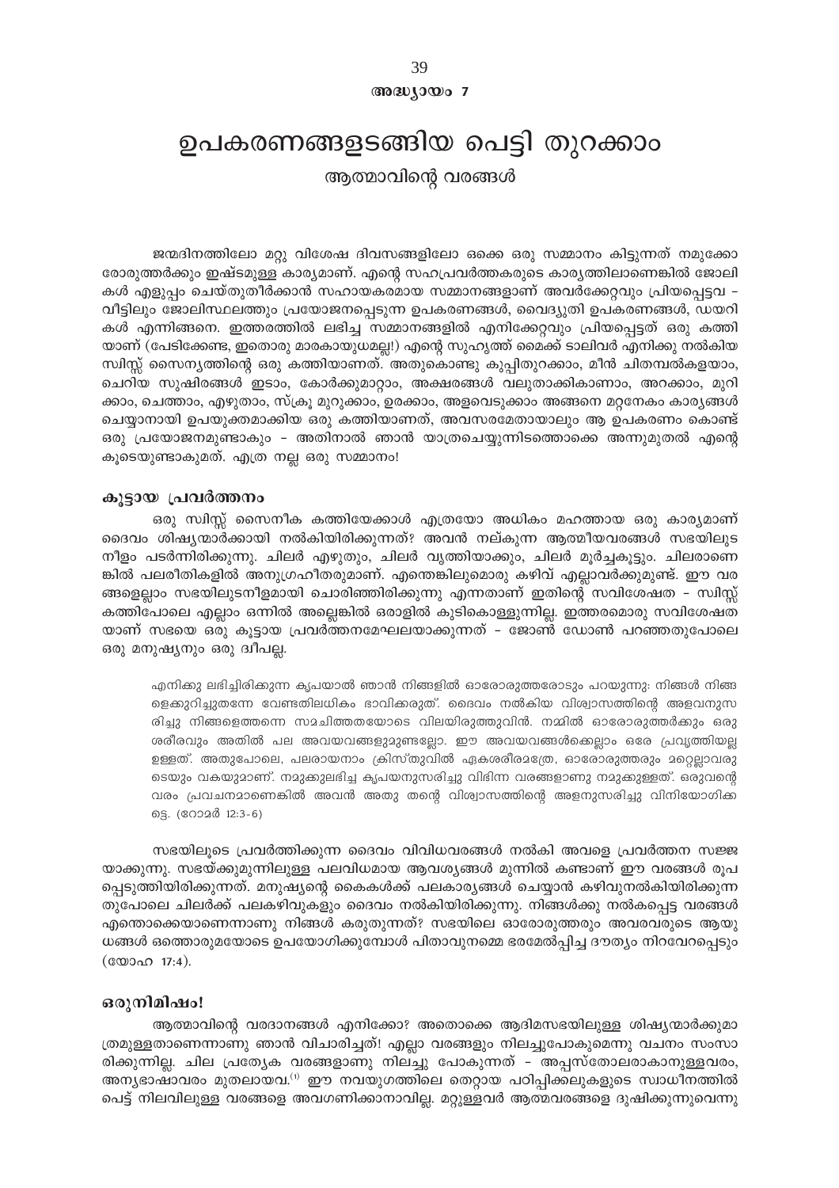അദ്ധ്യായം 7

# ഉപകരണങ്ങളടങ്ങിയ പെട്ടി തുറക്കാം

## ആത്മാവിന്റെ വരങ്ങൾ

ജന്മദിനത്തിലോ മറ്റു വിശേഷ ദിവസങ്ങളിലോ ഒക്കെ ഒരു സമ്മാനം കിട്ടുന്നത് നമുക്കോരോരുത്തർക്കും ഇഷ്ടമുള്ള കാര്യമാണ്. എന്റെ സഹപ്രവർത്തകരുടെ കാര്യത്തിലാണെങ്കിൽ ജോലികൾ എളുപ്പം ചെയ്തുതീർക്കാൻ സഹായകരമായ സമ്മാനങ്ങളാണ് അവർക്കേറ്റവും പ്രിയപ്പെട്ടവ – വീട്ടിലും ജോലിസ്ഥലത്തും പ്രയോജനപ്പെടുന്ന ഉപകരണങ്ങൾ, വൈദ്യുതി ഉപകരണങ്ങൾ, ഡയറികൾ എന്നിങ്ങനെ. ഇത്തരത്തിൽ ലഭിച്ച സമ്മാനങ്ങളിൽ എനിക്കേറ്റവും പ്രിയപ്പെട്ടത് ഒരു കത്തിയാണ് (പേടിക്കേണ്ട, ഇതൊരു മാരകായുധമല്ല!) എന്റെ സുഹൃത്ത് മൈക്ക് ടാലിവർ എനിക്കു നൽകിയ സ്വിസ്സ് സൈന്യത്തിന്റെ ഒരു കത്തിയാണത്. അതുകൊണ്ടു കുപ്പിതുറക്കാം, മീൻ ചിതമ്പൽകളയാം, ചെറിയ സുഷിരങ്ങൾ ഇടാം, കോർക്കുമാറ്റാം, അക്ഷരങ്ങൾ വലുതാക്കികാണാം, അറക്കാം, മുറിക്കാം, ചെത്താം, എഴുതാം, സ്ക്രൂ മുറുക്കാം, ഉരക്കാം, അളവെടുക്കാം അങ്ങനെ മറ്റനേകം കാര്യങ്ങൾ ചെയ്യാനായി ഉപയുക്തമാക്കിയ ഒരു കത്തിയാണത്, അവസരമേതായാലും ആ ഉപകരണം കൊണ്ട് ഒരു പ്രയോജനമുണ്ടാകും – അതിനാൽ ഞാൻ യാത്രചെയ്യുന്നിടത്തൊക്കെ അന്നുമുതൽ എന്റെ കൂടെയുണ്ടാകുമത്. എത്ര നല്ല ഒരു സമ്മാനം!

### കൂട്ടായ പ്രവർത്തനം

ഒരു സ്വിസ്സ് സൈനീക കത്തിയേക്കാൾ എത്രയോ അധികം മഹത്തായ ഒരു കാര്യമാണ് ദൈവം ശിഷ്യന്മാർക്കായി നൽകിയിരിക്കുന്നത്? അവൻ നല്കുന്ന ആത്മീയവരങ്ങൾ സഭയിലുടനീളം പടർന്നിരിക്കുന്നു. ചിലർ എഴുതും, ചിലർ വൃത്തിയാക്കും, ചിലർ മൂർച്ചകൂട്ടും. ചിലരാണെങ്കിൽ പലരീതികളിൽ അനുഗ്രഹീതരുമാണ്. എന്തെങ്കിലുമൊരു കഴിവ് എല്ലാവർക്കുമുണ്ട്. ഈ വരങ്ങളെല്ലാം സഭയിലുടനീളമായി ചൊരിഞ്ഞിരിക്കുന്നു എന്നതാണ് ഇതിന്റെ സവിശേഷത – സ്വിസ്സ് കത്തിപോലെ എല്ലാം ഒന്നിൽ അല്ലെങ്കിൽ ഒരാളിൽ കുടികൊള്ളുന്നില്ല. ഇത്തരമൊരു സവിശേഷതയാണ് സഭയെ ഒരു കൂട്ടായ പ്രവർത്തനമേഘലയാക്കുന്നത് – ജോൺ ഡോൺ പറഞ്ഞതുപോലെ ഒരു മനുഷ്യനും ഒരു ദ്വീപല്ല.

> എനിക്കു ലഭിച്ചിരിക്കുന്ന കൃപയാൽ ഞാൻ നിങ്ങളിൽ ഓരോരുത്തരോടും പറയുന്നു: നിങ്ങൾ നിങ്ങളെക്കുറിച്ചുതന്നേ വേണ്ടതിലധികം ഭാവിക്കരുത്. ദൈവം നൽകിയ വിശ്വാസത്തിന്റെ അളവനുസരിച്ചു നിങ്ങളെത്തന്നെ സമചിത്തതയോടെ വിലയിരുത്തുവിൻ. നമ്മിൽ ഓരോരുത്തർക്കും ഒരു ശരീരവും അതിൽ പല അവയവങ്ങളുമുണ്ടല്ലോ. ഈ അവയവങ്ങൾക്കെല്ലാം ഒരേ പ്രവൃത്തിയല്ല ഉള്ളത്. അതുപോലെ, പലരായനാം ക്രിസ്തുവിൽ ഏകശരീരമത്രേ, ഓരോരുത്തരും മറ്റെല്ലാവരുടെയും വകയുമാണ്. നമുക്കുലഭിച്ച കൃപയനുസരിച്ചു വിഭിന്ന വരങ്ങളാണു നമുക്കുള്ളത്. ഒരുവന്റെ വരം പ്രവചനമാണെങ്കിൽ അവൻ അതു തന്റെ വിശ്വാസത്തിന്റെ അളനുസരിച്ചു വിനിയോഗിക്കട്ടെ. (റോമർ 12:3-6)

സഭയിലൂടെ പ്രവർത്തിക്കുന്ന ദൈവം വിവിധവരങ്ങൾ നൽകി അവളെ പ്രവർത്തന സജ്ജയാക്കുന്നു. സഭയ്ക്കുമുന്നിലുള്ള പലവിധമായ ആവശ്യങ്ങൾ മുന്നിൽ കണ്ടാണ് ഈ വരങ്ങൾ രൂപപ്പെടുത്തിയിരിക്കുന്നത്. മനുഷ്യന്റെ കൈകൾക്ക് പലകാര്യങ്ങൾ ചെയ്യാൻ കഴിവുനൽകിയിരിക്കുന്നതുപോലെ ചിലർക്ക് പലകഴിവുകളും ദൈവം നൽകിയിരിക്കുന്നു. നിങ്ങൾക്കു നൽകപ്പെട്ട വരങ്ങൾ എന്തൊക്കെയാണെന്നാണു നിങ്ങൾ കരുതുന്നത്? സഭയിലെ ഓരോരുത്തരും അവരവരുടെ ആയുധങ്ങൾ ഒത്തൊരുമയോടെ ഉപയോഗിക്കുമ്പോൾ പിതാവുനമ്മെ ഭരമേൽപ്പിച്ച ദൗത്യം നിറവേറപ്പെടും (യോഹ 17:4).

### ഒരുനിമിഷം!

ആത്മാവിന്റെ വരദാനങ്ങൾ എനിക്കോ? അതൊക്കെ ആദിമസഭയിലുള്ള ശിഷ്യന്മാർക്കുമാത്രമുള്ളതാണെന്നാണു ഞാൻ വിചാരിച്ചത്! എല്ലാ വരങ്ങളും നിലച്ചുപോകുമെന്നു വചനം സംസാരിക്കുന്നില്ല. ചില പ്രത്യേക വരങ്ങളാണു നിലച്ചു പോകുന്നത് – അപ്പസ്തോലരാകാനുള്ളവരം, അന്യഭാഷാവരം മുതലായവ.[1] ഈ നവയുഗത്തിലെ തെറ്റായ പഠിപ്പിക്കലുകളുടെ സ്വാധീനത്തിൽ പെട്ട് നിലവിലുള്ള വരങ്ങളെ അവഗണിക്കാനാവില്ല. മറ്റുള്ളവർ ആത്മവരങ്ങളെ ദുഷിക്കുന്നുവെന്നു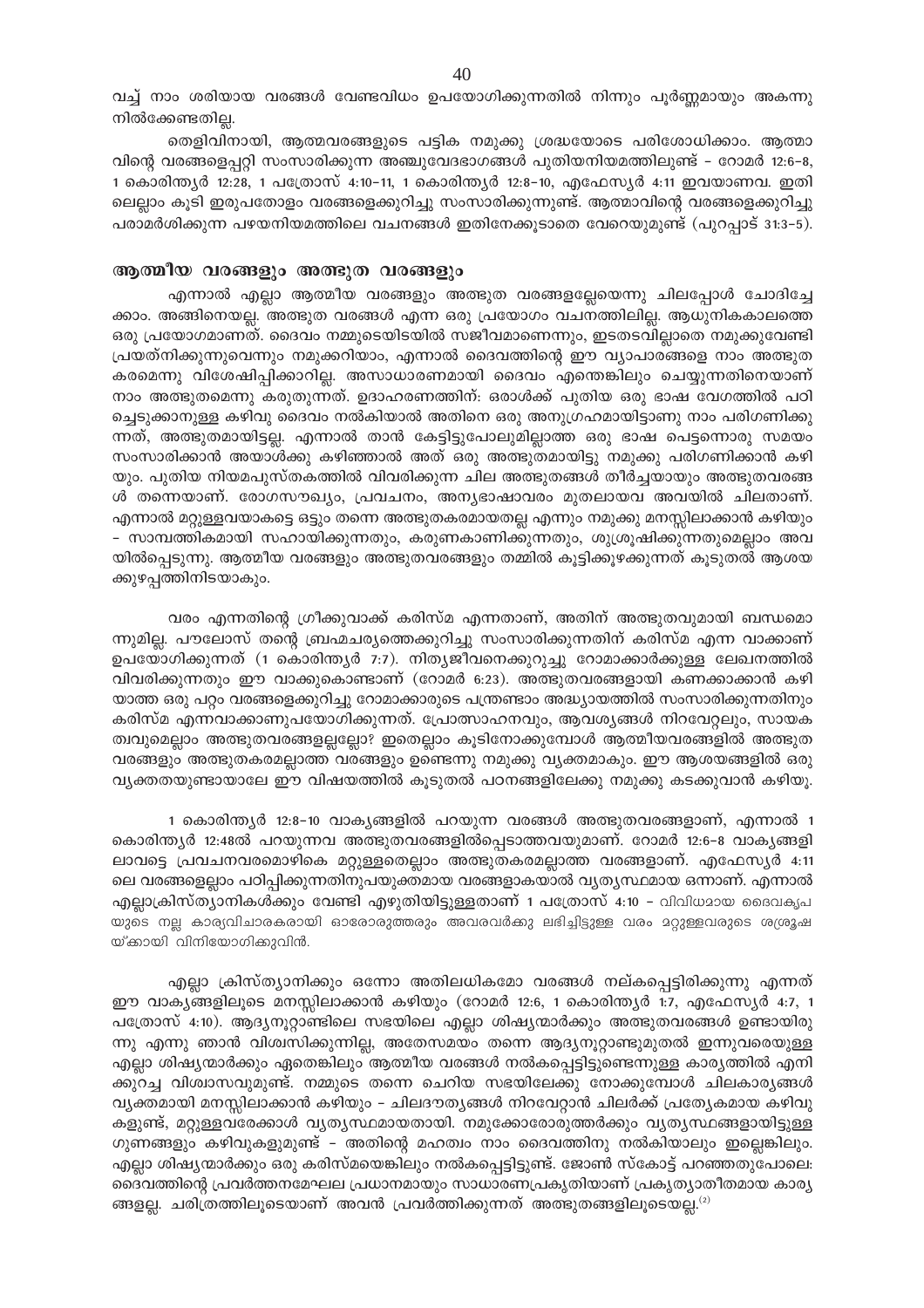വച്ച് നാം ശരിയായ വരങ്ങൾ വേണ്ടവിധം ഉപയോഗിക്കുന്നതിൽ നിന്നും പൂർണ്ണമായും അകന്നു നിൽക്കേണ്ടതില്ല.

തെളിവിനായി, ആത്മവരങ്ങളുടെ പട്ടിക നമുക്കു ശ്രദ്ധയോടെ പരിശോധിക്കാം. ആത്മാവിന്റെ വരങ്ങളെപ്പറ്റി സംസാരിക്കുന്ന അഞ്ചുവേദഭാഗങ്ങൾ പുതിയനിയമത്തിലുണ്ട് – റോമർ 12:6-8, 1 കൊരിന്ത്യർ 12:28, 1 പത്രോസ് 4:10-11, 1 കൊരിന്ത്യർ 12:8-10, എഫേസ്യർ 4:11 ഇവയാണവ. ഇതിലെല്ലാം കൂടി ഇരുപതോളം വരങ്ങളെക്കുറിച്ചു സംസാരിക്കുന്നുണ്ട്. ആത്മാവിന്റെ വരങ്ങളെക്കുറിച്ചു പരാമർശിക്കുന്ന പഴയനിയമത്തിലെ വചനങ്ങൾ ഇതിനേക്കൂടാതെ വേറെയുമുണ്ട് (പുറപ്പാട് 31:3-5).

## ആത്മീയ വരങ്ങളും അത്ഭുത വരങ്ങളും

എന്നാൽ എല്ലാ ആത്മീയ വരങ്ങളും അത്ഭുത വരങ്ങളല്ലേയെന്നു ചിലപ്പോൾ ചോദിച്ചേക്കാം. അങ്ങിനെയല്ല. അത്ഭുത വരങ്ങൾ എന്ന ഒരു പ്രയോഗം വചനത്തിലില്ല. ആധുനികകാലത്തെ ഒരു പ്രയോഗമാണത്. ദൈവം നമ്മുടെയിടയിൽ സജീവമാണെന്നും, ഇടതടവില്ലാതെ നമുക്കുവേണ്ടി പ്രയത്നിക്കുന്നുവെന്നും നമുക്കറിയാം, എന്നാൽ ദൈവത്തിന്റെ ഈ വ്യാപാരങ്ങളെ നാം അത്ഭുതകരമെന്നു വിശേഷിപ്പിക്കാറില്ല. അസാധാരണമായി ദൈവം എന്തെങ്കിലും ചെയ്യുന്നതിനെയാണ് നാം അത്ഭുതമെന്നു കരുതുന്നത്. ഉദാഹരണത്തിന്: ഒരാൾക്ക് പുതിയ ഒരു ഭാഷ വേഗത്തിൽ പഠിച്ചെടുക്കാനുള്ള കഴിവു ദൈവം നൽകിയാൽ അതിനെ ഒരു അനുഗ്രഹമായിട്ടാണു നാം പരിഗണിക്കുന്നത്, അത്ഭുതമായിട്ടല്ല. എന്നാൽ താൻ കേട്ടിട്ടുപോലുമില്ലാത്ത ഒരു ഭാഷ പെട്ടന്നൊരു സമയം സംസാരിക്കാൻ അയാൾക്കു കഴിഞ്ഞാൽ അത് ഒരു അത്ഭുതമായിട്ടു നമുക്കു പരിഗണിക്കാൻ കഴിയും. പുതിയ നിയമപുസ്തകത്തിൽ വിവരിക്കുന്ന ചില അത്ഭുതങ്ങൾ തീർച്ചയായും അത്ഭുതവരങ്ങൾ തന്നെയാണ്. രോഗസൗഖ്യം, പ്രവചനം, അന്യഭാഷാവരം മുതലായവ അവയിൽ ചിലതാണ്. എന്നാൽ മറ്റുള്ളവയാകട്ടെ ഒട്ടും തന്നെ അത്ഭുതകരമായതല്ല എന്നും നമുക്കു മനസ്സിലാക്കാൻ കഴിയും – സാമ്പത്തികമായി സഹായിക്കുന്നതും, കരുണകാണിക്കുന്നതും, ശുശ്രൂഷിക്കുന്നതുമെല്ലാം അവയിൽപ്പെടുന്നു. ആത്മീയ വരങ്ങളും അത്ഭുതവരങ്ങളും തമ്മിൽ കൂട്ടിക്കുഴക്കുന്നത് കൂടുതൽ ആശയക്കുഴപ്പത്തിനിടയാകും.

വരം എന്നതിന്റെ ഗ്രീക്കുവാക്ക് കരിസ്മ എന്നതാണ്, അതിന് അത്ഭുതവുമായി ബന്ധമൊന്നുമില്ല. പൗലോസ് തന്റെ ബ്രഹ്മചര്യത്തെക്കുറിച്ചു സംസാരിക്കുന്നതിന് കരിസ്മ എന്ന വാക്കാണ് ഉപയോഗിക്കുന്നത് (1 കൊരിന്ത്യർ 7:7). നിത്യജീവനെക്കുറുച്ചു റോമാക്കാർക്കുള്ള ലേഖനത്തിൽ വിവരിക്കുന്നതും ഈ വാക്കുകൊണ്ടാണ് (റോമർ 6:23). അത്ഭുതവരങ്ങളായി കണക്കാക്കാൻ കഴിയാത്ത ഒരു പറ്റം വരങ്ങളെക്കുറിച്ചു റോമാക്കാരുടെ പന്ത്രണ്ടാം അദ്ധ്യായത്തിൽ സംസാരിക്കുന്നതിനും കരിസ്മ എന്നവാക്കാണുപയോഗിക്കുന്നത്. പ്രോത്സാഹനവും, ആവശ്യങ്ങൾ നിറവേറ്റലും, സായകത്വവുമെല്ലാം അത്ഭുതവരങ്ങളല്ലല്ലോ? ഇതെല്ലാം കൂടിനോക്കുമ്പോൾ ആത്മീയവരങ്ങളിൽ അത്ഭുത വരങ്ങളും അത്ഭുതകരമല്ലാത്ത വരങ്ങളും ഉണ്ടെന്നു നമുക്കു വ്യക്തമാകും. ഈ ആശയങ്ങളിൽ ഒരു വ്യക്തതയുണ്ടായാലേ ഈ വിഷയത്തിൽ കൂടുതൽ പഠനങ്ങളിലേക്കു നമുക്കു കടക്കുവാൻ കഴിയൂ.

1 കൊരിന്ത്യർ 12:8-10 വാക്യങ്ങളിൽ പറയുന്ന വരങ്ങൾ അത്ഭുതവരങ്ങളാണ്, എന്നാൽ 1 കൊരിന്ത്യർ 12:48ൽ പറയുന്നവ അത്ഭുതവരങ്ങളിൽപ്പെടാത്തവയുമാണ്. റോമർ 12:6-8 വാക്യങ്ങളിലാവട്ടെ പ്രവചനവരമൊഴികെ മറ്റുള്ളതെല്ലാം അത്ഭുതകരമല്ലാത്ത വരങ്ങളാണ്. എഫേസ്യർ 4:11 ലെ വരങ്ങളെല്ലാം പഠിപ്പിക്കുന്നതിനുപയുക്തമായ വരങ്ങളാകയാൽ വ്യത്യസ്ഥമായ ഒന്നാണ്. എന്നാൽ എല്ലാക്രിസ്ത്യാനികൾക്കും വേണ്ടി എഴുതിയിട്ടുള്ളതാണ് 1 പത്രോസ് 4:10 – വിവിധമായ ദൈവകൃപയുടെ നല്ല കാര്യവിചാരകരായി ഓരോരുത്തരും അവരവർക്കു ലഭിച്ചിട്ടുള്ള വരം മറ്റുള്ളവരുടെ ശുശ്രൂഷയ്ക്കായി വിനിയോഗിക്കുവിൻ.

എല്ലാ ക്രിസ്ത്യാനിക്കും ഒന്നോ അതിലധികമോ വരങ്ങൾ നല്കപ്പെട്ടിരിക്കുന്നു എന്നത് ഈ വാക്യങ്ങളിലൂടെ മനസ്സിലാക്കാൻ കഴിയും (റോമർ 12:6, 1 കൊരിന്ത്യർ 1:7, എഫേസ്യർ 4:7, 1 പത്രോസ് 4:10). ആദ്യനൂറ്റാണ്ടിലെ സഭയിലെ എല്ലാ ശിഷ്യന്മാർക്കും അത്ഭുതവരങ്ങൾ ഉണ്ടായിരുന്നു എന്നു ഞാൻ വിശ്വസിക്കുന്നില്ല, അതേസമയം തന്നെ ആദ്യനൂറ്റാണ്ടുമുതൽ ഇന്നുവരെയുള്ള എല്ലാ ശിഷ്യന്മാർക്കും ഏതെങ്കിലും ആത്മീയ വരങ്ങൾ നൽകപ്പെട്ടിട്ടുണ്ടെന്നുള്ള കാര്യത്തിൽ എനിക്കുറച്ച വിശ്വാസവുമുണ്ട്. നമ്മുടെ തന്നെ ചെറിയ സഭയിലേക്കു നോക്കുമ്പോൾ ചിലകാര്യങ്ങൾ വ്യക്തമായി മനസ്സിലാക്കാൻ കഴിയും – ചിലദൗത്യങ്ങൾ നിറവേറ്റാൻ ചിലർക്ക് പ്രത്യേകമായ കഴിവുകളുണ്ട്, മറ്റുള്ളവരേക്കാൾ വ്യത്യസ്ഥമായതായി. നമുക്കോരോരുത്തർക്കും വ്യത്യസ്ഥങ്ങളായിട്ടുള്ള ഗുണങ്ങളും കഴിവുകളുമുണ്ട് – അതിന്റെ മഹത്വം നാം ദൈവത്തിനു നൽകിയാലും ഇല്ലെങ്കിലും. എല്ലാ ശിഷ്യന്മാർക്കും ഒരു കരിസ്മയെങ്കിലും നൽകപ്പെട്ടിട്ടുണ്ട്. ജോൺ സ്കോട്ട് പറഞ്ഞതുപോലെ: ദൈവത്തിന്റെ പ്രവർത്തനമേഘല പ്രധാനമായും സാധാരണപ്രകൃതിയാണ് പ്രകൃത്യാതീതമായ കാര്യങ്ങളല്ല. ചരിത്രത്തിലൂടെയാണ് അവൻ പ്രവർത്തിക്കുന്നത് അത്ഭുതങ്ങളിലൂടെയല്ല.[2]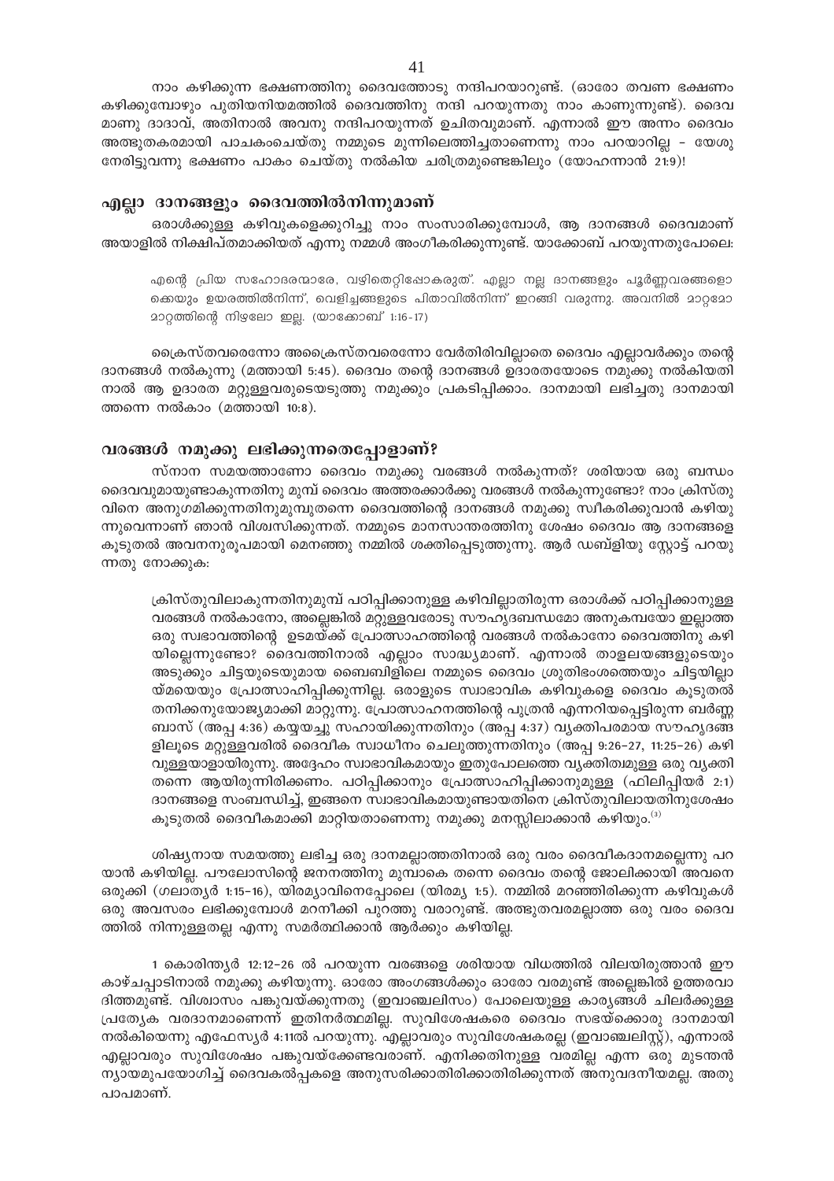നാം കഴിക്കുന്ന ഭക്ഷണത്തിനു ദൈവത്തോടു നന്ദിപറയാറുണ്ട്. (ഓരോ തവണ ഭക്ഷണം കഴിക്കുമ്പോഴും പുതിയനിയമത്തിൽ ദൈവത്തിനു നന്ദി പറയുന്നതു നാം കാണുന്നുണ്ട്). ദൈവമാണു ദാദാവ്, അതിനാൽ അവനു നന്ദിപറയുന്നത് ഉചിതവുമാണ്. എന്നാൽ ഈ അന്നം ദൈവം അത്ഭുതകരമായി പാചകംചെയ്തു നമ്മുടെ മുന്നിലെത്തിച്ചതാണെന്നു നാം പറയാറില്ല - യേശു നേരിട്ടുവന്നു ഭക്ഷണം പാകം ചെയ്തു നൽകിയ ചരിത്രമുണ്ടെങ്കിലും (യോഹന്നാൻ 21:9)!

## എല്ലാ ദാനങ്ങളും ദൈവത്തിൽനിന്നുമാണ്

ഒരാൾക്കുള്ള കഴിവുകളെക്കുറിച്ചു നാം സംസാരിക്കുമ്പോൾ, ആ ദാനങ്ങൾ ദൈവമാണ് അയാളിൽ നിക്ഷിപ്തമാക്കിയത് എന്നു നമ്മൾ അംഗീകരിക്കുന്നുണ്ട്. യാക്കോബ് പറയുന്നതുപോലെ:

> എന്റെ പ്രിയ സഹോദരന്മാരേ, വഴിതെറ്റിപ്പോകരുത്. എല്ലാ നല്ല ദാനങ്ങളും പൂർണ്ണവരങ്ങളൊക്കെയും ഉയരത്തിൽനിന്ന്, വെളിച്ചങ്ങളുടെ പിതാവിൽനിന്ന് ഇറങ്ങി വരുന്നു. അവനിൽ മാറ്റമോ മാറ്റത്തിന്റെ നിഴലോ ഇല്ല. (യാക്കോബ് 1:16-17)

ക്രൈസ്തവരെന്നോ അക്രൈസ്തവരെന്നോ വേർതിരിവില്ലാതെ ദൈവം എല്ലാവർക്കും തന്റെ ദാനങ്ങൾ നൽകുന്നു (മത്തായി 5:45). ദൈവം തന്റെ ദാനങ്ങൾ ഉദാരതയോടെ നമുക്കു നൽകിയതിനാൽ ആ ഉദാരത മറ്റുള്ളവരുടെയടുത്തു നമുക്കും പ്രകടിപ്പിക്കാം. ദാനമായി ലഭിച്ചതു ദാനമായി ത്തന്നെ നൽകാം (മത്തായി 10:8).

## വരങ്ങൾ നമുക്കു ലഭിക്കുന്നതെപ്പോളാണ്?

സ്നാന സമയത്താണോ ദൈവം നമുക്കു വരങ്ങൾ നൽകുന്നത്? ശരിയായ ഒരു ബന്ധം ദൈവവുമായുണ്ടാകുന്നതിനു മുമ്പ് ദൈവം അത്തരക്കാർക്കു വരങ്ങൾ നൽകുന്നുണ്ടോ? നാം ക്രിസ്തുവിനെ അനുഗമിക്കുന്നതിനുമുമ്പുതന്നെ ദൈവത്തിന്റെ ദാനങ്ങൾ നമുക്കു സ്വീകരിക്കുവാൻ കഴിയുന്നുവെന്നാണ് ഞാൻ വിശ്വസിക്കുന്നത്. നമ്മുടെ മാനസാന്തരത്തിനു ശേഷം ദൈവം ആ ദാനങ്ങളെ കൂടുതൽ അവനനുരൂപമായി മെനഞ്ഞു നമ്മിൽ ശക്തിപ്പെടുത്തുന്നു. ആർ ഡബ്ളിയു സ്റ്റോട്ട് പറയുന്നതു നോക്കുക:

> ക്രിസ്തുവിലാകുന്നതിനുമുമ്പ് പഠിപ്പിക്കാനുള്ള കഴിവില്ലാതിരുന്ന ഒരാൾക്ക് പഠിപ്പിക്കാനുള്ള വരങ്ങൾ നൽകാനോ, അല്ലെങ്കിൽ മറ്റുള്ളവരോടു സൗഹൃദബന്ധമോ അനുകമ്പയോ ഇല്ലാത്ത ഒരു സ്വഭാവത്തിന്റെ ഉടമയ്ക്ക് പ്രോത്സാഹത്തിന്റെ വരങ്ങൾ നൽകാനോ ദൈവത്തിനു കഴിയില്ലെന്നുണ്ടോ? ദൈവത്തിനാൽ എല്ലാം സാദ്ധ്യമാണ്. എന്നാൽ താളലയങ്ങളുടെയും അടുക്കും ചിട്ടയുടെയുമായ ബൈബിളിലെ നമ്മുടെ ദൈവം ശ്രുതിഭംശത്തെയും ചിട്ടയില്ലായ്മയെയും പ്രോത്സാഹിപ്പിക്കുന്നില്ല. ഒരാളുടെ സ്വാഭാവിക കഴിവുകളെ ദൈവം കൂടുതൽ തനിക്കനുയോജ്യമാക്കി മാറ്റുന്നു. പ്രോത്സാഹനത്തിന്റെ പുത്രൻ എന്നറിയപ്പെട്ടിരുന്ന ബർണ്ണബാസ് (അപ്പ 4:36) കയ്യയച്ചു സഹായിക്കുന്നതിനും (അപ്പ 4:37) വ്യക്തിപരമായ സൗഹൃദങ്ങളിലൂടെ മറ്റുള്ളവരിൽ ദൈവീക സ്വാധീനം ചെലുത്തുന്നതിനും (അപ്പ 9:26-27, 11:25-26) കഴിവുള്ളയാളായിരുന്നു. അദ്ദേഹം സ്വാഭാവികമായും ഇതുപോലത്തെ വ്യക്തിത്വമുള്ള ഒരു വ്യക്തി തന്നെ ആയിരുന്നിരിക്കണം. പഠിപ്പിക്കാനും പ്രോത്സാഹിപ്പിക്കാനുമുള്ള (ഫിലിപ്പിയർ 2:1) ദാനങ്ങളെ സംബന്ധിച്ച്, ഇങ്ങനെ സ്വാഭാവികമായുണ്ടായതിനെ ക്രിസ്തുവിലായതിനുശേഷം കൂടുതൽ ദൈവീകമാക്കി മാറ്റിയതാണെന്നു നമുക്കു മനസ്സിലാക്കാൻ കഴിയും.[3]

ശിഷ്യനായ സമയത്തു ലഭിച്ച ഒരു ദാനമല്ലാത്തതിനാൽ ഒരു വരം ദൈവീകദാനമല്ലെന്നു പറയാൻ കഴിയില്ല. പൗലോസിന്റെ ജനനത്തിനു മുമ്പാകെ തന്നെ ദൈവം തന്റെ ജോലിക്കായി അവനെ ഒരുക്കി (ഗലാത്യർ 1:15-16), യിരമ്യാവിനെപ്പോലെ (യിരമ്യ 1:5). നമ്മിൽ മറഞ്ഞിരിക്കുന്ന കഴിവുകൾ ഒരു അവസരം ലഭിക്കുമ്പോൾ മറനീക്കി പുറത്തു വരാറുണ്ട്. അത്ഭുതവരമല്ലാത്ത ഒരു വരം ദൈവത്തിൽ നിന്നുള്ളതല്ല എന്നു സമർത്ഥിക്കാൻ ആർക്കും കഴിയില്ല.

1 കൊരിന്ത്യർ 12:12-26 ൽ പറയുന്ന വരങ്ങളെ ശരിയായ വിധത്തിൽ വിലയിരുത്താൻ ഈ കാഴ്ചപ്പാടിനാൽ നമുക്കു കഴിയുന്നു. ഓരോ അംഗങ്ങൾക്കും ഓരോ വരമുണ്ട് അല്ലെങ്കിൽ ഉത്തരവാദിത്തമുണ്ട്. വിശ്വാസം പങ്കുവയ്ക്കുന്നതു (ഇവാഞ്ചലിസം) പോലെയുള്ള കാര്യങ്ങൾ ചിലർക്കുള്ള പ്രത്യേക വരദാനമാണെന്ന് ഇതിനർത്ഥമില്ല. സുവിശേഷകരെ ദൈവം സഭയ്ക്കൊരു ദാനമായി നൽകിയെന്നു എഫേസ്യർ 4:11ൽ പറയുന്നു. എല്ലാവരും സുവിശേഷകരല്ല (ഇവാഞ്ചലിസ്റ്റ്), എന്നാൽ എല്ലാവരും സുവിശേഷം പങ്കുവയ്ക്കേണ്ടവരാണ്. എനിക്കതിനുള്ള വരമില്ല എന്ന ഒരു മുടന്തൻ ന്യായമുപയോഗിച്ച് ദൈവകൽപ്പകളെ അനുസരിക്കാതിരിക്കുന്നത് അനുവദനീയമല്ല. അതു പാപമാണ്.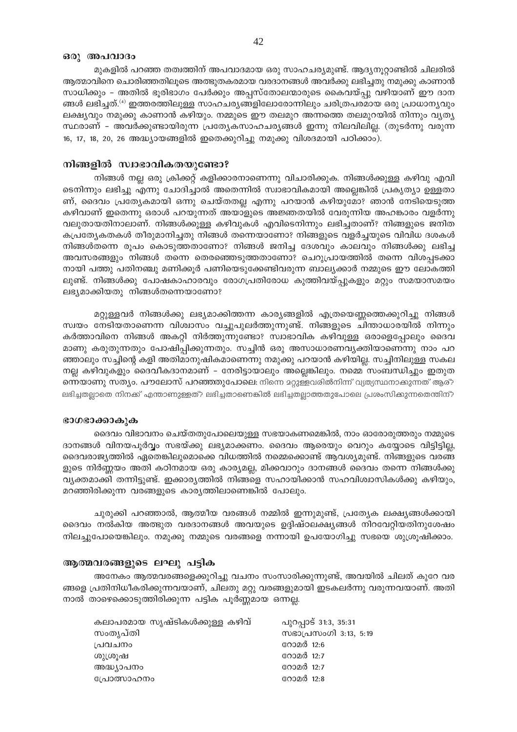### ഒരു അപവാദം

മുകളിൽ പറഞ്ഞ തത്വത്തിന് അപവാദമായ ഒരു സാഹചര്യമുണ്ട്. ആദ്യനൂറ്റാണ്ടിൽ ചിലരിൽ ആത്മാവിനെ ചൊരിഞ്ഞതിലൂടെ അത്ഭുതകരമായ വരദാനങ്ങൾ അവർക്കു ലഭിച്ചതു നമുക്കു കാണാൻ സാധിക്കും – അതിൽ ഭൂരിഭാഗം പേർക്കും അപ്പസ്തോലന്മാരുടെ കൈവയ്പ്പു വഴിയാണ് ഈ ദാനങ്ങൾ ലഭിച്ചത്.[4] ഇത്തരത്തിലുള്ള സാഹചര്യങ്ങളിലോരോന്നിലും ചരിത്രപരമായ ഒരു പ്രാധാന്യവും ലക്ഷ്യവും നമുക്കു കാണാൻ കഴിയും. നമ്മുടെ ഈ തലമുറ അന്നത്തെ തലമുറയിൽ നിന്നും വ്യത്യസ്ഥരാണ് – അവർക്കുണ്ടായിരുന്ന പ്രത്യേകസാഹചര്യങ്ങൾ ഇന്നു നിലവിലില്ല. (തുടർന്നു വരുന്ന 16, 17, 18, 20, 26 അദ്ധ്യായങ്ങളിൽ ഇതെക്കുറിച്ചു നമുക്കു വിശദമായി പഠിക്കാം).

## നിങ്ങളിൽ സ്വാഭാവികതയുണ്ടോ?

നിങ്ങൾ നല്ല ഒരു ക്രിക്കറ്റ് കളിക്കാരനാണെന്നു വിചാരിക്കുക. നിങ്ങൾക്കുള്ള കഴിവു എവിടെനിന്നും ലഭിച്ചു എന്നു ചോദിച്ചാൽ അതെന്നിൽ സ്വാഭാവികമായി അല്ലെങ്കിൽ പ്രകൃത്യാ ഉള്ളതാണ്, ദൈവം പ്രത്യേകമായി ഒന്നു ചെയ്തതല്ല എന്നു പറയാൻ കഴിയുമോ? ഞാൻ നേടിയെടുത്ത കഴിവാണ് ഇതെന്നു ഒരാൾ പറയുന്നത് അയാളുടെ അജ്ഞതയിൽ വേരൂന്നിയ അഹങ്കാരം വളർന്നു വലുതായതിനാലാണ്. നിങ്ങൾക്കുള്ള കഴിവുകൾ എവിടെനിന്നും ലഭിച്ചതാണ്? നിങ്ങളുടെ ജനിതകപ്രത്യേകതകൾ തീരുമാനിച്ചതു നിങ്ങൾ തന്നെയാണോ? നിങ്ങളുടെ വളർച്ചയുടെ വിവിധ ദശകൾ നിങ്ങൾതന്നെ രൂപം കൊടുത്തതാണോ? നിങ്ങൾ ജനിച്ച ദേശവും കാലവും നിങ്ങൾക്കു ലഭിച്ച അവസരങ്ങളും നിങ്ങൾ തന്നെ തെരഞ്ഞെടുത്തതാണോ? ചെറുപ്രായത്തിൽ തന്നെ വിശപ്പടക്കാനായി പത്തു പതിനഞ്ചു മണിക്കൂർ പണിയെടുക്കേണ്ടിവരുന്ന ബാല്യക്കാർ നമ്മുടെ ഈ ലോകത്തിലുണ്ട്. നിങ്ങൾക്കു പോഷകാഹാരവും രോഗപ്രതിരോധ കുത്തിവയ്പ്പുകളും മറ്റും സമയാസമയം ലഭ്യമാക്കിയതു നിങ്ങൾതന്നെയാണോ?

മറ്റുള്ളവർ നിങ്ങൾക്കു ലഭ്യമാക്കിത്തന്ന കാര്യങ്ങളിൽ എത്രയെണ്ണത്തെക്കുറിച്ചു നിങ്ങൾ സ്വയം നേടിയതാണെന്ന വിശ്വാസം വച്ചുപുലർത്തുന്നുണ്ട്. നിങ്ങളുടെ ചിന്താധാരയിൽ നിന്നും കർത്താവിനെ നിങ്ങൾ അകറ്റി നിർത്തുന്നുണ്ടോ? സ്വാഭാവിക കഴിവുള്ള ഒരാളെപ്പോലും ദൈവമാണു കരുതുന്നതും പോഷിപ്പിക്കുന്നതും. സച്ചിൻ ഒരു അസാധാരണവ്യക്തിയാണെന്നു നാം പറഞ്ഞാലും സച്ചിന്റെ കളി അതിമാനുഷികമാണെന്നു നമുക്കു പറയാൻ കഴിയില്ല. സച്ചിനിലുള്ള സകല നല്ല കഴിവുകളും ദൈവീകദാനമാണ് – നേരിട്ടായാലും അല്ലെങ്കിലും. നമ്മെ സംബന്ധിച്ചും ഇതുതന്നെയാണു സത്യം. പൗലോസ് പറഞ്ഞതുപോലെ: നിന്നെ മറ്റുള്ളവരിൽനിന്ന് വ്യത്യസ്ഥനാക്കുന്നത് ആര്? ലഭിച്ചതല്ലാതെ നിനക്ക് എന്താണുള്ളത്? ലഭിച്ചതാണെങ്കിൽ ലഭിച്ചതല്ലാത്തതുപോലെ പ്രശംസിക്കുന്നതെന്തിന്?

### ഭാഗഭാക്കാകുക

ദൈവം വിഭാവനം ചെയ്തതുപോലെയുള്ള സഭയാകണമെങ്കിൽ, നാം ഓരോരുത്തരും നമ്മുടെ ദാനങ്ങൾ വിനയപൂർവ്വം സഭയ്ക്കു ലഭ്യമാക്കണം. ദൈവം ആരെയും വെറും കയ്യോടെ വിട്ടിട്ടില്ല, ദൈവരാജ്യത്തിൽ ഏതെങ്കിലുമൊക്കെ വിധത്തിൽ നമ്മെക്കൊണ്ട് ആവശ്യമുണ്ട്. നിങ്ങളുടെ വരങ്ങളുടെ നിർണ്ണയം അതി കഠിനമായ ഒരു കാര്യമല്ല, മിക്കവാറും ദാനങ്ങൾ ദൈവം തന്നെ നിങ്ങൾക്കു വ്യക്തമാക്കി തന്നിട്ടുണ്ട്. ഇക്കാര്യത്തിൽ നിങ്ങളെ സഹായിക്കാൻ സഹവിശ്വാസികൾക്കു കഴിയും, മറഞ്ഞിരിക്കുന്ന വരങ്ങളുടെ കാര്യത്തിലാണെങ്കിൽ പോലും.

ചുരുക്കി പറഞ്ഞാൽ, ആത്മീയ വരങ്ങൾ നമ്മിൽ ഇന്നുമുണ്ട്, പ്രത്യേക ലക്ഷ്യങ്ങൾക്കായി ദൈവം നൽകിയ അത്ഭുത വരദാനങ്ങൾ അവയുടെ ഉദ്ദിഷ്ഠലക്ഷ്യങ്ങൾ നിറവേറ്റിയതിനുശേഷം നിലച്ചുപോയെങ്കിലും. നമുക്കു നമ്മുടെ വരങ്ങളെ നന്നായി ഉപയോഗിച്ചു സഭയെ ശുശ്രൂഷിക്കാം.

## ആത്മവരങ്ങളുടെ ലഘു പട്ടിക

അനേകം ആത്മവരങ്ങളെക്കുറിച്ചു വചനം സംസാരിക്കുന്നുണ്ട്, അവയിൽ ചിലത് കുറേ വരങ്ങളെ പ്രതിനിധീകരിക്കുന്നവയാണ്, ചിലതു മറ്റു വരങ്ങളുമായി ഇടകലർന്നു വരുന്നവയാണ്. അതിനാൽ താഴെക്കൊടുത്തിരിക്കുന്ന പട്ടിക പൂർണ്ണമായ ഒന്നല്ല.

| | |
|---|---|
| കലാപരമായ സൃഷ്ടികൾക്കുള്ള കഴിവ് | പുറപ്പാട് 31:3, 35:31 |
| സംതൃപ്തി | സഭാപ്രസംഗി 3:13, 5:19 |
| പ്രവചനം | റോമർ 12:6 |
| ശുശ്രൂഷ | റോമർ 12:7 |
| അദ്ധ്യാപനം | റോമർ 12:7 |
| പ്രോത്സാഹനം | റോമർ 12:8 |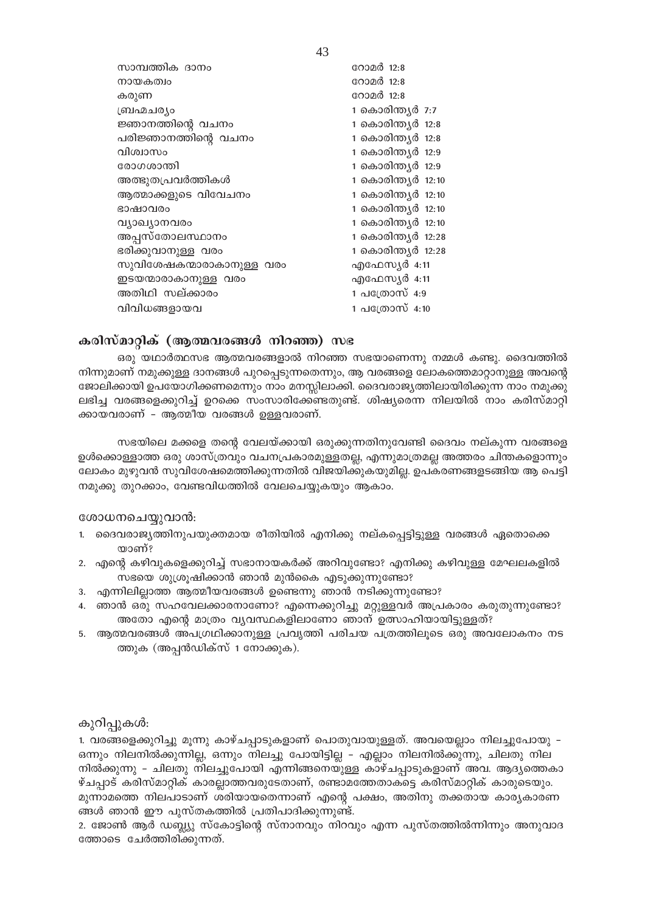| | |
|---|---|
| സാമ്പത്തിക ദാനം | റോമർ 12:8 |
| നായകത്വം | റോമർ 12:8 |
| കരുണ | റോമർ 12:8 |
| ബ്രഹ്മചര്യം | 1 കൊരിന്ത്യർ 7:7 |
| ജ്ഞാനത്തിന്റെ വചനം | 1 കൊരിന്ത്യർ 12:8 |
| പരിജ്ഞാനത്തിന്റെ വചനം | 1 കൊരിന്ത്യർ 12:8 |
| വിശ്വാസം | 1 കൊരിന്ത്യർ 12:9 |
| രോഗശാന്തി | 1 കൊരിന്ത്യർ 12:9 |
| അത്ഭുതപ്രവർത്തികൾ | 1 കൊരിന്ത്യർ 12:10 |
| ആത്മാക്കളുടെ വിവേചനം | 1 കൊരിന്ത്യർ 12:10 |
| ഭാഷാവരം | 1 കൊരിന്ത്യർ 12:10 |
| വ്യാഖ്യാനവരം | 1 കൊരിന്ത്യർ 12:10 |
| അപ്പസ്തോലസ്ഥാനം | 1 കൊരിന്ത്യർ 12:28 |
| ഭരിക്കുവാനുള്ള വരം | 1 കൊരിന്ത്യർ 12:28 |
| സുവിശേഷകന്മാരാകാനുള്ള വരം | എഫേസ്യർ 4:11 |
| ഇടയന്മാരാകാനുള്ള വരം | എഫേസ്യർ 4:11 |
| അതിഥി സല്ക്കാരം | 1 പത്രോസ് 4:9 |
| വിവിധങ്ങളായവ | 1 പത്രോസ് 4:10 |

## കരിസ്മാറ്റിക് (ആത്മവരങ്ങൾ നിറഞ്ഞ) സഭ

ഒരു യഥാർത്ഥസഭ ആത്മവരങ്ങളാൽ നിറഞ്ഞ സഭയാണെന്നു നമ്മൾ കണ്ടു. ദൈവത്തിൽ നിന്നുമാണ് നമുക്കുള്ള ദാനങ്ങൾ പുറപ്പെടുന്നതെന്നും, ആ വരങ്ങളെ ലോകത്തെമാറ്റാനുള്ള അവന്റെ ജോലിക്കായി ഉപയോഗിക്കണമെന്നും നാം മനസ്സിലാക്കി. ദൈവരാജ്യത്തിലായിരിക്കുന്ന നാം നമുക്കു ലഭിച്ച വരങ്ങളെക്കുറിച്ച് ഉറക്കെ സംസാരിക്കേണ്ടതുണ്ട്. ശിഷ്യരെന്ന നിലയിൽ നാം കരിസ്മാറ്റിക്കായവരാണ് - ആത്മീയ വരങ്ങൾ ഉള്ളവരാണ്.

സഭയിലെ മക്കളെ തന്റെ വേലയ്ക്കായി ഒരുക്കുന്നതിനുവേണ്ടി ദൈവം നല്കുന്ന വരങ്ങളെ ഉൾക്കൊള്ളാത്ത ഒരു ശാസ്ത്രവും വചനപ്രകാരമുള്ളതല്ല, എന്നുമാത്രമല്ല അത്തരം ചിന്തകളൊന്നും ലോകം മുഴുവൻ സുവിശേഷമെത്തിക്കുന്നതിൽ വിജയിക്കുകയുമില്ല. ഉപകരണങ്ങളടങ്ങിയ ആ പെട്ടി നമുക്കു തുറക്കാം, വേണ്ടവിധത്തിൽ വേലചെയ്യുകയും ആകാം.

ശോധനചെയ്യുവാൻ:

1. ദൈവരാജ്യത്തിനുപയുക്തമായ രീതിയിൽ എനിക്കു നല്കപ്പെട്ടിട്ടുള്ള വരങ്ങൾ ഏതൊക്കെയാണ്?
2. എന്റെ കഴിവുകളെക്കുറിച്ച് സഭാനായകർക്ക് അറിവുണ്ടോ? എനിക്കു കഴിവുള്ള മേഘലകളിൽ സഭയെ ശുശ്രൂഷിക്കാൻ ഞാൻ മുൻകൈ എടുക്കുന്നുണ്ടോ?
3. എന്നിലില്ലാത്ത ആത്മീയവരങ്ങൾ ഉണ്ടെന്നു ഞാൻ നടിക്കുന്നുണ്ടോ?
4. ഞാൻ ഒരു സഹവേലക്കാരനാണോ? എന്നെക്കുറിച്ചു മറ്റുള്ളവർ അപ്രകാരം കരുതുന്നുണ്ടോ? അതോ എന്റെ മാത്രം വ്യവസ്ഥകളിലാണോ ഞാൻ ഉത്സാഹിയായിട്ടുള്ളത്?
5. ആത്മവരങ്ങൾ അപഗ്രഥിക്കാനുള്ള പ്രവൃത്തി പരിചയ പത്രത്തിലൂടെ ഒരു അവലോകനം നടത്തുക (അപ്പൻഡിക്സ് 1 നോക്കുക).

കുറിപ്പുകൾ:

1. വരങ്ങളെക്കുറിച്ചു മൂന്നു കാഴ്ചപ്പാടുകളാണ് പൊതുവായുള്ളത്. അവയെല്ലാം നിലച്ചുപോയു - ഒന്നും നിലനിൽക്കുന്നില്ല, ഒന്നും നിലച്ചു പോയിട്ടില്ല - എല്ലാം നിലനിൽക്കുന്നു, ചിലതു നിലനിൽക്കുന്നു - ചിലതു നിലച്ചുപോയി എന്നിങ്ങനെയുള്ള കാഴ്ചപ്പാടുകളാണ് അവ. ആദ്യത്തെകാഴ്ചപ്പാട് കരിസ്മാറ്റിക് കാരല്ലാത്തവരുടേതാണ്, രണ്ടാമത്തേതാകട്ടെ കരിസ്മാറ്റിക് കാരുടെയും. മൂന്നാമത്തെ നിലപാടാണ് ശരിയായതെന്നാണ് എന്റെ പക്ഷം, അതിനു തക്കതായ കാര്യകാരണങ്ങൾ ഞാൻ ഈ പുസ്തകത്തിൽ പ്രതിപാദിക്കുന്നുണ്ട്.
2. ജോൺ ആർ ഡബ്ല്യു സ്കോട്ടിന്റെ സ്നാനവും നിറവും എന്ന പുസ്തത്തിൽനിന്നും അനുവാദത്തോടെ ചേർത്തിരിക്കുന്നത്.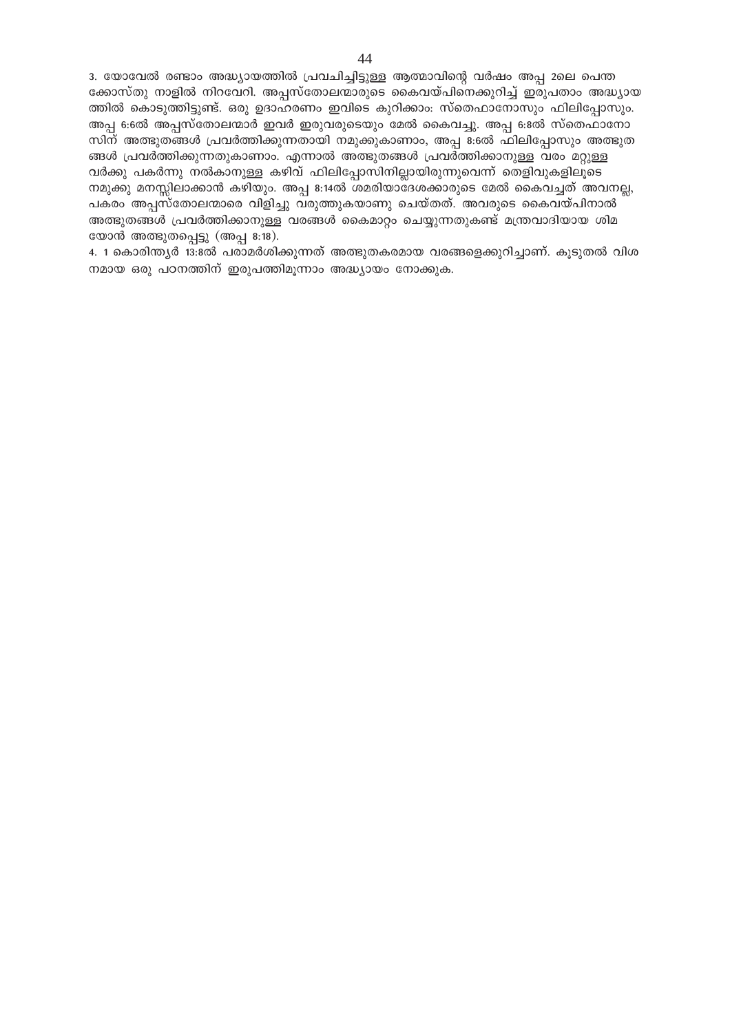3. യോവേൽ രണ്ടാം അദ്ധ്യായത്തിൽ പ്രവചിച്ചിട്ടുള്ള ആത്മാവിന്റെ വർഷം അപ്പ 2ലെ പെന്ത ക്കോസ്തു നാളിൽ നിറവേറി. അപ്പസ്തോലന്മാരുടെ കൈവയ്പിനെക്കുറിച്ച് ഇരുപതാം അദ്ധ്യായ ത്തിൽ കൊടുത്തിട്ടുണ്ട്. ഒരു ഉദാഹരണം ഇവിടെ കുറിക്കാം: സ്തെഫാനോസും ഫിലിപ്പോസും. അപ്പ 6:6ൽ അപ്പസ്തോലന്മാർ ഇവർ ഇരുവരുടെയും മേൽ കൈവച്ചു. അപ്പ 6:8ൽ സ്തെഫാനോ സിന് അത്ഭുതങ്ങൾ പ്രവർത്തിക്കുന്നതായി നമുക്കുകാണാം, അപ്പ 8:6ൽ ഫിലിപ്പോസും അത്ഭുത ങ്ങൾ പ്രവർത്തിക്കുന്നതുകാണാം. എന്നാൽ അത്ഭുതങ്ങൾ പ്രവർത്തിക്കാനുള്ള വരം മറ്റുള്ള വർക്കു പകർന്നു നൽകാനുള്ള കഴിവ് ഫിലിപ്പോസിനില്ലായിരുന്നുവെന്ന് തെളിവുകളിലൂടെ നമുക്കു മനസ്സിലാക്കാൻ കഴിയും. അപ്പ 8:14ൽ ശമരിയാദേശക്കാരുടെ മേൽ കൈവച്ചത് അവനല്ല, പകരം അപ്പസ്തോലന്മാരെ വിളിച്ചു വരുത്തുകയാണു ചെയ്തത്. അവരുടെ കൈവയ്പിനാൽ അത്ഭുതങ്ങൾ പ്രവർത്തിക്കാനുള്ള വരങ്ങൾ കൈമാറ്റം ചെയ്യുന്നതുകണ്ട് മന്ത്രവാദിയായ ശിമ യോൻ അത്ഭുതപ്പെട്ടു (അപ്പ 8:18).

4. 1 കൊരിന്ത്യർ 13:8ൽ പരാമർശിക്കുന്നത് അത്ഭുതകരമായ വരങ്ങളെക്കുറിച്ചാണ്. കൂടുതൽ വിശ നമായ ഒരു പഠനത്തിന് ഇരുപത്തിമൂന്നാം അദ്ധ്യായം നോക്കുക.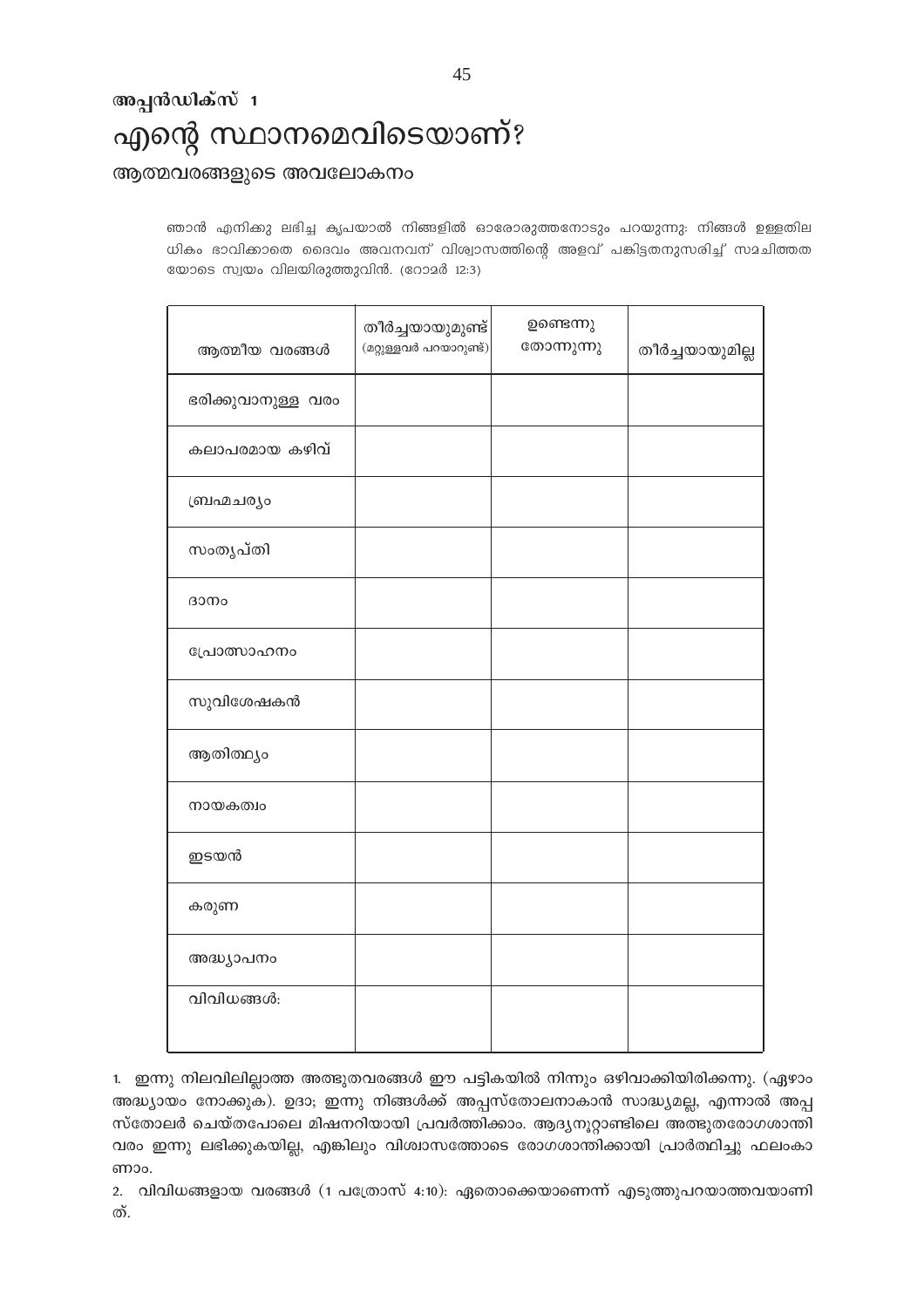### അപ്പൻഡിക്സ് 1

# എന്റെ സ്ഥാനമെവിടെയാണ്?

## ആത്മവരങ്ങളുടെ അവലോകനം

ഞാൻ എനിക്കു ലഭിച്ച കൃപയാൽ നിങ്ങളിൽ ഓരോരുത്തനോടും പറയുന്നു: നിങ്ങൾ ഉള്ളതില ധികം ഭാവിക്കാതെ ദൈവം അവനവന് വിശ്വാസത്തിന്റെ അളവ് പങ്കിട്ടതനുസരിച്ച് സമചിത്തത യോടെ സ്വയം വിലയിരുത്തുവിൻ. (റോമർ 12:3)

| ആത്മീയ വരങ്ങൾ | തീർച്ചയായുമുണ്ട് (മറ്റുള്ളവർ പറയാറുണ്ട്) | ഉണ്ടെന്നു തോന്നുന്നു | തീർച്ചയായുമില്ല |
|---|---|---|---|
| ഭരിക്കുവാനുള്ള വരം | | | |
| കലാപരമായ കഴിവ് | | | |
| ബ്രഹ്മചര്യം | | | |
| സംതൃപ്തി | | | |
| ദാനം | | | |
| പ്രോത്സാഹനം | | | |
| സുവിശേഷകൻ | | | |
| ആതിത്ഥ്യം | | | |
| നായകത്വം | | | |
| ഇടയൻ | | | |
| കരുണ | | | |
| അദ്ധ്യാപനം | | | |
| വിവിധങ്ങൾ: | | | |

1. ഇന്നു നിലവിലില്ലാത്ത അത്ഭുതവരങ്ങൾ ഈ പട്ടികയിൽ നിന്നും ഒഴിവാക്കിയിരിക്കുന്നു. (ഏഴാം അദ്ധ്യായം നോക്കുക). ഉദാ; ഇന്നു നിങ്ങൾക്ക് അപ്പസ്തോലനാകാൻ സാദ്ധ്യമല്ല, എന്നാൽ അപ്പ സ്തോലർ ചെയ്തപോലെ മിഷനറിയായി പ്രവർത്തിക്കാം. ആദ്യനൂറ്റാണ്ടിലെ അത്ഭുതരോഗശാന്തി വരം ഇന്നു ലഭിക്കുകയില്ല, എങ്കിലും വിശ്വാസത്തോടെ രോഗശാന്തിക്കായി പ്രാർത്ഥിച്ചു ഫലംകാ ണാം.
2. വിവിധങ്ങളായ വരങ്ങൾ (1 പത്രോസ് 4:10): ഏതൊക്കെയാണെന്ന് എടുത്തുപറയാത്തവയാണി ത്.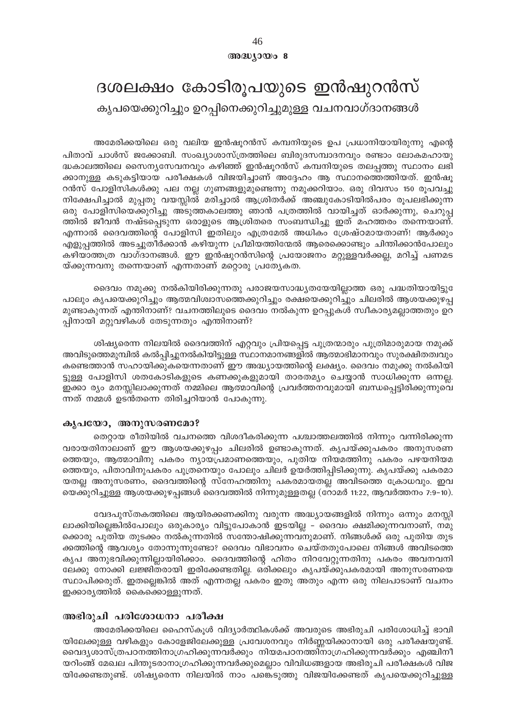അദ്ധ്യായം 8

# ദശലക്ഷം കോടിരൂപയുടെ ഇൻഷുറൻസ്

## കൃപയെക്കുറിച്ചും ഉറപ്പിനെക്കുറിച്ചുമുള്ള വചനവാഗ്ദാനങ്ങൾ

അമേരിക്കയിലെ ഒരു വലിയ ഇൻഷൂറൻസ് കമ്പനിയുടെ ഉപ പ്രധാനിയായിരുന്നു എന്റെ പിതാവ് ചാൾസ് ജക്കോബി. സംഖ്യാശാസ്ത്രത്തിലെ ബിരുദസമ്പാദനവും രണ്ടാം ലോകമഹായുദ്ധകാലത്തിലെ സൈന്യസേവനവും കഴിഞ്ഞ് ഇൻഷൂറൻസ് കമ്പനിയുടെ തലപ്പത്തു സ്ഥാനം ലഭിക്കാനുള്ള കടുകട്ടിയായ പരീക്ഷകൾ വിജയിച്ചാണ് അദ്ദേഹം ആ സ്ഥാനത്തെത്തിയത്. ഇൻഷൂറൻസ് പോളിസികൾക്കു പല നല്ല ഗുണങ്ങളുമുണ്ടെന്നു നമുക്കറിയാം. ഒരു ദിവസം 150 രൂപവച്ചു നിക്ഷേപിച്ചാൽ മുപ്പതു വയസ്സിൽ മരിച്ചാൽ ആശ്രിതർക്ക് അഞ്ചുകോടിയിൽപരം രൂപലഭിക്കുന്ന ഒരു പോളിസിയെക്കുറിച്ചു അടുത്തകാലത്തു ഞാൻ പത്രത്തിൽ വായിച്ചത് ഓർക്കുന്നു, ചെറുപ്പത്തിൽ ജീവൻ നഷ്ടപ്പെടുന്ന ഒരാളുടെ ആശ്രിതരെ സംബന്ധിച്ചു ഇത് മഹത്തരം തന്നെയാണ്. എന്നാൽ ദൈവത്തിന്റെ പോളിസി ഇതിലും എത്രമേൽ അധികം ശ്രേഷ്ഠമായതാണ്! ആർക്കും എളുപ്പത്തിൽ അടച്ചുതീർക്കാൻ കഴിയുന്ന പ്രീമിയത്തിന്മേൽ ആരെക്കൊണ്ടും ചിന്തിക്കാൻപോലും കഴിയാത്തത്ര വാഗ്ദാനങ്ങൾ. ഈ ഇൻഷുറൻസിന്റെ പ്രയോജനം മറ്റുള്ളവർക്കല്ല, മറിച്ച് പണമടയ്ക്കുന്നവനു തന്നെയാണ് എന്നതാണ് മറ്റൊരു പ്രത്യേകത.

ദൈവം നമുക്കു നൽകിയിരിക്കുന്നതു പരാജയസാദ്ധ്യതയേയില്ലാത്ത ഒരു പദ്ധതിയായിട്ടുപോലും കൃപയെക്കുറിച്ചും ആത്മവിശ്വാസത്തെക്കുറിച്ചും രക്ഷയെക്കുറിച്ചും ചിലരിൽ ആശയക്കുഴപ്പമുണ്ടാകുന്നത് എന്തിനാണ്? വചനത്തിലൂടെ ദൈവം നൽകുന്ന ഉറപ്പുകൾ സ്വീകാര്യമല്ലാത്തതും ഉറപ്പിനായി മറ്റുവഴികൾ തേടുന്നതും എന്തിനാണ്?

ശിഷ്യരെന്ന നിലയിൽ ദൈവത്തിന് എറ്റവും പ്രിയപ്പെട്ട പുത്രന്മാരും പുത്രിമാരുമായ നമുക്ക് അവിടുത്തെമുമ്പിൽ കൽപ്പിച്ചുനൽകിയിട്ടുള്ള സ്ഥാനമാനങ്ങളിൽ ആത്മാഭിമാനവും സുരക്ഷിതത്വവും കണ്ടെത്താൻ സഹായിക്കുകയെന്നതാണ് ഈ അദ്ധ്യായത്തിന്റെ ലക്ഷ്യം. ദൈവം നമുക്കു നൽകിയിട്ടുള്ള പോളിസി ശതകോടികളുടെ കണക്കുകളുമായി താരതമ്യം ചെയ്യാൻ സാധിക്കുന്ന ഒന്നല്ല. ഇക്കാര്യം മനസ്സിലാക്കുന്നത് നമ്മിലെ ആത്മാവിന്റെ പ്രവർത്തനവുമായി ബന്ധപ്പെട്ടിരിക്കുന്നുവെന്നത് നമ്മൾ ഉടൻതന്നെ തിരിച്ചറിയാൻ പോകുന്നു.

### കൃപയോ, അനുസരണമോ?

തെറ്റായ രീതിയിൽ വചനത്തെ വിശദീകരിക്കുന്ന പശ്ചാത്തലത്തിൽ നിന്നും വന്നിരിക്കുന്ന വരായതിനാലാണ് ഈ ആശയക്കുഴപ്പം ചിലരിൽ ഉണ്ടാകുന്നത്. കൃപയ്ക്കുപകരം അനുസരണത്തെയും, ആത്മാവിനു പകരം ന്യായപ്രമാണത്തെയും, പുതിയ നിയമത്തിനു പകരം പഴയനിയമത്തെയും, പിതാവിനുപകരം പുത്രനെയും പോലും ചിലർ ഉയർത്തിപ്പിടിക്കുന്നു. കൃപയ്ക്കു പകരമായതല്ല അനുസരണം, ദൈവത്തിന്റെ സ്നേഹത്തിനു പകരമായതല്ല അവിടത്തെ ക്രോധവും. ഇവയെക്കുറിച്ചുള്ള ആശയക്കുഴപ്പങ്ങൾ ദൈവത്തിൽ നിന്നുമുള്ളതല്ല (റോമർ 11:22, ആവർത്തനം 7:9–10).

വേദപുസ്തകത്തിലെ ആയിരക്കണക്കിനു വരുന്ന അദ്ധ്യായങ്ങളിൽ നിന്നും ഒന്നും മനസ്സിലാക്കിയില്ലെങ്കിൽപോലും ഒരുകാര്യം വിട്ടുപോകാൻ ഇടയില്ല - ദൈവം ക്ഷമിക്കുന്നവനാണ്, നമുക്കൊരു പുതിയ തുടക്കം നൽകുന്നതിൽ സന്തോഷിക്കുന്നവനുമാണ്. നിങ്ങൾക്ക് ഒരു പുതിയ തുടക്കത്തിന്റെ ആവശ്യം തോന്നുന്നുണ്ടോ? ദൈവം വിഭാവനം ചെയ്തതുപോലെ നിങ്ങൾ അവിടത്തെ കൃപ അനുഭവിക്കുന്നില്ലായിരിക്കാം. ദൈവത്തിന്റെ ഹിതം നിറവേറ്റുന്നതിനു പകരം അവനവനിലേക്കു നോക്കി ലജ്ജിതരായി ഇരിക്കേണ്ടതില്ല. ഒരിക്കലും കൃപയ്ക്കുപകരമായി അനുസരണയെ സ്ഥാപിക്കരുത്. ഇതല്ലെങ്കിൽ അത് എന്നതല്ല പകരം ഇതു അതും എന്ന ഒരു നിലപാടാണ് വചനം ഇക്കാര്യത്തിൽ കൈക്കൊള്ളുന്നത്.

### അഭിരുചി പരിശോധനാ പരീക്ഷ

അമേരിക്കയിലെ ഹൈസ്കൂൾ വിദ്യാർത്ഥികൾക്ക് അവരുടെ അഭിരുചി പരിശോധിച്ച് ഭാവിയിലേക്കുള്ള വഴികളും കോളേജിലേക്കുള്ള പ്രവേശനവും നിർണ്ണയിക്കാനായി ഒരു പരീക്ഷയുണ്ട്. വൈദ്യശാസ്ത്രപഠനത്തിനാഗ്രഹിക്കുന്നവർക്കും നിയമപഠനത്തിനാഗ്രഹിക്കുന്നവർക്കും എഞ്ചിനീയറിംങ് മേഖല പിന്തുടരാനാഗ്രഹിക്കുന്നവർക്കുമെല്ലാം വിവിധങ്ങളായ അഭിരുചി പരീക്ഷകൾ വിജയിക്കേണ്ടതുണ്ട്. ശിഷ്യരെന്ന നിലയിൽ നാം പങ്കെടുത്തു വിജയിക്കേണ്ടത് കൃപയെക്കുറിച്ചുള്ള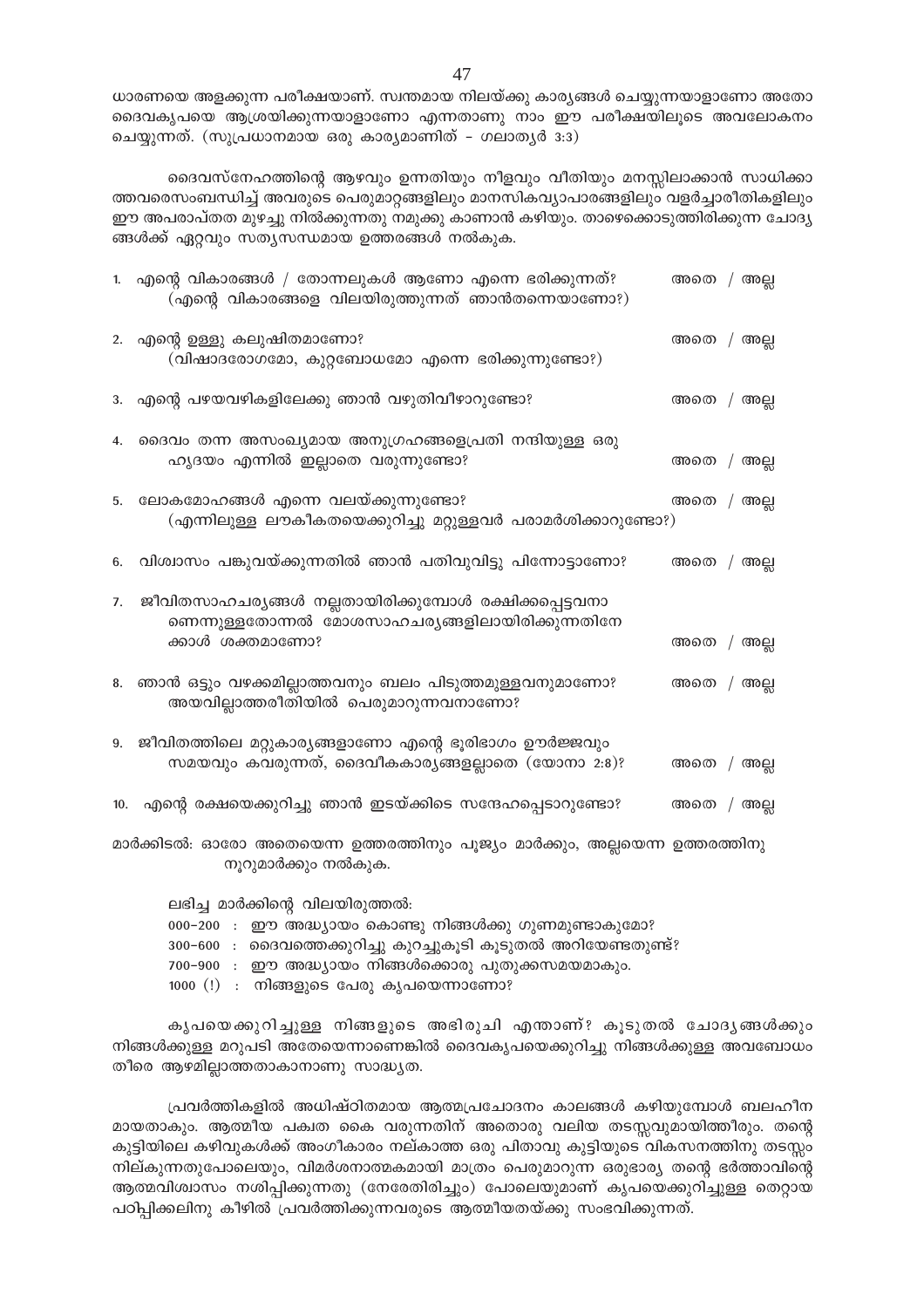ധാരണയെ അളക്കുന്ന പരീക്ഷയാണ്. സ്വന്തമായ നിലയ്ക്കു കാര്യങ്ങൾ ചെയ്യുന്നയാളാണോ അതോ ദൈവകൃപയെ ആശ്രയിക്കുന്നയാളാണോ എന്നതാണു നാം ഈ പരീക്ഷയിലൂടെ അവലോകനം ചെയ്യുന്നത്. (സുപ്രധാനമായ ഒരു കാര്യമാണിത് - ഗലാത്യർ 3:3)

ദൈവസ്നേഹത്തിന്റെ ആഴവും ഉന്നതിയും നീളവും വീതിയും മനസ്സിലാക്കാൻ സാധിക്കാത്തവരെസംബന്ധിച്ച് അവരുടെ പെരുമാറ്റങ്ങളിലും മാനസികവ്യാപാരങ്ങളിലും വളർച്ചാരീതികളിലും ഈ അപരാപ്തത മുഴച്ചു നിൽക്കുന്നതു നമുക്കു കാണാൻ കഴിയും. താഴെക്കൊടുത്തിരിക്കുന്ന ചോദ്യങ്ങൾക്ക് ഏറ്റവും സത്യസന്ധമായ ഉത്തരങ്ങൾ നൽകുക.

1. എന്റെ വികാരങ്ങൾ / തോന്നലുകൾ ആണോ എന്നെ ഭരിക്കുന്നത്? (എന്റെ വികാരങ്ങളെ വിലയിരുത്തുന്നത് ഞാൻതന്നെയാണോ?) — അതെ / അല്ല
2. എന്റെ ഉള്ളു കലുഷിതമാണോ? (വിഷാദരോഗമോ, കുറ്റബോധമോ എന്നെ ഭരിക്കുന്നുണ്ടോ?) — അതെ / അല്ല
3. എന്റെ പഴയവഴികളിലേക്കു ഞാൻ വഴുതിവീഴാറുണ്ടോ? — അതെ / അല്ല
4. ദൈവം തന്ന അസംഖ്യമായ അനുഗ്രഹങ്ങളെപ്രതി നന്ദിയുള്ള ഒരു ഹൃദയം എന്നിൽ ഇല്ലാതെ വരുന്നുണ്ടോ? — അതെ / അല്ല
5. ലോകമോഹങ്ങൾ എന്നെ വലയ്ക്കുന്നുണ്ടോ? (എന്നിലുള്ള ലൗകീകതയെക്കുറിച്ചു മറ്റുള്ളവർ പരാമർശിക്കാറുണ്ടോ?) — അതെ / അല്ല
6. വിശ്വാസം പങ്കുവയ്ക്കുന്നതിൽ ഞാൻ പതിവുവിട്ടു പിന്നോട്ടാണോ? — അതെ / അല്ല
7. ജീവിതസാഹചര്യങ്ങൾ നല്ലതായിരിക്കുമ്പോൾ രക്ഷിക്കപ്പെട്ടവനാണെന്നുള്ളതോന്നൽ മോശസാഹചര്യങ്ങളിലായിരിക്കുന്നതിനേക്കാൾ ശക്തമാണോ? — അതെ / അല്ല
8. ഞാൻ ഒട്ടും വഴക്കമില്ലാത്തവനും ബലം പിടുത്തമുള്ളവനുമാണോ? അയവില്ലാത്തരീതിയിൽ പെരുമാറുന്നവനാണോ? — അതെ / അല്ല
9. ജീവിതത്തിലെ മറ്റുകാര്യങ്ങളാണോ എന്റെ ഭൂരിഭാഗം ഊർജ്ജവും സമയവും കവരുന്നത്, ദൈവീകകാര്യങ്ങളല്ലാതെ (യോനാ 2:8)? — അതെ / അല്ല
10. എന്റെ രക്ഷയെക്കുറിച്ചു ഞാൻ ഇടയ്ക്കിടെ സന്ദേഹപ്പെടാറുണ്ടോ? — അതെ / അല്ല

മാർക്കിടൽ: ഓരോ അതെയെന്ന ഉത്തരത്തിനും പൂജ്യം മാർക്കും, അല്ലയെന്ന ഉത്തരത്തിനു നൂറുമാർക്കും നൽകുക.

ലഭിച്ച മാർക്കിന്റെ വിലയിരുത്തൽ:

000–200 : ഈ അദ്ധ്യായം കൊണ്ടു നിങ്ങൾക്കു ഗുണമുണ്ടാകുമോ?
300–600 : ദൈവത്തെക്കുറിച്ചു കുറച്ചുകൂടി കൂടുതൽ അറിയേണ്ടതുണ്ട്?
700–900 : ഈ അദ്ധ്യായം നിങ്ങൾക്കൊരു പുതുക്കസമയമാകും.
1000 (!) : നിങ്ങളുടെ പേരു കൃപയെന്നാണോ?

കൃപയെക്കുറിച്ചുള്ള നിങ്ങളുടെ അഭിരുചി എന്താണ്? കൂടുതൽ ചോദ്യങ്ങൾക്കും നിങ്ങൾക്കുള്ള മറുപടി അതേയെന്നാണെങ്കിൽ ദൈവകൃപയെക്കുറിച്ചു നിങ്ങൾക്കുള്ള അവബോധം തീരെ ആഴമില്ലാത്തതാകാനാണു സാദ്ധ്യത.

പ്രവർത്തികളിൽ അധിഷ്ഠിതമായ ആത്മപ്രചോദനം കാലങ്ങൾ കഴിയുമ്പോൾ ബലഹീനമായതാകും. ആത്മീയ പക്വത കൈ വരുന്നതിന് അതൊരു വലിയ തടസ്സവുമായിത്തീരും. തന്റെ കുട്ടിയിലെ കഴിവുകൾക്ക് അംഗീകാരം നല്കാത്ത ഒരു പിതാവു കുട്ടിയുടെ വികസനത്തിനു തടസ്സം നില്കുന്നതുപോലെയും, വിമർശനാത്മകമായി മാത്രം പെരുമാറുന്ന ഒരുഭാര്യ തന്റെ ഭർത്താവിന്റെ ആത്മവിശ്വാസം നശിപ്പിക്കുന്നതു (നേരേതിരിച്ചും) പോലെയുമാണ് കൃപയെക്കുറിച്ചുള്ള തെറ്റായ പഠിപ്പിക്കലിനു കീഴിൽ പ്രവർത്തിക്കുന്നവരുടെ ആത്മീയതയ്ക്കു സംഭവിക്കുന്നത്.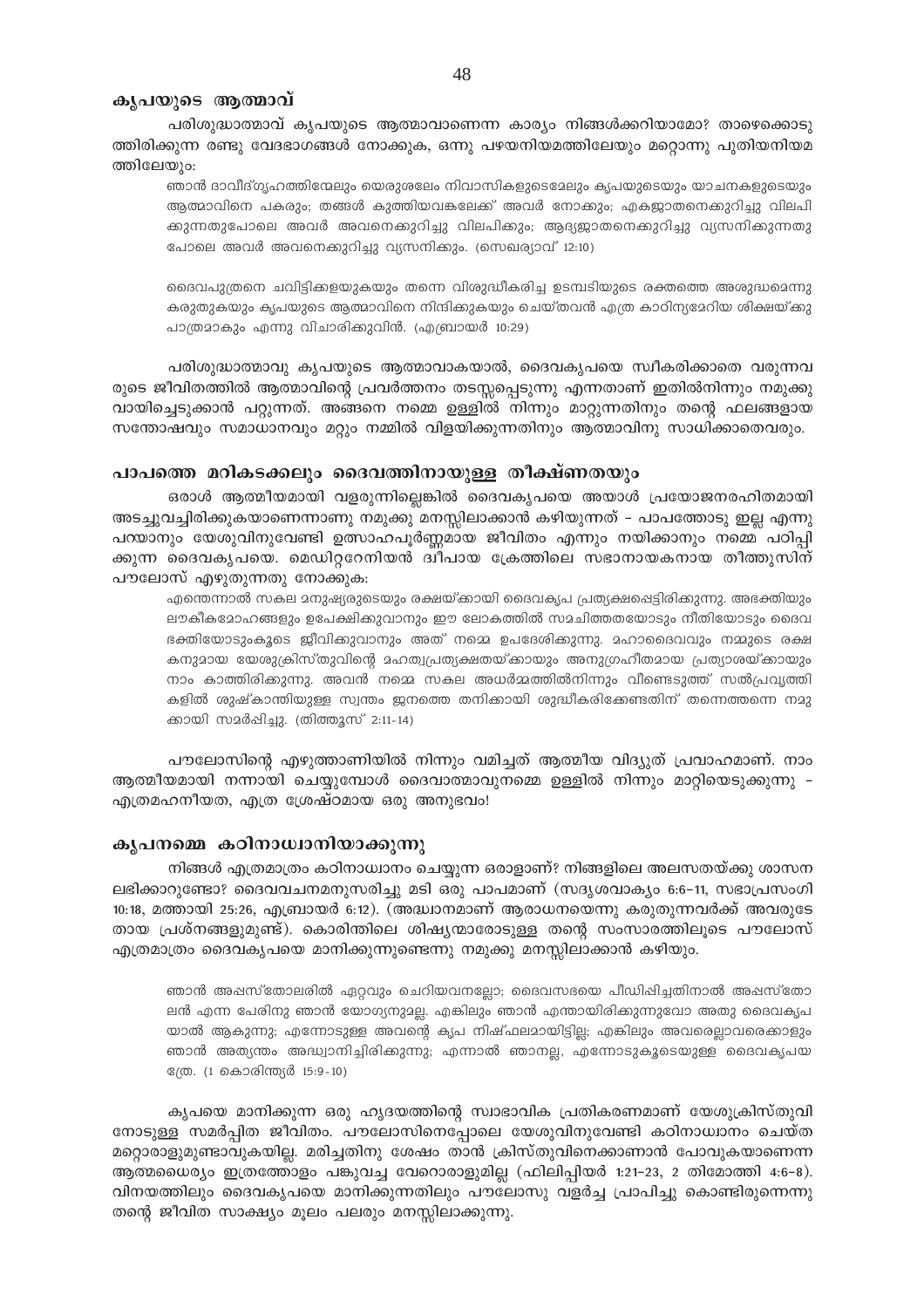## കൃപയുടെ ആത്മാവ്

പരിശുദ്ധാത്മാവ് കൃപയുടെ ആത്മാവാണെന്ന കാര്യം നിങ്ങൾക്കറിയാമോ? താഴെക്കൊടുത്തിരിക്കുന്ന രണ്ടു വേദഭാഗങ്ങൾ നോക്കുക, ഒന്നു പഴയനിയമത്തിലേയും മറ്റൊന്നു പുതിയനിയമത്തിലേയും:

> ഞാൻ ദാവീദ്ഗൃഹത്തിന്മേലും യെരുശലേം നിവാസികളുടെമേലും കൃപയുടെയും യാചനകളുടെയും ആത്മാവിനെ പകരും; തങ്ങൾ കുത്തിയവങ്കലേക്ക് അവർ നോക്കും; ഏകജാതനെക്കുറിച്ചു വിലപിക്കുന്നതുപോലെ അവർ അവനെക്കുറിച്ചു വിലപിക്കും; ആദ്യജാതനെക്കുറിച്ചു വ്യസനിക്കുന്നതു പോലെ അവർ അവനെക്കുറിച്ചു വ്യസനിക്കും. (സെഖര്യാവ് 12:10)

> ദൈവപുത്രനെ ചവിട്ടിക്കളയുകയും തന്നെ വിശുദ്ധീകരിച്ച ഉടമ്പടിയുടെ രക്തത്തെ അശുദ്ധമെന്നു കരുതുകയും കൃപയുടെ ആത്മാവിനെ നിന്ദിക്കുകയും ചെയ്തവൻ എത്ര കാഠിന്യമേറിയ ശിക്ഷയ്ക്കു പാത്രമാകും എന്നു വിചാരിക്കുവിൻ. (എബ്രായർ 10:29)

പരിശുദ്ധാത്മാവു കൃപയുടെ ആത്മാവാകയാൽ, ദൈവകൃപയെ സ്വീകരിക്കാതെ വരുന്നവരുടെ ജീവിതത്തിൽ ആത്മാവിന്റെ പ്രവർത്തനം തടസ്സപ്പെടുന്നു എന്നതാണ് ഇതിൽനിന്നും നമുക്കു വായിച്ചെടുക്കാൻ പറ്റുന്നത്. അങ്ങനെ നമ്മെ ഉള്ളിൽ നിന്നും മാറ്റുന്നതിനും തന്റെ ഫലങ്ങളായ സന്തോഷവും സമാധാനവും മറ്റും നമ്മിൽ വിളയിക്കുന്നതിനും ആത്മാവിനു സാധിക്കാതെവരും.

## പാപത്തെ മറികടക്കലും ദൈവത്തിനായുള്ള തീക്ഷ്ണതയും

ഒരാൾ ആത്മീയമായി വളരുന്നില്ലെങ്കിൽ ദൈവകൃപയെ അയാൾ പ്രയോജനരഹിതമായി അടച്ചുവച്ചിരിക്കുകയാണെന്നാണു നമുക്കു മനസ്സിലാക്കാൻ കഴിയുന്നത് - പാപത്തോടു ഇല്ല എന്നു പറയാനും യേശുവിനുവേണ്ടി ഉത്സാഹപൂർണ്ണമായ ജീവിതം എന്നും നയിക്കാനും നമ്മെ പഠിപ്പിക്കുന്ന ദൈവകൃപയെ. മെഡിറ്ററേനിയൻ ദ്വീപായ ക്രേത്തിലെ സഭാനായകനായ തീത്തുസിന് പൗലോസ് എഴുതുന്നതു നോക്കുക:

> എന്തെന്നാൽ സകല മനുഷ്യരുടെയും രക്ഷയ്ക്കായി ദൈവകൃപ പ്രത്യക്ഷപ്പെട്ടിരിക്കുന്നു. അഭക്തിയും ലൗകികമോഹങ്ങളും ഉപേക്ഷിക്കുവാനും ഈ ലോകത്തിൽ സമചിത്തതയോടും നീതിയോടും ദൈവഭക്തിയോടുംകൂടെ ജീവിക്കുവാനും അത് നമ്മെ ഉപദേശിക്കുന്നു. മഹാദൈവവും നമ്മുടെ രക്ഷകനുമായ യേശുക്രിസ്തുവിന്റെ മഹത്വപ്രത്യക്ഷതയ്ക്കായും അനുഗ്രഹീതമായ പ്രത്യാശയ്ക്കായും നാം കാത്തിരിക്കുന്നു. അവൻ നമ്മെ സകല അധർമ്മത്തിൽനിന്നും വീണ്ടെടുത്ത് സൽപ്രവൃത്തികളിൽ ശുഷ്കാന്തിയുള്ള സ്വന്തം ജനത്തെ തനിക്കായി ശുദ്ധീകരിക്കേണ്ടതിന് തന്നെത്തന്നെ നമുക്കായി സമർപ്പിച്ചു. (തിത്തൂസ് 2:11-14)

പൗലോസിന്റെ എഴുത്താണിയിൽ നിന്നും വമിച്ചത് ആത്മീയ വിദ്യുത് പ്രവാഹമാണ്. നാം ആത്മീയമായി നന്നായി ചെയ്യുമ്പോൾ ദൈവാത്മാവുനമ്മെ ഉള്ളിൽ നിന്നും മാറ്റിയെടുക്കുന്നു - എത്രമഹനീയത, എത്ര ശ്രേഷ്ഠമായ ഒരു അനുഭവം!

## കൃപനമ്മെ കഠിനാധ്വാനിയാക്കുന്നു

നിങ്ങൾ എത്രമാത്രം കഠിനാധ്വാനം ചെയ്യുന്ന ഒരാളാണ്? നിങ്ങളിലെ അലസതയ്ക്കു ശാസന ലഭിക്കാറുണ്ടോ? ദൈവവചനമനുസരിച്ചു മടി ഒരു പാപമാണ് (സദൃശവാക്യം 6:6-11, സഭാപ്രസംഗി 10:18, മത്തായി 25:26, എബ്രായർ 6:12). (അദ്ധ്വാനമാണ് ആരാധനയെന്നു കരുതുന്നവർക്ക് അവരുടേതായ പ്രശ്നങ്ങളുമുണ്ട്). കൊരിന്തിലെ ശിഷ്യന്മാരോടുള്ള തന്റെ സംസാരത്തിലൂടെ പൗലോസ് എത്രമാത്രം ദൈവകൃപയെ മാനിക്കുന്നുണ്ടെന്നു നമുക്കു മനസ്സിലാക്കാൻ കഴിയും.

> ഞാൻ അപ്പസ്തോലരിൽ ഏറ്റവും ചെറിയവനല്ലോ; ദൈവസഭയെ പീഡിപ്പിച്ചതിനാൽ അപ്പസ്തോലൻ എന്ന പേരിനു ഞാൻ യോഗ്യനുമല്ല. എങ്കിലും ഞാൻ എന്തായിരിക്കുന്നുവോ അതു ദൈവകൃപയാൽ ആകുന്നു; എന്നോടുള്ള അവന്റെ കൃപ നിഷ്ഫലമായിട്ടില്ല; എങ്കിലും അവരെല്ലാവരെക്കാളും ഞാൻ അത്യന്തം അദ്ധ്വാനിച്ചിരിക്കുന്നു; എന്നാൽ ഞാനല്ല, എന്നോടുകൂടെയുള്ള ദൈവകൃപയത്രേ. (1 കൊരിന്ത്യർ 15:9-10)

കൃപയെ മാനിക്കുന്ന ഒരു ഹൃദയത്തിന്റെ സ്വാഭാവിക പ്രതികരണമാണ് യേശുക്രിസ്തുവിനോടുള്ള സമർപ്പിത ജീവിതം. പൗലോസിനെപ്പോലെ യേശുവിനുവേണ്ടി കഠിനാധ്വാനം ചെയ്ത മറ്റൊരാളുമുണ്ടാവുകയില്ല. മരിച്ചതിനു ശേഷം താൻ ക്രിസ്തുവിനെക്കാണാൻ പോവുകയാണെന്ന ആത്മധൈര്യം ഇത്രത്തോളം പങ്കുവച്ച വേറൊരാളുമില്ല (ഫിലിപ്പിയർ 1:21-23, 2 തിമോത്തി 4:6-8). വിനയത്തിലും ദൈവകൃപയെ മാനിക്കുന്നതിലും പൗലോസു വളർച്ച പ്രാപിച്ചു കൊണ്ടിരുന്നെന്നു തന്റെ ജീവിത സാക്ഷ്യം മൂലം പലരും മനസ്സിലാക്കുന്നു.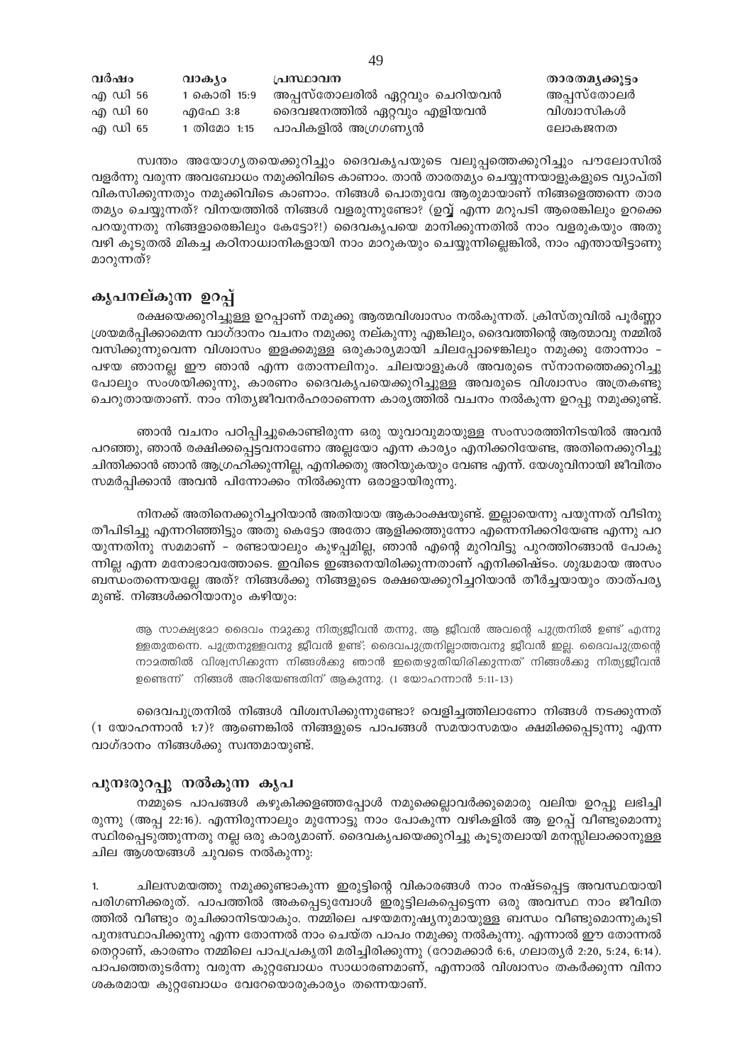| വർഷം | വാക്യം | പ്രസ്ഥാവന | താരതമ്യക്കൂട്ടം |
|---|---|---|---|
| എ ഡി 56 | 1 കൊരി 15:9 | അപ്പസ്തോലരിൽ ഏറ്റവും ചെറിയവൻ | അപ്പസ്തോലർ |
| എ ഡി 60 | എഫേ 3:8 | ദൈവജനത്തിൽ ഏറ്റവും എളിയവൻ | വിശ്വാസികൾ |
| എ ഡി 65 | 1 തിമോ 1:15 | പാപികളിൽ അഗ്രഗണ്യൻ | ലോകജനത |

സ്വന്തം അയോഗ്യതയെക്കുറിച്ചും ദൈവകൃപയുടെ വലുപ്പത്തെക്കുറിച്ചും പൗലോസിൽ വളർന്നു വരുന്ന അവബോധം നമുക്കിവിടെ കാണാം. താൻ താരതമ്യം ചെയ്യുന്നയാളുകളുടെ വ്യാപ്തി വികസിക്കുന്നതും നമുക്കിവിടെ കാണാം. നിങ്ങൾ പൊതുവേ ആരുമായാണ് നിങ്ങളെത്തന്നെ താരതമ്യം ചെയ്യുന്നത്? വിനയത്തിൽ നിങ്ങൾ വളരുന്നുണ്ടോ? (ഉവ്വ് എന്ന മറുപടി ആരെങ്കിലും ഉറക്കെ പറയുന്നതു നിങ്ങളാരെങ്കിലും കേട്ടോ?!) ദൈവകൃപയെ മാനിക്കുന്നതിൽ നാം വളരുകയും അതു വഴി കൂടുതൽ മികച്ച കഠിനാധ്വാനികളായി നാം മാറുകയും ചെയ്യുന്നില്ലെങ്കിൽ, നാം എന്തായിട്ടാണു മാറുന്നത്?

## കൃപനല്കുന്ന ഉറപ്പ്

രക്ഷയെക്കുറിച്ചുള്ള ഉറപ്പാണ് നമുക്കു ആത്മവിശ്വാസം നൽകുന്നത്. ക്രിസ്തുവിൽ പൂർണ്ണാശ്രയമർപ്പിക്കാമെന്ന വാഗ്ദാനം വചനം നമുക്കു നല്കുന്നു എങ്കിലും, ദൈവത്തിന്റെ ആത്മാവു നമ്മിൽ വസിക്കുന്നുവെന്ന വിശ്വാസം ഇളക്കമുള്ള ഒരുകാര്യമായി ചിലപ്പോഴെങ്കിലും നമുക്കു തോന്നാം – പഴയ ഞാനല്ല ഈ ഞാൻ എന്ന തോന്നലിനും. ചിലയാളുകൾ അവരുടെ സ്നാനത്തെക്കുറിച്ചു പോലും സംശയിക്കുന്നു, കാരണം ദൈവകൃപയെക്കുറിച്ചുള്ള അവരുടെ വിശ്വാസം അത്രകണ്ടു ചെറുതായതാണ്. നാം നിത്യജീവനർഹരാണെന്ന കാര്യത്തിൽ വചനം നൽകുന്ന ഉറപ്പു നമുക്കുണ്ട്.

ഞാൻ വചനം പഠിപ്പിച്ചുകൊണ്ടിരുന്ന ഒരു യുവാവുമായുള്ള സംസാരത്തിനിടയിൽ അവൻ പറഞ്ഞു, ഞാൻ രക്ഷിക്കപ്പെട്ടവനാണോ അല്ലയോ എന്ന കാര്യം എനിക്കറിയേണ്ട, അതിനെക്കുറിച്ചു ചിന്തിക്കാൻ ഞാൻ ആഗ്രഹിക്കുന്നില്ല, എനിക്കതു അറിയുകയും വേണ്ട എന്ന്. യേശുവിനായി ജീവിതം സമർപ്പിക്കാൻ അവൻ പിന്നോക്കം നിൽക്കുന്ന ഒരാളായിരുന്നു.

നിനക്ക് അതിനെക്കുറിച്ചറിയാൻ അതിയായ ആകാംക്ഷയുണ്ട്. ഇല്ലായെന്നു പയുന്നത് വീടിനു തീപിടിച്ചു എന്നറിഞ്ഞിട്ടും അതു കെട്ടോ അതോ ആളിക്കത്തുന്നോ എന്നെനിക്കറിയേണ്ട എന്നു പറയുന്നതിനു സമമാണ് – രണ്ടായാലും കുഴപ്പമില്ല, ഞാൻ എന്റെ മുറിവിട്ടു പുറത്തിറങ്ങാൻ പോകുന്നില്ല എന്ന മനോഭാവത്തോടെ. ഇവിടെ ഇങ്ങനെയിരിക്കുന്നതാണ് എനിക്കിഷ്ടം. ശുദ്ധമായ അസംബന്ധംതന്നെയല്ലേ അത്? നിങ്ങൾക്കു നിങ്ങളുടെ രക്ഷയെക്കുറിച്ചറിയാൻ തീർച്ചയായും താത്പര്യമുണ്ട്. നിങ്ങൾക്കറിയാനും കഴിയും:

> ആ സാക്ഷ്യമോ ദൈവം നമുക്കു നിത്യജീവൻ തന്നു, ആ ജീവൻ അവന്റെ പുത്രനിൽ ഉണ്ട് എന്നു ള്ളതുതന്നെ. പുത്രനുള്ളവനു ജീവൻ ഉണ്ട്; ദൈവപുത്രനില്ലാത്തവനു ജീവൻ ഇല്ല. ദൈവപുത്രന്റെ നാമത്തിൽ വിശ്വസിക്കുന്ന നിങ്ങൾക്കു ഞാൻ ഇതെഴുതിയിരിക്കുന്നത് നിങ്ങൾക്കു നിത്യജീവൻ ഉണ്ടെന്ന് നിങ്ങൾ അറിയേണ്ടതിന് ആകുന്നു. (1 യോഹന്നാൻ 5:11-13)

ദൈവപുത്രനിൽ നിങ്ങൾ വിശ്വസിക്കുന്നുണ്ടോ? വെളിച്ചത്തിലാണോ നിങ്ങൾ നടക്കുന്നത് (1 യോഹന്നാൻ 1:7)? ആണെങ്കിൽ നിങ്ങളുടെ പാപങ്ങൾ സമയാസമയം ക്ഷമിക്കപ്പെടുന്നു എന്ന വാഗ്ദാനം നിങ്ങൾക്കു സ്വന്തമായുണ്ട്.

## പുനഃരുറപ്പു നൽകുന്ന കൃപ

നമ്മുടെ പാപങ്ങൾ കഴുകിക്കളഞ്ഞപ്പോൾ നമുക്കെല്ലാവർക്കുമൊരു വലിയ ഉറപ്പു ലഭിച്ചിരുന്നു (അപ്പ 22:16). എന്നിരുന്നാലും മുന്നോട്ടു നാം പോകുന്ന വഴികളിൽ ആ ഉറപ്പ് വീണ്ടുമൊന്നു സ്ഥിരപ്പെടുത്തുന്നതു നല്ല ഒരു കാര്യമാണ്. ദൈവകൃപയെക്കുറിച്ചു കൂടുതലായി മനസ്സിലാക്കാനുള്ള ചില ആശയങ്ങൾ ചുവടെ നൽകുന്നു:

1. ചിലസമയത്തു നമുക്കുണ്ടാകുന്ന ഇരുട്ടിന്റെ വികാരങ്ങൾ നാം നഷ്ടപ്പെട്ട അവസ്ഥയായി പരിഗണിക്കരുത്. പാപത്തിൽ അകപ്പെടുമ്പോൾ ഇരുട്ടിലകപ്പെട്ടെന്ന ഒരു അവസ്ഥ നാം ജീവിതത്തിൽ വീണ്ടും രുചിക്കാനിടയാകും. നമ്മിലെ പഴയമനുഷ്യനുമായുള്ള ബന്ധം വീണ്ടുമൊന്നുകൂടി പുനഃസ്ഥാപിക്കുന്നു എന്ന തോന്നൽ നാം ചെയ്ത പാപം നമുക്കു നൽകുന്നു. എന്നാൽ ഈ തോന്നൽ തെറ്റാണ്, കാരണം നമ്മിലെ പാപപ്രകൃതി മരിച്ചിരിക്കുന്നു (റോമക്കാർ 6:6, ഗലാത്യർ 2:20, 5:24, 6:14). പാപത്തെതുടർന്നു വരുന്ന കുറ്റബോധം സാധാരണമാണ്, എന്നാൽ വിശ്വാസം തകർക്കുന്ന വിനാശകരമായ കുറ്റബോധം വേറേയൊരുകാര്യം തന്നെയാണ്.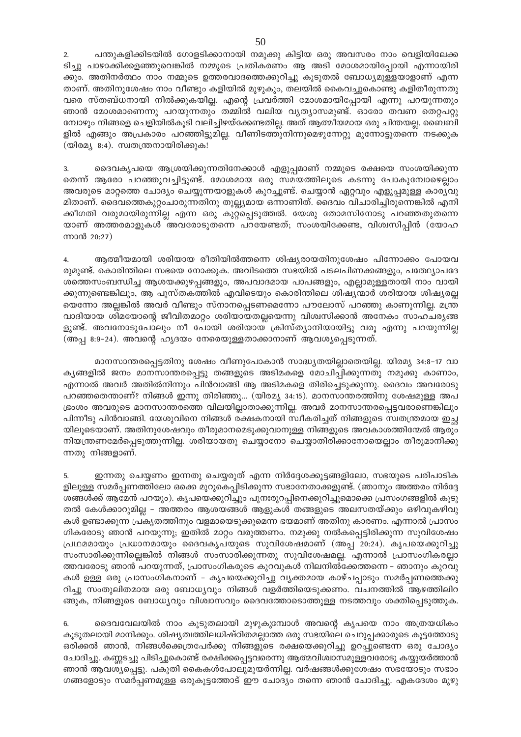2. പന്തുകളിക്കിടയിൽ ഗോളടിക്കാനായി നമുക്കു കിട്ടിയ ഒരു അവസരം നാം വെളിയിലേക്ക ടിച്ചു പാഴാക്കിക്കളഞ്ഞുവെങ്കിൽ നമ്മുടെ പ്രതികരണം ആ അടി മോശമായിപ്പോയി എന്നായിരി ക്കും. അതിനർത്ഥം നാം നമ്മുടെ ഉത്തരവാദത്തെക്കുറിച്ചു കൂടുതൽ ബോധ്യമുള്ളയാളാണ് എന്ന താണ്. അതിനുശേഷം നാം വീണ്ടും കളിയിൽ മുഴുകും, തലയിൽ കൈവച്ചുകൊണ്ടു കളിതീരുന്നതു വരെ സ്തബ്ധനായി നിൽക്കുകയില്ല. എന്റെ പ്രവർത്തി മോശമായിപ്പോയി എന്നു പറയുന്നതും ഞാൻ മോശമാണെന്നു പറയുന്നതും തമ്മിൽ വലിയ വ്യത്യാസമുണ്ട്. ഓരോ തവണ തെറ്റുപറ്റു മ്പോഴും നിങ്ങളെ ചെളിയിൽകൂടി വലിച്ചിഴയ്ക്കേണ്ടതില്ല. അത് ആത്മീയമായ ഒരു ചിന്തയല്ല. ബൈബി ളിൽ എങ്ങും അപ്രകാരം പറഞ്ഞിട്ടുമില്ല. വീണിടത്തുനിന്നുമെഴുന്നേറ്റു മുന്നോട്ടുതന്നെ നടക്കുക (യിരമ്യ 8:4). സ്വതന്ത്രനായിരിക്കുക!

3. ദൈവകൃപയെ ആശ്രയിക്കുന്നതിനേക്കാൾ എളുപ്പമാണ് നമ്മുടെ രക്ഷയെ സംശയിക്കുന്ന തെന്ന് ആരോ പറഞ്ഞുവച്ചിട്ടുണ്ട്. മോശമായ ഒരു സമയത്തിലൂടെ കടന്നു പോകുമ്പോഴെല്ലാം അവരുടെ മാറ്റത്തെ ചോദ്യം ചെയ്യുന്നയാളുകൾ കുറച്ചുണ്ട്. ചെയ്യാൻ ഏറ്റവും എളുപ്പമുള്ള കാര്യവു മിതാണ്. ദൈവത്തെകുറ്റംചാരുന്നതിനു തുല്ല്യമായ ഒന്നാണിത്. ദൈവം വിചാരിച്ചിരുന്നെങ്കിൽ എനി ക്കീഗതി വരുമായിരുന്നില്ല എന്ന ഒരു കുറ്റപ്പെടുത്തൽ. യേശു തോമസിനോടു പറഞ്ഞതുതന്നെ യാണ് അത്തരമാളുകൾ അവരോടുതന്നെ പറയേണ്ടത്; സംശയിക്കേണ്ട, വിശ്വസിപ്പിൻ (യോഹ ന്നാൻ 20:27)

4. ആത്മീയമായി ശരിയായ രീതിയിൽത്തന്നെ ശിഷ്യരായതിനുശേഷം പിന്നോക്കം പോയവ രുമുണ്ട്. കൊരിന്തിലെ സഭയെ നോക്കുക. അവിടത്തെ സഭയിൽ പടലപിണക്കങ്ങളും, പത്ഥ്യോപദേ ശത്തെസംബന്ധിച്ച ആശയക്കുഴപ്പങ്ങളും, അപവാദമായ പാപങ്ങളും, എല്ലാമുള്ളതായി നാം വായി ക്കുന്നുണ്ടെങ്കിലും, ആ പുസ്തകത്തിൽ എവിടെയും കൊരിന്തിലെ ശിഷ്യന്മാർ ശരിയായ ശിഷ്യരല്ല യെന്നോ അല്ലങ്കിൽ അവർ വീണ്ടും സ്നാനപ്പെടണമെന്നോ പൗലോസ് പറഞ്ഞു കാണുന്നില്ല. മന്ത്ര വാദിയായ ശിമയോന്റെ ജീവിതമാറ്റം ശരിയായതല്ലയെന്നു വിശ്വസിക്കാൻ അനേകം സാഹചര്യങ്ങ ളുണ്ട്. അവനോടുപോലും നീ പോയി ശരിയായ ക്രിസ്ത്യാനിയായിട്ടു വരൂ എന്നു പറയുന്നില്ല (അപ്പ 8:9-24). അവന്റെ ഹൃദയം നേരെയുള്ളതാക്കാനാണ് ആവശ്യപ്പെടുന്നത്.

മാനസാന്തരപ്പെട്ടതിനു ശേഷം വീണുപോകാൻ സാദ്ധ്യതയില്ലാതെയില്ല. യിരമ്യ 34:8-17 വാ ക്യങ്ങളിൽ ജനം മാനസാന്തരപ്പെട്ടു തങ്ങളുടെ അടിമകളെ മോചിപ്പിക്കുന്നതു നമുക്കു കാണാം, എന്നാൽ അവർ അതിൽനിന്നും പിൻവാങ്ങി ആ അടിമകളെ തിരിച്ചെടുക്കുന്നു. ദൈവം അവരോടു പറഞ്ഞതെന്താണ്? നിങ്ങൾ ഇന്നു തിരിഞ്ഞു... (യിരമ്യ 34:15). മാനസാന്തരത്തിനു ശേഷമുള്ള അപ ഭ്രംശം അവരുടെ മാനസാന്തരത്തെ വിലയില്ലാതാക്കുന്നില്ല. അവർ മാനസാന്തരപ്പെട്ടവരാണെങ്കിലും പിന്നീടു പിൻവാങ്ങി. യേശുവിനെ നിങ്ങൾ രക്ഷകനായി സ്വീകരിച്ചത് നിങ്ങളുടെ സ്വതന്ത്രമായ ഇച്ഛ യിലൂടെയാണ്. അതിനുശേഷവും തീരുമാനമെടുക്കുവാനുള്ള നിങ്ങളുടെ അവകാശത്തിന്മേൽ ആരും നിയന്ത്രണമേർപ്പെടുത്തുന്നില്ല. ശരിയായതു ചെയ്യാനോ ചെയ്യാതിരിക്കാനോയെല്ലാം തീരുമാനിക്കു ന്നതു നിങ്ങളാണ്.

5. ഇന്നതു ചെയ്യണം ഇന്നതു ചെയ്യരുത് എന്ന നിർദ്ദേശക്കൂട്ടങ്ങളിലോ, സഭയുടെ പരിപാടിക ളിലുള്ള സമർപ്പണത്തിലോ ഒക്കെ മുറുകെപ്പിടിക്കുന്ന സഭാനേതാക്കളുണ്ട്. (ഞാനും അത്തരം നിർദ്ദേ ശങ്ങൾക്ക് ആമേൻ പറയും). കൃപയെക്കുറിച്ചും പുനഃരുറപ്പിനെക്കുറിച്ചുമൊക്കെ പ്രസംഗങ്ങളിൽ കൂടു തൽ കേൾക്കാറുമില്ല – അത്തരം ആശയങ്ങൾ ആളുകൾ തങ്ങളുടെ അലസതയ്ക്കും ഒഴിവുകഴിവു കൾ ഉണ്ടാക്കുന്ന പ്രകൃതത്തിനും വളമായെടുക്കുമെന്ന ഭയമാണ് അതിനു കാരണം. എന്നാൽ പ്രാസം ഗികരോടു ഞാൻ പറയുന്നു; ഇതിൽ മാറ്റം വരുത്തണം. നമുക്കു നൽകപ്പെട്ടിരിക്കുന്ന സുവിശേഷം പ്രഥമമായും പ്രധാനമായും ദൈവകൃപയുടെ സുവിശേഷമാണ് (അപ്പ 20:24). കൃപയെക്കുറിച്ചു സംസാരിക്കുന്നില്ലെങ്കിൽ നിങ്ങൾ സംസാരിക്കുന്നതു സുവിശേഷമല്ല. എന്നാൽ പ്രാസംഗികരല്ലാ ത്തവരോടു ഞാൻ പറയുന്നത്, പ്രാസംഗികരുടെ കുറവുകൾ നിലനിൽക്കേത്തന്നെ – ഞാനും കുറവു കൾ ഉള്ള ഒരു പ്രാസംഗികനാണ് – കൃപയെക്കുറിച്ചു വ്യക്തമായ കാഴ്ചപ്പാടും സമർപ്പണത്തെക്കു റിച്ചു സംതുലിതമായ ഒരു ബോധ്യവും നിങ്ങൾ വളർത്തിയെടുക്കണം. വചനത്തിൽ ആഴത്തിലിറ ങ്ങുക, നിങ്ങളുടെ ബോധ്യവും വിശ്വാസവും ദൈവത്തോടൊത്തുള്ള നടത്തവും ശക്തിപ്പെടുത്തുക.

6. ദൈവവേലയിൽ നാം കൂടുതലായി മുഴുകുമ്പോൾ അവന്റെ കൃപയെ നാം അത്രയധികം കൂടുതലായി മാനിക്കും. ശിഷ്യത്വത്തിലധിഷ്ഠിതമല്ലാത്ത ഒരു സഭയിലെ ചെറുപ്പക്കാരുടെ കൂട്ടത്തോടു ഒരിക്കൽ ഞാൻ, നിങ്ങൾക്കെത്രപേർക്കു നിങ്ങളുടെ രക്ഷയെക്കുറിച്ചു ഉറപ്പുണ്ടെന്ന ഒരു ചോദ്യം ചോദിച്ചു. കണ്ണടച്ചു പിടിച്ചുകൊണ്ട് രക്ഷിക്കപ്പെട്ടവരെന്നു ആത്മവിശ്വാസമുള്ളവരോടു കയ്യുയർത്താൻ ഞാൻ ആവശ്യപ്പെട്ടു. പകുതി കൈകൾപോലുമുയർന്നില്ല. വർഷങ്ങൾക്കുശേഷം സഭയോടും സഭാം ഗങ്ങളോടും സമർപ്പണമുള്ള ഒരുകൂട്ടത്തോട് ഈ ചോദ്യം തന്നെ ഞാൻ ചോദിച്ചു. ഏകദേശം മുഴു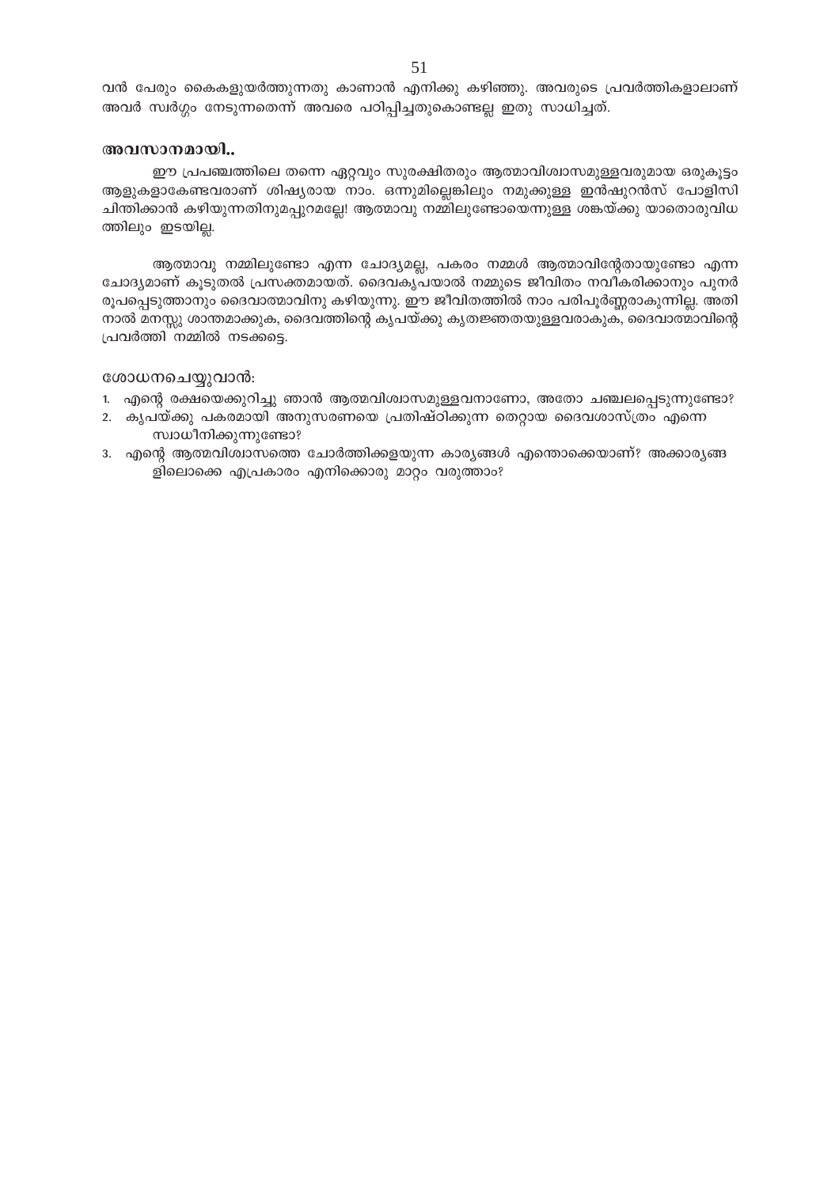വൻ പേരും കൈകളുയർത്തുന്നതു കാണാൻ എനിക്കു കഴിഞ്ഞു. അവരുടെ പ്രവർത്തികളാലാണ് അവർ സ്വർഗ്ഗം നേടുന്നതെന്ന് അവരെ പഠിപ്പിച്ചതുകൊണ്ടല്ല ഇതു സാധിച്ചത്.

### അവസാനമായി..

ഈ പ്രപഞ്ചത്തിലെ തന്നെ ഏറ്റവും സുരക്ഷിതരും ആത്മാവിശ്വാസമുള്ളവരുമായ ഒരുകൂട്ടം ആളുകളാകേണ്ടവരാണ് ശിഷ്യരായ നാം. ഒന്നുമില്ലെങ്കിലും നമുക്കുള്ള ഇൻഷുറൻസ് പോളിസി ചിന്തിക്കാൻ കഴിയുന്നതിനുമപ്പുറമല്ലേ! ആത്മാവു നമ്മിലുണ്ടോയെന്നുള്ള ശങ്കയ്ക്കു യാതൊരുവിധത്തിലും ഇടയില്ല.

ആത്മാവു നമ്മിലുണ്ടോ എന്ന ചോദ്യമല്ല, പകരം നമ്മൾ ആത്മാവിന്റേതായുണ്ടോ എന്ന ചോദ്യമാണ് കൂടുതൽ പ്രസക്തമായത്. ദൈവകൃപയാൽ നമ്മുടെ ജീവിതം നവീകരിക്കാനും പുനർരൂപപ്പെടുത്താനും ദൈവാത്മാവിനു കഴിയുന്നു. ഈ ജീവിതത്തിൽ നാം പരിപൂർണ്ണരാകുന്നില്ല. അതിനാൽ മനസ്സു ശാന്തമാക്കുക, ദൈവത്തിന്റെ കൃപയ്ക്കു കൃതജ്ഞതയുള്ളവരാകുക, ദൈവാത്മാവിന്റെ പ്രവർത്തി നമ്മിൽ നടക്കട്ടെ.

ശോധനചെയ്യുവാൻ:

1. എന്റെ രക്ഷയെക്കുറിച്ചു ഞാൻ ആത്മവിശ്വാസമുള്ളവനാണോ, അതോ ചഞ്ചലപ്പെടുന്നുണ്ടോ?
2. കൃപയ്ക്കു പകരമായി അനുസരണയെ പ്രതിഷ്ഠിക്കുന്ന തെറ്റായ ദൈവശാസ്ത്രം എന്നെ സ്വാധീനിക്കുന്നുണ്ടോ?
3. എന്റെ ആത്മവിശ്വാസത്തെ ചോർത്തിക്കളയുന്ന കാര്യങ്ങൾ എന്തൊക്കെയാണ്? അക്കാര്യങ്ങളിലൊക്കെ എപ്രകാരം എനിക്കൊരു മാറ്റം വരുത്താം?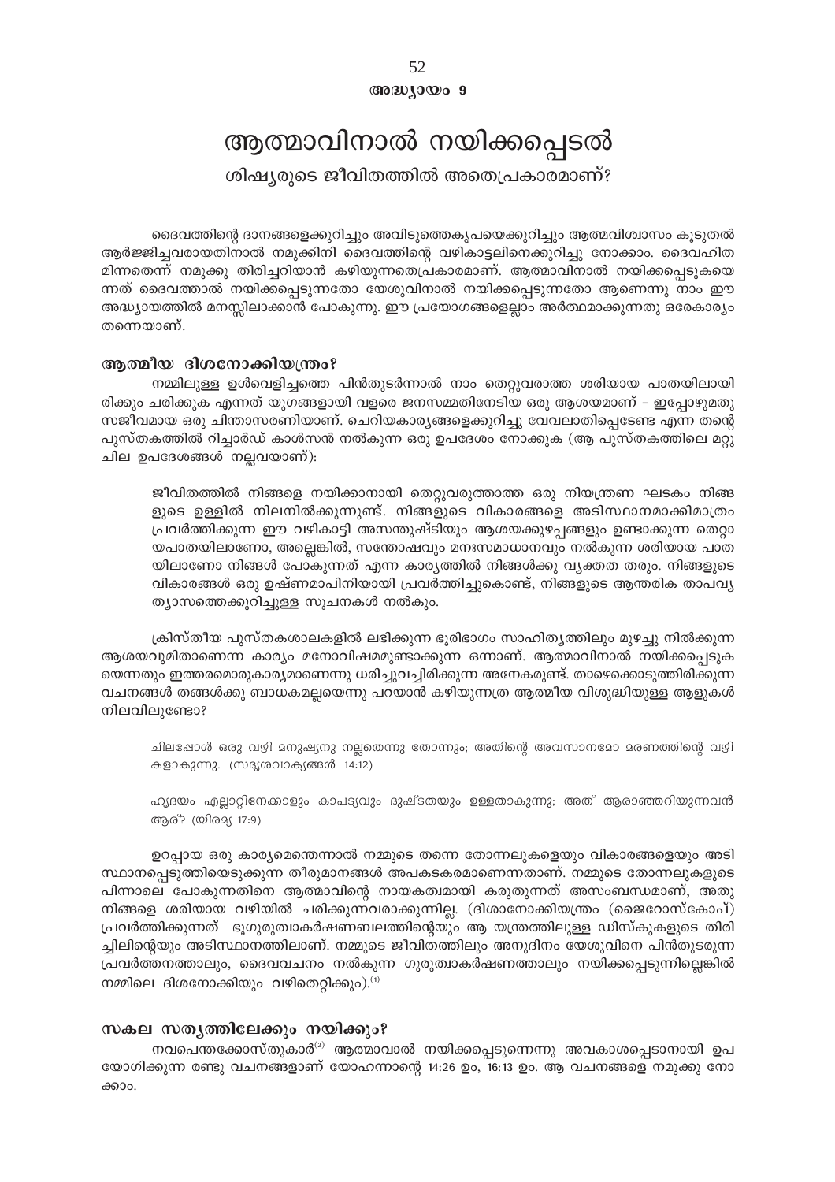അദ്ധ്യായം 9

# ആത്മാവിനാൽ നയിക്കപ്പെടൽ

## ശിഷ്യരുടെ ജീവിതത്തിൽ അതെപ്രകാരമാണ്?

ദൈവത്തിന്റെ ദാനങ്ങളെക്കുറിച്ചും അവിടുത്തെകൃപയെക്കുറിച്ചും ആത്മവിശ്വാസം കൂടുതൽ ആർജ്ജിച്ചവരായതിനാൽ നമുക്കിനി ദൈവത്തിന്റെ വഴികാട്ടലിനെക്കുറിച്ചു നോക്കാം. ദൈവഹിതമിന്നതെന്ന് നമുക്കു തിരിച്ചറിയാൻ കഴിയുന്നതെപ്രകാരമാണ്. ആത്മാവിനാൽ നയിക്കപ്പെടുകയെന്നത് ദൈവത്താൽ നയിക്കപ്പെടുന്നതോ യേശുവിനാൽ നയിക്കപ്പെടുന്നതോ ആണെന്നു നാം ഈ അദ്ധ്യായത്തിൽ മനസ്സിലാക്കാൻ പോകുന്നു. ഈ പ്രയോഗങ്ങളെല്ലാം അർത്ഥമാക്കുന്നതു ഒരേകാര്യം തന്നെയാണ്.

### ആത്മീയ ദിശനോക്കിയന്ത്രം?

നമ്മിലുള്ള ഉൾവെളിച്ചത്തെ പിൻതുടർന്നാൽ നാം തെറ്റുവരാത്ത ശരിയായ പാതയിലായിരിക്കും ചരിക്കുക എന്നത് യുഗങ്ങളായി വളരെ ജനസമ്മതിനേടിയ ഒരു ആശയമാണ് – ഇപ്പോഴുമതു സജീവമായ ഒരു ചിന്താസരണിയാണ്. ചെറിയകാര്യങ്ങളെക്കുറിച്ചു വേവലാതിപ്പെടേണ്ട എന്ന തന്റെ പുസ്തകത്തിൽ റിച്ചാർഡ് കാൾസൻ നൽകുന്ന ഒരു ഉപദേശം നോക്കുക (ആ പുസ്തകത്തിലെ മറ്റു ചില ഉപദേശങ്ങൾ നല്ലവയാണ്):

> ജീവിതത്തിൽ നിങ്ങളെ നയിക്കാനായി തെറ്റുവരുത്താത്ത ഒരു നിയന്ത്രണ ഘടകം നിങ്ങളുടെ ഉള്ളിൽ നിലനിൽക്കുന്നുണ്ട്. നിങ്ങളുടെ വികാരങ്ങളെ അടിസ്ഥാനമാക്കിമാത്രം പ്രവർത്തിക്കുന്ന ഈ വഴികാട്ടി അസന്തുഷ്ടിയും ആശയക്കുഴപ്പങ്ങളും ഉണ്ടാക്കുന്ന തെറ്റായപാതയിലാണോ, അല്ലെങ്കിൽ, സന്തോഷവും മനഃസമാധാനവും നൽകുന്ന ശരിയായ പാതയിലാണോ നിങ്ങൾ പോകുന്നത് എന്ന കാര്യത്തിൽ നിങ്ങൾക്കു വ്യക്തത തരും. നിങ്ങളുടെ വികാരങ്ങൾ ഒരു ഉഷ്ണമാപിനിയായി പ്രവർത്തിച്ചുകൊണ്ട്, നിങ്ങളുടെ ആന്തരിക താപവ്യത്യാസത്തെക്കുറിച്ചുള്ള സൂചനകൾ നൽകും.

ക്രിസ്തീയ പുസ്തകശാലകളിൽ ലഭിക്കുന്ന ഭൂരിഭാഗം സാഹിത്യത്തിലും മുഴച്ചു നിൽക്കുന്ന ആശയവുമിതാണെന്ന കാര്യം മനോവിഷമമുണ്ടാക്കുന്ന ഒന്നാണ്. ആത്മാവിനാൽ നയിക്കപ്പെടുകയെന്നതും ഇത്തരമൊരുകാര്യമാണെന്നു ധരിച്ചുവച്ചിരിക്കുന്ന അനേകരുണ്ട്. താഴെക്കൊടുത്തിരിക്കുന്ന വചനങ്ങൾ തങ്ങൾക്കു ബാധകമല്ലയെന്നു പറയാൻ കഴിയുന്നത്ര ആത്മീയ വിശുദ്ധിയുള്ള ആളുകൾ നിലവിലുണ്ടോ?

> ചിലപ്പോൾ ഒരു വഴി മനുഷ്യനു നല്ലതെന്നു തോന്നും; അതിന്റെ അവസാനമോ മരണത്തിന്റെ വഴികളാകുന്നു. (സദൃശവാക്യങ്ങൾ 14:12)

> ഹൃദയം എല്ലാറ്റിനേക്കാളും കാപട്യവും ദുഷ്ടതയും ഉള്ളതാകുന്നു; അത് ആരാഞ്ഞറിയുന്നവൻ ആര്? (യിരമ്യ 17:9)

ഉറപ്പായ ഒരു കാര്യമെന്തെന്നാൽ നമ്മുടെ തന്നെ തോന്നലുകളെയും വികാരങ്ങളെയും അടിസ്ഥാനപ്പെടുത്തിയെടുക്കുന്ന തീരുമാനങ്ങൾ അപകടകരമാണെന്നതാണ്. നമ്മുടെ തോന്നലുകളുടെ പിന്നാലെ പോകുന്നതിനെ ആത്മാവിന്റെ നായകത്വമായി കരുതുന്നത് അസംബന്ധമാണ്, അതു നിങ്ങളെ ശരിയായ വഴിയിൽ ചരിക്കുന്നവരാക്കുന്നില്ല. (ദിശാനോക്കിയന്ത്രം (ജൈറോസ്കോപ്) പ്രവർത്തിക്കുന്നത് ഭൂഗുരുത്വാകർഷണബലത്തിന്റെയും ആ യന്ത്രത്തിലുള്ള ഡിസ്കുകളുടെ തിരിച്ചിലിന്റെയും അടിസ്ഥാനത്തിലാണ്. നമ്മുടെ ജീവിതത്തിലും അനുദിനം യേശുവിനെ പിൻതുടരുന്ന പ്രവർത്തനത്താലും, ദൈവവചനം നൽകുന്ന ഗുരുത്വാകർഷണത്താലും നയിക്കപ്പെടുന്നില്ലെങ്കിൽ നമ്മിലെ ദിശനോക്കിയും വഴിതെറ്റിക്കും).[1]

### സകല സത്യത്തിലേക്കും നയിക്കും?

നവപെന്തക്കോസ്തുകാർ[2] ആത്മാവാൽ നയിക്കപ്പെടുന്നെന്നു അവകാശപ്പെടാനായി ഉപയോഗിക്കുന്ന രണ്ടു വചനങ്ങളാണ് യോഹന്നാന്റെ 14:26 ഉം, 16:13 ഉം. ആ വചനങ്ങളെ നമുക്കു നോക്കാം.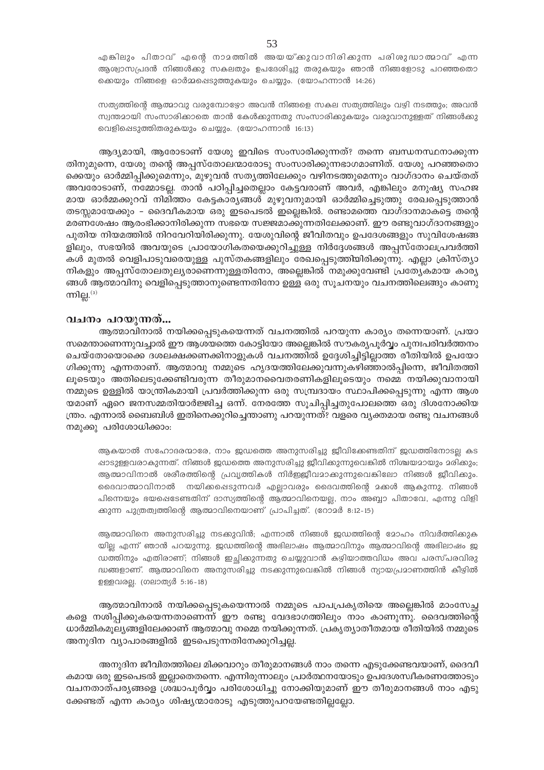എങ്കിലും പിതാവ് എന്റെ നാമത്തിൽ അയയ്ക്കുവാനിരിക്കുന്ന പരിശുദ്ധാത്മാവ് എന്ന ആശ്വാസപ്രദൻ നിങ്ങൾക്കു സകലതും ഉപദേശിച്ചു തരുകയും ഞാൻ നിങ്ങളോടു പറഞ്ഞതൊക്കെയും നിങ്ങളെ ഓർമ്മപ്പെടുത്തുകയും ചെയ്യും. (യോഹന്നാൻ 14:26)

സത്യത്തിന്റെ ആത്മാവു വരുമ്പോഴോ അവൻ നിങ്ങളെ സകല സത്യത്തിലും വഴി നടത്തും; അവൻ സ്വന്തമായി സംസാരിക്കാതെ താൻ കേൾക്കുന്നതു സംസാരിക്കുകയും വരുവാനുള്ളത് നിങ്ങൾക്കു വെളിപ്പെടുത്തിതരുകയും ചെയ്യും. (യോഹന്നാൻ 16:13)

ആദ്യമായി, ആരോടാണ് യേശു ഇവിടെ സംസാരിക്കുന്നത്? തന്നെ ബന്ധനസ്ഥനാക്കുന്ന തിനുമുന്നെ, യേശു തന്റെ അപ്പസ്തോലന്മാരോടു സംസാരിക്കുന്നഭാഗമാണിത്. യേശു പറഞ്ഞതൊക്കെയും ഓർമ്മിപ്പിക്കുമെന്നും, മുഴുവൻ സത്യത്തിലേക്കും വഴിനടത്തുമെന്നും വാഗ്ദാനം ചെയ്തത് അവരോടാണ്, നമ്മോടല്ല. താൻ പഠിപ്പിച്ചതെല്ലാം കേട്ടവരാണ് അവർ, എങ്കിലും മനുഷ്യ സഹജമായ ഓർമ്മക്കുറവ് നിമിത്തം കേട്ടകാര്യങ്ങൾ മുഴുവനുമായി ഓർമ്മിച്ചെടുത്തു രേഖപ്പെടുത്താൻ തടസ്സമായേക്കും – ദൈവീകമായ ഒരു ഇടപെടൽ ഇല്ലെങ്കിൽ. രണ്ടാമത്തെ വാഗ്ദാനമാകട്ടെ തന്റെ മരണശേഷം ആരംഭിക്കാനിരിക്കുന്ന സഭയെ സജ്ജമാക്കുന്നതിലേക്കാണ്. ഈ രണ്ടുവാഗ്ദാനങ്ങളും പുതിയ നിയമത്തിൽ നിറവേറിയിരിക്കുന്നു. യേശുവിന്റെ ജീവിതവും ഉപദേശങ്ങളും സുവിശേഷങ്ങളിലും, സഭയിൽ അവയുടെ പ്രായോഗികതയെക്കുറിച്ചുള്ള നിർദ്ദേശങ്ങൾ അപ്പസ്തോലപ്രവർത്തികൾ മുതൽ വെളിപാടുവരെയുള്ള പുസ്തകങ്ങളിലും രേഖപ്പെടുത്തിയിരിക്കുന്നു. എല്ലാ ക്രിസ്ത്യാനികളും അപ്പസ്തോലതുല്യരാണെന്നുള്ളതിനോ, അല്ലെങ്കിൽ നമുക്കുവേണ്ടി പ്രത്യേകമായ കാര്യങ്ങൾ ആത്മാവിനു വെളിപ്പെടുത്താനുണ്ടെന്നതിനോ ഉള്ള ഒരു സൂചനയും വചനത്തിലെങ്ങും കാണുന്നില്ല.[3]

## വചനം പറയുന്നത്...

ആത്മാവിനാൽ നയിക്കപ്പെടുകയെന്നത് വചനത്തിൽ പറയുന്ന കാര്യം തന്നെയാണ്. പ്രയാസമെന്താണെന്നുവച്ചാൽ ഈ ആശയത്തെ കോട്ടിയോ അല്ലെങ്കിൽ സൗകര്യപൂർവ്വം പുനഃപരിവർത്തനം ചെയ്തോയൊക്കെ ദശലക്ഷക്കണക്കിനാളുകൾ വചനത്തിൽ ഉദ്ദേശിച്ചിട്ടില്ലാത്ത രീതിയിൽ ഉപയോഗിക്കുന്നു എന്നതാണ്. ആത്മാവു നമ്മുടെ ഹൃദയത്തിലേക്കുവന്നുകഴിഞ്ഞാൽപ്പിന്നെ, ജീവിതത്തിലൂടെയും അതിലെടുക്കേണ്ടിവരുന്ന തീരുമാനവൈതരണികളിലൂടെയും നമ്മെ നയിക്കുവാനായി നമ്മുടെ ഉള്ളിൽ യാന്ത്രികമായി പ്രവർത്തിക്കുന്ന ഒരു സമ്പ്രദായം സ്ഥാപിക്കപ്പെടുന്നു എന്ന ആശയമാണ് ഏറെ ജനസമ്മതിയാർജ്ജിച്ച ഒന്ന്. നേരത്തേ സൂചിപ്പിച്ചതുപോലത്തെ ഒരു ദിശനോക്കിയന്ത്രം. എന്നാൽ ബൈബിൾ ഇതിനെക്കുറിച്ചെന്താണു പറയുന്നത്? വളരെ വ്യക്തമായ രണ്ടു വചനങ്ങൾ നമുക്കു പരിശോധിക്കാം:

ആകയാൽ സഹോദരന്മാരേ, നാം ജഡത്തെ അനുസരിച്ചു ജീവിക്കേണ്ടതിന് ജഡത്തിനോടല്ല കടപ്പാടുള്ളവരാകുന്നത്. നിങ്ങൾ ജഡത്തെ അനുസരിച്ചു ജീവിക്കുന്നുവെങ്കിൽ നിശ്ചയമായും മരിക്കും; ആത്മാവിനാൽ ശരീരത്തിന്റെ പ്രവൃത്തികൾ നിർജ്ജീവമാക്കുന്നുവെങ്കിലോ നിങ്ങൾ ജീവിക്കും. ദൈവാത്മാവിനാൽ നയിക്കപ്പെടുന്നവർ എല്ലാവരും ദൈവത്തിന്റെ മക്കൾ ആകുന്നു. നിങ്ങൾ പിന്നെയും ഭയപ്പെടേണ്ടതിന് ദാസ്യത്തിന്റെ ആത്മാവിനെയല്ല, നാം അബ്ബാ പിതാവേ, എന്നു വിളിക്കുന്ന പുത്രത്വത്തിന്റെ ആത്മാവിനെയാണ് പ്രാപിച്ചത്. (റോമർ 8:12-15)

ആത്മാവിനെ അനുസരിച്ചു നടക്കുവിൻ; എന്നാൽ നിങ്ങൾ ജഡത്തിന്റെ മോഹം നിവർത്തിക്കുകയില്ല എന്ന് ഞാൻ പറയുന്നു. ജഡത്തിന്റെ അഭിലാഷം ആത്മാവിനും ആത്മാവിന്റെ അഭിലാഷം ജഡത്തിനും എതിരാണ്; നിങ്ങൾ ഇച്ഛിക്കുന്നതു ചെയ്യുവാൻ കഴിയാത്തവിധം അവ പരസ്പരവിരുദ്ധങ്ങളാണ്. ആത്മാവിനെ അനുസരിച്ചു നടക്കുന്നുവെങ്കിൽ നിങ്ങൾ ന്യായപ്രമാണത്തിൻ കീഴിൽ ഉള്ളവരല്ല. (ഗലാത്യർ 5:16-18)

ആത്മാവിനാൽ നയിക്കപ്പെടുകയെന്നാൽ നമ്മുടെ പാപപ്രകൃതിയെ അല്ലെങ്കിൽ മാംസേച്ഛകളെ നശിപ്പിക്കുകയെന്നതാണെന്ന് ഈ രണ്ടു വേദഭാഗത്തിലും നാം കാണുന്നു. ദൈവത്തിന്റെ ധാർമ്മികമൂല്യങ്ങളിലേക്കാണ് ആത്മാവു നമ്മെ നയിക്കുന്നത്. പ്രകൃത്യാതീതമായ രീതിയിൽ നമ്മുടെ അനുദിന വ്യാപാരങ്ങളിൽ ഇടപെടുന്നതിനേക്കുറിച്ചല്ല.

അനുദിന ജീവിതത്തിലെ മിക്കവാറും തീരുമാനങ്ങൾ നാം തന്നെ എടുക്കേണ്ടവയാണ്, ദൈവീകമായ ഒരു ഇടപെടൽ ഇല്ലാതെതന്നെ. എന്നിരുന്നാലും പ്രാർത്ഥനയോടും ഉപദേശസ്വീകരണത്തോടും വചനതാത്പര്യങ്ങളെ ശ്രദ്ധാപൂർവ്വം പരിശോധിച്ചു നോക്കിയുമാണ് ഈ തീരുമാനങ്ങൾ നാം എടുക്കേണ്ടത് എന്ന കാര്യം ശിഷ്യന്മാരോടു എടുത്തുപറയേണ്ടതില്ലല്ലോ.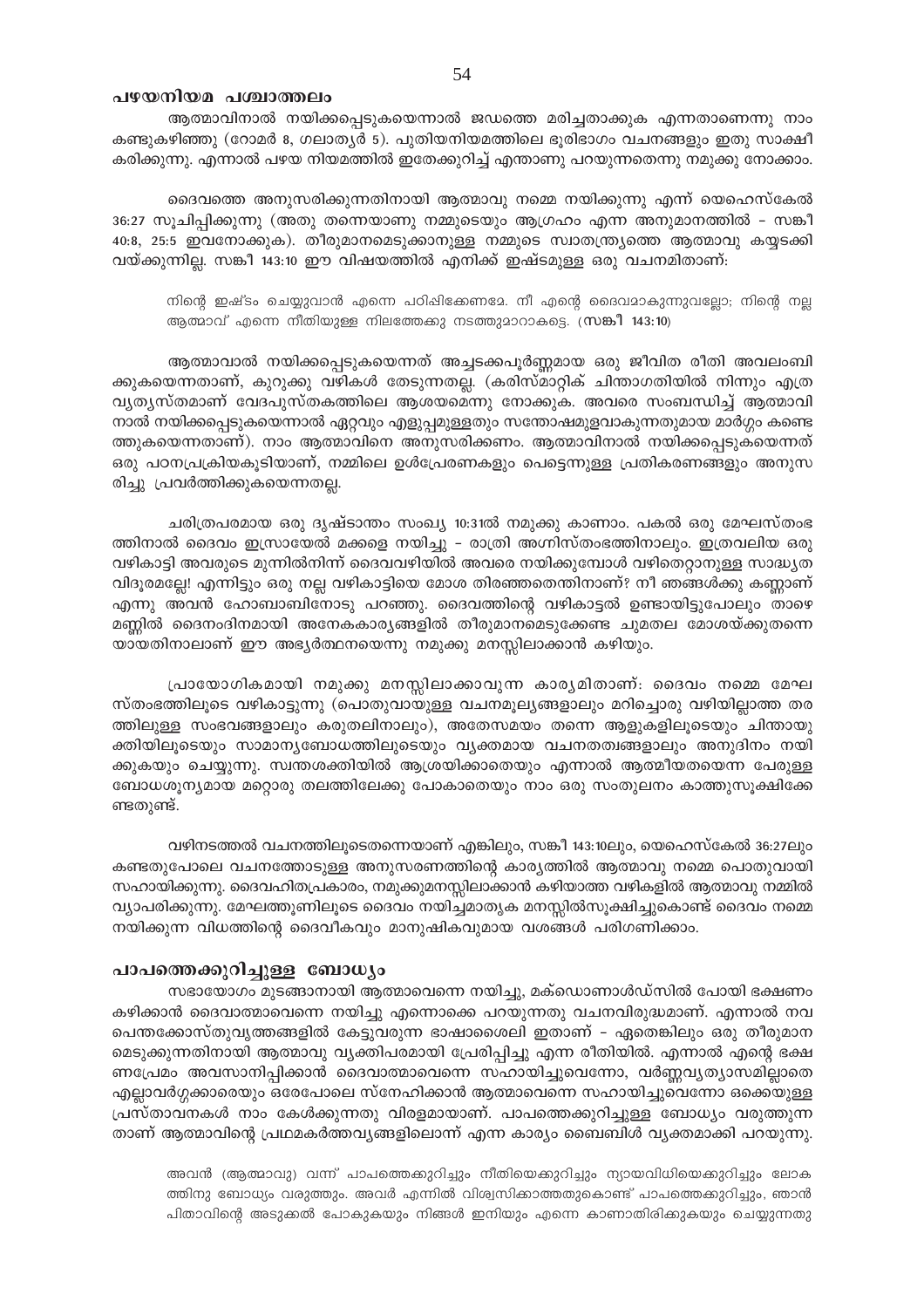## പഴയനിയമ പശ്ചാത്തലം

ആത്മാവിനാൽ നയിക്കപ്പെടുകയെന്നാൽ ജഡത്തെ മരിച്ചതാക്കുക എന്നതാണെന്നു നാം കണ്ടുകഴിഞ്ഞു (റോമർ 8, ഗലാത്യർ 5). പുതിയനിയമത്തിലെ ഭൂരിഭാഗം വചനങ്ങളും ഇതു സാക്ഷീകരിക്കുന്നു. എന്നാൽ പഴയ നിയമത്തിൽ ഇതേക്കുറിച്ച് എന്താണു പറയുന്നതെന്നു നമുക്കു നോക്കാം.

ദൈവത്തെ അനുസരിക്കുന്നതിനായി ആത്മാവു നമ്മെ നയിക്കുന്നു എന്ന് യെഹെസ്കേൽ 36:27 സൂചിപ്പിക്കുന്നു (അതു തന്നെയാണു നമ്മുടെയും ആഗ്രഹം എന്ന അനുമാനത്തിൽ – സങ്കീ 40:8, 25:5 ഇവനോക്കുക). തീരുമാനമെടുക്കാനുള്ള നമ്മുടെ സ്വാതന്ത്ര്യത്തെ ആത്മാവു കയ്യടക്കി വയ്ക്കുന്നില്ല. സങ്കീ 143:10 ഈ വിഷയത്തിൽ എനിക്ക് ഇഷ്ടമുള്ള ഒരു വചനമിതാണ്:

> നിന്റെ ഇഷ്ടം ചെയ്യുവാൻ എന്നെ പഠിപ്പിക്കേണമേ. നീ എന്റെ ദൈവമാകുന്നുവല്ലോ; നിന്റെ നല്ല ആത്മാവ് എന്നെ നീതിയുള്ള നിലത്തേക്കു നടത്തുമാറാകട്ടെ. (**സങ്കീ 143:10**)

ആത്മാവാൽ നയിക്കപ്പെടുകയെന്നത് അച്ചടക്കപൂർണ്ണമായ ഒരു ജീവിത രീതി അവലംബിക്കുകയെന്നതാണ്, കുറുക്കു വഴികൾ തേടുന്നതല്ല. (കരിസ്മാറ്റിക് ചിന്താഗതിയിൽ നിന്നും എത്ര വ്യത്യസ്തമാണ് വേദപുസ്തകത്തിലെ ആശയമെന്നു നോക്കുക. അവരെ സംബന്ധിച്ച് ആത്മാവിനാൽ നയിക്കപ്പെടുകയെന്നാൽ ഏറ്റവും എളുപ്പമുള്ളതും സന്തോഷമുളവാകുന്നതുമായ മാർഗ്ഗം കണ്ടെത്തുകയെന്നതാണ്). നാം ആത്മാവിനെ അനുസരിക്കണം. ആത്മാവിനാൽ നയിക്കപ്പെടുകയെന്നത് ഒരു പഠനപ്രക്രിയകൂടിയാണ്, നമ്മിലെ ഉൾപ്രേരണകളും പെട്ടെന്നുള്ള പ്രതികരണങ്ങളും അനുസരിച്ചു പ്രവർത്തിക്കുകയെന്നതല്ല.

ചരിത്രപരമായ ഒരു ദൃഷ്ടാന്തം സംഖ്യ 10:31ൽ നമുക്കു കാണാം. പകൽ ഒരു മേഘസ്തംഭത്തിനാൽ ദൈവം ഇസ്രായേൽ മക്കളെ നയിച്ചു – രാത്രി അഗ്നിസ്തംഭത്തിനാലും. ഇത്രവലിയ ഒരു വഴികാട്ടി അവരുടെ മുന്നിൽനിന്ന് ദൈവവഴിയിൽ അവരെ നയിക്കുമ്പോൾ വഴിതെറ്റാനുള്ള സാദ്ധ്യത വിദൂരമല്ലേ! എന്നിട്ടും ഒരു നല്ല വഴികാട്ടിയെ മോശ തിരഞ്ഞതെന്തിനാണ്? നീ ഞങ്ങൾക്കു കണ്ണാണ് എന്നു അവൻ ഹോബാബിനോടു പറഞ്ഞു. ദൈവത്തിന്റെ വഴികാട്ടൽ ഉണ്ടായിട്ടുപോലും താഴെ മണ്ണിൽ ദൈനംദിനമായി അനേകകാര്യങ്ങളിൽ തീരുമാനമെടുക്കേണ്ട ചുമതല മോശയ്ക്കുതന്നെയായതിനാലാണ് ഈ അഭ്യർത്ഥനയെന്നു നമുക്കു മനസ്സിലാക്കാൻ കഴിയും.

പ്രായോഗികമായി നമുക്കു മനസ്സിലാക്കാവുന്ന കാര്യമിതാണ്: ദൈവം നമ്മെ മേഘസ്തംഭത്തിലൂടെ വഴികാട്ടുന്നു (പൊതുവായുള്ള വചനമൂല്യങ്ങളാലും മറിച്ചൊരു വഴിയില്ലാത്ത തരത്തിലുള്ള സംഭവങ്ങളാലും കരുതലിനാലും), അതേസമയം തന്നെ ആളുകളിലൂടെയും ചിന്തായുക്തിയിലൂടെയും സാമാന്യബോധത്തിലൂടെയും വ്യക്തമായ വചനതത്വങ്ങളാലും അനുദിനം നയിക്കുകയും ചെയ്യുന്നു. സ്വന്തശക്തിയിൽ ആശ്രയിക്കാതെയും എന്നാൽ ആത്മീയതയെന്ന പേരുള്ള ബോധശൂന്യമായ മറ്റൊരു തലത്തിലേക്കു പോകാതെയും നാം ഒരു സംതുലനം കാത്തുസൂക്ഷിക്കേണ്ടതുണ്ട്.

വഴിനടത്തൽ വചനത്തിലൂടെതന്നെയാണ് എങ്കിലും, സങ്കീ 143:10ലും, യെഹെസ്കേൽ 36:27ലും കണ്ടതുപോലെ വചനത്തോടുള്ള അനുസരണത്തിന്റെ കാര്യത്തിൽ ആത്മാവു നമ്മെ പൊതുവായി സഹായിക്കുന്നു. ദൈവഹിതപ്രകാരം, നമുക്കുമനസ്സിലാക്കാൻ കഴിയാത്ത വഴികളിൽ ആത്മാവു നമ്മിൽ വ്യാപരിക്കുന്നു. മേഘത്തൂണിലൂടെ ദൈവം നയിച്ചമാതൃക മനസ്സിൽസൂക്ഷിച്ചുകൊണ്ട് ദൈവം നമ്മെ നയിക്കുന്ന വിധത്തിന്റെ ദൈവീകവും മാനുഷികവുമായ വശങ്ങൾ പരിഗണിക്കാം.

## പാപത്തെക്കുറിച്ചുള്ള ബോധ്യം

സഭായോഗം മുടങ്ങാനായി ആത്മാവെന്നെ നയിച്ചു, മക്ഡൊണാൾഡ്സിൽ പോയി ഭക്ഷണം കഴിക്കാൻ ദൈവാത്മാവെന്നെ നയിച്ചു എന്നൊക്കെ പറയുന്നതു വചനവിരുദ്ധമാണ്. എന്നാൽ നവപെന്തക്കോസ്തുവൃത്തങ്ങളിൽ കേട്ടുവരുന്ന ഭാഷാശൈലി ഇതാണ് – ഏതെങ്കിലും ഒരു തീരുമാനമെടുക്കുന്നതിനായി ആത്മാവു വ്യക്തിപരമായി പ്രേരിപ്പിച്ചു എന്ന രീതിയിൽ. എന്നാൽ എന്റെ ഭക്ഷണപ്രേമം അവസാനിപ്പിക്കാൻ ദൈവാത്മാവെന്നെ സഹായിച്ചുവെന്നോ, വർണ്ണവ്യത്യാസമില്ലാതെ എല്ലാവർഗ്ഗക്കാരെയും ഒരേപോലെ സ്നേഹിക്കാൻ ആത്മാവെന്നെ സഹായിച്ചുവെന്നോ ഒക്കെയുള്ള പ്രസ്താവനകൾ നാം കേൾക്കുന്നതു വിരളമായാണ്. പാപത്തെക്കുറിച്ചുള്ള ബോധ്യം വരുത്തുന്നതാണ് ആത്മാവിന്റെ പ്രഥമകർത്തവ്യങ്ങളിലൊന്ന് എന്ന കാര്യം ബൈബിൾ വ്യക്തമാക്കി പറയുന്നു.

> അവൻ (ആത്മാവു) വന്ന് പാപത്തെക്കുറിച്ചും നീതിയെക്കുറിച്ചും ന്യായവിധിയെക്കുറിച്ചും ലോകത്തിനു ബോധ്യം വരുത്തും. അവർ എന്നിൽ വിശ്വസിക്കാത്തതുകൊണ്ട് പാപത്തെക്കുറിച്ചും, ഞാൻ പിതാവിന്റെ അടുക്കൽ പോകുകയും നിങ്ങൾ ഇനിയും എന്നെ കാണാതിരിക്കുകയും ചെയ്യുന്നതു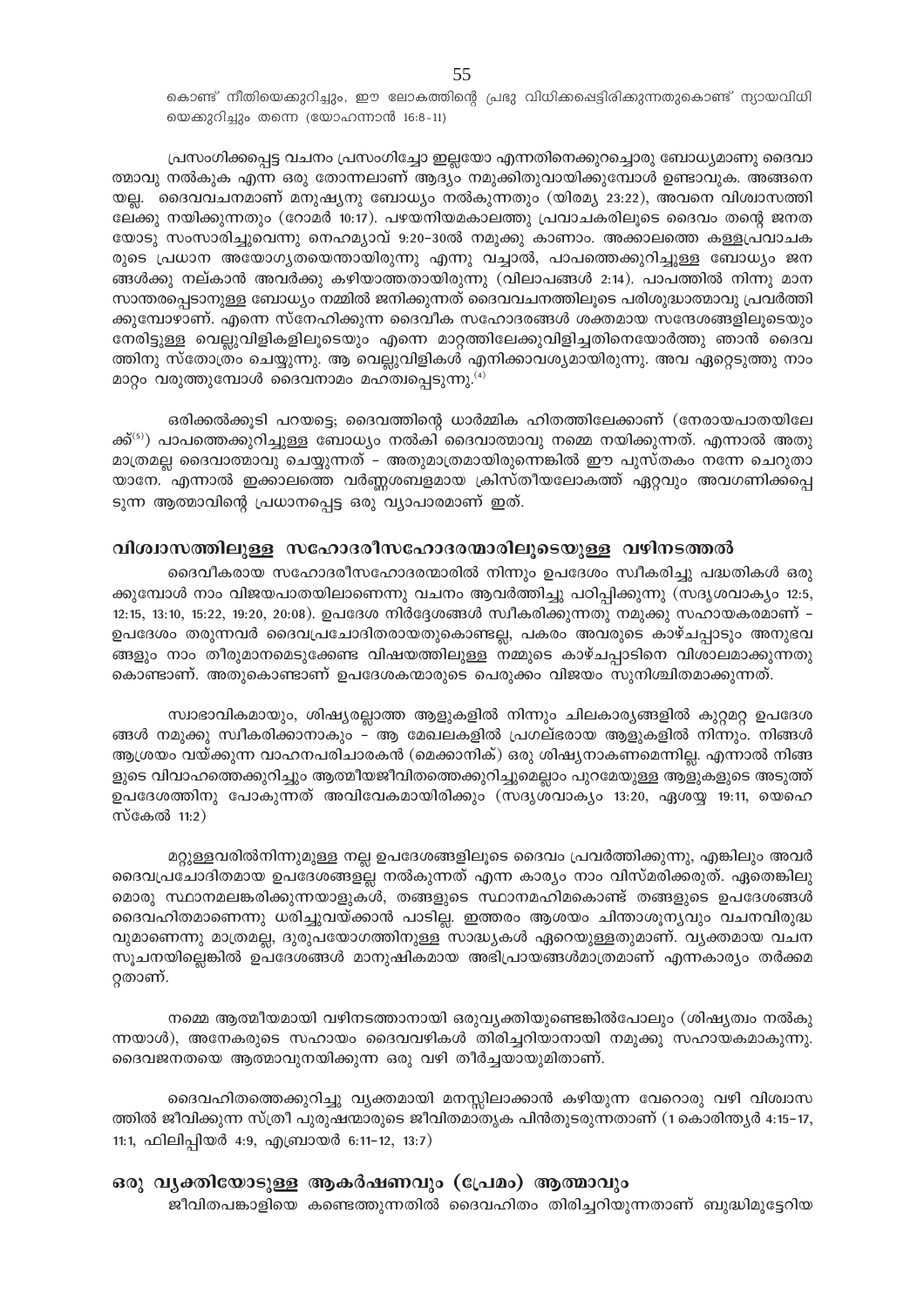കൊണ്ട് നീതിയെക്കുറിച്ചും, ഈ ലോകത്തിന്റെ പ്രഭു വിധിക്കപ്പെട്ടിരിക്കുന്നതുകൊണ്ട് ന്യായവിധിയെക്കുറിച്ചും തന്നെ (യോഹന്നാൻ 16:8-11)

പ്രസംഗിക്കപ്പെട്ട വചനം പ്രസംഗിച്ചോ ഇല്ലയോ എന്നതിനെക്കുറച്ചൊരു ബോധ്യമാണു ദൈവാത്മാവു നൽകുക എന്ന ഒരു തോന്നലാണ് ആദ്യം നമുക്കിതുവായിക്കുമ്പോൾ ഉണ്ടാവുക. അങ്ങനെയല്ല. ദൈവവചനമാണ് മനുഷ്യനു ബോധ്യം നൽകുന്നതും (യിരമ്യ 23:22), അവനെ വിശ്വാസത്തിലേക്കു നയിക്കുന്നതും (റോമർ 10:17). പഴയനിയമകാലത്തു പ്രവാചകരിലൂടെ ദൈവം തന്റെ ജനതയോടു സംസാരിച്ചുവെന്നു നെഹമ്യാവ് 9:20-30ൽ നമുക്കു കാണാം. അക്കാലത്തെ കള്ളപ്രവാചകരുടെ പ്രധാന അയോഗ്യതയെന്തായിരുന്നു എന്നു വച്ചാൽ, പാപത്തെക്കുറിച്ചുള്ള ബോധ്യം ജനങ്ങൾക്കു നല്കാൻ അവർക്കു കഴിയാത്തതായിരുന്നു (വിലാപങ്ങൾ 2:14). പാപത്തിൽ നിന്നു മാനസാന്തരപ്പെടാനുള്ള ബോധ്യം നമ്മിൽ ജനിക്കുന്നത് ദൈവവചനത്തിലൂടെ പരിശുദ്ധാത്മാവു പ്രവർത്തിക്കുമ്പോഴാണ്. എന്നെ സ്നേഹിക്കുന്ന ദൈവീക സഹോദരങ്ങൾ ശക്തമായ സന്ദേശങ്ങളിലൂടെയും നേരിട്ടുള്ള വെല്ലുവിളികളിലൂടെയും എന്നെ മാറ്റത്തിലേക്കുവിളിച്ചതിനെയോർത്തു ഞാൻ ദൈവത്തിനു സ്തോത്രം ചെയ്യുന്നു. ആ വെല്ലുവിളികൾ എനിക്കാവശ്യമായിരുന്നു. അവ ഏറ്റെടുത്തു നാം മാറ്റം വരുത്തുമ്പോൾ ദൈവനാമം മഹത്വപ്പെടുന്നു.[4]

ഒരിക്കൽക്കൂടി പറയട്ടെ; ദൈവത്തിന്റെ ധാർമ്മിക ഹിതത്തിലേക്കാണ് (നേരായപാതയിലേക്ക്[5]) പാപത്തെക്കുറിച്ചുള്ള ബോധ്യം നൽകി ദൈവാത്മാവു നമ്മെ നയിക്കുന്നത്. എന്നാൽ അതു മാത്രമല്ല ദൈവാത്മാവു ചെയ്യുന്നത് – അതുമാത്രമായിരുന്നെങ്കിൽ ഈ പുസ്തകം നന്നേ ചെറുതായാനേ. എന്നാൽ ഇക്കാലത്തെ വർണ്ണശബളമായ ക്രിസ്തീയലോകത്ത് ഏറ്റവും അവഗണിക്കപ്പെടുന്ന ആത്മാവിന്റെ പ്രധാനപ്പെട്ട ഒരു വ്യാപാരമാണ് ഇത്.

## വിശ്വാസത്തിലുള്ള സഹോദരീസഹോദരന്മാരിലൂടെയുള്ള വഴിനടത്തൽ

ദൈവീകരായ സഹോദരീസഹോദരന്മാരിൽ നിന്നും ഉപദേശം സ്വീകരിച്ചു പദ്ധതികൾ ഒരുക്കുമ്പോൾ നാം വിജയപാതയിലാണെന്നു വചനം ആവർത്തിച്ചു പഠിപ്പിക്കുന്നു (സദൃശവാക്യം 12:5, 12:15, 13:10, 15:22, 19:20, 20:08). ഉപദേശ നിർദ്ദേശങ്ങൾ സ്വീകരിക്കുന്നതു നമുക്കു സഹായകരമാണ് – ഉപദേശം തരുന്നവർ ദൈവപ്രചോദിതരായതുകൊണ്ടല്ല, പകരം അവരുടെ കാഴ്ചപ്പാടും അനുഭവങ്ങളും നാം തീരുമാനമെടുക്കേണ്ട വിഷയത്തിലുള്ള നമ്മുടെ കാഴ്ചപ്പാടിനെ വിശാലമാക്കുന്നതുകൊണ്ടാണ്. അതുകൊണ്ടാണ് ഉപദേശകന്മാരുടെ പെരുക്കം വിജയം സുനിശ്ചിതമാക്കുന്നത്.

സ്വാഭാവികമായും, ശിഷ്യരല്ലാത്ത ആളുകളിൽ നിന്നും ചിലകാര്യങ്ങളിൽ കുറ്റമറ്റ ഉപദേശങ്ങൾ നമുക്കു സ്വീകരിക്കാനാകും – ആ മേഖലകളിൽ പ്രഗല്ഭരായ ആളുകളിൽ നിന്നും. നിങ്ങൾ ആശ്രയം വയ്ക്കുന്ന വാഹനപരിചാരകൻ (മെക്കാനിക്) ഒരു ശിഷ്യനാകണമെന്നില്ല. എന്നാൽ നിങ്ങളുടെ വിവാഹത്തെക്കുറിച്ചും ആത്മീയജീവിതത്തെക്കുറിച്ചുമെല്ലാം പുറമേയുള്ള ആളുകളുടെ അടുത്ത് ഉപദേശത്തിനു പോകുന്നത് അവിവേകമായിരിക്കും (സദൃശവാക്യം 13:20, ഏശയ്യ 19:11, യെഹെസ്കേൽ 11:2)

മറ്റുള്ളവരിൽനിന്നുമുള്ള നല്ല ഉപദേശങ്ങളിലൂടെ ദൈവം പ്രവർത്തിക്കുന്നു, എങ്കിലും അവർ ദൈവപ്രചോദിതമായ ഉപദേശങ്ങളല്ല നൽകുന്നത് എന്ന കാര്യം നാം വിസ്മരിക്കരുത്. ഏതെങ്കിലുമൊരു സ്ഥാനമലങ്കരിക്കുന്നയാളുകൾ, തങ്ങളുടെ സ്ഥാനമഹിമകൊണ്ട് തങ്ങളുടെ ഉപദേശങ്ങൾ ദൈവഹിതമാണെന്നു ധരിച്ചുവയ്ക്കാൻ പാടില്ല. ഇത്തരം ആശയം ചിന്താശൂന്യവും വചനവിരുദ്ധവുമാണെന്നു മാത്രമല്ല, ദുരുപയോഗത്തിനുള്ള സാദ്ധ്യകൾ ഏറെയുള്ളതുമാണ്. വ്യക്തമായ വചനസൂചനയില്ലെങ്കിൽ ഉപദേശങ്ങൾ മാനുഷികമായ അഭിപ്രായങ്ങൾമാത്രമാണ് എന്നകാര്യം തർക്കമറ്റതാണ്.

നമ്മെ ആത്മീയമായി വഴിനടത്താനായി ഒരുവ്യക്തിയുണ്ടെങ്കിൽപോലും (ശിഷ്യത്വം നൽകുന്നയാൾ), അനേകരുടെ സഹായം ദൈവവഴികൾ തിരിച്ചറിയാനായി നമുക്കു സഹായകമാകുന്നു. ദൈവജനതയെ ആത്മാവുനയിക്കുന്ന ഒരു വഴി തീർച്ചയായുമിതാണ്.

ദൈവഹിതത്തെക്കുറിച്ചു വ്യക്തമായി മനസ്സിലാക്കാൻ കഴിയുന്ന വേറൊരു വഴി വിശ്വാസത്തിൽ ജീവിക്കുന്ന സ്ത്രീ പുരുഷന്മാരുടെ ജീവിതമാതൃക പിൻതുടരുന്നതാണ് (1 കൊരിന്ത്യർ 4:15-17, 11:1, ഫിലിപ്പിയർ 4:9, എബ്രായർ 6:11-12, 13:7)

## ഒരു വ്യക്തിയോടുള്ള ആകർഷണവും (പ്രേമം) ആത്മാവും

ജീവിതപങ്കാളിയെ കണ്ടെത്തുന്നതിൽ ദൈവഹിതം തിരിച്ചറിയുന്നതാണ് ബുദ്ധിമുട്ടേറിയ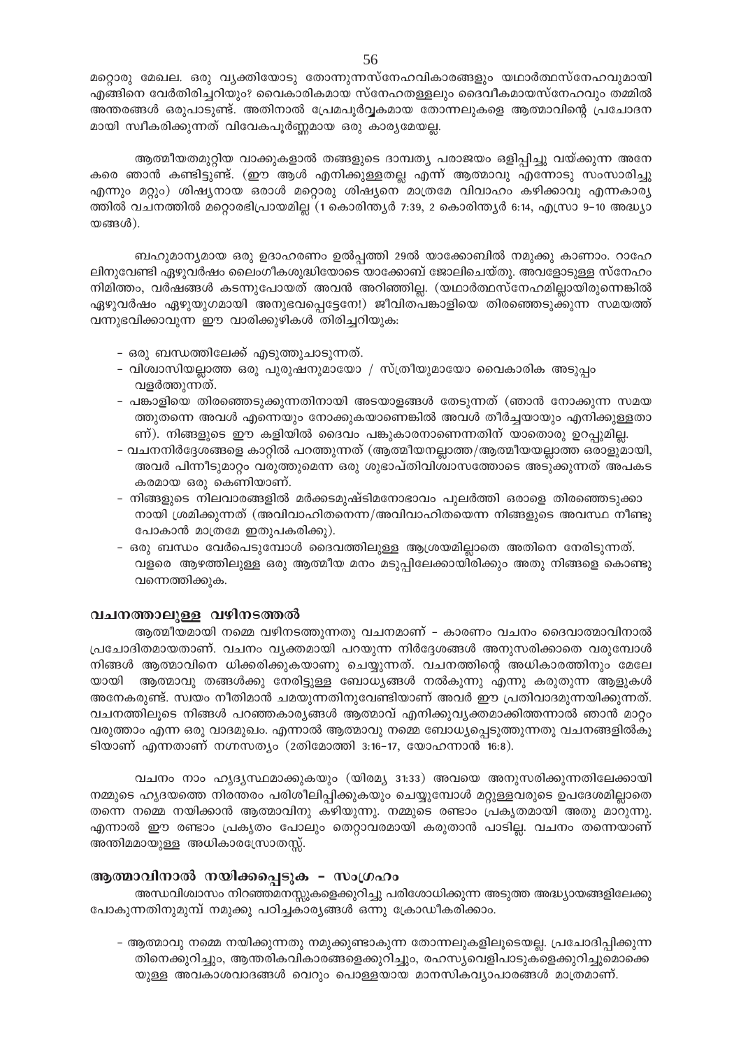മറ്റൊരു മേഖല. ഒരു വ്യക്തിയോടു തോന്നുന്നസ്നേഹവികാരങ്ങളും യഥാർത്ഥസ്നേഹവുമായി എങ്ങിനെ വേർതിരിച്ചറിയും? വൈകാരികമായ സ്നേഹതള്ളലും ദൈവീകമായസ്നേഹവും തമ്മിൽ അന്തരങ്ങൾ ഒരുപാടുണ്ട്. അതിനാൽ പ്രേമപൂർവ്വകമായ തോന്നലുകളെ ആത്മാവിന്റെ പ്രചോദന മായി സ്വീകരിക്കുന്നത് വിവേകപൂർണ്ണമായ ഒരു കാര്യമേയല്ല.

ആത്മീയതമുറ്റിയ വാക്കുകളാൽ തങ്ങളുടെ ദാമ്പത്യ പരാജയം ഒളിപ്പിച്ചു വയ്ക്കുന്ന അനേകരെ ഞാൻ കണ്ടിട്ടുണ്ട്. (ഈ ആൾ എനിക്കുള്ളതല്ല എന്ന് ആത്മാവു എന്നോടു സംസാരിച്ചു എന്നും മറ്റും) ശിഷ്യനായ ഒരാൾ മറ്റൊരു ശിഷ്യനെ മാത്രമേ വിവാഹം കഴിക്കാവൂ എന്നകാര്യത്തിൽ വചനത്തിൽ മറ്റൊരഭിപ്രായമില്ല (1 കൊരിന്ത്യർ 7:39, 2 കൊരിന്ത്യർ 6:14, എസ്രാ 9–10 അദ്ധ്യായങ്ങൾ).

ബഹുമാന്യമായ ഒരു ഉദാഹരണം ഉൽപ്പത്തി 29ൽ യാക്കോബിൽ നമുക്കു കാണാം. റാഹേലിനുവേണ്ടി ഏഴുവർഷം ലൈംഗീകശുദ്ധിയോടെ യാക്കോബ് ജോലിചെയ്തു. അവളോടുള്ള സ്നേഹം നിമിത്തം, വർഷങ്ങൾ കടന്നുപോയത് അവൻ അറിഞ്ഞില്ല. (യഥാർത്ഥസ്നേഹമില്ലായിരുന്നെങ്കിൽ ഏഴുവർഷം ഏഴുയുഗമായി അനുഭവപ്പെട്ടേനേ!) ജീവിതപങ്കാളിയെ തിരഞ്ഞെടുക്കുന്ന സമയത്ത് വന്നുഭവിക്കാവുന്ന ഈ വാരിക്കുഴികൾ തിരിച്ചറിയുക:

- ഒരു ബന്ധത്തിലേക്ക് എടുത്തുചാടുന്നത്.
- വിശ്വാസിയല്ലാത്ത ഒരു പുരുഷനുമായോ / സ്ത്രീയുമായോ വൈകാരിക അടുപ്പം വളർത്തുന്നത്.
- പങ്കാളിയെ തിരഞ്ഞെടുക്കുന്നതിനായി അടയാളങ്ങൾ തേടുന്നത് (ഞാൻ നോക്കുന്ന സമയത്തുതന്നെ അവൾ എന്നെയും നോക്കുകയാണെങ്കിൽ അവൾ തീർച്ചയായും എനിക്കുള്ളതാണ്). നിങ്ങളുടെ ഈ കളിയിൽ ദൈവം പങ്കുകാരനാണെന്നതിന് യാതൊരു ഉറപ്പുമില്ല.
- വചനനിർദ്ദേശങ്ങളെ കാറ്റിൽ പറത്തുന്നത് (ആത്മീയനല്ലാത്ത/ആത്മീയയല്ലാത്ത ഒരാളുമായി, അവർ പിന്നീടുമാറ്റം വരുത്തുമെന്ന ഒരു ശുഭാപ്തിവിശ്വാസത്തോടെ അടുക്കുന്നത് അപകടകരമായ ഒരു കെണിയാണ്.
- നിങ്ങളുടെ നിലവാരങ്ങളിൽ മർക്കടമുഷ്ടിമനോഭാവം പുലർത്തി ഒരാളെ തിരഞ്ഞെടുക്കാനായി ശ്രമിക്കുന്നത് (അവിവാഹിതനെന്ന/അവിവാഹിതയെന്ന നിങ്ങളുടെ അവസ്ഥ നീണ്ടു പോകാൻ മാത്രമേ ഇതുപകരിക്കൂ).
- ഒരു ബന്ധം വേർപെടുമ്പോൾ ദൈവത്തിലുള്ള ആശ്രയമില്ലാതെ അതിനെ നേരിടുന്നത്. വളരെ ആഴത്തിലുള്ള ഒരു ആത്മീയ മനം മടുപ്പിലേക്കായിരിക്കും അതു നിങ്ങളെ കൊണ്ടുവന്നെത്തിക്കുക.

## വചനത്താലുള്ള വഴിനടത്തൽ

ആത്മീയമായി നമ്മെ വഴിനടത്തുന്നതു വചനമാണ് – കാരണം വചനം ദൈവാത്മാവിനാൽ പ്രചോദിതമായതാണ്. വചനം വ്യക്തമായി പറയുന്ന നിർദ്ദേശങ്ങൾ അനുസരിക്കാതെ വരുമ്പോൾ നിങ്ങൾ ആത്മാവിനെ ധിക്കരിക്കുകയാണു ചെയ്യുന്നത്. വചനത്തിന്റെ അധികാരത്തിനും മേലേയായി ആത്മാവു തങ്ങൾക്കു നേരിട്ടുള്ള ബോധ്യങ്ങൾ നൽകുന്നു എന്നു കരുതുന്ന ആളുകൾ അനേകരുണ്ട്. സ്വയം നീതിമാൻ ചമയുന്നതിനുവേണ്ടിയാണ് അവർ ഈ പ്രതിവാദമുന്നയിക്കുന്നത്. വചനത്തിലൂടെ നിങ്ങൾ പറഞ്ഞകാര്യങ്ങൾ ആത്മാവ് എനിക്കുവ്യക്തമാക്കിത്തന്നാൽ ഞാൻ മാറ്റം വരുത്താം എന്ന ഒരു വാദമുഖം. എന്നാൽ ആത്മാവു നമ്മെ ബോധ്യപ്പെടുത്തുന്നതു വചനങ്ങളിൽകൂടിയാണ് എന്നതാണ് നഗ്നസത്യം (2തിമോത്തി 3:16–17, യോഹന്നാൻ 16:8).

വചനം നാം ഹൃദ്യസ്ഥമാക്കുകയും (യിരമ്യ 31:33) അവയെ അനുസരിക്കുന്നതിലേക്കായി നമ്മുടെ ഹൃദയത്തെ നിരന്തരം പരിശീലിപ്പിക്കുകയും ചെയ്യുമ്പോൾ മറ്റുള്ളവരുടെ ഉപദേശമില്ലാതെ തന്നെ നമ്മെ നയിക്കാൻ ആത്മാവിനു കഴിയുന്നു. നമ്മുടെ രണ്ടാം പ്രകൃതമായി അതു മാറുന്നു. എന്നാൽ ഈ രണ്ടാം പ്രകൃതം പോലും തെറ്റാവരമായി കരുതാൻ പാടില്ല. വചനം തന്നെയാണ് അന്തിമമായുള്ള അധികാരസ്രോതസ്സ്.

## ആത്മാവിനാൽ നയിക്കപ്പെടുക – സംഗ്രഹം

അന്ധവിശ്വാസം നിറഞ്ഞമനസ്സുകളെക്കുറിച്ചു പരിശോധിക്കുന്ന അടുത്ത അദ്ധ്യായങ്ങളിലേക്കു പോകുന്നതിനുമുമ്പ് നമുക്കു പഠിച്ചകാര്യങ്ങൾ ഒന്നു ക്രോഡീകരിക്കാം.

- ആത്മാവു നമ്മെ നയിക്കുന്നതു നമുക്കുണ്ടാകുന്ന തോന്നലുകളിലൂടെയല്ല. പ്രചോദിപ്പിക്കുന്നതിനെക്കുറിച്ചും, ആന്തരികവികാരങ്ങളെക്കുറിച്ചും, രഹസ്യവെളിപാടുകളെക്കുറിച്ചുമൊക്കെയുള്ള അവകാശവാദങ്ങൾ വെറും പൊള്ളയായ മാനസികവ്യാപാരങ്ങൾ മാത്രമാണ്.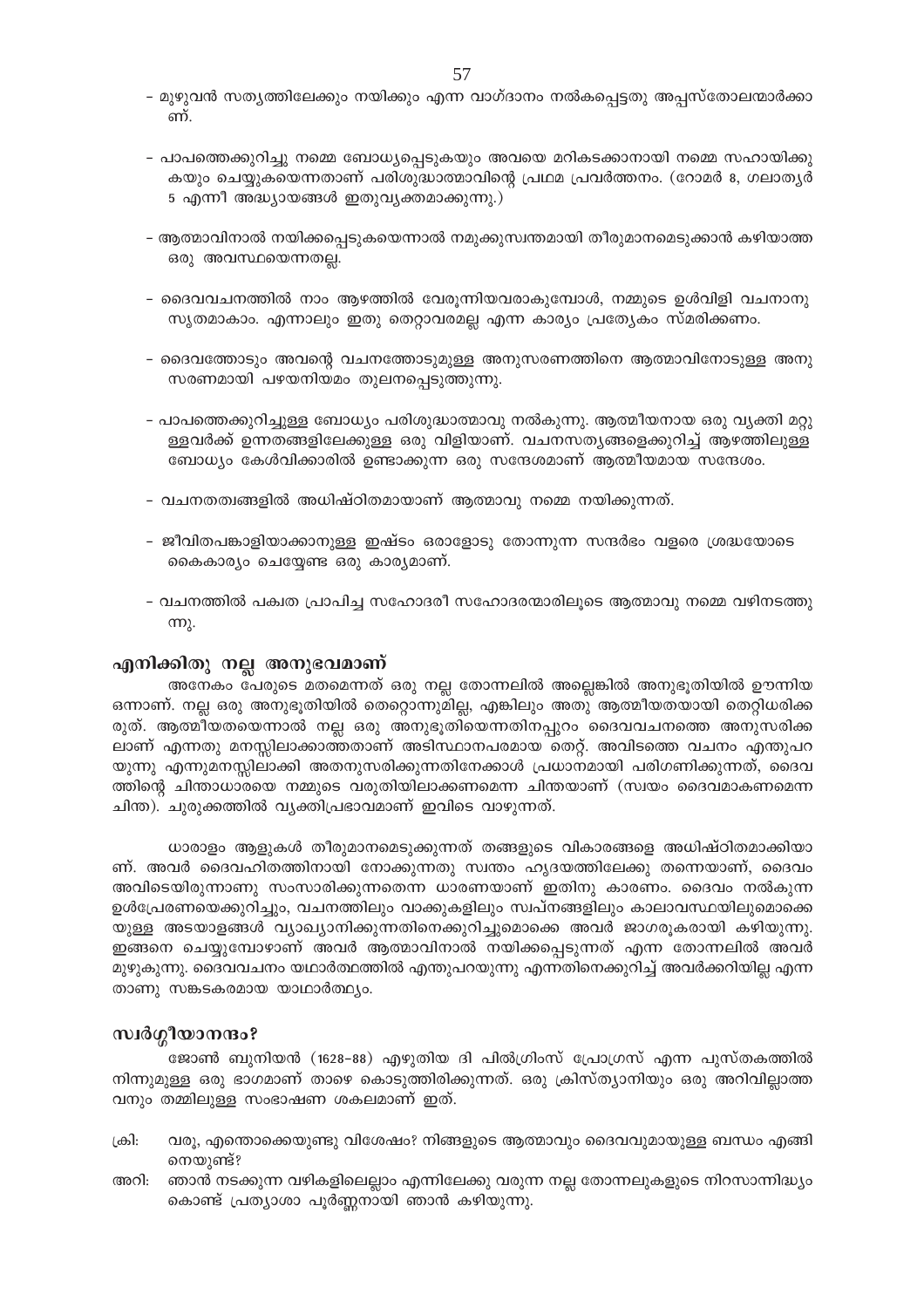- മുഴുവൻ സത്യത്തിലേക്കും നയിക്കും എന്ന വാഗ്ദാനം നൽകപ്പെട്ടതു അപ്പസ്തോലന്മാർക്കാണ്.

- പാപത്തെക്കുറിച്ചു നമ്മെ ബോധ്യപ്പെടുകയും അവയെ മറികടക്കാനായി നമ്മെ സഹായിക്കുകയും ചെയ്യുകയെന്നതാണ് പരിശുദ്ധാത്മാവിന്റെ പ്രഥമ പ്രവർത്തനം. (റോമർ 8, ഗലാത്യർ 5 എന്നീ അദ്ധ്യായങ്ങൾ ഇതുവ്യക്തമാക്കുന്നു.)

- ആത്മാവിനാൽ നയിക്കപ്പെടുകയെന്നാൽ നമുക്കുസ്വന്തമായി തീരുമാനമെടുക്കാൻ കഴിയാത്ത ഒരു അവസ്ഥയെന്നതല്ല.

- ദൈവവചനത്തിൽ നാം ആഴത്തിൽ വേരൂന്നിയവരാകുമ്പോൾ, നമ്മുടെ ഉൾവിളി വചനാനുസൃതമാകാം. എന്നാലും ഇതു തെറ്റാവരമല്ല എന്ന കാര്യം പ്രത്യേകം സ്മരിക്കണം.

- ദൈവത്തോടും അവന്റെ വചനത്തോടുമുള്ള അനുസരണത്തിനെ ആത്മാവിനോടുള്ള അനുസരണമായി പഴയനിയമം തുലനപ്പെടുത്തുന്നു.

- പാപത്തെക്കുറിച്ചുള്ള ബോധ്യം പരിശുദ്ധാത്മാവു നൽകുന്നു. ആത്മീയനായ ഒരു വ്യക്തി മറ്റുള്ളവർക്ക് ഉന്നതങ്ങളിലേക്കുള്ള ഒരു വിളിയാണ്. വചനസത്യങ്ങളെക്കുറിച്ച് ആഴത്തിലുള്ള ബോധ്യം കേൾവിക്കാരിൽ ഉണ്ടാക്കുന്ന ഒരു സന്ദേശമാണ് ആത്മീയമായ സന്ദേശം.

- വചനതത്വങ്ങളിൽ അധിഷ്ഠിതമായാണ് ആത്മാവു നമ്മെ നയിക്കുന്നത്.

- ജീവിതപങ്കാളിയാക്കാനുള്ള ഇഷ്ടം ഒരാളോടു തോന്നുന്ന സന്ദർഭം വളരെ ശ്രദ്ധയോടെ കൈകാര്യം ചെയ്യേണ്ട ഒരു കാര്യമാണ്.

- വചനത്തിൽ പക്വത പ്രാപിച്ച സഹോദരീ സഹോദരന്മാരിലൂടെ ആത്മാവു നമ്മെ വഴിനടത്തുന്നു.

## എനിക്കിതു നല്ല അനുഭവമാണ്

അനേകം പേരുടെ മതമെന്നത് ഒരു നല്ല തോന്നലിൽ അല്ലെങ്കിൽ അനുഭൂതിയിൽ ഊന്നിയ ഒന്നാണ്. നല്ല ഒരു അനുഭൂതിയിൽ തെറ്റൊന്നുമില്ല, എങ്കിലും അതു ആത്മീയതയായി തെറ്റിധരിക്കരുത്. ആത്മീയതയെന്നാൽ നല്ല ഒരു അനുഭൂതിയെന്നതിനപ്പുറം ദൈവവചനത്തെ അനുസരിക്കലാണ് എന്നതു മനസ്സിലാക്കാത്തതാണ് അടിസ്ഥാനപരമായ തെറ്റ്. അവിടത്തെ വചനം എന്തുപറയുന്നു എന്നുമനസ്സിലാക്കി അതനുസരിക്കുന്നതിനേക്കാൾ പ്രധാനമായി പരിഗണിക്കുന്നത്, ദൈവത്തിന്റെ ചിന്താധാരയെ നമ്മുടെ വരുതിയിലാക്കണമെന്ന ചിന്തയാണ് (സ്വയം ദൈവമാകണമെന്ന ചിന്ത). ചുരുക്കത്തിൽ വ്യക്തിപ്രഭാവമാണ് ഇവിടെ വാഴുന്നത്.

ധാരാളം ആളുകൾ തീരുമാനമെടുക്കുന്നത് തങ്ങളുടെ വികാരങ്ങളെ അധിഷ്ഠിതമാക്കിയാണ്. അവർ ദൈവഹിതത്തിനായി നോക്കുന്നതു സ്വന്തം ഹൃദയത്തിലേക്കു തന്നെയാണ്, ദൈവം അവിടെയിരുന്നാണു സംസാരിക്കുന്നതെന്ന ധാരണയാണ് ഇതിനു കാരണം. ദൈവം നൽകുന്ന ഉൾപ്രേരണയെക്കുറിച്ചും, വചനത്തിലും വാക്കുകളിലും സ്വപ്നങ്ങളിലും കാലാവസ്ഥയിലുമൊക്കെയുള്ള അടയാളങ്ങൾ വ്യാഖ്യാനിക്കുന്നതിനെക്കുറിച്ചുമൊക്കെ അവർ ജാഗരൂകരായി കഴിയുന്നു. ഇങ്ങനെ ചെയ്യുമ്പോഴാണ് അവർ ആത്മാവിനാൽ നയിക്കപ്പെടുന്നത് എന്ന തോന്നലിൽ അവർ മുഴുകുന്നു. ദൈവവചനം യഥാർത്ഥത്തിൽ എന്തുപറയുന്നു എന്നതിനെക്കുറിച്ച് അവർക്കറിയില്ല എന്നതാണു സങ്കടകരമായ യാഥാർത്ഥ്യം.

## സ്വർഗ്ഗീയാനന്ദം?

ജോൺ ബുനിയൻ (1628-88) എഴുതിയ ദി പിൽഗ്രിംസ് പ്രോഗ്രസ് എന്ന പുസ്തകത്തിൽ നിന്നുമുള്ള ഒരു ഭാഗമാണ് താഴെ കൊടുത്തിരിക്കുന്നത്. ഒരു ക്രിസ്ത്യാനിയും ഒരു അറിവില്ലാത്തവനും തമ്മിലുള്ള സംഭാഷണ ശകലമാണ് ഇത്.

ക്രി: വരൂ, എന്തൊക്കെയുണ്ടു വിശേഷം? നിങ്ങളുടെ ആത്മാവും ദൈവവുമായുള്ള ബന്ധം എങ്ങിനെയുണ്ട്?

അറി: ഞാൻ നടക്കുന്ന വഴികളിലെല്ലാം എന്നിലേക്കു വരുന്ന നല്ല തോന്നലുകളുടെ നിറസാന്നിദ്ധ്യം കൊണ്ട് പ്രത്യാശാ പൂർണ്ണനായി ഞാൻ കഴിയുന്നു.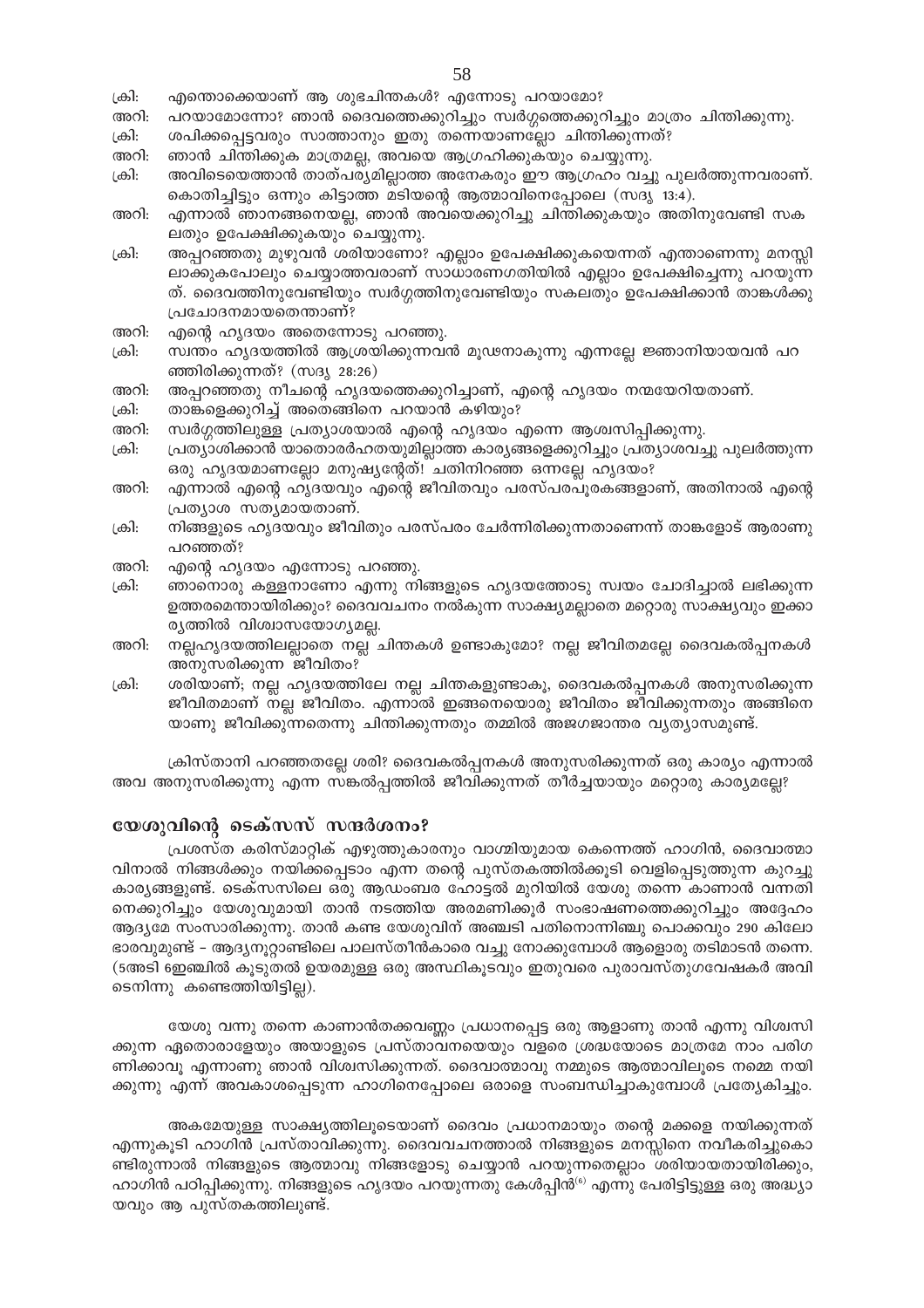ക്രി: എന്തൊക്കെയാണ് ആ ശുഭചിന്തകൾ? എന്നോടു പറയാമോ?

അറി: പറയാമോന്നോ? ഞാൻ ദൈവത്തെക്കുറിച്ചും സ്വർഗ്ഗത്തെക്കുറിച്ചും മാത്രം ചിന്തിക്കുന്നു.

ക്രി: ശപിക്കപ്പെട്ടവരും സാത്താനും ഇതു തന്നെയാണല്ലോ ചിന്തിക്കുന്നത്?

അറി: ഞാൻ ചിന്തിക്കുക മാത്രമല്ല, അവയെ ആഗ്രഹിക്കുകയും ചെയ്യുന്നു.

ക്രി: അവിടെയെത്താൻ താത്പര്യമില്ലാത്ത അനേകരും ഈ ആഗ്രഹം വച്ചു പുലർത്തുന്നവരാണ്. കൊതിച്ചിട്ടും ഒന്നും കിട്ടാത്ത മടിയന്റെ ആത്മാവിനെപ്പോലെ (സദൃ 13:4).

അറി: എന്നാൽ ഞാനങ്ങനെയല്ല, ഞാൻ അവയെക്കുറിച്ചു ചിന്തിക്കുകയും അതിനുവേണ്ടി സകലതും ഉപേക്ഷിക്കുകയും ചെയ്യുന്നു.

ക്രി: അപ്പറഞ്ഞതു മുഴുവൻ ശരിയാണോ? എല്ലാം ഉപേക്ഷിക്കുകയെന്നത് എന്താണെന്നു മനസ്സിലാക്കുകപോലും ചെയ്യാത്തവരാണ് സാധാരണഗതിയിൽ എല്ലാം ഉപേക്ഷിച്ചെന്നു പറയുന്നത്. ദൈവത്തിനുവേണ്ടിയും സ്വർഗ്ഗത്തിനുവേണ്ടിയും സകലതും ഉപേക്ഷിക്കാൻ താങ്കൾക്കു പ്രചോദനമായതെന്താണ്?

അറി: എന്റെ ഹൃദയം അതെന്നോടു പറഞ്ഞു.

ക്രി: സ്വന്തം ഹൃദയത്തിൽ ആശ്രയിക്കുന്നവൻ മൂഢനാകുന്നു എന്നല്ലേ ജ്ഞാനിയായവൻ പറഞ്ഞിരിക്കുന്നത്? (സദൃ 28:26)

അറി: അപ്പറഞ്ഞതു നീചന്റെ ഹൃദയത്തെക്കുറിച്ചാണ്, എന്റെ ഹൃദയം നന്മയേറിയതാണ്.

ക്രി: താങ്കളെക്കുറിച്ച് അതെങ്ങിനെ പറയാൻ കഴിയും?

അറി: സ്വർഗ്ഗത്തിലുള്ള പ്രത്യാശയാൽ എന്റെ ഹൃദയം എന്നെ ആശ്വസിപ്പിക്കുന്നു.

ക്രി: പ്രത്യാശിക്കാൻ യാതൊരർഹതയുമില്ലാത്ത കാര്യങ്ങളെക്കുറിച്ചും പ്രത്യാശവച്ചു പുലർത്തുന്ന ഒരു ഹൃദയമാണല്ലോ മനുഷ്യന്റേത്! ചതിനിറഞ്ഞ ഒന്നല്ലേ ഹൃദയം?

അറി: എന്നാൽ എന്റെ ഹൃദയവും എന്റെ ജീവിതവും പരസ്പരപൂരകങ്ങളാണ്, അതിനാൽ എന്റെ പ്രത്യാശ സത്യമായതാണ്.

ക്രി: നിങ്ങളുടെ ഹൃദയവും ജീവിതും പരസ്പരം ചേർന്നിരിക്കുന്നതാണെന്ന് താങ്കളോട് ആരാണു പറഞ്ഞത്?

അറി: എന്റെ ഹൃദയം എന്നോടു പറഞ്ഞു.

ക്രി: ഞാനൊരു കള്ളനാണോ എന്നു നിങ്ങളുടെ ഹൃദയത്തോടു സ്വയം ചോദിച്ചാൽ ലഭിക്കുന്ന ഉത്തരമെന്തായിരിക്കും? ദൈവവചനം നൽകുന്ന സാക്ഷ്യമല്ലാതെ മറ്റൊരു സാക്ഷ്യവും ഇക്കാര്യത്തിൽ വിശ്വാസയോഗ്യമല്ല.

അറി: നല്ലഹൃദയത്തിലല്ലാതെ നല്ല ചിന്തകൾ ഉണ്ടാകുമോ? നല്ല ജീവിതമല്ലേ ദൈവകല്പനകൾ അനുസരിക്കുന്ന ജീവിതം?

ക്രി: ശരിയാണ്; നല്ല ഹൃദയത്തിലേ നല്ല ചിന്തകളുണ്ടാകൂ, ദൈവകല്പനകൾ അനുസരിക്കുന്ന ജീവിതമാണ് നല്ല ജീവിതം. എന്നാൽ ഇങ്ങനെയൊരു ജീവിതം ജീവിക്കുന്നതും അങ്ങിനെയാണു ജീവിക്കുന്നതെന്നു ചിന്തിക്കുന്നതും തമ്മിൽ അജഗജാന്തര വ്യത്യാസമുണ്ട്.

ക്രിസ്താനി പറഞ്ഞതല്ലേ ശരി? ദൈവകല്പനകൾ അനുസരിക്കുന്നത് ഒരു കാര്യം എന്നാൽ അവ അനുസരിക്കുന്നു എന്ന സങ്കൽപ്പത്തിൽ ജീവിക്കുന്നത് തീർച്ചയായും മറ്റൊരു കാര്യമല്ലേ?

## യേശുവിന്റെ ടെക്സസ് സന്ദർശനം?

പ്രശസ്ത കരിസ്മാറ്റിക് എഴുത്തുകാരനും വാഗ്മിയുമായ കെന്നെത്ത് ഹാഗിൻ, ദൈവാത്മാവിനാൽ നിങ്ങൾക്കും നയിക്കപ്പെടാം എന്ന തന്റെ പുസ്തകത്തിൽക്കൂടി വെളിപ്പെടുത്തുന്ന കുറച്ചു കാര്യങ്ങളുണ്ട്. ടെക്സസിലെ ഒരു ആഡംബര ഹോട്ടൽ മുറിയിൽ യേശു തന്നെ കാണാൻ വന്നതിനെക്കുറിച്ചും യേശുവുമായി താൻ നടത്തിയ അരമണിക്കൂർ സംഭാഷണത്തെക്കുറിച്ചും അദ്ദേഹം ആദ്യമേ സംസാരിക്കുന്നു. താൻ കണ്ട യേശുവിന് അഞ്ചടി പതിനൊന്നിഞ്ചു പൊക്കവും 290 കിലോ ഭാരവുമുണ്ട് - ആദ്യനൂറ്റാണ്ടിലെ പാലസ്തീൻകാരെ വച്ചു നോക്കുമ്പോൾ ആളൊരു തടിമാടൻ തന്നെ. (5അടി 6ഇഞ്ചിൽ കൂടുതൽ ഉയരമുള്ള ഒരു അസ്ഥികൂടവും ഇതുവരെ പുരാവസ്തുഗവേഷകർ അവിടെനിന്നു കണ്ടെത്തിയിട്ടില്ല).

യേശു വന്നു തന്നെ കാണാൻതക്കവണ്ണം പ്രധാനപ്പെട്ട ഒരു ആളാണു താൻ എന്നു വിശ്വസിക്കുന്ന ഏതൊരാളേയും അയാളുടെ പ്രസ്താവനയെയും വളരെ ശ്രദ്ധയോടെ മാത്രമേ നാം പരിഗണിക്കാവൂ എന്നാണു ഞാൻ വിശ്വസിക്കുന്നത്. ദൈവാത്മാവു നമ്മുടെ ആത്മാവിലൂടെ നമ്മെ നയിക്കുന്നു എന്ന് അവകാശപ്പെടുന്ന ഹാഗിനെപ്പോലെ ഒരാളെ സംബന്ധിച്ചാകുമ്പോൾ പ്രത്യേകിച്ചും.

അകമേയുള്ള സാക്ഷ്യത്തിലൂടെയാണ് ദൈവം പ്രധാനമായും തന്റെ മക്കളെ നയിക്കുന്നത് എന്നുകൂടി ഹാഗിൻ പ്രസ്താവിക്കുന്നു. ദൈവവചനത്താൽ നിങ്ങളുടെ മനസ്സിനെ നവീകരിച്ചുകൊണ്ടിരുന്നാൽ നിങ്ങളുടെ ആത്മാവു നിങ്ങളോടു ചെയ്യാൻ പറയുന്നതെല്ലാം ശരിയായതായിരിക്കും, ഹാഗിൻ പഠിപ്പിക്കുന്നു. നിങ്ങളുടെ ഹൃദയം പറയുന്നതു കേൾപ്പിൻ[6] എന്നു പേരിട്ടിട്ടുള്ള ഒരു അദ്ധ്യായവും ആ പുസ്തകത്തിലുണ്ട്.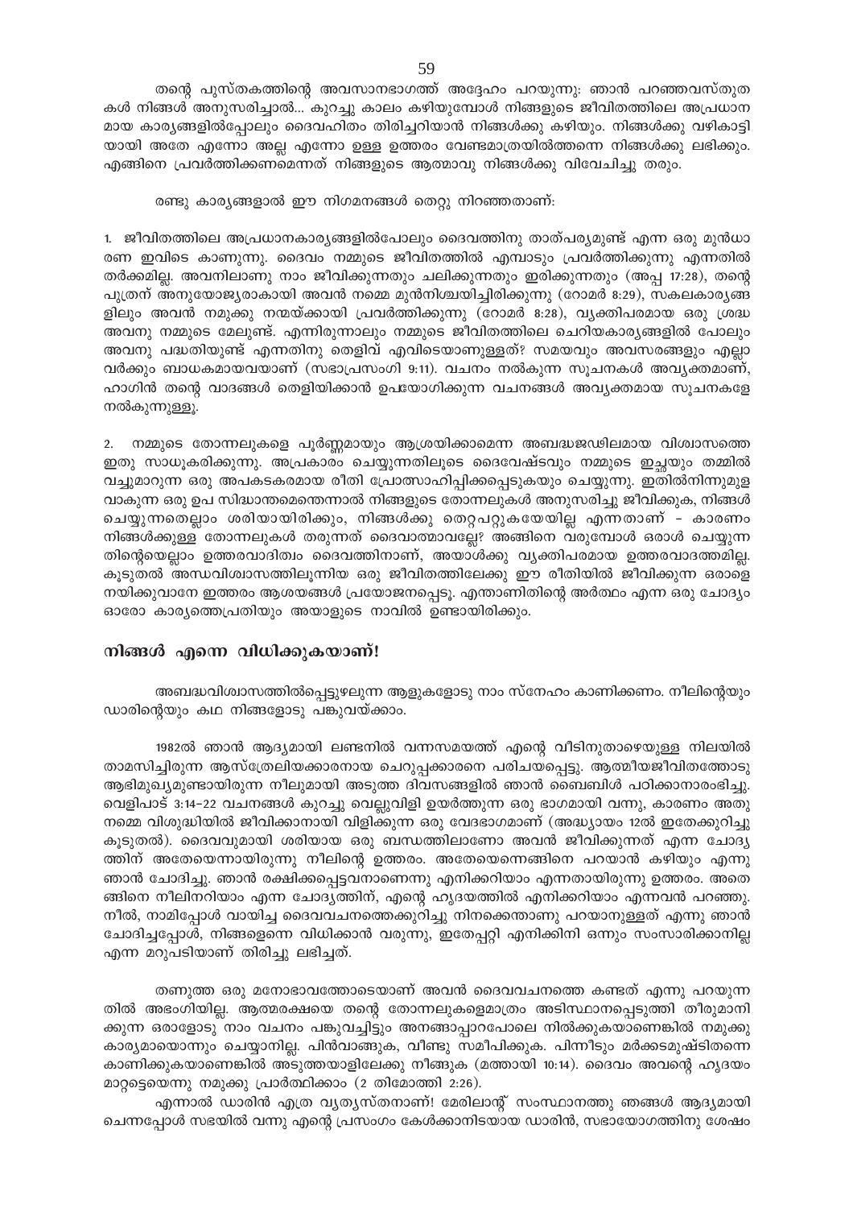തന്റെ പുസ്തകത്തിന്റെ അവസാനഭാഗത്ത് അദ്ദേഹം പറയുന്നു: ഞാൻ പറഞ്ഞവസ്തുതകൾ നിങ്ങൾ അനുസരിച്ചാൽ... കുറച്ചു കാലം കഴിയുമ്പോൾ നിങ്ങളുടെ ജീവിതത്തിലെ അപ്രധാനമായ കാര്യങ്ങളിൽപ്പോലും ദൈവഹിതം തിരിച്ചറിയാൻ നിങ്ങൾക്കു കഴിയും. നിങ്ങൾക്കു വഴികാട്ടിയായി അതേ എന്നോ അല്ല എന്നോ ഉള്ള ഉത്തരം വേണ്ടമാത്രയിൽത്തന്നെ നിങ്ങൾക്കു ലഭിക്കും. എങ്ങിനെ പ്രവർത്തിക്കണമെന്നത് നിങ്ങളുടെ ആത്മാവു നിങ്ങൾക്കു വിവേചിച്ചു തരും.

രണ്ടു കാര്യങ്ങളാൽ ഈ നിഗമനങ്ങൾ തെറ്റു നിറഞ്ഞതാണ്:

1. ജീവിതത്തിലെ അപ്രധാനകാര്യങ്ങളിൽപോലും ദൈവത്തിനു താത്പര്യമുണ്ട് എന്ന ഒരു മുൻധാരണ ഇവിടെ കാണുന്നു. ദൈവം നമ്മുടെ ജീവിതത്തിൽ എമ്പാടും പ്രവർത്തിക്കുന്നു എന്നതിൽ തർക്കമില്ല. അവനിലാണു നാം ജീവിക്കുന്നതും ചലിക്കുന്നതും ഇരിക്കുന്നതും (അപ്പ 17:28), തന്റെ പുത്രന് അനുയോജ്യരാകായി അവൻ നമ്മെ മുൻനിശ്ചയിച്ചിരിക്കുന്നു (റോമർ 8:29), സകലകാര്യങ്ങളിലും അവൻ നമുക്കു നന്മയ്ക്കായി പ്രവർത്തിക്കുന്നു (റോമർ 8:28), വ്യക്തിപരമായ ഒരു ശ്രദ്ധ അവനു നമ്മുടെ മേലുണ്ട്. എന്നിരുന്നാലും നമ്മുടെ ജീവിതത്തിലെ ചെറിയകാര്യങ്ങളിൽ പോലും അവനു പദ്ധതിയുണ്ട് എന്നതിനു തെളിവ് എവിടെയാണുള്ളത്? സമയവും അവസരങ്ങളും എല്ലാവർക്കും ബാധകമായവയാണ് (സഭാപ്രസംഗി 9:11). വചനം നൽകുന്ന സൂചനകൾ അവ്യക്തമാണ്, ഹാഗിൻ തന്റെ വാദങ്ങൾ തെളിയിക്കാൻ ഉപയോഗിക്കുന്ന വചനങ്ങൾ അവ്യക്തമായ സൂചനകളേ നൽകുന്നുള്ളൂ.

2. നമ്മുടെ തോന്നലുകളെ പൂർണ്ണമായും ആശ്രയിക്കാമെന്ന അബദ്ധജഢിലമായ വിശ്വാസത്തെ ഇതു സാധൂകരിക്കുന്നു. അപ്രകാരം ചെയ്യുന്നതിലൂടെ ദൈവേഷ്ടവും നമ്മുടെ ഇച്ഛയും തമ്മിൽ വച്ചുമാറുന്ന ഒരു അപകടകരമായ രീതി പ്രോത്സാഹിപ്പിക്കപ്പെടുകയും ചെയ്യുന്നു. ഇതിൽനിന്നുമുളവാകുന്ന ഒരു ഉപ സിദ്ധാന്തമെന്തെന്നാൽ നിങ്ങളുടെ തോന്നലുകൾ അനുസരിച്ചു ജീവിക്കുക, നിങ്ങൾ ചെയ്യുന്നതെല്ലാം ശരിയായിരിക്കും, നിങ്ങൾക്കു തെറ്റപറ്റുകയേയില്ല എന്നതാണ് - കാരണം നിങ്ങൾക്കുള്ള തോന്നലുകൾ തരുന്നത് ദൈവാത്മാവല്ലേ? അങ്ങിനെ വരുമ്പോൾ ഒരാൾ ചെയ്യുന്നതിന്റെയെല്ലാം ഉത്തരവാദിത്വം ദൈവത്തിനാണ്, അയാൾക്കു വ്യക്തിപരമായ ഉത്തരവാദത്തമില്ല. കൂടുതൽ അന്ധവിശ്വാസത്തിലൂന്നിയ ഒരു ജീവിതത്തിലേക്കു ഈ രീതിയിൽ ജീവിക്കുന്ന ഒരാളെ നയിക്കുവാനേ ഇത്തരം ആശയങ്ങൾ പ്രയോജനപ്പെടൂ. എന്താണിതിന്റെ അർത്ഥം എന്ന ഒരു ചോദ്യം ഓരോ കാര്യത്തെപ്രതിയും അയാളുടെ നാവിൽ ഉണ്ടായിരിക്കും.

## നിങ്ങൾ എന്നെ വിധിക്കുകയാണ്!

അബദ്ധവിശ്വാസത്തിൽപ്പെട്ടുഴലുന്ന ആളുകളോടു നാം സ്നേഹം കാണിക്കണം. നീലിന്റെയും ഡാരിന്റെയും കഥ നിങ്ങളോടു പങ്കുവയ്ക്കാം.

1982ൽ ഞാൻ ആദ്യമായി ലണ്ടനിൽ വന്നസമയത്ത് എന്റെ വീടിനുതാഴെയുള്ള നിലയിൽ താമസിച്ചിരുന്ന ആസ്ട്രേലിയക്കാരനായ ചെറുപ്പക്കാരനെ പരിചയപ്പെട്ടു. ആത്മീയജീവിതത്തോടു ആഭിമുഖ്യമുണ്ടായിരുന്ന നീലുമായി അടുത്ത ദിവസങ്ങളിൽ ഞാൻ ബൈബിൾ പഠിക്കാനാരംഭിച്ചു. വെളിപാട് 3:14-22 വചനങ്ങൾ കുറച്ചു വെല്ലുവിളി ഉയർത്തുന്ന ഒരു ഭാഗമായി വന്നു, കാരണം അതു നമ്മെ വിശുദ്ധിയിൽ ജീവിക്കാനായി വിളിക്കുന്ന ഒരു വേദഭാഗമാണ് (അദ്ധ്യായം 12ൽ ഇതേക്കുറിച്ചു കൂടുതൽ). ദൈവവുമായി ശരിയായ ഒരു ബന്ധത്തിലാണോ അവൻ ജീവിക്കുന്നത് എന്ന ചോദ്യത്തിന് അതേയെന്നായിരുന്നു നീലിന്റെ ഉത്തരം. അതേയെന്നെങ്ങിനെ പറയാൻ കഴിയും എന്നു ഞാൻ ചോദിച്ചു. ഞാൻ രക്ഷിക്കപ്പെട്ടവനാണെന്നു എനിക്കറിയാം എന്നതായിരുന്നു ഉത്തരം. അതെങ്ങിനെ നീലിനറിയാം എന്ന ചോദ്യത്തിന്, എന്റെ ഹൃദയത്തിൽ എനിക്കറിയാം എന്നവൻ പറഞ്ഞു. നീൽ, നാമിപ്പോൾ വായിച്ച ദൈവവചനത്തെക്കുറിച്ചു നിനക്കെന്താണു പറയാനുള്ളത് എന്നു ഞാൻ ചോദിച്ചപ്പോൾ, നിങ്ങളെന്നെ വിധിക്കാൻ വരുന്നു, ഇതേപ്പറ്റി എനിക്കിനി ഒന്നും സംസാരിക്കാനില്ല എന്ന മറുപടിയാണ് തിരിച്ചു ലഭിച്ചത്.

തണുത്ത ഒരു മനോഭാവത്തോടെയാണ് അവൻ ദൈവവചനത്തെ കണ്ടത് എന്നു പറയുന്നതിൽ അഭംഗിയില്ല. ആത്മരക്ഷയെ തന്റെ തോന്നലുകളെമാത്രം അടിസ്ഥാനപ്പെടുത്തി തീരുമാനിക്കുന്ന ഒരാളോടു നാം വചനം പങ്കുവച്ചിട്ടും അനങ്ങാപ്പാറപോലെ നിൽക്കുകയാണെങ്കിൽ നമുക്കു കാര്യമായൊന്നും ചെയ്യാനില്ല. പിൻവാങ്ങുക, വീണ്ടു സമീപിക്കുക. പിന്നീടും മർക്കടമുഷ്ടിതന്നെ കാണിക്കുകയാണെങ്കിൽ അടുത്തയാളിലേക്കു നീങ്ങുക (മത്തായി 10:14). ദൈവം അവന്റെ ഹൃദയം മാറ്റട്ടെയെന്നു നമുക്കു പ്രാർത്ഥിക്കാം (2 തിമോത്തി 2:26).

എന്നാൽ ഡാരിൻ എത്ര വ്യത്യസ്തനാണ്! മേരിലാന്റ് സംസ്ഥാനത്തു ഞങ്ങൾ ആദ്യമായി ചെന്നപ്പോൾ സഭയിൽ വന്നു എന്റെ പ്രസംഗം കേൾക്കാനിടയായ ഡാരിൻ, സഭായോഗത്തിനു ശേഷം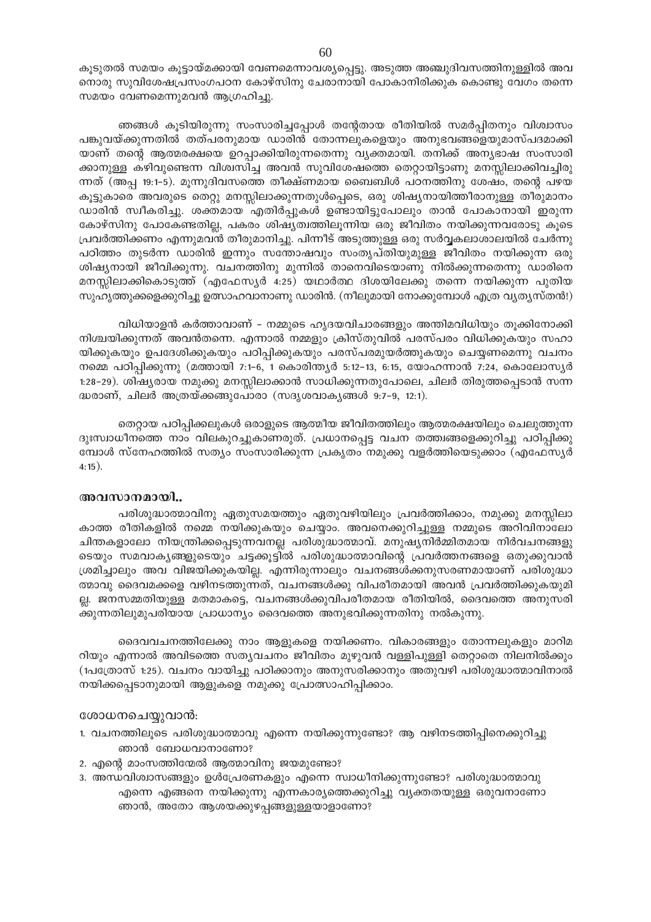കൂടുതൽ സമയം കൂട്ടായ്മക്കായി വേണമെന്നാവശ്യപ്പെട്ടു. അടുത്ത അഞ്ചുദിവസത്തിനുള്ളിൽ അവനൊരു സുവിശേഷപ്രസംഗപഠന കോഴ്സിനു ചേരാനായി പോകാനിരിക്കുക കൊണ്ടു വേഗം തന്നെ സമയം വേണമെന്നുമവൻ ആഗ്രഹിച്ചു.

ഞങ്ങൾ കൂടിയിരുന്നു സംസാരിച്ചപ്പോൾ തന്റേതായ രീതിയിൽ സമർപ്പിതനും വിശ്വാസം പങ്കുവയ്ക്കുന്നതിൽ തത്പരനുമായ ഡാരിൻ തോന്നലുകളെയും അനുഭവങ്ങളെയുമാസ്പദമാക്കിയാണ് തന്റെ ആത്മരക്ഷയെ ഉറപ്പാക്കിയിരുന്നതെന്നു വ്യക്തമായി. തനിക്ക് അന്യഭാഷ സംസാരിക്കാനുള്ള കഴിവുണ്ടെന്ന വിശ്വസിച്ച അവൻ സുവിശേഷത്തെ തെറ്റായിട്ടാണു മനസ്സിലാക്കിവച്ചിരുന്നത് (അപ്പ 19:1-5). മൂന്നുദിവസത്തെ തീക്ഷ്ണമായ ബൈബിൾ പഠനത്തിനു ശേഷം, തന്റെ പഴയ കൂട്ടുകാരെ അവരുടെ തെറ്റു മനസ്സിലാക്കുന്നതുൾപ്പെടെ, ഒരു ശിഷ്യനായിത്തീരാനുള്ള തീരുമാനം ഡാരിൻ സ്വീകരിച്ചു. ശക്തമായ എതിർപ്പുകൾ ഉണ്ടായിട്ടുപോലും താൻ പോകാനായി ഇരുന്ന കോഴ്സിനു പോകേണ്ടതില്ല, പകരം ശിഷ്യത്വത്തിലൂന്നിയ ഒരു ജീവിതം നയിക്കുന്നവരോടു കൂടെ പ്രവർത്തിക്കണം എന്നുമവൻ തീരുമാനിച്ചു. പിന്നീട് അടുത്തുള്ള ഒരു സർവ്വകലാശാലയിൽ ചേർന്നു പഠിത്തം തുടർന്ന ഡാരിൻ ഇന്നും സന്തോഷവും സംതൃപ്തിയുമുള്ള ജീവിതം നയിക്കുന്ന ഒരു ശിഷ്യനായി ജീവിക്കുന്നു. വചനത്തിനു മുന്നിൽ താനെവിടെയാണു നിൽക്കുന്നതെന്നു ഡാരിനെ മനസ്സിലാക്കികൊടുത്ത് (എഫേസ്യർ 4:25) യഥാർത്ഥ ദിശയിലേക്കു തന്നെ നയിക്കുന്ന പുതിയ സുഹൃത്തുക്കളെക്കുറിച്ചു ഉത്സാഹവാനാണു ഡാരിൻ. (നീലുമായി നോക്കുമ്പോൾ എത്ര വ്യത്യസ്തൻ!)

വിധിയാളൻ കർത്താവാണ് - നമ്മുടെ ഹൃദയവിചാരങ്ങളും അന്തിമവിധിയും തൂക്കിനോക്കി നിശ്ചയിക്കുന്നത് അവൻതന്നെ. എന്നാൽ നമ്മളും ക്രിസ്തുവിൽ പരസ്പരം വിധിക്കുകയും സഹായിക്കുകയും ഉപദേശിക്കുകയും പഠിപ്പിക്കുകയും പരസ്പരമുയർത്തുകയും ചെയ്യണമെന്നു വചനം നമ്മെ പഠിപ്പിക്കുന്നു (മത്തായി 7:1-6, 1 കൊരിന്ത്യർ 5:12-13, 6:15, യോഹന്നാൻ 7:24, കൊലോസ്യർ 1:28-29). ശിഷ്യരായ നമുക്കു മനസ്സിലാക്കാൻ സാധിക്കുന്നതുപോലെ, ചിലർ തിരുത്തപ്പെടാൻ സന്നദ്ധരാണ്, ചിലർ അത്രയ്ക്കങ്ങുപോരാ (സദൃശവാക്യങ്ങൾ 9:7-9, 12:1).

തെറ്റായ പഠിപ്പിക്കലുകൾ ഒരാളുടെ ആത്മീയ ജീവിതത്തിലും ആത്മരക്ഷയിലും ചെലുത്തുന്ന ദുഃസ്വാധീനത്തെ നാം വിലകുറച്ചുകാണരുത്. പ്രധാനപ്പെട്ട വചന തത്ത്വങ്ങളെക്കുറിച്ചു പഠിപ്പിക്കുമ്പോൾ സ്നേഹത്തിൽ സത്യം സംസാരിക്കുന്ന പ്രകൃതം നമുക്കു വളർത്തിയെടുക്കാം (എഫേസ്യർ 4:15).

### അവസാനമായി..

പരിശുദ്ധാത്മാവിനു ഏതുസമയത്തും ഏതുവഴിയിലും പ്രവർത്തിക്കാം, നമുക്കു മനസ്സിലാകാത്ത രീതികളിൽ നമ്മെ നയിക്കുകയും ചെയ്യാം. അവനെക്കുറിച്ചുള്ള നമ്മുടെ അറിവിനാലോ ചിന്തകളാലോ നിയന്ത്രിക്കപ്പെടുന്നവനല്ല പരിശുദ്ധാത്മാവ്. മനുഷ്യനിർമ്മിതമായ നിർവചനങ്ങളുടെയും സമവാക്യങ്ങളുടെയും ചട്ടക്കൂട്ടിൽ പരിശുദ്ധാത്മാവിന്റെ പ്രവർത്തനങ്ങളെ ഒതുക്കുവാൻ ശ്രമിച്ചാലും അവ വിജയിക്കുകയില്ല. എന്നിരുന്നാലും വചനങ്ങൾക്കനുസരണമായാണ് പരിശുദ്ധാത്മാവു ദൈവമക്കളെ വഴിനടത്തുന്നത്, വചനങ്ങൾക്കു വിപരീതമായി അവൻ പ്രവർത്തിക്കുകയുമില്ല. ജനസമ്മതിയുള്ള മതമാകട്ടെ, വചനങ്ങൾക്കുവിപരീതമായ രീതിയിൽ, ദൈവത്തെ അനുസരിക്കുന്നതിലുമുപരിയായ പ്രാധാന്യം ദൈവത്തെ അനുഭവിക്കുന്നതിനു നൽകുന്നു.

ദൈവവചനത്തിലേക്കു നാം ആളുകളെ നയിക്കണം. വികാരങ്ങളും തോന്നലുകളും മാറിമറിയും എന്നാൽ അവിടത്തെ സത്യവചനം ജീവിതം മുഴുവൻ വള്ളിപുള്ളി തെറ്റാതെ നിലനിൽക്കും (1പത്രോസ് 1:25). വചനം വായിച്ചു പഠിക്കാനും അനുസരിക്കാനും അതുവഴി പരിശുദ്ധാത്മാവിനാൽ നയിക്കപ്പെടാനുമായി ആളുകളെ നമുക്കു പ്രോത്സാഹിപ്പിക്കാം.

#### ശോധനചെയ്യുവാൻ:

1. വചനത്തിലൂടെ പരിശുദ്ധാത്മാവു എന്നെ നയിക്കുന്നുണ്ടോ? ആ വഴിനടത്തിപ്പിനെക്കുറിച്ചു ഞാൻ ബോധവാനാണോ?
2. എന്റെ മാംസത്തിന്മേൽ ആത്മാവിനു ജയമുണ്ടോ?
3. അന്ധവിശ്വാസങ്ങളും ഉൾപ്രേരണകളും എന്നെ സ്വാധീനിക്കുന്നുണ്ടോ? പരിശുദ്ധാത്മാവു എന്നെ എങ്ങനെ നയിക്കുന്നു എന്നകാര്യത്തെക്കുറിച്ചു വ്യക്തതയുള്ള ഒരുവനാണോ ഞാൻ, അതോ ആശയക്കുഴപ്പങ്ങളുള്ളയാളാണോ?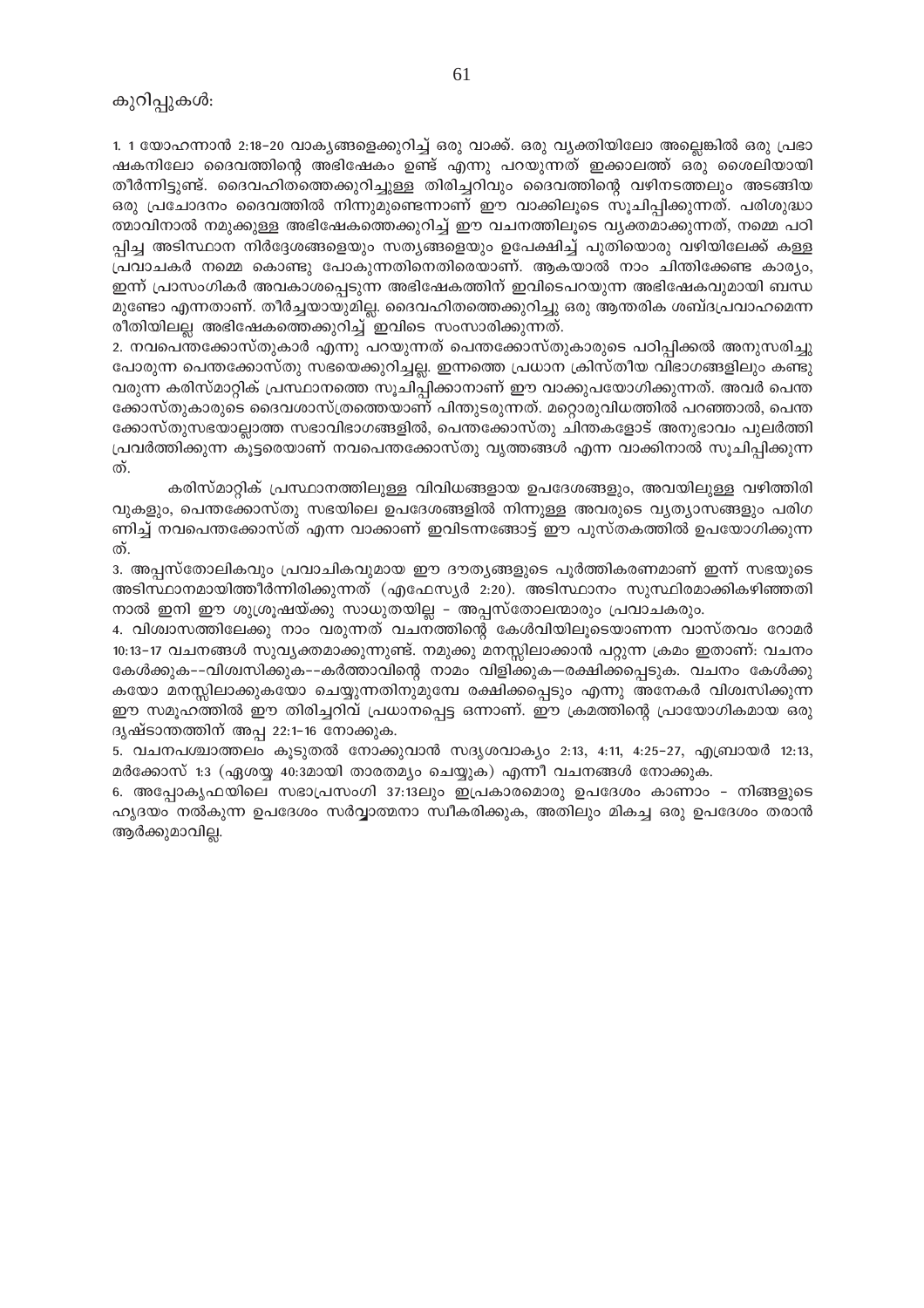കുറിപ്പുകൾ:

1. 1 യോഹന്നാൻ 2:18-20 വാക്യങ്ങളെക്കുറിച്ച് ഒരു വാക്ക്. ഒരു വ്യക്തിയിലോ അല്ലെങ്കിൽ ഒരു പ്രഭാഷകനിലോ ദൈവത്തിന്റെ അഭിഷേകം ഉണ്ട് എന്നു പറയുന്നത് ഇക്കാലത്ത് ഒരു ശൈലിയായി തീർന്നിട്ടുണ്ട്. ദൈവഹിതത്തെക്കുറിച്ചുള്ള തിരിച്ചറിവും ദൈവത്തിന്റെ വഴിനടത്തലും അടങ്ങിയ ഒരു പ്രചോദനം ദൈവത്തിൽ നിന്നുമുണ്ടെന്നാണ് ഈ വാക്കിലൂടെ സൂചിപ്പിക്കുന്നത്. പരിശുദ്ധാത്മാവിനാൽ നമുക്കുള്ള അഭിഷേകത്തെക്കുറിച്ച് ഈ വചനത്തിലൂടെ വ്യക്തമാക്കുന്നത്, നമ്മെ പഠിപ്പിച്ച അടിസ്ഥാന നിർദ്ദേശങ്ങളെയും സത്യങ്ങളെയും ഉപേക്ഷിച്ച് പുതിയൊരു വഴിയിലേക്ക് കള്ള പ്രവാചകർ നമ്മെ കൊണ്ടു പോകുന്നതിനെതിരെയാണ്. ആകയാൽ നാം ചിന്തിക്കേണ്ട കാര്യം, ഇന്ന് പ്രാസംഗികർ അവകാശപ്പെടുന്ന അഭിഷേകത്തിന് ഇവിടെപറയുന്ന അഭിഷേകവുമായി ബന്ധമുണ്ടോ എന്നതാണ്. തീർച്ചയായുമില്ല. ദൈവഹിതത്തെക്കുറിച്ചു ഒരു ആന്തരിക ശബ്ദപ്രവാഹമെന്ന രീതിയിലല്ല അഭിഷേകത്തെക്കുറിച്ച് ഇവിടെ സംസാരിക്കുന്നത്.

2. നവപെന്തക്കോസ്തുകാർ എന്നു പറയുന്നത് പെന്തക്കോസ്തുകാരുടെ പഠിപ്പിക്കൽ അനുസരിച്ചു പോരുന്ന പെന്തക്കോസ്തു സഭയെക്കുറിച്ചല്ല. ഇന്നത്തെ പ്രധാന ക്രിസ്തീയ വിഭാഗങ്ങളിലും കണ്ടു വരുന്ന കരിസ്മാറ്റിക് പ്രസ്ഥാനത്തെ സൂചിപ്പിക്കാനാണ് ഈ വാക്കുപയോഗിക്കുന്നത്. അവർ പെന്തക്കോസ്തുകാരുടെ ദൈവശാസ്ത്രത്തെയാണ് പിന്തുടരുന്നത്. മറ്റൊരുവിധത്തിൽ പറഞ്ഞാൽ, പെന്തക്കോസ്തുസഭയാല്ലാത്ത സഭാവിഭാഗങ്ങളിൽ, പെന്തക്കോസ്തു ചിന്തകളോട് അനുഭാവം പുലർത്തി പ്രവർത്തിക്കുന്ന കൂട്ടരെയാണ് നവപെന്തക്കോസ്തു വൃത്തങ്ങൾ എന്ന വാക്കിനാൽ സൂചിപ്പിക്കുന്നത്.

  കരിസ്മാറ്റിക് പ്രസ്ഥാനത്തിലുള്ള വിവിധങ്ങളായ ഉപദേശങ്ങളും, അവയിലുള്ള വഴിത്തിരിവുകളും, പെന്തക്കോസ്തു സഭയിലെ ഉപദേശങ്ങളിൽ നിന്നുള്ള അവരുടെ വ്യത്യാസങ്ങളും പരിഗണിച്ച് നവപെന്തക്കോസ്ത് എന്ന വാക്കാണ് ഇവിടന്നങ്ങോട്ട് ഈ പുസ്തകത്തിൽ ഉപയോഗിക്കുന്നത്.

3. അപ്പസ്തോലികവും പ്രവാചികവുമായ ഈ ദൗത്യങ്ങളുടെ പൂർത്തീകരണമാണ് ഇന്ന് സഭയുടെ അടിസ്ഥാനമായിത്തീർന്നിരിക്കുന്നത് (എഫേസ്യർ 2:20). അടിസ്ഥാനം സുസ്ഥിരമാക്കികഴിഞ്ഞതിനാൽ ഇനി ഈ ശുശ്രൂഷയ്ക്കു സാധുതയില്ല - അപ്പസ്തോലന്മാരും പ്രവാചകരും.

4. വിശ്വാസത്തിലേക്കു നാം വരുന്നത് വചനത്തിന്റെ കേൾവിയിലൂടെയാണന്ന വാസ്തവം റോമർ 10:13-17 വചനങ്ങൾ സുവ്യക്തമാക്കുന്നുണ്ട്. നമുക്കു മനസ്സിലാക്കാൻ പറ്റുന്ന ക്രമം ഇതാണ്: വചനം കേൾക്കുക--വിശ്വസിക്കുക--കർത്താവിന്റെ നാമം വിളിക്കുക—രക്ഷിക്കപ്പെടുക. വചനം കേൾക്കുകയോ മനസ്സിലാക്കുകയോ ചെയ്യുന്നതിനുമുമ്പേ രക്ഷിക്കപ്പെടും എന്നു അനേകർ വിശ്വസിക്കുന്ന ഈ സമൂഹത്തിൽ ഈ തിരിച്ചറിവ് പ്രധാനപ്പെട്ട ഒന്നാണ്. ഈ ക്രമത്തിന്റെ പ്രായോഗികമായ ഒരു ദൃഷ്ടാന്തത്തിന് അപ്പ 22:1-16 നോക്കുക.

5. വചനപശ്ചാത്തലം കൂടുതൽ നോക്കുവാൻ സദൃശവാക്യം 2:13, 4:11, 4:25-27, എബ്രായർ 12:13, മർക്കോസ് 1:3 (ഏശയ്യ 40:3മായി താരതമ്യം ചെയ്യുക) എന്നീ വചനങ്ങൾ നോക്കുക.

6. അപ്പോക്യഫയിലെ സഭാപ്രസംഗി 37:13ലും ഇപ്രകാരമൊരു ഉപദേശം കാണാം - നിങ്ങളുടെ ഹൃദയം നൽകുന്ന ഉപദേശം സർവ്വാത്മനാ സ്വീകരിക്കുക, അതിലും മികച്ച ഒരു ഉപദേശം തരാൻ ആർക്കുമാവില്ല.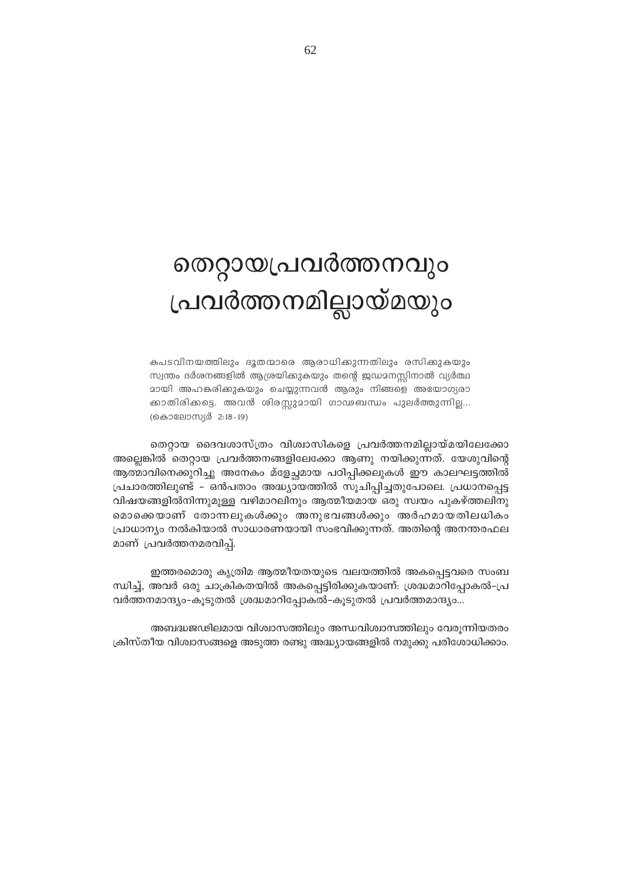# തെറ്റായപ്രവർത്തനവും പ്രവർത്തനമില്ലായ്മയും

കപടവിനയത്തിലും ദൂതന്മാരെ ആരാധിക്കുന്നതിലും രസിക്കുകയും സ്വന്തം ദർശനങ്ങളിൽ ആശ്രയിക്കുകയും തന്റെ ജഡമനസ്സിനാൽ വ്യർത്ഥമായി അഹങ്കരിക്കുകയും ചെയ്യുന്നവൻ ആരും നിങ്ങളെ അയോഗ്യരാക്കാതിരിക്കട്ടെ. അവൻ ശിരസ്സുമായി ഗാഢബന്ധം പുലർത്തുന്നില്ല... (കൊലോസ്യർ 2:18-19)

തെറ്റായ ദൈവശാസ്ത്രം വിശ്വാസികളെ പ്രവർത്തനമില്ലായ്മയിലേക്കോ അല്ലെങ്കിൽ തെറ്റായ പ്രവർത്തനങ്ങളിലേക്കോ ആണു നയിക്കുന്നത്. യേശുവിന്റെ ആത്മാവിനെക്കുറിച്ചു അനേകം മ്ളേച്ഛമായ പഠിപ്പിക്കലുകൾ ഈ കാലഘട്ടത്തിൽ പ്രചാരത്തിലുണ്ട് – ഒൻപതാം അദ്ധ്യായത്തിൽ സൂചിപ്പിച്ചതുപോലെ. പ്രധാനപ്പെട്ട വിഷയങ്ങളിൽനിന്നുമുള്ള വഴിമാറലിനും ആത്മീയമായ ഒരു സ്വയം പുകഴ്ത്തലിനുമൊക്കെയാണ് തോന്നലുകൾക്കും അനുഭവങ്ങൾക്കും അർഹമായതിലധികം പ്രാധാന്യം നൽകിയാൽ സാധാരണയായി സംഭവിക്കുന്നത്. അതിന്റെ അനന്തരഫലമാണ് പ്രവർത്തനമരവിപ്പ്.

ഇത്തരമൊരു കൃത്രിമ ആത്മീയതയുടെ വലയത്തിൽ അകപ്പെട്ടവരെ സംബന്ധിച്ച്, അവർ ഒരു ചാക്രികതയിൽ അകപ്പെട്ടിരിക്കുകയാണ്: ശ്രദ്ധമാറിപ്പോകൽ–പ്രവർത്തനമാന്ദ്യം–കൂടുതൽ ശ്രദ്ധമാറിപ്പോകൽ–കൂടുതൽ പ്രവർത്തമാന്ദ്യം...

അബദ്ധജഢിലമായ വിശ്വാസത്തിലും അന്ധവിശ്വാസത്തിലും വേരൂന്നിയതരം ക്രിസ്തീയ വിശ്വാസങ്ങളെ അടുത്ത രണ്ടു അദ്ധ്യായങ്ങളിൽ നമുക്കു പരിശോധിക്കാം.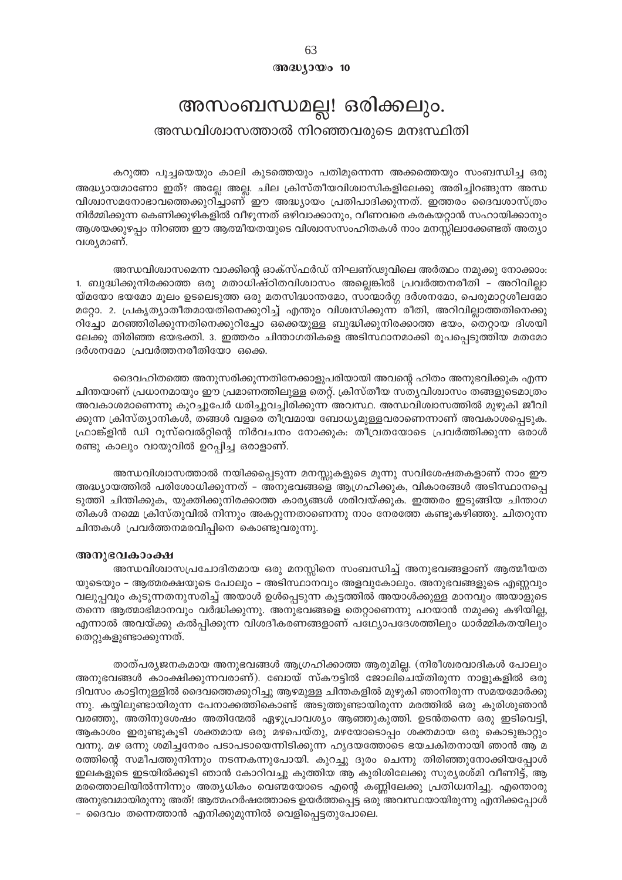അദ്ധ്യായം 10

# അസംബന്ധമല്ല! ഒരിക്കലും.

## അന്ധവിശ്വാസത്താൽ നിറഞ്ഞവരുടെ മനഃസ്ഥിതി

കറുത്ത പൂച്ചയെയും കാലി കുടത്തെയും പതിമൂന്നെന്ന അക്കത്തെയും സംബന്ധിച്ച ഒരു അദ്ധ്യായമാണോ ഇത്? അല്ലേ അല്ല. ചില ക്രിസ്തീയവിശ്വാസികളിലേക്കു അരിച്ചിറങ്ങുന്ന അന്ധ വിശ്വാസമനോഭാവത്തെക്കുറിച്ചാണ് ഈ അദ്ധ്യായം പ്രതിപാദിക്കുന്നത്. ഇത്തരം ദൈവശാസ്ത്രം നിർമ്മിക്കുന്ന കെണിക്കുഴികളിൽ വീഴുന്നത് ഒഴിവാക്കാനും, വീണവരെ കരകയറ്റാൻ സഹായിക്കാനും ആശയക്കുഴപ്പം നിറഞ്ഞ ഈ ആത്മീയതയുടെ വിശ്വാസസംഹിതകൾ നാം മനസ്സിലാക്കേണ്ടത് അത്യാവശ്യമാണ്.

അന്ധവിശ്വാസമെന്ന വാക്കിന്റെ ഓക്സ്ഫർഡ് നിഘണ്ടുവിലെ അർത്ഥം നമുക്കു നോക്കാം: 1. ബുദ്ധിക്കുനിരക്കാത്ത ഒരു മതാധിഷ്ഠിതവിശ്വാസം അല്ലെങ്കിൽ പ്രവർത്തനരീതി – അറിവില്ലായ്മയോ ഭയമോ മൂലം ഉടലെടുത്ത ഒരു മതസിദ്ധാന്തമോ, സാന്മാർഗ്ഗ ദർശനമോ, പെരുമാറ്റശീലമോ മറ്റോ. 2. പ്രകൃത്യാതീതമായതിനെക്കുറിച്ച് എന്തും വിശ്വസിക്കുന്ന രീതി, അറിവില്ലാത്തതിനെക്കുറിച്ചോ മറഞ്ഞിരിക്കുന്നതിനെക്കുറിച്ചോ ഒക്കെയുള്ള ബുദ്ധിക്കുനിരക്കാത്ത ഭയം, തെറ്റായ ദിശയിലേക്കു തിരിഞ്ഞ ഭയഭക്തി. 3. ഇത്തരം ചിന്താഗതികളെ അടിസ്ഥാനമാക്കി രൂപപ്പെടുത്തിയ മതമോ ദർശനമോ പ്രവർത്തനരീതിയോ ഒക്കെ.

ദൈവഹിതത്തെ അനുസരിക്കുന്നതിനേക്കാളുപരിയായി അവന്റെ ഹിതം അനുഭവിക്കുക എന്ന ചിന്തയാണ് പ്രധാനമായും ഈ പ്രമാണത്തിലുള്ള തെറ്റ്. ക്രിസ്തീയ സത്യവിശ്വാസം തങ്ങളുടെമാത്രം അവകാശമാണെന്നു കുറച്ചുപേർ ധരിച്ചുവച്ചിരിക്കുന്ന അവസ്ഥ. അന്ധവിശ്വാസത്തിൽ മുഴുകി ജീവിക്കുന്ന ക്രിസ്ത്യാനികൾ, തങ്ങൾ വളരെ തീവ്രമായ ബോധ്യമുള്ളവരാണെന്നാണ് അവകാശപ്പെടുക. ഫ്രാങ്ക്ളിൻ ഡി റൂസ്‌വെൽറ്റിന്റെ നിർവചനം നോക്കുക: തീവ്രതയോടെ പ്രവർത്തിക്കുന്ന ഒരാൾ രണ്ടു കാലും വായുവിൽ ഉറപ്പിച്ച ഒരാളാണ്.

അന്ധവിശ്വാസത്താൽ നയിക്കപ്പെടുന്ന മനസ്സുകളുടെ മൂന്നു സവിശേഷതകളാണ് നാം ഈ അദ്ധ്യായത്തിൽ പരിശോധിക്കുന്നത് – അനുഭവങ്ങളെ ആഗ്രഹിക്കുക, വികാരങ്ങൾ അടിസ്ഥാനപ്പെടുത്തി ചിന്തിക്കുക, യുക്തിക്കുനിരക്കാത്ത കാര്യങ്ങൾ ശരിവയ്ക്കുക. ഇത്തരം ഇടുങ്ങിയ ചിന്താഗതികൾ നമ്മെ ക്രിസ്തുവിൽ നിന്നും അകറ്റുന്നതാണെന്നു നാം നേരത്തേ കണ്ടുകഴിഞ്ഞു. ചിതറുന്ന ചിന്തകൾ പ്രവർത്തനമരവിപ്പിനെ കൊണ്ടുവരുന്നു.

### അനുഭവകാംക്ഷ

അന്ധവിശ്വാസപ്രചോദിതമായ ഒരു മനസ്സിനെ സംബന്ധിച്ച് അനുഭവങ്ങളാണ് ആത്മീയതയുടെയും – ആത്മരക്ഷയുടെ പോലും – അടിസ്ഥാനവും അളവുകോലും. അനുഭവങ്ങളുടെ എണ്ണവും വലുപ്പവും കൂടുന്നതനുസരിച്ച് അയാൾ ഉൾപ്പെടുന്ന കൂട്ടത്തിൽ അയാൾക്കുള്ള മാനവും അയാളുടെ തന്നെ ആത്മാഭിമാനവും വർദ്ധിക്കുന്നു. അനുഭവങ്ങളെ തെറ്റാണെന്നു പറയാൻ നമുക്കു കഴിയില്ല, എന്നാൽ അവയ്ക്കു കൽപ്പിക്കുന്ന വിശദീകരണങ്ങളാണ് പഥ്യോപദേശത്തിലും ധാർമ്മികതയിലും തെറ്റുകളുണ്ടാക്കുന്നത്.

താത്പര്യജനകമായ അനുഭവങ്ങൾ ആഗ്രഹിക്കാത്ത ആരുമില്ല. (നിരീശ്വരവാദികൾ പോലും അനുഭവങ്ങൾ കാംക്ഷിക്കുന്നവരാണ്). ബോയ് സ്കൗട്ടിൽ ജോലിചെയ്തിരുന്ന നാളുകളിൽ ഒരു ദിവസം കാട്ടിനുള്ളിൽ ദൈവത്തെക്കുറിച്ചു ആഴമുള്ള ചിന്തകളിൽ മുഴുകി ഞാനിരുന്ന സമയമോർക്കുന്നു. കയ്യിലുണ്ടായിരുന്ന പേനാക്കത്തികൊണ്ട് അടുത്തുണ്ടായിരുന്ന മരത്തിൽ ഒരു കുരിശുഞാൻ വരഞ്ഞു, അതിനുശേഷം അതിന്മേൽ ഏഴുപ്രാവശ്യം ആഞ്ഞുകുത്തി. ഉടൻതന്നെ ഒരു ഇടിവെട്ടി, ആകാശം ഇരുണ്ടുകൂടി ശക്തമായ ഒരു മഴപെയ്തു, മഴയോടൊപ്പം ശക്തമായ ഒരു കൊടുങ്കാറ്റും വന്നു. മഴ ഒന്നു ശമിച്ചനേരം പടാപടായെന്നിടിക്കുന്ന ഹൃദയത്തോടെ ഭയചകിതനായി ഞാൻ ആ മരത്തിന്റെ സമീപത്തുനിന്നും നടന്നകന്നുപോയി. കുറച്ചു ദൂരം ചെന്നു തിരിഞ്ഞുനോക്കിയപ്പോൾ ഇലകളുടെ ഇടയിൽക്കൂടി ഞാൻ കോറിവച്ചു കുത്തിയ ആ കുരിശിലേക്കു സൂര്യരശ്മി വീണിട്ട്, ആ മരത്തൊലിയിൽനിന്നും അത്യധികം വെണ്മയോടെ എന്റെ കണ്ണിലേക്കു പ്രതിധ്വനിച്ചു. എന്തൊരു അനുഭവമായിരുന്നു അത്! ആത്മഹർഷത്തോടെ ഉയർത്തപ്പെട്ട ഒരു അവസ്ഥയായിരുന്നു എനിക്കപ്പോൾ – ദൈവം തന്നെത്താൻ എനിക്കുമുന്നിൽ വെളിപ്പെട്ടതുപോലെ.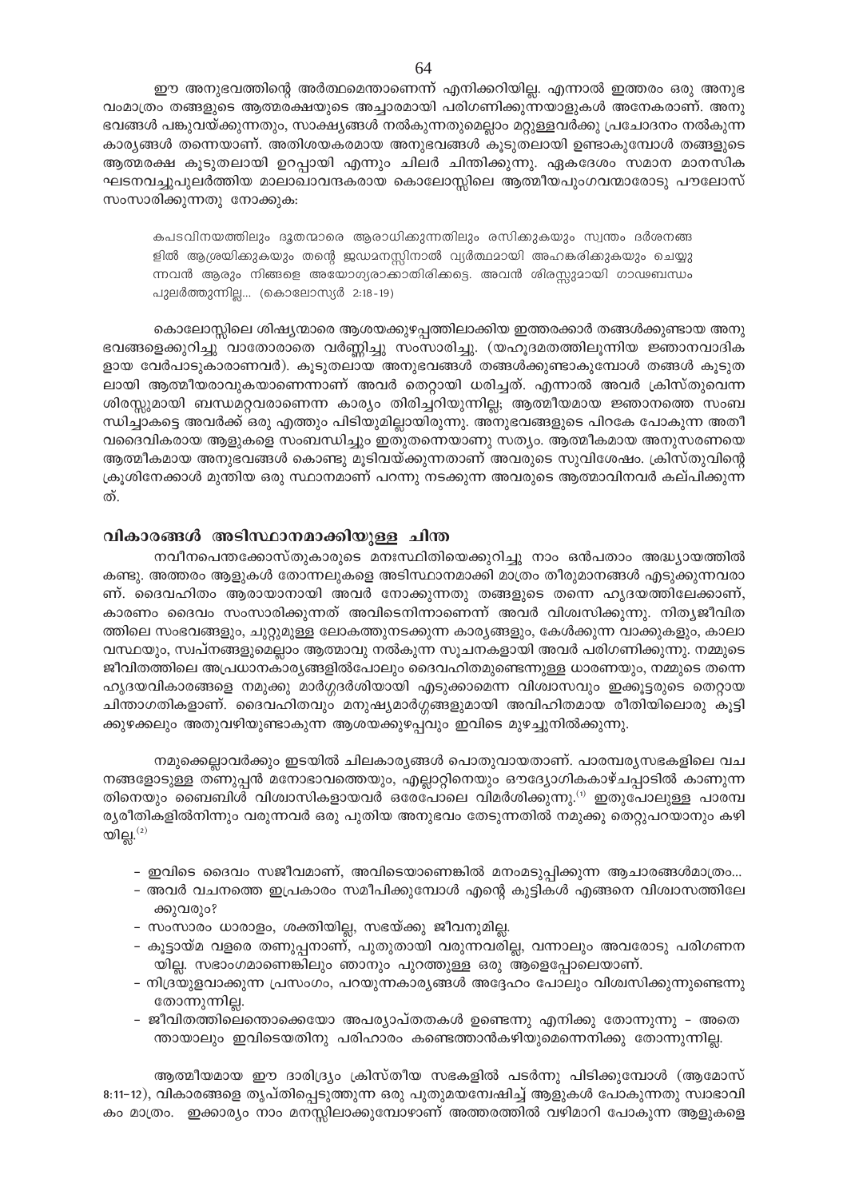ഈ അനുഭവത്തിന്റെ അർത്ഥമെന്താണെന്ന് എനിക്കറിയില്ല. എന്നാൽ ഇത്തരം ഒരു അനുഭവംമാത്രം തങ്ങളുടെ ആത്മരക്ഷയുടെ അച്ചാരമായി പരിഗണിക്കുന്നയാളുകൾ അനേകരാണ്. അനുഭവങ്ങൾ പങ്കുവയ്ക്കുന്നതും, സാക്ഷ്യങ്ങൾ നൽകുന്നതുമെല്ലാം മറ്റുള്ളവർക്കു പ്രചോദനം നൽകുന്ന കാര്യങ്ങൾ തന്നെയാണ്. അതിശയകരമായ അനുഭവങ്ങൾ കൂടുതലായി ഉണ്ടാകുമ്പോൾ തങ്ങളുടെ ആത്മരക്ഷ കൂടുതലായി ഉറപ്പായി എന്നും ചിലർ ചിന്തിക്കുന്നു. ഏകദേശം സമാന മാനസിക ഘടനവച്ചുപുലർത്തിയ മാലാഖൊവന്ദകരായ കൊലോസ്സിലെ ആത്മീയപുംഗവന്മാരോടു പൗലോസ് സംസാരിക്കുന്നതു നോക്കുക:

> കപടവിനയത്തിലും ദൂതന്മാരെ ആരാധിക്കുന്നതിലും രസിക്കുകയും സ്വന്തം ദർശനങ്ങളിൽ ആശ്രയിക്കുകയും തന്റെ ജഡമനസ്സിനാൽ വ്യർത്ഥമായി അഹങ്കരിക്കുകയും ചെയ്യുന്നവൻ ആരും നിങ്ങളെ അയോഗ്യരാക്കാതിരിക്കട്ടെ. അവൻ ശിരസ്സുമായി ഗാഢബന്ധം പുലർത്തുന്നില്ല... (കൊലോസ്യർ 2:18-19)

കൊലോസ്സിലെ ശിഷ്യന്മാരെ ആശയക്കുഴപ്പത്തിലാക്കിയ ഇത്തരക്കാർ തങ്ങൾക്കുണ്ടായ അനുഭവങ്ങളെക്കുറിച്ചു വാതോരാതെ വർണ്ണിച്ചു സംസാരിച്ചു. (യഹൂദമതത്തിലൂന്നിയ ജ്ഞാനവാദികളായ വേർപാടുകാരാണവർ). കൂടുതലായ അനുഭവങ്ങൾ തങ്ങൾക്കുണ്ടാകുമ്പോൾ തങ്ങൾ കൂടുതലായി ആത്മീയരാവുകയാണെന്നാണ് അവർ തെറ്റായി ധരിച്ചത്. എന്നാൽ അവർ ക്രിസ്തുവെന്ന ശിരസ്സുമായി ബന്ധമറ്റവരാണെന്ന കാര്യം തിരിച്ചറിയുന്നില്ല; ആത്മീയമായ ജ്ഞാനത്തെ സംബന്ധിച്ചാകട്ടെ അവർക്ക് ഒരു എത്തും പിടിയുമില്ലായിരുന്നു. അനുഭവങ്ങളുടെ പിറകേ പോകുന്ന അതീവദൈവികരായ ആളുകളെ സംബന്ധിച്ചും ഇതുതന്നെയാണു സത്യം. ആത്മീകമായ അനുസരണയെ ആത്മീകമായ അനുഭവങ്ങൾ കൊണ്ടു മൂടിവയ്ക്കുന്നതാണ് അവരുടെ സുവിശേഷം. ക്രിസ്തുവിന്റെ ക്രൂശിനേക്കാൾ മുന്തിയ ഒരു സ്ഥാനമാണ് പറന്നു നടക്കുന്ന അവരുടെ ആത്മാവിനവർ കല്പിക്കുന്നത്.

## വികാരങ്ങൾ അടിസ്ഥാനമാക്കിയുള്ള ചിന്ത

നവീനപെന്തക്കോസ്തുകാരുടെ മനഃസ്ഥിതിയെക്കുറിച്ചു നാം ഒൻപതാം അദ്ധ്യായത്തിൽ കണ്ടു. അത്തരം ആളുകൾ തോന്നലുകളെ അടിസ്ഥാനമാക്കി മാത്രം തീരുമാനങ്ങൾ എടുക്കുന്നവരാണ്. ദൈവഹിതം ആരായാനായി അവർ നോക്കുന്നതു തങ്ങളുടെ തന്നെ ഹൃദയത്തിലേക്കാണ്, കാരണം ദൈവം സംസാരിക്കുന്നത് അവിടെനിന്നാണെന്ന് അവർ വിശ്വസിക്കുന്നു. നിത്യജീവിതത്തിലെ സംഭവങ്ങളും, ചുറ്റുമുള്ള ലോകത്തുനടക്കുന്ന കാര്യങ്ങളും, കേൾക്കുന്ന വാക്കുകളും, കാലാവസ്ഥയും, സ്വപ്നങ്ങളുമെല്ലാം ആത്മാവു നൽകുന്ന സൂചനകളായി അവർ പരിഗണിക്കുന്നു. നമ്മുടെ ജീവിതത്തിലെ അപ്രധാനകാര്യങ്ങളിൽപോലും ദൈവഹിതമുണ്ടെന്നുള്ള ധാരണയും, നമ്മുടെ തന്നെ ഹൃദയവികാരങ്ങളെ നമുക്കു മാർഗ്ഗദർശിയായി എടുക്കാമെന്ന വിശ്വാസവും ഇക്കൂട്ടരുടെ തെറ്റായ ചിന്താഗതികളാണ്. ദൈവഹിതവും മനുഷ്യമാർഗ്ഗങ്ങളുമായി അവിഹിതമായ രീതിയിലൊരു കൂട്ടിക്കുഴക്കലും അതുവഴിയുണ്ടാകുന്ന ആശയക്കുഴപ്പവും ഇവിടെ മുഴച്ചുനിൽക്കുന്നു.

നമുക്കെല്ലാവർക്കും ഇടയിൽ ചിലകാര്യങ്ങൾ പൊതുവായതാണ്. പാരമ്പര്യസഭകളിലെ വചനങ്ങളോടുള്ള തണുപ്പൻ മനോഭാവത്തെയും, എല്ലാറ്റിനെയും ഔദ്യോഗികകാഴ്ചപ്പാടിൽ കാണുന്നതിനെയും ബൈബിൾ വിശ്വാസികളായവർ ഒരേപോലെ വിമർശിക്കുന്നു.[1] ഇതുപോലുള്ള പാരമ്പര്യരീതികളിൽനിന്നും വരുന്നവർ ഒരു പുതിയ അനുഭവം തേടുന്നതിൽ നമുക്കു തെറ്റുപറയാനും കഴിയില്ല.[2]

- ഇവിടെ ദൈവം സജീവമാണ്, അവിടെയാണെങ്കിൽ മനംമടുപ്പിക്കുന്ന ആചാരങ്ങൾമാത്രം...
- അവർ വചനത്തെ ഇപ്രകാരം സമീപിക്കുമ്പോൾ എന്റെ കുട്ടികൾ എങ്ങനെ വിശ്വാസത്തിലേക്കുവരും?
- സംസാരം ധാരാളം, ശക്തിയില്ല, സഭയ്ക്കു ജീവനുമില്ല.
- കൂട്ടായ്മ വളരെ തണുപ്പനാണ്, പുതുതായി വരുന്നവരില്ല, വന്നാലും അവരോടു പരിഗണനയില്ല. സഭാംഗമാണെങ്കിലും ഞാനും പുറത്തുള്ള ഒരു ആളെപ്പോലെയാണ്.
- നിദ്രയുളവാക്കുന്ന പ്രസംഗം, പറയുന്നകാര്യങ്ങൾ അദ്ദേഹം പോലും വിശ്വസിക്കുന്നുണ്ടെന്നു തോന്നുന്നില്ല.
- ജീവിതത്തിലെന്തൊക്കെയോ അപര്യാപ്തതകൾ ഉണ്ടെന്നു എനിക്കു തോന്നുന്നു – അതെന്തായാലും ഇവിടെയതിനു പരിഹാരം കണ്ടെത്താൻകഴിയുമെന്നെനിക്കു തോന്നുന്നില്ല.

ആത്മീയമായ ഈ ദാരിദ്ര്യം ക്രിസ്തീയ സഭകളിൽ പടർന്നു പിടിക്കുമ്പോൾ (ആമോസ് 8:11-12), വികാരങ്ങളെ തൃപ്തിപ്പെടുത്തുന്ന ഒരു പുതുമയന്വേഷിച്ച് ആളുകൾ പോകുന്നതു സ്വാഭാവികം മാത്രം. ഇക്കാര്യം നാം മനസ്സിലാക്കുമ്പോഴാണ് അത്തരത്തിൽ വഴിമാറി പോകുന്ന ആളുകളെ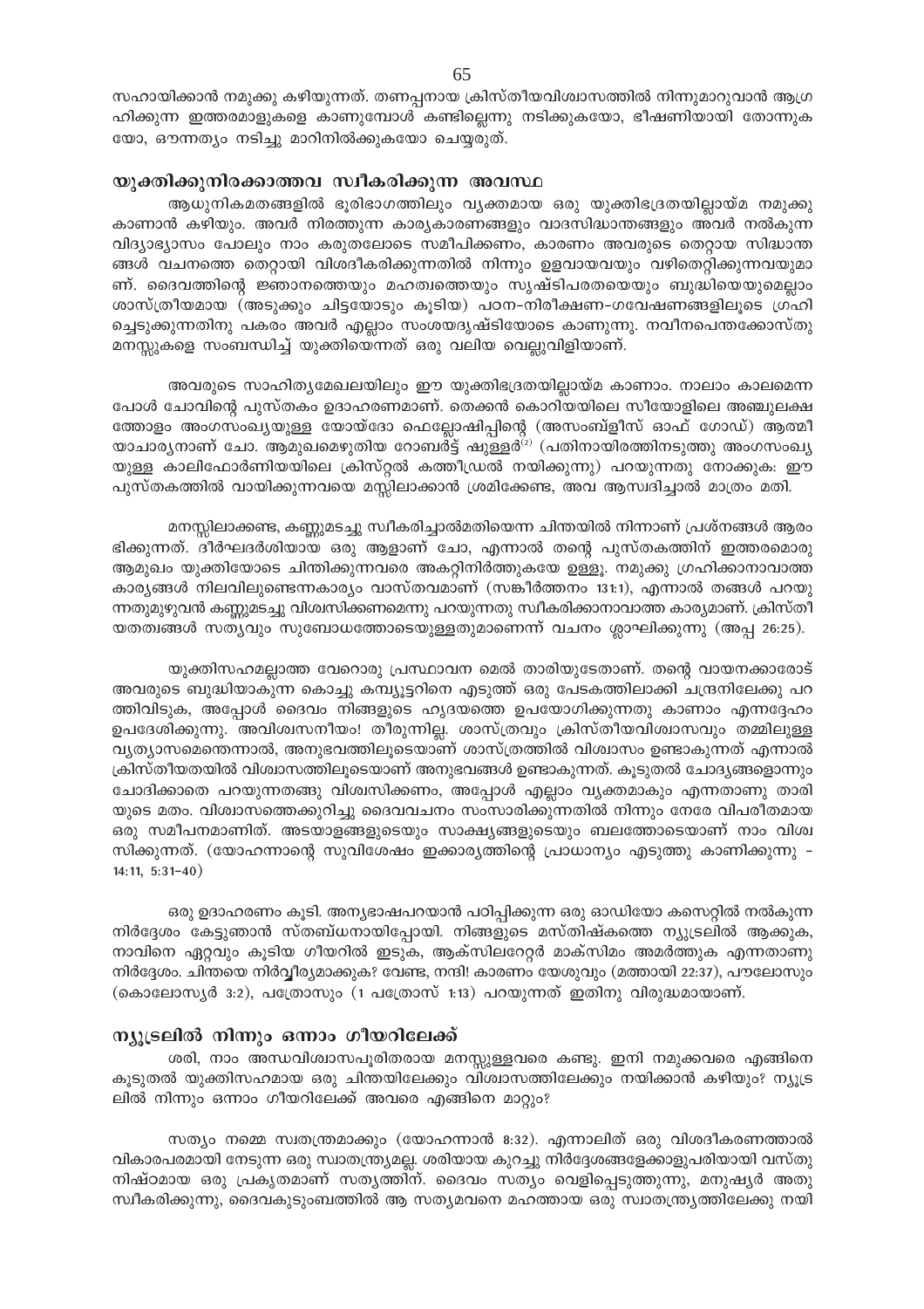സഹായിക്കാൻ നമുക്കു കഴിയുന്നത്. തണുപ്പനായ ക്രിസ്തീയവിശ്വാസത്തിൽ നിന്നുമാറുവാൻ ആഗ്രഹിക്കുന്ന ഇത്തരമാളുകളെ കാണുമ്പോൾ കണ്ടില്ലെന്നു നടിക്കുകയോ, ഭീഷണിയായി തോന്നുകയോ, ഔന്നത്യം നടിച്ചു മാറിനിൽക്കുകയോ ചെയ്യരുത്.

## യുക്തിക്കുനിരക്കാത്തവ സ്വീകരിക്കുന്ന അവസ്ഥ

ആധുനികമതങ്ങളിൽ ഭൂരിഭാഗത്തിലും വ്യക്തമായ ഒരു യുക്തിഭദ്രതയില്ലായ്മ നമുക്കു കാണാൻ കഴിയും. അവർ നിരത്തുന്ന കാര്യകാരണങ്ങളും വാദസിദ്ധാന്തങ്ങളും അവർ നൽകുന്ന വിദ്യാഭ്യാസം പോലും നാം കരുതലോടെ സമീപിക്കണം, കാരണം അവരുടെ തെറ്റായ സിദ്ധാന്തങ്ങൾ വചനത്തെ തെറ്റായി വിശദീകരിക്കുന്നതിൽ നിന്നും ഉളവായവയും വഴിതെറ്റിക്കുന്നവയുമാണ്. ദൈവത്തിന്റെ ജ്ഞാനത്തെയും മഹത്വത്തെയും സൃഷ്ടിപരതയെയും ബുദ്ധിയെയുമെല്ലാം ശാസ്ത്രീയമായ (അടുക്കും ചിട്ടയോടും കൂടിയ) പഠന-നിരീക്ഷണ-ഗവേഷണങ്ങളിലൂടെ ഗ്രഹിച്ചെടുക്കുന്നതിനു പകരം അവർ എല്ലാം സംശയദൃഷ്ടിയോടെ കാണുന്നു. നവീനപെന്തക്കോസ്തു മനസ്സുകളെ സംബന്ധിച്ച് യുക്തിയെന്നത് ഒരു വലിയ വെല്ലുവിളിയാണ്.

അവരുടെ സാഹിത്യമേഖലയിലും ഈ യുക്തിഭദ്രതയില്ലായ്മ കാണാം. നാലാം കാലമെന്ന പോൾ ചോവിന്റെ പുസ്തകം ഉദാഹരണമാണ്. തെക്കൻ കൊറിയയിലെ സീയോളിലെ അഞ്ചുലക്ഷത്തോളം അംഗസംഖ്യയുള്ള യോയ്ദോ ഫെല്ലോഷിപ്പിന്റെ (അസംബ്ളീസ് ഓഫ് ഗോഡ്) ആത്മീയാചാര്യനാണ് ചോ. ആമുഖമെഴുതിയ റോബർട്ട് ഷ്യുള്ളർ[2] (പതിനായിരത്തിനടുത്തു അംഗസംഖ്യയുള്ള കാലിഫോർണിയയിലെ ക്രിസ്റ്റൽ കത്തീഡ്രൽ നയിക്കുന്നു) പറയുന്നതു നോക്കുക: ഈ പുസ്തകത്തിൽ വായിക്കുന്നവയെ മസ്സിലാക്കാൻ ശ്രമിക്കേണ്ട, അവ ആസ്വദിച്ചാൽ മാത്രം മതി.

മനസ്സിലാക്കണ്ട, കണ്ണുമടച്ചു സ്വീകരിച്ചാൽമതിയെന്ന ചിന്തയിൽ നിന്നാണ് പ്രശ്നങ്ങൾ ആരംഭിക്കുന്നത്. ദീർഘദർശിയായ ഒരു ആളാണ് ചോ, എന്നാൽ തന്റെ പുസ്തകത്തിന് ഇത്തരമൊരു ആമുഖം യുക്തിയോടെ ചിന്തിക്കുന്നവരെ അകറ്റിനിർത്തുകയേ ഉള്ളൂ. നമുക്കു ഗ്രഹിക്കാനാവാത്ത കാര്യങ്ങൾ നിലവിലുണ്ടെന്നകാര്യം വാസ്തവമാണ് (സങ്കീർത്തനം 131:1), എന്നാൽ തങ്ങൾ പറയുന്നതുമുഴുവൻ കണ്ണുമടച്ചു വിശ്വസിക്കണമെന്നു പറയുന്നതു സ്വീകരിക്കാനാവാത്ത കാര്യമാണ്. ക്രിസ്തീയതത്വങ്ങൾ സത്യവും സുബോധത്തോടെയുള്ളതുമാണെന്ന് വചനം ശ്ലാഘിക്കുന്നു (അപ്പ 26:25).

യുക്തിസഹമല്ലാത്ത വേറൊരു പ്രസ്താവന മെൽ താരിയുടേതാണ്. തന്റെ വായനക്കാരോട് അവരുടെ ബുദ്ധിയാകുന്ന കൊച്ചു കമ്പ്യൂട്ടറിനെ എടുത്ത് ഒരു പേടകത്തിലാക്കി ചന്ദ്രനിലേക്കു പറത്തിവിടുക, അപ്പോൾ ദൈവം നിങ്ങളുടെ ഹൃദയത്തെ ഉപയോഗിക്കുന്നതു കാണാം എന്നദ്ദേഹം ഉപദേശിക്കുന്നു. അവിശ്വസനീയം! തീരുന്നില്ല. ശാസ്ത്രവും ക്രിസ്തീയവിശ്വാസവും തമ്മിലുള്ള വ്യത്യാസമെന്തെന്നാൽ, അനുഭവത്തിലൂടെയാണ് ശാസ്ത്രത്തിൽ വിശ്വാസം ഉണ്ടാകുന്നത് എന്നാൽ ക്രിസ്തീയതയിൽ വിശ്വാസത്തിലൂടെയാണ് അനുഭവങ്ങൾ ഉണ്ടാകുന്നത്. കൂടുതൽ ചോദ്യങ്ങളൊന്നും ചോദിക്കാതെ പറയുന്നതങ്ങു വിശ്വസിക്കണം, അപ്പോൾ എല്ലാം വ്യക്തമാകും എന്നതാണു താരിയുടെ മതം. വിശ്വാസത്തെക്കുറിച്ചു ദൈവവചനം സംസാരിക്കുന്നതിൽ നിന്നും നേരേ വിപരീതമായ ഒരു സമീപനമാണിത്. അടയാളങ്ങളുടെയും സാക്ഷ്യങ്ങളുടെയും ബലത്തോടെയാണ് നാം വിശ്വസിക്കുന്നത്. (യോഹന്നാന്റെ സുവിശേഷം ഇക്കാര്യത്തിന്റെ പ്രാധാന്യം എടുത്തു കാണിക്കുന്നു - 14:11, 5:31-40)

ഒരു ഉദാഹരണം കൂടി. അന്യഭാഷപറയാൻ പഠിപ്പിക്കുന്ന ഒരു ഓഡിയോ കസെറ്റിൽ നൽകുന്ന നിർദ്ദേശം കേട്ടുഞാൻ സ്തബ്ധനായിപ്പോയി. നിങ്ങളുടെ മസ്തിഷ്കത്തെ ന്യൂട്രലിൽ ആക്കുക, നാവിനെ ഏറ്റവും കൂടിയ ഗീയറിൽ ഇടുക, ആക്സിലറേറ്റർ മാക്സിമം അമർത്തുക എന്നതാണു നിർദ്ദേശം. ചിന്തയെ നിർവ്വീര്യമാക്കുക? വേണ്ട, നന്ദി! കാരണം യേശുവും (മത്തായി 22:37), പൗലോസും (കൊലോസ്യർ 3:2), പത്രോസും (1 പത്രോസ് 1:13) പറയുന്നത് ഇതിനു വിരുദ്ധമായാണ്.

## ന്യൂട്രലിൽ നിന്നും ഒന്നാം ഗീയറിലേക്ക്

ശരി, നാം അന്ധവിശ്വാസപൂരിതരായ മനസ്സുള്ളവരെ കണ്ടു. ഇനി നമുക്കവരെ എങ്ങിനെ കൂടുതൽ യുക്തിസഹമായ ഒരു ചിന്തയിലേക്കും വിശ്വാസത്തിലേക്കും നയിക്കാൻ കഴിയും? ന്യൂട്രലിൽ നിന്നും ഒന്നാം ഗീയറിലേക്ക് അവരെ എങ്ങിനെ മാറ്റും?

സത്യം നമ്മെ സ്വതന്ത്രമാക്കും (യോഹന്നാൻ 8:32). എന്നാലിത് ഒരു വിശദീകരണത്താൽ വികാരപരമായി നേടുന്ന ഒരു സ്വാതന്ത്ര്യമല്ല. ശരിയായ കുറച്ചു നിർദ്ദേശങ്ങളേക്കാളുപരിയായി വസ്തുനിഷ്ഠമായ ഒരു പ്രകൃതമാണ് സത്യത്തിന്. ദൈവം സത്യം വെളിപ്പെടുത്തുന്നു, മനുഷ്യർ അതു സ്വീകരിക്കുന്നു, ദൈവകുടുംബത്തിൽ ആ സത്യമവനെ മഹത്തായ ഒരു സ്വാതന്ത്ര്യത്തിലേക്കു നയി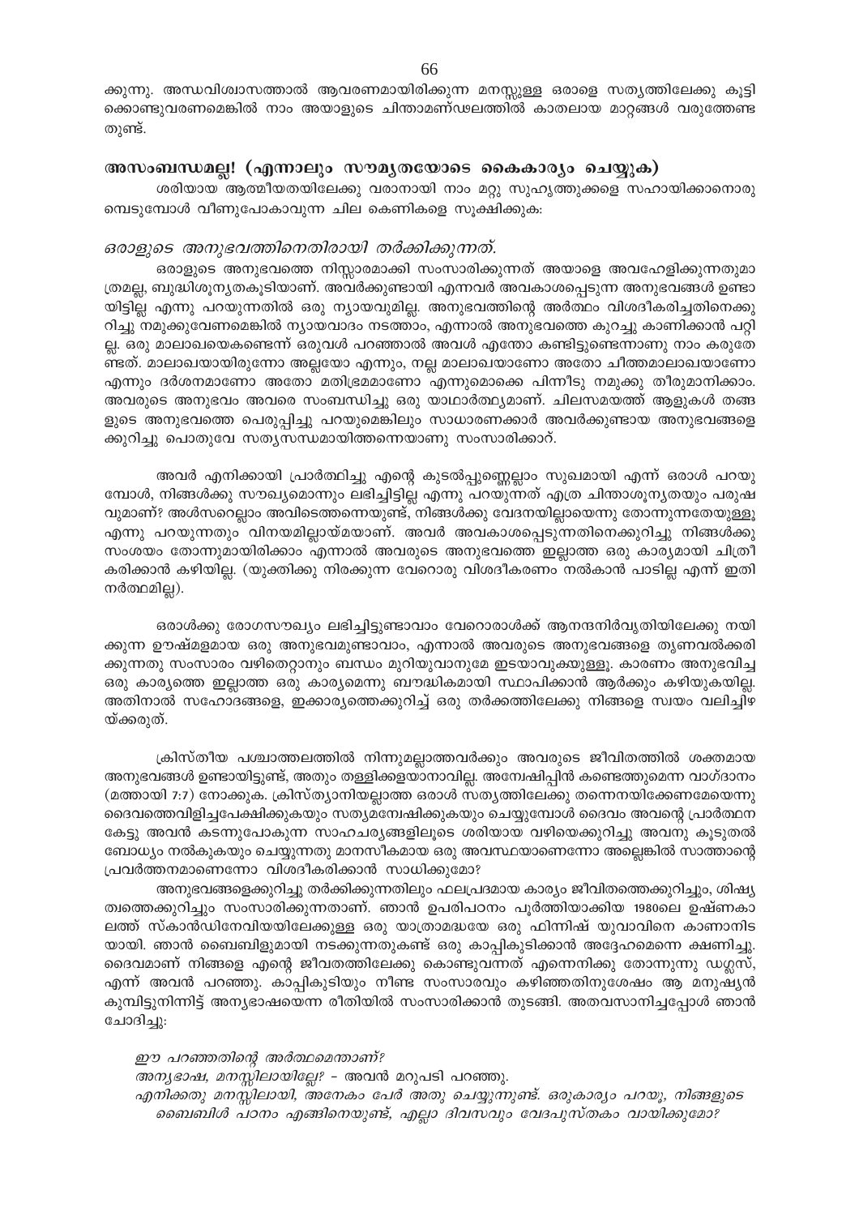ക്കുന്നു. അന്ധവിശ്വാസത്താൽ ആവരണമായിരിക്കുന്ന മനസ്സുള്ള ഒരാളെ സത്യത്തിലേക്കു കൂട്ടിക്കൊണ്ടുവരണമെങ്കിൽ നാം അയാളുടെ ചിന്താമണ്ഡലത്തിൽ കാതലായ മാറ്റങ്ങൾ വരുത്തേണ്ടതുണ്ട്.

## അസംബന്ധമല്ല! (എന്നാലും സൗമ്യതയോടെ കൈകാര്യം ചെയ്യുക)

ശരിയായ ആത്മീയതയിലേക്കു വരാനായി നാം മറ്റു സുഹൃത്തുക്കളെ സഹായിക്കാനൊരുമ്പെടുമ്പോൾ വീണുപോകാവുന്ന ചില കെണികളെ സൂക്ഷിക്കുക:

### *ഒരാളുടെ അനുഭവത്തിനെതിരായി തർക്കിക്കുന്നത്.*

ഒരാളുടെ അനുഭവത്തെ നിസ്സാരമാക്കി സംസാരിക്കുന്നത് അയാളെ അവഹേളിക്കുന്നതുമാത്രമല്ല, ബുദ്ധിശൂന്യതകൂടിയാണ്. അവർക്കുണ്ടായി എന്നവർ അവകാശപ്പെടുന്ന അനുഭവങ്ങൾ ഉണ്ടായിട്ടില്ല എന്നു പറയുന്നതിൽ ഒരു ന്യായവുമില്ല. അനുഭവത്തിന്റെ അർത്ഥം വിശദീകരിച്ചതിനെക്കുറിച്ചു നമുക്കുവേണമെങ്കിൽ ന്യായവാദം നടത്താം, എന്നാൽ അനുഭവത്തെ കുറച്ചു കാണിക്കാൻ പറ്റില്ല. ഒരു മാലാഖയെകണ്ടെന്ന് ഒരുവൾ പറഞ്ഞാൽ അവൾ എന്തോ കണ്ടിട്ടുണ്ടെന്നാണു നാം കരുതേണ്ടത്. മാലാഖയായിരുന്നോ അല്ലയോ എന്നും, നല്ല മാലാഖയാണോ അതോ ചീത്തമാലാഖയാണോ എന്നും ദർശനമാണോ അതോ മതിഭ്രമമാണോ എന്നുമൊക്കെ പിന്നീടു നമുക്കു തീരുമാനിക്കാം. അവരുടെ അനുഭവം അവരെ സംബന്ധിച്ചു ഒരു യാഥാർത്ഥ്യമാണ്. ചിലസമയത്ത് ആളുകൾ തങ്ങളുടെ അനുഭവത്തെ പെരുപ്പിച്ചു പറയുമെങ്കിലും സാധാരണക്കാർ അവർക്കുണ്ടായ അനുഭവങ്ങളെക്കുറിച്ചു പൊതുവേ സത്യസന്ധമായിത്തന്നെയാണു സംസാരിക്കാറ്.

അവർ എനിക്കായി പ്രാർത്ഥിച്ചു എന്റെ കുടൽപ്പുണ്ണെല്ലാം സുഖമായി എന്ന് ഒരാൾ പറയുമ്പോൾ, നിങ്ങൾക്കു സൗഖ്യമൊന്നും ലഭിച്ചിട്ടില്ല എന്നു പറയുന്നത് എത്ര ചിന്താശൂന്യതയും പരുഷവുമാണ്? അൾസറെല്ലാം അവിടെത്തന്നെയുണ്ട്, നിങ്ങൾക്കു വേദനയില്ലായെന്നു തോന്നുന്നതേയുള്ളൂ എന്നു പറയുന്നതും വിനയമില്ലായ്മയാണ്. അവർ അവകാശപ്പെടുന്നതിനെക്കുറിച്ചു നിങ്ങൾക്കു സംശയം തോന്നുമായിരിക്കാം എന്നാൽ അവരുടെ അനുഭവത്തെ ഇല്ലാത്ത ഒരു കാര്യമായി ചിത്രീകരിക്കാൻ കഴിയില്ല. (യുക്തിക്കു നിരക്കുന്ന വേറൊരു വിശദീകരണം നൽകാൻ പാടില്ല എന്ന് ഇതിനർത്ഥമില്ല).

ഒരാൾക്കു രോഗസൗഖ്യം ലഭിച്ചിട്ടുണ്ടാവാം വേറൊരാൾക്ക് ആനന്ദനിർവൃതിയിലേക്കു നയിക്കുന്ന ഊഷ്മളമായ ഒരു അനുഭവമുണ്ടാവാം, എന്നാൽ അവരുടെ അനുഭവങ്ങളെ തൃണവൽക്കരിക്കുന്നതു സംസാരം വഴിതെറ്റാനും ബന്ധം മുറിയുവാനുമേ ഇടയാവുകയുള്ളൂ. കാരണം അനുഭവിച്ച ഒരു കാര്യത്തെ ഇല്ലാത്ത ഒരു കാര്യമെന്നു ബൗദ്ധികമായി സ്ഥാപിക്കാൻ ആർക്കും കഴിയുകയില്ല. അതിനാൽ സഹോദങ്ങളെ, ഇക്കാര്യത്തെക്കുറിച്ച് ഒരു തർക്കത്തിലേക്കു നിങ്ങളെ സ്വയം വലിച്ചിഴയ്ക്കരുത്.

ക്രിസ്തീയ പശ്ചാത്തലത്തിൽ നിന്നുമല്ലാത്തവർക്കും അവരുടെ ജീവിതത്തിൽ ശക്തമായ അനുഭവങ്ങൾ ഉണ്ടായിട്ടുണ്ട്, അതും തള്ളിക്കളയാനാവില്ല. അന്വേഷിപ്പിൻ കണ്ടെത്തുമെന്ന വാഗ്ദാനം (മത്തായി 7:7) നോക്കുക. ക്രിസ്ത്യാനിയല്ലാത്ത ഒരാൾ സത്യത്തിലേക്കു തന്നെനയിക്കേണമേയെന്നു ദൈവത്തെവിളിച്ചപേക്ഷിക്കുകയും സത്യമന്വേഷിക്കുകയും ചെയ്യുമ്പോൾ ദൈവം അവന്റെ പ്രാർത്ഥന കേട്ടു അവൻ കടന്നുപോകുന്ന സാഹചര്യങ്ങളിലൂടെ ശരിയായ വഴിയെക്കുറിച്ചു അവനു കൂടുതൽ ബോധ്യം നൽകുകയും ചെയ്യുന്നതു മാനസീകമായ ഒരു അവസ്ഥയാണെന്നോ അല്ലെങ്കിൽ സാത്താന്റെ പ്രവർത്തനമാണെന്നോ വിശദീകരിക്കാൻ സാധിക്കുമോ?

അനുഭവങ്ങളെക്കുറിച്ചു തർക്കിക്കുന്നതിലും ഫലപ്രദമായ കാര്യം ജീവിതത്തെക്കുറിച്ചും, ശിഷ്യത്വത്തെക്കുറിച്ചും സംസാരിക്കുന്നതാണ്. ഞാൻ ഉപരിപഠനം പൂർത്തിയാക്കിയ 1980ലെ ഉഷ്ണകാലത്ത് സ്കാൻഡിനേവിയയിലേക്കുള്ള ഒരു യാത്രാമദ്ധ്യേ ഒരു ഫിന്നിഷ് യുവാവിനെ കാണാനിടയായി. ഞാൻ ബൈബിളുമായി നടക്കുന്നതുകണ്ട് ഒരു കാപ്പികുടിക്കാൻ അദ്ദേഹമെന്നെ ക്ഷണിച്ചു. ദൈവമാണ് നിങ്ങളെ എന്റെ ജീവിതത്തിലേക്കു കൊണ്ടുവന്നത് എന്നെനിക്കു തോന്നുന്നു ഡഗ്ലസ്, എന്ന് അവൻ പറഞ്ഞു. കാപ്പികുടിയും നീണ്ട സംസാരവും കഴിഞ്ഞതിനുശേഷം ആ മനുഷ്യൻ കുമ്പിട്ടുനിന്നിട്ട് അന്യഭാഷയെന്ന രീതിയിൽ സംസാരിക്കാൻ തുടങ്ങി. അതവസാനിച്ചപ്പോൾ ഞാൻ ചോദിച്ചു:

*ഈ പറഞ്ഞതിന്റെ അർത്ഥമെന്താണ്?*

*അന്യഭാഷ, മനസ്സിലായില്ലേ?* - അവൻ മറുപടി പറഞ്ഞു.

*എനിക്കതു മനസ്സിലായി, അനേകം പേർ അതു ചെയ്യുന്നുണ്ട്. ഒരുകാര്യം പറയൂ, നിങ്ങളുടെ ബൈബിൾ പഠനം എങ്ങിനെയുണ്ട്, എല്ലാ ദിവസവും വേദപുസ്തകം വായിക്കുമോ?*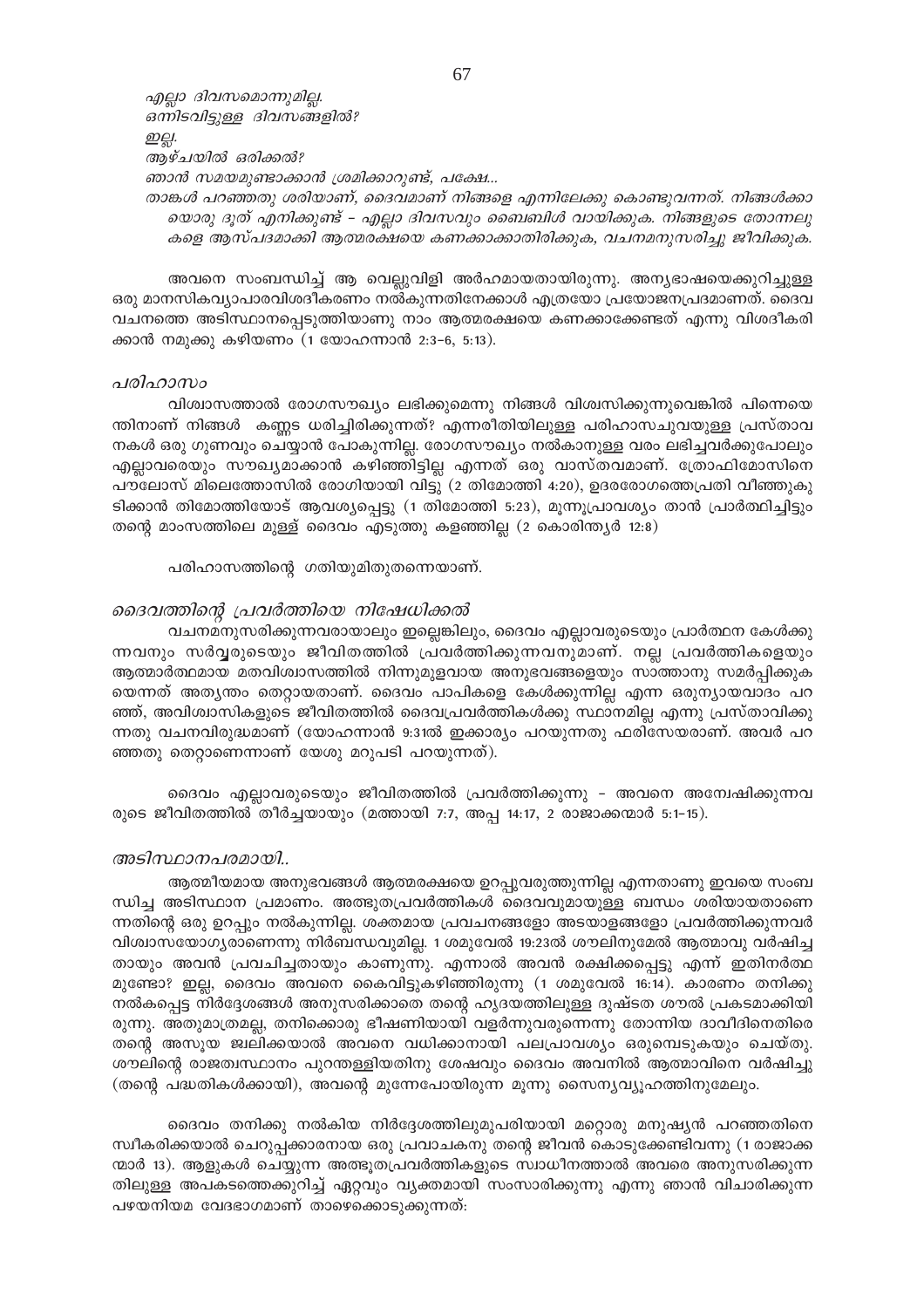*എല്ലാ ദിവസമൊന്നുമില്ല.*
*ഒന്നിടവിട്ടുള്ള ദിവസങ്ങളിൽ?*
*ഇല്ല.*
*ആഴ്ചയിൽ ഒരിക്കൽ?*
*ഞാൻ സമയമുണ്ടാക്കാൻ ശ്രമിക്കാറുണ്ട്, പക്ഷേ...*
*താങ്കൾ പറഞ്ഞതു ശരിയാണ്, ദൈവമാണ് നിങ്ങളെ എന്നിലേക്കു കൊണ്ടുവന്നത്. നിങ്ങൾക്കായൊരു ദൂത് എനിക്കുണ്ട് - എല്ലാ ദിവസവും ബൈബിൾ വായിക്കുക. നിങ്ങളുടെ തോന്നലുകളെ ആസ്പദമാക്കി ആത്മരക്ഷയെ കണക്കാക്കാതിരിക്കുക, വചനമനുസരിച്ചു ജീവിക്കുക.*

അവനെ സംബന്ധിച്ച് ആ വെല്ലുവിളി അർഹമായതായിരുന്നു. അന്യഭാഷയെക്കുറിച്ചുള്ള ഒരു മാനസികവ്യാപാരവിശദീകരണം നൽകുന്നതിനേക്കാൾ എത്രയോ പ്രയോജനപ്രദമാണത്. ദൈവ വചനത്തെ അടിസ്ഥാനപ്പെടുത്തിയാണു നാം ആത്മരക്ഷയെ കണക്കാക്കേണ്ടത് എന്നു വിശദീകരിക്കാൻ നമുക്കു കഴിയണം (1 യോഹന്നാൻ 2:3-6, 5:13).

### *പരിഹാസം*

വിശ്വാസത്താൽ രോഗസൗഖ്യം ലഭിക്കുമെന്നു നിങ്ങൾ വിശ്വസിക്കുന്നുവെങ്കിൽ പിന്നെയെന്തിനാണ് നിങ്ങൾ കണ്ണട ധരിച്ചിരിക്കുന്നത്? എന്നരീതിയിലുള്ള പരിഹാസച്ചുവയുള്ള പ്രസ്താവനകൾ ഒരു ഗുണവും ചെയ്യാൻ പോകുന്നില്ല. രോഗസൗഖ്യം നൽകാനുള്ള വരം ലഭിച്ചവർക്കുപോലും എല്ലാവരെയും സൗഖ്യമാക്കാൻ കഴിഞ്ഞിട്ടില്ല എന്നത് ഒരു വാസ്തവമാണ്. ത്രോഫിമോസിനെ പൗലോസ് മിലെത്തോസിൽ രോഗിയായി വിട്ടു (2 തിമോത്തി 4:20), ഉദരരോഗത്തെപ്രതി വീഞ്ഞുകുടിക്കാൻ തിമോത്തിയോട് ആവശ്യപ്പെട്ടു (1 തിമോത്തി 5:23), മൂന്നുപ്രാവശ്യം താൻ പ്രാർത്ഥിച്ചിട്ടും തന്റെ മാംസത്തിലെ മുള്ള് ദൈവം എടുത്തു കളഞ്ഞില്ല (2 കൊരിന്ത്യർ 12:8)

പരിഹാസത്തിന്റെ ഗതിയുമിതുതന്നെയാണ്.

### *ദൈവത്തിന്റെ പ്രവർത്തിയെ നിഷേധിക്കൽ*

വചനമനുസരിക്കുന്നവരായാലും ഇല്ലെങ്കിലും, ദൈവം എല്ലാവരുടെയും പ്രാർത്ഥന കേൾക്കുന്നവനും സർവ്വരുടെയും ജീവിതത്തിൽ പ്രവർത്തിക്കുന്നവനുമാണ്. നല്ല പ്രവർത്തികളെയും ആത്മാർത്ഥമായ മതവിശ്വാസത്തിൽ നിന്നുമുളവായ അനുഭവങ്ങളെയും സാത്താനു സമർപ്പിക്കുകയെന്നത് അത്യന്തം തെറ്റായതാണ്. ദൈവം പാപികളെ കേൾക്കുന്നില്ല എന്ന ഒരുന്യായവാദം പറഞ്ഞ്, അവിശ്വാസികളുടെ ജീവിതത്തിൽ ദൈവപ്രവർത്തികൾക്കു സ്ഥാനമില്ല എന്നു പ്രസ്താവിക്കുന്നതു വചനവിരുദ്ധമാണ് (യോഹന്നാൻ 9:31ൽ ഇക്കാര്യം പറയുന്നതു ഫരിസേയരാണ്. അവർ പറഞ്ഞതു തെറ്റാണെന്നാണ് യേശു മറുപടി പറയുന്നത്).

ദൈവം എല്ലാവരുടെയും ജീവിതത്തിൽ പ്രവർത്തിക്കുന്നു - അവനെ അന്വേഷിക്കുന്നവരുടെ ജീവിതത്തിൽ തീർച്ചയായും (മത്തായി 7:7, അപ്പ 14:17, 2 രാജാക്കന്മാർ 5:1-15).

### *അടിസ്ഥാനപരമായി..*

ആത്മീയമായ അനുഭവങ്ങൾ ആത്മരക്ഷയെ ഉറപ്പുവരുത്തുന്നില്ല എന്നതാണു ഇവയെ സംബന്ധിച്ച അടിസ്ഥാന പ്രമാണം. അത്ഭുതപ്രവർത്തികൾ ദൈവവുമായുള്ള ബന്ധം ശരിയായതാണെന്നതിന്റെ ഒരു ഉറപ്പും നൽകുന്നില്ല. ശക്തമായ പ്രവചനങ്ങളോ അടയാളങ്ങളോ പ്രവർത്തിക്കുന്നവർ വിശ്വാസയോഗ്യരാണെന്നു നിർബന്ധവുമില്ല. 1 ശമുവേൽ 19:23ൽ ശൗലിനുമേൽ ആത്മാവു വർഷിച്ചതായും അവൻ പ്രവചിച്ചതായും കാണുന്നു. എന്നാൽ അവൻ രക്ഷിക്കപ്പെട്ടു എന്ന് ഇതിനർത്ഥമുണ്ടോ? ഇല്ല, ദൈവം അവനെ കൈവിട്ടുകഴിഞ്ഞിരുന്നു (1 ശമുവേൽ 16:14). കാരണം തനിക്കു നൽകപ്പെട്ട നിർദ്ദേശങ്ങൾ അനുസരിക്കാതെ തന്റെ ഹൃദയത്തിലുള്ള ദുഷ്ടത ശൗൽ പ്രകടമാക്കിയിരുന്നു. അതുമാത്രമല്ല, തനിക്കൊരു ഭീഷണിയായി വളർന്നുവരുന്നെന്നു തോന്നിയ ദാവീദിനെതിരെ തന്റെ അസൂയ ജ്വലിക്കയാൽ അവനെ വധിക്കാനായി പലപ്രാവശ്യം ഒരുമ്പെടുകയും ചെയ്തു. ശൗലിന്റെ രാജത്വസ്ഥാനം പുറന്തള്ളിയതിനു ശേഷവും ദൈവം അവനിൽ ആത്മാവിനെ വർഷിച്ചു (തന്റെ പദ്ധതികൾക്കായി), അവന്റെ മുന്നേപോയിരുന്ന മൂന്നു സൈന്യവ്യൂഹത്തിനുമേലും.

ദൈവം തനിക്കു നൽകിയ നിർദ്ദേശത്തിലുമുപരിയായി മറ്റൊരു മനുഷ്യൻ പറഞ്ഞതിനെ സ്വീകരിക്കയാൽ ചെറുപ്പക്കാരനായ ഒരു പ്രവാചകനു തന്റെ ജീവൻ കൊടുക്കേണ്ടിവന്നു (1 രാജാക്കന്മാർ 13). ആളുകൾ ചെയ്യുന്ന അത്ഭുതപ്രവർത്തികളുടെ സ്വാധീനത്താൽ അവരെ അനുസരിക്കുന്നതിലുള്ള അപകടത്തെക്കുറിച്ച് ഏറ്റവും വ്യക്തമായി സംസാരിക്കുന്നു എന്നു ഞാൻ വിചാരിക്കുന്ന പഴയനിയമ വേദഭാഗമാണ് താഴെക്കൊടുക്കുന്നത്: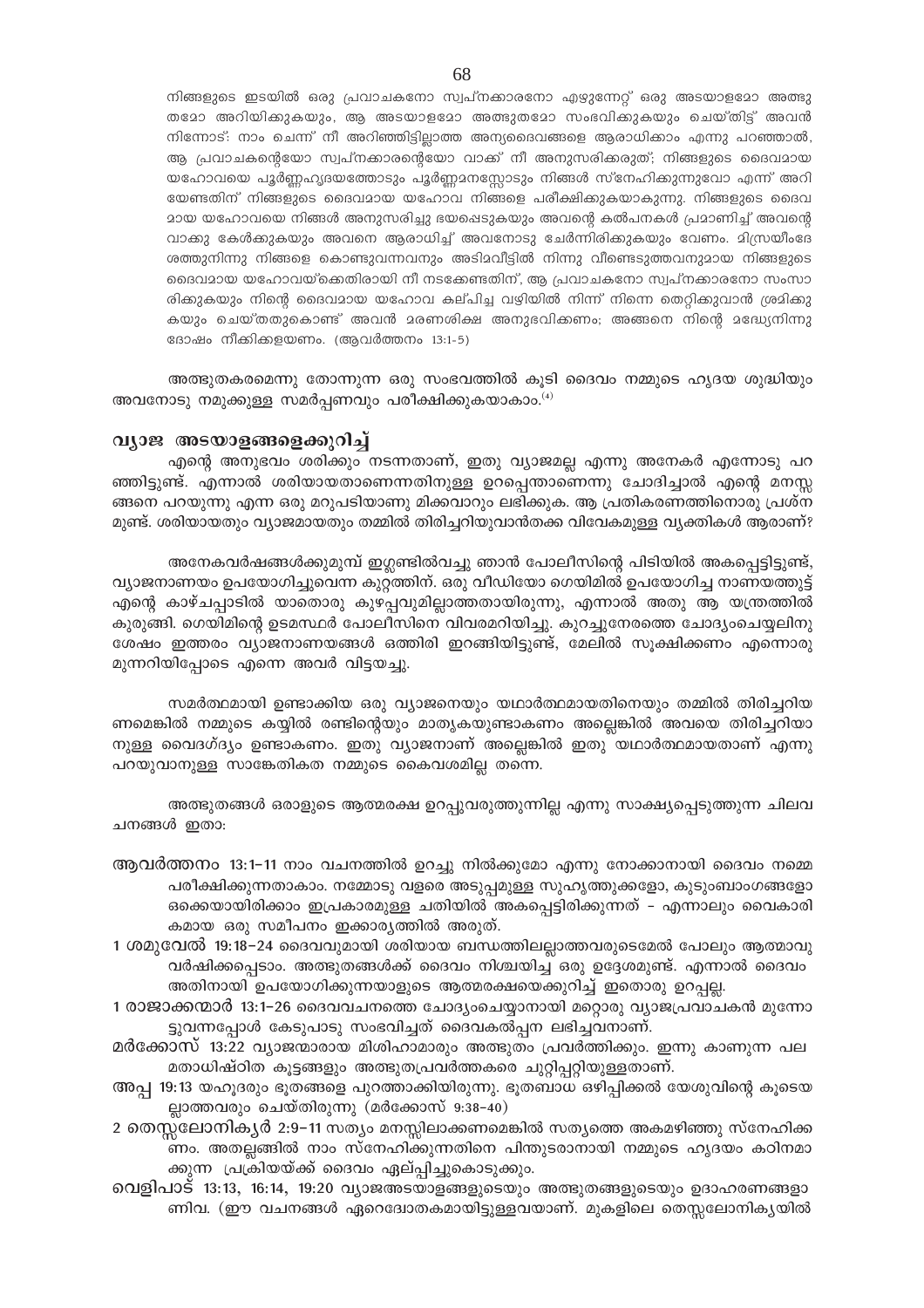നിങ്ങളുടെ ഇടയിൽ ഒരു പ്രവാചകനോ സ്വപ്നക്കാരനോ എഴുന്നേറ്റ് ഒരു അടയാളമോ അത്ഭുതമോ അറിയിക്കുകയും, ആ അടയാളമോ അത്ഭുതമോ സംഭവിക്കുകയും ചെയ്തിട്ട് അവൻ നിന്നോട്: നാം ചെന്ന് നീ അറിഞ്ഞിട്ടില്ലാത്ത അന്യദൈവങ്ങളെ ആരാധിക്കാം എന്നു പറഞ്ഞാൽ, ആ പ്രവാചകന്റെയോ സ്വപ്നക്കാരന്റെയോ വാക്ക് നീ അനുസരിക്കരുത്; നിങ്ങളുടെ ദൈവമായ യഹോവയെ പൂർണ്ണഹൃദയത്തോടും പൂർണ്ണമനസ്സോടും നിങ്ങൾ സ്നേഹിക്കുന്നുവോ എന്ന് അറിയേണ്ടതിന് നിങ്ങളുടെ ദൈവമായ യഹോവ നിങ്ങളെ പരീക്ഷിക്കുകയാകുന്നു. നിങ്ങളുടെ ദൈവമായ യഹോവയെ നിങ്ങൾ അനുസരിച്ചു ഭയപ്പെടുകയും അവന്റെ കൽപനകൾ പ്രമാണിച്ച് അവന്റെ വാക്കു കേൾക്കുകയും അവനെ ആരാധിച്ച് അവനോടു ചേർന്നിരിക്കുകയും വേണം. മിസ്രയീംദേശത്തുനിന്നു നിങ്ങളെ കൊണ്ടുവന്നവനും അടിമവീട്ടിൽ നിന്നു വീണ്ടെടുത്തവനുമായ നിങ്ങളുടെ ദൈവമായ യഹോവയ്ക്കെതിരായി നീ നടക്കേണ്ടതിന്, ആ പ്രവാചകനോ സ്വപ്നക്കാരനോ സംസാരിക്കുകയും നിന്റെ ദൈവമായ യഹോവ കല്പിച്ച വഴിയിൽ നിന്ന് നിന്നെ തെറ്റിക്കുവാൻ ശ്രമിക്കുകയും ചെയ്തതുകൊണ്ട് അവൻ മരണശിക്ഷ അനുഭവിക്കണം; അങ്ങനെ നിന്റെ മദ്ധ്യേനിന്നു ദോഷം നീക്കിക്കളയണം. (ആവർത്തനം 13:1-5)

അത്ഭുതകരമെന്നു തോന്നുന്ന ഒരു സംഭവത്തിൽ കൂടി ദൈവം നമ്മുടെ ഹൃദയ ശുദ്ധിയും അവനോടു നമുക്കുള്ള സമർപ്പണവും പരീക്ഷിക്കുകയാകാം.[4]

## വ്യാജ അടയാളങ്ങളെക്കുറിച്ച്

എന്റെ അനുഭവം ശരിക്കും നടന്നതാണ്, ഇതു വ്യാജമല്ല എന്നു അനേകർ എന്നോടു പറഞ്ഞിട്ടുണ്ട്. എന്നാൽ ശരിയായതാണെന്നതിനുള്ള ഉറപ്പെന്താണെന്നു ചോദിച്ചാൽ എന്റെ മനസ്സങ്ങനെ പറയുന്നു എന്ന ഒരു മറുപടിയാണു മിക്കവാറും ലഭിക്കുക. ആ പ്രതികരണത്തിനൊരു പ്രശ്നമുണ്ട്. ശരിയായതും വ്യാജമായതും തമ്മിൽ തിരിച്ചറിയുവാൻതക്ക വിവേകമുള്ള വ്യക്തികൾ ആരാണ്?

അനേകവർഷങ്ങൾക്കുമുമ്പ് ഇഗ്ലണ്ടിൽവച്ചു ഞാൻ പോലീസിന്റെ പിടിയിൽ അകപ്പെട്ടിട്ടുണ്ട്, വ്യാജനാണയം ഉപയോഗിച്ചുവെന്ന കുറ്റത്തിന്. ഒരു വീഡിയോ ഗെയിമിൽ ഉപയോഗിച്ച നാണയത്തുട്ട് എന്റെ കാഴ്ചപ്പാടിൽ യാതൊരു കുഴപ്പവുമില്ലാത്തതായിരുന്നു, എന്നാൽ അതു ആ യന്ത്രത്തിൽ കുരുങ്ങി. ഗെയിമിന്റെ ഉടമസ്ഥർ പോലീസിനെ വിവരമറിയിച്ചു. കുറച്ചുനേരത്തെ ചോദ്യംചെയ്യലിനു ശേഷം ഇത്തരം വ്യാജനാണയങ്ങൾ ഒത്തിരി ഇറങ്ങിയിട്ടുണ്ട്, മേലിൽ സൂക്ഷിക്കണം എന്നൊരു മുന്നറിയിപ്പോടെ എന്നെ അവർ വിട്ടയച്ചു.

സമർത്ഥമായി ഉണ്ടാക്കിയ ഒരു വ്യാജനെയും യഥാർത്ഥമായതിനെയും തമ്മിൽ തിരിച്ചറിയണമെങ്കിൽ നമ്മുടെ കയ്യിൽ രണ്ടിന്റെയും മാതൃകയുണ്ടാകണം അല്ലെങ്കിൽ അവയെ തിരിച്ചറിയാനുള്ള വൈദഗ്ദ്യം ഉണ്ടാകണം. ഇതു വ്യാജനാണ് അല്ലെങ്കിൽ ഇതു യഥാർത്ഥമായതാണ് എന്നു പറയുവാനുള്ള സാങ്കേതികത നമ്മുടെ കൈവശമില്ല തന്നെ.

അത്ഭുതങ്ങൾ ഒരാളുടെ ആത്മരക്ഷ ഉറപ്പുവരുത്തുന്നില്ല എന്നു സാക്ഷ്യപ്പെടുത്തുന്ന ചില വചനങ്ങൾ ഇതാ:

- **ആവർത്തനം 13:1-11** നാം വചനത്തിൽ ഉറച്ചു നിൽക്കുമോ എന്നു നോക്കാനായി ദൈവം നമ്മെ പരീക്ഷിക്കുന്നതാകാം. നമ്മോടു വളരെ അടുപ്പമുള്ള സുഹൃത്തുക്കളോ, കുടുംബാംഗങ്ങളോ ഒക്കെയായിരിക്കാം ഇപ്രകാരമുള്ള ചതിയിൽ അകപ്പെട്ടിരിക്കുന്നത് - എന്നാലും വൈകാരികമായ ഒരു സമീപനം ഇക്കാര്യത്തിൽ അരുത്.
- **1 ശമുവേൽ 19:18-24** ദൈവവുമായി ശരിയായ ബന്ധത്തിലല്ലാത്തവരുടെമേൽ പോലും ആത്മാവു വർഷിക്കപ്പെടാം. അത്ഭുതങ്ങൾക്ക് ദൈവം നിശ്ചയിച്ച ഒരു ഉദ്ദേശമുണ്ട്. എന്നാൽ ദൈവം അതിനായി ഉപയോഗിക്കുന്നയാളുടെ ആത്മരക്ഷയെക്കുറിച്ച് ഇതൊരു ഉറപ്പല്ല.
- **1 രാജാക്കന്മാർ 13:1-26** ദൈവവചനത്തെ ചോദ്യംചെയ്യാനായി മറ്റൊരു വ്യാജപ്രവാചകൻ മുന്നോട്ടുവന്നപ്പോൾ കേടുപാടു സംഭവിച്ചത് ദൈവകല്പന ലഭിച്ചവനാണ്.
- **മർക്കോസ് 13:22** വ്യാജന്മാരായ മിശിഹാമാരും അത്ഭുതം പ്രവർത്തിക്കും. ഇന്നു കാണുന്ന പല മതാധിഷ്ഠിത കൂട്ടങ്ങളും അത്ഭുതപ്രവർത്തകരെ ചുറ്റിപ്പറ്റിയുള്ളതാണ്.
- **അപ്പ 19:13** യഹൂദരും ഭൂതങ്ങളെ പുറത്താക്കിയിരുന്നു. ഭൂതബാധ ഒഴിപ്പിക്കൽ യേശുവിന്റെ കൂടെയല്ലാത്തവരും ചെയ്തിരുന്നു (മർക്കോസ് 9:38-40)
- **2 തെസ്സലോനിക്യർ 2:9-11** സത്യം മനസ്സിലാക്കണമെങ്കിൽ സത്യത്തെ അകമഴിഞ്ഞു സ്നേഹിക്കണം. അതല്ലങ്ങിൽ നാം സ്നേഹിക്കുന്നതിനെ പിന്തുടരാനായി നമ്മുടെ ഹൃദയം കഠിനമാക്കുന്ന പ്രക്രിയയ്ക്ക് ദൈവം ഏല്പ്പിച്ചുകൊടുക്കും.
- **വെളിപാട് 13:13, 16:14, 19:20** വ്യാജഅടയാളങ്ങളുടെയും അത്ഭുതങ്ങളുടെയും ഉദാഹരണങ്ങളാണിവ. (ഈ വചനങ്ങൾ ഏറെദ്യോതകമായിട്ടുള്ളവയാണ്. മുകളിലെ തെസ്സലോനിക്യയിൽ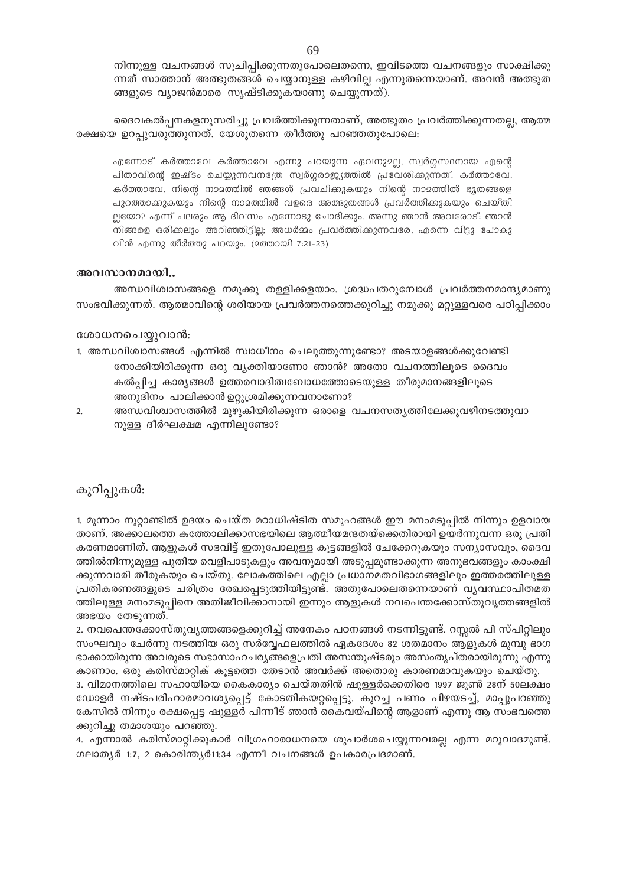നിന്നുള്ള വചനങ്ങൾ സൂചിപ്പിക്കുന്നതുപോലെതന്നെ, ഇവിടത്തെ വചനങ്ങളും സാക്ഷിക്കുന്നത് സാത്താന് അത്ഭുതങ്ങൾ ചെയ്യാനുള്ള കഴിവില്ല എന്നുതന്നെയാണ്. അവൻ അത്ഭുതങ്ങളുടെ വ്യാജൻമാരെ സൃഷ്ടിക്കുകയാണു ചെയ്യുന്നത്).

ദൈവകല്പനകളനുസരിച്ചു പ്രവർത്തിക്കുന്നതാണ്, അത്ഭുതം പ്രവർത്തിക്കുന്നതല്ല, ആത്മരക്ഷയെ ഉറപ്പുവരുത്തുന്നത്. യേശുതന്നെ തീർത്തു പറഞ്ഞതുപോലെ:

> എന്നോട് കർത്താവേ കർത്താവേ എന്നു പറയുന്ന ഏവനുമല്ല, സ്വർഗ്ഗസ്ഥനായ എന്റെ പിതാവിന്റെ ഇഷ്ടം ചെയ്യുന്നവനത്രേ സ്വർഗ്ഗരാജ്യത്തിൽ പ്രവേശിക്കുന്നത്. കർത്താവേ, കർത്താവേ, നിന്റെ നാമത്തിൽ ഞങ്ങൾ പ്രവചിക്കുകയും നിന്റെ നാമത്തിൽ ഭൂതങ്ങളെ പുറത്താക്കുകയും നിന്റെ നാമത്തിൽ വളരെ അത്ഭുതങ്ങൾ പ്രവർത്തിക്കുകയും ചെയ്തില്ലയോ? എന്ന് പലരും ആ ദിവസം എന്നോടു ചോദിക്കും. അന്നു ഞാൻ അവരോട്: ഞാൻ നിങ്ങളെ ഒരിക്കലും അറിഞ്ഞിട്ടില്ല; അധർമ്മം പ്രവർത്തിക്കുന്നവരേ, എന്നെ വിട്ടു പോകുവിൻ എന്നു തീർത്തു പറയും. (മത്തായി 7:21-23)

## അവസാനമായി..

അന്ധവിശ്വാസങ്ങളെ നമുക്കു തള്ളിക്കളയാം. ശ്രദ്ധപതറുമ്പോൾ പ്രവർത്തനമാന്ദ്യമാണു സംഭവിക്കുന്നത്. ആത്മാവിന്റെ ശരിയായ പ്രവർത്തനത്തെക്കുറിച്ചു നമുക്കു മറ്റുള്ളവരെ പഠിപ്പിക്കാം

### ശോധനചെയ്യുവാൻ:

1. അന്ധവിശ്വാസങ്ങൾ എന്നിൽ സ്വാധീനം ചെലുത്തുന്നുണ്ടോ? അടയാളങ്ങൾക്കുവേണ്ടി നോക്കിയിരിക്കുന്ന ഒരു വ്യക്തിയാണോ ഞാൻ? അതോ വചനത്തിലൂടെ ദൈവം കൽപ്പിച്ച കാര്യങ്ങൾ ഉത്തരവാദിത്വബോധത്തോടെയുള്ള തീരുമാനങ്ങളിലൂടെ അനുദിനം പാലിക്കാൻ ഉറ്റുശ്രമിക്കുന്നവനാണോ?
2. അന്ധവിശ്വാസത്തിൽ മുഴുകിയിരിക്കുന്ന ഒരാളെ വചനസത്യത്തിലേക്കുവഴിനടത്തുവാനുള്ള ദീർഘക്ഷമ എന്നിലുണ്ടോ?

### കുറിപ്പുകൾ:

1. മൂന്നാം നൂറ്റാണ്ടിൽ ഉദയം ചെയ്ത മഠാധിഷ്ടിത സമൂഹങ്ങൾ ഈ മനംമടുപ്പിൽ നിന്നും ഉളവായതാണ്. അക്കാലത്തെ കത്തോലിക്കാസഭയിലെ ആത്മീയമന്ദതയ്ക്കെതിരായി ഉയർന്നുവന്ന ഒരു പ്രതികരണമാണിത്. ആളുകൾ സഭവിട്ട് ഇതുപോലുള്ള കൂട്ടങ്ങളിൽ ചേക്കേറുകയും സന്യാസവും, ദൈവത്തിൽനിന്നുമുള്ള പുതിയ വെളിപാടുകളും അവനുമായി അടുപ്പമുണ്ടാക്കുന്ന അനുഭവങ്ങളും കാംക്ഷിക്കുന്നവാരി തീരുകയും ചെയ്തു. ലോകത്തിലെ എല്ലാ പ്രധാനമതവിഭാഗങ്ങളിലും ഇത്തരത്തിലുള്ള പ്രതികരണങ്ങളുടെ ചരിത്രം രേഖപ്പെടുത്തിയിട്ടുണ്ട്. അതുപോലെതന്നെയാണ് വ്യവസ്ഥാപിതമതത്തിലുള്ള മനംമടുപ്പിനെ അതിജീവിക്കാനായി ഇന്നും ആളുകൾ നവപെന്തക്കോസ്തുവൃത്തങ്ങളിൽ അഭയം തേടുന്നത്.
2. നവപെന്തക്കോസ്തുവൃത്തങ്ങളെക്കുറിച്ച് അനേകം പഠനങ്ങൾ നടന്നിട്ടുണ്ട്. റസ്സൽ പി സ്പിറ്റിലും സംഘവും ചേർന്നു നടത്തിയ ഒരു സർവ്വേഫലത്തിൽ ഏകദേശം 82 ശതമാനം ആളുകൾ മുമ്പു ഭാഗഭാക്കായിരുന്ന അവരുടെ സഭാസാഹചര്യങ്ങളെപ്രതി അസന്തുഷ്ടരും അസംതൃപ്തരായിരുന്നു എന്നു കാണാം. ഒരു കരിസ്മാറ്റിക് കൂട്ടത്തെ തേടാൻ അവർക്ക് അതൊരു കാരണമാവുകയും ചെയ്തു.
3. വിമാനത്തിലെ സഹായിയെ കൈകാര്യം ചെയ്തതിൻ ഷുള്ളർക്കെതിരെ 1997 ജൂൺ 28ന് 50ലക്ഷം ഡോളർ നഷ്ടപരിഹാരമാവശ്യപ്പെട്ട് കോടതികയറ്റപ്പെട്ടു. കുറച്ച പണം പിഴയടച്ച്, മാപ്പുപറഞ്ഞു കേസിൽ നിന്നും രക്ഷപ്പെട്ട ഷുള്ളർ പിന്നീട് ഞാൻ കൈവയ്പിന്റെ ആളാണ് എന്നു ആ സംഭവത്തെക്കുറിച്ചു തമാശയും പറഞ്ഞു.
4. എന്നാൽ കരിസ്മാറ്റിക്കുകാർ വിഗ്രഹാരാധനയെ ശുപാർശചെയ്യുന്നവരല്ല എന്ന മറുവാദമുണ്ട്. ഗലാത്യർ 1:7, 2 കൊരിന്ത്യർ11:34 എന്നീ വചനങ്ങൾ ഉപകാരപ്രദമാണ്.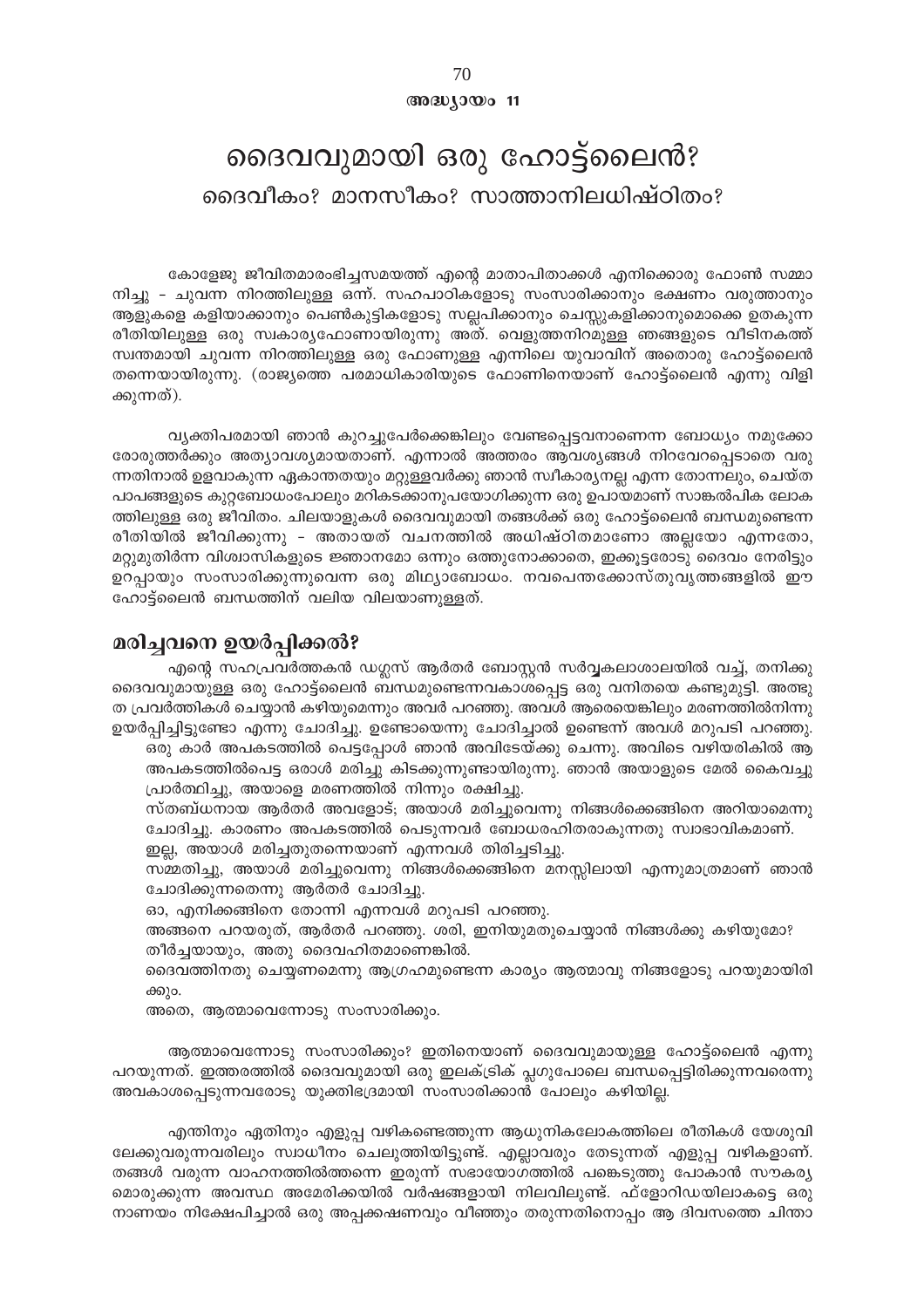അദ്ധ്യായം 11

# ദൈവവുമായി ഒരു ഹോട്ട്ലൈൻ?

## ദൈവീകം? മാനസീകം? സാത്താനിലധിഷ്ഠിതം?

കോളേജു ജീവിതമാരംഭിച്ചസമയത്ത് എന്റെ മാതാപിതാക്കൾ എനിക്കൊരു ഫോൺ സമ്മാനിച്ചു - ചുവന്ന നിറത്തിലുള്ള ഒന്ന്. സഹപാഠികളോടു സംസാരിക്കാനും ഭക്ഷണം വരുത്താനും ആളുകളെ കളിയാക്കാനും പെൺകുട്ടികളോടു സല്ലപിക്കാനും ചെസ്സുകളിക്കാനുമൊക്കെ ഉതകുന്ന രീതിയിലുള്ള ഒരു സ്വകാര്യഫോണായിരുന്നു അത്. വെളുത്തനിറമുള്ള ഞങ്ങളുടെ വീടിനകത്ത് സ്വന്തമായി ചുവന്ന നിറത്തിലുള്ള ഒരു ഫോണുള്ള എന്നിലെ യുവാവിന് അതൊരു ഹോട്ട്ലൈൻ തന്നെയായിരുന്നു. (രാജ്യത്തെ പരമാധികാരിയുടെ ഫോണിനെയാണ് ഹോട്ട്ലൈൻ എന്നു വിളിക്കുന്നത്).

വ്യക്തിപരമായി ഞാൻ കുറച്ചുപേർക്കെങ്കിലും വേണ്ടപ്പെട്ടവനാണെന്ന ബോധ്യം നമുക്കോരോരുത്തർക്കും അത്യാവശ്യമായതാണ്. എന്നാൽ അത്തരം ആവശ്യങ്ങൾ നിറവേറപ്പെടാതെ വരുന്നതിനാൽ ഉളവാകുന്ന ഏകാന്തതയും മറ്റുള്ളവർക്കു ഞാൻ സ്വീകാര്യനല്ല എന്ന തോന്നലും, ചെയ്ത പാപങ്ങളുടെ കുറ്റബോധംപോലും മറികടക്കാനുപയോഗിക്കുന്ന ഒരു ഉപായമാണ് സാങ്കൽപിക ലോകത്തിലുള്ള ഒരു ജീവിതം. ചിലയാളുകൾ ദൈവവുമായി തങ്ങൾക്ക് ഒരു ഹോട്ട്ലൈൻ ബന്ധമുണ്ടെന്ന രീതിയിൽ ജീവിക്കുന്നു - അതായത് വചനത്തിൽ അധിഷ്ഠിതമാണോ അല്ലയോ എന്നതോ, മറ്റുമുതിർന്ന വിശ്വാസികളുടെ ജ്ഞാനമോ ഒന്നും ഒത്തുനോക്കാതെ, ഇക്കൂട്ടരോടു ദൈവം നേരിട്ടും ഉറപ്പായും സംസാരിക്കുന്നുവെന്ന ഒരു മിഥ്യാബോധം. നവപെന്തക്കോസ്തുവൃത്തങ്ങളിൽ ഈ ഹോട്ട്ലൈൻ ബന്ധത്തിന് വലിയ വിലയാണുള്ളത്.

### മരിച്ചവനെ ഉയർപ്പിക്കൽ?

എന്റെ സഹപ്രവർത്തകൻ ഡഗ്ലസ് ആർതർ ബോസ്റ്റൻ സർവ്വകലാശാലയിൽ വച്ച്, തനിക്കു ദൈവവുമായുള്ള ഒരു ഹോട്ട്ലൈൻ ബന്ധമുണ്ടെന്നവകാശപ്പെട്ട ഒരു വനിതയെ കണ്ടുമുട്ടി. അത്ഭുത പ്രവർത്തികൾ ചെയ്യാൻ കഴിയുമെന്നും അവർ പറഞ്ഞു. അവൾ ആരെയെങ്കിലും മരണത്തിൽനിന്നു ഉയർപ്പിച്ചിട്ടുണ്ടോ എന്നു ചോദിച്ചു. ഉണ്ടോയെന്നു ചോദിച്ചാൽ ഉണ്ടെന്ന് അവൾ മറുപടി പറഞ്ഞു.

ഒരു കാർ അപകടത്തിൽ പെട്ടപ്പോൾ ഞാൻ അവിടേയ്ക്കു ചെന്നു. അവിടെ വഴിയരികിൽ ആ അപകടത്തിൽപ്പെട്ട ഒരാൾ മരിച്ചു കിടക്കുന്നുണ്ടായിരുന്നു. ഞാൻ അയാളുടെ മേൽ കൈവച്ചു പ്രാർത്ഥിച്ചു, അയാളെ മരണത്തിൽ നിന്നും രക്ഷിച്ചു.

സ്തബ്ധനായ ആർതർ അവളോട്; അയാൾ മരിച്ചുവെന്നു നിങ്ങൾക്കെങ്ങിനെ അറിയാമെന്നു ചോദിച്ചു. കാരണം അപകടത്തിൽ പെടുന്നവർ ബോധരഹിതരാകുന്നതു സ്വാഭാവികമാണ്.

ഇല്ല, അയാൾ മരിച്ചതുതന്നെയാണ് എന്നവൾ തിരിച്ചടിച്ചു.

സമ്മതിച്ചു, അയാൾ മരിച്ചുവെന്നു നിങ്ങൾക്കെങ്ങിനെ മനസ്സിലായി എന്നുമാത്രമാണ് ഞാൻ ചോദിക്കുന്നതെന്നു ആർതർ ചോദിച്ചു.

ഓ, എനിക്കങ്ങിനെ തോന്നി എന്നവൾ മറുപടി പറഞ്ഞു.

അങ്ങനെ പറയരുത്, ആർതർ പറഞ്ഞു. ശരി, ഇനിയുമതുചെയ്യാൻ നിങ്ങൾക്കു കഴിയുമോ?

തീർച്ചയായും, അതു ദൈവഹിതമാണെങ്കിൽ.

ദൈവത്തിനതു ചെയ്യണമെന്നു ആഗ്രഹമുണ്ടെന്ന കാര്യം ആത്മാവു നിങ്ങളോടു പറയുമായിരിക്കും.

അതെ, ആത്മാവെന്നോടു സംസാരിക്കും.

ആത്മാവെന്നോടു സംസാരിക്കും? ഇതിനെയാണ് ദൈവവുമായുള്ള ഹോട്ട്ലൈൻ എന്നു പറയുന്നത്. ഇത്തരത്തിൽ ദൈവവുമായി ഒരു ഇലക്ട്രിക് പ്ലഗുപോലെ ബന്ധപ്പെട്ടിരിക്കുന്നവരെന്നു അവകാശപ്പെടുന്നവരോടു യുക്തിഭദ്രമായി സംസാരിക്കാൻ പോലും കഴിയില്ല.

എന്തിനും ഏതിനും എളുപ്പ വഴികണ്ടെത്തുന്ന ആധുനികലോകത്തിലെ രീതികൾ യേശുവിലേക്കുവരുന്നവരിലും സ്വാധീനം ചെലുത്തിയിട്ടുണ്ട്. എല്ലാവരും തേടുന്നത് എളുപ്പ വഴികളാണ്. തങ്ങൾ വരുന്ന വാഹനത്തിൽത്തന്നെ ഇരുന്ന് സഭായോഗത്തിൽ പങ്കെടുത്തു പോകാൻ സൗകര്യമൊരുക്കുന്ന അവസ്ഥ അമേരിക്കയിൽ വർഷങ്ങളായി നിലവിലുണ്ട്. ഫ്ളോറിഡയിലാകട്ടെ ഒരു നാണയം നിക്ഷേപിച്ചാൽ ഒരു അപ്പക്ഷണവും വീഞ്ഞും തരുന്നതിനൊപ്പം ആ ദിവസത്തെ ചിന്താ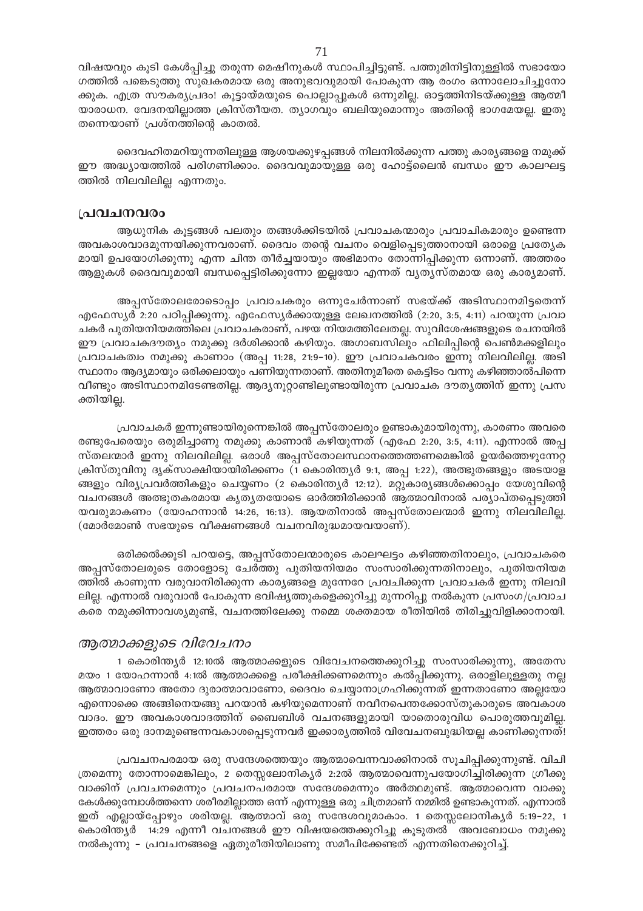വിഷയവും കൂടി കേൾപ്പിച്ചു തരുന്ന മെഷീനുകൾ സ്ഥാപിച്ചിട്ടുണ്ട്. പത്തുമിനിട്ടിനുള്ളിൽ സഭായോഗത്തിൽ പങ്കെടുത്തു സുഖകരമായ ഒരു അനുഭവവുമായി പോകുന്ന ആ രംഗം ഒന്നാലോചിച്ചുനോക്കുക. എത്ര സൗകര്യപ്രദം! കൂട്ടായ്മയുടെ പൊല്ലാപ്പുകൾ ഒന്നുമില്ല. ഓട്ടത്തിനിടയ്ക്കുള്ള ആത്മീയാരാധന. വേദനയില്ലാത്ത ക്രിസ്തീയത. ത്യാഗവും ബലിയുമൊന്നും അതിന്റെ ഭാഗമേയല്ല. ഇതു തന്നെയാണ് പ്രശ്നത്തിന്റെ കാതൽ.

ദൈവഹിതമറിയുന്നതിലുള്ള ആശയക്കുഴപ്പങ്ങൾ നിലനിൽക്കുന്ന പത്തു കാര്യങ്ങളെ നമുക്ക് ഈ അദ്ധ്യായത്തിൽ പരിഗണിക്കാം. ദൈവവുമായുള്ള ഒരു ഹോട്ട്ലൈൻ ബന്ധം ഈ കാലഘട്ടത്തിൽ നിലവിലില്ല എന്നതും.

## പ്രവചനവരം

ആധുനിക കൂട്ടങ്ങൾ പലതും തങ്ങൾക്കിടയിൽ പ്രവാചകന്മാരും പ്രവാചികമാരും ഉണ്ടെന്ന അവകാശവാദമുന്നയിക്കുന്നവരാണ്. ദൈവം തന്റെ വചനം വെളിപ്പെടുത്താനായി ഒരാളെ പ്രത്യേകമായി ഉപയോഗിക്കുന്നു എന്ന ചിന്ത തീർച്ചയായും അഭിമാനം തോന്നിപ്പിക്കുന്ന ഒന്നാണ്. അത്തരം ആളുകൾ ദൈവവുമായി ബന്ധപ്പെട്ടിരിക്കുന്നോ ഇല്ലയോ എന്നത് വ്യത്യസ്തമായ ഒരു കാര്യമാണ്.

അപ്പസ്തോലരോടൊപ്പം പ്രവാചകരും ഒന്നുചേർന്നാണ് സഭയ്ക്ക് അടിസ്ഥാനമിട്ടതെന്ന് എഫേസ്യർ 2:20 പഠിപ്പിക്കുന്നു. എഫേസ്യർക്കായുള്ള ലേഖനത്തിൽ (2:20, 3:5, 4:11) പറയുന്ന പ്രവാചകർ പുതിയനിയമത്തിലെ പ്രവാചകരാണ്, പഴയ നിയമത്തിലേതല്ല. സുവിശേഷങ്ങളുടെ രചനയിൽ ഈ പ്രവാചകദൗത്യം നമുക്കു ദർശിക്കാൻ കഴിയും. അഗാബസിലും ഫിലിപ്പിന്റെ പെൺമക്കളിലും പ്രവാചകത്വം നമുക്കു കാണാം (അപ്പ 11:28, 21:9-10). ഈ പ്രവാചകവരം ഇന്നു നിലവിലില്ല. അടിസ്ഥാനം ആദ്യമായും ഒരിക്കലായും പണിയുന്നതാണ്. അതിനുമീതെ കെട്ടിടം വന്നു കഴിഞ്ഞാൽപിന്നെ വീണ്ടും അടിസ്ഥാനമിടേണ്ടതില്ല. ആദ്യനൂറ്റാണ്ടിലുണ്ടായിരുന്ന പ്രവാചക ദൗത്യത്തിന് ഇന്നു പ്രസക്തിയില്ല.

പ്രവാചകർ ഇന്നുണ്ടായിരുന്നെങ്കിൽ അപ്പസ്തോലരും ഉണ്ടാകുമായിരുന്നു, കാരണം അവരെ രണ്ടുപേരെയും ഒരുമിച്ചാണു നമുക്കു കാണാൻ കഴിയുന്നത് (എഫേ 2:20, 3:5, 4:11). എന്നാൽ അപ്പസ്തലന്മാർ ഇന്നു നിലവിലില്ല. ഒരാൾ അപ്പസ്തോലസ്ഥാനത്തെത്തണമെങ്കിൽ ഉയർത്തെഴുന്നേറ്റ ക്രിസ്തുവിനു ദൃക്സാക്ഷിയായിരിക്കണം (1 കൊരിന്ത്യർ 9:1, അപ്പ 1:22), അത്ഭുതങ്ങളും അടയാളങ്ങളും വീര്യപ്രവർത്തികളും ചെയ്യണം (2 കൊരിന്ത്യർ 12:12). മറ്റുകാര്യങ്ങൾക്കൊപ്പം യേശുവിന്റെ വചനങ്ങൾ അത്ഭുതകരമായ കൃത്യതയോടെ ഓർത്തിരിക്കാൻ ആത്മാവിനാൽ പര്യാപ്തപ്പെടുത്തിയവരുമാകണം (യോഹന്നാൻ 14:26, 16:13). ആയതിനാൽ അപ്പസ്തോലന്മാർ ഇന്നു നിലവിലില്ല. (മോർമോൺ സഭയുടെ വീക്ഷണങ്ങൾ വചനവിരുദ്ധമായവയാണ്).

ഒരിക്കൽകൂടി പറയട്ടെ, അപ്പസ്തോലന്മാരുടെ കാലഘട്ടം കഴിഞ്ഞതിനാലും, പ്രവാചകരെ അപ്പസ്തോലരുടെ തോളോടു ചേർത്തു പുതിയനിയമം സംസാരിക്കുന്നതിനാലും, പുതിയനിയമത്തിൽ കാണുന്ന വരുവാനിരിക്കുന്ന കാര്യങ്ങളെ മുന്നേറേ പ്രവചിക്കുന്ന പ്രവാചകർ ഇന്നു നിലവിലില്ല. എന്നാൽ വരുവാൻ പോകുന്ന ഭവിഷ്യത്തുകളെക്കുറിച്ചു മുന്നറിപ്പു നൽകുന്ന പ്രസംഗ/പ്രവാചകരെ നമുക്കിന്നാവശ്യമുണ്ട്, വചനത്തിലേക്കു നമ്മെ ശക്തമായ രീതിയിൽ തിരിച്ചുവിളിക്കാനായി.

## *ആത്മാക്കളുടെ വിവേചനം*

1 കൊരിന്ത്യർ 12:10ൽ ആത്മാക്കളുടെ വിവേചനത്തെക്കുറിച്ചു സംസാരിക്കുന്നു, അതേസമയം 1 യോഹന്നാൻ 4:1ൽ ആത്മാക്കളെ പരീക്ഷിക്കണമെന്നും കൽപ്പിക്കുന്നു. ഒരാളിലുള്ളതു നല്ല ആത്മാവാണോ അതോ ദുരാത്മാവാണോ, ദൈവം ചെയ്യാനാഗ്രഹിക്കുന്നത് ഇന്നതാണോ അല്ലയോ എന്നൊക്കെ അങ്ങിനെയങ്ങു പറയാൻ കഴിയുമെന്നാണ് നവീനപെന്തക്കോസ്തുകാരുടെ അവകാശവാദം. ഈ അവകാശവാദത്തിന് ബൈബിൾ വചനങ്ങളുമായി യാതൊരുവിധ പൊരുത്തവുമില്ല. ഇത്തരം ഒരു ദാനമുണ്ടെന്നവകാശപ്പെടുന്നവർ ഇക്കാര്യത്തിൽ വിവേചനബുദ്ധിയല്ല കാണിക്കുന്നത്!

പ്രവചനപരമായ ഒരു സന്ദേശത്തെയും ആത്മാവെന്നവാക്കിനാൽ സൂചിപ്പിക്കുന്നുണ്ട്. വിചിത്രമെന്നു തോന്നാമെങ്കിലും, 2 തെസ്സലോനിക്യർ 2:2ൽ ആത്മാവെന്നുപയോഗിച്ചിരിക്കുന്ന ഗ്രീക്കുവാക്കിന് പ്രവചനമെന്നും പ്രവചനപരമായ സന്ദേശമെന്നും അർത്ഥമുണ്ട്. ആത്മാവെന്ന വാക്കു കേൾക്കുമ്പോൾത്തന്നെ ശരീരമില്ലാത്ത ഒന്ന് എന്നുള്ള ഒരു ചിത്രമാണ് നമ്മിൽ ഉണ്ടാകുന്നത്. എന്നാൽ ഇത് എല്ലായ്പ്പോഴും ശരിയല്ല. ആത്മാവ് ഒരു സന്ദേശവുമാകാം. 1 തെസ്സലോനിക്യർ 5:19-22, 1 കൊരിന്ത്യർ 14:29 എന്നീ വചനങ്ങൾ ഈ വിഷയത്തെക്കുറിച്ചു കൂടുതൽ അവബോധം നമുക്കു നൽകുന്നു - പ്രവചനങ്ങളെ ഏതുരീതിയിലാണു സമീപിക്കേണ്ടത് എന്നതിനെക്കുറിച്ച്.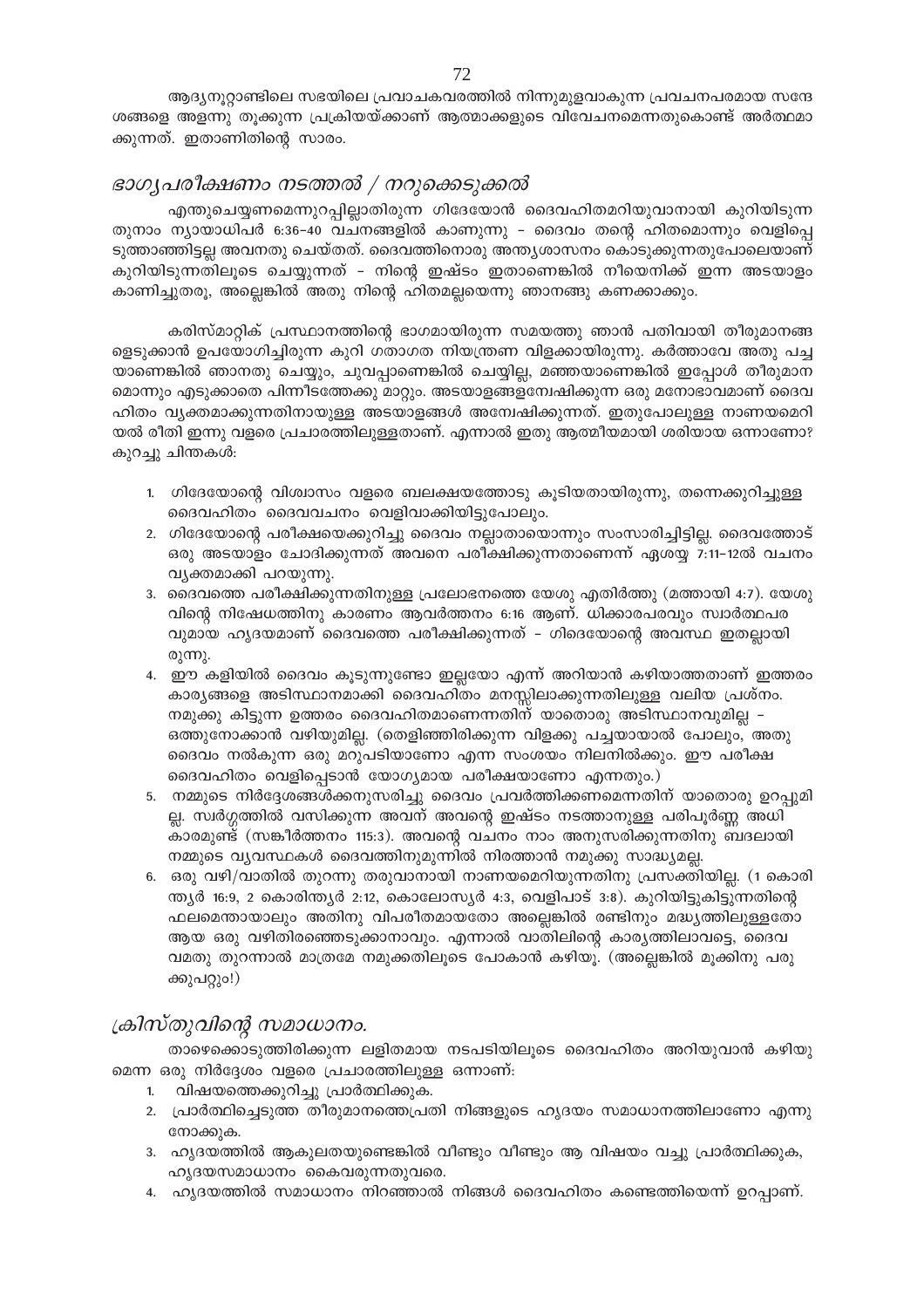ആദ്യനൂറ്റാണ്ടിലെ സഭയിലെ പ്രവാചകവരത്തിൽ നിന്നുമുളവാകുന്ന പ്രവചനപരമായ സന്ദേശങ്ങളെ അളന്നു തൂക്കുന്ന പ്രക്രിയയ്ക്കാണ് ആത്മാക്കളുടെ വിവേചനമെന്നതുകൊണ്ട് അർത്ഥമാക്കുന്നത്. ഇതാണിതിന്റെ സാരം.

## *ഭാഗ്യപരീക്ഷണം നടത്തൽ / നറുക്കെടുക്കൽ*

എന്തുചെയ്യണമെന്നുറപ്പില്ലാതിരുന്ന ഗിദേയോൻ ദൈവഹിതമറിയുവാനായി കുറിയിടുന്ന തുനാം ന്യായാധിപർ 6:36–40 വചനങ്ങളിൽ കാണുന്നു – ദൈവം തന്റെ ഹിതമൊന്നും വെളിപ്പെടുത്താഞ്ഞിട്ടല്ല അവനതു ചെയ്തത്. ദൈവത്തിനൊരു അന്ത്യശാസനം കൊടുക്കുന്നതുപോലെയാണ് കുറിയിടുന്നതിലൂടെ ചെയ്യുന്നത് – നിന്റെ ഇഷ്ടം ഇതാണെങ്കിൽ നീയെനിക്ക് ഇന്ന അടയാളം കാണിച്ചുതരൂ, അല്ലെങ്കിൽ അതു നിന്റെ ഹിതമല്ലയെന്നു ഞാനങ്ങു കണക്കാക്കും.

കരിസ്മാറ്റിക് പ്രസ്ഥാനത്തിന്റെ ഭാഗമായിരുന്ന സമയത്തു ഞാൻ പതിവായി തീരുമാനങ്ങളെടുക്കാൻ ഉപയോഗിച്ചിരുന്ന കുറി ഗതാഗത നിയന്ത്രണ വിളക്കായിരുന്നു. കർത്താവേ അതു പച്ചയാണെങ്കിൽ ഞാനതു ചെയ്യും, ചുവപ്പാണെങ്കിൽ ചെയ്യില്ല, മഞ്ഞയാണെങ്കിൽ ഇപ്പോൾ തീരുമാനമൊന്നും എടുക്കാതെ പിന്നീടത്തേക്കു മാറ്റും. അടയാളങ്ങളന്വേഷിക്കുന്ന ഒരു മനോഭാവമാണ് ദൈവഹിതം വ്യക്തമാക്കുന്നതിനായുള്ള അടയാളങ്ങൾ അന്വേഷിക്കുന്നത്. ഇതുപോലുള്ള നാണയമെറിയൽ രീതി ഇന്നു വളരെ പ്രചാരത്തിലുള്ളതാണ്. എന്നാൽ ഇതു ആത്മീയമായി ശരിയായ ഒന്നാണോ? കുറച്ചു ചിന്തകൾ:

1. ഗിദേയോന്റെ വിശ്വാസം വളരെ ബലക്ഷയത്തോടു കൂടിയതായിരുന്നു, തന്നെക്കുറിച്ചുള്ള ദൈവഹിതം ദൈവവചനം വെളിവാക്കിയിട്ടുപോലും.
2. ഗിദേയോന്റെ പരീക്ഷയെക്കുറിച്ചു ദൈവം നല്ലാതായൊന്നും സംസാരിച്ചിട്ടില്ല. ദൈവത്തോട് ഒരു അടയാളം ചോദിക്കുന്നത് അവനെ പരീക്ഷിക്കുന്നതാണെന്ന് ഏശയ്യ 7:11–12ൽ വചനം വ്യക്തമാക്കി പറയുന്നു.
3. ദൈവത്തെ പരീക്ഷിക്കുന്നതിനുള്ള പ്രലോഭനത്തെ യേശു എതിർത്തു (മത്തായി 4:7). യേശുവിന്റെ നിഷേധത്തിനു കാരണം ആവർത്തനം 6:16 ആണ്. ധിക്കാരപരവും സ്വാർത്ഥപരവുമായ ഹൃദയമാണ് ദൈവത്തെ പരീക്ഷിക്കുന്നത് – ഗിദെയോന്റെ അവസ്ഥ ഇതല്ലായിരുന്നു.
4. ഈ കളിയിൽ ദൈവം കൂടുന്നുണ്ടോ ഇല്ലയോ എന്ന് അറിയാൻ കഴിയാത്തതാണ് ഇത്തരം കാര്യങ്ങളെ അടിസ്ഥാനമാക്കി ദൈവഹിതം മനസ്സിലാക്കുന്നതിലുള്ള വലിയ പ്രശ്നം. നമുക്കു കിട്ടുന്ന ഉത്തരം ദൈവഹിതമാണെന്നതിന് യാതൊരു അടിസ്ഥാനവുമില്ല – ഒത്തുനോക്കാൻ വഴിയുമില്ല. (തെളിഞ്ഞിരിക്കുന്ന വിളക്കു പച്ചയായാൽ പോലും, അതു ദൈവം നൽകുന്ന ഒരു മറുപടിയാണോ എന്ന സംശയം നിലനിൽക്കും. ഈ പരീക്ഷ ദൈവഹിതം വെളിപ്പെടാൻ യോഗ്യമായ പരീക്ഷയാണോ എന്നതും.)
5. നമ്മുടെ നിർദ്ദേശങ്ങൾക്കനുസരിച്ചു ദൈവം പ്രവർത്തിക്കണമെന്നതിന് യാതൊരു ഉറപ്പുമില്ല. സ്വർഗ്ഗത്തിൽ വസിക്കുന്ന അവന് അവന്റെ ഇഷ്ടം നടത്താനുള്ള പരിപൂർണ്ണ അധികാരമുണ്ട് (സങ്കീർത്തനം 115:3). അവന്റെ വചനം നാം അനുസരിക്കുന്നതിനു ബദലായി നമ്മുടെ വ്യവസ്ഥകൾ ദൈവത്തിനുമുന്നിൽ നിരത്താൻ നമുക്കു സാദ്ധ്യമല്ല.
6. ഒരു വഴി/വാതിൽ തുറന്നു തരുവാനായി നാണയമെറിയുന്നതിനു പ്രസക്തിയില്ല. (1 കൊരിന്ത്യർ 16:9, 2 കൊരിന്ത്യർ 2:12, കൊലോസ്യർ 4:3, വെളിപാട് 3:8). കുറിയിട്ടുകിട്ടുന്നതിന്റെ ഫലമെന്തായാലും അതിനു വിപരീതമായതോ അല്ലെങ്കിൽ രണ്ടിനും മദ്ധ്യത്തിലുള്ളതോ ആയ ഒരു വഴിതിരഞ്ഞെടുക്കാനാവും. എന്നാൽ വാതിലിന്റെ കാര്യത്തിലാവട്ടെ, ദൈവമതു തുറന്നാൽ മാത്രമേ നമുക്കതിലൂടെ പോകാൻ കഴിയൂ. (അല്ലെങ്കിൽ മൂക്കിനു പരുക്കുപറ്റും!)

## *ക്രിസ്തുവിന്റെ സമാധാനം.*

താഴെക്കൊടുത്തിരിക്കുന്ന ലളിതമായ നടപടിയിലൂടെ ദൈവഹിതം അറിയുവാൻ കഴിയുമെന്ന ഒരു നിർദ്ദേശം വളരെ പ്രചാരത്തിലുള്ള ഒന്നാണ്:

1. വിഷയത്തെക്കുറിച്ചു പ്രാർത്ഥിക്കുക.
2. പ്രാർത്ഥിച്ചെടുത്ത തീരുമാനത്തെപ്രതി നിങ്ങളുടെ ഹൃദയം സമാധാനത്തിലാണോ എന്നു നോക്കുക.
3. ഹൃദയത്തിൽ ആകുലതയുണ്ടെങ്കിൽ വീണ്ടും വീണ്ടും ആ വിഷയം വച്ചു പ്രാർത്ഥിക്കുക, ഹൃദയസമാധാനം കൈവരുന്നതുവരെ.
4. ഹൃദയത്തിൽ സമാധാനം നിറഞ്ഞാൽ നിങ്ങൾ ദൈവഹിതം കണ്ടെത്തിയെന്ന് ഉറപ്പാണ്.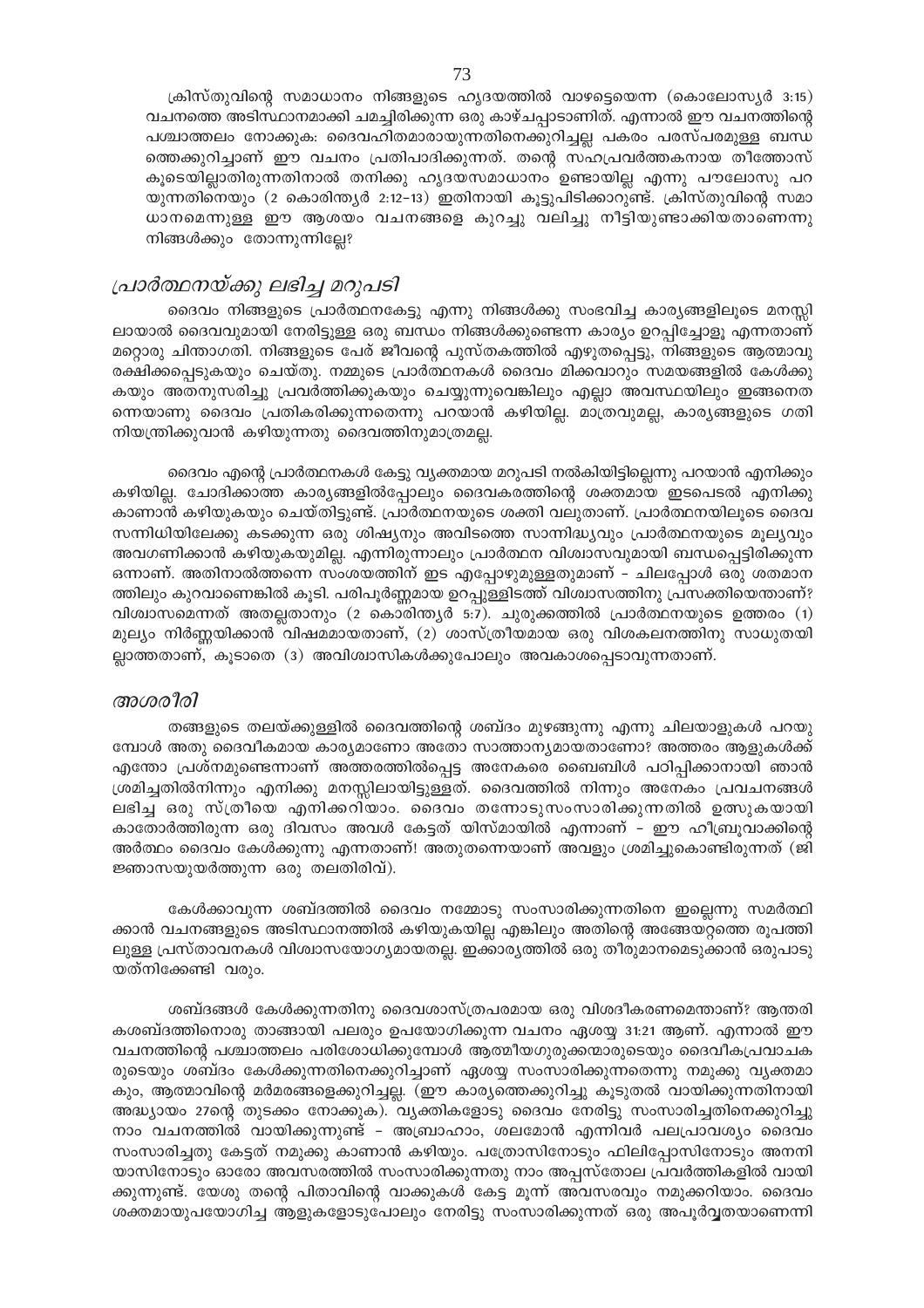ക്രിസ്തുവിന്റെ സമാധാനം നിങ്ങളുടെ ഹൃദയത്തിൽ വാഴട്ടെയെന്ന (കൊലോസ്യർ 3:15) വചനത്തെ അടിസ്ഥാനമാക്കി ചമച്ചിരിക്കുന്ന ഒരു കാഴ്ചപ്പാടാണിത്. എന്നാൽ ഈ വചനത്തിന്റെ പശ്ചാത്തലം നോക്കുക: ദൈവഹിതമാരായുന്നതിനെക്കുറിച്ചല്ല പകരം പരസ്പരമുള്ള ബന്ധത്തെക്കുറിച്ചാണ് ഈ വചനം പ്രതിപാദിക്കുന്നത്. തന്റെ സഹപ്രവർത്തകനായ തീത്തോസ് കൂടെയില്ലാതിരുന്നതിനാൽ തനിക്കു ഹൃദയസമാധാനം ഉണ്ടായില്ല എന്നു പൗലോസു പറയുന്നതിനെയും (2 കൊരിന്ത്യർ 2:12–13) ഇതിനായി കൂട്ടുപിടിക്കാറുണ്ട്. ക്രിസ്തുവിന്റെ സമാധാനമെന്നുള്ള ഈ ആശയം വചനങ്ങളെ കുറച്ചു വലിച്ചു നീട്ടിയുണ്ടാക്കിയതാണെന്നു നിങ്ങൾക്കും തോന്നുന്നില്ലേ?

## *പ്രാർത്ഥനയ്ക്കു ലഭിച്ച മറുപടി*

ദൈവം നിങ്ങളുടെ പ്രാർത്ഥനകേട്ടു എന്നു നിങ്ങൾക്കു സംഭവിച്ച കാര്യങ്ങളിലൂടെ മനസ്സിലായാൽ ദൈവവുമായി നേരിട്ടുള്ള ഒരു ബന്ധം നിങ്ങൾക്കുണ്ടെന്ന കാര്യം ഉറപ്പിച്ചോളൂ എന്നതാണ് മറ്റൊരു ചിന്താഗതി. നിങ്ങളുടെ പേര് ജീവന്റെ പുസ്തകത്തിൽ എഴുതപ്പെട്ടു, നിങ്ങളുടെ ആത്മാവു രക്ഷിക്കപ്പെടുകയും ചെയ്തു. നമ്മുടെ പ്രാർത്ഥനകൾ ദൈവം മിക്കവാറും സമയങ്ങളിൽ കേൾക്കുകയും അതനുസരിച്ചു പ്രവർത്തിക്കുകയും ചെയ്യുന്നുവെങ്കിലും എല്ലാ അവസ്ഥയിലും ഇങ്ങനെതന്നെയാണു ദൈവം പ്രതികരിക്കുന്നതെന്നു പറയാൻ കഴിയില്ല. മാത്രവുമല്ല, കാര്യങ്ങളുടെ ഗതി നിയന്ത്രിക്കുവാൻ കഴിയുന്നതു ദൈവത്തിനുമാത്രമല്ല.

ദൈവം എന്റെ പ്രാർത്ഥനകൾ കേട്ടു വ്യക്തമായ മറുപടി നൽകിയിട്ടില്ലെന്നു പറയാൻ എനിക്കും കഴിയില്ല. ചോദിക്കാത്ത കാര്യങ്ങളിൽപ്പോലും ദൈവകരത്തിന്റെ ശക്തമായ ഇടപെടൽ എനിക്കു കാണാൻ കഴിയുകയും ചെയ്തിട്ടുണ്ട്. പ്രാർത്ഥനയുടെ ശക്തി വലുതാണ്. പ്രാർത്ഥനയിലൂടെ ദൈവസന്നിധിയിലേക്കു കടക്കുന്ന ഒരു ശിഷ്യനും അവിടത്തെ സാന്നിദ്ധ്യവും പ്രാർത്ഥനയുടെ മൂല്യവും അവഗണിക്കാൻ കഴിയുകയുമില്ല. എന്നിരുന്നാലും പ്രാർത്ഥന വിശ്വാസവുമായി ബന്ധപ്പെട്ടിരിക്കുന്ന ഒന്നാണ്. അതിനാൽത്തന്നെ സംശയത്തിന് ഇട എപ്പോഴുമുള്ളതുമാണ് – ചിലപ്പോൾ ഒരു ശതമാനത്തിലും കുറവാണെങ്കിൽ കൂടി. പരിപൂർണ്ണമായ ഉറപ്പുള്ളിടത്ത് വിശ്വാസത്തിനു പ്രസക്തിയെന്താണ്? വിശ്വാസമെന്നത് അതല്ലതാനും (2 കൊരിന്ത്യർ 5:7). ചുരുക്കത്തിൽ പ്രാർത്ഥനയുടെ ഉത്തരം (1) മൂല്യം നിർണ്ണയിക്കാൻ വിഷമമായതാണ്, (2) ശാസ്ത്രീയമായ ഒരു വിശകലനത്തിനു സാധുതയില്ലാത്തതാണ്, കൂടാതെ (3) അവിശ്വാസികൾക്കുപോലും അവകാശപ്പെടാവുന്നതാണ്.

## *അശരീരി*

തങ്ങളുടെ തലയ്ക്കുള്ളിൽ ദൈവത്തിന്റെ ശബ്ദം മുഴങ്ങുന്നു എന്നു ചിലയാളുകൾ പറയുമ്പോൾ അതു ദൈവീകമായ കാര്യമാണോ അതോ സാത്താന്യമായതാണോ? അത്തരം ആളുകൾക്ക് എന്തോ പ്രശ്നമുണ്ടെന്നാണ് അത്തരത്തിൽപ്പെട്ട അനേകരെ ബൈബിൾ പഠിപ്പിക്കാനായി ഞാൻ ശ്രമിച്ചതിൽനിന്നും എനിക്കു മനസ്സിലായിട്ടുള്ളത്. ദൈവത്തിൽ നിന്നും അനേകം പ്രവചനങ്ങൾ ലഭിച്ച ഒരു സ്ത്രീയെ എനിക്കറിയാം. ദൈവം തന്നോടുസംസാരിക്കുന്നതിൽ ഉത്സുകയായി കാതോർത്തിരുന്ന ഒരു ദിവസം അവൾ കേട്ടത് യിസ്മായിൽ എന്നാണ് – ഈ ഹീബ്രൂവാക്കിന്റെ അർത്ഥം ദൈവം കേൾക്കുന്നു എന്നതാണ്! അതുതന്നെയാണ് അവളും ശ്രമിച്ചുകൊണ്ടിരുന്നത് (ജിജ്ഞാസയുയർത്തുന്ന ഒരു തലതിരിവ്).

കേൾക്കാവുന്ന ശബ്ദത്തിൽ ദൈവം നമ്മോടു സംസാരിക്കുന്നതിനെ ഇല്ലെന്നു സമർത്ഥിക്കാൻ വചനങ്ങളുടെ അടിസ്ഥാനത്തിൽ കഴിയുകയില്ല എങ്കിലും അതിന്റെ അങ്ങേയറ്റത്തെ രൂപത്തിലുള്ള പ്രസ്താവനകൾ വിശ്വാസയോഗ്യമായതല്ല. ഇക്കാര്യത്തിൽ ഒരു തീരുമാനമെടുക്കാൻ ഒരുപാടു യത്നിക്കേണ്ടി വരും.

ശബ്ദങ്ങൾ കേൾക്കുന്നതിനു ദൈവശാസ്ത്രപരമായ ഒരു വിശദീകരണമെന്താണ്? ആന്തരികശബ്ദത്തിനൊരു താങ്ങായി പലരും ഉപയോഗിക്കുന്ന വചനം ഏശയ്യ 31:21 ആണ്. എന്നാൽ ഈ വചനത്തിന്റെ പശ്ചാത്തലം പരിശോധിക്കുമ്പോൾ ആത്മീയഗുരുക്കന്മാരുടെയും ദൈവീകപ്രവാചകരുടെയും ശബ്ദം കേൾക്കുന്നതിനെക്കുറിച്ചാണ് ഏശയ്യ സംസാരിക്കുന്നതെന്നു നമുക്കു വ്യക്തമാകും, ആത്മാവിന്റെ മർമരങ്ങളെക്കുറിച്ചല്ല. (ഈ കാര്യത്തെക്കുറിച്ചു കൂടുതൽ വായിക്കുന്നതിനായി അദ്ധ്യായം 27ന്റെ തുടക്കം നോക്കുക). വ്യക്തികളോടു ദൈവം നേരിട്ടു സംസാരിച്ചതിനെക്കുറിച്ചു നാം വചനത്തിൽ വായിക്കുന്നുണ്ട് – അബ്രാഹാം, ശലമോൻ എന്നിവർ പലപ്രാവശ്യം ദൈവം സംസാരിച്ചതു കേട്ടത് നമുക്കു കാണാൻ കഴിയും. പത്രോസിനോടും ഫിലിപ്പോസിനോടും അനനിയാസിനോടും ഓരോ അവസരത്തിൽ സംസാരിക്കുന്നതു നാം അപ്പസ്തോല പ്രവർത്തികളിൽ വായിക്കുന്നുണ്ട്. യേശു തന്റെ പിതാവിന്റെ വാക്കുകൾ കേട്ട മൂന്ന് അവസരവും നമുക്കറിയാം. ദൈവം ശക്തമായുപയോഗിച്ച ആളുകളോടുപോലും നേരിട്ടു സംസാരിക്കുന്നത് ഒരു അപൂർവ്വതയാണെന്നി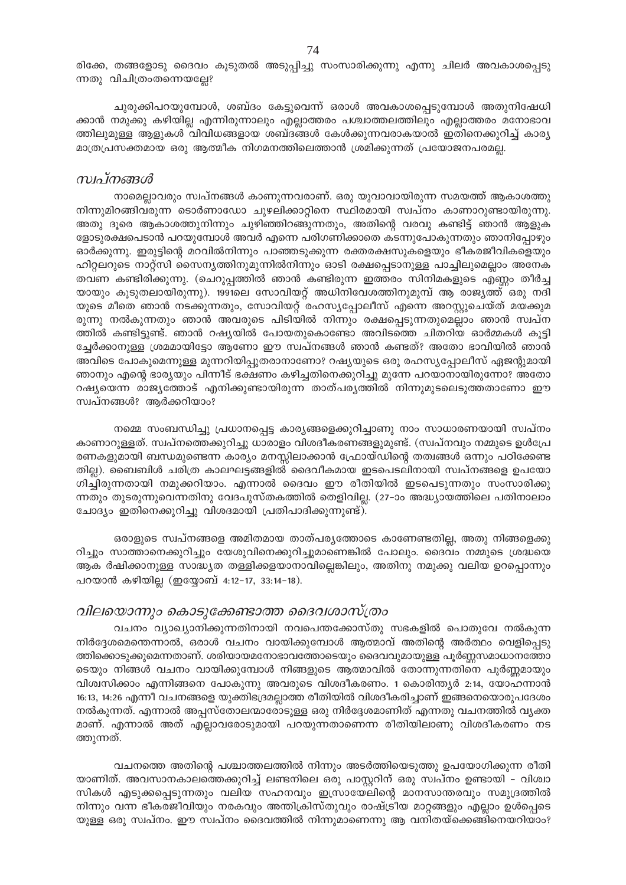രിക്കേ, തങ്ങളോടു ദൈവം കൂടുതൽ അടുപ്പിച്ചു സംസാരിക്കുന്നു എന്നു ചിലർ അവകാശപ്പെടുന്നതു വിചിത്രംതന്നെയല്ലേ?

ചുരുക്കിപറയുമ്പോൾ, ശബ്ദം കേട്ടുവെന്ന് ഒരാൾ അവകാശപ്പെടുമ്പോൾ അതുനിഷേധിക്കാൻ നമുക്കു കഴിയില്ല എന്നിരുന്നാലും എല്ലാത്തരം പശ്ചാത്തലത്തിലും എല്ലാത്തരം മനോഭാവത്തിലുമുള്ള ആളുകൾ വിവിധങ്ങളായ ശബ്ദങ്ങൾ കേൾക്കുന്നവരാകയാൽ ഇതിനെക്കുറിച്ച് കാര്യമാത്രപ്രസക്തമായ ഒരു ആത്മീക നിഗമനത്തിലെത്താൻ ശ്രമിക്കുന്നത് പ്രയോജനപരമല്ല.

## *സ്വപ്നങ്ങൾ*

നാമെല്ലാവരും സ്വപ്നങ്ങൾ കാണുന്നവരാണ്. ഒരു യുവാവായിരുന്ന സമയത്ത് ആകാശത്തുനിന്നുമിറങ്ങിവരുന്ന ടൊർണാഡോ ചുഴലിക്കാറ്റിനെ സ്ഥിരമായി സ്വപ്നം കാണാറുണ്ടായിരുന്നു. അതു ദൂരെ ആകാശത്തുനിന്നും ചുഴിഞ്ഞിറങ്ങുന്നതും, അതിന്റെ വരവു കണ്ടിട്ട് ഞാൻ ആളുകളോടുരക്ഷപെടാൻ പറയുമ്പോൾ അവർ എന്നെ പരിഗണിക്കാതെ കടന്നുപോകുന്നതും ഞാനിപ്പോഴും ഓർക്കുന്നു. ഇരുട്ടിന്റെ മറവിൽനിന്നും പാഞ്ഞടുക്കുന്ന രക്തരക്ഷസുകളെയും ഭീകരജീവികളെയും ഹിറ്റ്ലറുടെ നാറ്റ്സി സൈന്യത്തിനുമുന്നിൽനിന്നും ഓടി രക്ഷപ്പെടാനുള്ള പാച്ചിലുമെല്ലാം അനേക തവണ കണ്ടിരിക്കുന്നു. (ചെറുപ്പത്തിൽ ഞാൻ കണ്ടിരുന്ന ഇത്തരം സിനിമകളുടെ എണ്ണം തീർച്ചയായും കൂടുതലായിരുന്നു). 1991ലെ സോവിയറ്റ് അധിനിവേശനത്തിനുമുമ്പ് ആ രാജ്യത്ത് ഒരു നദിയുടെ മീതെ ഞാൻ നടക്കുന്നതും, സോവിയറ്റ് രഹസ്യപ്പോലീസ് എന്നെ അറസ്റ്റുചെയ്ത് മയക്കുമരുന്നു നൽകുന്നതും ഞാൻ അവരുടെ പിടിയിൽ നിന്നും രക്ഷപ്പെടുന്നതുമെല്ലാം ഞാൻ സ്വപ്നത്തിൽ കണ്ടിട്ടുണ്ട്. ഞാൻ റഷ്യയിൽ പോയതുകൊണ്ടോ അവിടത്തെ ചിതറിയ ഓർമ്മകൾ കൂട്ടിച്ചേർക്കാനുള്ള ശ്രമമായിട്ടോ ആണോ ഈ സ്വപ്നങ്ങൾ ഞാൻ കണ്ടത്? അതോ ഭാവിയിൽ ഞാൻ അവിടെ പോകുമെന്നുള്ള മുന്നറിയിപ്പുതരാനാണോ? റഷ്യയുടെ ഒരു രഹസ്യപ്പോലീസ് ഏജന്റുമായി ഞാനും എന്റെ ഭാര്യയും പിന്നീട് ഭക്ഷണം കഴിച്ചതിനെക്കുറിച്ചു മുന്നേ പറയാനായിരുന്നോ? അതോ റഷ്യയെന്ന രാജ്യത്തോട് എനിക്കുണ്ടായിരുന്ന താത്പര്യത്തിൽ നിന്നുമുടലെടുത്തതാണോ ഈ സ്വപ്നങ്ങൾ? ആർക്കറിയാം?

നമ്മെ സംബന്ധിച്ചു പ്രധാനപ്പെട്ട കാര്യങ്ങളെക്കുറിച്ചാണു നാം സാധാരണയായി സ്വപ്നം കാണാറുള്ളത്. സ്വപ്നത്തെക്കുറിച്ചു ധാരാളം വിശദീകരണങ്ങളുമുണ്ട്. (സ്വപ്നവും നമ്മുടെ ഉൾപ്രേരണകളുമായി ബന്ധമുണ്ടെന്ന കാര്യം മനസ്സിലാക്കാൻ ഫ്രോയ്ഡിന്റെ തത്വങ്ങൾ ഒന്നും പഠിക്കേണ്ടതില്ല). ബൈബിൾ ചരിത്ര കാലഘട്ടങ്ങളിൽ ദൈവീകമായ ഇടപെടലിനായി സ്വപ്നങ്ങളെ ഉപയോഗിച്ചിരുന്നതായി നമുക്കറിയാം. എന്നാൽ ദൈവം ഈ രീതിയിൽ ഇടപെടുന്നതും സംസാരിക്കുന്നതും തുടരുന്നുവെന്നതിനു വേദപുസ്തകത്തിൽ തെളിവില്ല. (27-ാം അദ്ധ്യായത്തിലെ പതിനാലാം ചോദ്യം ഇതിനെക്കുറിച്ചു വിശദമായി പ്രതിപാദിക്കുന്നുണ്ട്).

ഒരാളുടെ സ്വപ്നങ്ങളെ അമിതമായ താത്പര്യത്തോടെ കാണേണ്ടതില്ല, അതു നിങ്ങളെക്കുറിച്ചും സാത്താനെക്കുറിച്ചും യേശുവിനെക്കുറിച്ചുമാണെങ്കിൽ പോലും. ദൈവം നമ്മുടെ ശ്രദ്ധയെ ആക രീഷിക്കാനുള്ള സാദ്ധ്യത തള്ളിക്കളയാനാവില്ലെങ്കിലും, അതിനു നമുക്കു വലിയ ഉറപ്പൊന്നും പറയാൻ കഴിയില്ല (ഇയ്യോബ് 4:12-17, 33:14-18).

## *വിലയൊന്നും കൊടുക്കേണ്ടാത്ത ദൈവശാസ്ത്രം*

വചനം വ്യാഖ്യാനിക്കുന്നതിനായി നവപെന്തക്കോസ്തു സഭകളിൽ പൊതുവേ നൽകുന്ന നിർദ്ദേശമെന്തെന്നാൽ, ഒരാൾ വചനം വായിക്കുമ്പോൾ ആത്മാവ് അതിന്റെ അർത്ഥം വെളിപ്പെടുത്തിക്കൊടുക്കുമെന്നതാണ്. ശരിയായമനോഭാവത്തോടെയും ദൈവവുമായുള്ള പൂർണ്ണസമാധാനത്തോടെയും നിങ്ങൾ വചനം വായിക്കുമ്പോൾ നിങ്ങളുടെ ആത്മാവിൽ തോന്നുന്നതിനെ പൂർണ്ണമായും വിശ്വസിക്കാം എന്നിങ്ങനെ പോകുന്നു അവരുടെ വിശദീകരണം. 1 കൊരിന്ത്യർ 2:14, യോഹന്നാൻ 16:13, 14:26 എന്നീ വചനങ്ങളെ യുക്തിഭദ്രമല്ലാത്ത രീതിയിൽ വിശദീകരിച്ചാണ് ഇങ്ങനെയൊരുപദേശം നൽകുന്നത്. എന്നാൽ അപ്പസ്തോലന്മാരോടുള്ള ഒരു നിർദ്ദേശമാണിത് എന്നതു വചനത്തിൽ വ്യക്തമാണ്. എന്നാൽ അത് എല്ലാവരോടുമായി പറയുന്നതാണെന്ന രീതിയിലാണു വിശദീകരണം നടത്തുന്നത്.

വചനത്തെ അതിന്റെ പശ്ചാത്തലത്തിൽ നിന്നും അടർത്തിയെടുത്തു ഉപയോഗിക്കുന്ന രീതിയാണിത്. അവസാനകാലത്തെക്കുറിച്ച് ലണ്ടനിലെ ഒരു പാസ്റ്ററിന് ഒരു സ്വപ്നം ഉണ്ടായി – വിശ്വാസികൾ എടുക്കപ്പെടുന്നതും വലിയ സഹനവും ഇസ്രായേലിന്റെ മാനസാന്തരവും സമുദ്രത്തിൽ നിന്നും വന്ന ഭീകരജീവിയും നരകവും അന്തിക്രിസ്തുവും രാഷ്ട്രീയ മാറ്റങ്ങളും എല്ലാം ഉൾപ്പെടെയുള്ള ഒരു സ്വപ്നം. ഈ സ്വപ്നം ദൈവത്തിൽ നിന്നുമാണെന്നു ആ വനിതയ്ക്കെങ്ങിനെയറിയാം?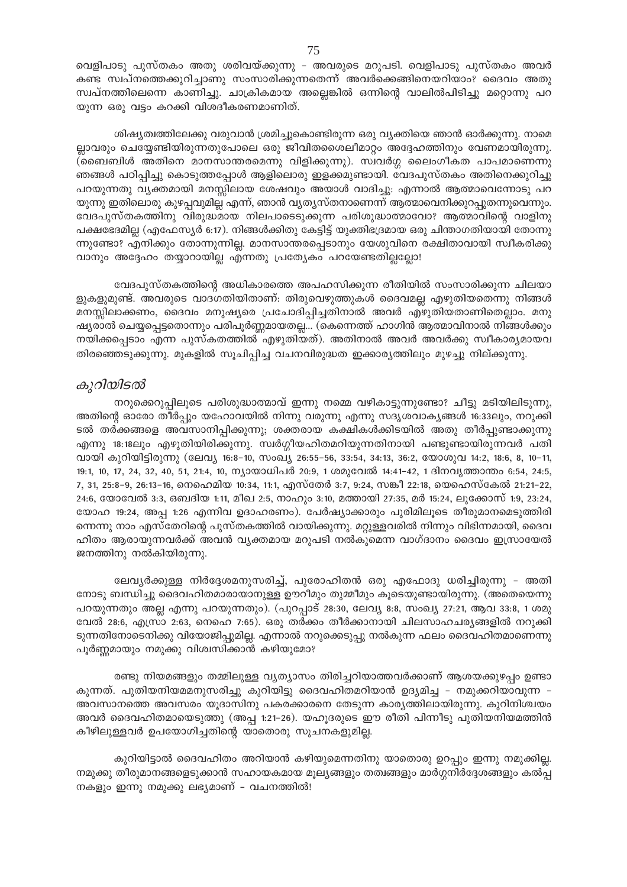വെളിപാടു പുസ്തകം അതു ശരിവയ്ക്കുന്നു – അവരുടെ മറുപടി. വെളിപാടു പുസ്തകം അവർ കണ്ട സ്വപ്നത്തെക്കുറിച്ചാണു സംസാരിക്കുന്നതെന്ന് അവർക്കെങ്ങിനെയറിയാം? ദൈവം അതു സ്വപ്നത്തിലെന്നെ കാണിച്ചു. ചാക്രികമായ അല്ലെങ്കിൽ ഒന്നിന്റെ വാലിൽപിടിച്ചു മറ്റൊന്നു പറയുന്ന ഒരു വട്ടം കറക്കി വിശദീകരണമാണിത്.

ശിഷ്യത്വത്തിലേക്കു വരുവാൻ ശ്രമിച്ചുകൊണ്ടിരുന്ന ഒരു വ്യക്തിയെ ഞാൻ ഓർക്കുന്നു. നാമെല്ലാവരും ചെയ്യേണ്ടിയിരുന്നതുപോലെ ഒരു ജീവിതശൈലീമാറ്റം അദ്ദേഹത്തിനും വേണമായിരുന്നു. (ബൈബിൾ അതിനെ മാനസാന്തരമെന്നു വിളിക്കുന്നു). സ്വവർഗ്ഗ ലൈംഗീകത പാപമാണെന്നു ഞങ്ങൾ പഠിപ്പിച്ചു കൊടുത്തപ്പോൾ ആളിലൊരു ഇളക്കമുണ്ടായി. വേദപുസ്തകം അതിനെക്കുറിച്ചു പറയുന്നതു വ്യക്തമായി മനസ്സിലായ ശേഷവും അയാൾ വാദിച്ചു: എന്നാൽ ആത്മാവെന്നോടു പറയുന്നു ഇതിലൊരു കുഴപ്പവുമില്ല എന്ന്, ഞാൻ വ്യത്യസ്തനാണെന്ന് ആത്മാവെനിക്കുറപ്പുതന്നുവെന്നും. വേദപുസ്തകത്തിനു വിരുദ്ധമായ നിലപാടെടുക്കുന്ന പരിശുദ്ധാത്മാവോ? ആത്മാവിന്റെ വാളിനു പക്ഷഭേദമില്ല (എഫേസ്യർ 6:17). നിങ്ങൾക്കിതു കേട്ടിട്ട് യുക്തിഭദ്രമായ ഒരു ചിന്താഗതിയായി തോന്നുന്നുണ്ടോ? എനിക്കും തോന്നുന്നില്ല. മാനസാന്തരപ്പെടാനും യേശുവിനെ രക്ഷിതാവായി സ്വീകരിക്കുവാനും അദ്ദേഹം തയ്യാറായില്ല എന്നതു പ്രത്യേകം പറയേണ്ടതില്ലല്ലോ!

വേദപുസ്തകത്തിന്റെ അധികാരത്തെ അപഹസിക്കുന്ന രീതിയിൽ സംസാരിക്കുന്ന ചിലയാളുകളുമുണ്ട്. അവരുടെ വാദഗതിയിതാണ്: തിരുവെഴുത്തുകൾ ദൈവമല്ല എഴുതിയതെന്നു നിങ്ങൾ മനസ്സിലാക്കണം, ദൈവം മനുഷ്യരെ പ്രചോദിപ്പിച്ചതിനാൽ അവർ എഴുതിയതാണിതെല്ലാം. മനുഷ്യരാൽ ചെയ്യപ്പെട്ടതൊന്നും പരിപൂർണ്ണമായതല്ല... (കെന്നെത്ത് ഹാഗിൻ ആത്മാവിനാൽ നിങ്ങൾക്കും നയിക്കപ്പെടാം എന്ന പുസ്കതത്തിൽ എഴുതിയത്). അതിനാൽ അവർ അവർക്കു സ്വീകാര്യമായവ തിരഞ്ഞെടുക്കുന്നു. മുകളിൽ സൂചിപ്പിച്ച വചനവിരുദ്ധത ഇക്കാര്യത്തിലും മുഴച്ചു നില്ക്കുന്നു.

## *കുറിയിടൽ*

നറുക്കെറുപ്പിലൂടെ പരിശുദ്ധാത്മാവ് ഇന്നു നമ്മെ വഴികാട്ടുന്നുണ്ടോ? ചീട്ടു മടിയിലിടുന്നു, അതിന്റെ ഓരോ തീർപ്പും യഹോവയിൽ നിന്നു വരുന്നു എന്നു സദൃശവാക്യങ്ങൾ 16:33ലും, നറുക്കിടൽ തർക്കങ്ങളെ അവസാനിപ്പിക്കുന്നു; ശക്തരായ കക്ഷികൾക്കിടയിൽ അതു തീർപ്പുണ്ടാക്കുന്നു എന്നു 18:18ലും എഴുതിയിരിക്കുന്നു. സ്വർഗ്ഗീയഹിതമറിയുന്നതിനായി പണ്ടുണ്ടായിരുന്നവർ പതിവായി കുറിയിട്ടിരുന്നു (ലേവ്യ 16:8–10, സംഖ്യ 26:55–56, 33:54, 34:13, 36:2, യോശുവ 14:2, 18:6, 8, 10–11, 19:1, 10, 17, 24, 32, 40, 51, 21:4, 10, ന്യായാധിപർ 20:9, 1 ശമുവേൽ 14:41–42, 1 ദിനവൃത്താന്തം 6:54, 24:5, 7, 31, 25:8–9, 26:13–16, നെഹെമിയ 10:34, 11:1, എസ്തേർ 3:7, 9:24, സങ്കീ 22:18, യെഹെസ്കേൽ 21:21–22, 24:6, യോവേൽ 3:3, ഒബദിയ 1:11, മീഖ 2:5, നാഹും 3:10, മത്തായി 27:35, മർ 15:24, ലൂക്കോസ് 1:9, 23:24, യോഹ 19:24, അപ്പ 1:26 എന്നിവ ഉദാഹരണം). പേർഷ്യാക്കാരും പുരിമിലൂടെ തീരുമാനമെടുത്തിരിന്നെന്നു നാം എസ്തേറിന്റെ പുസ്തകത്തിൽ വായിക്കുന്നു. മറ്റുള്ളവരിൽ നിന്നും വിഭിന്നമായി, ദൈവഹിതം ആരായുന്നവർക്ക് അവൻ വ്യക്തമായ മറുപടി നൽകുമെന്ന വാഗ്ദാനം ദൈവം ഇസ്രായേൽ ജനത്തിനു നൽകിയിരുന്നു.

ലേവ്യർക്കുള്ള നിർദ്ദേശമനുസരിച്ച്, പുരോഹിതൻ ഒരു എഫോദു ധരിച്ചിരുന്നു – അതിനോടു ബന്ധിച്ചു ദൈവഹിതമാരായാനുള്ള ഊറീമും തുമ്മീമും കൂടെയുണ്ടായിരുന്നു. (അതെയെന്നു പറയുന്നതും അല്ല എന്നു പറയുന്നതും). (പുറപ്പാട് 28:30, ലേവ്യ 8:8, സംഖ്യ 27:21, ആവ 33:8, 1 ശമുവേൽ 28:6, എസ്രാ 2:63, നെഹെ 7:65). ഒരു തർക്കം തീർക്കാനായി ചിലസാഹചര്യങ്ങളിൽ നറുക്കിടുന്നതിനോടെനിക്കു വിയോജിപ്പുമില്ല. എന്നാൽ നറുക്കെടുപ്പു നൽകുന്ന ഫലം ദൈവഹിതമാണെന്നു പൂർണ്ണമായും നമുക്കു വിശ്വസിക്കാൻ കഴിയുമോ?

രണ്ടു നിയമങ്ങളും തമ്മിലുള്ള വ്യത്യാസം തിരിച്ചറിയാത്തവർക്കാണ് ആശയക്കുഴപ്പം ഉണ്ടാകുന്നത്. പുതിയനിയമമനുസരിച്ചു കുറിയിട്ടു ദൈവഹിതമറിയാൻ ഉദ്യമിച്ച – നമുക്കറിയാവുന്ന – അവസാനത്തെ അവസരം യൂദാസിനു പകരക്കാരനെ തേടുന്ന കാര്യത്തിലായിരുന്നു. കുറിനിശ്ചയം അവർ ദൈവഹിതമായെടുത്തു (അപ്പ 1:21–26). യഹൂദരുടെ ഈ രീതി പിന്നീടു പുതിയനിയമത്തിൻ കീഴിലുള്ളവർ ഉപയോഗിച്ചതിന്റെ യാതൊരു സൂചനകളുമില്ല.

കുറിയിട്ടാൽ ദൈവഹിതം അറിയാൻ കഴിയുമെന്നതിനു യാതൊരു ഉറപ്പും ഇന്നു നമുക്കില്ല. നമുക്കു തീരുമാനങ്ങളെടുക്കാൻ സഹായകമായ മൂല്യങ്ങളും തത്വങ്ങളും മാർഗ്ഗനിർദ്ദേശങ്ങളും കൽപ്പനകളും ഇന്നു നമുക്കു ലഭ്യമാണ് – വചനത്തിൽ!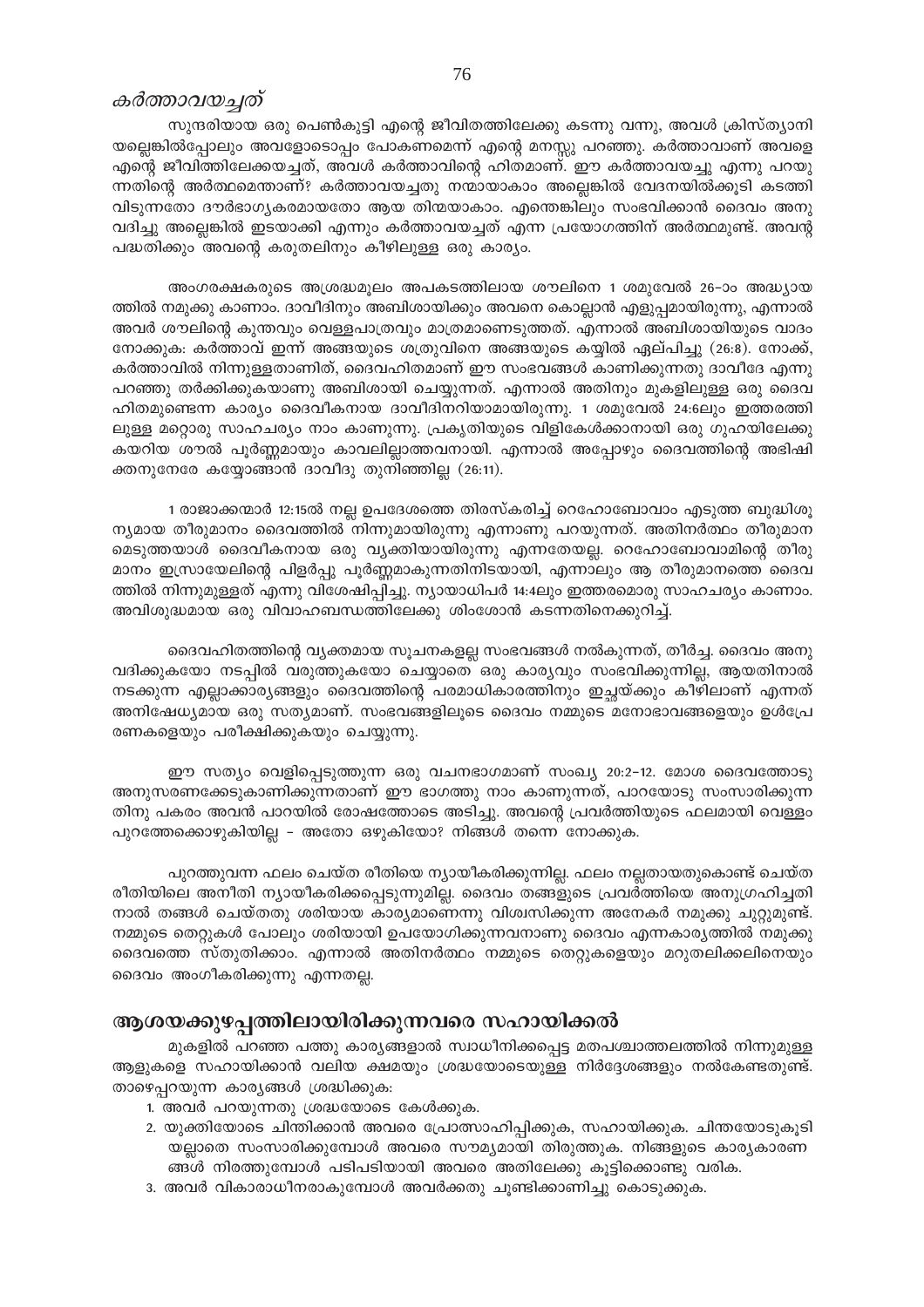### *കർത്താവയച്ചത്*

സുന്ദരിയായ ഒരു പെൺകുട്ടി എന്റെ ജീവിതത്തിലേക്കു കടന്നു വന്നു, അവൾ ക്രിസ്ത്യാനി യല്ലെങ്കിൽപ്പോലും അവളോടൊപ്പം പോകണമെന്ന് എന്റെ മനസ്സു പറഞ്ഞു. കർത്താവാണ് അവളെ എന്റെ ജീവിത്തിലേക്കയച്ചത്, അവൾ കർത്താവിന്റെ ഹിതമാണ്. ഈ കർത്താവയച്ചു എന്നു പറയു ന്നതിന്റെ അർത്ഥമെന്താണ്? കർത്താവയച്ചതു നന്മയായാകാം അല്ലെങ്കിൽ വേദനയിൽക്കൂടി കടത്തി വിടുന്നതോ ദൗർഭാഗ്യകരമായതോ ആയ തിന്മയാകാം. എന്തെങ്കിലും സംഭവിക്കാൻ ദൈവം അനു വദിച്ചു അല്ലെങ്കിൽ ഇടയാക്കി എന്നും കർത്താവയച്ചത് എന്ന പ്രയോഗത്തിന് അർത്ഥമുണ്ട്. അവന്റ പദ്ധതിക്കും അവന്റെ കരുതലിനും കീഴിലുള്ള ഒരു കാര്യം.

അംഗരക്ഷകരുടെ അശ്രദ്ധമൂലം അപകടത്തിലായ ശൗലിനെ 1 ശമുവേൽ 26-ാം അദ്ധ്യായ ത്തിൽ നമുക്കു കാണാം. ദാവീദിനും അബിശായിക്കും അവനെ കൊല്ലാൻ എളുപ്പമായിരുന്നു, എന്നാൽ അവർ ശൗലിന്റെ കുന്തവും വെള്ളപാത്രവും മാത്രമാണെടുത്തത്. എന്നാൽ അബിശായിയുടെ വാദം നോക്കുക: കർത്താവ് ഇന്ന് അങ്ങയുടെ ശത്രുവിനെ അങ്ങയുടെ കയ്യിൽ ഏല്പിച്ചു (26:8). നോക്ക്, കർത്താവിൽ നിന്നുള്ളതാണിത്, ദൈവഹിതമാണ് ഈ സംഭവങ്ങൾ കാണിക്കുന്നതു ദാവീദേ എന്നു പറഞ്ഞു തർക്കിക്കുകയാണു അബിശായി ചെയ്യുന്നത്. എന്നാൽ അതിനും മുകളിലുള്ള ഒരു ദൈവ ഹിതമുണ്ടെന്ന കാര്യം ദൈവീകനായ ദാവീദിനറിയാമായിരുന്നു. 1 ശമുവേൽ 24:6ലും ഇത്തരത്തി ലുള്ള മറ്റൊരു സാഹചര്യം നാം കാണുന്നു. പ്രകൃതിയുടെ വിളികേൾക്കാനായി ഒരു ഗുഹയിലേക്കു കയറിയ ശൗൽ പൂർണ്ണമായും കാവലില്ലാത്തവനായി. എന്നാൽ അപ്പോഴും ദൈവത്തിന്റെ അഭിഷി ക്തനുനേരേ കയ്യോങ്ങാൻ ദാവീദു തുനിഞ്ഞില്ല (26:11).

1 രാജാക്കന്മാർ 12:15ൽ നല്ല ഉപദേശത്തെ തിരസ്കരിച്ച് റെഹോബോവാം എടുത്ത ബുദ്ധിശൂ ന്യമായ തീരുമാനം ദൈവത്തിൽ നിന്നുമായിരുന്നു എന്നാണു പറയുന്നത്. അതിനർത്ഥം തീരുമാന മെടുത്തയാൾ ദൈവീകനായ ഒരു വ്യക്തിയായിരുന്നു എന്നതേയല്ല. റെഹോബോവാമിന്റെ തീരു മാനം ഇസ്രായേലിന്റെ പിളർപ്പു പൂർണ്ണമാകുന്നതിനിടയായി, എന്നാലും ആ തീരുമാനത്തെ ദൈവ ത്തിൽ നിന്നുമുള്ളത് എന്നു വിശേഷിപ്പിച്ചു. ന്യായാധിപർ 14:4ലും ഇത്തരമൊരു സാഹചര്യം കാണാം. അവിശുദ്ധമായ ഒരു വിവാഹബന്ധത്തിലേക്കു ശിംശോൻ കടന്നതിനെക്കുറിച്ച്.

ദൈവഹിതത്തിന്റെ വ്യക്തമായ സൂചനകളല്ല സംഭവങ്ങൾ നൽകുന്നത്, തീർച്ച. ദൈവം അനു വദിക്കുകയോ നടപ്പിൽ വരുത്തുകയോ ചെയ്യാതെ ഒരു കാര്യവും സംഭവിക്കുന്നില്ല, ആയതിനാൽ നടക്കുന്ന എല്ലാക്കാര്യങ്ങളും ദൈവത്തിന്റെ പരമാധികാരത്തിനും ഇച്ഛയ്ക്കും കീഴിലാണ് എന്നത് അനിഷേധ്യമായ ഒരു സത്യമാണ്. സംഭവങ്ങളിലൂടെ ദൈവം നമ്മുടെ മനോഭാവങ്ങളെയും ഉൾപ്രേ രണകളെയും പരീക്ഷിക്കുകയും ചെയ്യുന്നു.

ഈ സത്യം വെളിപ്പെടുത്തുന്ന ഒരു വചനഭാഗമാണ് സംഖ്യ 20:2-12. മോശ ദൈവത്തോടു അനുസരണക്കേടുകാണിക്കുന്നതാണ് ഈ ഭാഗത്തു നാം കാണുന്നത്, പാറയോടു സംസാരിക്കുന്ന തിനു പകരം അവൻ പാറയിൽ രോഷത്തോടെ അടിച്ചു. അവന്റെ പ്രവർത്തിയുടെ ഫലമായി വെള്ളം പുറത്തേക്കൊഴുകിയില്ല - അതോ ഒഴുകിയോ? നിങ്ങൾ തന്നെ നോക്കുക.

പുറത്തുവന്ന ഫലം ചെയ്ത രീതിയെ ന്യായീകരിക്കുന്നില്ല. ഫലം നല്ലതായതുകൊണ്ട് ചെയ്ത രീതിയിലെ അനീതി ന്യായീകരിക്കപ്പെടുന്നുമില്ല. ദൈവം തങ്ങളുടെ പ്രവർത്തിയെ അനുഗ്രഹിച്ചതി നാൽ തങ്ങൾ ചെയ്തതു ശരിയായ കാര്യമാണെന്നു വിശ്വസിക്കുന്ന അനേകർ നമുക്കു ചുറ്റുമുണ്ട്. നമ്മുടെ തെറ്റുകൾ പോലും ശരിയായി ഉപയോഗിക്കുന്നവനാണു ദൈവം എന്നകാര്യത്തിൽ നമുക്കു ദൈവത്തെ സ്തുതിക്കാം. എന്നാൽ അതിനർത്ഥം നമ്മുടെ തെറ്റുകളെയും മറുതലിക്കലിനെയും ദൈവം അംഗീകരിക്കുന്നു എന്നതല്ല.

## ആശയക്കുഴപ്പത്തിലായിരിക്കുന്നവരെ സഹായിക്കൽ

മുകളിൽ പറഞ്ഞ പത്തു കാര്യങ്ങളാൽ സ്വാധീനിക്കപ്പെട്ട മതപശ്ചാത്തലത്തിൽ നിന്നുമുള്ള ആളുകളെ സഹായിക്കാൻ വലിയ ക്ഷമയും ശ്രദ്ധയോടെയുള്ള നിർദ്ദേശങ്ങളും നൽകേണ്ടതുണ്ട്. താഴെപ്പറയുന്ന കാര്യങ്ങൾ ശ്രദ്ധിക്കുക:

1. അവർ പറയുന്നതു ശ്രദ്ധയോടെ കേൾക്കുക.
2. യുക്തിയോടെ ചിന്തിക്കാൻ അവരെ പ്രോത്സാഹിപ്പിക്കുക, സഹായിക്കുക. ചിന്തയോടുകൂടി യല്ലാതെ സംസാരിക്കുമ്പോൾ അവരെ സൗമ്യമായി തിരുത്തുക. നിങ്ങളുടെ കാര്യകാരണ ങ്ങൾ നിരത്തുമ്പോൾ പടിപടിയായി അവരെ അതിലേക്കു കൂട്ടിക്കൊണ്ടു വരിക.
3. അവർ വികാരാധീനരാകുമ്പോൾ അവർക്കതു ചൂണ്ടിക്കാണിച്ചു കൊടുക്കുക.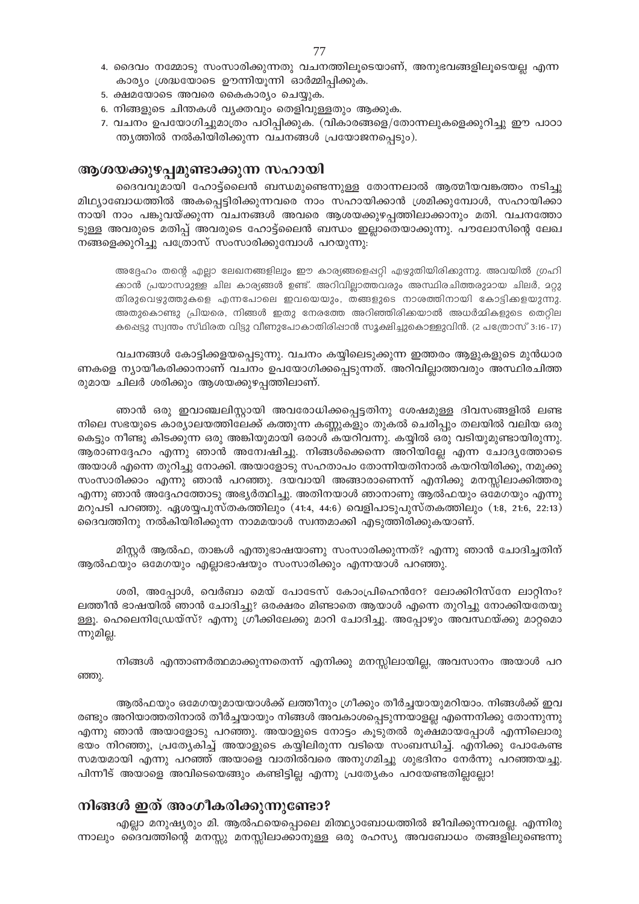4. ദൈവം നമ്മോടു സംസാരിക്കുന്നതു വചനത്തിലൂടെയാണ്, അനുഭവങ്ങളിലൂടെയല്ല എന്ന കാര്യം ശ്രദ്ധയോടെ ഊന്നിയൂന്നി ഓർമ്മിപ്പിക്കുക.
5. ക്ഷമയോടെ അവരെ കൈകാര്യം ചെയ്യുക.
6. നിങ്ങളുടെ ചിന്തകൾ വ്യക്തവും തെളിവുള്ളതും ആക്കുക.
7. വചനം ഉപയോഗിച്ചുമാത്രം പഠിപ്പിക്കുക. (വികാരങ്ങളെ/തോന്നലുകളെക്കുറിച്ചു ഈ പാഠാന്ത്യത്തിൽ നൽകിയിരിക്കുന്ന വചനങ്ങൾ പ്രയോജനപ്പെടും).

## ആശയക്കുഴപ്പമുണ്ടാക്കുന്ന സഹായി

ദൈവവുമായി ഹോട്ട്ലൈൻ ബന്ധമുണ്ടെന്നുള്ള തോന്നലാൽ ആത്മീയവങ്കത്തം നടിച്ചു മിഥ്യാബോധത്തിൽ അകപ്പെട്ടിരിക്കുന്നവരെ നാം സഹായിക്കാൻ ശ്രമിക്കുമ്പോൾ, സഹായിക്കാനായി നാം പങ്കുവയ്ക്കുന്ന വചനങ്ങൾ അവരെ ആശയക്കുഴപ്പത്തിലാക്കാനും മതി. വചനത്തോടുള്ള അവരുടെ മതിപ്പ് അവരുടെ ഹോട്ട്ലൈൻ ബന്ധം ഇല്ലാതെയാക്കുന്നു. പൗലോസിന്റെ ലേഖനങ്ങളെക്കുറിച്ചു പത്രോസ് സംസാരിക്കുമ്പോൾ പറയുന്നു:

> അദ്ദേഹം തന്റെ എല്ലാ ലേഖനങ്ങളിലും ഈ കാര്യങ്ങളെഷ്റ്റി എഴുതിയിരിക്കുന്നു. അവയിൽ ഗ്രഹിക്കാൻ പ്രയാസമുള്ള ചില കാര്യങ്ങൾ ഉണ്ട്. അറിവില്ലാത്തവരും അസ്ഥിരചിത്തരുമായ ചിലർ, മറ്റു തിരുവെഴുത്തുകളെ എന്നപോലെ ഇവയെയും, തങ്ങളുടെ നാശത്തിനായി കോട്ടിക്കളയുന്നു. അതുകൊണ്ടു പ്രിയരെ, നിങ്ങൾ ഇതു നേരത്തേ അറിഞ്ഞിരിക്കയാൽ അധർമ്മികളുടെ തെറ്റിലകപ്പെട്ടു സ്വന്തം സ്ഥിരത വിട്ടു വീണുപോകാതിരിഷാൻ സൂക്ഷിച്ചുകൊള്ളുവിൻ. (2 പത്രോസ് 3:16-17)

വചനങ്ങൾ കോട്ടിക്കളയപ്പെടുന്നു. വചനം കയ്യിലെടുക്കുന്ന ഇത്തരം ആളുകളുടെ മുൻധാരണകളെ ന്യായീകരിക്കാനാണ് വചനം ഉപയോഗിക്കപ്പെടുന്നത്. അറിവില്ലാത്തവരും അസ്ഥിരചിത്തരുമായ ചിലർ ശരിക്കും ആശയക്കുഴപ്പത്തിലാണ്.

ഞാൻ ഒരു ഇവാഞ്ചലിസ്റ്റായി അവരോധിക്കപ്പെട്ടതിനു ശേഷമുള്ള ദിവസങ്ങളിൽ ലണ്ടനിലെ സഭയുടെ കാര്യാലയത്തിലേക്ക് കത്തുന്ന കണ്ണുകളും തുകൽ ചെരിപ്പും തലയിൽ വലിയ ഒരു കെട്ടും നീണ്ടു കിടക്കുന്ന ഒരു അങ്കിയുമായി ഒരാൾ കയറിവന്നു. കയ്യിൽ ഒരു വടിയുമുണ്ടായിരുന്നു. ആരാണദ്ദേഹം എന്നു ഞാൻ അന്വേഷിച്ചു. നിങ്ങൾക്കെന്നെ അറിയില്ലേ എന്ന ചോദ്യത്തോടെ അയാൾ എന്നെ തുറിച്ചു നോക്കി. അയാളോടു സഹതാപം തോന്നിയതിനാൽ കയറിയിരിക്കൂ, നമുക്കു സംസാരിക്കാം എന്നു ഞാൻ പറഞ്ഞു. ദയവായി അങ്ങാരാണെന്ന് എനിക്കു മനസ്സിലാക്കിത്തരൂ എന്നു ഞാൻ അദ്ദേഹത്തോടു അഭ്യർത്ഥിച്ചു. അതിനയാൾ ഞാനാണു ആൽഫയും ഒമേഗയും എന്നു മറുപടി പറഞ്ഞു. ഏശയ്യപുസ്തകത്തിലും (41:4, 44:6) വെളിപാടുപുസ്തകത്തിലും (1:8, 21:6, 22:13) ദൈവത്തിനു നൽകിയിരിക്കുന്ന നാമമയാൾ സ്വന്തമാക്കി എടുത്തിരിക്കുകയാണ്.

മിസ്റ്റർ ആൽഫ, താങ്കൾ എന്തുഭാഷയാണു സംസാരിക്കുന്നത്? എന്നു ഞാൻ ചോദിച്ചതിന് ആൽഫയും ഒമേഗയും എല്ലാഭാഷയും സംസാരിക്കും എന്നയാൾ പറഞ്ഞു.

ശരി, അപ്പോൾ, വെർബാ മെയ് പോടേസ് കോംപ്രിഹെൻറേ? ലോക്കിറിസ്നേ ലാറ്റിനം? ലത്തീൻ ഭാഷയിൽ ഞാൻ ചോദിച്ചു? ഒരക്ഷരം മിണ്ടാതെ ആയാൾ എന്നെ തുറിച്ചു നോക്കിയതേയുള്ളു. ഹെലെനിഡ്രേയ്സ്? എന്നു ഗ്രീക്കിലേക്കു മാറി ചോദിച്ചു. അപ്പോഴും അവസ്ഥയ്ക്കു മാറ്റമൊന്നുമില്ല.

നിങ്ങൾ എന്താണർത്ഥമാക്കുന്നതെന്ന് എനിക്കു മനസ്സിലായില്ല, അവസാനം അയാൾ പറഞ്ഞു.

ആൽഫയും ഒമേഗയുമായയാൾക്ക് ലത്തീനും ഗ്രീക്കും തീർച്ചയായുമറിയാം. നിങ്ങൾക്ക് ഇവരണ്ടും അറിയാത്തതിനാൽ തീർച്ചയായും നിങ്ങൾ അവകാശപ്പെടുന്നയാളല്ല എന്നെനിക്കു തോന്നുന്നു എന്നു ഞാൻ അയാളോടു പറഞ്ഞു. അയാളുടെ നോട്ടം കൂടുതൽ രൂക്ഷമായപ്പോൾ എന്നിലൊരു ഭയം നിറഞ്ഞു, പ്രത്യേകിച്ച് അയാളുടെ കയ്യിലിരുന്ന വടിയെ സംബന്ധിച്ച്. എനിക്കു പോകേണ്ട സമയമായി എന്നു പറഞ്ഞ് അയാളെ വാതിൽവരെ അനുഗമിച്ചു ശുഭദിനം നേർന്നു പറഞ്ഞയച്ചു. പിന്നീട് അയാളെ അവിടെയെങ്ങും കണ്ടിട്ടില്ല എന്നു പ്രത്യേകം പറയേണ്ടതില്ലല്ലോ!

## നിങ്ങൾ ഇത് അംഗീകരിക്കുന്നുണ്ടോ?

എല്ലാ മനുഷ്യരും മി. ആൽഫയെപ്പൊലെ മിത്ഥ്യാബോധത്തിൽ ജീവിക്കുന്നവരല്ല. എന്നിരുന്നാലും ദൈവത്തിന്റെ മനസ്സു മനസ്സിലാക്കാനുള്ള ഒരു രഹസ്യ അവബോധം തങ്ങളിലുണ്ടെന്നു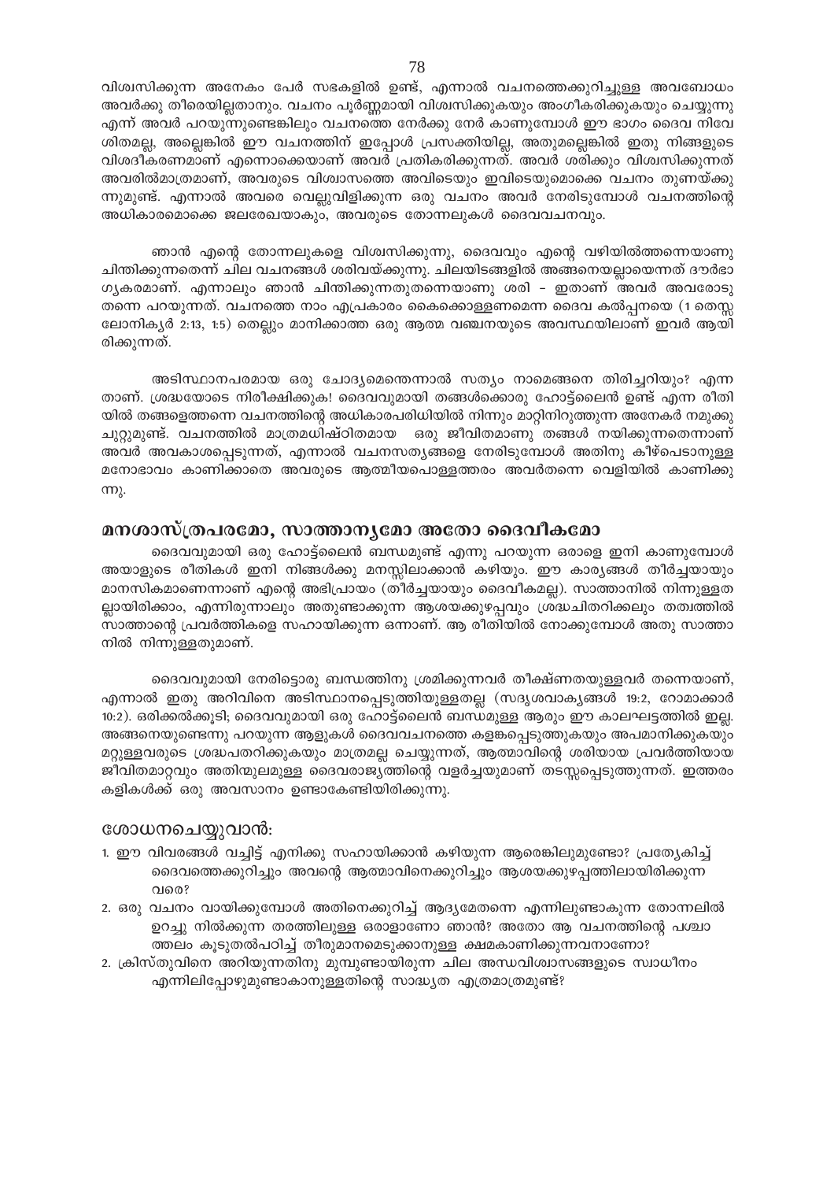വിശ്വസിക്കുന്ന അനേകം പേർ സഭകളിൽ ഉണ്ട്, എന്നാൽ വചനത്തെക്കുറിച്ചുള്ള അവബോധം അവർക്കു തീരെയില്ലതാനും. വചനം പൂർണ്ണമായി വിശ്വസിക്കുകയും അംഗീകരിക്കുകയും ചെയ്യുന്നു എന്ന് അവർ പറയുന്നുണ്ടെങ്കിലും വചനത്തെ നേർക്കു നേർ കാണുമ്പോൾ ഈ ഭാഗം ദൈവ നിവേശിതമല്ല, അല്ലെങ്കിൽ ഈ വചനത്തിന് ഇപ്പോൾ പ്രസക്തിയില്ല, അതുമല്ലെങ്കിൽ ഇതു നിങ്ങളുടെ വിശദീകരണമാണ് എന്നൊക്കെയാണ് അവർ പ്രതികരിക്കുന്നത്. അവർ ശരിക്കും വിശ്വസിക്കുന്നത് അവരിൽമാത്രമാണ്, അവരുടെ വിശ്വാസത്തെ അവിടെയും ഇവിടെയുമൊക്കെ വചനം തുണയ്ക്കുന്നുമുണ്ട്. എന്നാൽ അവരെ വെല്ലുവിളിക്കുന്ന ഒരു വചനം അവർ നേരിടുമ്പോൾ വചനത്തിന്റെ അധികാരമൊക്കെ ജലരേഖയാകും, അവരുടെ തോന്നലുകൾ ദൈവവചനവും.

ഞാൻ എന്റെ തോന്നലുകളെ വിശ്വസിക്കുന്നു, ദൈവവും എന്റെ വഴിയിൽത്തന്നെയാണു ചിന്തിക്കുന്നതെന്ന് ചില വചനങ്ങൾ ശരിവയ്ക്കുന്നു. ചിലയിടങ്ങളിൽ അങ്ങനെയല്ലായെന്നത് ദൗർഭാഗ്യകരമാണ്. എന്നാലും ഞാൻ ചിന്തിക്കുന്നതുതന്നെയാണു ശരി - ഇതാണ് അവർ അവരോടു തന്നെ പറയുന്നത്. വചനത്തെ നാം എപ്രകാരം കൈക്കൊള്ളണമെന്ന ദൈവ കൽപ്പനയെ (1 തെസ്സലോനിക്യർ 2:13, 1:5) തെല്ലും മാനിക്കാത്ത ഒരു ആത്മ വഞ്ചനയുടെ അവസ്ഥയിലാണ് ഇവർ ആയിരിക്കുന്നത്.

അടിസ്ഥാനപരമായ ഒരു ചോദ്യമെന്തെന്നാൽ സത്യം നാമെങ്ങനെ തിരിച്ചറിയും? എന്നതാണ്. ശ്രദ്ധയോടെ നിരീക്ഷിക്കുക! ദൈവവുമായി തങ്ങൾക്കൊരു ഹോട്ട്ലൈൻ ഉണ്ട് എന്ന രീതിയിൽ തങ്ങളെത്തന്നെ വചനത്തിന്റെ അധികാരപരിധിയിൽ നിന്നും മാറ്റിനിറുത്തുന്ന അനേകർ നമുക്കു ചുറ്റുമുണ്ട്. വചനത്തിൽ മാത്രമധിഷ്ഠിതമായ ഒരു ജീവിതമാണു തങ്ങൾ നയിക്കുന്നതെന്നാണ് അവർ അവകാശപ്പെടുന്നത്, എന്നാൽ വചനസത്യങ്ങളെ നേരിടുമ്പോൾ അതിനു കീഴ്പെടാനുള്ള മനോഭാവം കാണിക്കാതെ അവരുടെ ആത്മീയപൊള്ളത്തരം അവർതന്നെ വെളിയിൽ കാണിക്കുന്നു.

## മനശാസ്ത്രപരമോ, സാത്താന്യമോ അതോ ദൈവീകമോ

ദൈവവുമായി ഒരു ഹോട്ട്ലൈൻ ബന്ധമുണ്ട് എന്നു പറയുന്ന ഒരാളെ ഇനി കാണുമ്പോൾ അയാളുടെ രീതികൾ ഇനി നിങ്ങൾക്കു മനസ്സിലാക്കാൻ കഴിയും. ഈ കാര്യങ്ങൾ തീർച്ചയായും മാനസികമാണെന്നാണ് എന്റെ അഭിപ്രായം (തീർച്ചയായും ദൈവീകമല്ല). സാത്താനിൽ നിന്നുള്ളതല്ലായിരിക്കാം, എന്നിരുന്നാലും അതുണ്ടാക്കുന്ന ആശയക്കുഴപ്പവും ശ്രദ്ധചിതറിക്കലും തത്വത്തിൽ സാത്താന്റെ പ്രവർത്തികളെ സഹായിക്കുന്ന ഒന്നാണ്. ആ രീതിയിൽ നോക്കുമ്പോൾ അതു സാത്താനിൽ നിന്നുള്ളതുമാണ്.

ദൈവവുമായി നേരിട്ടൊരു ബന്ധത്തിനു ശ്രമിക്കുന്നവർ തീക്ഷ്ണതയുള്ളവർ തന്നെയാണ്, എന്നാൽ ഇതു അറിവിനെ അടിസ്ഥാനപ്പെടുത്തിയുള്ളതല്ല (സദൃശവാക്യങ്ങൾ 19:2, റോമാക്കാർ 10:2). ഒരിക്കൽക്കൂടി; ദൈവവുമായി ഒരു ഹോട്ട്ലൈൻ ബന്ധമുള്ള ആരും ഈ കാലഘട്ടത്തിൽ ഇല്ല. അങ്ങനെയുണ്ടെന്നു പറയുന്ന ആളുകൾ ദൈവവചനത്തെ കളങ്കപ്പെടുത്തുകയും അപമാനിക്കുകയും മറ്റുള്ളവരുടെ ശ്രദ്ധപതറിക്കുകയും മാത്രമല്ല ചെയ്യുന്നത്, ആത്മാവിന്റെ ശരിയായ പ്രവർത്തിയായ ജീവിതമാറ്റവും അതിന്മൂലമുള്ള ദൈവരാജ്യത്തിന്റെ വളർച്ചയുമാണ് തടസ്സപ്പെടുത്തുന്നത്. ഇത്തരം കളികൾക്ക് ഒരു അവസാനം ഉണ്ടാകേണ്ടിയിരിക്കുന്നു.

### ശോധനചെയ്യുവാൻ:

1. ഈ വിവരങ്ങൾ വച്ചിട്ട് എനിക്കു സഹായിക്കാൻ കഴിയുന്ന ആരെങ്കിലുമുണ്ടോ? പ്രത്യേകിച്ച് ദൈവത്തെക്കുറിച്ചും അവന്റെ ആത്മാവിനെക്കുറിച്ചും ആശയക്കുഴപ്പത്തിലായിരിക്കുന്നവരെ?
2. ഒരു വചനം വായിക്കുമ്പോൾ അതിനെക്കുറിച്ച് ആദ്യമേതന്നെ എന്നിലുണ്ടാകുന്ന തോന്നലിൽ ഉറച്ചു നിൽക്കുന്ന തരത്തിലുള്ള ഒരാളാണോ ഞാൻ? അതോ ആ വചനത്തിന്റെ പശ്ചാത്തലം കൂടുതൽപഠിച്ച് തീരുമാനമെടുക്കാനുള്ള ക്ഷമകാണിക്കുന്നവനാണോ?
2. ക്രിസ്തുവിനെ അറിയുന്നതിനു മുമ്പുണ്ടായിരുന്ന ചില അന്ധവിശ്വാസങ്ങളുടെ സ്വാധീനം എന്നിലിപ്പോഴുമുണ്ടാകാനുള്ളതിന്റെ സാദ്ധ്യത എത്രമാത്രമുണ്ട്?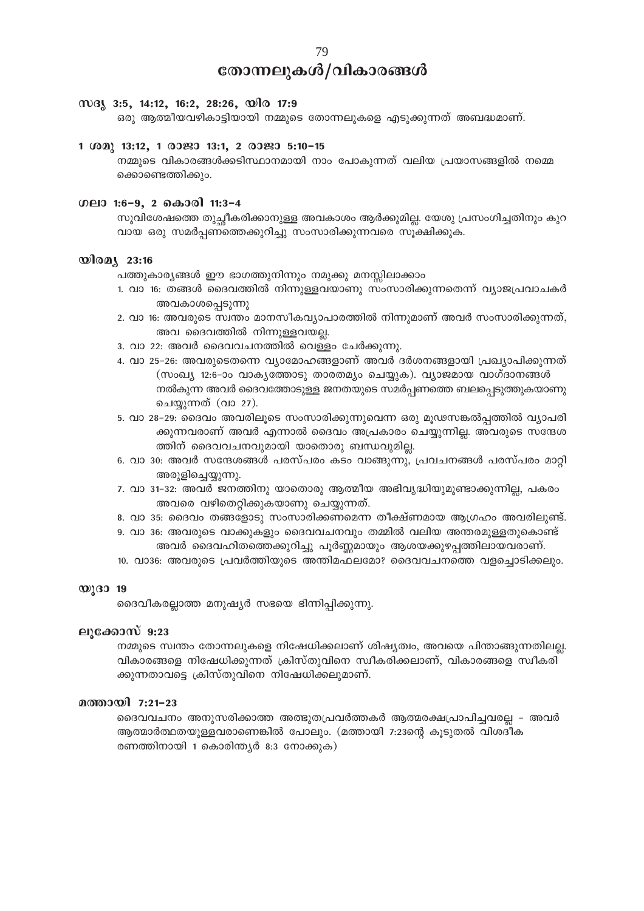# തോന്നലുകൾ/വികാരങ്ങൾ

### സദൃ 3:5, 14:12, 16:2, 28:26, യിര 17:9

ഒരു ആത്മീയവഴികാട്ടിയായി നമ്മുടെ തോന്നലുകളെ എടുക്കുന്നത് അബദ്ധമാണ്.

### 1 ശമു 13:12, 1 രാജാ 13:1, 2 രാജാ 5:10–15

നമ്മുടെ വികാരങ്ങൾക്കടിസ്ഥാനമായി നാം പോകുന്നത് വലിയ പ്രയാസങ്ങളിൽ നമ്മെ ക്കൊണ്ടെത്തിക്കും.

### ഗലാ 1:6–9, 2 കൊരി 11:3–4

സുവിശേഷത്തെ തുച്ഛീകരിക്കാനുള്ള അവകാശം ആർക്കുമില്ല. യേശു പ്രസംഗിച്ചതിനും കുറ വായ ഒരു സമർപ്പണത്തെക്കുറിച്ചു സംസാരിക്കുന്നവരെ സൂക്ഷിക്കുക.

### യിരമ്യ 23:16

പത്തുകാര്യങ്ങൾ ഈ ഭാഗത്തുനിന്നും നമുക്കു മനസ്സിലാക്കാം

1. വാ 16: തങ്ങൾ ദൈവത്തിൽ നിന്നുള്ളവയാണു സംസാരിക്കുന്നതെന്ന് വ്യാജപ്രവാചകർ അവകാശപ്പെടുന്നു
2. വാ 16: അവരുടെ സ്വന്തം മാനസീകവ്യാപാരത്തിൽ നിന്നുമാണ് അവർ സംസാരിക്കുന്നത്, അവ ദൈവത്തിൽ നിന്നുള്ളവയല്ല.
3. വാ 22: അവർ ദൈവവചനത്തിൽ വെള്ളം ചേർക്കുന്നു.
4. വാ 25–26: അവരുടെതന്നെ വ്യാമോഹങ്ങളാണ് അവർ ദർശനങ്ങളായി പ്രഖ്യാപിക്കുന്നത് (സംഖ്യ 12:6–ാം വാക്യത്തോടു താരതമ്യം ചെയ്യുക). വ്യാജമായ വാഗ്ദാനങ്ങൾ നൽകുന്ന അവർ ദൈവത്തോടുള്ള ജനതയുടെ സമർപ്പണത്തെ ബലപ്പെടുത്തുകയാണു ചെയ്യുന്നത് (വാ 27).
5. വാ 28–29: ദൈവം അവരിലൂടെ സംസാരിക്കുന്നുവെന്ന ഒരു മൂഢസങ്കൽപ്പത്തിൽ വ്യാപരി ക്കുന്നവരാണ് അവർ എന്നാൽ ദൈവം അപ്രകാരം ചെയ്യുന്നില്ല. അവരുടെ സന്ദേശ ത്തിന് ദൈവവചനവുമായി യാതൊരു ബന്ധവുമില്ല.
6. വാ 30: അവർ സന്ദേശങ്ങൾ പരസ്പരം കടം വാങ്ങുന്നു, പ്രവചനങ്ങൾ പരസ്പരം മാറ്റി അരുളിച്ചെയ്യുന്നു.
7. വാ 31–32: അവർ ജനത്തിനു യാതൊരു ആത്മീയ അഭിവൃദ്ധിയുമുണ്ടാക്കുന്നില്ല, പകരം അവരെ വഴിതെറ്റിക്കുകയാണു ചെയ്യുന്നത്.
8. വാ 35: ദൈവം തങ്ങളോടു സംസാരിക്കണമെന്ന തീക്ഷ്ണമായ ആഗ്രഹം അവരിലുണ്ട്.
9. വാ 36: അവരുടെ വാക്കുകളും ദൈവവചനവും തമ്മിൽ വലിയ അന്തരമുള്ളതുകൊണ്ട് അവർ ദൈവഹിതത്തെക്കുറിച്ചു പൂർണ്ണമായും ആശയക്കുഴപ്പത്തിലായവരാണ്.
10. വാ36: അവരുടെ പ്രവർത്തിയുടെ അന്തിമഫലമോ? ദൈവവചനത്തെ വളച്ചൊടിക്കലും.

### യൂദാ 19

ദൈവീകരല്ലാത്ത മനുഷ്യർ സഭയെ ഭിന്നിപ്പിക്കുന്നു.

### ലൂക്കോസ് 9:23

നമ്മുടെ സ്വന്തം തോന്നലുകളെ നിഷേധിക്കലാണ് ശിഷ്യത്വം, അവയെ പിന്താങ്ങുന്നതിലല്ല. വികാരങ്ങളെ നിഷേധിക്കുന്നത് ക്രിസ്തുവിനെ സ്വീകരിക്കലാണ്, വികാരങ്ങളെ സ്വീകരി ക്കുന്നതാവട്ടെ ക്രിസ്തുവിനെ നിഷേധിക്കലുമാണ്.

### മത്തായി 7:21–23

ദൈവവചനം അനുസരിക്കാത്ത അത്ഭുതപ്രവർത്തകർ ആത്മരക്ഷപ്രാപിച്ചവരല്ല – അവർ ആത്മാർത്ഥതയുള്ളവരാണെങ്കിൽ പോലും. (മത്തായി 7:23ന്റെ കൂടുതൽ വിശദീക രണത്തിനായി 1 കൊരിന്ത്യർ 8:3 നോക്കുക)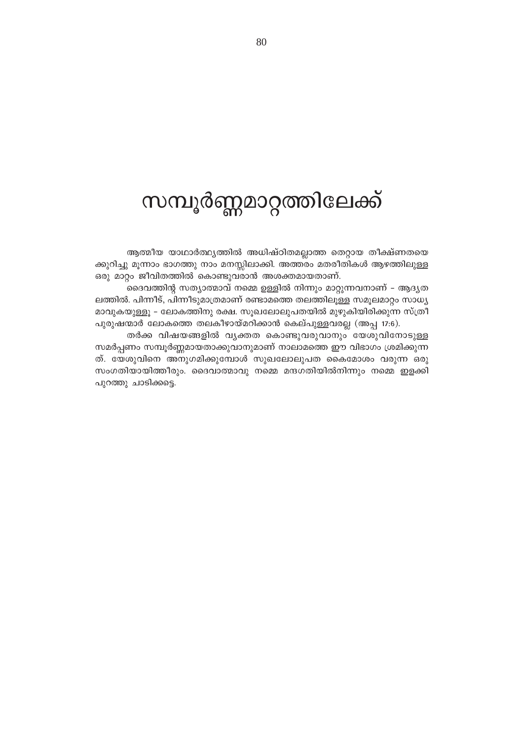# സമ്പൂർണ്ണമാറ്റത്തിലേക്ക്

ആത്മീയ യാഥാർത്ഥ്യത്തിൽ അധിഷ്ഠിതമല്ലാത്ത തെറ്റായ തീക്ഷ്ണതയെക്കുറിച്ചു മൂന്നാം ഭാഗത്തു നാം മനസ്സിലാക്കി. അത്തരം മതരീതികൾ ആഴത്തിലുള്ള ഒരു മാറ്റം ജീവിതത്തിൽ കൊണ്ടുവരാൻ അശക്തമായതാണ്.

ദൈവത്തിന്റ സത്യാത്മാവ് നമ്മെ ഉള്ളിൽ നിന്നും മാറ്റുന്നവനാണ് – ആദ്യതലത്തിൽ. പിന്നീട്, പിന്നീടുമാത്രമാണ് രണ്ടാമത്തെ തലത്തിലൂള്ള സമൂലമാറ്റം സാധ്യമാവുകയുള്ളൂ – ലോകത്തിനു രക്ഷ. സുഖലോലുപതയിൽ മുഴുകിയിരിക്കുന്ന സ്ത്രീപുരുഷന്മാർ ലോകത്തെ തലകീഴായ്മറിക്കാൻ കെല്പുള്ളവരല്ല (അപ്പ 17:6).

തർക്ക വിഷയങ്ങളിൽ വ്യക്തത കൊണ്ടുവരുവാനും യേശുവിനോടുള്ള സമർപ്പണം സമ്പൂർണ്ണമായതാക്കുവാനുമാണ് നാലാമത്തെ ഈ വിഭാഗം ശ്രമിക്കുന്നത്. യേശുവിനെ അനുഗമിക്കുമ്പോൾ സുഖലോലുപത കൈമോശം വരുന്ന ഒരു സംഗതിയായിത്തീരും. ദൈവാത്മാവു നമ്മെ മന്ദഗതിയിൽനിന്നും നമ്മെ ഇളക്കി പുറത്തു ചാടിക്കട്ടെ.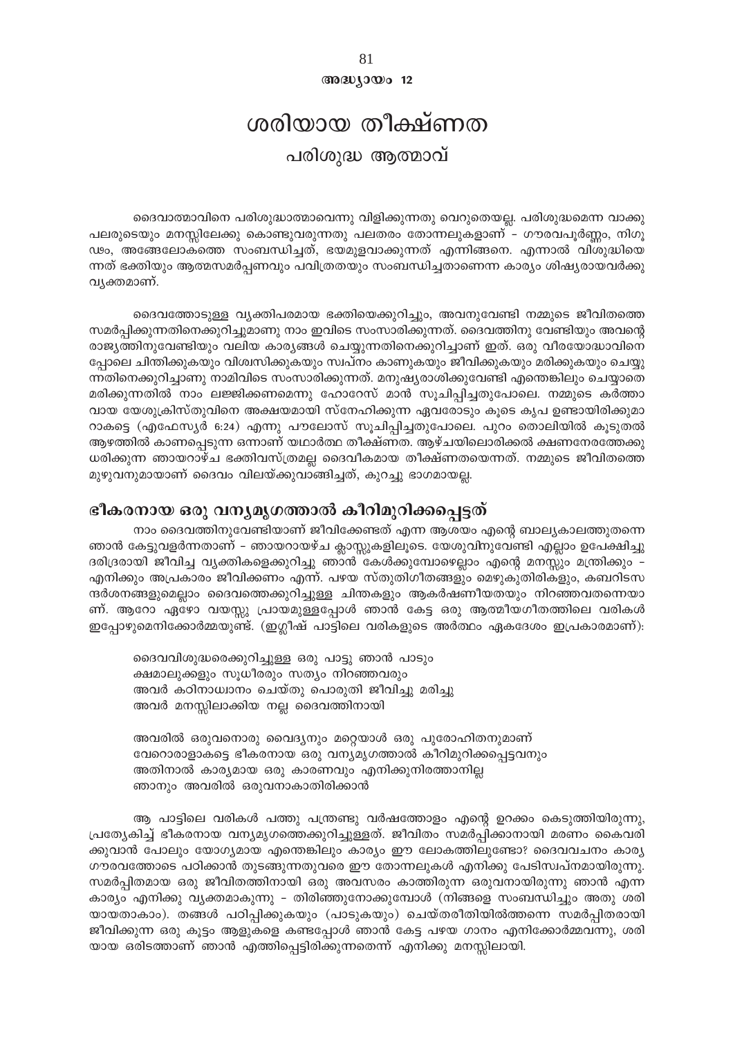അദ്ധ്യായം 12

# ശരിയായ തീക്ഷ്ണത

## പരിശുദ്ധ ആത്മാവ്

ദൈവാത്മാവിനെ പരിശുദ്ധാത്മാവെന്നു വിളിക്കുന്നതു വെറുതെയല്ല. പരിശുദ്ധമെന്ന വാക്കു പലരുടെയും മനസ്സിലേക്കു കൊണ്ടുവരുന്നതു പലതരം തോന്നലുകളാണ് – ഗൗരവപൂർണ്ണം, നിഗൂഢം, അങ്ങേലോകത്തെ സംബന്ധിച്ചത്, ഭയമുളവാക്കുന്നത് എന്നിങ്ങനെ. എന്നാൽ വിശുദ്ധിയെന്നത് ഭക്തിയും ആത്മസമർപ്പണവും പവിത്രതയും സംബന്ധിച്ചതാണെന്ന കാര്യം ശിഷ്യരായവർക്കു വ്യക്തമാണ്.

ദൈവത്തോടുള്ള വ്യക്തിപരമായ ഭക്തിയെക്കുറിച്ചും, അവനുവേണ്ടി നമ്മുടെ ജീവിതത്തെ സമർപ്പിക്കുന്നതിനെക്കുറിച്ചുമാണു നാം ഇവിടെ സംസാരിക്കുന്നത്. ദൈവത്തിനു വേണ്ടിയും അവന്റെ രാജ്യത്തിനുവേണ്ടിയും വലിയ കാര്യങ്ങൾ ചെയ്യുന്നതിനെക്കുറിച്ചാണ് ഇത്. ഒരു വീരയോദ്ധാവിനെപ്പോലെ ചിന്തിക്കുകയും വിശ്വസിക്കുകയും സ്വപ്നം കാണുകയും ജീവിക്കുകയും മരിക്കുകയും ചെയ്യുന്നതിനെക്കുറിച്ചാണു നാമിവിടെ സംസാരിക്കുന്നത്. മനുഷ്യരാശിക്കുവേണ്ടി എന്തെങ്കിലും ചെയ്യാതെ മരിക്കുന്നതിൽ നാം ലജ്ജിക്കണമെന്നു ഹോറേസ് മാൻ സൂചിപ്പിച്ചതുപോലെ. നമ്മുടെ കർത്താവായ യേശുക്രിസ്തുവിനെ അക്ഷയമായി സ്നേഹിക്കുന്ന ഏവരോടും കൂടെ കൃപ ഉണ്ടായിരിക്കുമാറാകട്ടെ (എഫേസ്യർ 6:24) എന്നു പൗലോസ് സൂചിപ്പിച്ചതുപോലെ. പുറം തൊലിയിൽ കൂടുതൽ ആഴത്തിൽ കാണപ്പെടുന്ന ഒന്നാണ് യഥാർത്ഥ തീക്ഷ്ണത. ആഴ്ചയിലൊരിക്കൽ ക്ഷണനേരത്തേക്കു ധരിക്കുന്ന ഞായറാഴ്ച ഭക്തിവസ്ത്രമല്ല ദൈവീകമായ തീക്ഷ്ണതയെന്നത്. നമ്മുടെ ജീവിതത്തെ മുഴുവനുമായാണ് ദൈവം വിലയ്ക്കുവാങ്ങിച്ചത്, കുറച്ചു ഭാഗമായല്ല.

## ഭീകരനായ ഒരു വന്യമൃഗത്താൽ കീറിമുറിക്കപ്പെട്ടത്

നാം ദൈവത്തിനുവേണ്ടിയാണ് ജീവിക്കേണ്ടത് എന്ന ആശയം എന്റെ ബാല്യകാലത്തുതന്നെ ഞാൻ കേട്ടുവളർന്നതാണ് – ഞായറാഴ്ച ക്ലാസ്സുകളിലൂടെ. യേശുവിനുവേണ്ടി എല്ലാം ഉപേക്ഷിച്ചു ദരിദ്രരായി ജീവിച്ച വ്യക്തികളെക്കുറിച്ചു ഞാൻ കേൾക്കുമ്പോഴെല്ലാം എന്റെ മനസ്സും മന്ത്രിക്കും – എനിക്കും അപ്രകാരം ജീവിക്കണം എന്ന്. പഴയ സ്തുതിഗീതങ്ങളും മെഴുകുതിരികളും, കബറിടസന്ദർശനങ്ങളുമെല്ലാം ദൈവത്തെക്കുറിച്ചുള്ള ചിന്തകളും ആകർഷണീയതയും നിറഞ്ഞവതന്നെയാണ്. ആറോ ഏഴോ വയസ്സു പ്രായമുള്ളപ്പോൾ ഞാൻ കേട്ട ഒരു ആത്മീയഗീതത്തിലെ വരികൾ ഇപ്പോഴുമെനിക്കോർമ്മയുണ്ട്. (ഇംഗ്ലീഷ് പാട്ടിലെ വരികളുടെ അർത്ഥം ഏകദേശം ഇപ്രകാരമാണ്):

> ദൈവവിശുദ്ധരെക്കുറിച്ചുള്ള ഒരു പാട്ടു ഞാൻ പാടും
> ക്ഷമാലുക്കളും സുധീരരും സത്യം നിറഞ്ഞവരും
> അവർ കഠിനാധ്വാനം ചെയ്തു പൊരുതി ജീവിച്ചു മരിച്ചു
> അവർ മനസ്സിലാക്കിയ നല്ല ദൈവത്തിനായി
>
> അവരിൽ ഒരുവനൊരു വൈദ്യനും മറ്റെയാൾ ഒരു പുരോഹിതനുമാണ്
> വേറൊരാളാകട്ടെ ഭീകരനായ ഒരു വന്യമൃഗത്താൽ കീറിമുറിക്കപ്പെട്ടവനും
> അതിനാൽ കാര്യമായ ഒരു കാരണവും എനിക്കുനിരത്താനില്ല
> ഞാനും അവരിൽ ഒരുവനാകാതിരിക്കാൻ

ആ പാട്ടിലെ വരികൾ പത്തു പന്ത്രണ്ടു വർഷത്തോളം എന്റെ ഉറക്കം കെടുത്തിയിരുന്നു, പ്രത്യേകിച്ച് ഭീകരനായ വന്യമൃഗത്തെക്കുറിച്ചുള്ളത്. ജീവിതം സമർപ്പിക്കാനായി മരണം കൈവരിക്കുവാൻ പോലും യോഗ്യമായ എന്തെങ്കിലും കാര്യം ഈ ലോകത്തിലുണ്ടോ? ദൈവവചനം കാര്യഗൗരവത്തോടെ പഠിക്കാൻ തുടങ്ങുന്നതുവരെ ഈ തോന്നലുകൾ എനിക്കു പേടിസ്വപ്നമായിരുന്നു. സമർപ്പിതമായ ഒരു ജീവിതത്തിനായി ഒരു അവസരം കാത്തിരുന്ന ഒരുവനായിരുന്നു ഞാൻ എന്ന കാര്യം എനിക്കു വ്യക്തമാകുന്നു – തിരിഞ്ഞുനോക്കുമ്പോൾ (നിങ്ങളെ സംബന്ധിച്ചും അതു ശരിയായതാകാം). തങ്ങൾ പഠിപ്പിക്കുകയും (പാടുകയും) ചെയ്തരീതിയിൽത്തന്നെ സമർപ്പിതരായി ജീവിക്കുന്ന ഒരു കൂട്ടം ആളുകളെ കണ്ടപ്പോൾ ഞാൻ കേട്ട പഴയ ഗാനം എനിക്കോർമ്മവന്നു, ശരിയായ ഒരിടത്താണ് ഞാൻ എത്തിപ്പെട്ടിരിക്കുന്നതെന്ന് എനിക്കു മനസ്സിലായി.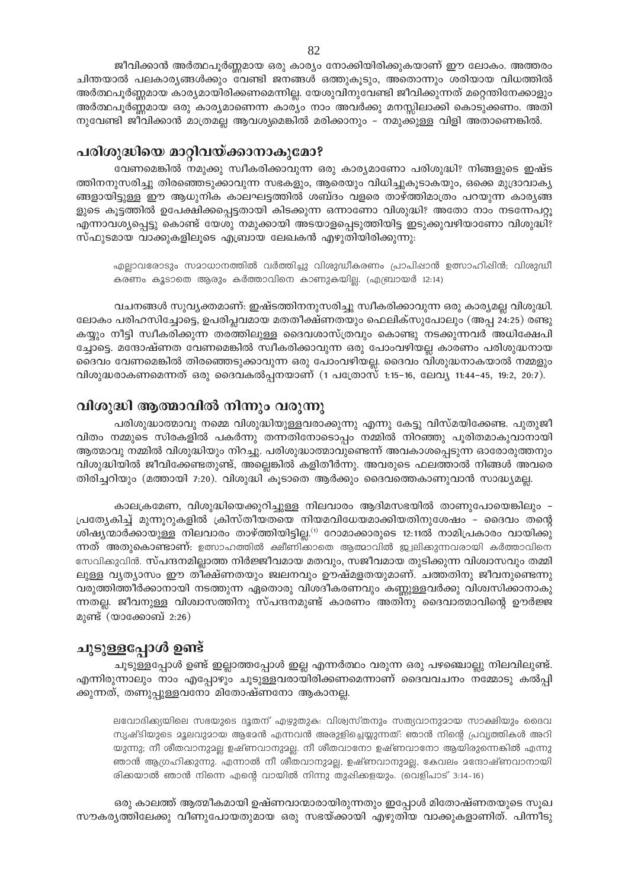ജീവിക്കാൻ അർത്ഥപൂർണ്ണമായ ഒരു കാര്യം നോക്കിയിരിക്കുകയാണ് ഈ ലോകം. അത്തരം ചിന്തയാൽ പലകാര്യങ്ങൾക്കും വേണ്ടി ജനങ്ങൾ ഒത്തുകൂടും, അതൊന്നും ശരിയായ വിധത്തിൽ അർത്ഥപൂർണ്ണമായ കാര്യമായിരിക്കണമെന്നില്ല. യേശുവിനുവേണ്ടി ജീവിക്കുന്നത് മറ്റെന്തിനേക്കാളും അർത്ഥപൂർണ്ണമായ ഒരു കാര്യമാണെന്ന കാര്യം നാം അവർക്കു മനസ്സിലാക്കി കൊടുക്കണം. അതിനുവേണ്ടി ജീവിക്കാൻ മാത്രമല്ല ആവശ്യമെങ്കിൽ മരിക്കാനും – നമുക്കുള്ള വിളി അതാണെങ്കിൽ.

## പരിശുദ്ധിയെ മാറ്റിവയ്ക്കാനാകുമോ?

വേണമെങ്കിൽ നമുക്കു സ്വീകരിക്കാവുന്ന ഒരു കാര്യമാണോ പരിശുദ്ധി? നിങ്ങളുടെ ഇഷ്ടത്തിനനുസരിച്ചു തിരഞ്ഞെടുക്കാവുന്ന സഭകളും, ആരെയും വിധിച്ചുകൂടാകയും, ഒക്കെ മുദ്രാവാക്യങ്ങളായിട്ടുള്ള ഈ ആധുനിക കാലഘട്ടത്തിൽ ശബ്ദം വളരെ താഴ്ത്തിമാത്രം പറയുന്ന കാര്യങ്ങളുടെ കൂട്ടത്തിൽ ഉപേക്ഷിക്കപ്പെട്ടതായി കിടക്കുന്ന ഒന്നാണോ വിശുദ്ധി? അതോ നാം നടന്നേപറ്റൂ എന്നാവശ്യപ്പെട്ടു കൊണ്ട് യേശു നമുക്കായി അടയാളപ്പെടുത്തിയിട്ട ഇടുക്കുവഴിയാണോ വിശുദ്ധി? സ്ഫുടമായ വാക്കുകളിലൂടെ എബ്രായ ലേഖകൻ എഴുതിയിരിക്കുന്നു:

> എല്ലാവരോടും സമാധാനത്തിൽ വർത്തിച്ചു വിശുദ്ധീകരണം പ്രാപിഷാൻ ഉത്സാഹിഷിൻ; വിശുദ്ധീകരണം കൂടാതെ ആരും കർത്താവിനെ കാണുകയില്ല. (എബ്രായർ 12:14)

വചനങ്ങൾ സുവ്യക്തമാണ്: ഇഷ്ടത്തിനനുസരിച്ചു സ്വീകരിക്കാവുന്ന ഒരു കാര്യമല്ല വിശുദ്ധി. ലോകം പരിഹസിച്ചോട്ടെ, ഉപരിപ്ലവമായ മതതീക്ഷ്ണതയും ഫെലിക്സുപോലും (അപ്പ 24:25) രണ്ടു കയ്യും നീട്ടി സ്വീകരിക്കുന്ന തരത്തിലുള്ള ദൈവശാസ്ത്രവും കൊണ്ടു നടക്കുന്നവർ അധിക്ഷേപിച്ചോട്ടെ. മന്ദോഷ്ണത വേണമെങ്കിൽ സ്വീകരിക്കാവുന്ന ഒരു പോംവഴിയല്ല കാരണം പരിശുദ്ധനായ ദൈവം വേണമെങ്കിൽ തിരഞ്ഞെടുക്കാവുന്ന ഒരു പോംവഴിയല്ല. ദൈവം വിശുദ്ധനാകയാൽ നമ്മളും വിശുദ്ധരാകണമെന്നത് ഒരു ദൈവകൽപ്പനയാണ് (1 പത്രോസ് 1:15–16, ലേവ്യ 11:44–45, 19:2, 20:7).

## വിശുദ്ധി ആത്മാവിൽ നിന്നും വരുന്നു

പരിശുദ്ധാത്മാവു നമ്മെ വിശുദ്ധിയുള്ളവരാക്കുന്നു എന്നു കേട്ടു വിസ്മയിക്കേണ്ട. പുതുജീവിതം നമ്മുടെ സിരകളിൽ പകർന്നു തന്നതിനോടൊപ്പം നമ്മിൽ നിറഞ്ഞു പൂരിതമാകുവാനായി ആത്മാവു നമ്മിൽ വിശുദ്ധിയും നിറച്ചു. പരിശുദ്ധാത്മാവുണ്ടെന്ന് അവകാശപ്പെടുന്ന ഓരോരുത്തനും വിശുദ്ധിയിൽ ജീവിക്കേണ്ടതുണ്ട്, അല്ലെങ്കിൽ കളിതീർന്നു. അവരുടെ ഫലത്താൽ നിങ്ങൾ അവരെ തിരിച്ചറിയും (മത്തായി 7:20). വിശുദ്ധി കൂടാതെ ആർക്കും ദൈവത്തെകാണുവാൻ സാദ്ധ്യമല്ല.

കാലക്രമേണ, വിശുദ്ധിയെക്കുറിച്ചുള്ള നിലവാരം ആദിമസഭയിൽ താണുപോയെങ്കിലും – പ്രത്യേകിച്ച് മൂന്നൂറുകളിൽ ക്രിസ്തീയതയെ നിയമവിധേയമാക്കിയതിനുശേഷം – ദൈവം തന്റെ ശിഷ്യന്മാർക്കായുള്ള നിലവാരം താഴ്ത്തിയിട്ടില്ല.[1] റോമാക്കാരുടെ 12:11ൽ നാമിപ്രകാരം വായിക്കുന്നത് അതുകൊണ്ടാണ്: ഉത്സാഹത്തിൽ ക്ഷീണിക്കാതെ ആത്മാവിൽ ജ്വലിക്കുന്നവരായി കർത്താവിനെ സേവിക്കുവിൻ. സ്പന്ദനമില്ലാത്ത നിർജ്ജീവമായ മതവും, സജീവമായ തുടിക്കുന്ന വിശ്വാസവും തമ്മിലുള്ള വ്യത്യാസം ഈ തീക്ഷ്ണതയും ജ്വലനവും ഊഷ്മളതയുമാണ്. ചത്തതിനു ജീവനുണ്ടെന്നു വരുത്തിത്തീർക്കാനായി നടത്തുന്ന ഏതൊരു വിശദീകരണവും കണ്ണുള്ളവർക്കു വിശ്വസിക്കാനാകുന്നതല്ല. ജീവനുള്ള വിശ്വാസത്തിനു സ്പന്ദനമുണ്ട് കാരണം അതിനു ദൈവാത്മാവിന്റെ ഊർജ്ജമുണ്ട് (യാക്കോബ് 2:26)

## ചൂടുള്ളപ്പോൾ ഉണ്ട്

ചൂടുള്ളപ്പോൾ ഉണ്ട് ഇല്ലാത്തപ്പോൾ ഇല്ല എന്നർത്ഥം വരുന്ന ഒരു പഴഞ്ചൊല്ലു നിലവിലുണ്ട്. എന്നിരുന്നാലും നാം എപ്പോഴും ചൂടുള്ളവരായിരിക്കണമെന്നാണ് ദൈവവചനം നമ്മോടു കൽപ്പിക്കുന്നത്, തണുപ്പുള്ളവനോ മിതോഷ്ണനോ ആകാനല്ല.

> ലവോദിക്ക്യയിലെ സഭയുടെ ദൂതന് എഴുതുക: വിശ്വസ്തനും സത്യവാനുമായ സാക്ഷിയും ദൈവസൃഷ്ടിയുടെ മൂലവുമായ ആമേൻ എന്നവൻ അരുളിച്ചെയ്യുന്നത്: ഞാൻ നിന്റെ പ്രവൃത്തികൾ അറിയുന്നു; നീ ശീതവാനുമല്ല ഉഷ്ണവാനുമല്ല. നീ ശീതവാനോ ഉഷ്ണവാനോ ആയിരുന്നെങ്കിൽ എന്നു ഞാൻ ആഗ്രഹിക്കുന്നു. എന്നാൽ നീ ശീതവാനുമല്ല, ഉഷ്ണവാനുമല്ല, കേവലം മന്ദോഷ്ണവാനായിരിക്കയാൽ ഞാൻ നിന്നെ എന്റെ വായിൽ നിന്നു തുപ്പിക്കളയും. (വെളിപാട് 3:14-16)

ഒരു കാലത്ത് ആത്മീകമായി ഉഷ്ണവാന്മാരായിരുന്നതും ഇപ്പോൾ മിതോഷ്ണതയുടെ സുഖസൗകര്യത്തിലേക്കു വീണുപോയതുമായ ഒരു സഭയ്ക്കായി എഴുതിയ വാക്കുകളാണിത്. പിന്നീടു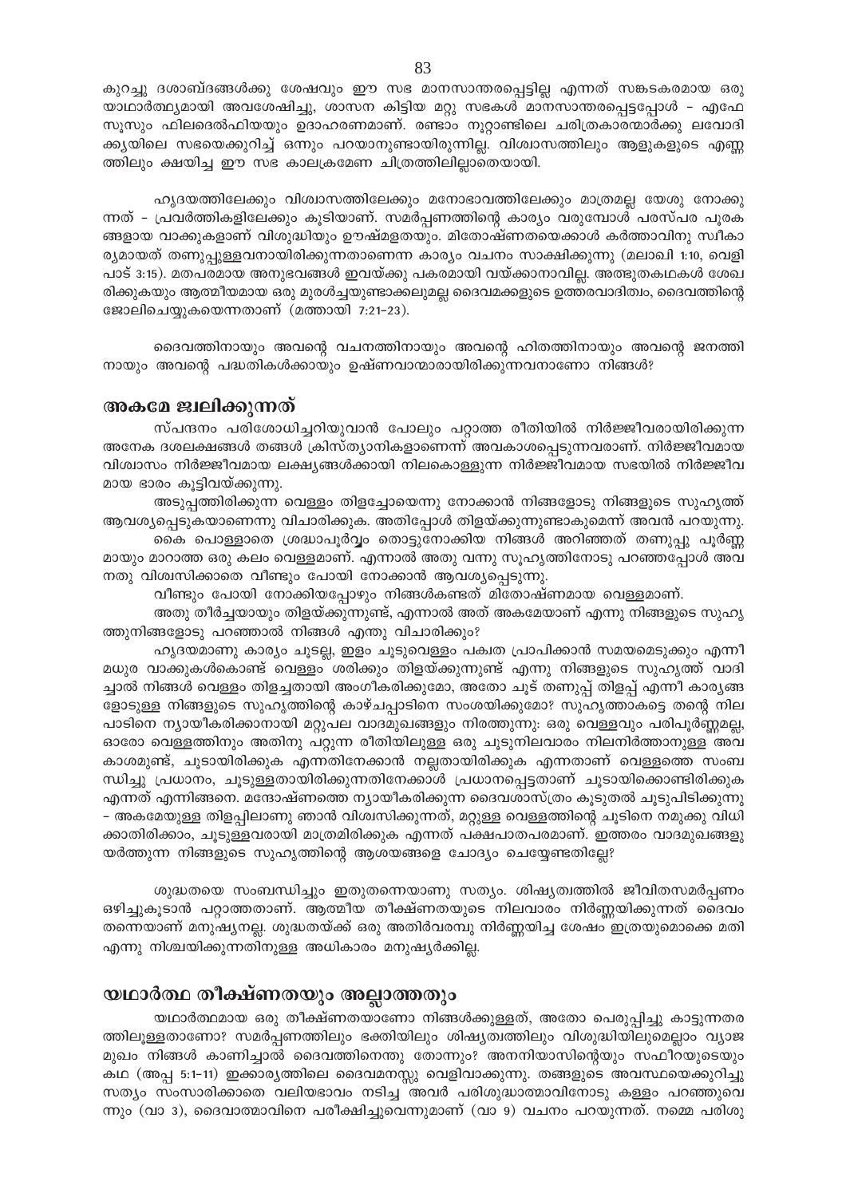കുറച്ചു ദശാബ്ദങ്ങൾക്കു ശേഷവും ഈ സഭ മാനസാന്തരപ്പെട്ടില്ല എന്നത് സങ്കടകരമായ ഒരു യാഥാർത്ഥ്യമായി അവശേഷിച്ചു, ശാസന കിട്ടിയ മറ്റു സഭകൾ മാനസാന്തരപ്പെട്ടപ്പോൾ - എഫേസൂസും ഫിലദെൽഫിയയും ഉദാഹരണമാണ്. രണ്ടാം നൂറ്റാണ്ടിലെ ചരിത്രകാരന്മാർക്കു ലവോദിക്യയിലെ സഭയെക്കുറിച്ച് ഒന്നും പറയാനുണ്ടായിരുന്നില്ല. വിശ്വാസത്തിലും ആളുകളുടെ എണ്ണത്തിലും ക്ഷയിച്ച ഈ സഭ കാലക്രമേണ ചിത്രത്തിലില്ലാതെയായി.

ഹൃദയത്തിലേക്കും വിശ്വാസത്തിലേക്കും മനോഭാവത്തിലേക്കും മാത്രമല്ല യേശു നോക്കുന്നത് - പ്രവർത്തികളിലേക്കും കൂടിയാണ്. സമർപ്പണത്തിന്റെ കാര്യം വരുമ്പോൾ പരസ്പര പൂരകങ്ങളായ വാക്കുകളാണ് വിശുദ്ധിയും ഊഷ്മളതയും. മിതോഷ്ണതയെക്കാൾ കർത്താവിനു സ്വീകാര്യമായത് തണുപ്പുള്ളവനായിരിക്കുന്നതാണെന്ന കാര്യം വചനം സാക്ഷിക്കുന്നു (മലാഖി 1:10, വെളിപാട് 3:15). മതപരമായ അനുഭവങ്ങൾ ഇവയ്ക്കു പകരമായി വയ്ക്കാനാവില്ല. അത്ഭുതകഥകൾ ശേഖരിക്കുകയും ആത്മീയമായ ഒരു മുരൾച്ചയുണ്ടാക്കലുമല്ല ദൈവമക്കളുടെ ഉത്തരവാദിത്വം, ദൈവത്തിന്റെ ജോലിചെയ്യുകയെന്നതാണ് (മത്തായി 7:21-23).

ദൈവത്തിനായും അവന്റെ വചനത്തിനായും അവന്റെ ഹിതത്തിനായും അവന്റെ ജനത്തിനായും അവന്റെ പദ്ധതികൾക്കായും ഉഷ്ണവാന്മാരായിരിക്കുന്നവനാണോ നിങ്ങൾ?

## അകമേ ജ്വലിക്കുന്നത്

സ്പന്ദനം പരിശോധിച്ചറിയുവാൻ പോലും പറ്റാത്ത രീതിയിൽ നിർജ്ജീവരായിരിക്കുന്ന അനേക ദശലക്ഷങ്ങൾ തങ്ങൾ ക്രിസ്ത്യാനികളാണെന്ന് അവകാശപ്പെടുന്നവരാണ്. നിർജ്ജീവമായ വിശ്വാസം നിർജ്ജീവമായ ലക്ഷ്യങ്ങൾക്കായി നിലകൊള്ളുന്ന നിർജ്ജീവമായ സഭയിൽ നിർജ്ജീവമായ ഭാരം കൂട്ടിവയ്ക്കുന്നു.

അടുപ്പത്തിരിക്കുന്ന വെള്ളം തിളച്ചോയെന്നു നോക്കാൻ നിങ്ങളോടു നിങ്ങളുടെ സുഹൃത്ത് ആവശ്യപ്പെടുകയാണെന്നു വിചാരിക്കുക. അതിപ്പോൾ തിളയ്ക്കുന്നുണ്ടാകുമെന്ന് അവൻ പറയുന്നു.

കൈ പൊള്ളാതെ ശ്രദ്ധാപൂർവ്വം തൊട്ടുനോക്കിയ നിങ്ങൾ അറിഞ്ഞത് തണുപ്പു പൂർണ്ണമായും മാറാത്ത ഒരു കലം വെള്ളമാണ്. എന്നാൽ അതു വന്നു സുഹൃത്തിനോടു പറഞ്ഞപ്പോൾ അവനതു വിശ്വസിക്കാതെ വീണ്ടും പോയി നോക്കാൻ ആവശ്യപ്പെടുന്നു.

വീണ്ടും പോയി നോക്കിയപ്പോഴും നിങ്ങൾകണ്ടത് മിതോഷ്ണമായ വെള്ളമാണ്.

അതു തീർച്ചയായും തിളയ്ക്കുന്നുണ്ട്, എന്നാൽ അത് അകമേയാണ് എന്നു നിങ്ങളുടെ സുഹൃത്തുനിങ്ങളോടു പറഞ്ഞാൽ നിങ്ങൾ എന്തു വിചാരിക്കും?

ഹൃദയമാണു കാര്യം ചൂടല്ല, ഇളം ചൂടുവെള്ളം പക്വത പ്രാപിക്കാൻ സമയമെടുക്കും എന്നീ മധുര വാക്കുകൾകൊണ്ട് വെള്ളം ശരിക്കും തിളയ്ക്കുന്നുണ്ട് എന്നു നിങ്ങളുടെ സുഹൃത്ത് വാദിച്ചാൽ നിങ്ങൾ വെള്ളം തിളച്ചതായി അംഗീകരിക്കുമോ, അതോ ചൂട് തണുപ്പ് തിളപ്പ് എന്നീ കാര്യങ്ങളോടുള്ള നിങ്ങളുടെ സുഹൃത്തിന്റെ കാഴ്ചപ്പാടിനെ സംശയിക്കുമോ? സുഹൃത്താകട്ടെ തന്റെ നിലപാടിനെ ന്യായീകരിക്കാനായി മറ്റുപല വാദമുഖങ്ങളും നിരത്തുന്നു: ഒരു വെള്ളവും പരിപൂർണ്ണമല്ല, ഓരോ വെള്ളത്തിനും അതിനു പറ്റുന്ന രീതിയിലുള്ള ഒരു ചൂടുനിലവാരം നിലനിർത്താനുള്ള അവകാശമുണ്ട്, ചൂടായിരിക്കുക എന്നതിനേക്കാൻ നല്ലതായിരിക്കുക എന്നതാണ് വെള്ളത്തെ സംബന്ധിച്ചു പ്രധാനം, ചൂടുള്ളതായിരിക്കുന്നതിനേക്കാൾ പ്രധാനപ്പെട്ടതാണ് ചൂടായിക്കൊണ്ടിരിക്കുക എന്നത് എന്നിങ്ങനെ. മന്ദോഷ്ണത്തെ ന്യായീകരിക്കുന്ന ദൈവശാസ്ത്രം കൂടുതൽ ചൂടുപിടിക്കുന്നു - അകമേയുള്ള തിളപ്പിലാണു ഞാൻ വിശ്വസിക്കുന്നത്, മറ്റുള്ള വെള്ളത്തിന്റെ ചൂടിനെ നമുക്കു വിധിക്കാതിരിക്കാം, ചൂടുള്ളവരായി മാത്രമിരിക്കുക എന്നത് പക്ഷപാതപരമാണ്. ഇത്തരം വാദമുഖങ്ങളുയർത്തുന്ന നിങ്ങളുടെ സുഹൃത്തിന്റെ ആശയങ്ങളെ ചോദ്യം ചെയ്യേണ്ടതില്ലേ?

ശുദ്ധതയെ സംബന്ധിച്ചും ഇതുതന്നെയാണു സത്യം. ശിഷ്യത്വത്തിൽ ജീവിതസമർപ്പണം ഒഴിച്ചുകൂടാൻ പറ്റാത്തതാണ്. ആത്മീയ തീക്ഷ്ണതയുടെ നിലവാരം നിർണ്ണയിക്കുന്നത് ദൈവം തന്നെയാണ് മനുഷ്യനല്ല. ശുദ്ധതയ്ക്ക് ഒരു അതിർവരമ്പു നിർണ്ണയിച്ച ശേഷം ഇത്രയുമൊക്കെ മതി എന്നു നിശ്ചയിക്കുന്നതിനുള്ള അധികാരം മനുഷ്യർക്കില്ല.

## യഥാർത്ഥ തീക്ഷ്ണതയും അല്ലാത്തതും

യഥാർത്ഥമായ ഒരു തീക്ഷ്ണതയാണോ നിങ്ങൾക്കുള്ളത്, അതോ പെരുപ്പിച്ചു കാട്ടുന്നതരത്തിലുള്ളതാണോ? സമർപ്പണത്തിലും ഭക്തിയിലും ശിഷ്യത്വത്തിലും വിശുദ്ധിയിലുമെല്ലാം വ്യാജമുഖം നിങ്ങൾ കാണിച്ചാൽ ദൈവത്തിനെന്തു തോന്നും? അനനിയാസിന്റെയും സഫീറയുടെയും കഥ (അപ്പ 5:1-11) ഇക്കാര്യത്തിലെ ദൈവമനസ്സു വെളിവാക്കുന്നു. തങ്ങളുടെ അവസ്ഥയെക്കുറിച്ചു സത്യം സംസാരിക്കാതെ വലിയഭാവം നടിച്ച അവർ പരിശുദ്ധാത്മാവിനോടു കള്ളം പറഞ്ഞുവെന്നും (വാ 3), ദൈവാത്മാവിനെ പരീക്ഷിച്ചുവെന്നുമാണ് (വാ 9) വചനം പറയുന്നത്. നമ്മെ പരിശു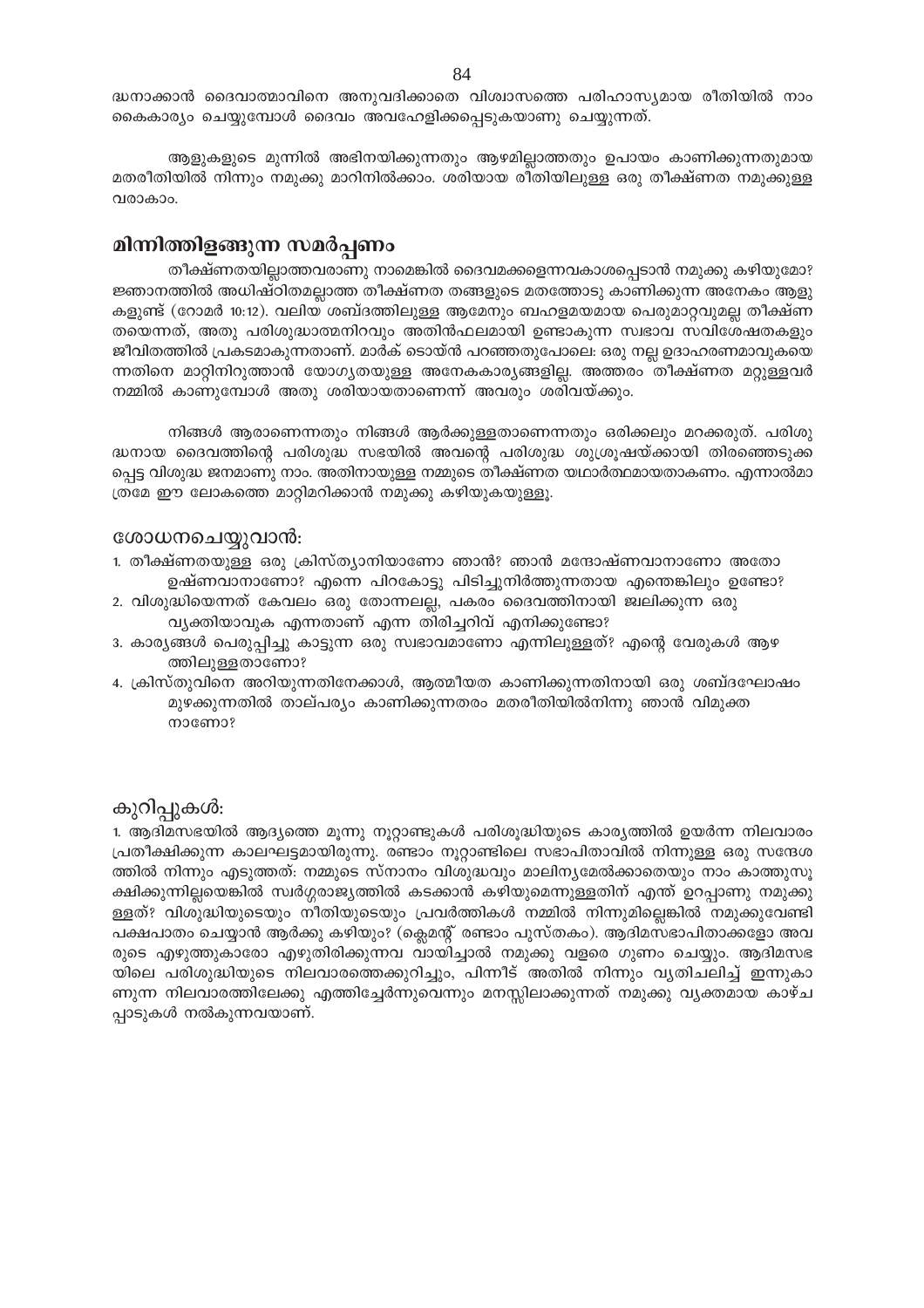ദ്ധനാക്കാൻ ദൈവാത്മാവിനെ അനുവദിക്കാതെ വിശ്വാസത്തെ പരിഹാസ്യമായ രീതിയിൽ നാം കൈകാര്യം ചെയ്യുമ്പോൾ ദൈവം അവഹേളിക്കപ്പെടുകയാണു ചെയ്യുന്നത്.

ആളുകളുടെ മുന്നിൽ അഭിനയിക്കുന്നതും ആഴമില്ലാത്തതും ഉപായം കാണിക്കുന്നതുമായ മതരീതിയിൽ നിന്നും നമുക്കു മാറിനിൽക്കാം. ശരിയായ രീതിയിലുള്ള ഒരു തീക്ഷ്ണത നമുക്കുള്ള വരാകാം.

## മിന്നിത്തിളങ്ങുന്ന സമർപ്പണം

തീക്ഷ്ണതയില്ലാത്തവരാണു നാമെങ്കിൽ ദൈവമക്കളെന്നവകാശപ്പെടാൻ നമുക്കു കഴിയുമോ? ജ്ഞാനത്തിൽ അധിഷ്ഠിതമല്ലാത്ത തീക്ഷ്ണത തങ്ങളുടെ മതത്തോടു കാണിക്കുന്ന അനേകം ആളുകളുണ്ട് (റോമർ 10:12). വലിയ ശബ്ദത്തിലുള്ള ആമേനും ബഹളമയമായ പെരുമാറ്റവുമല്ല തീക്ഷ്ണതയെന്നത്, അതു പരിശുദ്ധാത്മനിറവും അതിൻഫലമായി ഉണ്ടാകുന്ന സ്വഭാവ സവിശേഷതകളും ജീവിതത്തിൽ പ്രകടമാകുന്നതാണ്. മാർക് ടൊയ്ൻ പറഞ്ഞതുപോലെ: ഒരു നല്ല ഉദാഹരണമാവുകയെന്നതിനെ മാറ്റിനിറുത്താൻ യോഗ്യതയുള്ള അനേകകാര്യങ്ങളില്ല. അത്തരം തീക്ഷ്ണത മറ്റുള്ളവർ നമ്മിൽ കാണുമ്പോൾ അതു ശരിയായതാണെന്ന് അവരും ശരിവയ്ക്കും.

നിങ്ങൾ ആരാണെന്നതും നിങ്ങൾ ആർക്കുള്ളതാണെന്നതും ഒരിക്കലും മറക്കരുത്. പരിശുദ്ധനായ ദൈവത്തിന്റെ പരിശുദ്ധ സഭയിൽ അവന്റെ പരിശുദ്ധ ശുശ്രൂഷയ്ക്കായി തിരഞ്ഞെടുക്കപ്പെട്ട വിശുദ്ധ ജനമാണു നാം. അതിനായുള്ള നമ്മുടെ തീക്ഷ്ണത യഥാർത്ഥമായതാകണം. എന്നാൽമാത്രമേ ഈ ലോകത്തെ മാറ്റിമറിക്കാൻ നമുക്കു കഴിയുകയുള്ളൂ.

### ശോധനചെയ്യുവാൻ:

1. തീക്ഷ്ണതയുള്ള ഒരു ക്രിസ്ത്യാനിയാണോ ഞാൻ? ഞാൻ മന്ദോഷ്ണവാനാണോ അതോ ഉഷ്ണവാനാണോ? എന്നെ പിറകോട്ടു പിടിച്ചുനിർത്തുന്നതായ എന്തെങ്കിലും ഉണ്ടോ?
2. വിശുദ്ധിയെന്നത് കേവലം ഒരു തോന്നലല്ല, പകരം ദൈവത്തിനായി ജ്വലിക്കുന്ന ഒരു വ്യക്തിയാവുക എന്നതാണ് എന്ന തിരിച്ചറിവ് എനിക്കുണ്ടോ?
3. കാര്യങ്ങൾ പെരുപ്പിച്ചു കാട്ടുന്ന ഒരു സ്വഭാവമാണോ എന്നിലുള്ളത്? എന്റെ വേരുകൾ ആഴത്തിലുള്ളതാണോ?
4. ക്രിസ്തുവിനെ അറിയുന്നതിനേക്കാൾ, ആത്മീയത കാണിക്കുന്നതിനായി ഒരു ശബ്ദഘോഷം മുഴക്കുന്നതിൽ താല്പര്യം കാണിക്കുന്നതരം മതരീതിയിൽനിന്നു ഞാൻ വിമുക്തനാണോ?

### കുറിപ്പുകൾ:

1. ആദിമസഭയിൽ ആദ്യത്തെ മൂന്നു നൂറ്റാണ്ടുകൾ പരിശുദ്ധിയുടെ കാര്യത്തിൽ ഉയർന്ന നിലവാരം പ്രതീക്ഷിക്കുന്ന കാലഘട്ടമായിരുന്നു. രണ്ടാം നൂറ്റാണ്ടിലെ സഭാപിതാവിൽ നിന്നുള്ള ഒരു സന്ദേശത്തിൽ നിന്നും എടുത്തത്: നമ്മുടെ സ്നാനം വിശുദ്ധവും മാലിന്യമേൽക്കാതെയും നാം കാത്തുസൂക്ഷിക്കുന്നില്ലയെങ്കിൽ സ്വർഗ്ഗരാജ്യത്തിൽ കടക്കാൻ കഴിയുമെന്നുള്ളതിന് എന്ത് ഉറപ്പാണു നമുക്കുള്ളത്? വിശുദ്ധിയുടെയും നീതിയുടെയും പ്രവർത്തികൾ നമ്മിൽ നിന്നുമില്ലെങ്കിൽ നമുക്കുവേണ്ടി പക്ഷപാതം ചെയ്യാൻ ആർക്കു കഴിയും? (ക്ലെമന്റ് രണ്ടാം പുസ്തകം). ആദിമസഭാപിതാക്കളോ അവരുടെ എഴുത്തുകാരോ എഴുതിരിക്കുന്നവ വായിച്ചാൽ നമുക്കു വളരെ ഗുണം ചെയ്യും. ആദിമസഭയിലെ പരിശുദ്ധിയുടെ നിലവാരത്തെക്കുറിച്ചും, പിന്നീട് അതിൽ നിന്നും വ്യതിചലിച്ച് ഇന്നുകാണുന്ന നിലവാരത്തിലേക്കു എത്തിച്ചേർന്നുവെന്നും മനസ്സിലാക്കുന്നത് നമുക്കു വ്യക്തമായ കാഴ്ചപ്പാടുകൾ നൽകുന്നവയാണ്.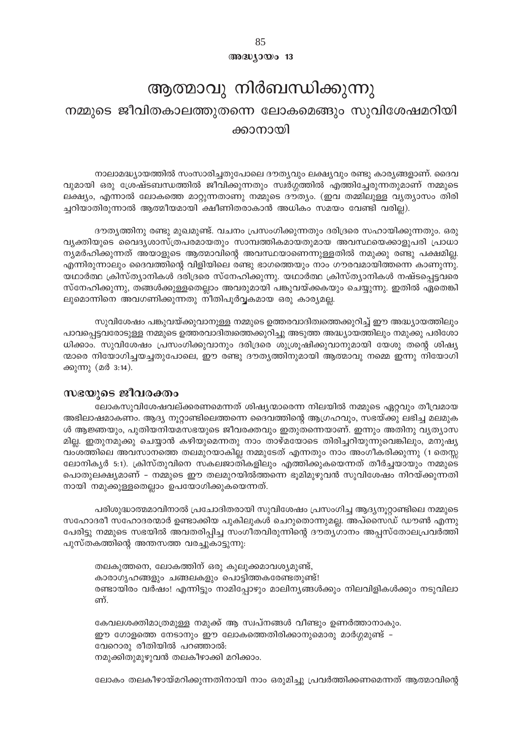## അദ്ധ്യായം 13

# ആത്മാവു നിർബന്ധിക്കുന്നു

## നമ്മുടെ ജീവിതകാലത്തുതന്നെ ലോകമെങ്ങും സുവിശേഷമറിയിക്കാനായി

നാലാമദ്ധ്യായത്തിൽ സംസാരിച്ചതുപോലെ ദൗത്യവും ലക്ഷ്യവും രണ്ടു കാര്യങ്ങളാണ്. ദൈവവുമായി ഒരു ശ്രേഷ്ടബന്ധത്തിൽ ജീവിക്കുന്നതും സ്വർഗ്ഗത്തിൽ എത്തിച്ചേരുന്നതുമാണ് നമ്മുടെ ലക്ഷ്യം, എന്നാൽ ലോകത്തെ മാറ്റുന്നതാണു നമ്മുടെ ദൗത്യം. (ഇവ തമ്മിലുള്ള വ്യത്യാസം തിരിച്ചറിയാതിരുന്നാൽ ആത്മീയമായി ക്ഷീണിതരാകാൻ അധികം സമയം വേണ്ടി വരില്ല).

ദൗത്യത്തിനു രണ്ടു മുഖമുണ്ട്. വചനം പ്രസംഗിക്കുന്നതും ദരിദ്രരെ സഹായിക്കുന്നതും. ഒരു വ്യക്തിയുടെ വൈദ്യശാസ്ത്രപരമായതും സാമ്പത്തികമായതുമായ അവസ്ഥയെക്കാളുപരി പ്രാധാന്യമർഹിക്കുന്നത് അയാളുടെ ആത്മാവിന്റെ അവസ്ഥയാണെന്നുള്ളതിൽ നമുക്കു രണ്ടു പക്ഷമില്ല. എന്നിരുന്നാലും ദൈവത്തിന്റെ വിളിയിലെ രണ്ടു ഭാഗത്തെയും നാം ഗൗരവമായിത്തന്നെ കാണുന്നു. യഥാർത്ഥ ക്രിസ്ത്യാനികൾ ദരിദ്രരെ സ്നേഹിക്കുന്നു. യഥാർത്ഥ ക്രിസ്ത്യാനികൾ നഷ്ടപ്പെട്ടവരെ സ്നേഹിക്കുന്നു, തങ്ങൾക്കുള്ളതെല്ലാം അവരുമായി പങ്കുവയ്ക്കകയും ചെയ്യുന്നു. ഇതിൽ ഏതെങ്കിലുമൊന്നിനെ അവഗണിക്കുന്നതു നീതിപൂർവ്വകമായ ഒരു കാര്യമല്ല.

സുവിശേഷം പങ്കുവയ്ക്കുവാനുള്ള നമ്മുടെ ഉത്തരവാദിത്വത്തെക്കുറിച്ച് ഈ അദ്ധ്യായത്തിലും പാവപ്പെട്ടവരോടുള്ള നമ്മുടെ ഉത്തരവാദിത്വത്തെക്കുറിച്ചു അടുത്ത അദ്ധ്യായത്തിലും നമുക്കു പരിശോധിക്കാം. സുവിശേഷം പ്രസംഗിക്കുവാനും ദരിദ്രരെ ശുശ്രൂഷിക്കുവാനുമായി യേശു തന്റെ ശിഷ്യന്മാരെ നിയോഗിച്ചയച്ചതുപോലെ, ഈ രണ്ടു ദൗത്യത്തിനുമായി ആത്മാവു നമ്മെ ഇന്നു നിയോഗിക്കുന്നു (മർ 3:14).

### സഭയുടെ ജീവരക്തം

ലോകസുവിശേഷവല്ക്കരണമെന്നത് ശിഷ്യന്മാരെന്ന നിലയിൽ നമ്മുടെ ഏറ്റവും തീവ്രമായ അഭിലാഷമാകണം. ആദ്യ നൂറ്റാണ്ടിലെത്തന്നെ ദൈവത്തിന്റെ ആഗ്രഹവും, സഭയ്ക്കു ലഭിച്ച മലമുകൾ ആജ്ഞയും, പുതിയനിയമസഭയുടെ ജീവരക്തവും ഇതുതന്നെയാണ്. ഇന്നും അതിനു വ്യത്യാസമില്ല. ഇതുനമുക്കു ചെയ്യാൻ കഴിയുമെന്നതു നാം താഴ്മയോടെ തിരിച്ചറിയുന്നുവെങ്കിലും, മനുഷ്യവംശത്തിലെ അവസാനത്തെ തലമുറയാകില്ല നമ്മുടേത് എന്നതും നാം അംഗീകരിക്കുന്നു (1 തെസ്സലോനികൃർ 5:1). ക്രിസ്തുവിനെ സകലജാതികളിലും എത്തിക്കുകയെന്നത് തീർച്ചയായും നമ്മുടെ പൊതുലക്ഷ്യമാണ് - നമ്മുടെ ഈ തലമുറയിൽത്തന്നെ ഭൂമിമുഴുവൻ സുവിശേഷം നിറയ്ക്കുന്നതിനായി നമുക്കുള്ളതെല്ലാം ഉപയോഗിക്കുകയെന്നത്.

പരിശുദ്ധാത്മാവിനാൽ പ്രചോദിതരായി സുവിശേഷം പ്രസംഗിച്ച ആദ്യനൂറ്റാണ്ടിലെ നമ്മുടെ സഹോദരീ സഹോദരന്മാർ ഉണ്ടാക്കിയ പുകിലുകൾ ചെറുതൊന്നുമല്ല. അപ്സൈഡ് ഡൗൺ എന്നു പേരിട്ടു നമ്മുടെ സഭയിൽ അവതരിപ്പിച്ച സംഗീതവിരുന്നിന്റെ ദൗത്യഗാനം അപ്പസ്തോലപ്രവർത്തി പുസ്തകത്തിന്റെ അന്തസത്ത വരച്ചുകാട്ടുന്നു:

> തലകുത്തനെ, ലോകത്തിന് ഒരു കുലുക്കമാവശ്യമുണ്ട്,
> കാരാഗൃഹങ്ങളും ചങ്ങലകളും പൊട്ടിത്തകരേണ്ടതുണ്ട്!
> രണ്ടായിരം വർഷം! എന്നിട്ടും നാമിപ്പോഴും മാലിന്യങ്ങൾക്കും നിലവിളികൾക്കും നടുവിലാണ്.
>
> കേവലശക്തിമാത്രമുള്ള നമുക്ക് ആ സ്വപ്നങ്ങൾ വീണ്ടും ഉണർത്താനാകും.
> ഈ ഗോളത്തെ നേടാനും ഈ ലോകത്തെതിരിക്കാനുമൊരു മാർഗ്ഗമുണ്ട് -
> വേറൊരു രീതിയിൽ പറഞ്ഞാൽ:
> നമുക്കിതുമുഴുവൻ തലകീഴാക്കി മറിക്കാം.

ലോകം തലകീഴായ്മറിക്കുന്നതിനായി നാം ഒരുമിച്ചു പ്രവർത്തിക്കണമെന്നത് ആത്മാവിന്റെ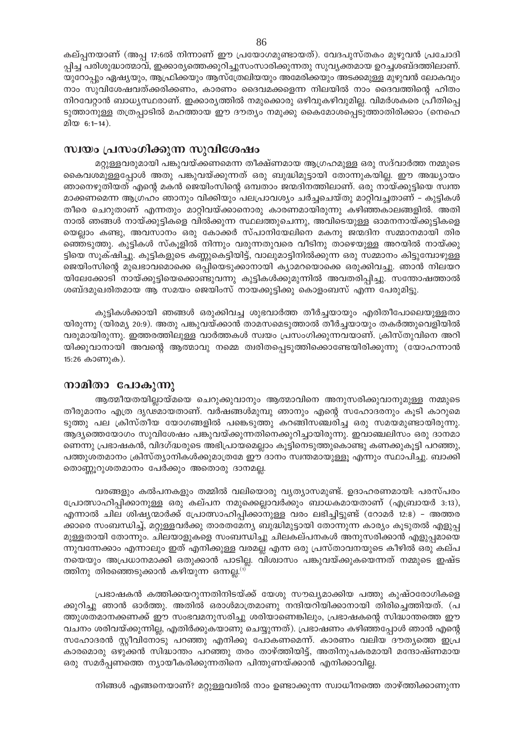കല്പനയാണ് (അപ്പ 17:6ൽ നിന്നാണ് ഈ പ്രയോഗമുണ്ടായത്). വേദപുസ്തകം മുഴുവൻ പ്രചോദിപ്പിച്ച പരിശുദ്ധാത്മാവ്, ഇക്കാര്യത്തെക്കുറിച്ചുസംസാരിക്കുന്നതു സുവ്യക്തമായ ഉറച്ചശബ്ദത്തിലാണ്. യുറോപ്പും ഏഷ്യയും, ആഫ്രിക്കയും ആസ്ത്രേലിയയും അമേരിക്കയും അടക്കമുള്ള മുഴുവൻ ലോകവും നാം സുവിശേഷവത്ക്കരിക്കണം, കാരണം ദൈവമക്കളെന്ന നിലയിൽ നാം ദൈവത്തിന്റെ ഹിതം നിറവേറ്റാൻ ബാധ്യസ്ഥരാണ്. ഇക്കാര്യത്തിൽ നമുക്കൊരു ഒഴിവുകഴിവുമില്ല. വിമർശകരെ പ്രീതിപ്പെടുത്താനുള്ള തത്രപ്പാടിൽ മഹത്തായ ഈ ദൗത്യം നമുക്കു കൈമോശപ്പെടുത്താതിരിക്കാം (നെഹെമിയ 6:1-14).

## സ്വയം പ്രസംഗിക്കുന്ന സുവിശേഷം

മറ്റുള്ളവരുമായി പങ്കുവയ്ക്കണമെന്ന തീക്ഷ്ണമായ ആഗ്രഹമുള്ള ഒരു സദ്വാർത്ത നമ്മുടെ കൈവശമുള്ളപ്പോൾ അതു പങ്കുവയ്ക്കുന്നത് ഒരു ബുദ്ധിമുട്ടായി തോന്നുകയില്ല. ഈ അദ്ധ്യായം ഞാനെഴുതിയത് എന്റെ മകൻ ജെയിംസിന്റെ ഒമ്പതാം ജന്മദിനത്തിലാണ്. ഒരു നായ്ക്കുട്ടിയെ സ്വന്തമാക്കണമെന്ന ആഗ്രഹം ഞാനും വിക്കിയും പലപ്രാവശ്യം ചർച്ചചെയ്തു മാറ്റിവച്ചതാണ് – കുട്ടികൾ തീരെ ചെറുതാണ് എന്നതും മാറ്റിവയ്ക്കാനൊരു കാരണമായിരുന്നു കഴിഞ്ഞകാലങ്ങളിൽ. അതിനാൽ ഞങ്ങൾ നായ്ക്കുട്ടികളെ വിൽക്കുന്ന സ്ഥലത്തുചെന്നു, അവിടെയുള്ള ഓമനനായ്ക്കുട്ടികളെയെല്ലാം കണ്ടു, അവസാനം ഒരു കോക്കർ സ്പാനിയേലിനെ മകനു ജന്മദിന സമ്മാനമായി തിരഞ്ഞെടുത്തു. കുട്ടികൾ സ്കൂളിൽ നിന്നും വരുന്നതുവരെ വീടിനു താഴെയുള്ള അറയിൽ നായ്ക്കുട്ടിയെ സൂക്ഷിച്ചു. കുട്ടികളുടെ കണ്ണുകെട്ടിയിട്ട്, വാലുമാട്ടിനിൽക്കുന്ന ഒരു സമ്മാനം കിട്ടുമ്പോഴുള്ള ജെയിംസിന്റെ മുഖഭാവമൊക്കെ ഒപ്പിയെടുക്കാനായി ക്യാമറയൊക്കെ ഒരുക്കിവച്ചു. ഞാൻ നിലയറയിലേക്കോടി നായ്ക്കുട്ടിയെക്കൊണ്ടുവന്നു കുട്ടികൾക്കുമുന്നിൽ അവതരിപ്പിച്ചു. സന്തോഷത്താൽ ശബ്ദമുഖരിതമായ ആ സമയം ജെയിംസ് നായക്കുട്ടിക്കു കൊളംബസ് എന്ന പേരുമിട്ടു.

കുട്ടികൾക്കായി ഞങ്ങൾ ഒരുക്കിവച്ച ശുഭവാർത്ത തീർച്ചയായും എരിതീപോലെയുള്ളതായിരുന്നു (യിരമ്യ 20:9). അതു പങ്കുവയ്ക്കാൻ താമസമെടുത്താൽ തീർച്ചയായും തകർത്തുവെളിയിൽ വരുമായിരുന്നു. ഇത്തരത്തിലുള്ള വാർത്തകൾ സ്വയം പ്രസംഗിക്കുന്നവയാണ്. ക്രിസ്തുവിനെ അറിയിക്കുവാനായി അവന്റെ ആത്മാവു നമ്മെ ത്വരിതപ്പെടുത്തിക്കൊണ്ടേയിരിക്കുന്നു (യോഹന്നാൻ 15:26 കാണുക).

## നാമിതാ പോകുന്നു

ആത്മീയതയില്ലായ്മയെ ചെറുക്കുവാനും ആത്മാവിനെ അനുസരിക്കുവാനുമുള്ള നമ്മുടെ തീരുമാനം എത്ര ദൃഢമായതാണ്. വർഷങ്ങൾമുമ്പു ഞാനും എന്റെ സഹോദരനും കൂടി കാറുമെടുത്തു പല ക്രിസ്തീയ യോഗങ്ങളിൽ പങ്കെടുത്തു കറങ്ങിസഞ്ചരിച്ച ഒരു സമയമുണ്ടായിരുന്നു. ആദ്യത്തെയോഗം സുവിശേഷം പങ്കുവയ്ക്കുന്നതിനെക്കുറിച്ചായിരുന്നു. ഇവാഞ്ചലിസം ഒരു ദാനമാണെന്നു പ്രഭാഷകൻ, വിദഗ്ദ്ധരുടെ അഭിപ്രായമെല്ലാം കൂട്ടിനെടുത്തുകൊണ്ടു കണക്കുകൂട്ടി പറഞ്ഞു, പത്തുശതമാനം ക്രിസ്ത്യാനികൾക്കുമാത്രമേ ഈ ദാനം സ്വന്തമായുള്ളൂ എന്നും സ്ഥാപിച്ചു. ബാക്കി തൊണ്ണൂറുശതമാനം പേർക്കും അതൊരു ദാനമല്ല.

വരങ്ങളും കൽപനകളും തമ്മിൽ വലിയൊരു വ്യത്യാസമുണ്ട്. ഉദാഹരണമായി: പരസ്പരം പ്രോത്സാഹിപ്പിക്കാനുള്ള ഒരു കല്പന നമുക്കെല്ലാവർക്കും ബാധകമായതാണ് (എബ്രായർ 3:13), എന്നാൽ ചില ശിഷ്യന്മാർക്ക് പ്രോത്സാഹിപ്പിക്കാനുള്ള വരം ലഭിച്ചിട്ടുണ്ട് (റോമർ 12:8) – അത്തരക്കാരെ സംബന്ധിച്ച്, മറ്റുള്ളവർക്കു താരതമ്യേന ബുദ്ധിമുട്ടായി തോന്നുന്ന കാര്യം കൂടുതൽ എളുപ്പമുള്ളതായി തോന്നും. ചിലയാളുകളെ സംബന്ധിച്ചു ചിലകല്പനകൾ അനുസരിക്കാൻ എളുപ്പമായെന്നുവന്നേക്കാം എന്നാലും ഇത് എനിക്കുള്ള വരമല്ല എന്ന ഒരു പ്രസ്താവനയുടെ കീഴിൽ ഒരു കല്പനയെയും അപ്രധാനമാക്കി ഒതുക്കാൻ പാടില്ല. വിശ്വാസം പങ്കുവയ്ക്കുകയെന്നത് നമ്മുടെ ഇഷ്ടത്തിനു തിരഞ്ഞെടുക്കാൻ കഴിയുന്ന ഒന്നല്ല.[1]

പ്രഭാഷകൻ കത്തിക്കയറുന്നതിനിടയ്ക്ക് യേശു സൗഖ്യമാക്കിയ പത്തു കുഷ്ഠരോഗികളെക്കുറിച്ചു ഞാൻ ഓർത്തു. അതിൽ ഒരാൾമാത്രമാണു നന്ദിയറിയിക്കാനായി തിരിച്ചെത്തിയത്. (പത്തുശതമാനക്കണക്ക് ഈ സംഭവമനുസരിച്ചു ശരിയാണെങ്കിലും, പ്രഭാഷകന്റെ സിദ്ധാന്തത്തെ ഈ വചനം ശരിവയ്ക്കുന്നില്ല, എതിർക്കുകയാണു ചെയ്യുന്നത്). പ്രഭാഷണം കഴിഞ്ഞപ്പോൾ ഞാൻ എന്റെ സഹോദരൻ സ്റ്റീവിനോടു പറഞ്ഞു എനിക്കു പോകണമെന്ന്. കാരണം വലിയ ദൗത്യത്തെ ഇപ്രകാരമൊരു ഒഴുക്കൻ സിദ്ധാന്തം പറഞ്ഞു തരം താഴ്ത്തിയിട്ട്, അതിനുപകരമായി മന്ദോഷ്ണമായ ഒരു സമർപ്പണത്തെ ന്യായീകരിക്കുന്നതിനെ പിന്തുണയ്ക്കാൻ എനിക്കാവില്ല.

നിങ്ങൾ എങ്ങനെയാണ്? മറ്റുള്ളവരിൽ നാം ഉണ്ടാക്കുന്ന സ്വാധീനത്തെ താഴ്ത്തിക്കാണുന്ന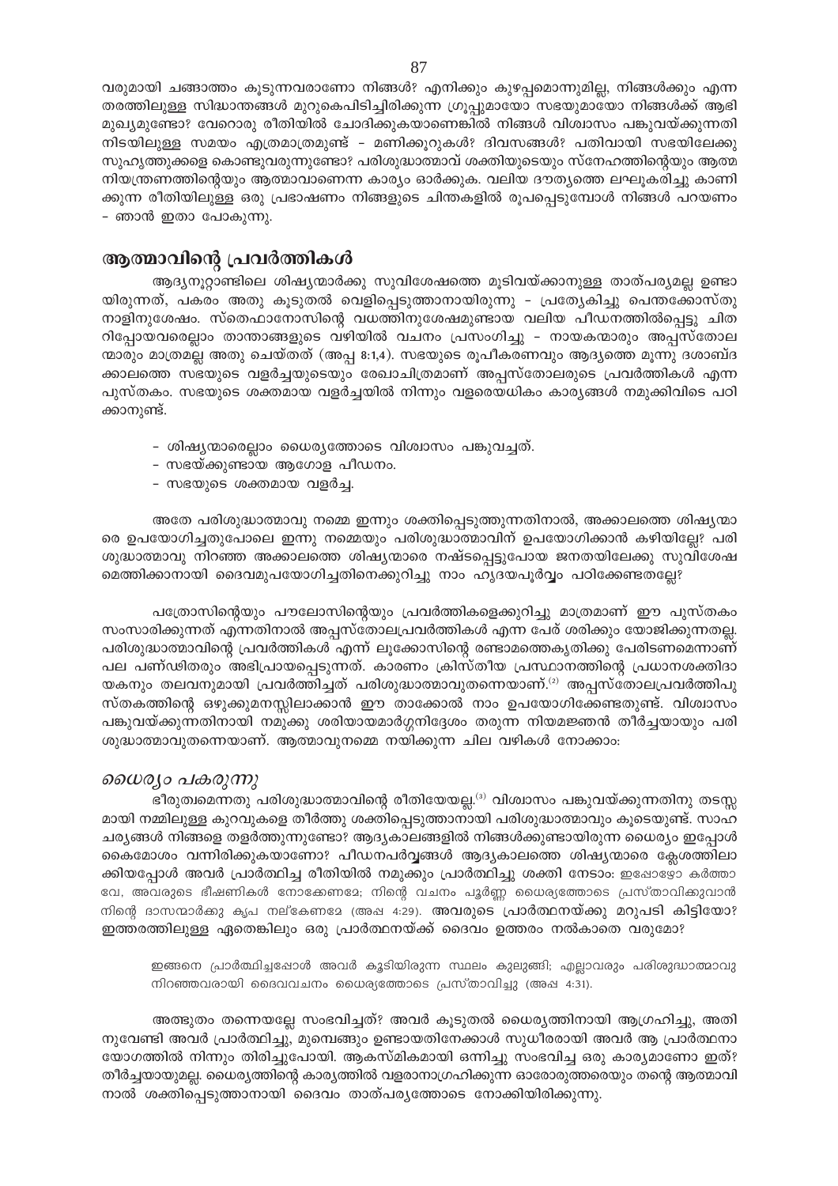വരുമായി ചങ്ങാത്തം കൂടുന്നവരാണോ നിങ്ങൾ? എനിക്കും കുഴപ്പമൊന്നുമില്ല, നിങ്ങൾക്കും എന്ന തരത്തിലുള്ള സിദ്ധാന്തങ്ങൾ മുറുകെപിടിച്ചിരിക്കുന്ന ഗ്രൂപ്പുമായോ സഭയുമായോ നിങ്ങൾക്ക് ആഭിമുഖ്യമുണ്ടോ? വേറൊരു രീതിയിൽ ചോദിക്കുകയാണെങ്കിൽ നിങ്ങൾ വിശ്വാസം പങ്കുവയ്ക്കുന്നതിനിടയിലുള്ള സമയം എത്രമാത്രമുണ്ട് - മണിക്കൂറുകൾ? ദിവസങ്ങൾ? പതിവായി സഭയിലേക്കു സുഹൃത്തുക്കളെ കൊണ്ടുവരുന്നുണ്ടോ? പരിശുദ്ധാത്മാവ് ശക്തിയുടെയും സ്നേഹത്തിന്റെയും ആത്മനിയന്ത്രണത്തിന്റെയും ആത്മാവാണെന്ന കാര്യം ഓർക്കുക. വലിയ ദൗത്യത്തെ ലഘൂകരിച്ചു കാണിക്കുന്ന രീതിയിലുള്ള ഒരു പ്രഭാഷണം നിങ്ങളുടെ ചിന്തകളിൽ രൂപപ്പെടുമ്പോൾ നിങ്ങൾ പറയണം - ഞാൻ ഇതാ പോകുന്നു.

## ആത്മാവിന്റെ പ്രവർത്തികൾ

ആദ്യനൂറ്റാണ്ടിലെ ശിഷ്യന്മാർക്കു സുവിശേഷത്തെ മൂടിവയ്ക്കാനുള്ള താത്പര്യമല്ല ഉണ്ടായിരുന്നത്, പകരം അതു കൂടുതൽ വെളിപ്പെടുത്താനായിരുന്നു - പ്രത്യേകിച്ചു പെന്തക്കോസ്തുനാളിനുശേഷം. സ്തെഫാനോസിന്റെ വധത്തിനുശേഷമുണ്ടായ വലിയ പീഡനത്തിൽപ്പെട്ടു ചിതറിപ്പോയവരെല്ലാം താന്താങ്ങളുടെ വഴിയിൽ വചനം പ്രസംഗിച്ചു - നായകന്മാരും അപ്പസ്തോലന്മാരും മാത്രമല്ല അതു ചെയ്തത് (അപ്പ 8:1,4). സഭയുടെ രൂപീകരണവും ആദ്യത്തെ മൂന്നു ദശാബ്ദക്കാലത്തെ സഭയുടെ വളർച്ചയുടെയും രേഖാചിത്രമാണ് അപ്പസ്തോലരുടെ പ്രവർത്തികൾ എന്ന പുസ്തകം. സഭയുടെ ശക്തമായ വളർച്ചയിൽ നിന്നും വളരെയധികം കാര്യങ്ങൾ നമുക്കിവിടെ പഠിക്കാനുണ്ട്.

- ശിഷ്യന്മാരെല്ലാം ധൈര്യത്തോടെ വിശ്വാസം പങ്കുവച്ചത്.
- സഭയ്ക്കുണ്ടായ ആഗോള പീഡനം.
- സഭയുടെ ശക്തമായ വളർച്ച.

അതേ പരിശുദ്ധാത്മാവു നമ്മെ ഇന്നും ശക്തിപ്പെടുത്തുന്നതിനാൽ, അക്കാലത്തെ ശിഷ്യന്മാരെ ഉപയോഗിച്ചതുപോലെ ഇന്നു നമ്മെയും പരിശുദ്ധാത്മാവിന് ഉപയോഗിക്കാൻ കഴിയില്ലേ? പരിശുദ്ധാത്മാവു നിറഞ്ഞ അക്കാലത്തെ ശിഷ്യന്മാരെ നഷ്ടപ്പെട്ടുപോയ ജനതയിലേക്കു സുവിശേഷമെത്തിക്കാനായി ദൈവമുപയോഗിച്ചതിനെക്കുറിച്ചു നാം ഹൃദയപൂർവ്വം പഠിക്കേണ്ടതല്ലേ?

പത്രോസിന്റെയും പൗലോസിന്റെയും പ്രവർത്തികളെക്കുറിച്ചു മാത്രമാണ് ഈ പുസ്തകം സംസാരിക്കുന്നത് എന്നതിനാൽ അപ്പസ്തോലപ്രവർത്തികൾ എന്ന പേര് ശരിക്കും യോജിക്കുന്നതല്ല. പരിശുദ്ധാത്മാവിന്റെ പ്രവർത്തികൾ എന്ന് ലൂക്കോസിന്റെ രണ്ടാമത്തെകൃതിയ്ക്കു പേരിടണമെന്നാണ് പല പണ്ഢിതരും അഭിപ്രായപ്പെടുന്നത്. കാരണം ക്രിസ്തീയ പ്രസ്ഥാനത്തിന്റെ പ്രധാനശക്തിദായകനും തലവനുമായി പ്രവർത്തിച്ചത് പരിശുദ്ധാത്മാവുതന്നെയാണ്.[2] അപ്പസ്തോലപ്രവർത്തിപുസ്തകത്തിന്റെ ഒഴുക്കുമനസ്സിലാക്കാൻ ഈ താക്കോൽ നാം ഉപയോഗിക്കേണ്ടതുണ്ട്. വിശ്വാസം പങ്കുവയ്ക്കുന്നതിനായി നമുക്കു ശരിയായമാർഗ്ഗനിർദ്ദേശം തരുന്ന നിയമജ്ഞൻ തീർച്ചയായും പരിശുദ്ധാത്മാവുതന്നെയാണ്. ആത്മാവുനമ്മെ നയിക്കുന്ന ചില വഴികൾ നോക്കാം:

### *ധൈര്യം പകരുന്നു*

ഭീരുത്വമെന്നതു പരിശുദ്ധാത്മാവിന്റെ രീതിയേയല്ല.[3] വിശ്വാസം പങ്കുവയ്ക്കുന്നതിനു തടസ്സമായി നമ്മിലുള്ള കുറവുകളെ തീർത്തു ശക്തിപ്പെടുത്താനായി പരിശുദ്ധാത്മാവും കൂടെയുണ്ട്. സാഹചര്യങ്ങൾ നിങ്ങളെ തളർത്തുന്നുണ്ടോ? ആദ്യകാലങ്ങളിൽ നിങ്ങൾക്കുണ്ടായിരുന്ന ധൈര്യം ഇപ്പോൾ കൈമോശം വന്നിരിക്കുകയാണോ? പീഡനപർവ്വങ്ങൾ ആദ്യകാലത്തെ ശിഷ്യന്മാരെ ക്ലേശത്തിലാക്കിയപ്പോൾ അവർ പ്രാർത്ഥിച്ച രീതിയിൽ നമുക്കും പ്രാർത്ഥിച്ചു ശക്തി നേടാം: ഇപ്പോഴോ കർത്താവേ, അവരുടെ ഭീഷണികൾ നോക്കേണമേ; നിന്റെ വചനം പൂർണ്ണ ധൈര്യത്തോടെ പ്രസ്താവിക്കുവാൻ നിന്റെ ദാസന്മാർക്കു കൃപ നല്കേണമേ (അപ്പ 4:29). അവരുടെ പ്രാർത്ഥനയ്ക്കു മറുപടി കിട്ടിയോ? ഇത്തരത്തിലുള്ള ഏതെങ്കിലും ഒരു പ്രാർത്ഥനയ്ക്ക് ദൈവം ഉത്തരം നൽകാതെ വരുമോ?

> ഇങ്ങനെ പ്രാർത്ഥിച്ചപ്പോൾ അവർ കൂടിയിരുന്ന സ്ഥലം കുലുങ്ങി; എല്ലാവരും പരിശുദ്ധാത്മാവു നിറഞ്ഞവരായി ദൈവവചനം ധൈര്യത്തോടെ പ്രസ്താവിച്ചു (അപ്പ 4:31).

അത്ഭുതം തന്നെയല്ലേ സംഭവിച്ചത്? അവർ കൂടുതൽ ധൈര്യത്തിനായി ആഗ്രഹിച്ചു, അതിനുവേണ്ടി അവർ പ്രാർത്ഥിച്ചു, മുമ്പെങ്ങും ഉണ്ടായതിനേക്കാൾ സുധീരരായി അവർ ആ പ്രാർത്ഥനായോഗത്തിൽ നിന്നും തിരിച്ചുപോയി. ആകസ്മികമായി ഒന്നിച്ചു സംഭവിച്ച ഒരു കാര്യമാണോ ഇത്? തീർച്ചയായുമല്ല. ധൈര്യത്തിന്റെ കാര്യത്തിൽ വളരാനാഗ്രഹിക്കുന്ന ഓരോരുത്തരെയും തന്റെ ആത്മാവിനാൽ ശക്തിപ്പെടുത്താനായി ദൈവം താത്പര്യത്തോടെ നോക്കിയിരിക്കുന്നു.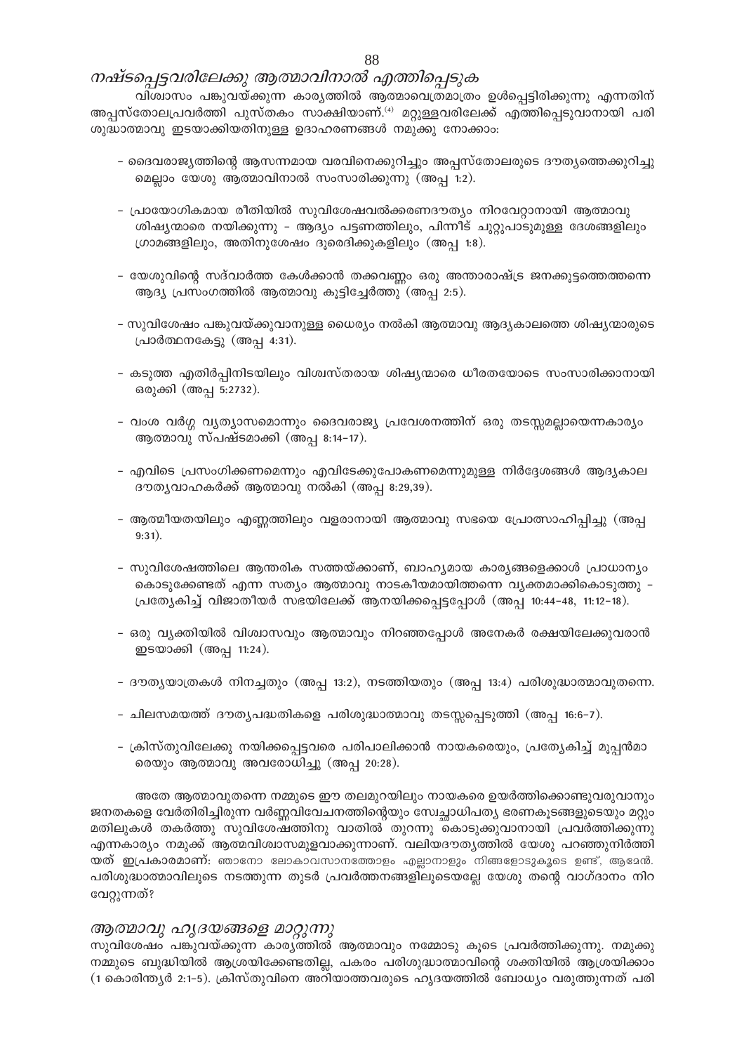## *നഷ്ടപ്പെട്ടവരിലേക്കു ആത്മാവിനാൽ എത്തിപ്പെടുക*

വിശ്വാസം പങ്കുവയ്ക്കുന്ന കാര്യത്തിൽ ആത്മാവെത്രമാത്രം ഉൾപ്പെട്ടിരിക്കുന്നു എന്നതിന് അപ്പസ്തോലപ്രവർത്തി പുസ്തകം സാക്ഷിയാണ്.[4] മറ്റുള്ളവരിലേക്ക് എത്തിപ്പെടുവാനായി പരിശുദ്ധാത്മാവു ഇടയാക്കിയതിനുള്ള ഉദാഹരണങ്ങൾ നമുക്കു നോക്കാം:

- ദൈവരാജ്യത്തിന്റെ ആസന്നമായ വരവിനെക്കുറിച്ചും അപ്പസ്തോലരുടെ ദൗത്യത്തെക്കുറിച്ചുമെല്ലാം യേശു ആത്മാവിനാൽ സംസാരിക്കുന്നു (അപ്പ 1:2).

- പ്രായോഗികമായ രീതിയിൽ സുവിശേഷവൽക്കരണദൗത്യം നിറവേറ്റാനായി ആത്മാവു ശിഷ്യന്മാരെ നയിക്കുന്നു – ആദ്യം പട്ടണത്തിലും, പിന്നീട് ചുറ്റുപാടുമുള്ള ദേശങ്ങളിലും ഗ്രാമങ്ങളിലും, അതിനുശേഷം ദൂരെദിക്കുകളിലും (അപ്പ 1:8).

- യേശുവിന്റെ സദ്വാർത്ത കേൾക്കാൻ തക്കവണ്ണം ഒരു അന്താരാഷ്ട്ര ജനക്കൂട്ടത്തെത്തന്നെ ആദ്യ പ്രസംഗത്തിൽ ആത്മാവു കൂട്ടിച്ചേർത്തു (അപ്പ 2:5).

- സുവിശേഷം പങ്കുവയ്ക്കുവാനുള്ള ധൈര്യം നൽകി ആത്മാവു ആദ്യകാലത്തെ ശിഷ്യന്മാരുടെ പ്രാർത്ഥനകേട്ടു (അപ്പ 4:31).

- കടുത്ത എതിർപ്പിനിടയിലും വിശ്വസ്തരായ ശിഷ്യന്മാരെ ധീരതയോടെ സംസാരിക്കാനായി ഒരുക്കി (അപ്പ 5:2732).

- വംശ വർഗ്ഗ വ്യത്യാസമൊന്നും ദൈവരാജ്യ പ്രവേശനത്തിന് ഒരു തടസ്സമല്ലായെന്നകാര്യം ആത്മാവു സ്പഷ്ടമാക്കി (അപ്പ 8:14-17).

- എവിടെ പ്രസംഗിക്കണമെന്നും എവിടേക്കുപോകണമെന്നുമുള്ള നിർദ്ദേശങ്ങൾ ആദ്യകാല ദൗത്യവാഹകർക്ക് ആത്മാവു നൽകി (അപ്പ 8:29,39).

- ആത്മീയതയിലും എണ്ണത്തിലും വളരാനായി ആത്മാവു സഭയെ പ്രോത്സാഹിപ്പിച്ചു (അപ്പ 9:31).

- സുവിശേഷത്തിലെ ആന്തരിക സത്തയ്ക്കാണ്, ബാഹ്യമായ കാര്യങ്ങളെക്കാൾ പ്രാധാന്യം കൊടുക്കേണ്ടത് എന്ന സത്യം ആത്മാവു നാടകീയമായിത്തന്നെ വ്യക്തമാക്കികൊടുത്തു – പ്രത്യേകിച്ച് വിജാതീയർ സഭയിലേക്ക് ആനയിക്കപ്പെട്ടപ്പോൾ (അപ്പ 10:44-48, 11:12-18).

- ഒരു വ്യക്തിയിൽ വിശ്വാസവും ആത്മാവും നിറഞ്ഞപ്പോൾ അനേകർ രക്ഷയിലേക്കുവരാൻ ഇടയാക്കി (അപ്പ 11:24).

- ദൗത്യയാത്രകൾ നിനച്ചതും (അപ്പ 13:2), നടത്തിയതും (അപ്പ 13:4) പരിശുദ്ധാത്മാവുതന്നെ.

- ചിലസമയത്ത് ദൗത്യപദ്ധതികളെ പരിശുദ്ധാത്മാവു തടസ്സപ്പെടുത്തി (അപ്പ 16:6-7).

- ക്രിസ്തുവിലേക്കു നയിക്കപ്പെട്ടവരെ പരിപാലിക്കാൻ നായകരെയും, പ്രത്യേകിച്ച് മൂപ്പൻമാരെയും ആത്മാവു അവരോധിച്ചു (അപ്പ 20:28).

അതേ ആത്മാവുതന്നെ നമ്മുടെ ഈ തലമുറയിലും നായകരെ ഉയർത്തിക്കൊണ്ടുവരുവാനും ജനതകളെ വേർതിരിച്ചിരുന്ന വർണ്ണവിവേചനത്തിന്റെയും സ്വേച്ഛാധിപത്യ ഭരണകൂടങ്ങളുടെയും മറ്റും മതിലുകൾ തകർത്തു സുവിശേഷത്തിനു വാതിൽ തുറന്നു കൊടുക്കുവാനായി പ്രവർത്തിക്കുന്നു എന്നകാര്യം നമുക്ക് ആത്മവിശ്വാസമുളവാക്കുന്നാണ്. വലിയദൗത്യത്തിൽ യേശു പറഞ്ഞുനിർത്തിയത് ഇപ്രകാരമാണ്: ഞാനോ ലോകാവസാനത്തോളം എല്ലാനാളും നിങ്ങളോടുകൂടെ ഉണ്ട്, ആമേൻ. പരിശുദ്ധാത്മാവിലൂടെ നടത്തുന്ന തുടർ പ്രവർത്തനങ്ങളിലൂടെയല്ലേ യേശു തന്റെ വാഗ്ദാനം നിറവേറ്റുന്നത്?

## *ആത്മാവു ഹൃദയങ്ങളെ മാറ്റുന്നു*

സുവിശേഷം പങ്കുവയ്ക്കുന്ന കാര്യത്തിൽ ആത്മാവും നമ്മോടു കൂടെ പ്രവർത്തിക്കുന്നു. നമുക്കു നമ്മുടെ ബുദ്ധിയിൽ ആശ്രയിക്കേണ്ടതില്ല, പകരം പരിശുദ്ധാത്മാവിന്റെ ശക്തിയിൽ ആശ്രയിക്കാം (1 കൊരിന്ത്യർ 2:1-5). ക്രിസ്തുവിനെ അറിയാത്തവരുടെ ഹൃദയത്തിൽ ബോധ്യം വരുത്തുന്നത് പരി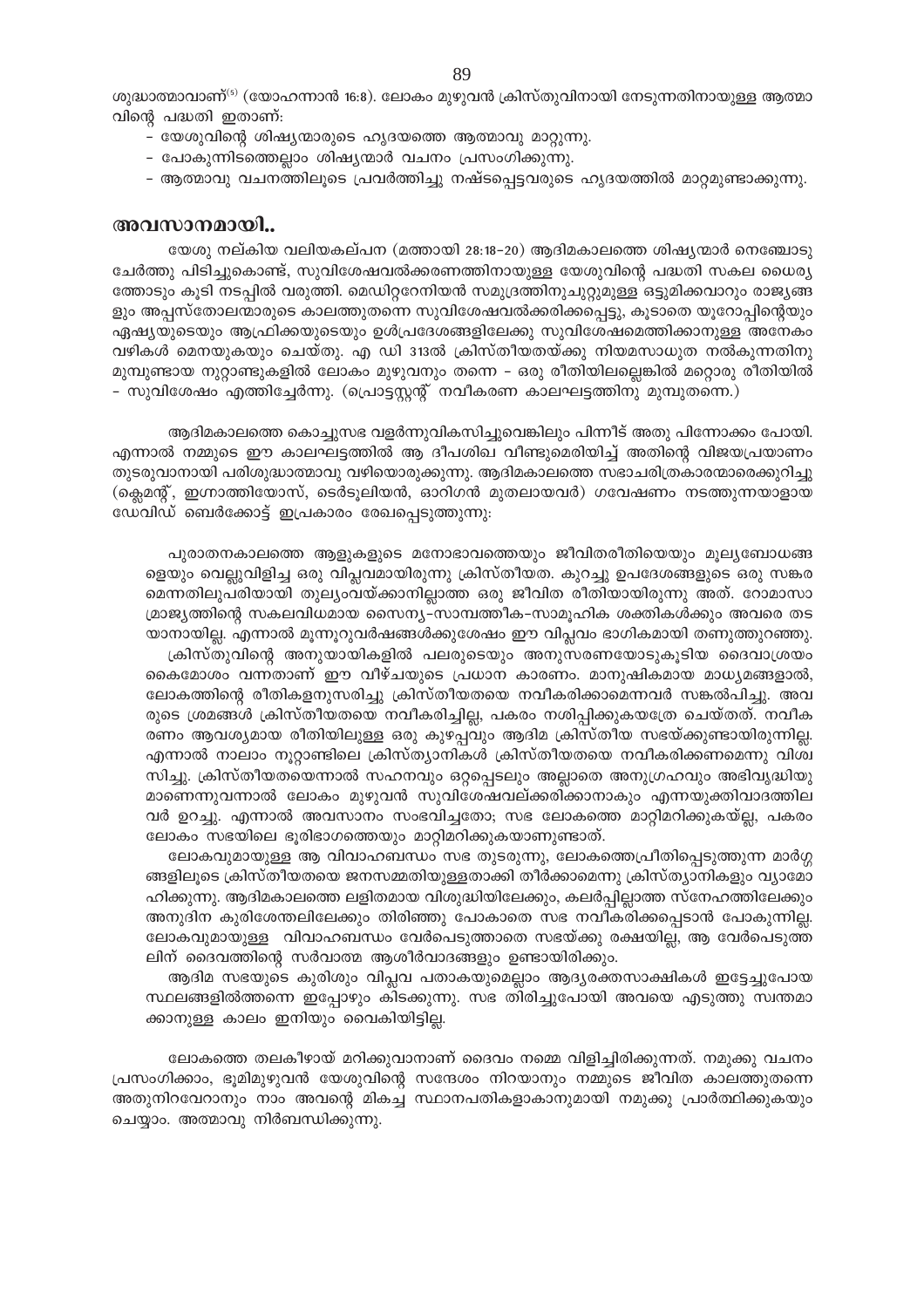ശുദ്ധാത്മാവാണ്[5] (യോഹന്നാൻ 16:8). ലോകം മുഴുവൻ ക്രിസ്തുവിനായി നേടുന്നതിനായുള്ള ആത്മാവിന്റെ പദ്ധതി ഇതാണ്:

- യേശുവിന്റെ ശിഷ്യന്മാരുടെ ഹൃദയത്തെ ആത്മാവു മാറ്റുന്നു.
- പോകുന്നിടത്തെല്ലാം ശിഷ്യന്മാർ വചനം പ്രസംഗിക്കുന്നു.
- ആത്മാവു വചനത്തിലൂടെ പ്രവർത്തിച്ചു നഷ്ടപ്പെട്ടവരുടെ ഹൃദയത്തിൽ മാറ്റമുണ്ടാക്കുന്നു.

## അവസാനമായി..

യേശു നല്കിയ വലിയകല്പന (മത്തായി 28:18-20) ആദിമകാലത്തെ ശിഷ്യന്മാർ നെഞ്ചോടു ചേർത്തു പിടിച്ചുകൊണ്ട്, സുവിശേഷവൽക്കരണത്തിനായുള്ള യേശുവിന്റെ പദ്ധതി സകല ധൈര്യത്തോടും കൂടി നടപ്പിൽ വരുത്തി. മെഡിറ്ററേനിയൻ സമുദ്രത്തിനുചുറ്റുമുള്ള ഒട്ടുമിക്കവാറും രാജ്യങ്ങളും അപ്പസ്തോലന്മാരുടെ കാലത്തുതന്നെ സുവിശേഷവൽക്കരിക്കപ്പെട്ടു, കൂടാതെ യൂറോപ്പിന്റെയും ഏഷ്യയുടെയും ആഫ്രിക്കയുടെയും ഉൾപ്രദേശങ്ങളിലേക്കു സുവിശേഷമെത്തിക്കാനുള്ള അനേകം വഴികൾ മെനയുകയും ചെയ്തു. എ ഡി 313ൽ ക്രിസ്തീയതയ്ക്കു നിയമസാധുത നൽകുന്നതിനു മുമ്പുണ്ടായ നൂറ്റാണ്ടുകളിൽ ലോകം മുഴുവനും തന്നെ - ഒരു രീതിയിലല്ലെങ്കിൽ മറ്റൊരു രീതിയിൽ - സുവിശേഷം എത്തിച്ചേർന്നു. (പ്രൊട്ടസ്റ്റന്റ് നവീകരണ കാലഘട്ടത്തിനു മുമ്പുതന്നെ.)

ആദിമകാലത്തെ കൊച്ചുസഭ വളർന്നുവികസിച്ചുവെങ്കിലും പിന്നീട് അതു പിന്നോക്കം പോയി. എന്നാൽ നമ്മുടെ ഈ കാലഘട്ടത്തിൽ ആ ദീപശിഖ വീണ്ടുമെരിയിച്ച് അതിന്റെ വിജയപ്രയാണം തുടരുവാനായി പരിശുദ്ധാത്മാവു വഴിയൊരുക്കുന്നു. ആദിമകാലത്തെ സഭാചരിത്രകാരന്മാരെക്കുറിച്ചു (ക്ലെമന്റ്, ഇഗ്നാത്തിയോസ്, ടെർടൂലിയൻ, ഓറിഗൻ മുതലായവർ) ഗവേഷണം നടത്തുന്നയാളായ ഡേവിഡ് ബെർക്കോട്ട് ഇപ്രകാരം രേഖപ്പെടുത്തുന്നു:

> പുരാതനകാലത്തെ ആളുകളുടെ മനോഭാവത്തെയും ജീവിതരീതിയെയും മൂല്യബോധങ്ങളെയും വെല്ലുവിളിച്ച ഒരു വിപ്ലവമായിരുന്നു ക്രിസ്തീയത. കുറച്ചു ഉപദേശങ്ങളുടെ ഒരു സങ്കരമെന്നതിലുപരിയായി തുല്യംവയ്ക്കാനില്ലാത്ത ഒരു ജീവിത രീതിയായിരുന്നു അത്. റോമാസാമ്രാജ്യത്തിന്റെ സകലവിധമായ സൈന്യ-സാമ്പത്തീക-സാമൂഹിക ശക്തികൾക്കും അവരെ തടയാനായില്ല. എന്നാൽ മൂന്നൂറുവർഷങ്ങൾക്കുശേഷം ഈ വിപ്ലവം ഭാഗികമായി തണുത്തുറഞ്ഞു.
>
> ക്രിസ്തുവിന്റെ അനുയായികളിൽ പലരുടെയും അനുസരണയോടുകൂടിയ ദൈവാശ്രയം കൈമോശം വന്നതാണ് ഈ വീഴ്ചയുടെ പ്രധാന കാരണം. മാനുഷികമായ മാധ്യമങ്ങളാൽ, ലോകത്തിന്റെ രീതികളനുസരിച്ചു ക്രിസ്തീയതയെ നവീകരിക്കാമെന്നവർ സങ്കൽപിച്ചു. അവരുടെ ശ്രമങ്ങൾ ക്രിസ്തീയതയെ നവീകരിച്ചില്ല, പകരം നശിപ്പിക്കുകയത്രേ ചെയ്തത്. നവീകരണം ആവശ്യമായ രീതിയിലുള്ള ഒരു കുഴപ്പവും ആദിമ ക്രിസ്തീയ സഭയ്ക്കുണ്ടായിരുന്നില്ല. എന്നാൽ നാലാം നൂറ്റാണ്ടിലെ ക്രിസ്ത്യാനികൾ ക്രിസ്തീയതയെ നവീകരിക്കണമെന്നു വിശ്വസിച്ചു. ക്രിസ്തീയതയെന്നാൽ സഹനവും ഒറ്റപ്പെടലും അല്ലാതെ അനുഗ്രഹവും അഭിവൃദ്ധിയുമാണെന്നുവന്നാൽ ലോകം മുഴുവൻ സുവിശേഷവല്ക്കരിക്കാനാകും എന്നയുക്തിവാദത്തിലവർ ഉറച്ചു. എന്നാൽ അവസാനം സംഭവിച്ചതോ; സഭ ലോകത്തെ മാറ്റിമറിക്കുകയല്ല, പകരം ലോകം സഭയിലെ ഭൂരിഭാഗത്തെയും മാറ്റിമറിക്കുകയാണുണ്ടായത്.
>
> ലോകവുമായുള്ള ആ വിവാഹബന്ധം സഭ തുടരുന്നു, ലോകത്തെപ്രീതിപ്പെടുത്തുന്ന മാർഗ്ഗങ്ങളിലൂടെ ക്രിസ്തീയതയെ ജനസമ്മതിയുള്ളതാക്കി തീർക്കാമെന്നു ക്രിസ്ത്യാനികളും വ്യാമോഹിക്കുന്നു. ആദിമകാലത്തെ ലളിതമായ വിശുദ്ധിയിലേക്കും, കലർപ്പില്ലാത്ത സ്നേഹത്തിലേക്കും അനുദിന കുരിശേന്തലിലേക്കും തിരിഞ്ഞു പോകാതെ സഭ നവീകരിക്കപ്പെടാൻ പോകുന്നില്ല. ലോകവുമായുള്ള വിവാഹബന്ധം വേർപെടുത്താതെ സഭയ്ക്കു രക്ഷയില്ല, ആ വേർപെടുത്തലിന് ദൈവത്തിന്റെ സർവാത്മ ആശീർവാദങ്ങളും ഉണ്ടായിരിക്കും.
>
> ആദിമ സഭയുടെ കുരിശും വിപ്ലവ പതാകയുമെല്ലാം ആദ്യരക്തസാക്ഷികൾ ഇട്ടേച്ചുപോയ സ്ഥലങ്ങളിൽത്തന്നെ ഇപ്പോഴും കിടക്കുന്നു. സഭ തിരിച്ചുപോയി അവയെ എടുത്തു സ്വന്തമാക്കാനുള്ള കാലം ഇനിയും വൈകിയിട്ടില്ല.

ലോകത്തെ തലകീഴായ് മറിക്കുവാനാണ് ദൈവം നമ്മെ വിളിച്ചിരിക്കുന്നത്. നമുക്കു വചനം പ്രസംഗിക്കാം, ഭൂമിമുഴുവൻ യേശുവിന്റെ സന്ദേശം നിറയാനും നമ്മുടെ ജീവിത കാലത്തുതന്നെ അതുനിറവേറാനും നാം അവന്റെ മികച്ച സ്ഥാനപതികളാകാനുമായി നമുക്കു പ്രാർത്ഥിക്കുകയും ചെയ്യാം. അത്മാവു നിർബന്ധിക്കുന്നു.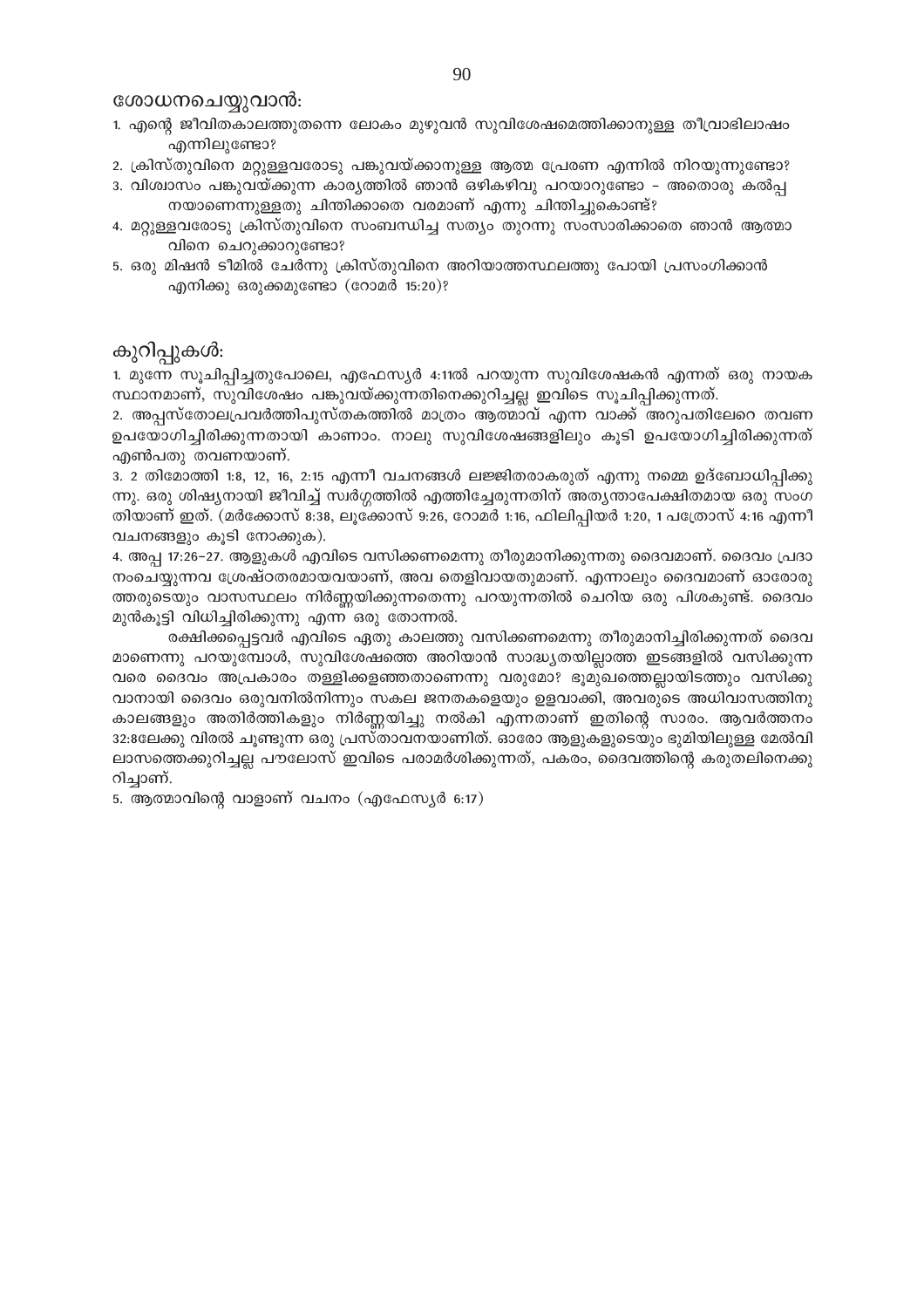## ശോധനചെയ്യുവാൻ:

1. എന്റെ ജീവിതകാലത്തുതന്നെ ലോകം മുഴുവൻ സുവിശേഷമെത്തിക്കാനുള്ള തീവ്രാഭിലാഷം എന്നിലുണ്ടോ?
2. ക്രിസ്തുവിനെ മറ്റുള്ളവരോടു പങ്കുവയ്ക്കാനുള്ള ആത്മ പ്രേരണ എന്നിൽ നിറയുന്നുണ്ടോ?
3. വിശ്വാസം പങ്കുവയ്ക്കുന്ന കാര്യത്തിൽ ഞാൻ ഒഴികഴിവു പറയാറുണ്ടോ - അതൊരു കൽപ്പനയാണെന്നുള്ളതു ചിന്തിക്കാതെ വരമാണ് എന്നു ചിന്തിച്ചുകൊണ്ട്?
4. മറ്റുള്ളവരോടു ക്രിസ്തുവിനെ സംബന്ധിച്ച സത്യം തുറന്നു സംസാരിക്കാതെ ഞാൻ ആത്മാവിനെ ചെറുക്കാറുണ്ടോ?
5. ഒരു മിഷൻ ടീമിൽ ചേർന്നു ക്രിസ്തുവിനെ അറിയാത്തസ്ഥലത്തു പോയി പ്രസംഗിക്കാൻ എനിക്കു ഒരുക്കമുണ്ടോ (റോമർ 15:20)?

## കുറിപ്പുകൾ:

1. മുന്നേ സൂചിപ്പിച്ചതുപോലെ, എഫേസ്യർ 4:11ൽ പറയുന്ന സുവിശേഷകൻ എന്നത് ഒരു നായക സ്ഥാനമാണ്, സുവിശേഷം പങ്കുവയ്ക്കുന്നതിനെക്കുറിച്ചല്ല ഇവിടെ സൂചിപ്പിക്കുന്നത്.

2. അപ്പസ്തോലപ്രവർത്തിപുസ്തകത്തിൽ മാത്രം ആത്മാവ് എന്ന വാക്ക് അറുപതിലേറെ തവണ ഉപയോഗിച്ചിരിക്കുന്നതായി കാണാം. നാലു സുവിശേഷങ്ങളിലും കൂടി ഉപയോഗിച്ചിരിക്കുന്നത് എൺപതു തവണയാണ്.

3. 2 തിമോത്തി 1:8, 12, 16, 2:15 എന്നീ വചനങ്ങൾ ലജ്ജിതരാകരുത് എന്നു നമ്മെ ഉദ്ബോധിപ്പിക്കുന്നു. ഒരു ശിഷ്യനായി ജീവിച്ച് സ്വർഗ്ഗത്തിൽ എത്തിച്ചേരുന്നതിന് അത്യന്താപേക്ഷിതമായ ഒരു സംഗതിയാണ് ഇത്. (മർക്കോസ് 8:38, ലൂക്കോസ് 9:26, റോമർ 1:16, ഫിലിപ്പിയർ 1:20, 1 പത്രോസ് 4:16 എന്നീ വചനങ്ങളും കൂടി നോക്കുക).

4. അപ്പ 17:26-27. ആളുകൾ എവിടെ വസിക്കണമെന്നു തീരുമാനിക്കുന്നതു ദൈവമാണ്. ദൈവം പ്രദാനംചെയ്യുന്നവ ശ്രേഷ്ഠതരമായവയാണ്, അവ തെളിവായതുമാണ്. എന്നാലും ദൈവമാണ് ഓരോരുത്തരുടെയും വാസസ്ഥലം നിർണ്ണയിക്കുന്നതെന്നു പറയുന്നതിൽ ചെറിയ ഒരു പിശകുണ്ട്. ദൈവം മുൻകൂട്ടി വിധിച്ചിരിക്കുന്നു എന്ന ഒരു തോന്നൽ.

രക്ഷിക്കപ്പെട്ടവർ എവിടെ ഏതു കാലത്തു വസിക്കണമെന്നു തീരുമാനിച്ചിരിക്കുന്നത് ദൈവമാണെന്നു പറയുമ്പോൾ, സുവിശേഷത്തെ അറിയാൻ സാദ്ധ്യതയില്ലാത്ത ഇടങ്ങളിൽ വസിക്കുന്നവരെ ദൈവം അപ്രകാരം തള്ളിക്കളഞ്ഞതാണെന്നു വരുമോ? ഭൂമുഖത്തെല്ലായിടത്തും വസിക്കുവാനായി ദൈവം ഒരുവനിൽനിന്നും സകല ജനതകളെയും ഉളവാക്കി, അവരുടെ അധിവാസത്തിനു കാലങ്ങളും അതിർത്തികളും നിർണ്ണയിച്ചു നൽകി എന്നതാണ് ഇതിന്റെ സാരം. ആവർത്തനം 32:8ലേക്കു വിരൽ ചൂണ്ടുന്ന ഒരു പ്രസ്താവനയാണിത്. ഓരോ ആളുകളുടെയും ഭൂമിയിലുള്ള മേൽവിലാസത്തെക്കുറിച്ചല്ല പൗലോസ് ഇവിടെ പരാമർശിക്കുന്നത്, പകരം, ദൈവത്തിന്റെ കരുതലിനെക്കുറിച്ചാണ്.

5. ആത്മാവിന്റെ വാളാണ് വചനം (എഫേസ്യർ 6:17)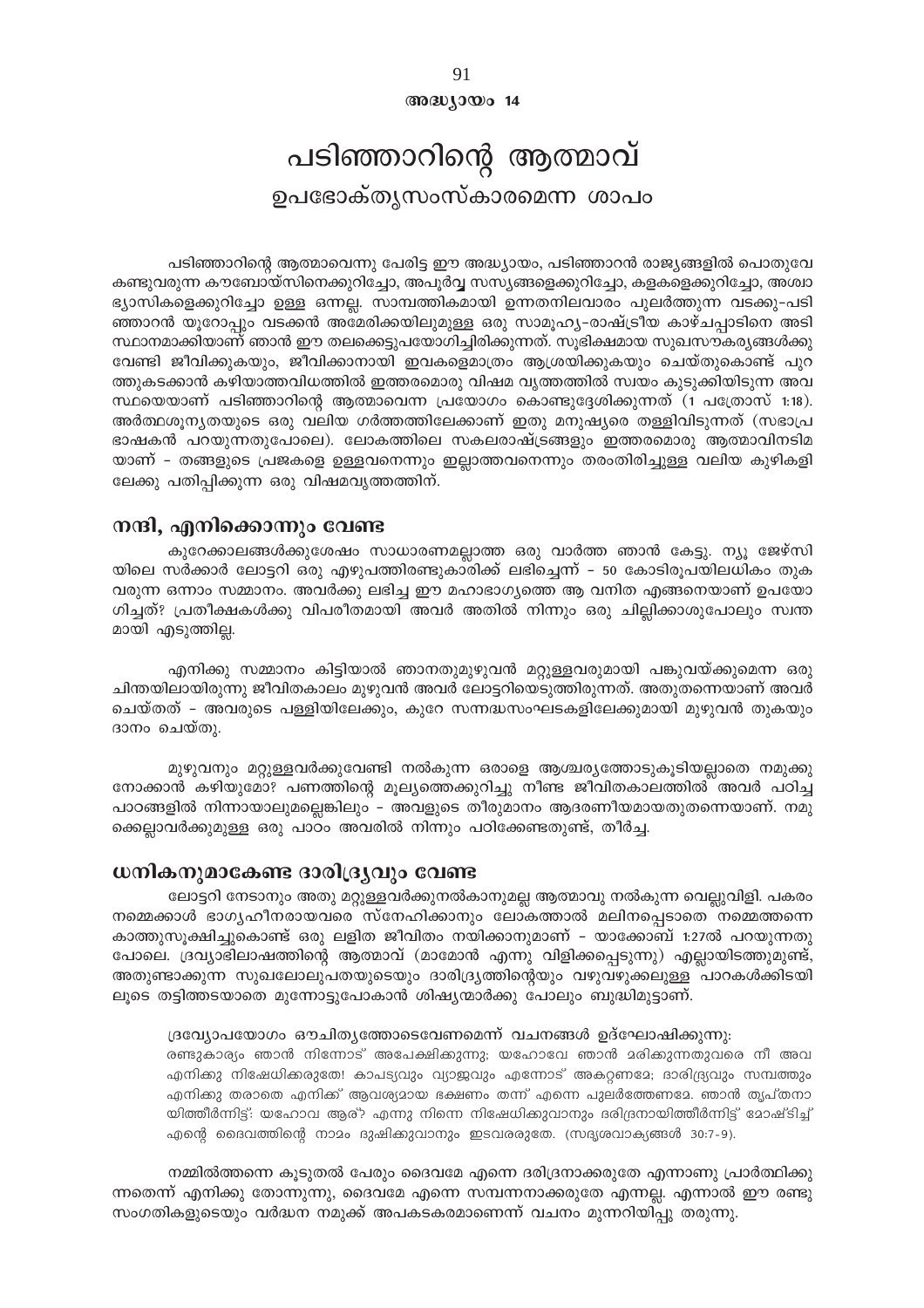## അദ്ധ്യായം 14

# പടിഞ്ഞാറിന്റെ ആത്മാവ്

## ഉപഭോക്തൃസംസ്കാരമെന്ന ശാപം

പടിഞ്ഞാറിന്റെ ആത്മാവെന്നു പേരിട്ട ഈ അദ്ധ്യായം, പടിഞ്ഞാറൻ രാജ്യങ്ങളിൽ പൊതുവേ കണ്ടുവരുന്ന കൗബോയ്സിനെക്കുറിച്ചോ, അപൂർവ്വ സസ്യങ്ങളെക്കുറിച്ചോ, കളകളെക്കുറിച്ചോ, അശ്വാഭ്യാസികളെക്കുറിച്ചോ ഉള്ള ഒന്നല്ല. സാമ്പത്തികമായി ഉന്നതനിലവാരം പുലർത്തുന്ന വടക്കു-പടിഞ്ഞാറൻ യൂറോപ്പും വടക്കൻ അമേരിക്കയിലുമുള്ള ഒരു സാമൂഹ്യ-രാഷ്ട്രീയ കാഴ്ചപ്പാടിനെ അടിസ്ഥാനമാക്കിയാണ് ഞാൻ ഈ തലക്കെട്ടുപയോഗിച്ചിരിക്കുന്നത്. സുഭിക്ഷമായ സുഖസൗകര്യങ്ങൾക്കു വേണ്ടി ജീവിക്കുകയും, ജീവിക്കാനായി ഇവകളെമാത്രം ആശ്രയിക്കുകയും ചെയ്തുകൊണ്ട് പുറത്തുകടക്കാൻ കഴിയാത്തവിധത്തിൽ ഇത്തരമൊരു വിഷമ വൃത്തത്തിൽ സ്വയം കുടുക്കിയിടുന്ന അവസ്ഥയെയാണ് പടിഞ്ഞാറിന്റെ ആത്മാവെന്ന പ്രയോഗം കൊണ്ടുദ്ദേശിക്കുന്നത് (1 പത്രോസ് 1:18). അർത്ഥശൂന്യതയുടെ ഒരു വലിയ ഗർത്തത്തിലേക്കാണ് ഇതു മനുഷ്യരെ തള്ളിവിടുന്നത് (സഭാപ്രഭാഷകൻ പറയുന്നതുപോലെ). ലോകത്തിലെ സകലരാഷ്ട്രങ്ങളും ഇത്തരമൊരു ആത്മാവിനടിമയാണ് - തങ്ങളുടെ പ്രജകളെ ഉള്ളവനെന്നും ഇല്ലാത്തവനെന്നും തരംതിരിച്ചുള്ള വലിയ കുഴികളിലേക്കു പതിപ്പിക്കുന്ന ഒരു വിഷമവൃത്തത്തിന്.

### നന്ദി, എനിക്കൊന്നും വേണ്ട

കുറേക്കാലങ്ങൾക്കുശേഷം സാധാരണമല്ലാത്ത ഒരു വാർത്ത ഞാൻ കേട്ടു. ന്യൂ ജേഴ്സിയിലെ സർക്കാർ ലോട്ടറി ഒരു എഴുപത്തിരണ്ടുകാരിക്ക് ലഭിച്ചെന്ന് - 50 കോടിരൂപയിലധികം തുക വരുന്ന ഒന്നാം സമ്മാനം. അവർക്കു ലഭിച്ച ഈ മഹാഭാഗ്യത്തെ ആ വനിത എങ്ങനെയാണ് ഉപയോഗിച്ചത്? പ്രതീക്ഷകൾക്കു വിപരീതമായി അവർ അതിൽ നിന്നും ഒരു ചില്ലിക്കാശുപോലും സ്വന്തമായി എടുത്തില്ല.

എനിക്കു സമ്മാനം കിട്ടിയാൽ ഞാനതുമുഴുവൻ മറ്റുള്ളവരുമായി പങ്കുവയ്ക്കുമെന്ന ഒരു ചിന്തയിലായിരുന്നു ജീവിതകാലം മുഴുവൻ അവർ ലോട്ടറിയെടുത്തിരുന്നത്. അതുതന്നെയാണ് അവർ ചെയ്തത് - അവരുടെ പള്ളിയിലേക്കും, കുറേ സന്നദ്ധസംഘടകളിലേക്കുമായി മുഴുവൻ തുകയും ദാനം ചെയ്തു.

മുഴുവനും മറ്റുള്ളവർക്കുവേണ്ടി നൽകുന്ന ഒരാളെ ആശ്ചര്യത്തോടുകൂടിയല്ലാതെ നമുക്കു നോക്കാൻ കഴിയുമോ? പണത്തിന്റെ മൂല്യത്തെക്കുറിച്ചു നീണ്ട ജീവിതകാലത്തിൽ അവർ പഠിച്ച പാഠങ്ങളിൽ നിന്നായാലുമല്ലെങ്കിലും - അവളുടെ തീരുമാനം ആദരണീയമായതുതന്നെയാണ്. നമുക്കെല്ലാവർക്കുമുള്ള ഒരു പാഠം അവരിൽ നിന്നും പഠിക്കേണ്ടതുണ്ട്, തീർച്ച.

### ധനികനുമാകേണ്ട ദാരിദ്ര്യവും വേണ്ട

ലോട്ടറി നേടാനും അതു മറ്റുള്ളവർക്കുനൽകാനുമല്ല ആത്മാവു നൽകുന്ന വെല്ലുവിളി. പകരം നമ്മെക്കാൾ ഭാഗ്യഹീനരായവരെ സ്നേഹിക്കാനും ലോകത്താൽ മലിനപ്പെടാതെ നമ്മെത്തന്നെ കാത്തുസൂക്ഷിച്ചുകൊണ്ട് ഒരു ലളിത ജീവിതം നയിക്കാനുമാണ് - യാക്കോബ് 1:27ൽ പറയുന്നതുപോലെ. ദ്രവ്യാഭിലാഷത്തിന്റെ ആത്മാവ് (മാമോൻ എന്നു വിളിക്കപ്പെടുന്നു) എല്ലായിടത്തുമുണ്ട്, അതുണ്ടാക്കുന്ന സുഖലോലുപതയുടെയും ദാരിദ്ര്യത്തിന്റെയും വഴുവഴുക്കലുള്ള പാറകൾക്കിടയിലൂടെ തട്ടിത്തടയാതെ മുന്നോട്ടുപോകാൻ ശിഷ്യന്മാർക്കു പോലും ബുദ്ധിമുട്ടാണ്.

ദ്രവ്യോപയോഗം ഔചിത്യത്തോടെവേണമെന്ന് വചനങ്ങൾ ഉദ്ഘോഷിക്കുന്നു:

> രണ്ടുകാര്യം ഞാൻ നിന്നോട് അപേക്ഷിക്കുന്നു; യഹോവേ ഞാൻ മരിക്കുന്നതുവരെ നീ അവ എനിക്കു നിഷേധിക്കരുതേ! കാപട്യവും വ്യാജവും എന്നോട് അകറ്റണമേ; ദാരിദ്ര്യവും സമ്പത്തും എനിക്കു തരാതെ എനിക്ക് ആവശ്യമായ ഭക്ഷണം തന്ന് എന്നെ പുലർത്തേണമേ. ഞാൻ തൃപ്തനായിത്തീർന്നിട്ട്: യഹോവ ആര്? എന്നു നിന്നെ നിഷേധിക്കുവാനും ദരിദ്രനായിത്തീർന്നിട്ട് മോഷ്ടിച്ച് എന്റെ ദൈവത്തിന്റെ നാമം ദുഷിക്കുവാനും ഇടവരരുതേ. (സദൃശവാക്യങ്ങൾ 30:7-9).

നമ്മിൽത്തന്നെ കൂടുതൽ പേരും ദൈവമേ എന്നെ ദരിദ്രനാക്കരുതേ എന്നാണു പ്രാർത്ഥിക്കുന്നതെന്ന് എനിക്കു തോന്നുന്നു, ദൈവമേ എന്നെ സമ്പന്നനാക്കരുതേ എന്നല്ല. എന്നാൽ ഈ രണ്ടു സംഗതികളുടെയും വർദ്ധന നമുക്ക് അപകടകരമാണെന്ന് വചനം മുന്നറിയിപ്പു തരുന്നു.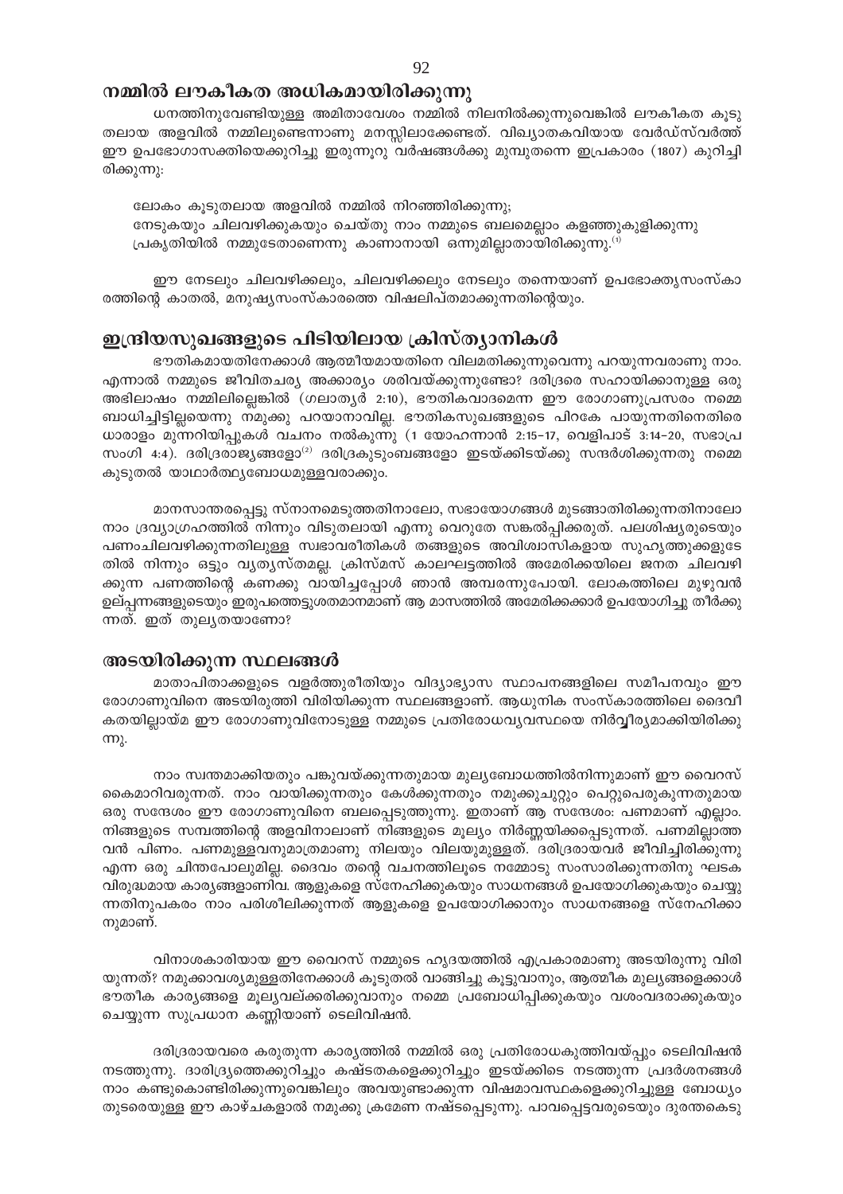## നമ്മിൽ ലൗകീകത അധികമായിരിക്കുന്നു

ധനത്തിനുവേണ്ടിയുള്ള അമിതാവേശം നമ്മിൽ നിലനിൽക്കുന്നുവെങ്കിൽ ലൗകീകത കൂടുതലായ അളവിൽ നമ്മിലുണ്ടെന്നാണു മനസ്സിലാക്കേണ്ടത്. വിഖ്യാതകവിയായ വേർഡ്സ്‌വർത്ത് ഈ ഉപഭോഗാസക്തിയെക്കുറിച്ചു ഇരുന്നൂറു വർഷങ്ങൾക്കു മുമ്പുതന്നെ ഇപ്രകാരം (1807) കുറിച്ചിരിക്കുന്നു:

ലോകം കൂടുതലായ അളവിൽ നമ്മിൽ നിറഞ്ഞിരിക്കുന്നു;
നേടുകയും ചിലവഴിക്കുകയും ചെയ്തു നാം നമ്മുടെ ബലമെല്ലാം കളഞ്ഞുകുളിക്കുന്നു
പ്രകൃതിയിൽ നമ്മുടേതാണെന്നു കാണാനായി ഒന്നുമില്ലാതായിരിക്കുന്നു.[1]

ഈ നേടലും ചിലവഴിക്കലും, ചിലവഴിക്കലും നേടലും തന്നെയാണ് ഉപഭോക്തൃസംസ്കാരത്തിന്റെ കാതൽ, മനുഷ്യസംസ്കാരത്തെ വിഷലിപ്തമാക്കുന്നതിന്റെയും.

## ഇന്ദ്രിയസുഖങ്ങളുടെ പിടിയിലായ ക്രിസ്ത്യാനികൾ

ഭൗതികമായതിനേക്കാൾ ആത്മീയമായതിനെ വിലമതിക്കുന്നുവെന്നു പറയുന്നവരാണു നാം. എന്നാൽ നമ്മുടെ ജീവിതചര്യ അക്കാര്യം ശരിവയ്ക്കുന്നുണ്ടോ? ദരിദ്രരെ സഹായിക്കാനുള്ള ഒരു അഭിലാഷം നമ്മിലില്ലെങ്കിൽ (ഗലാത്യർ 2:10), ഭൗതികവാദമെന്ന ഈ രോഗാണുപ്രസരം നമ്മെ ബാധിച്ചിട്ടില്ലയെന്നു നമുക്കു പറയാനാവില്ല. ഭൗതികസുഖങ്ങളുടെ പിറകേ പായുന്നതിനെതിരെ ധാരാളം മുന്നറിയിപ്പുകൾ വചനം നൽകുന്നു (1 യോഹന്നാൻ 2:15–17, വെളിപാട് 3:14–20, സഭാപ്രസംഗി 4:4). ദരിദ്രരാജ്യങ്ങളോ[2] ദരിദ്രകുടുംബങ്ങളോ ഇടയ്ക്കിടയ്ക്കു സന്ദർശിക്കുന്നതു നമ്മെ കുടുതൽ യാഥാർത്ഥ്യബോധമുള്ളവരാക്കും.

മാനസാന്തരപ്പെട്ടു സ്നാനമെടുത്തതിനാലോ, സഭായോഗങ്ങൾ മുടങ്ങാതിരിക്കുന്നതിനാലോ നാം ദ്രവ്യാഗ്രഹത്തിൽ നിന്നും വിടുതലായി എന്നു വെറുതേ സങ്കൽപ്പിക്കരുത്. പലശിഷ്യരുടെയും പണംചിലവഴിക്കുന്നതിലുള്ള സ്വഭാവരീതികൾ തങ്ങളുടെ അവിശ്വാസികളായ സുഹൃത്തുക്കളുടേതിൽ നിന്നും ഒട്ടും വ്യത്യസ്തമല്ല. ക്രിസ്മസ് കാലഘട്ടത്തിൽ അമേരിക്കയിലെ ജനത ചിലവഴിക്കുന്ന പണത്തിന്റെ കണക്കു വായിച്ചപ്പോൾ ഞാൻ അമ്പരന്നുപോയി. ലോകത്തിലെ മുഴുവൻ ഉല്പന്നങ്ങളുടെയും ഇരുപത്തെട്ടുശതമാനമാണ് ആ മാസത്തിൽ അമേരിക്കക്കാർ ഉപയോഗിച്ചു തീർക്കുന്നത്. ഇത് തുല്യതയാണോ?

## അടയിരിക്കുന്ന സ്ഥലങ്ങൾ

മാതാപിതാക്കളുടെ വളർത്തുരീതിയും വിദ്യാഭ്യാസ സ്ഥാപനങ്ങളിലെ സമീപനവും ഈ രോഗാണുവിനെ അടയിരുത്തി വിരിയിക്കുന്ന സ്ഥലങ്ങളാണ്. ആധുനിക സംസ്കാരത്തിലെ ദൈവീകതയില്ലായ്മ ഈ രോഗാണുവിനോടുള്ള നമ്മുടെ പ്രതിരോധവ്യവസ്ഥയെ നിർവ്വീര്യമാക്കിയിരിക്കുന്നു.

നാം സ്വന്തമാക്കിയതും പങ്കുവയ്ക്കുന്നതുമായ മൂല്യബോധത്തിൽനിന്നുമാണ് ഈ വൈറസ് കൈമാറിവരുന്നത്. നാം വായിക്കുന്നതും കേൾക്കുന്നതും നമുക്കുചുറ്റും പെറ്റുപെരുകുന്നതുമായ ഒരു സന്ദേശം ഈ രോഗാണുവിനെ ബലപ്പെടുത്തുന്നു. ഇതാണ് ആ സന്ദേശം: പണമാണ് എല്ലാം. നിങ്ങളുടെ സമ്പത്തിന്റെ അളവിനാലാണ് നിങ്ങളുടെ മൂല്യം നിർണ്ണയിക്കപ്പെടുന്നത്. പണമില്ലാത്തവൻ പിണം. പണമുള്ളവനുമാത്രമാണു നിലയും വിലയുമുള്ളത്. ദരിദ്രരായവർ ജീവിച്ചിരിക്കുന്നു എന്ന ഒരു ചിന്തപോലുമില്ല. ദൈവം തന്റെ വചനത്തിലൂടെ നമ്മോടു സംസാരിക്കുന്നതിനു ഘടകവിരുദ്ധമായ കാര്യങ്ങളാണിവ. ആളുകളെ സ്നേഹിക്കുകയും സാധനങ്ങൾ ഉപയോഗിക്കുകയും ചെയ്യുന്നതിനുപകരം നാം പരിശീലിക്കുന്നത് ആളുകളെ ഉപയോഗിക്കാനും സാധനങ്ങളെ സ്നേഹിക്കാനുമാണ്.

വിനാശകാരിയായ ഈ വൈറസ് നമ്മുടെ ഹൃദയത്തിൽ എപ്രകാരമാണു അടയിരുന്നു വിരിയുന്നത്? നമുക്കാവശ്യമുള്ളതിനേക്കാൾ കൂടുതൽ വാങ്ങിച്ചു കൂട്ടുവാനും, ആത്മീക മൂല്യങ്ങളെക്കാൾ ഭൗതീക കാര്യങ്ങളെ മൂല്യവല്ക്കരിക്കുവാനും നമ്മെ പ്രബോധിപ്പിക്കുകയും വശംവദരാക്കുകയും ചെയ്യുന്ന സുപ്രധാന കണ്ണിയാണ് ടെലിവിഷൻ.

ദരിദ്രരായവരെ കരുതുന്ന കാര്യത്തിൽ നമ്മിൽ ഒരു പ്രതിരോധകുത്തിവയ്പ്പും ടെലിവിഷൻ നടത്തുന്നു. ദാരിദ്ര്യത്തെക്കുറിച്ചും കഷ്ടതകളെക്കുറിച്ചും ഇടയ്ക്കിടെ നടത്തുന്ന പ്രദർശനങ്ങൾ നാം കണ്ടുകൊണ്ടിരിക്കുന്നുവെങ്കിലും അവയുണ്ടാക്കുന്ന വിഷമാവസ്ഥകളെക്കുറിച്ചുള്ള ബോധ്യം തുടരെയുള്ള ഈ കാഴ്ചകളാൽ നമുക്കു ക്രമേണ നഷ്ടപ്പെടുന്നു. പാവപ്പെട്ടവരുടെയും ദുരന്തകെടു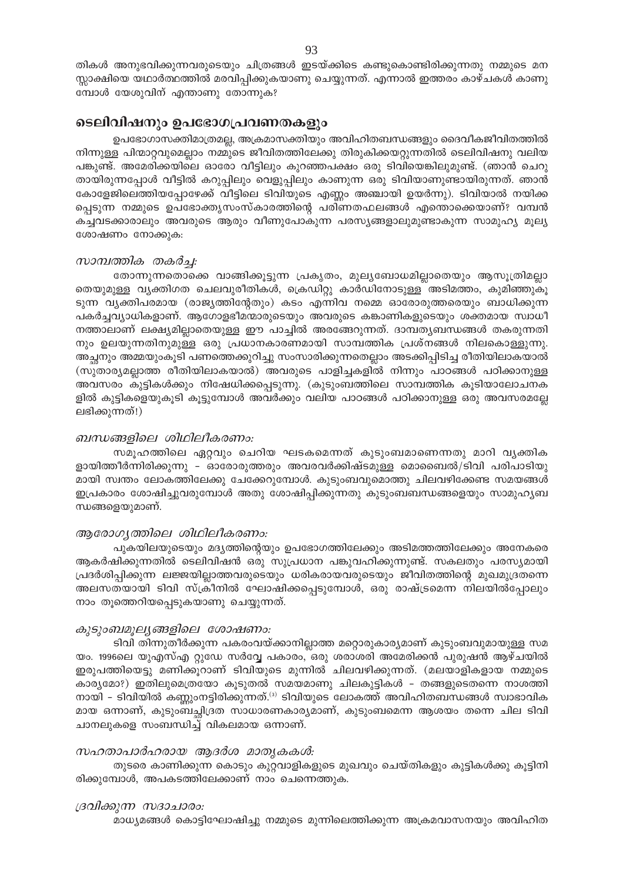തികൾ അനുഭവിക്കുന്നവരുടെയും ചിത്രങ്ങൾ ഇടയ്ക്കിടെ കണ്ടുകൊണ്ടിരിക്കുന്നതു നമ്മുടെ മനസ്സാക്ഷിയെ യഥാർത്ഥത്തിൽ മരവിപ്പിക്കുകയാണു ചെയ്യുന്നത്. എന്നാൽ ഇത്തരം കാഴ്ചകൾ കാണുമ്പോൾ യേശുവിന് എന്താണു തോന്നുക?

## ടെലിവിഷനും ഉപഭോഗപ്രവണതകളും

ഉപഭോഗാസക്തിമാത്രമല്ല, അക്രമാസക്തിയും അവിഹിതബന്ധങ്ങളും ദൈവീകജീവിതത്തിൽ നിന്നുള്ള പിന്മാറ്റവുമെല്ലാം നമ്മുടെ ജീവിതത്തിലേക്കു തിരുകിക്കയറ്റുന്നതിൽ ടെലിവിഷനു വലിയ പങ്കുണ്ട്. അമേരിക്കയിലെ ഓരോ വീട്ടിലും കുറഞ്ഞപക്ഷം ഒരു ടിവിയെങ്കിലുമുണ്ട്. (ഞാൻ ചെറുതായിരുന്നപ്പോൾ വീട്ടിൽ കറുപ്പിലും വെളുപ്പിലും കാണുന്ന ഒരു ടിവിയാണുണ്ടായിരുന്നത്. ഞാൻ കോളേജിലെത്തിയപ്പോഴേക്ക് വീട്ടിലെ ടിവിയുടെ എണ്ണം അഞ്ചായി ഉയർന്നു). ടിവിയാൽ നയിക്കപ്പെടുന്ന നമ്മുടെ ഉപഭോക്തൃസംസ്കാരത്തിന്റെ പരിണതഫലങ്ങൾ എന്തൊക്കെയാണ്? വമ്പൻ കച്ചവടക്കാരാലും അവരുടെ ആരും വീണുപോകുന്ന പരസ്യങ്ങളാലുമുണ്ടാകുന്ന സാമൂഹ്യ മൂല്യ ശോഷണം നോക്കുക:

### *സാമ്പത്തിക തകർച്ച:*

തോന്നുന്നതൊക്കെ വാങ്ങിക്കൂട്ടുന്ന പ്രകൃതം, മൂല്യബോധമില്ലാതെയും ആസൂത്രിതമല്ലാതെയുമുള്ള വ്യക്തിഗത ചെലവുരീതികൾ, ക്രെഡിറ്റു കാർഡിനോടുള്ള അടിമത്തം, കുമിഞ്ഞുകൂടുന്ന വ്യക്തിപരമായ (രാജ്യത്തിന്റേതും) കടം എന്നിവ നമ്മെ ഓരോരുത്തരെയും ബാധിക്കുന്ന പകർച്ചവ്യാധികളാണ്. ആഗോളഭീമന്മാരുടെയും അവരുടെ കങ്കാണികളുടെയും ശക്തമായ സ്വാധീനത്താലാണ് ലക്ഷ്യമില്ലാതെയുള്ള ഈ പാച്ചിൽ അരങ്ങേറുന്നത്. ദാമ്പത്യബന്ധങ്ങൾ തകരുന്നതിനും ഉലയുന്നതിനുമുള്ള ഒരു പ്രധാനകാരണമായി സാമ്പത്തിക പ്രശ്നങ്ങൾ നിലകൊള്ളുന്നു. അച്ഛനും അമ്മയുംകൂടി പണത്തെക്കുറിച്ചു സംസാരിക്കുന്നതെല്ലാം അടക്കിപ്പിടിച്ച രീതിയിലാകയാൽ (സുതാര്യമല്ലാത്ത രീതിയിലാകയാൽ) അവരുടെ പാളിച്ചകളിൽ നിന്നും പാഠങ്ങൾ പഠിക്കാനുള്ള അവസരം കുട്ടികൾക്കും നിഷേധിക്കപ്പെടുന്നു. (കുടുംബത്തിലെ സാമ്പത്തിക കൂടിയാലോചനകളിൽ കുട്ടികളെയുംകൂടി കൂട്ടുമ്പോൾ അവർക്കും വലിയ പാഠങ്ങൾ പഠിക്കാനുള്ള ഒരു അവസരമല്ലേ ലഭിക്കുന്നത്!)

### *ബന്ധങ്ങളിലെ ശിഥിലീകരണം:*

സമൂഹത്തിലെ ഏറ്റവും ചെറിയ ഘടകമെന്നത് കുടുംബമാണെന്നതു മാറി വ്യക്തികളായിത്തീർന്നിരിക്കുന്നു - ഓരോരുത്തരും അവരവർക്കിഷ്ടമുള്ള മൊബൈൽ/ടിവി പരിപാടിയുമായി സ്വന്തം ലോകത്തിലേക്കു ചേക്കേറുമ്പോൾ. കുടുംബവുമൊത്തു ചിലവഴിക്കേണ്ട സമയങ്ങൾ ഇപ്രകാരം ശോഷിച്ചുവരുമ്പോൾ അതു ശോഷിപ്പിക്കുന്നതു കുടുംബബന്ധങ്ങളെയും സാമൂഹ്യബന്ധങ്ങളെയുമാണ്.

### *ആരോഗ്യത്തിലെ ശിഥിലീകരണം:*

പുകയിലയുടെയും മദ്യത്തിന്റെയും ഉപഭോഗത്തിലേക്കും അടിമത്തത്തിലേക്കും അനേകരെ ആകർഷിക്കുന്നതിൽ ടെലിവിഷൻ ഒരു സുപ്രധാന പങ്കുവഹിക്കുന്നുണ്ട്. സകലതും പരസ്യമായി പ്രദർശിപ്പിക്കുന്ന ലജ്ജയില്ലാത്തവരുടെയും ധനികരായവരുടെയും ജീവിതത്തിന്റെ മുഖമുദ്രതന്നെ അലസതയായി ടിവി സ്ക്രീനിൽ ഘോഷിക്കപ്പെടുമ്പോൾ, ഒരു രാഷ്ട്രമെന്ന നിലയിൽപ്പോലും നാം തൂത്തെറിയപ്പെടുകയാണു ചെയ്യുന്നത്.

### *കുടുംബമൂല്യങ്ങളിലെ ശോഷണം:*

ടിവി തിന്നുതീർക്കുന്ന പകരംവയ്ക്കാനില്ലാത്ത മറ്റൊരുകാര്യമാണ് കുടുംബവുമായുള്ള സമയം. 1996ലെ യുഎസ്എ റ്റുഡേ സർവ്വേ പകാരം, ഒരു ശരാശരി അമേരിക്കൻ പുരുഷൻ ആഴ്ചയിൽ ഇരുപത്തിയെട്ടു മണിക്കൂറാണ് ടിവിയുടെ മുന്നിൽ ചിലവഴിക്കുന്നത്. (മലയാളികളായ നമ്മുടെ കാര്യമോ?) ഇതിലുമെത്രയോ കൂടുതൽ സമയമാണു ചിലകുട്ടികൾ - തങ്ങളുടെതന്നെ നാശത്തിനായി - ടിവിയിൽ കണ്ണുംനട്ടിരിക്കുന്നത്.[3] ടിവിയുടെ ലോകത്ത് അവിഹിതബന്ധങ്ങൾ സ്വാഭാവികമായ ഒന്നാണ്, കുടുംബച്ഛിദ്രത സാധാരണകാര്യമാണ്, കുടുംബമെന്ന ആശയം തന്നെ ചില ടിവി ചാനലുകളെ സംബന്ധിച്ച് വികലമായ ഒന്നാണ്.

### *സഹതാപാർഹരായ ആദർശ മാതൃകകൾ:*

തുടരെ കാണിക്കുന്ന കൊടും കുറ്റവാളികളുടെ മുഖവും ചെയ്തികളും കുട്ടികൾക്കു കൂട്ടിനിരിക്കുമ്പോൾ, അപകടത്തിലേക്കാണ് നാം ചെന്നെത്തുക.

### *ദ്രവിക്കുന്ന സദാചാരം:*

മാധ്യമങ്ങൾ കൊട്ടിഘോഷിച്ചു നമ്മുടെ മുന്നിലെത്തിക്കുന്ന അക്രമവാസനയും അവിഹിത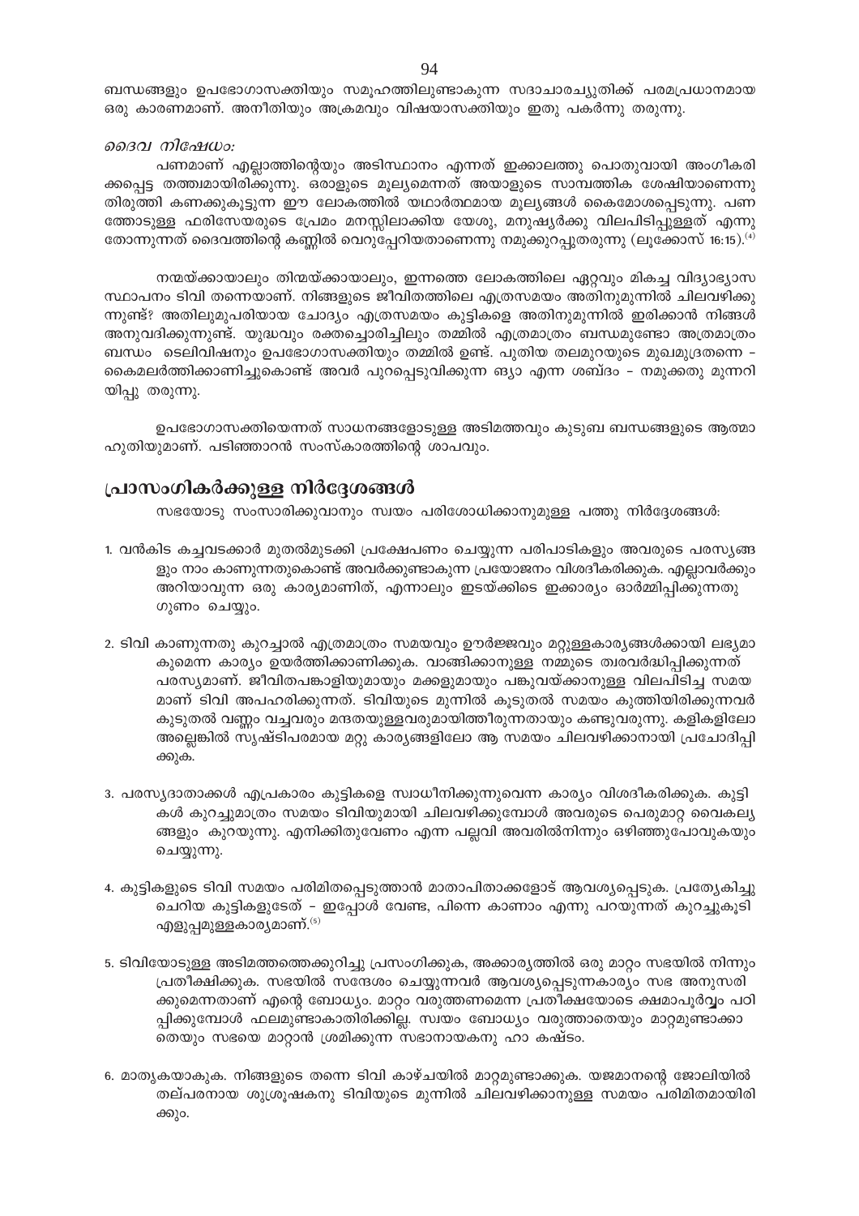ബന്ധങ്ങളും ഉപഭോഗാസക്തിയും സമൂഹത്തിലുണ്ടാകുന്ന സദാചാരച്യുതിക്ക് പരമപ്രധാനമായ ഒരു കാരണമാണ്. അനീതിയും അക്രമവും വിഷയാസക്തിയും ഇതു പകർന്നു തരുന്നു.

*ദൈവ നിഷേധം:*

പണമാണ് എല്ലാത്തിന്റെയും അടിസ്ഥാനം എന്നത് ഇക്കാലത്തു പൊതുവായി അംഗീകരിക്കപ്പെട്ട തത്ത്വമായിരിക്കുന്നു. ഒരാളുടെ മൂല്യമെന്നത് അയാളുടെ സാമ്പത്തിക ശേഷിയാണെന്നു തിരുത്തി കണക്കുകൂട്ടുന്ന ഈ ലോകത്തിൽ യഥാർത്ഥമായ മൂല്യങ്ങൾ കൈമോശപ്പെടുന്നു. പണത്തോടുള്ള ഫരിസേയരുടെ പ്രേമം മനസ്സിലാക്കിയ യേശു, മനുഷ്യർക്കു വിലപിടിപ്പുള്ളത് എന്നു തോന്നുന്നത് ദൈവത്തിന്റെ കണ്ണിൽ വെറുപ്പേറിയതാണെന്നു നമുക്കുറപ്പുതരുന്നു (ലൂക്കോസ് 16:15).[4]

നന്മയ്ക്കായാലും തിന്മയ്ക്കായാലും, ഇന്നത്തെ ലോകത്തിലെ ഏറ്റവും മികച്ച വിദ്യാഭ്യാസ സ്ഥാപനം ടിവി തന്നെയാണ്. നിങ്ങളുടെ ജീവിതത്തിലെ എത്രസമയം അതിനുമുന്നിൽ ചിലവഴിക്കുന്നുണ്ട്? അതിലുമുപരിയായ ചോദ്യം എത്രസമയം കുട്ടികളെ അതിനുമുന്നിൽ ഇരിക്കാൻ നിങ്ങൾ അനുവദിക്കുന്നുണ്ട്. യുദ്ധവും രക്തച്ചൊരിച്ചിലും തമ്മിൽ എത്രമാത്രം ബന്ധമുണ്ടോ അത്രമാത്രം ബന്ധം ടെലിവിഷനും ഉപഭോഗാസക്തിയും തമ്മിൽ ഉണ്ട്. പുതിയ തലമുറയുടെ മുഖമുദ്രതന്നെ – കൈമലർത്തിക്കാണിച്ചുകൊണ്ട് അവർ പുറപ്പെടുവിക്കുന്ന ങ്യാ എന്ന ശബ്ദം – നമുക്കതു മുന്നറിയിപ്പു തരുന്നു.

ഉപഭോഗാസക്തിയെന്നത് സാധനങ്ങളോടുള്ള അടിമത്തവും കുടുബ ബന്ധങ്ങളുടെ ആത്മാഹുതിയുമാണ്. പടിഞ്ഞാറൻ സംസ്കാരത്തിന്റെ ശാപവും.

## പ്രാസംഗികർക്കുള്ള നിർദ്ദേശങ്ങൾ

സഭയോടു സംസാരിക്കുവാനും സ്വയം പരിശോധിക്കാനുമുള്ള പത്തു നിർദ്ദേശങ്ങൾ:

1. വൻകിട കച്ചവടക്കാർ മുതൽമുടക്കി പ്രക്ഷേപണം ചെയ്യുന്ന പരിപാടികളും അവരുടെ പരസ്യങ്ങളും നാം കാണുന്നതുകൊണ്ട് അവർക്കുണ്ടാകുന്ന പ്രയോജനം വിശദീകരിക്കുക. എല്ലാവർക്കും അറിയാവുന്ന ഒരു കാര്യമാണിത്, എന്നാലും ഇടയ്ക്കിടെ ഇക്കാര്യം ഓർമ്മിപ്പിക്കുന്നതു ഗുണം ചെയ്യും.

2. ടിവി കാണുന്നതു കുറച്ചാൽ എത്രമാത്രം സമയവും ഊർജ്ജവും മറ്റുള്ളകാര്യങ്ങൾക്കായി ലഭ്യമാകുമെന്ന കാര്യം ഉയർത്തിക്കാണിക്കുക. വാങ്ങിക്കാനുള്ള നമ്മുടെ ത്വരവർദ്ധിപ്പിക്കുന്നത് പരസ്യമാണ്. ജീവിതപങ്കാളിയുമായും മക്കളുമായും പങ്കുവയ്ക്കാനുള്ള വിലപിടിച്ച സമയമാണ് ടിവി അപഹരിക്കുന്നത്. ടിവിയുടെ മുന്നിൽ കൂടുതൽ സമയം കുത്തിയിരിക്കുന്നവർ കുടുതൽ വണ്ണം വച്ചവരും മന്ദതയുള്ളവരുമായിത്തീരുന്നതായും കണ്ടുവരുന്നു. കളികളിലോ അല്ലെങ്കിൽ സൃഷ്ടിപരമായ മറ്റു കാര്യങ്ങളിലോ ആ സമയം ചിലവഴിക്കാനായി പ്രചോദിപ്പിക്കുക.

3. പരസ്യദാതാക്കൾ എപ്രകാരം കുട്ടികളെ സ്വാധീനിക്കുന്നുവെന്ന കാര്യം വിശദീകരിക്കുക. കുട്ടികൾ കുറച്ചുമാത്രം സമയം ടിവിയുമായി ചിലവഴിക്കുമ്പോൾ അവരുടെ പെരുമാറ്റ വൈകല്യങ്ങളും കുറയുന്നു. എനിക്കിതുവേണം എന്ന പല്ലവി അവരിൽനിന്നും ഒഴിഞ്ഞുപോവുകയും ചെയ്യുന്നു.

4. കുട്ടികളുടെ ടിവി സമയം പരിമിതപ്പെടുത്താൻ മാതാപിതാക്കളോട് ആവശ്യപ്പെടുക. പ്രത്യേകിച്ചു ചെറിയ കുട്ടികളുടേത് – ഇപ്പോൾ വേണ്ട, പിന്നെ കാണാം എന്നു പറയുന്നത് കുറച്ചുകൂടി എളുപ്പമുള്ളകാര്യമാണ്.[5]

5. ടിവിയോടുള്ള അടിമത്തത്തെക്കുറിച്ചു പ്രസംഗിക്കുക, അക്കാര്യത്തിൽ ഒരു മാറ്റം സഭയിൽ നിന്നും പ്രതീക്ഷിക്കുക. സഭയിൽ സന്ദേശം ചെയ്യുന്നവർ ആവശ്യപ്പെടുന്നകാര്യം സഭ അനുസരിക്കുമെന്നതാണ് എന്റെ ബോധ്യം. മാറ്റം വരുത്തണമെന്ന പ്രതീക്ഷയോടെ ക്ഷമാപൂർവ്വം പഠിപ്പിക്കുമ്പോൾ ഫലമുണ്ടാകാതിരിക്കില്ല. സ്വയം ബോധ്യം വരുത്താതെയും മാറ്റമുണ്ടാക്കാതെയും സഭയെ മാറ്റാൻ ശ്രമിക്കുന്ന സഭാനായകനു ഹാ കഷ്ടം.

6. മാതൃകയാകുക. നിങ്ങളുടെ തന്നെ ടിവി കാഴ്ചയിൽ മാറ്റമുണ്ടാക്കുക. യജമാനന്റെ ജോലിയിൽ തല്പരനായ ശുശ്രൂഷകനു ടിവിയുടെ മുന്നിൽ ചിലവഴിക്കാനുള്ള സമയം പരിമിതമായിരിക്കും.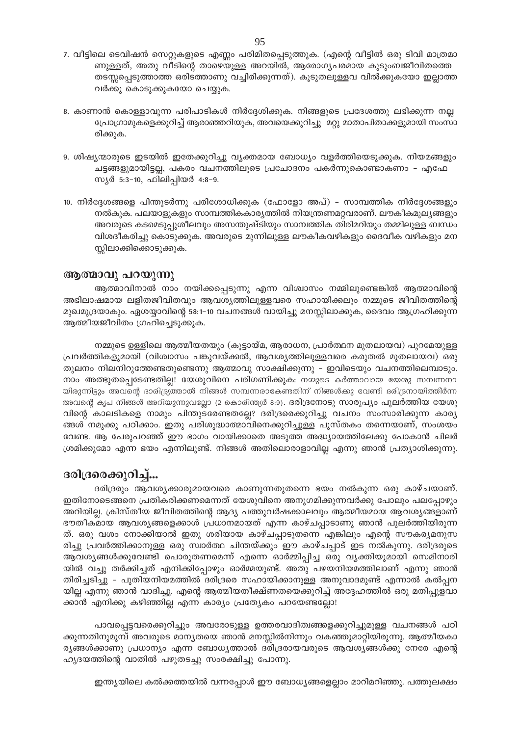7. വീട്ടിലെ ടെവിഷൻ സെറ്റുകളുടെ എണ്ണം പരിമിതപ്പെടുത്തുക. (എന്റെ വീട്ടിൽ ഒരു ടിവി മാത്രമാണുള്ളത്, അതു വീടിന്റെ താഴെയുള്ള അറയിൽ, ആരോഗ്യപരമായ കുടുംബജീവിതത്തെ തടസ്സപ്പെടുത്താത്ത ഒരിടത്താണു വച്ചിരിക്കുന്നത്). കൂടുതലുള്ളവ വിൽക്കുകയോ ഇല്ലാത്തവർക്കു കൊടുക്കുകയോ ചെയ്യുക.

8. കാണാൻ കൊള്ളാവുന്ന പരിപാടികൾ നിർദ്ദേശിക്കുക. നിങ്ങളുടെ പ്രദേശത്തു ലഭിക്കുന്ന നല്ല പ്രോഗ്രാമുകളെക്കുറിച്ച് ആരാഞ്ഞറിയുക, അവയെക്കുറിച്ചു മറ്റു മാതാപിതാക്കളുമായി സംസാരിക്കുക.

9. ശിഷ്യന്മാരുടെ ഇടയിൽ ഇതേക്കുറിച്ചു വ്യക്തമായ ബോധ്യം വളർത്തിയെടുക്കുക. നിയമങ്ങളും ചട്ടങ്ങളുമായിട്ടല്ല, പകരം വചനത്തിലൂടെ പ്രചോദനം പകർന്നുകൊണ്ടാകണം – എഫേസ്യർ 5:3–10, ഫിലിപ്പിയർ 4:8–9.

10. നിർദ്ദേശങ്ങളെ പിന്തുടർന്നു പരിശോധിക്കുക (ഫോളോ അപ്) – സാമ്പത്തിക നിർദ്ദേശങ്ങളും നൽകുക. പലയാളുകളും സാമ്പത്തികകാര്യത്തിൽ നിയന്ത്രണമറ്റവരാണ്. ലൗകീകമൂല്യങ്ങളും അവരുടെ കടമെടുപ്പുശീലവും അസന്തുഷ്ടിയും സാമ്പത്തിക തിരിമറിയും തമ്മിലുള്ള ബന്ധം വിശദീകരിച്ചു കൊടുക്കുക. അവരുടെ മുന്നിലുള്ള ലൗകീകവഴികളും ദൈവീക വഴികളും മനസ്സിലാക്കിക്കൊടുക്കുക.

## ആത്മാവു പറയുന്നു

ആത്മാവിനാൽ നാം നയിക്കപ്പെടുന്നു എന്ന വിശ്വാസം നമ്മിലുണ്ടെങ്കിൽ ആത്മാവിന്റെ അഭിലാഷമായ ലളിതജീവിതവും ആവശ്യത്തിലുള്ളവരെ സഹായിക്കലും നമ്മുടെ ജീവിതത്തിന്റെ മുഖമുദ്രയാകും. ഏശയ്യാവിന്റെ 58:1–10 വചനങ്ങൾ വായിച്ചു മനസ്സിലാക്കുക, ദൈവം ആഗ്രഹിക്കുന്ന ആത്മീയജീവിതം ഗ്രഹിച്ചെടുക്കുക.

നമ്മുടെ ഉള്ളിലെ ആത്മീയതയും (കൂട്ടായ്മ, ആരാധന, പ്രാർത്ഥന മുതലായവ) പുറമേയുള്ള പ്രവർത്തികളുമായി (വിശ്വാസം പങ്കുവയ്ക്കൽ, ആവശ്യത്തിലുള്ളവരെ കരുതൽ മുതലായവ) ഒരു തുലനം നിലനിറുത്തേണ്ടതുണ്ടെന്നു ആത്മാവു സാക്ഷിക്കുന്നു – ഇവിടെയും വചനത്തിലെമ്പാടും. നാം അത്ഭുതപ്പെടേണ്ടതില്ല! യേശുവിനെ പരിഗണിക്കുക: നമ്മുടെ കർത്താവായ യേശു സമ്പന്നനായിരുന്നിട്ടും അവന്റെ ദാരിദ്ര്യത്താൽ നിങ്ങൾ സമ്പന്നരാകേണ്ടതിന് നിങ്ങൾക്കു വേണ്ടി ദരിദ്രനായിത്തീർന്ന അവന്റെ കൃപ നിങ്ങൾ അറിയുന്നുവല്ലോ (2 കൊരിന്ത്യർ 8:9). ദരിദ്രനോടു സാരൂപ്യം പുലർത്തിയ യേശുവിന്റെ കാലടികളെ നാമും പിന്തുടരേണ്ടതല്ലേ? ദരിദ്രരെക്കുറിച്ചു വചനം സംസാരിക്കുന്ന കാര്യങ്ങൾ നമുക്കു പഠിക്കാം. ഇതു പരിശുദ്ധാത്മാവിനെക്കുറിച്ചുള്ള പുസ്തകം തന്നെയാണ്, സംശയം വേണ്ട. ആ പേരുപറഞ്ഞ് ഈ ഭാഗം വായിക്കാതെ അടുത്ത അദ്ധ്യായത്തിലേക്കു പോകാൻ ചിലർ ശ്രമിക്കുമോ എന്ന ഭയം എന്നിലുണ്ട്. നിങ്ങൾ അതിലൊരാളാവില്ല എന്നു ഞാൻ പ്രത്യാശിക്കുന്നു.

## ദരിദ്രരെക്കുറിച്ച്...

ദരിദ്രരും ആവശ്യക്കാരുമായവരെ കാണുന്നതുതന്നെ ഭയം നൽകുന്ന ഒരു കാഴ്ചയാണ്. ഇതിനോടെങ്ങനെ പ്രതികരിക്കണമെന്നത് യേശുവിനെ അനുഗമിക്കുന്നവർക്കു പോലും പലപ്പോഴും അറിയില്ല. ക്രിസ്തീയ ജീവിതത്തിന്റെ ആദ്യ പത്തുവർഷക്കാലവും ആത്മീയമായ ആവശ്യങ്ങളാണ് ഭൗതീകമായ ആവശ്യങ്ങളെക്കാൾ പ്രധാനമായത് എന്ന കാഴ്ചപ്പാടാണു ഞാൻ പുലർത്തിയിരുന്നത്. ഒരു വശം നോക്കിയാൽ ഇതു ശരിയായ കാഴ്ചപ്പാടുതന്നെ എങ്കിലും എന്റെ സൗകര്യമനുസരിച്ചു പ്രവർത്തിക്കാനുള്ള ഒരു സ്വാർത്ഥ ചിന്തയ്ക്കും ഈ കാഴ്ചപ്പാട് ഇട നൽകുന്നു. ദരിദ്രരുടെ ആവശ്യങ്ങൾക്കുവേണ്ടി പൊരുതണമെന്ന് എന്നെ ഓർമ്മിപ്പിച്ച ഒരു വ്യക്തിയുമായി സെമിനാരിയിൽ വച്ചു തർക്കിച്ചത് എനിക്കിപ്പോഴും ഓർമ്മയുണ്ട്. അതു പഴയനിയമത്തിലാണ് എന്നു ഞാൻ തിരിച്ചടിച്ചു – പുതിയനിയമത്തിൽ ദരിദ്രരെ സഹായിക്കാനുള്ള അനുവാദമുണ്ട് എന്നാൽ കൽപ്പനയില്ല എന്നു ഞാൻ വാദിച്ചു. എന്റെ ആത്മീയതീക്ഷ്ണതയെക്കുറിച്ച് അദ്ദേഹത്തിൽ ഒരു മതിപ്പുളവാക്കാൻ എനിക്കു കഴിഞ്ഞില്ല എന്ന കാര്യം പ്രത്യേകം പറയേണ്ടല്ലോ!

പാവപ്പെട്ടവരെക്കുറിച്ചും അവരോടുള്ള ഉത്തരവാദിത്വങ്ങളെക്കുറിച്ചുമുള്ള വചനങ്ങൾ പഠിക്കുന്നതിനുമുമ്പ് അവരുടെ മാന്യതയെ ഞാൻ മനസ്സിൽനിന്നും വകഞ്ഞുമാറ്റിയിരുന്നു. ആത്മീയകാര്യങ്ങൾക്കാണു പ്രധാന്യം എന്ന ബോധ്യത്താൽ ദരിദ്രരായവരുടെ ആവശ്യങ്ങൾക്കു നേരേ എന്റെ ഹൃദയത്തിന്റെ വാതിൽ പഴുതടച്ചു സംരക്ഷിച്ചു പോന്നു.

ഇന്ത്യയിലെ കൽക്കത്തയിൽ വന്നപ്പോൾ ഈ ബോധ്യങ്ങളെല്ലാം മാറിമറിഞ്ഞു. പത്തുലക്ഷം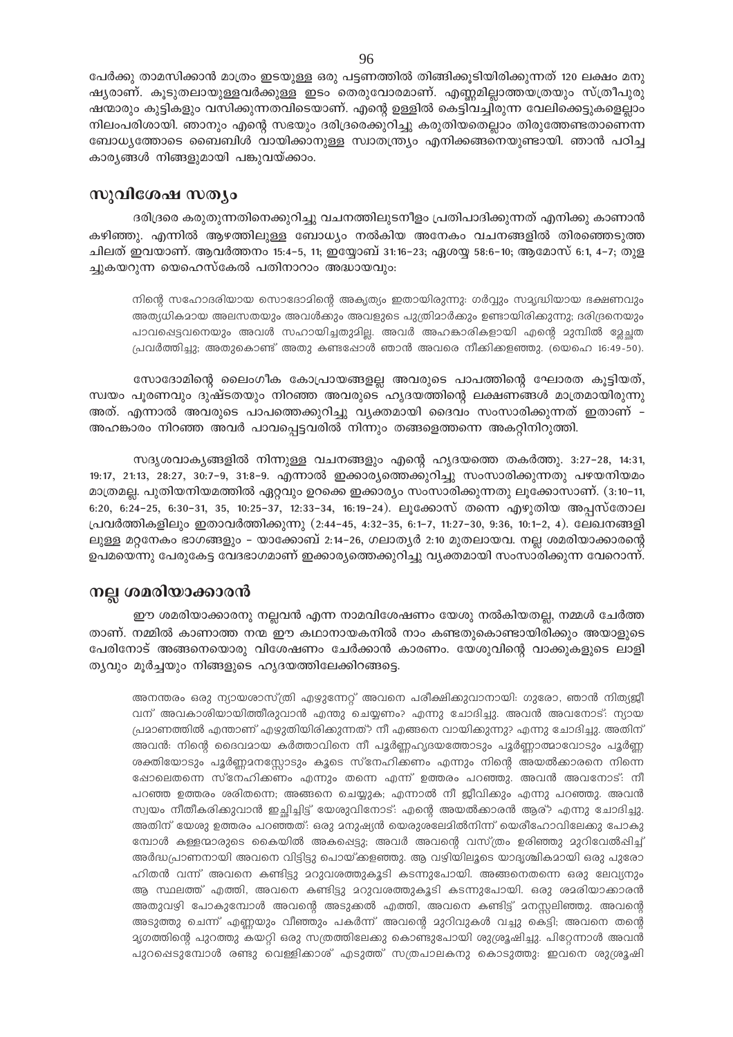പേർക്കു താമസിക്കാൻ മാത്രം ഇടയുള്ള ഒരു പട്ടണത്തിൽ തിങ്ങിക്കൂടിയിരിക്കുന്നത് 120 ലക്ഷം മനുഷ്യരാണ്. കൂടുതലായുള്ളവർക്കുള്ള ഇടം തെരുവോരമാണ്. എണ്ണമില്ലാത്തയത്രയും സ്ത്രീപുരുഷന്മാരും കുട്ടികളും വസിക്കുന്നതവിടെയാണ്. എന്റെ ഉള്ളിൽ കെട്ടിവച്ചിരുന്ന വേലിക്കെട്ടുകളെല്ലാം നിലംപരിശായി. ഞാനും എന്റെ സഭയും ദരിദ്രരെക്കുറിച്ചു കരുതിയതെല്ലാം തിരുത്തേണ്ടതാണെന്ന ബോധ്യത്തോടെ ബൈബിൾ വായിക്കാനുള്ള സ്വാതന്ത്ര്യം എനിക്കങ്ങനെയുണ്ടായി. ഞാൻ പഠിച്ച കാര്യങ്ങൾ നിങ്ങളുമായി പങ്കുവയ്ക്കാം.

## സുവിശേഷ സത്യം

ദരിദ്രരെ കരുതുന്നതിനെക്കുറിച്ചു വചനത്തിലുടനീളം പ്രതിപാദിക്കുന്നത് എനിക്കു കാണാൻ കഴിഞ്ഞു. എന്നിൽ ആഴത്തിലുള്ള ബോധ്യം നൽകിയ അനേകം വചനങ്ങളിൽ തിരഞ്ഞെടുത്ത ചിലത് ഇവയാണ്. ആവർത്തനം 15:4-5, 11; ഇയ്യോബ് 31:16-23; ഏശയ്യ 58:6-10; ആമോസ് 6:1, 4-7; തുളച്ചുകയറുന്ന യെഹെസ്കേൽ പതിനാറാം അദ്ധ്യായവും:

> നിന്റെ സഹോദരിയായ സൊദോമിന്റെ അകൃത്യം ഇതായിരുന്നു: ഗർവ്വും സമൃദ്ധിയായ ഭക്ഷണവും അത്യധികമായ അലസതയും അവൾക്കും അവളുടെ പുത്രിമാർക്കും ഉണ്ടായിരിക്കുന്നു; ദരിദ്രനെയും പാവപ്പെട്ടവനെയും അവൾ സഹായിച്ചതുമില്ല. അവർ അഹങ്കാരികളായി എന്റെ മുമ്പിൽ മ്ലേച്ഛത പ്രവർത്തിച്ചു; അതുകൊണ്ട് അതു കണ്ടപ്പോൾ ഞാൻ അവരെ നീക്കിക്കളഞ്ഞു. (യെഹെ 16:49-50).

സോദോമിന്റെ ലൈംഗീക കോപ്രായങ്ങളല്ല അവരുടെ പാപത്തിന്റെ ഘോരത കൂട്ടിയത്, സ്വയം പൂരണവും ദുഷ്ടതയും നിറഞ്ഞ അവരുടെ ഹൃദയത്തിന്റെ ലക്ഷണങ്ങൾ മാത്രമായിരുന്നു അത്. എന്നാൽ അവരുടെ പാപത്തെക്കുറിച്ചു വ്യക്തമായി ദൈവം സംസാരിക്കുന്നത് ഇതാണ് - അഹങ്കാരം നിറഞ്ഞ അവർ പാവപ്പെട്ടവരിൽ നിന്നും തങ്ങളെത്തന്നെ അകറ്റിനിറുത്തി.

സദൃശവാക്യങ്ങളിൽ നിന്നുള്ള വചനങ്ങളും എന്റെ ഹൃദയത്തെ തകർത്തു. 3:27-28, 14:31, 19:17, 21:13, 28:27, 30:7-9, 31:8-9. എന്നാൽ ഇക്കാര്യത്തെക്കുറിച്ചു സംസാരിക്കുന്നതു പഴയനിയമം മാത്രമല്ല. പുതിയനിയമത്തിൽ ഏറ്റവും ഉറക്കെ ഇക്കാര്യം സംസാരിക്കുന്നതു ലൂക്കോസാണ്. (3:10-11, 6:20, 6:24-25, 6:30-31, 35, 10:25-37, 12:33-34, 16:19-24). ലൂക്കോസ് തന്നെ എഴുതിയ അപ്പസ്തോല പ്രവർത്തികളിലും ഇതാവർത്തിക്കുന്നു (2:44-45, 4:32-35, 6:1-7, 11:27-30, 9:36, 10:1-2, 4). ലേഖനങ്ങളിലുള്ള മറ്റനേകം ഭാഗങ്ങളും - യാക്കോബ് 2:14-26, ഗലാത്യർ 2:10 മുതലായവ. നല്ല ശമരിയാക്കാരന്റെ ഉപമയെന്നു പേരുകേട്ട വേദഭാഗമാണ് ഇക്കാര്യത്തെക്കുറിച്ചു വ്യക്തമായി സംസാരിക്കുന്ന വേറൊന്ന്.

## നല്ല ശമരിയാക്കാരൻ

ഈ ശമരിയാക്കാരനു നല്ലവൻ എന്ന നാമവിശേഷണം യേശു നൽകിയതല്ല, നമ്മൾ ചേർത്തതാണ്. നമ്മിൽ കാണാത്ത നന്മ ഈ കഥാനായകനിൽ നാം കണ്ടതുകൊണ്ടായിരിക്കും അയാളുടെ പേരിനോട് അങ്ങനെയൊരു വിശേഷണം ചേർക്കാൻ കാരണം. യേശുവിന്റെ വാക്കുകളുടെ ലാളിത്യവും മൂർച്ചയും നിങ്ങളുടെ ഹൃദയത്തിലേക്കിറങ്ങട്ടെ.

> അനന്തരം ഒരു ന്യായശാസ്ത്രി എഴുന്നേറ്റ് അവനെ പരീക്ഷിക്കുവാനായി: ഗുരോ, ഞാൻ നിത്യജീവന് അവകാശിയായിത്തീരുവാൻ എന്തു ചെയ്യണം? എന്നു ചോദിച്ചു. അവൻ അവനോട്: ന്യായപ്രമാണത്തിൽ എന്താണ് എഴുതിയിരിക്കുന്നത്? നീ എങ്ങനെ വായിക്കുന്നു? എന്നു ചോദിച്ചു. അതിന് അവൻ: നിന്റെ ദൈവമായ കർത്താവിനെ നീ പൂർണ്ണഹൃദയത്തോടും പൂർണ്ണാത്മാവോടും പൂർണ്ണ ശക്തിയോടും പൂർണ്ണമനസ്സോടും കൂടെ സ്നേഹിക്കണം എന്നും നിന്റെ അയൽക്കാരനെ നിന്നെ പ്പോലെതന്നെ സ്നേഹിക്കണം എന്നും തന്നെ എന്ന് ഉത്തരം പറഞ്ഞു. അവൻ അവനോട്: നീ പറഞ്ഞ ഉത്തരം ശരിതന്നെ; അങ്ങനെ ചെയ്യുക; എന്നാൽ നീ ജീവിക്കും എന്നു പറഞ്ഞു. അവൻ സ്വയം നീതീകരിക്കുവാൻ ഇച്ഛിച്ചിട്ട് യേശുവിനോട്: എന്റെ അയൽക്കാരൻ ആര്? എന്നു ചോദിച്ചു. അതിന് യേശു ഉത്തരം പറഞ്ഞത്: ഒരു മനുഷ്യൻ യെരുശലേമിൽനിന്ന് യെരീഹോവിലേക്കു പോകുമ്പോൾ കള്ളന്മാരുടെ കൈയിൽ അകപ്പെട്ടു; അവർ അവന്റെ വസ്ത്രം ഉരിഞ്ഞു മുറിവേൽപ്പിച്ച് അർദ്ധപ്രാണനായി അവനെ വിട്ടിട്ടു പൊയ്ക്കളഞ്ഞു. ആ വഴിയിലൂടെ യാദൃശ്ചികമായി ഒരു പുരോഹിതൻ വന്ന് അവനെ കണ്ടിട്ടു മറുവശത്തുകൂടി കടന്നുപോയി. അങ്ങനെതന്നെ ഒരു ലേവ്യനും ആ സ്ഥലത്ത് എത്തി, അവനെ കണ്ടിട്ടു മറുവശത്തുകൂടി കടന്നുപോയി. ഒരു ശമരിയാക്കാരൻ അതുവഴി പോകുമ്പോൾ അവന്റെ അടുക്കൽ എത്തി, അവനെ കണ്ടിട്ട് മനസ്സലിഞ്ഞു. അവന്റെ അടുത്തു ചെന്ന് എണ്ണയും വീഞ്ഞും പകർന്ന് അവന്റെ മുറിവുകൾ വച്ചു കെട്ടി; അവനെ തന്റെ മൃഗത്തിന്റെ പുറത്തു കയറ്റി ഒരു സത്രത്തിലേക്കു കൊണ്ടുപോയി ശുശ്രൂഷിച്ചു. പിറ്റേന്നാൾ അവൻ പുറപ്പെടുമ്പോൾ രണ്ടു വെള്ളിക്കാശ് എടുത്ത് സത്രപാലകനു കൊടുത്തു: ഇവനെ ശുശ്രൂഷി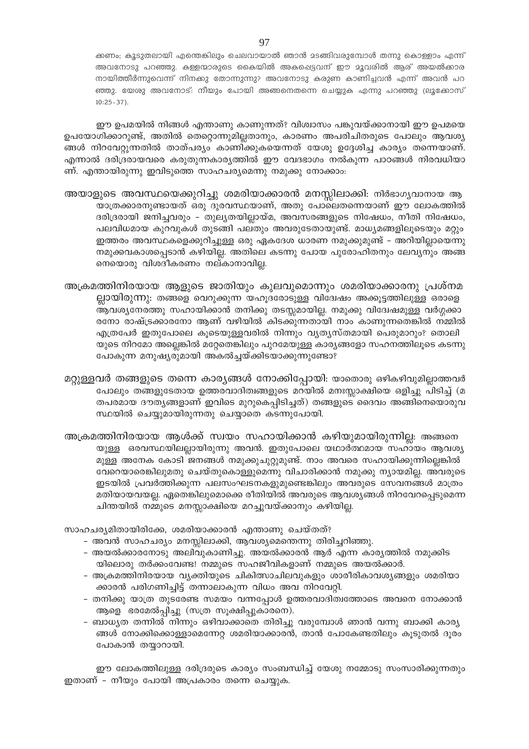ക്കണം; കൂടുതലായി എന്തെങ്കിലും ചെലവായാൽ ഞാൻ മടങ്ങിവരുമ്പോൾ തന്നു കൊള്ളാം എന്ന് അവനോടു പറഞ്ഞു. കള്ളന്മാരുടെ കൈയിൽ അകപ്പെട്ടവന് ഈ മൂവരിൽ ആര് അയൽക്കാരനായിത്തീർന്നുവെന്ന് നിനക്കു തോന്നുന്നു? അവനോടു കരുണ കാണിച്ചവൻ എന്ന് അവൻ പറഞ്ഞു. യേശു അവനോട്: നീയും പോയി അങ്ങനെതന്നെ ചെയ്യുക എന്നു പറഞ്ഞു (ലൂക്കോസ് 10:25-37).

ഈ ഉപമയിൽ നിങ്ങൾ എന്താണു കാണുന്നത്? വിശ്വാസം പങ്കുവയ്ക്കാനായി ഈ ഉപമയെ ഉപയോഗിക്കാറുണ്ട്, അതിൽ തെറ്റൊന്നുമില്ലതാനും, കാരണം അപരിചിതരുടെ പോലും ആവശ്യങ്ങൾ നിറവേറ്റുന്നതിൽ താത്പര്യം കാണിക്കുകയെന്നത് യേശു ഉദ്ദേശിച്ച കാര്യം തന്നെയാണ്. എന്നാൽ ദരിദ്രരായവരെ കരുതുന്നകാര്യത്തിൽ ഈ വേദഭാഗം നൽകുന്ന പാഠങ്ങൾ നിരവധിയാണ്. എന്തായിരുന്നു ഇവിടുത്തെ സാഹചര്യമെന്നു നമുക്കു നോക്കാം:

**അയാളുടെ അവസ്ഥയെക്കുറിച്ചു ശമരിയാക്കാരൻ മനസ്സിലാക്കി:** നിർഭാഗ്യവാനായ ആ യാത്രക്കാരനുണ്ടായത് ഒരു ദുരവസ്ഥയാണ്, അതു പോലെതന്നെയാണ് ഈ ലോകത്തിൽ ദരിദ്രരായി ജനിച്ചവരും - തുല്യതയില്ലായ്മ, അവസരങ്ങളുടെ നിഷേധം, നീതി നിഷേധം, പലവിധമായ കുറവുകൾ തുടങ്ങി പലതും അവരുടേതായുണ്ട്. മാധ്യമങ്ങളിലൂടെയും മറ്റും ഇത്തരം അവസ്ഥകളെക്കുറിച്ചുള്ള ഒരു ഏകദേശ ധാരണ നമുക്കുമുണ്ട് - അറിയില്ലായെന്നു നമുക്കവകാശപ്പെടാൻ കഴിയില്ല. അതിലെ കടന്നു പോയ പുരോഹിതനും ലേവ്യനും അങ്ങനെയൊരു വിശദീകരണം നല്കാനാവില്ല.

**അക്രമത്തിനിരയായ ആളുടെ ജാതിയും കുലവുമൊന്നും ശമരിയാക്കാരനു പ്രശ്നമല്ലായിരുന്നു:** തങ്ങളെ വെറുക്കുന്ന യഹൂദരോടുള്ള വിദ്വേഷം അക്കൂട്ടത്തിലുള്ള ഒരാളെ ആവശ്യനേരത്തു സഹായിക്കാൻ തനിക്കു തടസ്സമായില്ല. നമുക്കു വിദ്വേഷമുള്ള വർഗ്ഗക്കാരനോ രാഷ്ട്രക്കാരനോ ആണ് വഴിയിൽ കിടക്കുന്നതായി നാം കാണുന്നതെങ്കിൽ നമ്മിൽ എത്രപേർ ഇതുപോലെ കൂടെയുള്ളവരിൽ നിന്നും വ്യത്യസ്തമായി പെരുമാറും? തൊലിയുടെ നിറമോ അല്ലെങ്കിൽ മറ്റേതെങ്കിലും പുറമേയുള്ള കാര്യങ്ങളോ സഹനത്തിലൂടെ കടന്നുപോകുന്ന മനുഷ്യരുമായി അകൽച്ചയ്ക്കിടയാക്കുന്നുണ്ടോ?

**മറ്റുള്ളവർ തങ്ങളുടെ തന്നെ കാര്യങ്ങൾ നോക്കിപ്പോയി:** യാതൊരു ഒഴികഴിവുമില്ലാത്തവർ പോലും തങ്ങളുടേതായ ഉത്തരവാദിത്വങ്ങളുടെ മറയിൽ മനഃസ്സാക്ഷിയെ ഒളിച്ചു പിടിച്ച് (മതപരമായ ദൗത്യങ്ങളാണ് ഇവിടെ മുറുകെപ്പിടിച്ചത്) തങ്ങളുടെ ദൈവം അങ്ങിനെയൊരുവസ്ഥയിൽ ചെയ്യുമായിരുന്നതു ചെയ്യാതെ കടന്നുപോയി.

**അക്രമത്തിനിരയായ ആൾക്ക് സ്വയം സഹായിക്കാൻ കഴിയുമായിരുന്നില്ല:** അങ്ങനെയുള്ള ഒരവസ്ഥയിലല്ലായിരുന്നു അവൻ. ഇതുപോലെ യഥാർത്ഥമായ സഹായം ആവശ്യമുള്ള അനേക കോടി ജനങ്ങൾ നമുക്കുചുറ്റുമുണ്ട്. നാം അവരെ സഹായിക്കുന്നില്ലെങ്കിൽ വേറെയാരെങ്കിലുമതു ചെയ്തുകൊള്ളുമെന്നു വിചാരിക്കാൻ നമുക്കു ന്യായമില്ല. അവരുടെ ഇടയിൽ പ്രവർത്തിക്കുന്ന പലസംഘടനകളുമുണ്ടെങ്കിലും അവരുടെ സേവനങ്ങൾ മാത്രം മതിയായവയല്ല. ഏതെങ്കിലുമൊക്കെ രീതിയിൽ അവരുടെ ആവശ്യങ്ങൾ നിറവേറപ്പെടുമെന്ന ചിന്തയിൽ നമ്മുടെ മനസ്സാക്ഷിയെ മറച്ചുവയ്ക്കാനും കഴിയില്ല.

സാഹചര്യമിതായിരിക്കേ, ശമരിയാക്കാരൻ എന്താണു ചെയ്തത്?

- അവൻ സാഹചര്യം മനസ്സിലാക്കി, ആവശ്യമെന്തെന്നു തിരിച്ചറിഞ്ഞു.
- അയൽക്കാരനോടു അലിവുകാണിച്ചു. അയൽക്കാരൻ ആർ എന്ന കാര്യത്തിൽ നമുക്കിടയിലൊരു തർക്കംവേണ്ട! നമ്മുടെ സഹജീവികളാണ് നമ്മുടെ അയൽക്കാർ.
- അക്രമത്തിനിരയായ വ്യക്തിയുടെ ചികിത്സാചിലവുകളും ശാരീരികാവശ്യങ്ങളും ശമരിയാക്കാരൻ പരിഗണിച്ചിട്ട് തന്നാലാകുന്ന വിധം അവ നിറവേറ്റി.
- തനിക്കു യാത്ര തുടരേണ്ട സമയം വന്നപ്പോൾ ഉത്തരവാദിത്വത്തോടെ അവനെ നോക്കാൻ ആളെ ഭരമേൽപ്പിച്ചു (സത്ര സൂക്ഷിപ്പുകാരനെ).
- ബാധ്യത തന്നിൽ നിന്നും ഒഴിവാക്കാതെ തിരിച്ചു വരുമ്പോൾ ഞാൻ വന്നു ബാക്കി കാര്യങ്ങൾ നോക്കിക്കൊള്ളാമെന്നേറ്റ ശമരിയാക്കാരൻ, താൻ പോകേണ്ടതിലും കൂടുതൽ ദൂരം പോകാൻ തയ്യാറായി.

ഈ ലോകത്തിലുള്ള ദരിദ്രരുടെ കാര്യം സംബന്ധിച്ച് യേശു നമ്മോടു സംസാരിക്കുന്നതും ഇതാണ് - നീയും പോയി അപ്രകാരം തന്നെ ചെയ്യുക.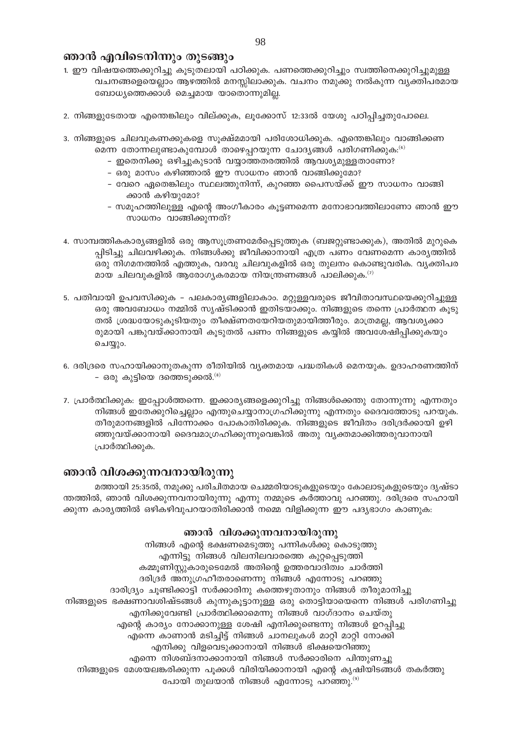## ഞാൻ എവിടെനിന്നും തുടങ്ങും

1. ഈ വിഷയത്തെക്കുറിച്ചു കൂടുതലായി പഠിക്കുക. പണത്തെക്കുറിച്ചും സ്വത്തിനെക്കുറിച്ചുമുള്ള വചനങ്ങളെയെല്ലാം ആഴത്തിൽ മനസ്സിലാക്കുക. വചനം നമുക്കു നൽകുന്ന വ്യക്തിപരമായ ബോധ്യത്തെക്കാൾ മെച്ചമായ യാതൊന്നുമില്ല.

2. നിങ്ങളുടേതായ എന്തെങ്കിലും വില്ക്കുക, ലൂക്കോസ് 12:33ൽ യേശു പഠിപ്പിച്ചതുപോലെ.

3. നിങ്ങളുടെ ചിലവുകണക്കുകളെ സൂക്ഷ്മമായി പരിശോധിക്കുക. എന്തെങ്കിലും വാങ്ങിക്കണമെന്ന തോന്നലുണ്ടാകുമ്പോൾ താഴെപ്പറയുന്ന ചോദ്യങ്ങൾ പരിഗണിക്കുക:[6]
   - ഇതെനിക്കു ഒഴിച്ചുകൂടാൻ വയ്യാത്തതരത്തിൽ ആവശ്യമുള്ളതാണോ?
   - ഒരു മാസം കഴിഞ്ഞാൽ ഈ സാധനം ഞാൻ വാങ്ങിക്കുമോ?
   - വേറെ ഏതെങ്കിലും സ്ഥലത്തുനിന്ന്, കുറഞ്ഞ പൈസയ്ക്ക് ഈ സാധനം വാങ്ങിക്കാൻ കഴിയുമോ?
   - സമൂഹത്തിലുള്ള എന്റെ അംഗീകാരം കൂട്ടണമെന്ന മനോഭാവത്തിലാണോ ഞാൻ ഈ സാധനം വാങ്ങിക്കുന്നത്?

4. സാമ്പത്തികകാര്യങ്ങളിൽ ഒരു ആസൂത്രണമേർപ്പെടുത്തുക (ബജറ്റുണ്ടാക്കുക), അതിൽ മുറുകെ പ്പിടിച്ചു ചിലവഴിക്കുക. നിങ്ങൾക്കു ജീവിക്കാനായി എത്ര പണം വേണമെന്ന കാര്യത്തിൽ ഒരു നിഗമനത്തിൽ എത്തുക, വരവു ചിലവുകളിൽ ഒരു തുലനം കൊണ്ടുവരിക. വ്യക്തിപരമായ ചിലവുകളിൽ ആരോഗ്യകരമായ നിയന്ത്രണങ്ങൾ പാലിക്കുക.[7]

5. പതിവായി ഉപവസിക്കുക – പലകാര്യങ്ങളിലാകാം. മറ്റുള്ളവരുടെ ജീവിതാവസ്ഥയെക്കുറിച്ചുള്ള ഒരു അവബോധം നമ്മിൽ സൃഷ്ടിക്കാൻ ഇതിടയാക്കും. നിങ്ങളുടെ തന്നെ പ്രാർത്ഥന കൂടുതൽ ശ്രദ്ധയോടുകൂടിയതും തീക്ഷ്ണതയേറിയതുമായിത്തീരും. മാത്രമല്ല, ആവശ്യക്കാരുമായി പങ്കുവയ്ക്കാനായി കൂടുതൽ പണം നിങ്ങളുടെ കയ്യിൽ അവശേഷിപ്പിക്കുകയും ചെയ്യും.

6. ദരിദ്രരെ സഹായിക്കാനുതകുന്ന രീതിയിൽ വ്യക്തമായ പദ്ധതികൾ മെനയുക. ഉദാഹരണത്തിന് – ഒരു കുട്ടിയെ ദത്തെടുക്കൽ.[8]

7. പ്രാർത്ഥിക്കുക: ഇപ്പോൾത്തന്നെ. ഇക്കാര്യങ്ങളെക്കുറിച്ചു നിങ്ങൾക്കെന്തു തോന്നുന്നു എന്നതും നിങ്ങൾ ഇതേക്കുറിച്ചെല്ലാം എന്തുചെയ്യാനാഗ്രഹിക്കുന്നു എന്നതും ദൈവത്തോടു പറയുക. തീരുമാനങ്ങളിൽ പിന്നോക്കം പോകാതിരിക്കുക. നിങ്ങളുടെ ജീവിതം ദരിദ്രർക്കായി ഉഴിഞ്ഞുവയ്ക്കാനായി ദൈവമാഗ്രഹിക്കുന്നുവെങ്കിൽ അതു വ്യക്തമാക്കിത്തരുവാനായി പ്രാർത്ഥിക്കുക.

## ഞാൻ വിശക്കുന്നവനായിരുന്നു

മത്തായി 25:35ൽ, നമുക്കു പരിചിതമായ ചെമ്മരിയാടുകളുടെയും കോലാടുകളുടെയും ദൃഷ്ടാന്തത്തിൽ, ഞാൻ വിശക്കുന്നവനായിരുന്നു എന്നു നമ്മുടെ കർത്താവു പറഞ്ഞു. ദരിദ്രരെ സഹായിക്കുന്ന കാര്യത്തിൽ ഒഴികഴിവുപറയാതിരിക്കാൻ നമ്മെ വിളിക്കുന്ന ഈ പദ്യഭാഗം കാണുക:

### ഞാൻ വിശക്കുന്നവനായിരുന്നു

നിങ്ങൾ എന്റെ ഭക്ഷണമെടുത്തു പന്നികൾക്കു കൊടുത്തു  
എന്നിട്ടു നിങ്ങൾ വിലനിലവാരത്തെ കുറ്റപ്പെടുത്തി  
കമ്മ്യൂണിസ്റ്റുകാരുടെമേൽ അതിന്റെ ഉത്തരവാദിത്വം ചാർത്തി  
ദരിദ്രർ അനുഗ്രഹീതരാണെന്നു നിങ്ങൾ എന്നോടു പറഞ്ഞു  
ദാരിദ്ര്യം ചൂണ്ടിക്കാട്ടി സർക്കാരിനു കത്തെഴുതാനും നിങ്ങൾ തീരുമാനിച്ചു  
നിങ്ങളുടെ ഭക്ഷണാവശിഷ്ടങ്ങൾ കുന്നുകൂട്ടാനുള്ള ഒരു തൊട്ടിയായെന്നെ നിങ്ങൾ പരിഗണിച്ചു  
എനിക്കുവേണ്ടി പ്രാർത്ഥിക്കാമെന്നു നിങ്ങൾ വാഗ്ദാനം ചെയ്തു  
എന്റെ കാര്യം നോക്കാനുള്ള ശേഷി എനിക്കുണ്ടെന്നു നിങ്ങൾ ഉറപ്പിച്ചു  
എന്നെ കാണാൻ മടിച്ചിട്ട് നിങ്ങൾ ചാനലുകൾ മാറ്റി മാറ്റി നോക്കി  
എനിക്കു വിളവെടുക്കാനായി നിങ്ങൾ ഭിക്ഷയെറിഞ്ഞു  
എന്നെ നിശബ്ദനാക്കാനായി നിങ്ങൾ സർക്കാരിനെ പിന്തുണച്ചു  
നിങ്ങളുടെ മേശയലങ്കരിക്കുന്ന പൂക്കൾ വിരിയിക്കാനായി എന്റെ കൃഷിയിടങ്ങൾ തകർത്തു  
പോയി തുലയാൻ നിങ്ങൾ എന്നോടു പറഞ്ഞു.[9]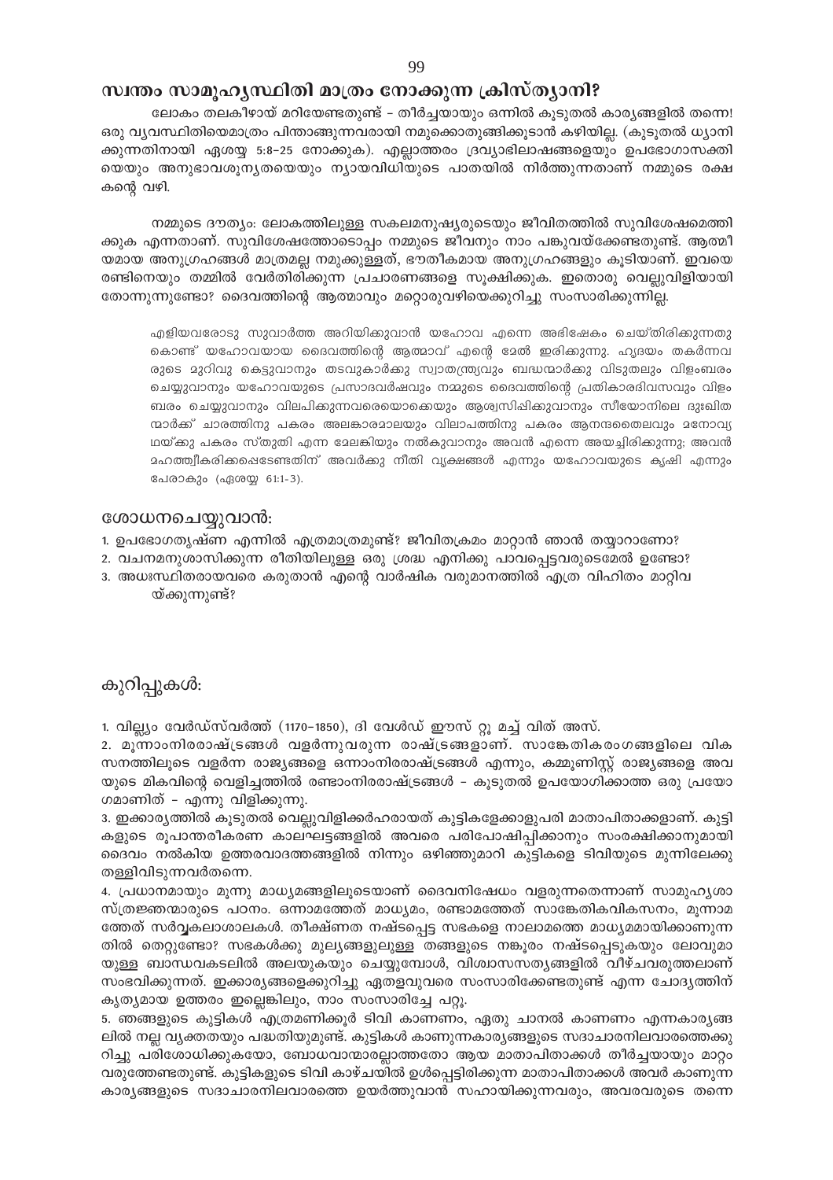## സ്വന്തം സാമൂഹ്യസ്ഥിതി മാത്രം നോക്കുന്ന ക്രിസ്ത്യാനി?

ലോകം തലകീഴായ് മറിയേണ്ടതുണ്ട് - തീർച്ചയായും ഒന്നിൽ കൂടുതൽ കാര്യങ്ങളിൽ തന്നെ! ഒരു വ്യവസ്ഥിതിയെമാത്രം പിന്താങ്ങുന്നവരായി നമുക്കൊതുങ്ങിക്കൂടാൻ കഴിയില്ല. (കുടുതൽ ധ്യാനിക്കുന്നതിനായി ഏശയ്യ 5:8-25 നോക്കുക). എല്ലാത്തരം ദ്രവ്യാഭിലാഷങ്ങളെയും ഉപഭോഗാസക്തിയെയും അനുഭാവശൂന്യതയെയും ന്യായവിധിയുടെ പാതയിൽ നിർത്തുന്നതാണ് നമ്മുടെ രക്ഷകന്റെ വഴി.

നമ്മുടെ ദൗത്യം: ലോകത്തിലുള്ള സകലമനുഷ്യരുടെയും ജീവിതത്തിൽ സുവിശേഷമെത്തിക്കുക എന്നതാണ്. സുവിശേഷത്തോടൊപ്പം നമ്മുടെ ജീവനും നാം പങ്കുവയ്ക്കേണ്ടതുണ്ട്. ആത്മീയമായ അനുഗ്രഹങ്ങൾ മാത്രമല്ല നമുക്കുള്ളത്, ഭൗതീകമായ അനുഗ്രഹങ്ങളും കൂടിയാണ്. ഇവയെ രണ്ടിനെയും തമ്മിൽ വേർതിരിക്കുന്ന പ്രചാരണങ്ങളെ സൂക്ഷിക്കുക. ഇതൊരു വെല്ലുവിളിയായി തോന്നുന്നുണ്ടോ? ദൈവത്തിന്റെ ആത്മാവും മറ്റൊരുവഴിയെക്കുറിച്ചു സംസാരിക്കുന്നില്ല.

> എളിയവരോടു സുവാർത്ത അറിയിക്കുവാൻ യഹോവ എന്നെ അഭിഷേകം ചെയ്തിരിക്കുന്നതുകൊണ്ട് യഹോവയായ ദൈവത്തിന്റെ ആത്മാവ് എന്റെ മേൽ ഇരിക്കുന്നു. ഹൃദയം തകർന്നവരുടെ മുറിവു കെട്ടുവാനും തടവുകാർക്കു സ്വാതന്ത്ര്യവും ബദ്ധന്മാർക്കു വിടുതലും വിളംബരം ചെയ്യുവാനും യഹോവയുടെ പ്രസാദവർഷവും നമ്മുടെ ദൈവത്തിന്റെ പ്രതികാരദിവസവും വിളംബരം ചെയ്യുവാനും വിലപിക്കുന്നവരെയൊക്കെയും ആശ്വസിപ്പിക്കുവാനും സീയോനിലെ ദുഃഖിതന്മാർക്ക് ചാരത്തിനു പകരം അലങ്കാരമാലയും വിലാപത്തിനു പകരം ആനന്ദതൈലവും മനോവ്യഥയ്ക്കു പകരം സ്തുതി എന്ന മേലങ്കിയും നൽകുവാനും അവൻ എന്നെ അയച്ചിരിക്കുന്നു; അവൻ മഹത്വീകരിക്കപ്പെടേണ്ടതിന് അവർക്കു നീതി വൃക്ഷങ്ങൾ എന്നും യഹോവയുടെ കൃഷി എന്നും പേരാകും (ഏശയ്യ 61:1-3).

### ശോധനചെയ്യുവാൻ:

1. ഉപഭോഗതൃഷ്ണ എന്നിൽ എത്രമാത്രമുണ്ട്? ജീവിതക്രമം മാറ്റാൻ ഞാൻ തയ്യാറാണോ?
2. വചനമനുശാസിക്കുന്ന രീതിയിലുള്ള ഒരു ശ്രദ്ധ എനിക്കു പാവപ്പെട്ടവരുടെമേൽ ഉണ്ടോ?
3. അധഃസ്ഥിതരായവരെ കരുതാൻ എന്റെ വാർഷിക വരുമാനത്തിൽ എത്ര വിഹിതം മാറ്റിവയ്ക്കുന്നുണ്ട്?

### കുറിപ്പുകൾ:

1. വില്ല്യം വേർഡ്സ്വർത്ത് (1170-1850), ദി വേൾഡ് ഈസ് റ്റൂ മച്ച് വിത് അസ്.
2. മൂന്നാംനിരരാഷ്ട്രങ്ങൾ വളർന്നുവരുന്ന രാഷ്ട്രങ്ങളാണ്. സാങ്കേതികരംഗങ്ങളിലെ വികസനത്തിലൂടെ വളർന്ന രാജ്യങ്ങളെ ഒന്നാംനിരരാഷ്ട്രങ്ങൾ എന്നും, കമ്മ്യൂണിസ്റ്റ് രാജ്യങ്ങളെ അവയുടെ മികവിന്റെ വെളിച്ചത്തിൽ രണ്ടാംനിരരാഷ്ട്രങ്ങൾ - കൂടുതൽ ഉപയോഗിക്കാത്ത ഒരു പ്രയോഗമാണിത് - എന്നു വിളിക്കുന്നു.
3. ഇക്കാര്യത്തിൽ കൂടുതൽ വെല്ലുവിളിക്കർഹരായത് കുട്ടികളേക്കാളുപരി മാതാപിതാക്കളാണ്. കുട്ടികളുടെ രൂപാന്തരീകരണ കാലഘട്ടങ്ങളിൽ അവരെ പരിപോഷിപ്പിക്കാനും സംരക്ഷിക്കാനുമായി ദൈവം നൽകിയ ഉത്തരവാദത്തങ്ങളിൽ നിന്നും ഒഴിഞ്ഞുമാറി കുട്ടികളെ ടിവിയുടെ മുന്നിലേക്കു തള്ളിവിടുന്നവർതന്നെ.
4. പ്രധാനമായും മൂന്നു മാധ്യമങ്ങളിലൂടെയാണ് ദൈവനിഷേധം വളരുന്നതെന്നാണ് സാമുഹ്യശാസ്ത്രജ്ഞന്മാരുടെ പഠനം. ഒന്നാമത്തേത് മാധ്യമം, രണ്ടാമത്തേത് സാങ്കേതികവികസനം, മൂന്നാമത്തേത് സർവ്വകലാശാലകൾ. തീക്ഷ്ണത നഷ്ടപ്പെട്ട സഭകളെ നാലാമത്തെ മാധ്യമമായിക്കാണുന്നതിൽ തെറ്റുണ്ടോ? സഭകൾക്കു മൂല്യങ്ങളുള്ള തങ്ങളുടെ നങ്കൂരം നഷ്ടപ്പെടുകയും ലോവുമായുള്ള ബാന്ധവകടലിൽ അലയുകയും ചെയ്യുമ്പോൾ, വിശ്വാസസത്യങ്ങളിൽ വീഴ്ചവരുത്തലാണ് സംഭവിക്കുന്നത്. ഇക്കാര്യങ്ങളെക്കുറിച്ചു ഏതളവുവരെ സംസാരിക്കേണ്ടതുണ്ട് എന്ന ചോദ്യത്തിന് കൃത്യമായ ഉത്തരം ഇല്ലെങ്കിലും, നാം സംസാരിച്ചേ പറ്റു.
5. ഞങ്ങളുടെ കുട്ടികൾ എത്രമണിക്കൂർ ടിവി കാണണം, ഏതു ചാനൽ കാണണം എന്നകാര്യങ്ങളിൽ നല്ല വ്യക്തതയും പദ്ധതിയുമുണ്ട്. കുട്ടികൾ കാണുന്നകാര്യങ്ങളുടെ സദാചാരനിലവാരത്തെക്കുറിച്ചു പരിശോധിക്കുകയോ, ബോധവാന്മാരല്ലാത്തതോ ആയ മാതാപിതാക്കൾ തീർച്ചയായും മാറ്റം വരുത്തേണ്ടതുണ്ട്. കുട്ടികളുടെ ടിവി കാഴ്ചയിൽ ഉൾപ്പെട്ടിരിക്കുന്ന മാതാപിതാക്കൾ അവർ കാണുന്ന കാര്യങ്ങളുടെ സദാചാരനിലവാരത്തെ ഉയർത്തുവാൻ സഹായിക്കുന്നവരും, അവരവരുടെ തന്നെ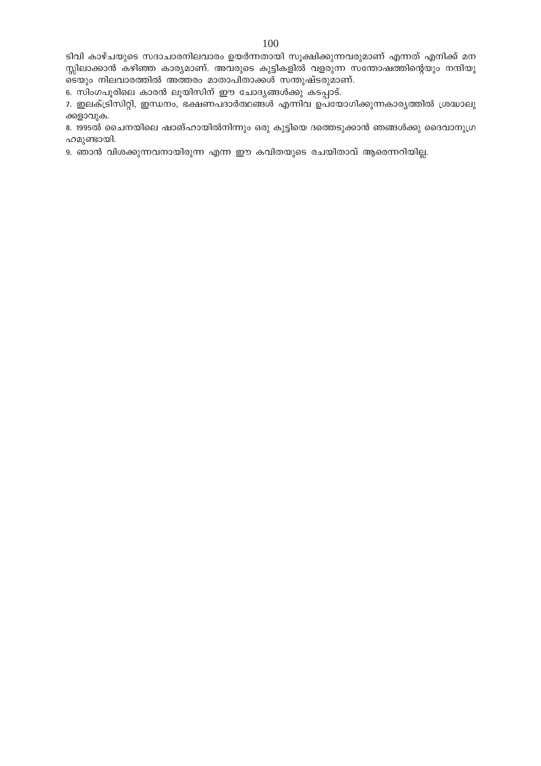ടിവി കാഴ്ചയുടെ സദാചാരനിലവാരം ഉയർന്നതായി സൂക്ഷിക്കുന്നവരുമാണ് എന്നത് എനിക്ക് മനസ്സിലാക്കാൻ കഴിഞ്ഞ കാര്യമാണ്. അവരുടെ കുട്ടികളിൽ വളരുന്ന സന്തോഷത്തിന്റെയും നന്ദിയുടെയും നിലവാരത്തിൽ അത്തരം മാതാപിതാക്കൾ സന്തുഷ്ടരുമാണ്.

6. സിംഗപൂരിലെ കാരൻ ലൂയിസിന് ഈ ചോദ്യങ്ങൾക്കു കടപ്പാട്.

7. ഇലക്ട്രിസിറ്റി, ഇന്ധനം, ഭക്ഷണപദാർത്ഥങ്ങൾ എന്നിവ ഉപയോഗിക്കുന്നകാര്യത്തിൽ ശ്രദ്ധാലുക്കളാവുക.

8. 1995ൽ ചൈനയിലെ ഷാങ്ഹായിൽനിന്നും ഒരു കുട്ടിയെ ദത്തെടുക്കാൻ ഞങ്ങൾക്കു ദൈവാനുഗ്രഹമുണ്ടായി.

9. ഞാൻ വിശക്കുന്നവനായിരുന്ന എന്ന ഈ കവിതയുടെ രചയിതാവ് ആരെന്നറിയില്ല.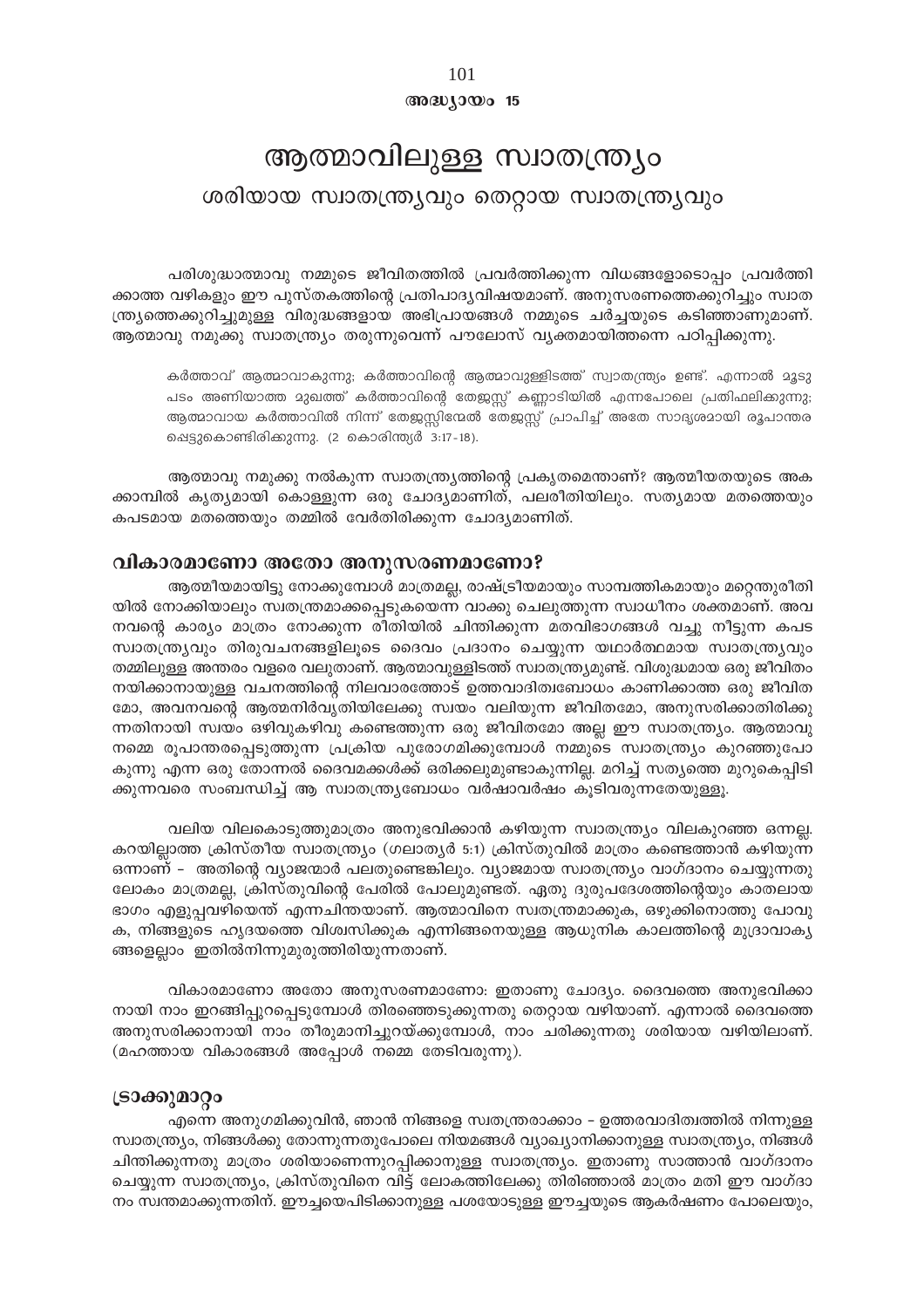# ആത്മാവിലുള്ള സ്വാതന്ത്ര്യം

## ശരിയായ സ്വാതന്ത്ര്യവും തെറ്റായ സ്വാതന്ത്ര്യവും

പരിശുദ്ധാത്മാവു നമ്മുടെ ജീവിതത്തിൽ പ്രവർത്തിക്കുന്ന വിധങ്ങളോടൊപ്പം പ്രവർത്തിക്കാത്ത വഴികളും ഈ പുസ്തകത്തിന്റെ പ്രതിപാദ്യവിഷയമാണ്. അനുസരണത്തെക്കുറിച്ചും സ്വാതന്ത്ര്യത്തെക്കുറിച്ചുമുള്ള വിരുദ്ധങ്ങളായ അഭിപ്രായങ്ങൾ നമ്മുടെ ചർച്ചയുടെ കടിഞ്ഞാണുമാണ്. ആത്മാവു നമുക്കു സ്വാതന്ത്ര്യം തരുന്നുവെന്ന് പൗലോസ് വ്യക്തമായിത്തന്നെ പഠിപ്പിക്കുന്നു.

> കർത്താവ് ആത്മാവാകുന്നു; കർത്താവിന്റെ ആത്മാവുള്ളിടത്ത് സ്വാതന്ത്ര്യം ഉണ്ട്. എന്നാൽ മൂടുപടം അണിയാത്ത മുഖത്ത് കർത്താവിന്റെ തേജസ്സ് കണ്ണാടിയിൽ എന്നപോലെ പ്രതിഫലിക്കുന്നു; ആത്മാവായ കർത്താവിൽ നിന്ന് തേജസ്സിന്മേൽ തേജസ്സ് പ്രാപിച്ച് അതേ സാദൃശമായി രൂപാന്തരപ്പെട്ടുകൊണ്ടിരിക്കുന്നു. (2 കൊരിന്ത്യർ 3:17-18).

ആത്മാവു നമുക്കു നൽകുന്ന സ്വാതന്ത്ര്യത്തിന്റെ പ്രകൃതമെന്താണ്? ആത്മീയതയുടെ അകക്കാമ്പിൽ കൃത്യമായി കൊള്ളുന്ന ഒരു ചോദ്യമാണിത്, പലരീതിയിലും. സത്യമായ മതത്തെയും കപടമായ മതത്തെയും തമ്മിൽ വേർതിരിക്കുന്ന ചോദ്യമാണിത്.

### വികാരമാണോ അതോ അനുസരണമാണോ?

ആത്മീയമായിട്ടു നോക്കുമ്പോൾ മാത്രമല്ല, രാഷ്ട്രീയമായും സാമ്പത്തികമായും മറ്റെന്തുരീതിയിൽ നോക്കിയാലും സ്വതന്ത്രമാക്കപ്പെടുകയെന്ന വാക്കു ചെലുത്തുന്ന സ്വാധീനം ശക്തമാണ്. അവനവന്റെ കാര്യം മാത്രം നോക്കുന്ന രീതിയിൽ ചിന്തിക്കുന്ന മതവിഭാഗങ്ങൾ വച്ചു നീട്ടുന്ന കപടസ്വാതന്ത്ര്യവും തിരുവചനങ്ങളിലൂടെ ദൈവം പ്രദാനം ചെയ്യുന്ന യഥാർത്ഥമായ സ്വാതന്ത്ര്യവും തമ്മിലുള്ള അന്തരം വളരെ വലുതാണ്. ആത്മാവുള്ളിടത്ത് സ്വാതന്ത്ര്യമുണ്ട്. വിശുദ്ധമായ ഒരു ജീവിതം നയിക്കാനായുള്ള വചനത്തിന്റെ നിലവാരത്തോട് ഉത്തരവാദിത്വബോധം കാണിക്കാത്ത ഒരു ജീവിതമോ, അവനവന്റെ ആത്മനിർവൃതിയിലേക്കു സ്വയം വലിയുന്ന ജീവിതമോ, അനുസരിക്കാതിരിക്കുന്നതിനായി സ്വയം ഒഴിവുകഴിവു കണ്ടെത്തുന്ന ഒരു ജീവിതമോ അല്ല ഈ സ്വാതന്ത്ര്യം. ആത്മാവു നമ്മെ രൂപാന്തരപ്പെടുത്തുന്ന പ്രക്രിയ പുരോഗമിക്കുമ്പോൾ നമ്മുടെ സ്വാതന്ത്ര്യം കുറഞ്ഞുപോകുന്നു എന്ന ഒരു തോന്നൽ ദൈവമക്കൾക്ക് ഒരിക്കലുമുണ്ടാകുന്നില്ല. മറിച്ച് സത്യത്തെ മുറുകെപ്പിടിക്കുന്നവരെ സംബന്ധിച്ച് ആ സ്വാതന്ത്ര്യബോധം വർഷാവർഷം കൂടിവരുന്നതേയുള്ളു.

വലിയ വിലകൊടുത്തുമാത്രം അനുഭവിക്കാൻ കഴിയുന്ന സ്വാതന്ത്ര്യം വിലകുറഞ്ഞ ഒന്നല്ല. കറയില്ലാത്ത ക്രിസ്തീയ സ്വാതന്ത്ര്യം (ഗലാത്യർ 5:1) ക്രിസ്തുവിൽ മാത്രം കണ്ടെത്താൻ കഴിയുന്ന ഒന്നാണ് – അതിന്റെ വ്യാജന്മാർ പലതുണ്ടെങ്കിലും. വ്യാജമായ സ്വാതന്ത്ര്യം വാഗ്ദാനം ചെയ്യുന്നതു ലോകം മാത്രമല്ല, ക്രിസ്തുവിന്റെ പേരിൽ പോലുമുണ്ടത്. ഏതു ദുരുപദേശത്തിന്റെയും കാതലായ ഭാഗം എളുപ്പവഴിയെന്ന് എന്നചിന്തയാണ്. ആത്മാവിനെ സ്വതന്ത്രമാക്കുക, ഒഴുക്കിനൊത്തു പോവുക, നിങ്ങളുടെ ഹൃദയത്തെ വിശ്വസിക്കുക എന്നിങ്ങനെയുള്ള ആധുനിക കാലത്തിന്റെ മുദ്രാവാക്യങ്ങളെല്ലാം ഇതിൽനിന്നുമുരുത്തിരിയുന്നതാണ്.

വികാരമാണോ അതോ അനുസരണമാണോ: ഇതാണു ചോദ്യം. ദൈവത്തെ അനുഭവിക്കാനായി നാം ഇറങ്ങിപ്പുറപ്പെടുമ്പോൾ തിരഞ്ഞെടുക്കുന്നതു തെറ്റായ വഴിയാണ്. എന്നാൽ ദൈവത്തെ അനുസരിക്കാനായി നാം തീരുമാനിച്ചുറയ്ക്കുമ്പോൾ, നാം ചരിക്കുന്നതു ശരിയായ വഴിയിലാണ്. (മഹത്തായ വികാരങ്ങൾ അപ്പോൾ നമ്മെ തേടിവരുന്നു).

### ട്രാക്കുമാറ്റം

എന്നെ അനുഗമിക്കുവിൻ, ഞാൻ നിങ്ങളെ സ്വതന്ത്രരാക്കാം – ഉത്തരവാദിത്വത്തിൽ നിന്നുള്ള സ്വാതന്ത്ര്യം, നിങ്ങൾക്കു തോന്നുന്നതുപോലെ നിയമങ്ങൾ വ്യാഖ്യാനിക്കാനുള്ള സ്വാതന്ത്ര്യം, നിങ്ങൾ ചിന്തിക്കുന്നതു മാത്രം ശരിയാണെന്നുറപ്പിക്കാനുള്ള സ്വാതന്ത്ര്യം. ഇതാണു സാത്താൻ വാഗ്ദാനം ചെയ്യുന്ന സ്വാതന്ത്ര്യം, ക്രിസ്തുവിനെ വിട്ട് ലോകത്തിലേക്കു തിരിഞ്ഞാൽ മാത്രം മതി ഈ വാഗ്ദാനം സ്വന്തമാക്കുന്നതിന്. ഈച്ചയെപിടിക്കാനുള്ള പശയോടുള്ള ഈച്ചയുടെ ആകർഷണം പോലെയും,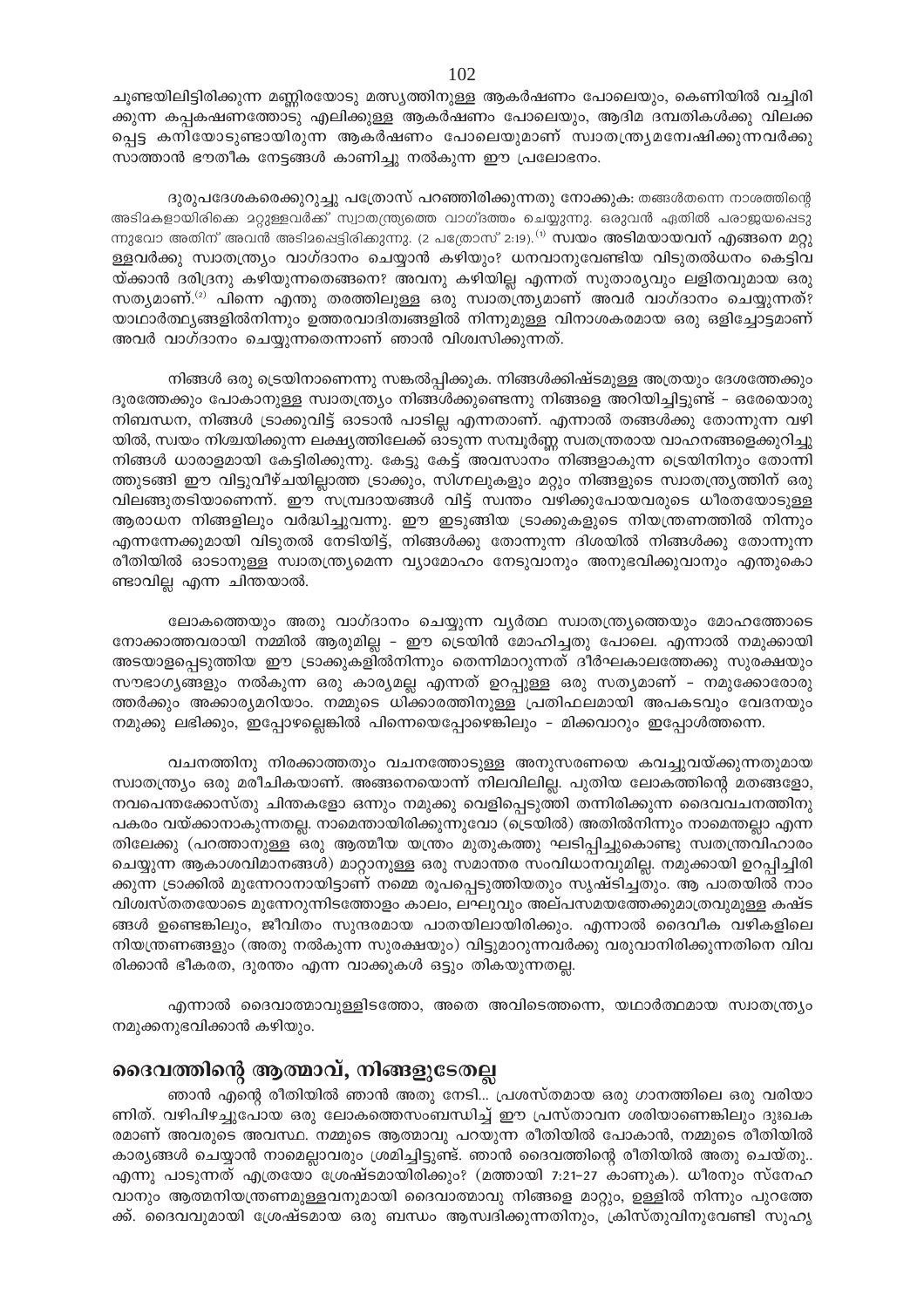ചൂണ്ടയിലിട്ടിരിക്കുന്ന മണ്ണിരയോടു മത്സ്യത്തിനുള്ള ആകർഷണം പോലെയും, കെണിയിൽ വച്ചിരിക്കുന്ന കപ്പകഷണത്തോടു എലിക്കുള്ള ആകർഷണം പോലെയും, ആദിമ ദമ്പതികൾക്കു വിലക്കപ്പെട്ട കനിയോടുണ്ടായിരുന്ന ആകർഷണം പോലെയുമാണ് സ്വാതന്ത്ര്യമന്വേഷിക്കുന്നവർക്കു സാത്താൻ ഭൗതീക നേട്ടങ്ങൾ കാണിച്ചു നൽകുന്ന ഈ പ്രലോഭനം.

ദുരുപദേശകരെക്കുറിച്ചു പത്രോസ് പറഞ്ഞിരിക്കുന്നതു നോക്കുക: തങ്ങൾതന്നെ നാശത്തിന്റെ അടിമകളായിരിക്കെ മറ്റുള്ളവർക്ക് സ്വാതന്ത്ര്യത്തെ വാഗ്ദത്തം ചെയ്യുന്നു. ഒരുവൻ ഏതിൽ പരാജയപ്പെടുന്നുവോ അതിന് അവൻ അടിമപ്പെട്ടിരിക്കുന്നു. (2 പത്രോസ് 2:19).[1] സ്വയം അടിമയായവന് എങ്ങനെ മറ്റുള്ളവർക്കു സ്വാതന്ത്ര്യം വാഗ്ദാനം ചെയ്യാൻ കഴിയും? ധനവാനുവേണ്ടിയ വിടുതൽധനം കെട്ടിവയ്ക്കാൻ ദരിദ്രനു കഴിയുന്നതെങ്ങനെ? അവനു കഴിയില്ല എന്നത് സുതാര്യവും ലളിതവുമായ ഒരു സത്യമാണ്.[2] പിന്നെ എന്തു തരത്തിലുള്ള ഒരു സ്വാതന്ത്ര്യമാണ് അവർ വാഗ്ദാനം ചെയ്യുന്നത്? യാഥാർത്ഥ്യങ്ങളിൽനിന്നും ഉത്തരവാദിത്വങ്ങളിൽ നിന്നുമുള്ള വിനാശകരമായ ഒരു ഒളിച്ചോട്ടമാണ് അവർ വാഗ്ദാനം ചെയ്യുന്നതെന്നാണ് ഞാൻ വിശ്വസിക്കുന്നത്.

നിങ്ങൾ ഒരു ട്രെയിനാണെന്നു സങ്കല്പിക്കുക. നിങ്ങൾക്കിഷ്ടമുള്ള അത്രയും ദേശത്തേക്കും ദൂരത്തേക്കും പോകാനുള്ള സ്വാതന്ത്ര്യം നിങ്ങൾക്കുണ്ടെന്നു നിങ്ങളെ അറിയിച്ചിട്ടുണ്ട് – ഒരേയൊരു നിബന്ധന, നിങ്ങൾ ട്രാക്കുവിട്ട് ഓടാൻ പാടില്ല എന്നതാണ്. എന്നാൽ തങ്ങൾക്കു തോന്നുന്ന വഴിയിൽ, സ്വയം നിശ്ചയിക്കുന്ന ലക്ഷ്യത്തിലേക്ക് ഓടുന്ന സമ്പൂർണ്ണ സ്വതന്ത്രരായ വാഹനങ്ങളെക്കുറിച്ചു നിങ്ങൾ ധാരാളമായി കേട്ടിരിക്കുന്നു. കേട്ടു കേട്ട് അവസാനം നിങ്ങളാകുന്ന ട്രെയിനിനും തോന്നിത്തുടങ്ങി ഈ വിട്ടുവീഴ്ചയില്ലാത്ത ട്രാക്കും, സിഗ്നലുകളും മറ്റും നിങ്ങളുടെ സ്വാതന്ത്ര്യത്തിന് ഒരു വിലങ്ങുതടിയാണെന്ന്. ഈ സമ്പ്രദായങ്ങൾ വിട്ട് സ്വന്തം വഴിക്കുപോയവരുടെ ധീരതയോടുള്ള ആരാധന നിങ്ങളിലും വർദ്ധിച്ചുവന്നു. ഈ ഇടുങ്ങിയ ട്രാക്കുകളുടെ നിയന്ത്രണത്തിൽ നിന്നും എന്നന്നേക്കുമായി വിടുതൽ നേടിയിട്ട്, നിങ്ങൾക്കു തോന്നുന്ന ദിശയിൽ നിങ്ങൾക്കു തോന്നുന്ന രീതിയിൽ ഓടാനുള്ള സ്വാതന്ത്ര്യമെന്ന വ്യാമോഹം നേടുവാനും അനുഭവിക്കുവാനും എന്തുകൊണ്ടാവില്ല എന്ന ചിന്തയാൽ.

ലോകത്തെയും അതു വാഗ്ദാനം ചെയ്യുന്ന വ്യർത്ഥ സ്വാതന്ത്ര്യത്തെയും മോഹത്തോടെ നോക്കാത്തവരായി നമ്മിൽ ആരുമില്ല – ഈ ട്രെയിൻ മോഹിച്ചതു പോലെ. എന്നാൽ നമുക്കായി അടയാളപ്പെടുത്തിയ ഈ ട്രാക്കുകളിൽനിന്നും തെന്നിമാറുന്നത് ദീർഘകാലത്തേക്കു സുരക്ഷയും സൗഭാഗ്യങ്ങളും നൽകുന്ന ഒരു കാര്യമല്ല എന്നത് ഉറപ്പുള്ള ഒരു സത്യമാണ് – നമുക്കോരോരുത്തർക്കും അക്കാര്യമറിയാം. നമ്മുടെ ധിക്കാരത്തിനുള്ള പ്രതിഫലമായി അപകടവും വേദനയും നമുക്കു ലഭിക്കും, ഇപ്പോഴല്ലെങ്കിൽ പിന്നെയെപ്പോഴെങ്കിലും – മിക്കവാറും ഇപ്പോൾത്തന്നെ.

വചനത്തിനു നിരക്കാത്തതും വചനത്തോടുള്ള അനുസരണയെ കവച്ചുവയ്ക്കുന്നതുമായ സ്വാതന്ത്ര്യം ഒരു മരീചികയാണ്. അങ്ങനെയൊന്ന് നിലവിലില്ല. പുതിയ ലോകത്തിന്റെ മതങ്ങളോ, നവപെന്തക്കോസ്തു ചിന്തകളോ ഒന്നും നമുക്കു വെളിപ്പെടുത്തി തന്നിരിക്കുന്ന ദൈവവചനത്തിനു പകരം വയ്ക്കാനാകുന്നതല്ല. നാമെന്തായിരിക്കുന്നുവോ (ട്രെയിൻ) അതിൽനിന്നും നാമെന്തല്ലാ എന്നതിലേക്കു (പറത്താനുള്ള ഒരു ആത്മീയ യന്ത്രം മുതുകത്തു ഘടിപ്പിച്ചുകൊണ്ടു സ്വതന്ത്രവിഹാരം ചെയ്യുന്ന ആകാശവിമാനങ്ങൾ) മാറ്റാനുള്ള ഒരു സമാന്തര സംവിധാനവുമില്ല. നമുക്കായി ഉറപ്പിച്ചിരിക്കുന്ന ട്രാക്കിൽ മുന്നേറാനായിട്ടാണ് നമ്മെ രൂപപ്പെടുത്തിയതും സൃഷ്ടിച്ചതും. ആ പാതയിൽ നാം വിശ്വസ്തതയോടെ മുന്നേറുന്നിടത്തോളം കാലം, ലഘുവും അല്പസമയത്തേക്കുമാത്രവുമുള്ള കഷ്ടങ്ങൾ ഉണ്ടെങ്കിലും, ജീവിതം സുന്ദരമായ പാതയിലായിരിക്കും. എന്നാൽ ദൈവീക വഴികളിലെ നിയന്ത്രണങ്ങളും (അതു നൽകുന്ന സുരക്ഷയും) വിട്ടുമാറുന്നവർക്കു വരുവാനിരിക്കുന്നതിനെ വിവരിക്കാൻ ഭീകരത, ദുരന്തം എന്ന വാക്കുകൾ ഒട്ടും തികയുന്നതല്ല.

എന്നാൽ ദൈവാത്മാവുള്ളിടത്തോ, അതെ അവിടെത്തന്നെ, യഥാർത്ഥമായ സ്വാതന്ത്ര്യം നമുക്കനുഭവിക്കാൻ കഴിയും.

## ദൈവത്തിന്റെ ആത്മാവ്, നിങ്ങളുടേതല്ല

ഞാൻ എന്റെ രീതിയിൽ ഞാൻ അതു നേടി... പ്രശസ്തമായ ഒരു ഗാനത്തിലെ ഒരു വരിയാണിത്. വഴിപിഴച്ചുപോയ ഒരു ലോകത്തെസംബന്ധിച്ച് ഈ പ്രസ്താവന ശരിയാണെങ്കിലും ദുഃഖകരമാണ് അവരുടെ അവസ്ഥ. നമ്മുടെ ആത്മാവു പറയുന്ന രീതിയിൽ പോകാൻ, നമ്മുടെ രീതിയിൽ കാര്യങ്ങൾ ചെയ്യാൻ നാമെല്ലാവരും ശ്രമിച്ചിട്ടുണ്ട്. ഞാൻ ദൈവത്തിന്റെ രീതിയിൽ അതു ചെയ്തു.. എന്നു പാടുന്നത് എത്രയോ ശ്രേഷ്ടമായിരിക്കും? (മത്തായി 7:21-27 കാണുക). ധീരനും സ്നേഹവാനും ആത്മനിയന്ത്രണമുള്ളവനുമായി ദൈവാത്മാവു നിങ്ങളെ മാറ്റും, ഉള്ളിൽ നിന്നും പുറത്തേക്ക്. ദൈവവുമായി ശ്രേഷ്ടമായ ഒരു ബന്ധം ആസ്വദിക്കുന്നതിനും, ക്രിസ്തുവിനുവേണ്ടി സുഹൃ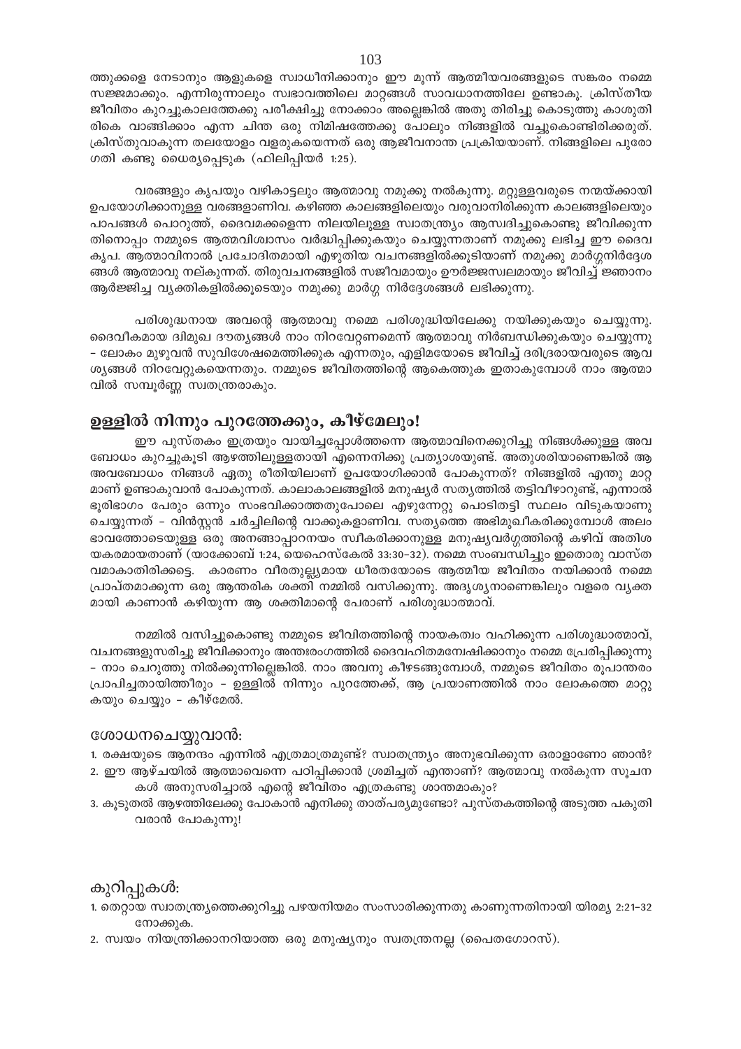ത്തുക്കളെ നേടാനും ആളുകളെ സ്വാധീനിക്കാനും ഈ മൂന്ന് ആത്മീയവരങ്ങളുടെ സങ്കരം നമ്മെ സജ്ജമാക്കും. എന്നിരുന്നാലും സ്വഭാവത്തിലെ മാറ്റങ്ങൾ സാവധാനത്തിലേ ഉണ്ടാകൂ. ക്രിസ്തീയ ജീവിതം കുറച്ചുകാലത്തേക്കു പരീക്ഷിച്ചു നോക്കാം അല്ലെങ്കിൽ അതു തിരിച്ചു കൊടുത്തു കാശുതിരികെ വാങ്ങിക്കാം എന്ന ചിന്ത ഒരു നിമിഷത്തേക്കു പോലും നിങ്ങളിൽ വച്ചുകൊണ്ടിരിക്കരുത്. ക്രിസ്തുവാകുന്ന തലയോളം വളരുകയെന്നത് ഒരു ആജീവനാന്ത പ്രക്രിയയാണ്. നിങ്ങളിലെ പുരോഗതി കണ്ടു ധൈര്യപ്പെടുക (ഫിലിപ്പിയർ 1:25).

വരങ്ങളും കൃപയും വഴികാട്ടലും ആത്മാവു നമുക്കു നൽകുന്നു. മറ്റുള്ളവരുടെ നന്മയ്ക്കായി ഉപയോഗിക്കാനുള്ള വരങ്ങളാണിവ. കഴിഞ്ഞ കാലങ്ങളിലെയും വരുവാനിരിക്കുന്ന കാലങ്ങളിലെയും പാപങ്ങൾ പൊറുത്ത്, ദൈവമക്കളെന്ന നിലയിലുള്ള സ്വാതന്ത്ര്യം ആസ്വദിച്ചുകൊണ്ടു ജീവിക്കുന്നതിനൊപ്പം നമ്മുടെ ആത്മവിശ്വാസം വർദ്ധിപ്പിക്കുകയും ചെയ്യുന്നതാണ് നമുക്കു ലഭിച്ച ഈ ദൈവകൃപ. ആത്മാവിനാൽ പ്രചോദിതമായി എഴുതിയ വചനങ്ങളിൽക്കൂടിയാണ് നമുക്കു മാർഗ്ഗനിർദ്ദേശങ്ങൾ ആത്മാവു നല്കുന്നത്. തിരുവചനങ്ങളിൽ സജീവമായും ഊർജ്ജസ്വലമായും ജീവിച്ച് ജ്ഞാനം ആർജ്ജിച്ച വ്യക്തികളിൽക്കൂടെയും നമുക്കു മാർഗ്ഗ നിർദ്ദേശങ്ങൾ ലഭിക്കുന്നു.

പരിശുദ്ധനായ അവന്റെ ആത്മാവു നമ്മെ പരിശുദ്ധിയിലേക്കു നയിക്കുകയും ചെയ്യുന്നു. ദൈവീകമായ ദ്വിമുഖ ദൗത്യങ്ങൾ നാം നിറവേറ്റണമെന്ന് ആത്മാവു നിർബന്ധിക്കുകയും ചെയ്യുന്നു – ലോകം മുഴുവൻ സുവിശേഷമെത്തിക്കുക എന്നതും, എളിമയോടെ ജീവിച്ച് ദരിദ്രരായവരുടെ ആവശ്യങ്ങൾ നിറവേറ്റുകയെന്നതും. നമ്മുടെ ജീവിതത്തിന്റെ ആകെത്തുക ഇതാകുമ്പോൾ നാം ആത്മാവിൽ സമ്പൂർണ്ണ സ്വതന്ത്രരാകും.

## ഉള്ളിൽ നിന്നും പുറത്തേക്കും, കീഴ്മേലും!

ഈ പുസ്തകം ഇത്രയും വായിച്ചപ്പോൾത്തന്നെ ആത്മാവിനെക്കുറിച്ചു നിങ്ങൾക്കുള്ള അവബോധം കുറച്ചുകൂടി ആഴത്തിലുള്ളതായി എന്നെനിക്കു പ്രത്യാശയുണ്ട്. അതുശരിയാണെങ്കിൽ ആ അവബോധം നിങ്ങൾ ഏതു രീതിയിലാണ് ഉപയോഗിക്കാൻ പോകുന്നത്? നിങ്ങളിൽ എന്തു മാറ്റമാണ് ഉണ്ടാകുവാൻ പോകുന്നത്. കാലാകാലങ്ങളിൽ മനുഷ്യർ സത്യത്തിൽ തട്ടിവീഴാറുണ്ട്, എന്നാൽ ഭൂരിഭാഗം പേരും ഒന്നും സംഭവിക്കാത്തതുപോലെ എഴുന്നേറ്റു പൊടിതട്ടി സ്ഥലം വിടുകയാണു ചെയ്യുന്നത് – വിൻസ്റ്റൻ ചർച്ചിലിന്റെ വാക്കുകളാണിവ. സത്യത്തെ അഭിമുഖീകരിക്കുമ്പോൾ അലംഭാവത്തോടെയുള്ള ഒരു അനങ്ങാപ്പാറനയം സ്വീകരിക്കാനുള്ള മനുഷ്യവർഗ്ഗത്തിന്റെ കഴിവ് അതിശയകരമായതാണ് (യാക്കോബ് 1:24, യെഹെസ്കേൽ 33:30–32). നമ്മെ സംബന്ധിച്ചും ഇതൊരു വാസ്തവമാകാതിരിക്കട്ടെ. കാരണം വീരതുല്യമായ ധീരതയോടെ ആത്മീയ ജീവിതം നയിക്കാൻ നമ്മെ പ്രാപ്തമാക്കുന്ന ഒരു ആന്തരിക ശക്തി നമ്മിൽ വസിക്കുന്നു. അദൃശ്യനാണെങ്കിലും വളരെ വ്യക്തമായി കാണാൻ കഴിയുന്ന ആ ശക്തിമാന്റെ പേരാണ് പരിശുദ്ധാത്മാവ്.

നമ്മിൽ വസിച്ചുകൊണ്ടു നമ്മുടെ ജീവിതത്തിന്റെ നായകത്വം വഹിക്കുന്ന പരിശുദ്ധാത്മാവ്, വചനങ്ങളനുസരിച്ചു ജീവിക്കാനും അന്തഃരംഗത്തിൽ ദൈവഹിതമന്വേഷിക്കാനും നമ്മെ പ്രേരിപ്പിക്കുന്നു – നാം ചെറുത്തു നിൽക്കുന്നില്ലെങ്കിൽ. നാം അവനു കീഴടങ്ങുമ്പോൾ, നമ്മുടെ ജീവിതം രൂപാന്തരം പ്രാപിച്ചതായിത്തീരും – ഉള്ളിൽ നിന്നും പുറത്തേക്ക്, ആ പ്രയാണത്തിൽ നാം ലോകത്തെ മാറ്റുകയും ചെയ്യും – കീഴ്മേൽ.

### ശോധനചെയ്യുവാൻ:

1. രക്ഷയുടെ ആനന്ദം എന്നിൽ എത്രമാത്രമുണ്ട്? സ്വാതന്ത്ര്യം അനുഭവിക്കുന്ന ഒരാളാണോ ഞാൻ?
2. ഈ ആഴ്ചയിൽ ആത്മാവെന്നെ പഠിപ്പിക്കാൻ ശ്രമിച്ചത് എന്താണ്? ആത്മാവു നൽകുന്ന സൂചനകൾ അനുസരിച്ചാൽ എന്റെ ജീവിതം എത്രകണ്ടു ശാന്തമാകും?
3. കൂടുതൽ ആഴത്തിലേക്കു പോകാൻ എനിക്കു താത്പര്യമുണ്ടോ? പുസ്തകത്തിന്റെ അടുത്ത പകുതി വരാൻ പോകുന്നു!

### കുറിപ്പുകൾ:

1. തെറ്റായ സ്വാതന്ത്ര്യത്തെക്കുറിച്ചു പഴയനിയമം സംസാരിക്കുന്നതു കാണുന്നതിനായി യിരമ്യ 2:21–32 നോക്കുക.
2. സ്വയം നിയന്ത്രിക്കാനറിയാത്ത ഒരു മനുഷ്യനും സ്വതന്ത്രനല്ല (പൈതഗോറസ്).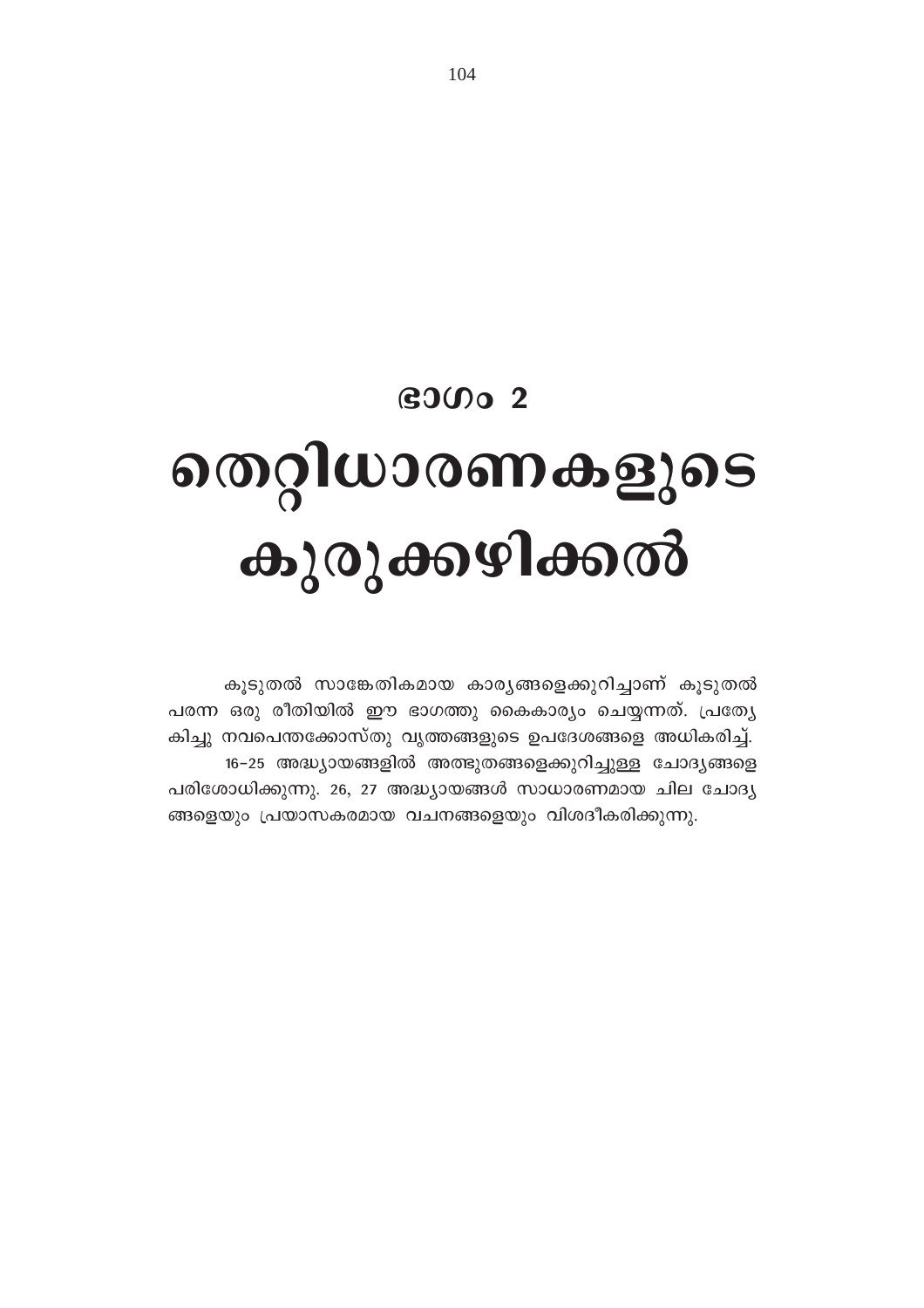# ഭാഗം 2

# തെറ്റിധാരണകളുടെ കുരുക്കഴിക്കൽ

കൂടുതൽ സാങ്കേതികമായ കാര്യങ്ങളെക്കുറിച്ചാണ് കൂടുതൽ പരന്ന ഒരു രീതിയിൽ ഈ ഭാഗത്തു കൈകാര്യം ചെയ്യുന്നത്. പ്രത്യേകിച്ചു നവപെന്തക്കോസ്തു വൃത്തങ്ങളുടെ ഉപദേശങ്ങളെ അധികരിച്ച്.

16–25 അദ്ധ്യായങ്ങളിൽ അത്ഭുതങ്ങളെക്കുറിച്ചുള്ള ചോദ്യങ്ങളെ പരിശോധിക്കുന്നു. 26, 27 അദ്ധ്യായങ്ങൾ സാധാരണമായ ചില ചോദ്യങ്ങളെയും പ്രയാസകരമായ വചനങ്ങളെയും വിശദീകരിക്കുന്നു.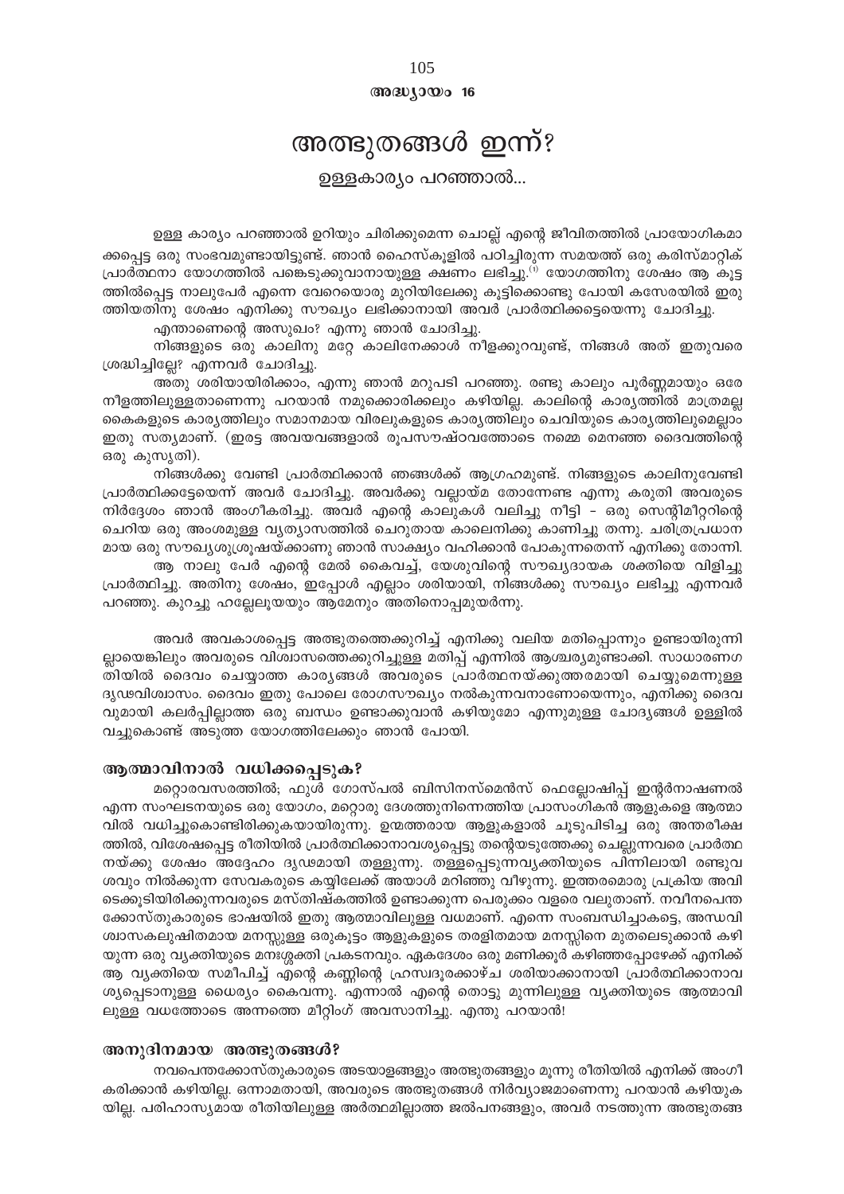അദ്ധ്യായം 16

# അത്ഭുതങ്ങൾ ഇന്ന്?

## ഉള്ളകാര്യം പറഞ്ഞാൽ...

ഉള്ള കാര്യം പറഞ്ഞാൽ ഉറിയും ചിരിക്കുമെന്ന ചൊല്ല് എന്റെ ജീവിതത്തിൽ പ്രായോഗികമാക്കപ്പെട്ട ഒരു സംഭവമുണ്ടായിട്ടുണ്ട്. ഞാൻ ഹൈസ്കൂളിൽ പഠിച്ചിരുന്ന സമയത്ത് ഒരു കരിസ്മാറ്റിക് പ്രാർത്ഥനാ യോഗത്തിൽ പങ്കെടുക്കുവാനായുള്ള ക്ഷണം ലഭിച്ചു.[1] യോഗത്തിനു ശേഷം ആ കൂട്ടത്തിൽപ്പെട്ട നാലുപേർ എന്നെ വേറെയൊരു മുറിയിലേക്കു കൂട്ടിക്കൊണ്ടു പോയി കസേരയിൽ ഇരുത്തിയതിനു ശേഷം എനിക്കു സൗഖ്യം ലഭിക്കാനായി അവർ പ്രാർത്ഥിക്കട്ടെയെന്നു ചോദിച്ചു.

എന്താണെന്റെ അസുഖം? എന്നു ഞാൻ ചോദിച്ചു.

നിങ്ങളുടെ ഒരു കാലിനു മറ്റേ കാലിനേക്കാൾ നീളക്കുറവുണ്ട്, നിങ്ങൾ അത് ഇതുവരെ ശ്രദ്ധിച്ചില്ലേ? എന്നവർ ചോദിച്ചു.

അതു ശരിയായിരിക്കാം, എന്നു ഞാൻ മറുപടി പറഞ്ഞു. രണ്ടു കാലും പൂർണ്ണമായും ഒരേ നീളത്തിലുള്ളതാണെന്നു പറയാൻ നമുക്കൊരിക്കലും കഴിയില്ല. കാലിന്റെ കാര്യത്തിൽ മാത്രമല്ല കൈകളുടെ കാര്യത്തിലും സമാനമായ വിരലുകളുടെ കാര്യത്തിലും ചെവിയുടെ കാര്യത്തിലുമെല്ലാം ഇതു സത്യമാണ്. (ഇരട്ട അവയവങ്ങളാൽ രൂപസൗഷ്ഠവത്തോടെ നമ്മെ മെനഞ്ഞ ദൈവത്തിന്റെ ഒരു കുസൃതി).

നിങ്ങൾക്കു വേണ്ടി പ്രാർത്ഥിക്കാൻ ഞങ്ങൾക്ക് ആഗ്രഹമുണ്ട്. നിങ്ങളുടെ കാലിനുവേണ്ടി പ്രാർത്ഥിക്കട്ടേയെന്ന് അവർ ചോദിച്ചു. അവർക്കു വല്ലായ്മ തോന്നേണ്ട എന്നു കരുതി അവരുടെ നിർദ്ദേശം ഞാൻ അംഗീകരിച്ചു. അവർ എന്റെ കാലുകൾ വലിച്ചു നീട്ടി – ഒരു സെന്റിമീറ്ററിന്റെ ചെറിയ ഒരു അംശമുള്ള വ്യത്യാസത്തിൽ ചെറുതായ കാലെനിക്കു കാണിച്ചു തന്നു. ചരിത്രപ്രധാനമായ ഒരു സൗഖ്യശുശ്രൂഷയ്ക്കാണു ഞാൻ സാക്ഷ്യം വഹിക്കാൻ പോകുന്നതെന്ന് എനിക്കു തോന്നി.

ആ നാലു പേർ എന്റെ മേൽ കൈവച്ച്, യേശുവിന്റെ സൗഖ്യദായക ശക്തിയെ വിളിച്ചു പ്രാർത്ഥിച്ചു. അതിനു ശേഷം, ഇപ്പോൾ എല്ലാം ശരിയായി, നിങ്ങൾക്കു സൗഖ്യം ലഭിച്ചു എന്നവർ പറഞ്ഞു. കുറച്ചു ഹല്ലേലൂയയും ആമേനും അതിനൊപ്പമുയർന്നു.

അവർ അവകാശപ്പെട്ട അത്ഭുതത്തെക്കുറിച്ച് എനിക്കു വലിയ മതിപ്പൊന്നും ഉണ്ടായിരുന്നില്ലായെങ്കിലും അവരുടെ വിശ്വാസത്തെക്കുറിച്ചുള്ള മതിപ്പ് എന്നിൽ ആശ്ചര്യമുണ്ടാക്കി. സാധാരണഗതിയിൽ ദൈവം ചെയ്യാത്ത കാര്യങ്ങൾ അവരുടെ പ്രാർത്ഥനയ്ക്കുത്തരമായി ചെയ്യുമെന്നുള്ള ദൃഢവിശ്വാസം. ദൈവം ഇതു പോലെ രോഗസൗഖ്യം നൽകുന്നവനാണോയെന്നും, എനിക്കു ദൈവവുമായി കലർപ്പില്ലാത്ത ഒരു ബന്ധം ഉണ്ടാക്കുവാൻ കഴിയുമോ എന്നുമുള്ള ചോദ്യങ്ങൾ ഉള്ളിൽ വച്ചുകൊണ്ട് അടുത്ത യോഗത്തിലേക്കും ഞാൻ പോയി.

### ആത്മാവിനാൽ വധിക്കപ്പെടുക?

മറ്റൊരവസരത്തിൽ; ഫുൾ ഗോസ്പൽ ബിസിനസ്മെൻസ് ഫെല്ലോഷിപ്പ് ഇന്റർനാഷണൽ എന്ന സംഘടനയുടെ ഒരു യോഗം, മറ്റൊരു ദേശത്തുനിന്നെത്തിയ പ്രാസംഗികൻ ആളുകളെ ആത്മാവിൽ വധിച്ചുകൊണ്ടിരിക്കുകയായിരുന്നു. ഉന്മത്തരായ ആളുകളാൽ ചൂടുപിടിച്ച ഒരു അന്തരീക്ഷത്തിൽ, വിശേഷപ്പെട്ട രീതിയിൽ പ്രാർത്ഥിക്കാനാവശ്യപ്പെട്ടു തന്റെയടുത്തേക്കു ചെല്ലുന്നവരെ പ്രാർത്ഥനയ്ക്കു ശേഷം അദ്ദേഹം ദൃഢമായി തള്ളുന്നു. തള്ളപ്പെടുന്നവ്യക്തിയുടെ പിന്നിലായി രണ്ടുവശവും നിൽക്കുന്ന സേവകരുടെ കയ്യിലേക്ക് അയാൾ മറിഞ്ഞു വീഴുന്നു. ഇത്തരമൊരു പ്രക്രിയ അവിടെക്കൂടിയിരിക്കുന്നവരുടെ മസ്തിഷ്കത്തിൽ ഉണ്ടാക്കുന്ന പെരുക്കം വളരെ വലുതാണ്. നവീനപെന്തക്കോസ്തുകാരുടെ ഭാഷയിൽ ഇതു ആത്മാവിലുള്ള വധമാണ്. എന്നെ സംബന്ധിച്ചാകട്ടെ, അന്ധവിശ്വാസകലുഷിതമായ മനസ്സുള്ള ഒരുകൂട്ടം ആളുകളുടെ തരളിതമായ മനസ്സിനെ മുതലെടുക്കാൻ കഴിയുന്ന ഒരു വ്യക്തിയുടെ മനഃശ്ശക്തി പ്രകടനവും. ഏകദേശം ഒരു മണിക്കൂർ കഴിഞ്ഞപ്പോഴേക്ക് എനിക്ക് ആ വ്യക്തിയെ സമീപിച്ച് എന്റെ കണ്ണിന്റെ ഹ്രസ്വദൂരക്കാഴ്ച ശരിയാക്കാനായി പ്രാർത്ഥിക്കാനാവശ്യപ്പെടാനുള്ള ധൈര്യം കൈവന്നു. എന്നാൽ എന്റെ തൊട്ടു മുന്നിലുള്ള വ്യക്തിയുടെ ആത്മാവിലുള്ള വധത്തോടെ അന്നത്തെ മീറ്റിംഗ് അവസാനിച്ചു. എന്തു പറയാൻ!

### അനുദിനമായ അത്ഭുതങ്ങൾ?

നവപെന്തക്കോസ്തുകാരുടെ അടയാളങ്ങളും അത്ഭുതങ്ങളും മൂന്നു രീതിയിൽ എനിക്ക് അംഗീകരിക്കാൻ കഴിയില്ല. ഒന്നാമതായി, അവരുടെ അത്ഭുതങ്ങൾ നിർവ്യാജമാണെന്നു പറയാൻ കഴിയുകയില്ല. പരിഹാസ്യമായ രീതിയിലുള്ള അർത്ഥമില്ലാത്ത ജൽപനങ്ങളും, അവർ നടത്തുന്ന അത്ഭുതങ്ങ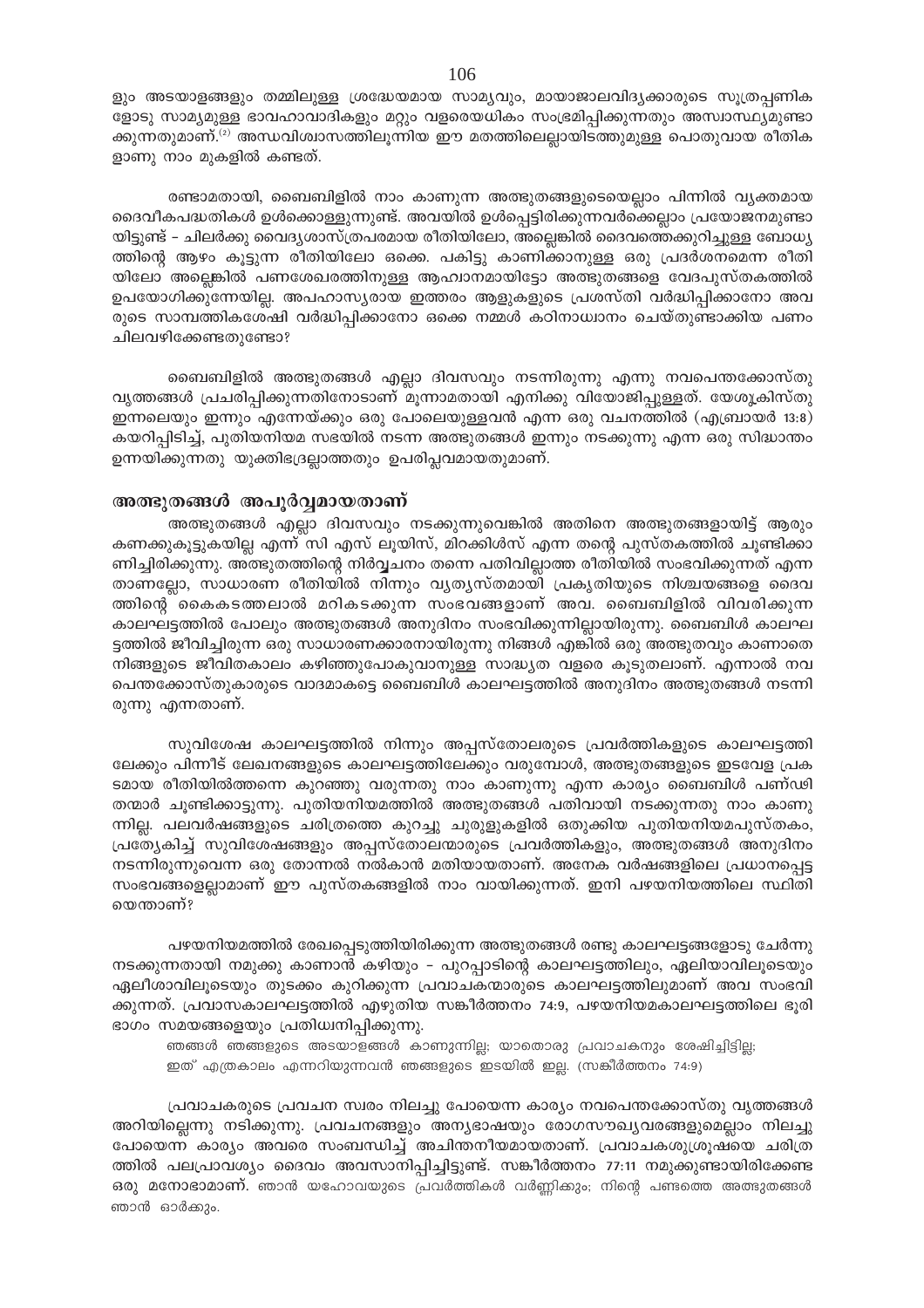ളും അടയാളങ്ങളും തമ്മിലുള്ള ശ്രദ്ധേയമായ സാമ്യവും, മായാജാലവിദ്യക്കാരുടെ സൂത്രപ്പണിക ളോടു സാമ്യമുള്ള ഭാവഹാവാദികളും മറ്റും വളരെയധികം സംഭ്രമിപ്പിക്കുന്നതും അസ്വാസ്ഥ്യമുണ്ടാ ക്കുന്നതുമാണ്.[2] അന്ധവിശ്വാസത്തിലൂന്നിയ ഈ മതത്തിലെല്ലായിടത്തുമുള്ള പൊതുവായ രീതിക ളാണു നാം മുകളിൽ കണ്ടത്.

രണ്ടാമതായി, ബൈബിളിൽ നാം കാണുന്ന അത്ഭുതങ്ങളുടെയെല്ലാം പിന്നിൽ വ്യക്തമായ ദൈവീകപദ്ധതികൾ ഉൾക്കൊള്ളുന്നുണ്ട്. അവയിൽ ഉൾപ്പെട്ടിരിക്കുന്നവർക്കെല്ലാം പ്രയോജനമുണ്ടാ യിട്ടുണ്ട് – ചിലർക്കു വൈദ്യശാസ്ത്രപരമായ രീതിയിലോ, അല്ലെങ്കിൽ ദൈവത്തെക്കുറിച്ചുള്ള ബോധ്യ ത്തിന്റെ ആഴം കൂട്ടുന്ന രീതിയിലോ ഒക്കെ. പകിട്ടു കാണിക്കാനുള്ള ഒരു പ്രദർശനമെന്ന രീതി യിലോ അല്ലെങ്കിൽ പണശേഖരത്തിനുള്ള ആഹ്വാനമായിട്ടോ അത്ഭുതങ്ങളെ വേദപുസ്തകത്തിൽ ഉപയോഗിക്കുന്നേയില്ല. അപഹാസ്യരായ ഇത്തരം ആളുകളുടെ പ്രശസ്തി വർദ്ധിപ്പിക്കാനോ അവ രുടെ സാമ്പത്തികശേഷി വർദ്ധിപ്പിക്കാനോ ഒക്കെ നമ്മൾ കഠിനാധ്വാനം ചെയ്തുണ്ടാക്കിയ പണം ചിലവഴിക്കേണ്ടതുണ്ടോ?

ബൈബിളിൽ അത്ഭുതങ്ങൾ എല്ലാ ദിവസവും നടന്നിരുന്നു എന്നു നവപെന്തക്കോസ്തു വൃത്തങ്ങൾ പ്രചരിപ്പിക്കുന്നതിനോടാണ് മൂന്നാമതായി എനിക്കു വിയോജിപ്പുള്ളത്. യേശുക്രിസ്തു ഇന്നലെയും ഇന്നും എന്നേയ്ക്കും ഒരു പോലെയുള്ളവൻ എന്ന ഒരു വചനത്തിൽ (എബ്രായർ 13:8) കയറിപ്പിടിച്ച്, പുതിയനിയമ സഭയിൽ നടന്ന അത്ഭുതങ്ങൾ ഇന്നും നടക്കുന്നു എന്ന ഒരു സിദ്ധാന്തം ഉന്നയിക്കുന്നതു യുക്തിഭദ്രല്ലാത്തതും ഉപരിപ്ലവമായതുമാണ്.

## അത്ഭുതങ്ങൾ അപൂർവ്വമായതാണ്

അത്ഭുതങ്ങൾ എല്ലാ ദിവസവും നടക്കുന്നുവെങ്കിൽ അതിനെ അത്ഭുതങ്ങളായിട്ട് ആരും കണക്കുകൂട്ടുകയില്ല എന്ന് സി എസ് ലൂയിസ്, മിറക്കിൾസ് എന്ന തന്റെ പുസ്തകത്തിൽ ചൂണ്ടിക്കാ ണിച്ചിരിക്കുന്നു. അത്ഭുതത്തിന്റെ നിർവ്വചനം തന്നെ പതിവില്ലാത്ത രീതിയിൽ സംഭവിക്കുന്നത് എന്ന താണല്ലോ, സാധാരണ രീതിയിൽ നിന്നും വ്യത്യസ്തമായി പ്രകൃതിയുടെ നിശ്ചയങ്ങളെ ദൈവ ത്തിന്റെ കൈകടത്തലാൽ മറികടക്കുന്ന സംഭവങ്ങളാണ് അവ. ബൈബിളിൽ വിവരിക്കുന്ന കാലഘട്ടത്തിൽ പോലും അത്ഭുതങ്ങൾ അനുദിനം സംഭവിക്കുന്നില്ലായിരുന്നു. ബൈബിൾ കാലഘ ട്ടത്തിൽ ജീവിച്ചിരുന്ന ഒരു സാധാരണക്കാരനായിരുന്നു നിങ്ങൾ എങ്കിൽ ഒരു അത്ഭുതവും കാണാതെ നിങ്ങളുടെ ജീവിതകാലം കഴിഞ്ഞുപോകുവാനുള്ള സാദ്ധ്യത വളരെ കൂടുതലാണ്. എന്നാൽ നവ പെന്തക്കോസ്തുകാരുടെ വാദമാകട്ടെ ബൈബിൾ കാലഘട്ടത്തിൽ അനുദിനം അത്ഭുതങ്ങൾ നടന്നി രുന്നു എന്നതാണ്.

സുവിശേഷ കാലഘട്ടത്തിൽ നിന്നും അപ്പസ്തോലരുടെ പ്രവർത്തികളുടെ കാലഘട്ടത്തി ലേക്കും പിന്നീട് ലേഖനങ്ങളുടെ കാലഘട്ടത്തിലേക്കും വരുമ്പോൾ, അത്ഭുതങ്ങളുടെ ഇടവേള പ്രക ടമായ രീതിയിൽത്തന്നെ കുറഞ്ഞു വരുന്നതു നാം കാണുന്നു എന്ന കാര്യം ബൈബിൾ പണ്ഢി തന്മാർ ചൂണ്ടിക്കാട്ടുന്നു. പുതിയനിയമത്തിൽ അത്ഭുതങ്ങൾ പതിവായി നടക്കുന്നതു നാം കാണു ന്നില്ല. പലവർഷങ്ങളുടെ ചരിത്രത്തെ കുറച്ചു ചുരുളുകളിൽ ഒതുക്കിയ പുതിയനിയമപുസ്തകം, പ്രത്യേകിച്ച് സുവിശേഷങ്ങളും അപ്പസ്തോലന്മാരുടെ പ്രവർത്തികളും, അത്ഭുതങ്ങൾ അനുദിനം നടന്നിരുന്നുവെന്ന ഒരു തോന്നൽ നൽകാൻ മതിയായതാണ്. അനേക വർഷങ്ങളിലെ പ്രധാനപ്പെട്ട സംഭവങ്ങളെല്ലാമാണ് ഈ പുസ്തകങ്ങളിൽ നാം വായിക്കുന്നത്. ഇനി പഴയനിയത്തിലെ സ്ഥിതി യെന്താണ്?

പഴയനിയമത്തിൽ രേഖപ്പെടുത്തിയിരിക്കുന്ന അത്ഭുതങ്ങൾ രണ്ടു കാലഘട്ടങ്ങളോടു ചേർന്നു നടക്കുന്നതായി നമുക്കു കാണാൻ കഴിയും – പുറപ്പാടിന്റെ കാലഘട്ടത്തിലും, ഏലിയാവിലൂടെയും ഏലീശാവിലൂടെയും തുടക്കം കുറിക്കുന്ന പ്രവാചകന്മാരുടെ കാലഘട്ടത്തിലുമാണ് അവ സംഭവി ക്കുന്നത്. പ്രവാസകാലഘട്ടത്തിൽ എഴുതിയ സങ്കീർത്തനം 74:9, പഴയനിയമകാലഘട്ടത്തിലെ ഭൂരി ഭാഗം സമയങ്ങളെയും പ്രതിധ്വനിപ്പിക്കുന്നു.

> ഞങ്ങൾ ഞങ്ങളുടെ അടയാളങ്ങൾ കാണുന്നില്ല; യാതൊരു പ്രവാചകനും ശേഷിച്ചിട്ടില്ല; ഇത് എത്രകാലം എന്നറിയുന്നവൻ ഞങ്ങളുടെ ഇടയിൽ ഇല്ല. (സങ്കീർത്തനം 74:9)

പ്രവാചകരുടെ പ്രവചന സ്വരം നിലച്ചു പോയെന്ന കാര്യം നവപെന്തക്കോസ്തു വൃത്തങ്ങൾ അറിയില്ലെന്നു നടിക്കുന്നു. പ്രവചനങ്ങളും അന്യഭാഷയും രോഗസൗഖ്യവരങ്ങളുമെല്ലാം നിലച്ചു പോയെന്ന കാര്യം അവരെ സംബന്ധിച്ച് അചിന്തനീയമായതാണ്. പ്രവാചകശുശ്രൂഷയെ ചരിത്ര ത്തിൽ പലപ്രാവശ്യം ദൈവം അവസാനിപ്പിച്ചിട്ടുണ്ട്. സങ്കീർത്തനം 77:11 നമുക്കുണ്ടായിരിക്കേണ്ട ഒരു മനോഭാമാണ്. ഞാൻ യഹോവയുടെ പ്രവർത്തികൾ വർണ്ണിക്കും; നിന്റെ പണ്ടത്തെ അത്ഭുതങ്ങൾ ഞാൻ ഓർക്കും.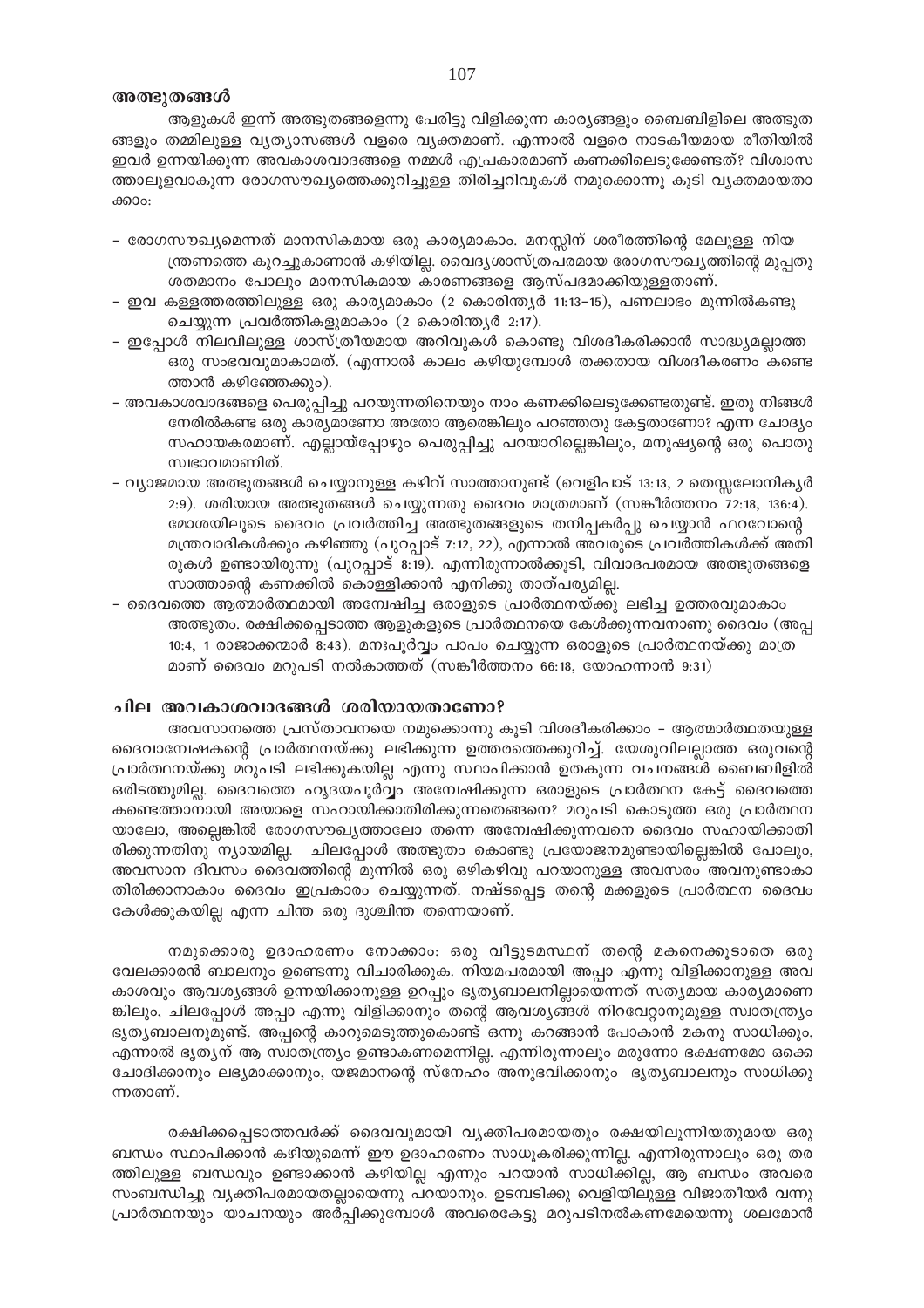### അത്ഭുതങ്ങൾ

ആളുകൾ ഇന്ന് അത്ഭുതങ്ങളെന്നു പേരിട്ടു വിളിക്കുന്ന കാര്യങ്ങളും ബൈബിളിലെ അത്ഭുതങ്ങളും തമ്മിലുള്ള വ്യത്യാസങ്ങൾ വളരെ വ്യക്തമാണ്. എന്നാൽ വളരെ നാടകീയമായ രീതിയിൽ ഇവർ ഉന്നയിക്കുന്ന അവകാശവാദങ്ങളെ നമ്മൾ എപ്രകാരമാണ് കണക്കിലെടുക്കേണ്ടത്? വിശ്വാസത്താലുളവാകുന്ന രോഗസൗഖ്യത്തെക്കുറിച്ചുള്ള തിരിച്ചറിവുകൾ നമുക്കൊന്നു കൂടി വ്യക്തമായതാക്കാം:

- രോഗസൗഖ്യമെന്നത് മാനസികമായ ഒരു കാര്യമാകാം. മനസ്സിന് ശരീരത്തിന്റെ മേലുള്ള നിയന്ത്രണത്തെ കുറച്ചുകാണാൻ കഴിയില്ല. വൈദ്യശാസ്ത്രപരമായ രോഗസൗഖ്യത്തിന്റെ മുപ്പതു ശതമാനം പോലും മാനസികമായ കാരണങ്ങളെ ആസ്പദമാക്കിയുള്ളതാണ്.
- ഇവ കള്ളത്തരത്തിലുള്ള ഒരു കാര്യമാകാം (2 കൊരിന്ത്യർ 11:13-15), പണലാഭം മുന്നിൽകണ്ടു ചെയ്യുന്ന പ്രവർത്തികളുമാകാം (2 കൊരിന്ത്യർ 2:17).
- ഇപ്പോൾ നിലവിലുള്ള ശാസ്ത്രീയമായ അറിവുകൾ കൊണ്ടു വിശദീകരിക്കാൻ സാദ്ധ്യമല്ലാത്ത ഒരു സംഭവവുമാകാമത്. (എന്നാൽ കാലം കഴിയുമ്പോൾ തക്കതായ വിശദീകരണം കണ്ടെത്താൻ കഴിഞ്ഞേക്കും).
- അവകാശവാദങ്ങളെ പെരുപ്പിച്ചു പറയുന്നതിനെയും നാം കണക്കിലെടുക്കേണ്ടതുണ്ട്. ഇതു നിങ്ങൾ നേരിൽകണ്ട ഒരു കാര്യമാണോ അതോ ആരെങ്കിലും പറഞ്ഞതു കേട്ടതാണോ? എന്ന ചോദ്യം സഹായകരമാണ്. എല്ലായ്പ്പോഴും പെരുപ്പിച്ചു പറയാറില്ലെങ്കിലും, മനുഷ്യന്റെ ഒരു പൊതു സ്വഭാവമാണിത്.
- വ്യാജമായ അത്ഭുതങ്ങൾ ചെയ്യാനുള്ള കഴിവ് സാത്താനുണ്ട് (വെളിപാട് 13:13, 2 തെസ്സലോനികൃർ 2:9). ശരിയായ അത്ഭുതങ്ങൾ ചെയ്യുന്നതു ദൈവം മാത്രമാണ് (സങ്കീർത്തനം 72:18, 136:4). മോശയിലൂടെ ദൈവം പ്രവർത്തിച്ച അത്ഭുതങ്ങളുടെ തനിപ്പകർപ്പു ചെയ്യാൻ ഫറവോന്റെ മന്ത്രവാദികൾക്കും കഴിഞ്ഞു (പുറപ്പാട് 7:12, 22), എന്നാൽ അവരുടെ പ്രവർത്തികൾക്ക് അതിരുകൾ ഉണ്ടായിരുന്നു (പുറപ്പാട് 8:19). എന്നിരുന്നാൽക്കൂടി, വിവാദപരമായ അത്ഭുതങ്ങളെ സാത്താന്റെ കണക്കിൽ കൊള്ളിക്കാൻ എനിക്കു താത്പര്യമില്ല.
- ദൈവത്തെ ആത്മാർത്ഥമായി അന്വേഷിച്ച ഒരാളുടെ പ്രാർത്ഥനയ്ക്കു ലഭിച്ച ഉത്തരവുമാകാം അത്ഭുതം. രക്ഷിക്കപ്പെടാത്ത ആളുകളുടെ പ്രാർത്ഥനയെ കേൾക്കുന്നവനാണു ദൈവം (അപ്പ 10:4, 1 രാജാക്കന്മാർ 8:43). മനഃപൂർവ്വം പാപം ചെയ്യുന്ന ഒരാളുടെ പ്രാർത്ഥനയ്ക്കു മാത്രമാണ് ദൈവം മറുപടി നൽകാത്തത് (സങ്കീർത്തനം 66:18, യോഹന്നാൻ 9:31)

### ചില അവകാശവാദങ്ങൾ ശരിയായതാണോ?

അവസാനത്തെ പ്രസ്താവനയെ നമുക്കൊന്നു കൂടി വിശദീകരിക്കാം - ആത്മാർത്ഥതയുള്ള ദൈവാന്വേഷകന്റെ പ്രാർത്ഥനയ്ക്കു ലഭിക്കുന്ന ഉത്തരത്തെക്കുറിച്ച്. യേശുവിലല്ലാത്ത ഒരുവന്റെ പ്രാർത്ഥനയ്ക്കു മറുപടി ലഭിക്കുകയില്ല എന്നു സ്ഥാപിക്കാൻ ഉതകുന്ന വചനങ്ങൾ ബൈബിളിൽ ഒരിടത്തുമില്ല. ദൈവത്തെ ഹൃദയപൂർവ്വം അന്വേഷിക്കുന്ന ഒരാളുടെ പ്രാർത്ഥന കേട്ട് ദൈവത്തെ കണ്ടെത്താനായി അയാളെ സഹായിക്കാതിരിക്കുന്നതെങ്ങനെ? മറുപടി കൊടുത്ത ഒരു പ്രാർത്ഥനയാലോ, അല്ലെങ്കിൽ രോഗസൗഖ്യത്താലോ തന്നെ അന്വേഷിക്കുന്നവനെ ദൈവം സഹായിക്കാതിരിക്കുന്നതിനു ന്യായമില്ല. ചിലപ്പോൾ അത്ഭുതം കൊണ്ടു പ്രയോജനമുണ്ടായില്ലെങ്കിൽ പോലും, അവസാന ദിവസം ദൈവത്തിന്റെ മുന്നിൽ ഒരു ഒഴികഴിവു പറയാനുള്ള അവസരം അവനുണ്ടാകാതിരിക്കാനാകാം ദൈവം ഇപ്രകാരം ചെയ്യുന്നത്. നഷ്ടപ്പെട്ട തന്റെ മക്കളുടെ പ്രാർത്ഥന ദൈവം കേൾക്കുകയില്ല എന്ന ചിന്ത ഒരു ദുശ്ചിന്ത തന്നെയാണ്.

നമുക്കൊരു ഉദാഹരണം നോക്കാം: ഒരു വീട്ടുടമസ്ഥന് തന്റെ മകനെക്കൂടാതെ ഒരു വേലക്കാരൻ ബാലനും ഉണ്ടെന്നു വിചാരിക്കുക. നിയമപരമായി അപ്പാ എന്നു വിളിക്കാനുള്ള അവകാശവും ആവശ്യങ്ങൾ ഉന്നയിക്കാനുള്ള ഉറപ്പും ഭൃത്യബാലനില്ലായെന്നത് സത്യമായ കാര്യമാണെങ്കിലും, ചിലപ്പോൾ അപ്പാ എന്നു വിളിക്കാനും തന്റെ ആവശ്യങ്ങൾ നിറവേറ്റാനുമുള്ള സ്വാതന്ത്ര്യം ഭൃത്യബാലനുമുണ്ട്. അപ്പന്റെ കാറുമെടുത്തുകൊണ്ട് ഒന്നു കറങ്ങാൻ പോകാൻ മകനു സാധിക്കും, എന്നാൽ ഭൃത്യന് ആ സ്വാതന്ത്ര്യം ഉണ്ടാകണമെന്നില്ല. എന്നിരുന്നാലും മരുന്നോ ഭക്ഷണമോ ഒക്കെ ചോദിക്കാനും ലഭ്യമാക്കാനും, യജമാനന്റെ സ്നേഹം അനുഭവിക്കാനും ഭൃത്യബാലനും സാധിക്കുന്നതാണ്.

രക്ഷിക്കപ്പെടാത്തവർക്ക് ദൈവവുമായി വ്യക്തിപരമായതും രക്ഷയിലൂന്നിയതുമായ ഒരു ബന്ധം സ്ഥാപിക്കാൻ കഴിയുമെന്ന് ഈ ഉദാഹരണം സാധൂകരിക്കുന്നില്ല. എന്നിരുന്നാലും ഒരു തരത്തിലുള്ള ബന്ധവും ഉണ്ടാക്കാൻ കഴിയില്ല എന്നും പറയാൻ സാധിക്കില്ല, ആ ബന്ധം അവരെ സംബന്ധിച്ചു വ്യക്തിപരമായതല്ലായെന്നു പറയാനും. ഉടമ്പടിക്കു വെളിയിലുള്ള വിജാതീയർ വന്നു പ്രാർത്ഥനയും യാചനയും അർപ്പിക്കുമ്പോൾ അവരെകേട്ടു മറുപടിനൽകണമേയെന്നു ശലമോൻ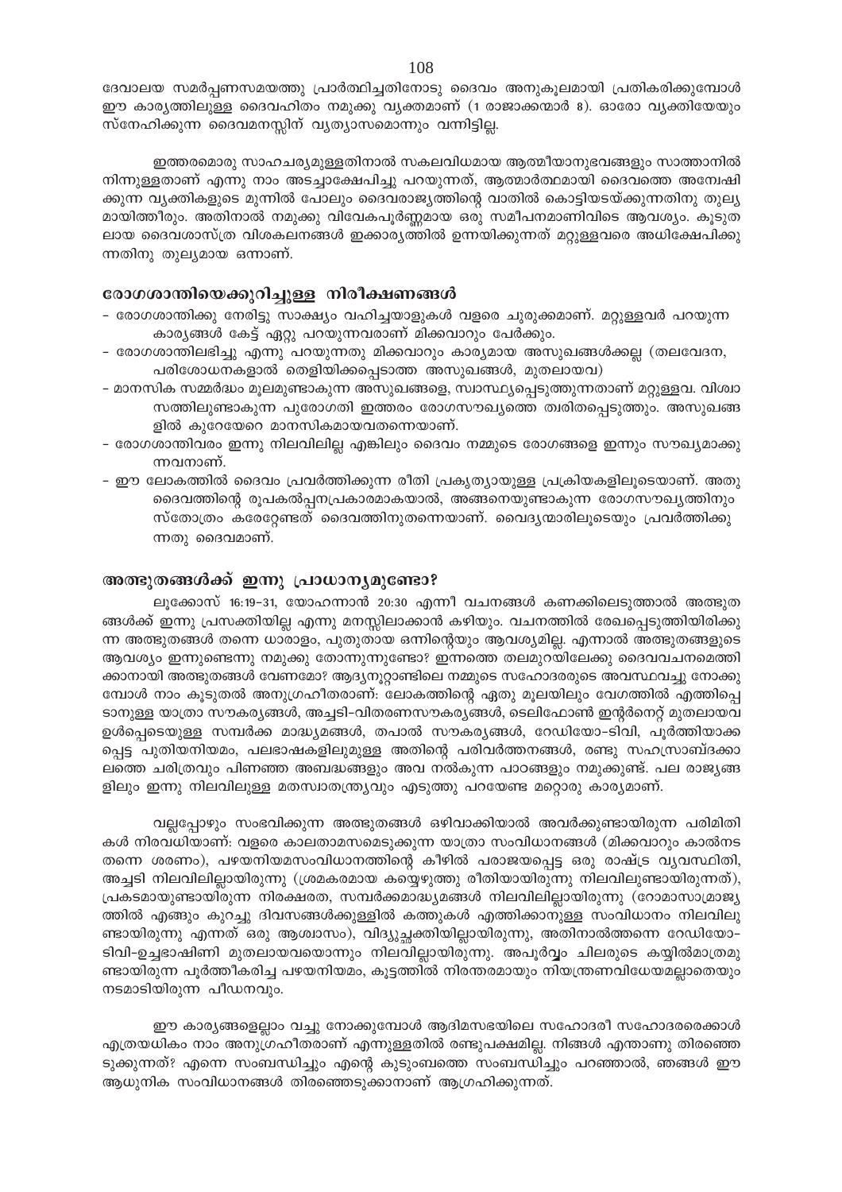ദേവാലയ സമർപ്പണസമയത്തു പ്രാർത്ഥിച്ചതിനോടു ദൈവം അനുകൂലമായി പ്രതികരിക്കുമ്പോൾ ഈ കാര്യത്തിലുള്ള ദൈവഹിതം നമുക്കു വ്യക്തമാണ് (1 രാജാക്കന്മാർ 8). ഓരോ വ്യക്തിയേയും സ്നേഹിക്കുന്ന ദൈവമനസ്സിന് വ്യത്യാസമൊന്നും വന്നിട്ടില്ല.

ഇത്തരമൊരു സാഹചര്യമുള്ളതിനാൽ സകലവിധമായ ആത്മീയാനുഭവങ്ങളും സാത്താനിൽ നിന്നുള്ളതാണ് എന്നു നാം അടച്ചാക്ഷേപിച്ചു പറയുന്നത്, ആത്മാർത്ഥമായി ദൈവത്തെ അന്വേഷിക്കുന്ന വ്യക്തികളുടെ മുന്നിൽ പോലും ദൈവരാജ്യത്തിന്റെ വാതിൽ കൊട്ടിയടയ്ക്കുന്നതിനു തുല്യമായിത്തീരും. അതിനാൽ നമുക്കു വിവേകപൂർണ്ണമായ ഒരു സമീപനമാണിവിടെ ആവശ്യം. കൂടുതലായ ദൈവശാസ്ത്ര വിശകലനങ്ങൾ ഇക്കാര്യത്തിൽ ഉന്നയിക്കുന്നത് മറ്റുള്ളവരെ അധിക്ഷേപിക്കുന്നതിനു തുല്യമായ ഒന്നാണ്.

## രോഗശാന്തിയെക്കുറിച്ചുള്ള നിരീക്ഷണങ്ങൾ

- രോഗശാന്തിക്കു നേരിട്ടു സാക്ഷ്യം വഹിച്ചയാളുകൾ വളരെ ചുരുക്കമാണ്. മറ്റുള്ളവർ പറയുന്ന കാര്യങ്ങൾ കേട്ട് ഏറ്റു പറയുന്നവരാണ് മിക്കവാറും പേർക്കും.
- രോഗശാന്തിലഭിച്ചു എന്നു പറയുന്നതു മിക്കവാറും കാര്യമായ അസുഖങ്ങൾക്കല്ല (തലവേദന, പരിശോധനകളാൽ തെളിയിക്കപ്പെടാത്ത അസുഖങ്ങൾ, മുതലായവ)
- മാനസിക സമ്മർദ്ധം മൂലമുണ്ടാകുന്ന അസുഖങ്ങളെ, സ്വാസ്ഥ്യപ്പെടുത്തുന്നതാണ് മറ്റുള്ളവ. വിശ്വാസത്തിലുണ്ടാകുന്ന പുരോഗതി ഇത്തരം രോഗസൗഖ്യത്തെ ത്വരിതപ്പെടുത്തും. അസുഖങ്ങളിൽ കുറേയേറെ മാനസികമായവതന്നെയാണ്.
- രോഗശാന്തിവരം ഇന്നു നിലവിലില്ല എങ്കിലും ദൈവം നമ്മുടെ രോഗങ്ങളെ ഇന്നും സൗഖ്യമാക്കുന്നവനാണ്.
- ഈ ലോകത്തിൽ ദൈവം പ്രവർത്തിക്കുന്ന രീതി പ്രകൃത്യായുള്ള പ്രക്രിയകളിലൂടെയാണ്. അതു ദൈവത്തിന്റെ രൂപകൽപ്പനപ്രകാരമാകയാൽ, അങ്ങനെയുണ്ടാകുന്ന രോഗസൗഖ്യത്തിനും സ്തോത്രം കരേറ്റേണ്ടത് ദൈവത്തിനുതന്നെയാണ്. വൈദ്യന്മാരിലൂടെയും പ്രവർത്തിക്കുന്നതു ദൈവമാണ്.

## അത്ഭുതങ്ങൾക്ക് ഇന്നു പ്രാധാന്യമുണ്ടോ?

ലൂക്കോസ് 16:19-31, യോഹന്നാൻ 20:30 എന്നീ വചനങ്ങൾ കണക്കിലെടുത്താൽ അത്ഭുതങ്ങൾക്ക് ഇന്നു പ്രസക്തിയില്ല എന്നു മനസ്സിലാക്കാൻ കഴിയും. വചനത്തിൽ രേഖപ്പെടുത്തിയിരിക്കുന്ന അത്ഭുതങ്ങൾ തന്നെ ധാരാളം, പുതുതായ ഒന്നിന്റെയും ആവശ്യമില്ല. എന്നാൽ അത്ഭുതങ്ങളുടെ ആവശ്യം ഇന്നുണ്ടെന്നു നമുക്കു തോന്നുന്നുണ്ടോ? ഇന്നത്തെ തലമുറയിലേക്കു ദൈവവചനമെത്തിക്കാനായി അത്ഭുതങ്ങൾ വേണമോ? ആദ്യനൂറ്റാണ്ടിലെ നമ്മുടെ സഹോദരരുടെ അവസ്ഥവച്ചു നോക്കുമ്പോൾ നാം കൂടുതൽ അനുഗ്രഹീതരാണ്: ലോകത്തിന്റെ ഏതു മൂലയിലും വേഗത്തിൽ എത്തിപ്പെടാനുള്ള യാത്രാ സൗകര്യങ്ങൾ, അച്ചടി-വിതരണസൗകര്യങ്ങൾ, ടെലിഫോൺ ഇന്റർനെറ്റ് മുതലായവ ഉൾപ്പെടെയുള്ള സമ്പർക്ക മാദ്ധ്യമങ്ങൾ, തപാൽ സൗകര്യങ്ങൾ, റേഡിയോ-ടിവി, പൂർത്തിയാക്കപ്പെട്ട പുതിയനിയമം, പലഭാഷകളിലുമുള്ള അതിന്റെ പരിവർത്തനങ്ങൾ, രണ്ടു സഹസ്രാബ്ദക്കാലത്തെ ചരിത്രവും പിണഞ്ഞ അബദ്ധങ്ങളും അവ നൽകുന്ന പാഠങ്ങളും നമുക്കുണ്ട്. പല രാജ്യങ്ങളിലും ഇന്നു നിലവിലുള്ള മതസ്വാതന്ത്ര്യവും എടുത്തു പറയേണ്ട മറ്റൊരു കാര്യമാണ്.

വല്ലപ്പോഴും സംഭവിക്കുന്ന അത്ഭുതങ്ങൾ ഒഴിവാക്കിയാൽ അവർക്കുണ്ടായിരുന്ന പരിമിതികൾ നിരവധിയാണ്: വളരെ കാലതാമസമെടുക്കുന്ന യാത്രാ സംവിധാനങ്ങൾ (മിക്കവാറും കാൽനട തന്നെ ശരണം), പഴയനിയമസംവിധാനത്തിന്റെ കീഴിൽ പരാജയപ്പെട്ട ഒരു രാഷ്ട്ര വ്യവസ്ഥിതി, അച്ചടി നിലവിലില്ലായിരുന്നു (ശ്രമകരമായ കയ്യെഴുത്തു രീതിയായിരുന്നു നിലവിലുണ്ടായിരുന്നത്), പ്രകടമായുണ്ടായിരുന്ന നിരക്ഷരത, സമ്പർക്കമാദ്ധ്യമങ്ങൾ നിലവിലില്ലായിരുന്നു (റോമാസാമ്രാജ്യത്തിൽ എങ്ങും കുറച്ചു ദിവസങ്ങൾക്കുള്ളിൽ കത്തുകൾ എത്തിക്കാനുള്ള സംവിധാനം നിലവിലുണ്ടായിരുന്നു എന്നത് ഒരു ആശ്വാസം), വിദ്യുച്ഛക്തിയില്ലായിരുന്നു, അതിനാൽത്തന്നെ റേഡിയോ-ടിവി-ഉച്ചഭാഷിണി മുതലായവയൊന്നും നിലവില്ലായിരുന്നു. അപൂർവ്വം ചിലരുടെ കയ്യിൽമാത്രമുണ്ടായിരുന്ന പൂർത്തീകരിച്ച പഴയനിയമം, കൂട്ടത്തിൽ നിരന്തരമായും നിയന്ത്രണവിധേയമല്ലാതെയും നടമാടിയിരുന്ന പീഡനവും.

ഈ കാര്യങ്ങളെല്ലാം വച്ചു നോക്കുമ്പോൾ ആദിമസഭയിലെ സഹോദരീ സഹോദരരെക്കാൾ എത്രയധികം നാം അനുഗ്രഹീതരാണ് എന്നുള്ളതിൽ രണ്ടുപക്ഷമില്ല. നിങ്ങൾ എന്താണു തിരഞ്ഞെടുക്കുന്നത്? എന്നെ സംബന്ധിച്ചും എന്റെ കുടുംബത്തെ സംബന്ധിച്ചും പറഞ്ഞാൽ, ഞങ്ങൾ ഈ ആധുനിക സംവിധാനങ്ങൾ തിരഞ്ഞെടുക്കാനാണ് ആഗ്രഹിക്കുന്നത്.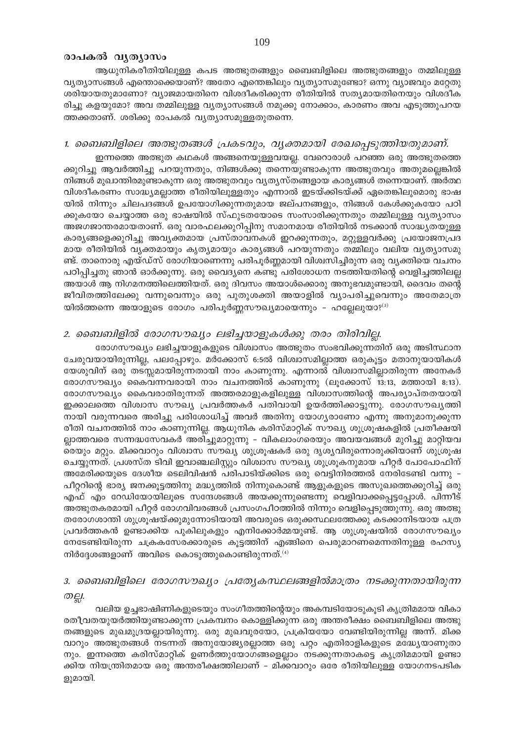### രാപകൽ വ്യത്യാസം

ആധുനികരീതിയിലുള്ള കപട അത്ഭുതങ്ങളും ബൈബിളിലെ അത്ഭുതങ്ങളും തമ്മിലുള്ള വ്യത്യാസങ്ങൾ എന്തൊക്കെയാണ്? അതോ എന്തെങ്കിലും വ്യത്യാസമുണ്ടോ? ഒന്നു വ്യാജവും മറ്റേതു ശരിയായതുമാണോ? വ്യാജമായതിനെ വിശദീകരിക്കുന്ന രീതിയിൽ സത്യമായതിനെയും വിശദീകരിച്ചു കളയുമോ? അവ തമ്മിലുള്ള വ്യത്യാസങ്ങൾ നമുക്കു നോക്കാം, കാരണം അവ എടുത്തുപറയത്തക്കതാണ്. ശരിക്കു രാപകൽ വ്യത്യാസമുള്ളതുതന്നെ.

#### *1. ബൈബിളിലെ അത്ഭുതങ്ങൾ പ്രകടവും, വ്യക്തമായി രേഖപ്പെടുത്തിയതുമാണ്.*

ഇന്നത്തെ അത്ഭുത കഥകൾ അങ്ങനെയുള്ളവയല്ല. വേറൊരാൾ പറഞ്ഞ ഒരു അത്ഭുതത്തെക്കുറിച്ചു ആവർത്തിച്ചു പറയുന്നതും, നിങ്ങൾക്കു തന്നെയുണ്ടാകുന്ന അത്ഭുതവും അതുമല്ലെങ്കിൽ നിങ്ങൾ മുഖാന്തിരമുണ്ടാകുന്ന ഒരു അത്ഭുതവും വ്യത്യസ്തങ്ങളായ കാര്യങ്ങൾ തന്നെയാണ്. അർത്ഥവിശദീകരണം സാദ്ധ്യമല്ലാത്ത രീതിയിലുള്ളതും എന്നാൽ ഇടയ്ക്കിടയ്ക്ക് ഏതെങ്കിലുമൊരു ഭാഷയിൽ നിന്നും ചിലപദങ്ങൾ ഉപയോഗിക്കുന്നതുമായ ജല്പനങ്ങളും, നിങ്ങൾ കേൾക്കുകയോ പഠിക്കുകയോ ചെയ്യാത്ത ഒരു ഭാഷയിൽ സ്ഫുടതയോടെ സംസാരിക്കുന്നതും തമ്മിലുള്ള വ്യത്യാസം അജഗജാന്തരമായതാണ്. ഒരു വാരഫലക്കുറിപ്പിനു സമാനമായ രീതിയിൽ നടക്കാൻ സാദ്ധ്യതയുള്ള കാര്യങ്ങളെക്കുറിച്ചു അവ്യക്തമായ പ്രസ്താവനകൾ ഇറക്കുന്നതും, മറ്റുള്ളവർക്കു പ്രയോജനപ്രദമായ രീതിയിൽ വ്യക്തമായും കൃത്യമായും കാര്യങ്ങൾ പറയുന്നതും തമ്മിലും വലിയ വ്യത്യാസമുണ്ട്. താനൊരു എയ്ഡ്സ് രോഗിയാണെന്നു പരിപൂർണ്ണമായി വിശ്വസിച്ചിരുന്ന ഒരു വ്യക്തിയെ വചനം പഠിപ്പിച്ചതു ഞാൻ ഓർക്കുന്നു. ഒരു വൈദ്യനെ കണ്ടു പരിശോധന നടത്തിയതിന്റെ വെളിച്ചത്തിലല്ല അയാൾ ആ നിഗമനത്തിലെത്തിയത്. ഒരു ദിവസം അയാൾക്കൊരു അനുഭവമുണ്ടായി, ദൈവം തന്റെ ജീവിതത്തിലേക്കു വന്നുവെന്നും ഒരു പുതുശക്തി അയാളിൽ വ്യാപരിച്ചുവെന്നും അതേമാത്രയിൽത്തന്നെ അയാളുടെ രോഗം പരിപൂർണ്ണസൗഖ്യമായെന്നും – ഹല്ലേലുയാ?[3]

#### *2. ബൈബിളിൽ രോഗസൗഖ്യം ലഭിച്ചയാളുകൾക്കു തരം തിരിവില്ല.*

രോഗസൗഖ്യം ലഭിച്ചയാളുകളുടെ വിശ്വാസം അത്ഭുതം സംഭവിക്കുന്നതിന് ഒരു അടിസ്ഥാന ചേരുവയായിരുന്നില്ല, പലപ്പോഴും. മർക്കോസ് 6:5ൽ വിശ്വാസമില്ലാത്ത ഒരുകൂട്ടം മതാനുയായികൾ യേശുവിന് ഒരു തടസ്സമായിരുന്നതായി നാം കാണുന്നു. എന്നാൽ വിശ്വാസമില്ലാതിരുന്ന അനേകർ രോഗസൗഖ്യം കൈവന്നവരായി നാം വചനത്തിൽ കാണുന്നു (ലൂക്കോസ് 13:13, മത്തായി 8:13). രോഗസൗഖ്യം കൈവരാതിരുന്നത് അത്തരമാളുകളിലുള്ള വിശ്വാസത്തിന്റെ അപര്യാപ്തതയായി ഇക്കാലത്തെ വിശ്വാസ സൗഖ്യ പ്രവർത്തകർ പതിവായി ഉയർത്തിക്കാട്ടുന്നു. രോഗസൗഖ്യത്തിനായി വരുന്നവരെ അരിച്ചു പരിശോധിച്ച് അവർ അതിനു യോഗ്യരാണോ എന്നു അനുമാനുക്കുന്ന രീതി വചനത്തിൽ നാം കാണുന്നില്ല. ആധുനിക കരിസ്മാറ്റിക് സൗഖ്യ ശുശ്രൂഷകളിൽ പ്രതീക്ഷയില്ലാത്തവരെ സന്നദ്ധസേവകർ അരിച്ചുമാറ്റുന്നു – വികലാംഗരെയും അവയവങ്ങൾ മുറിച്ചു മാറ്റിയവരെയും മറ്റും. മിക്കവാറും വിശ്വാസ സൗഖ്യ ശുശ്രൂഷകർ ഒരു ദൃശ്യവിരുന്നൊരുക്കിയാണ് ശുശ്രൂഷ ചെയ്യുന്നത്. പ്രശസ്ത ടിവി ഇവാഞ്ചലിസ്റ്റും വിശ്വാസ സൗഖ്യ ശുശ്രൂകനുമായ പീറ്റർ പോപോഫിന് അമേരിക്കയുടെ ദേശീയ ടെലിവിഷൻ പരിപാടിയ്ക്കിടെ ഒരു വെട്ടിനിരത്തൽ നേരിടേണ്ടി വന്നു – പീറ്ററിന്റെ ഭാര്യ ജനക്കൂട്ടത്തിനു മദ്ധ്യത്തിൽ നിന്നുകൊണ്ട് ആളുകളുടെ അസുഖത്തെക്കുറിച്ച് ഒരു എഫ് എം റേഡിയോയിലൂടെ സന്ദേശങ്ങൾ അയക്കുന്നുണ്ടെന്നു വെളിവാക്കപ്പെട്ടപ്പോൾ. പിന്നീട് അത്ഭുതകരമായി പീറ്റർ രോഗവിവരങ്ങൾ പ്രസംഗപീഠത്തിൽ നിന്നും വെളിപ്പെടുത്തുന്നു. ഒരു അത്ഭുതരോഗശാന്തി ശുശ്രൂഷയ്ക്കുമുന്നോടിയായി അവരുടെ ഒരുക്കസ്ഥലത്തേക്കു കടക്കാനിടയായ പത്രപ്രവർത്തകൻ ഉണ്ടാക്കിയ പുകിലുകളും എനിക്കോർമ്മയുണ്ട്. ആ ശുശ്രൂഷയിൽ രോഗസൗഖ്യം നേടേണ്ടിയിരുന്ന ചക്രകസേരക്കാരുടെ കൂട്ടത്തിന് എങ്ങിനെ പെരുമാറണമെന്നതിനുള്ള രഹസ്യനിർദ്ദേശങ്ങളാണ് അവിടെ കൊടുത്തുകൊണ്ടിരുന്നത്.[4]

#### *3. ബൈബിളിലെ രോഗസൗഖ്യം പ്രത്യേകസ്ഥലങ്ങളിൽമാത്രം നടക്കുന്നതായിരുന്നതല്ല.*

വലിയ ഉച്ചഭാഷിണികളുടെയും സംഗീതത്തിന്റെയും അകമ്പടിയോടുകൂടി കൃത്രിമമായ വികാരതീവ്രതയുയർത്തിയുണ്ടാക്കുന്ന പ്രകമ്പനം കൊള്ളിക്കുന്ന ഒരു അന്തരീക്ഷം ബൈബിളിലെ അത്ഭുതങ്ങളുടെ മുഖമുദ്രയല്ലായിരുന്നു. ഒരു മുഖവുരയോ, പ്രക്രിയയോ വേണ്ടിയിരുന്നില്ല അന്ന്. മിക്കവാറും അത്ഭുതങ്ങൾ നടന്നത് അനുയോജ്യരല്ലാത്ത ഒരു പറ്റം എതിരാളികളുടെ മദ്ധ്യേയാണുതാനും. ഇന്നത്തെ കരിസ്മാറ്റിക് ഉണർത്തുയോഗങ്ങളെല്ലാം നടക്കുന്നതാകട്ടെ കൃത്രിമമായി ഉണ്ടാക്കിയ നിയന്ത്രിതമായ ഒരു അന്തരീക്ഷത്തിലാണ് – മിക്കവാറും ഒരേ രീതിയിലുള്ള യോഗനടപടികളുമായി.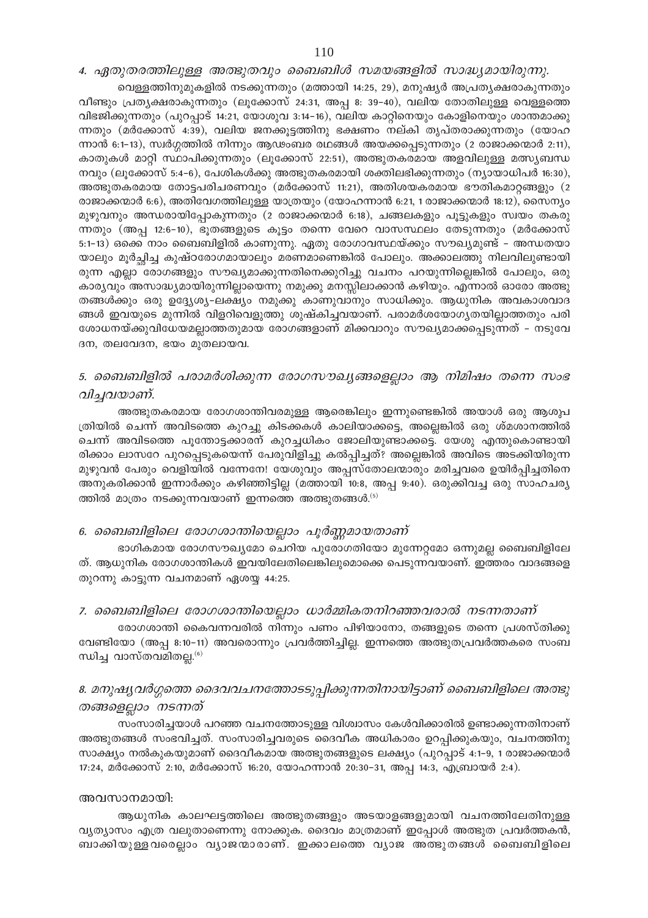### *4. ഏതുതരത്തിലുള്ള അത്ഭുതവും ബൈബിൾ സമയങ്ങളിൽ സാദ്ധ്യമായിരുന്നു.*

വെള്ളത്തിനുമുകളിൽ നടക്കുന്നതും (മത്തായി 14:25, 29), മനുഷ്യർ അപ്രത്യക്ഷരാകുന്നതും വീണ്ടും പ്രത്യക്ഷരാകുന്നതും (ലൂക്കോസ് 24:31, അപ്പ 8: 39–40), വലിയ തോതിലുള്ള വെള്ളത്തെ വിജ്ജിക്കുന്നതും (പുറപ്പാട് 14:21, യോശുവ 3:14–16), വലിയ കാറ്റിനെയും കോളിനെയും ശാന്തമാക്കുന്നതും (മർക്കോസ് 4:39), വലിയ ജനക്കൂട്ടത്തിനു ഭക്ഷണം നല്കി തൃപ്തരാക്കുന്നതും (യോഹന്നാൻ 6:1–13), സ്വർഗ്ഗത്തിൽ നിന്നും ആഢംബര രഥങ്ങൾ അയക്കപ്പെടുന്നതും (2 രാജാക്കന്മാർ 2:11), കാതുകൾ മാറ്റി സ്ഥാപിക്കുന്നതും (ലൂക്കോസ് 22:51), അത്ഭുതകരമായ അളവിലുള്ള മത്സ്യബന്ധനവും (ലൂക്കോസ് 5:4–6), പേശികൾക്കു അത്ഭുതകരമായി ശക്തിലഭിക്കുന്നതും (ന്യായാധിപർ 16:30), അത്ഭുതകരമായ തോട്ടപരിചരണവും (മർക്കോസ് 11:21), അതിശയകരമായ ഭൗതികമാറ്റങ്ങളും (2 രാജാക്കന്മാർ 6:6), അതിവേഗത്തിലുള്ള യാത്രയും (യോഹന്നാൻ 6:21, 1 രാജാക്കന്മാർ 18:12), സൈന്യം മുഴുവനും അന്ധരായിപ്പോകുന്നതും (2 രാജാക്കന്മാർ 6:18), ചങ്ങലകളും പൂട്ടുകളും സ്വയം തകരുന്നതും (അപ്പ 12:6–10), ഭൂതങ്ങളുടെ കൂട്ടം തന്നെ വേറെ വാസസ്ഥലം തേടുന്നതും (മർക്കോസ് 5:1–13) ഒക്കെ നാം ബൈബിളിൽ കാണുന്നു. ഏതു രോഗാവസ്ഥയ്ക്കും സൗഖ്യമുണ്ട് – അന്ധതയായാലും മൂർച്ഛിച്ച കുഷ്ഠരോഗമായാലും മരണമാണെങ്കിൽ പോലും. അക്കാലത്തു നിലവിലുണ്ടായിരുന്ന എല്ലാ രോഗങ്ങളും സൗഖ്യമാക്കുന്നതിനെക്കുറിച്ചു വചനം പറയുന്നില്ലെങ്കിൽ പോലും, ഒരു കാര്യവും അസാദ്ധ്യമായിരുന്നില്ലായെന്നു നമുക്കു മനസ്സിലാക്കാൻ കഴിയും. എന്നാൽ ഓരോ അത്ഭുതങ്ങൾക്കും ഒരു ഉദ്ദേശ്യ-ലക്ഷ്യം നമുക്കു കാണുവാനും സാധിക്കും. ആധുനിക അവകാശവാദങ്ങൾ ഇവയുടെ മുന്നിൽ വിളറിവെളുത്തു ശുഷ്കിച്ചവയാണ്. പരാമർശയോഗ്യതയില്ലാത്തതും പരിശോധനയ്ക്കുവിധേയമല്ലാത്തതുമായ രോഗങ്ങളാണ് മിക്കവാറും സൗഖ്യമാക്കപ്പെടുന്നത് – നടുവേദന, തലവേദന, ഭയം മുതലായവ.

### *5. ബൈബിളിൽ പരാമർശിക്കുന്ന രോഗസൗഖ്യങ്ങളെല്ലാം ആ നിമിഷം തന്നെ സംഭവിച്ചവയാണ്.*

അത്ഭുതകരമായ രോഗശാന്തിവരമുള്ള ആരെങ്കിലും ഇന്നുണ്ടെങ്കിൽ അയാൾ ഒരു ആശുപത്രിയിൽ ചെന്ന് അവിടത്തെ കുറച്ചു കിടക്കകൾ കാലിയാക്കട്ടെ, അല്ലെങ്കിൽ ഒരു ശ്മശാനത്തിൽ ചെന്ന് അവിടത്തെ പൂന്തോട്ടക്കാരന് കുറച്ചധികം ജോലിയുണ്ടാക്കട്ടെ. യേശു എന്തുകൊണ്ടായിരിക്കാം ലാസറേ പുറപ്പെടുകയെന്ന് പേരുവിളിച്ചു കൽപ്പിച്ചത്? അല്ലെങ്കിൽ അവിടെ അടക്കിയിരുന്ന മുഴുവൻ പേരും വെളിയിൽ വന്നേനേ! യേശുവും അപ്പസ്തോലന്മാരും മരിച്ചവരെ ഉയിർപ്പിച്ചതിനെ അനുകരിക്കാൻ ഇന്നാർക്കും കഴിഞ്ഞിട്ടില്ല (മത്തായി 10:8, അപ്പ 9:40). ഒരുക്കിവച്ച ഒരു സാഹചര്യത്തിൽ മാത്രം നടക്കുന്നവയാണ് ഇന്നത്തെ അത്ഭുതങ്ങൾ.[5]

### *6. ബൈബിളിലെ രോഗശാന്തിയെല്ലാം പൂർണ്ണമായതാണ്*

ഭാഗികമായ രോഗസൗഖ്യമോ ചെറിയ പുരോഗതിയോ മുന്നേറ്റമോ ഒന്നുമല്ല ബൈബിളിലേത്. ആധുനിക രോഗശാന്തികൾ ഇവയിലേതിലെങ്കിലുമൊക്കെ പെടുന്നവയാണ്. ഇത്തരം വാദങ്ങളെ തുറന്നു കാട്ടുന്ന വചനമാണ് ഏശയ്യ 44:25.

### *7. ബൈബിളിലെ രോഗശാന്തിയെല്ലാം ധാർമ്മികതനിറഞ്ഞവരാൽ നടന്നതാണ്*

രോഗശാന്തി കൈവന്നവരിൽ നിന്നും പണം പിഴിയാനോ, തങ്ങളുടെ തന്നെ പ്രശസ്തിക്കു വേണ്ടിയോ (അപ്പ 8:10–11) അവരൊന്നും പ്രവർത്തിച്ചില്ല. ഇന്നത്തെ അത്ഭുതപ്രവർത്തകരെ സംബന്ധിച്ച വാസ്തവമിതല്ല.[6]

### *8. മനുഷ്യവർഗ്ഗത്തെ ദൈവവചനത്തോടടുപ്പിക്കുന്നതിനായിട്ടാണ് ബൈബിളിലെ അത്ഭുതങ്ങളെല്ലാം നടന്നത്*

സംസാരിച്ചയാൾ പറഞ്ഞ വചനത്തോടുള്ള വിശ്വാസം കേൾവിക്കാരിൽ ഉണ്ടാക്കുന്നതിനാണ് അത്ഭുതങ്ങൾ സംഭവിച്ചത്. സംസാരിച്ചവരുടെ ദൈവീക അധികാരം ഉറപ്പിക്കുകയും, വചനത്തിനു സാക്ഷ്യം നൽകുകയുമാണ് ദൈവീകമായ അത്ഭുതങ്ങളുടെ ലക്ഷ്യം (പുറപ്പാട് 4:1–9, 1 രാജാക്കന്മാർ 17:24, മർക്കോസ് 2:10, മർക്കോസ് 16:20, യോഹന്നാൻ 20:30–31, അപ്പ 14:3, എബ്രായർ 2:4).

അവസാനമായി:

ആധുനിക കാലഘട്ടത്തിലെ അത്ഭുതങ്ങളും അടയാളങ്ങളുമായി വചനത്തിലേതിനുള്ള വ്യത്യാസം എത്ര വലുതാണെന്നു നോക്കുക. ദൈവം മാത്രമാണ് ഇപ്പോൾ അത്ഭുത പ്രവർത്തകൻ, ബാക്കിയുള്ളവരെല്ലാം വ്യാജന്മാരാണ്. ഇക്കാലത്തെ വ്യാജ അത്ഭുതങ്ങൾ ബൈബിളിലെ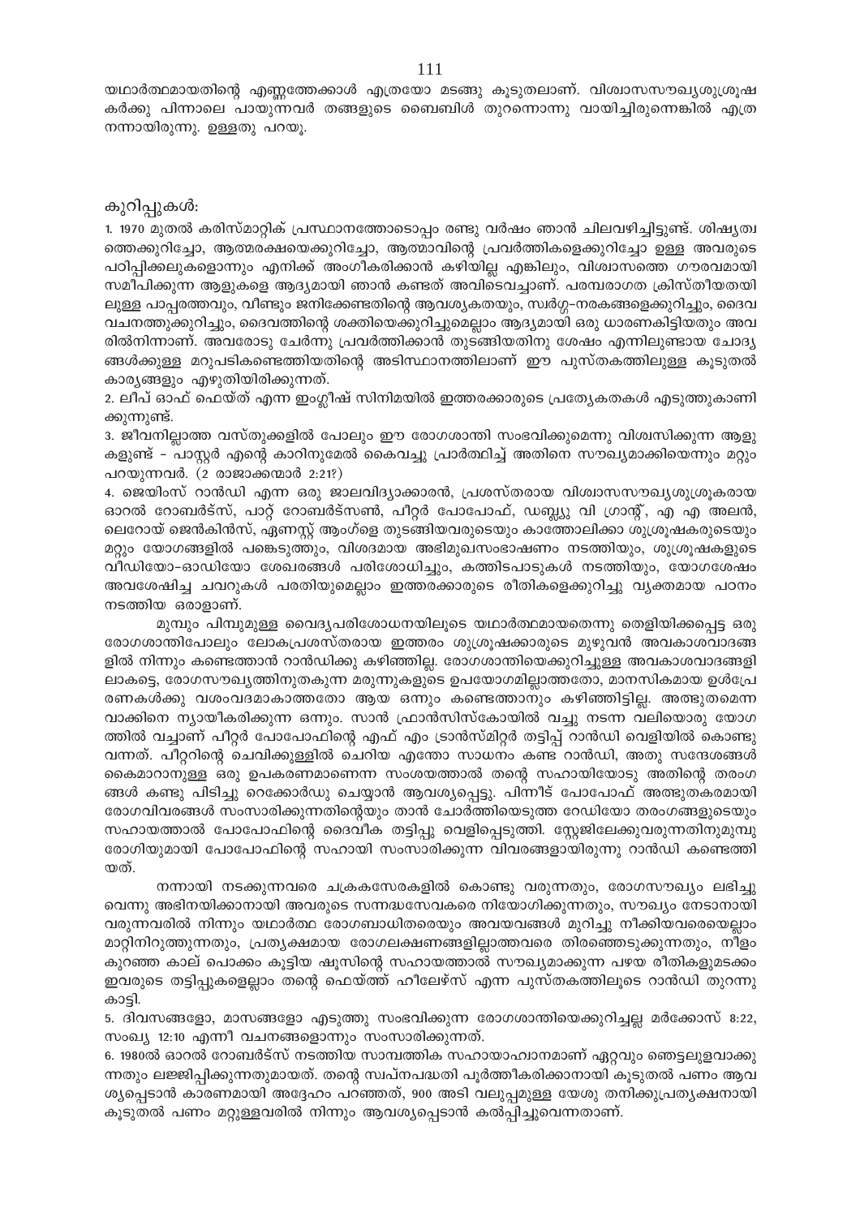യഥാർത്ഥമായതിന്റെ എണ്ണത്തേക്കാൾ എത്രയോ മടങ്ങു കൂടുതലാണ്. വിശ്വാസസൗഖ്യശുശ്രൂഷ കർക്കു പിന്നാലെ പായുന്നവർ തങ്ങളുടെ ബൈബിൾ തുറന്നൊന്നു വായിച്ചിരുന്നെങ്കിൽ എത്ര നന്നായിരുന്നു. ഉള്ളതു പറയൂ.

കുറിപ്പുകൾ:

1. 1970 മുതൽ കരിസ്മാറ്റിക് പ്രസ്ഥാനത്തോടൊപ്പം രണ്ടു വർഷം ഞാൻ ചിലവഴിച്ചിട്ടുണ്ട്. ശിഷ്യത്വത്തെക്കുറിച്ചോ, ആത്മരക്ഷയെക്കുറിച്ചോ, ആത്മാവിന്റെ പ്രവർത്തികളെക്കുറിച്ചോ ഉള്ള അവരുടെ പഠിപ്പിക്കലുകളൊന്നും എനിക്ക് അംഗീകരിക്കാൻ കഴിയില്ല എങ്കിലും, വിശ്വാസത്തെ ഗൗരവമായി സമീപിക്കുന്ന ആളുകളെ ആദ്യമായി ഞാൻ കണ്ടത് അവിടെവച്ചാണ്. പരമ്പരാഗത ക്രിസ്തീയതയിലുള്ള പാപ്പരത്തവും, വീണ്ടും ജനിക്കേണ്ടതിന്റെ ആവശ്യകതയും, സ്വർഗ്ഗ-നരകങ്ങളെക്കുറിച്ചും, ദൈവവചനത്തുക്കുറിച്ചും, ദൈവത്തിന്റെ ശക്തിയെക്കുറിച്ചുമെല്ലാം ആദ്യമായി ഒരു ധാരണകിട്ടിയതും അവരിൽനിന്നാണ്. അവരോടു ചേർന്നു പ്രവർത്തിക്കാൻ തുടങ്ങിയതിനു ശേഷം എന്നിലുണ്ടായ ചോദ്യങ്ങൾക്കുള്ള മറുപടികണ്ടെത്തിയതിന്റെ അടിസ്ഥാനത്തിലാണ് ഈ പുസ്തകത്തിലുള്ള കൂടുതൽ കാര്യങ്ങളും എഴുതിയിരിക്കുന്നത്.

2. ലീപ് ഓഫ് ഫെയ്ത് എന്ന ഇംഗ്ലീഷ് സിനിമയിൽ ഇത്തരക്കാരുടെ പ്രത്യേകതകൾ എടുത്തുകാണിക്കുന്നുണ്ട്.

3. ജീവനില്ലാത്ത വസ്തുക്കളിൽ പോലും ഈ രോഗശാന്തി സംഭവിക്കുമെന്നു വിശ്വസിക്കുന്ന ആളുകളുണ്ട് - പാസ്റ്റർ എന്റെ കാറിനുമേൽ കൈവച്ചു പ്രാർത്ഥിച്ച് അതിനെ സൗഖ്യമാക്കിയെന്നും മറ്റും പറയുന്നവർ. (2 രാജാക്കന്മാർ 2:21?)

4. ജെയിംസ് റാൻഡി എന്ന ഒരു ജാലവിദ്യാക്കാരൻ, പ്രശസ്തരായ വിശ്വാസസൗഖ്യശുശ്രൂകരായ ഓറൽ റോബർട്സ്, പാറ്റ് റോബർട്സൺ, പീറ്റർ പോപോഫ്, ഡബ്ല്യു വി ഗ്രാന്റ്, എ എ അലൻ, ലെറോയ് ജെൻകിൻസ്, ഏണസ്റ്റ് ആംഗ്ളെ തുടങ്ങിയവരുടെയും കാത്തോലിക്കാ ശുശ്രൂഷകരുടെയും മറ്റും യോഗങ്ങളിൽ പങ്കെടുത്തും, വിശദമായ അഭിമുഖസംഭാഷണം നടത്തിയും, ശുശ്രൂഷകളുടെ വീഡിയോ-ഓഡിയോ ശേഖരങ്ങൾ പരിശോധിച്ചും, കത്തിടപാടുകൾ നടത്തിയും, യോഗശേഷം അവശേഷിച്ച ചവറുകൾ പരതിയുമെല്ലാം ഇത്തരക്കാരുടെ രീതികളെക്കുറിച്ചു വ്യക്തമായ പഠനം നടത്തിയ ഒരാളാണ്.

മുമ്പും പിമ്പുമുള്ള വൈദ്യപരിശോധനയിലൂടെ യഥാർത്ഥമായതെന്നു തെളിയിക്കപ്പെട്ട ഒരു രോഗശാന്തിപോലും ലോകപ്രശസ്തരായ ഇത്തരം ശുശ്രൂഷക്കാരുടെ മുഴുവൻ അവകാശവാദങ്ങളിൽ നിന്നും കണ്ടെത്താൻ റാൻഡിക്കു കഴിഞ്ഞില്ല. രോഗശാന്തിയെക്കുറിച്ചുള്ള അവകാശവാദങ്ങളിലാകട്ടെ, രോഗസൗഖ്യത്തിനുതകുന്ന മരുന്നുകളുടെ ഉപയോഗമില്ലാത്തതോ, മാനസികമായ ഉൾപ്രേരണകൾക്കു വശംവദമാകാത്തതോ ആയ ഒന്നും കണ്ടെത്താനും കഴിഞ്ഞിട്ടില്ല. അത്ഭുതമെന്ന വാക്കിനെ ന്യായീകരിക്കുന്ന ഒന്നും. സാൻ ഫ്രാൻസിസ്കോയിൽ വച്ചു നടന്ന വലിയൊരു യോഗത്തിൽ വച്ചാണ് പീറ്റർ പോപോഫിന്റെ എഫ് എം ട്രാൻസ്മിറ്റർ തട്ടിപ്പ് റാൻഡി വെളിയിൽ കൊണ്ടുവന്നത്. പീറ്ററിന്റെ ചെവിക്കുള്ളിൽ ചെറിയ എന്തോ സാധനം കണ്ട റാൻഡി, അതു സന്ദേശങ്ങൾ കൈമാറാനുള്ള ഒരു ഉപകരണമാണെന്ന സംശയത്താൽ തന്റെ സഹായിയോടു അതിന്റെ തരംഗങ്ങൾ കണ്ടു പിടിച്ചു റെക്കോർഡു ചെയ്യാൻ ആവശ്യപ്പെട്ടു. പിന്നീട് പോപോഫ് അത്ഭുതകരമായി രോഗവിവരങ്ങൾ സംസാരിക്കുന്നതിന്റെയും താൻ ചോർത്തിയെടുത്ത റേഡിയോ തരംഗങ്ങളുടെയും സഹായത്താൽ പോപോഫിന്റെ ദൈവീക തട്ടിപ്പു വെളിപ്പെടുത്തി. സ്റ്റേജിലേക്കുവരുന്നതിനുമുമ്പു രോഗിയുമായി പോപോഫിന്റെ സഹായി സംസാരിക്കുന്ന വിവരങ്ങളായിരുന്നു റാൻഡി കണ്ടെത്തിയത്.

നന്നായി നടക്കുന്നവരെ ചക്രകസേരകളിൽ കൊണ്ടു വരുന്നതും, രോഗസൗഖ്യം ലഭിച്ചുവെന്നു അഭിനയിക്കാനായി അവരുടെ സന്നദ്ധസേവകരെ നിയോഗിക്കുന്നതും, സൗഖ്യം നേടാനായി വരുന്നവരിൽ നിന്നും യഥാർത്ഥ രോഗബാധിതരെയും അവയവങ്ങൾ മുറിച്ചു നീക്കിയവരെയെല്ലാം മാറ്റിനിറുത്തുന്നതും, പ്രത്യക്ഷമായ രോഗലക്ഷണങ്ങളില്ലാത്തവരെ തിരഞ്ഞെടുക്കുന്നതും, നീളം കുറഞ്ഞ കാല് പൊക്കം കൂട്ടിയ ഷൂസിന്റെ സഹായത്താൽ സൗഖ്യമാക്കുന്ന പഴയ രീതികളുമടക്കം ഇവരുടെ തട്ടിപ്പുകളെല്ലാം തന്റെ ഫെയ്ത്ത് ഹീലേഴ്സ് എന്ന പുസ്തകത്തിലൂടെ റാൻഡി തുറന്നു കാട്ടി.

5. ദിവസങ്ങളോ, മാസങ്ങളോ എടുത്തു സംഭവിക്കുന്ന രോഗശാന്തിയെക്കുറിച്ചല്ല മർക്കോസ് 8:22, സംഖ്യ 12:10 എന്നീ വചനങ്ങളൊന്നും സംസാരിക്കുന്നത്.

6. 1980ൽ ഓറൽ റോബർട്സ് നടത്തിയ സാമ്പത്തിക സഹായാഹ്വാനമാണ് ഏറ്റവും ഞെട്ടലുളവാക്കുന്നതും ലജ്ജിപ്പിക്കുന്നതുമായത്. തന്റെ സ്വപ്നപദ്ധതി പൂർത്തീകരിക്കാനായി കൂടുതൽ പണം ആവശ്യപ്പെടാൻ കാരണമായി അദ്ദേഹം പറഞ്ഞത്, 900 അടി വലുപ്പമുള്ള യേശു തനിക്കുപ്രത്യക്ഷനായി കൂടുതൽ പണം മറ്റുള്ളവരിൽ നിന്നും ആവശ്യപ്പെടാൻ കൽപ്പിച്ചുവെന്നതാണ്.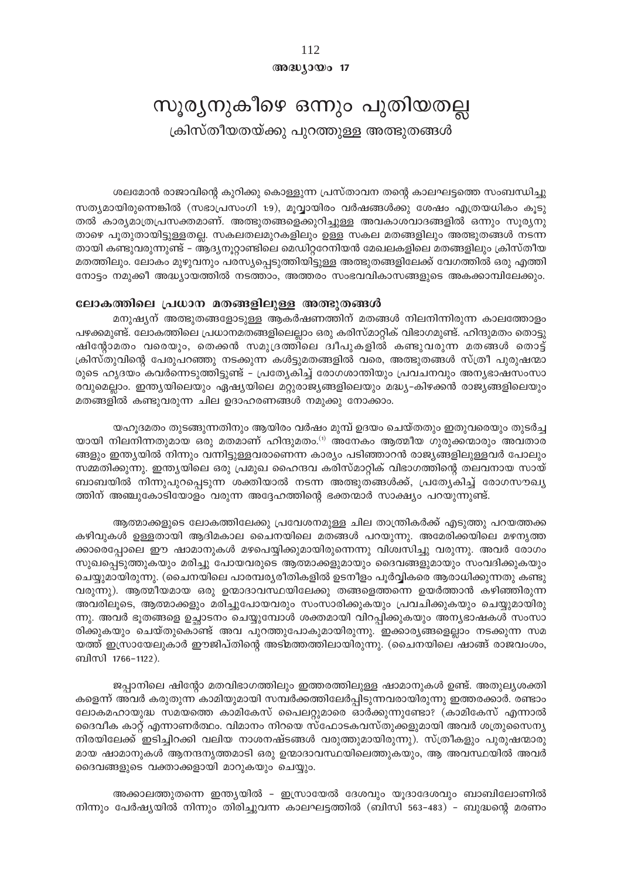അദ്ധ്യായം 17

# സൂര്യനുകീഴെ ഒന്നും പുതിയതല്ല

## ക്രിസ്തീയതയ്ക്കു പുറത്തുള്ള അത്ഭുതങ്ങൾ

ശലമോൻ രാജാവിന്റെ കുറിക്കു കൊള്ളുന്ന പ്രസ്താവന തന്റെ കാലഘട്ടത്തെ സംബന്ധിച്ചു സത്യമായിരുന്നെങ്കിൽ (സഭാപ്രസംഗി 1:9), മൂവ്വായിരം വർഷങ്ങൾക്കു ശേഷം എത്രയധികം കൂടുതൽ കാര്യമാത്രപ്രസക്തമാണ്. അത്ഭുതങ്ങളെക്കുറിച്ചുള്ള അവകാശവാദങ്ങളിൽ ഒന്നും സൂര്യനു താഴെ പുതുതായിട്ടുള്ളതല്ല. സകലതലമുറകളിലും ഉള്ള സകല മതങ്ങളിലും അത്ഭുതങ്ങൾ നടന്നതായി കണ്ടുവരുന്നുണ്ട് - ആദ്യനൂറ്റാണ്ടിലെ മെഡിറ്ററേനിയൻ മേഖലകളിലെ മതങ്ങളിലും ക്രിസ്തീയ മതത്തിലും. ലോകം മുഴുവനും പരസ്യപ്പെടുത്തിയിട്ടുള്ള അത്ഭുതങ്ങളിലേക്ക് വേഗത്തിൽ ഒരു എത്തിനോട്ടം നമുക്കീ അദ്ധ്യായത്തിൽ നടത്താം, അത്തരം സംഭവവികാസങ്ങളുടെ അകക്കാമ്പിലേക്കും.

### ലോകത്തിലെ പ്രധാന മതങ്ങളിലുള്ള അത്ഭുതങ്ങൾ

മനുഷ്യന് അത്ഭുതങ്ങളോടുള്ള ആകർഷണത്തിന് മതങ്ങൾ നിലനിന്നിരുന്ന കാലത്തോളം പഴക്കമുണ്ട്. ലോകത്തിലെ പ്രധാനമതങ്ങളിലെല്ലാം ഒരു കരിസ്മാറ്റിക് വിഭാഗമുണ്ട്. ഹിന്ദുമതം തൊട്ടു ഷിന്റോമതം വരെയും, തെക്കൻ സമുദ്രത്തിലെ ദ്വീപുകളിൽ കണ്ടുവരുന്ന മതങ്ങൾ തൊട്ട് ക്രിസ്തുവിന്റെ പേരുപറഞ്ഞു നടക്കുന്ന കൾട്ടുമതങ്ങളിൽ വരെ, അത്ഭുതങ്ങൾ സ്ത്രീ പുരുഷന്മാരുടെ ഹൃദയം കവർന്നെടുത്തിട്ടുണ്ട് - പ്രത്യേകിച്ച് രോഗശാന്തിയും പ്രവചനവും അന്യഭാഷസംസാരവുമെല്ലാം. ഇന്ത്യയിലെയും ഏഷ്യയിലെ മറ്റുരാജ്യങ്ങളിലെയും മദ്ധ്യ-കിഴക്കൻ രാജ്യങ്ങളിലെയും മതങ്ങളിൽ കണ്ടുവരുന്ന ചില ഉദാഹരണങ്ങൾ നമുക്കു നോക്കാം.

യഹൂദമതം തുടങ്ങുന്നതിനും ആയിരം വർഷം മുമ്പ് ഉദയം ചെയ്തതും ഇതുവരെയും തുടർച്ചയായി നിലനിന്നതുമായ ഒരു മതമാണ് ഹിന്ദുമതം.[1] അനേകം ആത്മീയ ഗുരുക്കന്മാരും അവതാരങ്ങളും ഇന്ത്യയിൽ നിന്നും വന്നിട്ടുള്ളവരാണെന്ന കാര്യം പടിഞ്ഞാറൻ രാജ്യങ്ങളിലുള്ളവർ പോലും സമ്മതിക്കുന്നു. ഇന്ത്യയിലെ ഒരു പ്രമുഖ ഹൈന്ദവ കരിസ്മാറ്റിക് വിഭാഗത്തിന്റെ തലവനായ സായ് ബാബയിൽ നിന്നുപുറപ്പെടുന്ന ശക്തിയാൽ നടന്ന അത്ഭുതങ്ങൾക്ക്, പ്രത്യേകിച്ച് രോഗസൗഖ്യത്തിന് അഞ്ചുകോടിയോളം വരുന്ന അദ്ദേഹത്തിന്റെ ഭക്തന്മാർ സാക്ഷ്യം പറയുന്നുണ്ട്.

ആത്മാക്കളുടെ ലോകത്തിലേക്കു പ്രവേശനമുള്ള ചില താന്ത്രികർക്ക് എടുത്തു പറയത്തക്ക കഴിവുകൾ ഉള്ളതായി ആദിമകാല ചൈനയിലെ മതങ്ങൾ പറയുന്നു. അമേരിക്കയിലെ മഴനൃത്തക്കാരെപ്പോലെ ഈ ഷാമാനുകൾ മഴപെയ്യിക്കുമായിരുന്നെന്നു വിശ്വസിച്ചു വരുന്നു. അവർ രോഗം സുഖപ്പെടുത്തുകയും മരിച്ചു പോയവരുടെ ആത്മാക്കളുമായും ദൈവങ്ങളുമായും സംവദിക്കുകയും ചെയ്യുമായിരുന്നു. (ചൈനയിലെ പാരമ്പര്യരീതികളിൽ ഉടനീളം പൂർവ്വികരെ ആരാധിക്കുന്നതു കണ്ടുവരുന്നു). ആത്മീയമായ ഒരു ഉന്മാദാവസ്ഥയിലേക്കു തങ്ങളെത്തന്നെ ഉയർത്താൻ കഴിഞ്ഞിരുന്ന അവരിലൂടെ, ആത്മാക്കളും മരിച്ചുപോയവരും സംസാരിക്കുകയും പ്രവചിക്കുകയും ചെയ്യുമായിരുന്നു. അവർ ഭൂതങ്ങളെ ഉച്ചാടനം ചെയ്യുമ്പോൾ ശക്തമായി വിറപ്പിക്കുകയും അന്യഭാഷകൾ സംസാരിക്കുകയും ചെയ്തുകൊണ്ട് അവ പുറത്തുപോകുമായിരുന്നു. ഇക്കാര്യങ്ങളെല്ലാം നടക്കുന്ന സമയത്ത് ഇസ്രായേലുകാർ ഈജിപ്തിന്റെ അടിമത്തത്തിലായിരുന്നു. (ചൈനയിലെ ഷാങ്ങ് രാജവംശം, ബിസി 1766-1122).

ജപ്പാനിലെ ഷിന്റോ മതവിഭാഗത്തിലും ഇത്തരത്തിലുള്ള ഷാമാനുകൾ ഉണ്ട്. അതുല്യശക്തികളെന്ന് അവർ കരുതുന്ന കാമിയുമായി സമ്പർക്കത്തിലേർപ്പിടുന്നവരായിരുന്നു ഇത്തരക്കാർ. രണ്ടാം ലോകമഹായുദ്ധ സമയത്തെ കാമികേസ് പൈലറ്റുമാരെ ഓർക്കുന്നുണ്ടോ? (കാമികേസ് എന്നാൽ ദൈവീക കാറ്റ് എന്നാണർത്ഥം. വിമാനം നിറയെ സ്ഫോടകവസ്തുക്കളുമായി അവർ ശത്രുസൈന്യനിരയിലേക്ക് ഇടിച്ചിറക്കി വലിയ നാശനഷ്ടങ്ങൾ വരുത്തുമായിരുന്നു). സ്ത്രീകളും പുരുഷന്മാരുമായ ഷാമാനുകൾ ആനന്ദനൃത്തമാടി ഒരു ഉന്മാദാവസ്ഥയിലെത്തുകയും, ആ അവസ്ഥയിൽ അവർ ദൈവങ്ങളുടെ വക്താക്കളായി മാറുകയും ചെയ്യും.

അക്കാലത്തുതന്നെ ഇന്ത്യയിൽ - ഇസ്രായേൽ ദേശവും യൂദാദേശവും ബാബിലോണിൽ നിന്നും പേർഷ്യയിൽ നിന്നും തിരിച്ചുവന്ന കാലഘട്ടത്തിൽ (ബിസി 563-483) - ബുദ്ധന്റെ മരണം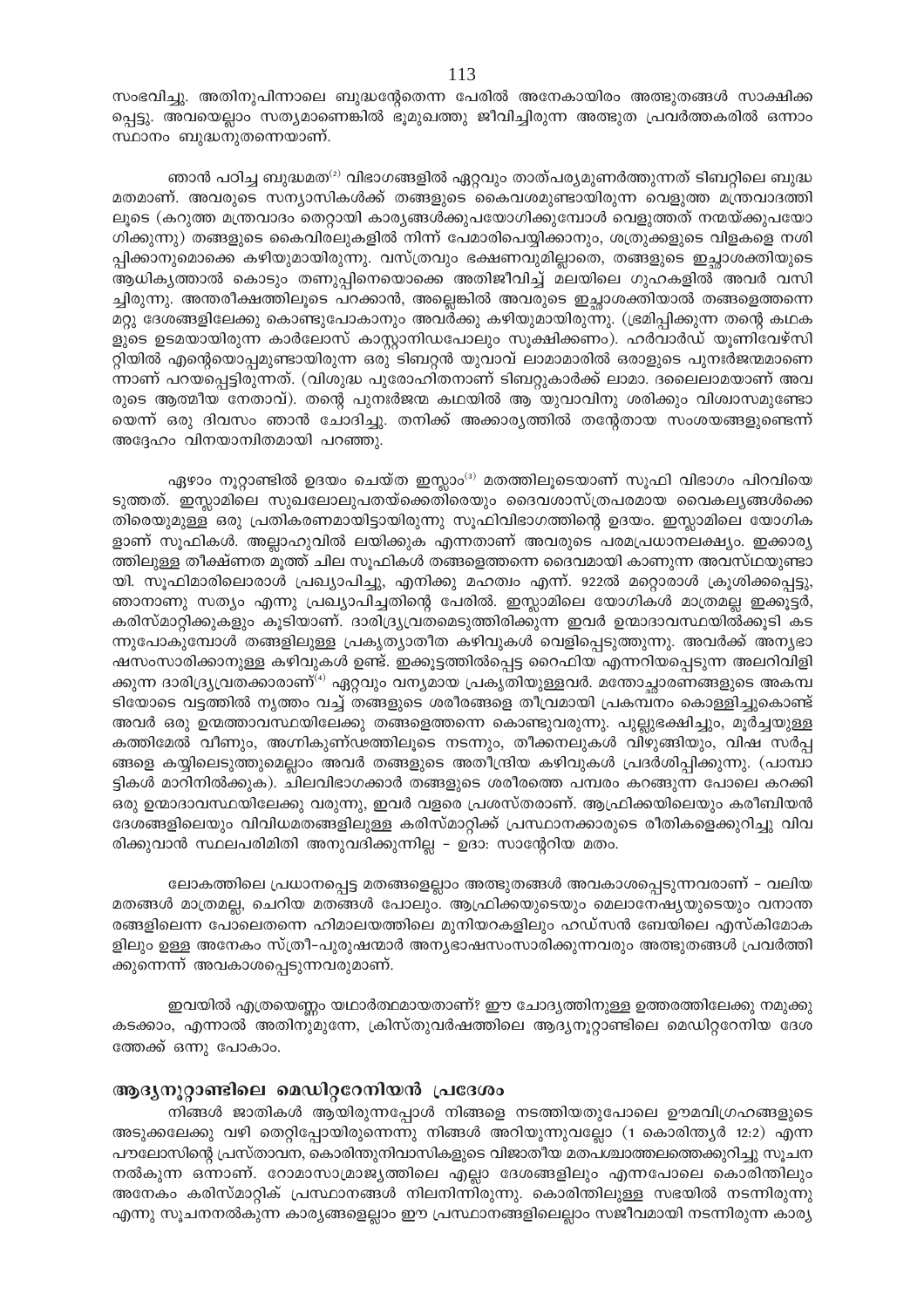സംഭവിച്ചു. അതിനുപിന്നാലെ ബുദ്ധന്റേതെന്ന പേരിൽ അനേകായിരം അത്ഭുതങ്ങൾ സാക്ഷിക്കപ്പെട്ടു. അവയെല്ലാം സത്യമാണെങ്കിൽ ഭൂമുഖത്തു ജീവിച്ചിരുന്ന അത്ഭുത പ്രവർത്തകരിൽ ഒന്നാം സ്ഥാനം ബുദ്ധനുതന്നെയാണ്.

ഞാൻ പഠിച്ച ബുദ്ധമത[2] വിഭാഗങ്ങളിൽ ഏറ്റവും താത്പര്യമുണർത്തുന്നത് ടിബറ്റിലെ ബുദ്ധമതമാണ്. അവരുടെ സന്യാസികൾക്ക് തങ്ങളുടെ കൈവശമുണ്ടായിരുന്ന വെളുത്ത മന്ത്രവാദത്തിലൂടെ (കറുത്ത മന്ത്രവാദം തെറ്റായി കാര്യങ്ങൾക്കുപയോഗിക്കുമ്പോൾ വെളുത്തത് നന്മയ്ക്കുപയോഗിക്കുന്നു) തങ്ങളുടെ കൈവിരലുകളിൽ നിന്ന് പേമാരിപെയ്യിക്കാനും, ശത്രുക്കളുടെ വിളകളെ നശിപ്പിക്കാനുമൊക്കെ കഴിയുമായിരുന്നു. വസ്ത്രവും ഭക്ഷണവുമില്ലാതെ, തങ്ങളുടെ ഇച്ഛാശക്തിയുടെ ആധിക്യത്താൽ കൊടും തണുപ്പിനെയൊക്കെ അതിജീവിച്ച് മലയിലെ ഗുഹകളിൽ അവർ വസിച്ചിരുന്നു. അന്തരീക്ഷത്തിലൂടെ പറക്കാൻ, അല്ലെങ്കിൽ അവരുടെ ഇച്ഛാശക്തിയാൽ തങ്ങളെത്തന്നെ മറ്റു ദേശങ്ങളിലേക്കു കൊണ്ടുപോകാനും അവർക്കു കഴിയുമായിരുന്നു. (ഭ്രമിപ്പിക്കുന്ന തന്റെ കഥകളുടെ ഉടമയായിരുന്ന കാർലോസ് കാസ്റ്റാനിഡപോലും സൂക്ഷിക്കണം). ഹർവാർഡ് യൂണിവേഴ്സിറ്റിയിൽ എന്റെയൊപ്പമുണ്ടായിരുന്ന ഒരു ടിബറ്റൻ യുവാവ് ലാമാമാരിൽ ഒരാളുടെ പുനഃർജന്മമാണെന്നാണ് പറയപ്പെട്ടിരുന്നത്. (വിശുദ്ധ പുരോഹിതനാണ് ടിബറ്റുകാർക്ക് ലാമാ. ദലൈലാമയാണ് അവരുടെ ആത്മീയ നേതാവ്). തന്റെ പുനഃർജന്മ കഥയിൽ ആ യുവാവിനു ശരിക്കും വിശ്വാസമുണ്ടോയെന്ന് ഒരു ദിവസം ഞാൻ ചോദിച്ചു. തനിക്ക് അക്കാര്യത്തിൽ തന്റേതായ സംശയങ്ങളുണ്ടെന്ന് അദ്ദേഹം വിനയാന്വിതമായി പറഞ്ഞു.

ഏഴാം നൂറ്റാണ്ടിൽ ഉദയം ചെയ്ത ഇസ്ലാം[3] മതത്തിലൂടെയാണ് സൂഫി വിഭാഗം പിറവിയെടുത്തത്. ഇസ്ലാമിലെ സുഖലോലുപതയ്ക്കെതിരെയും ദൈവശാസ്ത്രപരമായ വൈകല്യങ്ങൾക്കെതിരെയുമുള്ള ഒരു പ്രതികരണമായിട്ടായിരുന്നു സൂഫിവിഭാഗത്തിന്റെ ഉദയം. ഇസ്ലാമിലെ യോഗികളാണ് സൂഫികൾ. അല്ലാഹുവിൽ ലയിക്കുക എന്നതാണ് അവരുടെ പരമപ്രധാനലക്ഷ്യം. ഇക്കാര്യത്തിലുള്ള തീക്ഷ്ണത മൂത്ത് ചില സൂഫികൾ തങ്ങളെത്തന്നെ ദൈവമായി കാണുന്ന അവസ്ഥയുണ്ടായി. സൂഫിമാരിലൊരാൾ പ്രഖ്യാപിച്ചു, എനിക്കു മഹത്വം എന്ന്. 922ൽ മറ്റൊരാൾ ക്രൂശിക്കപ്പെട്ടു, ഞാനാണു സത്യം എന്നു പ്രഖ്യാപിച്ചതിന്റെ പേരിൽ. ഇസ്ലാമിലെ യോഗികൾ മാത്രമല്ല ഇക്കൂട്ടർ, കരിസ്മാറ്റിക്കുകളും കൂടിയാണ്. ദാരിദ്ര്യവ്രതമെടുത്തിരിക്കുന്ന ഇവർ ഉന്മാദാവസ്ഥയിൽക്കൂടി കടന്നുപോകുമ്പോൾ തങ്ങളിലുള്ള പ്രകൃത്യാതീത കഴിവുകൾ വെളിപ്പെടുത്തുന്നു. അവർക്ക് അന്യഭാഷസംസാരിക്കാനുള്ള കഴിവുകൾ ഉണ്ട്. ഇക്കൂട്ടത്തിൽപ്പെട്ട റൈഫിയ എന്നറിയപ്പെടുന്ന അലറിവിളിക്കുന്ന ദാരിദ്ര്യവ്രതക്കാരാണ്[4] ഏറ്റവും വന്യമായ പ്രകൃതിയുള്ളവർ. മന്ത്രോച്ചാരണങ്ങളുടെ അകമ്പടിയോടെ വട്ടത്തിൽ നൃത്തം വച്ച് തങ്ങളുടെ ശരീരങ്ങളെ തീവ്രമായി പ്രകമ്പനം കൊള്ളിച്ചുകൊണ്ട് അവർ ഒരു ഉന്മത്താവസ്ഥയിലേക്കു തങ്ങളെത്തന്നെ കൊണ്ടുവരുന്നു. പുല്ലുഭക്ഷിച്ചും, മൂർച്ചയുള്ള കത്തിമേൽ വീണും, അഗ്നികുണ്ഡത്തിലൂടെ നടന്നും, തീക്കനലുകൾ വിഴുങ്ങിയും, വിഷ സർപ്പങ്ങളെ കയ്യിലെടുത്തുമെല്ലാം അവർ തങ്ങളുടെ അതീന്ദ്രിയ കഴിവുകൾ പ്രദർശിപ്പിക്കുന്നു. (പാമ്പാട്ടികൾ മാറിനിൽക്കുക). ചിലവിഭാഗക്കാർ തങ്ങളുടെ ശരീരത്തെ പമ്പരം കറങ്ങുന്ന പോലെ കറക്കി ഒരു ഉന്മാദാവസ്ഥയിലേക്കു വരുന്നു, ഇവർ വളരെ പ്രശസ്തരാണ്. ആഫ്രിക്കയിലെയും കരീബിയൻ ദേശങ്ങളിലെയും വിവിധമതങ്ങളിലുള്ള കരിസ്മാറ്റിക്ക് പ്രസ്ഥാനക്കാരുടെ രീതികളെക്കുറിച്ചു വിവരിക്കുവാൻ സ്ഥലപരിമിതി അനുവദിക്കുന്നില്ല - ഉദാ: സാന്റേറിയ മതം.

ലോകത്തിലെ പ്രധാനപ്പെട്ട മതങ്ങളെല്ലാം അത്ഭുതങ്ങൾ അവകാശപ്പെടുന്നവരാണ് - വലിയ മതങ്ങൾ മാത്രമല്ല, ചെറിയ മതങ്ങൾ പോലും. ആഫ്രിക്കയുടെയും മെലാനേഷ്യയുടെയും വനാന്തരങ്ങളിലെന്ന പോലെതന്നെ ഹിമാലയത്തിലെ മുനിയറകളിലും ഹഡ്സൻ ബേയിലെ എസ്കിമോകളിലും ഉള്ള അനേകം സ്ത്രീ-പുരുഷന്മാർ അന്യഭാഷസംസാരിക്കുന്നവരും അത്ഭുതങ്ങൾ പ്രവർത്തിക്കുന്നെന്ന് അവകാശപ്പെടുന്നവരുമാണ്.

ഇവയിൽ എത്രയെണ്ണം യഥാർത്ഥമായതാണ്? ഈ ചോദ്യത്തിനുള്ള ഉത്തരത്തിലേക്കു നമുക്കു കടക്കാം, എന്നാൽ അതിനുമുന്നേ, ക്രിസ്തുവർഷത്തിലെ ആദ്യനൂറ്റാണ്ടിലെ മെഡിറ്ററേനിയ ദേശത്തേക്ക് ഒന്നു പോകാം.

## ആദ്യനൂറ്റാണ്ടിലെ മെഡിറ്ററേനിയൻ പ്രദേശം

നിങ്ങൾ ജാതികൾ ആയിരുന്നപ്പോൾ നിങ്ങളെ നടത്തിയതുപോലെ ഊമവിഗ്രഹങ്ങളുടെ അടുക്കലേക്കു വഴി തെറ്റിപ്പോയിരുന്നെന്നു നിങ്ങൾ അറിയുന്നുവല്ലോ (1 കൊരിന്ത്യർ 12:2) എന്ന പൗലോസിന്റെ പ്രസ്താവന, കൊരിന്തുനിവാസികളുടെ വിജാതീയ മതപശ്ചാത്തലത്തെക്കുറിച്ചു സൂചന നൽകുന്ന ഒന്നാണ്. റോമാസാമ്രാജ്യത്തിലെ എല്ലാ ദേശങ്ങളിലും എന്നപോലെ കൊരിന്തിലും അനേകം കരിസ്മാറ്റിക് പ്രസ്ഥാനങ്ങൾ നിലനിന്നിരുന്നു. കൊരിന്തിലുള്ള സഭയിൽ നടന്നിരുന്നു എന്നു സൂചനനൽകുന്ന കാര്യങ്ങളെല്ലാം ഈ പ്രസ്ഥാനങ്ങളിലെല്ലാം സജീവമായി നടന്നിരുന്ന കാര്യ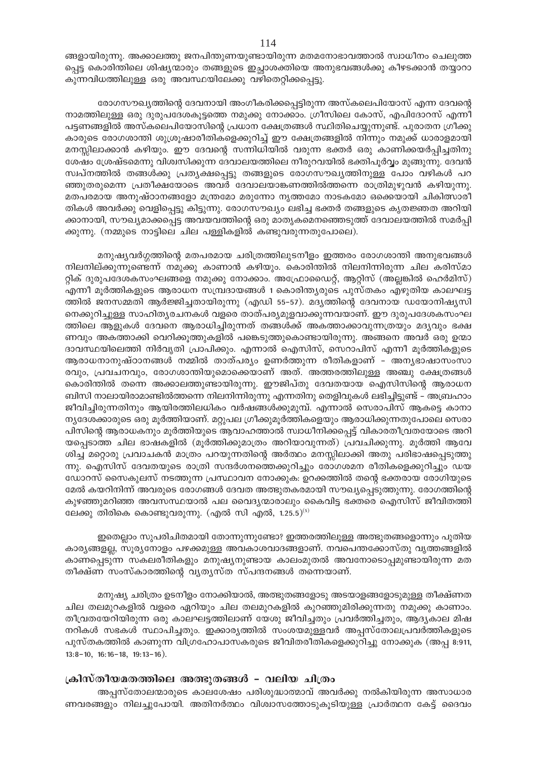ങ്ങളായിരുന്നു. അക്കാലത്തു ജനപിന്തുണയുണ്ടായിരുന്ന മതമനോഭാവത്താൽ സ്വാധീനം ചെലുത്തപ്പെട്ട കൊരിന്തിലെ ശിഷ്യന്മാരും തങ്ങളുടെ ഇച്ഛാശക്തിയെ അനുഭവങ്ങൾക്കു കീഴടക്കാൻ തയ്യാറാകുന്നവിധത്തിലുള്ള ഒരു അവസ്ഥയിലേക്കു വഴിതെറ്റിക്കപ്പെട്ടു.

രോഗസൗഖ്യത്തിന്റെ ദേവനായി അംഗീകരിക്കപ്പെട്ടിരുന്ന അസ്കലെപിയോസ് എന്ന ദേവന്റെ നാമത്തിലുള്ള ഒരു ദുരുപദേശകൂട്ടത്തെ നമുക്കു നോക്കാം. ഗ്രീസിലെ കോസ്, എപിദോറസ് എന്നീ പട്ടണങ്ങളിൽ അസ്കലെപിയോസിന്റെ പ്രധാന ക്ഷേത്രങ്ങൾ സ്ഥിതിചെയ്യുന്നുണ്ട്. പുരാതന ഗ്രീക്കുകാരുടെ രോഗശാന്തി ശുശ്രൂഷാരീതികളെക്കുറിച്ച് ഈ ക്ഷേത്രങ്ങളിൽ നിന്നും നമുക്ക് ധാരാളമായി മനസ്സിലാക്കാൻ കഴിയും. ഈ ദേവന്റെ സന്നിധിയിൽ വരുന്ന ഭക്തർ ഒരു കാണിക്കയർപ്പിച്ചതിനു ശേഷം ശ്രേഷ്ടമെന്നു വിശ്വസിക്കുന്ന ദേവാലയത്തിലെ നീരുറവയിൽ ഭക്തിപൂർവ്വം മുങ്ങുന്നു. ദേവൻ സ്വപ്നത്തിൽ തങ്ങൾക്കു പ്രത്യക്ഷപ്പെട്ടു തങ്ങളുടെ രോഗസൗഖ്യത്തിനുള്ള പോം വഴികൾ പറഞ്ഞുതരുമെന്ന പ്രതീക്ഷയോടെ അവർ ദേവാലയാങ്കണത്തിൽത്തന്നെ രാത്രിമുഴുവൻ കഴിയുന്നു. മതപരമായ അനുഷ്ഠാനങ്ങളോ മന്ത്രമോ മരുന്നോ നൃത്തമോ നാടകമോ ഒക്കെയായി ചികിത്സാരീതികൾ അവർക്കു വെളിപ്പെട്ടു കിട്ടുന്നു. രോഗസൗഖ്യം ലഭിച്ച ഭക്തർ തങ്ങളുടെ കൃതജ്ഞത അറിയിക്കാനായി, സൗഖ്യമാക്കപ്പെട്ട അവയവത്തിന്റെ ഒരു മാതൃകമെനഞ്ഞെടുത്ത് ദേവാലയത്തിൽ സമർപ്പിക്കുന്നു. (നമ്മുടെ നാട്ടിലെ ചില പള്ളികളിൽ കണ്ടുവരുന്നതുപോലെ).

മനുഷ്യവർഗ്ഗത്തിന്റെ മതപരമായ ചരിത്രത്തിലുടനീളം ഇത്തരം രോഗശാന്തി അനുഭവങ്ങൾ നിലനില്ക്കുന്നുണ്ടെന്ന് നമുക്കു കാണാൻ കഴിയും. കൊരിന്തിൽ നിലനിന്നിരുന്ന ചില കരിസ്മാറ്റിക് ദുരുപദേശകസംഘങ്ങളെ നമുക്കു നോക്കാം. അഫ്രോഡൈറ്റ്, ആറ്റിസ് (അല്ലങ്കിൽ ഹെർമിസ്) എന്നീ മൂർത്തികളുടെ ആരാധന സമ്പ്രദായങ്ങൾ 1 കൊരിന്ത്യരുടെ പുസ്തകം എഴുതിയ കാലഘട്ടത്തിൽ ജനസമ്മതി ആർജ്ജിച്ചതായിരുന്നു (എഡി 55-57). മദ്യത്തിന്റെ ദേവനായ ഡയോനിഷ്യസിനെക്കുറിച്ചുള്ള സാഹിത്യരചനകൾ വളരെ താത്പര്യമുളവാക്കുന്നവയാണ്. ഈ ദുരുപദേശകസംഘത്തിലെ ആളുകൾ ദേവനെ ആരാധിച്ചിരുന്നത് തങ്ങൾക്ക് അകത്താക്കാവുന്നത്രയും മദ്യവും ഭക്ഷണവും അകത്താക്കി വെറിക്കൂത്തുകളിൽ പങ്കെടുത്തുകൊണ്ടായിരുന്നു. അങ്ങനെ അവർ ഒരു ഉന്മാദാവസ്ഥയിലെത്തി നിർവൃതി പ്രാപിക്കും. എന്നാൽ ഐസിസ്, സെറാപിസ് എന്നീ മൂർത്തികളുടെ ആരാധനാനുഷ്ഠാനങ്ങൾ നമ്മിൽ താത്പര്യം ഉണർത്തുന്ന രീതികളാണ് – അന്യഭാഷാസംസാരവും, പ്രവചനവും, രോഗശാന്തിയുമൊക്കെയാണ് അത്. അത്തരത്തിലുള്ള അഞ്ചു ക്ഷേത്രങ്ങൾ കൊരിന്തിൽ തന്നെ അക്കാലത്തുണ്ടായിരുന്നു. ഈജിപ്തു ദേവതയായ ഐസിസിന്റെ ആരാധന ബിസി നാലായിരാമാണ്ടിൽത്തന്നെ നിലനിന്നിരുന്നു എന്നതിനു തെളിവുകൾ ലഭിച്ചിട്ടുണ്ട് – അബ്രഹാം ജീവിച്ചിരുന്നതിനും ആയിരത്തിലധികം വർഷങ്ങൾക്കുമുമ്പ്. എന്നാൽ സെരാപിസ് ആകട്ടെ കാനാന്യദേശക്കാരുടെ ഒരു മൂർത്തിയാണ്. മറ്റുപല ഗ്രീക്കുമൂർത്തികളെയും ആരാധിക്കുന്നതുപോലെ സെരാപിസിന്റെ ആരാധകനും മൂർത്തിയുടെ ആവാഹത്താൽ സ്വാധീനിക്കപ്പെട്ട് വികാരതീവ്രതയോടെ അറിയപ്പെടാത്ത ചില ഭാഷകളിൽ (മൂർത്തിക്കുമാത്രം അറിയാവുന്നത്) പ്രവചിക്കുന്നു. മൂർത്തി ആവേശിച്ച മറ്റൊരു പ്രവാചകൻ മാത്രം പറയുന്നതിന്റെ അർത്ഥം മനസ്സിലാക്കി അതു പരിഭാഷപ്പെടുത്തുന്നു. ഐസിസ് ദേവതയുടെ രാത്രി സന്ദർശനത്തെക്കുറിച്ചും രോഗശമന രീതികളെക്കുറിച്ചും ഡയഡോറസ് സൈകുലസ് നടത്തുന്ന പ്രസ്ഥാവന നോക്കുക: ഉറക്കത്തിൽ തന്റെ ഭക്തരായ രോഗിയുടെ മേൽ കയറിനിന്ന് അവരുടെ രോഗങ്ങൾ ദേവത അത്ഭുതകരമായി സൗഖ്യപ്പെടുത്തുന്നു. രോഗത്തിന്റെ കുഴഞ്ഞുമറിഞ്ഞ അവസസ്ഥയാൽ പല വൈദ്യന്മാരാലും കൈവിട്ട ഭക്തരെ ഐസിസ് ജീവിതത്തിലേക്കു തിരികെ കൊണ്ടുവരുന്നു. (എൽ സി എൽ, 1.25.5)[5]

ഇതെല്ലാം സുപരിചിതമായി തോന്നുന്നുണ്ടോ? ഇത്തരത്തിലുള്ള അത്ഭുതങ്ങളൊന്നും പുതിയ കാര്യങ്ങളല്ല, സൂര്യനോളം പഴക്കമുള്ള അവകാശവാദങ്ങളാണ്. നവപെന്തക്കോസ്തു വൃത്തങ്ങളിൽ കാണപ്പെടുന്ന സകലരീതികളും മനുഷ്യനുണ്ടായ കാലംമുതൽ അവനോടൊപ്പമുണ്ടായിരുന്ന മതതീക്ഷ്ണ സംസ്കാരത്തിന്റെ വ്യത്യസ്ത സ്പന്ദനങ്ങൾ തന്നെയാണ്.

മനുഷ്യ ചരിത്രം ഉടനീളം നോക്കിയാൽ, അത്ഭുതങ്ങളോടു അടയാളങ്ങളോടുമുള്ള തീക്ഷ്ണത ചില തലമുറകളിൽ വളരെ ഏറിയും ചില തലമുറകളിൽ കുറഞ്ഞുമിരിക്കുന്നതു നമുക്കു കാണാം. തീവ്രതയേറിയിരുന്ന ഒരു കാലഘട്ടത്തിലാണ് യേശു ജീവിച്ചതും പ്രവർത്തിച്ചതും, ആദ്യകാല മിഷനറികൾ സഭകൾ സ്ഥാപിച്ചതും. ഇക്കാര്യത്തിൽ സംശയമുള്ളവർ അപ്പസ്തോലപ്രവർത്തികളുടെ പുസ്തകത്തിൽ കാണുന്ന വിഗ്രഹോപാസകരുടെ ജീവിതരീതികളെക്കുറിച്ചു നോക്കുക (അപ്പ 8:911, 13:8-10, 16:16-18, 19:13-16).

## ക്രിസ്തീയമതത്തിലെ അത്ഭുതങ്ങൾ – വലിയ ചിത്രം

അപ്പസ്തോലന്മാരുടെ കാലശേഷം പരിശുദ്ധാത്മാവ് അവർക്കു നൽകിയിരുന്ന അസാധാരണവരങ്ങളും നിലച്ചുപോയി. അതിനർത്ഥം വിശ്വാസത്തോടുകൂടിയുള്ള പ്രാർത്ഥന കേട്ട് ദൈവം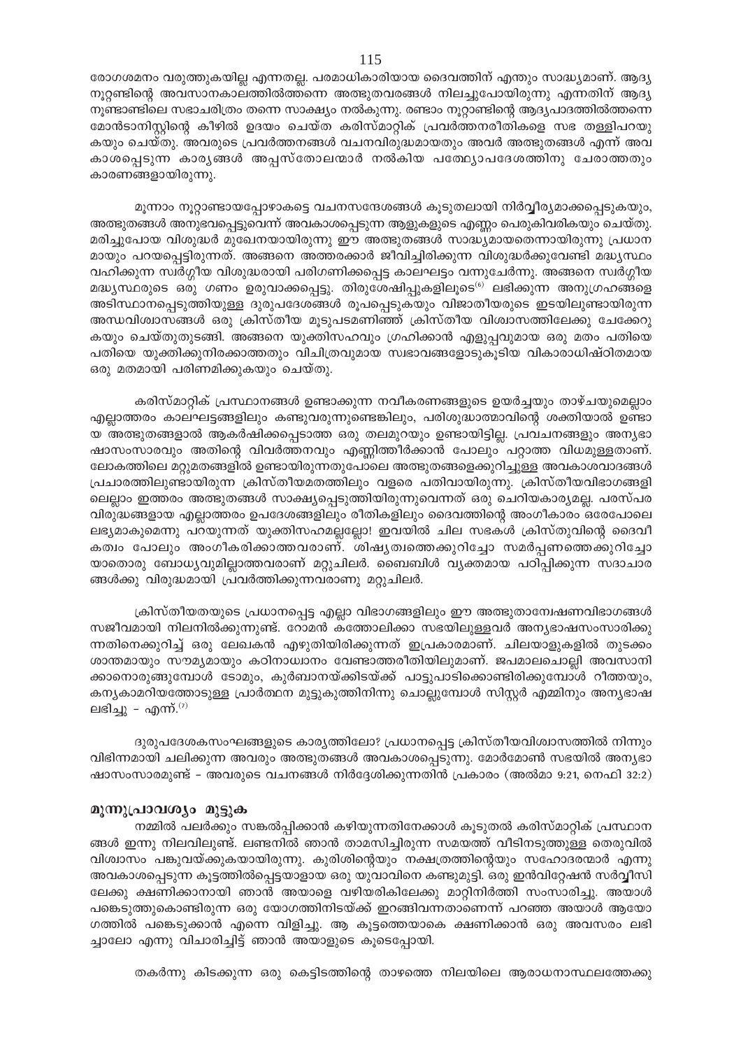രോഗശമനം വരുത്തുകയില്ല എന്നതല്ല. പരമാധികാരിയായ ദൈവത്തിന് എന്തും സാദ്ധ്യമാണ്. ആദ്യ നൂറ്റണ്ടിന്റെ അവസാനകാലത്തിൽത്തന്നെ അത്ഭുതവരങ്ങൾ നിലച്ചുപോയിരുന്നു എന്നതിന് ആദ്യ നൂണ്ടാണ്ടിലെ സഭാചരിത്രം തന്നെ സാക്ഷ്യം നൽകുന്നു. രണ്ടാം നൂറ്റാണ്ടിന്റെ ആദ്യപാദത്തിൽത്തന്നെ മോൻടാനിസ്റ്റിന്റെ കീഴിൽ ഉദയം ചെയ്ത കരിസ്മാറ്റിക് പ്രവർത്തനരീതികളെ സഭ തള്ളിപറയു കയും ചെയ്തു. അവരുടെ പ്രവർത്തനങ്ങൾ വചനവിരുദ്ധമായതും അവർ അത്ഭുതങ്ങൾ എന്ന് അവ കാശപ്പെടുന്ന കാര്യങ്ങൾ അപ്പസ്തോലന്മാർ നൽകിയ പത്ഥ്യോപദേശത്തിനു ചേരാത്തതും കാരണങ്ങളായിരുന്നു.

മൂന്നാം നൂറ്റാണ്ടായപ്പോഴാകട്ടെ വചനസന്ദേശങ്ങൾ കൂടുതലായി നിർവ്വീര്യമാക്കപ്പെടുകയും, അത്ഭുതങ്ങൾ അനുഭവപ്പെട്ടുവെന്ന് അവകാശപ്പെടുന്ന ആളുകളുടെ എണ്ണം പെരുകിവരികയും ചെയ്തു. മരിച്ചുപോയ വിശുദ്ധർ മുഖേനയായിരുന്നു ഈ അത്ഭുതങ്ങൾ സാദ്ധ്യമായതെന്നായിരുന്നു പ്രധാന മായും പറയപ്പെട്ടിരുന്നത്. അങ്ങനെ അത്തരക്കാർ ജീവിച്ചിരിക്കുന്ന വിശുദ്ധർക്കുവേണ്ടി മദ്ധ്യസ്ഥം വഹിക്കുന്ന സ്വർഗ്ഗീയ വിശുദ്ധരായി പരിഗണിക്കപ്പെട്ട കാലഘട്ടം വന്നുചേർന്നു. അങ്ങനെ സ്വർഗ്ഗീയ മദ്ധ്യസ്ഥരുടെ ഒരു ഗണം ഉരുവാക്കപ്പെട്ടു. തിരുശേഷിപ്പുകളിലൂടെ[6] ലഭിക്കുന്ന അനുഗ്രഹങ്ങളെ അടിസ്ഥാനപ്പെടുത്തിയുള്ള ദുരുപദേശങ്ങൾ രൂപപ്പെടുകയും വിജാതീയരുടെ ഇടയിലുണ്ടായിരുന്ന അന്ധവിശ്വാസങ്ങൾ ഒരു ക്രിസ്തീയ മൂടുപടമണിഞ്ഞ് ക്രിസ്തീയ വിശ്വാസത്തിലേക്കു ചേക്കേറു കയും ചെയ്തുതുടങ്ങി. അങ്ങനെ യുക്തിസഹവും ഗ്രഹിക്കാൻ എളുപ്പവുമായ ഒരു മതം പതിയെ പതിയെ യുക്തിക്കുനിരക്കാത്തതും വിചിത്രവുമായ സ്വഭാവങ്ങളോടുകൂടിയ വികാരാധിഷ്ഠിതമായ ഒരു മതമായി പരിണമിക്കുകയും ചെയ്തു.

കരിസ്മാറ്റിക് പ്രസ്ഥാനങ്ങൾ ഉണ്ടാക്കുന്ന നവീകരണങ്ങളുടെ ഉയർച്ചയും താഴ്ചയുമെല്ലാം എല്ലാത്തരം കാലഘട്ടങ്ങളിലും കണ്ടുവരുന്നുണ്ടെങ്കിലും, പരിശുദ്ധാത്മാവിന്റെ ശക്തിയാൽ ഉണ്ടാ യ അത്ഭുതങ്ങളാൽ ആകർഷിക്കപ്പെടാത്ത ഒരു തലമുറയും ഉണ്ടായിട്ടില്ല. പ്രവചനങ്ങളും അന്യഭാ ഷാസംസാരവും അതിന്റെ വിവർത്തനവും എണ്ണിത്തീർക്കാൻ പോലും പറ്റാത്ത വിധമുള്ളതാണ്. ലോകത്തിലെ മറ്റുമതങ്ങളിൽ ഉണ്ടായിരുന്നതുപോലെ അത്ഭുതങ്ങളെക്കുറിച്ചുള്ള അവകാശവാദങ്ങൾ പ്രചാരത്തിലുണ്ടായിരുന്ന ക്രിസ്തീയമതത്തിലും വളരെ പതിവായിരുന്നു. ക്രിസ്തീയവിഭാഗങ്ങളി ലെല്ലാം ഇത്തരം അത്ഭുതങ്ങൾ സാക്ഷ്യപ്പെടുത്തിയിരുന്നുവെന്നത് ഒരു ചെറിയകാര്യമല്ല. പരസ്പര വിരുദ്ധങ്ങളായ എല്ലാത്തരം ഉപദേശങ്ങളിലും രീതികളിലും ദൈവത്തിന്റെ അംഗീകാരം ഒരേപോലെ ലഭ്യമാകുമെന്നു പറയുന്നത് യുക്തിസഹമല്ലല്ലോ! ഇവയിൽ ചില സഭകൾ ക്രിസ്തുവിന്റെ ദൈവീ കത്വം പോലും അംഗീകരിക്കാത്തവരാണ്. ശിഷ്യത്വത്തെക്കുറിച്ചോ സമർപ്പണത്തെക്കുറിച്ചോ യാതൊരു ബോധ്യവുമില്ലാത്തവരാണ് മറ്റുചിലർ. ബൈബിൾ വ്യക്തമായ പഠിപ്പിക്കുന്ന സദാചാര ങ്ങൾക്കു വിരുദ്ധമായി പ്രവർത്തിക്കുന്നവരാണു മറ്റുചിലർ.

ക്രിസ്തീയതയുടെ പ്രധാനപ്പെട്ട എല്ലാ വിഭാഗങ്ങളിലും ഈ അത്ഭുതാന്വേഷണവിഭാഗങ്ങൾ സജീവമായി നിലനിൽക്കുന്നുണ്ട്. റോമൻ കത്തോലിക്കാ സഭയിലുള്ളവർ അന്യഭാഷസംസാരിക്കു ന്നതിനെക്കുറിച്ച് ഒരു ലേഖകൻ എഴുതിയിരിക്കുന്നത് ഇപ്രകാരമാണ്. ചിലയാളുകളിൽ തുടക്കം ശാന്തമായും സൗമ്യമായും കഠിനാധ്വാനം വേണ്ടാത്തരീതിയിലുമാണ്. ജപമാലചൊല്ലി അവസാനി ക്കാനൊരുങ്ങുമ്പോൾ ടോമും, കുർബാനയ്ക്കിടയ്ക്ക് പാട്ടുപാടിക്കൊണ്ടിരിക്കുമ്പോൾ റീത്തയും, കന്യകാമറിയത്തോടുള്ള പ്രാർത്ഥന മുട്ടുകുത്തിനിന്നു ചൊല്ലുമ്പോൾ സിസ്റ്റർ എമ്മിനും അന്യഭാഷ ലഭിച്ചു – എന്ന്.[7]

ദുരുപദേശകസംഘങ്ങളുടെ കാര്യത്തിലോ? പ്രധാനപ്പെട്ട ക്രിസ്തീയവിശ്വാസത്തിൽ നിന്നും വിഭിന്നമായി ചലിക്കുന്ന അവരും അത്ഭുതങ്ങൾ അവകാശപ്പെടുന്നു. മോർമോൺ സഭയിൽ അന്യഭാ ഷാസംസാരമുണ്ട് – അവരുടെ വചനങ്ങൾ നിർദ്ദേശിക്കുന്നതിൻ പ്രകാരം (അൽമാ 9:21, നെഫി 32:2)

### മൂന്നുപ്രാവശ്യം മുട്ടുക

നമ്മിൽ പലർക്കും സങ്കൽപ്പിക്കാൻ കഴിയുന്നതിനേക്കാൾ കൂടുതൽ കരിസ്മാറ്റിക് പ്രസ്ഥാന ങ്ങൾ ഇന്നു നിലവിലുണ്ട്. ലണ്ടനിൽ ഞാൻ താമസിച്ചിരുന്ന സമയത്ത് വീടിനടുത്തുള്ള തെരുവിൽ വിശ്വാസം പങ്കുവയ്ക്കുകയായിരുന്നു. കുരിശിന്റെയും നക്ഷത്രത്തിന്റെയും സഹോദരന്മാർ എന്നു അവകാശപ്പെടുന്ന കൂട്ടത്തിൽപ്പെട്ടയാളായ ഒരു യുവാവിനെ കണ്ടുമുട്ടി. ഒരു ഇൻവിറ്റേഷൻ സർവ്വീസി ലേക്കു ക്ഷണിക്കാനായി ഞാൻ അയാളെ വഴിയരികിലേക്കു മാറ്റിനിർത്തി സംസാരിച്ചു. അയാൾ പങ്കെടുത്തുകൊണ്ടിരുന്ന ഒരു യോഗത്തിനിടയ്ക്ക് ഇറങ്ങിവന്നതാണെന്ന് പറഞ്ഞ അയാൾ ആയോ ഗത്തിൽ പങ്കെടുക്കാൻ എന്നെ വിളിച്ചു. ആ കൂട്ടത്തെയാകെ ക്ഷണിക്കാൻ ഒരു അവസരം ലഭി ച്ചാലോ എന്നു വിചാരിച്ചിട്ട് ഞാൻ അയാളുടെ കൂടെപ്പോയി.

തകർന്നു കിടക്കുന്ന ഒരു കെട്ടിടത്തിന്റെ താഴത്തെ നിലയിലെ ആരാധനാസ്ഥലത്തേക്കു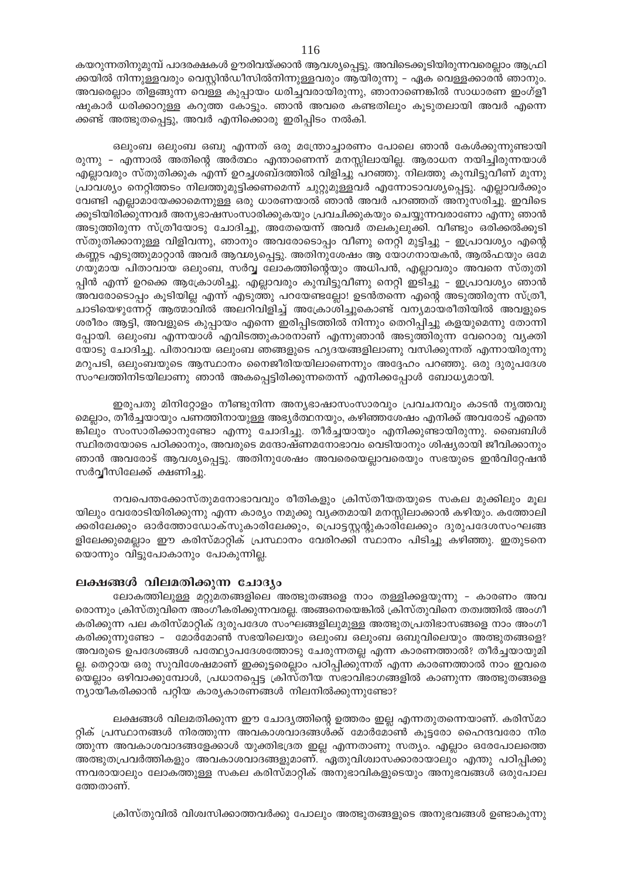കയറുന്നതിനുമുമ്പ് പാദരക്ഷകൾ ഊരിവയ്ക്കാൻ ആവശ്യപ്പെട്ടു. അവിടെക്കൂടിയിരുന്നവരെല്ലാം ആഫ്രിക്കയിൽ നിന്നുള്ളവരും വെസ്റ്റിൻഡീസിൽനിന്നുള്ളവരും ആയിരുന്നു – ഏക വെള്ളക്കാരൻ ഞാനും. അവരെല്ലാം തിളങ്ങുന്ന വെള്ള കുപ്പായം ധരിച്ചവരായിരുന്നു, ഞാനാണെങ്കിൽ സാധാരണ ഇംഗ്ളീഷുകാർ ധരിക്കാറുള്ള കറുത്ത കോട്ടും. ഞാൻ അവരെ കണ്ടതിലും കൂടുതലായി അവർ എന്നെക്കണ്ട് അത്ഭുതപ്പെട്ടു, അവർ എനിക്കൊരു ഇരിപ്പിടം നൽകി.

ഒലുംബ ഒലുംബ ഒബു എന്നത് ഒരു മന്ത്രോച്ചാരണം പോലെ ഞാൻ കേൾക്കുന്നുണ്ടായിരുന്നു – എന്നാൽ അതിന്റെ അർത്ഥം എന്താണെന്ന് മനസ്സിലായില്ല. ആരാധന നയിച്ചിരുന്നയാൾ എല്ലാവരും സ്തുതിക്കുക എന്ന് ഉറച്ചശബ്ദത്തിൽ വിളിച്ചു പറഞ്ഞു. നിലത്തു കുമ്പിട്ടുവീണ് മൂന്നു പ്രാവശ്യം നെറ്റിത്തടം നിലത്തുമുട്ടിക്കണമെന്ന് ചുറ്റുമുള്ളവർ എന്നോടാവശ്യപ്പെട്ടു. എല്ലാവർക്കും വേണ്ടി എല്ലാമായേക്കാമെന്നുള്ള ഒരു ധാരണയാൽ ഞാൻ അവർ പറഞ്ഞത് അനുസരിച്ചു. ഇവിടെ കൂടിയിരിക്കുന്നവർ അന്യഭാഷസംസാരിക്കുകയും പ്രവചിക്കുകയും ചെയ്യുന്നവരാണോ എന്നു ഞാൻ അടുത്തിരുന്ന സ്ത്രീയോടു ചോദിച്ചു, അതേയെന്ന് അവർ തലകുലുക്കി. വീണ്ടും ഒരിക്കൽക്കൂടി സ്തുതിക്കാനുള്ള വിളിവന്നു, ഞാനും അവരോടൊപ്പം വീണു നെറ്റി മുട്ടിച്ചു – ഇപ്രാവശ്യം എന്റെ കണ്ണട എടുത്തുമാറ്റാൻ അവർ ആവശ്യപ്പെട്ടു. അതിനുശേഷം ആ യോഗനായകൻ, ആൽഫയും ഒമേഗയുമായ പിതാവായ ഒലുംബ, സർവ്വ ലോകത്തിന്റെയും അധിപൻ, എല്ലാവരും അവനെ സ്തുതിപ്പിൻ എന്ന് ഉറക്കെ ആക്രോശിച്ചു. എല്ലാവരും കുമ്പിട്ടുവീണു നെറ്റി ഇടിച്ചു – ഇപ്രാവശ്യം ഞാൻ അവരോടൊപ്പം കൂടിയില്ല എന്ന് എടുത്തു പറയേണ്ടല്ലോ! ഉടൻതന്നെ എന്റെ അടുത്തിരുന്ന സ്ത്രീ, ചാടിയെഴുന്നേറ്റ് ആത്മാവിൽ അലറിവിളിച്ച് അക്രോശിച്ചുകൊണ്ട് വന്യമായരീതിയിൽ അവളുടെ ശരീരം ആട്ടി, അവളുടെ കുപ്പായം എന്നെ ഇരിപ്പിടത്തിൽ നിന്നും തെറിപ്പിച്ചു കളയുമെന്നു തോന്നിപ്പോയി. ഒലുംബ എന്നയാൾ എവിടത്തുകാരനാണ് എന്നുഞാൻ അടുത്തിരുന്ന വേറൊരു വ്യക്തിയോടു ചോദിച്ചു. പിതാവായ ഒലുംബ ഞങ്ങളുടെ ഹൃദയങ്ങളിലാണു വസിക്കുന്നത് എന്നായിരുന്നു മറുപടി, ഒലുംബയുടെ ആസ്ഥാനം നൈജീരിയയിലാണെന്നും അദ്ദേഹം പറഞ്ഞു. ഒരു ദുരുപദേശ സംഘത്തിനിടയിലാണു ഞാൻ അകപ്പെട്ടിരിക്കുന്നതെന്ന് എനിക്കപ്പോൾ ബോധ്യമായി.

ഇരുപതു മിനിറ്റോളം നീണ്ടുനിന്ന അന്യഭാഷാസംസാരവും പ്രവചനവും കാടൻ നൃത്തവുമെല്ലാം, തീർച്ചയായും പണത്തിനായുള്ള അഭ്യർത്ഥനയും, കഴിഞ്ഞശേഷം എനിക്ക് അവരോട് എന്തെങ്കിലും സംസാരിക്കാനുണ്ടോ എന്നു ചോദിച്ചു. തീർച്ചയായും എനിക്കുണ്ടായിരുന്നു. ബൈബിൾ സ്ഥിരതയോടെ പഠിക്കാനും, അവരുടെ മന്ത്രോഷ്ണമനോഭാവം വെടിയാനും ശിഷ്യരായി ജീവിക്കാനും ഞാൻ അവരോട് ആവശ്യപ്പെട്ടു. അതിനുശേഷം അവരെയെല്ലാവരെയും സഭയുടെ ഇൻവിറ്റേഷൻ സർവ്വീസിലേക്ക് ക്ഷണിച്ചു.

നവപെന്തക്കോസ്തുമനോഭാവവും രീതികളും ക്രിസ്തീയതയുടെ സകല മുക്കിലും മൂലയിലും വേരോടിയിരിക്കുന്നു എന്ന കാര്യം നമുക്കു വ്യക്തമായി മനസ്സിലാക്കാൻ കഴിയും. കത്തോലിക്കരിലേക്കും ഓർത്തോഡോക്സുകാരിലേക്കും, പ്രൊട്ടസ്റ്റന്റുകാരിലേക്കും ദുരുപദേശസംഘങ്ങളിലേക്കുമെല്ലാം ഈ കരിസ്മാറ്റിക് പ്രസ്ഥാനം വേരിറക്കി സ്ഥാനം പിടിച്ചു കഴിഞ്ഞു. ഇതുടനെയൊന്നും വിട്ടുപോകാനും പോകുന്നില്ല.

## ലക്ഷങ്ങൾ വിലമതിക്കുന്ന ചോദ്യം

ലോകത്തിലുള്ള മറ്റുമതങ്ങളിലെ അത്ഭുതങ്ങളെ നാം തള്ളിക്കളയുന്നു – കാരണം അവരൊന്നും ക്രിസ്തുവിനെ അംഗീകരിക്കുന്നവരല്ല. അങ്ങനെയെങ്കിൽ ക്രിസ്തുവിനെ തത്വത്തിൽ അംഗീകരിക്കുന്ന പല കരിസ്മാറ്റിക് ദുരുപദേശ സംഘങ്ങളിലുമുള്ള അത്ഭുതപ്രതിഭാസങ്ങളെ നാം അംഗീകരിക്കുന്നുണ്ടോ – മോർമോൺ സഭയിലെയും ഒലുംബ ഒലുംബ ഒബുവിലെയും അത്ഭുതങ്ങളെ? അവരുടെ ഉപദേശങ്ങൾ പത്ഥ്യോപദേശത്തോടു ചേരുന്നതല്ല എന്ന കാരണത്താൽ? തീർച്ചയായുമില്ല. തെറ്റായ ഒരു സുവിശേഷമാണ് ഇക്കൂട്ടരെല്ലാം പഠിപ്പിക്കുന്നത് എന്ന കാരണത്താൽ നാം ഇവരെയെല്ലാം ഒഴിവാക്കുമ്പോൾ, പ്രധാനപ്പെട്ട ക്രിസ്തീയ സഭാവിഭാഗങ്ങളിൽ കാണുന്ന അത്ഭുതങ്ങളെ ന്യായീകരിക്കാൻ പറ്റിയ കാര്യകാരണങ്ങൾ നിലനിൽക്കുന്നുണ്ടോ?

ലക്ഷങ്ങൾ വിലമതിക്കുന്ന ഈ ചോദ്യത്തിന്റെ ഉത്തരം ഇല്ല എന്നതുതന്നെയാണ്. കരിസ്മാറ്റിക് പ്രസ്ഥാനങ്ങൾ നിരത്തുന്ന അവകാശവാദങ്ങൾക്ക് മോർമോൺ കൂട്ടരോ ഹൈന്ദവരോ നിരത്തുന്ന അവകാശവാദങ്ങളേക്കാൾ യുക്തിഭദ്രത ഇല്ല എന്നതാണു സത്യം. എല്ലാം ഒരേപോലത്തെ അത്ഭുതപ്രവർത്തികളും അവകാശവാദങ്ങളുമാണ്. ഏതുവിശ്വാസക്കാരായാലും എന്തു പഠിപ്പിക്കുന്നവരായാലും ലോകത്തുള്ള സകല കരിസ്മാറ്റിക് അനുഭാവികളുടെയും അനുഭവങ്ങൾ ഒരുപോലത്തേതാണ്.

ക്രിസ്തുവിൽ വിശ്വസിക്കാത്തവർക്കു പോലും അത്ഭുതങ്ങളുടെ അനുഭവങ്ങൾ ഉണ്ടാകുന്നു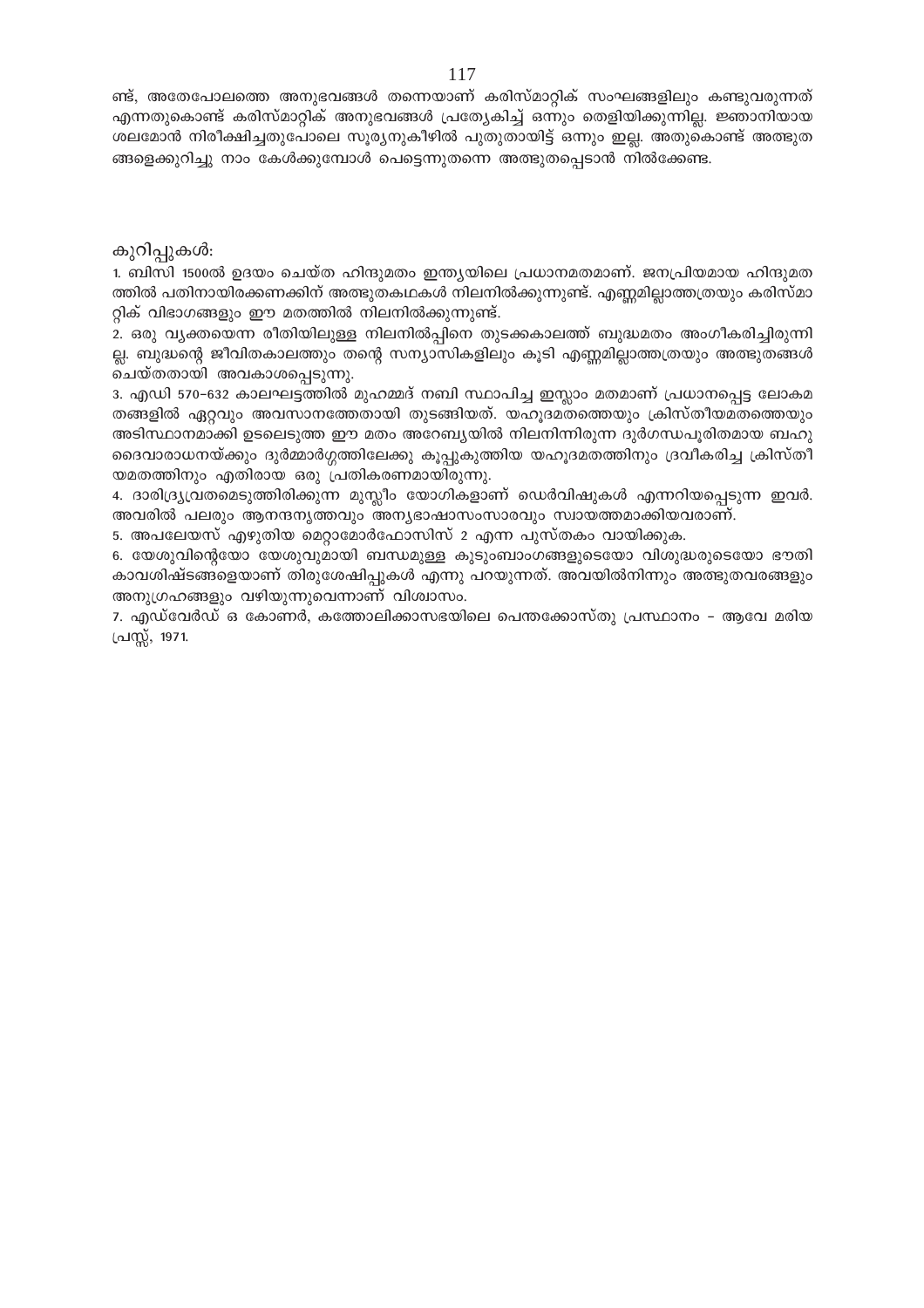ണ്ട്, അതേപോലത്തെ അനുഭവങ്ങൾ തന്നെയാണ് കരിസ്മാറ്റിക് സംഘങ്ങളിലും കണ്ടുവരുന്നത് എന്നതുകൊണ്ട് കരിസ്മാറ്റിക് അനുഭവങ്ങൾ പ്രത്യേകിച്ച് ഒന്നും തെളിയിക്കുന്നില്ല. ജ്ഞാനിയായ ശലമോൻ നിരീക്ഷിച്ചതുപോലെ സൂര്യനുകീഴിൽ പുതുതായിട്ട് ഒന്നും ഇല്ല. അതുകൊണ്ട് അത്ഭുതങ്ങളെക്കുറിച്ചു നാം കേൾക്കുമ്പോൾ പെട്ടെന്നുതന്നെ അത്ഭുതപ്പെടാൻ നിൽക്കേണ്ട.

കുറിപ്പുകൾ:

1. ബിസി 1500ൽ ഉദയം ചെയ്ത ഹിന്ദുമതം ഇന്ത്യയിലെ പ്രധാനമതമാണ്. ജനപ്രിയമായ ഹിന്ദുമതത്തിൽ പതിനായിരക്കണക്കിന് അത്ഭുതകഥകൾ നിലനിൽക്കുന്നുണ്ട്. എണ്ണമില്ലാത്തത്രയും കരിസ്മാറ്റിക് വിഭാഗങ്ങളും ഈ മതത്തിൽ നിലനിൽക്കുന്നുണ്ട്.
2. ഒരു വ്യക്തയെന്ന രീതിയിലുള്ള നിലനിൽപ്പിനെ തുടക്കകാലത്ത് ബുദ്ധമതം അംഗീകരിച്ചിരുന്നില്ല. ബുദ്ധന്റെ ജീവിതകാലത്തും തന്റെ സന്യാസികളിലും കൂടി എണ്ണമില്ലാത്തത്രയും അത്ഭുതങ്ങൾ ചെയ്തതായി അവകാശപ്പെടുന്നു.
3. എഡി 570–632 കാലഘട്ടത്തിൽ മുഹമ്മദ് നബി സ്ഥാപിച്ച ഇസ്ലാം മതമാണ് പ്രധാനപ്പെട്ട ലോകമതങ്ങളിൽ ഏറ്റവും അവസാനത്തേതായി തുടങ്ങിയത്. യഹൂദമതത്തെയും ക്രിസ്തീയമതത്തെയും അടിസ്ഥാനമാക്കി ഉടലെടുത്ത ഈ മതം അറേബ്യയിൽ നിലനിന്നിരുന്ന ദുർഗന്ധപൂരിതമായ ബഹുദൈവാരാധനയ്ക്കും ദുർമ്മാർഗ്ഗത്തിലേക്കു കൂപ്പുകുത്തിയ യഹൂദമതത്തിനും ദ്രവീകരിച്ച ക്രിസ്തീയമതത്തിനും എതിരായ ഒരു പ്രതികരണമായിരുന്നു.
4. ദാരിദ്ര്യവ്രതമെടുത്തിരിക്കുന്ന മുസ്ലീം യോഗികളാണ് ഡെർവിഷുകൾ എന്നറിയപ്പെടുന്ന ഇവർ. അവരിൽ പലരും ആനന്ദനൃത്തവും അന്യഭാഷാസംസാരവും സ്വായത്തമാക്കിയവരാണ്.
5. അപലേയസ് എഴുതിയ മെറ്റാമോർഫോസിസ് 2 എന്ന പുസ്തകം വായിക്കുക.
6. യേശുവിന്റെയോ യേശുവുമായി ബന്ധമുള്ള കുടുംബാംഗങ്ങളുടെയോ വിശുദ്ധരുടെയോ ഭൗതികാവശിഷ്ടങ്ങളെയാണ് തിരുശേഷിപ്പുകൾ എന്നു പറയുന്നത്. അവയിൽനിന്നും അത്ഭുതവരങ്ങളും അനുഗ്രഹങ്ങളും വഴിയുന്നുവെന്നാണ് വിശ്വാസം.
7. എഡ്വേർഡ് ഒ കോണർ, കത്തോലിക്കാസഭയിലെ പെന്തക്കോസ്തു പ്രസ്ഥാനം – ആവേ മരിയ പ്രസ്സ്, 1971.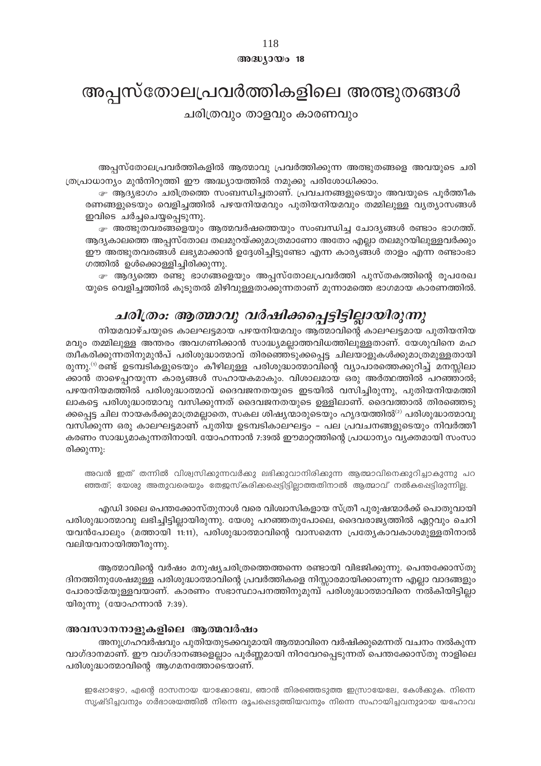അദ്ധ്യായം 18

# അപ്പസ്തോലപ്രവർത്തികളിലെ അത്ഭുതങ്ങൾ

## ചരിത്രവും താളവും കാരണവും

അപ്പസ്തോലപ്രവർത്തികളിൽ ആത്മാവു പ്രവർത്തിക്കുന്ന അത്ഭുതങ്ങളെ അവയുടെ ചരിത്രപ്രാധാന്യം മുൻനിറുത്തി ഈ അദ്ധ്യായത്തിൽ നമുക്കു പരിശോധിക്കാം.

☞ ആദ്യഭാഗം ചരിത്രത്തെ സംബന്ധിച്ചതാണ്. പ്രവചനങ്ങളുടെയും അവയുടെ പൂർത്തീകരണങ്ങളുടെയും വെളിച്ചത്തിൽ പഴയനിയമവും പുതിയനിയമവും തമ്മിലുള്ള വ്യത്യാസങ്ങൾ ഇവിടെ ചർച്ചചെയ്യപ്പെടുന്നു.

☞ അത്ഭുതവരങ്ങളെയും ആത്മവർഷത്തെയും സംബന്ധിച്ച ചോദ്യങ്ങൾ രണ്ടാം ഭാഗത്ത്. ആദ്യകാലത്തെ അപ്പസ്തോല തലമുറയ്ക്കുമാത്രമാണോ അതോ എല്ലാ തലമുറയിലുള്ളവർക്കും ഈ അത്ഭുതവരങ്ങൾ ലഭ്യമാക്കാൻ ഉദ്ദേശിച്ചിട്ടുണ്ടോ എന്ന കാര്യങ്ങൾ താളം എന്ന രണ്ടാംഭാഗത്തിൽ ഉൾക്കൊള്ളിച്ചിരിക്കുന്നു.

☞ ആദ്യത്തെ രണ്ടു ഭാഗങ്ങളെയും അപ്പസ്തോലപ്രവർത്തി പുസ്തകത്തിന്റെ രൂപരേഖയുടെ വെളിച്ചത്തിൽ കൂടുതൽ മിഴിവുള്ളതാക്കുന്നതാണ് മൂന്നാമത്തെ ഭാഗമായ കാരണത്തിൽ.

## *ചരിത്രം: ആത്മാവു വർഷിക്കപ്പെട്ടിട്ടില്ലായിരുന്നു*

നിയമവാഴ്ചയുടെ കാലഘട്ടമായ പഴയനിയമവും ആത്മാവിന്റെ കാലഘട്ടമായ പുതിയനിയമവും തമ്മിലുള്ള അന്തരം അവഗണിക്കാൻ സാദ്ധ്യമല്ലാത്തവിധത്തിലുള്ളതാണ്. യേശുവിനെ മഹതീകരിക്കുന്നതിനുമുൻപ് പരിശുദ്ധാത്മാവ് തിരഞ്ഞെടുക്കപ്പെട്ട ചിലയാളുകൾക്കുമാത്രമുള്ളതായിരുന്നു.[1] രണ്ട് ഉടമ്പടികളുടെയും കീഴിലുള്ള പരിശുദ്ധാത്മാവിന്റെ വ്യാപാരത്തെക്കുറിച്ച് മനസ്സിലാക്കാൻ താഴെപ്പറയുന്ന കാര്യങ്ങൾ സഹായകമാകും. വിശാലമായ ഒരു അർത്ഥത്തിൽ പറഞ്ഞാൽ; പഴയനിയമത്തിൽ പരിശുദ്ധാത്മാവ് ദൈവജനതയുടെ ഇടയിൽ വസിച്ചിരുന്നു, പുതിയനിയമത്തിലാകട്ടെ പരിശുദ്ധാത്മാവു വസിക്കുന്നത് ദൈവജനതയുടെ ഉള്ളിലാണ്. ദൈവത്താൽ തിരഞ്ഞെടുക്കപ്പെട്ട ചില നായകർക്കുമാത്രമല്ലാതെ, സകല ശിഷ്യന്മാരുടെയും ഹൃദയത്തിൽ[2] പരിശുദ്ധാത്മാവു വസിക്കുന്ന ഒരു കാലഘട്ടമാണ് പുതിയ ഉടമ്പടികാലഘട്ടം – പല പ്രവചനങ്ങളുടെയും നിവർത്തീകരണം സാദ്ധ്യമാകുന്നതിനായി. യോഹന്നാൻ 7:39ൽ ഈമാറ്റത്തിന്റെ പ്രാധാന്യം വ്യക്തമായി സംസാരിക്കുന്നു:

> അവൻ ഇത് തന്നിൽ വിശ്വസിക്കുന്നവർക്കു ലഭിക്കുവാനിരിക്കുന്ന ആത്മാവിനെക്കുറിച്ചാകുന്നു പറഞ്ഞത്; യേശു അതുവരെയും തേജസ്കരിക്കപ്പെട്ടിട്ടില്ലാത്തതിനാൽ ആത്മാവ് നൽകപ്പെട്ടിരുന്നില്ല.

എഡി 30ലെ പെന്തക്കോസ്തുനാൾ വരെ വിശ്വാസികളായ സ്ത്രീ പുരുഷന്മാർക്ക് പൊതുവായി പരിശുദ്ധാത്മാവു ലഭിച്ചിട്ടില്ലായിരുന്നു. യേശു പറഞ്ഞതുപോലെ, ദൈവരാജ്യത്തിൽ ഏറ്റവും ചെറിയവൻപോലും (മത്തായി 11:11), പരിശുദ്ധാത്മാവിന്റെ വാസമെന്ന പ്രത്യേകാവകാശമുള്ളതിനാൽ വലിയവനായിത്തീരുന്നു.

ആത്മാവിന്റെ വർഷം മനുഷ്യചരിത്രത്തെത്തന്നെ രണ്ടായി വിഭജിക്കുന്നു. പെന്തക്കോസ്തുദിനത്തിനുശേഷമുള്ള പരിശുദ്ധാത്മാവിന്റെ പ്രവർത്തികളെ നിസ്സാരമായിക്കാണുന്ന എല്ലാ വാദങ്ങളും പോരായ്മയുള്ളവയാണ്. കാരണം സഭാസ്ഥാപനത്തിനുമുമ്പ് പരിശുദ്ധാത്മാവിനെ നൽകിയിട്ടില്ലായിരുന്നു (യോഹന്നാൻ 7:39).

### അവസാനനാളുകളിലെ ആത്മവർഷം

അനുഗ്രഹവർഷവും പുതിയതുടക്കവുമായി ആത്മാവിനെ വർഷിക്കുമെന്നത് വചനം നൽകുന്ന വാഗ്ദാനമാണ്. ഈ വാഗ്ദാനങ്ങളെല്ലാം പൂർണ്ണമായി നിറവേറപ്പെടുന്നത് പെന്തക്കോസ്തു നാളിലെ പരിശുദ്ധാത്മാവിന്റെ ആഗമനത്തോടെയാണ്.

> ഇപ്പോഴോ, എന്റെ ദാസനായ യാക്കോബേ, ഞാൻ തിരഞ്ഞെടുത്ത ഇസ്രായേലേ, കേൾക്കുക. നിന്നെ സൃഷ്ടിച്ചവനും ഗർഭാശയത്തിൽ നിന്നെ രൂപപ്പെടുത്തിയവനും നിന്നെ സഹായിച്ചവനുമായ യഹോവ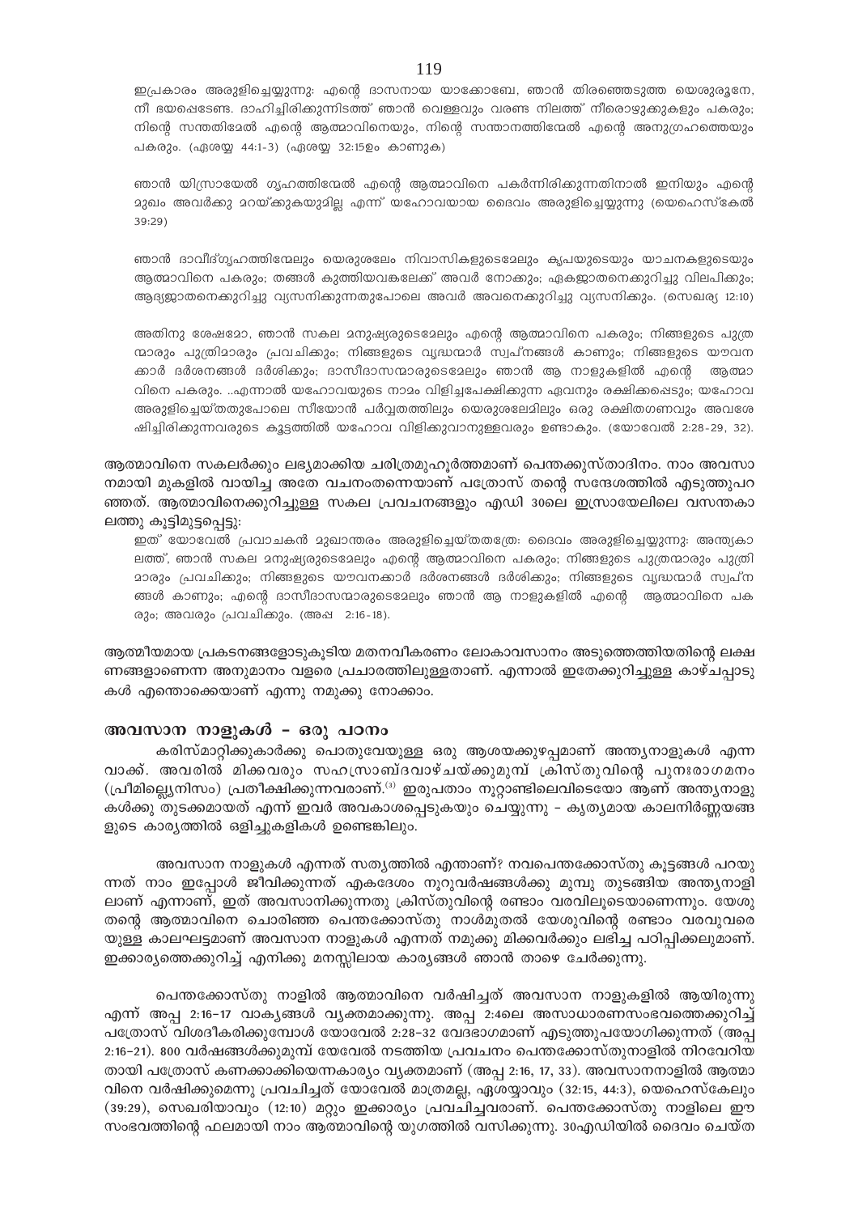ഇപ്രകാരം അരുളിച്ചെയ്യുന്നു: എന്റെ ദാസനായ യാക്കോബേ, ഞാൻ തിരഞ്ഞെടുത്ത യെശുരൂനേ, നീ ഭയപ്പെടേണ്ട. ദാഹിച്ചിരിക്കുന്നിടത്ത് ഞാൻ വെള്ളവും വരണ്ട നിലത്ത് നീരൊഴുക്കുകളും പകരും; നിന്റെ സന്തതിമേൽ എന്റെ ആത്മാവിനെയും, നിന്റെ സന്താനത്തിന്മേൽ എന്റെ അനുഗ്രഹത്തെയും പകരും. (ഏശയ്യ 44:1-3) (ഏശയ്യ 32:15ഉം കാണുക)

ഞാൻ യിസ്രായേൽ ഗൃഹത്തിന്മേൽ എന്റെ ആത്മാവിനെ പകർന്നിരിക്കുന്നതിനാൽ ഇനിയും എന്റെ മുഖം അവർക്കു മറയ്ക്കുകയുമില്ല എന്ന് യഹോവയായ ദൈവം അരുളിച്ചെയ്യുന്നു (യെഹെസ്കേൽ 39:29)

ഞാൻ ദാവീദ്ഗൃഹത്തിന്മേലും യെരുശലേം നിവാസികളുടെമേലും കൃപയുടെയും യാചനകളുടെയും ആത്മാവിനെ പകരും; തങ്ങൾ കുത്തിയവങ്കലേക്ക് അവർ നോക്കും; ഏകജാതനെക്കുറിച്ചു വിലപിക്കും; ആദ്യജാതനെക്കുറിച്ചു വ്യസനിക്കുന്നതുപോലെ അവർ അവനെക്കുറിച്ചു വ്യസനിക്കും. (സെഖര്യ 12:10)

അതിനു ശേഷമോ, ഞാൻ സകല മനുഷ്യരുടെമേലും എന്റെ ആത്മാവിനെ പകരും; നിങ്ങളുടെ പുത്രന്മാരും പുത്രിമാരും പ്രവചിക്കും; നിങ്ങളുടെ വൃദ്ധന്മാർ സ്വപ്നങ്ങൾ കാണും; നിങ്ങളുടെ യൗവനക്കാർ ദർശനങ്ങൾ ദർശിക്കും; ദാസീദാസന്മാരുടെമേലും ഞാൻ ആ നാളുകളിൽ എന്റെ ആത്മാവിനെ പകരും. ..എന്നാൽ യഹോവയുടെ നാമം വിളിച്ചപേക്ഷിക്കുന്ന ഏവനും രക്ഷിക്കപ്പെടും; യഹോവ അരുളിച്ചെയ്തതുപോലെ സീയോൻ പർവ്വതത്തിലും യെരുശലേമിലും ഒരു രക്ഷിതഗണവും അവശേഷിച്ചിരിക്കുന്നവരുടെ കൂട്ടത്തിൽ യഹോവ വിളിക്കുവാനുള്ളവരും ഉണ്ടാകും. (യോവേൽ 2:28-29, 32).

ആത്മാവിനെ സകലർക്കും ലഭ്യമാക്കിയ ചരിത്രമുഹൂർത്തമാണ് പെന്തക്കുസ്താദിനം. നാം അവസാനമായി മുകളിൽ വായിച്ച അതേ വചനംതന്നെയാണ് പത്രോസ് തന്റെ സന്ദേശത്തിൽ എടുത്തുപറഞ്ഞത്. ആത്മാവിനെക്കുറിച്ചുള്ള സകല പ്രവചനങ്ങളും എഡി 30ലെ ഇസ്രായേലിലെ വസന്തകാലത്തു കൂട്ടിമുട്ടപ്പെട്ടു:

> ഇത് യോവേൽ പ്രവാചകൻ മുഖാന്തരം അരുളിച്ചെയ്തതത്രേ: ദൈവം അരുളിച്ചെയ്യുന്നു: അന്ത്യകാലത്ത്, ഞാൻ സകല മനുഷ്യരുടെമേലും എന്റെ ആത്മാവിനെ പകരും; നിങ്ങളുടെ പുത്രന്മാരും പുത്രിമാരും പ്രവചിക്കും; നിങ്ങളുടെ യൗവനക്കാർ ദർശനങ്ങൾ ദർശിക്കും; നിങ്ങളുടെ വൃദ്ധന്മാർ സ്വപ്നങ്ങൾ കാണും; എന്റെ ദാസീദാസന്മാരുടെമേലും ഞാൻ ആ നാളുകളിൽ എന്റെ ആത്മാവിനെ പകരും; അവരും പ്രവചിക്കും. (അപ്പ 2:16-18).

ആത്മീയമായ പ്രകടനങ്ങളോടുകൂടിയ മതനവീകരണം ലോകാവസാനം അടുത്തെത്തിയതിന്റെ ലക്ഷണങ്ങളാണെന്ന അനുമാനം വളരെ പ്രചാരത്തിലുള്ളതാണ്. എന്നാൽ ഇതേക്കുറിച്ചുള്ള കാഴ്ചപ്പാടുകൾ എന്തൊക്കെയാണ് എന്നു നമുക്കു നോക്കാം.

## അവസാന നാളുകൾ – ഒരു പഠനം

കരിസ്മാറ്റിക്കുകാർക്കു പൊതുവേയുള്ള ഒരു ആശയക്കുഴപ്പമാണ് അന്ത്യനാളുകൾ എന്ന വാക്ക്. അവരിൽ മിക്കവരും സഹസ്രാബ്ദവാഴ്ചയ്ക്കുമുമ്പ് ക്രിസ്തുവിന്റെ പുനഃരാഗമനം (പ്രീമില്ല്യെനിസം) പ്രതീക്ഷിക്കുന്നവരാണ്.[3] ഇരുപതാം നൂറ്റാണ്ടിലെവിടെയോ ആണ് അന്ത്യനാളുകൾക്കു തുടക്കമായത് എന്ന് ഇവർ അവകാശപ്പെടുകയും ചെയ്യുന്നു – കൃത്യമായ കാലനിർണ്ണയങ്ങളുടെ കാര്യത്തിൽ ഒളിച്ചുകളികൾ ഉണ്ടെങ്കിലും.

അവസാന നാളുകൾ എന്നത് സത്യത്തിൽ എന്താണ്? നവപെന്തക്കോസ്തു കൂട്ടങ്ങൾ പറയുന്നത് നാം ഇപ്പോൾ ജീവിക്കുന്നത് ഏകദേശം നൂറുവർഷങ്ങൾക്കു മുമ്പു തുടങ്ങിയ അന്ത്യനാളിലാണ് എന്നാണ്, ഇത് അവസാനിക്കുന്നതു ക്രിസ്തുവിന്റെ രണ്ടാം വരവിലൂടെയാണെന്നും. യേശു തന്റെ ആത്മാവിനെ ചൊരിഞ്ഞ പെന്തക്കോസ്തു നാൾമുതൽ യേശുവിന്റെ രണ്ടാം വരവുവരെയുള്ള കാലഘട്ടമാണ് അവസാന നാളുകൾ എന്നത് നമുക്കു മിക്കവർക്കും ലഭിച്ച പഠിപ്പിക്കലുമാണ്. ഇക്കാര്യത്തെക്കുറിച്ച് എനിക്കു മനസ്സിലായ കാര്യങ്ങൾ ഞാൻ താഴെ ചേർക്കുന്നു.

പെന്തക്കോസ്തു നാളിൽ ആത്മാവിനെ വർഷിച്ചത് അവസാന നാളുകളിൽ ആയിരുന്നു എന്ന് അപ്പ 2:16–17 വാക്യങ്ങൾ വ്യക്തമാക്കുന്നു. അപ്പ 2:4ലെ അസാധാരണസംഭവത്തെക്കുറിച്ച് പത്രോസ് വിശദീകരിക്കുമ്പോൾ യോവേൽ 2:28–32 വേദഭാഗമാണ് എടുത്തുപയോഗിക്കുന്നത് (അപ്പ 2:16–21). 800 വർഷങ്ങൾക്കുമുമ്പ് യേവേൽ നടത്തിയ പ്രവചനം പെന്തക്കോസ്തുനാളിൽ നിറവേറിയതായി പത്രോസ് കണക്കാക്കിയെന്നകാര്യം വ്യക്തമാണ് (അപ്പ 2:16, 17, 33). അവസാനനാളിൽ ആത്മാവിനെ വർഷിക്കുമെന്നു പ്രവചിച്ചത് യോവേൽ മാത്രമല്ല, ഏശയ്യാവും (32:15, 44:3), യെഹെസ്കേലും (39:29), സെഖരിയാവും (12:10) മറ്റും ഇക്കാര്യം പ്രവചിച്ചവരാണ്. പെന്തക്കോസ്തു നാളിലെ ഈ സംഭവത്തിന്റെ ഫലമായി നാം ആത്മാവിന്റെ യുഗത്തിൽ വസിക്കുന്നു. 30എഡിയിൽ ദൈവം ചെയ്ത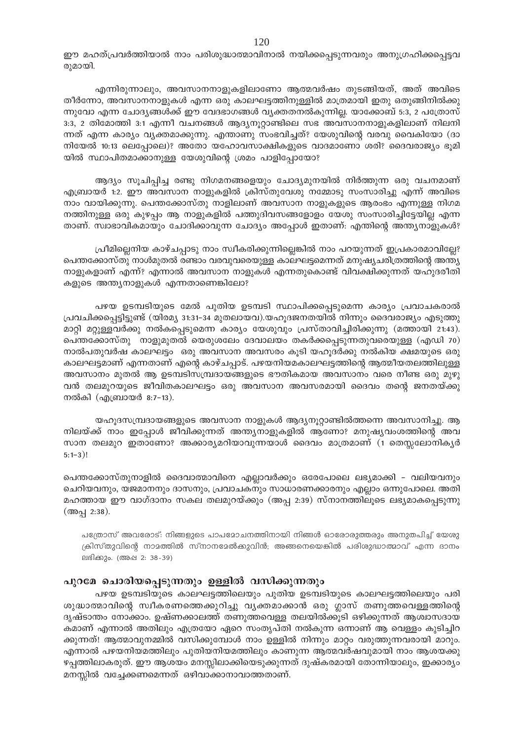ഈ മഹത്പ്രവർത്തിയാൽ നാം പരിശുദ്ധാത്മാവിനാൽ നയിക്കപ്പെടുന്നവരും അനുഗ്രഹിക്കപ്പെട്ടവരുമായി.

എന്നിരുന്നാലും, അവസാനനാളുകളിലാണോ ആത്മവർഷം തുടങ്ങിയത്, അത് അവിടെ തീർന്നോ, അവസാനനാളുകൾ എന്ന ഒരു കാലഘട്ടത്തിനുള്ളിൽ മാത്രമായി ഇതു ഒതുങ്ങിനിൽക്കുന്നുവോ എന്ന ചോദ്യങ്ങൾക്ക് ഈ വേദഭാഗങ്ങൾ വ്യക്തതനൽകുന്നില്ല. യാക്കോബ് 5:3, 2 പത്രോസ് 3:3, 2 തിമോത്തി 3:1 എന്നീ വചനങ്ങൾ ആദ്യനൂറ്റാണ്ടിലെ സഭ അവസാനനാളുകളിലാണ് നിലനിന്നത് എന്ന കാര്യം വ്യക്തമാക്കുന്നു. എന്താണു സംഭവിച്ചത്? യേശുവിന്റെ വരവു വൈകിയോ (ദാനിയേൽ 10:13 ലെപ്പോലെ)? അതോ യഹോവസാക്ഷികളുടെ വാദമാണോ ശരി? ദൈവരാജ്യം ഭൂമിയിൽ സ്ഥാപിതമാക്കാനുള്ള യേശുവിന്റെ ശ്രമം പാളിപ്പോയോ?

ആദ്യം സൂചിപ്പിച്ച രണ്ടു നിഗമനങ്ങളെയും ചോദ്യമുനയിൽ നിർത്തുന്ന ഒരു വചനമാണ് എബ്രായർ 1:2. ഈ അവസാന നാളുകളിൽ ക്രിസ്തുവേശു നമ്മോടു സംസാരിച്ചു എന്ന് അവിടെ നാം വായിക്കുന്നു. പെന്തക്കോസ്തു നാളിലാണ് അവസാന നാളുകളുടെ ആരംഭം എന്നുള്ള നിഗമനത്തിനുള്ള ഒരു കുഴപ്പം ആ നാളുകളിൽ പത്തുദിവസങ്ങളോളം യേശു സംസാരിച്ചിട്ടേയില്ല എന്നതാണ്. സ്വാഭാവികമായും ചോദിക്കാവുന്ന ചോദ്യം അപ്പോൾ ഇതാണ്: എന്തിന്റെ അന്ത്യനാളുകൾ?

പ്രീമില്ലെനിയ കാഴ്ചപ്പാടു നാം സ്വീകരിക്കുന്നില്ലെങ്കിൽ നാം പറയുന്നത് ഇപ്രകാരമാവില്ലേ? പെന്തക്കോസ്തു നാൾമുതൽ രണ്ടാം വരവുവരെയുള്ള കാലഘട്ടമെന്നത് മനുഷ്യചരിത്രത്തിന്റെ അന്ത്യനാളുകളാണ് എന്ന്? എന്നാൽ അവസാന നാളുകൾ എന്നതുകൊണ്ട് വിവക്ഷിക്കുന്നത് യഹൂദരീതികളുടെ അന്ത്യനാളുകൾ എന്നതാണെങ്കിലോ?

പഴയ ഉടമ്പടിയുടെ മേൽ പുതിയ ഉടമ്പടി സ്ഥാപിക്കപ്പെടുമെന്ന കാര്യം പ്രവാചകരാൽ പ്രവചിക്കപ്പെട്ടിട്ടുണ്ട് (യിരമ്യ 31:31-34 മുതലായവ).യഹൂദജനതയിൽ നിന്നും ദൈവരാജ്യം എടുത്തുമാറ്റി മറ്റുള്ളവർക്കു നൽകപ്പെടുമെന്ന കാര്യം യേശുവും പ്രസ്താവിച്ചിരിക്കുന്നു (മത്തായി 21:43). പെന്തക്കോസ്തു നാളുമുതൽ യെരുശലേം ദേവാലയം തകർക്കപ്പെടുന്നതുവരെയുള്ള (എഡി 70) നാൽപതുവർഷ കാലഘട്ടം ഒരു അവസാന അവസരം കൂടി യഹൂദർക്കു നൽകിയ ക്ഷമയുടെ ഒരു കാലഘട്ടമാണ് എന്നതാണ് എന്റെ കാഴ്ചപ്പാട്. പഴയനിയമകാലഘട്ടത്തിന്റെ ആത്മീയതലത്തിലുള്ള അവസാനം മുതൽ ആ ഉടമ്പടിസമ്പ്രദായങ്ങളുടെ ഭൗതികമായ അവസാനം വരെ നീണ്ട ഒരു മുഴുവൻ തലമുറയുടെ ജീവിതകാലഘട്ടം ഒരു അവസാന അവസരമായി ദൈവം തന്റെ ജനതയ്ക്കു നൽകി (എബ്രായർ 8:7-13).

യഹൂദസമ്പ്രദായങ്ങളുടെ അവസാന നാളുകൾ ആദ്യനൂറ്റാണ്ടിൽത്തന്നെ അവസാനിച്ചു. ആ നിലയ്ക്ക് നാം ഇപ്പോൾ ജീവിക്കുന്നത് അന്ത്യനാളുകളിൽ ആണോ? മനുഷ്യവംശത്തിന്റെ അവസാന തലമുറ ഇതാണോ? അക്കാര്യമറിയാവുന്നയാൾ ദൈവം മാത്രമാണ് (1 തെസ്സലോനിക്യർ 5:1-3)!

പെന്തക്കോസ്തുനാളിൽ ദൈവാത്മാവിനെ എല്ലാവർക്കും ഒരേപോലെ ലഭ്യമാക്കി - വലിയവനും ചെറിയവനും, യജമാനനും ദാസനും, പ്രവാചകനും സാധാരണക്കാരനും എല്ലാം ഒന്നുപോലെ. അതിമഹത്തായ ഈ വാഗ്ദാനം സകല തലമുറയ്ക്കും (അപ്പ 2:39) സ്നാനത്തിലൂടെ ലഭ്യമാകപ്പെടുന്നു (അപ്പ 2:38).

> പത്രോസ് അവരോട്: നിങ്ങളുടെ പാപമോചനത്തിനായി നിങ്ങൾ ഓരോരുത്തരും അനുതപിച്ച് യേശുക്രിസ്തുവിന്റെ നാമത്തിൽ സ്നാനമേൽക്കുവിൻ; അങ്ങനെയെങ്കിൽ പരിശുദ്ധാത്മാവ് എന്ന ദാനം ലഭിക്കും. (അപ്പ 2: 38-39)

## പുറമേ ചൊരിയപ്പെടുന്നതും ഉള്ളിൽ വസിക്കുന്നതും

പഴയ ഉടമ്പടിയുടെ കാലഘട്ടത്തിലെയും പുതിയ ഉടമ്പടിയുടെ കാലഘട്ടത്തിലെയും പരിശുദ്ധാത്മാവിന്റെ സ്വീകരണത്തെക്കുറിച്ചു വ്യക്തമാക്കാൻ ഒരു ഗ്ലാസ് തണുത്തവെള്ളത്തിന്റെ ദൃഷ്ടാന്തം നോക്കാം. ഉഷ്ണക്കാലത്ത് തണുത്തവെള്ള തലയിൽക്കൂടി ഒഴിക്കുന്നത് ആശ്വാസദായകമാണ് എന്നാൽ അതിലും എത്രയോ ഏറെ സംതൃപ്തി നൽകുന്ന ഒന്നാണ് ആ വെള്ളം കുടിച്ചിറക്കുന്നത്! ആത്മാവുനമ്മിൽ വസിക്കുമ്പോൾ നാം ഉള്ളിൽ നിന്നും മാറ്റം വരുത്തുന്നവരായി മാറും. എന്നാൽ പഴയനിയമത്തിലും പുതിയനിയമത്തിലും കാണുന്ന ആത്മവർഷവുമായി നാം ആശയക്കുഴപ്പത്തിലാകരുത്. ഈ ആശയം മനസ്സിലാക്കിയെടുക്കുന്നത് ദുഷ്കരമായി തോന്നിയാലും, ഇക്കാര്യം മനസ്സിൽ വച്ചേക്കണമെന്നത് ഒഴിവാക്കാനാവാത്തതാണ്.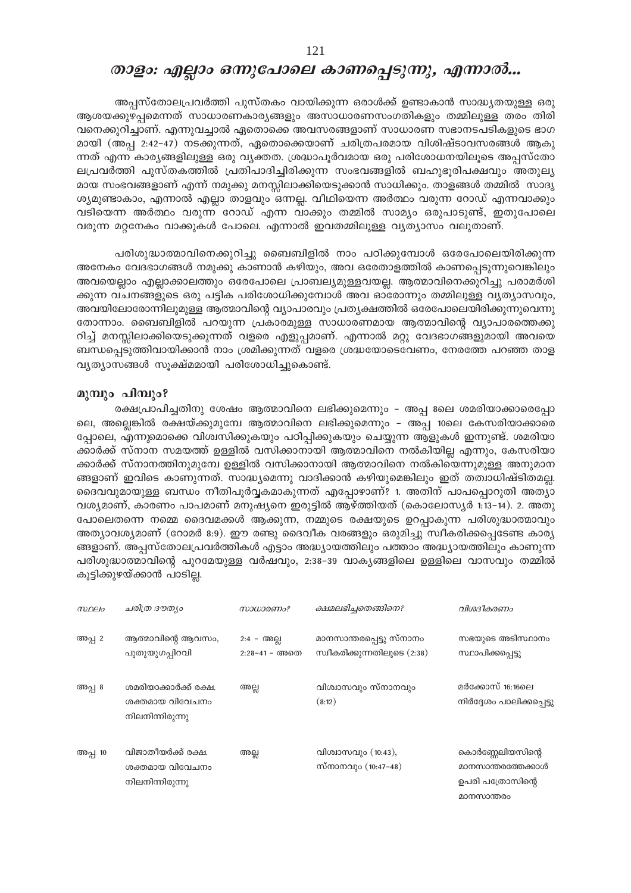# താളം: എല്ലാം ഒന്നുപോലെ കാണപ്പെടുന്നു, എന്നാൽ...

അപ്പസ്തോലപ്രവർത്തി പുസ്തകം വായിക്കുന്ന ഒരാൾക്ക് ഉണ്ടാകാൻ സാദ്ധ്യതയുള്ള ഒരു ആശയക്കുഴപ്പമെന്നത് സാധാരണകാര്യങ്ങളും അസാധാരണസംഗതികളും തമ്മിലുള്ള തരം തിരിവനെക്കുറിച്ചാണ്. എന്നുവച്ചാൽ ഏതൊക്കെ അവസരങ്ങളാണ് സാധാരണ സഭാനടപടികളുടെ ഭാഗമായി (അപ്പ 2:42-47) നടക്കുന്നത്, ഏതൊക്കെയാണ് ചരിത്രപരമായ വിശിഷ്ടാവസരങ്ങൾ ആകുന്നത് എന്ന കാര്യങ്ങളിലുള്ള ഒരു വ്യക്തത. ശ്രദ്ധാപൂർവമായ ഒരു പരിശോധനയിലൂടെ അപ്പസ്തോലപ്രവർത്തി പുസ്തകത്തിൽ പ്രതിപാദിച്ചിരിക്കുന്ന സംഭവങ്ങളിൽ ബഹുഭൂരിപക്ഷവും അതുല്യമായ സംഭവങ്ങളാണ് എന്ന് നമുക്കു മനസ്സിലാക്കിയെടുക്കാൻ സാധിക്കും. താളങ്ങൾ തമ്മിൽ സാദൃശ്യമുണ്ടാകാം, എന്നാൽ എല്ലാ താളവും ഒന്നല്ല. വീഥിയെന്ന അർത്ഥം വരുന്ന റോഡ് എന്നവാക്കും വടിയെന്ന അർത്ഥം വരുന്ന റോഡ് എന്ന വാക്കും തമ്മിൽ സാമ്യം ഒരുപാടുണ്ട്, ഇതുപോലെ വരുന്ന മറ്റനേകം വാക്കുകൾ പോലെ. എന്നാൽ ഇവതമ്മിലുള്ള വ്യത്യാസം വലുതാണ്.

പരിശുദ്ധാത്മാവിനെക്കുറിച്ചു ബൈബിളിൽ നാം പഠിക്കുമ്പോൾ ഒരേപോലെയിരിക്കുന്ന അനേകം വേദഭാഗങ്ങൾ നമുക്കു കാണാൻ കഴിയും, അവ ഒരേതാളത്തിൽ കാണപ്പെടുന്നുവെങ്കിലും അവയെല്ലാം എല്ലാക്കാലത്തും ഒരേപോലെ പ്രാബല്യമുള്ളവയല്ല. ആത്മാവിനെക്കുറിച്ചു പരാമർശിക്കുന്ന വചനങ്ങളുടെ ഒരു പട്ടിക പരിശോധിക്കുമ്പോൾ അവ ഓരോന്നും തമ്മിലുള്ള വ്യത്യാസവും, അവയിലോരോന്നിലുമുള്ള ആത്മാവിന്റെ വ്യാപാരവും പ്രത്യക്ഷത്തിൽ ഒരേപോലെയിരിക്കുന്നുവെന്നു തോന്നാം. ബൈബിളിൽ പറയുന്ന പ്രകാരമുള്ള സാധാരണമായ ആത്മാവിന്റെ വ്യാപാരത്തെക്കുറിച്ച് മനസ്സിലാക്കിയെടുക്കുന്നത് വളരെ എളുപ്പമാണ്. എന്നാൽ മറ്റു വേദഭാഗങ്ങളുമായി അവയെ ബന്ധപ്പെടുത്തിവായിക്കാൻ നാം ശ്രമിക്കുന്നത് വളരെ ശ്രദ്ധയോടെവേണം, നേരത്തേ പറഞ്ഞ താള വ്യത്യാസങ്ങൾ സൂക്ഷ്മമായി പരിശോധിച്ചുകൊണ്ട്.

## മുമ്പും പിമ്പും?

രക്ഷപ്രാപിച്ചതിനു ശേഷം ആത്മാവിനെ ലഭിക്കുമെന്നും – അപ്പ 8ലെ ശമരിയാക്കാരെപ്പോലെ, അല്ലെങ്കിൽ രക്ഷയ്ക്കുമുമ്പേ ആത്മാവിനെ ലഭിക്കുമെന്നും – അപ്പ 10ലെ കേസരിയാക്കാരെപ്പോലെ, എന്നുമൊക്കെ വിശ്വസിക്കുകയും പഠിപ്പിക്കുകയും ചെയ്യുന്ന ആളുകൾ ഇന്നുണ്ട്. ശമരിയാക്കാർക്ക് സ്നാന സമയത്ത് ഉള്ളിൽ വസിക്കാനായി ആത്മാവിനെ നൽകിയില്ല എന്നും, കേസരിയാക്കാർക്ക് സ്നാനത്തിനുമുമ്പേ ഉള്ളിൽ വസിക്കാനായി ആത്മാവിനെ നൽകിയെന്നുമുള്ള അനുമാനങ്ങളാണ് ഇവിടെ കാണുന്നത്. സാദ്ധ്യമെന്നു വാദിക്കാൻ കഴിയുമെങ്കിലും ഇത് തത്വാധിഷ്ടിതമല്ല. ദൈവവുമായുള്ള ബന്ധം നീതിപൂർവ്വകമാകുന്നത് എപ്പോഴാണ്? 1. അതിന് പാപപ്പൊറുതി അത്യാവശ്യമാണ്, കാരണം പാപമാണ് മനുഷ്യനെ ഇരുട്ടിൽ ആഴ്ത്തിയത് (കൊലോസ്യർ 1:13-14). 2. അതുപോലെതന്നെ നമ്മെ ദൈവമക്കൾ ആക്കുന്ന, നമ്മുടെ രക്ഷയുടെ ഉറപ്പാകുന്ന പരിശുദ്ധാത്മാവും അത്യാവശ്യമാണ് (റോമർ 8:9). ഈ രണ്ടു ദൈവീക വരങ്ങളും ഒരുമിച്ചു സ്വീകരിക്കപ്പെടേണ്ട കാര്യങ്ങളാണ്. അപ്പസ്തോലപ്രവർത്തികൾ എട്ടാം അദ്ധ്യായത്തിലും പത്താം അദ്ധ്യായത്തിലും കാണുന്ന പരിശുദ്ധാത്മാവിന്റെ പുറമേയുള്ള വർഷവും, 2:38-39 വാക്യങ്ങളിലെ ഉള്ളിലെ വാസവും തമ്മിൽ കൂട്ടിക്കുഴയ്ക്കാൻ പാടില്ല.

| *സ്ഥലം* | *ചരിത്ര ദൗത്യം* | *സാധാരണം?* | *ക്ഷമലഭിച്ചതെങ്ങിനെ?* | *വിശദീകരണം* |
|---|---|---|---|---|
| അപ്പ 2 | ആത്മാവിന്റെ ആവസം, പുതുയുഗപ്പിറവി | 2:4 – അല്ല<br>2:28-41 – അതെ | മാനസാന്തരപ്പെട്ടു സ്നാനം സ്വീകരിക്കുന്നതിലൂടെ (2:38) | സഭയുടെ അടിസ്ഥാനം സ്ഥാപിക്കപ്പെട്ടു |
| അപ്പ 8 | ശമരിയാക്കാർക്ക് രക്ഷ. ശക്തമായ വിവേചനം നിലനിന്നിരുന്നു | അല്ല | വിശ്വാസവും സ്നാനവും (8:12) | മർക്കോസ് 16:16ലെ നിർദ്ദേശം പാലിക്കപ്പെട്ടു |
| അപ്പ 10 | വിജാതീയർക്ക് രക്ഷ. ശക്തമായ വിവേചനം നിലനിന്നിരുന്നു | അല്ല | വിശ്വാസവും (10:43), സ്നാനവും (10:47-48) | കൊർണ്ണേലിയസിന്റെ മാനസാന്തരത്തേക്കാൾ ഉപരി പത്രോസിന്റെ മാനസാന്തരം |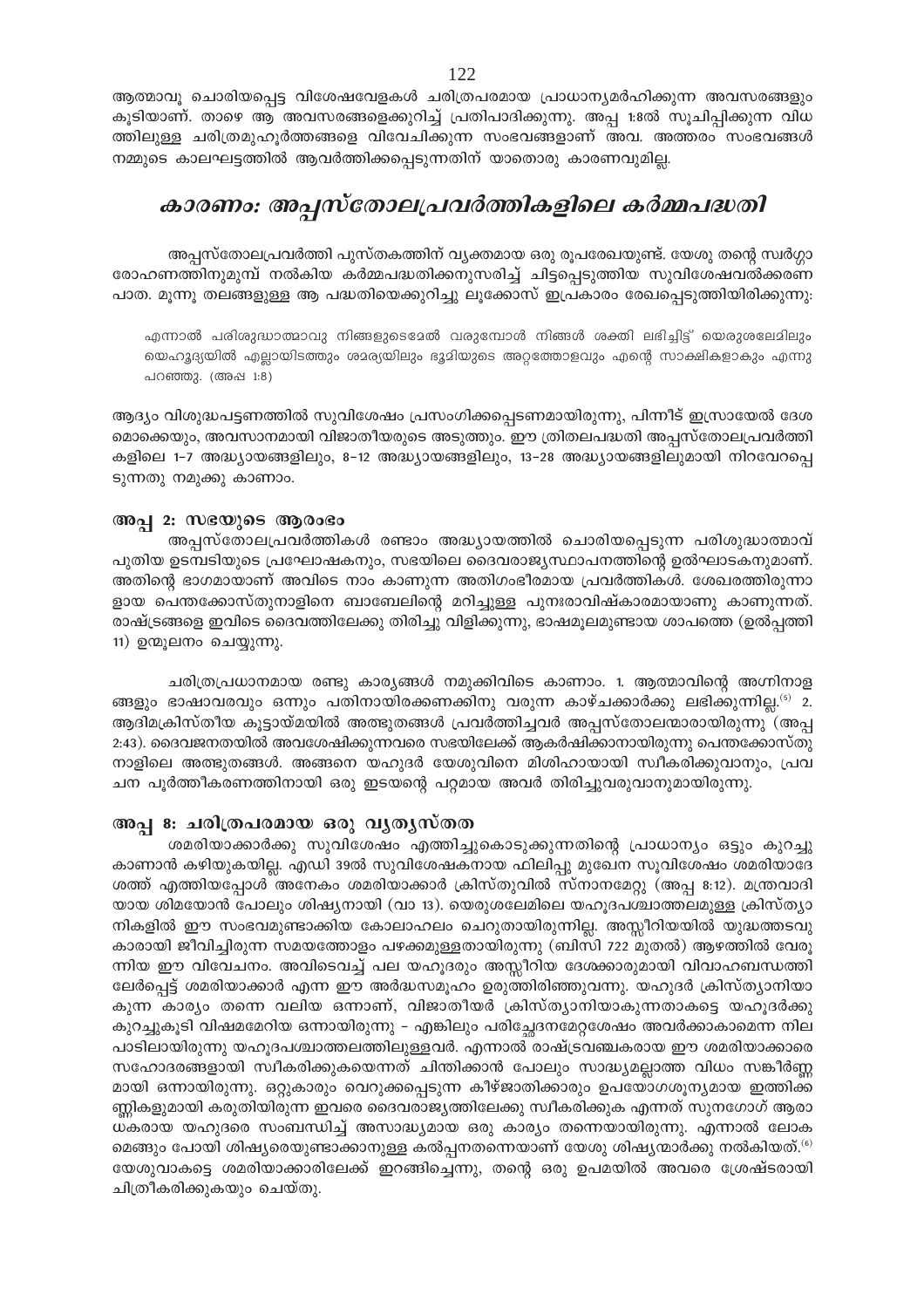ആത്മാവു ചൊരിയപ്പെട്ട വിശേഷവേളകൾ ചരിത്രപരമായ പ്രാധാന്യമർഹിക്കുന്ന അവസരങ്ങളും കൂടിയാണ്. താഴെ ആ അവസരങ്ങളെക്കുറിച്ച് പ്രതിപാദിക്കുന്നു. അപ്പ 1:8ൽ സൂചിപ്പിക്കുന്ന വിധത്തിലുള്ള ചരിത്രമുഹൂർത്തങ്ങളെ വിവേചിക്കുന്ന സംഭവങ്ങളാണ് അവ. അത്തരം സംഭവങ്ങൾ നമ്മുടെ കാലഘട്ടത്തിൽ ആവർത്തിക്കപ്പെടുന്നതിന് യാതൊരു കാരണവുമില്ല.

## *കാരണം: അപ്പസ്തോലപ്രവർത്തികളിലെ കർമ്മപദ്ധതി*

അപ്പസ്തോലപ്രവർത്തി പുസ്തകത്തിന് വ്യക്തമായ ഒരു രൂപരേഖയുണ്ട്. യേശു തന്റെ സ്വർഗ്ഗാരോഹണത്തിനുമുമ്പ് നൽകിയ കർമ്മപദ്ധതിക്കനുസരിച്ച് ചിട്ടപ്പെടുത്തിയ സുവിശേഷവൽക്കരണ പാത. മൂന്നു തലങ്ങളുള്ള ആ പദ്ധതിയെക്കുറിച്ചു ലൂക്കോസ് ഇപ്രകാരം രേഖപ്പെടുത്തിയിരിക്കുന്നു:

> എന്നാൽ പരിശുദ്ധാത്മാവു നിങ്ങളുടെമേൽ വരുമ്പോൾ നിങ്ങൾ ശക്തി ലഭിച്ചിട്ട് യെരുശലേമിലും യെഹൂദ്യയിൽ എല്ലായിടത്തും ശമര്യയിലും ഭൂമിയുടെ അറ്റത്തോളവും എന്റെ സാക്ഷികളാകും എന്നു പറഞ്ഞു. (അപ്പ 1:8)

ആദ്യം വിശുദ്ധപട്ടണത്തിൽ സുവിശേഷം പ്രസംഗിക്കപ്പെടണമായിരുന്നു, പിന്നീട് ഇസ്രായേൽ ദേശമൊക്കെയും, അവസാനമായി വിജാതീയരുടെ അടുത്തും. ഈ ത്രിതലപദ്ധതി അപ്പസ്തോലപ്രവർത്തികളിലെ 1–7 അദ്ധ്യായങ്ങളിലും, 8–12 അദ്ധ്യായങ്ങളിലും, 13–28 അദ്ധ്യായങ്ങളിലുമായി നിറവേറപ്പെടുന്നതു നമുക്കു കാണാം.

### അപ്പ 2: സഭയുടെ ആരംഭം

അപ്പസ്തോലപ്രവർത്തികൾ രണ്ടാം അദ്ധ്യായത്തിൽ ചൊരിയപ്പെടുന്ന പരിശുദ്ധാത്മാവ് പുതിയ ഉടമ്പടിയുടെ പ്രഘോഷകനും, സഭയിലെ ദൈവരാജ്യസ്ഥാപനത്തിന്റെ ഉൽഘാടകനുമാണ്. അതിന്റെ ഭാഗമായാണ് അവിടെ നാം കാണുന്ന അതിഗംഭീരമായ പ്രവർത്തികൾ. ശേഖരത്തിരുന്നാളായ പെന്തക്കോസ്തുനാളിനെ ബാബേലിന്റെ മറിച്ചുള്ള പുനഃരാവിഷ്കാരമായാണു കാണുന്നത്. രാഷ്ട്രങ്ങളെ ഇവിടെ ദൈവത്തിലേക്കു തിരിച്ചു വിളിക്കുന്നു, ഭാഷമൂലമുണ്ടായ ശാപത്തെ (ഉൽപ്പത്തി 11) ഉന്മൂലനം ചെയ്യുന്നു.

ചരിത്രപ്രധാനമായ രണ്ടു കാര്യങ്ങൾ നമുക്കിവിടെ കാണാം. 1. ആത്മാവിന്റെ അഗ്നിനാളങ്ങളും ഭാഷാവരവും ഒന്നും പതിനായിരക്കണക്കിനു വരുന്ന കാഴ്ചക്കാർക്കു ലഭിക്കുന്നില്ല.[5] 2. ആദിമക്രിസ്തീയ കൂട്ടായ്മയിൽ അത്ഭുതങ്ങൾ പ്രവർത്തിച്ചവർ അപ്പസ്തോലന്മാരായിരുന്നു (അപ്പ 2:43). ദൈവജനതയിൽ അവശേഷിക്കുന്നവരെ സഭയിലേക്ക് ആകർഷിക്കാനായിരുന്നു പെന്തക്കോസ്തു നാളിലെ അത്ഭുതങ്ങൾ. അങ്ങനെ യഹൂദർ യേശുവിനെ മിശിഹായായി സ്വീകരിക്കുവാനും, പ്രവചന പൂർത്തീകരണത്തിനായി ഒരു ഇടയന്റെ പറ്റമായ അവർ തിരിച്ചുവരുവാനുമായിരുന്നു.

### അപ്പ 8: ചരിത്രപരമായ ഒരു വ്യത്യസ്തത

ശമരിയാക്കാർക്കു സുവിശേഷം എത്തിച്ചുകൊടുക്കുന്നതിന്റെ പ്രാധാന്യം ഒട്ടും കുറച്ചു കാണാൻ കഴിയുകയില്ല. എഡി 39ൽ സുവിശേഷകനായ ഫിലിപ്പു മുഖേന സുവിശേഷം ശമരിയാദേശത്ത് എത്തിയപ്പോൾ അനേകം ശമരിയാക്കാർ ക്രിസ്തുവിൽ സ്നാനമേറ്റു (അപ്പ 8:12). മന്ത്രവാദിയായ ശിമയോൻ പോലും ശിഷ്യനായി (വാ 13). യെരുശലേമിലെ യഹൂദപശ്ചാത്തലമുള്ള ക്രിസ്ത്യാനികളിൽ ഈ സംഭവമുണ്ടാക്കിയ കോലാഹലം ചെറുതായിരുന്നില്ല. അസ്സീറിയയിൽ യുദ്ധത്തടവുകാരായി ജീവിച്ചിരുന്ന സമയത്തോളം പഴക്കമുള്ളതായിരുന്നു (ബിസി 722 മുതൽ) ആഴത്തിൽ വേരൂന്നിയ ഈ വിവേചനം. അവിടെവച്ച് പല യഹൂദരും അസ്സീറിയ ദേശക്കാരുമായി വിവാഹബന്ധത്തിലേർപ്പെട്ട് ശമരിയാക്കാർ എന്ന ഈ അർദ്ധസമൂഹം ഉരുത്തിരിഞ്ഞുവന്നു. യഹൂദർ ക്രിസ്ത്യാനിയാകുന്ന കാര്യം തന്നെ വലിയ ഒന്നാണ്, വിജാതീയർ ക്രിസ്ത്യാനിയാകുന്നതാകട്ടെ യഹൂദർക്കു കുറച്ചുകൂടി വിഷമമേറിയ ഒന്നായിരുന്നു – എങ്കിലും പരിച്ഛേദനമേറ്റശേഷം അവർക്കാകാമെന്ന നിലപാടിലായിരുന്നു യഹൂദപശ്ചാത്തലത്തിലുള്ളവർ. എന്നാൽ രാഷ്ട്രവഞ്ചകരായ ഈ ശമരിയാക്കാരെ സഹോദരങ്ങളായി സ്വീകരിക്കുകയെന്നത് ചിന്തിക്കാൻ പോലും സാദ്ധ്യമല്ലാത്ത വിധം സങ്കീർണ്ണമായി ഒന്നായിരുന്നു. ഒറ്റുകാരും വെറുക്കപ്പെടുന്ന കീഴ്ജാതിക്കാരും ഉപയോഗശൂന്യമായ ഇത്തിക്കണ്ണികളുമായി കരുതിയിരുന്ന ഇവരെ ദൈവരാജ്യത്തിലേക്കു സ്വീകരിക്കുക എന്നത് സുനഗോഗ് ആരാധകരായ യഹൂദരെ സംബന്ധിച്ച് അസാദ്ധ്യമായ ഒരു കാര്യം തന്നെയായിരുന്നു. എന്നാൽ ലോകമെങ്ങും പോയി ശിഷ്യരെയുണ്ടാക്കാനുള്ള കൽപ്പനതന്നെയാണ് യേശു ശിഷ്യന്മാർക്കു നൽകിയത്.[6] യേശുവാകട്ടെ ശമരിയാക്കാരിലേക്ക് ഇറങ്ങിച്ചെന്നു, തന്റെ ഒരു ഉപമയിൽ അവരെ ശ്രേഷ്ടരായി ചിത്രീകരിക്കുകയും ചെയ്തു.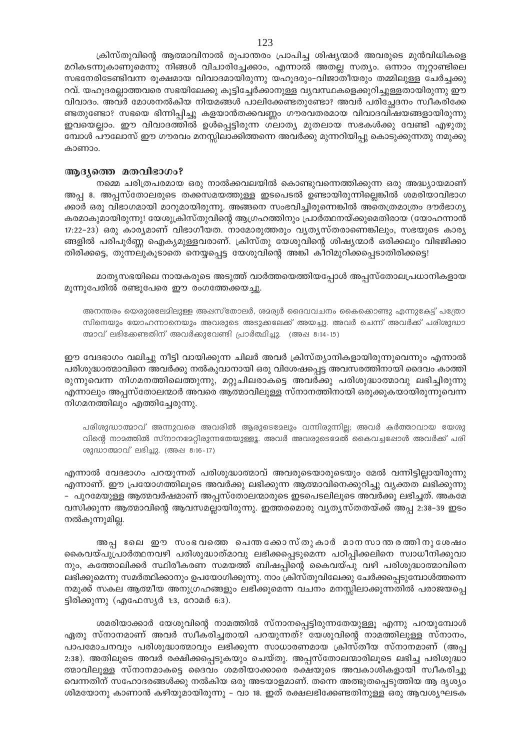ക്രിസ്തുവിന്റെ ആത്മാവിനാൽ രൂപാന്തരം പ്രാപിച്ച ശിഷ്യന്മാർ അവരുടെ മുൻവിധികളെ മറികടന്നുകാണുമെന്നു നിങ്ങൾ വിചാരിച്ചേക്കാം, എന്നാൽ അതല്ല സത്യം. ഒന്നാം നൂറ്റാണ്ടിലെ സഭനേരിടേണ്ടിവന്ന രൂക്ഷമായ വിവാദമായിരുന്നു യഹൂദരും-വിജാതീയരും തമ്മിലുള്ള ചേർച്ചക്കുറവ്. യഹൂദരല്ലാത്തവരെ സഭയിലേക്കു കൂട്ടിച്ചേർക്കാനുള്ള വ്യവസ്ഥകളെക്കുറിച്ചുള്ളതായിരുന്നു ഈ വിവാദം. അവർ മോശനൽകിയ നിയമങ്ങൾ പാലിക്കേണ്ടതുണ്ടോ? അവർ പരിച്ഛേദനം സ്വീകരിക്കേണ്ടതുണ്ടോ? സഭയെ ഭിന്നിപ്പിച്ചു കളയാൻതക്കവണ്ണം ഗൗരവതരമായ വിവാദവിഷയങ്ങളായിരുന്നു ഇവയെല്ലാം. ഈ വിവാദത്തിൽ ഉൾപ്പെട്ടിരുന്ന ഗലാത്യ മുതലായ സഭകൾക്കു വേണ്ടി എഴുതുമ്പോൾ പൗലോസ് ഈ ഗൗരവം മനസ്സിലാക്കിത്തന്നെ അവർക്കു മുന്നറിയിപ്പു കൊടുക്കുന്നതു നമുക്കു കാണാം.

## ആദ്യത്തെ മതവിഭാഗം?

നമ്മെ ചരിത്രപരമായ ഒരു നാൽക്കവലയിൽ കൊണ്ടുവന്നെത്തിക്കുന്ന ഒരു അദ്ധ്യായമാണ് അപ്പ 8. അപ്പസ്തോലരുടെ തക്കസമയത്തുള്ള ഇടപെടൽ ഉണ്ടായിരുന്നില്ലെങ്കിൽ ശമരിയാവിഭാഗക്കാർ ഒരു വിഭാഗമായി മാറുമായിരുന്നു. അങ്ങനെ സംഭവിച്ചിരുന്നെങ്കിൽ അതെത്രമാത്രം ദൗർഭാഗ്യകരമാകുമായിരുന്നു! യേശുക്രിസ്തുവിന്റെ ആഗ്രഹത്തിനും പ്രാർത്ഥനയ്ക്കുമെതിരായ (യോഹന്നാൻ 17:22-23) ഒരു കാര്യമാണ് വിഭാഗീയത. നാമോരുത്തരും വ്യത്യസ്തരാണെങ്കിലും, സഭയുടെ കാര്യങ്ങളിൽ പരിപൂർണ്ണ ഐക്യമുള്ളവരാണ്. ക്രിസ്തു യേശുവിന്റെ ശിഷ്യന്മാർ ഒരിക്കലും വിഭജിക്കാതിരിക്കട്ടെ, തുന്നലുകൂടാതെ നെയ്യപ്പെട്ട യേശുവിന്റെ അങ്കി കീറിമുറിക്കപ്പെടാതിരിക്കട്ടെ!

മാതൃസഭയിലെ നായകരുടെ അടുത്ത് വാർത്തയെത്തിയപ്പോൾ അപ്പസ്തോലപ്രധാനികളായ മൂന്നുപേരിൽ രണ്ടുപേരെ ഈ രംഗത്തേക്കയച്ചു.

> അനന്തരം യെരുശലേമിലുള്ള അപ്പസ്തോലർ, ശമര്യർ ദൈവവചനം കൈക്കൊണ്ടു എന്നുകേട്ട് പത്രോസിനെയും യോഹന്നാനെയും അവരുടെ അടുക്കലേക്ക് അയച്ചു. അവർ ചെന്ന് അവർക്ക് പരിശുദ്ധാത്മാവ് ലഭിക്കേണ്ടതിന് അവർക്കുവേണ്ടി പ്രാർത്ഥിച്ചു. (അപ്പ 8:14-15)

ഈ വേദഭാഗം വലിച്ചു നീട്ടി വായിക്കുന്ന ചിലർ അവർ ക്രിസ്ത്യാനികളായിരുന്നുവെന്നും എന്നാൽ പരിശുദ്ധാത്മാവിനെ അവർക്കു നൽകുവാനായി ഒരു വിശേഷപ്പെട്ട അവസരത്തിനായി ദൈവം കാത്തിരുന്നുവെന്ന നിഗമനത്തിലെത്തുന്നു, മറ്റുചിലരാകട്ടെ അവർക്കു പരിശുദ്ധാത്മാവു ലഭിച്ചിരുന്നു എന്നാലും അപ്പസ്തോലന്മാർ അവരെ ആത്മാവിലുള്ള സ്നാനത്തിനായി ഒരുക്കുകയായിരുന്നുവെന്ന നിഗമനത്തിലും എത്തിച്ചേരുന്നു.

> പരിശുദ്ധാത്മാവ് അന്നുവരെ അവരിൽ ആരുടെമേലും വന്നിരുന്നില്ല; അവർ കർത്താവായ യേശുവിന്റെ നാമത്തിൽ സ്നാനമേറ്റിരുന്നതേയുള്ളൂ. അവർ അവരുടെമേൽ കൈവച്ചപ്പോൾ അവർക്ക് പരിശുദ്ധാത്മാവ് ലഭിച്ചു. (അപ്പ 8:16-17)

എന്നാൽ വേദഭാഗം പറയുന്നത് പരിശുദ്ധാത്മാവ് അവരുടെയാരുടെയും മേൽ വന്നിട്ടില്ലായിരുന്നു എന്നാണ്. ഈ പ്രയോഗത്തിലൂടെ അവർക്കു ലഭിക്കുന്ന ആത്മാവിനെക്കുറിച്ചു വ്യക്തത ലഭിക്കുന്നു - പുറമേയുള്ള ആത്മവർഷമാണ് അപ്പസ്തോലന്മാരുടെ ഇടപെടലിലൂടെ അവർക്കു ലഭിച്ചത്. അകമേ വസിക്കുന്ന ആത്മാവിന്റെ ആവസമല്ലായിരുന്നു. ഇത്തരമൊരു വ്യത്യസ്തതയ്ക്ക് അപ്പ 2:38-39 ഇടം നൽകുന്നുമില്ല.

അപ്പ 8ലെ ഈ സംഭവത്തെ പെന്തക്കോസ്തുകാർ മാനസാന്തരത്തിനുശേഷം കൈവയ്പുപ്രാർത്ഥനവഴി പരിശുദ്ധാത്മാവു ലഭിക്കപ്പെടുമെന്ന പഠിപ്പിക്കലിനെ സ്വാധീനിക്കുവാനും, കത്തോലിക്കർ സ്ഥിരീകരണ സമയത്ത് ബിഷപ്പിന്റെ കൈവയ്പു വഴി പരിശുദ്ധാത്മാവിനെ ലഭിക്കുമെന്നു സമർത്ഥിക്കാനും ഉപയോഗിക്കുന്നു. നാം ക്രിസ്തുവിലേക്കു ചേർക്കപ്പെടുമ്പോൾത്തന്നെ നമുക്ക് സകല ആത്മീയ അനുഗ്രഹങ്ങളും ലഭിക്കുമെന്ന വചനം മനസ്സിലാക്കുന്നതിൽ പരാജയപ്പെട്ടിരിക്കുന്നു (എഫേസ്യർ 1:3, റോമർ 6:3).

ശമരിയാക്കാർ യേശുവിന്റെ നാമത്തിൽ സ്നാനപ്പെട്ടിരുന്നതേയുള്ളൂ എന്നു പറയുമ്പോൾ ഏതു സ്നാനമാണ് അവർ സ്വീകരിച്ചതായി പറയുന്നത്? യേശുവിന്റെ നാമത്തിലുള്ള സ്നാനം, പാപമോചനവും പരിശുദ്ധാത്മാവും ലഭിക്കുന്ന സാധാരണമായ ക്രിസ്തീയ സ്നാനമാണ് (അപ്പ 2:38). അതിലൂടെ അവർ രക്ഷിക്കപ്പെടുകയും ചെയ്തു. അപ്പസ്തോലന്മാരിലൂടെ ലഭിച്ച പരിശുദ്ധാത്മാവിലുള്ള സ്നാനമാകട്ടെ ദൈവം ശമരിയാക്കാരെ രക്ഷയുടെ അവകാശികളായി സ്വീകരിച്ചുവെന്നതിന് സഹോദരങ്ങൾക്കു നൽകിയ ഒരു അടയാളമാണ്. തന്നെ അത്ഭുതപ്പെടുത്തിയ ആ ദൃശ്യം ശിമയോനു കാണാൻ കഴിയുമായിരുന്നു - വാ 18. ഇത് രക്ഷലഭിക്കേണ്ടതിനുള്ള ഒരു ആവശ്യഘടക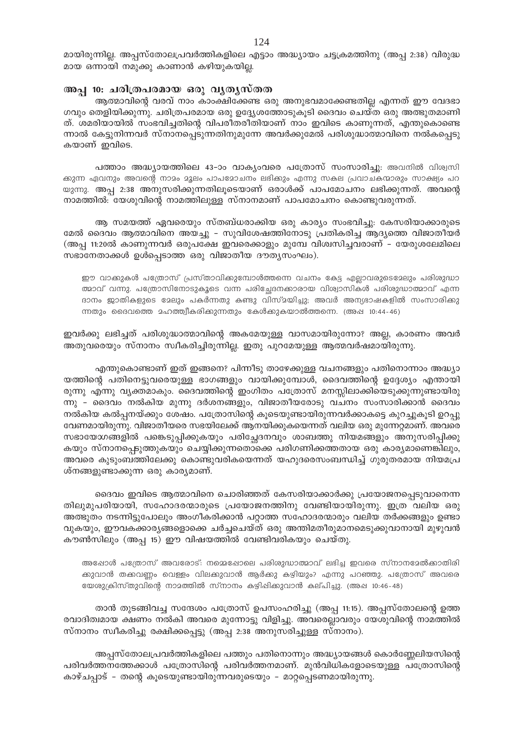മായിരുന്നില്ല. അപ്പസ്തോലപ്രവർത്തികളിലെ എട്ടാം അദ്ധ്യായം ചട്ടക്രമത്തിനു (അപ്പ 2:38) വിരുദ്ധ മായ ഒന്നായി നമുക്കു കാണാൻ കഴിയുകയില്ല.

## അപ്പ 10: ചരിത്രപരമായ ഒരു വ്യത്യസ്തത

ആത്മാവിന്റെ വരവ് നാം കാംക്ഷിക്കേണ്ട ഒരു അനുഭവമാക്കേണ്ടതില്ല എന്നത് ഈ വേദഭാ ഗവും തെളിയിക്കുന്നു. ചരിത്രപരമായ ഒരു ഉദ്ദേശ്യത്തോടുകൂടി ദൈവം ചെയ്ത ഒരു അത്ഭുതമാണി ത്. ശമരിയായിൽ സംഭവിച്ചതിന്റെ വിപരീതരീതിയാണ് നാം ഇവിടെ കാണുന്നത്, എന്തുകൊണ്ടെ ന്നാൽ കേട്ടുനിന്നവർ സ്നാനപ്പെടുന്നതിനുമുന്നേ അവർക്കുമേൽ പരിശുദ്ധാത്മാവിനെ നൽകപ്പെടു കയാണ് ഇവിടെ.

പത്താം അദ്ധ്യായത്തിലെ 43-ാം വാക്യംവരെ പത്രോസ് സംസാരിച്ചു: അവനിൽ വിശ്വസി ക്കുന്ന ഏവനും അവന്റെ നാമം മൂലം പാപമോചനം ലഭിക്കും എന്നു സകല പ്രവാചകന്മാരും സാക്ഷ്യം പറ യുന്നു. അപ്പ 2:38 അനുസരിക്കുന്നതിലൂടെയാണ് ഒരാൾക്ക് പാപമോചനം ലഭിക്കുന്നത്. അവന്റെ നാമത്തിൽ: യേശുവിന്റെ നാമത്തിലുള്ള സ്നാനമാണ് പാപമോചനം കൊണ്ടുവരുന്നത്.

ആ സമയത്ത് ഏവരെയും സ്തബ്ധരാക്കിയ ഒരു കാര്യം സംഭവിച്ചു: കേസരിയാക്കാരുടെ മേൽ ദൈവം ആത്മാവിനെ അയച്ചു - സുവിശേഷത്തിനോടു പ്രതികരിച്ച ആദ്യത്തെ വിജാതീയർ (അപ്പ 11:20ൽ കാണുന്നവർ ഒരുപക്ഷേ ഇവരെക്കാളും മുമ്പേ വിശ്വസിച്ചവരാണ് - യേരുശലേമിലെ സഭാനേതാക്കൾ ഉൾപ്പെടാത്ത ഒരു വിജാതീയ ദൗത്യസംഘം).

> ഈ വാക്കുകൾ പത്രോസ് പ്രസ്താവിക്കുമ്പോൾത്തന്നെ വചനം കേട്ട എല്ലാവരുടെമേലും പരിശുദ്ധാ ത്മാവ് വന്നു. പത്രോസിനോടുകൂടെ വന്ന പരിച്ഛേദനക്കാരായ വിശ്വാസികൾ പരിശുദ്ധാത്മാവ് എന്ന ദാനം ജാതികളുടെ മേലും പകർന്നതു കണ്ടു വിസ്മയിച്ചു; അവർ അന്യഭാഷകളിൽ സംസാരിക്കു ന്നതും ദൈവത്തെ മഹത്ത്വീകരിക്കുന്നതും കേൾക്കുകയാൽത്തന്നെ. (അപ്പ 10:44-46)

ഇവർക്കു ലഭിച്ചത് പരിശുദ്ധാത്മാവിന്റെ അകമേയുള്ള വാസമായിരുന്നോ? അല്ല, കാരണം അവർ അതുവരെയും സ്നാനം സ്വീകരിച്ചിരുന്നില്ല. ഇതു പുറമേയുള്ള ആത്മവർഷമായിരുന്നു.

എന്തുകൊണ്ടാണ് ഇത് ഇങ്ങനെ? പിന്നീടു താഴേക്കുള്ള വചനങ്ങളും പതിനൊന്നാം അദ്ധ്യാ യത്തിന്റെ പതിനെട്ടുവരെയുള്ള ഭാഗങ്ങളും വായിക്കുമ്പോൾ, ദൈവത്തിന്റെ ഉദ്ദേശ്യം എന്തായി രുന്നു എന്നു വ്യക്തമാകും. ദൈവത്തിന്റെ ഇംഗിതം പത്രോസ് മനസ്സിലാക്കിയെടുക്കുന്നുണ്ടായിരു ന്നു - ദൈവം നൽകിയ മൂന്നു ദർശനങ്ങളും, വിജാതീയരോടു വചനം സംസാരിക്കാൻ ദൈവം നൽകിയ കൽപ്പനയ്ക്കും ശേഷം. പത്രോസിന്റെ കൂടെയുണ്ടായിരുന്നവർക്കാകട്ടെ കുറച്ചുകൂടി ഉറപ്പു വേണമായിരുന്നു. വിജാതീയരെ സഭയിലേക്ക് ആനയിക്കുകയെന്നത് വലിയ ഒരു മുന്നേറ്റമാണ്. അവരെ സഭായോഗങ്ങളിൽ പങ്കെടുപ്പിക്കുകയും പരിച്ഛേദനവും ശാബത്തു നിയമങ്ങളും അനുസരിപ്പിക്കു കയും സ്നാനപ്പെടുത്തുകയും ചെയ്യിക്കുന്നതൊക്കെ പരിഗണിക്കത്തതായ ഒരു കാര്യമാണെങ്കിലും, അവരെ കുടുംബത്തിലേക്കു കൊണ്ടുവരികയെന്നത് യഹൂദരെസംബന്ധിച്ച് ഗുരുതരമായ നിയമപ്ര ശ്നങ്ങളുണ്ടാക്കുന്ന ഒരു കാര്യമാണ്.

ദൈവം ഇവിടെ ആത്മാവിനെ ചൊരിഞ്ഞത് കേസരിയാക്കാർക്കു പ്രയോജനപ്പെടുവാനെന്ന തിലുമുപരിയായി, സഹോദരന്മാരുടെ പ്രയോജനത്തിനു വേണ്ടിയായിരുന്നു. ഇത്ര വലിയ ഒരു അത്ഭുതം നടന്നിട്ടുപോലും അംഗീകരിക്കാൻ പറ്റാത്ത സഹോദരന്മാരും വലിയ തർക്കങ്ങളും ഉണ്ടാ വുകയും, ഈവകക്കാര്യങ്ങളൊക്കെ ചർച്ചചെയ്ത് ഒരു അന്തിമതീരുമാനമെടുക്കുവാനായി മുഴുവൻ കൗൺസിലും (അപ്പ 15) ഈ വിഷയത്തിൽ വേണ്ടിവരികയും ചെയ്തു.

> അപ്പോൾ പത്രോസ് അവരോട്: നമ്മെപ്പോലെ പരിശുദ്ധാത്മാവ് ലഭിച്ച ഇവരെ സ്നാനമേൽക്കാതിരി ക്കുവാൻ തക്കവണ്ണം വെള്ളം വിലക്കുവാൻ ആർക്കു കഴിയും? എന്നു പറഞ്ഞു. പത്രോസ് അവരെ യേശുക്രിസ്തുവിന്റെ നാമത്തിൽ സ്നാനം കഴിപ്പിക്കുവാൻ കല്പിച്ചു. (അപ്പ 10:46-48)

താൻ തുടങ്ങിവച്ച സന്ദേശം പത്രോസ് ഉപസംഹരിച്ചു (അപ്പ 11:15). അപ്പസ്തോലന്റെ ഉത്ത രവാദിത്വമായ ക്ഷണം നൽകി അവരെ മുന്നോട്ടു വിളിച്ചു. അവരെല്ലാവരും യേശുവിന്റെ നാമത്തിൽ സ്നാനം സ്വീകരിച്ചു രക്ഷിക്കപ്പെട്ടു (അപ്പ 2:38 അനുസരിച്ചുള്ള സ്നാനം).

അപ്പസ്തോലപ്രവർത്തികളിലെ പത്തും പതിനൊന്നും അദ്ധ്യായങ്ങൾ കൊർണ്ണേലിയസിന്റെ പരിവർത്തനത്തേക്കാൾ പത്രോസിന്റെ പരിവർത്തനമാണ്. മുൻവിധികളോടെയുള്ള പത്രോസിന്റെ കാഴ്ചപ്പാട് - തന്റെ കൂടെയുണ്ടായിരുന്നവരുടെയും - മാറ്റപ്പെടണമായിരുന്നു.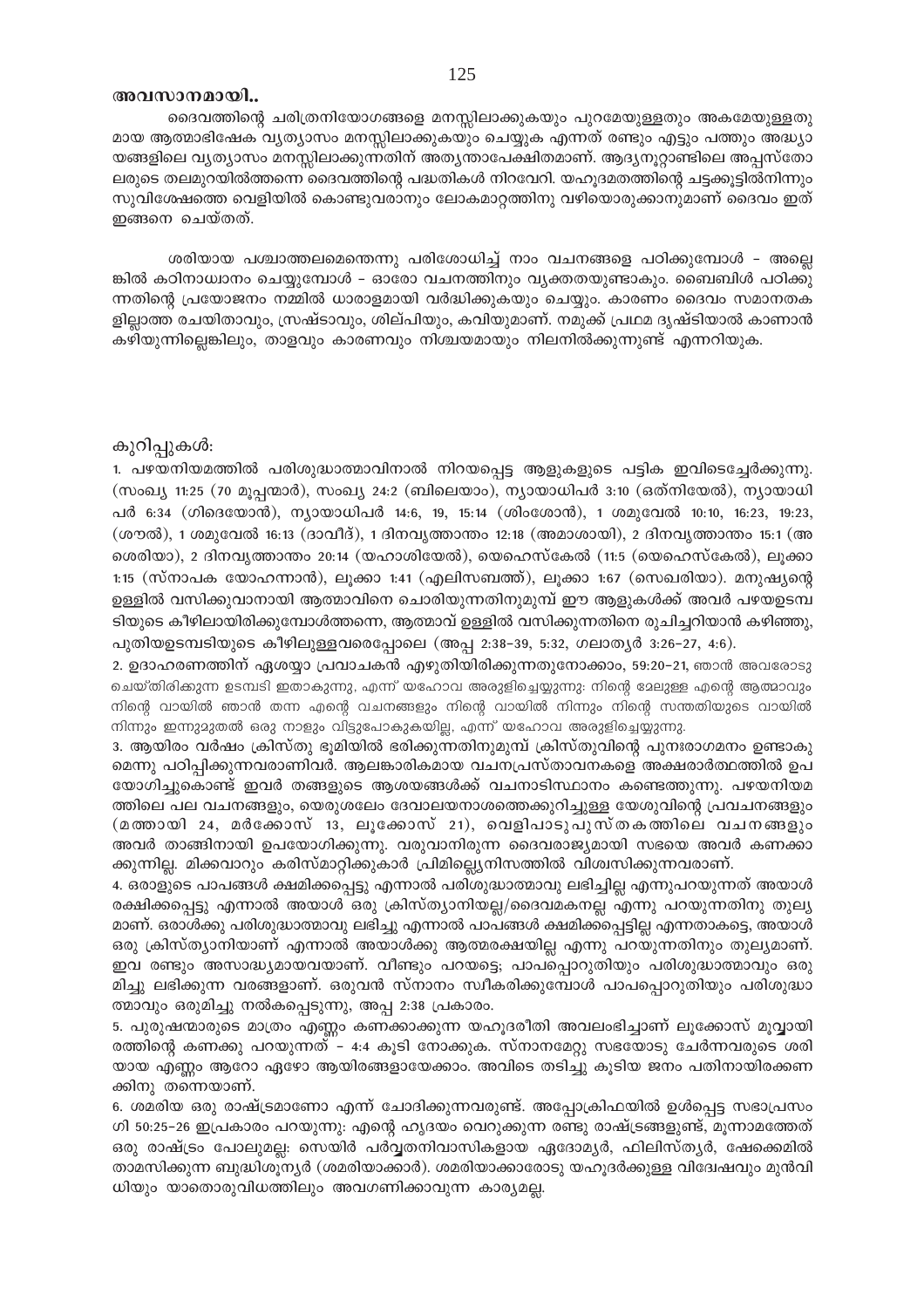### അവസാനമായി..

ദൈവത്തിന്റെ ചരിത്രനിയോഗങ്ങളെ മനസ്സിലാക്കുകയും പുറമേയുള്ളതും അകമേയുള്ളതുമായ ആത്മാഭിഷേക വ്യത്യാസം മനസ്സിലാക്കുകയും ചെയ്യുക എന്നത് രണ്ടും എട്ടും പത്തും അദ്ധ്യായങ്ങളിലെ വ്യത്യാസം മനസ്സിലാക്കുന്നതിന് അത്യന്താപേക്ഷിതമാണ്. ആദ്യനൂറ്റാണ്ടിലെ അപ്പസ്തോലരുടെ തലമുറയിൽത്തന്നെ ദൈവത്തിന്റെ പദ്ധതികൾ നിറവേറി. യഹൂദമതത്തിന്റെ ചട്ടക്കൂട്ടിൽനിന്നും സുവിശേഷത്തെ വെളിയിൽ കൊണ്ടുവരാനും ലോകമാറ്റത്തിനു വഴിയൊരുക്കാനുമാണ് ദൈവം ഇത് ഇങ്ങനെ ചെയ്തത്.

ശരിയായ പശ്ചാത്തലമെന്തെന്നു പരിശോധിച്ച് നാം വചനങ്ങളെ പഠിക്കുമ്പോൾ - അല്ലെങ്കിൽ കഠിനാധ്വാനം ചെയ്യുമ്പോൾ - ഓരോ വചനത്തിനും വ്യക്തതയുണ്ടാകും. ബൈബിൾ പഠിക്കുന്നതിന്റെ പ്രയോജനം നമ്മിൽ ധാരാളമായി വർദ്ധിക്കുകയും ചെയ്യും. കാരണം ദൈവം സമാനതകളില്ലാത്ത രചയിതാവും, സ്രഷ്ടാവും, ശില്പിയും, കവിയുമാണ്. നമുക്ക് പ്രഥമ ദൃഷ്ടിയാൽ കാണാൻ കഴിയുന്നില്ലെങ്കിലും, താളവും കാരണവും നിശ്ചയമായും നിലനിൽക്കുന്നുണ്ട് എന്നറിയുക.

കുറിപ്പുകൾ:

1. പഴയനിയമത്തിൽ പരിശുദ്ധാത്മാവിനാൽ നിറയപ്പെട്ട ആളുകളുടെ പട്ടിക ഇവിടെച്ചേർക്കുന്നു. (സംഖ്യ 11:25 (70 മൂപ്പന്മാർ), സംഖ്യ 24:2 (ബിലെയാം), ന്യായാധിപർ 3:10 (ഒത്നിയേൽ), ന്യായാധിപർ 6:34 (ഗിദെയോൻ), ന്യായാധിപർ 14:6, 19, 15:14 (ശിംശോൻ), 1 ശമുവേൽ 10:10, 16:23, 19:23, (ശൗൽ), 1 ശമുവേൽ 16:13 (ദാവീദ്), 1 ദിനവൃത്താന്തം 12:18 (അമാശായി), 2 ദിനവൃത്താന്തം 15:1 (അശെരിയാ), 2 ദിനവൃത്താന്തം 20:14 (യഹാശിയേൽ), യെഹെസ്കേൽ (11:5 (യെഹെസ്കേൽ), ലൂക്കാ 1:15 (സ്നാപക യോഹന്നാൻ), ലൂക്കാ 1:41 (എലിസബത്ത്), ലൂക്കാ 1:67 (സെഖരിയാ). മനുഷ്യന്റെ ഉള്ളിൽ വസിക്കുവാനായി ആത്മാവിനെ ചൊരിയുന്നതിനുമുമ്പ് ഈ ആളുകൾക്ക് അവർ പഴയഉടമ്പടിയുടെ കീഴിലായിരിക്കുമ്പോൾത്തന്നെ, ആത്മാവ് ഉള്ളിൽ വസിക്കുന്നതിനെ രുചിച്ചറിയാൻ കഴിഞ്ഞു, പുതിയഉടമ്പടിയുടെ കീഴിലുള്ളവരെപ്പോലെ (അപ്പ 2:38-39, 5:32, ഗലാത്യർ 3:26-27, 4:6).
2. ഉദാഹരണത്തിന് ഏശയ്യാ പ്രവാചകൻ എഴുതിയിരിക്കുന്നതുനോക്കാം, 59:20-21, ഞാൻ അവരോടു ചെയ്തിരിക്കുന്ന ഉടമ്പടി ഇതാകുന്നു, എന്ന് യഹോവ അരുളിച്ചെയ്യുന്നു: നിന്റെ മേലുള്ള എന്റെ ആത്മാവും നിന്റെ വായിൽ ഞാൻ തന്ന എന്റെ വചനങ്ങളും നിന്റെ വായിൽ നിന്നും നിന്റെ സന്തതിയുടെ വായിൽ നിന്നും ഇന്നുമുതൽ ഒരു നാളും വിട്ടുപോകുകയില്ല, എന്ന് യഹോവ അരുളിച്ചെയ്യുന്നു.
3. ആയിരം വർഷം ക്രിസ്തു ഭൂമിയിൽ ഭരിക്കുന്നതിനുമുമ്പ് ക്രിസ്തുവിന്റെ പുനഃരാഗമനം ഉണ്ടാകുമെന്നു പഠിപ്പിക്കുന്നവരാണിവർ. ആലങ്കാരികമായ വചനപ്രസ്താവനകളെ അക്ഷരാർത്ഥത്തിൽ ഉപയോഗിച്ചുകൊണ്ട് ഇവർ തങ്ങളുടെ ആശയങ്ങൾക്ക് വചനാടിസ്ഥാനം കണ്ടെത്തുന്നു. പഴയനിയമത്തിലെ പല വചനങ്ങളും, യെരുശലേം ദേവാലയനാശത്തെക്കുറിച്ചുള്ള യേശുവിന്റെ പ്രവചനങ്ങളും (മത്തായി 24, മർക്കോസ് 13, ലൂക്കോസ് 21), വെളിപാടുപുസ്തകത്തിലെ വചനങ്ങളും അവർ താങ്ങിനായി ഉപയോഗിക്കുന്നു. വരുവാനിരുന്ന ദൈവരാജ്യമായി സഭയെ അവർ കണക്കാക്കുന്നില്ല. മിക്കവാറും കരിസ്മാറ്റിക്കുകാർ പ്രിമില്ലെനിസത്തിൽ വിശ്വസിക്കുന്നവരാണ്.
4. ഒരാളുടെ പാപങ്ങൾ ക്ഷമിക്കപ്പെട്ടു എന്നാൽ പരിശുദ്ധാത്മാവു ലഭിച്ചില്ല എന്നുപറയുന്നത് അയാൾ രക്ഷിക്കപ്പെട്ടു എന്നാൽ അയാൾ ഒരു ക്രിസ്ത്യാനിയല്ല/ദൈവമകനല്ല എന്നു പറയുന്നതിനു തുല്യമാണ്. ഒരാൾക്കു പരിശുദ്ധാത്മാവു ലഭിച്ചു എന്നാൽ പാപങ്ങൾ ക്ഷമിക്കപ്പെട്ടില്ല എന്നതാകട്ടെ, അയാൾ ഒരു ക്രിസ്ത്യാനിയാണ് എന്നാൽ അയാൾക്കു ആത്മരക്ഷയില്ല എന്നു പറയുന്നതിനും തുല്യമാണ്. ഇവ രണ്ടും അസാദ്ധ്യമായവയാണ്. വീണ്ടും പറയട്ടെ; പാപപ്പൊറുതിയും പരിശുദ്ധാത്മാവും ഒരുമിച്ചു ലഭിക്കുന്ന വരങ്ങളാണ്. ഒരുവൻ സ്നാനം സ്വീകരിക്കുമ്പോൾ പാപപ്പൊറുതിയും പരിശുദ്ധാത്മാവും ഒരുമിച്ചു നൽകപ്പെടുന്നു, അപ്പ 2:38 പ്രകാരം.
5. പുരുഷന്മാരുടെ മാത്രം എണ്ണം കണക്കാക്കുന്ന യഹൂദരീതി അവലംഭിച്ചാണ് ലൂക്കോസ് മൂവ്വായിരത്തിന്റെ കണക്കു പറയുന്നത് - 4:4 കൂടി നോക്കുക. സ്നാനമേറ്റു സഭയോടു ചേർന്നവരുടെ ശരിയായ എണ്ണം ആറോ ഏഴോ ആയിരങ്ങളായേക്കാം. അവിടെ തടിച്ചു കൂടിയ ജനം പതിനായിരക്കണക്കിനു തന്നെയാണ്.
6. ശമരിയ ഒരു രാഷ്ട്രമാണോ എന്ന് ചോദിക്കുന്നവരുണ്ട്. അപ്പോക്രിഫയിൽ ഉൾപ്പെട്ട സഭാപ്രസംഗി 50:25-26 ഇപ്രകാരം പറയുന്നു: എന്റെ ഹൃദയം വെറുക്കുന്ന രണ്ടു രാഷ്ട്രങ്ങളുണ്ട്, മൂന്നാമത്തേത് ഒരു രാഷ്ട്രം പോലുമല്ല: സെയിർ പർവ്വതനിവാസികളായ ഏദോമ്യർ, ഫിലിസ്ത്യർ, ഷേക്കെമിൽ താമസിക്കുന്ന ബുദ്ധിശൂന്യർ (ശമരിയാക്കാർ). ശമരിയാക്കാരോടു യഹൂദർക്കുള്ള വിദ്വേഷവും മുൻവിധിയും യാതൊരുവിധത്തിലും അവഗണിക്കാവുന്ന കാര്യമല്ല.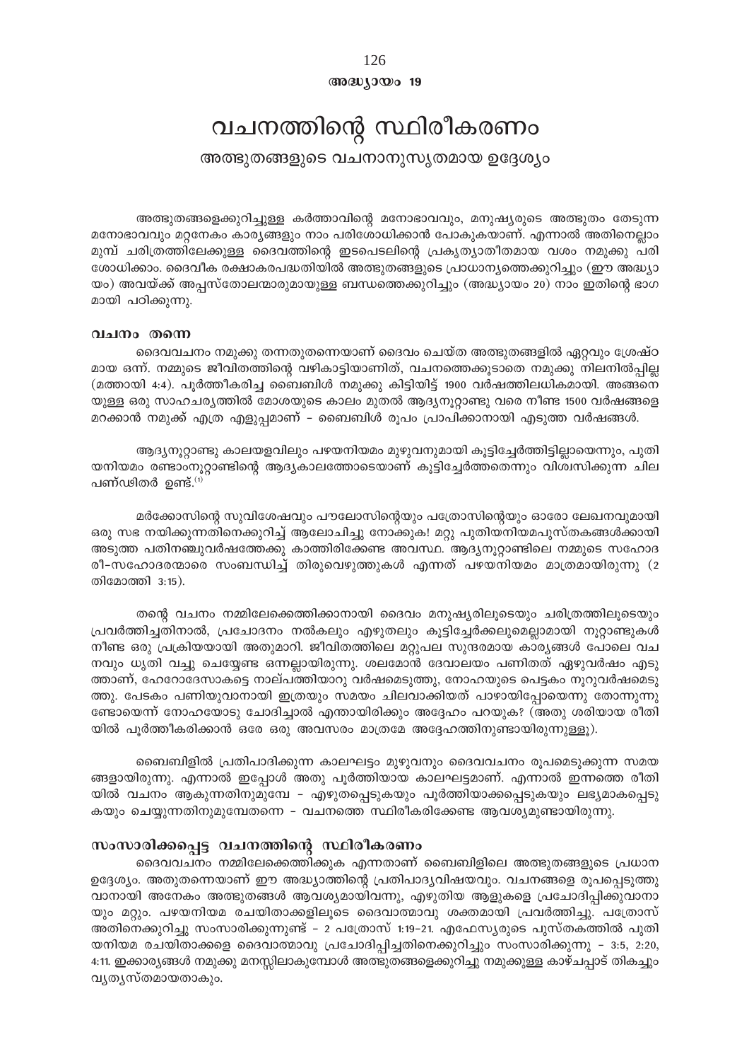**അദ്ധ്യായം 19**

# വചനത്തിന്റെ സ്ഥിരീകരണം

## അത്ഭുതങ്ങളുടെ വചനാനുസൃതമായ ഉദ്ദേശ്യം

അത്ഭുതങ്ങളെക്കുറിച്ചുള്ള കർത്താവിന്റെ മനോഭാവവും, മനുഷ്യരുടെ അത്ഭുതം തേടുന്ന മനോഭാവവും മറ്റനേകം കാര്യങ്ങളും നാം പരിശോധിക്കാൻ പോകുകയാണ്. എന്നാൽ അതിനെല്ലാം മുമ്പ് ചരിത്രത്തിലേക്കുള്ള ദൈവത്തിന്റെ ഇടപെടലിന്റെ പ്രകൃത്യാതീതമായ വശം നമുക്കു പരിശോധിക്കാം. ദൈവീക രക്ഷാകരപദ്ധതിയിൽ അത്ഭുതങ്ങളുടെ പ്രാധാന്യത്തെക്കുറിച്ചും (ഈ അദ്ധ്യായം) അവയ്ക്ക് അപ്പസ്തോലന്മാരുമായുള്ള ബന്ധത്തെക്കുറിച്ചും (അദ്ധ്യായം 20) നാം ഇതിന്റെ ഭാഗമായി പഠിക്കുന്നു.

### വചനം തന്നെ

ദൈവവചനം നമുക്കു തന്നതുതന്നെയാണ് ദൈവം ചെയ്ത അത്ഭുതങ്ങളിൽ ഏറ്റവും ശ്രേഷ്ഠമായ ഒന്ന്. നമ്മുടെ ജീവിതത്തിന്റെ വഴികാട്ടിയാണിത്, വചനത്തെക്കൂടാതെ നമുക്കു നിലനിൽപ്പില്ല (മത്തായി 4:4). പൂർത്തീകരിച്ച ബൈബിൾ നമുക്കു കിട്ടിയിട്ട് 1900 വർഷത്തിലധികമായി. അങ്ങനെയുള്ള ഒരു സാഹചര്യത്തിൽ മോശയുടെ കാലം മുതൽ ആദ്യനൂറ്റാണ്ടു വരെ നീണ്ട 1500 വർഷങ്ങളെ മറക്കാൻ നമുക്ക് എത്ര എളുപ്പമാണ് – ബൈബിൾ രൂപം പ്രാപിക്കാനായി എടുത്ത വർഷങ്ങൾ.

ആദ്യനൂറ്റാണ്ടു കാലയളവിലും പഴയനിയമം മുഴുവനുമായി കൂട്ടിച്ചേർത്തിട്ടില്ലായെന്നും, പുതിയനിയമം രണ്ടാംനൂറ്റാണ്ടിന്റെ ആദ്യകാലത്തോടെയാണ് കൂട്ടിച്ചേർത്തതെന്നും വിശ്വസിക്കുന്ന ചില പണ്ഡിതർ ഉണ്ട്.[1]

മർക്കോസിന്റെ സുവിശേഷവും പൗലോസിന്റെയും പത്രോസിന്റെയും ഓരോ ലേഖനവുമായി ഒരു സഭ നയിക്കുന്നതിനെക്കുറിച്ച് ആലോചിച്ചു നോക്കുക! മറ്റു പുതിയനിയമപുസ്തകങ്ങൾക്കായി അടുത്ത പതിനഞ്ചുവർഷത്തേക്കു കാത്തിരിക്കേണ്ട അവസ്ഥ. ആദ്യനൂറ്റാണ്ടിലെ നമ്മുടെ സഹോദരീ-സഹോദരന്മാരെ സംബന്ധിച്ച് തിരുവെഴുത്തുകൾ എന്നത് പഴയനിയമം മാത്രമായിരുന്നു (2 തിമോത്തി 3:15).

തന്റെ വചനം നമ്മിലേക്കെത്തിക്കാനായി ദൈവം മനുഷ്യരിലൂടെയും ചരിത്രത്തിലൂടെയും പ്രവർത്തിച്ചതിനാൽ, പ്രചോദനം നൽകലും എഴുതലും കൂട്ടിച്ചേർക്കലുമെല്ലാമായി നൂറ്റാണ്ടുകൾ നീണ്ട ഒരു പ്രക്രിയയായി അതുമാറി. ജീവിതത്തിലെ മറ്റുപല സുന്ദരമായ കാര്യങ്ങൾ പോലെ വചനവും ധൃതി വച്ചു ചെയ്യേണ്ട ഒന്നല്ലായിരുന്നു. ശലമോൻ ദേവാലയം പണിതത് ഏഴുവർഷം എടുത്താണ്, ഹേറോദേസാകട്ടെ നാല്പത്തിയാറു വർഷമെടുത്തു, നോഹയുടെ പെട്ടകം നൂറുവർഷമെടുത്തു. പേടകം പണിയുവാനായി ഇത്രയും സമയം ചിലവാക്കിയത് പാഴായിപ്പോയെന്നു തോന്നുന്നുണ്ടോയെന്ന് നോഹയോടു ചോദിച്ചാൽ എന്തായിരിക്കും അദ്ദേഹം പറയുക? (അതു ശരിയായ രീതിയിൽ പൂർത്തീകരിക്കാൻ ഒരേ ഒരു അവസരം മാത്രമേ അദ്ദേഹത്തിനുണ്ടായിരുന്നുള്ളൂ).

ബൈബിളിൽ പ്രതിപാദിക്കുന്ന കാലഘട്ടം മുഴുവനും ദൈവവചനം രൂപമെടുക്കുന്ന സമയങ്ങളായിരുന്നു. എന്നാൽ ഇപ്പോൾ അതു പൂർത്തിയായ കാലഘട്ടമാണ്. എന്നാൽ ഇന്നത്തെ രീതിയിൽ വചനം ആകുന്നതിനുമുമ്പേ – എഴുതപ്പെടുകയും പൂർത്തിയാക്കപ്പെടുകയും ലഭ്യമാകപ്പെടുകയും ചെയ്യുന്നതിനുമുമ്പേതന്നെ – വചനത്തെ സ്ഥിരീകരിക്കേണ്ട ആവശ്യമുണ്ടായിരുന്നു.

### സംസാരിക്കപ്പെട്ട വചനത്തിന്റെ സ്ഥിരീകരണം

ദൈവവചനം നമ്മിലേക്കെത്തിക്കുക എന്നതാണ് ബൈബിളിലെ അത്ഭുതങ്ങളുടെ പ്രധാന ഉദ്ദേശ്യം. അതുതന്നെയാണ് ഈ അദ്ധ്യാത്തിന്റെ പ്രതിപാദ്യവിഷയവും. വചനങ്ങളെ രൂപപ്പെടുത്തുവാനായി അനേകം അത്ഭുതങ്ങൾ ആവശ്യമായിവന്നു, എഴുതിയ ആളുകളെ പ്രചോദിപ്പിക്കുവാനായും മറ്റും. പഴയനിയമ രചയിതാക്കളിലൂടെ ദൈവാത്മാവു ശക്തമായി പ്രവർത്തിച്ചു. പത്രോസ് അതിനെക്കുറിച്ചു സംസാരിക്കുന്നുണ്ട് – 2 പത്രോസ് 1:19-21. എഫേസ്യരുടെ പുസ്തകത്തിൽ പുതിയനിയമ രചയിതാക്കളെ ദൈവാത്മാവു പ്രചോദിപ്പിച്ചതിനെക്കുറിച്ചും സംസാരിക്കുന്നു – 3:5, 2:20, 4:11. ഇക്കാര്യങ്ങൾ നമുക്കു മനസ്സിലാകുമ്പോൾ അത്ഭുതങ്ങളെക്കുറിച്ചു നമുക്കുള്ള കാഴ്ചപ്പാട് തികച്ചും വ്യത്യസ്തമായതാകും.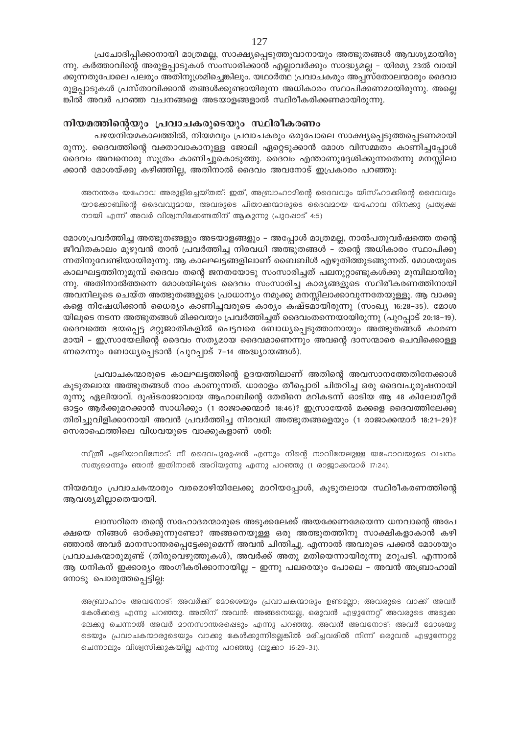പ്രചോദിപ്പിക്കാനായി മാത്രമല്ല, സാക്ഷ്യപ്പെടുത്തുവാനായും അത്ഭുതങ്ങൾ ആവശ്യമായിരുന്നു. കർത്താവിന്റെ അരുളപ്പാടുകൾ സംസാരിക്കാൻ എല്ലാവർക്കും സാദ്ധ്യമല്ല – യിരമ്യ 23ൽ വായിക്കുന്നതുപോലെ പലരും അതിനുശ്രമിച്ചെങ്കിലും. യഥാർത്ഥ പ്രവാചകരും അപ്പസ്തോലന്മാരും ദൈവാരുളപ്പാടുകൾ പ്രസ്താവിക്കാൻ തങ്ങൾക്കുണ്ടായിരുന്ന അധികാരം സ്ഥാപിക്കണമായിരുന്നു. അല്ലെങ്കിൽ അവർ പറഞ്ഞ വചനങ്ങളെ അടയാളങ്ങളാൽ സ്ഥിരീകരിക്കണമായിരുന്നു.

## നിയമത്തിന്റെയും പ്രവാചകരുടെയും സ്ഥിരീകരണം

പഴയനിയമകാലത്തിൽ, നിയമവും പ്രവാചകരും ഒരുപോലെ സാക്ഷ്യപ്പെടുത്തപ്പെടണമായിരുന്നു. ദൈവത്തിന്റെ വക്താവാകാനുള്ള ജോലി ഏറ്റെടുക്കാൻ മോശ വിസമ്മതം കാണിച്ചപ്പോൾ ദൈവം അവനൊരു സൂത്രം കാണിച്ചുകൊടുത്തു. ദൈവം എന്താണുദ്ദേശിക്കുന്നതെന്നു മനസ്സിലാക്കാൻ മോശയ്ക്കു കഴിഞ്ഞില്ല, അതിനാൽ ദൈവം അവനോട് ഇപ്രകാരം പറഞ്ഞു:

> അനന്തരം യഹോവ അരുളിച്ചെയ്തത്: ഇത്, അബ്രാഹാമിന്റെ ദൈവവും യിസ്ഹാക്കിന്റെ ദൈവവും യാക്കോബിന്റെ ദൈവവുമായ, അവരുടെ പിതാക്കന്മാരുടെ ദൈവമായ യഹോവ നിനക്കു പ്രത്യക്ഷനായി എന്ന് അവർ വിശ്വസിക്കേണ്ടതിന് ആകുന്നു (പുറപ്പാട് 4:5)

മോശപ്രവർത്തിച്ച അത്ഭുതങ്ങളും അടയാളങ്ങളും – അപ്പോൾ മാത്രമല്ല, നാൽപതുവർഷത്തെ തന്റെ ജീവിതകാലം മുഴുവൻ താൻ പ്രവർത്തിച്ച നിരവധി അത്ഭുതങ്ങൾ – തന്റെ അധികാരം സ്ഥാപിക്കുന്നതിനുവേണ്ടിയായിരുന്നു. ആ കാലഘട്ടങ്ങളിലാണ് ബൈബിൾ എഴുതിത്തുടങ്ങുന്നത്. മോശയുടെ കാലഘട്ടത്തിനുമുമ്പ് ദൈവം തന്റെ ജനതയോടു സംസാരിച്ചത് പലനൂറ്റാണ്ടുകൾക്കു മുമ്പിലായിരുന്നു. അതിനാൽത്തന്നെ മോശയിലൂടെ ദൈവം സംസാരിച്ച കാര്യങ്ങളുടെ സ്ഥിരീകരണത്തിനായി അവനിലൂടെ ചെയ്ത അത്ഭുതങ്ങളുടെ പ്രാധാന്യം നമുക്കു മനസ്സിലാക്കാവുന്നതേയുള്ളൂ. ആ വാക്കുകളെ നിഷേധിക്കാൻ ധൈര്യം കാണിച്ചവരുടെ കാര്യം കഷ്ടമായിരുന്നു (സംഖ്യ 16:28–35). മോശയിലൂടെ നടന്ന അത്ഭുതങ്ങൾ മിക്കവയും പ്രവർത്തിച്ചത് ദൈവംതന്നെയായിരുന്നു (പുറപ്പാട് 20:18–19). ദൈവത്തെ ഭയപ്പെട്ട മറ്റുജാതികളിൽ പെട്ടവരെ ബോധ്യപ്പെടുത്താനായും അത്ഭുതങ്ങൾ കാരണമായി – ഇസ്രായേലിന്റെ ദൈവം സത്യമായ ദൈവമാണെന്നും അവന്റെ ദാസന്മാരെ ചെവിക്കൊള്ളണമെന്നും ബോധ്യപ്പെടാൻ (പുറപ്പാട് 7–14 അദ്ധ്യായങ്ങൾ).

പ്രവാചകന്മാരുടെ കാലഘട്ടത്തിന്റെ ഉദയത്തിലാണ് അതിന്റെ അവസാനത്തേതിനേക്കാൾ കൂടുതലായ അത്ഭുതങ്ങൾ നാം കാണുന്നത്. ധാരാളം തീപ്പൊരി ചിതറിച്ച ഒരു ദൈവപുരുഷനായിരുന്നു ഏലിയാവ്. ദുഷ്ടരാജാവായ ആഹാബിന്റെ തേരിനെ മറികടന്ന് ഓടിയ ആ 48 കിലോമീറ്റർ ഓട്ടം ആർക്കുമറക്കാൻ സാധിക്കും (1 രാജാക്കന്മാർ 18:46)? ഇസ്രായേൽ മക്കളെ ദൈവത്തിലേക്കു തിരിച്ചുവിളിക്കാനായി അവൻ പ്രവർത്തിച്ച നിരവധി അത്ഭുതങ്ങളെയും (1 രാജാക്കന്മാർ 18:21–29)? സെരാഫെത്തിലെ വിധവയുടെ വാക്കുകളാണ് ശരി:

> സ്ത്രീ ഏലിയാവിനോട്: നീ ദൈവപുരുഷൻ എന്നും നിന്റെ നാവിന്മേലുള്ള യഹോവയുടെ വചനം സത്യമെന്നും ഞാൻ ഇതിനാൽ അറിയുന്നു എന്നു പറഞ്ഞു (1 രാജാക്കന്മാർ 17:24).

നിയമവും പ്രവാചകന്മാരും വരമൊഴിയിലേക്കു മാറിയപ്പോൾ, കൂടുതലായ സ്ഥിരീകരണത്തിന്റെ ആവശ്യമില്ലാതെയായി.

ലാസറിനെ തന്റെ സഹോദരന്മാരുടെ അടുക്കലേക്ക് അയക്കേണമേയെന്ന ധനവാന്റെ അപേക്ഷയെ നിങ്ങൾ ഓർക്കുന്നുണ്ടോ? അങ്ങനെയുള്ള ഒരു അത്ഭുതത്തിനു സാക്ഷികളാകാൻ കഴിഞ്ഞാൽ അവർ മാനസാന്തരപ്പെട്ടേക്കുമെന്ന് അവൻ ചിന്തിച്ചു. എന്നാൽ അവരുടെ പക്കൽ മോശയും പ്രവാചകന്മാരുമുണ്ട് (തിരുവെഴുത്തുകൾ), അവർക്ക് അതു മതിയെന്നായിരുന്നു മറുപടി. എന്നാൽ ആ ധനികന് ഇക്കാര്യം അംഗീകരിക്കാനായില്ല – ഇന്നു പലരെയും പോലെ – അവൻ അബ്രാഹാമിനോടു പൊരുത്തപ്പെട്ടില്ല:

> അബ്രാഹാം അവനോട്: അവർക്ക് മോശെയും പ്രവാചകന്മാരും ഉണ്ടല്ലോ; അവരുടെ വാക്ക് അവർ കേൾക്കട്ടെ എന്നു പറഞ്ഞു. അതിന് അവൻ: അങ്ങനെയല്ല, ഒരുവൻ എഴുന്നേറ്റ് അവരുടെ അടുക്കലേക്കു ചെന്നാൽ അവർ മാനസാന്തരപ്പെടും എന്നു പറഞ്ഞു. അവൻ അവനോട്: അവർ മോശയുടെയും പ്രവാചകന്മാരുടെയും വാക്കു കേൾക്കുന്നില്ലെങ്കിൽ മരിച്ചവരിൽ നിന്ന് ഒരുവൻ എഴുന്നേറ്റു ചെന്നാലും വിശ്വസിക്കുകയില്ല എന്നു പറഞ്ഞു (ലൂക്കാ 16:29-31).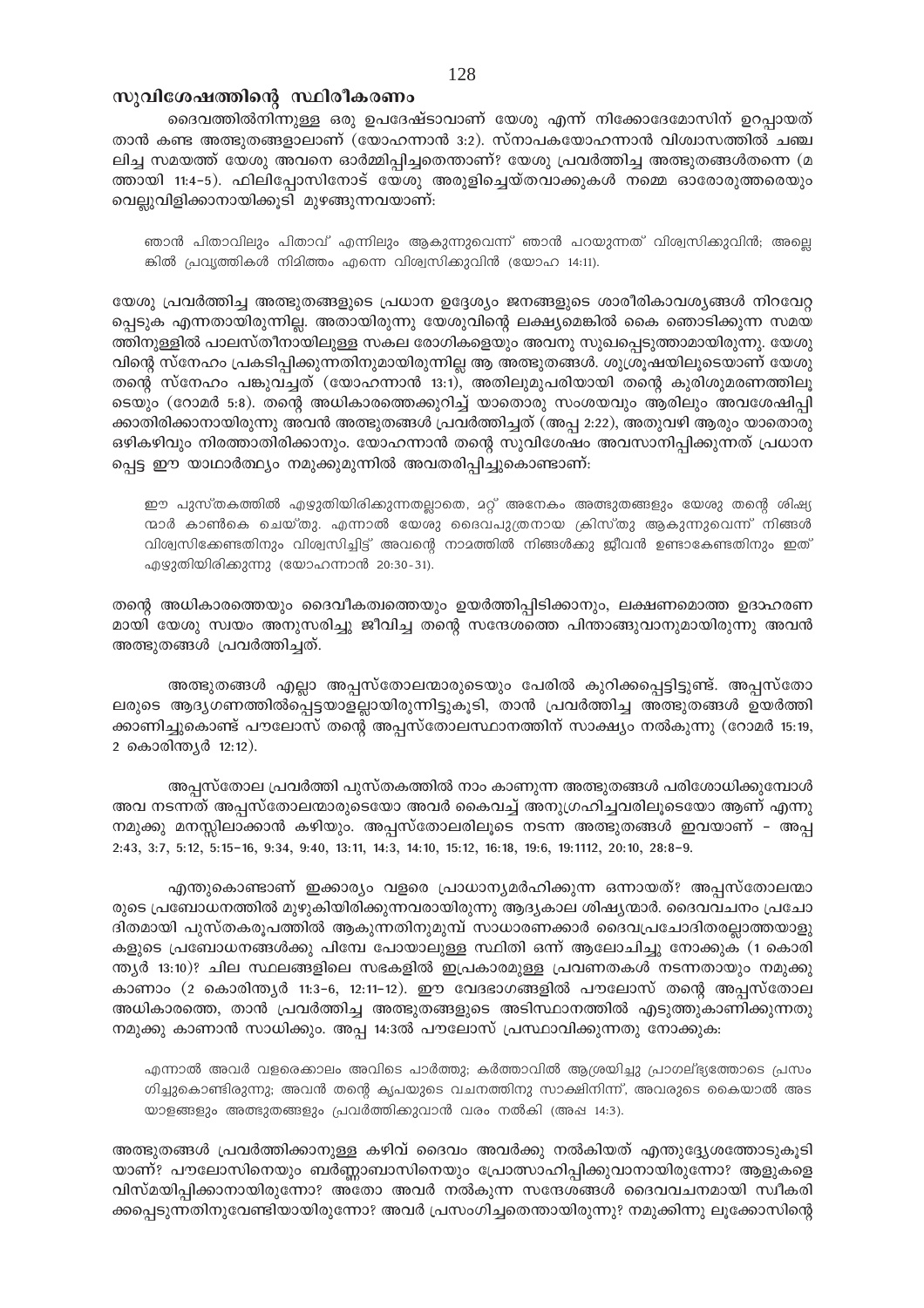## സുവിശേഷത്തിന്റെ സ്ഥിരീകരണം

ദൈവത്തിൽനിന്നുള്ള ഒരു ഉപദേഷ്ടാവാണ് യേശു എന്ന് നിക്കോദേമോസിന് ഉറപ്പായത് താൻ കണ്ട അത്ഭുതങ്ങളാലാണ് (യോഹന്നാൻ 3:2). സ്നാപകയോഹന്നാൻ വിശ്വാസത്തിൽ ചഞ്ചലിച്ച സമയത്ത് യേശു അവനെ ഓർമ്മിപ്പിച്ചതെന്താണ്? യേശു പ്രവർത്തിച്ച അത്ഭുതങ്ങൾതന്നെ (മത്തായി 11:4-5). ഫിലിപ്പോസിനോട് യേശു അരുളിച്ചെയ്തവാക്കുകൾ നമ്മെ ഓരോരുത്തരെയും വെല്ലുവിളിക്കാനായിക്കൂടി മുഴങ്ങുന്നവയാണ്:

> ഞാൻ പിതാവിലും പിതാവ് എന്നിലും ആകുന്നുവെന്ന് ഞാൻ പറയുന്നത് വിശ്വസിക്കുവിൻ; അല്ലെങ്കിൽ പ്രവൃത്തികൾ നിമിത്തം എന്നെ വിശ്വസിക്കുവിൻ (യോഹ 14:11).

യേശു പ്രവർത്തിച്ച അത്ഭുതങ്ങളുടെ പ്രധാന ഉദ്ദേശ്യം ജനങ്ങളുടെ ശാരീരികാവശ്യങ്ങൾ നിറവേറ്റപ്പെടുക എന്നതായിരുന്നില്ല. അതായിരുന്നു യേശുവിന്റെ ലക്ഷ്യമെങ്കിൽ കൈ ഞൊടിക്കുന്ന സമയത്തിനുള്ളിൽ പാലസ്തീനായിലുള്ള സകല രോഗികളെയും അവനു സുഖപ്പെടുത്താമായിരുന്നു. യേശുവിന്റെ സ്നേഹം പ്രകടിപ്പിക്കുന്നതിനുമായിരുന്നില്ല ആ അത്ഭുതങ്ങൾ. ശുശ്രൂഷയിലൂടെയാണ് യേശു തന്റെ സ്നേഹം പങ്കുവച്ചത് (യോഹന്നാൻ 13:1), അതിലുമുപരിയായി തന്റെ കുരിശുമരണത്തിലൂടെയും (റോമർ 5:8). തന്റെ അധികാരത്തെക്കുറിച്ച് യാതൊരു സംശയവും ആരിലും അവശേഷിപ്പിക്കാതിരിക്കാനായിരുന്നു അവൻ അത്ഭുതങ്ങൾ പ്രവർത്തിച്ചത് (അപ്പ 2:22), അതുവഴി ആരും യാതൊരു ഒഴികഴിവും നിരത്താതിരിക്കാനും. യോഹന്നാൻ തന്റെ സുവിശേഷം അവസാനിപ്പിക്കുന്നത് പ്രധാനപ്പെട്ട ഈ യാഥാർത്ഥ്യം നമുക്കുമുന്നിൽ അവതരിപ്പിച്ചുകൊണ്ടാണ്:

> ഈ പുസ്തകത്തിൽ എഴുതിയിരിക്കുന്നതല്ലാതെ, മറ്റ് അനേകം അത്ഭുതങ്ങളും യേശു തന്റെ ശിഷ്യന്മാർ കാൺകെ ചെയ്തു. എന്നാൽ യേശു ദൈവപുത്രനായ ക്രിസ്തു ആകുന്നുവെന്ന് നിങ്ങൾ വിശ്വസിക്കേണ്ടതിനും വിശ്വസിച്ചിട്ട് അവന്റെ നാമത്തിൽ നിങ്ങൾക്കു ജീവൻ ഉണ്ടാകേണ്ടതിനും ഇത് എഴുതിയിരിക്കുന്നു (യോഹന്നാൻ 20:30-31).

തന്റെ അധികാരത്തെയും ദൈവീകത്വത്തെയും ഉയർത്തിപ്പിടിക്കാനും, ലക്ഷണമൊത്ത ഉദാഹരണമായി യേശു സ്വയം അനുസരിച്ചു ജീവിച്ച തന്റെ സന്ദേശത്തെ പിന്താങ്ങുവാനുമായിരുന്നു അവൻ അത്ഭുതങ്ങൾ പ്രവർത്തിച്ചത്.

അത്ഭുതങ്ങൾ എല്ലാ അപ്പസ്തോലന്മാരുടെയും പേരിൽ കുറിക്കപ്പെട്ടിട്ടുണ്ട്. അപ്പസ്തോലരുടെ ആദ്യഗണത്തിൽപ്പെട്ടയാളല്ലായിരുന്നിട്ടുകൂടി, താൻ പ്രവർത്തിച്ച അത്ഭുതങ്ങൾ ഉയർത്തിക്കാണിച്ചുകൊണ്ട് പൗലോസ് തന്റെ അപ്പസ്തോലസ്ഥാനത്തിന് സാക്ഷ്യം നൽകുന്നു (റോമർ 15:19, 2 കൊരിന്ത്യർ 12:12).

അപ്പസ്തോല പ്രവർത്തി പുസ്തകത്തിൽ നാം കാണുന്ന അത്ഭുതങ്ങൾ പരിശോധിക്കുമ്പോൾ അവ നടന്നത് അപ്പസ്തോലന്മാരുടെയോ അവർ കൈവച്ച് അനുഗ്രഹിച്ചവരിലൂടെയോ ആണ് എന്നു നമുക്കു മനസ്സിലാക്കാൻ കഴിയും. അപ്പസ്തോലരിലൂടെ നടന്ന അത്ഭുതങ്ങൾ ഇവയാണ് - അപ്പ 2:43, 3:7, 5:12, 5:15-16, 9:34, 9:40, 13:11, 14:3, 14:10, 15:12, 16:18, 19:6, 19:1112, 20:10, 28:8-9.

എന്തുകൊണ്ടാണ് ഇക്കാര്യം വളരെ പ്രാധാന്യമർഹിക്കുന്ന ഒന്നായത്? അപ്പസ്തോലന്മാരുടെ പ്രബോധനത്തിൽ മുഴുകിയിരിക്കുന്നവരായിരുന്നു ആദ്യകാല ശിഷ്യന്മാർ. ദൈവവചനം പ്രചോദിതമായി പുസ്തകരൂപത്തിൽ ആകുന്നതിനുമുമ്പ് സാധാരണക്കാർ ദൈവപ്രചോദിതരല്ലാത്തയാളുകളുടെ പ്രബോധനങ്ങൾക്കു പിമ്പേ പോയാലുള്ള സ്ഥിതി ഒന്ന് ആലോചിച്ചു നോക്കുക (1 കൊരിന്ത്യർ 13:10)? ചില സ്ഥലങ്ങളിലെ സഭകളിൽ ഇപ്രകാരമുള്ള പ്രവണതകൾ നടന്നതായും നമുക്കു കാണാം (2 കൊരിന്ത്യർ 11:3-6, 12:11-12). ഈ വേദഭാഗങ്ങളിൽ പൗലോസ് തന്റെ അപ്പസ്തോല അധികാരത്തെ, താൻ പ്രവർത്തിച്ച അത്ഭുതങ്ങളുടെ അടിസ്ഥാനത്തിൽ എടുത്തുകാണിക്കുന്നതു നമുക്കു കാണാൻ സാധിക്കും. അപ്പ 14:3ൽ പൗലോസ് പ്രസ്ഥാവിക്കുന്നതു നോക്കുക:

> എന്നാൽ അവർ വളരെക്കാലം അവിടെ പാർത്തു; കർത്താവിൽ ആശ്രയിച്ചു പ്രാഗല്ഭ്യത്തോടെ പ്രസംഗിച്ചുകൊണ്ടിരുന്നു; അവൻ തന്റെ കൃപയുടെ വചനത്തിനു സാക്ഷിനിന്ന്, അവരുടെ കൈയാൽ അടയാളങ്ങളും അത്ഭുതങ്ങളും പ്രവർത്തിക്കുവാൻ വരം നൽകി (അപ്പ 14:3).

അത്ഭുതങ്ങൾ പ്രവർത്തിക്കാനുള്ള കഴിവ് ദൈവം അവർക്കു നൽകിയത് എന്തുദ്ദേശ്യത്തോടുകൂടിയാണ്? പൗലോസിനെയും ബർണ്ണാബാസിനെയും പ്രോത്സാഹിപ്പിക്കുവാനായിരുന്നോ? ആളുകളെ വിസ്മയിപ്പിക്കാനായിരുന്നോ? അതോ അവർ നൽകുന്ന സന്ദേശങ്ങൾ ദൈവവചനമായി സ്വീകരിക്കപ്പെടുന്നതിനുവേണ്ടിയായിരുന്നോ? അവർ പ്രസംഗിച്ചതെന്തായിരുന്നു? നമുക്കിന്നു ലൂക്കോസിന്റെ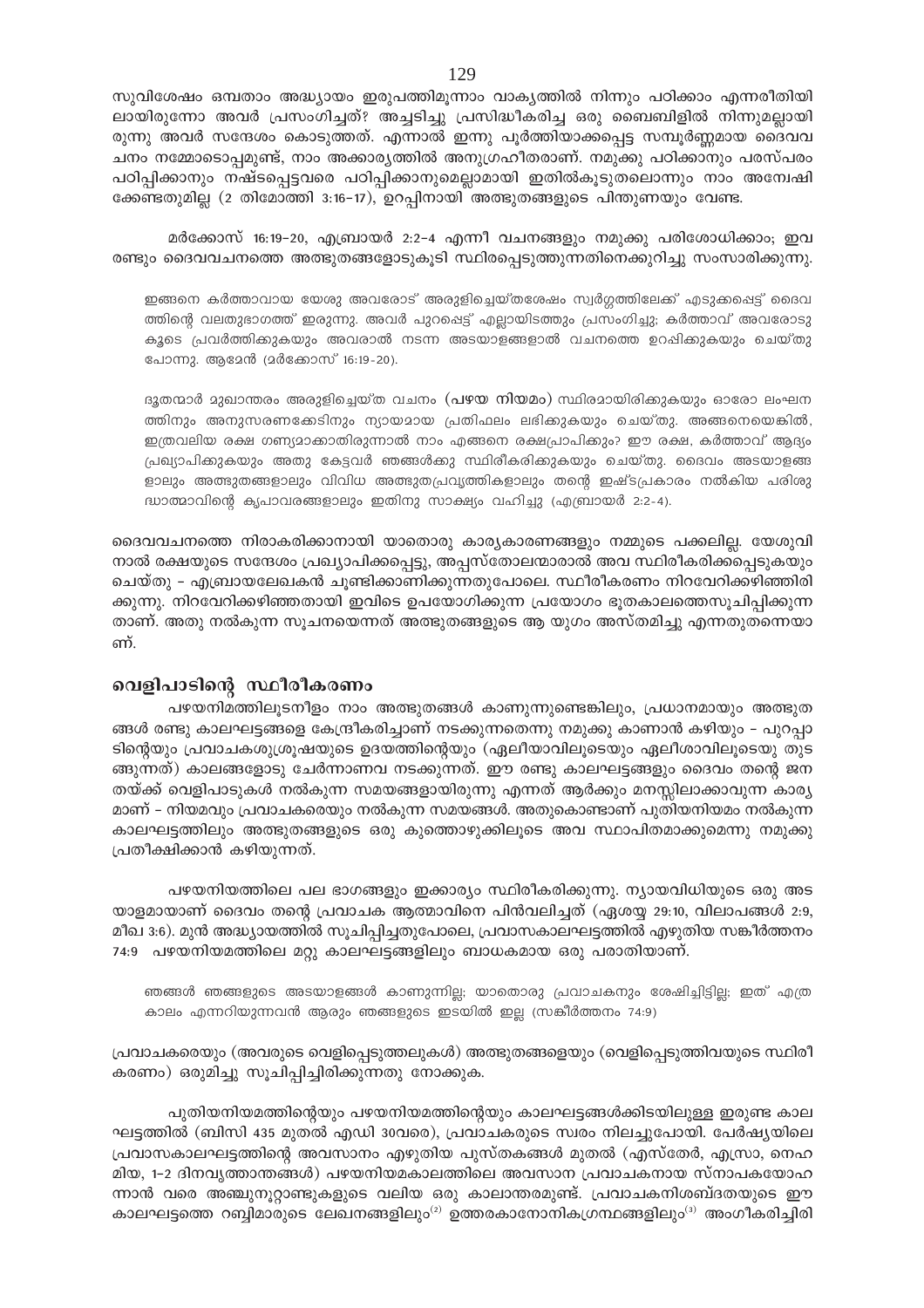സുവിശേഷം ഒമ്പതാം അദ്ധ്യായം ഇരുപത്തിമൂന്നാം വാക്യത്തിൽ നിന്നും പഠിക്കാം എന്നരീതിയിലായിരുന്നോ അവർ പ്രസംഗിച്ചത്? അച്ചടിച്ചു പ്രസിദ്ധീകരിച്ച ഒരു ബൈബിളിൽ നിന്നുമല്ലായിരുന്നു അവർ സന്ദേശം കൊടുത്തത്. എന്നാൽ ഇന്നു പൂർത്തിയാക്കപ്പെട്ട സമ്പൂർണ്ണമായ ദൈവവചനം നമ്മോടൊപ്പമുണ്ട്, നാം അക്കാര്യത്തിൽ അനുഗ്രഹീതരാണ്. നമുക്കു പഠിക്കാനും പരസ്പരം പഠിപ്പിക്കാനും നഷ്ടപ്പെട്ടവരെ പഠിപ്പിക്കാനുമെല്ലാമായി ഇതിൽകൂടുതലൊന്നും നാം അന്വേഷിക്കേണ്ടതുമില്ല (2 തിമോത്തി 3:16-17), ഉറപ്പിനായി അത്ഭുതങ്ങളുടെ പിന്തുണയും വേണ്ട.

മർക്കോസ് 16:19-20, എബ്രായർ 2:2-4 എന്നീ വചനങ്ങളും നമുക്കു പരിശോധിക്കാം; ഇവ രണ്ടും ദൈവവചനത്തെ അത്ഭുതങ്ങളോടുകൂടി സ്ഥിരപ്പെടുത്തുന്നതിനെക്കുറിച്ചു സംസാരിക്കുന്നു.

> ഇങ്ങനെ കർത്താവായ യേശു അവരോട് അരുളിച്ചെയ്തശേഷം സ്വർഗ്ഗത്തിലേക്ക് എടുക്കപ്പെട്ട് ദൈവത്തിന്റെ വലതുഭാഗത്ത് ഇരുന്നു. അവർ പുറപ്പെട്ട് എല്ലായിടത്തും പ്രസംഗിച്ചു; കർത്താവ് അവരോടുകൂടെ പ്രവർത്തിക്കുകയും അവരാൽ നടന്ന അടയാളങ്ങളാൽ വചനത്തെ ഉറപ്പിക്കുകയും ചെയ്തുപോന്നു. ആമേൻ (മർക്കോസ് 16:19-20).

> ദൂതന്മാർ മുഖാന്തരം അരുളിച്ചെയ്ത വചനം (**പഴയ നിയമം**) സ്ഥിരമായിരിക്കുകയും ഓരോ ലംഘനത്തിനും അനുസരണക്കേടിനും ന്യായമായ പ്രതിഫലം ലഭിക്കുകയും ചെയ്തു. അങ്ങനെയെങ്കിൽ, ഇത്രവലിയ രക്ഷ ഗണ്യമാക്കാതിരുന്നാൽ നാം എങ്ങനെ രക്ഷപ്രാപിക്കും? ഈ രക്ഷ, കർത്താവ് ആദ്യം പ്രഖ്യാപിക്കുകയും അതു കേട്ടവർ ഞങ്ങൾക്കു സ്ഥിരീകരിക്കുകയും ചെയ്തു. ദൈവം അടയാളങ്ങളാലും അത്ഭുതങ്ങളാലും വിവിധ അത്ഭുതപ്രവൃത്തികളാലും തന്റെ ഇഷ്ടപ്രകാരം നൽകിയ പരിശുദ്ധാത്മാവിന്റെ കൃപാവരങ്ങളാലും ഇതിനു സാക്ഷ്യം വഹിച്ചു (എബ്രായർ 2:2-4).

ദൈവവചനത്തെ നിരാകരിക്കാനായി യാതൊരു കാര്യകാരണങ്ങളും നമ്മുടെ പക്കലില്ല. യേശുവിനാൽ രക്ഷയുടെ സന്ദേശം പ്രഖ്യാപിക്കപ്പെട്ടു, അപ്പസ്തോലന്മാരാൽ അവ സ്ഥിരീകരിക്കപ്പെടുകയും ചെയ്തു – എബ്രായലേഖകൻ ചൂണ്ടിക്കാണിക്കുന്നതുപോലെ. സ്ഥിരീകരണം നിറവേറിക്കഴിഞ്ഞിരിക്കുന്നു. നിറവേറിക്കഴിഞ്ഞതായി ഇവിടെ ഉപയോഗിക്കുന്ന പ്രയോഗം ഭൂതകാലത്തെസൂചിപ്പിക്കുന്നതാണ്. അതു നൽകുന്ന സൂചനയെന്നത് അത്ഭുതങ്ങളുടെ ആ യുഗം അസ്തമിച്ചു എന്നതുതന്നെയാണ്.

## വെളിപാടിന്റെ സ്ഥിരീകരണം

പഴയനിമത്തിലൂടനീളം നാം അത്ഭുതങ്ങൾ കാണുന്നുണ്ടെങ്കിലും, പ്രധാനമായും അത്ഭുതങ്ങൾ രണ്ടു കാലഘട്ടങ്ങളെ കേന്ദ്രീകരിച്ചാണ് നടക്കുന്നതെന്നു നമുക്കു കാണാൻ കഴിയും – പുറപ്പാടിന്റെയും പ്രവാചകശുശ്രൂഷയുടെ ഉദയത്തിന്റെയും (ഏലീയാവിലൂടെയും ഏലീശാവിലൂടെയു തുടങ്ങുന്നത്) കാലങ്ങളോടു ചേർന്നാണവ നടക്കുന്നത്. ഈ രണ്ടു കാലഘട്ടങ്ങളും ദൈവം തന്റെ ജനതയ്ക്ക് വെളിപാടുകൾ നൽകുന്ന സമയങ്ങളായിരുന്നു എന്നത് ആർക്കും മനസ്സിലാക്കാവുന്ന കാര്യമാണ് – നിയമവും പ്രവാചകരെയും നൽകുന്ന സമയങ്ങൾ. അതുകൊണ്ടാണ് പുതിയനിയമം നൽകുന്ന കാലഘട്ടത്തിലും അത്ഭുതങ്ങളുടെ ഒരു കുത്തൊഴുക്കിലൂടെ അവ സ്ഥാപിതമാക്കുമെന്നു നമുക്കു പ്രതീക്ഷിക്കാൻ കഴിയുന്നത്.

പഴയനിയമത്തിലെ പല ഭാഗങ്ങളും ഇക്കാര്യം സ്ഥിരീകരിക്കുന്നു. ന്യായവിധിയുടെ ഒരു അടയാളമായാണ് ദൈവം തന്റെ പ്രവാചക ആത്മാവിനെ പിൻവലിച്ചത് (ഏശയ്യ 29:10, വിലാപങ്ങൾ 2:9, മീഖ 3:6). മുൻ അദ്ധ്യായത്തിൽ സൂചിപ്പിച്ചതുപോലെ, പ്രവാസകാലഘട്ടത്തിൽ എഴുതിയ സങ്കീർത്തനം 74:9 പഴയനിയമത്തിലെ മറ്റു കാലഘട്ടങ്ങളിലും ബാധകമായ ഒരു പരാതിയാണ്.

> ഞങ്ങൾ ഞങ്ങളുടെ അടയാളങ്ങൾ കാണുന്നില്ല; യാതൊരു പ്രവാചകനും ശേഷിച്ചിട്ടില്ല; ഇത് എത്ര കാലം എന്നറിയുന്നവൻ ആരും ഞങ്ങളുടെ ഇടയിൽ ഇല്ല (സങ്കീർത്തനം 74:9)

പ്രവാചകരെയും (അവരുടെ വെളിപ്പെടുത്തലുകൾ) അത്ഭുതങ്ങളെയും (വെളിപ്പെടുത്തിവയുടെ സ്ഥിരീകരണം) ഒരുമിച്ചു സൂചിപ്പിച്ചിരിക്കുന്നതു നോക്കുക.

പുതിയനിയമത്തിന്റെയും പഴയനിയമത്തിന്റെയും കാലഘട്ടങ്ങൾക്കിടയിലുള്ള ഇരുണ്ട കാലഘട്ടത്തിൽ (ബിസി 435 മുതൽ എഡി 30വരെ), പ്രവാചകരുടെ സ്വരം നിലച്ചുപോയി. പേർഷ്യയിലെ പ്രവാസകാലഘട്ടത്തിന്റെ അവസാനം എഴുതിയ പുസ്തകങ്ങൾ മുതൽ (എസ്തേർ, എസ്രാ, നെഹമിയ, 1-2 ദിനവൃത്താന്തങ്ങൾ) പഴയനിയമകാലത്തിലെ അവസാന പ്രവാചകനായ സ്നാപകയോഹന്നാൻ വരെ അഞ്ചുനൂറ്റാണ്ടുകളുടെ വലിയ ഒരു കാലാന്തരമുണ്ട്. പ്രവാചകനിശബ്ദതയുടെ ഈ കാലഘട്ടത്തെ റബ്ബിമാരുടെ ലേഖനങ്ങളിലും[2] ഉത്തരകാനോനികഗ്രന്ഥങ്ങളിലും[3] അംഗീകരിച്ചിരി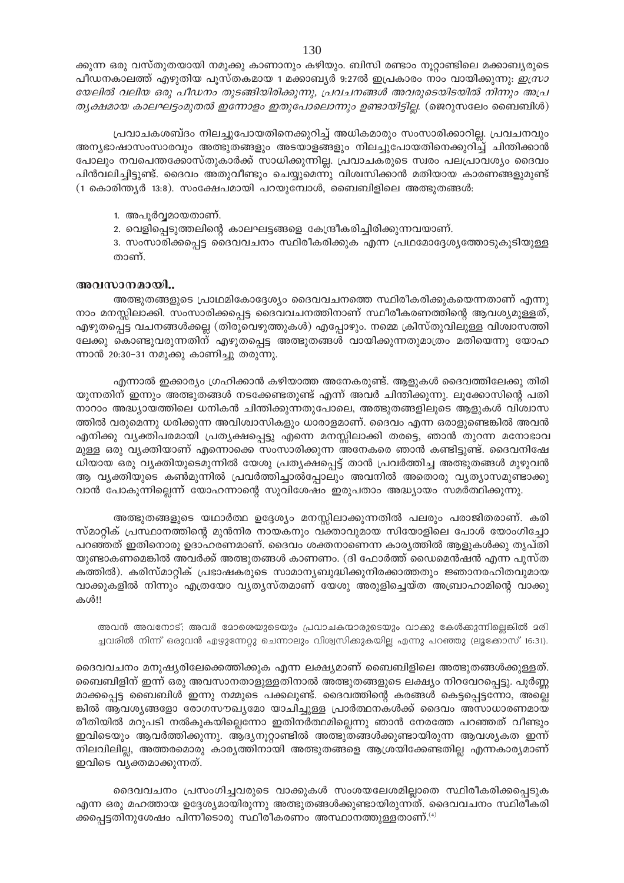ക്കുന്ന ഒരു വസ്തുതയായി നമുക്കു കാണാനും കഴിയും. ബിസി രണ്ടാം നൂറ്റാണ്ടിലെ മക്കാബ്യരുടെ പീഡനകാലത്ത് എഴുതിയ പുസ്തകമായ 1 മക്കാബ്യർ 9:27ൽ ഇപ്രകാരം നാം വായിക്കുന്നു: *ഇസ്രായേലിൽ വലിയ ഒരു പീഡനം തുടങ്ങിയിരിക്കുന്നു, പ്രവചനങ്ങൾ അവരുടെയിടയിൽ നിന്നും അപ്രത്യക്ഷമായ കാലഘട്ടംമുതൽ ഇന്നോളം ഇതുപോലൊന്നും ഉണ്ടായിട്ടില്ല.* (ജെറുസലേം ബൈബിൾ)

പ്രവാചകശബ്ദം നിലച്ചുപോയതിനെക്കുറിച്ച് അധികമാരും സംസാരിക്കാറില്ല. പ്രവചനവും അന്യഭാഷാസംസാരവും അത്ഭുതങ്ങളും അടയാളങ്ങളും നിലച്ചുപോയതിനെക്കുറിച്ച് ചിന്തിക്കാൻ പോലും നവപെന്തക്കോസ്തുകാർക്ക് സാധിക്കുന്നില്ല. പ്രവാചകരുടെ സ്വരം പലപ്രാവശ്യം ദൈവം പിൻവലിച്ചിട്ടുണ്ട്. ദൈവം അതുവീണ്ടും ചെയ്യുമെന്നു വിശ്വസിക്കാൻ മതിയായ കാരണങ്ങളുമുണ്ട് (1 കൊരിന്ത്യർ 13:8). സംക്ഷേപമായി പറയുമ്പോൾ, ബൈബിളിലെ അത്ഭുതങ്ങൾ:

1. അപൂർവ്വമായതാണ്.
2. വെളിപ്പെടുത്തലിന്റെ കാലഘട്ടങ്ങളെ കേന്ദ്രീകരിച്ചിരിക്കുന്നവയാണ്.
3. സംസാരിക്കപ്പെട്ട ദൈവവചനം സ്ഥിരീകരിക്കുക എന്ന പ്രഥമോദ്ദേശ്യത്തോടുകൂടിയുള്ളതാണ്.

## അവസാനമായി..

അത്ഭുതങ്ങളുടെ പ്രാഥമികോദ്ദേശ്യം ദൈവവചനത്തെ സ്ഥിരീകരിക്കുകയെന്നതാണ് എന്നു നാം മനസ്സിലാക്കി. സംസാരിക്കപ്പെട്ട ദൈവവചനത്തിനാണ് സ്ഥിരീകരണത്തിന്റെ ആവശ്യമുള്ളത്, എഴുതപ്പെട്ട വചനങ്ങൾക്കല്ല (തിരുവെഴുത്തുകൾ) എപ്പോഴും. നമ്മെ ക്രിസ്തുവിലുള്ള വിശ്വാസത്തിലേക്കു കൊണ്ടുവരുന്നതിന് എഴുതപ്പെട്ട അത്ഭുതങ്ങൾ വായിക്കുന്നതുമാത്രം മതിയെന്നു യോഹന്നാൻ 20:30-31 നമുക്കു കാണിച്ചു തരുന്നു.

എന്നാൽ ഇക്കാര്യം ഗ്രഹിക്കാൻ കഴിയാത്ത അനേകരുണ്ട്. ആളുകൾ ദൈവത്തിലേക്കു തിരിയുന്നതിന് ഇന്നും അത്ഭുതങ്ങൾ നടക്കേണ്ടതുണ്ട് എന്ന് അവർ ചിന്തിക്കുന്നു. ലൂക്കോസിന്റെ പതിനാറാം അദ്ധ്യായത്തിലെ ധനികൻ ചിന്തിക്കുന്നതുപോലെ, അത്ഭുതങ്ങളിലൂടെ ആളുകൾ വിശ്വാസത്തിൽ വരുമെന്നു ധരിക്കുന്ന അവിശ്വാസികളും ധാരാളമാണ്. ദൈവം എന്ന ഒരാളുണ്ടെങ്കിൽ അവൻ എനിക്കു വ്യക്തിപരമായി പ്രത്യക്ഷപ്പെട്ടു എന്നെ മനസ്സിലാക്കി തരട്ടെ, ഞാൻ തുറന്ന മനോഭാവമുള്ള ഒരു വ്യക്തിയാണ് എന്നൊക്കെ സംസാരിക്കുന്ന അനേകരെ ഞാൻ കണ്ടിട്ടുണ്ട്. ദൈവനിഷേധിയായ ഒരു വ്യക്തിയുടെമുന്നിൽ യേശു പ്രത്യക്ഷപ്പെട്ട് താൻ പ്രവർത്തിച്ച അത്ഭുതങ്ങൾ മുഴുവൻ ആ വ്യക്തിയുടെ കൺമുന്നിൽ പ്രവർത്തിച്ചാൽപ്പോലും അവനിൽ അതൊരു വ്യത്യാസമുണ്ടാക്കുവാൻ പോകുന്നില്ലെന്ന് യോഹന്നാന്റെ സുവിശേഷം ഇരുപതാം അദ്ധ്യായം സമർത്ഥിക്കുന്നു.

അത്ഭുതങ്ങളുടെ യഥാർത്ഥ ഉദ്ദേശ്യം മനസ്സിലാക്കുന്നതിൽ പലരും പരാജിതരാണ്. കരിസ്മാറ്റിക് പ്രസ്ഥാനത്തിന്റെ മുൻനിര നായകനും വക്താവുമായ സിയോളിലെ പോൾ യോംഗിച്ചോ പറഞ്ഞത് ഇതിനൊരു ഉദാഹരണമാണ്. ദൈവം ശക്തനാണെന്ന കാര്യത്തിൽ ആളുകൾക്കു തൃപ്തിയുണ്ടാകണമെങ്കിൽ അവർക്ക് അത്ഭുതങ്ങൾ കാണണം. (ദി ഫോർത്ത് ഡൈമെൻഷൻ എന്ന പുസ്തകത്തിൽ). കരിസ്മാറ്റിക് പ്രഭാഷകരുടെ സാമാന്യബുദ്ധിക്കുനിരക്കാത്തതും ജ്ഞാനരഹിതവുമായ വാക്കുകളിൽ നിന്നും എത്രയോ വ്യത്യസ്തമാണ് യേശു അരുളിച്ചെയ്ത അബ്രാഹാമിന്റെ വാക്കുകൾ!!

> അവൻ അവനോട്; അവർ മോശെയുടെയും പ്രവാചകന്മാരുടെയും വാക്കു കേൾക്കുന്നില്ലെങ്കിൽ മരിച്ചവരിൽ നിന്ന് ഒരുവൻ എഴുന്നേറ്റു ചെന്നാലും വിശ്വസിക്കുകയില്ല എന്നു പറഞ്ഞു (ലൂക്കോസ് 16:31).

ദൈവവചനം മനുഷ്യരിലേക്കെത്തിക്കുക എന്ന ലക്ഷ്യമാണ് ബൈബിളിലെ അത്ഭുതങ്ങൾക്കുള്ളത്. ബൈബിളിന് ഇന്ന് ഒരു അവസാനതാളുള്ളതിനാൽ അത്ഭുതങ്ങളുടെ ലക്ഷ്യം നിറവേറപ്പെട്ടു. പൂർണ്ണമാക്കപ്പെട്ട ബൈബിൾ ഇന്നു നമ്മുടെ പക്കലുണ്ട്. ദൈവത്തിന്റെ കരങ്ങൾ കെട്ടപ്പെട്ടന്നോ, അല്ലെങ്കിൽ ആവശ്യങ്ങളോ രോഗസൗഖ്യമോ യാചിച്ചുള്ള പ്രാർത്ഥനകൾക്ക് ദൈവം അസാധാരണമായ രീതിയിൽ മറുപടി നൽകുകയില്ലെന്നോ ഇതിനർത്ഥമില്ലെന്നു ഞാൻ നേരത്തേ പറഞ്ഞത് വീണ്ടും ഇവിടെയും ആവർത്തിക്കുന്നു. ആദ്യനൂറ്റാണ്ടിൽ അത്ഭുതങ്ങൾക്കുണ്ടായിരുന്ന ആവശ്യകത ഇന്ന് നിലവിലില്ല, അത്തരമൊരു കാര്യത്തിനായി അത്ഭുതങ്ങളെ ആശ്രയിക്കേണ്ടതില്ല എന്നകാര്യമാണ് ഇവിടെ വ്യക്തമാക്കുന്നത്.

ദൈവവചനം പ്രസംഗിച്ചവരുടെ വാക്കുകൾ സംശയലേശമില്ലാതെ സ്ഥിരീകരിക്കപ്പെടുക എന്ന ഒരു മഹത്തായ ഉദ്ദേശ്യമായിരുന്നു അത്ഭുതങ്ങൾക്കുണ്ടായിരുന്നത്. ദൈവവചനം സ്ഥിരീകരിക്കപ്പെട്ടതിനുശേഷം പിന്നീടൊരു സ്ഥിരീകരണം അസ്ഥാനത്തുള്ളതാണ്.[4]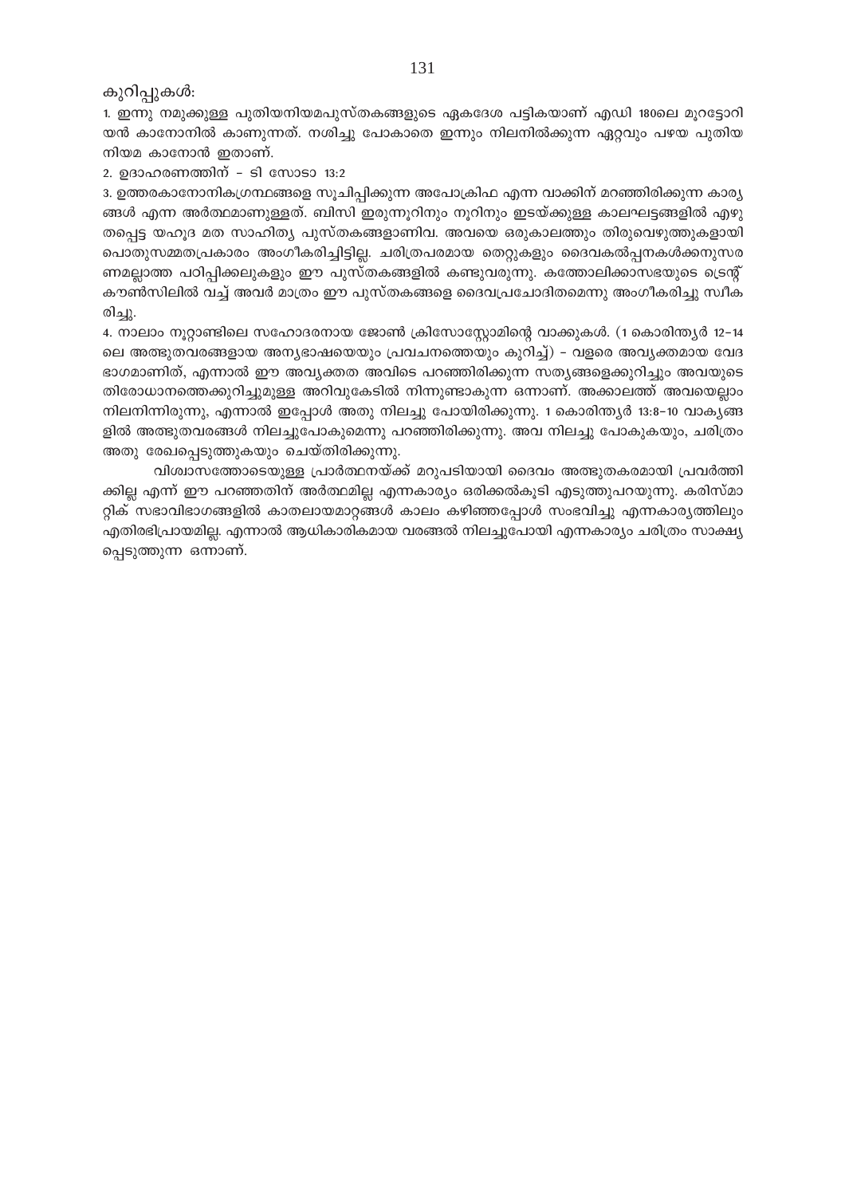കുറിപ്പുകൾ:

1. ഇന്നു നമുക്കുള്ള പുതിയനിയമപുസ്തകങ്ങളുടെ ഏകദേശ പട്ടികയാണ് എഡി 180ലെ മൂറട്ടോറിയൻ കാനോനിൽ കാണുന്നത്. നശിച്ചു പോകാതെ ഇന്നും നിലനിൽക്കുന്ന ഏറ്റവും പഴയ പുതിയ നിയമ കാനോൻ ഇതാണ്.

2. ഉദാഹരണത്തിന് – ടി സോടാ 13:2

3. ഉത്തരകാനോനികഗ്രന്ഥങ്ങളെ സൂചിപ്പിക്കുന്ന അപോക്രിഫ എന്ന വാക്കിന് മറഞ്ഞിരിക്കുന്ന കാര്യങ്ങൾ എന്ന അർത്ഥമാണുള്ളത്. ബിസി ഇരുന്നൂറിനും നൂറിനും ഇടയ്ക്കുള്ള കാലഘട്ടങ്ങളിൽ എഴുതപ്പെട്ട യഹൂദ മത സാഹിത്യ പുസ്തകങ്ങളാണിവ. അവയെ ഒരുകാലത്തും തിരുവെഴുത്തുകളായി പൊതുസമ്മതപ്രകാരം അംഗീകരിച്ചിട്ടില്ല. ചരിത്രപരമായ തെറ്റുകളും ദൈവകൽപ്പനകൾക്കനുസരണമല്ലാത്ത പഠിപ്പിക്കലുകളും ഈ പുസ്തകങ്ങളിൽ കണ്ടുവരുന്നു. കത്തോലിക്കാസഭയുടെ ട്രെന്റ് കൗൺസിലിൽ വച്ച് അവർ മാത്രം ഈ പുസ്തകങ്ങളെ ദൈവപ്രചോദിതമെന്നു അംഗീകരിച്ചു സ്വീകരിച്ചു.

4. നാലാം നൂറ്റാണ്ടിലെ സഹോദരനായ ജോൺ ക്രിസോസ്റ്റോമിന്റെ വാക്കുകൾ. (1 കൊരിന്ത്യർ 12–14 ലെ അത്ഭുതവരങ്ങളായ അന്യഭാഷയെയും പ്രവചനത്തെയും കുറിച്ച്) – വളരെ അവ്യക്തമായ വേദഭാഗമാണിത്, എന്നാൽ ഈ അവ്യക്തത അവിടെ പറഞ്ഞിരിക്കുന്ന സത്യങ്ങളെക്കുറിച്ചും അവയുടെ തിരോധാനത്തെക്കുറിച്ചുമുള്ള അറിവുകേടിൽ നിന്നുണ്ടാകുന്ന ഒന്നാണ്. അക്കാലത്ത് അവയെല്ലാം നിലനിന്നിരുന്നു, എന്നാൽ ഇപ്പോൾ അതു നിലച്ചു പോയിരിക്കുന്നു. 1 കൊരിന്ത്യർ 13:8–10 വാക്യങ്ങളിൽ അത്ഭുതവരങ്ങൾ നിലച്ചുപോകുമെന്നു പറഞ്ഞിരിക്കുന്നു. അവ നിലച്ചു പോകുകയും, ചരിത്രം അതു രേഖപ്പെടുത്തുകയും ചെയ്തിരിക്കുന്നു.

വിശ്വാസത്തോടെയുള്ള പ്രാർത്ഥനയ്ക്ക് മറുപടിയായി ദൈവം അത്ഭുതകരമായി പ്രവർത്തിക്കില്ല എന്ന് ഈ പറഞ്ഞതിന് അർത്ഥമില്ല എന്നകാര്യം ഒരിക്കൽകൂടി എടുത്തുപറയുന്നു. കരിസ്മാറ്റിക് സഭാവിഭാഗങ്ങളിൽ കാതലായമാറ്റങ്ങൾ കാലം കഴിഞ്ഞപ്പോൾ സംഭവിച്ചു എന്നകാര്യത്തിലും എതിരഭിപ്രായമില്ല. എന്നാൽ ആധികാരികമായ വരങ്ങൾ നിലച്ചുപോയി എന്നകാര്യം ചരിത്രം സാക്ഷ്യപ്പെടുത്തുന്ന ഒന്നാണ്.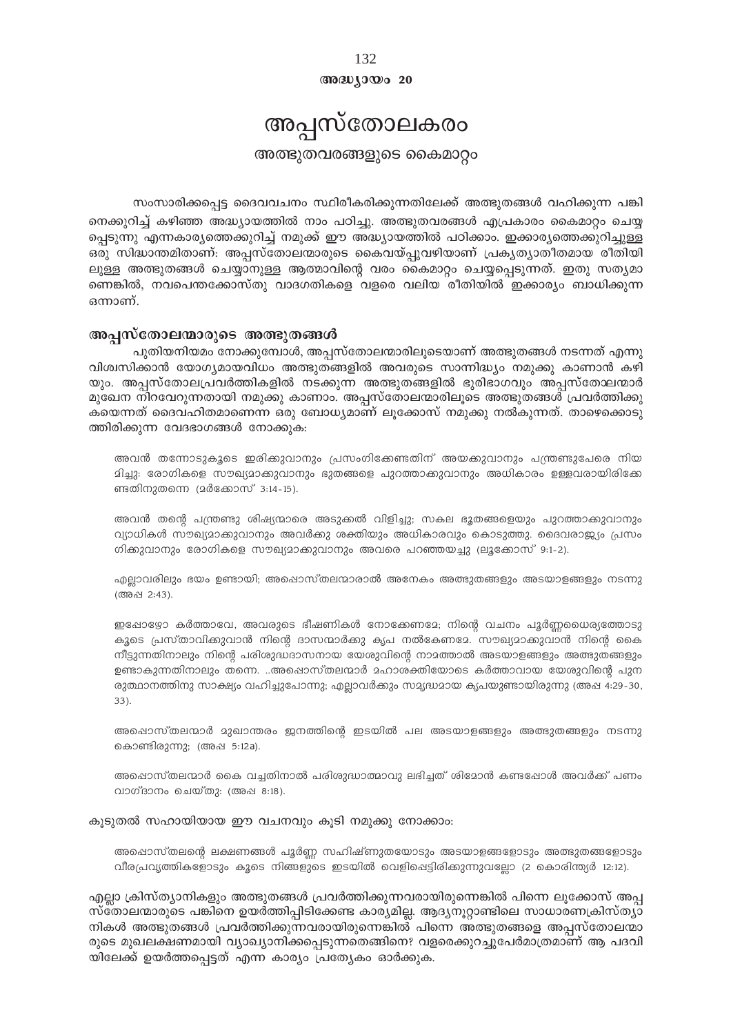അദ്ധ്യായം 20

# അപ്പസ്തോലകരം

## അത്ഭുതവരങ്ങളുടെ കൈമാറ്റം

സംസാരിക്കപ്പെട്ട ദൈവവചനം സ്ഥിരീകരിക്കുന്നതിലേക്ക് അത്ഭുതങ്ങൾ വഹിക്കുന്ന പങ്കിനെക്കുറിച്ച് കഴിഞ്ഞ അദ്ധ്യായത്തിൽ നാം പഠിച്ചു. അത്ഭുതവരങ്ങൾ എപ്രകാരം കൈമാറ്റം ചെയ്യപ്പെടുന്നു എന്നകാര്യത്തെക്കുറിച്ച് നമുക്ക് ഈ അദ്ധ്യായത്തിൽ പഠിക്കാം. ഇക്കാര്യത്തെക്കുറിച്ചുള്ള ഒരു സിദ്ധാന്തമിതാണ്: അപ്പസ്തോലന്മാരുടെ കൈവയ്പ്പുവഴിയാണ് പ്രകൃത്യാതീതമായ രീതിയിലുള്ള അത്ഭുതങ്ങൾ ചെയ്യാനുള്ള ആത്മാവിന്റെ വരം കൈമാറ്റം ചെയ്യപ്പെടുന്നത്. ഇതു സത്യമാണെങ്കിൽ, നവപെന്തക്കോസ്തു വാദഗതികളെ വളരെ വലിയ രീതിയിൽ ഇക്കാര്യം ബാധിക്കുന്ന ഒന്നാണ്.

### അപ്പസ്തോലന്മാരുടെ അത്ഭുതങ്ങൾ

പുതിയനിയമം നോക്കുമ്പോൾ, അപ്പസ്തോലന്മാരിലൂടെയാണ് അത്ഭുതങ്ങൾ നടന്നത് എന്നു വിശ്വസിക്കാൻ യോഗ്യമായവിധം അത്ഭുതങ്ങളിൽ അവരുടെ സാന്നിദ്ധ്യം നമുക്കു കാണാൻ കഴിയും. അപ്പസ്തോലപ്രവർത്തികളിൽ നടക്കുന്ന അത്ഭുതങ്ങളിൽ ഭൂരിഭാഗവും അപ്പസ്തോലന്മാർ മുഖേന നിറവേറുന്നതായി നമുക്കു കാണാം. അപ്പസ്തോലന്മാരിലൂടെ അത്ഭുതങ്ങൾ പ്രവർത്തിക്കുകയെന്നത് ദൈവഹിതമാണെന്ന ഒരു ബോധ്യമാണ് ലൂക്കോസ് നമുക്കു നൽകുന്നത്. താഴെക്കൊടുത്തിരിക്കുന്ന വേദഭാഗങ്ങൾ നോക്കുക:

> അവൻ തന്നോടുകൂടെ ഇരിക്കുവാനും പ്രസംഗിക്കേണ്ടതിന് അയക്കുവാനും പന്ത്രണ്ടുപേരെ നിയമിച്ചു: രോഗികളെ സൗഖ്യമാക്കുവാനും ഭൂതങ്ങളെ പുറത്താക്കുവാനും അധികാരം ഉള്ളവരായിരിക്കേണ്ടതിനുതന്നെ (മർക്കോസ് 3:14-15).

> അവൻ തന്റെ പന്ത്രണ്ടു ശിഷ്യന്മാരെ അടുക്കൽ വിളിച്ചു; സകല ഭൂതങ്ങളെയും പുറത്താക്കുവാനും വ്യാധികൾ സൗഖ്യമാക്കുവാനും അവർക്കു ശക്തിയും അധികാരവും കൊടുത്തു. ദൈവരാജ്യം പ്രസംഗിക്കുവാനും രോഗികളെ സൗഖ്യമാക്കുവാനും അവരെ പറഞ്ഞയച്ചു (ലൂക്കോസ് 9:1-2).

> എല്ലാവരിലും ഭയം ഉണ്ടായി; അപ്പൊസ്തലന്മാരാൽ അനേകം അത്ഭുതങ്ങളും അടയാളങ്ങളും നടന്നു (അപ്പ 2:43).

> ഇപ്പോഴോ കർത്താവേ, അവരുടെ ഭീഷണികൾ നോക്കേണമേ; നിന്റെ വചനം പൂർണ്ണധൈര്യത്തോടുകൂടെ പ്രസ്താവിക്കുവാൻ നിന്റെ ദാസന്മാർക്കു കൃപ നൽകേണമേ. സൗഖ്യമാക്കുവാൻ നിന്റെ കൈ നീട്ടുന്നതിനാലും നിന്റെ പരിശുദ്ധദാസനായ യേശുവിന്റെ നാമത്താൽ അടയാളങ്ങളും അത്ഭുതങ്ങളും ഉണ്ടാകുന്നതിനാലും തന്നെ. ..അപ്പൊസ്തലന്മാർ മഹാശക്തിയോടെ കർത്താവായ യേശുവിന്റെ പുനരുത്ഥാനത്തിനു സാക്ഷ്യം വഹിച്ചുപോന്നു; എല്ലാവർക്കും സമൃദ്ധമായ കൃപയുണ്ടായിരുന്നു (അപ്പ 4:29-30, 33).

> അപ്പൊസ്തലന്മാർ മുഖാന്തരം ജനത്തിന്റെ ഇടയിൽ പല അടയാളങ്ങളും അത്ഭുതങ്ങളും നടന്നുകൊണ്ടിരുന്നു; (അപ്പ 5:12a).

> അപ്പൊസ്തലന്മാർ കൈ വച്ചതിനാൽ പരിശുദ്ധാത്മാവു ലഭിച്ചത് ശിമോൻ കണ്ടപ്പോൾ അവർക്ക് പണം വാഗ്ദാനം ചെയ്തു: (അപ്പ 8:18).

കൂടുതൽ സഹായിയായ ഈ വചനവും കൂടി നമുക്കു നോക്കാം:

> അപ്പൊസ്തലന്റെ ലക്ഷണങ്ങൾ പൂർണ്ണ സഹിഷ്ണുതയോടും അടയാളങ്ങളോടും അത്ഭുതങ്ങളോടും വീരപ്രവൃത്തികളോടും കൂടെ നിങ്ങളുടെ ഇടയിൽ വെളിപ്പെട്ടിരിക്കുന്നുവല്ലോ (2 കൊരിന്ത്യർ 12:12).

എല്ലാ ക്രിസ്ത്യാനികളും അത്ഭുതങ്ങൾ പ്രവർത്തിക്കുന്നവരായിരുന്നെങ്കിൽ പിന്നെ ലൂക്കോസ് അപ്പസ്തോലന്മാരുടെ പങ്കിനെ ഉയർത്തിപ്പിടിക്കേണ്ട കാര്യമില്ല. ആദ്യനൂറ്റാണ്ടിലെ സാധാരണക്രിസ്ത്യാനികൾ അത്ഭുതങ്ങൾ പ്രവർത്തിക്കുന്നവരായിരുന്നെങ്കിൽ പിന്നെ അത്ഭുതങ്ങളെ അപ്പസ്തോലന്മാരുടെ മുഖലക്ഷണമായി വ്യാഖ്യാനിക്കപ്പെടുന്നതെങ്ങിനെ? വളരെക്കുറച്ചുപേർമാത്രമാണ് ആ പദവിയിലേക്ക് ഉയർത്തപ്പെട്ടത് എന്ന കാര്യം പ്രത്യേകം ഓർക്കുക.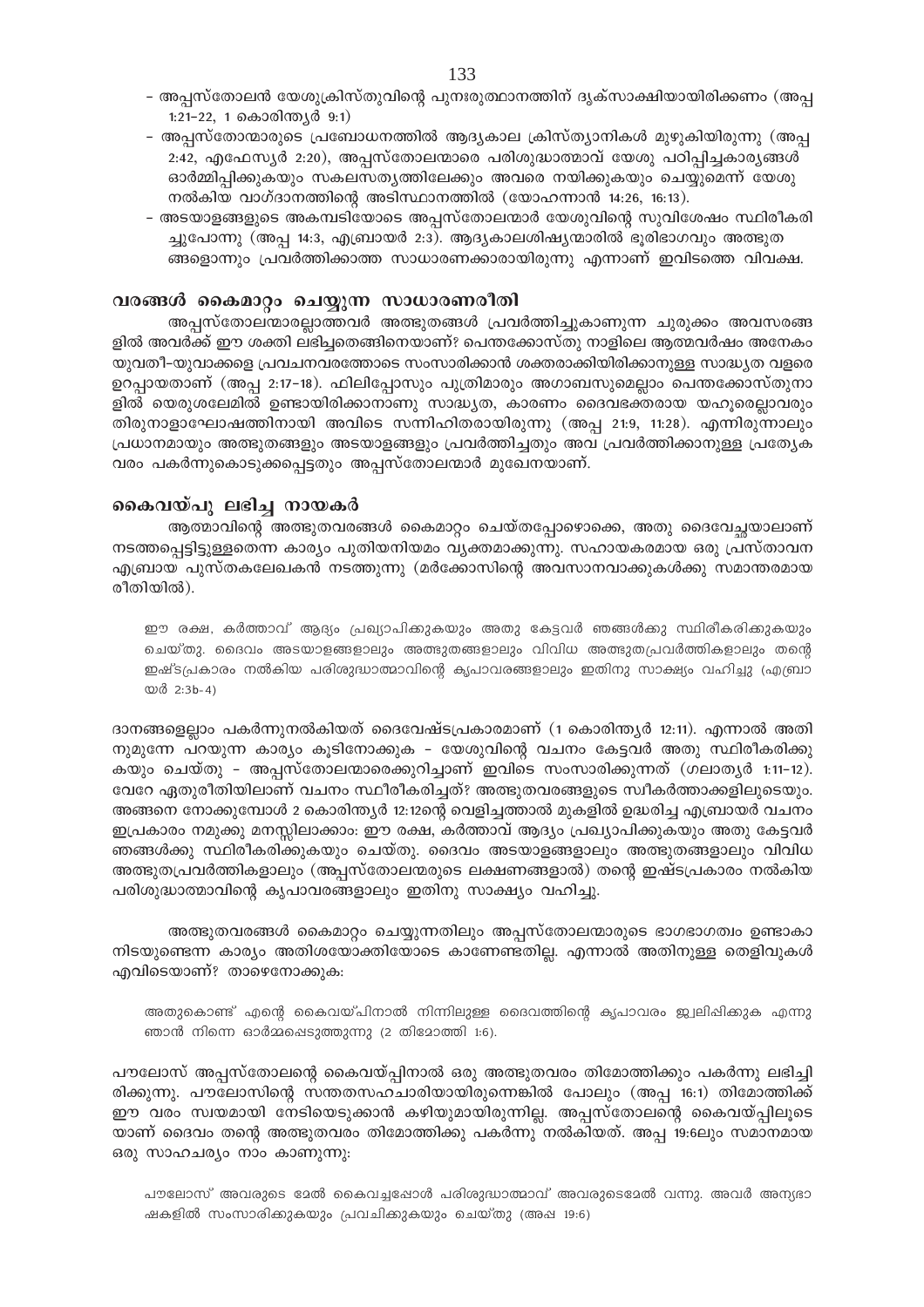- അപ്പസ്തോലൻ യേശുക്രിസ്തുവിന്റെ പുനഃരുത്ഥാനത്തിന് ദൃക്സാക്ഷിയായിരിക്കണം (അപ്പ 1:21–22, 1 കൊരിന്ത്യർ 9:1)
- അപ്പസ്തോന്മാരുടെ പ്രബോധനത്തിൽ ആദ്യകാല ക്രിസ്ത്യാനികൾ മുഴുകിയിരുന്നു (അപ്പ 2:42, എഫേസ്യർ 2:20), അപ്പസ്തോലന്മാരെ പരിശുദ്ധാത്മാവ് യേശു പഠിപ്പിച്ചകാര്യങ്ങൾ ഓർമ്മിപ്പിക്കുകയും സകലസത്യത്തിലേക്കും അവരെ നയിക്കുകയും ചെയ്യുമെന്ന് യേശു നൽകിയ വാഗ്ദാനത്തിന്റെ അടിസ്ഥാനത്തിൽ (യോഹന്നാൻ 14:26, 16:13).
- അടയാളങ്ങളുടെ അകമ്പടിയോടെ അപ്പസ്തോലന്മാർ യേശുവിന്റെ സുവിശേഷം സ്ഥിരീകരിച്ചുപോന്നു (അപ്പ 14:3, എബ്രായർ 2:3). ആദ്യകാലശിഷ്യന്മാരിൽ ഭൂരിഭാഗവും അത്ഭുതങ്ങളൊന്നും പ്രവർത്തിക്കാത്ത സാധാരണക്കാരായിരുന്നു എന്നാണ് ഇവിടത്തെ വിവക്ഷ.

## വരങ്ങൾ കൈമാറ്റം ചെയ്യുന്ന സാധാരണരീതി

അപ്പസ്തോലന്മാരല്ലാത്തവർ അത്ഭുതങ്ങൾ പ്രവർത്തിച്ചുകാണുന്ന ചുരുക്കം അവസരങ്ങളിൽ അവർക്ക് ഈ ശക്തി ലഭിച്ചതെങ്ങിനെയാണ്? പെന്തക്കോസ്തു നാളിലെ ആത്മവർഷം അനേകം യുവതീ-യുവാക്കളെ പ്രവചനവരത്തോടെ സംസാരിക്കാൻ ശക്തരാക്കിയിരിക്കാനുള്ള സാദ്ധ്യത വളരെ ഉറപ്പായതാണ് (അപ്പ 2:17–18). ഫിലിപ്പോസും പുത്രിമാരും അഗാബസുമെല്ലാം പെന്തക്കോസ്തുനാളിൽ യെരുശലേമിൽ ഉണ്ടായിരിക്കാനാണു സാദ്ധ്യത, കാരണം ദൈവഭക്തരായ യഹൂരെല്ലാവരും തിരുനാളാഘോഷത്തിനായി അവിടെ സന്നിഹിതരായിരുന്നു (അപ്പ 21:9, 11:28). എന്നിരുന്നാലും പ്രധാനമായും അത്ഭുതങ്ങളും അടയാളങ്ങളും പ്രവർത്തിച്ചതും അവ പ്രവർത്തിക്കാനുള്ള പ്രത്യേക വരം പകർന്നുകൊടുക്കപ്പെട്ടതും അപ്പസ്തോലന്മാർ മുഖേനയാണ്.

## കൈവയ്പു ലഭിച്ച നായകർ

ആത്മാവിന്റെ അത്ഭുതവരങ്ങൾ കൈമാറ്റം ചെയ്തപ്പോഴൊക്കെ, അതു ദൈവേച്ഛയാലാണ് നടത്തപ്പെട്ടിട്ടുള്ളതെന്ന കാര്യം പുതിയനിയമം വ്യക്തമാക്കുന്നു. സഹായകരമായ ഒരു പ്രസ്താവന എബ്രായ പുസ്തകലേഖകൻ നടത്തുന്നു (മർക്കോസിന്റെ അവസാനവാക്കുകൾക്കു സമാന്തരമായ രീതിയിൽ).

> ഈ രക്ഷ, കർത്താവ് ആദ്യം പ്രഖ്യാപിക്കുകയും അതു കേട്ടവർ ഞങ്ങൾക്കു സ്ഥിരീകരിക്കുകയും ചെയ്തു. ദൈവം അടയാളങ്ങളാലും അത്ഭുതങ്ങളാലും വിവിധ അത്ഭുതപ്രവർത്തികളാലും തന്റെ ഇഷ്ടപ്രകാരം നൽകിയ പരിശുദ്ധാത്മാവിന്റെ കൃപാവരങ്ങളാലും ഇതിനു സാക്ഷ്യം വഹിച്ചു (എബ്രായർ 2:3b-4)

ദാനങ്ങളെല്ലാം പകർന്നുനൽകിയത് ദൈവേഷ്ടപ്രകാരമാണ് (1 കൊരിന്ത്യർ 12:11). എന്നാൽ അതിനുമുന്നേ പറയുന്ന കാര്യം കൂടിനോക്കുക – യേശുവിന്റെ വചനം കേട്ടവർ അതു സ്ഥിരീകരിക്കുകയും ചെയ്തു – അപ്പസ്തോലന്മാരെക്കുറിച്ചാണ് ഇവിടെ സംസാരിക്കുന്നത് (ഗലാത്യർ 1:11–12). വേറേ ഏതുരീതിയിലാണ് വചനം സ്ഥിരീകരിച്ചത്? അത്ഭുതവരങ്ങളുടെ സ്വീകർത്താക്കളിലൂടെയും. അങ്ങനെ നോക്കുമ്പോൾ 2 കൊരിന്ത്യർ 12:12ന്റെ വെളിച്ചത്താൽ മുകളിൽ ഉദ്ധരിച്ച എബ്രായർ വചനം ഇപ്രകാരം നമുക്കു മനസ്സിലാക്കാം: ഈ രക്ഷ, കർത്താവ് ആദ്യം പ്രഖ്യാപിക്കുകയും അതു കേട്ടവർ ഞങ്ങൾക്കു സ്ഥിരീകരിക്കുകയും ചെയ്തു. ദൈവം അടയാളങ്ങളാലും അത്ഭുതങ്ങളാലും വിവിധ അത്ഭുതപ്രവർത്തികളാലും (അപ്പസ്തോലന്മാരുടെ ലക്ഷണങ്ങളാൽ) തന്റെ ഇഷ്ടപ്രകാരം നൽകിയ പരിശുദ്ധാത്മാവിന്റെ കൃപാവരങ്ങളാലും ഇതിനു സാക്ഷ്യം വഹിച്ചു.

അത്ഭുതവരങ്ങൾ കൈമാറ്റം ചെയ്യുന്നതിലും അപ്പസ്തോലന്മാരുടെ ഭാഗഭാഗത്വം ഉണ്ടാകാനിടയുണ്ടെന്ന കാര്യം അതിശയോക്തിയോടെ കാണേണ്ടതില്ല. എന്നാൽ അതിനുള്ള തെളിവുകൾ എവിടെയാണ്? താഴെനോക്കുക:

> അതുകൊണ്ട് എന്റെ കൈവയ്പിനാൽ നിന്നിലുള്ള ദൈവത്തിന്റെ കൃപാവരം ജ്വലിപ്പിക്കുക എന്നു ഞാൻ നിന്നെ ഓർമ്മപ്പെടുത്തുന്നു (2 തിമോത്തി 1:6).

പൗലോസ് അപ്പസ്തോലന്റെ കൈവയ്പ്പിനാൽ ഒരു അത്ഭുതവരം തിമോത്തിക്കും പകർന്നു ലഭിച്ചിരിക്കുന്നു. പൗലോസിന്റെ സന്തതസഹചാരിയായിരുന്നെങ്കിൽ പോലും (അപ്പ 16:1) തിമോത്തിക്ക് ഈ വരം സ്വയമായി നേടിയെടുക്കാൻ കഴിയുമായിരുന്നില്ല. അപ്പസ്തോലന്റെ കൈവയ്പ്പിലൂടെയാണ് ദൈവം തന്റെ അത്ഭുതവരം തിമോത്തിക്കു പകർന്നു നൽകിയത്. അപ്പ 19:6ലും സമാനമായ ഒരു സാഹചര്യം നാം കാണുന്നു:

> പൗലോസ് അവരുടെ മേൽ കൈവച്ചപ്പോൾ പരിശുദ്ധാത്മാവ് അവരുടെമേൽ വന്നു. അവർ അന്യഭാഷകളിൽ സംസാരിക്കുകയും പ്രവചിക്കുകയും ചെയ്തു (അപ്പ 19:6)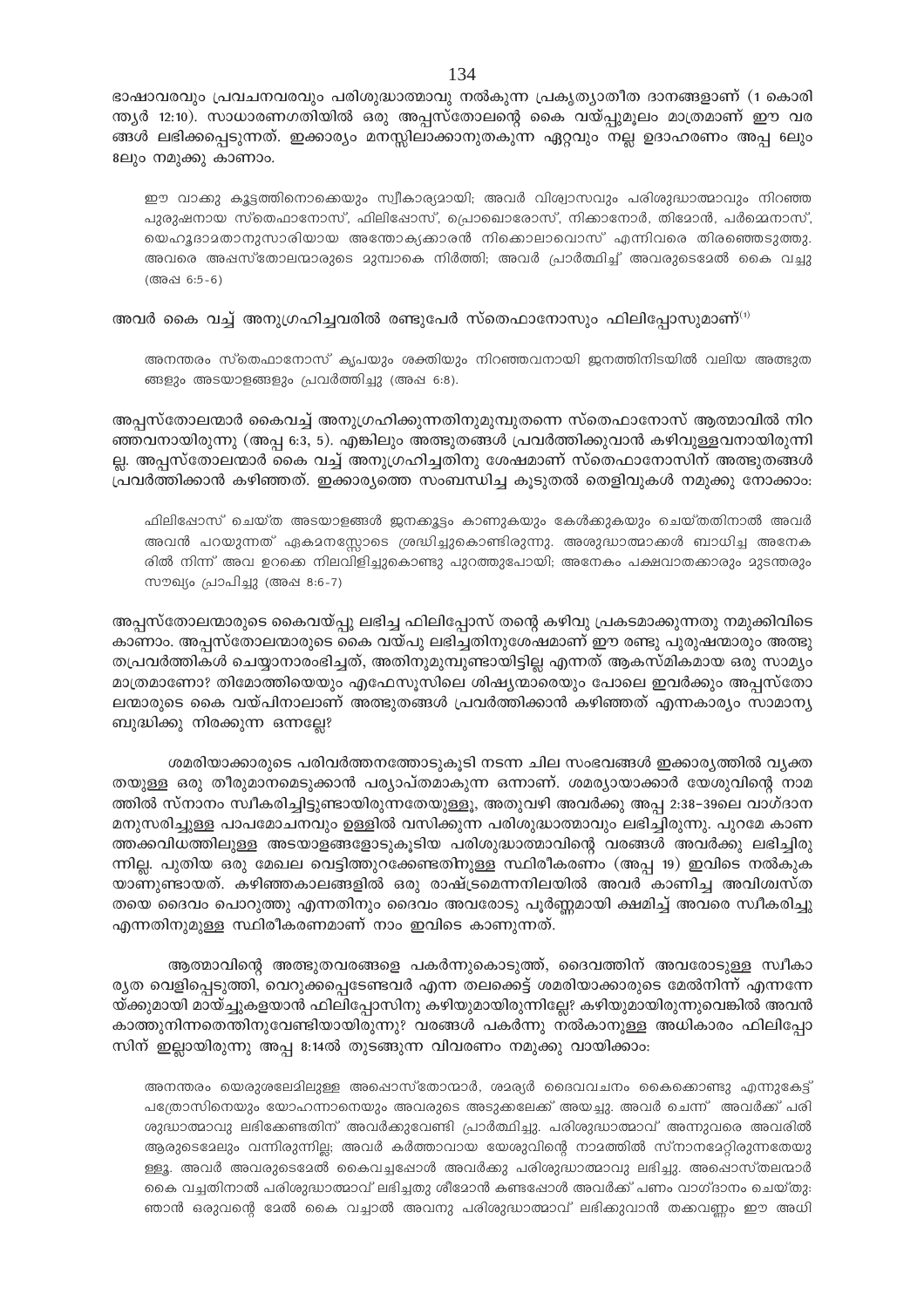ഭാഷാവരവും പ്രവചനവരവും പരിശുദ്ധാത്മാവു നൽകുന്ന പ്രകൃത്യാതീത ദാനങ്ങളാണ് (1 കൊരിന്ത്യർ 12:10). സാധാരണഗതിയിൽ ഒരു അപ്പസ്തോലന്റെ കൈ വയ്പ്പുമൂലം മാത്രമാണ് ഈ വരങ്ങൾ ലഭിക്കപ്പെടുന്നത്. ഇക്കാര്യം മനസ്സിലാക്കാനുതകുന്ന ഏറ്റവും നല്ല ഉദാഹരണം അപ്പ 6ലും 8ലും നമുക്കു കാണാം.

> ഈ വാക്കു കൂട്ടത്തിനൊക്കെയും സ്വീകാര്യമായി; അവർ വിശ്വാസവും പരിശുദ്ധാത്മാവും നിറഞ്ഞ പുരുഷനായ സ്തെഫാനോസ്, ഫിലിപ്പോസ്, പ്രൊഖൊരോസ്, നിക്കാനോർ, തിമോൻ, പർമ്മെനാസ്, യെഹൂദാമതാനുസാരിയായ അന്ത്യോക്യക്കാരൻ നിക്കൊലാവൊസ് എന്നിവരെ തിരഞ്ഞെടുത്തു. അവരെ അപ്പസ്തോലന്മാരുടെ മുമ്പാകെ നിർത്തി; അവർ പ്രാർത്ഥിച്ച് അവരുടെമേൽ കൈ വച്ചു (അപ്പ 6:5-6)

അവർ കൈ വച്ച് അനുഗ്രഹിച്ചവരിൽ രണ്ടുപേർ സ്തെഫാനോസും ഫിലിപ്പോസുമാണ്[1]

> അനന്തരം സ്തെഫാനോസ് കൃപയും ശക്തിയും നിറഞ്ഞവനായി ജനത്തിനിടയിൽ വലിയ അത്ഭുതങ്ങളും അടയാളങ്ങളും പ്രവർത്തിച്ചു (അപ്പ 6:8).

അപ്പസ്തോലന്മാർ കൈവച്ച് അനുഗ്രഹിക്കുന്നതിനുമുമ്പുതന്നെ സ്തെഫാനോസ് ആത്മാവിൽ നിറഞ്ഞവനായിരുന്നു (അപ്പ 6:3, 5). എങ്കിലും അത്ഭുതങ്ങൾ പ്രവർത്തിക്കുവാൻ കഴിവുള്ളവനായിരുന്നില്ല. അപ്പസ്തോലന്മാർ കൈ വച്ച് അനുഗ്രഹിച്ചതിനു ശേഷമാണ് സ്തെഫാനോസിന് അത്ഭുതങ്ങൾ പ്രവർത്തിക്കാൻ കഴിഞ്ഞത്. ഇക്കാര്യത്തെ സംബന്ധിച്ച കൂടുതൽ തെളിവുകൾ നമുക്കു നോക്കാം:

> ഫിലിപ്പോസ് ചെയ്ത അടയാളങ്ങൾ ജനക്കൂട്ടം കാണുകയും കേൾക്കുകയും ചെയ്തതിനാൽ അവർ അവൻ പറയുന്നത് ഏകമനസ്സോടെ ശ്രദ്ധിച്ചുകൊണ്ടിരുന്നു. അശുദ്ധാത്മാക്കൾ ബാധിച്ച അനേകരിൽ നിന്ന് അവ ഉറക്കെ നിലവിളിച്ചുകൊണ്ടു പുറത്തുപോയി; അനേകം പക്ഷവാതക്കാരും മുടന്തരും സൗഖ്യം പ്രാപിച്ചു (അപ്പ 8:6-7)

അപ്പസ്തോലന്മാരുടെ കൈവയ്പ്പു ലഭിച്ച ഫിലിപ്പോസ് തന്റെ കഴിവു പ്രകടമാക്കുന്നതു നമുക്കിവിടെ കാണാം. അപ്പസ്തോലന്മാരുടെ കൈ വയ്പു ലഭിച്ചതിനുശേഷമാണ് ഈ രണ്ടു പുരുഷന്മാരും അത്ഭുതപ്രവർത്തികൾ ചെയ്യാനാരംഭിച്ചത്, അതിനുമുമ്പുണ്ടായിട്ടില്ല എന്നത് ആകസ്മികമായ ഒരു സാമ്യം മാത്രമാണോ? തിമോത്തിയെയും എഫേസൂസിലെ ശിഷ്യന്മാരെയും പോലെ ഇവർക്കും അപ്പസ്തോലന്മാരുടെ കൈ വയ്പിനാലാണ് അത്ഭുതങ്ങൾ പ്രവർത്തിക്കാൻ കഴിഞ്ഞത് എന്നകാര്യം സാമാന്യബുദ്ധിക്കു നിരക്കുന്ന ഒന്നല്ലേ?

ശമരിയാക്കാരുടെ പരിവർത്തനത്തോടുകൂടി നടന്ന ചില സംഭവങ്ങൾ ഇക്കാര്യത്തിൽ വ്യക്തതയുള്ള ഒരു തീരുമാനമെടുക്കാൻ പര്യാപ്തമാകുന്ന ഒന്നാണ്. ശമര്യായാക്കാർ യേശുവിന്റെ നാമത്തിൽ സ്നാനം സ്വീകരിച്ചിട്ടുണ്ടായിരുന്നതേയുള്ളൂ, അതുവഴി അവർക്കു അപ്പ 2:38-39ലെ വാഗ്ദാനമനുസരിച്ചുള്ള പാപമോചനവും ഉള്ളിൽ വസിക്കുന്ന പരിശുദ്ധാത്മാവും ലഭിച്ചിരുന്നു. പുറമേ കാണത്തക്കവിധത്തിലുള്ള അടയാളങ്ങളോടുകൂടിയ പരിശുദ്ധാത്മാവിന്റെ വരങ്ങൾ അവർക്കു ലഭിച്ചിരുന്നില്ല. പുതിയ ഒരു മേഖല വെട്ടിത്തുറക്കേണ്ടതിനുള്ള സ്ഥിരീകരണം (അപ്പ 19) ഇവിടെ നൽകുകയാണുണ്ടായത്. കഴിഞ്ഞകാലങ്ങളിൽ ഒരു രാഷ്ട്രമെന്നനിലയിൽ അവർ കാണിച്ച അവിശ്വസ്തതയെ ദൈവം പൊറുത്തു എന്നതിനും ദൈവം അവരോടു പൂർണ്ണമായി ക്ഷമിച്ച് അവരെ സ്വീകരിച്ചു എന്നതിനുമുള്ള സ്ഥിരീകരണമാണ് നാം ഇവിടെ കാണുന്നത്.

ആത്മാവിന്റെ അത്ഭുതവരങ്ങളെ പകർന്നുകൊടുത്ത്, ദൈവത്തിന് അവരോടുള്ള സ്വീകാര്യത വെളിപ്പെടുത്തി, വെറുക്കപ്പെടേണ്ടവർ എന്ന തലക്കെട്ട് ശമരിയാക്കാരുടെ മേൽനിന്ന് എന്നന്നേയ്ക്കുമായി മായ്ച്ചുകളയാൻ ഫിലിപ്പോസിനു കഴിയുമായിരുന്നില്ലേ? കഴിയുമായിരുന്നുവെങ്കിൽ അവൻ കാത്തുനിന്നതെന്തിനുവേണ്ടിയായിരുന്നു? വരങ്ങൾ പകർന്നു നൽകാനുള്ള അധികാരം ഫിലിപ്പോസിന് ഇല്ലായിരുന്നു അപ്പ 8:14ൽ തുടങ്ങുന്ന വിവരണം നമുക്കു വായിക്കാം:

> അനന്തരം യെരുശലേമിലുള്ള അപ്പൊസ്തോന്മാർ, ശമര്യർ ദൈവവചനം കൈക്കൊണ്ടു എന്നുകേട്ട് പത്രോസിനെയും യോഹന്നാനെയും അവരുടെ അടുക്കലേക്ക് അയച്ചു. അവർ ചെന്ന് അവർക്ക് പരിശുദ്ധാത്മാവു ലഭിക്കേണ്ടതിന് അവർക്കുവേണ്ടി പ്രാർത്ഥിച്ചു. പരിശുദ്ധാത്മാവ് അന്നുവരെ അവരിൽ ആരുടെമേലും വന്നിരുന്നില്ല; അവർ കർത്താവായ യേശുവിന്റെ നാമത്തിൽ സ്നാനമേറ്റിരുന്നതേയുള്ളൂ. അവർ അവരുടെമേൽ കൈവച്ചപ്പോൾ അവർക്കു പരിശുദ്ധാത്മാവു ലഭിച്ചു. അപ്പൊസ്തലന്മാർ കൈ വച്ചതിനാൽ പരിശുദ്ധാത്മാവ് ലഭിച്ചതു ശീമോൻ കണ്ടപ്പോൾ അവർക്ക് പണം വാഗ്ദാനം ചെയ്തു: ഞാൻ ഒരുവന്റെ മേൽ കൈ വച്ചാൽ അവനു പരിശുദ്ധാത്മാവ് ലഭിക്കുവാൻ തക്കവണ്ണം ഈ അധി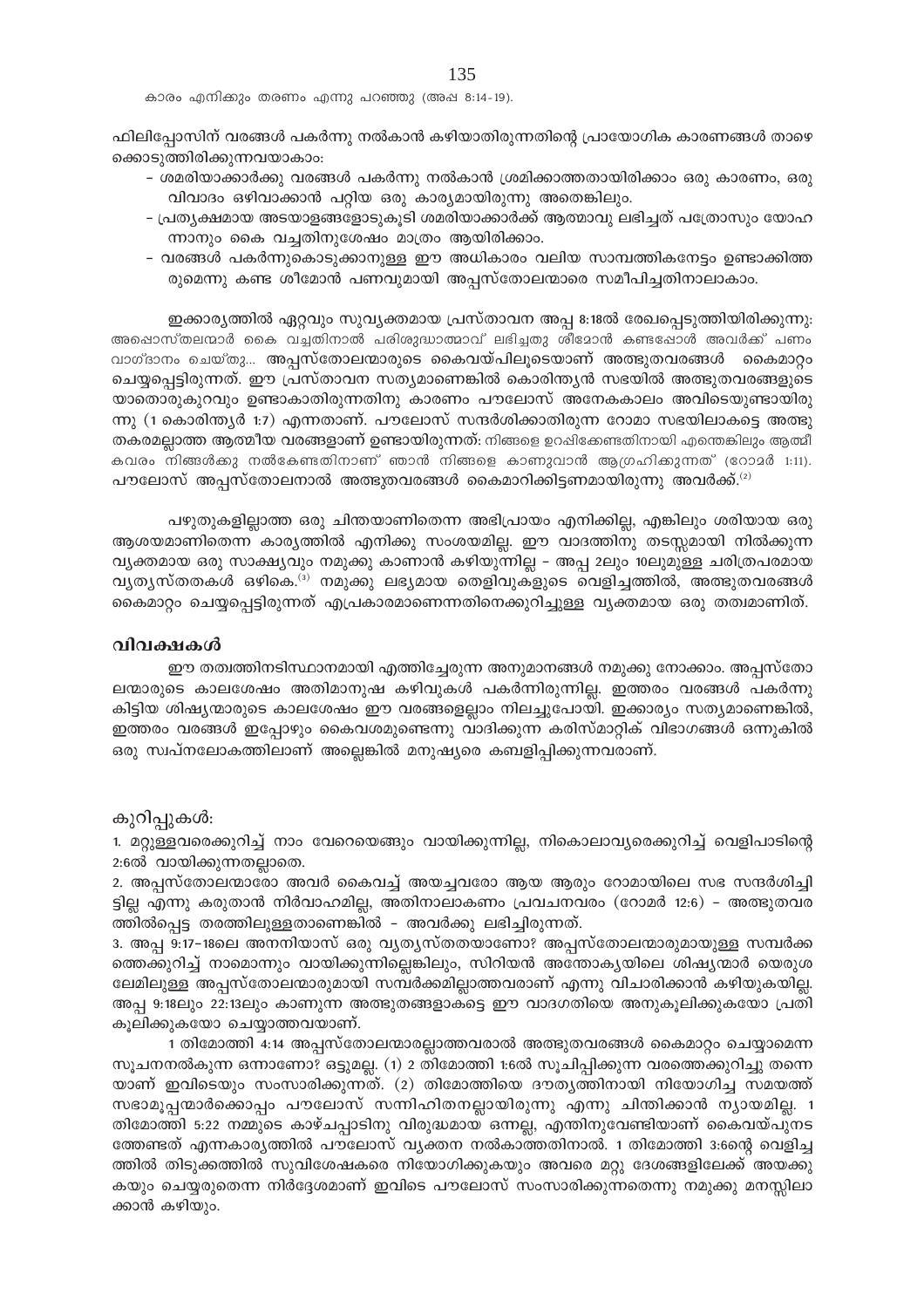കാരം എനിക്കും തരണം എന്നു പറഞ്ഞു (അപ്ര 8:14-19).

ഫിലിപ്പോസിന് വരങ്ങൾ പകർന്നു നൽകാൻ കഴിയാതിരുന്നതിന്റെ പ്രായോഗിക കാരണങ്ങൾ താഴെ ക്കൊടുത്തിരിക്കുന്നവയാകാം:

- ശമരിയാക്കാർക്കു വരങ്ങൾ പകർന്നു നൽകാൻ ശ്രമിക്കാത്തതായിരിക്കാം ഒരു കാരണം, ഒരു വിവാദം ഒഴിവാക്കാൻ പറ്റിയ ഒരു കാര്യമായിരുന്നു അതെങ്കിലും.
- പ്രത്യക്ഷമായ അടയാളങ്ങളോടുകൂടി ശമരിയാക്കാർക്ക് ആത്മാവു ലഭിച്ചത് പത്രോസും യോഹ ന്നാനും കൈ വച്ചതിനുശേഷം മാത്രം ആയിരിക്കാം.
- വരങ്ങൾ പകർന്നുകൊടുക്കാനുള്ള ഈ അധികാരം വലിയ സാമ്പത്തികനേട്ടം ഉണ്ടാക്കിത്ത രുമെന്നു കണ്ട ശീമോൻ പണവുമായി അപ്പസ്തോലന്മാരെ സമീപിച്ചതിനാലാകാം.

ഇക്കാര്യത്തിൽ ഏറ്റവും സുവ്യക്തമായ പ്രസ്താവന അപ്പ 8:18ൽ രേഖപ്പെടുത്തിയിരിക്കുന്നു: അപ്പൊസ്തലന്മാർ കൈ വച്ചതിനാൽ പരിശുദ്ധാത്മാവ് ലഭിച്ചതു ശീമോൻ കണ്ടപ്പോൾ അവർക്ക് പണം വാഗ്ദാനം ചെയ്തു... അപ്പസ്തോലന്മാരുടെ കൈവയ്പിലൂടെയാണ് അത്ഭുതവരങ്ങൾ കൈമാറ്റം ചെയ്യപ്പെട്ടിരുന്നത്. ഈ പ്രസ്താവന സത്യമാണെങ്കിൽ കൊരിന്ത്യൻ സഭയിൽ അത്ഭുതവരങ്ങളുടെ യാതൊരുകുറവും ഉണ്ടാകാതിരുന്നതിനു കാരണം പൗലോസ് അനേകകാലം അവിടെയുണ്ടായിരു ന്നു (1 കൊരിന്ത്യർ 1:7) എന്നതാണ്. പൗലോസ് സന്ദർശിക്കാതിരുന്ന റോമാ സഭയിലാകട്ടെ അത്ഭു തകരമല്ലാത്ത ആത്മീയ വരങ്ങളാണ് ഉണ്ടായിരുന്നത്: നിങ്ങളെ ഉറപ്പിക്കേണ്ടതിനായി എന്തെങ്കിലും ആത്മീ കവരം നിങ്ങൾക്കു നൽകേണ്ടതിനാണ് ഞാൻ നിങ്ങളെ കാണുവാൻ ആഗ്രഹിക്കുന്നത് (റോമർ 1:11). പൗലോസ് അപ്പസ്തോലനാൽ അത്ഭുതവരങ്ങൾ കൈമാറിക്കിട്ടണമായിരുന്നു അവർക്ക്.[2]

പഴുതുകളില്ലാത്ത ഒരു ചിന്തയാണിതെന്ന അഭിപ്രായം എനിക്കില്ല, എങ്കിലും ശരിയായ ഒരു ആശയമാണിതെന്ന കാര്യത്തിൽ എനിക്കു സംശയമില്ല. ഈ വാദത്തിനു തടസ്സമായി നിൽക്കുന്ന വ്യക്തമായ ഒരു സാക്ഷ്യവും നമുക്കു കാണാൻ കഴിയുന്നില്ല - അപ്പ 2ലും 10ലുമുള്ള ചരിത്രപരമായ വ്യത്യസ്തതകൾ ഒഴികെ.[3] നമുക്കു ലഭ്യമായ തെളിവുകളുടെ വെളിച്ചത്തിൽ, അത്ഭുതവരങ്ങൾ കൈമാറ്റം ചെയ്യപ്പെട്ടിരുന്നത് എപ്രകാരമാണെന്നതിനെക്കുറിച്ചുള്ള വ്യക്തമായ ഒരു തത്വമാണിത്.

## വിവക്ഷകൾ

ഈ തത്വത്തിനടിസ്ഥാനമായി എത്തിച്ചേരുന്ന അനുമാനങ്ങൾ നമുക്കു നോക്കാം. അപ്പസ്തോ ലന്മാരുടെ കാലശേഷം അതിമാനുഷ കഴിവുകൾ പകർന്നിരുന്നില്ല. ഇത്തരം വരങ്ങൾ പകർന്നു കിട്ടിയ ശിഷ്യന്മാരുടെ കാലശേഷം ഈ വരങ്ങളെല്ലാം നിലച്ചുപോയി. ഇക്കാര്യം സത്യമാണെങ്കിൽ, ഇത്തരം വരങ്ങൾ ഇപ്പോഴും കൈവശമുണ്ടെന്നു വാദിക്കുന്ന കരിസ്മാറ്റിക് വിഭാഗങ്ങൾ ഒന്നുകിൽ ഒരു സ്വപ്നലോകത്തിലാണ് അല്ലെങ്കിൽ മനുഷ്യരെ കബളിപ്പിക്കുന്നവരാണ്.

കുറിപ്പുകൾ:

1. മറ്റുള്ളവരെക്കുറിച്ച് നാം വേറെയെങ്ങും വായിക്കുന്നില്ല, നികൊലാവ്യരെക്കുറിച്ച് വെളിപാടിന്റെ 2:6ൽ വായിക്കുന്നതല്ലാതെ.

2. അപ്പസ്തോലന്മാരോ അവർ കൈവച്ച് അയച്ചവരോ ആയ ആരും റോമായിലെ സഭ സന്ദർശിച്ചി ട്ടില്ല എന്നു കരുതാൻ നിർവാഹമില്ല, അതിനാലാകണം പ്രവചനവരം (റോമർ 12:6) - അത്ഭുതവര ത്തിൽപ്പെട്ട തരത്തിലുള്ളതാണെങ്കിൽ - അവർക്കു ലഭിച്ചിരുന്നത്.

3. അപ്പ 9:17-18ലെ അനനിയാസ് ഒരു വ്യത്യസ്തതയാണോ? അപ്പസ്തോലന്മാരുമായുള്ള സമ്പർക്ക ത്തെക്കുറിച്ച് നാമൊന്നും വായിക്കുന്നില്ലെങ്കിലും, സിറിയൻ അന്തോക്യയിലെ ശിഷ്യന്മാർ യെരുശ ലേമിലുള്ള അപ്പസ്തോലന്മാരുമായി സമ്പർക്കമില്ലാത്തവരാണ് എന്നു വിചാരിക്കാൻ കഴിയുകയില്ല. അപ്പ 9:18ലും 22:13ലും കാണുന്ന അത്ഭുതങ്ങളാകട്ടെ ഈ വാദഗതിയെ അനുകൂലിക്കുകയോ പ്രതി കൂലിക്കുകയോ ചെയ്യാത്തവയാണ്.

1 തിമോത്തി 4:14 അപ്പസ്തോലന്മാരല്ലാത്തവരാൽ അത്ഭുതവരങ്ങൾ കൈമാറ്റം ചെയ്യാമെന്ന സൂചനനൽകുന്ന ഒന്നാണോ? ഒട്ടുമല്ല. (1) 2 തിമോത്തി 1:6ൽ സൂചിപ്പിക്കുന്ന വരത്തെക്കുറിച്ചു തന്നെ യാണ് ഇവിടെയും സംസാരിക്കുന്നത്. (2) തിമോത്തിയെ ദൗത്യത്തിനായി നിയോഗിച്ച സമയത്ത് സഭാമൂപ്പന്മാർക്കൊപ്പം പൗലോസ് സന്നിഹിതനല്ലായിരുന്നു എന്നു ചിന്തിക്കാൻ ന്യായമില്ല. 1 തിമോത്തി 5:22 നമ്മുടെ കാഴ്ചപ്പാടിനു വിരുദ്ധമായ ഒന്നല്ല, എന്തിനുവേണ്ടിയാണ് കൈവയ്പുനട ത്തേണ്ടത് എന്നകാര്യത്തിൽ പൗലോസ് വ്യക്തത നൽകാത്തതിനാൽ. 1 തിമോത്തി 3:6ന്റെ വെളിച്ച ത്തിൽ തിടുക്കത്തിൽ സുവിശേഷകരെ നിയോഗിക്കുകയും അവരെ മറ്റു ദേശങ്ങളിലേക്ക് അയക്കു കയും ചെയ്യരുതെന്ന നിർദ്ദേശമാണ് ഇവിടെ പൗലോസ് സംസാരിക്കുന്നതെന്നു നമുക്കു മനസ്സിലാ ക്കാൻ കഴിയും.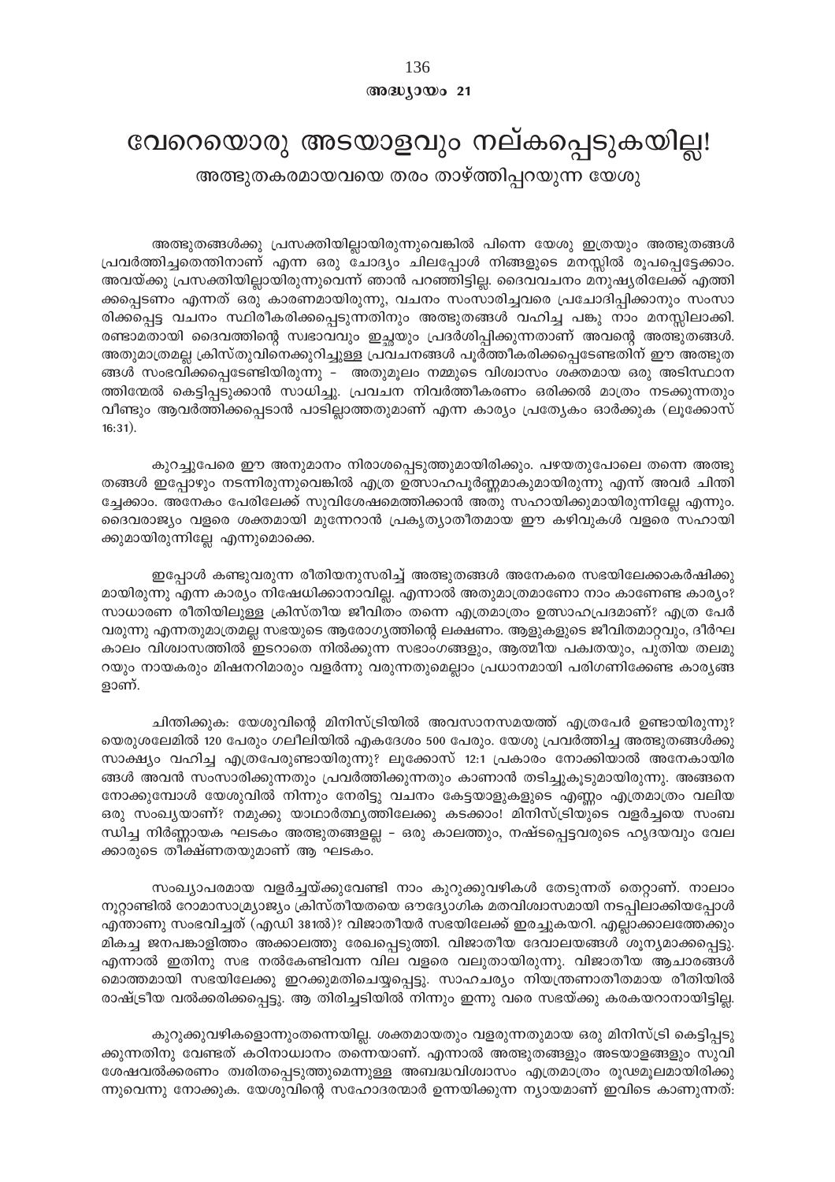### അദ്ധ്യായം 21

# വേറെയൊരു അടയാളവും നല്കപ്പെടുകയില്ല!

## അത്ഭുതകരമായവയെ തരം താഴ്ത്തിപ്പറയുന്ന യേശു

അത്ഭുതങ്ങൾക്കു പ്രസക്തിയില്ലായിരുന്നുവെങ്കിൽ പിന്നെ യേശു ഇത്രയും അത്ഭുതങ്ങൾ പ്രവർത്തിച്ചതെന്തിനാണ് എന്ന ഒരു ചോദ്യം ചിലപ്പോൾ നിങ്ങളുടെ മനസ്സിൽ രൂപപ്പെട്ടേക്കാം. അവയ്ക്കു പ്രസക്തിയില്ലായിരുന്നുവെന്ന് ഞാൻ പറഞ്ഞിട്ടില്ല. ദൈവവചനം മനുഷ്യരിലേക്ക് എത്തിക്കപ്പെടണം എന്നത് ഒരു കാരണമായിരുന്നു, വചനം സംസാരിച്ചവരെ പ്രചോദിപ്പിക്കാനും സംസാരിക്കപ്പെട്ട വചനം സ്ഥിരീകരിക്കപ്പെടുന്നതിനും അത്ഭുതങ്ങൾ വഹിച്ച പങ്കു നാം മനസ്സിലാക്കി. രണ്ടാമതായി ദൈവത്തിന്റെ സ്വഭാവവും ഇച്ഛയും പ്രദർശിപ്പിക്കുന്നതാണ് അവന്റെ അത്ഭുതങ്ങൾ. അതുമാത്രമല്ല ക്രിസ്തുവിനെക്കുറിച്ചുള്ള പ്രവചനങ്ങൾ പൂർത്തീകരിക്കപ്പെടേണ്ടതിന് ഈ അത്ഭുതങ്ങൾ സംഭവിക്കപ്പെടേണ്ടിയിരുന്നു - അതുമൂലം നമ്മുടെ വിശ്വാസം ശക്തമായ ഒരു അടിസ്ഥാനത്തിന്മേൽ കെട്ടിപ്പടുക്കാൻ സാധിച്ചു. പ്രവചന നിവർത്തീകരണം ഒരിക്കൽ മാത്രം നടക്കുന്നതും വീണ്ടും ആവർത്തിക്കപ്പെടാൻ പാടില്ലാത്തതുമാണ് എന്ന കാര്യം പ്രത്യേകം ഓർക്കുക (ലൂക്കോസ് 16:31).

കുറച്ചുപേരെ ഈ അനുമാനം നിരാശപ്പെടുത്തുമായിരിക്കും. പഴയതുപോലെ തന്നെ അത്ഭുതങ്ങൾ ഇപ്പോഴും നടന്നിരുന്നുവെങ്കിൽ എത്ര ഉത്സാഹപൂർണ്ണമാകുമായിരുന്നു എന്ന് അവർ ചിന്തിച്ചേക്കാം. അനേകം പേരിലേക്ക് സുവിശേഷമെത്തിക്കാൻ അതു സഹായിക്കുമായിരുന്നില്ലേ എന്നും. ദൈവരാജ്യം വളരെ ശക്തമായി മുന്നേറാൻ പ്രകൃത്യാതീതമായ ഈ കഴിവുകൾ വളരെ സഹായിക്കുമായിരുന്നില്ലേ എന്നുമൊക്കെ.

ഇപ്പോൾ കണ്ടുവരുന്ന രീതിയനുസരിച്ച് അത്ഭുതങ്ങൾ അനേകരെ സഭയിലേക്കാകർഷിക്കുമായിരുന്നു എന്ന കാര്യം നിഷേധിക്കാനാവില്ല. എന്നാൽ അതുമാത്രമാണോ നാം കാണേണ്ട കാര്യം? സാധാരണ രീതിയിലുള്ള ക്രിസ്തീയ ജീവിതം തന്നെ എത്രമാത്രം ഉത്സാഹപ്രദമാണ്? എത്ര പേർ വരുന്നു എന്നതുമാത്രമല്ല സഭയുടെ ആരോഗ്യത്തിന്റെ ലക്ഷണം. ആളുകളുടെ ജീവിതമാറ്റവും, ദീർഘകാലം വിശ്വാസത്തിൽ ഇടറാതെ നിൽക്കുന്ന സഭാംഗങ്ങളും, ആത്മീയ പക്വതയും, പുതിയ തലമുറയും നായകരും മിഷനറിമാരും വളർന്നു വരുന്നതുമെല്ലാം പ്രധാനമായി പരിഗണിക്കേണ്ട കാര്യങ്ങളാണ്.

ചിന്തിക്കുക: യേശുവിന്റെ മിനിസ്ട്രിയിൽ അവസാനസമയത്ത് എത്രപേർ ഉണ്ടായിരുന്നു? യെരുശലേമിൽ 120 പേരും ഗലീലിയിൽ ഏകദേശം 500 പേരും. യേശു പ്രവർത്തിച്ച അത്ഭുതങ്ങൾക്കു സാക്ഷ്യം വഹിച്ച എത്രപേരുണ്ടായിരുന്നു? ലൂക്കോസ് 12:1 പ്രകാരം നോക്കിയാൽ അനേകായിരങ്ങൾ അവൻ സംസാരിക്കുന്നതും പ്രവർത്തിക്കുന്നതും കാണാൻ തടിച്ചുകൂടുമായിരുന്നു. അങ്ങനെ നോക്കുമ്പോൾ യേശുവിൽ നിന്നും നേരിട്ടു വചനം കേട്ടയാളുകളുടെ എണ്ണം എത്രമാത്രം വലിയ ഒരു സംഖ്യയാണ്? നമുക്കു യാഥാർത്ഥ്യത്തിലേക്കു കടക്കാം! മിനിസ്ട്രിയുടെ വളർച്ചയെ സംബന്ധിച്ച നിർണ്ണായക ഘടകം അത്ഭുതങ്ങളല്ല - ഒരു കാലത്തും, നഷ്ടപ്പെട്ടവരുടെ ഹൃദയവും വേലക്കാരുടെ തീക്ഷ്ണതയുമാണ് ആ ഘടകം.

സംഖ്യാപരമായ വളർച്ചയ്ക്കുവേണ്ടി നാം കുറുക്കുവഴികൾ തേടുന്നത് തെറ്റാണ്. നാലാം നൂറ്റാണ്ടിൽ റോമാസാമ്രാജ്യം ക്രിസ്തീയതയെ ഔദ്യോഗിക മതവിശ്വാസമായി നടപ്പിലാക്കിയപ്പോൾ എന്താണു സംഭവിച്ചത് (എഡി 381ൽ)? വിജാതീയർ സഭയിലേക്ക് ഇരച്ചുകയറി. എല്ലാക്കാലത്തേക്കും മികച്ച ജനപങ്കാളിത്തം അക്കാലത്തു രേഖപ്പെടുത്തി. വിജാതീയ ദേവാലയങ്ങൾ ശൂന്യമാക്കപ്പെട്ടു. എന്നാൽ ഇതിനു സഭ നൽകേണ്ടിവന്ന വില വളരെ വലുതായിരുന്നു. വിജാതീയ ആചാരങ്ങൾ മൊത്തമായി സഭയിലേക്കു ഇറക്കുമതിചെയ്യപ്പെട്ടു. സാഹചര്യം നിയന്ത്രണാതീതമായ രീതിയിൽ രാഷ്ട്രീയ വൽക്കരിക്കപ്പെട്ടു. ആ തിരിച്ചടിയിൽ നിന്നും ഇന്നു വരെ സഭയ്ക്കു കരകയറാനായിട്ടില്ല.

കുറുക്കുവഴികളൊന്നുംതന്നെയില്ല. ശക്തമായതും വളരുന്നതുമായ ഒരു മിനിസ്ട്രി കെട്ടിപ്പടുക്കുന്നതിനു വേണ്ടത് കഠിനാധ്വാനം തന്നെയാണ്. എന്നാൽ അത്ഭുതങ്ങളും അടയാളങ്ങളും സുവിശേഷവൽക്കരണം ത്വരിതപ്പെടുത്തുമെന്നുള്ള അബദ്ധവിശ്വാസം എത്രമാത്രം രൂഢമൂലമായിരിക്കുന്നുവെന്നു നോക്കുക. യേശുവിന്റെ സഹോദരന്മാർ ഉന്നയിക്കുന്ന ന്യായമാണ് ഇവിടെ കാണുന്നത്: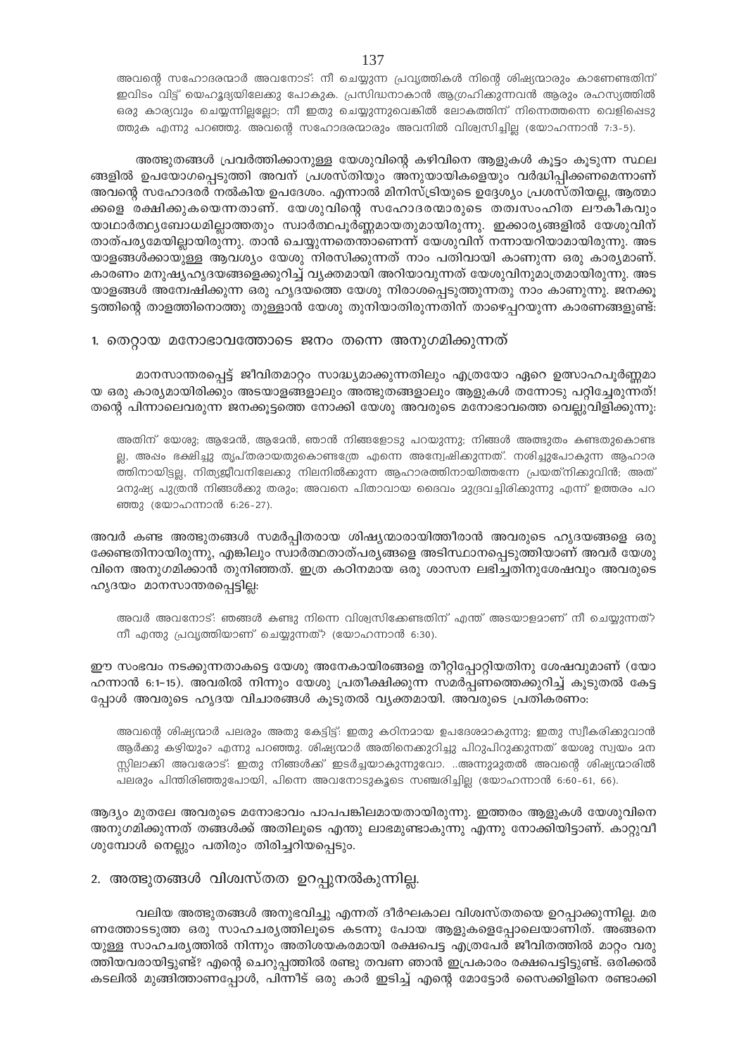അവന്റെ സഹോദരന്മാർ അവനോട്: നീ ചെയ്യുന്ന പ്രവൃത്തികൾ നിന്റെ ശിഷ്യന്മാരും കാണേണ്ടതിന് ഇവിടം വിട്ട് യെഹൂദ്യയിലേക്കു പോകുക. പ്രസിദ്ധനാകാൻ ആഗ്രഹിക്കുന്നവൻ ആരും രഹസ്യത്തിൽ ഒരു കാര്യവും ചെയ്യുന്നില്ലല്ലോ; നീ ഇതു ചെയ്യുന്നുവെങ്കിൽ ലോകത്തിന് നിന്നെത്തന്നെ വെളിപ്പെടുത്തുക എന്നു പറഞ്ഞു. അവന്റെ സഹോദരന്മാരും അവനിൽ വിശ്വസിച്ചില്ല (യോഹന്നാൻ 7:3-5).

അത്ഭുതങ്ങൾ പ്രവർത്തിക്കാനുള്ള യേശുവിന്റെ കഴിവിനെ ആളുകൾ കൂട്ടം കൂടുന്ന സ്ഥലങ്ങളിൽ ഉപയോഗപ്പെടുത്തി അവന് പ്രശസ്തിയും അനുയായികളെയും വർദ്ധിപ്പിക്കണമെന്നാണ് അവന്റെ സഹോദരർ നൽകിയ ഉപദേശം. എന്നാൽ മിനിസ്ട്രിയുടെ ഉദ്ദേശ്യം പ്രശസ്തിയല്ല, ആത്മാക്കളെ രക്ഷിക്കുകയെന്നതാണ്. യേശുവിന്റെ സഹോദരന്മാരുടെ തത്വസംഹിത ലൗകീകവും യാഥാർത്ഥ്യബോധമില്ലാത്തതും സ്വാർത്ഥപൂർണ്ണമായതുമായിരുന്നു. ഇക്കാര്യങ്ങളിൽ യേശുവിന് താത്പര്യമേയില്ലായിരുന്നു. താൻ ചെയ്യുന്നതെന്താണെന്ന് യേശുവിന് നന്നായറിയാമായിരുന്നു. അടയാളങ്ങൾക്കായുള്ള ആവശ്യം യേശു നിരസിക്കുന്നത് നാം പതിവായി കാണുന്ന ഒരു കാര്യമാണ്. കാരണം മനുഷ്യഹൃദയങ്ങളെക്കുറിച്ച് വ്യക്തമായി അറിയാവുന്നത് യേശുവിനുമാത്രമായിരുന്നു. അടയാളങ്ങൾ അന്വേഷിക്കുന്ന ഒരു ഹൃദയത്തെ യേശു നിരാശപ്പെടുത്തുന്നതു നാം കാണുന്നു. ജനക്കൂട്ടത്തിന്റെ താളത്തിനൊത്തു തുള്ളാൻ യേശു തുനിയാതിരുന്നതിന് താഴെപ്പറയുന്ന കാരണങ്ങളുണ്ട്:

## 1. തെറ്റായ മനോഭാവത്തോടെ ജനം തന്നെ അനുഗമിക്കുന്നത്

മാനസാന്തരപ്പെട്ട് ജീവിതമാറ്റം സാദ്ധ്യമാക്കുന്നതിലും എത്രയോ ഏറെ ഉത്സാഹപൂർണ്ണമായ ഒരു കാര്യമായിരിക്കും അടയാളങ്ങളാലും അത്ഭുതങ്ങളാലും ആളുകൾ തന്നോടു പറ്റിച്ചേരുന്നത്! തന്റെ പിന്നാലെവരുന്ന ജനക്കൂട്ടത്തെ നോക്കി യേശു അവരുടെ മനോഭാവത്തെ വെല്ലുവിളിക്കുന്നു:

> അതിന് യേശു; ആമേൻ, ആമേൻ, ഞാൻ നിങ്ങളോടു പറയുന്നു; നിങ്ങൾ അത്ഭുതം കണ്ടതുകൊണ്ടല്ല, അപ്പം ഭക്ഷിച്ചു തൃപ്തരായതുകൊണ്ടത്രേ എന്നെ അന്വേഷിക്കുന്നത്. നശിച്ചുപോകുന്ന ആഹാരത്തിനായിട്ടല്ല, നിത്യജീവനിലേക്കു നിലനിൽക്കുന്ന ആഹാരത്തിനായിത്തന്നേ പ്രയത്നിക്കുവിൻ; അത് മനുഷ്യ പുത്രൻ നിങ്ങൾക്കു തരും; അവനെ പിതാവായ ദൈവം മുദ്രവച്ചിരിക്കുന്നു എന്ന് ഉത്തരം പറഞ്ഞു (യോഹന്നാൻ 6:26-27).

അവർ കണ്ട അത്ഭുതങ്ങൾ സമർപ്പിതരായ ശിഷ്യന്മാരായിത്തീരാൻ അവരുടെ ഹൃദയങ്ങളെ ഒരുക്കേണ്ടതിനായിരുന്നു, എങ്കിലും സ്വാർത്ഥതാത്പര്യങ്ങളെ അടിസ്ഥാനപ്പെടുത്തിയാണ് അവർ യേശുവിനെ അനുഗമിക്കാൻ തുനിഞ്ഞത്. ഇത്ര കഠിനമായ ഒരു ശാസന ലഭിച്ചതിനുശേഷവും അവരുടെ ഹൃദയം മാനസാന്തരപ്പെട്ടില്ല:

> അവർ അവനോട്: ഞങ്ങൾ കണ്ടു നിന്നെ വിശ്വസിക്കേണ്ടതിന് എന്ത് അടയാളമാണ് നീ ചെയ്യുന്നത്? നീ എന്തു പ്രവൃത്തിയാണ് ചെയ്യുന്നത്? (യോഹന്നാൻ 6:30).

ഈ സംഭവം നടക്കുന്നതാകട്ടെ യേശു അനേകായിരങ്ങളെ തീറ്റിപ്പോറ്റിയതിനു ശേഷവുമാണ് (യോഹന്നാൻ 6:1-15). അവരിൽ നിന്നും യേശു പ്രതീക്ഷിക്കുന്ന സമർപ്പണത്തെക്കുറിച്ച് കൂടുതൽ കേട്ടപ്പോൾ അവരുടെ ഹൃദയ വിചാരങ്ങൾ കൂടുതൽ വ്യക്തമായി. അവരുടെ പ്രതികരണം:

> അവന്റെ ശിഷ്യന്മാർ പലരും അതു കേട്ടിട്ട്: ഇതു കഠിനമായ ഉപദേശമാകുന്നു; ഇതു സ്വീകരിക്കുവാൻ ആർക്കു കഴിയും? എന്നു പറഞ്ഞു. ശിഷ്യന്മാർ അതിനെക്കുറിച്ചു പിറുപിറുക്കുന്നത് യേശു സ്വയം മനസ്സിലാക്കി അവരോട്: ഇതു നിങ്ങൾക്ക് ഇടർച്ചയാകുന്നുവോ. ..അന്നുമുതൽ അവന്റെ ശിഷ്യന്മാരിൽ പലരും പിന്തിരിഞ്ഞുപോയി, പിന്നെ അവനോടുകൂടെ സഞ്ചരിച്ചില്ല (യോഹന്നാൻ 6:60-61, 66).

ആദ്യം മുതലേ അവരുടെ മനോഭാവം പാപപങ്കിലമായതായിരുന്നു. ഇത്തരം ആളുകൾ യേശുവിനെ അനുഗമിക്കുന്നത് തങ്ങൾക്ക് അതിലൂടെ എന്തു ലാഭമുണ്ടാകുന്നു എന്നു നോക്കിയിട്ടാണ്. കാറ്റുവീശുമ്പോൾ നെല്ലും പതിരും തിരിച്ചറിയപ്പെടും.

## 2. അത്ഭുതങ്ങൾ വിശ്വസ്തത ഉറപ്പുനൽകുന്നില്ല.

വലിയ അത്ഭുതങ്ങൾ അനുഭവിച്ചു എന്നത് ദീർഘകാല വിശ്വസ്തതയെ ഉറപ്പാക്കുന്നില്ല. മരണത്തോടടുത്ത ഒരു സാഹചര്യത്തിലൂടെ കടന്നു പോയ ആളുകളെപ്പോലെയാണിത്. അങ്ങനെയുള്ള സാഹചര്യത്തിൽ നിന്നും അതിശയകരമായി രക്ഷപെട്ട എത്രപേർ ജീവിതത്തിൽ മാറ്റം വരുത്തിയവരായിട്ടുണ്ട്? എന്റെ ചെറുപ്പത്തിൽ രണ്ടു തവണ ഞാൻ ഇപ്രകാരം രക്ഷപെട്ടിട്ടുണ്ട്. ഒരിക്കൽ കടലിൽ മുങ്ങിത്താണപ്പോൾ, പിന്നീട് ഒരു കാർ ഇടിച്ച് എന്റെ മോട്ടോർ സൈക്കിളിനെ രണ്ടാക്കി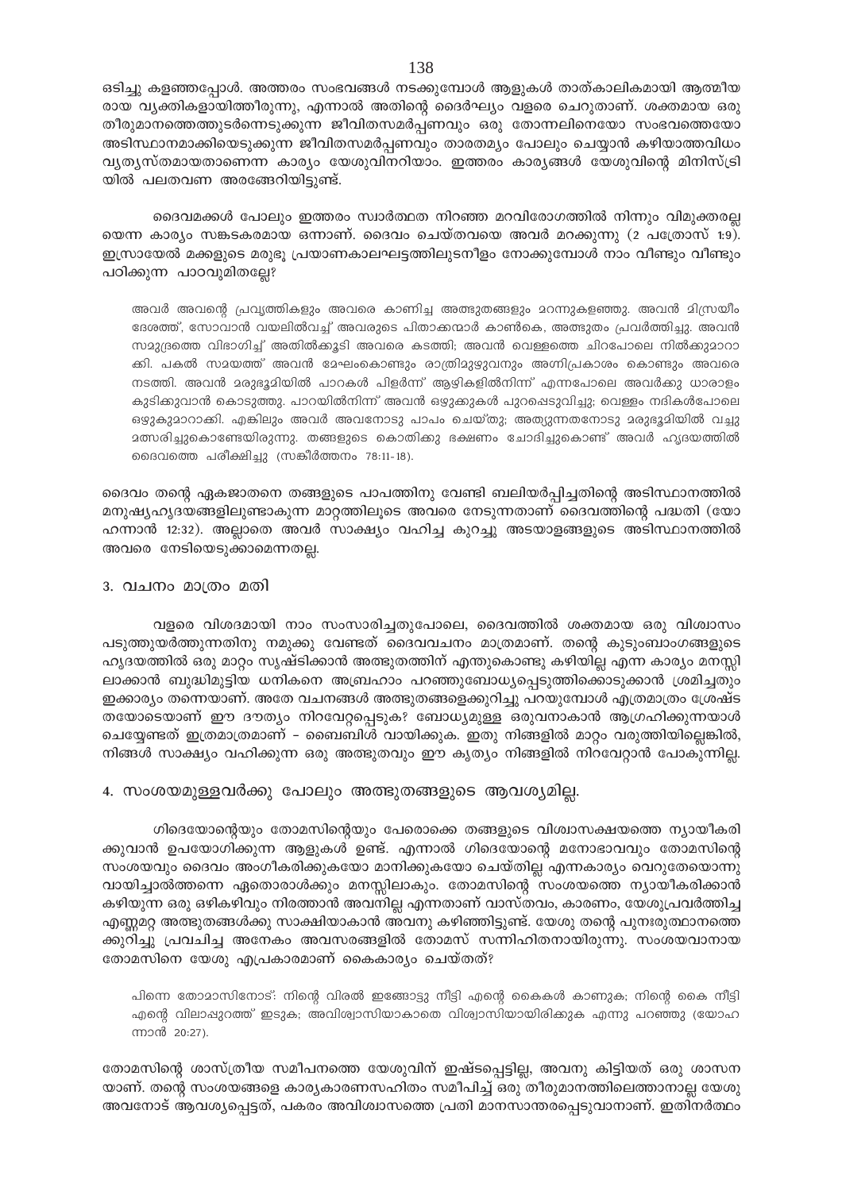ഒടിച്ചു കളഞ്ഞപ്പോൾ. അത്തരം സംഭവങ്ങൾ നടക്കുമ്പോൾ ആളുകൾ താത്കാലികമായി ആത്മീയ രായ വ്യക്തികളായിത്തീരുന്നു, എന്നാൽ അതിന്റെ ദൈർഘ്യം വളരെ ചെറുതാണ്. ശക്തമായ ഒരു തീരുമാനത്തെത്തുടർന്നെടുക്കുന്ന ജീവിതസമർപ്പണവും ഒരു തോന്നലിനെയോ സംഭവത്തെയോ അടിസ്ഥാനമാക്കിയെടുക്കുന്ന ജീവിതസമർപ്പണവും താരതമ്യം പോലും ചെയ്യാൻ കഴിയാത്തവിധം വ്യത്യസ്തമായതാണെന്ന കാര്യം യേശുവിനറിയാം. ഇത്തരം കാര്യങ്ങൾ യേശുവിന്റെ മിനിസ്ട്രിയിൽ പലതവണ അരങ്ങേറിയിട്ടുണ്ട്.

ദൈവമക്കൾ പോലും ഇത്തരം സ്വാർത്ഥത നിറഞ്ഞ മറവിരോഗത്തിൽ നിന്നും വിമുക്തരല്ല യെന്ന കാര്യം സങ്കടകരമായ ഒന്നാണ്. ദൈവം ചെയ്തവയെ അവർ മറക്കുന്നു (2 പത്രോസ് 1:9). ഇസ്രായേൽ മക്കളുടെ മരുഭൂ പ്രയാണകാലഘട്ടത്തിലുടനീളം നോക്കുമ്പോൾ നാം വീണ്ടും വീണ്ടും പഠിക്കുന്ന പാഠവുമിതല്ലേ?

> അവർ അവന്റെ പ്രവൃത്തികളും അവരെ കാണിച്ച അത്ഭുതങ്ങളും മറന്നുകളഞ്ഞു. അവൻ മിസ്രയീം ദേശത്ത്, സോവാൻ വയലിൽവച്ച് അവരുടെ പിതാക്കന്മാർ കാൺകെ, അത്ഭുതം പ്രവർത്തിച്ചു. അവൻ സമുദ്രത്തെ വിഭാഗിച്ച് അതിൽക്കൂടി അവരെ കടത്തി; അവൻ വെള്ളത്തെ ചിറപോലെ നിൽക്കുമാറാക്കി. പകൽ സമയത്ത് അവൻ മേഘംകൊണ്ടും രാത്രിമുഴുവനും അഗ്നിപ്രകാശം കൊണ്ടും അവരെ നടത്തി. അവൻ മരുഭൂമിയിൽ പാറകൾ പിളർന്ന് ആഴികളിൽനിന്ന് എന്നപോലെ അവർക്കു ധാരാളം കുടിക്കുവാൻ കൊടുത്തു. പാറയിൽനിന്ന് അവൻ ഒഴുക്കുകൾ പുറപ്പെടുവിച്ചു; വെള്ളം നദികൾപോലെ ഒഴുകുമാറാക്കി. എങ്കിലും അവർ അവനോടു പാപം ചെയ്തു; അത്യുന്നതനോടു മരുഭൂമിയിൽ വച്ചു മത്സരിച്ചുകൊണ്ടേയിരുന്നു. തങ്ങളുടെ കൊതിക്കു ഭക്ഷണം ചോദിച്ചുകൊണ്ട് അവർ ഹൃദയത്തിൽ ദൈവത്തെ പരീക്ഷിച്ചു (സങ്കീർത്തനം 78:11-18).

ദൈവം തന്റെ ഏകജാതനെ തങ്ങളുടെ പാപത്തിനു വേണ്ടി ബലിയർപ്പിച്ചതിന്റെ അടിസ്ഥാനത്തിൽ മനുഷ്യഹൃദയങ്ങളിലുണ്ടാകുന്ന മാറ്റത്തിലൂടെ അവരെ നേടുന്നതാണ് ദൈവത്തിന്റെ പദ്ധതി (യോഹന്നാൻ 12:32). അല്ലാതെ അവർ സാക്ഷ്യം വഹിച്ച കുറച്ചു അടയാളങ്ങളുടെ അടിസ്ഥാനത്തിൽ അവരെ നേടിയെടുക്കാമെന്നതല്ല.

## 3. വചനം മാത്രം മതി

വളരെ വിശദമായി നാം സംസാരിച്ചതുപോലെ, ദൈവത്തിൽ ശക്തമായ ഒരു വിശ്വാസം പടുത്തുയർത്തുന്നതിനു നമുക്കു വേണ്ടത് ദൈവവചനം മാത്രമാണ്. തന്റെ കുടുംബാംഗങ്ങളുടെ ഹൃദയത്തിൽ ഒരു മാറ്റം സൃഷ്ടിക്കാൻ അത്ഭുതത്തിന് എന്തുകൊണ്ടു കഴിയില്ല എന്ന കാര്യം മനസ്സിലാക്കാൻ ബുദ്ധിമുട്ടിയ ധനികനെ അബ്രഹാം പറഞ്ഞുബോധ്യപ്പെടുത്തിക്കൊടുക്കാൻ ശ്രമിച്ചതും ഇക്കാര്യം തന്നെയാണ്. അതേ വചനങ്ങൾ അത്ഭുതങ്ങളെക്കുറിച്ചു പറയുമ്പോൾ എത്രമാത്രം ശ്രേഷ്ടതയോടെയാണ് ഈ ദൗത്യം നിറവേറ്റപ്പെടുക? ബോധ്യമുള്ള ഒരുവനാകാൻ ആഗ്രഹിക്കുന്നയാൾ ചെയ്യേണ്ടത് ഇത്രമാത്രമാണ് – ബൈബിൾ വായിക്കുക. ഇതു നിങ്ങളിൽ മാറ്റം വരുത്തിയില്ലെങ്കിൽ, നിങ്ങൾ സാക്ഷ്യം വഹിക്കുന്ന ഒരു അത്ഭുതവും ഈ കൃത്യം നിങ്ങളിൽ നിറവേറ്റാൻ പോകുന്നില്ല.

## 4. സംശയമുള്ളവർക്കു പോലും അത്ഭുതങ്ങളുടെ ആവശ്യമില്ല.

ഗിദെയോന്റെയും തോമസിന്റെയും പേരൊക്കെ തങ്ങളുടെ വിശ്വാസക്ഷയത്തെ ന്യായീകരിക്കുവാൻ ഉപയോഗിക്കുന്ന ആളുകൾ ഉണ്ട്. എന്നാൽ ഗിദെയോന്റെ മനോഭാവവും തോമസിന്റെ സംശയവും ദൈവം അംഗീകരിക്കുകയോ മാനിക്കുകയോ ചെയ്തില്ല എന്നകാര്യം വെറുതേയൊന്നു വായിച്ചാൽത്തന്നെ ഏതൊരാൾക്കും മനസ്സിലാകും. തോമസിന്റെ സംശയത്തെ ന്യായീകരിക്കാൻ കഴിയുന്ന ഒരു ഒഴികഴിവും നിരത്താൻ അവനില്ല എന്നതാണ് വാസ്തവം, കാരണം, യേശുപ്രവർത്തിച്ച എണ്ണമറ്റ അത്ഭുതങ്ങൾക്കു സാക്ഷിയാകാൻ അവനു കഴിഞ്ഞിട്ടുണ്ട്. യേശു തന്റെ പുനഃരുത്ഥാനത്തെക്കുറിച്ചു പ്രവചിച്ച അനേകം അവസരങ്ങളിൽ തോമസ് സന്നിഹിതനായിരുന്നു. സംശയവാനായ തോമസിനെ യേശു എപ്രകാരമാണ് കൈകാര്യം ചെയ്തത്?

> പിന്നെ തോമാസിനോട്: നിന്റെ വിരൽ ഇങ്ങോട്ടു നീട്ടി എന്റെ കൈകൾ കാണുക; നിന്റെ കൈ നീട്ടി എന്റെ വിലാപ്പുറത്ത് ഇടുക; അവിശ്വാസിയാകാതെ വിശ്വാസിയായിരിക്കുക എന്നു പറഞ്ഞു (യോഹന്നാൻ 20:27).

തോമസിന്റെ ശാസ്ത്രീയ സമീപനത്തെ യേശുവിന് ഇഷ്ടപ്പെട്ടില്ല, അവനു കിട്ടിയത് ഒരു ശാസനയാണ്. തന്റെ സംശയങ്ങളെ കാര്യകാരണസഹിതം സമീപിച്ച് ഒരു തീരുമാനത്തിലെത്താനല്ല യേശു അവനോട് ആവശ്യപ്പെട്ടത്, പകരം അവിശ്വാസത്തെ പ്രതി മാനസാന്തരപ്പെടുവാനാണ്. ഇതിനർത്ഥം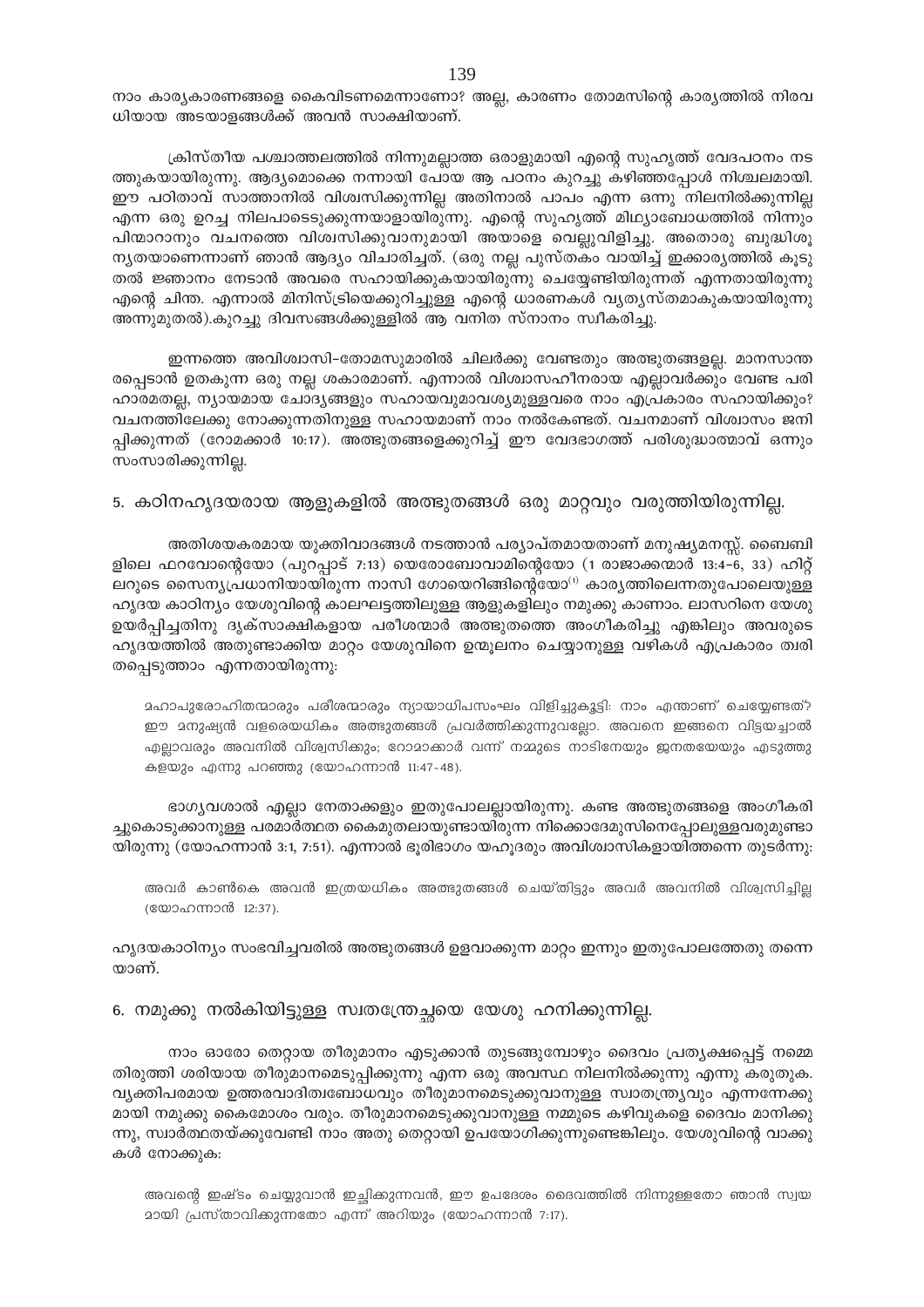നാം കാര്യകാരണങ്ങളെ കൈവിടണമെന്നാണോ? അല്ല, കാരണം തോമസിന്റെ കാര്യത്തിൽ നിരവധിയായ അടയാളങ്ങൾക്ക് അവൻ സാക്ഷിയാണ്.

ക്രിസ്തീയ പശ്ചാത്തലത്തിൽ നിന്നുമല്ലാത്ത ഒരാളുമായി എന്റെ സുഹൃത്ത് വേദപഠനം നടത്തുകയായിരുന്നു. ആദ്യമൊക്കെ നന്നായി പോയ ആ പഠനം കുറച്ചു കഴിഞ്ഞപ്പോൾ നിശ്ചലമായി. ഈ പഠിതാവ് സാത്താനിൽ വിശ്വസിക്കുന്നില്ല അതിനാൽ പാപം എന്ന ഒന്നു നിലനിൽക്കുന്നില്ല എന്ന ഒരു ഉറച്ച നിലപാടെടുക്കുന്നയാളായിരുന്നു. എന്റെ സുഹൃത്ത് മിഥ്യാബോധത്തിൽ നിന്നും പിന്മാറാനും വചനത്തെ വിശ്വസിക്കുവാനുമായി അയാളെ വെല്ലുവിളിച്ചു. അതൊരു ബുദ്ധിശൂന്യതയാണെന്നാണ് ഞാൻ ആദ്യം വിചാരിച്ചത്. (ഒരു നല്ല പുസ്തകം വായിച്ച് ഇക്കാര്യത്തിൽ കൂടുതൽ ജ്ഞാനം നേടാൻ അവരെ സഹായിക്കുകയായിരുന്നു ചെയ്യേണ്ടിയിരുന്നത് എന്നതായിരുന്നു എന്റെ ചിന്ത. എന്നാൽ മിനിസ്ട്രിയെക്കുറിച്ചുള്ള എന്റെ ധാരണകൾ വ്യത്യസ്തമാകുകയായിരുന്നു അന്നുമുതൽ).കുറച്ചു ദിവസങ്ങൾക്കുള്ളിൽ ആ വനിത സ്നാനം സ്വീകരിച്ചു.

ഇന്നത്തെ അവിശ്വാസി-തോമസുമാരിൽ ചിലർക്കു വേണ്ടതും അത്ഭുതങ്ങളല്ല. മാനസാന്തരപ്പെടാൻ ഉതകുന്ന ഒരു നല്ല ശകാരമാണ്. എന്നാൽ വിശ്വാസഹീനരായ എല്ലാവർക്കും വേണ്ട പരിഹാരമതല്ല, ന്യായമായ ചോദ്യങ്ങളും സഹായവുമാവശ്യമുള്ളവരെ നാം എപ്രകാരം സഹായിക്കും? വചനത്തിലേക്കു നോക്കുന്നതിനുള്ള സഹായമാണ് നാം നൽകേണ്ടത്. വചനമാണ് വിശ്വാസം ജനിപ്പിക്കുന്നത് (റോമക്കാർ 10:17). അത്ഭുതങ്ങളെക്കുറിച്ച് ഈ വേദഭാഗത്ത് പരിശുദ്ധാത്മാവ് ഒന്നും സംസാരിക്കുന്നില്ല.

## 5. കഠിനഹൃദയരായ ആളുകളിൽ അത്ഭുതങ്ങൾ ഒരു മാറ്റവും വരുത്തിയിരുന്നില്ല.

അതിശയകരമായ യുക്തിവാദങ്ങൾ നടത്താൻ പര്യാപ്തമായതാണ് മനുഷ്യമനസ്സ്. ബൈബിളിലെ ഫറവോന്റെയോ (പുറപ്പാട് 7:13) യെരോബോവാമിന്റെയോ (1 രാജാക്കന്മാർ 13:4-6, 33) ഹിറ്റ്ലറുടെ സൈന്യപ്രധാനിയായിരുന്ന നാസി ഗോയെറിങ്ങിന്റെയോ[1] കാര്യത്തിലെന്നതുപോലെയുള്ള ഹൃദയ കാഠിന്യം യേശുവിന്റെ കാലഘട്ടത്തിലുള്ള ആളുകളിലും നമുക്കു കാണാം. ലാസറിനെ യേശു ഉയർപ്പിച്ചതിനു ദൃക്സാക്ഷികളായ പരീശന്മാർ അത്ഭുതത്തെ അംഗീകരിച്ചു എങ്കിലും അവരുടെ ഹൃദയത്തിൽ അതുണ്ടാക്കിയ മാറ്റം യേശുവിനെ ഉന്മൂലനം ചെയ്യാനുള്ള വഴികൾ എപ്രകാരം ത്വരിതപ്പെടുത്താം എന്നതായിരുന്നു:

> മഹാപുരോഹിതന്മാരും പരീശന്മാരും ന്യായാധിപസംഘം വിളിച്ചുകൂട്ടി: നാം എന്താണ് ചെയ്യേണ്ടത്? ഈ മനുഷ്യൻ വളരെയധികം അത്ഭുതങ്ങൾ പ്രവർത്തിക്കുന്നുവല്ലോ. അവനെ ഇങ്ങനെ വിട്ടയച്ചാൽ എല്ലാവരും അവനിൽ വിശ്വസിക്കും; റോമാക്കാർ വന്ന് നമ്മുടെ നാടിനേയും ജനതയേയും എടുത്തുകളയും എന്നു പറഞ്ഞു (യോഹന്നാൻ 11:47-48).

ഭാഗ്യവശാൽ എല്ലാ നേതാക്കളും ഇതുപോലല്ലായിരുന്നു. കണ്ട അത്ഭുതങ്ങളെ അംഗീകരിച്ചുകൊടുക്കാനുള്ള പരമാർത്ഥത കൈമുതലായുണ്ടായിരുന്ന നിക്കൊദേമുസിനെപ്പോലുള്ളവരുമുണ്ടായിരുന്നു (യോഹന്നാൻ 3:1, 7:51). എന്നാൽ ഭൂരിഭാഗം യഹൂദരും അവിശ്വാസികളായിത്തന്നെ തുടർന്നു:

> അവർ കാൺകെ അവൻ ഇത്രയധികം അത്ഭുതങ്ങൾ ചെയ്തിട്ടും അവർ അവനിൽ വിശ്വസിച്ചില്ല (യോഹന്നാൻ 12:37).

ഹൃദയകാഠിന്യം സംഭവിച്ചവരിൽ അത്ഭുതങ്ങൾ ഉളവാക്കുന്ന മാറ്റം ഇന്നും ഇതുപോലത്തേതു തന്നെയാണ്.

## 6. നമുക്കു നൽകിയിട്ടുള്ള സ്വതന്ത്രേച്ഛയെ യേശു ഹനിക്കുന്നില്ല.

നാം ഓരോ തെറ്റായ തീരുമാനം എടുക്കാൻ തുടങ്ങുമ്പോഴും ദൈവം പ്രത്യക്ഷപ്പെട്ട് നമ്മെ തിരുത്തി ശരിയായ തീരുമാനമെടുപ്പിക്കുന്നു എന്ന ഒരു അവസ്ഥ നിലനിൽക്കുന്നു എന്നു കരുതുക. വ്യക്തിപരമായ ഉത്തരവാദിത്വബോധവും തീരുമാനമെടുക്കുവാനുള്ള സ്വാതന്ത്ര്യവും എന്നന്നേക്കുമായി നമുക്കു കൈമോശം വരും. തീരുമാനമെടുക്കുവാനുള്ള നമ്മുടെ കഴിവുകളെ ദൈവം മാനിക്കുന്നു, സ്വാർത്ഥതയ്ക്കുവേണ്ടി നാം അതു തെറ്റായി ഉപയോഗിക്കുന്നുണ്ടെങ്കിലും. യേശുവിന്റെ വാക്കുകൾ നോക്കുക:

> അവന്റെ ഇഷ്ടം ചെയ്യുവാൻ ഇച്ഛിക്കുന്നവൻ, ഈ ഉപദേശം ദൈവത്തിൽ നിന്നുള്ളതോ ഞാൻ സ്വയമായി പ്രസ്താവിക്കുന്നതോ എന്ന് അറിയും (യോഹന്നാൻ 7:17).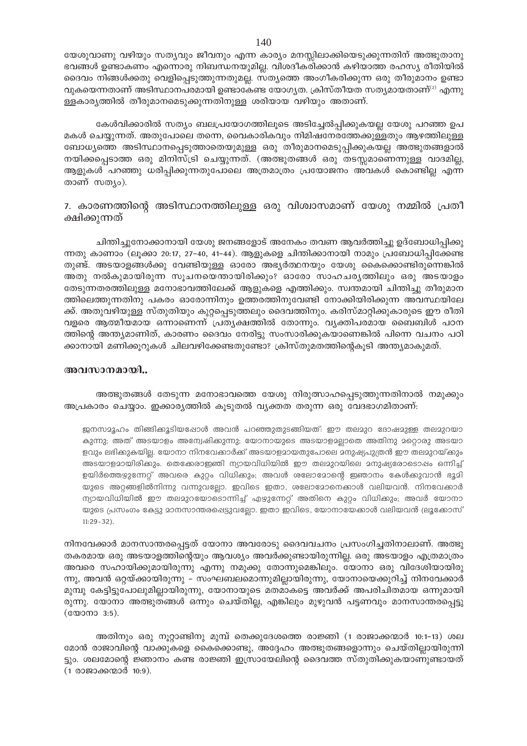യേശുവാണു വഴിയും സത്യവും ജീവനും എന്ന കാര്യം മനസ്സിലാക്കിയെടുക്കുന്നതിന് അത്ഭുതാനുഭവങ്ങൾ ഉണ്ടാകണം എന്നൊരു നിബന്ധനയുമില്ല. വിശദീകരിക്കാൻ കഴിയാത്ത രഹസ്യ രീതിയിൽ ദൈവം നിങ്ങൾക്കതു വെളിപ്പെടുത്തുന്നതുമല്ല. സത്യത്തെ അംഗീകരിക്കുന്ന ഒരു തീരുമാനം ഉണ്ടാവുകയെന്നതാണ് അടിസ്ഥാനപരമായി ഉണ്ടാകേണ്ട യോഗ്യത. ക്രിസ്തീയത സത്യമായതാണ്[2] എന്നുള്ളകാര്യത്തിൽ തീരുമാനമെടുക്കുന്നതിനുള്ള ശരിയായ വഴിയും അതാണ്.

കേൾവിക്കാരിൽ സത്യം ബലപ്രയോഗത്തിലൂടെ അടിച്ചേൽപ്പിക്കുകയല്ല യേശു പറഞ്ഞ ഉപമകൾ ചെയ്യുന്നത്. അതുപോലെ തന്നെ, വൈകാരികവും നിമിഷനേരത്തേക്കുള്ളതും ആഴത്തിലുള്ള ബോധ്യത്തെ അടിസ്ഥാനപ്പെടുത്താതെയുമുള്ള ഒരു തീരുമാനമെടുപ്പിക്കുകയല്ല അത്ഭുതങ്ങളാൽ നയിക്കപ്പെടാത്ത ഒരു മിനിസ്ട്രി ചെയ്യുന്നത്. (അത്ഭുതങ്ങൾ ഒരു തടസ്സമാണെന്നുള്ള വാദമില്ല, ആളുകൾ പറഞ്ഞു ധരിപ്പിക്കുന്നതുപോലെ അത്രമാത്രം പ്രയോജനം അവകൾ കൊണ്ടില്ല എന്ന താണ് സത്യം).

## 7. കാരണത്തിന്റെ അടിസ്ഥാനത്തിലുള്ള ഒരു വിശ്വാസമാണ് യേശു നമ്മിൽ പ്രതീക്ഷിക്കുന്നത്

ചിന്തിച്ചുനോക്കാനായി യേശു ജനങ്ങളോട് അനേകം തവണ ആവർത്തിച്ചു ഉദ്ബോധിപ്പിക്കുന്നതു കാണാം (ലൂക്കാ 20:17, 27-40, 41-44). ആളുകളെ ചിന്തിക്കാനായി നാമും പ്രബോധിപ്പിക്കേണ്ടതുണ്ട്. അടയാളങ്ങൾക്കു വേണ്ടിയുള്ള ഓരോ അഭ്യർത്ഥനയും യേശു കൈക്കൊണ്ടിരുന്നെങ്കിൽ അതു നൽകുമായിരുന്ന സൂചനയെന്തായിരിക്കും? ഓരോ സാഹചര്യത്തിലും ഒരു അടയാളം തേടുന്നതരത്തിലുള്ള മനോഭാവത്തിലേക്ക് ആളുകളെ എത്തിക്കും. സ്വന്തമായി ചിന്തിച്ചു തീരുമാനത്തിലെത്തുന്നതിനു പകരം ഓരോന്നിനും ഉത്തരത്തിനുവേണ്ടി നോക്കിയിരിക്കുന്ന അവസ്ഥയിലേക്ക്. അതുവഴിയുള്ള സ്തുതിയും കുറ്റപ്പെടുത്തലും ദൈവത്തിനും. കരിസ്മാറ്റിക്കുകാരുടെ ഈ രീതി വളരെ ആത്മീയമായ ഒന്നാണെന്ന് പ്രത്യക്ഷത്തിൽ തോന്നും. വ്യക്തിപരമായ ബൈബിൾ പഠനത്തിന്റെ അന്ത്യമാണിത്, കാരണം ദൈവം നേരിട്ടു സംസാരിക്കുകയാണെങ്കിൽ പിന്നെ വചനം പഠിക്കാനായി മണിക്കൂറുകൾ ചിലവഴിക്കേണ്ടതുണ്ടോ? ക്രിസ്തുമതത്തിന്റെകൂടി അന്ത്യമാകുമത്.

## അവസാനമായി..

അത്ഭുതങ്ങൾ തേടുന്ന മനോഭാവത്തെ യേശു നിരുത്സാഹപ്പെടുത്തുന്നതിനാൽ നമുക്കും അപ്രകാരം ചെയ്യാം. ഇക്കാര്യത്തിൽ കൂടുതൽ വ്യക്തത തരുന്ന ഒരു വേദഭാഗമിതാണ്:

> ജനസമൂഹം തിങ്ങിക്കൂടിയപ്പോൾ അവൻ പറഞ്ഞുതുടങ്ങിയത്: ഈ തലമുറ ദോഷമുള്ള തലമുറയാകുന്നു; അത് അടയാളം അന്വേഷിക്കുന്നു; യോനായുടെ അടയാളമല്ലാതെ അതിനു മറ്റൊരു അടയാളവും ലഭിക്കുകയില്ല. യോനാ നിനവേക്കാർക്ക് അടയാളമായതുപോലെ മനുഷ്യപുത്രൻ ഈ തലമുറയ്ക്കും അടയാളമായിരിക്കും. തെക്കേരാജ്ഞി ന്യായവിധിയിൽ ഈ തലമുറയിലെ മനുഷ്യരോടൊപ്പം ഒന്നിച്ച് ഉയിർത്തെഴുന്നേറ്റ് അവരെ കുറ്റം വിധിക്കും; അവൾ ശലോമോന്റെ ജ്ഞാനം കേൾക്കുവാൻ ഭൂമിയുടെ അറ്റങ്ങളിൽനിന്നു വന്നുവല്ലോ. ഇവിടെ ഇതാ, ശലോമോനെക്കാൾ വലിയവൻ. നിനവേക്കാർ ന്യായവിധിയിൽ ഈ തലമുറയോടൊന്നിച്ച് എഴുന്നേറ്റ് അതിനെ കുറ്റം വിധിക്കും; അവർ യോനായുടെ പ്രസംഗം കേട്ടു മാനസാന്തരപ്പെട്ടുവല്ലോ. ഇതാ ഇവിടെ, യോനായേക്കാൾ വലിയവൻ (ലൂക്കോസ് 11:29-32).

നിനവേക്കാർ മാനസാന്തരപ്പെട്ടത് യോനാ അവരോടു ദൈവവചനം പ്രസംഗിച്ചതിനാലാണ്. അത്ഭുതകരമായ ഒരു അടയാളത്തിന്റെയും ആവശ്യം അവർക്കുണ്ടായിരുന്നില്ല. ഒരു അടയാളം എത്രമാത്രം അവരെ സഹായിക്കുമായിരുന്നു എന്നു നമുക്കു തോന്നുമെങ്കിലും. യോനാ ഒരു വിദേശിയായിരുന്നു, അവൻ ഒറ്റയ്ക്കായിരുന്നു – സംഘബലമൊന്നുമില്ലായിരുന്നു, യോനായെക്കുറിച്ച് നിനവേക്കാർ മുമ്പു കേട്ടിട്ടുപോലുമില്ലായിരുന്നു, യോനായുടെ മതമാകട്ടെ അവർക്ക് അപരിചിതമായ ഒന്നുമായിരുന്നു. യോനാ അത്ഭുതങ്ങൾ ഒന്നും ചെയ്തില്ല, എങ്കിലും മുഴുവൻ പട്ടണവും മാനസാന്തരപ്പെട്ടു (യോനാ 3:5).

അതിനും ഒരു നൂറ്റാണ്ടിനു മുമ്പ് തെക്കുദേശത്തെ രാജ്ഞി (1 രാജാക്കന്മാർ 10:1-13) ശലമോൻ രാജാവിന്റെ വാക്കുകളെ കൈക്കൊണ്ടു, അദ്ദേഹം അത്ഭുതങ്ങളൊന്നും ചെയ്തില്ലായിരുന്നിട്ടും. ശലമോന്റെ ജ്ഞാനം കണ്ട രാജ്ഞി ഇസ്രായേലിന്റെ ദൈവത്തെ സ്തുതിക്കുകയാണുണ്ടായത് (1 രാജാക്കന്മാർ 10:9).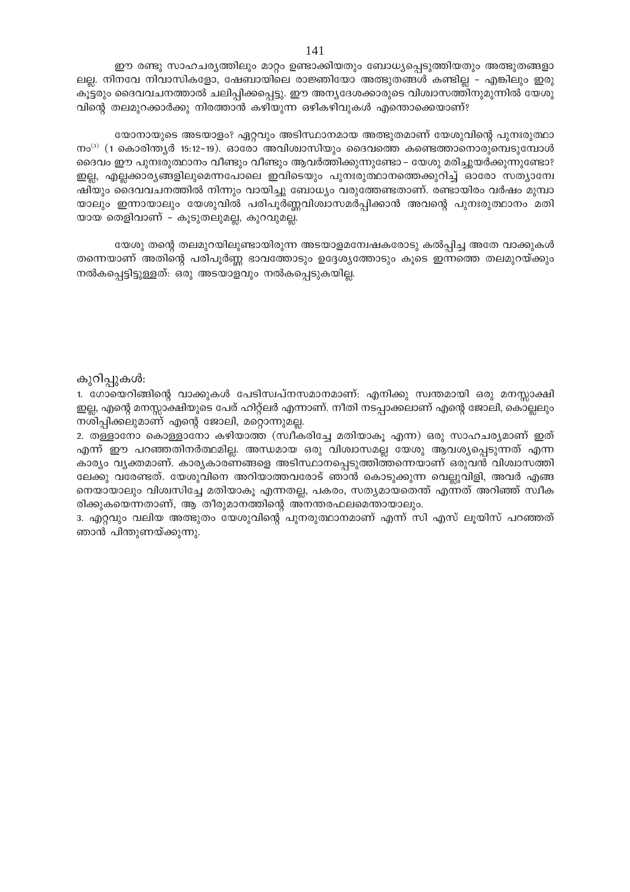ഈ രണ്ടു സാഹചര്യത്തിലും മാറ്റം ഉണ്ടാക്കിയതും ബോധ്യപ്പെടുത്തിയതും അത്ഭുതങ്ങളാലല്ല. നിനവേ നിവാസികളോ, ഷേബായിലെ രാജ്ഞിയോ അത്ഭുതങ്ങൾ കണ്ടില്ല – എങ്കിലും ഇരുകൂട്ടരും ദൈവവചനത്താൽ ചലിപ്പിക്കപ്പെട്ടു. ഈ അന്യദേശക്കാരുടെ വിശ്വാസത്തിനുമുന്നിൽ യേശുവിന്റെ തലമുറക്കാർക്കു നിരത്താൻ കഴിയുന്ന ഒഴികഴിവുകൾ എന്തൊക്കെയാണ്?

യോനായുടെ അടയാളം? ഏറ്റവും അടിസ്ഥാനമായ അത്ഭുതമാണ് യേശുവിന്റെ പുനഃരുത്ഥാനം[3] (1 കൊരിന്ത്യർ 15:12–19). ഓരോ അവിശ്വാസിയും ദൈവത്തെ കണ്ടെത്താനൊരുമ്പെടുമ്പോൾ ദൈവം ഈ പുനഃരുത്ഥാനം വീണ്ടും വീണ്ടും ആവർത്തിക്കുന്നുണ്ടോ – യേശു മരിച്ചുയർക്കുന്നുണ്ടോ? ഇല്ല, എല്ലക്കാര്യങ്ങളിലുമെന്നപോലെ ഇവിടെയും പുനഃരുത്ഥാനത്തെക്കുറിച്ച് ഓരോ സത്യാന്വേഷിയും ദൈവവചനത്തിൽ നിന്നും വായിച്ചു ബോധ്യം വരുത്തേണ്ടതാണ്. രണ്ടായിരം വർഷം മുമ്പായാലും ഇന്നായാലും യേശുവിൽ പരിപൂർണ്ണവിശ്വാസമർപ്പിക്കാൻ അവന്റെ പുനഃരുത്ഥാനം മതിയായ തെളിവാണ് – കൂടുതലുമല്ല, കുറവുമല്ല.

യേശു തന്റെ തലമുറയിലുണ്ടായിരുന്ന അടയാളമന്വേഷകരോടു കൽപ്പിച്ച അതേ വാക്കുകൾ തന്നെയാണ് അതിന്റെ പരിപൂർണ്ണ ഭാവത്തോടും ഉദ്ദേശ്യത്തോടും കൂടെ ഇന്നത്തെ തലമുറയ്ക്കും നൽകപ്പെട്ടിട്ടുള്ളത്: ഒരു അടയാളവും നൽകപ്പെടുകയില്ല.

കുറിപ്പുകൾ:

1. ഗോയെറിങ്ങിന്റെ വാക്കുകൾ പേടിസ്വപ്നസമാനമാണ്: എനിക്കു സ്വന്തമായി ഒരു മനസ്സാക്ഷി ഇല്ല, എന്റെ മനസ്സാക്ഷിയുടെ പേര് ഹിറ്റ്‌ലർ എന്നാണ്. നീതി നടപ്പാക്കലാണ് എന്റെ ജോലി, കൊല്ലലും നശിപ്പിക്കലുമാണ് എന്റെ ജോലി, മറ്റൊന്നുമല്ല.
2. തള്ളാനോ കൊള്ളാനോ കഴിയാത്ത (സ്വീകരിച്ചേ മതിയാകൂ എന്ന) ഒരു സാഹചര്യമാണ് ഇത് എന്ന് ഈ പറഞ്ഞതിനർത്ഥമില്ല. അന്ധമായ ഒരു വിശ്വാസമല്ല യേശു ആവശ്യപ്പെടുന്നത് എന്ന കാര്യം വ്യക്തമാണ്. കാര്യകാരണങ്ങളെ അടിസ്ഥാനപ്പെടുത്തിത്തന്നെയാണ് ഒരുവൻ വിശ്വാസത്തിലേക്കു വരേണ്ടത്. യേശുവിനെ അറിയാത്തവരോട് ഞാൻ കൊടുക്കുന്ന വെല്ലുവിളി, അവർ എങ്ങനെയായാലും വിശ്വസിച്ചേ മതിയാകൂ എന്നതല്ല, പകരം, സത്യമായതെന്ത് എന്നത് അറിഞ്ഞ് സ്വീകരിക്കുകയെന്നതാണ്, ആ തീരുമാനത്തിന്റെ അനന്തരഫലമെന്തായാലും.
3. ഏറ്റവും വലിയ അത്ഭുതം യേശുവിന്റെ പുനരുത്ഥാനമാണ് എന്ന് സി എസ് ലൂയിസ് പറഞ്ഞത് ഞാൻ പിന്തുണയ്ക്കുന്നു.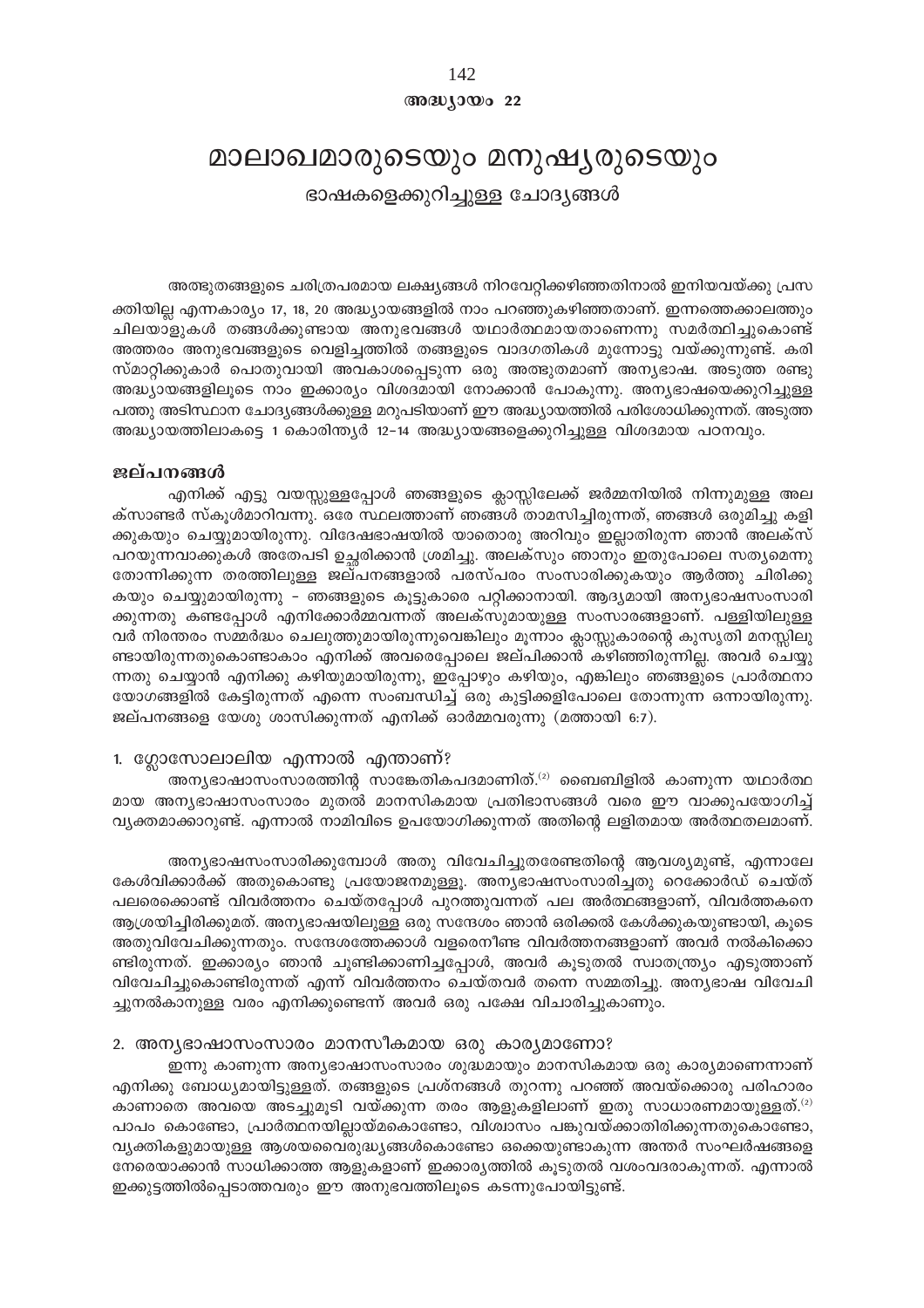അദ്ധ്യായം 22

# മാലാഖമാരുടെയും മനുഷ്യരുടെയും

## ഭാഷകളെക്കുറിച്ചുള്ള ചോദ്യങ്ങൾ

അത്ഭുതങ്ങളുടെ ചരിത്രപരമായ ലക്ഷ്യങ്ങൾ നിറവേറ്റിക്കഴിഞ്ഞതിനാൽ ഇനിയവയ്ക്കു പ്രസക്തിയില്ല എന്നകാര്യം 17, 18, 20 അദ്ധ്യായങ്ങളിൽ നാം പറഞ്ഞുകഴിഞ്ഞതാണ്. ഇന്നത്തെക്കാലത്തും ചിലയാളുകൾ തങ്ങൾക്കുണ്ടായ അനുഭവങ്ങൾ യഥാർത്ഥമായതാണെന്നു സമർത്ഥിച്ചുകൊണ്ട് അത്തരം അനുഭവങ്ങളുടെ വെളിച്ചത്തിൽ തങ്ങളുടെ വാദഗതികൾ മുന്നോട്ടു വയ്ക്കുന്നുണ്ട്. കരിസ്മാറ്റിക്കുകാർ പൊതുവായി അവകാശപ്പെടുന്ന ഒരു അത്ഭുതമാണ് അന്യഭാഷ. അടുത്ത രണ്ടു അദ്ധ്യായങ്ങളിലൂടെ നാം ഇക്കാര്യം വിശദമായി നോക്കാൻ പോകുന്നു. അന്യഭാഷയെക്കുറിച്ചുള്ള പത്തു അടിസ്ഥാന ചോദ്യങ്ങൾക്കുള്ള മറുപടിയാണ് ഈ അദ്ധ്യായത്തിൽ പരിശോധിക്കുന്നത്. അടുത്ത അദ്ധ്യായത്തിലാകട്ടെ 1 കൊരിന്ത്യർ 12-14 അദ്ധ്യായങ്ങളെക്കുറിച്ചുള്ള വിശദമായ പഠനവും.

### ജല്പനങ്ങൾ

എനിക്ക് എട്ടു വയസ്സുള്ളപ്പോൾ ഞങ്ങളുടെ ക്ലാസ്സിലേക്ക് ജർമ്മനിയിൽ നിന്നുമുള്ള അലക്സാണ്ടർ സ്കൂൾമാറിവന്നു. ഒരേ സ്ഥലത്താണ് ഞങ്ങൾ താമസിച്ചിരുന്നത്, ഞങ്ങൾ ഒരുമിച്ചു കളിക്കുകയും ചെയ്യുമായിരുന്നു. വിദേഷഭാഷയിൽ യാതൊരു അറിവും ഇല്ലാതിരുന്ന ഞാൻ അലക്സ് പറയുന്നവാക്കുകൾ അതേപടി ഉച്ചരിക്കാൻ ശ്രമിച്ചു. അലക്സും ഞാനും ഇതുപോലെ സത്യമെന്നു തോന്നിക്കുന്ന തരത്തിലുള്ള ജല്പനങ്ങളാൽ പരസ്പരം സംസാരിക്കുകയും ആർത്തു ചിരിക്കുകയും ചെയ്യുമായിരുന്നു - ഞങ്ങളുടെ കൂട്ടുകാരെ പറ്റിക്കാനായി. ആദ്യമായി അന്യഭാഷസംസാരിക്കുന്നതു കണ്ടപ്പോൾ എനിക്കോർമ്മവന്നത് അലക്സുമായുള്ള സംസാരങ്ങളാണ്. പള്ളിയിലുള്ളവർ നിരന്തരം സമ്മർദ്ധം ചെലുത്തുമായിരുന്നുവെങ്കിലും മൂന്നാം ക്ലാസ്സുകാരന്റെ കുസൃതി മനസ്സിലുണ്ടായിരുന്നതുകൊണ്ടാകാം എനിക്ക് അവരെപ്പോലെ ജല്പിക്കാൻ കഴിഞ്ഞിരുന്നില്ല. അവർ ചെയ്യുന്നതു ചെയ്യാൻ എനിക്കു കഴിയുമായിരുന്നു, ഇപ്പോഴും കഴിയും, എങ്കിലും ഞങ്ങളുടെ പ്രാർത്ഥനായോഗങ്ങളിൽ കേട്ടിരുന്നത് എന്നെ സംബന്ധിച്ച് ഒരു കുട്ടിക്കളിപോലെ തോന്നുന്ന ഒന്നായിരുന്നു. ജല്പനങ്ങളെ യേശു ശാസിക്കുന്നത് എനിക്ക് ഓർമ്മവരുന്നു (മത്തായി 6:7).

### 1. ഗ്ലോസോലാലിയ എന്നാൽ എന്താണ്?

അന്യഭാഷാസംസാരത്തിന്റ സാങ്കേതികപദമാണിത്.[2] ബൈബിളിൽ കാണുന്ന യഥാർത്ഥമായ അന്യഭാഷാസംസാരം മുതൽ മാനസികമായ പ്രതിഭാസങ്ങൾ വരെ ഈ വാക്കുപയോഗിച്ച് വ്യക്തമാക്കാറുണ്ട്. എന്നാൽ നാമിവിടെ ഉപയോഗിക്കുന്നത് അതിന്റെ ലളിതമായ അർത്ഥതലമാണ്.

അന്യഭാഷസംസാരിക്കുമ്പോൾ അതു വിവേചിച്ചുതരേണ്ടതിന്റെ ആവശ്യമുണ്ട്, എന്നാലേ കേൾവിക്കാർക്ക് അതുകൊണ്ടു പ്രയോജനമുള്ളൂ. അന്യഭാഷസംസാരിച്ചതു റെക്കോർഡ് ചെയ്ത് പലരെക്കൊണ്ട് വിവർത്തനം ചെയ്തപ്പോൾ പുറത്തുവന്നത് പല അർത്ഥങ്ങളാണ്, വിവർത്തകനെ ആശ്രയിച്ചിരിക്കുമത്. അന്യഭാഷയിലുള്ള ഒരു സന്ദേശം ഞാൻ ഒരിക്കൽ കേൾക്കുകയുണ്ടായി, കൂടെ അതുവിവേചിക്കുന്നതും. സന്ദേശത്തേക്കാൾ വളരെനീണ്ട വിവർത്തനങ്ങളാണ് അവർ നൽകിക്കൊണ്ടിരുന്നത്. ഇക്കാര്യം ഞാൻ ചൂണ്ടിക്കാണിച്ചപ്പോൾ, അവർ കൂടുതൽ സ്വാതന്ത്ര്യം എടുത്താണ് വിവേചിച്ചുകൊണ്ടിരുന്നത് എന്ന് വിവർത്തനം ചെയ്തവർ തന്നെ സമ്മതിച്ചു. അന്യഭാഷ വിവേചിച്ചുനൽകാനുള്ള വരം എനിക്കുണ്ടെന്ന് അവർ ഒരു പക്ഷേ വിചാരിച്ചുകാണും.

### 2. അന്യഭാഷാസംസാരം മാനസീകമായ ഒരു കാര്യമാണോ?

ഇന്നു കാണുന്ന അന്യഭാഷാസംസാരം ശുദ്ധമായും മാനസികമായ ഒരു കാര്യമാണെന്നാണ് എനിക്കു ബോധ്യമായിട്ടുള്ളത്. തങ്ങളുടെ പ്രശ്നങ്ങൾ തുറന്നു പറഞ്ഞ് അവയ്ക്കൊരു പരിഹാരം കാണാതെ അവയെ അടച്ചുമൂടി വയ്ക്കുന്ന തരം ആളുകളിലാണ് ഇതു സാധാരണമായുള്ളത്.[2] പാപം കൊണ്ടോ, പ്രാർത്ഥനയില്ലായ്മകൊണ്ടോ, വിശ്വാസം പങ്കുവയ്ക്കാതിരിക്കുന്നതുകൊണ്ടോ, വ്യക്തികളുമായുള്ള ആശയവൈരുദ്ധ്യങ്ങൾകൊണ്ടോ ഒക്കെയുണ്ടാകുന്ന അന്തർ സംഘർഷങ്ങളെ നേരെയാക്കാൻ സാധിക്കാത്ത ആളുകളാണ് ഇക്കാര്യത്തിൽ കൂടുതൽ വശംവദരാകുന്നത്. എന്നാൽ ഇക്കൂട്ടത്തിൽപ്പെടാത്തവരും ഈ അനുഭവത്തിലൂടെ കടന്നുപോയിട്ടുണ്ട്.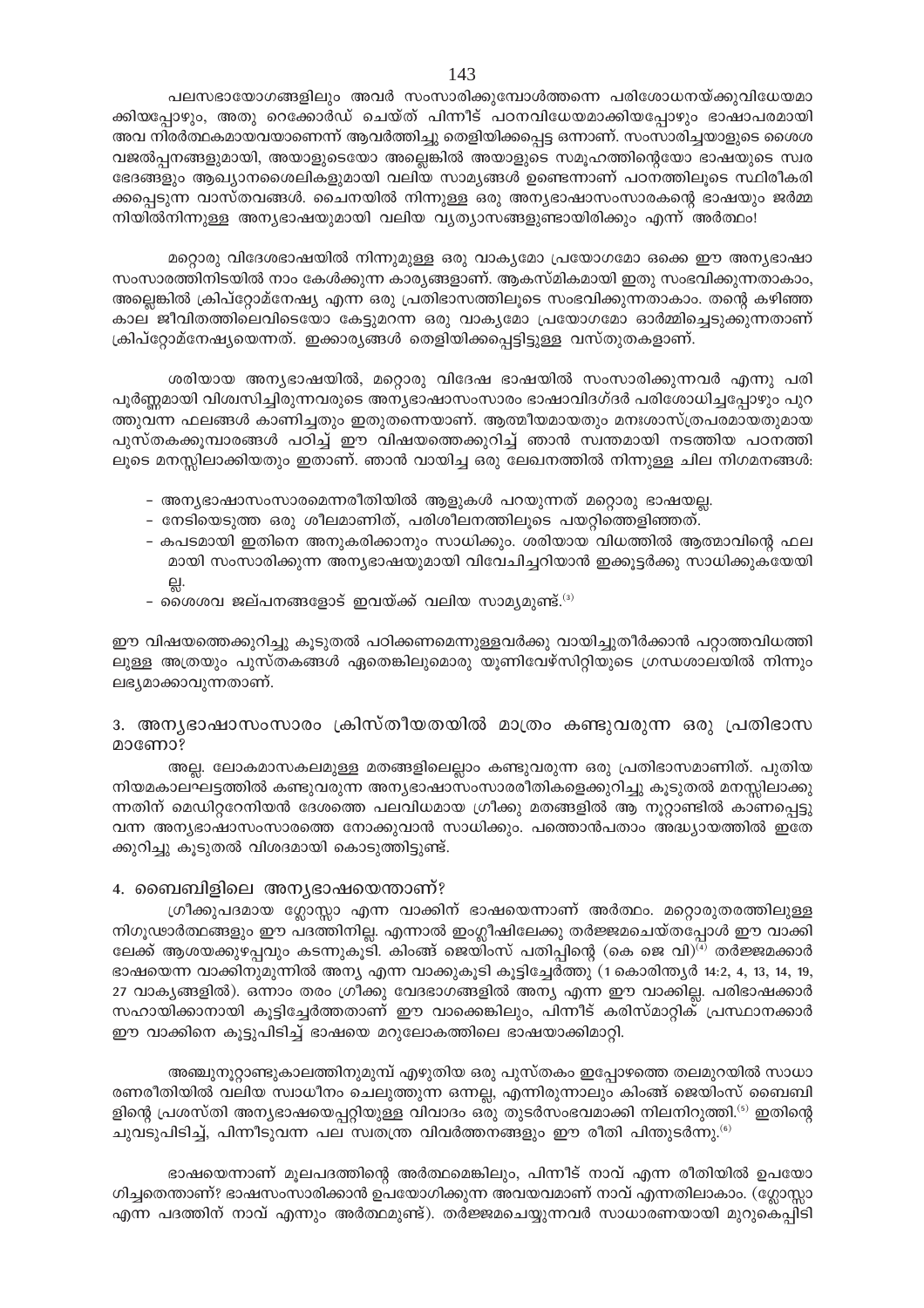പലസഭായോഗങ്ങളിലും അവർ സംസാരിക്കുമ്പോൾത്തന്നെ പരിശോധനയ്ക്കുവിധേയമാക്കിയപ്പോഴും, അതു റെക്കോർഡ് ചെയ്ത് പിന്നീട് പഠനവിധേയമാക്കിയപ്പോഴും ഭാഷാപരമായി അവ നിർത്ഥകമായവയാണെന്ന് ആവർത്തിച്ചു തെളിയിക്കപ്പെട്ട ഒന്നാണ്. സംസാരിച്ചയാളുടെ ശൈശവജൽപ്പനങ്ങളുമായി, അയാളുടെയോ അല്ലെങ്കിൽ അയാളുടെ സമൂഹത്തിന്റെയോ ഭാഷയുടെ സ്വരഭേദങ്ങളും ആഖ്യാനശൈലികളുമായി വലിയ സാമ്യങ്ങൾ ഉണ്ടെന്നാണ് പഠനത്തിലൂടെ സ്ഥിരീകരിക്കപ്പെടുന്ന വാസ്തവങ്ങൾ. ചൈനയിൽ നിന്നുള്ള ഒരു അന്യഭാഷാസംസാരകന്റെ ഭാഷയും ജർമ്മനിയിൽനിന്നുള്ള അന്യഭാഷയുമായി വലിയ വ്യത്യാസങ്ങളുണ്ടായിരിക്കും എന്ന് അർത്ഥം!

മറ്റൊരു വിദേശഭാഷയിൽ നിന്നുമുള്ള ഒരു വാക്യമോ പ്രയോഗമോ ഒക്കെ ഈ അന്യഭാഷാസംസാരത്തിനിടയിൽ നാം കേൾക്കുന്ന കാര്യങ്ങളാണ്. ആകസ്മികമായി ഇതു സംഭവിക്കുന്നതാകാം, അല്ലെങ്കിൽ ക്രിപ്റ്റോമ്നേഷ്യ എന്ന ഒരു പ്രതിഭാസത്തിലൂടെ സംഭവിക്കുന്നതാകാം. തന്റെ കഴിഞ്ഞ കാല ജീവിതത്തിലെവിടെയോ കേട്ടുമറന്ന ഒരു വാക്യമോ പ്രയോഗമോ ഓർമ്മിച്ചെടുക്കുന്നതാണ് ക്രിപ്റ്റോമ്നേഷ്യയെന്നത്. ഇക്കാര്യങ്ങൾ തെളിയിക്കപ്പെട്ടിട്ടുള്ള വസ്തുതകളാണ്.

ശരിയായ അന്യഭാഷയിൽ, മറ്റൊരു വിദേശ ഭാഷയിൽ സംസാരിക്കുന്നവർ എന്നു പരിപൂർണ്ണമായി വിശ്വസിച്ചിരുന്നവരുടെ അന്യഭാഷാസംസാരം ഭാഷാവിദഗ്ദർ പരിശോധിച്ചപ്പോഴും പുറത്തുവന്ന ഫലങ്ങൾ കാണിച്ചതും ഇതുതന്നെയാണ്. ആത്മീയമായതും മനഃശാസ്ത്രപരമായതുമായ പുസ്തകക്കൂമ്പാരങ്ങൾ പഠിച്ച് ഈ വിഷയത്തെക്കുറിച്ച് ഞാൻ സ്വന്തമായി നടത്തിയ പഠനത്തിലൂടെ മനസ്സിലാക്കിയതും ഇതാണ്. ഞാൻ വായിച്ച ഒരു ലേഖനത്തിൽ നിന്നുള്ള ചില നിഗമനങ്ങൾ:

- അന്യഭാഷാസംസാരമെന്നരീതിയിൽ ആളുകൾ പറയുന്നത് മറ്റൊരു ഭാഷയല്ല.
- നേടിയെടുത്ത ഒരു ശീലമാണിത്, പരിശീലനത്തിലൂടെ പയറ്റിത്തെളിഞ്ഞത്.
- കപടമായി ഇതിനെ അനുകരിക്കാനും സാധിക്കും. ശരിയായ വിധത്തിൽ ആത്മാവിന്റെ ഫലമായി സംസാരിക്കുന്ന അന്യഭാഷയുമായി വിവേചിച്ചറിയാൻ ഇക്കൂട്ടർക്കു സാധിക്കുകയേയില്ല.
- ശൈശവ ജല്പനങ്ങളോട് ഇവയ്ക്ക് വലിയ സാമ്യമുണ്ട്.[3]

ഈ വിഷയത്തെക്കുറിച്ചു കൂടുതൽ പഠിക്കണമെന്നുള്ളവർക്കു വായിച്ചുതീർക്കാൻ പറ്റാത്തവിധത്തിലുള്ള അത്രയും പുസ്തകങ്ങൾ ഏതെങ്കിലുമൊരു യൂണിവേഴ്സിറ്റിയുടെ ഗ്രന്ഥശാലയിൽ നിന്നും ലഭ്യമാക്കാവുന്നതാണ്.

## 3. അന്യഭാഷാസംസാരം ക്രിസ്തീയതയിൽ മാത്രം കണ്ടുവരുന്ന ഒരു പ്രതിഭാസമാണോ?

അല്ല. ലോകമാസകലമുള്ള മതങ്ങളിലെല്ലാം കണ്ടുവരുന്ന ഒരു പ്രതിഭാസമാണിത്. പുതിയനിയമകാലഘട്ടത്തിൽ കണ്ടുവരുന്ന അന്യഭാഷാസംസാരരീതികളെക്കുറിച്ചു കൂടുതൽ മനസ്സിലാക്കുന്നതിന് മെഡിറ്ററേനിയൻ ദേശത്തെ പലവിധമായ ഗ്രീക്കു മതങ്ങളിൽ ആ നൂറ്റാണ്ടിൽ കാണപ്പെട്ടുവന്ന അന്യഭാഷാസംസാരത്തെ നോക്കുവാൻ സാധിക്കും. പത്തൊൻപതാം അദ്ധ്യായത്തിൽ ഇതേക്കുറിച്ചു കൂടുതൽ വിശദമായി കൊടുത്തിട്ടുണ്ട്.

## 4. ബൈബിളിലെ അന്യഭാഷയെന്താണ്?

ഗ്രീക്കുപദമായ ഗ്ലോസ്സാ എന്ന വാക്കിന് ഭാഷയെന്നാണ് അർത്ഥം. മറ്റൊരുതരത്തിലുള്ള നിഗൂഢാർത്ഥങ്ങളും ഈ പദത്തിനില്ല. എന്നാൽ ഇംഗ്ലീഷിലേക്കു തർജ്ജമചെയ്തപ്പോൾ ഈ വാക്കിലേക്ക് ആശയക്കുഴപ്പവും കടന്നുകൂടി. കിംങ് ജെയിംസ് പതിപ്പിന്റെ (കെ ജെ വി)[4] തർജ്ജമക്കാർ ഭാഷയെന്ന വാക്കിനുമുന്നിൽ അന്യ എന്ന വാക്കുകൂടി കൂട്ടിച്ചേർത്തു (1 കൊരിന്ത്യർ 14:2, 4, 13, 14, 19, 27 വാക്യങ്ങളിൽ). ഒന്നാം തരം ഗ്രീക്കു വേദഭാഗങ്ങളിൽ അന്യ എന്ന ഈ വാക്കില്ല. പരിഭാഷക്കാർ സഹായിക്കാനായി കൂട്ടിച്ചേർത്തതാണ് ഈ വാക്കെങ്കിലും, പിന്നീട് കരിസ്മാറ്റിക് പ്രസ്ഥാനക്കാർ ഈ വാക്കിനെ കൂട്ടുപിടിച്ച് ഭാഷയെ മറുലോകത്തിലെ ഭാഷയാക്കിമാറ്റി.

അഞ്ചുനൂറ്റാണ്ടുകാലത്തിനുമുമ്പ് എഴുതിയ ഒരു പുസ്തകം ഇപ്പോഴത്തെ തലമുറയിൽ സാധാരണരീതിയിൽ വലിയ സ്വാധീനം ചെലുത്തുന്ന ഒന്നല്ല, എന്നിരുന്നാലും കിംങ് ജെയിംസ് ബൈബിളിന്റെ പ്രശസ്തി അന്യഭാഷയെപ്പറ്റിയുള്ള വിവാദം ഒരു തുടർസംഭവമാക്കി നിലനിറുത്തി.[5] ഇതിന്റെ ചുവടുപിടിച്ച്, പിന്നീടുവന്ന പല സ്വതന്ത്ര വിവർത്തനങ്ങളും ഈ രീതി പിന്തുടർന്നു.[6]

ഭാഷയെന്നാണ് മൂലപദത്തിന്റെ അർത്ഥമെങ്കിലും, പിന്നീട് നാവ് എന്ന രീതിയിൽ ഉപയോഗിച്ചതെന്താണ്? ഭാഷസംസാരിക്കാൻ ഉപയോഗിക്കുന്ന അവയവമാണ് നാവ് എന്നതിലാകാം. (ഗ്ലോസ്സാ എന്ന പദത്തിന് നാവ് എന്നും അർത്ഥമുണ്ട്). തർജ്ജമചെയ്യുന്നവർ സാധാരണയായി മുറുകെപ്പിടി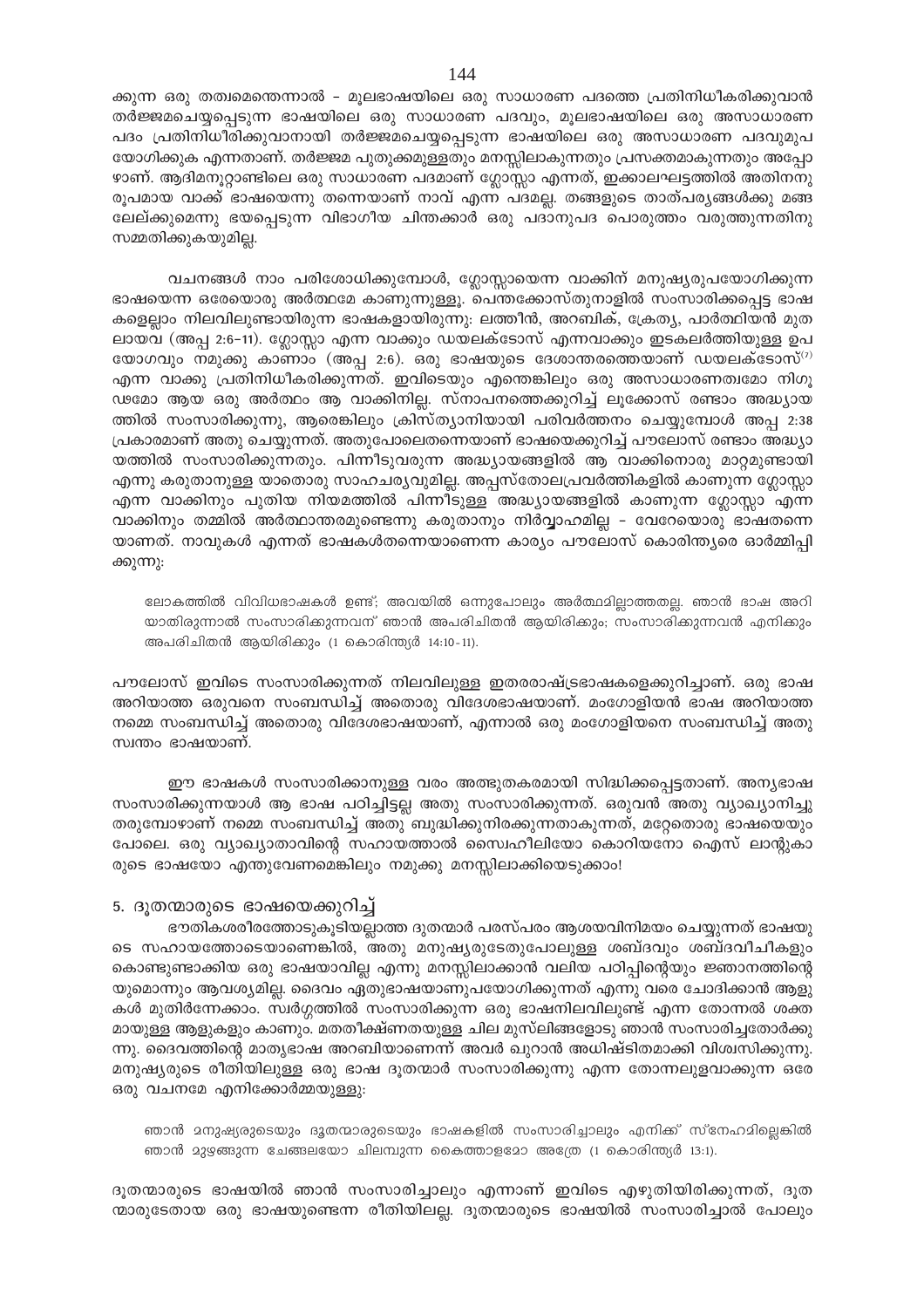ക്കുന്ന ഒരു തത്വമെന്തെന്നാൽ – മൂലഭാഷയിലെ ഒരു സാധാരണ പദത്തെ പ്രതിനിധീകരിക്കുവാൻ തർജ്ജമചെയ്യപ്പെടുന്ന ഭാഷയിലെ ഒരു സാധാരണ പദവും, മൂലഭാഷയിലെ ഒരു അസാധാരണ പദം പ്രതിനിധീകരിക്കുവാനായി തർജ്ജമചെയ്യപ്പെടുന്ന ഭാഷയിലെ ഒരു അസാധാരണ പദവുമുപയോഗിക്കുക എന്നതാണ്. തർജ്ജമ പുതുക്കമുള്ളതും മനസ്സിലാകുന്നതും പ്രസക്തമാകുന്നതും അപ്പോഴാണ്. ആദിമനൂറ്റാണ്ടിലെ ഒരു സാധാരണ പദമാണ് ഗ്ലോസ്സാ എന്നത്, ഇക്കാലഘട്ടത്തിൽ അതിനനുരൂപമായ വാക്ക് ഭാഷയെന്നു തന്നെയാണ് നാവ് എന്ന പദമല്ല. തങ്ങളുടെ താത്പര്യങ്ങൾക്കു മങ്ങലേല്ക്കുമെന്നു ഭയപ്പെടുന്ന വിഭാഗീയ ചിന്തക്കാർ ഒരു പദാനുപദ പൊരുത്തം വരുത്തുന്നതിനു സമ്മതിക്കുകയുമില്ല.

വചനങ്ങൾ നാം പരിശോധിക്കുമ്പോൾ, ഗ്ലോസ്സായെന്ന വാക്കിന് മനുഷ്യരുപയോഗിക്കുന്ന ഭാഷയെന്ന ഒരേയൊരു അർത്ഥമേ കാണുന്നുള്ളൂ. പെന്തക്കോസ്തുനാളിൽ സംസാരിക്കപ്പെട്ട ഭാഷകളെല്ലാം നിലവിലുണ്ടായിരുന്ന ഭാഷകളായിരുന്നു: ലത്തീൻ, അറബിക്, ക്രേത്യ, പാർത്ഥിയൻ മുതലായവ (അപ്പ 2:6–11). ഗ്ലോസ്സാ എന്ന വാക്കും ഡയലക്ടോസ് എന്നവാക്കും ഇടകലർത്തിയുള്ള ഉപയോഗവും നമുക്കു കാണാം (അപ്പ 2:6). ഒരു ഭാഷയുടെ ദേശാന്തരത്തെയാണ് ഡയലക്ടോസ്[7] എന്ന വാക്കു പ്രതിനിധീകരിക്കുന്നത്. ഇവിടെയും എന്തെങ്കിലും ഒരു അസാധാരണത്വമോ നിഗൂഢമോ ആയ ഒരു അർത്ഥം ആ വാക്കിനില്ല. സ്നാപനത്തെക്കുറിച്ച് ലൂക്കോസ് രണ്ടാം അദ്ധ്യായത്തിൽ സംസാരിക്കുന്നു, ആരെങ്കിലും ക്രിസ്ത്യാനിയായി പരിവർത്തനം ചെയ്യുമ്പോൾ അപ്പ 2:38 പ്രകാരമാണ് അതു ചെയ്യുന്നത്. അതുപോലെതന്നെയാണ് ഭാഷയെക്കുറിച്ച് പൗലോസ് രണ്ടാം അദ്ധ്യായത്തിൽ സംസാരിക്കുന്നതും. പിന്നീടുവരുന്ന അദ്ധ്യായങ്ങളിൽ ആ വാക്കിനൊരു മാറ്റമുണ്ടായി എന്നു കരുതാനുള്ള യാതൊരു സാഹചര്യവുമില്ല. അപ്പസ്തോലപ്രവർത്തികളിൽ കാണുന്ന ഗ്ലോസ്സാ എന്ന വാക്കിനും പുതിയ നിയമത്തിൽ പിന്നീടുള്ള അദ്ധ്യായങ്ങളിൽ കാണുന്ന ഗ്ലോസ്സാ എന്ന വാക്കിനും തമ്മിൽ അർത്ഥാന്തരമുണ്ടെന്നു കരുതാനും നിർവ്വാഹമില്ല – വേറേയൊരു ഭാഷതന്നെയാണത്. നാവുകൾ എന്നത് ഭാഷകൾതന്നെയാണെന്ന കാര്യം പൗലോസ് കൊരിന്ത്യരെ ഓർമ്മിപ്പിക്കുന്നു:

> ലോകത്തിൽ വിവിധഭാഷകൾ ഉണ്ട്; അവയിൽ ഒന്നുപോലും അർത്ഥമില്ലാത്തതല്ല. ഞാൻ ഭാഷ അറിയാതിരുന്നാൽ സംസാരിക്കുന്നവന് ഞാൻ അപരിചിതൻ ആയിരിക്കും; സംസാരിക്കുന്നവൻ എനിക്കും അപരിചിതൻ ആയിരിക്കും (1 കൊരിന്ത്യർ 14:10-11).

പൗലോസ് ഇവിടെ സംസാരിക്കുന്നത് നിലവിലുള്ള ഇതരരാഷ്ട്രഭാഷകളെക്കുറിച്ചാണ്. ഒരു ഭാഷ അറിയാത്ത ഒരുവനെ സംബന്ധിച്ച് അതൊരു വിദേശഭാഷയാണ്. മംഗോളിയൻ ഭാഷ അറിയാത്ത നമ്മെ സംബന്ധിച്ച് അതൊരു വിദേശഭാഷയാണ്, എന്നാൽ ഒരു മംഗോളിയനെ സംബന്ധിച്ച് അതു സ്വന്തം ഭാഷയാണ്.

ഈ ഭാഷകൾ സംസാരിക്കാനുള്ള വരം അത്ഭുതകരമായി സിദ്ധിക്കപ്പെട്ടതാണ്. അന്യഭാഷ സംസാരിക്കുന്നയാൾ ആ ഭാഷ പഠിച്ചിട്ടല്ല അതു സംസാരിക്കുന്നത്. ഒരുവൻ അതു വ്യാഖ്യാനിച്ചു തരുമ്പോഴാണ് നമ്മെ സംബന്ധിച്ച് അതു ബുദ്ധിക്കുനിരക്കുന്നതാകുന്നത്, മറ്റേതൊരു ഭാഷയെയും പോലെ. ഒരു വ്യാഖ്യാതാവിന്റെ സഹായത്താൽ സ്വൈഹീലിയോ കൊറിയനോ ഐസ് ലാന്റുകാരുടെ ഭാഷയോ എന്തുവേണമെങ്കിലും നമുക്കു മനസ്സിലാക്കിയെടുക്കാം!

## 5. ദൂതന്മാരുടെ ഭാഷയെക്കുറിച്ച്

ഭൗതികശരീരത്തോടുകൂടിയല്ലാത്ത ദൂതന്മാർ പരസ്പരം ആശയവിനിമയം ചെയ്യുന്നത് ഭാഷയുടെ സഹായത്തോടെയാണെങ്കിൽ, അതു മനുഷ്യരുടേതുപോലുള്ള ശബ്ദവും ശബ്ദവീചികളും കൊണ്ടുണ്ടാക്കിയ ഒരു ഭാഷയാവില്ല എന്നു മനസ്സിലാക്കാൻ വലിയ പഠിപ്പിന്റെയും ജ്ഞാനത്തിന്റെയുമൊന്നും ആവശ്യമില്ല. ദൈവം ഏതുഭാഷയാണുപയോഗിക്കുന്നത് എന്നു വരെ ചോദിക്കാൻ ആളുകൾ മുതിർന്നേക്കാം. സ്വർഗ്ഗത്തിൽ സംസാരിക്കുന്ന ഒരു ഭാഷനിലവിലുണ്ട് എന്ന തോന്നൽ ശക്തമായുള്ള ആളുകളും കാണും. മതതീക്ഷ്ണതയുള്ള ചില മുസ്ലിങ്ങളോടു ഞാൻ സംസാരിച്ചതോർക്കുന്നു. ദൈവത്തിന്റെ മാതൃഭാഷ അറബിയാണെന്ന് അവർ ഖുറാൻ അധിഷ്ടിതമാക്കി വിശ്വസിക്കുന്നു. മനുഷ്യരുടെ രീതിയിലുള്ള ഒരു ഭാഷ ദൂതന്മാർ സംസാരിക്കുന്നു എന്ന തോന്നലുളവാക്കുന്ന ഒരേ ഒരു വചനമേ എനിക്കോർമ്മയുള്ളു:

> ഞാൻ മനുഷ്യരുടെയും ദൂതന്മാരുടെയും ഭാഷകളിൽ സംസാരിച്ചാലും എനിക്ക് സ്നേഹമില്ലെങ്കിൽ ഞാൻ മുഴങ്ങുന്ന ചേങ്ങലയോ ചിലമ്പുന്ന കൈത്താളമോ അത്രേ (1 കൊരിന്ത്യർ 13:1).

ദൂതന്മാരുടെ ഭാഷയിൽ ഞാൻ സംസാരിച്ചാലും എന്നാണ് ഇവിടെ എഴുതിയിരിക്കുന്നത്, ദൂതന്മാരുടേതായ ഒരു ഭാഷയുണ്ടെന്ന രീതിയിലല്ല. ദൂതന്മാരുടെ ഭാഷയിൽ സംസാരിച്ചാൽ പോലും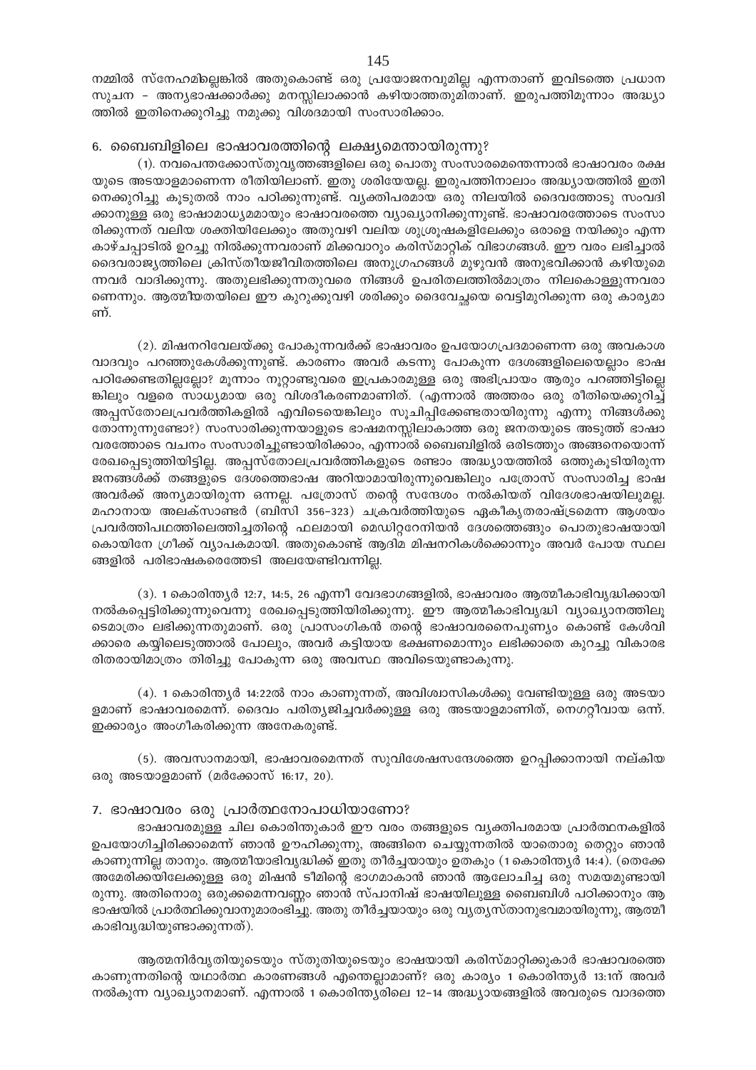നമ്മിൽ സ്നേഹമില്ലെങ്കിൽ അതുകൊണ്ട് ഒരു പ്രയോജനവുമില്ല എന്നതാണ് ഇവിടത്തെ പ്രധാന സൂചന – അന്യഭാഷക്കാർക്കു മനസ്സിലാക്കാൻ കഴിയാത്തതുമിതാണ്. ഇരുപത്തിമൂന്നാം അദ്ധ്യായത്തിൽ ഇതിനെക്കുറിച്ചു നമുക്കു വിശദമായി സംസാരിക്കാം.

## 6. ബൈബിളിലെ ഭാഷാവരത്തിന്റെ ലക്ഷ്യമെന്തായിരുന്നു?

(1). നവപെന്തക്കോസ്തുവൃത്തങ്ങളിലെ ഒരു പൊതു സംസാരമെന്തെന്നാൽ ഭാഷാവരം രക്ഷയുടെ അടയാളമാണെന്ന രീതിയിലാണ്. ഇതു ശരിയേയല്ല. ഇരുപത്തിനാലാം അദ്ധ്യായത്തിൽ ഇതിനെക്കുറിച്ചു കൂടുതൽ നാം പഠിക്കുന്നുണ്ട്. വ്യക്തിപരമായ ഒരു നിലയിൽ ദൈവത്തോടു സംവദിക്കാനുള്ള ഒരു ഭാഷാമാധ്യമമായും ഭാഷാവരത്തെ വ്യാഖ്യാനിക്കുന്നുണ്ട്. ഭാഷാവരത്തോടെ സംസാരിക്കുന്നത് വലിയ ശക്തിയിലേക്കും അതുവഴി വലിയ ശുശ്രൂഷകളിലേക്കും ഒരാളെ നയിക്കും എന്ന കാഴ്ചപ്പാടിൽ ഉറച്ചു നിൽക്കുന്നവരാണ് മിക്കവാറും കരിസ്മാറ്റിക് വിഭാഗങ്ങൾ. ഈ വരം ലഭിച്ചാൽ ദൈവരാജ്യത്തിലെ ക്രിസ്തീയജീവിതത്തിലെ അനുഗ്രഹങ്ങൾ മുഴുവൻ അനുഭവിക്കാൻ കഴിയുമെന്നവർ വാദിക്കുന്നു. അതുലഭിക്കുന്നതുവരെ നിങ്ങൾ ഉപരിതലത്തിൽമാത്രം നിലകൊള്ളുന്നവരാണെന്നും. ആത്മീയതയിലെ ഈ കുറുക്കുവഴി ശരിക്കും ദൈവേച്ഛയെ വെട്ടിമുറിക്കുന്ന ഒരു കാര്യമാണ്.

(2). മിഷനറിവേലയ്ക്കു പോകുന്നവർക്ക് ഭാഷാവരം ഉപയോഗപ്രദമാണെന്ന ഒരു അവകാശവാദവും പറഞ്ഞുകേൾക്കുന്നുണ്ട്. കാരണം അവർ കടന്നു പോകുന്ന ദേശങ്ങളിലെയെല്ലാം ഭാഷ പഠിക്കേണ്ടതില്ലല്ലോ? മൂന്നാം നൂറ്റാണ്ടുവരെ ഇപ്രകാരമുള്ള ഒരു അഭിപ്രായം ആരും പറഞ്ഞിട്ടില്ലെങ്കിലും വളരെ സാധ്യമായ ഒരു വിശദീകരണമാണിത്. (എന്നാൽ അത്തരം ഒരു രീതിയെക്കുറിച്ച് അപ്പസ്തോലപ്രവർത്തികളിൽ എവിടെയെങ്കിലും സൂചിപ്പിക്കേണ്ടതായിരുന്നു എന്നു നിങ്ങൾക്കു തോന്നുന്നുണ്ടോ?) സംസാരിക്കുന്നയാളുടെ ഭാഷമനസ്സിലാകാത്ത ഒരു ജനതയുടെ അടുത്ത് ഭാഷാവരത്തോടെ വചനം സംസാരിച്ചുണ്ടായിരിക്കാം, എന്നാൽ ബൈബിളിൽ ഒരിടത്തും അങ്ങനെയൊന്ന് രേഖപ്പെടുത്തിയിട്ടില്ല. അപ്പസ്തോലപ്രവർത്തികളുടെ രണ്ടാം അദ്ധ്യായത്തിൽ ഒത്തുകൂടിയിരുന്ന ജനങ്ങൾക്ക് തങ്ങളുടെ ദേശത്തെഭാഷ അറിയാമായിരുന്നുവെങ്കിലും പത്രോസ് സംസാരിച്ച ഭാഷ അവർക്ക് അന്യമായിരുന്ന ഒന്നല്ല. പത്രോസ് തന്റെ സന്ദേശം നൽകിയത് വിദേശഭാഷയിലുമല്ല. മഹാനായ അലക്സാണ്ടർ (ബിസി 356–323) ചക്രവർത്തിയുടെ ഏകീകൃതരാഷ്ട്രമെന്ന ആശയം പ്രവർത്തിപഥത്തിലെത്തിച്ചതിന്റെ ഫലമായി മെഡിറ്ററേനിയൻ ദേശത്തെങ്ങും പൊതുഭാഷയായി കൊയിനേ ഗ്രീക്ക് വ്യാപകമായി. അതുകൊണ്ട് ആദിമ മിഷനറികൾക്കൊന്നും അവർ പോയ സ്ഥലങ്ങളിൽ പരിഭാഷകരെത്തേടി അലയേണ്ടിവന്നില്ല.

(3). 1 കൊരിന്ത്യർ 12:7, 14:5, 26 എന്നീ വേദഭാഗങ്ങളിൽ, ഭാഷാവരം ആത്മീകാഭിവൃദ്ധിക്കായി നൽകപ്പെട്ടിരിക്കുന്നുവെന്നു രേഖപ്പെടുത്തിയിരിക്കുന്നു. ഈ ആത്മീകാഭിവൃദ്ധി വ്യാഖ്യാനത്തിലൂടെമാത്രം ലഭിക്കുന്നതുമാണ്. ഒരു പ്രാസംഗികൻ തന്റെ ഭാഷാവരനൈപുണ്യം കൊണ്ട് കേൾവിക്കാരെ കയ്യിലെടുത്താൽ പോലും, അവർ കട്ടിയായ ഭക്ഷണമൊന്നും ലഭിക്കാതെ കുറച്ചു വികാരഭരിതരായിമാത്രം തിരിച്ചു പോകുന്ന ഒരു അവസ്ഥ അവിടെയുണ്ടാകുന്നു.

(4). 1 കൊരിന്ത്യർ 14:22ൽ നാം കാണുന്നത്, അവിശ്വാസികൾക്കു വേണ്ടിയുള്ള ഒരു അടയാളമാണ് ഭാഷാവരമെന്ന്. ദൈവം പരിത്യജിച്ചവർക്കുള്ള ഒരു അടയാളമാണിത്, നെഗറ്റീവായ ഒന്ന്. ഇക്കാര്യം അംഗീകരിക്കുന്ന അനേകരുണ്ട്.

(5). അവസാനമായി, ഭാഷാവരമെന്നത് സുവിശേഷസന്ദേശത്തെ ഉറപ്പിക്കാനായി നല്കിയ ഒരു അടയാളമാണ് (മർക്കോസ് 16:17, 20).

## 7. ഭാഷാവരം ഒരു പ്രാർത്ഥനോപാധിയാണോ?

ഭാഷാവരമുള്ള ചില കൊരിന്തുകാർ ഈ വരം തങ്ങളുടെ വ്യക്തിപരമായ പ്രാർത്ഥനകളിൽ ഉപയോഗിച്ചിരിക്കാമെന്ന് ഞാൻ ഊഹിക്കുന്നു, അങ്ങിനെ ചെയ്യുന്നതിൽ യാതൊരു തെറ്റും ഞാൻ കാണുന്നില്ല താനും. ആത്മീയാഭിവൃദ്ധിക്ക് ഇതു തീർച്ചയായും ഉതകും (1 കൊരിന്ത്യർ 14:4). (തെക്കേ അമേരിക്കയിലേക്കുള്ള ഒരു മിഷൻ ടീമിന്റെ ഭാഗമാകാൻ ഞാൻ ആലോചിച്ച ഒരു സമയമുണ്ടായിരുന്നു. അതിനൊരു ഒരുക്കമെന്നവണ്ണം ഞാൻ സ്പാനിഷ് ഭാഷയിലുള്ള ബൈബിൾ പഠിക്കാനും ആ ഭാഷയിൽ പ്രാർത്ഥിക്കുവാനുമാരംഭിച്ചു. അതു തീർച്ചയായും ഒരു വ്യത്യസ്താനുഭവമായിരുന്നു, ആത്മീകാഭിവൃദ്ധിയുണ്ടാക്കുന്നത്).

ആത്മനിർവൃതിയുടെയും സ്തുതിയുടെയും ഭാഷയായി കരിസ്മാറ്റിക്കുകാർ ഭാഷാവരത്തെ കാണുന്നതിന്റെ യഥാർത്ഥ കാരണങ്ങൾ എന്തെല്ലാമാണ്? ഒരു കാര്യം 1 കൊരിന്ത്യർ 13:1ന് അവർ നൽകുന്ന വ്യാഖ്യാനമാണ്. എന്നാൽ 1 കൊരിന്ത്യരിലെ 12–14 അദ്ധ്യായങ്ങളിൽ അവരുടെ വാദത്തെ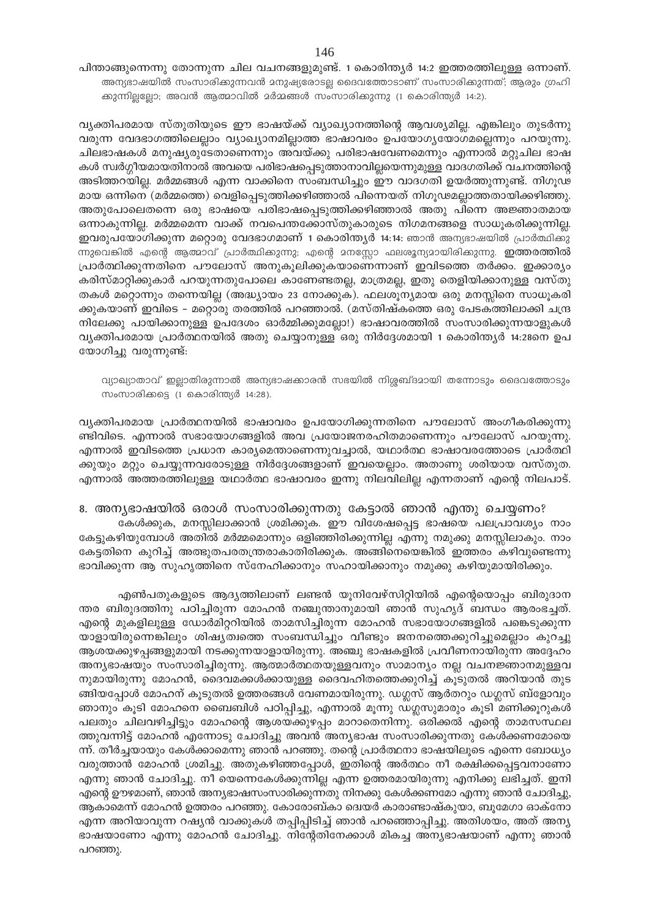പിന്താങ്ങുന്നെന്നു തോന്നുന്ന ചില വചനങ്ങളുമുണ്ട്. 1 കൊരിന്ത്യർ 14:2 ഇത്തരത്തിലുള്ള ഒന്നാണ്.

> അന്യഭാഷയിൽ സംസാരിക്കുന്നവൻ മനുഷ്യരോടല്ല ദൈവത്തോടാണ് സംസാരിക്കുന്നത്; ആരും ഗ്രഹിക്കുന്നില്ലല്ലോ; അവൻ ആത്മാവിൽ മർമ്മങ്ങൾ സംസാരിക്കുന്നു (1 കൊരിന്ത്യർ 14:2).

വ്യക്തിപരമായ സ്തുതിയുടെ ഈ ഭാഷയ്ക്ക് വ്യാഖ്യാനത്തിന്റെ ആവശ്യമില്ല. എങ്കിലും തുടർന്നു വരുന്ന വേദഭാഗത്തിലെല്ലാം വ്യാഖ്യാനമില്ലാത്ത ഭാഷാവരം ഉപയോഗ്യയോഗമല്ലെന്നും പറയുന്നു. ചിലഭാഷകൾ മനുഷ്യരുടേതാണെന്നും അവയ്ക്കു പരിഭാഷവേണമെന്നും എന്നാൽ മറ്റുചില ഭാഷകൾ സ്വർഗ്ഗീയമായതിനാൽ അവയെ പരിഭാഷപ്പെടുത്താനാവില്ലയെന്നുമുള്ള വാദഗതിക്ക് വചനത്തിന്റെ അടിത്തറയില്ല. മർമ്മങ്ങൾ എന്ന വാക്കിനെ സംബന്ധിച്ചും ഈ വാദഗതി ഉയർത്തുന്നുണ്ട്. നിഗൂഢമായ ഒന്നിനെ (മർമ്മത്തെ) വെളിപ്പെടുത്തിക്കഴിഞ്ഞാൽ പിന്നെയത് നിഗൂഢമല്ലാത്തതായിക്കഴിഞ്ഞു. അതുപോലെതന്നെ ഒരു ഭാഷയെ പരിഭാഷപ്പെടുത്തിക്കഴിഞ്ഞാൽ അതു പിന്നെ അജ്ഞാതമായ ഒന്നാകുന്നില്ല. മർമ്മമെന്ന വാക്ക് നവപെന്തക്കോസ്തുകാരുടെ നിഗമനങ്ങളെ സാധൂകരിക്കുന്നില്ല. ഇവരുപയോഗിക്കുന്ന മറ്റൊരു വേദഭാഗമാണ് 1 കൊരിന്ത്യർ 14:14: ഞാൻ അന്യഭാഷയിൽ പ്രാർത്ഥിക്കുന്നുവെങ്കിൽ എന്റെ ആത്മാവ് പ്രാർത്ഥിക്കുന്നു; എന്റെ മനസ്സോ ഫലശൂന്യമായിരിക്കുന്നു. ഇത്തരത്തിൽ പ്രാർത്ഥിക്കുന്നതിനെ പൗലോസ് അനുകൂലിക്കുകയാണെന്നാണ് ഇവിടത്തെ തർക്കം. ഇക്കാര്യം കരിസ്മാറ്റിക്കുകാർ പറയുന്നതുപോലെ കാണേണ്ടതല്ല, മാത്രമല്ല, ഇതു തെളിയിക്കാനുള്ള വസ്തുതകൾ മറ്റൊന്നും തന്നെയില്ല (അദ്ധ്യായം 23 നോക്കുക). ഫലശൂന്യമായ ഒരു മനസ്സിനെ സാധൂകരിക്കുകയാണ് ഇവിടെ – മറ്റൊരു തരത്തിൽ പറഞ്ഞാൽ. (മസ്തിഷ്കത്തെ ഒരു പേടകത്തിലാക്കി ചന്ദ്രനിലേക്കു പായിക്കാനുള്ള ഉപദേശം ഓർമ്മിക്കുമല്ലോ!) ഭാഷാവരത്തിൽ സംസാരിക്കുന്നയാളുകൾ വ്യക്തിപരമായ പ്രാർത്ഥനയിൽ അതു ചെയ്യാനുള്ള ഒരു നിർദ്ദേശമായി 1 കൊരിന്ത്യർ 14:28നെ ഉപയോഗിച്ചു വരുന്നുണ്ട്:

> വ്യാഖ്യാതാവ് ഇല്ലാതിരുന്നാൽ അന്യഭാഷക്കാരൻ സഭയിൽ നിശ്ശബ്ദമായി തന്നോടും ദൈവത്തോടും സംസാരിക്കട്ടെ (1 കൊരിന്ത്യർ 14:28).

വ്യക്തിപരമായ പ്രാർത്ഥനയിൽ ഭാഷാവരം ഉപയോഗിക്കുന്നതിനെ പൗലോസ് അംഗീകരിക്കുന്നുണ്ടിവിടെ. എന്നാൽ സഭായോഗങ്ങളിൽ അവ പ്രയോജനരഹിതമാണെന്നും പൗലോസ് പറയുന്നു. എന്നാൽ ഇവിടത്തെ പ്രധാന കാര്യമെന്താണെന്നുവച്ചാൽ, യഥാർത്ഥ ഭാഷാവരത്തോടെ പ്രാർത്ഥിക്കുയും മറ്റും ചെയ്യുന്നവരോടുള്ള നിർദ്ദേശങ്ങളാണ് ഇവയെല്ലാം. അതാണു ശരിയായ വസ്തുത. എന്നാൽ അത്തരത്തിലുള്ള യഥാർത്ഥ ഭാഷാവരം ഇന്നു നിലവിലില്ല എന്നതാണ് എന്റെ നിലപാട്.

## 8. അന്യഭാഷയിൽ ഒരാൾ സംസാരിക്കുന്നതു കേട്ടാൽ ഞാൻ എന്തു ചെയ്യണം?

കേൾക്കുക, മനസ്സിലാക്കാൻ ശ്രമിക്കുക. ഈ വിശേഷപ്പെട്ട ഭാഷയെ പലപ്രാവശ്യം നാം കേട്ടുകഴിയുമ്പോൾ അതിൽ മർമ്മമൊന്നും ഒളിഞ്ഞിരിക്കുന്നില്ല എന്നു നമുക്കു മനസ്സിലാകും. നാം കേട്ടതിനെ കുറിച്ച് അത്ഭുതപരതന്ത്രരാകാതിരിക്കുക. അങ്ങിനെയെങ്കിൽ ഇത്തരം കഴിവുണ്ടെന്നു ഭാവിക്കുന്ന ആ സുഹൃത്തിനെ സ്നേഹിക്കാനും സഹായിക്കാനും നമുക്കു കഴിയുമായിരിക്കും.

എൺപതുകളുടെ ആദ്യത്തിലാണ് ലണ്ടൻ യൂനിവേഴ്സിറ്റിയിൽ എന്റെയൊപ്പം ബിരുദാനന്തര ബിരുദത്തിനു പഠിച്ചിരുന്ന മോഹൻ നഞ്ചുന്താനുമായി ഞാൻ സുഹൃദ് ബന്ധം ആരംഭിച്ചത്. എന്റെ മുകളിലുള്ള ഡോർമിറ്ററിയിൽ താമസിച്ചിരുന്ന മോഹൻ സഭായോഗങ്ങളിൽ പങ്കെടുക്കുന്നയാളായിരുന്നെങ്കിലും ശിഷ്യത്വത്തെ സംബന്ധിച്ചും വീണ്ടും ജനനത്തെക്കുറിച്ചുമെല്ലാം കുറച്ചു ആശയക്കുഴപ്പങ്ങളുമായി നടക്കുന്നയാളായിരുന്നു. അഞ്ചു ഭാഷകളിൽ പ്രവീണനായിരുന്ന അദ്ദേഹം അന്യഭാഷയും സംസാരിച്ചിരുന്നു. ആത്മാർത്ഥതയുള്ളവനും സാമാന്യം നല്ല വചനജ്ഞാനമുള്ളവനുമായിരുന്നു മോഹൻ, ദൈവമക്കൾക്കായുള്ള ദൈവഹിതത്തെക്കുറിച്ച് കൂടുതൽ അറിയാൻ തുടങ്ങിയപ്പോൾ മോഹന് കൂടുതൽ ഉത്തരങ്ങൾ വേണമായിരുന്നു. ഡഗ്ലസ് ആർതറും ഡഗ്ലസ് ബ്ളോവും ഞാനും കൂടി മോഹനെ ബൈബിൾ പഠിപ്പിച്ചു, എന്നാൽ മൂന്നു ഡഗ്ലസുമാരും കൂടി മണിക്കൂറുകൾ പലതും ചിലവഴിച്ചിട്ടും മോഹന്റെ ആശയക്കുഴപ്പം മാറാതെനിന്നു. ഒരിക്കൽ എന്റെ താമസസ്ഥലത്തുവന്നിട്ട് മോഹൻ എന്നോടു ചോദിച്ചു അവൻ അന്യഭാഷ സംസാരിക്കുന്നതു കേൾക്കണമോയെന്ന്. തീർച്ചയായും കേൾക്കാമെന്നു ഞാൻ പറഞ്ഞു. തന്റെ പ്രാർത്ഥനാ ഭാഷയിലൂടെ എന്നെ ബോധ്യം വരുത്താൻ മോഹൻ ശ്രമിച്ചു. അതുകഴിഞ്ഞപ്പോൾ, ഇതിന്റെ അർത്ഥം നീ രക്ഷിക്കപ്പെട്ടവനാണോ എന്നു ഞാൻ ചോദിച്ചു. നീ യെന്നെകേൾക്കുന്നില്ല എന്ന ഉത്തരമായിരുന്നു എനിക്കു ലഭിച്ചത്. ഇനി എന്റെ ഊഴമാണ്, ഞാൻ അന്യഭാഷസംസാരിക്കുന്നതു നിനക്കു കേൾക്കണമോ എന്നു ഞാൻ ചോദിച്ചു, ആകാമെന്ന് മോഹൻ ഉത്തരം പറഞ്ഞു. കോരോണ്ക്കാ ഡെയർ കാരാണ്ടാഷ്കുയാ, ബൂമേഗാ ഓക്നോ എന്ന അറിയാവുന്ന റഷ്യൻ വാക്കുകൾ തപ്പിപ്പിടിച്ച് ഞാൻ പറഞ്ഞൊപ്പിച്ചു. അതിശയം, അത് അന്യഭാഷയാണോ എന്നു മോഹൻ ചോദിച്ചു. നിന്റേതിനേക്കാൾ മികച്ച അന്യഭാഷയാണ് എന്നു ഞാൻ പറഞ്ഞു.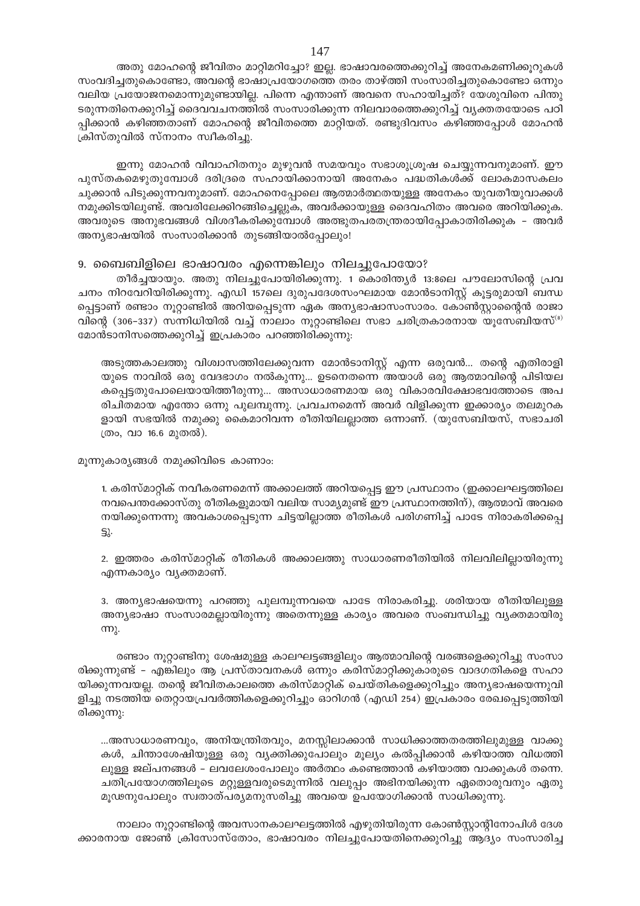അതു മോഹന്റെ ജീവിതം മാറ്റിമറിച്ചോ? ഇല്ല. ഭാഷാവരത്തെക്കുറിച്ച് അനേകമണിക്കൂറുകൾ സംവദിച്ചതുകൊണ്ടോ, അവന്റെ ഭാഷാപ്രയോഗത്തെ തരം താഴ്ത്തി സംസാരിച്ചതുകൊണ്ടോ ഒന്നും വലിയ പ്രയോജനമൊന്നുമുണ്ടായില്ല. പിന്നെ എന്താണ് അവനെ സഹായിച്ചത്? യേശുവിനെ പിന്തുടരുന്നതിനെക്കുറിച്ച് ദൈവവചനത്തിൽ സംസാരിക്കുന്ന നിലവാരത്തെക്കുറിച്ച് വ്യക്തതയോടെ പഠിപ്പിക്കാൻ കഴിഞ്ഞതാണ് മോഹന്റെ ജീവിതത്തെ മാറ്റിയത്. രണ്ടുദിവസം കഴിഞ്ഞപ്പോൾ മോഹൻ ക്രിസ്തുവിൽ സ്നാനം സ്വീകരിച്ചു.

ഇന്നു മോഹൻ വിവാഹിതനും മുഴുവൻ സമയവും സഭാശുശ്രൂഷ ചെയ്യുന്നവനുമാണ്. ഈ പുസ്തകമെഴുതുമ്പോൾ ദരിദ്രരെ സഹായിക്കാനായി അനേകം പദ്ധതികൾക്ക് ലോകമാസകലം ചുക്കാൻ പിടുക്കുന്നവനുമാണ്. മോഹനെപ്പോലെ ആത്മാർത്ഥതയുള്ള അനേകം യുവതീയുവാക്കൾ നമുക്കിടയിലുണ്ട്. അവരിലേക്കിറങ്ങിച്ചെല്ലുക, അവർക്കായുള്ള ദൈവഹിതം അവരെ അറിയിക്കുക. അവരുടെ അനുഭവങ്ങൾ വിശദീകരിക്കുമ്പോൾ അത്ഭുതപരതന്ത്രരായിപ്പോകാതിരിക്കുക – അവർ അന്യഭാഷയിൽ സംസാരിക്കാൻ തുടങ്ങിയാൽപ്പോലും!

## 9. ബൈബിളിലെ ഭാഷാവരം എന്നെങ്കിലും നിലച്ചുപോയോ?

തീർച്ചയായും. അതു നിലച്ചുപോയിരിക്കുന്നു. 1 കൊരിന്ത്യർ 13:8ലെ പൗലോസിന്റെ പ്രവചനം നിറവേറിയിരിക്കുന്നു. എഡി 157ലെ ദുരുപദേശസംഘമായ മോൻടാനിസ്റ്റ് കൂട്ടരുമായി ബന്ധപ്പെട്ടാണ് രണ്ടാം നൂറ്റാണ്ടിൽ അറിയപ്പെടുന്ന ഏക അന്യഭാഷാസംസാരം. കോൺസ്റ്റാന്റൈൻ രാജാവിന്റെ (306–337) സന്നിധിയിൽ വച്ച് നാലാം നൂറ്റാണ്ടിലെ സഭാ ചരിത്രകാരനായ യൂസേബിയസ്[8] മോൻടാനിസത്തെക്കുറിച്ച് ഇപ്രകാരം പറഞ്ഞിരിക്കുന്നു:

> അടുത്തകാലത്തു വിശ്വാസത്തിലേക്കുവന്ന മോൻടാനിസ്റ്റ് എന്ന ഒരുവൻ... തന്റെ എതിരാളിയുടെ നാവിൽ ഒരു വേദഭാഗം നൽകുന്നു... ഉടനെതന്നെ അയാൾ ഒരു ആത്മാവിന്റെ പിടിയലകപ്പെട്ടതുപോലെയായിത്തീരുന്നു... അസാധാരണമായ ഒരു വികാരവിക്ഷോഭവത്തോടെ അപരിചിതമായ എന്തോ ഒന്നു പുലമ്പുന്നു. പ്രവചനമെന്ന് അവർ വിളിക്കുന്ന ഇക്കാര്യം തലമുറകളായി സഭയിൽ നമുക്കു കൈമാറിവന്ന രീതിയിലല്ലാത്ത ഒന്നാണ്. (യൂസേബിയസ്, സഭാചരിത്രം, വാ 16.6 മുതൽ).

മൂന്നുകാര്യങ്ങൾ നമുക്കിവിടെ കാണാം:

> 1. കരിസ്മാറ്റിക് നവീകരണമെന്ന് അക്കാലത്ത് അറിയപ്പെട്ട ഈ പ്രസ്ഥാനം (ഇക്കാലഘട്ടത്തിലെ നവപെന്തക്കോസ്തു രീതികളുമായി വലിയ സാമ്യമുണ്ട് ഈ പ്രസ്ഥാനത്തിന്), ആത്മാവ് അവരെ നയിക്കുന്നെന്നു അവകാശപ്പെടുന്ന ചിട്ടയില്ലാത്ത രീതികൾ പരിഗണിച്ച് പാടേ നിരാകരിക്കപ്പെട്ടു.
>
> 2. ഇത്തരം കരിസ്മാറ്റിക് രീതികൾ അക്കാലത്തു സാധാരണരീതിയിൽ നിലവിലില്ലായിരുന്നു എന്നകാര്യം വ്യക്തമാണ്.
>
> 3. അന്യഭാഷയെന്നു പറഞ്ഞു പുലമ്പുന്നവയെ പാടേ നിരാകരിച്ചു. ശരിയായ രീതിയിലുള്ള അന്യഭാഷാ സംസാരമല്ലായിരുന്നു അതെന്നുള്ള കാര്യം അവരെ സംബന്ധിച്ചു വ്യക്തമായിരുന്നു.

രണ്ടാം നൂറ്റാണ്ടിനു ശേഷമുള്ള കാലഘട്ടങ്ങളിലും ആത്മാവിന്റെ വരങ്ങളെക്കുറിച്ചു സംസാരിക്കുന്നുണ്ട് – എങ്കിലും ആ പ്രസ്താവനകൾ ഒന്നും കരിസ്മാറ്റിക്കുകാരുടെ വാദഗതികളെ സഹായിക്കുന്നവയല്ല. തന്റെ ജീവിതകാലത്തെ കരിസ്മാറ്റിക് ചെയ്തികളെക്കുറിച്ചും അന്യഭാഷയെന്നുവിളിച്ചു നടത്തിയ തെറ്റായപ്രവർത്തികളെക്കുറിച്ചും ഓറിഗൻ (എഡി 254) ഇപ്രകാരം രേഖപ്പെടുത്തിയിരിക്കുന്നു:

> ...അസാധാരണവും, അനിയന്ത്രിതവും, മനസ്സിലാക്കാൻ സാധിക്കാത്തതരത്തിലുമുള്ള വാക്കുകൾ, ചിന്താശേഷിയുള്ള ഒരു വ്യക്തിക്കുപോലും മൂല്യം കൽപ്പിക്കാൻ കഴിയാത്ത വിധത്തിലുള്ള ജല്പനങ്ങൾ – ലവലേശംപോലും അർത്ഥം കണ്ടെത്താൻ കഴിയാത്ത വാക്കുകൾ തന്നെ. ചതിപ്രയോഗത്തിലൂടെ മറ്റുള്ളവരുടെമുന്നിൽ വലുപ്പം അഭിനയിക്കുന്ന ഏതൊരുവനും ഏതു മൂഢനുപോലും സ്വതാത്പര്യമനുസരിച്ചു അവയെ ഉപയോഗിക്കാൻ സാധിക്കുന്നു.

നാലാം നൂറ്റാണ്ടിന്റെ അവസാനകാലഘട്ടത്തിൽ എഴുതിയിരുന്ന കോൺസ്റ്റാന്റിനോപിൾ ദേശക്കാരനായ ജോൺ ക്രിസോസ്തോം, ഭാഷാവരം നിലച്ചുപോയതിനെക്കുറിച്ചു ആദ്യം സംസാരിച്ച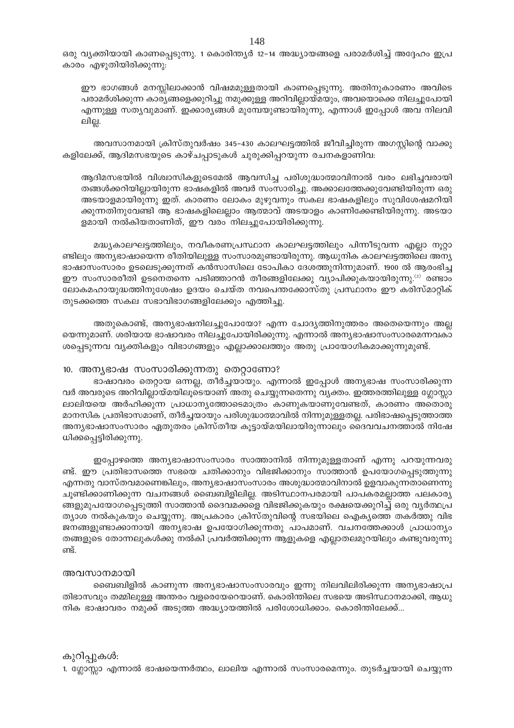ഒരു വ്യക്തിയായി കാണപ്പെടുന്നു. 1 കൊരിന്ത്യർ 12-14 അദ്ധ്യായങ്ങളെ പരാമർശിച്ച് അദ്ദേഹം ഇപ്രകാരം എഴുതിയിരിക്കുന്നു:

> ഈ ഭാഗങ്ങൾ മനസ്സിലാക്കാൻ വിഷമമുള്ളതായി കാണപ്പെടുന്നു. അതിനുകാരണം അവിടെ പരാമർശിക്കുന്ന കാര്യങ്ങളെക്കുറിച്ചു നമുക്കുള്ള അറിവില്ലായ്മയും, അവയൊക്കെ നിലച്ചുപോയി എന്നുള്ള സത്യവുമാണ്. ഇക്കാര്യങ്ങൾ മുമ്പേയുണ്ടായിരുന്നു, എന്നാൾ ഇപ്പോൾ അവ നിലവിലില്ല.

അവസാനമായി ക്രിസ്തുവർഷം 345-430 കാലഘട്ടത്തിൽ ജീവിച്ചിരുന്ന അഗസ്റ്റിന്റെ വാക്കുകളിലേക്ക്, ആദിമസഭയുടെ കാഴ്ചപ്പാടുകൾ ചുരുക്കിപ്പറയുന്ന രചനകളാണിവ:

> ആദിമസഭയിൽ വിശ്വാസികളുടെമേൽ ആവസിച്ച പരിശുദ്ധാത്മാവിനാൽ വരം ലഭിച്ചവരായി തങ്ങൾക്കറിയില്ലായിരുന്ന ഭാഷകളിൽ അവർ സംസാരിച്ചു. അക്കാലത്തേക്കുവേണ്ടിയിരുന്ന ഒരു അടയാളമായിരുന്നു ഇത്. കാരണം ലോകം മുഴുവനും സകല ഭാഷകളിലും സുവിശേഷമറിയിക്കുന്നതിനുവേണ്ടി ആ ഭാഷകളിലെല്ലാം ആത്മാവ് അടയാളം കാണിക്കേണ്ടിയിരുന്നു. അടയാളമായി നൽകിയതാണിത്, ഈ വരം നിലച്ചുപോയിരിക്കുന്നു.

മദ്ധ്യകാലഘട്ടത്തിലും, നവീകരണപ്രസ്ഥാന കാലഘട്ടത്തിലും പിന്നീടുവന്ന എല്ലാ നൂറ്റാണ്ടിലും അന്യഭാഷായെന്ന രീതിയിലുള്ള സംസാരമുണ്ടായിരുന്നു. ആധുനിക കാലഘട്ടത്തിലെ അന്യഭാഷാസംസാരം ഉടലെടുക്കുന്നത് കൻസാസിലെ ടോപികാ ദേശത്തുനിന്നുമാണ്. 1900 ൽ ആരംഭിച്ച ഈ സംസാരരീതി ഉടനെതന്നെ പടിഞ്ഞാറൻ തീരങ്ങളിലേക്കു വ്യാപിക്കുകയായിരുന്നു.(2) രണ്ടാം ലോകമഹായുദ്ധത്തിനുശേഷം ഉദയം ചെയ്ത നവപെന്തക്കോസ്തു പ്രസ്ഥാനം ഈ കരിസ്മാറ്റിക് തുടക്കത്തെ സകല സഭാവിഭാഗങ്ങളിലേക്കും എത്തിച്ചു.

അതുകൊണ്ട്, അന്യഭാഷനിലച്ചുപോയോ? എന്ന ചോദ്യത്തിനുത്തരം അതെയെന്നും അല്ലയെന്നുമാണ്. ശരിയായ ഭാഷാവരം നിലച്ചുപോയിരിക്കുന്നു. എന്നാൽ അന്യഭാഷാസംസാരമെന്നവകാശപ്പെടുന്നവ വ്യക്തികളും വിഭാഗങ്ങളും എല്ലാക്കാലത്തും അതു പ്രായോഗികമാക്കുന്നുമുണ്ട്.

## 10. അന്യഭാഷ സംസാരിക്കുന്നതു തെറ്റാണോ?

ഭാഷാവരം തെറ്റായ ഒന്നല്ല, തീർച്ചയായും. എന്നാൽ ഇപ്പോൾ അന്യഭാഷ സംസാരിക്കുന്നവർ അവരുടെ അറിവില്ലായ്മയിലൂടെയാണ് അതു ചെയ്യുന്നതെന്നു വ്യക്തം. ഇത്തരത്തിലുള്ള ഗ്ലോസ്സാലാലിയയെ അർഹിക്കുന്ന പ്രാധാന്യത്തോടെമാത്രം കാണുകയാണുവേണ്ടത്, കാരണം അതൊരു മാനസിക പ്രതിഭാസമാണ്, തീർച്ചയായും പരിശുദ്ധാത്മാവിൽ നിന്നുമുള്ളതല്ല. പരിഭാഷപ്പെടുത്താത്ത അന്യഭാഷാസംസാരം ഏതുതരം ക്രിസ്തീയ കൂട്ടായ്മയിലായിരുന്നാലും ദൈവവചനത്താൽ നിഷേധിക്കപ്പെട്ടിരിക്കുന്നു.

ഇപ്പോഴത്തെ അന്യഭാഷാസംസാരം സാത്താനിൽ നിന്നുമുള്ളതാണ് എന്നു പറയുന്നവരുണ്ട്. ഈ പ്രതിഭാസത്തെ സഭയെ ചതിക്കാനും വിഭജിക്കാനും സാത്താൻ ഉപയോഗപ്പെടുത്തുന്നു എന്നതു വാസ്തവമാണെങ്കിലും, അന്യഭാഷാസംസാരം അശുദ്ധാത്മാവിനാൽ ഉളവാകുന്നതാണെന്നു ചൂണ്ടിക്കാണിക്കുന്ന വചനങ്ങൾ ബൈബിളിലില്ല. അടിസ്ഥാനപരമായി പാപകരമല്ലാത്ത പലകാര്യങ്ങളുമുപയോഗപ്പെടുത്തി സാത്താൻ ദൈവമക്കളെ വിഭജിക്കുകയും രക്ഷയെക്കുറിച്ച് ഒരു വ്യർത്ഥപ്രത്യാശ നൽകുകയും ചെയ്യുന്നു. അപ്രകാരം ക്രിസ്തുവിന്റെ സഭയിലെ ഐക്യത്തെ തകർത്തു വിഭജനങ്ങളുണ്ടാക്കാനായി അന്യഭാഷ ഉപയോഗിക്കുന്നതു പാപമാണ്. വചനത്തേക്കാൾ പ്രാധാന്യം തങ്ങളുടെ തോന്നലുകൾക്കു നൽകി പ്രവർത്തിക്കുന്ന ആളുകളെ എല്ലാതലമുറയിലും കണ്ടുവരുന്നുണ്ട്.

### അവസാനമായി

ബൈബിളിൽ കാണുന്ന അന്യഭാഷാസംസാരവും ഇന്നു നിലവിലിരിക്കുന്ന അന്യഭാഷാപ്രതിഭാസവും തമ്മിലുള്ള അന്തരം വളരെയേറെയാണ്. കൊരിന്തിലെ സഭയെ അടിസ്ഥാനമാക്കി, ആധുനിക ഭാഷാവരം നമുക്ക് അടുത്ത അദ്ധ്യായത്തിൽ പരിശോധിക്കാം. കൊരിന്തിലേക്ക്...

കുറിപ്പുകൾ:

1. ഗ്ലോസ്സാ എന്നാൽ ഭാഷയെന്നർത്ഥം, ലാലിയ എന്നാൽ സംസാരമെന്നും. തുടർച്ചയായി ചെയ്യുന്ന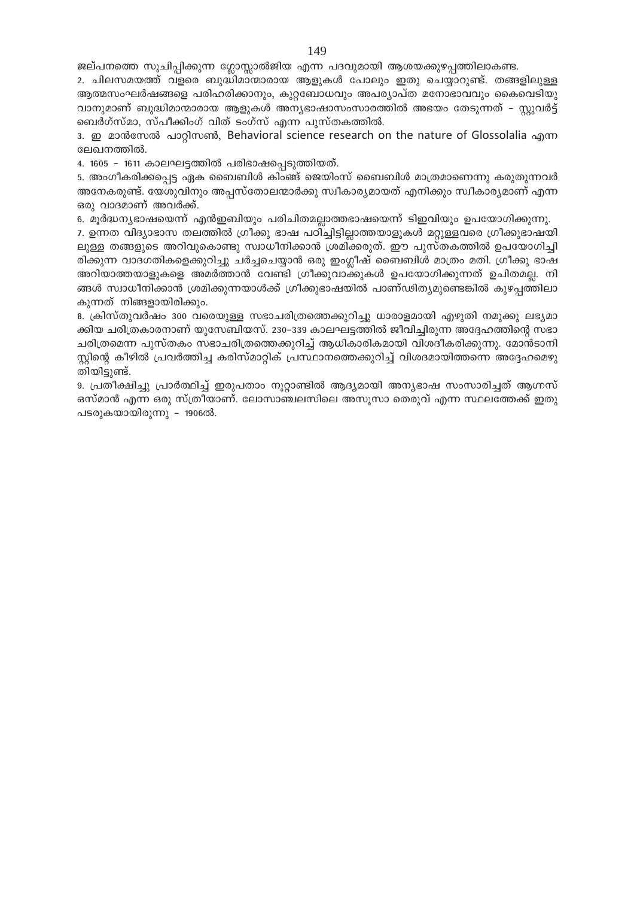ജല്പനത്തെ സൂചിപ്പിക്കുന്ന ഗ്ലോസ്സാൽജിയ എന്ന പദവുമായി ആശയക്കുഴപ്പത്തിലാകണ്ട.

2. ചിലസമയത്ത് വളരെ ബുദ്ധിമാന്മാരായ ആളുകൾ പോലും ഇതു ചെയ്യാറുണ്ട്. തങ്ങളിലുള്ള ആത്മസംഘർഷങ്ങളെ പരിഹരിക്കാനും, കുറ്റബോധവും അപര്യാപ്ത മനോഭാവവും കൈവെടിയുവാനുമാണ് ബുദ്ധിമാന്മാരായ ആളുകൾ അന്യഭാഷാസംസാരത്തിൽ അഭയം തേടുന്നത് – സ്റ്റുവർട്ട് ബെർഗ്സ്മാ, സ്പീക്കിംഗ് വിത് ടംഗ്സ് എന്ന പുസ്തകത്തിൽ.

3. ഇ മാൻസേൽ പാറ്റിസൺ, Behavioral science research on the nature of Glossolalia എന്ന ലേഖനത്തിൽ.

4. 1605 – 1611 കാലഘട്ടത്തിൽ പരിഭാഷപ്പെടുത്തിയത്.

5. അംഗീകരിക്കപ്പെട്ട ഏക ബൈബിൾ കിംങ്ങ് ജെയിംസ് ബൈബിൾ മാത്രമാണെന്നു കരുതുന്നവർ അനേകരുണ്ട്. യേശുവിനും അപ്പസ്തോലന്മാർക്കു സ്വീകാര്യമായത് എനിക്കും സ്വീകാര്യമാണ് എന്ന ഒരു വാദമാണ് അവർക്ക്.

6. മൂർദ്ധന്യഭാഷയെന്ന് എൻഇബിയും പരിചിതമല്ലാത്തഭാഷയെന്ന് ടിഇവിയും ഉപയോഗിക്കുന്നു.

7. ഉന്നത വിദ്യാഭാസ തലത്തിൽ ഗ്രീക്കു ഭാഷ പഠിച്ചിട്ടില്ലാത്തയാളുകൾ മറ്റുള്ളവരെ ഗ്രീക്കുഭാഷയിലുള്ള തങ്ങളുടെ അറിവുകൊണ്ടു സ്വാധീനിക്കാൻ ശ്രമിക്കരുത്. ഈ പുസ്തകത്തിൽ ഉപയോഗിച്ചിരിക്കുന്ന വാദഗതികളെക്കുറിച്ചു ചർച്ചചെയ്യാൻ ഒരു ഇംഗ്ലീഷ് ബൈബിൾ മാത്രം മതി. ഗ്രീക്കു ഭാഷ അറിയാത്തയാളുകളെ അമർത്താൻ വേണ്ടി ഗ്രീക്കുവാക്കുകൾ ഉപയോഗിക്കുന്നത് ഉചിതമല്ല. നിങ്ങൾ സ്വാധീനിക്കാൻ ശ്രമിക്കുന്നയാൾക്ക് ഗ്രീക്കുഭാഷയിൽ പാണ്ഢിത്യമുണ്ടെങ്കിൽ കുഴപ്പത്തിലാകുന്നത് നിങ്ങളായിരിക്കും.

8. ക്രിസ്തുവർഷം 300 വരെയുള്ള സഭാചരിത്രത്തെക്കുറിച്ചു ധാരാളമായി എഴുതി നമുക്കു ലഭ്യമാക്കിയ ചരിത്രകാരനാണ് യൂസേബിയസ്. 230–339 കാലഘട്ടത്തിൽ ജീവിച്ചിരുന്ന അദ്ദേഹത്തിന്റെ സഭാചരിത്രമെന്ന പുസ്തകം സഭാചരിത്രത്തെക്കുറിച്ച് ആധികാരികമായി വിശദീകരിക്കുന്നു. മോൻടാനിസ്റ്റിന്റെ കീഴിൽ പ്രവർത്തിച്ച കരിസ്മാറ്റിക് പ്രസ്ഥാനത്തെക്കുറിച്ച് വിശദമായിത്തന്നെ അദ്ദേഹമെഴുതിയിട്ടുണ്ട്.

9. പ്രതീക്ഷിച്ചു പ്രാർത്ഥിച്ച് ഇരുപതാം നൂറ്റാണ്ടിൽ ആദ്യമായി അന്യഭാഷ സംസാരിച്ചത് ആഗ്നസ് ഒസ്മാൻ എന്ന ഒരു സ്ത്രീയാണ്. ലോസാഞ്ചലസിലെ അസൂസാ തെരുവ് എന്ന സ്ഥലത്തേക്ക് ഇതു പടരുകയായിരുന്നു – 1906ൽ.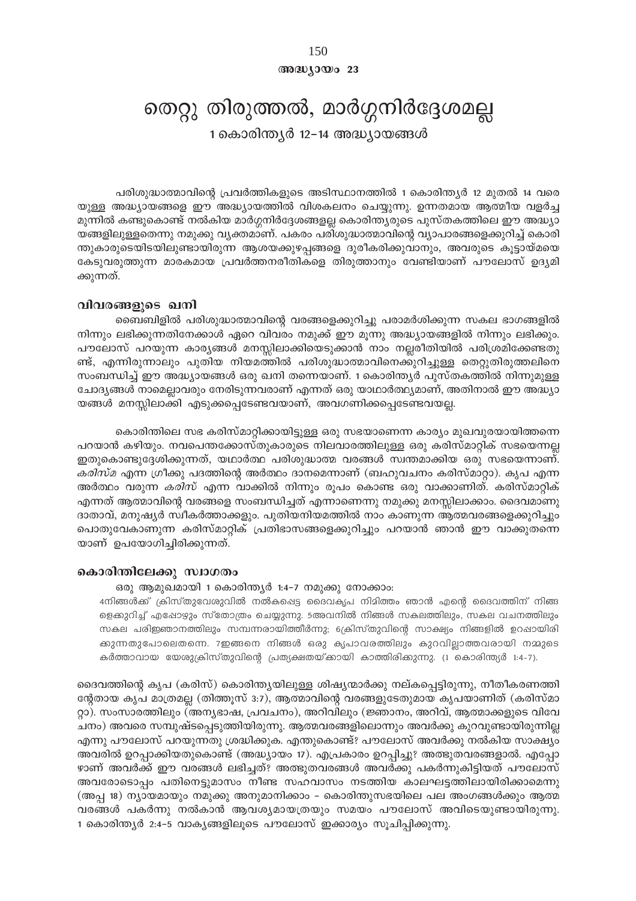അദ്ധ്യായം 23

# തെറ്റു തിരുത്തൽ, മാർഗ്ഗനിർദ്ദേശമല്ല

## 1 കൊരിന്ത്യർ 12-14 അദ്ധ്യായങ്ങൾ

പരിശുദ്ധാത്മാവിന്റെ പ്രവർത്തികളുടെ അടിസ്ഥാനത്തിൽ 1 കൊരിന്ത്യർ 12 മുതൽ 14 വരെയുള്ള അദ്ധ്യായങ്ങളെ ഈ അദ്ധ്യായത്തിൽ വിശകലനം ചെയ്യുന്നു. ഉന്നതമായ ആത്മീയ വളർച്ച മുന്നിൽ കണ്ടുകൊണ്ട് നൽകിയ മാർഗ്ഗനിർദ്ദേശങ്ങളല്ല കൊരിന്ത്യരുടെ പുസ്തകത്തിലെ ഈ അദ്ധ്യായങ്ങളിലുള്ളതെന്നു നമുക്കു വ്യക്തമാണ്. പകരം പരിശുദ്ധാത്മാവിന്റെ വ്യാപാരങ്ങളെക്കുറിച്ച് കൊരിന്തുകാരുടെയിടയിലുണ്ടായിരുന്ന ആശയക്കുഴപ്പങ്ങളെ ദൂരീകരിക്കുവാനും, അവരുടെ കൂട്ടായ്മയെ കേടുവരുത്തുന്ന മാരകമായ പ്രവർത്തനരീതികളെ തിരുത്താനും വേണ്ടിയാണ് പൗലോസ് ഉദ്യമിക്കുന്നത്.

### വിവരങ്ങളുടെ ഖനി

ബൈബിളിൽ പരിശുദ്ധാത്മാവിന്റെ വരങ്ങളെക്കുറിച്ചു പരാമർശിക്കുന്ന സകല ഭാഗങ്ങളിൽ നിന്നും ലഭിക്കുന്നതിനേക്കാൾ ഏറെ വിവരം നമുക്ക് ഈ മൂന്നു അദ്ധ്യായങ്ങളിൽ നിന്നും ലഭിക്കും. പൗലോസ് പറയുന്ന കാര്യങ്ങൾ മനസ്സിലാക്കിയെടുക്കാൻ നാം നല്ലരീതിയിൽ പരിശ്രമിക്കേണ്ടതുണ്ട്, എന്നിരുന്നാലും പുതിയ നിയമത്തിൽ പരിശുദ്ധാത്മാവിനെക്കുറിച്ചുള്ള തെറ്റുതിരുത്തലിനെ സംബന്ധിച്ച് ഈ അദ്ധ്യായങ്ങൾ ഒരു ഖനി തന്നെയാണ്. 1 കൊരിന്ത്യർ പുസ്തകത്തിൽ നിന്നുമുള്ള ചോദ്യങ്ങൾ നാമെല്ലാവരും നേരിടുന്നവരാണ് എന്നത് ഒരു യാഥാർത്ഥ്യമാണ്, അതിനാൽ ഈ അദ്ധ്യായങ്ങൾ മനസ്സിലാക്കി എടുക്കപ്പെടേണ്ടവയാണ്, അവഗണിക്കപ്പെടേണ്ടവയല്ല.

കൊരിന്തിലെ സഭ കരിസ്മാറ്റിക്കായിട്ടുള്ള ഒരു സഭയാണെന്ന കാര്യം മുഖവുരയായിത്തന്നെ പറയാൻ കഴിയും. നവപെന്തക്കോസ്തുകാരുടെ നിലവാരത്തിലുള്ള ഒരു കരിസ്മാറ്റിക് സഭയെന്നല്ല ഇതുകൊണ്ടുദ്ദേശിക്കുന്നത്, യഥാർത്ഥ പരിശുദ്ധാത്മ വരങ്ങൾ സ്വന്തമാക്കിയ ഒരു സഭയെന്നാണ്. *കരിസ്മ* എന്ന ഗ്രീക്കു പദത്തിന്റെ അർത്ഥം ദാനമെന്നാണ് (ബഹുവചനം കരിസ്മാറ്റാ). കൃപ എന്ന അർത്ഥം വരുന്ന *കരിസ്* എന്ന വാക്കിൽ നിന്നും രൂപം കൊണ്ട ഒരു വാക്കാണിത്. കരിസ്മാറ്റിക് എന്നത് ആത്മാവിന്റെ വരങ്ങളെ സംബന്ധിച്ചത് എന്നാണെന്നു നമുക്കു മനസ്സിലാക്കാം. ദൈവമാണു ദാതാവ്, മനുഷ്യർ സ്വീകർത്താക്കളും. പുതിയനിയമത്തിൽ നാം കാണുന്ന ആത്മവരങ്ങളെക്കുറിച്ചും പൊതുവേകാണുന്ന കരിസ്മാറ്റിക് പ്രതിഭാസങ്ങളെക്കുറിച്ചും പറയാൻ ഞാൻ ഈ വാക്കുതന്നെയാണ് ഉപയോഗിച്ചിരിക്കുന്നത്.

### കൊരിന്തിലേക്കു സ്വാഗതം

ഒരു ആമുഖമായി 1 കൊരിന്ത്യർ 1:4-7 നമുക്കു നോക്കാം:

> 4നിങ്ങൾക്ക് ക്രിസ്തുയേശുവിൽ നൽകപ്പെട്ട ദൈവകൃപ നിമിത്തം ഞാൻ എന്റെ ദൈവത്തിന് നിങ്ങളെക്കുറിച്ച് എപ്പോഴും സ്തോത്രം ചെയ്യുന്നു. 5അവനിൽ നിങ്ങൾ സകലത്തിലും, സകല വചനത്തിലും സകല പരിജ്ഞാനത്തിലും സമ്പന്നരായിത്തീർന്നു; 6ക്രിസ്തുവിന്റെ സാക്ഷ്യം നിങ്ങളിൽ ഉറപ്പായിരിക്കുന്നതുപോലെതന്നെ. 7ഇങ്ങനെ നിങ്ങൾ ഒരു കൃപാവരത്തിലും കുറവില്ലാത്തവരായി നമ്മുടെ കർത്താവായ യേശുക്രിസ്തുവിന്റെ പ്രത്യക്ഷതയ്ക്കായി കാത്തിരിക്കുന്നു. (1 കൊരിന്ത്യർ 1:4-7).

ദൈവത്തിന്റെ കൃപ (കരിസ്) കൊരിന്ത്യയിലുള്ള ശിഷ്യന്മാർക്കു നല്കപ്പെട്ടിരുന്നു, നീതീകരണത്തിന്റേതായ കൃപ മാത്രമല്ല (തീത്തൂസ് 3:7), ആത്മാവിന്റെ വരങ്ങളുടേതുമായ കൃപയാണിത് (കരിസ്മാറ്റാ). സംസാരത്തിലും (അന്യഭാഷ, പ്രവചനം), അറിവിലും (ജ്ഞാനം, അറിവ്, ആത്മാക്കളുടെ വിവേചനം) അവരെ സമ്പുഷ്ടപ്പെടുത്തിയിരുന്നു. ആത്മവരങ്ങളിലൊന്നും അവർക്കു കുറവുണ്ടായിരുന്നില്ല എന്നു പൗലോസ് പറയുന്നതു ശ്രദ്ധിക്കുക. എന്തുകൊണ്ട്? പൗലോസ് അവർക്കു നൽകിയ സാക്ഷ്യം അവരിൽ ഉറപ്പാക്കിയതുകൊണ്ട് (അദ്ധ്യായം 17). എപ്രകാരം ഉറപ്പിച്ചു? അത്ഭുതവരങ്ങളാൽ. എപ്പോഴാണ് അവർക്ക് ഈ വരങ്ങൾ ലഭിച്ചത്? അത്ഭുതവരങ്ങൾ അവർക്കു പകർന്നുകിട്ടിയത് പൗലോസ് അവരോടൊപ്പം പതിനെട്ടുമാസം നീണ്ട സഹവാസം നടത്തിയ കാലഘട്ടത്തിലായിരിക്കാമെന്നു (അപ്പ 18) ന്യായമായും നമുക്കു അനുമാനിക്കാം - കൊരിന്തുസഭയിലെ പല അംഗങ്ങൾക്കും ആത്മവരങ്ങൾ പകർന്നു നൽകാൻ ആവശ്യമായത്രയും സമയം പൗലോസ് അവിടെയുണ്ടായിരുന്നു. 1 കൊരിന്ത്യർ 2:4-5 വാക്യങ്ങളിലൂടെ പൗലോസ് ഇക്കാര്യം സൂചിപ്പിക്കുന്നു.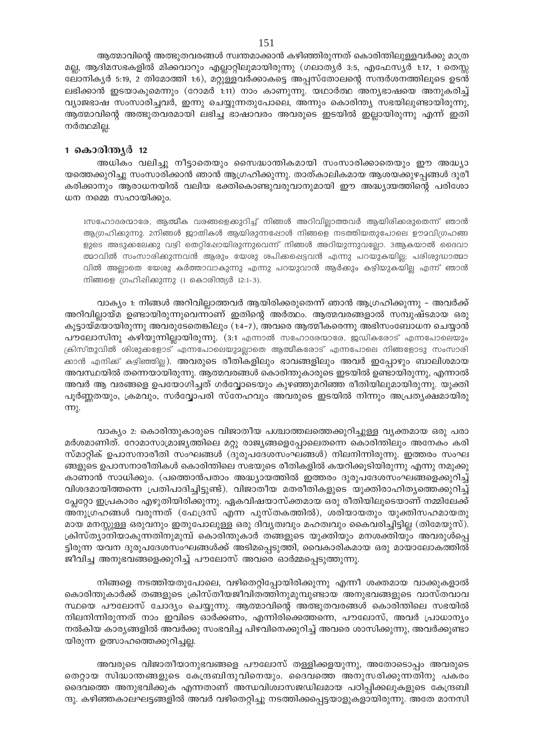ആത്മാവിന്റെ അത്ഭുതവരങ്ങൾ സ്വന്തമാക്കാൻ കഴിഞ്ഞിരുന്നത് കൊരിന്തിലുള്ളവർക്കു മാത്ര മല്ല, ആദിമസഭകളിൽ മിക്കവാറും എല്ലാറ്റിലുമായിരുന്നു (ഗലാത്യർ 3:5, എഫേസ്യർ 1:17, 1 തെസ്സ ലോനികൃർ 5:19, 2 തിമോത്തി 1:6), മറ്റുള്ളവർക്കാകട്ടെ അപ്പസ്തോലന്റെ സന്ദർശനത്തിലൂടെ ഉടൻ ലഭിക്കാൻ ഇടയാകുമെന്നും (റോമർ 1:11) നാം കാണുന്നു. യഥാർത്ഥ അന്യഭാഷയെ അനുകരിച്ച് വ്യാജഭാഷ സംസാരിച്ചവർ, ഇന്നു ചെയ്യുന്നതുപോലെ, അന്നും കൊരിന്ത്യ സഭയിലുണ്ടായിരുന്നു, ആത്മാവിന്റെ അത്ഭുതവരമായി ലഭിച്ച ഭാഷാവരം അവരുടെ ഇടയിൽ ഇല്ലായിരുന്നു എന്ന് ഇതി നർത്ഥമില്ല.

## 1 കൊരിന്ത്യർ 12

അധികം വലിച്ചു നീട്ടാതെയും സൈദ്ധാന്തികമായി സംസാരിക്കാതെയും ഈ അദ്ധ്യാ യത്തെക്കുറിച്ചു സംസാരിക്കാൻ ഞാൻ ആഗ്രഹിക്കുന്നു. താത്കാലികമായ ആശയക്കുഴപ്പങ്ങൾ ദൂരീ കരിക്കാനും ആരാധനയിൽ വലിയ ഭക്തികൊണ്ടുവരുവാനുമായി ഈ അദ്ധ്യായത്തിന്റെ പരിശോ ധന നമ്മെ സഹായിക്കും.

> 1സഹോദരന്മാരേ, ആത്മീക വരങ്ങളെക്കുറിച്ച് നിങ്ങൾ അറിവില്ലാത്തവർ ആയിരിക്കരുതെന്ന് ഞാൻ ആഗ്രഹിക്കുന്നു. 2നിങ്ങൾ ജാതികൾ ആയിരുന്നപ്പോൾ നിങ്ങളെ നടത്തിയതുപോലെ ഊമവിഗ്രഹങ്ങ ളുടെ അടുക്കലേക്കു വഴി തെറ്റിപ്പോയിരുന്നുവെന്ന് നിങ്ങൾ അറിയുന്നുവല്ലോ. 3ആകയാൽ ദൈവാ ത്മാവിൽ സംസാരിക്കുന്നവൻ ആരും യേശു ശപിക്കപ്പെട്ടവൻ എന്നു പറയുകയില്ല; പരിശുദ്ധാത്മാ വിൽ അല്ലാതെ യേശു കർത്താവാകുന്നു എന്നു പറയുവാൻ ആർക്കും കഴിയുകയില്ല എന്ന് ഞാൻ നിങ്ങളെ ഗ്രഹിപ്പിക്കുന്നു (1 കൊരിന്ത്യർ 12:1-3).

വാക്യം 1: നിങ്ങൾ അറിവില്ലാത്തവർ ആയിരിക്കരുതെന്ന് ഞാൻ ആഗ്രഹിക്കുന്നു – അവർക്ക് അറിവില്ലായ്മ ഉണ്ടായിരുന്നുവെന്നാണ് ഇതിന്റെ അർത്ഥം. ആത്മവരങ്ങളാൽ സമ്പുഷ്ടമായ ഒരു കൂട്ടായ്മയായിരുന്നു അവരുടേതെങ്കിലും (1:4-7), അവരെ ആത്മീകരെന്നു അഭിസംബോധന ചെയ്യാൻ പൗലോസിനു കഴിയുന്നില്ലായിരുന്നു. (3:1 എന്നാൽ സഹോദരന്മാരേ, ജഡികരോട് എന്നപോലെയും ക്രിസ്തുവിൽ ശിശുക്കളോട് എന്നപോലെയുമല്ലാതെ ആത്മീകരോട് എന്നപോലെ നിങ്ങളോടു സംസാരി ക്കാൻ എനിക്ക് കഴിഞ്ഞില്ല). അവരുടെ രീതികളിലും ഭാവങ്ങളിലും അവർ ഇപ്പോഴും ബാലിശമായ അവസ്ഥയിൽ തന്നെയായിരുന്നു. ആത്മവരങ്ങൾ കൊരിന്തുകാരുടെ ഇടയിൽ ഉണ്ടായിരുന്നു, എന്നാൽ അവർ ആ വരങ്ങളെ ഉപയോഗിച്ചത് ഗർവ്വോടെയും കുഴഞ്ഞുമറിഞ്ഞ രീതിയിലുമായിരുന്നു. യുക്തി പൂർണ്ണതയും, ക്രമവും, സർവ്വോപരി സ്നേഹവും അവരുടെ ഇടയിൽ നിന്നും അപ്രത്യക്ഷമായിരു ന്നു.

വാക്യം 2: കൊരിന്തുകാരുടെ വിജാതീയ പശ്ചാത്തലത്തെക്കുറിച്ചുള്ള വ്യക്തമായ ഒരു പരാ മർശമാണിത്. റോമാസാമ്രാജ്യത്തിലെ മറ്റു രാജ്യങ്ങളെപ്പോലെതന്നെ കൊരിന്തിലും അനേകം കരി സ്മാറ്റിക് ഉപാസനാരീതി സംഘങ്ങൾ (ദുരുപദേശസംഘങ്ങൾ) നിലനിന്നിരുന്നു. ഇത്തരം സംഘ ങ്ങളുടെ ഉപാസനാരീതികൾ കൊരിന്തിലെ സഭയുടെ രീതികളിൽ കയറിക്കൂടിയിരുന്നു എന്നു നമുക്കു കാണാൻ സാധിക്കും. (പത്തൊൻപതാം അദ്ധ്യായത്തിൽ ഇത്തരം ദുരുപദേശസംഘങ്ങളെക്കുറിച്ച് വിശദമായിത്തന്നെ പ്രതിപാദിച്ചിട്ടുണ്ട്). വിജാതീയ മതരീതികളുടെ യുക്തിരാഹിത്യത്തെക്കുറിച്ച് പ്ലേറ്റോ ഇപ്രകാരം എഴുതിയിരിക്കുന്നു. ഏകവിഷയാസ്ക്തമായ ഒരു രീതിയിലൂടെയാണ് നമ്മിലേക്ക് അനുഗ്രഹങ്ങൾ വരുന്നത് (ഫേദ്രസ് എന്ന പുസ്തകത്തിൽ), ശരിയായതും യുക്തിസഹമായതു മായ മനസ്സുള്ള ഒരുവനും ഇതുപോലുള്ള ഒരു ദിവ്യത്വവും മഹത്വവും കൈവരിച്ചിട്ടില്ല (തിമേയൂസ്). ക്രിസ്ത്യാനിയാകുന്നതിനുമുമ്പ് കൊരിന്തുകാർ തങ്ങളുടെ യുക്തിയും മനശക്തിയും അവരുൾപ്പെ ട്ടിരുന്ന യവന ദുരുപദേശസംഘങ്ങൾക്ക് അടിമപ്പെടുത്തി, വൈകാരികമായ ഒരു മായാലോകത്തിൽ ജീവിച്ച അനുഭവങ്ങളെക്കുറിച്ച് പൗലോസ് അവരെ ഓർമ്മപ്പെടുത്തുന്നു.

നിങ്ങളെ നടത്തിയതുപോലെ, വഴിതെറ്റിപ്പോയിരിക്കുന്നു എന്നീ ശക്തമായ വാക്കുകളാൽ കൊരിന്തുകാർക്ക് തങ്ങളുടെ ക്രിസ്തീയജീവിതത്തിനുമുമ്പുണ്ടായ അനുഭവങ്ങളുടെ വാസ്തവാവ സ്ഥയെ പൗലോസ് ചോദ്യം ചെയ്യുന്നു. ആത്മാവിന്റെ അത്ഭുതവരങ്ങൾ കൊരിന്തിലെ സഭയിൽ നിലനിന്നിരുന്നത് നാം ഇവിടെ ഓർക്കണം, എന്നിരിക്കെത്തന്നെ, പൗലോസ്, അവർ പ്രാധാന്യം നൽകിയ കാര്യങ്ങളിൽ അവർക്കു സംഭവിച്ച പിഴവിനെക്കുറിച്ച് അവരെ ശാസിക്കുന്നു, അവർക്കുണ്ടാ യിരുന്ന ഉത്സാഹത്തെക്കുറിച്ചല്ല.

അവരുടെ വിജാതീയാനുഭവങ്ങളെ പൗലോസ് തള്ളിക്കളയുന്നു, അതോടൊപ്പം അവരുടെ തെറ്റായ സിദ്ധാന്തങ്ങളുടെ കേന്ദ്രബിന്ദുവിനെയും. ദൈവത്തെ അനുസരിക്കുന്നതിനു പകരം ദൈവത്തെ അനുഭവിക്കുക എന്നതാണ് അന്ധവിശ്വാസജഡിലമായ പഠിപ്പിക്കലുകളുടെ കേന്ദ്രബി ന്ദു. കഴിഞ്ഞകാലഘട്ടങ്ങളിൽ അവർ വഴിതെറ്റിച്ചു നടത്തിക്കപ്പെട്ടയാളുകളായിരുന്നു. അതേ മാനസി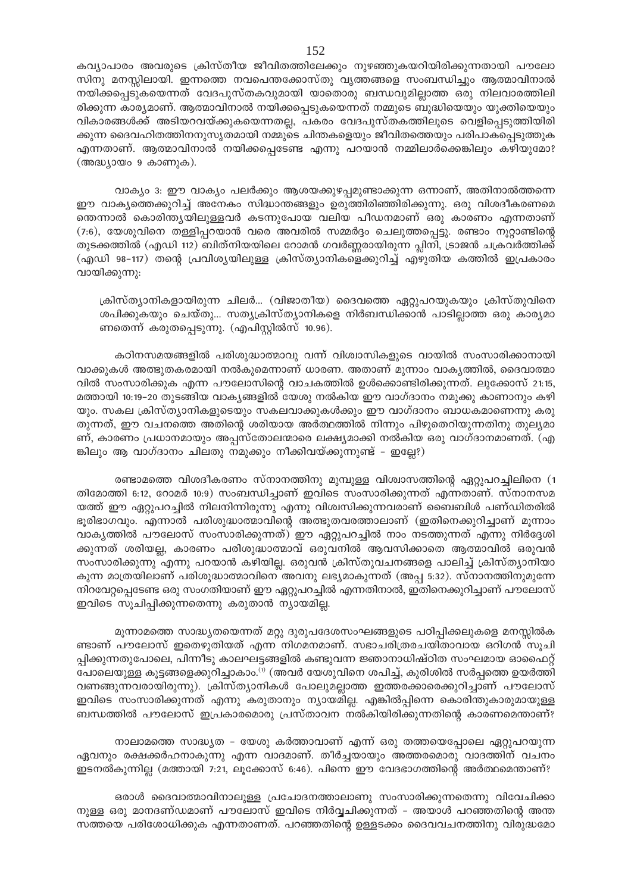കവ്യാപാരം അവരുടെ ക്രിസ്തീയ ജീവിതത്തിലേക്കും നുഴഞ്ഞുകയറിയിരിക്കുന്നതായി പൗലോസിനു മനസ്സിലായി. ഇന്നത്തെ നവപെന്തക്കോസ്തു വൃത്തങ്ങളെ സംബന്ധിച്ചും ആത്മാവിനാൽ നയിക്കപ്പെടുകയെന്നത് വേദപുസ്തകവുമായി യാതൊരു ബന്ധവുമില്ലാത്ത ഒരു നിലവാരത്തിലിരിക്കുന്ന കാര്യമാണ്. ആത്മാവിനാൽ നയിക്കപ്പെടുകയെന്നത് നമ്മുടെ ബുദ്ധിയെയും യുക്തിയെയും വികാരങ്ങൾക്ക് അടിയറവയ്ക്കുകയെന്നതല്ല, പകരം വേദപുസ്തകത്തിലൂടെ വെളിപ്പെടുത്തിയിരിക്കുന്ന ദൈവഹിതത്തിനനുസൃതമായി നമ്മുടെ ചിന്തകളെയും ജീവിതത്തെയും പരിപാകപ്പെടുത്തുക എന്നതാണ്. ആത്മാവിനാൽ നയിക്കപ്പെടേണ്ട എന്നു പറയാൻ നമ്മിലാർക്കെങ്കിലും കഴിയുമോ? (അദ്ധ്യായം 9 കാണുക).

വാക്യം 3: ഈ വാക്യം പലർക്കും ആശയക്കുഴപ്പമുണ്ടാക്കുന്ന ഒന്നാണ്, അതിനാൽത്തന്നെ ഈ വാക്യത്തെക്കുറിച്ച് അനേകം സിദ്ധാന്തങ്ങളും ഉരുത്തിരിഞ്ഞിരിക്കുന്നു. ഒരു വിശദീകരണമെന്തെന്നാൽ കൊരിന്ത്യയിലുള്ളവർ കടന്നുപോയ വലിയ പീഡനമാണ് ഒരു കാരണം എന്നതാണ് (7:6), യേശുവിനെ തള്ളിപ്പറയാൻ വരെ അവരിൽ സമ്മർദ്ദം ചെലുത്തപ്പെട്ടു. രണ്ടാം നൂറ്റാണ്ടിന്റെ തുടക്കത്തിൽ (എഡി 112) ബിത്നിയയിലെ റോമൻ ഗവർണ്ണരായിരുന്ന പ്ലിനി, ട്രാജൻ ചക്രവർത്തിക്ക് (എഡി 98–117) തന്റെ പ്രവിശ്യയിലുള്ള ക്രിസ്ത്യാനികളെക്കുറിച്ച് എഴുതിയ കത്തിൽ ഇപ്രകാരം വായിക്കുന്നു:

> ക്രിസ്ത്യാനികളായിരുന്ന ചിലർ... (വിജാതീയ) ദൈവത്തെ ഏറ്റുപറയുകയും ക്രിസ്തുവിനെ ശപിക്കുകയും ചെയ്തു... സത്യക്രിസ്ത്യാനികളെ നിർബന്ധിക്കാൻ പാടില്ലാത്ത ഒരു കാര്യമാണതെന്ന് കരുതപ്പെടുന്നു. (എപിസ്റ്റിൽസ് 10.96).

കഠിനസമയങ്ങളിൽ പരിശുദ്ധാത്മാവു വന്ന് വിശ്വാസികളുടെ വായിൽ സംസാരിക്കാനായി വാക്കുകൾ അത്ഭുതകരമായി നൽകുമെന്നാണ് ധാരണ. അതാണ് മൂന്നാം വാക്യത്തിൽ, ദൈവാത്മാവിൽ സംസാരിക്കുക എന്ന പൗലോസിന്റെ വാചകത്തിൽ ഉൾക്കൊണ്ടിരിക്കുന്നത്. ലൂക്കോസ് 21:15, മത്തായി 10:19–20 തുടങ്ങിയ വാക്യങ്ങളിൽ യേശു നൽകിയ ഈ വാഗ്ദാനം നമുക്കു കാണാനും കഴിയും. സകല ക്രിസ്ത്യാനികളുടെയും സകലവാക്കുകൾക്കും ഈ വാഗ്ദാനം ബാധകമാണെന്നു കരുതുന്നത്, ഈ വചനത്തെ അതിന്റെ ശരിയായ അർത്ഥത്തിൽ നിന്നും പിഴുതെറിയുന്നതിനു തുല്യമാണ്, കാരണം പ്രധാനമായും അപ്പസ്തോലന്മാരെ ലക്ഷ്യമാക്കി നൽകിയ ഒരു വാഗ്ദാനമാണത്. (എങ്കിലും ആ വാഗ്ദാനം ചിലതു നമുക്കും നീക്കിവയ്ക്കുന്നുണ്ട് – ഇല്ലേ?)

രണ്ടാമത്തെ വിശദീകരണം സ്നാനത്തിനു മുമ്പുള്ള വിശ്വാസത്തിന്റെ ഏറ്റുപറച്ചിലിനെ (1 തിമോത്തി 6:12, റോമർ 10:9) സംബന്ധിച്ചാണ് ഇവിടെ സംസാരിക്കുന്നത് എന്നതാണ്. സ്നാനസമയത്ത് ഈ ഏറ്റുപറച്ചിൽ നിലനിന്നിരുന്നു എന്നു വിശ്വസിക്കുന്നവരാണ് ബൈബിൾ പണ്ഡിതരിൽ ഭൂരിഭാഗവും. എന്നാൽ പരിശുദ്ധാത്മാവിന്റെ അത്ഭുതവരത്താലാണ് (ഇതിനെക്കുറിച്ചാണ് മൂന്നാം വാക്യത്തിൽ പൗലോസ് സംസാരിക്കുന്നത്) ഈ ഏറ്റുപറച്ചിൽ നാം നടത്തുന്നത് എന്നു നിർദ്ദേശിക്കുന്നത് ശരിയല്ല, കാരണം പരിശുദ്ധാത്മാവ് ഒരുവനിൽ ആവസിക്കാതെ ആത്മാവിൽ ഒരുവൻ സംസാരിക്കുന്നു എന്നു പറയാൻ കഴിയില്ല. ഒരുവൻ ക്രിസ്തുവചനങ്ങളെ പാലിച്ച് ക്രിസ്ത്യാനിയാകുന്ന മാത്രയിലാണ് പരിശുദ്ധാത്മാവിനെ അവനു ലഭ്യമാകുന്നത് (അപ്പ 5:32). സ്നാനത്തിനുമുന്നേ നിറവേറ്റപ്പെടേണ്ട ഒരു സംഗതിയാണ് ഈ ഏറ്റുപറച്ചിൽ എന്നതിനാൽ, ഇതിനെക്കുറിച്ചാണ് പൗലോസ് ഇവിടെ സൂചിപ്പിക്കുന്നതെന്നു കരുതാൻ ന്യായമില്ല.

മൂന്നാമത്തെ സാദ്ധ്യതയെന്നത് മറ്റു ദുരുപദേശസംഘങ്ങളുടെ പഠിപ്പിക്കലുകളെ മനസ്സിൽകണ്ടാണ് പൗലോസ് ഇതെഴുതിയത് എന്ന നിഗമനമാണ്. സഭാചരിത്രരചയിതാവായ ഒറിഗൻ സൂചിപ്പിക്കുന്നതുപോലെ, പിന്നീടു കാലഘട്ടങ്ങളിൽ കണ്ടുവന്ന ജ്ഞാനാധിഷ്ഠിത സംഘമായ ഓഫൈറ്റ് പോലെയുള്ള കൂട്ടങ്ങളെക്കുറിച്ചാകാം.[1] (അവർ യേശുവിനെ ശപിച്ച്, കുരിശിൽ സർപ്പത്തെ ഉയർത്തി വണങ്ങുന്നവരായിരുന്നു). ക്രിസ്ത്യാനികൾ പോലുമല്ലാത്ത ഇത്തരക്കാരെക്കുറിച്ചാണ് പൗലോസ് ഇവിടെ സംസാരിക്കുന്നത് എന്നു കരുതാനും ന്യായമില്ല. എങ്കിൽപ്പിന്നെ കൊരിന്തുകാരുമായുള്ള ബന്ധത്തിൽ പൗലോസ് ഇപ്രകാരമൊരു പ്രസ്താവന നൽകിയിരിക്കുന്നതിന്റെ കാരണമെന്താണ്?

നാലാമത്തെ സാദ്ധ്യത – യേശു കർത്താവാണ് എന്ന് ഒരു തത്തയെപ്പോലെ ഏറ്റുപറയുന്ന ഏവനും രക്ഷക്കർഹനാകുന്നു എന്ന വാദമാണ്. തീർച്ചയായും അത്തരമൊരു വാദത്തിന് വചനം ഇടനൽകുന്നില്ല (മത്തായി 7:21, ലൂക്കോസ് 6:46). പിന്നെ ഈ വേദഭാഗത്തിന്റെ അർത്ഥമെന്താണ്?

ഒരാൾ ദൈവാത്മാവിനാലുള്ള പ്രചോദനത്താലാണു സംസാരിക്കുന്നതെന്നു വിവേചിക്കാനുള്ള ഒരു മാനദണ്ഡമാണ് പൗലോസ് ഇവിടെ നിർവ്വചിക്കുന്നത് – അയാൾ പറഞ്ഞതിന്റെ അന്തസത്തയെ പരിശോധിക്കുക എന്നതാണത്. പറഞ്ഞതിന്റെ ഉള്ളടക്കം ദൈവവചനത്തിനു വിരുദ്ധമോ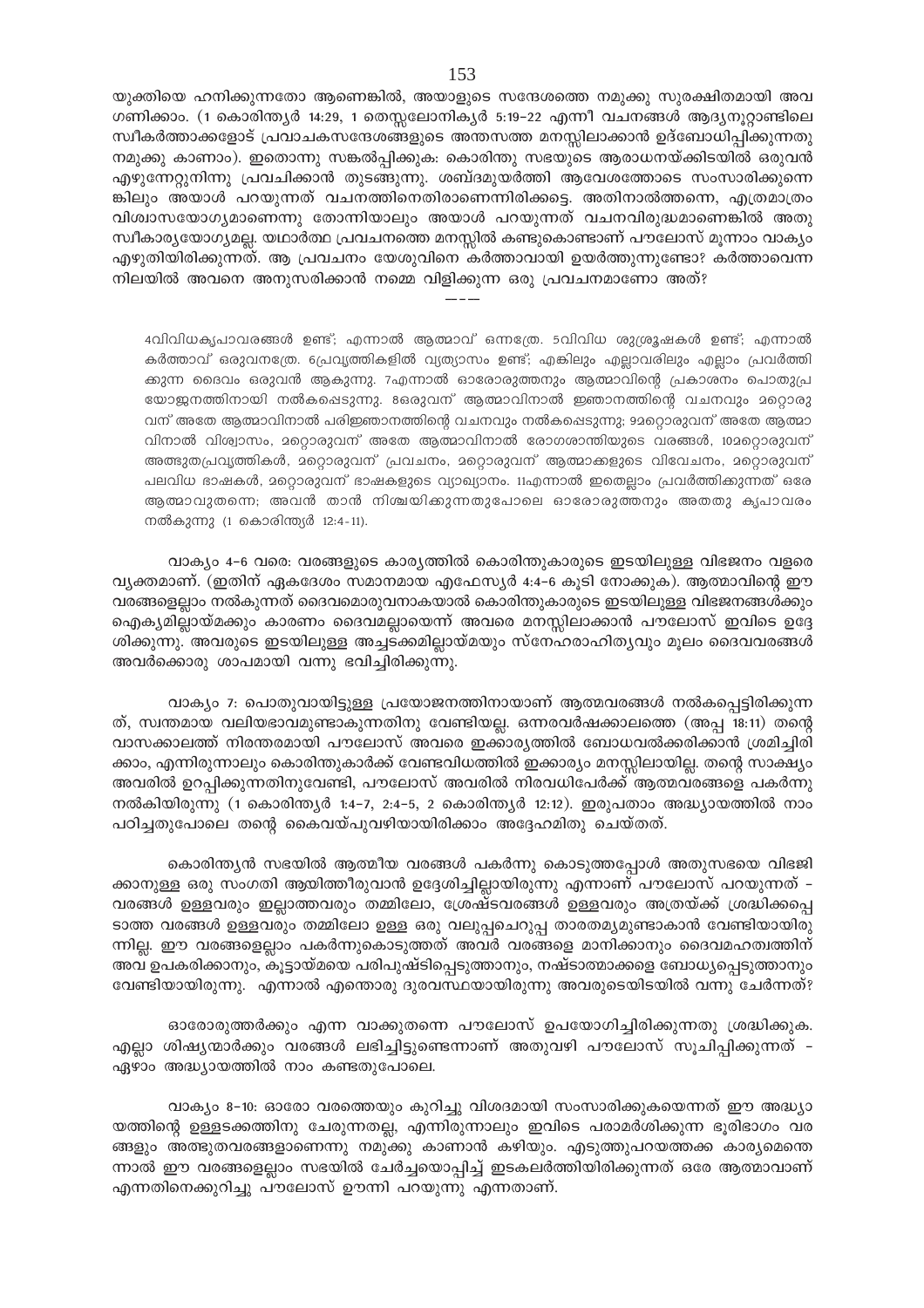യുക്തിയെ ഹനിക്കുന്നതോ ആണെങ്കിൽ, അയാളുടെ സന്ദേശത്തെ നമുക്കു സുരക്ഷിതമായി അവ ഗണിക്കാം. (1 കൊരിന്ത്യർ 14:29, 1 തെസ്സലോനിക്യർ 5:19–22 എന്നീ വചനങ്ങൾ ആദ്യനൂറ്റാണ്ടിലെ സ്വീകർത്താക്കളോട് പ്രവാചകസന്ദേശങ്ങളുടെ അന്തസത്ത മനസ്സിലാക്കാൻ ഉദ്ബോധിപ്പിക്കുന്നതു നമുക്കു കാണാം). ഇതൊന്നു സങ്കൽപ്പിക്കുക: കൊരിന്തു സഭയുടെ ആരാധനയ്ക്കിടയിൽ ഒരുവൻ എഴുന്നേറ്റുനിന്നു പ്രവചിക്കാൻ തുടങ്ങുന്നു. ശബ്ദമുയർത്തി ആവേശത്തോടെ സംസാരിക്കുന്നെങ്കിലും അയാൾ പറയുന്നത് വചനത്തിനെതിരാണെന്നിരിക്കട്ടെ. അതിനാൽത്തന്നെ, എത്രമാത്രം വിശ്വാസയോഗ്യമാണെന്നു തോന്നിയാലും അയാൾ പറയുന്നത് വചനവിരുദ്ധമാണെങ്കിൽ അതു സ്വീകാര്യയോഗ്യമല്ല. യഥാർത്ഥ പ്രവചനത്തെ മനസ്സിൽ കണ്ടുകൊണ്ടാണ് പൗലോസ് മൂന്നാം വാക്യം എഴുതിയിരിക്കുന്നത്. ആ പ്രവചനം യേശുവിനെ കർത്താവായി ഉയർത്തുന്നുണ്ടോ? കർത്താവെന്ന നിലയിൽ അവനെ അനുസരിക്കാൻ നമ്മെ വിളിക്കുന്ന ഒരു പ്രവചനമാണോ അത്?

---

4വിവിധകൃപാവരങ്ങൾ ഉണ്ട്; എന്നാൽ ആത്മാവ് ഒന്നത്രേ. 5വിവിധ ശുശ്രൂഷകൾ ഉണ്ട്; എന്നാൽ കർത്താവ് ഒരുവനത്രേ. 6പ്രവൃത്തികളിൽ വ്യത്യാസം ഉണ്ട്; എങ്കിലും എല്ലാവരിലും എല്ലാം പ്രവർത്തിക്കുന്ന ദൈവം ഒരുവൻ ആകുന്നു. 7എന്നാൽ ഓരോരുത്തനും ആത്മാവിന്റെ പ്രകാശനം പൊതുപ്രയോജനത്തിനായി നൽകപ്പെടുന്നു. 8ഒരുവന് ആത്മാവിനാൽ ജ്ഞാനത്തിന്റെ വചനവും മറ്റൊരുവന് അതേ ആത്മാവിനാൽ പരിജ്ഞാനത്തിന്റെ വചനവും നൽകപ്പെടുന്നു; 9മറ്റൊരുവന് അതേ ആത്മാവിനാൽ വിശ്വാസം, മറ്റൊരുവന് അതേ ആത്മാവിനാൽ രോഗശാന്തിയുടെ വരങ്ങൾ, 10മറ്റൊരുവന് അത്ഭുതപ്രവൃത്തികൾ, മറ്റൊരുവന് പ്രവചനം, മറ്റൊരുവന് ആത്മാക്കളുടെ വിവേചനം, മറ്റൊരുവന് പലവിധ ഭാഷകൾ, മറ്റൊരുവന് ഭാഷകളുടെ വ്യാഖ്യാനം. 11എന്നാൽ ഇതെല്ലാം പ്രവർത്തിക്കുന്നത് ഒരേ ആത്മാവുതന്നെ; അവൻ താൻ നിശ്ചയിക്കുന്നതുപോലെ ഓരോരുത്തനും അതതു കൃപാവരം നൽകുന്നു (1 കൊരിന്ത്യർ 12:4-11).

വാക്യം 4–6 വരെ: വരങ്ങളുടെ കാര്യത്തിൽ കൊരിന്തുകാരുടെ ഇടയിലുള്ള വിഭജനം വളരെ വ്യക്തമാണ്. (ഇതിന് ഏകദേശം സമാനമായ എഫേസ്യർ 4:4–6 കൂടി നോക്കുക). ആത്മാവിന്റെ ഈ വരങ്ങളെല്ലാം നൽകുന്നത് ദൈവമൊരുവനാകയാൽ കൊരിന്തുകാരുടെ ഇടയിലുള്ള വിഭജനങ്ങൾക്കും ഐക്യമില്ലായ്മക്കും കാരണം ദൈവമല്ലായെന്ന് അവരെ മനസ്സിലാക്കാൻ പൗലോസ് ഇവിടെ ഉദ്ദേശിക്കുന്നു. അവരുടെ ഇടയിലുള്ള അച്ചടക്കമില്ലായ്മയും സ്നേഹരാഹിത്യവും മൂലം ദൈവവരങ്ങൾ അവർക്കൊരു ശാപമായി വന്നു ഭവിച്ചിരിക്കുന്നു.

വാക്യം 7: പൊതുവായിട്ടുള്ള പ്രയോജനത്തിനായാണ് ആത്മവരങ്ങൾ നൽകപ്പെട്ടിരിക്കുന്നത്, സ്വന്തമായ വലിയഭാവമുണ്ടാകുന്നതിനു വേണ്ടിയല്ല. ഒന്നരവർഷക്കാലത്തെ (അപ്പ 18:11) തന്റെ വാസക്കാലത്ത് നിരന്തരമായി പൗലോസ് അവരെ ഇക്കാര്യത്തിൽ ബോധവൽക്കരിക്കാൻ ശ്രമിച്ചിരിക്കാം, എന്നിരുന്നാലും കൊരിന്തുകാർക്ക് വേണ്ടവിധത്തിൽ ഇക്കാര്യം മനസ്സിലായില്ല. തന്റെ സാക്ഷ്യം അവരിൽ ഉറപ്പിക്കുന്നതിനുവേണ്ടി, പൗലോസ് അവരിൽ നിരവധിപേർക്ക് ആത്മവരങ്ങളെ പകർന്നു നൽകിയിരുന്നു (1 കൊരിന്ത്യർ 1:4–7, 2:4–5, 2 കൊരിന്ത്യർ 12:12). ഇരുപതാം അദ്ധ്യായത്തിൽ നാം പഠിച്ചതുപോലെ തന്റെ കൈവയ്പുവഴിയായിരിക്കാം അദ്ദേഹമിതു ചെയ്തത്.

കൊരിന്ത്യൻ സഭയിൽ ആത്മീയ വരങ്ങൾ പകർന്നു കൊടുത്തപ്പോൾ അതുസഭയെ വിഭജിക്കാനുള്ള ഒരു സംഗതി ആയിത്തീരുവാൻ ഉദ്ദേശിച്ചില്ലായിരുന്നു എന്നാണ് പൗലോസ് പറയുന്നത് – വരങ്ങൾ ഉള്ളവരും ഇല്ലാത്തവരും തമ്മിലോ, ശ്രേഷ്ടവരങ്ങൾ ഉള്ളവരും അത്രയ്ക്ക് ശ്രദ്ധിക്കപ്പെടാത്ത വരങ്ങൾ ഉള്ളവരും തമ്മിലോ ഉള്ള ഒരു വലുപ്പചെറുപ്പ താരതമ്യമുണ്ടാകാൻ വേണ്ടിയായിരുന്നില്ല. ഈ വരങ്ങളെല്ലാം പകർന്നുകൊടുത്തത് അവർ വരങ്ങളെ മാനിക്കാനും ദൈവമഹത്വത്തിന് അവ ഉപകരിക്കാനും, കൂട്ടായ്മയെ പരിപുഷ്ടിപ്പെടുത്താനും, നഷ്ടാത്മാക്കളെ ബോധ്യപ്പെടുത്താനും വേണ്ടിയായിരുന്നു. എന്നാൽ എന്തൊരു ദുരവസ്ഥയായിരുന്നു അവരുടെയിടയിൽ വന്നു ചേർന്നത്?

ഓരോരുത്തർക്കും എന്ന വാക്കുതന്നെ പൗലോസ് ഉപയോഗിച്ചിരിക്കുന്നതു ശ്രദ്ധിക്കുക. എല്ലാ ശിഷ്യന്മാർക്കും വരങ്ങൾ ലഭിച്ചിട്ടുണ്ടെന്നാണ് അതുവഴി പൗലോസ് സൂചിപ്പിക്കുന്നത് – ഏഴാം അദ്ധ്യായത്തിൽ നാം കണ്ടതുപോലെ.

വാക്യം 8–10: ഓരോ വരത്തെയും കുറിച്ചു വിശദമായി സംസാരിക്കുകയെന്നത് ഈ അദ്ധ്യായത്തിന്റെ ഉള്ളടക്കത്തിനു ചേരുന്നതല്ല, എന്നിരുന്നാലും ഇവിടെ പരാമർശിക്കുന്ന ഭൂരിഭാഗം വരങ്ങളും അത്ഭുതവരങ്ങളാണെന്നു നമുക്കു കാണാൻ കഴിയും. എടുത്തുപറയത്തക്ക കാര്യമെന്തെന്നാൽ ഈ വരങ്ങളെല്ലാം സഭയിൽ ചേർച്ചയൊപ്പിച്ച് ഇടകലർത്തിയിരിക്കുന്നത് ഒരേ ആത്മാവാണ് എന്നതിനെക്കുറിച്ചു പൗലോസ് ഊന്നി പറയുന്നു എന്നതാണ്.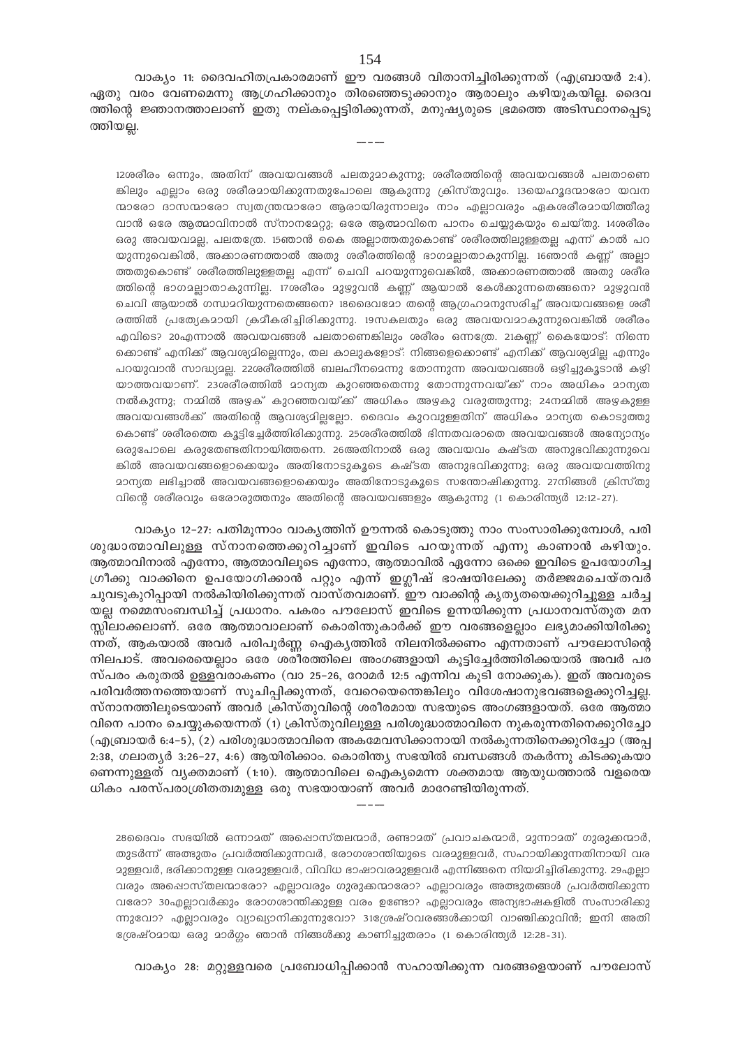വാക്യം 11: ദൈവഹിതപ്രകാരമാണ് ഈ വരങ്ങൾ വിതാനിച്ചിരിക്കുന്നത് (എബ്രായർ 2:4). ഏതു വരം വേണമെന്നു ആഗ്രഹിക്കാനും തിരഞ്ഞെടുക്കാനും ആരാലും കഴിയുകയില്ല. ദൈവത്തിന്റെ ജ്ഞാനത്താലാണ് ഇതു നല്കപ്പെട്ടിരിക്കുന്നത്, മനുഷ്യരുടെ ഭ്രമത്തെ അടിസ്ഥാനപ്പെടുത്തിയല്ല.

---

12ശരീരം ഒന്നും, അതിന് അവയവങ്ങൾ പലതുമാകുന്നു; ശരീരത്തിന്റെ അവയവങ്ങൾ പലതാണെങ്കിലും എല്ലാം ഒരു ശരീരമായിരിക്കുന്നതുപോലെ ആകുന്നു ക്രിസ്തുവും. 13യെഹൂദന്മാരോ യവനന്മാരോ ദാസന്മാരോ സ്വതന്ത്രന്മാരോ ആരായിരുന്നാലും നാം എല്ലാവരും ഏകശരീരമായിത്തീരുവാൻ ഒരേ ആത്മാവിനാൽ സ്നാനമേറ്റു; ഒരേ ആത്മാവിനെ പാനം ചെയ്യുകയും ചെയ്തു. 14ശരീരം ഒരു അവയവമല്ല, പലതത്രേ. 15ഞാൻ കൈ അല്ലാത്തതുകൊണ്ട് ശരീരത്തിലുള്ളതല്ല എന്ന് കാൽ പറയുന്നുവെങ്കിൽ, അക്കാരണത്താൽ അതു ശരീരത്തിന്റെ ഭാഗമല്ലാതാകുന്നില്ല. 16ഞാൻ കണ്ണ് അല്ലാത്തതുകൊണ്ട് ശരീരത്തിലുള്ളതല്ല എന്ന് ചെവി പറയുന്നുവെങ്കിൽ, അക്കാരണത്താൽ അതു ശരീരത്തിന്റെ ഭാഗമല്ലാതാകുന്നില്ല. 17ശരീരം മുഴുവൻ കണ്ണ് ആയാൽ കേൾക്കുന്നതെങ്ങനെ? മുഴുവൻ ചെവി ആയാൽ ഗന്ധമറിയുന്നതെങ്ങനെ? 18ദൈവമോ തന്റെ ആഗ്രഹമനുസരിച്ച് അവയവങ്ങളെ ശരീരത്തിൽ പ്രത്യേകമായി ക്രമീകരിച്ചിരിക്കുന്നു. 19സകലതും ഒരു അവയവമാകുന്നുവെങ്കിൽ ശരീരം എവിടെ? 20എന്നാൽ അവയവങ്ങൾ പലതാണെങ്കിലും ശരീരം ഒന്നത്രേ. 21കണ്ണ് കൈയോട്: നിന്നെക്കൊണ്ട് എനിക്ക് ആവശ്യമില്ലെന്നും, തല കാലുകളോട്: നിങ്ങളെക്കൊണ്ട് എനിക്ക് ആവശ്യമില്ല എന്നും പറയുവാൻ സാദ്ധ്യമല്ല. 22ശരീരത്തിൽ ബലഹീനമെന്നു തോന്നുന്ന അവയവങ്ങൾ ഒഴിച്ചുകൂടാൻ കഴിയാത്തവയാണ്. 23ശരീരത്തിൽ മാന്യത കുറഞ്ഞതെന്നു തോന്നുന്നവയ്ക്ക് നാം അധികം മാന്യത നൽകുന്നു; നമ്മിൽ അഴക് കുറഞ്ഞവയ്ക്ക് അധികം അഴകു വരുത്തുന്നു; 24നമ്മിൽ അഴകുള്ള അവയവങ്ങൾക്ക് അതിന്റെ ആവശ്യമില്ലല്ലോ. ദൈവം കുറവുള്ളതിന് അധികം മാന്യത കൊടുത്തുകൊണ്ട് ശരീരത്തെ കൂട്ടിച്ചേർത്തിരിക്കുന്നു. 25ശരീരത്തിൽ ഭിന്നതവരാതെ അവയവങ്ങൾ അന്യോന്യം ഒരുപോലെ കരുതേണ്ടതിനായിത്തന്നെ. 26അതിനാൽ ഒരു അവയവം കഷ്ടത അനുഭവിക്കുന്നുവെങ്കിൽ അവയവങ്ങളൊക്കെയും അതിനോടുകൂടെ കഷ്ടത അനുഭവിക്കുന്നു; ഒരു അവയവത്തിനു മാന്യത ലഭിച്ചാൽ അവയവങ്ങളൊക്കെയും അതിനോടുകൂടെ സന്തോഷിക്കുന്നു. 27നിങ്ങൾ ക്രിസ്തുവിന്റെ ശരീരവും ഒരോരുത്തനും അതിന്റെ അവയവങ്ങളും ആകുന്നു (1 കൊരിന്ത്യർ 12:12-27).

വാക്യം 12-27: പതിമൂന്നാം വാക്യത്തിന് ഊന്നൽ കൊടുത്തു നാം സംസാരിക്കുമ്പോൾ, പരിശുദ്ധാത്മാവിലുള്ള സ്നാനത്തെക്കുറിച്ചാണ് ഇവിടെ പറയുന്നത് എന്നു കാണാൻ കഴിയും. ആത്മാവിനാൽ എന്നോ, ആത്മാവിലൂടെ എന്നോ, ആത്മാവിൽ ഏന്നോ ഒക്കെ ഇവിടെ ഉപയോഗിച്ച ഗ്രീക്കു വാക്കിനെ ഉപയോഗിക്കാൻ പറ്റും എന്ന് ഇംഗ്ലീഷ് ഭാഷയിലേക്കു തർജ്ജമചെയ്തവർ ചുവടുകുറിപ്പായി നൽകിയിരിക്കുന്നത് വാസ്തവമാണ്. ഈ വാക്കിന്റെ കൃത്യതയെക്കുറിച്ചുള്ള ചർച്ചയല്ല നമ്മെസംബന്ധിച്ച് പ്രധാനം. പകരം പൗലോസ് ഇവിടെ ഉന്നയിക്കുന്ന പ്രധാനവസ്തുത മനസ്സിലാക്കലാണ്. ഒരേ ആത്മാവാലാണ് കൊരിന്തുകാർക്ക് ഈ വരങ്ങളെല്ലാം ലഭ്യമാക്കിയിരിക്കുന്നത്, ആകയാൽ അവർ പരിപൂർണ്ണ ഐക്യത്തിൽ നിലനിൽക്കണം എന്നതാണ് പൗലോസിന്റെ നിലപാട്. അവരെയെല്ലാം ഒരേ ശരീരത്തിലെ അംഗങ്ങളായി കൂട്ടിച്ചേർത്തിരിക്കയാൽ അവർ പരസ്പരം കരുതൽ ഉള്ളവരാകണം (വാ 25-26, റോമർ 12:5 എന്നിവ കൂടി നോക്കുക). ഇത് അവരുടെ പരിവർത്തനത്തെയാണ് സൂചിപ്പിക്കുന്നത്, വേറെയെന്തെങ്കിലും വിശേഷാനുഭവങ്ങളെക്കുറിച്ചല്ല. സ്നാനത്തിലൂടെയാണ് അവർ ക്രിസ്തുവിന്റെ ശരീരമായ സഭയുടെ അംഗങ്ങളായത്. ഒരേ ആത്മാവിനെ പാനം ചെയ്യുകയെന്നത് (1) ക്രിസ്തുവിലുള്ള പരിശുദ്ധാത്മാവിനെ നുകരുന്നതിനെക്കുറിച്ചോ (എബ്രായർ 6:4-5), (2) പരിശുദ്ധാത്മാവിനെ അകമേവസിക്കാനായി നൽകുന്നതിനെക്കുറിച്ചോ (അപ്പ 2:38, ഗലാത്യർ 3:26-27, 4:6) ആയിരിക്കാം. കൊരിന്ത്യ സഭയിൽ ബന്ധങ്ങൾ തകർന്നു കിടക്കുകയാണെന്നുള്ളത് വ്യക്തമാണ് (1:10). ആത്മാവിലെ ഐക്യമെന്ന ശക്തമായ ആയുധത്താൽ വളരെയധികം പരസ്പരാശ്രിതത്വമുള്ള ഒരു സഭയായാണ് അവർ മാറേണ്ടിയിരുന്നത്.

---

28ദൈവം സഭയിൽ ഒന്നാമത് അപ്പൊസ്തലന്മാർ, രണ്ടാമത് പ്രവാചകന്മാർ, മൂന്നാമത് ഗുരുക്കന്മാർ, തുടർന്ന് അത്ഭുതം പ്രവർത്തിക്കുന്നവർ, രോഗശാന്തിയുടെ വരമുള്ളവർ, സഹായിക്കുന്നതിനായി വരമുള്ളവർ, ഭരിക്കാനുള്ള വരമുള്ളവർ, വിവിധ ഭാഷാവരമുള്ളവർ എന്നിങ്ങനെ നിയമിച്ചിരിക്കുന്നു. 29എല്ലാവരും അപ്പൊസ്തലന്മാരോ? എല്ലാവരും ഗുരുക്കന്മാരോ? എല്ലാവരും അത്ഭുതങ്ങൾ പ്രവർത്തിക്കുന്നവരോ? 30എല്ലാവർക്കും രോഗശാന്തിക്കുള്ള വരം ഉണ്ടോ? എല്ലാവരും അന്യഭാഷകളിൽ സംസാരിക്കുന്നുവോ? എല്ലാവരും വ്യാഖ്യാനിക്കുന്നുവോ? 31ശ്രേഷ്ഠവരങ്ങൾക്കായി വാഞ്ഛിക്കുവിൻ; ഇനി അതിശ്രേഷ്ഠമായ ഒരു മാർഗ്ഗം ഞാൻ നിങ്ങൾക്കു കാണിച്ചുതരാം (1 കൊരിന്ത്യർ 12:28-31).

വാക്യം 28: മറ്റുള്ളവരെ പ്രബോധിപ്പിക്കാൻ സഹായിക്കുന്ന വരങ്ങളെയാണ് പൗലോസ്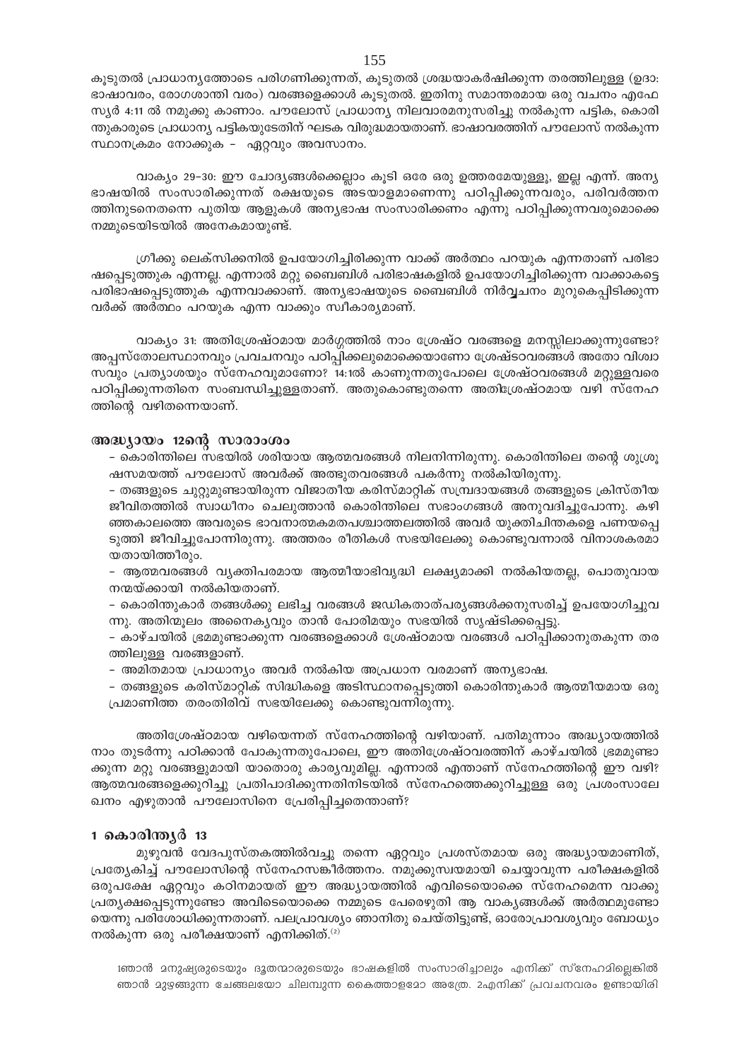കൂടുതൽ പ്രാധാന്യത്തോടെ പരിഗണിക്കുന്നത്, കൂടുതൽ ശ്രദ്ധയാകർഷിക്കുന്ന തരത്തിലുള്ള (ഉദാ: ഭാഷാവരം, രോഗശാന്തി വരം) വരങ്ങളെക്കാൾ കൂടുതൽ. ഇതിനു സമാന്തരമായ ഒരു വചനം എഫേസ്യർ 4:11 ൽ നമുക്കു കാണാം. പൗലോസ് പ്രാധാന്യ നിലവാരമനുസരിച്ചു നൽകുന്ന പട്ടിക, കൊരിന്തുകാരുടെ പ്രാധാന്യ പട്ടികയുടേതിന് ഘടക വിരുദ്ധമായതാണ്. ഭാഷാവരത്തിന് പൗലോസ് നൽകുന്ന സ്ഥാനക്രമം നോക്കുക - ഏറ്റവും അവസാനം.

വാക്യം 29-30: ഈ ചോദ്യങ്ങൾക്കെല്ലാം കൂടി ഒരേ ഒരു ഉത്തരമേയുള്ളു, ഇല്ല എന്ന്. അന്യഭാഷയിൽ സംസാരിക്കുന്നത് രക്ഷയുടെ അടയാളമാണെന്നു പഠിപ്പിക്കുന്നവരും, പരിവർത്തനത്തിനുടനെതന്നെ പുതിയ ആളുകൾ അന്യഭാഷ സംസാരിക്കണം എന്നു പഠിപ്പിക്കുന്നവരുമൊക്കെ നമ്മുടെയിടയിൽ അനേകമായുണ്ട്.

ഗ്രീക്കു ലെക്സിക്കനിൽ ഉപയോഗിച്ചിരിക്കുന്ന വാക്ക് അർത്ഥം പറയുക എന്നതാണ് പരിഭാഷപ്പെടുത്തുക എന്നല്ല. എന്നാൽ മറ്റു ബൈബിൾ പരിഭാഷകളിൽ ഉപയോഗിച്ചിരിക്കുന്ന വാക്കാകട്ടെ പരിഭാഷപ്പെടുത്തുക എന്നവാക്കാണ്. അന്യഭാഷയുടെ ബൈബിൾ നിർവ്വചനം മുറുകെപ്പിടിക്കുന്നവർക്ക് അർത്ഥം പറയുക എന്ന വാക്കും സ്വീകാര്യമാണ്.

വാക്യം 31: അതിശ്രേഷ്ഠമായ മാർഗ്ഗത്തിൽ നാം ശ്രേഷ്ഠ വരങ്ങളെ മനസ്സിലാക്കുന്നുണ്ടോ? അപ്പസ്തോലസ്ഥാനവും പ്രവചനവും പഠിപ്പിക്കലുമൊക്കെയാണോ ശ്രേഷ്ടവരങ്ങൾ അതോ വിശ്വാസവും പ്രത്യാശയും സ്നേഹവുമാണോ? 14:1ൽ കാണുന്നതുപോലെ ശ്രേഷ്ഠവരങ്ങൾ മറ്റുള്ളവരെ പഠിപ്പിക്കുന്നതിനെ സംബന്ധിച്ചുള്ളതാണ്. അതുകൊണ്ടുതന്നെ അതിശ്രേഷ്ഠമായ വഴി സ്നേഹത്തിന്റെ വഴിതന്നെയാണ്.

### അദ്ധ്യായം 12ന്റെ സാരാംശം

- കൊരിന്തിലെ സഭയിൽ ശരിയായ ആത്മവരങ്ങൾ നിലനിന്നിരുന്നു. കൊരിന്തിലെ തന്റെ ശുശ്രൂഷസമയത്ത് പൗലോസ് അവർക്ക് അത്ഭുതവരങ്ങൾ പകർന്നു നൽകിയിരുന്നു.
- തങ്ങളുടെ ചുറ്റുമുണ്ടായിരുന്ന വിജാതീയ കരിസ്മാറ്റിക് സമ്പ്രദായങ്ങൾ തങ്ങളുടെ ക്രിസ്തീയ ജീവിതത്തിൽ സ്വാധീനം ചെലുത്താൻ കൊരിന്തിലെ സഭാംഗങ്ങൾ അനുവദിച്ചുപോന്നു. കഴിഞ്ഞകാലത്തെ അവരുടെ ഭാവനാത്മകമതപശ്ചാത്തലത്തിൽ അവർ യുക്തിചിന്തകളെ പണയപ്പെടുത്തി ജീവിച്ചുപോന്നിരുന്നു. അത്തരം രീതികൾ സഭയിലേക്കു കൊണ്ടുവന്നാൽ വിനാശകരമായതായിത്തീരും.
- ആത്മവരങ്ങൾ വ്യക്തിപരമായ ആത്മീയാഭിവൃദ്ധി ലക്ഷ്യമാക്കി നൽകിയതല്ല, പൊതുവായ നന്മയ്ക്കായി നൽകിയതാണ്.
- കൊരിന്തുകാർ തങ്ങൾക്കു ലഭിച്ച വരങ്ങൾ ജഡികതാത്പര്യങ്ങൾക്കനുസരിച്ച് ഉപയോഗിച്ചുവന്നു. അതിന്മൂലം അനൈക്യവും താൻ പോരിമയും സഭയിൽ സൃഷ്ടിക്കപ്പെട്ടു.
- കാഴ്ചയിൽ ഭ്രമമുണ്ടാക്കുന്ന വരങ്ങളെക്കാൾ ശ്രേഷ്ഠമായ വരങ്ങൾ പഠിപ്പിക്കാനുതകുന്ന തരത്തിലുള്ള വരങ്ങളാണ്.
- അമിതമായ പ്രാധാന്യം അവർ നൽകിയ അപ്രധാന വരമാണ് അന്യഭാഷ.
- തങ്ങളുടെ കരിസ്മാറ്റിക് സിദ്ധികളെ അടിസ്ഥാനപ്പെടുത്തി കൊരിന്തുകാർ ആത്മീയമായ ഒരു പ്രമാണിത്ത തരംതിരിവ് സഭയിലേക്കു കൊണ്ടുവന്നിരുന്നു.

അതിശ്രേഷ്ഠമായ വഴിയെന്നത് സ്നേഹത്തിന്റെ വഴിയാണ്. പതിമൂന്നാം അദ്ധ്യായത്തിൽ നാം തുടർന്നു പഠിക്കാൻ പോകുന്നതുപോലെ, ഈ അതിശ്രേഷ്ഠവരത്തിന് കാഴ്ചയിൽ ഭ്രമമുണ്ടാക്കുന്ന മറ്റു വരങ്ങളുമായി യാതൊരു കാര്യവുമില്ല. എന്നാൽ എന്താണ് സ്നേഹത്തിന്റെ ഈ വഴി? ആത്മവരങ്ങളെക്കുറിച്ചു പ്രതിപാദിക്കുന്നതിനിടയിൽ സ്നേഹത്തെക്കുറിച്ചുള്ള ഒരു പ്രശംസാലേഖനം എഴുതാൻ പൗലോസിനെ പ്രേരിപ്പിച്ചതെന്താണ്?

### 1 കൊരിന്ത്യർ 13

മുഴുവൻ വേദപുസ്തകത്തിൽവച്ചു തന്നെ ഏറ്റവും പ്രശസ്തമായ ഒരു അദ്ധ്യായമാണിത്, പ്രത്യേകിച്ച് പൗലോസിന്റെ സ്നേഹസങ്കീർത്തനം. നമുക്കുസ്വയമായി ചെയ്യാവുന്ന പരീക്ഷകളിൽ ഒരുപക്ഷേ ഏറ്റവും കഠിനമായത് ഈ അദ്ധ്യായത്തിൽ എവിടെയൊക്കെ സ്നേഹമെന്ന വാക്കു പ്രത്യക്ഷപ്പെടുന്നുണ്ടോ അവിടെയൊക്കെ നമ്മുടെ പേരെഴുതി ആ വാക്യങ്ങൾക്ക് അർത്ഥമുണ്ടോയെന്നു പരിശോധിക്കുന്നതാണ്. പലപ്രാവശ്യം ഞാനിതു ചെയ്തിട്ടുണ്ട്, ഓരോപ്രാവശ്യവും ബോധ്യം നൽകുന്ന ഒരു പരീക്ഷയാണ് എനിക്കിത്.[2]

1ഞാൻ മനുഷ്യരുടെയും ദൂതന്മാരുടെയും ഭാഷകളിൽ സംസാരിച്ചാലും എനിക്ക് സ്നേഹമില്ലെങ്കിൽ ഞാൻ മുഴങ്ങുന്ന ചേങ്ങലയോ ചിലമ്പുന്ന കൈത്താളമോ അത്രേ. 2എനിക്ക് പ്രവചനവരം ഉണ്ടായിരി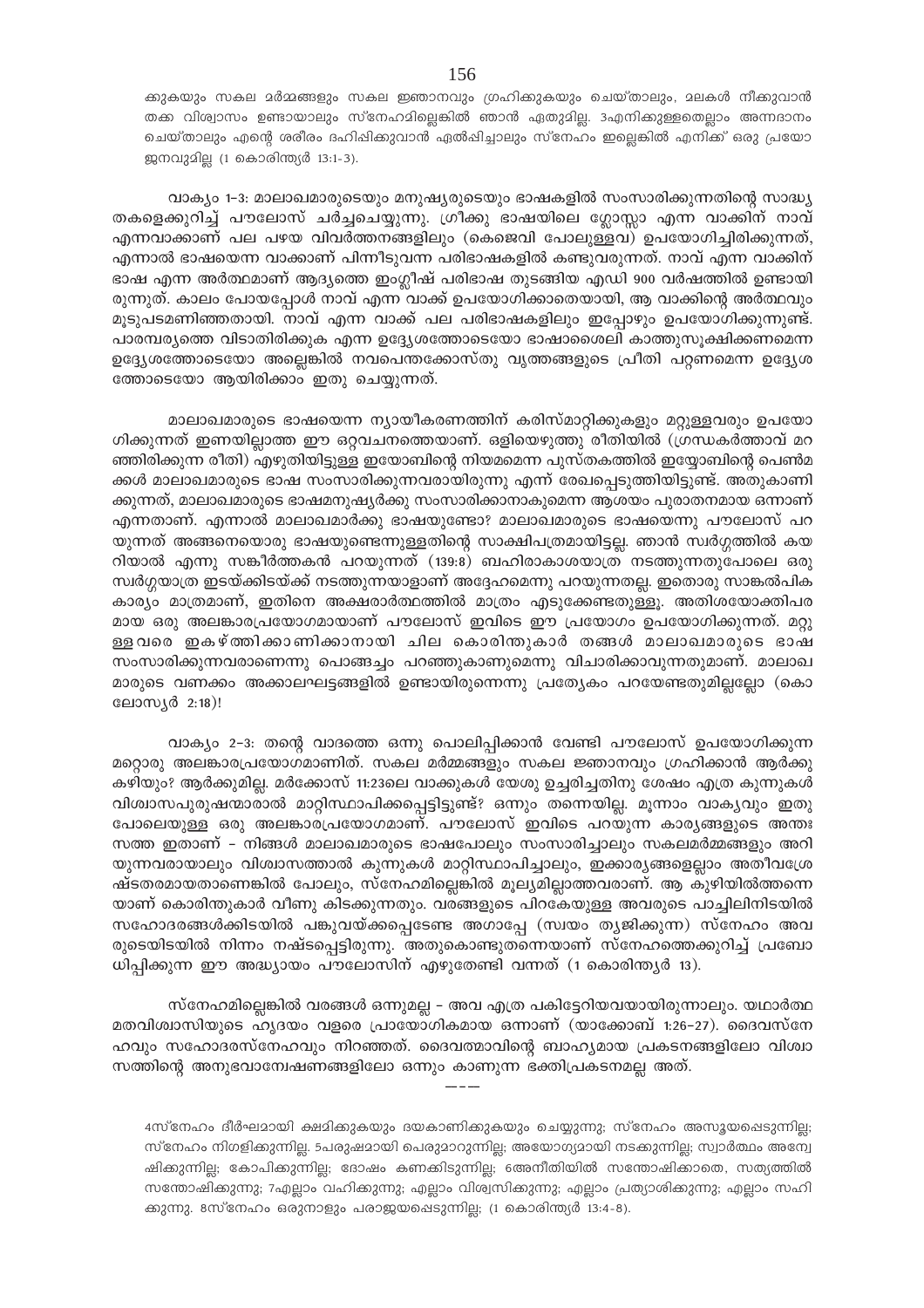ക്കുകയും സകല മർമ്മങ്ങളും സകല ജ്ഞാനവും ഗ്രഹിക്കുകയും ചെയ്താലും, മലകൾ നീക്കുവാൻ തക്ക വിശ്വാസം ഉണ്ടായാലും സ്നേഹമില്ലെങ്കിൽ ഞാൻ ഏതുമില്ല. 3എനിക്കുള്ളതെല്ലാം അന്നദാനം ചെയ്താലും എന്റെ ശരീരം ദഹിപ്പിക്കുവാൻ ഏൽപ്പിച്ചാലും സ്നേഹം ഇല്ലെങ്കിൽ എനിക്ക് ഒരു പ്രയോജനവുമില്ല (1 കൊരിന്ത്യർ 13:1-3).

വാക്യം 1-3: മാലാഖമാരുടെയും മനുഷ്യരുടെയും ഭാഷകളിൽ സംസാരിക്കുന്നതിന്റെ സാദ്ധ്യതകളെക്കുറിച്ച് പൗലോസ് ചർച്ചചെയ്യുന്നു. ഗ്രീക്കു ഭാഷയിലെ ഗ്ലോസ്സാ എന്ന വാക്കിന് നാവ് എന്നവാക്കാണ് പല പഴയ വിവർത്തനങ്ങളിലും (കെജെവി പോലുള്ളവ) ഉപയോഗിച്ചിരിക്കുന്നത്, എന്നാൽ ഭാഷയെന്ന വാക്കാണ് പിന്നീടുവന്ന പരിഭാഷകളിൽ കണ്ടുവരുന്നത്. നാവ് എന്ന വാക്കിന് ഭാഷ എന്ന അർത്ഥമാണ് ആദ്യത്തെ ഇംഗ്ലീഷ് പരിഭാഷ തുടങ്ങിയ എഡി 900 വർഷത്തിൽ ഉണ്ടായിരുന്നുത്. കാലം പോയപ്പോൾ നാവ് എന്ന വാക്ക് ഉപയോഗിക്കാതെയായി, ആ വാക്കിന്റെ അർത്ഥവും മുടുപടമണിഞ്ഞതായി. നാവ് എന്ന വാക്ക് പല പരിഭാഷകളിലും ഇപ്പോഴും ഉപയോഗിക്കുന്നുണ്ട്. പാരമ്പര്യത്തെ വിടാതിരിക്കുക എന്ന ഉദ്ദ്യേശത്തോടെയോ ഭാഷാശൈലി കാത്തുസൂക്ഷിക്കണമെന്ന ഉദ്ദ്യേശത്തോടെയോ അല്ലെങ്കിൽ നവപെന്തക്കോസ്തു വൃത്തങ്ങളുടെ പ്രീതി പറ്റണമെന്ന ഉദ്ദ്യേശത്തോടെയോ ആയിരിക്കാം ഇതു ചെയ്യുന്നത്.

മാലാഖമാരുടെ ഭാഷയെന്ന ന്യായീകരണത്തിന് കരിസ്മാറ്റിക്കുകളും മറ്റുള്ളവരും ഉപയോഗിക്കുന്നത് ഇണയില്ലാത്ത ഈ ഒറ്റവചനത്തെയാണ്. ഒളിയെഴുത്തു രീതിയിൽ (ഗ്രന്ധകർത്താവ് മറഞ്ഞിരിക്കുന്ന രീതി) എഴുതിയിട്ടുള്ള ഇയോബിന്റെ നിയമമെന്ന പുസ്തകത്തിൽ ഇയ്യോബിന്റെ പെൺമക്കൾ മാലാഖമാരുടെ ഭാഷ സംസാരിക്കുന്നവരായിരുന്നു എന്ന് രേഖപ്പെടുത്തിയിട്ടുണ്ട്. അതുകാണിക്കുന്നത്, മാലാഖമാരുടെ ഭാഷമനുഷ്യർക്കു സംസാരിക്കാനാകുമെന്ന ആശയം പുരാതനമായ ഒന്നാണ് എന്നതാണ്. എന്നാൽ മാലാഖമാർക്കു ഭാഷയുണ്ടോ? മാലാഖമാരുടെ ഭാഷയെന്നു പൗലോസ് പറയുന്നത് അങ്ങനെയൊരു ഭാഷയുണ്ടെന്നുള്ളതിന്റെ സാക്ഷിപത്രമായിട്ടല്ല. ഞാൻ സ്വർഗ്ഗത്തിൽ കയറിയാൽ എന്നു സങ്കീർത്തകൻ പറയുന്നത് (139:8) ബഹിരാകാശയാത്ര നടത്തുന്നതുപോലെ ഒരു സ്വർഗ്ഗയാത്ര ഇടയ്ക്കിടയ്ക്ക് നടത്തുന്നയാളാണ് അദ്ദേഹമെന്നു പറയുന്നതല്ല. ഇതൊരു സാങ്കൽപിക കാര്യം മാത്രമാണ്, ഇതിനെ അക്ഷരാർത്ഥത്തിൽ മാത്രം എടുക്കേണ്ടതുള്ളൂ. അതിശയോക്തിപരമായ ഒരു അലങ്കാരപ്രയോഗമായാണ് പൗലോസ് ഇവിടെ ഈ പ്രയോഗം ഉപയോഗിക്കുന്നത്. മറ്റുള്ളവരെ ഇകഴ്ത്തിക്കാണിക്കാനായി ചില കൊരിന്തുകാർ തങ്ങൾ മാലാഖമാരുടെ ഭാഷ സംസാരിക്കുന്നവരാണെന്നു പൊങ്ങച്ചം പറഞ്ഞുകാണുമെന്നു വിചാരിക്കാവുന്നതുമാണ്. മാലാഖമാരുടെ വണക്കം അക്കാലഘട്ടങ്ങളിൽ ഉണ്ടായിരുന്നെന്നു പ്രത്യേകം പറയേണ്ടതുമില്ലല്ലോ (കൊലോസ്യർ 2:18)!

വാക്യം 2-3: തന്റെ വാദത്തെ ഒന്നു പൊലിപ്പിക്കാൻ വേണ്ടി പൗലോസ് ഉപയോഗിക്കുന്ന മറ്റൊരു അലങ്കാരപ്രയോഗമാണിത്. സകല മർമ്മങ്ങളും സകല ജ്ഞാനവും ഗ്രഹിക്കാൻ ആർക്കു കഴിയും? ആർക്കുമില്ല. മർക്കോസ് 11:23ലെ വാക്കുകൾ യേശു ഉച്ചരിച്ചതിനു ശേഷം എത്ര കുന്നുകൾ വിശ്വാസപുരുഷന്മാരാൽ മാറ്റിസ്ഥാപിക്കപ്പെട്ടിട്ടുണ്ട്? ഒന്നും തന്നെയില്ല. മൂന്നാം വാക്യവും ഇതുപോലെയുള്ള ഒരു അലങ്കാരപ്രയോഗമാണ്. പൗലോസ് ഇവിടെ പറയുന്ന കാര്യങ്ങളുടെ അന്തഃസത്ത ഇതാണ് – നിങ്ങൾ മാലാഖമാരുടെ ഭാഷപോലും സംസാരിച്ചാലും സകലമർമ്മങ്ങളും അറിയുന്നവരായാലും വിശ്വാസത്താൽ കുന്നുകൾ മാറ്റിസ്ഥാപിച്ചാലും, ഇക്കാര്യങ്ങളെല്ലാം അതീവശ്രേഷ്ടതരമായതാണെങ്കിൽ പോലും, സ്നേഹമില്ലെങ്കിൽ മൂല്യമില്ലാത്തവരാണ്. ആ കുഴിയിൽത്തന്നെയാണ് കൊരിന്തുകാർ വീണു കിടക്കുന്നതും. വരങ്ങളുടെ പിറകേയുള്ള അവരുടെ പാച്ചിലിനിടയിൽ സഹോദരങ്ങൾക്കിടയിൽ പങ്കുവയ്ക്കപ്പെടേണ്ട അഗാപ്പേ (സ്വയം ത്യജിക്കുന്ന) സ്നേഹം അവരുടെയിടയിൽ നിന്നം നഷ്ടപ്പെട്ടിരുന്നു. അതുകൊണ്ടുതന്നെയാണ് സ്നേഹത്തെക്കുറിച്ച് പ്രബോധിപ്പിക്കുന്ന ഈ അദ്ധ്യായം പൗലോസിന് എഴുതേണ്ടി വന്നത് (1 കൊരിന്ത്യർ 13).

സ്നേഹമില്ലെങ്കിൽ വരങ്ങൾ ഒന്നുമല്ല – അവ എത്ര പകിട്ടേറിയവയായിരുന്നാലും. യഥാർത്ഥ മതവിശ്വാസിയുടെ ഹൃദയം വളരെ പ്രായോഗികമായ ഒന്നാണ് (യാക്കോബ് 1:26–27). ദൈവസ്നേഹവും സഹോദരസ്നേഹവും നിറഞ്ഞത്. ദൈവത്മാവിന്റെ ബാഹ്യമായ പ്രകടനങ്ങളിലോ വിശ്വാസത്തിന്റെ അനുഭവാന്വേഷണങ്ങളിലോ ഒന്നും കാണുന്ന ഭക്തിപ്രകടനമല്ല അത്.

---

4സ്നേഹം ദീർഘമായി ക്ഷമിക്കുകയും ദയകാണിക്കുകയും ചെയ്യുന്നു; സ്നേഹം അസൂയപ്പെടുന്നില്ല; സ്നേഹം നിഗളിക്കുന്നില്ല. 5പരുഷമായി പെരുമാറുന്നില്ല; അയോഗ്യമായി നടക്കുന്നില്ല; സ്വാർത്ഥം അന്വേഷിക്കുന്നില്ല; കോപിക്കുന്നില്ല; ദോഷം കണക്കിടുന്നില്ല; 6അനീതിയിൽ സന്തോഷിക്കാതെ, സത്യത്തിൽ സന്തോഷിക്കുന്നു; 7എല്ലാം വഹിക്കുന്നു; എല്ലാം വിശ്വസിക്കുന്നു; എല്ലാം പ്രത്യാശിക്കുന്നു; എല്ലാം സഹിക്കുന്നു. 8സ്നേഹം ഒരുനാളും പരാജയപ്പെടുന്നില്ല; (1 കൊരിന്ത്യർ 13:4-8).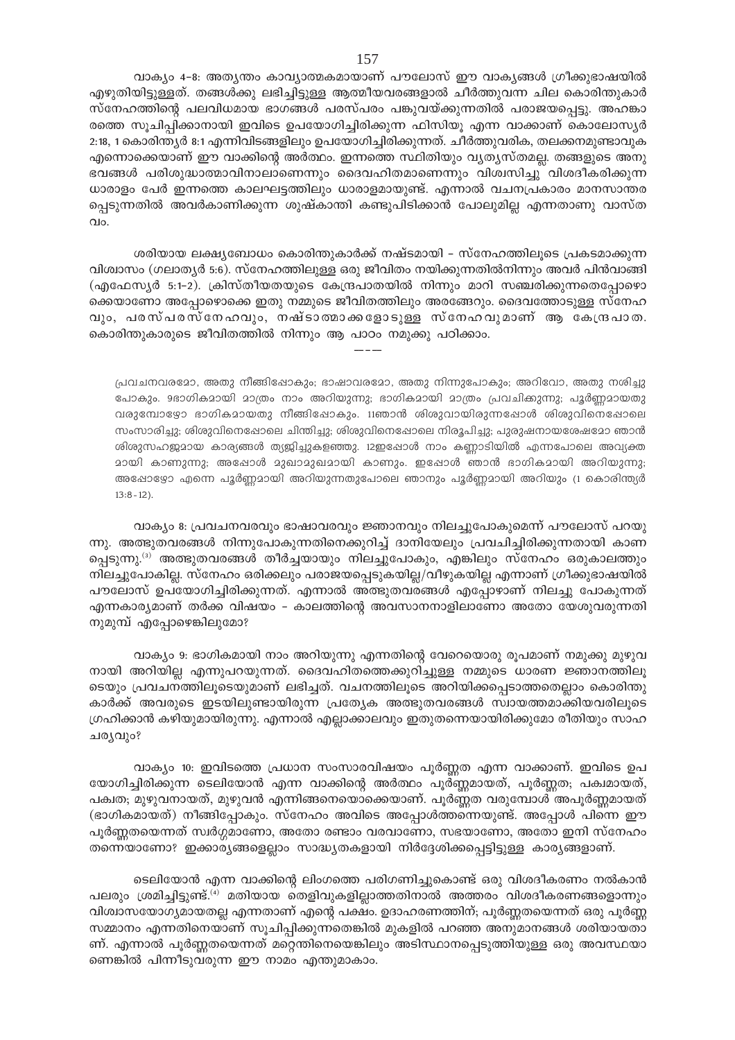വാക്യം 4-8: അത്യന്തം കാവ്യാത്മകമായാണ് പൗലോസ് ഈ വാക്യങ്ങൾ ഗ്രീക്കുഭാഷയിൽ എഴുതിയിട്ടുള്ളത്. തങ്ങൾക്കു ലഭിച്ചിട്ടുള്ള ആത്മീയവരങ്ങളാൽ ചീർത്തുവന്ന ചില കൊരിന്തുകാർ സ്നേഹത്തിന്റെ പലവിധമായ ഭാഗങ്ങൾ പരസ്പരം പങ്കുവയ്ക്കുന്നതിൽ പരാജയപ്പെട്ടു. അഹങ്കാരത്തെ സൂചിപ്പിക്കാനായി ഇവിടെ ഉപയോഗിച്ചിരിക്കുന്ന ഫിസിയൂ എന്ന വാക്കാണ് കൊലോസ്യർ 2:18, 1 കൊരിന്ത്യർ 8:1 എന്നിവിടങ്ങളിലും ഉപയോഗിച്ചിരിക്കുന്നത്. ചീർത്തുവരിക, തലക്കനമുണ്ടാവുക എന്നൊക്കെയാണ് ഈ വാക്കിന്റെ അർത്ഥം. ഇന്നത്തെ സ്ഥിതിയും വ്യത്യസ്തമല്ല. തങ്ങളുടെ അനുഭവങ്ങൾ പരിശുദ്ധാത്മാവിനാലാണെന്നും ദൈവഹിതമാണെന്നും വിശ്വസിച്ചു വിശദീകരിക്കുന്ന ധാരാളം പേർ ഇന്നത്തെ കാലഘട്ടത്തിലും ധാരാളമായുണ്ട്. എന്നാൽ വചനപ്രകാരം മാനസാന്തരപ്പെടുന്നതിൽ അവർകാണിക്കുന്ന ശുഷ്കാന്തി കണ്ടുപിടിക്കാൻ പോലുമില്ല എന്നതാണു വാസ്തവം.

ശരിയായ ലക്ഷ്യബോധം കൊരിന്തുകാർക്ക് നഷ്ടമായി - സ്നേഹത്തിലൂടെ പ്രകടമാക്കുന്ന വിശ്വാസം (ഗലാത്യർ 5:6). സ്നേഹത്തിലുള്ള ഒരു ജീവിതം നയിക്കുന്നതിൽനിന്നും അവർ പിൻവാങ്ങി (എഫേസ്യർ 5:1-2). ക്രിസ്തീയതയുടെ കേന്ദ്രപാതയിൽ നിന്നും മാറി സഞ്ചരിക്കുന്നതെപ്പോഴൊക്കെയാണോ അപ്പോഴൊക്കെ ഇതു നമ്മുടെ ജീവിതത്തിലും അരങ്ങേറും. ദൈവത്തോടുള്ള സ്നേഹവും, പരസ്പരസ്നേഹവും, നഷ്ടാത്മാക്കളോടുള്ള സ്നേഹവുമാണ് ആ കേന്ദ്രപാത. കൊരിന്തുകാരുടെ ജീവിതത്തിൽ നിന്നും ആ പാഠം നമുക്കു പഠിക്കാം.

---

> പ്രവചനവരമോ, അതു നീങ്ങിപ്പോകും; ഭാഷാവരമോ, അതു നിന്നുപോകും; അറിവോ, അതു നശിച്ചുപോകും. 9ഭാഗികമായി മാത്രം നാം അറിയുന്നു; ഭാഗികമായി മാത്രം പ്രവചിക്കുന്നു; പൂർണ്ണമായതു വരുമ്പോഴോ ഭാഗികമായതു നീങ്ങിപ്പോകും. 11ഞാൻ ശിശുവായിരുന്നപ്പോൾ ശിശുവിനെപ്പോലെ സംസാരിച്ചു; ശിശുവിനെപ്പോലെ ചിന്തിച്ചു; ശിശുവിനെപ്പോലെ നിരൂപിച്ചു; പുരുഷനായശേഷമോ ഞാൻ ശിശുസഹജമായ കാര്യങ്ങൾ ത്യജിച്ചുകളഞ്ഞു. 12ഇപ്പോൾ നാം കണ്ണാടിയിൽ എന്നപോലെ അവ്യക്തമായി കാണുന്നു; അപ്പോൾ മുഖാമുഖമായി കാണും. ഇപ്പോൾ ഞാൻ ഭാഗികമായി അറിയുന്നു; അപ്പോഴോ എന്നെ പൂർണ്ണമായി അറിയുന്നതുപോലെ ഞാനും പൂർണ്ണമായി അറിയും (1 കൊരിന്ത്യർ 13:8-12).

വാക്യം 8: പ്രവചനവരവും ഭാഷാവരവും ജ്ഞാനവും നിലച്ചുപോകുമെന്ന് പൗലോസ് പറയുന്നു. അത്ഭുതവരങ്ങൾ നിന്നുപോകുന്നതിനെക്കുറിച്ച് ദാനിയേലും പ്രവചിച്ചിരിക്കുന്നതായി കാണപ്പെടുന്നു.[3] അത്ഭുതവരങ്ങൾ തീർച്ചയായും നിലച്ചുപോകും, എങ്കിലും സ്നേഹം ഒരുകാലത്തും നിലച്ചുപോകില്ല. സ്നേഹം ഒരിക്കലും പരാജയപ്പെടുകയില്ല/വീഴുകയില്ല എന്നാണ് ഗ്രീക്കുഭാഷയിൽ പൗലോസ് ഉപയോഗിച്ചിരിക്കുന്നത്. എന്നാൽ അത്ഭുതവരങ്ങൾ എപ്പോഴാണ് നിലച്ചു പോകുന്നത് എന്നകാര്യമാണ് തർക്ക വിഷയം - കാലത്തിന്റെ അവസാനനാളിലാണോ അതോ യേശുവരുന്നതിനുമുമ്പ് എപ്പോഴെങ്കിലുമോ?

വാക്യം 9: ഭാഗികമായി നാം അറിയുന്നു എന്നതിന്റെ വേറെയൊരു രൂപമാണ് നമുക്കു മുഴുവനായി അറിയില്ല എന്നുപറയുന്നത്. ദൈവഹിതത്തെക്കുറിച്ചുള്ള നമ്മുടെ ധാരണ ജ്ഞാനത്തിലൂടെയും പ്രവചനത്തിലൂടെയുമാണ് ലഭിച്ചത്. വചനത്തിലൂടെ അറിയിക്കപ്പെടാത്തതെല്ലാം കൊരിന്തുകാർക്ക് അവരുടെ ഇടയിലുണ്ടായിരുന്ന പ്രത്യേക അത്ഭുതവരങ്ങൾ സ്വായത്തമാക്കിയവരിലൂടെ ഗ്രഹിക്കാൻ കഴിയുമായിരുന്നു. എന്നാൽ എല്ലാക്കാലവും ഇതുതന്നെയായിരിക്കുമോ രീതിയും സാഹചര്യവും?

വാക്യം 10: ഇവിടത്തെ പ്രധാന സംസാരവിഷയം പൂർണ്ണത എന്ന വാക്കാണ്. ഇവിടെ ഉപയോഗിച്ചിരിക്കുന്ന ടെലിയോൻ എന്ന വാക്കിന്റെ അർത്ഥം പൂർണ്ണമായത്, പൂർണ്ണത; പക്വമായത്, പക്വത; മുഴുവനായത്, മുഴുവൻ എന്നിങ്ങനെയൊക്കെയാണ്. പൂർണ്ണത വരുമ്പോൾ അപൂർണ്ണമായത് (ഭാഗികമായത്) നീങ്ങിപ്പോകും. സ്നേഹം അവിടെ അപ്പോൾത്തന്നെയുണ്ട്. അപ്പോൾ പിന്നെ ഈ പൂർണ്ണതയെന്നത് സ്വർഗ്ഗമാണോ, അതോ രണ്ടാം വരവാണോ, സഭയാണോ, അതോ ഇനി സ്നേഹം തന്നെയാണോ? ഇക്കാര്യങ്ങളെല്ലാം സാദ്ധ്യതകളായി നിർദ്ദേശിക്കപ്പെട്ടിട്ടുള്ള കാര്യങ്ങളാണ്.

ടെലിയോൻ എന്ന വാക്കിന്റെ ലിംഗത്തെ പരിഗണിച്ചുകൊണ്ട് ഒരു വിശദീകരണം നൽകാൻ പലരും ശ്രമിച്ചിട്ടുണ്ട്.[4] മതിയായ തെളിവുകളില്ലാത്തതിനാൽ അത്തരം വിശദീകരണങ്ങളൊന്നും വിശ്വാസയോഗ്യമായതല്ല എന്നതാണ് എന്റെ പക്ഷം. ഉദാഹരണത്തിന്; പൂർണ്ണതയെന്നത് ഒരു പൂർണ്ണ സമ്മാനം എന്നതിനെയാണ് സൂചിപ്പിക്കുന്നതെങ്കിൽ മുകളിൽ പറഞ്ഞ അനുമാനങ്ങൾ ശരിയായതാണ്. എന്നാൽ പൂർണ്ണതയെന്നത് മറ്റേതിനെയെങ്കിലും അടിസ്ഥാനപ്പെടുത്തിയുള്ള ഒരു അവസ്ഥയാണെങ്കിൽ പിന്നീടുവരുന്ന ഈ നാമം എന്തുമാകാം.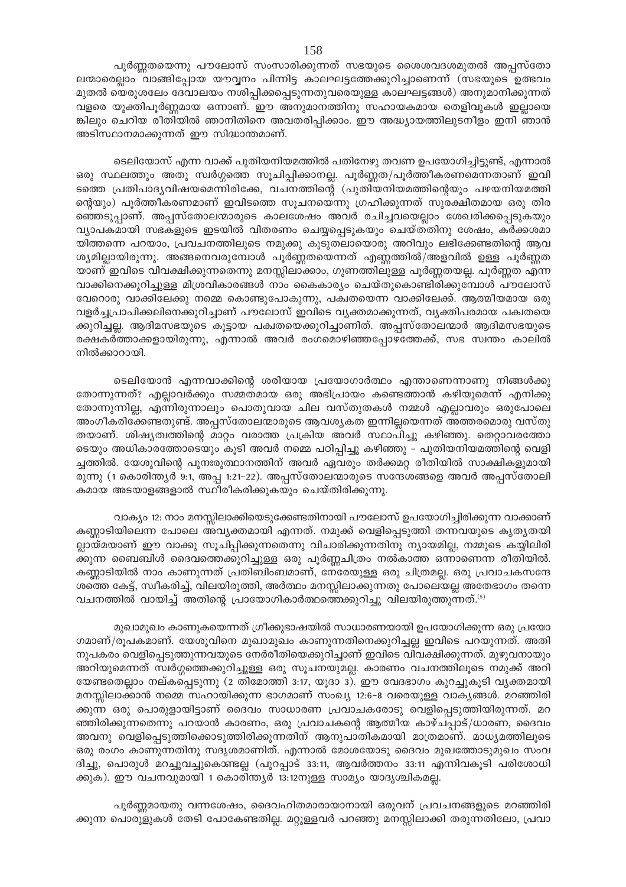പൂർണ്ണതയെന്നു പൗലോസ് സംസാരിക്കുന്നത് സഭയുടെ ശൈശവദശമുതൽ അപ്പസ്തോലന്മാരെല്ലാം വാങ്ങിപ്പോയ യൗവ്വനം പിന്നിട്ട കാലഘട്ടത്തേക്കുറിച്ചാണെന്ന് (സഭയുടെ ഉത്ഭവം മുതൽ യെരുശലേം ദേവാലയം നശിപ്പിക്കപ്പെടുന്നതുവരെയുള്ള കാലഘട്ടങ്ങൾ) അനുമാനിക്കുന്നത് വളരെ യുക്തിപൂർണ്ണമായ ഒന്നാണ്. ഈ അനുമാനത്തിനു സഹായകമായ തെളിവുകൾ ഇല്ലായെങ്കിലും ചെറിയ രീതിയിൽ ഞാനിതിനെ അവതരിപ്പിക്കാം. ഈ അദ്ധ്യായത്തിലുടനീളം ഇനി ഞാൻ അടിസ്ഥാനമാക്കുന്നത് ഈ സിദ്ധാന്തമാണ്.

ടെലിയോസ് എന്ന വാക്ക് പുതിയനിയമത്തിൽ പതിനേഴു തവണ ഉപയോഗിച്ചിട്ടുണ്ട്, എന്നാൽ ഒരു സ്ഥലത്തും അതു സ്വർഗ്ഗത്തെ സൂചിപ്പിക്കാനല്ല. പൂർണ്ണത/പൂർത്തീകരണമെന്നതാണ് ഇവിടത്തെ പ്രതിപാദ്യവിഷയമെന്നിരിക്കേ, വചനത്തിന്റെ (പുതിയനിയമത്തിന്റെയും പഴയനിയമത്തിന്റെയും) പൂർത്തീകരണമാണ് ഇവിടത്തെ സൂചനയെന്നു ഗ്രഹിക്കുന്നത് സുരക്ഷിതമായ ഒരു തിരഞ്ഞെടുപ്പാണ്. അപ്പസ്തോലന്മാരുടെ കാലശേഷം അവർ രചിച്ചവയെല്ലാം ശേഖരിക്കപ്പെടുകയും വ്യാപകമായി സഭകളുടെ ഇടയിൽ വിതരണം ചെയ്യപ്പെടുകയും ചെയ്തതിനു ശേഷം, കർക്കശമായിത്തന്നെ പറയാം, പ്രവചനത്തിലൂടെ നമുക്കു കൂടുതലായൊരു അറിവും ലഭിക്കേണ്ടതിന്റെ ആവശ്യമില്ലായിരുന്നു. അങ്ങനെവരുമ്പോൾ പൂർണ്ണതയെന്നത് എണ്ണത്തിൽ/അളവിൽ ഉള്ള പൂർണ്ണതയാണ് ഇവിടെ വിവക്ഷിക്കുന്നതെന്നു മനസ്സിലാക്കാം, ഗുണത്തിലുള്ള പൂർണ്ണതയല്ല. പൂർണ്ണത എന്ന വാക്കിനെക്കുറിച്ചുള്ള മിശ്രവികാരങ്ങൾ നാം കൈകാര്യം ചെയ്തുകൊണ്ടിരിക്കുമ്പോൾ പൗലോസ് വേറൊരു വാക്കിലേക്കു നമ്മെ കൊണ്ടുപോകുന്നു, പക്വതയെന്ന വാക്കിലേക്ക്. ആത്മീയമായ ഒരു വളർച്ചപ്രാപിക്കലിനെക്കുറിച്ചാണ് പൗലോസ് ഇവിടെ വ്യക്തമാക്കുന്നത്, വ്യക്തിപരമായ പക്വതയെക്കുറിച്ചല്ല. ആദിമസഭയുടെ കൂട്ടായ പക്വതയെക്കുറിച്ചാണിത്. അപ്പസ്തോലന്മാർ ആദിമസഭയുടെ രക്ഷകർത്താക്കളായിരുന്നു, എന്നാൽ അവർ രംഗമൊഴിഞ്ഞപ്പോഴത്തേക്ക്, സഭ സ്വന്തം കാലിൽ നിൽക്കാറായി.

ടെലിയോൻ എന്നവാക്കിന്റെ ശരിയായ പ്രയോഗാർത്ഥം എന്താണെന്നാണു നിങ്ങൾക്കു തോന്നുന്നത്? എല്ലാവർക്കും സമ്മതമായ ഒരു അഭിപ്രായം കണ്ടെത്താൻ കഴിയുമെന്ന് എനിക്കു തോന്നുന്നില്ല, എന്നിരുന്നാലും പൊതുവായ ചില വസ്തുതകൾ നമ്മൾ എല്ലാവരും ഒരുപോലെ അംഗീകരിക്കേണ്ടതുണ്ട്. അപ്പസ്തോലന്മാരുടെ ആവശ്യകത ഇന്നില്ലയെന്നത് അത്തരമൊരു വസ്തുതയാണ്. ശിഷ്യത്വത്തിന്റെ മാറ്റം വരാത്ത പ്രക്രിയ അവർ സ്ഥാപിച്ചു കഴിഞ്ഞു. തെറ്റാവരത്തോടെയും അധികാരത്തോടെയും കൂടി അവർ നമ്മെ പഠിപ്പിച്ചു കഴിഞ്ഞു – പുതിയനിയമത്തിന്റെ വെളിച്ചത്തിൽ. യേശുവിന്റെ പുനഃരുത്ഥാനത്തിന് അവർ ഏവരും തർക്കമറ്റ രീതിയിൽ സാക്ഷികളുമായിരുന്നു (1 കൊരിന്ത്യർ 9:1, അപ്പ 1:21–22). അപ്പസ്തോലന്മാരുടെ സന്ദേശങ്ങളെ അവർ അപ്പസ്തോലികമായ അടയാളങ്ങളാൽ സ്ഥിരീകരിക്കുകയും ചെയ്തിരിക്കുന്നു.

വാക്യം 12: നാം മനസ്സിലാക്കിയെടുക്കേണ്ടതിനായി പൗലോസ് ഉപയോഗിച്ചിരിക്കുന്ന വാക്കാണ് കണ്ണാടിയിലെന്ന പോലെ അവ്യക്തമായി എന്നത്. നമുക്ക് വെളിപ്പെടുത്തി തന്നവയുടെ കൃത്യതയില്ലായ്മയാണ് ഈ വാക്കു സൂചിപ്പിക്കുന്നതെന്നു വിചാരിക്കുന്നതിനു ന്യായമില്ല, നമ്മുടെ കയ്യിലിരിക്കുന്ന ബൈബിൾ ദൈവത്തെക്കുറിച്ചുള്ള ഒരു പൂർണ്ണചിത്രം നൽകാത്ത ഒന്നാണെന്ന രീതിയിൽ. കണ്ണാടിയിൽ നാം കാണുന്നത് പ്രതിബിംബമാണ്, നേരേയുള്ള ഒരു ചിത്രമല്ല. ഒരു പ്രവാചകസന്ദേശത്തെ കേട്ട്, സ്വീകരിച്ച്, വിലയിരുത്തി, അർത്ഥം മനസ്സിലാക്കുന്നതു പോലെയല്ല അതേഭാഗം തന്നെ വചനത്തിൽ വായിച്ച് അതിന്റെ പ്രായോഗികാർത്ഥത്തെക്കുറിച്ചു വിലയിരുത്തുന്നത്.[5]

മുഖാമുഖം കാണുകയെന്നത് ഗ്രീക്കുഭാഷയിൽ സാധാരണയായി ഉപയോഗിക്കുന്ന ഒരു പ്രയോഗമാണ്/രൂപകമാണ്. യേശുവിനെ മുഖാമുഖം കാണുന്നതിനെക്കുറിച്ചല്ല ഇവിടെ പറയുന്നത്. അതിനുപകരം വെളിപ്പെടുത്തുന്നവയുടെ നേർരീതിയെക്കുറിച്ചാണ് ഇവിടെ വിവക്ഷിക്കുന്നത്. മുഴുവനായും അറിയുമെന്നത് സ്വർഗ്ഗത്തെക്കുറിച്ചുള്ള ഒരു സൂചനയുമല്ല. കാരണം വചനത്തിലൂടെ നമുക്ക് അറിയേണ്ടതെല്ലാം നല്കപ്പെടുന്നു (2 തിമോത്തി 3:17, യൂദാ 3). ഈ വേദഭാഗം കുറച്ചുകൂടി വ്യക്തമായി മനസ്സിലാക്കാൻ നമ്മെ സഹായിക്കുന്ന ഭാഗമാണ് സംഖ്യ 12:6–8 വരെയുള്ള വാക്യങ്ങൾ. മറഞ്ഞിരിക്കുന്ന ഒരു പൊരുളായിട്ടാണ് ദൈവം സാധാരണ പ്രവാചകരോടു വെളിപ്പെടുത്തിയിരുന്നത്. മറഞ്ഞിരിക്കുന്നതെന്നു പറയാൻ കാരണം, ഒരു പ്രവാചകന്റെ ആത്മീയ കാഴ്ചപ്പാട്/ധാരണ, ദൈവം അവനു വെളിപ്പെടുത്തിക്കൊടുത്തിരിക്കുന്നതിന് ആനുപാതികമായി മാത്രമാണ്. മാധ്യമത്തിലൂടെ ഒരു രംഗം കാണുന്നതിനു സദൃശമാണിത്. എന്നാൽ മോശയോടു ദൈവം മുഖത്തോടുമുഖം സംവദിച്ചു, പൊരുൾ മറച്ചുവച്ചുകൊണ്ടല്ല (പുറപ്പാട് 33:11, ആവർത്തനം 33:11 എന്നിവകൂടി പരിശോധിക്കുക). ഈ വചനവുമായി 1 കൊരിന്ത്യർ 13:12നുള്ള സാമ്യം യാദൃശ്ചികമല്ല.

പൂർണ്ണമായതു വന്നശേഷം, ദൈവഹിതമാരായാനായി ഒരുവന് പ്രവചനങ്ങളുടെ മറഞ്ഞിരിക്കുന്ന പൊരുളുകൾ തേടി പോകേണ്ടതില്ല. മറ്റുള്ളവർ പറഞ്ഞു മനസ്സിലാക്കി തരുന്നതിലോ, പ്രവാ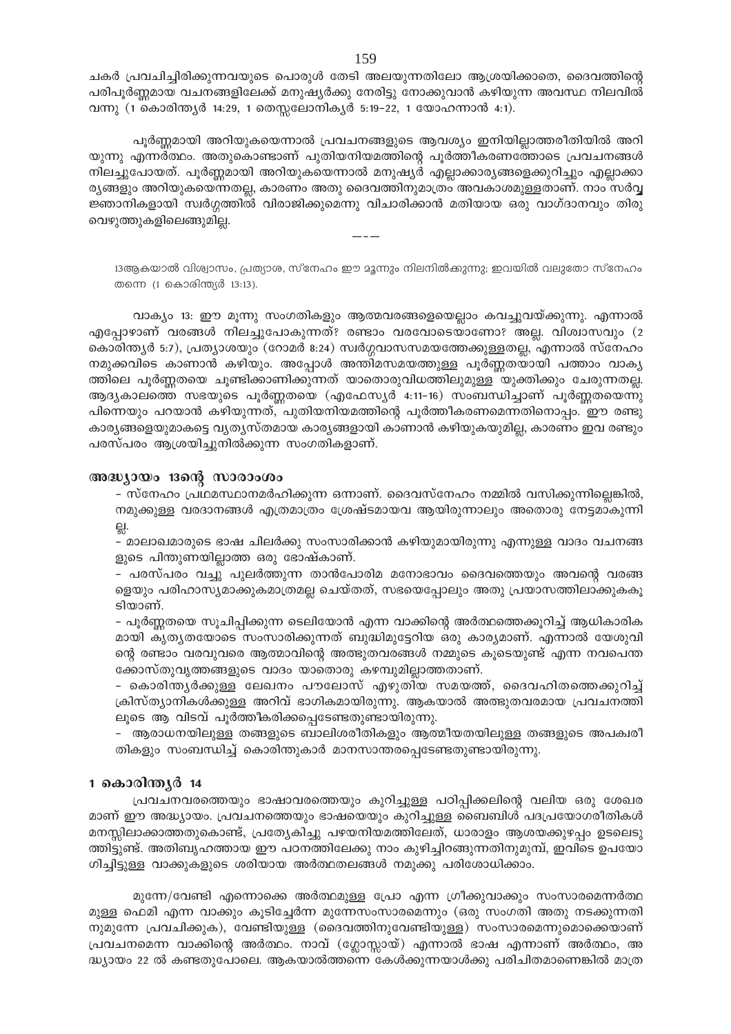ചകർ പ്രവചിച്ചിരിക്കുന്നവയുടെ പൊരുൾ തേടി അലയുന്നതിലോ ആശ്രയിക്കാതെ, ദൈവത്തിന്റെ പരിപൂർണ്ണമായ വചനങ്ങളിലേക്ക് മനുഷ്യർക്കു നേരിട്ടു നോക്കുവാൻ കഴിയുന്ന അവസ്ഥ നിലവിൽ വന്നു (1 കൊരിന്ത്യർ 14:29, 1 തെസ്സലോനിക്യർ 5:19-22, 1 യോഹന്നാൻ 4:1).

പൂർണ്ണമായി അറിയുകയെന്നാൽ പ്രവചനങ്ങളുടെ ആവശ്യം ഇനിയില്ലാത്തരീതിയിൽ അറിയുന്നു എന്നർത്ഥം. അതുകൊണ്ടാണ് പുതിയനിയമത്തിന്റെ പൂർത്തീകരണത്തോടെ പ്രവചനങ്ങൾ നിലച്ചുപോയത്. പൂർണ്ണമായി അറിയുകയെന്നാൽ മനുഷ്യർ എല്ലാക്കാര്യങ്ങളെക്കുറിച്ചും എല്ലാക്കാര്യങ്ങളും അറിയുകയെന്നതല്ല, കാരണം അതു ദൈവത്തിനുമാത്രം അവകാശമുള്ളതാണ്. നാം സർവ്വജ്ഞാനികളായി സ്വർഗ്ഗത്തിൽ വിരാജിക്കുമെന്നു വിചാരിക്കാൻ മതിയായ ഒരു വാഗ്ദാനവും തിരുവെഴുത്തുകളിലെങ്ങുമില്ല.

---

13ആകയാൽ വിശ്വാസം, പ്രത്യാശ, സ്നേഹം ഈ മൂന്നും നിലനിൽക്കുന്നു; ഇവയിൽ വലുതോ സ്നേഹം തന്നെ (1 കൊരിന്ത്യർ 13:13).

വാക്യം 13: ഈ മൂന്നു സംഗതികളും ആത്മവരങ്ങളെയെല്ലാം കവച്ചുവയ്ക്കുന്നു. എന്നാൽ എപ്പോഴാണ് വരങ്ങൾ നിലച്ചുപോകുന്നത്? രണ്ടാം വരവോടെയാണോ? അല്ല. വിശ്വാസവും (2 കൊരിന്ത്യർ 5:7), പ്രത്യാശയും (റോമർ 8:24) സ്വർഗ്ഗവാസസമയത്തേക്കുള്ളതല്ല, എന്നാൽ സ്നേഹം നമുക്കവിടെ കാണാൻ കഴിയും. അപ്പോൾ അന്തിമസമയത്തുള്ള പൂർണ്ണതയായി പത്താം വാക്യത്തിലെ പൂർണ്ണതയെ ചൂണ്ടിക്കാണിക്കുന്നത് യാതൊരുവിധത്തിലുമുള്ള യുക്തിക്കും ചേരുന്നതല്ല. ആദ്യകാലത്തെ സഭയുടെ പൂർണ്ണതയെ (എഫേസ്യർ 4:11-16) സംബന്ധിച്ചാണ് പൂർണ്ണതയെന്നു പിന്നെയും പറയാൻ കഴിയുന്നത്, പുതിയനിയമത്തിന്റെ പൂർത്തീകരണമെന്നതിനൊപ്പം. ഈ രണ്ടു കാര്യങ്ങളെയുമാകട്ടെ വ്യത്യസ്തമായ കാര്യങ്ങളായി കാണാൻ കഴിയുകയുമില്ല, കാരണം ഇവ രണ്ടും പരസ്പരം ആശ്രയിച്ചുനിൽക്കുന്ന സംഗതികളാണ്.

### അദ്ധ്യായം 13ന്റെ സാരാംശം

- സ്നേഹം പ്രഥമസ്ഥാനമർഹിക്കുന്ന ഒന്നാണ്. ദൈവസ്നേഹം നമ്മിൽ വസിക്കുന്നില്ലെങ്കിൽ, നമുക്കുള്ള വരദാനങ്ങൾ എത്രമാത്രം ശ്രേഷ്ടമായവ ആയിരുന്നാലും അതൊരു നേട്ടമാകുന്നില്ല.
- മാലാഖമാരുടെ ഭാഷ ചിലർക്കു സംസാരിക്കാൻ കഴിയുമായിരുന്നു എന്നുള്ള വാദം വചനങ്ങളുടെ പിന്തുണയില്ലാത്ത ഒരു ഭോഷ്കാണ്.
- പരസ്പരം വച്ചു പുലർത്തുന്ന താൻപോരിമ മനോഭാവം ദൈവത്തെയും അവന്റെ വരങ്ങളെയും പരിഹാസ്യമാക്കുകമാത്രമല്ല ചെയ്തത്, സഭയെപ്പോലും അതു പ്രയാസത്തിലാക്കുകകൂടിയാണ്.
- പൂർണ്ണതയെ സൂചിപ്പിക്കുന്ന ടെലിയോൻ എന്ന വാക്കിന്റെ അർത്ഥത്തെക്കുറിച്ച് ആധികാരികമായി കൃത്യതയോടെ സംസാരിക്കുന്നത് ബുദ്ധിമുട്ടേറിയ ഒരു കാര്യമാണ്. എന്നാൽ യേശുവിന്റെ രണ്ടാം വരവുവരെ ആത്മാവിന്റെ അത്ഭുതവരങ്ങൾ നമ്മുടെ കൂടെയുണ്ട് എന്ന നവപെന്തക്കോസ്തുവൃത്തങ്ങളുടെ വാദം യാതൊരു കഴമ്പുമില്ലാത്തതാണ്.
- കൊരിന്ത്യർക്കുള്ള ലേഖനം പൗലോസ് എഴുതിയ സമയത്ത്, ദൈവഹിതത്തെക്കുറിച്ച് ക്രിസ്ത്യാനികൾക്കുള്ള അറിവ് ഭാഗികമായിരുന്നു. ആകയാൽ അത്ഭുതവരമായ പ്രവചനത്തിലൂടെ ആ വിടവ് പൂർത്തീകരിക്കപ്പെടേണ്ടതുണ്ടായിരുന്നു.
- ആരാധനയിലുള്ള തങ്ങളുടെ ബാലിശരീതികളും ആത്മീയതയിലുള്ള തങ്ങളുടെ അപക്വരീതികളും സംബന്ധിച്ച് കൊരിന്തുകാർ മാനസാന്തരപ്പെടേണ്ടതുണ്ടായിരുന്നു.

### 1 കൊരിന്ത്യർ 14

പ്രവചനവരത്തെയും ഭാഷാവരത്തെയും കുറിച്ചുള്ള പഠിപ്പിക്കലിന്റെ വലിയ ഒരു ശേഖരമാണ് ഈ അദ്ധ്യായം. പ്രവചനത്തെയും ഭാഷയെയും കുറിച്ചുള്ള ബൈബിൾ പദപ്രയോഗരീതികൾ മനസ്സിലാക്കാത്തതുകൊണ്ട്, പ്രത്യേകിച്ചു പഴയനിയമത്തിലേത്, ധാരാളം ആശയക്കുഴപ്പം ഉടലെടുത്തിട്ടുണ്ട്. അതിബൃഹത്തായ ഈ പഠനത്തിലേക്കു നാം കുഴിച്ചിറങ്ങുന്നതിനുമുമ്പ്, ഇവിടെ ഉപയോഗിച്ചിട്ടുള്ള വാക്കുകളുടെ ശരിയായ അർത്ഥതലങ്ങൾ നമുക്കു പരിശോധിക്കാം.

മുന്നേ/വേണ്ടി എന്നൊക്കെ അർത്ഥമുള്ള പ്രോ എന്ന ഗ്രീക്കുവാക്കും സംസാരമെന്നർത്ഥമുള്ള ഫെമി എന്ന വാക്കും കൂടിച്ചേർന്ന മുന്നേസംസാരമെന്നും (ഒരു സംഗതി അതു നടക്കുന്നതിനുമുന്നേ പ്രവചിക്കുക), വേണ്ടിയുള്ള (ദൈവത്തിനുവേണ്ടിയുള്ള) സംസാരമെന്നുമൊക്കെയാണ് പ്രവചനമെന്ന വാക്കിന്റെ അർത്ഥം. നാവ് (ഗ്ലോസ്സായ്) എന്നാൽ ഭാഷ എന്നാണ് അർത്ഥം, അദ്ധ്യായം 22 ൽ കണ്ടതുപോലെ. ആകയാൽത്തന്നെ കേൾക്കുന്നയാൾക്കു പരിചിതമാണെങ്കിൽ മാത്ര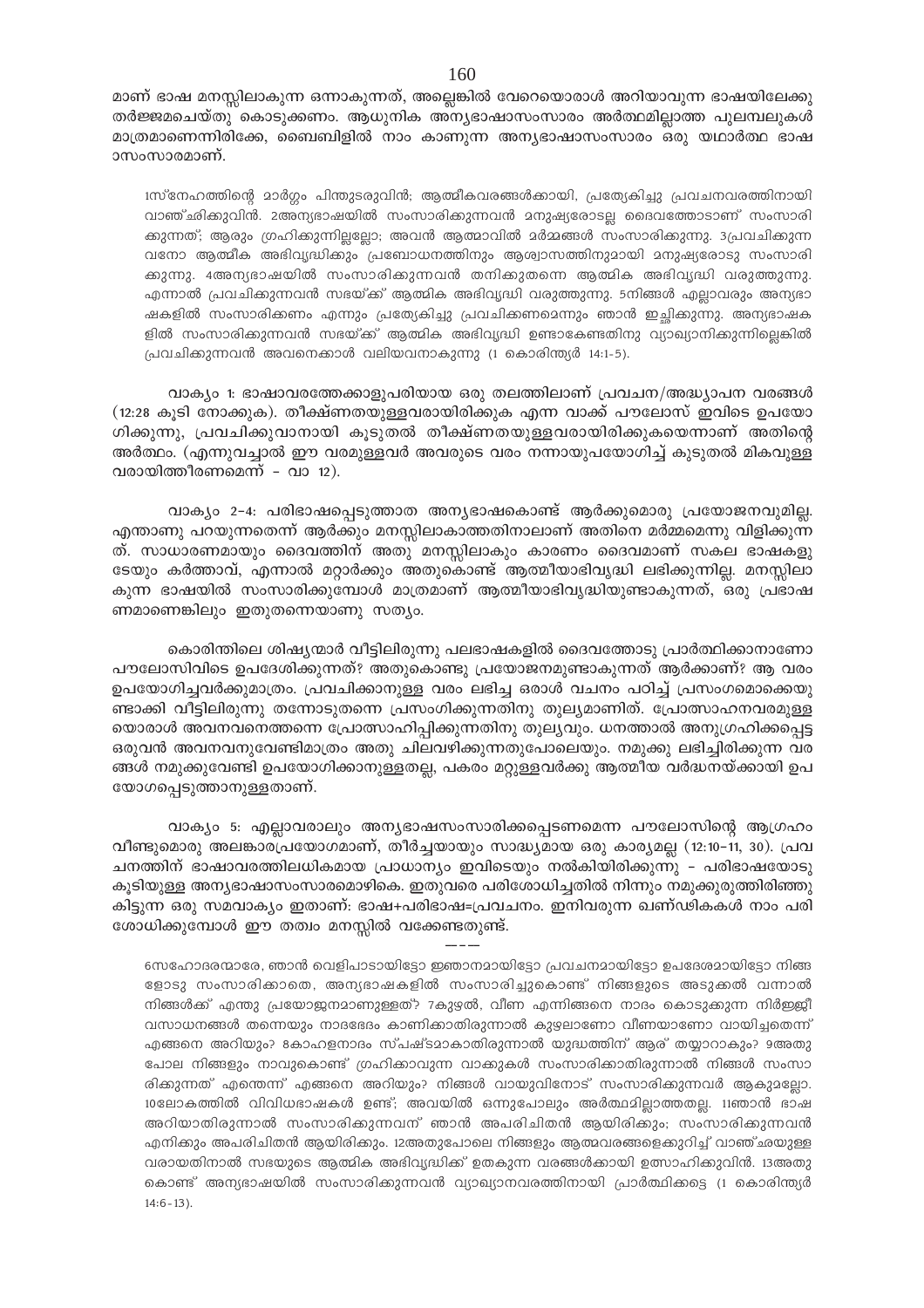മാണ് ഭാഷ മനസ്സിലാകുന്ന ഒന്നാകുന്നത്, അല്ലെങ്കിൽ വേറെയൊരാൾ അറിയാവുന്ന ഭാഷയിലേക്കു തർജ്ജമചെയ്തു കൊടുക്കണം. ആധുനിക അന്യഭാഷാസംസാരം അർത്ഥമില്ലാത്ത പുലമ്പലുകൾ മാത്രമാണെന്നിരിക്കേ, ബൈബിളിൽ നാം കാണുന്ന അന്യഭാഷാസംസാരം ഒരു യഥാർത്ഥ ഭാഷാസംസാരമാണ്.

> 1സ്നേഹത്തിന്റെ മാർഗ്ഗം പിന്തുടരുവിൻ; ആത്മീകവരങ്ങൾക്കായി, പ്രത്യേകിച്ചു പ്രവചനവരത്തിനായി വാഞ്ഛിക്കുവിൻ. 2അന്യഭാഷയിൽ സംസാരിക്കുന്നവൻ മനുഷ്യരോടല്ല ദൈവത്തോടാണ് സംസാരിക്കുന്നത്; ആരും ഗ്രഹിക്കുന്നില്ലല്ലോ; അവൻ ആത്മാവിൽ മർമ്മങ്ങൾ സംസാരിക്കുന്നു. 3പ്രവചിക്കുന്നവനോ ആത്മീക അഭിവൃദ്ധിക്കും പ്രബോധനത്തിനും ആശ്വാസത്തിനുമായി മനുഷ്യരോടു സംസാരിക്കുന്നു. 4അന്യഭാഷയിൽ സംസാരിക്കുന്നവൻ തനിക്കുതന്നെ ആത്മിക അഭിവൃദ്ധി വരുത്തുന്നു. എന്നാൽ പ്രവചിക്കുന്നവൻ സഭയ്ക്ക് ആത്മിക അഭിവൃദ്ധി വരുത്തുന്നു. 5നിങ്ങൾ എല്ലാവരും അന്യഭാഷകളിൽ സംസാരിക്കണം എന്നും പ്രത്യേകിച്ചു പ്രവചിക്കണമെന്നും ഞാൻ ഇച്ഛിക്കുന്നു. അന്യഭാഷകളിൽ സംസാരിക്കുന്നവൻ സഭയ്ക്ക് ആത്മിക അഭിവൃദ്ധി ഉണ്ടാകേണ്ടതിനു വ്യാഖ്യാനിക്കുന്നില്ലെങ്കിൽ പ്രവചിക്കുന്നവൻ അവനെക്കാൾ വലിയവനാകുന്നു (1 കൊരിന്ത്യർ 14:1-5).

വാക്യം 1: ഭാഷാവരത്തേക്കാളുപരിയായ ഒരു തലത്തിലാണ് പ്രവചന/അദ്ധ്യാപന വരങ്ങൾ (12:28 കൂടി നോക്കുക). തീക്ഷ്ണതയുള്ളവരായിരിക്കുക എന്ന വാക്ക് പൗലോസ് ഇവിടെ ഉപയോഗിക്കുന്നു, പ്രവചിക്കുവാനായി കൂടുതൽ തീക്ഷ്ണതയുള്ളവരായിരിക്കുകയെന്നാണ് അതിന്റെ അർത്ഥം. (എന്നുവച്ചാൽ ഈ വരമുള്ളവർ അവരുടെ വരം നന്നായുപയോഗിച്ച് കുടുതൽ മികവുള്ളവരായിത്തീരണമെന്ന് - വാ 12).

വാക്യം 2-4: പരിഭാഷപ്പെടുത്താത അന്യഭാഷകൊണ്ട് ആർക്കുമൊരു പ്രയോജനവുമില്ല. എന്താണു പറയുന്നതെന്ന് ആർക്കും മനസ്സിലാകാത്തതിനാലാണ് അതിനെ മർമ്മമെന്നു വിളിക്കുന്നത്. സാധാരണമായും ദൈവത്തിന് അതു മനസ്സിലാകും കാരണം ദൈവമാണ് സകല ഭാഷകളുടേയും കർത്താവ്, എന്നാൽ മറ്റാർക്കും അതുകൊണ്ട് ആത്മീയാഭിവൃദ്ധി ലഭിക്കുന്നില്ല. മനസ്സിലാകുന്ന ഭാഷയിൽ സംസാരിക്കുമ്പോൾ മാത്രമാണ് ആത്മീയാഭിവൃദ്ധിയുണ്ടാകുന്നത്, ഒരു പ്രഭാഷണമാണെങ്കിലും ഇതുതന്നെയാണു സത്യം.

കൊരിന്തിലെ ശിഷ്യന്മാർ വീട്ടിലിരുന്നു പലഭാഷകളിൽ ദൈവത്തോടു പ്രാർത്ഥിക്കാനാണോ പൗലോസിവിടെ ഉപദേശിക്കുന്നത്? അതുകൊണ്ടു പ്രയോജനമുണ്ടാകുന്നത് ആർക്കാണ്? ആ വരം ഉപയോഗിച്ചവർക്കുമാത്രം. പ്രവചിക്കാനുള്ള വരം ലഭിച്ച ഒരാൾ വചനം പഠിച്ച് പ്രസംഗമൊക്കെയുണ്ടാക്കി വീട്ടിലിരുന്നു തന്നോടുതന്നെ പ്രസംഗിക്കുന്നതിനു തുല്യമാണിത്. പ്രോത്സാഹനവരമുള്ളയൊരാൾ അവനവനെത്തന്നെ പ്രോത്സാഹിപ്പിക്കുന്നതിനു തുല്യവും. ധനത്താൽ അനുഗ്രഹിക്കപ്പെട്ട ഒരുവൻ അവനവനുവേണ്ടിമാത്രം അതു ചിലവഴിക്കുന്നതുപോലെയും. നമുക്കു ലഭിച്ചിരിക്കുന്ന വരങ്ങൾ നമുക്കുവേണ്ടി ഉപയോഗിക്കാനുള്ളതല്ല, പകരം മറ്റുള്ളവർക്കു ആത്മീയ വർദ്ധനയ്ക്കായി ഉപയോഗപ്പെടുത്താനുള്ളതാണ്.

വാക്യം 5: എല്ലാവരാലും അന്യഭാഷസംസാരിക്കപ്പെടണമെന്ന പൗലോസിന്റെ ആഗ്രഹം വീണ്ടുമൊരു അലങ്കാരപ്രയോഗമാണ്, തീർച്ചയായും സാദ്ധ്യമായ ഒരു കാര്യമല്ല (12:10-11, 30). പ്രവചനത്തിന് ഭാഷാവരത്തിലധികമായ പ്രാധാന്യം ഇവിടെയും നൽകിയിരിക്കുന്നു - പരിഭാഷയോടു കൂടിയുള്ള അന്യഭാഷാസംസാരമൊഴികെ. ഇതുവരെ പരിശോധിച്ചതിൽ നിന്നും നമുക്കുരുത്തിരിഞ്ഞു കിട്ടുന്ന ഒരു സമവാക്യം ഇതാണ്: ഭാഷ+പരിഭാഷ=പ്രവചനം. ഇനിവരുന്ന ഖണ്ഡികകൾ നാം പരിശോധിക്കുമ്പോൾ ഈ തത്വം മനസ്സിൽ വക്കേണ്ടതുണ്ട്.

---

> 6സഹോദരന്മാരേ, ഞാൻ വെളിപാടായിട്ടോ ജ്ഞാനമായിട്ടോ പ്രവചനമായിട്ടോ ഉപദേശമായിട്ടോ നിങ്ങളോടു സംസാരിക്കാതെ, അന്യഭാഷകളിൽ സംസാരിച്ചുകൊണ്ട് നിങ്ങളുടെ അടുക്കൽ വന്നാൽ നിങ്ങൾക്ക് എന്തു പ്രയോജനമാണുള്ളത്? 7കുഴൽ, വീണ എന്നിങ്ങനെ നാദം കൊടുക്കുന്ന നിർജ്ജീവസാധനങ്ങൾ തന്നെയും നാദഭേദം കാണിക്കാതിരുന്നാൽ കുഴലാണോ വീണയാണോ വായിച്ചതെന്ന് എങ്ങനെ അറിയും? 8കാഹളനാദം സ്പഷ്ടമാകാതിരുന്നാൽ യുദ്ധത്തിന് ആര് തയ്യാറാകും? 9അതുപോല നിങ്ങളും നാവുകൊണ്ട് ഗ്രഹിക്കാവുന്ന വാക്കുകൾ സംസാരിക്കാതിരുന്നാൽ നിങ്ങൾ സംസാരിക്കുന്നത് എന്തെന്ന് എങ്ങനെ അറിയും? നിങ്ങൾ വായുവിനോട് സംസാരിക്കുന്നവർ ആകുമല്ലോ. 10ലോകത്തിൽ വിവിധഭാഷകൾ ഉണ്ട്; അവയിൽ ഒന്നുപോലും അർത്ഥമില്ലാത്തതല്ല. 11ഞാൻ ഭാഷ അറിയാതിരുന്നാൽ സംസാരിക്കുന്നവന് ഞാൻ അപരിചിതൻ ആയിരിക്കും; സംസാരിക്കുന്നവൻ എനിക്കും അപരിചിതൻ ആയിരിക്കും. 12അതുപോലെ നിങ്ങളും ആത്മവരങ്ങളെക്കുറിച്ച് വാഞ്ഛയുള്ളവരായതിനാൽ സഭയുടെ ആത്മിക അഭിവൃദ്ധിക്ക് ഉതകുന്ന വരങ്ങൾക്കായി ഉത്സാഹിക്കുവിൻ. 13അതുകൊണ്ട് അന്യഭാഷയിൽ സംസാരിക്കുന്നവൻ വ്യാഖ്യാനവരത്തിനായി പ്രാർത്ഥിക്കട്ടെ (1 കൊരിന്ത്യർ 14:6-13).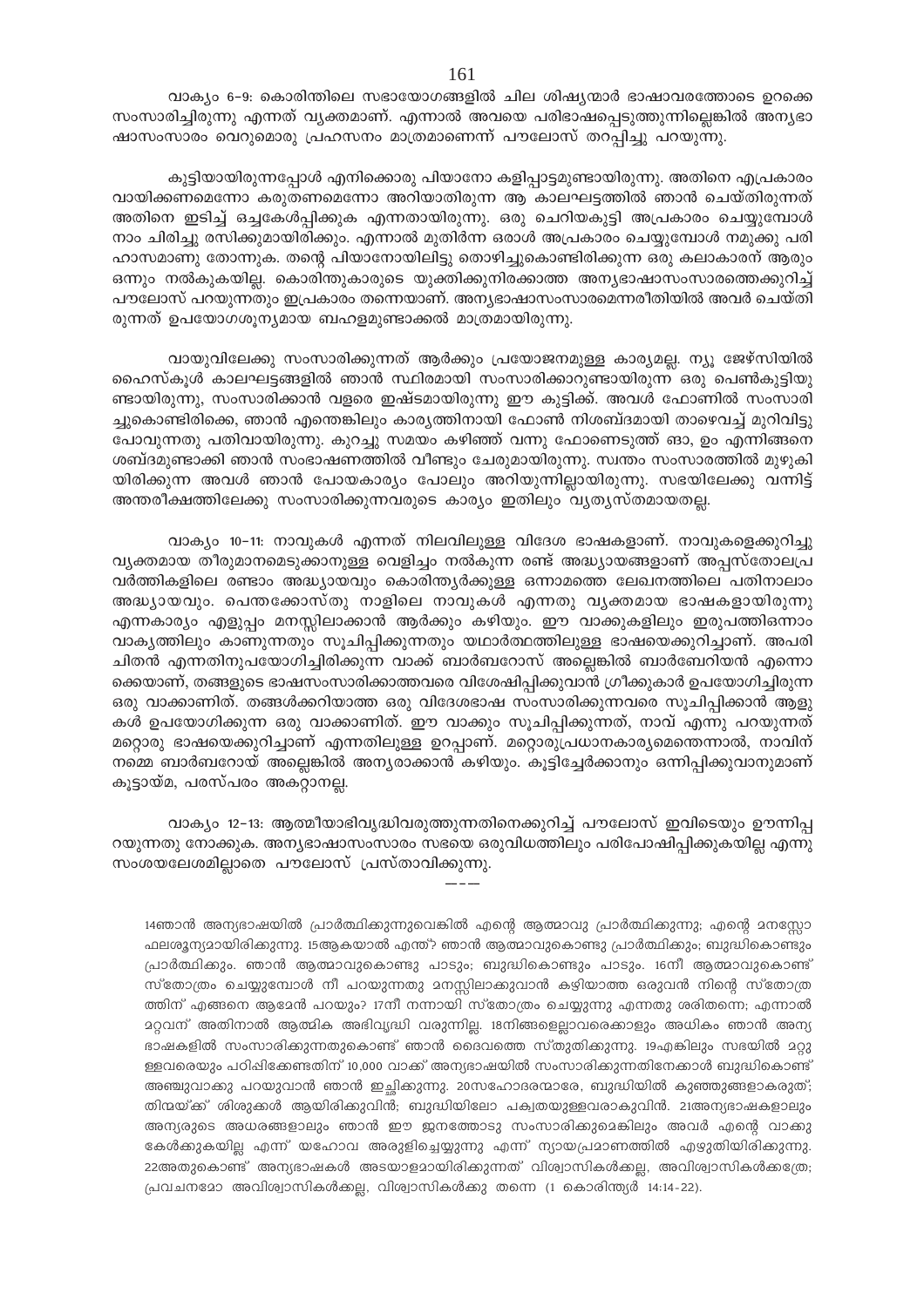വാക്യം 6–9: കൊരിന്തിലെ സഭായോഗങ്ങളിൽ ചില ശിഷ്യന്മാർ ഭാഷാവരത്തോടെ ഉറക്കെ സംസാരിച്ചിരുന്നു എന്നത് വ്യക്തമാണ്. എന്നാൽ അവയെ പരിഭാഷപ്പെടുത്തുന്നില്ലെങ്കിൽ അന്യഭാഷാസംസാരം വെറുമൊരു പ്രഹസനം മാത്രമാണെന്ന് പൗലോസ് തറപ്പിച്ചു പറയുന്നു.

കുട്ടിയായിരുന്നപ്പോൾ എനിക്കൊരു പിയാനോ കളിപ്പാട്ടമുണ്ടായിരുന്നു. അതിനെ എപ്രകാരം വായിക്കണമെന്നോ കരുതണമെന്നോ അറിയാതിരുന്ന ആ കാലഘട്ടത്തിൽ ഞാൻ ചെയ്തിരുന്നത് അതിനെ ഇടിച്ച് ഒച്ചകേൾപ്പിക്കുക എന്നതായിരുന്നു. ഒരു ചെറിയകുട്ടി അപ്രകാരം ചെയ്യുമ്പോൾ നാം ചിരിച്ചു രസിക്കുമായിരിക്കും. എന്നാൽ മുതിർന്ന ഒരാൾ അപ്രകാരം ചെയ്യുമ്പോൾ നമുക്കു പരിഹാസമാണു തോന്നുക. തന്റെ പിയാനോയിലിട്ടു തൊഴിച്ചുകൊണ്ടിരിക്കുന്ന ഒരു കലാകാരന് ആരും ഒന്നും നൽകുകയില്ല. കൊരിന്തുകാരുടെ യുക്തിക്കുനിരക്കാത്ത അന്യഭാഷാസംസാരത്തെക്കുറിച്ച് പൗലോസ് പറയുന്നതും ഇപ്രകാരം തന്നെയാണ്. അന്യഭാഷാസംസാരമെന്നരീതിയിൽ അവർ ചെയ്തിരുന്നത് ഉപയോഗശൂന്യമായ ബഹളമുണ്ടാക്കൽ മാത്രമായിരുന്നു.

വായുവിലേക്കു സംസാരിക്കുന്നത് ആർക്കും പ്രയോജനമുള്ള കാര്യമല്ല. ന്യൂ ജേഴ്സിയിൽ ഹൈസ്കൂൾ കാലഘട്ടങ്ങളിൽ ഞാൻ സ്ഥിരമായി സംസാരിക്കാറുണ്ടായിരുന്ന ഒരു പെൺകുട്ടിയുണ്ടായിരുന്നു, സംസാരിക്കാൻ വളരെ ഇഷ്ടമായിരുന്നു ഈ കുട്ടിക്ക്. അവൾ ഫോണിൽ സംസാരിച്ചുകൊണ്ടിരിക്കെ, ഞാൻ എന്തെങ്കിലും കാര്യത്തിനായി ഫോൺ നിശബ്ദമായി താഴെവച്ച് മുറിവിട്ടു പോവുന്നതു പതിവായിരുന്നു. കുറച്ചു സമയം കഴിഞ്ഞ് വന്നു ഫോണെടുത്ത് ങാ, ഉം എന്നിങ്ങനെ ശബ്ദമുണ്ടാക്കി ഞാൻ സംഭാഷണത്തിൽ വീണ്ടും ചേരുമായിരുന്നു. സ്വന്തം സംസാരത്തിൽ മുഴുകിയിരിക്കുന്ന അവൾ ഞാൻ പോയകാര്യം പോലും അറിയുന്നില്ലായിരുന്നു. സഭയിലേക്കു വന്നിട്ട് അന്തരീക്ഷത്തിലേക്കു സംസാരിക്കുന്നവരുടെ കാര്യം ഇതിലും വ്യത്യസ്തമായതല്ല.

വാക്യം 10–11: നാവുകൾ എന്നത് നിലവിലുള്ള വിദേശ ഭാഷകളാണ്. നാവുകളെക്കുറിച്ചു വ്യക്തമായ തീരുമാനമെടുക്കാനുള്ള വെളിച്ചം നൽകുന്ന രണ്ട് അദ്ധ്യായങ്ങളാണ് അപ്പസ്തോലപ്രവർത്തികളിലെ രണ്ടാം അദ്ധ്യായവും കൊരിന്ത്യർക്കുള്ള ഒന്നാമത്തെ ലേഖനത്തിലെ പതിനാലാം അദ്ധ്യായവും. പെന്തക്കോസ്തു നാളിലെ നാവുകൾ എന്നതു വ്യക്തമായ ഭാഷകളായിരുന്നു എന്നകാര്യം എളുപ്പം മനസ്സിലാക്കാൻ ആർക്കും കഴിയും. ഈ വാക്കുകളിലും ഇരുപത്തിഒന്നാം വാക്യത്തിലും കാണുന്നതും സൂചിപ്പിക്കുന്നതും യഥാർത്ഥത്തിലുള്ള ഭാഷയെക്കുറിച്ചാണ്. അപരിചിതൻ എന്നതിനുപയോഗിച്ചിരിക്കുന്ന വാക്ക് ബാർബറോസ് അല്ലെങ്കിൽ ബാർബേറിയൻ എന്നൊക്കെയാണ്, തങ്ങളുടെ ഭാഷസംസാരിക്കാത്തവരെ വിശേഷിപ്പിക്കുവാൻ ഗ്രീക്കുകാർ ഉപയോഗിച്ചിരുന്ന ഒരു വാക്കാണിത്. തങ്ങൾക്കറിയാത്ത ഒരു വിദേശഭാഷ സംസാരിക്കുന്നവരെ സൂചിപ്പിക്കാൻ ആളുകൾ ഉപയോഗിക്കുന്ന ഒരു വാക്കാണിത്. ഈ വാക്കും സൂചിപ്പിക്കുന്നത്, നാവ് എന്നു പറയുന്നത് മറ്റൊരു ഭാഷയെക്കുറിച്ചാണ് എന്നതിലുള്ള ഉറപ്പാണ്. മറ്റൊരുപ്രധാനകാര്യമെന്തെന്നാൽ, നാവിന് നമ്മെ ബാർബറോയ് അല്ലെങ്കിൽ അന്യരാക്കാൻ കഴിയും. കൂട്ടിച്ചേർക്കാനും ഒന്നിപ്പിക്കുവാനുമാണ് കൂട്ടായ്മ, പരസ്പരം അകറ്റാനല്ല.

വാക്യം 12–13: ആത്മീയാഭിവൃദ്ധിവരുത്തുന്നതിനെക്കുറിച്ച് പൗലോസ് ഇവിടെയും ഊന്നിപ്പറയുന്നതു നോക്കുക. അന്യഭാഷാസംസാരം സഭയെ ഒരുവിധത്തിലും പരിപോഷിപ്പിക്കുകയില്ല എന്നു സംശയലേശമില്ലാതെ പൗലോസ് പ്രസ്താവിക്കുന്നു.

---

14ഞാൻ അന്യഭാഷയിൽ പ്രാർത്ഥിക്കുന്നുവെങ്കിൽ എന്റെ ആത്മാവു പ്രാർത്ഥിക്കുന്നു; എന്റെ മനസ്സോ ഫലശൂന്യമായിരിക്കുന്നു. 15ആകയാൽ എന്ത്? ഞാൻ ആത്മാവുകൊണ്ടു പ്രാർത്ഥിക്കും; ബുദ്ധികൊണ്ടും പ്രാർത്ഥിക്കും. ഞാൻ ആത്മാവുകൊണ്ടു പാടും; ബുദ്ധികൊണ്ടും പാടും. 16നീ ആത്മാവുകൊണ്ട് സ്തോത്രം ചെയ്യുമ്പോൾ നീ പറയുന്നതു മനസ്സിലാക്കുവാൻ കഴിയാത്ത ഒരുവൻ നിന്റെ സ്തോത്രത്തിന് എങ്ങനെ ആമേൻ പറയും? 17നീ നന്നായി സ്തോത്രം ചെയ്യുന്നു എന്നതു ശരിതന്നെ; എന്നാൽ മറ്റവന് അതിനാൽ ആത്മിക അഭിവൃദ്ധി വരുന്നില്ല. 18നിങ്ങളെല്ലാവരെക്കാളും അധികം ഞാൻ അന്യഭാഷകളിൽ സംസാരിക്കുന്നതുകൊണ്ട് ഞാൻ ദൈവത്തെ സ്തുതിക്കുന്നു. 19എങ്കിലും സഭയിൽ മറ്റുള്ളവരെയും പഠിപ്പിക്കേണ്ടതിന് 10,000 വാക്ക് അന്യഭാഷയിൽ സംസാരിക്കുന്നതിനേക്കാൾ ബുദ്ധികൊണ്ട് അഞ്ചുവാക്കു പറയുവാൻ ഞാൻ ഇച്ഛിക്കുന്നു. 20സഹോദരന്മാരേ, ബുദ്ധിയിൽ കുഞ്ഞുങ്ങളാകരുത്; തിന്മയ്ക്ക് ശിശുക്കൾ ആയിരിക്കുവിൻ; ബുദ്ധിയിലോ പക്വതയുള്ളവരാകുവിൻ. 21അന്യഭാഷകളാലും അന്യരുടെ അധരങ്ങളാലും ഞാൻ ഈ ജനത്തോടു സംസാരിക്കുമെങ്കിലും അവർ എന്റെ വാക്കു കേൾക്കുകയില്ല എന്ന് യഹോവ അരുളിച്ചെയ്യുന്നു എന്ന് ന്യായപ്രമാണത്തിൽ എഴുതിയിരിക്കുന്നു. 22അതുകൊണ്ട് അന്യഭാഷകൾ അടയാളമായിരിക്കുന്നത് വിശ്വാസികൾക്കല്ല, അവിശ്വാസികൾക്കത്രേ; പ്രവചനമോ അവിശ്വാസികൾക്കല്ല, വിശ്വാസികൾക്കു തന്നെ (1 കൊരിന്ത്യർ 14:14-22).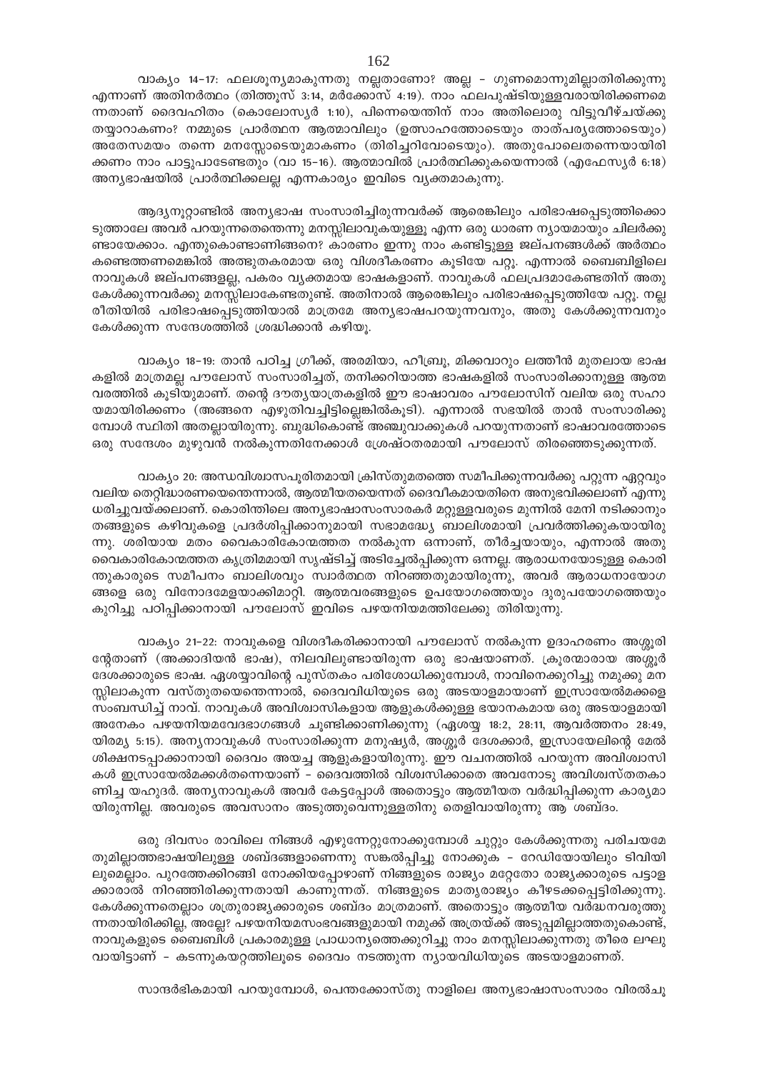വാക്യം 14-17: ഫലശൂന്യമാകുന്നതു നല്ലതാണോ? അല്ല - ഗുണമൊന്നുമില്ലാതിരിക്കുന്നു എന്നാണ് അതിനർത്ഥം (തിത്തൂസ് 3:14, മർക്കോസ് 4:19). നാം ഫലപുഷ്ടിയുള്ളവരായിരിക്കണമെന്നതാണ് ദൈവഹിതം (കൊലോസ്യർ 1:10), പിന്നെയെന്തിന് നാം അതിലൊരു വിട്ടുവീഴ്ചയ്ക്കു തയ്യാറാകണം? നമ്മുടെ പ്രാർത്ഥന ആത്മാവിലും (ഉത്സാഹത്തോടെയും താത്പര്യത്തോടെയും) അതേസമയം തന്നെ മനസ്സോടെയുമാകണം (തിരിച്ചറിവോടെയും). അതുപോലെതന്നെയായിരിക്കണം നാം പാട്ടുപാടേണ്ടതും (വാ 15-16). ആത്മാവിൽ പ്രാർത്ഥിക്കുകയെന്നാൽ (എഫേസ്യർ 6:18) അന്യഭാഷയിൽ പ്രാർത്ഥിക്കലല്ല എന്നകാര്യം ഇവിടെ വ്യക്തമാകുന്നു.

ആദ്യനൂറ്റാണ്ടിൽ അന്യഭാഷ സംസാരിച്ചിരുന്നവർക്ക് ആരെങ്കിലും പരിഭാഷപ്പെടുത്തിക്കൊടുത്താലേ അവർ പറയുന്നതെന്തെന്നു മനസ്സിലാവുകയുള്ളൂ എന്ന ഒരു ധാരണ ന്യായമായും ചിലർക്കുണ്ടായേക്കാം. എന്തുകൊണ്ടാണിങ്ങനെ? കാരണം ഇന്നു നാം കണ്ടിട്ടുള്ള ജല്പനങ്ങൾക്ക് അർത്ഥം കണ്ടെത്തണമെങ്കിൽ അത്ഭുതകരമായ ഒരു വിശദീകരണം കൂടിയേ പറ്റൂ. എന്നാൽ ബൈബിളിലെ നാവുകൾ ജല്പനങ്ങളല്ല, പകരം വ്യക്തമായ ഭാഷകളാണ്. നാവുകൾ ഫലപ്രദമാകേണ്ടതിന് അതു കേൾക്കുന്നവർക്കു മനസ്സിലാകേണ്ടതുണ്ട്. അതിനാൽ ആരെങ്കിലും പരിഭാഷപ്പെടുത്തിയേ പറ്റൂ. നല്ല രീതിയിൽ പരിഭാഷപ്പെടുത്തിയാൽ മാത്രമേ അന്യഭാഷപറയുന്നവനും, അതു കേൾക്കുന്നവനും കേൾക്കുന്ന സന്ദേശത്തിൽ ശ്രദ്ധിക്കാൻ കഴിയൂ.

വാക്യം 18-19: താൻ പഠിച്ച ഗ്രീക്ക്, അരമിയാ, ഹീബ്രൂ, മിക്കവാറും ലത്തീൻ മുതലായ ഭാഷകളിൽ മാത്രമല്ല പൗലോസ് സംസാരിച്ചത്, തനിക്കറിയാത്ത ഭാഷകളിൽ സംസാരിക്കാനുള്ള ആത്മവരത്തിൽ കൂടിയുമാണ്. തന്റെ ദൗത്യയാത്രകളിൽ ഈ ഭാഷാവരം പൗലോസിന് വലിയ ഒരു സഹായമായിരിക്കണം (അങ്ങനെ എഴുതിവച്ചിട്ടില്ലെങ്കിൽകൂടി). എന്നാൽ സഭയിൽ താൻ സംസാരിക്കുമ്പോൾ സ്ഥിതി അതല്ലായിരുന്നു. ബുദ്ധികൊണ്ട് അഞ്ചുവാക്കുകൾ പറയുന്നതാണ് ഭാഷാവരത്തോടെ ഒരു സന്ദേശം മുഴുവൻ നൽകുന്നതിനേക്കാൾ ശ്രേഷ്ഠതരമായി പൗലോസ് തിരഞ്ഞെടുക്കുന്നത്.

വാക്യം 20: അന്ധവിശ്വാസപൂരിതമായി ക്രിസ്തുമതത്തെ സമീപിക്കുന്നവർക്കു പറ്റുന്ന ഏറ്റവും വലിയ തെറ്റിദ്ധാരണയെന്തെന്നാൽ, ആത്മീയതയെന്നത് ദൈവീകമായതിനെ അനുഭവിക്കലാണ് എന്നു ധരിച്ചുവയ്ക്കലാണ്. കൊരിന്തിലെ അന്യഭാഷാസംസാരകർ മറ്റുള്ളവരുടെ മുന്നിൽ മേനി നടിക്കാനും തങ്ങളുടെ കഴിവുകളെ പ്രദർശിപ്പിക്കാനുമായി സഭാമദ്ധ്യേ ബാലിശമായി പ്രവർത്തിക്കുകയായിരുന്നു. ശരിയായ മതം വൈകാരികോന്മത്തത നൽകുന്ന ഒന്നാണ്, തീർച്ചയായും, എന്നാൽ അതു വൈകാരികോന്മത്തത കൃത്രിമമായി സൃഷ്ടിച്ച് അടിച്ചേൽപ്പിക്കുന്ന ഒന്നല്ല. ആരാധനയോടുള്ള കൊരിന്തുകാരുടെ സമീപനം ബാലിശവും സ്വാർത്ഥത നിറഞ്ഞതുമായിരുന്നു, അവർ ആരാധനായോഗങ്ങളെ ഒരു വിനോദമേളയാക്കിമാറ്റി. ആത്മവരങ്ങളുടെ ഉപയോഗത്തെയും ദുരുപയോഗത്തെയും കുറിച്ചു പഠിപ്പിക്കാനായി പൗലോസ് ഇവിടെ പഴയനിയമത്തിലേക്കു തിരിയുന്നു.

വാക്യം 21-22: നാവുകളെ വിശദീകരിക്കാനായി പൗലോസ് നൽകുന്ന ഉദാഹരണം അശ്ശൂരിന്റേതാണ് (അക്കാദിയൻ ഭാഷ), നിലവിലുണ്ടായിരുന്ന ഒരു ഭാഷയാണത്. ക്രൂരന്മാരായ അശ്ശൂർ ദേശക്കാരുടെ ഭാഷ. ഏശയ്യാവിന്റെ പുസ്തകം പരിശോധിക്കുമ്പോൾ, നാവിനെക്കുറിച്ചു നമുക്കു മനസ്സിലാകുന്ന വസ്തുതയെന്തെന്നാൽ, ദൈവവിധിയുടെ ഒരു അടയാളമായാണ് ഇസ്രായേൽമക്കളെ സംബന്ധിച്ച് നാവ്. നാവുകൾ അവിശ്വാസികളായ ആളുകൾക്കുള്ള ഭയാനകമായ ഒരു അടയാളമായി അനേകം പഴയനിയമവേദഭാഗങ്ങൾ ചൂണ്ടിക്കാണിക്കുന്നു (ഏശയ്യ 18:2, 28:11, ആവർത്തനം 28:49, യിരമ്യ 5:15). അന്യനാവുകൾ സംസാരിക്കുന്ന മനുഷ്യർ, അശ്ശൂർ ദേശക്കാർ, ഇസ്രായേലിന്റെ മേൽ ശിക്ഷനടപ്പാക്കാനായി ദൈവം അയച്ച ആളുകളായിരുന്നു. ഈ വചനത്തിൽ പറയുന്ന അവിശ്വാസികൾ ഇസ്രായേൽമക്കൾതന്നെയാണ് - ദൈവത്തിൽ വിശ്വസിക്കാതെ അവനോടു അവിശ്വസ്തതകാണിച്ച യഹൂദർ. അന്യനാവുകൾ അവർ കേട്ടപ്പോൾ അതൊട്ടും ആത്മീയത വർദ്ധിപ്പിക്കുന്ന കാര്യമായിരുന്നില്ല. അവരുടെ അവസാനം അടുത്തുവെന്നുള്ളതിനു തെളിവായിരുന്നു ആ ശബ്ദം.

ഒരു ദിവസം രാവിലെ നിങ്ങൾ എഴുന്നേറ്റുനോക്കുമ്പോൾ ചുറ്റും കേൾക്കുന്നതു പരിചയമേതുമില്ലാത്തഭാഷയിലുള്ള ശബ്ദങ്ങളാണെന്നു സങ്കൽപ്പിച്ചു നോക്കുക - റേഡിയോയിലും ടിവിയിലുമെല്ലാം. പുറത്തേക്കിറങ്ങി നോക്കിയപ്പോഴാണ് നിങ്ങളുടെ രാജ്യം മറ്റേതോ രാജ്യക്കാരുടെ പട്ടാളക്കാരാൽ നിറഞ്ഞിരിക്കുന്നതായി കാണുന്നത്. നിങ്ങളുടെ മാതൃരാജ്യം കീഴടക്കപ്പെട്ടിരിക്കുന്നു. കേൾക്കുന്നതെല്ലാം ശത്രുരാജ്യക്കാരുടെ ശബ്ദം മാത്രമാണ്. അതൊട്ടും ആത്മീയ വർദ്ധനവരുത്തുന്നതായിരിക്കില്ല, അല്ലേ? പഴയനിയമസംഭവങ്ങളുമായി നമുക്ക് അത്രയ്ക്ക് അടുപ്പമില്ലാത്തതുകൊണ്ട്, നാവുകളുടെ ബൈബിൾ പ്രകാരമുള്ള പ്രാധാന്യത്തെക്കുറിച്ചു നാം മനസ്സിലാക്കുന്നതു തീരെ ലഘുവായിട്ടാണ് - കടന്നുകയറ്റത്തിലൂടെ ദൈവം നടത്തുന്ന ന്യായവിധിയുടെ അടയാളമാണത്.

സാന്ദർഭികമായി പറയുമ്പോൾ, പെന്തക്കോസ്തു നാളിലെ അന്യഭാഷാസംസാരം വിരൽചൂ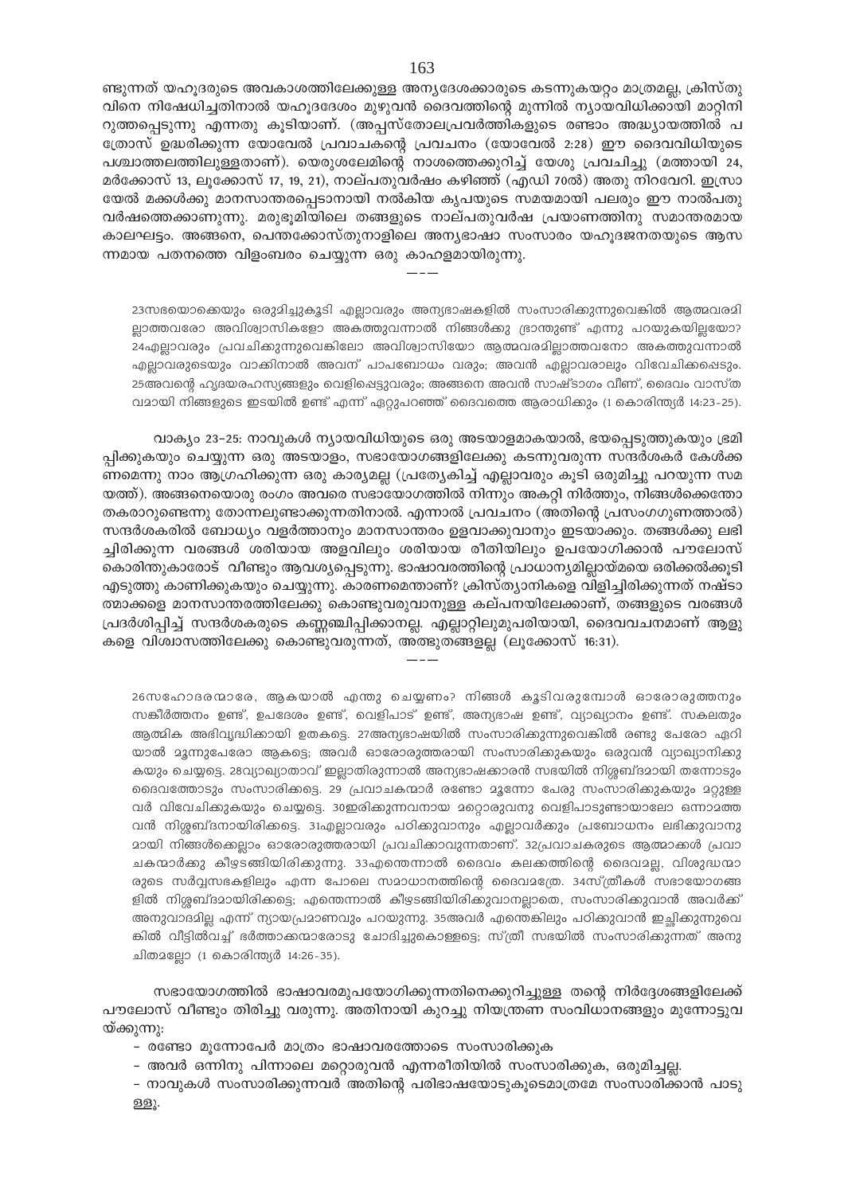ണ്ടുന്നത് യഹൂദരുടെ അവകാശത്തിലേക്കുള്ള അന്യദേശക്കാരുടെ കടന്നുകയറ്റം മാത്രമല്ല, ക്രിസ്തുവിനെ നിഷേധിച്ചതിനാൽ യഹൂദദേശം മുഴുവൻ ദൈവത്തിന്റെ മുന്നിൽ ന്യായവിധിക്കായി മാറ്റിനിറുത്തപ്പെടുന്നു എന്നതു കൂടിയാണ്. (അപ്പസ്തോലപ്രവർത്തികളുടെ രണ്ടാം അദ്ധ്യായത്തിൽ പത്രോസ് ഉദ്ധരിക്കുന്ന യോവേൽ പ്രവാചകന്റെ പ്രവചനം (യോവേൽ 2:28) ഈ ദൈവവിധിയുടെ പശ്ചാത്തലത്തിലുള്ളതാണ്). യെരുശലേമിന്റെ നാശത്തെക്കുറിച്ച് യേശു പ്രവചിച്ചു (മത്തായി 24, മർക്കോസ് 13, ലൂക്കോസ് 17, 19, 21), നാല്പതുവർഷം കഴിഞ്ഞ് (എഡി 70ൽ) അതു നിറവേറി. ഇസ്രായേൽ മക്കൾക്കു മാനസാന്തരപ്പെടാനായി നൽകിയ കൃപയുടെ സമയമായി പലരും ഈ നാൽപതു വർഷത്തെക്കാണുന്നു. മരുഭൂമിയിലെ തങ്ങളുടെ നാല്പതുവർഷ പ്രയാണത്തിനു സമാന്തരമായ കാലഘട്ടം. അങ്ങനെ, പെന്തക്കോസ്തുനാളിലെ അന്യഭാഷാ സംസാരം യഹൂദജനതയുടെ ആസന്നമായ പതനത്തെ വിളംബരം ചെയ്യുന്ന ഒരു കാഹളമായിരുന്നു.

---

23സഭയൊക്കെയും ഒരുമിച്ചുകൂടി എല്ലാവരും അന്യഭാഷകളിൽ സംസാരിക്കുന്നുവെങ്കിൽ ആത്മവരമില്ലാത്തവരോ അവിശ്വാസികളോ അകത്തുവന്നാൽ നിങ്ങൾക്കു ഭ്രാന്തുണ്ട് എന്നു പറയുകയില്ലയോ? 24എല്ലാവരും പ്രവചിക്കുന്നുവെങ്കിലോ അവിശ്വാസിയോ ആത്മവരമില്ലാത്തവനോ അകത്തുവന്നാൽ എല്ലാവരുടെയും വാക്കിനാൽ അവന് പാപബോധം വരും; അവൻ എല്ലാവരാലും വിവേചിക്കപ്പെടും. 25അവന്റെ ഹൃദയരഹസ്യങ്ങളും വെളിപ്പെടുവരും; അങ്ങനെ അവൻ സാഷ്ടാംഗം വീണ്, ദൈവം വാസ്തവമായി നിങ്ങളുടെ ഇടയിൽ ഉണ്ട് എന്ന് ഏറ്റുപറഞ്ഞ് ദൈവത്തെ ആരാധിക്കും (1 കൊരിന്ത്യർ 14:23-25).

വാക്യം 23–25: നാവുകൾ ന്യായവിധിയുടെ ഒരു അടയാളമാകയാൽ, ഭയപ്പെടുത്തുകയും ഭ്രമിപ്പിക്കുകയും ചെയ്യുന്ന ഒരു അടയാളം, സഭായോഗങ്ങളിലേക്കു കടന്നുവരുന്ന സന്ദർശകർ കേൾക്കണമെന്നു നാം ആഗ്രഹിക്കുന്ന ഒരു കാര്യമല്ല (പ്രത്യേകിച്ച് എല്ലാവരും കൂടി ഒരുമിച്ചു പറയുന്ന സമയത്ത്). അങ്ങനെയൊരു രംഗം അവരെ സഭായോഗത്തിൽ നിന്നും അകറ്റി നിർത്തും, നിങ്ങൾക്കെന്തോ തകരാറുണ്ടെന്നു തോന്നലുണ്ടാക്കുന്നതിനാൽ. എന്നാൽ പ്രവചനം (അതിന്റെ പ്രസംഗഗുണത്താൽ) സന്ദർശകരിൽ ബോധ്യം വളർത്താനും മാനസാന്തരം ഉളവാക്കുവാനും ഇടയാക്കും. തങ്ങൾക്കു ലഭിച്ചിരിക്കുന്ന വരങ്ങൾ ശരിയായ അളവിലും ശരിയായ രീതിയിലും ഉപയോഗിക്കാൻ പൗലോസ് കൊരിന്തുകാരോട് വീണ്ടും ആവശ്യപ്പെടുന്നു. ഭാഷാവരത്തിന്റെ പ്രാധാന്യമില്ലായ്മയെ ഒരിക്കൽക്കൂടി എടുത്തു കാണിക്കുകയും ചെയ്യുന്നു. കാരണമെന്താണ്? ക്രിസ്ത്യാനികളെ വിളിച്ചിരിക്കുന്നത് നഷ്ടാത്മാക്കളെ മാനസാന്തരത്തിലേക്കു കൊണ്ടുവരുവാനുള്ള കല്പനയിലേക്കാണ്, തങ്ങളുടെ വരങ്ങൾ പ്രദർശിപ്പിച്ച് സന്ദർശകരുടെ കണ്ണഞ്ചിപ്പിക്കാനല്ല. എല്ലാറ്റിലുമുപരിയായി, ദൈവവചനമാണ് ആളുകളെ വിശ്വാസത്തിലേക്കു കൊണ്ടുവരുന്നത്, അത്ഭുതങ്ങളല്ല (ലൂക്കോസ് 16:31).

---

26സഹോദരന്മാരേ, ആകയാൽ എന്തു ചെയ്യണം? നിങ്ങൾ കൂടിവരുമ്പോൾ ഓരോരുത്തനും സങ്കീർത്തനം ഉണ്ട്, ഉപദേശം ഉണ്ട്, വെളിപാട് ഉണ്ട്, അന്യഭാഷ ഉണ്ട്, വ്യാഖ്യാനം ഉണ്ട്. സകലതും ആത്മിക അഭിവൃദ്ധിക്കായി ഉതകട്ടെ. 27അന്യഭാഷയിൽ സംസാരിക്കുന്നുവെങ്കിൽ രണ്ടു പേരോ ഏറിയാൽ മൂന്നുപേരോ ആകട്ടെ; അവർ ഓരോരുത്തരായി സംസാരിക്കുകയും ഒരുവൻ വ്യാഖ്യാനിക്കുകയും ചെയ്യട്ടെ. 28വ്യാഖ്യാതാവ് ഇല്ലാതിരുന്നാൽ അന്യഭാഷക്കാരൻ സഭയിൽ നിശ്ശബ്ദമായി തന്നോടും ദൈവത്തോടും സംസാരിക്കട്ടെ. 29 പ്രവാചകന്മാർ രണ്ടോ മൂന്നോ പേരു സംസാരിക്കുകയും മറ്റുള്ളവർ വിവേചിക്കുകയും ചെയ്യട്ടെ. 30ഇരിക്കുന്നവനായ മറ്റൊരുവനു വെളിപാടുണ്ടായാലോ ഒന്നാമത്തവൻ നിശ്ശബ്ദനായിരിക്കട്ടെ. 31എല്ലാവരും പഠിക്കുവാനും എല്ലാവർക്കും പ്രബോധനം ലഭിക്കുവാനുമായി നിങ്ങൾക്കെല്ലാം ഓരോരുത്തരായി പ്രവചിക്കാവുന്നതാണ്. 32പ്രവാചകരുടെ ആത്മാക്കൾ പ്രവാചകന്മാർക്കു കീഴടങ്ങിയിരിക്കുന്നു. 33എന്തെന്നാൽ ദൈവം കലക്കത്തിന്റെ ദൈവമല്ല, വിശുദ്ധന്മാരുടെ സർവ്വസഭകളിലും എന്ന പോലെ സമാധാനത്തിന്റെ ദൈവമത്രേ. 34സ്ത്രീകൾ സഭായോഗങ്ങളിൽ നിശ്ശബ്ദമായിരിക്കട്ടെ; എന്തെന്നാൽ കീഴടങ്ങിയിരിക്കുവാനല്ലാതെ, സംസാരിക്കുവാൻ അവർക്ക് അനുവാദമില്ല എന്ന് ന്യായപ്രമാണവും പറയുന്നു. 35അവർ എന്തെങ്കിലും പഠിക്കുവാൻ ഇച്ഛിക്കുന്നുവെങ്കിൽ വീട്ടിൽവച്ച് ഭർത്താക്കന്മാരോടു ചോദിച്ചുകൊള്ളട്ടെ; സ്ത്രീ സഭയിൽ സംസാരിക്കുന്നത് അനുചിതമല്ലോ (1 കൊരിന്ത്യർ 14:26-35).

സഭായോഗത്തിൽ ഭാഷാവരമുപയോഗിക്കുന്നതിനെക്കുറിച്ചുള്ള തന്റെ നിർദ്ദേശങ്ങളിലേക്ക് പൗലോസ് വീണ്ടും തിരിച്ചു വരുന്നു. അതിനായി കുറച്ചു നിയന്ത്രണ സംവിധാനങ്ങളും മുന്നോട്ടുവയ്ക്കുന്നു:

- രണ്ടോ മൂന്നോപേർ മാത്രം ഭാഷാവരത്തോടെ സംസാരിക്കുക
- അവർ ഒന്നിനു പിന്നാലെ മറ്റൊരുവൻ എന്നരീതിയിൽ സംസാരിക്കുക, ഒരുമിച്ചല്ല.
- നാവുകൾ സംസാരിക്കുന്നവർ അതിന്റെ പരിഭാഷയോടുകൂടെമാത്രമേ സംസാരിക്കാൻ പാടുള്ളൂ.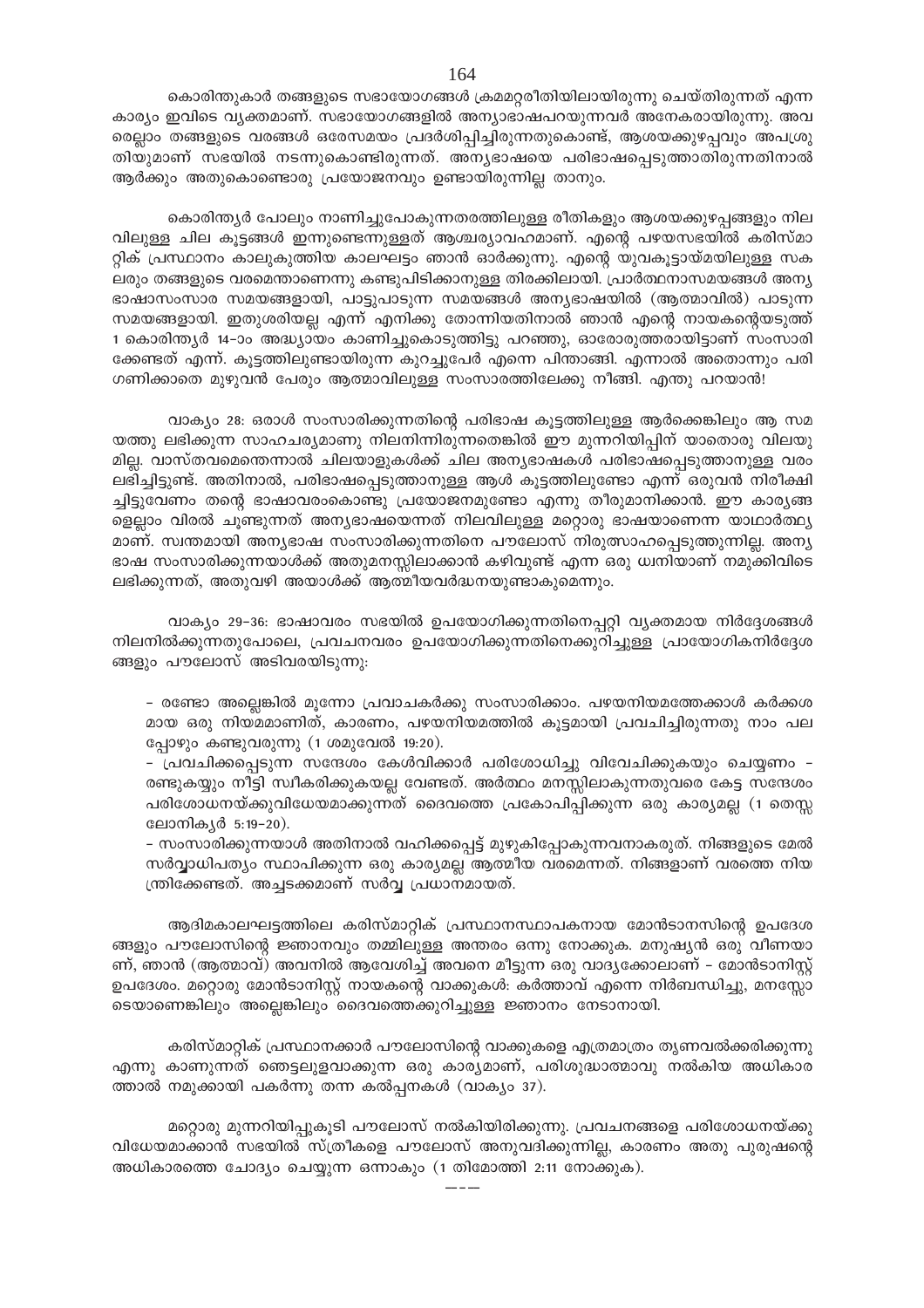കൊരിന്തുകാർ തങ്ങളുടെ സഭായോഗങ്ങൾ ക്രമമറ്റരീതിയിലായിരുന്നു ചെയ്തിരുന്നത് എന്ന കാര്യം ഇവിടെ വ്യക്തമാണ്. സഭായോഗങ്ങളിൽ അന്യഭാഷപറയുന്നവർ അനേകരായിരുന്നു. അവരെല്ലാം തങ്ങളുടെ വരങ്ങൾ ഒരേസമയം പ്രദർശിപ്പിച്ചിരുന്നതുകൊണ്ട്, ആശയക്കുഴപ്പവും അപശ്രുതിയുമാണ് സഭയിൽ നടന്നുകൊണ്ടിരുന്നത്. അന്യഭാഷയെ പരിഭാഷപ്പെടുത്താതിരുന്നതിനാൽ ആർക്കും അതുകൊണ്ടൊരു പ്രയോജനവും ഉണ്ടായിരുന്നില്ല താനും.

കൊരിന്ത്യർ പോലും നാണിച്ചുപോകുന്നതരത്തിലുള്ള രീതികളും ആശയക്കുഴപ്പങ്ങളും നിലവിലുള്ള ചില കൂട്ടങ്ങൾ ഇന്നുണ്ടെന്നുള്ളത് ആശ്ചര്യാവഹമാണ്. എന്റെ പഴയസഭയിൽ കരിസ്മാറ്റിക് പ്രസ്ഥാനം കാലുകുത്തിയ കാലഘട്ടം ഞാൻ ഓർക്കുന്നു. എന്റെ യുവകൂട്ടായ്മയിലുള്ള സകലരും തങ്ങളുടെ വരമെന്താണെന്നു കണ്ടുപിടിക്കാനുള്ള തിരക്കിലായി. പ്രാർത്ഥനാസമയങ്ങൾ അന്യഭാഷാസംസാര സമയങ്ങളായി, പാട്ടുപാടുന്ന സമയങ്ങൾ അന്യഭാഷയിൽ (ആത്മാവിൽ) പാടുന്ന സമയങ്ങളായി. ഇതുശരിയല്ല എന്ന് എനിക്കു തോന്നിയതിനാൽ ഞാൻ എന്റെ നായകന്റെയടുത്ത് 1 കൊരിന്ത്യർ 14-ാം അദ്ധ്യായം കാണിച്ചുകൊടുത്തിട്ടു പറഞ്ഞു, ഓരോരുത്തരായിട്ടാണ് സംസാരിക്കേണ്ടത് എന്ന്. കൂട്ടത്തിലുണ്ടായിരുന്ന കുറച്ചുപേർ എന്നെ പിന്താങ്ങി. എന്നാൽ അതൊന്നും പരിഗണിക്കാതെ മുഴുവൻ പേരും ആത്മാവിലുള്ള സംസാരത്തിലേക്കു നീങ്ങി. എന്തു പറയാൻ!

വാക്യം 28: ഒരാൾ സംസാരിക്കുന്നതിന്റെ പരിഭാഷ കൂട്ടത്തിലുള്ള ആർക്കെങ്കിലും ആ സമയത്തു ലഭിക്കുന്ന സാഹചര്യമാണു നിലനിന്നിരുന്നതെങ്കിൽ ഈ മുന്നറിയിപ്പിന് യാതൊരു വിലയുമില്ല. വാസ്തവമെന്തെന്നാൽ ചിലയാളുകൾക്ക് ചില അന്യഭാഷകൾ പരിഭാഷപ്പെടുത്താനുള്ള വരം ലഭിച്ചിട്ടുണ്ട്. അതിനാൽ, പരിഭാഷപ്പെടുത്താനുള്ള ആൾ കൂട്ടത്തിലുണ്ടോ എന്ന് ഒരുവൻ നിരീക്ഷിച്ചിട്ടുവേണം തന്റെ ഭാഷാവരംകൊണ്ടു പ്രയോജനമുണ്ടോ എന്നു തീരുമാനിക്കാൻ. ഈ കാര്യങ്ങളെല്ലാം വിരൽ ചൂണ്ടുന്നത് അന്യഭാഷയെന്നത് നിലവിലുള്ള മറ്റൊരു ഭാഷയാണെന്ന യാഥാർത്ഥ്യമാണ്. സ്വന്തമായി അന്യഭാഷ സംസാരിക്കുന്നതിനെ പൗലോസ് നിരുത്സാഹപ്പെടുത്തുന്നില്ല. അന്യഭാഷ സംസാരിക്കുന്നയാൾക്ക് അതുമനസ്സിലാക്കാൻ കഴിവുണ്ട് എന്ന ഒരു ധ്വനിയാണ് നമുക്കിവിടെ ലഭിക്കുന്നത്, അതുവഴി അയാൾക്ക് ആത്മീയവർദ്ധനയുണ്ടാകുമെന്നും.

വാക്യം 29-36: ഭാഷാവരം സഭയിൽ ഉപയോഗിക്കുന്നതിനെപ്പറ്റി വ്യക്തമായ നിർദ്ദേശങ്ങൾ നിലനിൽക്കുന്നതുപോലെ, പ്രവചനവരം ഉപയോഗിക്കുന്നതിനെക്കുറിച്ചുള്ള പ്രായോഗികനിർദ്ദേശങ്ങളും പൗലോസ് അടിവരയിടുന്നു:

- രണ്ടോ അല്ലെങ്കിൽ മൂന്നോ പ്രവാചകർക്കു സംസാരിക്കാം. പഴയനിയമത്തേക്കാൾ കർക്കശമായ ഒരു നിയമമാണിത്, കാരണം, പഴയനിയമത്തിൽ കൂട്ടമായി പ്രവചിച്ചിരുന്നതു നാം പലപ്പോഴും കണ്ടുവരുന്നു (1 ശമുവേൽ 19:20).
- പ്രവചിക്കപ്പെടുന്ന സന്ദേശം കേൾവിക്കാർ പരിശോധിച്ചു വിവേചിക്കുകയും ചെയ്യണം - രണ്ടുകയ്യും നീട്ടി സ്വീകരിക്കുകയല്ല വേണ്ടത്. അർത്ഥം മനസ്സിലാകുന്നതുവരെ കേട്ട സന്ദേശം പരിശോധനയ്ക്കുവിധേയമാക്കുന്നത് ദൈവത്തെ പ്രകോപിപ്പിക്കുന്ന ഒരു കാര്യമല്ല (1 തെസ്സലോനിക്യർ 5:19-20).
- സംസാരിക്കുന്നയാൾ അതിനാൽ വഹിക്കപ്പെട്ട് മുഴുകിപ്പോകുന്നവനാകരുത്. നിങ്ങളുടെ മേൽ സർവ്വാധിപത്യം സ്ഥാപിക്കുന്ന ഒരു കാര്യമല്ല ആത്മീയ വരമെന്നത്. നിങ്ങളാണ് വരത്തെ നിയന്ത്രിക്കേണ്ടത്. അച്ചടക്കമാണ് സർവ്വ പ്രധാനമായത്.

ആദിമകാലഘട്ടത്തിലെ കരിസ്മാറ്റിക് പ്രസ്ഥാനസ്ഥാപകനായ മോൻടാനസിന്റെ ഉപദേശങ്ങളും പൗലോസിന്റെ ജ്ഞാനവും തമ്മിലുള്ള അന്തരം ഒന്നു നോക്കുക. മനുഷ്യൻ ഒരു വീണയാണ്, ഞാൻ (ആത്മാവ്) അവനിൽ ആവേശിച്ച് അവനെ മീട്ടുന്ന ഒരു വാദ്യക്കോലാണ് - മോൻടാനിസ്റ്റ് ഉപദേശം. മറ്റൊരു മോൻടാനിസ്റ്റ് നായകന്റെ വാക്കുകൾ: കർത്താവ് എന്നെ നിർബന്ധിച്ചു, മനസ്സോടെയാണെങ്കിലും അല്ലെങ്കിലും ദൈവത്തെക്കുറിച്ചുള്ള ജ്ഞാനം നേടാനായി.

കരിസ്മാറ്റിക് പ്രസ്ഥാനക്കാർ പൗലോസിന്റെ വാക്കുകളെ എത്രമാത്രം തൃണവൽക്കരിക്കുന്നു എന്നു കാണുന്നത് ഞെട്ടലുളവാക്കുന്ന ഒരു കാര്യമാണ്, പരിശുദ്ധാത്മാവു നൽകിയ അധികാരത്താൽ നമുക്കായി പകർന്നു തന്ന കല്പനകൾ (വാക്യം 37).

മറ്റൊരു മുന്നറിയിപ്പുകൂടി പൗലോസ് നൽകിയിരിക്കുന്നു. പ്രവചനങ്ങളെ പരിശോധനയ്ക്കു വിധേയമാക്കാൻ സഭയിൽ സ്ത്രീകളെ പൗലോസ് അനുവദിക്കുന്നില്ല, കാരണം അതു പുരുഷന്റെ അധികാരത്തെ ചോദ്യം ചെയ്യുന്ന ഒന്നാകും (1 തിമോത്തി 2:11 നോക്കുക).

---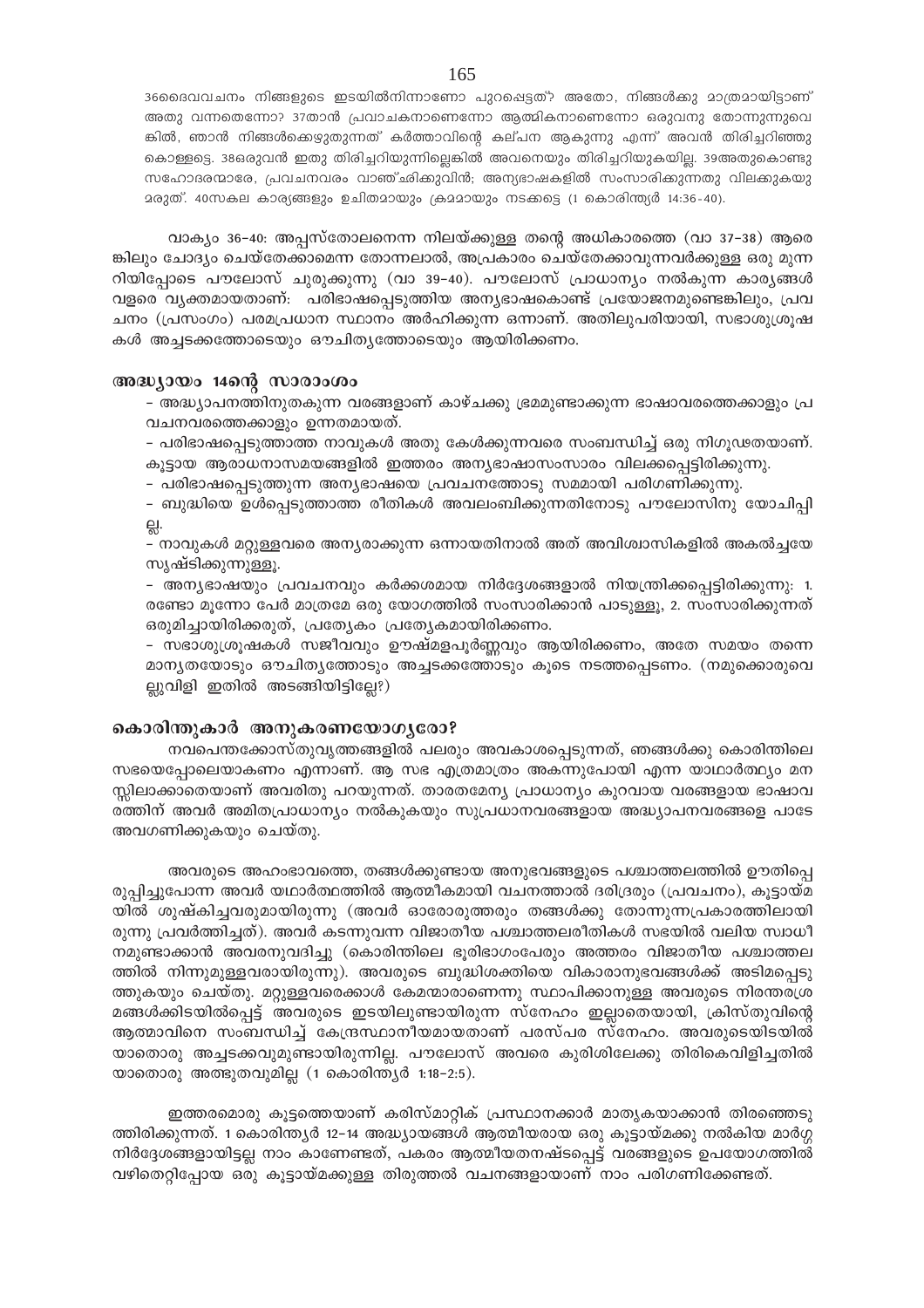36ദൈവവചനം നിങ്ങളുടെ ഇടയിൽനിന്നാണോ പുറപ്പെട്ടത്? അതോ, നിങ്ങൾക്കു മാത്രമായിട്ടാണ് അതു വന്നതെന്നോ? 37താൻ പ്രവാചകനാണെന്നോ ആത്മികനാണെന്നോ ഒരുവനു തോന്നുന്നുവെങ്കിൽ, ഞാൻ നിങ്ങൾക്കെഴുതുന്നത് കർത്താവിന്റെ കല്പന ആകുന്നു എന്ന് അവൻ തിരിച്ചറിഞ്ഞുകൊള്ളട്ടെ. 38ഒരുവൻ ഇതു തിരിച്ചറിയുന്നില്ലെങ്കിൽ അവനെയും തിരിച്ചറിയുകയില്ല. 39അതുകൊണ്ടു സഹോദരന്മാരേ, പ്രവചനവരം വാഞ്ഛിക്കുവിൻ; അന്യഭാഷകളിൽ സംസാരിക്കുന്നതു വിലക്കുകയുമരുത്. 40സകല കാര്യങ്ങളും ഉചിതമായും ക്രമമായും നടക്കട്ടെ (1 കൊരിന്ത്യർ 14:36-40).

വാക്യം 36-40: അപ്പസ്തോലനെന്ന നിലയ്ക്കുള്ള തന്റെ അധികാരത്തെ (വാ 37-38) ആരെങ്കിലും ചോദ്യം ചെയ്തേക്കാമെന്ന തോന്നലാൽ, അപ്രകാരം ചെയ്തേക്കാവുന്നവർക്കുള്ള ഒരു മുന്നറിയിപ്പോടെ പൗലോസ് ചുരുക്കുന്നു (വാ 39-40). പൗലോസ് പ്രാധാന്യം നൽകുന്ന കാര്യങ്ങൾ വളരെ വ്യക്തമായതാണ്: പരിഭാഷപ്പെടുത്തിയ അന്യഭാഷകൊണ്ട് പ്രയോജനമുണ്ടെങ്കിലും, പ്രവചനം (പ്രസംഗം) പരമപ്രധാന സ്ഥാനം അർഹിക്കുന്ന ഒന്നാണ്. അതിലുപരിയായി, സഭാശുശ്രൂഷകൾ അച്ചടക്കത്തോടെയും ഔചിത്യത്തോടെയും ആയിരിക്കണം.

## അദ്ധ്യായം 14ന്റെ സാരാംശം

- അദ്ധ്യാപനത്തിനുതകുന്ന വരങ്ങളാണ് കാഴ്ചക്കു ഭ്രമമുണ്ടാക്കുന്ന ഭാഷാവരത്തെക്കാളും പ്രവചനവരത്തെക്കാളും ഉന്നതമായത്.
- പരിഭാഷപ്പെടുത്താത്ത നാവുകൾ അതു കേൾക്കുന്നവരെ സംബന്ധിച്ച് ഒരു നിഗൂഢതയാണ്. കൂട്ടായ ആരാധനാസമയങ്ങളിൽ ഇത്തരം അന്യഭാഷാസംസാരം വിലക്കപ്പെട്ടിരിക്കുന്നു.
- പരിഭാഷപ്പെടുത്തുന്ന അന്യഭാഷയെ പ്രവചനത്തോടു സമമായി പരിഗണിക്കുന്നു.
- ബുദ്ധിയെ ഉൾപ്പെടുത്താത്ത രീതികൾ അവലംബിക്കുന്നതിനോടു പൗലോസിനു യോചിപ്പില്ല.
- നാവുകൾ മറ്റുള്ളവരെ അന്യരാക്കുന്ന ഒന്നായതിനാൽ അത് അവിശ്വാസികളിൽ അകൽച്ചയേ സൃഷ്ടിക്കുന്നുള്ളൂ.
- അന്യഭാഷയും പ്രവചനവും കർക്കശമായ നിർദ്ദേശങ്ങളാൽ നിയന്ത്രിക്കപ്പെട്ടിരിക്കുന്നു: 1. രണ്ടോ മൂന്നോ പേർ മാത്രമേ ഒരു യോഗത്തിൽ സംസാരിക്കാൻ പാടുള്ളൂ, 2. സംസാരിക്കുന്നത് ഒരുമിച്ചായിരിക്കരുത്, പ്രത്യേകം പ്രത്യേകമായിരിക്കണം.
- സഭാശുശ്രൂഷകൾ സജീവവും ഊഷ്മളപൂർണ്ണവും ആയിരിക്കണം, അതേ സമയം തന്നെ മാന്യതയോടും ഔചിത്യത്തോടും അച്ചടക്കത്തോടും കൂടെ നടത്തപ്പെടണം. (നമുക്കൊരുവെല്ലുവിളി ഇതിൽ അടങ്ങിയിട്ടില്ലേ?)

## കൊരിന്തുകാർ അനുകരണയോഗ്യരോ?

നവപെന്തക്കോസ്തുവൃത്തങ്ങളിൽ പലരും അവകാശപ്പെടുന്നത്, ഞങ്ങൾക്കു കൊരിന്തിലെ സഭയെപ്പോലെയാകണം എന്നാണ്. ആ സഭ എത്രമാത്രം അകന്നുപോയി എന്ന യാഥാർത്ഥ്യം മനസ്സിലാക്കാതെയാണ് അവരിതു പറയുന്നത്. താരതമേന്യ പ്രാധാന്യം കുറവായ വരങ്ങളായ ഭാഷാവരത്തിന് അവർ അമിതപ്രാധാന്യം നൽകുകയും സുപ്രധാനവരങ്ങളായ അദ്ധ്യാപനവരങ്ങളെ പാടേ അവഗണിക്കുകയും ചെയ്തു.

അവരുടെ അഹംഭാവത്തെ, തങ്ങൾക്കുണ്ടായ അനുഭവങ്ങളുടെ പശ്ചാത്തലത്തിൽ ഊതിപ്പെരുപ്പിച്ചുപോന്ന അവർ യഥാർത്ഥത്തിൽ ആത്മീകമായി വചനത്താൽ ദരിദ്രരും (പ്രവചനം), കൂട്ടായ്മയിൽ ശുഷ്കിച്ചവരുമായിരുന്നു (അവർ ഓരോരുത്തരും തങ്ങൾക്കു തോന്നുന്നപ്രകാരത്തിലായിരുന്നു പ്രവർത്തിച്ചത്). അവർ കടന്നുവന്ന വിജാതീയ പശ്ചാത്തലരീതികൾ സഭയിൽ വലിയ സ്വാധീനമുണ്ടാക്കാൻ അവരനുവദിച്ചു (കൊരിന്തിലെ ഭൂരിഭാഗംപേരും അത്തരം വിജാതീയ പശ്ചാത്തലത്തിൽ നിന്നുമുള്ളവരായിരുന്നു). അവരുടെ ബുദ്ധിശക്തിയെ വികാരാനുഭവങ്ങൾക്ക് അടിമപ്പെടുത്തുകയും ചെയ്തു. മറ്റുള്ളവരെക്കാൾ കേമന്മാരാണെന്നു സ്ഥാപിക്കാനുള്ള അവരുടെ നിരന്തരശ്രമങ്ങൾക്കിടയിൽപ്പെട്ട് അവരുടെ ഇടയിലുണ്ടായിരുന്ന സ്നേഹം ഇല്ലാതെയായി, ക്രിസ്തുവിന്റെ ആത്മാവിനെ സംബന്ധിച്ച് കേന്ദ്രസ്ഥാനീയമായതാണ് പരസ്പര സ്നേഹം. അവരുടെയിടയിൽ യാതൊരു അച്ചടക്കവുമുണ്ടായിരുന്നില്ല. പൗലോസ് അവരെ കുരിശിലേക്കു തിരികെവിളിച്ചതിൽ യാതൊരു അത്ഭുതവുമില്ല (1 കൊരിന്ത്യർ 1:18-2:5).

ഇത്തരമൊരു കൂട്ടത്തെയാണ് കരിസ്മാറ്റിക് പ്രസ്ഥാനക്കാർ മാതൃകയാക്കാൻ തിരഞ്ഞെടുത്തിരിക്കുന്നത്. 1 കൊരിന്ത്യർ 12-14 അദ്ധ്യായങ്ങൾ ആത്മീയരായ ഒരു കൂട്ടായ്മക്കു നൽകിയ മാർഗ്ഗനിർദ്ദേശങ്ങളായിട്ടല്ല നാം കാണേണ്ടത്, പകരം ആത്മീയതനഷ്ടപ്പെട്ട് വരങ്ങളുടെ ഉപയോഗത്തിൽ വഴിതെറ്റിപ്പോയ ഒരു കൂട്ടായ്മക്കുള്ള തിരുത്തൽ വചനങ്ങളായാണ് നാം പരിഗണിക്കേണ്ടത്.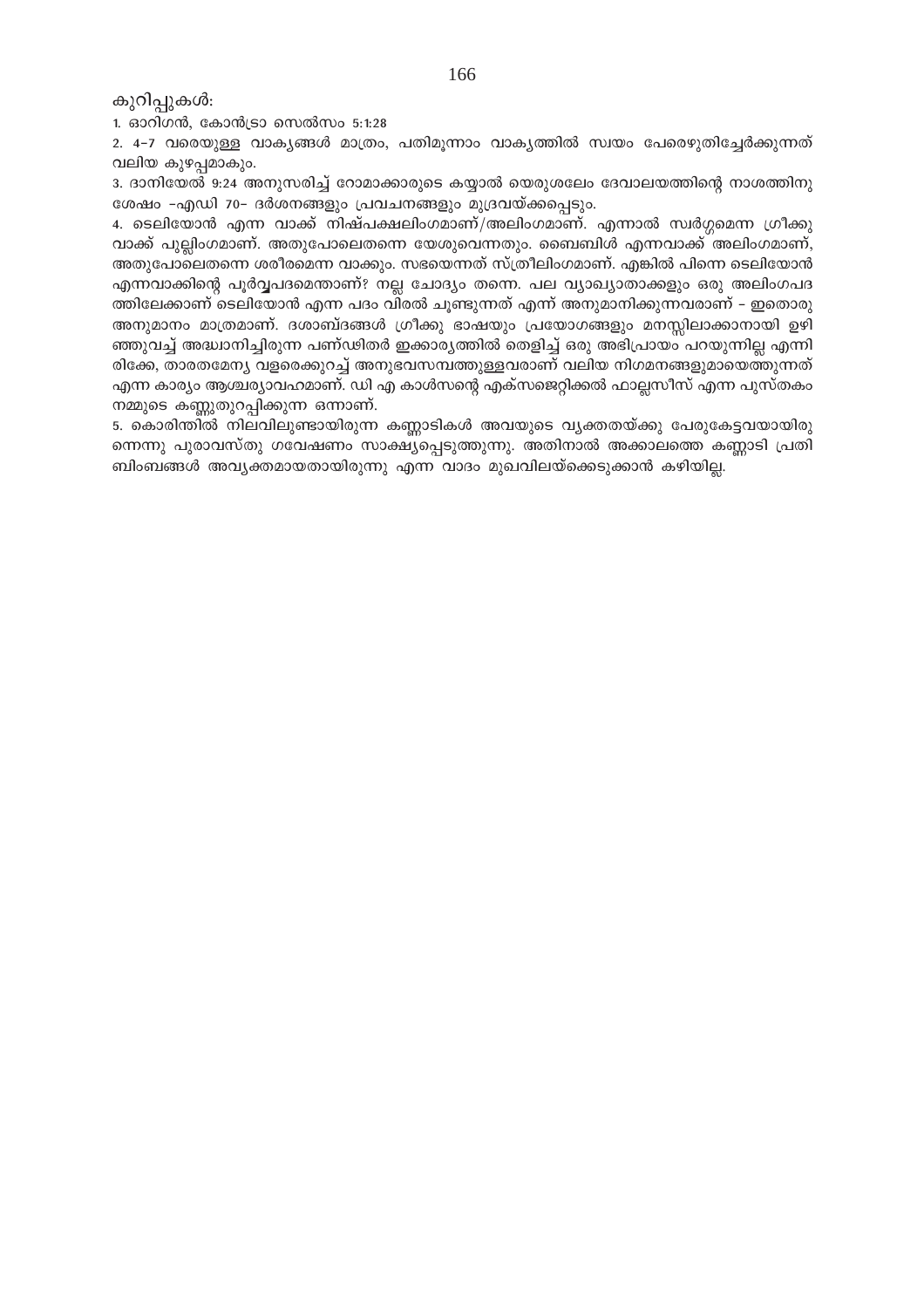കുറിപ്പുകൾ:

1. ഓറിഗൻ, കോൻട്രാ സെൽസം 5:1:28
2. 4–7 വരെയുള്ള വാക്യങ്ങൾ മാത്രം, പതിമൂന്നാം വാക്യത്തിൽ സ്വയം പേരെഴുതിച്ചേർക്കുന്നത് വലിയ കുഴപ്പമാകും.
3. ദാനിയേൽ 9:24 അനുസരിച്ച് റോമാക്കാരുടെ കയ്യാൽ യെരുശലേം ദേവാലയത്തിന്റെ നാശത്തിനു ശേഷം –എഡി 70– ദർശനങ്ങളും പ്രവചനങ്ങളും മുദ്രവയ്ക്കപ്പെടും.
4. ടെലിയോൻ എന്ന വാക്ക് നിഷ്പക്ഷലിംഗമാണ്/അലിംഗമാണ്. എന്നാൽ സ്വർഗ്ഗമെന്ന ഗ്രീക്കു വാക്ക് പുല്ലിംഗമാണ്. അതുപോലെതന്നെ യേശുവെന്നതും. ബൈബിൾ എന്നവാക്ക് അലിംഗമാണ്, അതുപോലെതന്നെ ശരീരമെന്ന വാക്കും. സഭയെന്നത് സ്ത്രീലിംഗമാണ്. എങ്കിൽ പിന്നെ ടെലിയോൻ എന്നവാക്കിന്റെ പൂർവ്വപദമെന്താണ്? നല്ല ചോദ്യം തന്നെ. പല വ്യാഖ്യാതാക്കളും ഒരു അലിംഗപദത്തിലേക്കാണ് ടെലിയോൻ എന്ന പദം വിരൽ ചൂണ്ടുന്നത് എന്ന് അനുമാനിക്കുന്നവരാണ് – ഇതൊരു അനുമാനം മാത്രമാണ്. ദശാബ്ദങ്ങൾ ഗ്രീക്കു ഭാഷയും പ്രയോഗങ്ങളും മനസ്സിലാക്കാനായി ഉഴിഞ്ഞുവച്ച് അദ്ധ്വാനിച്ചിരുന്ന പണ്ഢിതർ ഇക്കാര്യത്തിൽ തെളിച്ച് ഒരു അഭിപ്രായം പറയുന്നില്ല എന്നിരിക്കേ, താരതമേന്യ വളരെക്കുറച്ച് അനുഭവസമ്പത്തുള്ളവരാണ് വലിയ നിഗമനങ്ങളുമായെത്തുന്നത് എന്ന കാര്യം ആശ്ചര്യാവഹമാണ്. ഡി എ കാൾസന്റെ എക്സജെറ്റിക്കൽ ഫാല്ലസീസ് എന്ന പുസ്തകം നമ്മുടെ കണ്ണുതുറപ്പിക്കുന്ന ഒന്നാണ്.
5. കൊരിന്തിൽ നിലവിലുണ്ടായിരുന്ന കണ്ണാടികൾ അവയുടെ വ്യക്തതയ്ക്കു പേരുകേട്ടവയായിരുന്നെന്നു പുരാവസ്തു ഗവേഷണം സാക്ഷ്യപ്പെടുത്തുന്നു. അതിനാൽ അക്കാലത്തെ കണ്ണാടി പ്രതിബിംബങ്ങൾ അവ്യക്തമായതായിരുന്നു എന്ന വാദം മുഖവിലയ്ക്കെടുക്കാൻ കഴിയില്ല.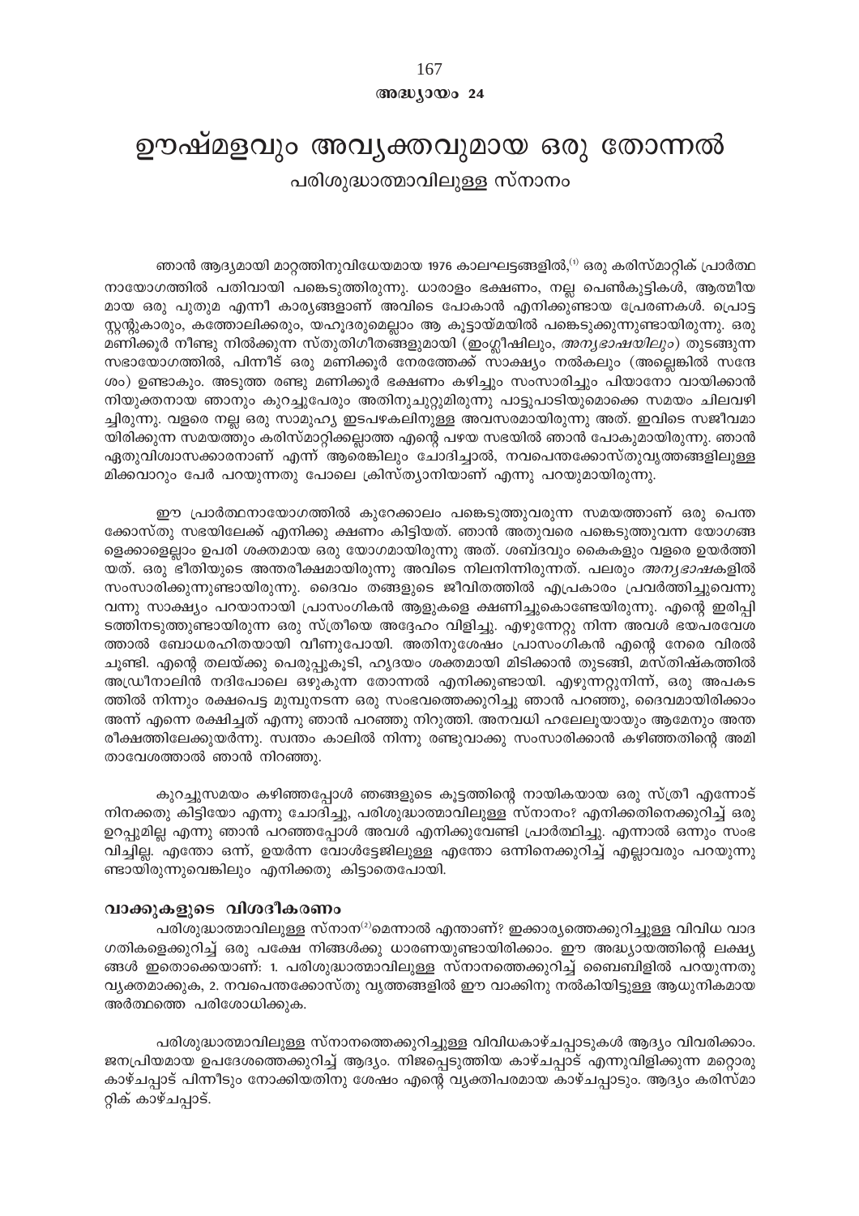അദ്ധ്യായം 24

# ഊഷ്മളവും അവ്യക്തവുമായ ഒരു തോന്നൽ

## പരിശുദ്ധാത്മാവിലുള്ള സ്നാനം

ഞാൻ ആദ്യമായി മാറ്റത്തിനുവിധേയമായ 1976 കാലഘട്ടങ്ങളിൽ,[1] ഒരു കരിസ്മാറ്റിക് പ്രാർത്ഥനായോഗത്തിൽ പതിവായി പങ്കെടുത്തിരുന്നു. ധാരാളം ഭക്ഷണം, നല്ല പെൺകുട്ടികൾ, ആത്മീയമായ ഒരു പുതുമ എന്നീ കാര്യങ്ങളാണ് അവിടെ പോകാൻ എനിക്കുണ്ടായ പ്രേരണകൾ. പ്രൊട്ടസ്റ്റന്റുകാരും, കത്തോലിക്കരും, യഹൂദരുമെല്ലാം ആ കൂട്ടായ്മയിൽ പങ്കെടുക്കുന്നുണ്ടായിരുന്നു. ഒരു മണിക്കൂർ നീണ്ടു നിൽക്കുന്ന സ്തുതിഗീതങ്ങളുമായി (ഇംഗ്ലീഷിലും, *അന്യഭാഷയിലും*) തുടങ്ങുന്ന സഭായോഗത്തിൽ, പിന്നീട് ഒരു മണിക്കൂർ നേരത്തേക്ക് സാക്ഷ്യം നൽകലും (അല്ലെങ്കിൽ സന്ദേശം) ഉണ്ടാകും. അടുത്ത രണ്ടു മണിക്കൂർ ഭക്ഷണം കഴിച്ചും സംസാരിച്ചും പിയാനോ വായിക്കാൻ നിയുക്തനായ ഞാനും കുറച്ചുപേരും അതിനുചുറ്റുമിരുന്നു പാട്ടുപാടിയുമൊക്കെ സമയം ചിലവഴിച്ചിരുന്നു. വളരെ നല്ല ഒരു സാമൂഹ്യ ഇടപഴകലിനുള്ള അവസരമായിരുന്നു അത്. ഇവിടെ സജീവമായിരിക്കുന്ന സമയത്തും കരിസ്മാറ്റിക്കല്ലാത്ത എന്റെ പഴയ സഭയിൽ ഞാൻ പോകുമായിരുന്നു. ഞാൻ ഏതുവിശ്വാസക്കാരനാണ് എന്ന് ആരെങ്കിലും ചോദിച്ചാൽ, നവപെന്തക്കോസ്തുവൃത്തങ്ങളിലുള്ള മിക്കവാറും പേർ പറയുന്നതു പോലെ ക്രിസ്ത്യാനിയാണ് എന്നു പറയുമായിരുന്നു.

ഈ പ്രാർത്ഥനായോഗത്തിൽ കുറേക്കാലം പങ്കെടുത്തുവരുന്ന സമയത്താണ് ഒരു പെന്തക്കോസ്തു സഭയിലേക്ക് എനിക്കു ക്ഷണം കിട്ടിയത്. ഞാൻ അതുവരെ പങ്കെടുത്തുവന്ന യോഗങ്ങളെക്കാളെല്ലാം ഉപരി ശക്തമായ ഒരു യോഗമായിരുന്നു അത്. ശബ്ദവും കൈകളും വളരെ ഉയർത്തിയത്. ഒരു ഭീതിയുടെ അന്തരീക്ഷമായിരുന്നു അവിടെ നിലനിന്നിരുന്നത്. പലരും *അന്യഭാഷ*കളിൽ സംസാരിക്കുന്നുണ്ടായിരുന്നു. ദൈവം തങ്ങളുടെ ജീവിതത്തിൽ എപ്രകാരം പ്രവർത്തിച്ചുവെന്നു വന്നു സാക്ഷ്യം പറയാനായി പ്രാസംഗികൻ ആളുകളെ ക്ഷണിച്ചുകൊണ്ടേയിരുന്നു. എന്റെ ഇരിപ്പിടത്തിനടുത്തുണ്ടായിരുന്ന ഒരു സ്ത്രീയെ അദ്ദേഹം വിളിച്ചു. എഴുന്നേറ്റു നിന്ന അവൾ ഭയപരവശത്താൽ ബോധരഹിതയായി വീണുപോയി. അതിനുശേഷം പ്രാസംഗികൻ എന്റെ നേരെ വിരൽ ചൂണ്ടി. എന്റെ തലയ്ക്കു പെരുപ്പുകൂടി, ഹൃദയം ശക്തമായി മിടിക്കാൻ തുടങ്ങി, മസ്തിഷ്കത്തിൽ അഡ്രിനാലിൻ നദിപോലെ ഒഴുകുന്ന തോന്നൽ എനിക്കുണ്ടായി. എഴുന്നേറ്റുനിന്ന്, ഒരു അപകടത്തിൽ നിന്നും രക്ഷപെട്ട മുമ്പുനടന്ന ഒരു സംഭവത്തെക്കുറിച്ചു ഞാൻ പറഞ്ഞു, ദൈവമായിരിക്കാം അന്ന് എന്നെ രക്ഷിച്ചത് എന്നു ഞാൻ പറഞ്ഞു നിറുത്തി. അനവധി ഹലേലൂയായും ആമേനും അന്തരീക്ഷത്തിലേക്കുയർന്നു. സ്വന്തം കാലിൽ നിന്നു രണ്ടുവാക്കു സംസാരിക്കാൻ കഴിഞ്ഞതിന്റെ അമിതാവേശത്താൽ ഞാൻ നിറഞ്ഞു.

കുറച്ചുസമയം കഴിഞ്ഞപ്പോൾ ഞങ്ങളുടെ കൂട്ടത്തിന്റെ നായികയായ ഒരു സ്ത്രീ എന്നോട് നിനക്കതു കിട്ടിയോ എന്നു ചോദിച്ചു, പരിശുദ്ധാത്മാവിലുള്ള സ്നാനം? എനിക്കതിനെക്കുറിച്ച് ഒരു ഉറപ്പുമില്ല എന്നു ഞാൻ പറഞ്ഞപ്പോൾ അവൾ എനിക്കുവേണ്ടി പ്രാർത്ഥിച്ചു. എന്നാൽ ഒന്നും സംഭവിച്ചില്ല. എന്തോ ഒന്ന്, ഉയർന്ന വോൾട്ടേജിലുള്ള എന്തോ ഒന്നിനെക്കുറിച്ച് എല്ലാവരും പറയുന്നുണ്ടായിരുന്നുവെങ്കിലും എനിക്കതു കിട്ടാതെപോയി.

### വാക്കുകളുടെ വിശദീകരണം

പരിശുദ്ധാത്മാവിലുള്ള സ്നാനം[2]മെന്നാൽ എന്താണ്? ഇക്കാര്യത്തെക്കുറിച്ചുള്ള വിവിധ വാദഗതികളെക്കുറിച്ച് ഒരു പക്ഷേ നിങ്ങൾക്കു ധാരണയുണ്ടായിരിക്കാം. ഈ അദ്ധ്യായത്തിന്റെ ലക്ഷ്യങ്ങൾ ഇതൊക്കെയാണ്: 1. പരിശുദ്ധാത്മാവിലുള്ള സ്നാനത്തെക്കുറിച്ച് ബൈബിളിൽ പറയുന്നതു വ്യക്തമാക്കുക, 2. നവപെന്തക്കോസ്തു വൃത്തങ്ങളിൽ ഈ വാക്കിനു നൽകിയിട്ടുള്ള ആധുനികമായ അർത്ഥത്തെ പരിശോധിക്കുക.

പരിശുദ്ധാത്മാവിലുള്ള സ്നാനത്തെക്കുറിച്ചുള്ള വിവിധകാഴ്ചപ്പാടുകൾ ആദ്യം വിവരിക്കാം. ജനപ്രിയമായ ഉപദേശത്തെക്കുറിച്ച് ആദ്യം. നിജപ്പെടുത്തിയ കാഴ്ചപ്പാട് എന്നുവിളിക്കുന്ന മറ്റൊരു കാഴ്ചപ്പാട് പിന്നീടും നോക്കിയതിനു ശേഷം എന്റെ വ്യക്തിപരമായ കാഴ്ചപ്പാടും. ആദ്യം കരിസ്മാറ്റിക് കാഴ്ചപ്പാട്.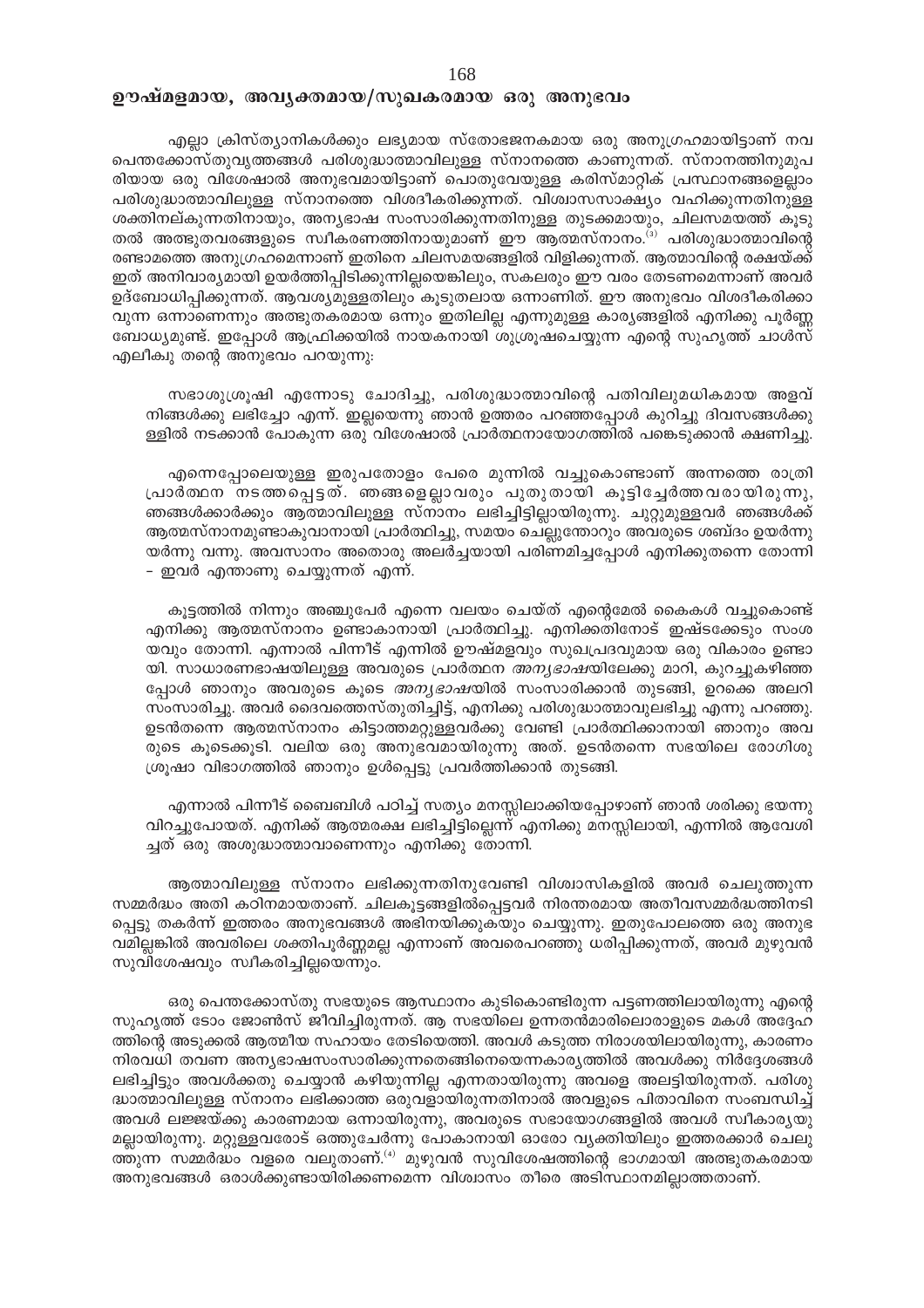## ഊഷ്മളമായ, അവ്യക്തമായ/സുഖകരമായ ഒരു അനുഭവം

എല്ലാ ക്രിസ്ത്യാനികൾക്കും ലഭ്യമായ സ്തോഭജനകമായ ഒരു അനുഗ്രഹമായിട്ടാണ് നവ പെന്തക്കോസ്തുവൃത്തങ്ങൾ പരിശുദ്ധാത്മാവിലുള്ള സ്നാനത്തെ കാണുന്നത്. സ്നാനത്തിനുമുപരിയായ ഒരു വിശേഷാൽ അനുഭവമായിട്ടാണ് പൊതുവേയുള്ള കരിസ്മാറ്റിക് പ്രസ്ഥാനങ്ങളെല്ലാം പരിശുദ്ധാത്മാവിലുള്ള സ്നാനത്തെ വിശദീകരിക്കുന്നത്. വിശ്വാസസാക്ഷ്യം വഹിക്കുന്നതിനുള്ള ശക്തിനല്കുന്നതിനായും, അന്യഭാഷ സംസാരിക്കുന്നതിനുള്ള തുടക്കമായും, ചിലസമയത്ത് കൂടുതൽ അത്ഭുതവരങ്ങളുടെ സ്വീകരണത്തിനായുമാണ് ഈ ആത്മസ്നാനം.[3] പരിശുദ്ധാത്മാവിന്റെ രണ്ടാമത്തെ അനുഗ്രഹമെന്നാണ് ഇതിനെ ചിലസമയങ്ങളിൽ വിളിക്കുന്നത്. ആത്മാവിന്റെ രക്ഷയ്ക്ക് ഇത് അനിവാര്യമായി ഉയർത്തിപ്പിടിക്കുന്നില്ലയെങ്കിലും, സകലരും ഈ വരം തേടണമെന്നാണ് അവർ ഉദ്ബോധിപ്പിക്കുന്നത്. ആവശ്യമുള്ളതിലും കൂടുതലായ ഒന്നാണിത്. ഈ അനുഭവം വിശദീകരിക്കാവുന്ന ഒന്നാണെന്നും അത്ഭുതകരമായ ഒന്നും ഇതിലില്ല എന്നുമുള്ള കാര്യങ്ങളിൽ എനിക്കു പൂർണ്ണ ബോധ്യമുണ്ട്. ഇപ്പോൾ ആഫ്രിക്കയിൽ നായകനായി ശുശ്രൂഷചെയ്യുന്ന എന്റെ സുഹൃത്ത് ചാൾസ് എലീക്കു തന്റെ അനുഭവം പറയുന്നു:

സഭാശുശ്രൂഷി എന്നോടു ചോദിച്ചു, പരിശുദ്ധാത്മാവിന്റെ പതിവിലുമധികമായ അളവ് നിങ്ങൾക്കു ലഭിച്ചോ എന്ന്. ഇല്ലയെന്നു ഞാൻ ഉത്തരം പറഞ്ഞപ്പോൾ കുറിച്ചു ദിവസങ്ങൾക്കുള്ളിൽ നടക്കാൻ പോകുന്ന ഒരു വിശേഷാൽ പ്രാർത്ഥനായോഗത്തിൽ പങ്കെടുക്കാൻ ക്ഷണിച്ചു.

എന്നെപ്പോലെയുള്ള ഇരുപതോളം പേരെ മുന്നിൽ വച്ചുകൊണ്ടാണ് അന്നത്തെ രാത്രി പ്രാർത്ഥന നടത്തപ്പെട്ടത്. ഞങ്ങളെല്ലാവരും പുതുതായി കൂട്ടിച്ചേർത്തവരായിരുന്നു, ഞങ്ങൾക്കാർക്കും ആത്മാവിലുള്ള സ്നാനം ലഭിച്ചിട്ടില്ലായിരുന്നു. ചുറ്റുമുള്ളവർ ഞങ്ങൾക്ക് ആത്മസ്നാനമുണ്ടാകുവാനായി പ്രാർത്ഥിച്ചു, സമയം ചെല്ലുന്തോറും അവരുടെ ശബ്ദം ഉയർന്നുയർന്നു വന്നു. അവസാനം അതൊരു അലർച്ചയായി പരിണമിച്ചപ്പോൾ എനിക്കുതന്നെ തോന്നി – ഇവർ എന്താണു ചെയ്യുന്നത് എന്ന്.

കൂട്ടത്തിൽ നിന്നും അഞ്ചുപേർ എന്നെ വലയം ചെയ്ത് എന്റെമേൽ കൈകൾ വച്ചുകൊണ്ട് എനിക്കു ആത്മസ്നാനം ഉണ്ടാകാനായി പ്രാർത്ഥിച്ചു. എനിക്കതിനോട് ഇഷ്ടക്കേടും സംശയവും തോന്നി. എന്നാൽ പിന്നീട് എന്നിൽ ഊഷ്മളവും സുഖപ്രദവുമായ ഒരു വികാരം ഉണ്ടായി. സാധാരണഭാഷയിലുള്ള അവരുടെ പ്രാർത്ഥന *അന്യഭാഷ*യിലേക്കു മാറി, കുറച്ചുകഴിഞ്ഞപ്പോൾ ഞാനും അവരുടെ കൂടെ *അന്യഭാഷ*യിൽ സംസാരിക്കാൻ തുടങ്ങി, ഉറക്കെ അലറി സംസാരിച്ചു. അവർ ദൈവത്തെസ്തുതിച്ചിട്ട്, എനിക്കു പരിശുദ്ധാത്മാവുലഭിച്ചു എന്നു പറഞ്ഞു. ഉടൻതന്നെ ആത്മസ്നാനം കിട്ടാത്തമറ്റുള്ളവർക്കു വേണ്ടി പ്രാർത്ഥിക്കാനായി ഞാനും അവരുടെ കൂടെക്കൂടി. വലിയ ഒരു അനുഭവമായിരുന്നു അത്. ഉടൻതന്നെ സഭയിലെ രോഗിശുശ്രൂഷാ വിഭാഗത്തിൽ ഞാനും ഉൾപ്പെട്ടു പ്രവർത്തിക്കാൻ തുടങ്ങി.

എന്നാൽ പിന്നീട് ബൈബിൾ പഠിച്ച് സത്യം മനസ്സിലാക്കിയപ്പോഴാണ് ഞാൻ ശരിക്കു ഭയന്നു വിറച്ചുപോയത്. എനിക്ക് ആത്മരക്ഷ ലഭിച്ചിട്ടില്ലെന്ന് എനിക്കു മനസ്സിലായി, എന്നിൽ ആവേശിച്ചത് ഒരു അശുദ്ധാത്മാവാണെന്നും എനിക്കു തോന്നി.

ആത്മാവിലുള്ള സ്നാനം ലഭിക്കുന്നതിനുവേണ്ടി വിശ്വാസികളിൽ അവർ ചെലുത്തുന്ന സമ്മർദ്ദം അതി കഠിനമായതാണ്. ചിലകൂട്ടങ്ങളിൽപ്പെട്ടവർ നിരന്തരമായ അതീവസമ്മർദ്ദത്തിനടിപ്പെട്ടു തകർന്ന് ഇത്തരം അനുഭവങ്ങൾ അഭിനയിക്കുകയും ചെയ്യുന്നു. ഇതുപോലത്തെ ഒരു അനുഭവമില്ലങ്കിൽ അവരിലെ ശക്തിപൂർണ്ണമല്ല എന്നാണ് അവരെപറഞ്ഞു ധരിപ്പിക്കുന്നത്, അവർ മുഴുവൻ സുവിശേഷവും സ്വീകരിച്ചില്ലയെന്നും.

ഒരു പെന്തക്കോസ്തു സഭയുടെ ആസ്ഥാനം കുടികൊണ്ടിരുന്ന പട്ടണത്തിലായിരുന്നു എന്റെ സുഹൃത്ത് ടോം ജോൺസ് ജീവിച്ചിരുന്നത്. ആ സഭയിലെ ഉന്നതൻമാരിലൊരാളുടെ മകൾ അദ്ദേഹത്തിന്റെ അടുക്കൽ ആത്മീയ സഹായം തേടിയെത്തി. അവൾ കടുത്ത നിരാശയിലായിരുന്നു, കാരണം നിരവധി തവണ അന്യഭാഷസംസാരിക്കുന്നതെങ്ങിനെയെന്നകാര്യത്തിൽ അവൾക്കു നിർദ്ദേശങ്ങൾ ലഭിച്ചിട്ടും അവൾക്കതു ചെയ്യാൻ കഴിയുന്നില്ല എന്നതായിരുന്നു അവളെ അലട്ടിയിരുന്നത്. പരിശുദ്ധാത്മാവിലുള്ള സ്നാനം ലഭിക്കാത്ത ഒരുവളായിരുന്നതിനാൽ അവളുടെ പിതാവിനെ സംബന്ധിച്ച് അവൾ ലജ്ജയ്ക്കു കാരണമായ ഒന്നായിരുന്നു, അവരുടെ സഭായോഗങ്ങളിൽ അവൾ സ്വീകാര്യയുമല്ലായിരുന്നു. മറ്റുള്ളവരോട് ഒത്തുചേർന്നു പോകാനായി ഓരോ വ്യക്തിയിലും ഇത്തരക്കാർ ചെലുത്തുന്ന സമ്മർദ്ദം വളരെ വലുതാണ്.[4] മുഴുവൻ സുവിശേഷത്തിന്റെ ഭാഗമായി അത്ഭുതകരമായ അനുഭവങ്ങൾ ഒരാൾക്കുണ്ടായിരിക്കണമെന്ന വിശ്വാസം തീരെ അടിസ്ഥാനമില്ലാത്തതാണ്.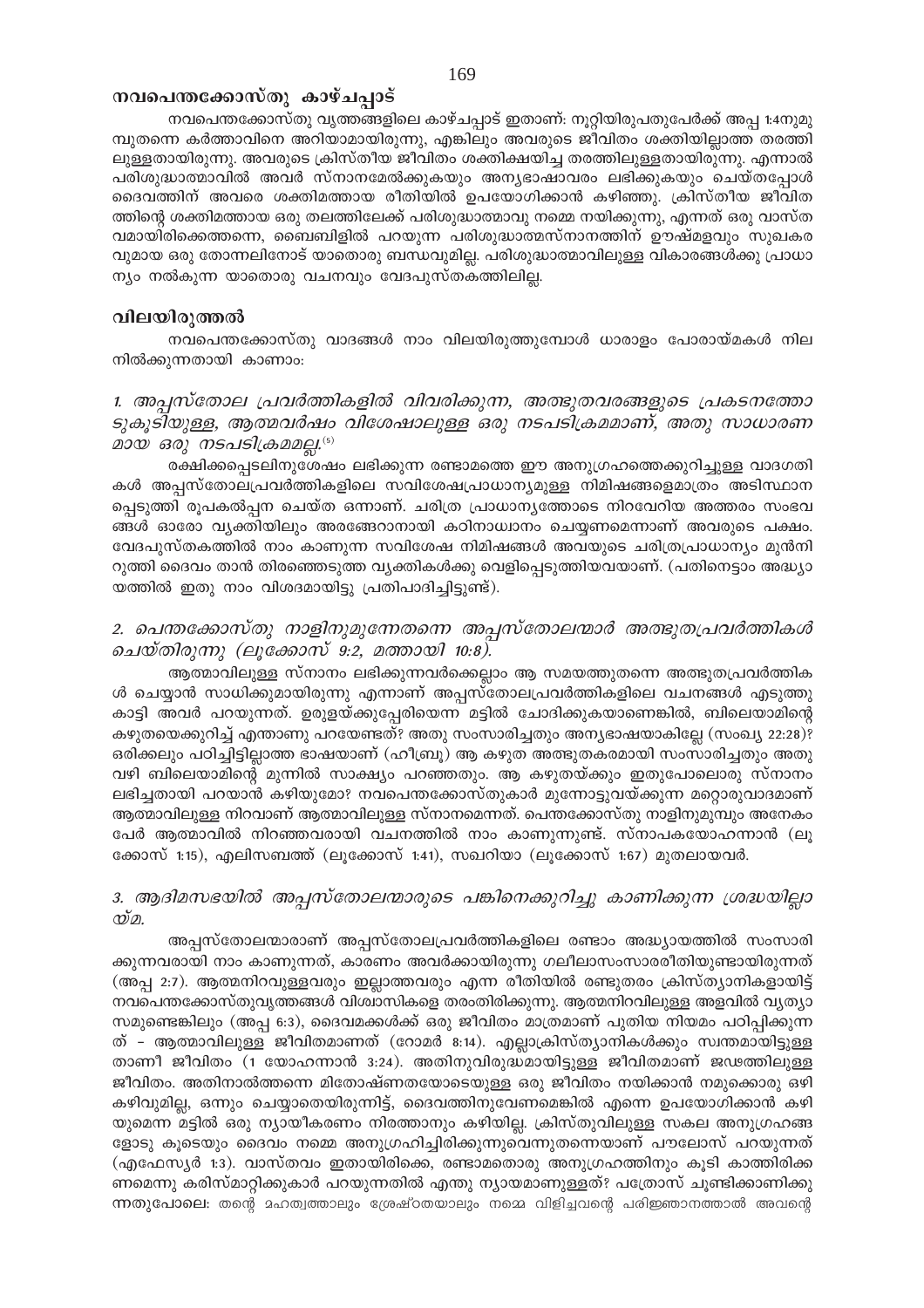## നവപെന്തക്കോസ്തു കാഴ്ചപ്പാട്

നവപെന്തക്കോസ്തു വൃത്തങ്ങളിലെ കാഴ്ചപ്പാട് ഇതാണ്: നൂറ്റിയിരുപതുപേർക്ക് അപ്പ 1:4നുമു മ്പുതന്നെ കർത്താവിനെ അറിയാമായിരുന്നു, എങ്കിലും അവരുടെ ജീവിതം ശക്തിയില്ലാത്ത തരത്തി ലുള്ളതായിരുന്നു. അവരുടെ ക്രിസ്തീയ ജീവിതം ശക്തിക്ഷയിച്ച തരത്തിലുള്ളതായിരുന്നു. എന്നാൽ പരിശുദ്ധാത്മാവിൽ അവർ സ്നാനമേൽക്കുകയും അന്യഭാഷാവരം ലഭിക്കുകയും ചെയ്തപ്പോൾ ദൈവത്തിന് അവരെ ശക്തിമത്തായ രീതിയിൽ ഉപയോഗിക്കാൻ കഴിഞ്ഞു. ക്രിസ്തീയ ജീവിത ത്തിന്റെ ശക്തിമത്തായ ഒരു തലത്തിലേക്ക് പരിശുദ്ധാത്മാവു നമ്മെ നയിക്കുന്നു, എന്നത് ഒരു വാസ്ത വമായിരിക്കെത്തന്നെ, ബൈബിളിൽ പറയുന്ന പരിശുദ്ധാത്മസ്നാനത്തിന് ഊഷ്മളവും സുഖകര വുമായ ഒരു തോന്നലിനോട് യാതൊരു ബന്ധവുമില്ല. പരിശുദ്ധാത്മാവിലുള്ള വികാരങ്ങൾക്കു പ്രാധാ ന്യം നൽകുന്ന യാതൊരു വചനവും വേദപുസ്തകത്തിലില്ല.

## വിലയിരുത്തൽ

നവപെന്തക്കോസ്തു വാദങ്ങൾ നാം വിലയിരുത്തുമ്പോൾ ധാരാളം പോരായ്മകൾ നില നിൽക്കുന്നതായി കാണാം:

### *1. അപ്പസ്തോല പ്രവർത്തികളിൽ വിവരിക്കുന്ന, അത്ഭുതവരങ്ങളുടെ പ്രകടനത്തോടുകൂടിയുള്ള, ആത്മവർഷം വിശേഷാലുള്ള ഒരു നടപടിക്രമമാണ്, അതു സാധാരണമായ ഒരു നടപടിക്രമമല്ല.*[5]

രക്ഷിക്കപ്പെടലിനുശേഷം ലഭിക്കുന്ന രണ്ടാമത്തെ ഈ അനുഗ്രഹത്തെക്കുറിച്ചുള്ള വാദഗതി കൾ അപ്പസ്തോലപ്രവർത്തികളിലെ സവിശേഷപ്രാധാന്യമുള്ള നിമിഷങ്ങളെമാത്രം അടിസ്ഥാന പ്പെടുത്തി രൂപകൽപ്പന ചെയ്ത ഒന്നാണ്. ചരിത്ര പ്രാധാന്യത്തോടെ നിറവേറിയ അത്തരം സംഭവ ങ്ങൾ ഓരോ വ്യക്തിയിലും അരങ്ങേറാനായി കഠിനാധ്വാനം ചെയ്യണമെന്നാണ് അവരുടെ പക്ഷം. വേദപുസ്തകത്തിൽ നാം കാണുന്ന സവിശേഷ നിമിഷങ്ങൾ അവയുടെ ചരിത്രപ്രാധാന്യം മുൻനി റുത്തി ദൈവം താൻ തിരഞ്ഞെടുത്ത വ്യക്തികൾക്കു വെളിപ്പെടുത്തിയവയാണ്. (പതിനെട്ടാം അധ്യാ യത്തിൽ ഇതു നാം വിശദമായിട്ടു പ്രതിപാദിച്ചിട്ടുണ്ട്).

### *2. പെന്തക്കോസ്തു നാളിനുമുന്നേതന്നെ അപ്പസ്തോലന്മാർ അത്ഭുതപ്രവർത്തികൾ ചെയ്തിരുന്നു (ലൂക്കോസ് 9:2, മത്തായി 10:8).*

ആത്മാവിലുള്ള സ്നാനം ലഭിക്കുന്നവർക്കെല്ലാം ആ സമയത്തുതന്നെ അത്ഭുതപ്രവർത്തിക ൾ ചെയ്യാൻ സാധിക്കുമായിരുന്നു എന്നാണ് അപ്പസ്തോലപ്രവർത്തികളിലെ വചനങ്ങൾ എടുത്തു കാട്ടി അവർ പറയുന്നത്. ഉരുളയ്ക്കുപ്പേരിയെന്ന മട്ടിൽ ചോദിക്കുകയാണെങ്കിൽ, ബിലെയാമിന്റെ കഴുതയെക്കുറിച്ച് എന്താണു പറയേണ്ടത്? അതു സംസാരിച്ചതും അന്യഭാഷയാകില്ലേ (സംഖ്യ 22:28)? ഒരിക്കലും പഠിച്ചിട്ടില്ലാത്ത ഭാഷയാണ് (ഹീബ്രു) ആ കഴുത അത്ഭുതകരമായി സംസാരിച്ചതും അതു വഴി ബിലെയാമിന്റെ മുന്നിൽ സാക്ഷ്യം പറഞ്ഞതും. ആ കഴുതയ്ക്കും ഇതുപോലൊരു സ്നാനം ലഭിച്ചതായി പറയാൻ കഴിയുമോ? നവപെന്തക്കോസ്തുകാർ മുന്നോട്ടുവയ്ക്കുന്ന മറ്റൊരുവാദമാണ് ആത്മാവിലുള്ള നിറവാണ് ആത്മാവിലുള്ള സ്നാനമെന്നത്. പെന്തക്കോസ്തു നാളിനുമുമ്പും അനേകം പേർ ആത്മാവിൽ നിറഞ്ഞവരായി വചനത്തിൽ നാം കാണുന്നുണ്ട്. സ്നാപകയോഹന്നാൻ (ലൂ ക്കോസ് 1:15), എലിസബത്ത് (ലൂക്കോസ് 1:41), സഖറിയാ (ലൂക്കോസ് 1:67) മുതലായവർ.

### *3. ആദിമസഭയിൽ അപ്പസ്തോലന്മാരുടെ പങ്കിനെക്കുറിച്ചു കാണിക്കുന്ന ശ്രദ്ധയില്ലായ്മ.*

അപ്പസ്തോലന്മാരാണ് അപ്പസ്തോലപ്രവർത്തികളിലെ രണ്ടാം അദ്ധ്യായത്തിൽ സംസാരി ക്കുന്നവരായി നാം കാണുന്നത്, കാരണം അവർക്കായിരുന്നു ഗലീലാസംസാരരീതിയുണ്ടായിരുന്നത് (അപ്പ 2:7). ആത്മനിറവുള്ളവരും ഇല്ലാത്തവരും എന്ന രീതിയിൽ രണ്ടുതരം ക്രിസ്ത്യാനികളായിട്ട് നവപെന്തക്കോസ്തുവൃത്തങ്ങൾ വിശ്വാസികളെ തരംതിരിക്കുന്നു. ആത്മനിറവിലുള്ള അളവിൽ വ്യത്യാ സമുണ്ടെങ്കിലും (അപ്പ 6:3), ദൈവമക്കൾക്ക് ഒരു ജീവിതം മാത്രമാണ് പുതിയ നിയമം പഠിപ്പിക്കുന്ന ത് – ആത്മാവിലുള്ള ജീവിതമാണത് (റോമർ 8:14). എല്ലാക്രിസ്ത്യാനികൾക്കും സ്വന്തമായിട്ടുള്ള താണീ ജീവിതം (1 യോഹന്നാൻ 3:24). അതിനുവിരുദ്ധമായിട്ടുള്ള ജീവിതമാണ് ജഢത്തിലുള്ള ജീവിതം. അതിനാൽത്തന്നെ മിതോഷ്ണതയോടെയുള്ള ഒരു ജീവിതം നയിക്കാൻ നമുക്കൊരു ഒഴി കഴിവുമില്ല, ഒന്നും ചെയ്യാതെയിരുന്നിട്ട്, ദൈവത്തിനുവേണമെങ്കിൽ എന്നെ ഉപയോഗിക്കാൻ കഴി യുമെന്ന മട്ടിൽ ഒരു ന്യായീകരണം നിരത്താനും കഴിയില്ല. ക്രിസ്തുവിലുള്ള സകല അനുഗ്രഹങ്ങ ളോടു കൂടെയും ദൈവം നമ്മെ അനുഗ്രഹിച്ചിരിക്കുന്നുവെന്നുതന്നെയാണ് പൗലോസ് പറയുന്നത് (എഫേസ്യർ 1:3). വാസ്തവം ഇതായിരിക്കെ, രണ്ടാമതൊരു അനുഗ്രഹത്തിനും കൂടി കാത്തിരിക്ക ണമെന്നു കരിസ്മാറ്റിക്കുകാർ പറയുന്നതിൽ എന്തു ന്യായമാണുള്ളത്? പത്രോസ് ചൂണ്ടിക്കാണിക്കു ന്നതുപോലെ: തന്റെ മഹത്വത്താലും ശ്രേഷ്ഠതയാലും നമ്മെ വിളിച്ചവന്റെ പരിജ്ഞാനത്താൽ അവന്റെ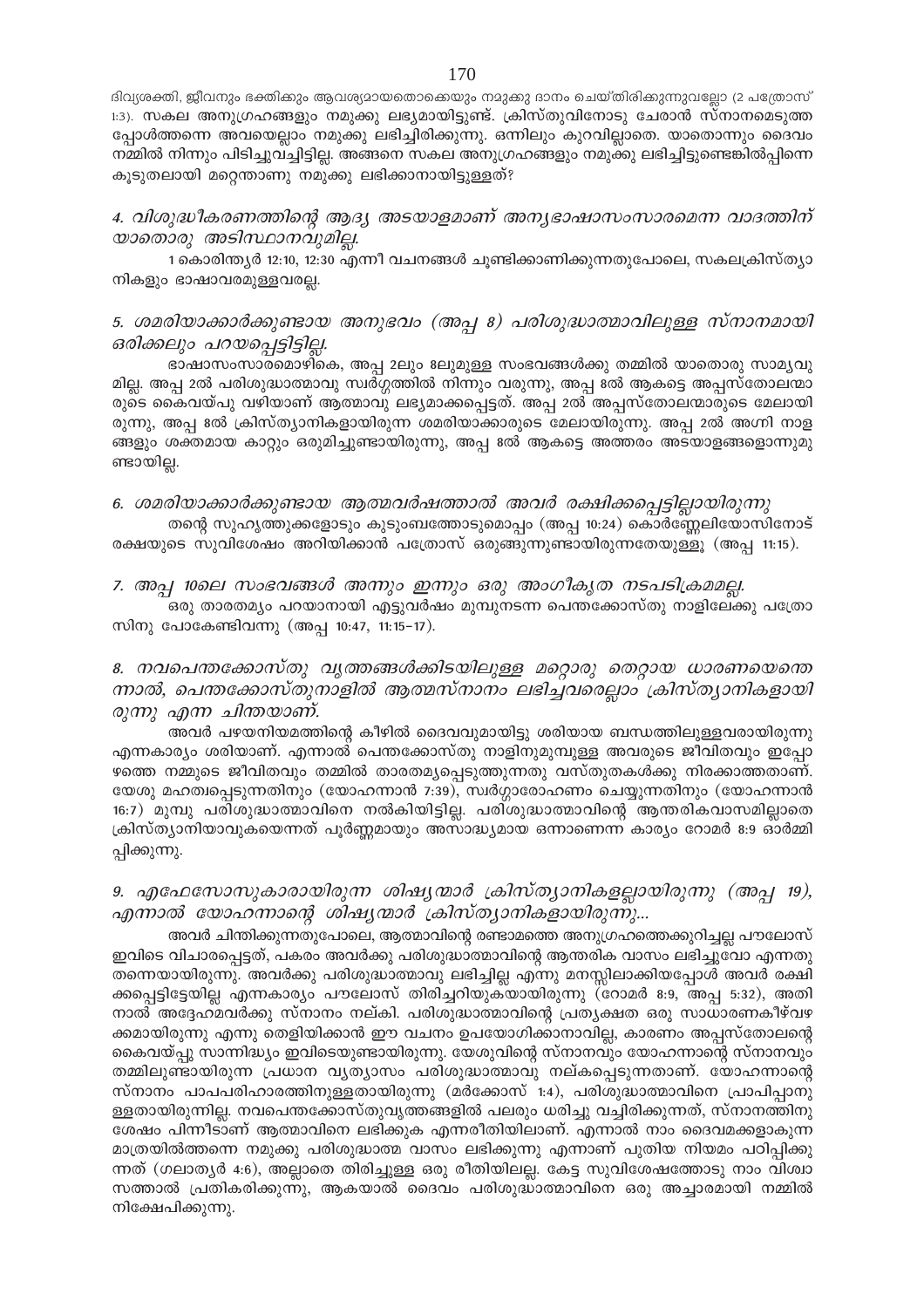ദിവ്യശക്തി, ജീവനും ഭക്തിക്കും ആവശ്യമായതൊക്കെയും നമുക്കു ദാനം ചെയ്തിരിക്കുന്നുവല്ലോ (2 പത്രോസ് 1:3). സകല അനുഗ്രഹങ്ങളും നമുക്കു ലഭ്യമായിട്ടുണ്ട്. ക്രിസ്തുവിനോടു ചേരാൻ സ്നാനമെടുത്ത പ്പോൾത്തന്നെ അവയെല്ലാം നമുക്കു ലഭിച്ചിരിക്കുന്നു. ഒന്നിലും കുറവില്ലാതെ. യാതൊന്നും ദൈവം നമ്മിൽ നിന്നും പിടിച്ചുവച്ചിട്ടില്ല. അങ്ങനെ സകല അനുഗ്രഹങ്ങളും നമുക്കു ലഭിച്ചിട്ടുണ്ടെങ്കിൽപ്പിന്നെ കൂടുതലായി മറ്റെന്താണു നമുക്കു ലഭിക്കാനായിട്ടുള്ളത്?

### *4. വിശുദ്ധീകരണത്തിന്റെ ആദ്യ അടയാളമാണ് അന്യഭാഷാസംസാരമെന്ന വാദത്തിന് യാതൊരു അടിസ്ഥാനവുമില്ല.*

1 കൊരിന്ത്യർ 12:10, 12:30 എന്നീ വചനങ്ങൾ ചൂണ്ടിക്കാണിക്കുന്നതുപോലെ, സകലക്രിസ്ത്യാനികളും ഭാഷാവരമുള്ളവരല്ല.

### *5. ശമരിയാക്കാർക്കുണ്ടായ അനുഭവം (അപ്പ 8) പരിശുദ്ധാത്മാവിലുള്ള സ്നാനമായി ഒരിക്കലും പറയപ്പെട്ടിട്ടില്ല.*

ഭാഷാസംസാരമൊഴികെ, അപ്പ 2ലും 8ലുമുള്ള സംഭവങ്ങൾക്കു തമ്മിൽ യാതൊരു സാമ്യവുമില്ല. അപ്പ 2ൽ പരിശുദ്ധാത്മാവു സ്വർഗ്ഗത്തിൽ നിന്നും വരുന്നു, അപ്പ 8ൽ ആകട്ടെ അപ്പസ്തോലന്മാരുടെ കൈവയ്പു വഴിയാണ് ആത്മാവു ലഭ്യമാക്കപ്പെട്ടത്. അപ്പ 2ൽ അപ്പസ്തോലന്മാരുടെ മേലായിരുന്നു, അപ്പ 8ൽ ക്രിസ്ത്യാനികളായിരുന്ന ശമരിയാക്കാരുടെ മേലായിരുന്നു. അപ്പ 2ൽ അഗ്നി നാളങ്ങളും ശക്തമായ കാറ്റും ഒരുമിച്ചുണ്ടായിരുന്നു, അപ്പ 8ൽ ആകട്ടെ അത്തരം അടയാളങ്ങളൊന്നുമുണ്ടായില്ല.

### *6. ശമരിയാക്കാർക്കുണ്ടായ ആത്മവർഷത്താൽ അവർ രക്ഷിക്കപ്പെട്ടില്ലായിരുന്നു*

തന്റെ സുഹൃത്തുക്കളോടും കുടുംബത്തോടുമൊപ്പം (അപ്പ 10:24) കൊർണ്ണേലിയോസിനോട് രക്ഷയുടെ സുവിശേഷം അറിയിക്കാൻ പത്രോസ് ഒരുങ്ങുന്നുണ്ടായിരുന്നതേയുള്ളൂ (അപ്പ 11:15).

### *7. അപ്പ 10ലെ സംഭവങ്ങൾ അന്നും ഇന്നും ഒരു അംഗീകൃത നടപടിക്രമമല്ല.*

ഒരു താരതമ്യം പറയാനായി എട്ടുവർഷം മുമ്പുനടന്ന പെന്തക്കോസ്തു നാളിലേക്കു പത്രോസിനു പോകേണ്ടിവന്നു (അപ്പ 10:47, 11:15-17).

### *8. നവപെന്തക്കോസ്തു വൃത്തങ്ങൾക്കിടയിലുള്ള മറ്റൊരു തെറ്റായ ധാരണയെന്തെന്നാൽ, പെന്തക്കോസ്തുനാളിൽ ആത്മസ്നാനം ലഭിച്ചവരെല്ലാം ക്രിസ്ത്യാനികളായിരുന്നു എന്ന ചിന്തയാണ്.*

അവർ പഴയനിയമത്തിന്റെ കീഴിൽ ദൈവവുമായിട്ടു ശരിയായ ബന്ധത്തിലുള്ളവരായിരുന്നു എന്നകാര്യം ശരിയാണ്. എന്നാൽ പെന്തക്കോസ്തു നാളിനുമുമ്പുള്ള അവരുടെ ജീവിതവും ഇപ്പോഴത്തെ നമ്മുടെ ജീവിതവും തമ്മിൽ താരതമ്യപ്പെടുത്തുന്നതു വസ്തുതകൾക്കു നിരക്കാത്തതാണ്. യേശു മഹത്വപ്പെടുന്നതിനും (യോഹന്നാൻ 7:39), സ്വർഗ്ഗാരോഹണം ചെയ്യുന്നതിനും (യോഹന്നാൻ 16:7) മുമ്പു പരിശുദ്ധാത്മാവിനെ നൽകിയിട്ടില്ല. പരിശുദ്ധാത്മാവിന്റെ ആന്തരികവാസമില്ലാതെ ക്രിസ്ത്യാനിയാവുകയെന്നത് പൂർണ്ണമായും അസാദ്ധ്യമായ ഒന്നാണെന്ന കാര്യം റോമർ 8:9 ഓർമ്മിപ്പിക്കുന്നു.

### *9. എഫേസോസുകാരായിരുന്ന ശിഷ്യന്മാർ ക്രിസ്ത്യാനികളല്ലായിരുന്നു (അപ്പ 19), എന്നാൽ യോഹന്നാന്റെ ശിഷ്യന്മാർ ക്രിസ്ത്യാനികളായിരുന്നു...*

അവർ ചിന്തിക്കുന്നതുപോലെ, ആത്മാവിന്റെ രണ്ടാമത്തെ അനുഗ്രഹത്തെക്കുറിച്ചല്ല പൗലോസ് ഇവിടെ വിചാരപ്പെട്ടത്, പകരം അവർക്കു പരിശുദ്ധാത്മാവിന്റെ ആന്തരിക വാസം ലഭിച്ചുവോ എന്നതു തന്നെയായിരുന്നു. അവർക്കു പരിശുദ്ധാത്മാവു ലഭിച്ചില്ല എന്നു മനസ്സിലാക്കിയപ്പോൾ അവർ രക്ഷിക്കപ്പെട്ടിട്ടേയില്ല എന്നകാര്യം പൗലോസ് തിരിച്ചറിയുകയായിരുന്നു (റോമർ 8:9, അപ്പ 5:32), അതിനാൽ അദ്ദേഹമവർക്കു സ്നാനം നല്കി. പരിശുദ്ധാത്മാവിന്റെ പ്രത്യക്ഷത ഒരു സാധാരണകീഴ്വഴക്കമായിരുന്നു എന്നു തെളിയിക്കാൻ ഈ വചനം ഉപയോഗിക്കാനാവില്ല, കാരണം അപ്പസ്തോലന്റെ കൈവയ്പ്പു സാന്നിദ്ധ്യം ഇവിടെയുണ്ടായിരുന്നു. യേശുവിന്റെ സ്നാനവും യോഹന്നാന്റെ സ്നാനവും തമ്മിലുണ്ടായിരുന്ന പ്രധാന വ്യത്യാസം പരിശുദ്ധാത്മാവു നല്കപ്പെടുന്നതാണ്. യോഹന്നാന്റെ സ്നാനം പാപപരിഹാരത്തിനുള്ളതായിരുന്നു (മർക്കോസ് 1:4), പരിശുദ്ധാത്മാവിനെ പ്രാപിപ്പാനുള്ളതായിരുന്നില്ല. നവപെന്തക്കോസ്തുവൃത്തങ്ങളിൽ പലരും ധരിച്ചു വച്ചിരിക്കുന്നത്, സ്നാനത്തിനു ശേഷം പിന്നീടാണ് ആത്മാവിനെ ലഭിക്കുക എന്നരീതിയിലാണ്. എന്നാൽ നാം ദൈവമക്കളാകുന്ന മാത്രയിൽത്തന്നെ നമുക്കു പരിശുദ്ധാത്മ വാസം ലഭിക്കുന്നു എന്നാണ് പുതിയ നിയമം പഠിപ്പിക്കുന്നത് (ഗലാതൃർ 4:6), അല്ലാതെ തിരിച്ചുള്ള ഒരു രീതിയിലല്ല. കേട്ട സുവിശേഷത്തോടു നാം വിശ്വാസത്താൽ പ്രതികരിക്കുന്നു, ആകയാൽ ദൈവം പരിശുദ്ധാത്മാവിനെ ഒരു അച്ചാരമായി നമ്മിൽ നിക്ഷേപിക്കുന്നു.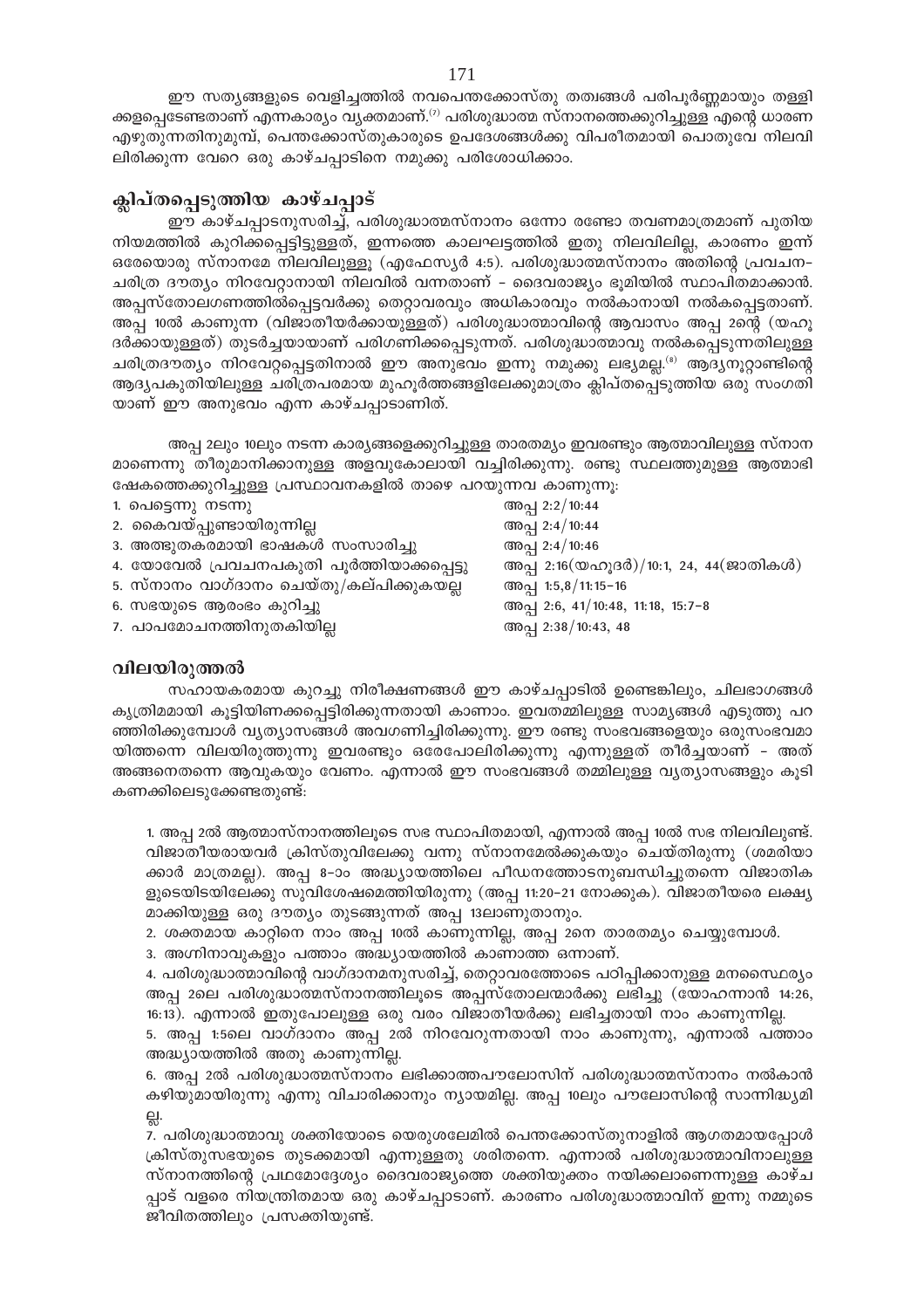ഈ സത്യങ്ങളുടെ വെളിച്ചത്തിൽ നവപെന്തക്കോസ്തു തത്വങ്ങൾ പരിപൂർണ്ണമായും തള്ളിക്കളപ്പെടേണ്ടതാണ് എന്നകാര്യം വ്യക്തമാണ്.[7] പരിശുദ്ധാത്മ സ്നാനത്തെക്കുറിച്ചുള്ള എന്റെ ധാരണ എഴുതുന്നതിനുമുമ്പ്, പെന്തക്കോസ്തുകാരുടെ ഉപദേശങ്ങൾക്കു വിപരീതമായി പൊതുവേ നിലവിലിരിക്കുന്ന വേറെ ഒരു കാഴ്ചപ്പാടിനെ നമുക്കു പരിശോധിക്കാം.

## ക്ലിപ്തപ്പെടുത്തിയ കാഴ്ചപ്പാട്

ഈ കാഴ്ചപ്പാടനുസരിച്ച്, പരിശുദ്ധാത്മസ്നാനം ഒന്നോ രണ്ടോ തവണമാത്രമാണ് പുതിയ നിയമത്തിൽ കുറിക്കപ്പെട്ടിട്ടുള്ളത്, ഇന്നത്തെ കാലഘട്ടത്തിൽ ഇതു നിലവിലില്ല, കാരണം ഇന്ന് ഒരേയൊരു സ്നാനമേ നിലവിലുള്ളൂ (എഫേസ്യർ 4:5). പരിശുദ്ധാത്മസ്നാനം അതിന്റെ പ്രവചന-ചരിത്ര ദൗത്യം നിറവേറ്റാനായി നിലവിൽ വന്നതാണ് – ദൈവരാജ്യം ഭൂമിയിൽ സ്ഥാപിതമാക്കാൻ. അപ്പസ്തോലഗണത്തിൽപ്പെട്ടവർക്കു തെറ്റാവരവും അധികാരവും നൽകാനായി നൽകപ്പെട്ടതാണ്. അപ്പ 10ൽ കാണുന്ന (വിജാതീയർക്കായുള്ളത്) പരിശുദ്ധാത്മാവിന്റെ ആവാസം അപ്പ 2ന്റെ (യഹൂദർക്കായുള്ളത്) തുടർച്ചയായാണ് പരിഗണിക്കപ്പെടുന്നത്. പരിശുദ്ധാത്മാവു നൽകപ്പെടുന്നതിലുള്ള ചരിത്രദൗത്യം നിറവേറ്റപ്പെട്ടതിനാൽ ഈ അനുഭവം ഇന്നു നമുക്കു ലഭ്യമല്ല.[8] ആദ്യനൂറ്റാണ്ടിന്റെ ആദ്യപകുതിയിലുള്ള ചരിത്രപരമായ മുഹൂർത്തങ്ങളിലേക്കുമാത്രം ക്ലിപ്തപ്പെടുത്തിയ ഒരു സംഗതിയാണ് ഈ അനുഭവം എന്ന കാഴ്ചപ്പാടാണിത്.

അപ്പ 2ലും 10ലും നടന്ന കാര്യങ്ങളെക്കുറിച്ചുള്ള താരതമ്യം ഇവരണ്ടും ആത്മാവിലുള്ള സ്നാനമാണെന്നു തീരുമാനിക്കാനുള്ള അളവുകോലായി വച്ചിരിക്കുന്നു. രണ്ടു സ്ഥലത്തുമുള്ള ആത്മാഭിഷേകത്തെക്കുറിച്ചുള്ള പ്രസ്ഥാവനകളിൽ താഴെ പറയുന്നവ കാണുന്നു:

| | |
|---|---|
| 1. പെട്ടെന്നു നടന്നു | അപ്പ 2:2/10:44 |
| 2. കൈവയ്പ്പുണ്ടായിരുന്നില്ല | അപ്പ 2:4/10:44 |
| 3. അത്ഭുതകരമായി ഭാഷകൾ സംസാരിച്ചു | അപ്പ 2:4/10:46 |
| 4. യോവേൽ പ്രവചനപകുതി പൂർത്തിയാക്കപ്പെട്ടു | അപ്പ 2:16(യഹൂദർ)/10:1, 24, 44(ജാതികൾ) |
| 5. സ്നാനം വാഗ്ദാനം ചെയ്തു/കല്പിക്കുകയല്ല | അപ്പ 1:5,8/11:15-16 |
| 6. സഭയുടെ ആരംഭം കുറിച്ചു | അപ്പ 2:6, 41/10:48, 11:18, 15:7-8 |
| 7. പാപമോചനത്തിനുതകിയില്ല | അപ്പ 2:38/10:43, 48 |

## വിലയിരുത്തൽ

സഹായകരമായ കുറച്ചു നിരീക്ഷണങ്ങൾ ഈ കാഴ്ചപ്പാടിൽ ഉണ്ടെങ്കിലും, ചിലഭാഗങ്ങൾ കൃത്രിമമായി കൂട്ടിയിണക്കപ്പെട്ടിരിക്കുന്നതായി കാണാം. ഇവതമ്മിലുള്ള സാമ്യങ്ങൾ എടുത്തു പറഞ്ഞിരിക്കുമ്പോൾ വ്യത്യാസങ്ങൾ അവഗണിച്ചിരിക്കുന്നു. ഈ രണ്ടു സംഭവങ്ങളെയും ഒരുസംഭവമായിത്തന്നെ വിലയിരുത്തുന്നു ഇവരണ്ടും ഒരേപോലിരിക്കുന്നു എന്നുള്ളത് തീർച്ചയാണ് – അത് അങ്ങനെതന്നെ ആവുകയും വേണം. എന്നാൽ ഈ സംഭവങ്ങൾ തമ്മിലുള്ള വ്യത്യാസങ്ങളും കൂടി കണക്കിലെടുക്കേണ്ടതുണ്ട്:

1. അപ്പ 2ൽ ആത്മാസ്നാനത്തിലൂടെ സഭ സ്ഥാപിതമായി, എന്നാൽ അപ്പ 10ൽ സഭ നിലവിലുണ്ട്. വിജാതീയരായവർ ക്രിസ്തുവിലേക്കു വന്നു സ്നാനമേൽക്കുകയും ചെയ്തിരുന്നു (ശമരിയാക്കാർ മാത്രമല്ല). അപ്പ 8-ാം അദ്ധ്യായത്തിലെ പീഡനത്തോടനുബന്ധിച്ചുതന്നെ വിജാതികളുടെയിടയിലേക്കു സുവിശേഷമെത്തിയിരുന്നു (അപ്പ 11:20-21 നോക്കുക). വിജാതീയരെ ലക്ഷ്യമാക്കിയുള്ള ഒരു ദൗത്യം തുടങ്ങുന്നത് അപ്പ 13ലാണുതാനും.

2. ശക്തമായ കാറ്റിനെ നാം അപ്പ 10ൽ കാണുന്നില്ല, അപ്പ 2നെ താരതമ്യം ചെയ്യുമ്പോൾ.

3. അഗ്നിനാവുകളും പത്താം അദ്ധ്യായത്തിൽ കാണാത്ത ഒന്നാണ്.

4. പരിശുദ്ധാത്മാവിന്റെ വാഗ്ദാനമനുസരിച്ച്, തെറ്റാവരത്തോടെ പഠിപ്പിക്കാനുള്ള മനസ്ഥൈര്യം അപ്പ 2ലെ പരിശുദ്ധാത്മസ്നാനത്തിലൂടെ അപ്പസ്തോലന്മാർക്കു ലഭിച്ചു (യോഹന്നാൻ 14:26, 16:13). എന്നാൽ ഇതുപോലുള്ള ഒരു വരം വിജാതീയർക്കു ലഭിച്ചതായി നാം കാണുന്നില്ല.

5. അപ്പ 1:5ലെ വാഗ്ദാനം അപ്പ 2ൽ നിറവേറുന്നതായി നാം കാണുന്നു, എന്നാൽ പത്താം അദ്ധ്യായത്തിൽ അതു കാണുന്നില്ല.

6. അപ്പ 2ൽ പരിശുദ്ധാത്മസ്നാനം ലഭിക്കാത്തപൗലോസിന് പരിശുദ്ധാത്മസ്നാനം നൽകാൻ കഴിയുമായിരുന്നു എന്നു വിചാരിക്കാനും ന്യായമില്ല. അപ്പ 10ലും പൗലോസിന്റെ സാന്നിദ്ധ്യമില്ല.

7. പരിശുദ്ധാത്മാവു ശക്തിയോടെ യെരുശലേമിൽ പെന്തക്കോസ്തുനാളിൽ ആഗതമായപ്പോൾ ക്രിസ്തുസഭയുടെ തുടക്കമായി എന്നുള്ളതു ശരിതന്നെ. എന്നാൽ പരിശുദ്ധാത്മാവിനാലുള്ള സ്നാനത്തിന്റെ പ്രഥമോദ്ദേശ്യം ദൈവരാജ്യത്തെ ശക്തിയുക്തം നയിക്കലാണെന്നുള്ള കാഴ്ചപ്പാട് വളരെ നിയന്ത്രിതമായ ഒരു കാഴ്ചപ്പാടാണ്. കാരണം പരിശുദ്ധാത്മാവിന് ഇന്നു നമ്മുടെ ജീവിതത്തിലും പ്രസക്തിയുണ്ട്.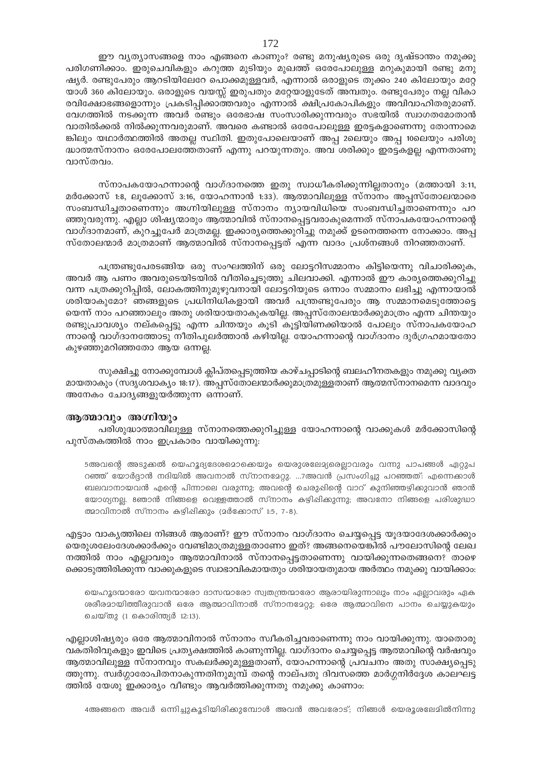ഈ വ്യത്യാസങ്ങളെ നാം എങ്ങനെ കാണും? രണ്ടു മനുഷ്യരുടെ ഒരു ദൃഷ്ടാന്തം നമുക്കു പരിഗണിക്കാം. ഇരുചെവികളും കറുത്ത മുടിയും മുഖത്ത് ഒരേപോലുള്ള മറുകുമായി രണ്ടു മനുഷ്യർ. രണ്ടുപേരും ആറടിയിലേറേ പൊക്കമുള്ളവർ, എന്നാൽ ഒരാളുടെ തൂക്കം 240 കിലോയും മറ്റേയാൾ 360 കിലോയും. ഒരാളുടെ വയസ്സ് ഇരുപതും മറ്റേയാളുടേത് അമ്പതും. രണ്ടുപേരും നല്ല വികാരവിക്ഷോഭങ്ങളൊന്നും പ്രകടിപ്പിക്കാത്തവരും എന്നാൽ ക്ഷിപ്രകോപികളും അവിവാഹിതരുമാണ്. വേഗത്തിൽ നടക്കുന്ന അവർ രണ്ടും ഒരേഭാഷ സംസാരിക്കുന്നവരും സഭയിൽ സ്വാഗതമോതാൻ വാതിൽക്കൽ നിൽക്കുന്നവരുമാണ്. അവരെ കണ്ടാൽ ഒരേപോലുള്ള ഇരട്ടകളാണെന്നു തോന്നാമെങ്കിലും യഥാർത്ഥത്തിൽ അതല്ല സ്ഥിതി. ഇതുപോലെയാണ് അപ്പ 2ലെയും അപ്പ 10ലെയും പരിശുദ്ധാത്മസ്നാനം ഒരേപോലത്തേതാണ് എന്നു പറയുന്നതും. അവ ശരിക്കും ഇരട്ടകളല്ല എന്നതാണു വാസ്തവം.

സ്നാപകയോഹന്നാന്റെ വാഗ്ദാനത്തെ ഇതു സ്വാധീകരിക്കുന്നില്ലതാനും (മത്തായി 3:11, മർക്കോസ് 1:8, ലൂക്കോസ് 3:16, യോഹന്നാൻ 1:33). ആത്മാവിലുള്ള സ്നാനം അപ്പസ്തോലന്മാരെ സംബന്ധിച്ചതാണെന്നും അഗ്നിയിലുള്ള സ്നാനം ന്യായവിധിയെ സംബന്ധിച്ചതാണെന്നും പറഞ്ഞുവരുന്നു. എല്ലാ ശിഷ്യന്മാരും ആത്മാവിൽ സ്നാനപ്പെട്ടവരാകുമെന്നത് സ്നാപകയോഹന്നാന്റെ വാഗ്ദാനമാണ്, കുറച്ചുപേർ മാത്രമല്ല. ഇക്കാര്യത്തെക്കുറിച്ചു നമുക്ക് ഉടനെത്തന്നെ നോക്കാം. അപ്പസ്തോലന്മാർ മാത്രമാണ് ആത്മാവിൽ സ്നാനപ്പെട്ടത് എന്ന വാദം പ്രശ്നങ്ങൾ നിറഞ്ഞതാണ്.

പന്ത്രണ്ടുപേരടങ്ങിയ ഒരു സംഘത്തിന് ഒരു ലോട്ടറിസമ്മാനം കിട്ടിയെന്നു വിചാരിക്കുക, അവർ ആ പണം അവരുടെയിടയിൽ വീതിച്ചെടുത്തു ചിലവാക്കി. എന്നാൽ ഈ കാര്യത്തെക്കുറിച്ചു വന്ന പത്രക്കുറിപ്പിൽ, ലോകത്തിനുമുഴുവനായി ലോട്ടറിയുടെ ഒന്നാം സമ്മാനം ലഭിച്ചു എന്നായാൽ ശരിയാകുമോ? ഞങ്ങളുടെ പ്രധിനിധികളായി അവർ പന്ത്രണ്ടുപേരും ആ സമ്മാനമെടുത്തോട്ടെയെന്ന് നാം പറഞ്ഞാലും അതു ശരിയായതാകുകയില്ല. അപ്പസ്തോലന്മാർക്കുമാത്രം എന്ന ചിന്തയും രണ്ടുപ്രാവശ്യം നല്കപ്പെട്ടു എന്ന ചിന്തയും കൂടി കൂട്ടിയിണക്കിയാൽ പോലും സ്നാപകയോഹന്നാന്റെ വാഗ്ദാനത്തോടു നീതിപുലർത്താൻ കഴിയില്ല. യോഹന്നാന്റെ വാഗ്ദാനം ദുർഗ്രഹമായതോ കുഴഞ്ഞുമറിഞ്ഞതോ ആയ ഒന്നല്ല.

സുക്ഷിച്ചു നോക്കുമ്പോൾ ക്ലിപ്തപ്പെടുത്തിയ കാഴ്ചപ്പാടിന്റെ ബലഹീനതകളും നമുക്കു വ്യക്തമായതാകും (സദൃശവാക്യം 18:17). അപ്പസ്തോലന്മാർക്കുമാത്രമുള്ളതാണ് ആത്മസ്നാനമെന്ന വാദവും അനേകം ചോദ്യങ്ങളുയർത്തുന്ന ഒന്നാണ്.

### ആത്മാവും അഗ്നിയും

പരിശുദ്ധാത്മാവിലുള്ള സ്നാനത്തെക്കുറിച്ചുള്ള യോഹന്നാന്റെ വാക്കുകൾ മർക്കോസിന്റെ പുസ്തകത്തിൽ നാം ഇപ്രകാരം വായിക്കുന്നു:

> 5അവന്റെ അടുക്കൽ യെഹൂദ്യദേശമൊക്കെയും യെരുശലേമ്യരെല്ലാവരും വന്നു പാപങ്ങൾ ഏറ്റുപറഞ്ഞ് യോർദ്ദാൻ നദിയിൽ അവനാൽ സ്നാനമേറ്റു. ...7അവൻ പ്രസംഗിച്ചു പറഞ്ഞത്: എന്നെക്കാൾ ബലവാനായവൻ എന്റെ പിന്നാലെ വരുന്നു; അവന്റെ ചെരുപ്പിന്റെ വാറ് കുനിഞ്ഞഴിക്കുവാൻ ഞാൻ യോഗ്യനല്ല. 8ഞാൻ നിങ്ങളെ വെള്ളത്താൽ സ്നാനം കഴിപ്പിക്കുന്നു; അവനോ നിങ്ങളെ പരിശുദ്ധാത്മാവിനാൽ സ്നാനം കഴിപ്പിക്കും (മർക്കോസ് 1:5, 7-8).

എട്ടാം വാക്യത്തിലെ നിങ്ങൾ ആരാണ്? ഈ സ്നാനം വാഗ്ദാനം ചെയ്യപ്പെട്ട യൂദയാദേശക്കാർക്കും യെരുശലേംദേശക്കാർക്കും വേണ്ടിമാത്രമുള്ളതാണോ ഇത്? അങ്ങനെയെങ്കിൽ പൗലോസിന്റെ ലേഖനത്തിൽ നാം എല്ലാവരും ആത്മാവിനാൽ സ്നാനപ്പെട്ടതാണെന്നു വായിക്കുന്നതെങ്ങനെ? താഴെക്കൊടുത്തിരിക്കുന്ന വാക്കുകളുടെ സ്വാഭാവികമായതും ശരിയായതുമായ അർത്ഥം നമുക്കു വായിക്കാം:

> യെഹൂദന്മാരോ യവനന്മാരോ ദാസന്മാരോ സ്വതന്ത്രന്മാരോ ആരായിരുന്നാലും നാം എല്ലാവരും ഏക ശരീരമായിത്തീരുവാൻ ഒരേ ആത്മാവിനാൽ സ്നാനമേറ്റു; ഒരേ ആത്മാവിനെ പാനം ചെയ്യുകയും ചെയ്തു (1 കൊരിന്ത്യർ 12:13).

എല്ലാശിഷ്യരും ഒരേ ആത്മാവിനാൽ സ്നാനം സ്വീകരിച്ചവരാണെന്നു നാം വായിക്കുന്നു. യാതൊരു വകതിരിവുകളും ഇവിടെ പ്രത്യക്ഷത്തിൽ കാണുന്നില്ല. വാഗ്ദാനം ചെയ്യപ്പെട്ട ആത്മാവിന്റെ വർഷവും ആത്മാവിലുള്ള സ്നാനവും സകലർക്കുമുള്ളതാണ്, യോഹന്നാന്റെ പ്രവചനം അതു സാക്ഷ്യപ്പെടുത്തുന്നു. സ്വർഗ്ഗാരോപിതനാകുന്നതിനുമുമ്പ് തന്റെ നാല്പതു ദിവസത്തെ മാർഗ്ഗനിർദ്ദേശ കാലഘട്ടത്തിൽ യേശു ഇക്കാര്യം വീണ്ടും ആവർത്തിക്കുന്നതു നമുക്കു കാണാം:

> 4അങ്ങനെ അവർ ഒന്നിച്ചുകൂടിയിരിക്കുമ്പോൾ അവൻ അവരോട്; നിങ്ങൾ യെരൂശലേമിൽനിന്നു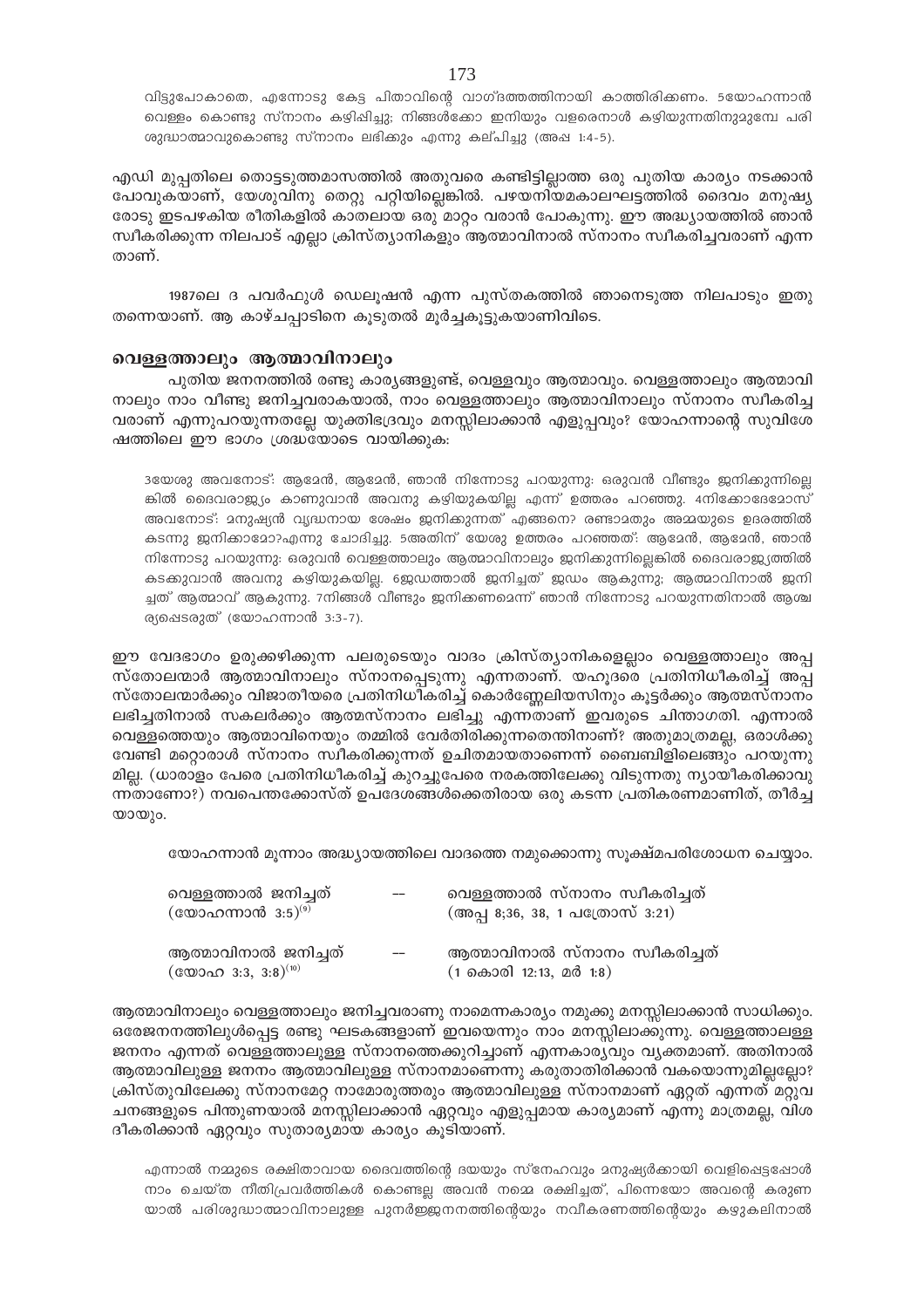വിട്ടുപോകാതെ, എന്നോടു കേട്ട പിതാവിന്റെ വാഗ്ദത്തത്തിനായി കാത്തിരിക്കണം. 5യോഹന്നാൻ വെള്ളം കൊണ്ടു സ്നാനം കഴിപ്പിച്ചു; നിങ്ങൾക്കോ ഇനിയും വളരെനാൾ കഴിയുന്നതിനുമുമ്പേ പരിശുദ്ധാത്മാവുകൊണ്ടു സ്നാനം ലഭിക്കും എന്നു കല്പിച്ചു (അപ്പ 1:4-5).

എഡി മുപ്പതിലെ തൊട്ടടുത്തമാസത്തിൽ അതുവരെ കണ്ടിട്ടില്ലാത്ത ഒരു പുതിയ കാര്യം നടക്കാൻ പോവുകയാണ്, യേശുവിനു തെറ്റു പറ്റിയില്ലെങ്കിൽ. പഴയനിയമകാലഘട്ടത്തിൽ ദൈവം മനുഷ്യരോടു ഇടപഴകിയ രീതികളിൽ കാതലായ ഒരു മാറ്റം വരാൻ പോകുന്നു. ഈ അദ്ധ്യായത്തിൽ ഞാൻ സ്വീകരിക്കുന്ന നിലപാട് എല്ലാ ക്രിസ്ത്യാനികളും ആത്മാവിനാൽ സ്നാനം സ്വീകരിച്ചവരാണ് എന്നതാണ്.

1987ലെ ദ പവർഫുൾ ഡെലൂഷൻ എന്ന പുസ്തകത്തിൽ ഞാനെടുത്ത നിലപാടും ഇതു തന്നെയാണ്. ആ കാഴ്ചപ്പാടിനെ കൂടുതൽ മൂർച്ചകൂട്ടുകയാണിവിടെ.

## വെള്ളത്താലും ആത്മാവിനാലും

പുതിയ ജനനത്തിൽ രണ്ടു കാര്യങ്ങളുണ്ട്, വെള്ളവും ആത്മാവും. വെള്ളത്താലും ആത്മാവിനാലും നാം വീണ്ടു ജനിച്ചവരാകയാൽ, നാം വെള്ളത്താലും ആത്മാവിനാലും സ്നാനം സ്വീകരിച്ചവരാണ് എന്നുപറയുന്നതല്ലേ യുക്തിഭദ്രവും മനസ്സിലാക്കാൻ എളുപ്പവും? യോഹന്നാന്റെ സുവിശേഷത്തിലെ ഈ ഭാഗം ശ്രദ്ധയോടെ വായിക്കുക:

3യേശു അവനോട്: ആമേൻ, ആമേൻ, ഞാൻ നിന്നോടു പറയുന്നു: ഒരുവൻ വീണ്ടും ജനിക്കുന്നില്ലെങ്കിൽ ദൈവരാജ്യം കാണുവാൻ അവനു കഴിയുകയില്ല എന്ന് ഉത്തരം പറഞ്ഞു. 4നിക്കോദേമോസ് അവനോട്: മനുഷ്യൻ വൃദ്ധനായ ശേഷം ജനിക്കുന്നത് എങ്ങനെ? രണ്ടാമതും അമ്മയുടെ ഉദരത്തിൽ കടന്നു ജനിക്കാമോ?എന്നു ചോദിച്ചു. 5അതിന് യേശു ഉത്തരം പറഞ്ഞത്: ആമേൻ, ആമേൻ, ഞാൻ നിന്നോടു പറയുന്നു: ഒരുവൻ വെള്ളത്താലും ആത്മാവിനാലും ജനിക്കുന്നില്ലെങ്കിൽ ദൈവരാജ്യത്തിൽ കടക്കുവാൻ അവനു കഴിയുകയില്ല. 6ജഡത്താൽ ജനിച്ചത് ജഡം ആകുന്നു; ആത്മാവിനാൽ ജനിച്ചത് ആത്മാവ് ആകുന്നു. 7നിങ്ങൾ വീണ്ടും ജനിക്കണമെന്ന് ഞാൻ നിന്നോടു പറയുന്നതിനാൽ ആശ്ചര്യപ്പെടരുത് (യോഹന്നാൻ 3:3-7).

ഈ വേദഭാഗം ഉരുക്കഴിക്കുന്ന പലരുടെയും വാദം ക്രിസ്ത്യാനികളെല്ലാം വെള്ളത്താലും അപ്പസ്തോലന്മാർ ആത്മാവിനാലും സ്നാനപ്പെടുന്നു എന്നതാണ്. യഹൂദരെ പ്രതിനിധീകരിച്ച് അപ്പസ്തോലന്മാർക്കും വിജാതീയരെ പ്രതിനിധീകരിച്ച് കൊർണ്ണേലിയസിനും കൂട്ടർക്കും ആത്മസ്നാനം ലഭിച്ചതിനാൽ സകലർക്കും ആത്മസ്നാനം ലഭിച്ചു എന്നതാണ് ഇവരുടെ ചിന്താഗതി. എന്നാൽ വെള്ളത്തെയും ആത്മാവിനെയും തമ്മിൽ വേർതിരിക്കുന്നതെന്തിനാണ്? അതുമാത്രമല്ല, ഒരാൾക്കു വേണ്ടി മറ്റൊരാൾ സ്നാനം സ്വീകരിക്കുന്നത് ഉചിതമായതാണെന്ന് ബൈബിളിലെങ്ങും പറയുന്നുമില്ല. (ധാരാളം പേരെ പ്രതിനിധീകരിച്ച് കുറച്ചുപേരെ നരകത്തിലേക്കു വിടുന്നതു ന്യായീകരിക്കാവുന്നതാണോ?) നവപെന്തക്കോസ്ത് ഉപദേശങ്ങൾക്കെതിരായ ഒരു കടന്ന പ്രതികരണമാണിത്, തീർച്ചയായും.

യോഹന്നാൻ മൂന്നാം അദ്ധ്യായത്തിലെ വാദത്തെ നമുക്കൊന്നു സൂക്ഷ്മപരിശോധന ചെയ്യാം.

| | | |
|---|---|---|
| വെള്ളത്താൽ ജനിച്ചത് (യോഹന്നാൻ 3:5)[9] | -- | വെള്ളത്താൽ സ്നാനം സ്വീകരിച്ചത് (അപ്പ 8;36, 38, 1 പത്രോസ് 3:21) |
| ആത്മാവിനാൽ ജനിച്ചത് (യോഹ 3:3, 3:8)[10] | -- | ആത്മാവിനാൽ സ്നാനം സ്വീകരിച്ചത് (1 കൊരി 12:13, മർ 1:8) |

ആത്മാവിനാലും വെള്ളത്താലും ജനിച്ചവരാണു നാമെന്നകാര്യം നമുക്കു മനസ്സിലാക്കാൻ സാധിക്കും. ഒരേജനനത്തിലുൾപ്പെട്ട രണ്ടു ഘടകങ്ങളാണ് ഇവയെന്നും നാം മനസ്സിലാക്കുന്നു. വെള്ളത്താലുള്ള ജനനം എന്നത് വെള്ളത്താലുള്ള സ്നാനത്തെക്കുറിച്ചാണ് എന്നകാര്യവും വ്യക്തമാണ്. അതിനാൽ ആത്മാവിലുള്ള ജനനം ആത്മാവിലുള്ള സ്നാനമാണെന്നു കരുതാതിരിക്കാൻ വകയൊന്നുമില്ലല്ലോ? ക്രിസ്തുവിലേക്കു സ്നാനമേറ്റ നാമോരുത്തരും ആത്മാവിലുള്ള സ്നാനമാണ് ഏറ്റത് എന്നത് മറ്റുവചനങ്ങളുടെ പിന്തുണയാൽ മനസ്സിലാക്കാൻ ഏറ്റവും എളുപ്പമായ കാര്യമാണ് എന്നു മാത്രമല്ല, വിശദീകരിക്കാൻ ഏറ്റവും സുതാര്യമായ കാര്യം കൂടിയാണ്.

എന്നാൽ നമ്മുടെ രക്ഷിതാവായ ദൈവത്തിന്റെ ദയയും സ്നേഹവും മനുഷ്യർക്കായി വെളിപ്പെട്ടപ്പോൾ നാം ചെയ്ത നീതിപ്രവർത്തികൾ കൊണ്ടല്ല അവൻ നമ്മെ രക്ഷിച്ചത്, പിന്നെയോ അവന്റെ കരുണയാൽ പരിശുദ്ധാത്മാവിനാലുള്ള പുനർജ്ജനനത്തിന്റെയും നവീകരണത്തിന്റെയും കഴുകലിനാൽ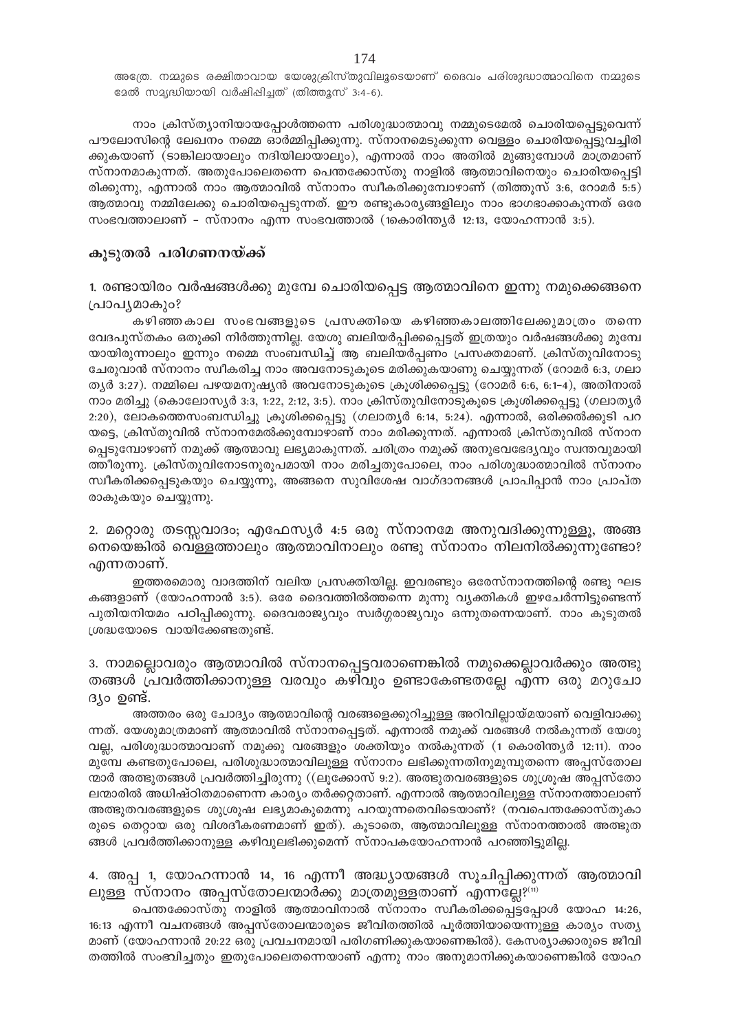അത്രേ. നമ്മുടെ രക്ഷിതാവായ യേശുക്രിസ്തുവിലൂടെയാണ് ദൈവം പരിശുദ്ധാത്മാവിനെ നമ്മുടെ മേൽ സമൃദ്ധിയായി വർഷിപ്പിച്ചത് (തിത്തൂസ് 3:4-6).

നാം ക്രിസ്ത്യാനിയായപ്പോൾത്തന്നെ പരിശുദ്ധാത്മാവു നമ്മുടെമേൽ ചൊരിയപ്പെട്ടുവെന്ന് പൗലോസിന്റെ ലേഖനം നമ്മെ ഓർമ്മിപ്പിക്കുന്നു. സ്നാനമെടുക്കുന്ന വെള്ളം ചൊരിയപ്പെട്ടുവച്ചിരിക്കുകയാണ് (ടാങ്കിലായാലും നദിയിലായാലും), എന്നാൽ നാം അതിൽ മുങ്ങുമ്പോൾ മാത്രമാണ് സ്നാനമാകുന്നത്. അതുപോലെതന്നെ പെന്തക്കോസ്തു നാളിൽ ആത്മാവിനെയും ചൊരിയപ്പെട്ടിരിക്കുന്നു, എന്നാൽ നാം ആത്മാവിൽ സ്നാനം സ്വീകരിക്കുമ്പോഴാണ് (തിത്തൂസ് 3:6, റോമർ 5:5) ആത്മാവു നമ്മിലേക്കു ചൊരിയപ്പെടുന്നത്. ഈ രണ്ടുകാര്യങ്ങളിലും നാം ഭാഗഭാക്കാകുന്നത് ഒരേ സംഭവത്താലാണ് – സ്നാനം എന്ന സംഭവത്താൽ (1കൊരിന്ത്യർ 12:13, യോഹന്നാൻ 3:5).

## കൂടുതൽ പരിഗണനയ്ക്ക്

### 1. രണ്ടായിരം വർഷങ്ങൾക്കു മുമ്പേ ചൊരിയപ്പെട്ട ആത്മാവിനെ ഇന്നു നമുക്കെങ്ങനെ പ്രാപ്യമാകും?

കഴിഞ്ഞകാല സംഭവങ്ങളുടെ പ്രസക്തിയെ കഴിഞ്ഞകാലത്തിലേക്കുമാത്രം തന്നെ വേദപുസ്തകം ഒതുക്കി നിർത്തുന്നില്ല. യേശു ബലിയർപ്പിക്കപ്പെട്ടത് ഇത്രയും വർഷങ്ങൾക്കു മുമ്പേയായിരുന്നാലും ഇന്നും നമ്മെ സംബന്ധിച്ച് ആ ബലിയർപ്പണം പ്രസക്തമാണ്. ക്രിസ്തുവിനോടു ചേരുവാൻ സ്നാനം സ്വീകരിച്ച നാം അവനോടുകൂടെ മരിക്കുകയാണു ചെയ്യുന്നത് (റോമർ 6:3, ഗലാത്യർ 3:27). നമ്മിലെ പഴയമനുഷ്യൻ അവനോടുകൂടെ ക്രൂശിക്കപ്പെട്ടു (റോമർ 6:6, 6:1–4), അതിനാൽ നാം മരിച്ചു (കൊലോസ്യർ 3:3, 1:22, 2:12, 3:5). നാം ക്രിസ്തുവിനോടുകൂടെ ക്രൂശിക്കപ്പെട്ടു (ഗലാത്യർ 2:20), ലോകത്തെസംബന്ധിച്ചു ക്രൂശിക്കപ്പെട്ടു (ഗലാത്യർ 6:14, 5:24). എന്നാൽ, ഒരിക്കൽക്കൂടി പറയട്ടെ, ക്രിസ്തുവിൽ സ്നാനമേൽക്കുമ്പോഴാണ് നാം മരിക്കുന്നത്. എന്നാൽ ക്രിസ്തുവിൽ സ്നാനപ്പെടുമ്പോഴാണ് നമുക്ക് ആത്മാവു ലഭ്യമാകുന്നത്. ചരിത്രം നമുക്ക് അനുഭവഭേദ്യവും സ്വന്തവുമായിത്തീരുന്നു. ക്രിസ്തുവിനോടനുരൂപമായി നാം മരിച്ചതുപോലെ, നാം പരിശുദ്ധാത്മാവിൽ സ്നാനം സ്വീകരിക്കപ്പെടുകയും ചെയ്യുന്നു, അങ്ങനെ സുവിശേഷ വാഗ്ദാനങ്ങൾ പ്രാപിപ്പാൻ നാം പ്രാപ്തരാകുകയും ചെയ്യുന്നു.

### 2. മറ്റൊരു തടസ്സവാദം; എഫേസ്യർ 4:5 ഒരു സ്നാനമേ അനുവദിക്കുന്നുള്ളൂ, അങ്ങനെയെങ്കിൽ വെള്ളത്താലും ആത്മാവിനാലും രണ്ടു സ്നാനം നിലനിൽക്കുന്നുണ്ടോ? എന്നതാണ്.

ഇത്തരമൊരു വാദത്തിന് വലിയ പ്രസക്തിയില്ല. ഇവരണ്ടും ഒരേസ്നാനത്തിന്റെ രണ്ടു ഘടകങ്ങളാണ് (യോഹന്നാൻ 3:5). ഒരേ ദൈവത്തിൽത്തന്നെ മൂന്നു വ്യക്തികൾ ഇഴചേർന്നിട്ടുണ്ടെന്ന് പുതിയനിയമം പഠിപ്പിക്കുന്നു. ദൈവരാജ്യവും സ്വർഗ്ഗരാജ്യവും ഒന്നുതന്നെയാണ്. നാം കൂടുതൽ ശ്രദ്ധയോടെ വായിക്കേണ്ടതുണ്ട്.

### 3. നാമല്ലൊവരും ആത്മാവിൽ സ്നാനപ്പെട്ടവരാണെങ്കിൽ നമുക്കെല്ലാവർക്കും അത്ഭുതങ്ങൾ പ്രവർത്തിക്കാനുള്ള വരവും കഴിവും ഉണ്ടാകേണ്ടതല്ലേ എന്ന ഒരു മറുചോദ്യം ഉണ്ട്.

അത്തരം ഒരു ചോദ്യം ആത്മാവിന്റെ വരങ്ങളെക്കുറിച്ചുള്ള അറിവില്ലായ്മയാണ് വെളിവാക്കുന്നത്. യേശുമാത്രമാണ് ആത്മാവിൽ സ്നാനപ്പെട്ടത്. എന്നാൽ നമുക്ക് വരങ്ങൾ നൽകുന്നത് യേശുവല്ല, പരിശുദ്ധാത്മാവാണ് നമുക്കു വരങ്ങളും ശക്തിയും നൽകുന്നത് (1 കൊരിന്ത്യർ 12:11). നാം മുമ്പേ കണ്ടതുപോലെ, പരിശുദ്ധാത്മാവിലുള്ള സ്നാനം ലഭിക്കുന്നതിനുമുമ്പുതന്നെ അപ്പസ്തോലന്മാർ അത്ഭുതങ്ങൾ പ്രവർത്തിച്ചിരുന്നു ((ലൂക്കോസ് 9:2). അത്ഭുതവരങ്ങളുടെ ശുശ്രൂഷ അപ്പസ്തോലന്മാരിൽ അധിഷ്ഠിതമാണെന്ന കാര്യം തർക്കറ്റതാണ്. എന്നാൽ ആത്മാവിലുള്ള സ്നാനത്താലാണ് അത്ഭുതവരങ്ങളുടെ ശുശ്രൂഷ ലഭ്യമാകുമെന്നു പറയുന്നതെവിടെയാണ്? (നവപെന്തക്കോസ്തുകാരുടെ തെറ്റായ ഒരു വിശദീകരണമാണ് ഇത്). കൂടാതെ, ആത്മാവിലുള്ള സ്നാനത്താൽ അത്ഭുതങ്ങൾ പ്രവർത്തിക്കാനുള്ള കഴിവുലഭിക്കുമെന്ന് സ്നാപകയോഹന്നാൻ പറഞ്ഞിട്ടുമില്ല.

### 4. അപ്പ 1, യോഹന്നാൻ 14, 16 എന്നീ അദ്ധ്യായങ്ങൾ സൂചിപ്പിക്കുന്നത് ആത്മാവിലുള്ള സ്നാനം അപ്പസ്തോലന്മാർക്കു മാത്രമുള്ളതാണ് എന്നല്ലേ?[11]

പെന്തക്കോസ്തു നാളിൽ ആത്മാവിനാൽ സ്നാനം സ്വീകരിക്കപ്പെട്ടപ്പോൾ യോഹ 14:26, 16:13 എന്നീ വചനങ്ങൾ അപ്പസ്തോലന്മാരുടെ ജീവിതത്തിൽ പൂർത്തിയായെന്നുള്ള കാര്യം സത്യമാണ് (യോഹന്നാൻ 20:22 ഒരു പ്രവചനമായി പരിഗണിക്കുകയാണെങ്കിൽ). കേസര്യാക്കാരുടെ ജീവിതത്തിൽ സംഭവിച്ചതും ഇതുപോലെതന്നെയാണ് എന്നു നാം അനുമാനിക്കുകയാണെങ്കിൽ യോഹ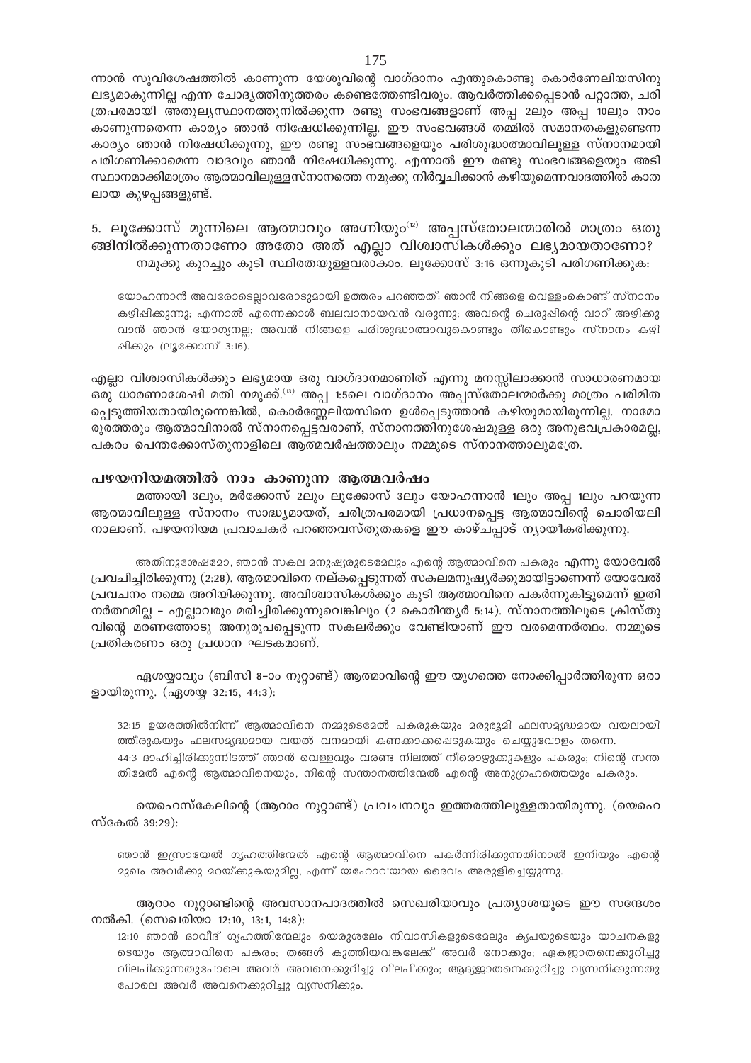ന്നാൻ സുവിശേഷത്തിൽ കാണുന്ന യേശുവിന്റെ വാഗ്ദാനം എന്തുകൊണ്ടു കൊർണേലിയസിനു ലഭ്യമാകുന്നില്ല എന്ന ചോദ്യത്തിനുത്തരം കണ്ടെത്തേണ്ടിവരും. ആവർത്തിക്കപ്പെടാൻ പറ്റാത്ത, ചരിത്രപരമായി അതുല്യസ്ഥാനത്തുനിൽക്കുന്ന രണ്ടു സംഭവങ്ങളാണ് അപ്പ 2ലും അപ്പ 10ലും നാം കാണുന്നതെന്ന കാര്യം ഞാൻ നിഷേധിക്കുന്നില്ല. ഈ സംഭവങ്ങൾ തമ്മിൽ സമാനതകളുണ്ടെന്ന കാര്യം ഞാൻ നിഷേധിക്കുന്നു, ഈ രണ്ടു സംഭവങ്ങളെയും പരിശുദ്ധാത്മാവിലുള്ള സ്നാനമായി പരിഗണിക്കാമെന്ന വാദവും ഞാൻ നിഷേധിക്കുന്നു. എന്നാൽ ഈ രണ്ടു സംഭവങ്ങളെയും അടിസ്ഥാനമാക്കിമാത്രം ആത്മാവിലുള്ളസ്നാനത്തെ നമുക്കു നിർവ്വചിക്കാൻ കഴിയുമെന്നവാദത്തിൽ കാതലായ കുഴപ്പങ്ങളുണ്ട്.

## 5. ലൂക്കോസ് മൂന്നിലെ ആത്മാവും അഗ്നിയും[12] അപ്പസ്തോലന്മാരിൽ മാത്രം ഒതുങ്ങിനിൽക്കുന്നതാണോ അതോ അത് എല്ലാ വിശ്വാസികൾക്കും ലഭ്യമായതാണോ?

നമുക്കു കുറച്ചും കൂടി സ്ഥിരതയുള്ളവരാകാം. ലൂക്കോസ് 3:16 ഒന്നുകൂടി പരിഗണിക്കുക:

> യോഹന്നാൻ അവരോടെല്ലാവരോടുമായി ഉത്തരം പറഞ്ഞത്: ഞാൻ നിങ്ങളെ വെള്ളംകൊണ്ട് സ്നാനം കഴിപ്പിക്കുന്നു; എന്നാൽ എന്നെക്കാൾ ബലവാനായവൻ വരുന്നു; അവന്റെ ചെരുപ്പിന്റെ വാറ് അഴിക്കുവാൻ ഞാൻ യോഗ്യനല്ല; അവൻ നിങ്ങളെ പരിശുദ്ധാത്മാവുകൊണ്ടും തീകൊണ്ടും സ്നാനം കഴിപ്പിക്കും (ലൂക്കോസ് 3:16).

എല്ലാ വിശ്വാസികൾക്കും ലഭ്യമായ ഒരു വാഗ്ദാനമാണിത് എന്നു മനസ്സിലാക്കാൻ സാധാരണമായ ഒരു ധാരണാശേഷി മതി നമുക്ക്.[13] അപ്പ 1:5ലെ വാഗ്ദാനം അപ്പസ്തോലന്മാർക്കു മാത്രം പരിമിതപ്പെടുത്തിയതായിരുന്നെങ്കിൽ, കൊർണ്ണേലിയസിനെ ഉൾപ്പെടുത്താൻ കഴിയുമായിരുന്നില്ല. നാമോരുത്തരും ആത്മാവിനാൽ സ്നാനപ്പെട്ടവരാണ്, സ്നാനത്തിനുശേഷമുള്ള ഒരു അനുഭവപ്രകാരമല്ല, പകരം പെന്തക്കോസ്തുനാളിലെ ആത്മവർഷത്താലും നമ്മുടെ സ്നാനത്താലുമത്രേ.

### പഴയനിയമത്തിൽ നാം കാണുന്ന ആത്മവർഷം

മത്തായി 3ലും, മർക്കോസ് 2ലും ലൂക്കോസ് 3ലും യോഹന്നാൻ 1ലും അപ്പ 1ലും പറയുന്ന ആത്മാവിലുള്ള സ്നാനം സാദ്ധ്യമായത്, ചരിത്രപരമായി പ്രധാനപ്പെട്ട ആത്മാവിന്റെ ചൊരിയലിനാലാണ്. പഴയനിയമ പ്രവാചകർ പറഞ്ഞവസ്തുതകളെ ഈ കാഴ്ചപ്പാട് ന്യായീകരിക്കുന്നു.

അതിനുശേഷമോ, ഞാൻ സകല മനുഷ്യരുടെമേലും എന്റെ ആത്മാവിനെ പകരും **എന്നു** യോവേൽ പ്രവചിച്ചിരിക്കുന്നു (2:28). ആത്മാവിനെ നല്കപ്പെടുന്നത് സകലമനുഷ്യർക്കുമായിട്ടാണെന്ന് യോവേൽ പ്രവചനം നമ്മെ അറിയിക്കുന്നു. അവിശ്വാസികൾക്കും കൂടി ആത്മാവിനെ പകർന്നുകിട്ടുമെന്ന് ഇതിനർത്ഥമില്ല – എല്ലാവരും മരിച്ചിരിക്കുന്നുവെങ്കിലും (2 കൊരിന്ത്യർ 5:14). സ്നാനത്തിലൂടെ ക്രിസ്തുവിന്റെ മരണത്തോടു അനുരൂപപ്പെടുന്ന സകലർക്കും വേണ്ടിയാണ് ഈ വരമെന്നർത്ഥം. നമ്മുടെ പ്രതികരണം ഒരു പ്രധാന ഘടകമാണ്.

ഏശയ്യാവും (ബിസി 8–ാം നൂറ്റാണ്ട്) ആത്മാവിന്റെ ഈ യുഗത്തെ നോക്കിപ്പാർത്തിരുന്ന ഒരാളായിരുന്നു. (ഏശയ്യ 32:15, 44:3):

> 32:15 ഉയരത്തിൽനിന്ന് ആത്മാവിനെ നമ്മുടെമേൽ പകരുകയും മരുഭൂമി ഫലസമൃദ്ധമായ വയലായിത്തീരുകയും ഫലസമൃദ്ധമായ വയൽ വനമായി കണക്കാക്കപ്പെടുകയും ചെയ്യുവോളം തന്നെ.
> 44:3 ദാഹിച്ചിരിക്കുന്നിടത്ത് ഞാൻ വെള്ളവും വരണ്ട നിലത്ത് നീരൊഴുക്കുകളും പകരും; നിന്റെ സന്തതിമേൽ എന്റെ ആത്മാവിനെയും, നിന്റെ സന്താനത്തിന്മേൽ എന്റെ അനുഗ്രഹത്തെയും പകരും.

യെഹെസ്കേലിന്റെ (ആറാം നൂറ്റാണ്ട്) പ്രവചനവും ഇത്തരത്തിലുള്ളതായിരുന്നു. (യെഹെസ്കേൽ 39:29):

> ഞാൻ ഇസ്രായേൽ ഗൃഹത്തിന്മേൽ എന്റെ ആത്മാവിനെ പകർന്നിരിക്കുന്നതിനാൽ ഇനിയും എന്റെ മുഖം അവർക്കു മറയ്ക്കുകയുമില്ല, എന്ന് യഹോവയായ ദൈവം അരുളിച്ചെയ്യുന്നു.

ആറാം നൂറ്റാണ്ടിന്റെ അവസാനപാദത്തിൽ സെഖരിയാവും പ്രത്യാശയുടെ ഈ സന്ദേശം നൽകി. (സെഖരിയാ 12:10, 13:1, 14:8):

> 12:10 ഞാൻ ദാവീദ് ഗൃഹത്തിന്മേലും യെരുശലേം നിവാസികളുടെമേലും കൃപയുടെയും യാചനകളുടെയും ആത്മാവിനെ പകരും; തങ്ങൾ കുത്തിയവങ്കലേക്ക് അവർ നോക്കും; ഏകജാതനെക്കുറിച്ചു വിലപിക്കുന്നതുപോലെ അവർ അവനെക്കുറിച്ചു വിലപിക്കും; ആദ്യജാതനെക്കുറിച്ചു വ്യസനിക്കുന്നതുപോലെ അവർ അവനെക്കുറിച്ചു വ്യസനിക്കും.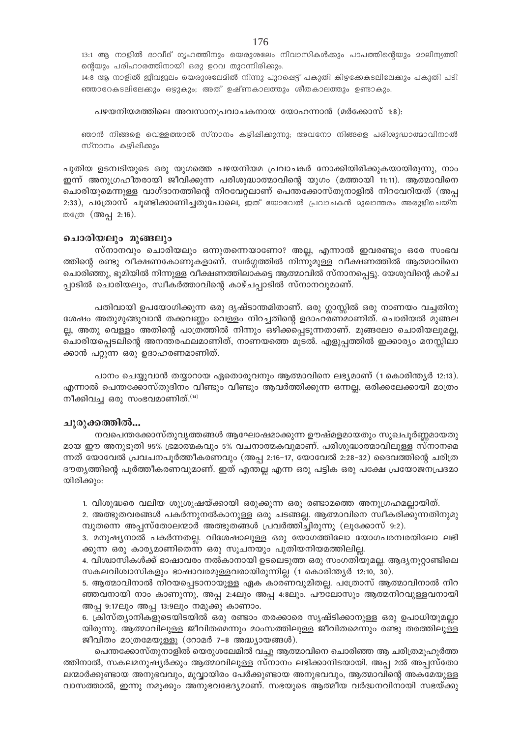13:1 ആ നാളിൽ ദാവീദ് ഗൃഹത്തിനും യെരുശലേം നിവാസികൾക്കും പാപത്തിന്റെയും മാലിന്യത്തിന്റെയും പരിഹാരത്തിനായി ഒരു ഉറവ തുറന്നിരിക്കും.

14:8 ആ നാളിൽ ജീവജലം യെരുശലേമിൽ നിന്നു പുറപ്പെട്ട് പകുതി കിഴക്കേകടലിലേക്കും പകുതി പടിഞ്ഞാറേകടലിലേക്കും ഒഴുകും; അത് ഉഷ്ണകാലത്തും ശീതകാലത്തും ഉണ്ടാകും.

പഴയനിയമത്തിലെ അവസാനപ്രവാചകനായ യോഹന്നാൻ (മർക്കോസ് 1:8):

ഞാൻ നിങ്ങളെ വെള്ളത്താൽ സ്നാനം കഴിപ്പിക്കുന്നു; അവനോ നിങ്ങളെ പരിശുദ്ധാത്മാവിനാൽ സ്നാനം കഴിപ്പിക്കും

പുതിയ ഉടമ്പടിയുടെ ഒരു യുഗത്തെ പഴയനിയമ പ്രവാചകർ നോക്കിയിരിക്കുകയായിരുന്നു, നാം ഇന്ന് അനുഗ്രഹീതരായി ജീവിക്കുന്ന പരിശുദ്ധാത്മാവിന്റെ യുഗം (മത്തായി 11:11). ആത്മാവിനെ ചൊരിയുമെന്നുള്ള വാഗ്ദാനത്തിന്റെ നിറവേറ്റലാണ് പെന്തക്കോസ്തുനാളിൽ നിറവേറിയത് (അപ്പ 2:33), പത്രോസ് ചൂണ്ടിക്കാണിച്ചതുപോലെ, ഇത് യോവേൽ പ്രവാചകൻ മുഖാന്തരം അരുളിച്ചെയ്തതത്രേ (അപ്പ 2:16).

## ചൊരിയലും മുങ്ങലും

സ്നാനവും ചൊരിയലും ഒന്നുതന്നെയാണോ? അല്ല, എന്നാൽ ഇവരണ്ടും ഒരേ സംഭവത്തിന്റെ രണ്ടു വീക്ഷണകോണുകളാണ്. സ്വർഗ്ഗത്തിൽ നിന്നുമുള്ള വീക്ഷണത്തിൽ ആത്മാവിനെ ചൊരിഞ്ഞു, ഭൂമിയിൽ നിന്നുള്ള വീക്ഷണത്തിലാകട്ടെ ആത്മാവിൽ സ്നാനപ്പെട്ടു. യേശുവിന്റെ കാഴ്ചപ്പാടിൽ ചൊരിയലും, സ്വീകർത്താവിന്റെ കാഴ്ചപ്പാടിൽ സ്നാനവുമാണ്.

പതിവായി ഉപയോഗിക്കുന്ന ഒരു ദൃഷ്ടാന്തമിതാണ്. ഒരു ഗ്ലാസ്സിൽ ഒരു നാണയം വച്ചതിനു ശേഷം അതുമുങ്ങുവാൻ തക്കവണ്ണം വെള്ളം നിറച്ചതിന്റെ ഉദാഹരണമാണിത്. ചൊരിയൽ മുങ്ങലല്ല, അതു വെള്ളം അതിന്റെ പാത്രത്തിൽ നിന്നും ഒഴിക്കപ്പെടുന്നതാണ്. മുങ്ങലോ ചൊരിയലുമല്ല, ചൊരിയപ്പെടലിന്റെ അനന്തരഫലമാണിത്, നാണയത്തെ മൂടൽ. എളുപ്പത്തിൽ ഇക്കാര്യം മനസ്സിലാക്കാൻ പറ്റുന്ന ഒരു ഉദാഹരണമാണിത്.

പാനം ചെയ്യുവാൻ തയ്യാറായ ഏതൊരുവനും ആത്മാവിനെ ലഭ്യമാണ് (1 കൊരിന്ത്യർ 12:13). എന്നാൽ പെന്തക്കോസ്തുദിനം വീണ്ടും വീണ്ടും ആവർത്തിക്കുന്ന ഒന്നല്ല, ഒരിക്കലേക്കായി മാത്രം നീക്കിവച്ച ഒരു സംഭവമാണിത്.[14]

## ചുരുക്കത്തിൽ...

നവപെന്തക്കോസ്തുവൃത്തങ്ങൾ ആഘോഷമാക്കുന്ന ഊഷ്മളമായതും സുഖപൂർണ്ണമായതുമായ ഈ അനുഭൂതി 95% ഭ്രമാത്മകവും 5% വചനാത്മകവുമാണ്. പരിശുദ്ധാത്മാവിലുള്ള സ്നാനമെന്നത് യോവേൽ പ്രവചനപൂർത്തീകരണവും (അപ്പ 2:16-17, യോവേൽ 2:28-32) ദൈവത്തിന്റെ ചരിത്രദൗത്യത്തിന്റെ പൂർത്തീകരണവുമാണ്. ഇത് എന്തല്ല എന്ന ഒരു പട്ടിക ഒരു പക്ഷേ പ്രയോജനപ്രദമായിരിക്കും:

1. വിശുദ്ധരെ വലിയ ശുശ്രൂഷയ്ക്കായി ഒരുക്കുന്ന ഒരു രണ്ടാമത്തെ അനുഗ്രഹമല്ലായിത്.
2. അത്ഭുതവരങ്ങൾ പകർന്നുനൽകാനുള്ള ഒരു ചടങ്ങല്ല. ആത്മാവിനെ സ്വീകരിക്കുന്നതിനുമുമ്പുതന്നെ അപ്പസ്തോലന്മാർ അത്ഭുതങ്ങൾ പ്രവർത്തിച്ചിരുന്നു (ലൂക്കോസ് 9:2).
3. മനുഷ്യനാൽ പകർന്നതല്ല. വിശേഷാലുള്ള ഒരു യോഗത്തിലോ യോഗപരമ്പരയിലോ ലഭിക്കുന്ന ഒരു കാര്യമാണിതെന്ന ഒരു സൂചനയും പുതിയനിയമത്തിലില്ല.
4. വിശ്വാസികൾക്ക് ഭാഷാവരം നൽകാനായി ഉടലെടുത്ത ഒരു സംഗതിയുമല്ല. ആദ്യനൂറ്റാണ്ടിലെ സകലവിശ്വാസികളും ഭാഷാവരമുള്ളവരായിരുന്നില്ല (1 കൊരിന്ത്യർ 12:10, 30).
5. ആത്മാവിനാൽ നിറയപ്പെടാനായുള്ള ഏക കാരണവുമിതല്ല. പത്രോസ് ആത്മാവിനാൽ നിറഞ്ഞവനായി നാം കാണുന്നു, അപ്പ 2:4ലും അപ്പ 4:8ലും. പൗലോസും ആത്മനിറവുള്ളവനായി അപ്പ 9:17ലും അപ്പ 13:9ലും നമുക്കു കാണാം.
6. ക്രിസ്ത്യാനികളുടെയിടയിൽ ഒരു രണ്ടാം തരക്കാരെ സൃഷ്ടിക്കാനുള്ള ഒരു ഉപാധിയുമല്ലായിരുന്നു. ആത്മാവിലുള്ള ജീവിതമെന്നും മാംസത്തിലുള്ള ജീവിതമെന്നും രണ്ടു തരത്തിലുള്ള ജീവിതം മാത്രമേയുള്ളൂ (റോമർ 7-8 അദ്ധ്യായങ്ങൾ).

പെന്തക്കോസ്തുനാളിൽ യെരുശലേമിൽ വച്ചു ആത്മാവിനെ ചൊരിഞ്ഞ ആ ചരിത്രമുഹൂർത്തത്തിനാൽ, സകലമനുഷ്യർക്കും ആത്മാവിലുള്ള സ്നാനം ലഭിക്കാനിടയായി. അപ്പ 2ൽ അപ്പസ്തോലന്മാർക്കുണ്ടായ അനുഭവവും, മൂവ്വായിരം പേർക്കുണ്ടായ അനുഭവവും, ആത്മാവിന്റെ അകമേയുള്ള വാസത്താൽ, ഇന്നു നമുക്കും അനുഭവഭേദ്യമാണ്. സഭയുടെ ആത്മീയ വർദ്ധനവിനായി സഭയ്ക്കു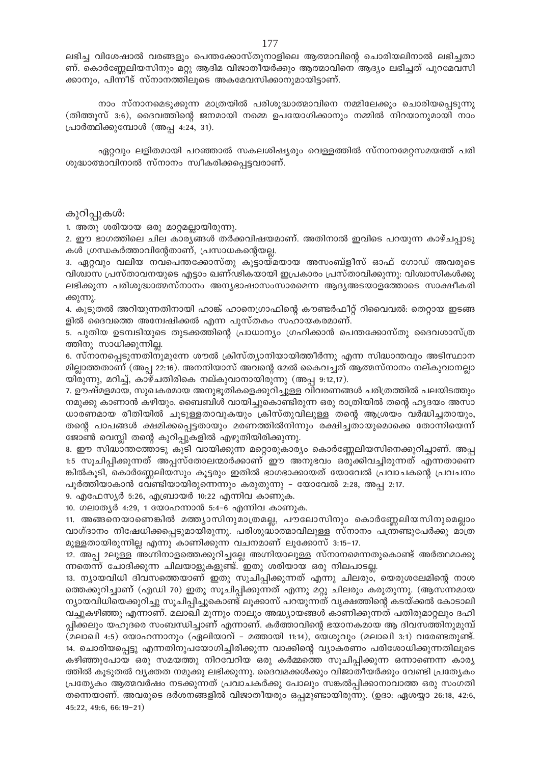ലഭിച്ച വിശേഷാൽ വരങ്ങളും പെന്തക്കോസ്തുനാളിലെ ആത്മാവിന്റെ ചൊരിയലിനാൽ ലഭിച്ചതാണ്. കൊർണ്ണേലിയസിനും മറ്റു ആദിമ വിജാതീയർക്കും ആത്മാവിനെ ആദ്യം ലഭിച്ചത് പുറമേവസിക്കാനും, പിന്നീട് സ്നാനത്തിലൂടെ അകമേവസിക്കാനുമായിട്ടാണ്.

നാം സ്നാനമെടുക്കുന്ന മാത്രയിൽ പരിശുദ്ധാത്മാവിനെ നമ്മിലേക്കും ചൊരിയപ്പെടുന്നു (തീത്തൂസ് 3:6), ദൈവത്തിന്റെ ജനമായി നമ്മെ ഉപയോഗിക്കാനും നമ്മിൽ നിറയാനുമായി നാം പ്രാർത്ഥിക്കുമ്പോൾ (അപ്പ 4:24, 31).

ഏറ്റവും ലളിതമായി പറഞ്ഞാൽ സകലശിഷ്യരും വെള്ളത്തിൽ സ്നാനമേറ്റസമയത്ത് പരിശുദ്ധാത്മാവിനാൽ സ്നാനം സ്വീകരിക്കപ്പെട്ടവരാണ്.

കുറിപ്പുകൾ:

1. അതു ശരിയായ ഒരു മാറ്റമല്ലായിരുന്നു.
2. ഈ ഭാഗത്തിലെ ചില കാര്യങ്ങൾ തർക്കവിഷയമാണ്. അതിനാൽ ഇവിടെ പറയുന്ന കാഴ്ചപ്പാടുകൾ ഗ്രന്ഥകർത്താവിന്റേതാണ്, പ്രസാധകന്റെയല്ല.
3. ഏറ്റവും വലിയ നവപെന്തക്കോസ്തു കൂട്ടായ്മയായ അസംബ്ളീസ് ഓഫ് ഗോഡ് അവരുടെ വിശ്വാസ പ്രസ്താവനയുടെ എട്ടാം ഖണ്ഢികയായി ഇപ്രകാരം പ്രസ്താവിക്കുന്നു: വിശ്വാസികൾക്കു ലഭിക്കുന്ന പരിശുദ്ധാത്മസ്നാനം അന്യഭാഷാസംസാരമെന്ന ആദ്യഅടയാളത്തോടെ സാക്ഷീകരിക്കുന്നു.
4. കൂടുതൽ അറിയുന്നതിനായി ഹാങ്ക് ഹാനെഗ്രാഫിന്റെ കൗണ്ടർഫീറ്റ് റിവൈവൽ: തെറ്റായ ഇടങ്ങളിൽ ദൈവത്തെ അന്വേഷിക്കൽ എന്ന പുസ്തകം സഹായകരമാണ്.
5. പുതിയ ഉടമ്പടിയുടെ തുടക്കത്തിന്റെ പ്രാധാന്യം ഗ്രഹിക്കാൻ പെന്തക്കോസ്തു ദൈവശാസ്ത്രത്തിനു സാധിക്കുന്നില്ല.
6. സ്നാനപ്പെടുന്നതിനുമുന്നേ ശൗൽ ക്രിസ്ത്യാനിയായിത്തീർന്നു എന്ന സിദ്ധാന്തവും അടിസ്ഥാനമില്ലാത്തതാണ് (അപ്പ 22:16). അനനിയാസ് അവന്റെ മേൽ കൈവച്ചത് ആത്മസ്നാനം നല്കുവാനല്ലായിരുന്നു, മറിച്ച്, കാഴ്ചതിരികെ നല്കുവാനായിരുന്നു (അപ്പ 9:12,17).
7. ഊഷ്മളമായ, സുഖകരമായ അനുഭൂതികളെക്കുറിച്ചുള്ള വിവരണങ്ങൾ ചരിത്രത്തിൽ പലയിടത്തും നമുക്കു കാണാൻ കഴിയും. ബൈബിൾ വായിച്ചുകൊണ്ടിരുന്ന ഒരു രാത്രിയിൽ തന്റെ ഹൃദയം അസാധാരണമായ രീതിയിൽ ചൂടുള്ളതാവുകയും ക്രിസ്തുവിലുള്ള തന്റെ ആശ്രയം വർദ്ധിച്ചതായും, തന്റെ പാപങ്ങൾ ക്ഷമിക്കപ്പെട്ടതായും മരണത്തിൽനിന്നും രക്ഷിച്ചതായുമൊക്കെ തോന്നിയെന്ന് ജോൺ വെസ്ലി തന്റെ കുറിപ്പുകളിൽ എഴുതിയിരിക്കുന്നു.
8. ഈ സിദ്ധാന്തത്തോടു കൂടി വായിക്കുന്ന മറ്റൊരുകാര്യം കൊർണ്ണേലിയസിനെക്കുറിച്ചാണ്. അപ്പ 1:5 സൂചിപ്പിക്കുന്നത് അപ്പസ്തോലന്മാർക്കാണ് ഈ അനുഭവം ഒരുക്കിവച്ചിരുന്നത് എന്നതാണെങ്കിൽകൂടി, കൊർണ്ണേലിയസും കൂട്ടരും ഇതിൽ ഭാഗഭാക്കായത് യോവേൽ പ്രവാചകന്റെ പ്രവചനം പൂർത്തിയാകാൻ വേണ്ടിയായിരുന്നെന്നും കരുതുന്നു - യോവേൽ 2:28, അപ്പ 2:17.
9. എഫേസ്യർ 5:26, എബ്രായർ 10:22 എന്നിവ കാണുക.
10. ഗലാത്യർ 4:29, 1 യോഹന്നാൻ 5:4-6 എന്നിവ കാണുക.
11. അങ്ങനെയാണെങ്കിൽ മത്ത്യാസിനുമാത്രമല്ല, പൗലോസിനും കൊർണ്ണേലിയസിനുമെല്ലാം വാഗ്ദാനം നിഷേധിക്കപ്പെടുമായിരുന്നു. പരിശുദ്ധാത്മാവിലുള്ള സ്നാനം പന്ത്രണ്ടുപേർക്കു മാത്രമുള്ളതായിരുന്നില്ല എന്നു കാണിക്കുന്ന വചനമാണ് ലൂക്കോസ് 3:15-17.
12. അപ്പ 2ലുള്ള അഗ്നിനാളത്തെക്കുറിച്ചല്ലേ അഗ്നിയാലുള്ള സ്നാനമെന്നതുകൊണ്ട് അർത്ഥമാക്കുന്നതെന്ന് ചോദിക്കുന്ന ചിലയാളുകളുണ്ട്. ഇതു ശരിയായ ഒരു നിലപാടല്ല.
13. ന്യായവിധി ദിവസത്തെയാണ് ഇതു സൂചിപ്പിക്കുന്നത് എന്നു ചിലരും, യെരുശലേമിന്റെ നാശത്തെക്കുറിച്ചാണ് (എഡി 70) ഇതു സൂചിപ്പിക്കുന്നത് എന്നു മറ്റു ചിലരും കരുതുന്നു. (ആസന്നമായ ന്യായവിധിയെക്കുറിച്ചു സൂചിപ്പിച്ചുകൊണ്ട് ലൂക്കാസ് പറയുന്നത് വൃക്ഷത്തിന്റെ കടയ്ക്കൽ കോടാലി വച്ചുകഴിഞ്ഞു എന്നാണ്. മലാഖി മൂന്നും നാലും അദ്ധ്യായങ്ങൾ കാണിക്കുന്നത് പതിരുമാറ്റലും ദഹിപ്പിക്കലും യഹൂദരെ സംബന്ധിച്ചാണ് എന്നാണ്. കർത്താവിന്റെ ഭയാനകമായ ആ ദിവസത്തിനുമുമ്പ് (മലാഖി 4:5) യോഹന്നാനും (ഏലിയാവ് - മത്തായി 11:14), യേശുവും (മലാഖി 3:1) വരേണ്ടതുണ്ട്.
14. ചൊരിയപ്പെട്ടു എന്നതിനുപയോഗിച്ചിരിക്കുന്ന വാക്കിന്റെ വ്യാകരണം പരിശോധിക്കുന്നതിലൂടെ കഴിഞ്ഞുപോയ ഒരു സമയത്തു നിറവേറിയ ഒരു കർമ്മത്തെ സൂചിപ്പിക്കുന്ന ഒന്നാണെന്ന കാര്യത്തിൽ കൂടുതൽ വ്യക്തത നമുക്കു ലഭിക്കുന്നു. ദൈവമക്കൾക്കും വിജാതീയർക്കും വേണ്ടി പ്രത്യേകം പ്രത്യേകം ആത്മവർഷം നടക്കുന്നത് പ്രവാചകർക്കു പോലും സങ്കൽപ്പിക്കാനാവാത്ത ഒരു സംഗതി തന്നെയാണ്. അവരുടെ ദർശനങ്ങളിൽ വിജാതീയരും ഒപ്പമുണ്ടായിരുന്നു. (ഉദാ: ഏശയ്യാ 26:18, 42:6, 45:22, 49:6, 66:19-21)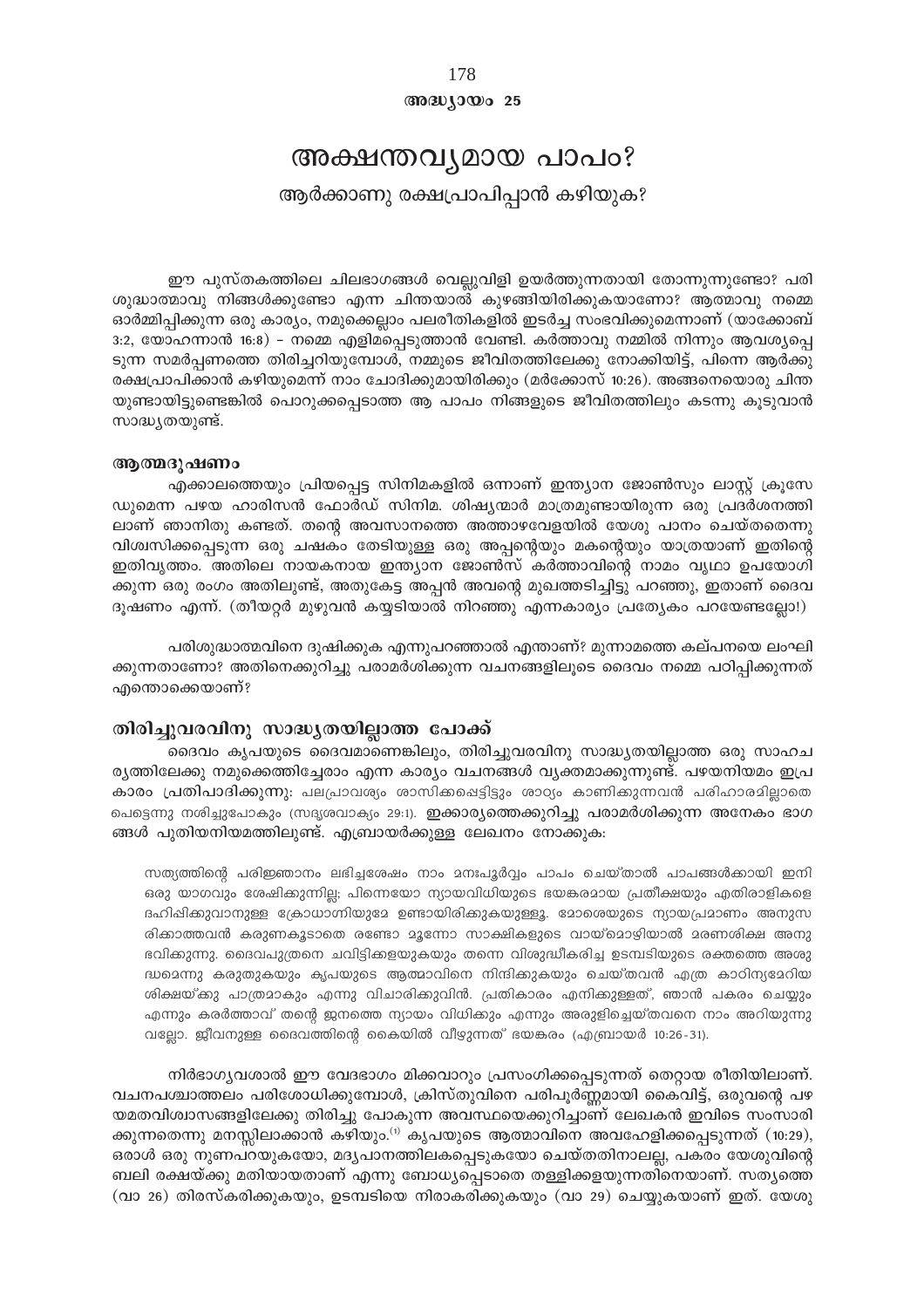അദ്ധ്യായം 25

# അക്ഷന്തവ്യമായ പാപം?

## ആർക്കാണു രക്ഷപ്രാപിപ്പാൻ കഴിയുക?

ഈ പുസ്തകത്തിലെ ചിലഭാഗങ്ങൾ വെല്ലുവിളി ഉയർത്തുന്നതായി തോന്നുന്നുണ്ടോ? പരിശുദ്ധാത്മാവു നിങ്ങൾക്കുണ്ടോ എന്ന ചിന്തയാൽ കുഴങ്ങിയിരിക്കുകയാണോ? ആത്മാവു നമ്മെ ഓർമ്മിപ്പിക്കുന്ന ഒരു കാര്യം, നമുക്കെല്ലാം പലരീതികളിൽ ഇടർച്ച സംഭവിക്കുമെന്നാണ് (യാക്കോബ് 3:2, യോഹന്നാൻ 16:8) – നമ്മെ എളിമപ്പെടുത്താൻ വേണ്ടി. കർത്താവു നമ്മിൽ നിന്നും ആവശ്യപ്പെടുന്ന സമർപ്പണത്തെ തിരിച്ചറിയുമ്പോൾ, നമ്മുടെ ജീവിതത്തിലേക്കു നോക്കിയിട്ട്, പിന്നെ ആർക്കു രക്ഷപ്രാപിക്കാൻ കഴിയുമെന്ന് നാം ചോദിക്കുമായിരിക്കും (മർക്കോസ് 10:26). അങ്ങനെയൊരു ചിന്തയുണ്ടായിട്ടുണ്ടെങ്കിൽ പൊറുക്കപ്പെടാത്ത ആ പാപം നിങ്ങളുടെ ജീവിതത്തിലും കടന്നു കൂടുവാൻ സാദ്ധ്യതയുണ്ട്.

### ആത്മദൂഷണം

എക്കാലത്തെയും പ്രിയപ്പെട്ട സിനിമകളിൽ ഒന്നാണ് ഇന്ത്യാന ജോൺസും ലാസ്റ്റ് ക്രൂസേഡുമെന്ന പഴയ ഹാരിസൻ ഫോർഡ് സിനിമ. ശിഷ്യന്മാർ മാത്രമുണ്ടായിരുന്ന ഒരു പ്രദർശനത്തിലാണ് ഞാനിതു കണ്ടത്. തന്റെ അവസാനത്തെ അത്താഴവേളയിൽ യേശു പാനം ചെയ്തതെന്നു വിശ്വസിക്കപ്പെടുന്ന ഒരു ചഷകം തേടിയുള്ള ഒരു അപ്പന്റെയും മകന്റെയും യാത്രയാണ് ഇതിന്റെ ഇതിവൃത്തം. അതിലെ നായകനായ ഇന്ത്യാന ജോൺസ് കർത്താവിന്റെ നാമം വൃഥാ ഉപയോഗിക്കുന്ന ഒരു രംഗം അതിലുണ്ട്, അതുകേട്ട അപ്പൻ അവന്റെ മുഖത്തടിച്ചിട്ടു പറഞ്ഞു, ഇതാണ് ദൈവ ദൂഷണം എന്ന്. (തീയറ്റർ മുഴുവൻ കയ്യടിയാൽ നിറഞ്ഞു എന്നകാര്യം പ്രത്യേകം പറയേണ്ടല്ലോ!)

പരിശുദ്ധാത്മവിനെ ദുഷിക്കുക എന്നുപറഞ്ഞാൽ എന്താണ്? മൂന്നാമത്തെ കല്പനയെ ലംഘിക്കുന്നതാണോ? അതിനെക്കുറിച്ചു പരാമർശിക്കുന്ന വചനങ്ങളിലൂടെ ദൈവം നമ്മെ പഠിപ്പിക്കുന്നത് എന്തൊക്കെയാണ്?

### തിരിച്ചുവരവിനു സാദ്ധ്യതയില്ലാത്ത പോക്ക്

ദൈവം കൃപയുടെ ദൈവമാണെങ്കിലും, തിരിച്ചുവരവിനു സാദ്ധ്യതയില്ലാത്ത ഒരു സാഹചര്യത്തിലേക്കു നമുക്കെത്തിച്ചേരാം എന്ന കാര്യം വചനങ്ങൾ വ്യക്തമാക്കുന്നുണ്ട്. പഴയനിയമം ഇപ്രകാരം പ്രതിപാദിക്കുന്നു: പലപ്രാവശ്യം ശാസിക്കപ്പെട്ടിട്ടും ശാഠ്യം കാണിക്കുന്നവൻ പരിഹാരമില്ലാതെ പെട്ടെന്നു നശിച്ചുപോകും (സദൃശവാക്യം 29:1). ഇക്കാര്യത്തെക്കുറിച്ചു പരാമർശിക്കുന്ന അനേകം ഭാഗങ്ങൾ പുതിയനിയമത്തിലുണ്ട്. എബ്രായർക്കുള്ള ലേഖനം നോക്കുക:

> സത്യത്തിന്റെ പരിജ്ഞാനം ലഭിച്ചശേഷം നാം മനഃപൂർവ്വം പാപം ചെയ്താൽ പാപങ്ങൾക്കായി ഇനി ഒരു യാഗവും ശേഷിക്കുന്നില്ല; പിന്നെയോ ന്യായവിധിയുടെ ഭയങ്കരമായ പ്രതീക്ഷയും എതിരാളികളെ ദഹിപ്പിക്കുവാനുള്ള ക്രോധാഗ്നിയുമേ ഉണ്ടായിരിക്കുകയുള്ളൂ. മോശെയുടെ ന്യായപ്രമാണം അനുസരിക്കാത്തവൻ കരുണകൂടാതെ രണ്ടോ മൂന്നോ സാക്ഷികളുടെ വായ്മൊഴിയാൽ മരണശിക്ഷ അനുഭവിക്കുന്നു. ദൈവപുത്രനെ ചവിട്ടിക്കളയുകയും തന്നെ വിശുദ്ധീകരിച്ച ഉടമ്പടിയുടെ രക്തത്തെ അശുദ്ധമെന്നു കരുതുകയും കൃപയുടെ ആത്മാവിനെ നിന്ദിക്കുകയും ചെയ്തവൻ എത്ര കാഠിന്യമേറിയ ശിക്ഷയ്ക്കു പാത്രമാകും എന്നു വിചാരിക്കുവിൻ. പ്രതികാരം എനിക്കുള്ളത്, ഞാൻ പകരം ചെയ്യും എന്നും കരർത്താവ് തന്റെ ജനത്തെ ന്യായം വിധിക്കും എന്നും അരുളിച്ചെയ്തവനെ നാം അറിയുന്നുവല്ലോ. ജീവനുള്ള ദൈവത്തിന്റെ കൈയിൽ വീഴുന്നത് ഭയങ്കരം (എബ്രായർ 10:26-31).

നിർഭാഗ്യവശാൽ ഈ വേദഭാഗം മിക്കവാറും പ്രസംഗിക്കപ്പെടുന്നത് തെറ്റായ രീതിയിലാണ്. വചനപശ്ചാത്തലം പരിശോധിക്കുമ്പോൾ, ക്രിസ്തുവിനെ പരിപൂർണ്ണമായി കൈവിട്ട്, ഒരുവന്റെ പഴയമതവിശ്വാസങ്ങളിലേക്കു തിരിച്ചു പോകുന്ന അവസ്ഥയെക്കുറിച്ചാണ് ലേഖകൻ ഇവിടെ സംസാരിക്കുന്നതെന്നു മനസ്സിലാക്കാൻ കഴിയും.[1] കൃപയുടെ ആത്മാവിനെ അവഹേളിക്കപ്പെടുന്നത് (10:29), ഒരാൾ ഒരു നുണപറയുകയോ, മദ്യപാനത്തിലകപ്പെടുകയോ ചെയ്തതിനാലല്ല, പകരം യേശുവിന്റെ ബലി രക്ഷയ്ക്കു മതിയായതാണ് എന്നു ബോധ്യപ്പെടാതെ തള്ളിക്കളയുന്നതിനെയാണ്. സത്യത്തെ (വാ 26) തിരസ്കരിക്കുകയും, ഉടമ്പടിയെ നിരാകരിക്കുകയും (വാ 29) ചെയ്യുകയാണ് ഇത്. യേശു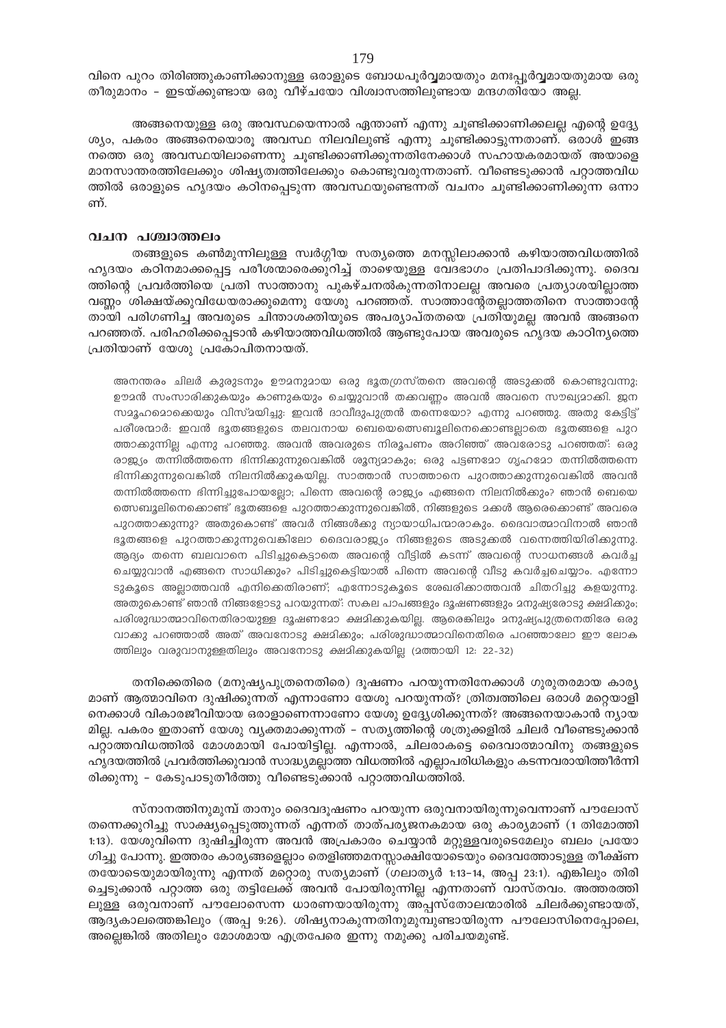വിനെ പുറം തിരിഞ്ഞുകാണിക്കാനുള്ള ഒരാളുടെ ബോധപൂർവ്വമായതും മനഃപ്പൂർവ്വമായതുമായ ഒരു തീരുമാനം – ഇടയ്ക്കുണ്ടായ ഒരു വീഴ്ചയോ വിശ്വാസത്തിലുണ്ടായ മന്ദഗതിയോ അല്ല.

അങ്ങനെയുള്ള ഒരു അവസ്ഥയെന്നാൽ ഏതാണ് എന്നു ചൂണ്ടിക്കാണിക്കലല്ല എന്റെ ഉദ്ദേശ്യം, പകരം അങ്ങനെയൊരു അവസ്ഥ നിലവിലുണ്ട് എന്നു ചൂണ്ടിക്കാട്ടുന്നതാണ്. ഒരാൾ ഇങ്ങനത്തെ ഒരു അവസ്ഥയിലാണെന്നു ചൂണ്ടിക്കാണിക്കുന്നതിനേക്കാൾ സഹായകരമായത് അയാളെ മാനസാന്തരത്തിലേക്കും ശിഷ്യത്വത്തിലേക്കും കൊണ്ടുവരുന്നതാണ്. വീണ്ടെടുക്കാൻ പറ്റാത്തവിധത്തിൽ ഒരാളുടെ ഹൃദയം കഠിനപ്പെടുന്ന അവസ്ഥയുണ്ടെന്നത് വചനം ചൂണ്ടിക്കാണിക്കുന്ന ഒന്നാണ്.

## വചന പശ്ചാത്തലം

തങ്ങളുടെ കൺമുന്നിലുള്ള സ്വർഗ്ഗീയ സത്യത്തെ മനസ്സിലാക്കാൻ കഴിയാത്തവിധത്തിൽ ഹൃദയം കഠിനമാക്കപ്പെട്ട പരീശന്മാരെക്കുറിച്ച് താഴെയുള്ള വേദഭാഗം പ്രതിപാദിക്കുന്നു. ദൈവത്തിന്റെ പ്രവർത്തിയെ പ്രതി സാത്താനു പുകഴ്ചനൽകുന്നതിനാലല്ല അവരെ പ്രത്യാശയില്ലാത്ത വണ്ണം ശിക്ഷയ്ക്കുവിധേയരാക്കുമെന്നു യേശു പറഞ്ഞത്. സാത്താന്റേതല്ലാത്തതിനെ സാത്താന്റേതായി പരിഗണിച്ച അവരുടെ ചിന്താശക്തിയുടെ അപര്യാപ്തതയെ പ്രതിയുമല്ല അവൻ അങ്ങനെ പറഞ്ഞത്. പരിഹരിക്കപ്പെടാൻ കഴിയാത്തവിധത്തിൽ ആണ്ടുപോയ അവരുടെ ഹൃദയ കാഠിന്യത്തെ പ്രതിയാണ് യേശു പ്രകോപിതനായത്.

> അനന്തരം ചിലർ കുരുടനും ഊമനുമായ ഒരു ഭൂതഗ്രസ്തനെ അവന്റെ അടുക്കൽ കൊണ്ടുവന്നു; ഊമൻ സംസാരിക്കുകയും കാണുകയും ചെയ്യുവാൻ തക്കവണ്ണം അവൻ അവനെ സൗഖ്യമാക്കി. ജനസമൂഹമൊക്കെയും വിസ്മയിച്ചു: ഇവൻ ദാവീദുപുത്രൻ തന്നെയോ? എന്നു പറഞ്ഞു. അതു കേട്ടിട്ട് പരീശന്മാർ: ഇവൻ ഭൂതങ്ങളുടെ തലവനായ ബെയെത്സെബൂലിനെക്കൊണ്ടല്ലാതെ ഭൂതങ്ങളെ പുറത്താക്കുന്നില്ല എന്നു പറഞ്ഞു. അവൻ അവരുടെ നിരൂപണം അറിഞ്ഞ് അവരോടു പറഞ്ഞത്: ഒരു രാജ്യം തന്നിൽത്തന്നെ ഭിന്നിക്കുന്നുവെങ്കിൽ ശൂന്യമാകും; ഒരു പട്ടണമോ ഗൃഹമോ തന്നിൽത്തന്നെ ഭിന്നിക്കുന്നുവെങ്കിൽ നിലനിൽക്കുകയില്ല. സാത്താൻ സാത്താനെ പുറത്താക്കുന്നുവെങ്കിൽ അവൻ തന്നിൽത്തന്നെ ഭിന്നിച്ചുപോയല്ലോ; പിന്നെ അവന്റെ രാജ്യം എങ്ങനെ നിലനിൽക്കും? ഞാൻ ബെയെത്സെബൂലിനെക്കൊണ്ട് ഭൂതങ്ങളെ പുറത്താക്കുന്നുവെങ്കിൽ, നിങ്ങളുടെ മക്കൾ ആരെക്കൊണ്ട് അവരെ പുറത്താക്കുന്നു? അതുകൊണ്ട് അവർ നിങ്ങൾക്കു ന്യായാധിപന്മാരാകും. ദൈവാത്മാവിനാൽ ഞാൻ ഭൂതങ്ങളെ പുറത്താക്കുന്നുവെങ്കിലോ ദൈവരാജ്യം നിങ്ങളുടെ അടുക്കൽ വന്നെത്തിയിരിക്കുന്നു. ആദ്യം തന്നെ ബലവാനെ പിടിച്ചുകെട്ടാതെ അവന്റെ വീട്ടിൽ കടന്ന് അവന്റെ സാധനങ്ങൾ കവർച്ച ചെയ്യുവാൻ എങ്ങനെ സാധിക്കും? പിടിച്ചുകെട്ടിയാൽ പിന്നെ അവന്റെ വീടു കവർച്ചചെയ്യാം. എന്നോടുകൂടെ അല്ലാത്തവൻ എനിക്കെതിരാണ്; എന്നോടുകൂടെ ശേഖരിക്കാത്തവൻ ചിതറിച്ചു കളയുന്നു. അതുകൊണ്ട് ഞാൻ നിങ്ങളോടു പറയുന്നത്: സകല പാപങ്ങളും ദൂഷണങ്ങളും മനുഷ്യരോടു ക്ഷമിക്കും; പരിശുദ്ധാത്മാവിനെതിരായുള്ള ദൂഷണമോ ക്ഷമിക്കുകയില്ല. ആരെങ്കിലും മനുഷ്യപുത്രനെതിരേ ഒരു വാക്കു പറഞ്ഞാൽ അത് അവനോടു ക്ഷമിക്കും; പരിശുദ്ധാത്മാവിനെതിരെ പറഞ്ഞാലോ ഈ ലോകത്തിലും വരുവാനുള്ളതിലും അവനോടു ക്ഷമിക്കുകയില്ല (മത്തായി 12: 22-32)

തനിക്കെതിരെ (മനുഷ്യപുത്രനെതിരെ) ദൂഷണം പറയുന്നതിനേക്കാൾ ഗുരുതരമായ കാര്യമാണ് ആത്മാവിനെ ദുഷിക്കുന്നത് എന്നാണോ യേശു പറയുന്നത്? ത്രിത്വത്തിലെ ഒരാൾ മറ്റെയാളിനെക്കാൾ വികാരജീവിയായ ഒരാളാണെന്നാണോ യേശു ഉദ്ദേശിക്കുന്നത്? അങ്ങനെയാകാൻ ന്യായമില്ല. പകരം ഇതാണ് യേശു വ്യക്തമാക്കുന്നത് – സത്യത്തിന്റെ ശത്രുക്കളിൽ ചിലർ വീണ്ടെടുക്കാൻ പറ്റാത്തവിധത്തിൽ മോശമായി പോയിട്ടില്ല. എന്നാൽ, ചിലരാകട്ടെ ദൈവാത്മാവിനു തങ്ങളുടെ ഹൃദയത്തിൽ പ്രവർത്തിക്കുവാൻ സാദ്ധ്യമല്ലാത്ത വിധത്തിൽ എല്ലാപരിധികളും കടന്നവരായിത്തീർന്നിരിക്കുന്നു – കേടുപാടുതീർത്തു വീണ്ടെടുക്കാൻ പറ്റാത്തവിധത്തിൽ.

സ്നാനത്തിനുമുമ്പ് താനും ദൈവദൂഷണം പറയുന്ന ഒരുവനായിരുന്നുവെന്നാണ് പൗലോസ് തന്നെക്കുറിച്ചു സാക്ഷ്യപ്പെടുത്തുന്നത് എന്നത് താത്പര്യജനകമായ ഒരു കാര്യമാണ് (1 തിമോത്തി 1:13). യേശുവിനെ ദുഷിച്ചിരുന്ന അവൻ അപ്രകാരം ചെയ്യാൻ മറ്റുള്ളവരുടെമേലും ബലം പ്രയോഗിച്ചു പോന്നു. ഇത്തരം കാര്യങ്ങളെല്ലാം തെളിഞ്ഞമനസ്സാക്ഷിയോടെയും ദൈവത്തോടുള്ള തീക്ഷ്ണതയോടെയുമായിരുന്നു എന്നത് മറ്റൊരു സത്യമാണ് (ഗലാത്യർ 1:13-14, അപ്പ 23:1). എങ്കിലും തിരിച്ചെടുക്കാൻ പറ്റാത്ത ഒരു തട്ടിലേക്ക് അവൻ പോയിരുന്നില്ല എന്നതാണ് വാസ്തവം. അത്തരത്തിലുള്ള ഒരുവനാണ് പൗലോസെന്ന ധാരണയായിരുന്നു അപ്പസ്തോലന്മാരിൽ ചിലർക്കുണ്ടായത്, ആദ്യകാലത്തെങ്കിലും (അപ്പ 9:26). ശിഷ്യനാകുന്നതിനുമുമ്പുണ്ടായിരുന്ന പൗലോസിനെപ്പോലെ, അല്ലെങ്കിൽ അതിലും മോശമായ എത്രപേരെ ഇന്നു നമുക്കു പരിചയമുണ്ട്.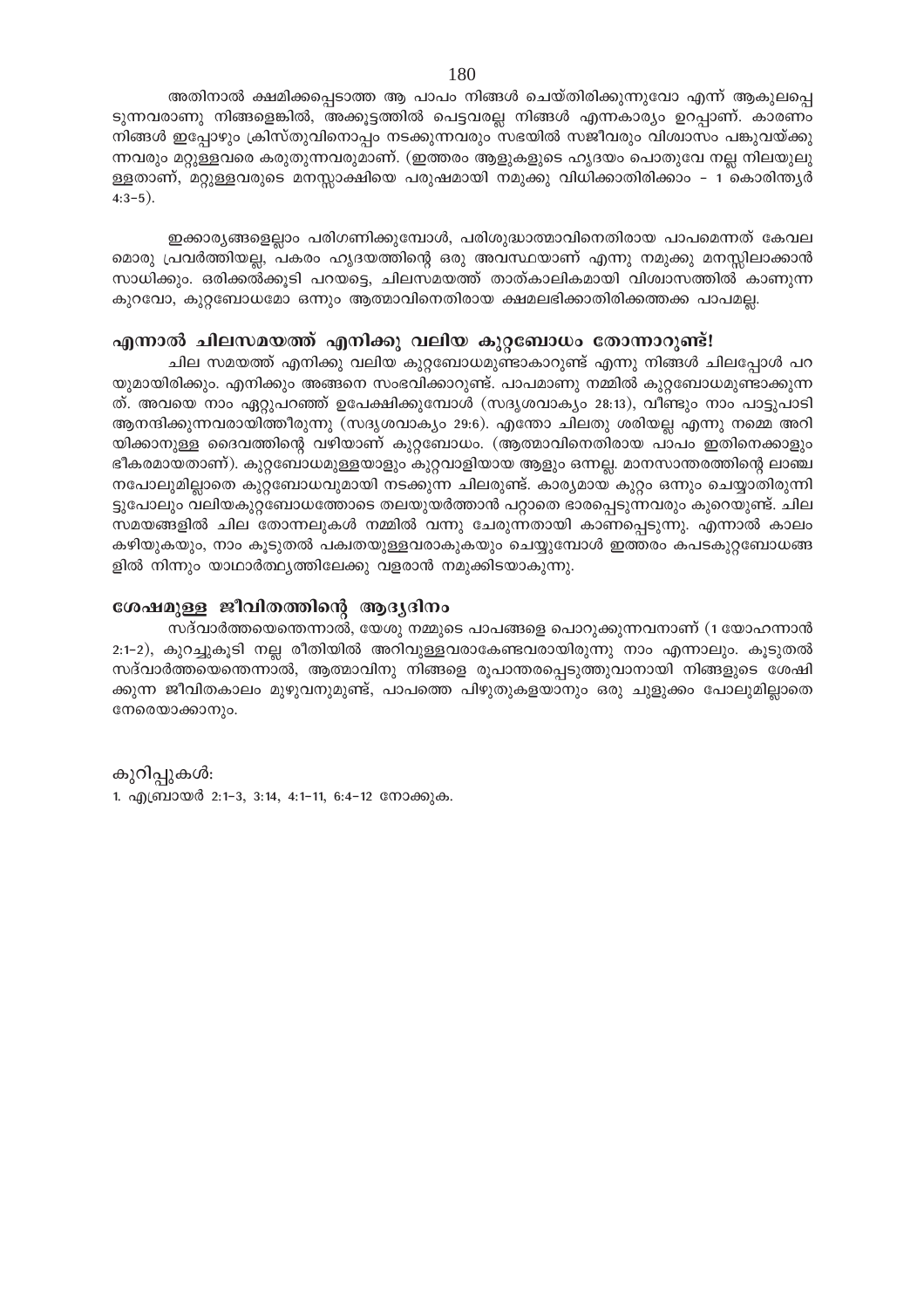അതിനാൽ ക്ഷമിക്കപ്പെടാത്ത ആ പാപം നിങ്ങൾ ചെയ്തിരിക്കുന്നുവോ എന്ന് ആകുലപ്പെടുന്നവരാണു നിങ്ങളെങ്കിൽ, അക്കൂട്ടത്തിൽ പെട്ടവരല്ല നിങ്ങൾ എന്നകാര്യം ഉറപ്പാണ്. കാരണം നിങ്ങൾ ഇപ്പോഴും ക്രിസ്തുവിനൊപ്പം നടക്കുന്നവരും സഭയിൽ സജീവരും വിശ്വാസം പങ്കുവയ്ക്കുന്നവരും മറ്റുള്ളവരെ കരുതുന്നവരുമാണ്. (ഇത്തരം ആളുകളുടെ ഹൃദയം പൊതുവേ നല്ല നിലയുലുള്ളതാണ്, മറ്റുള്ളവരുടെ മനസ്സാക്ഷിയെ പരുഷമായി നമുക്കു വിധിക്കാതിരിക്കാം - 1 കൊരിന്ത്യർ 4:3-5).

ഇക്കാര്യങ്ങളെല്ലാം പരിഗണിക്കുമ്പോൾ, പരിശുദ്ധാത്മാവിനെതിരായ പാപമെന്നത് കേവലമൊരു പ്രവർത്തിയല്ല, പകരം ഹൃദയത്തിന്റെ ഒരു അവസ്ഥയാണ് എന്നു നമുക്കു മനസ്സിലാക്കാൻ സാധിക്കും. ഒരിക്കൽക്കൂടി പറയട്ടെ, ചിലസമയത്ത് താത്കാലികമായി വിശ്വാസത്തിൽ കാണുന്ന കുറവോ, കുറ്റബോധമോ ഒന്നും ആത്മാവിനെതിരായ ക്ഷമലഭിക്കാതിരിക്കത്തക്ക പാപമല്ല.

## എന്നാൽ ചിലസമയത്ത് എനിക്കു വലിയ കുറ്റബോധം തോന്നാറുണ്ട്!

ചില സമയത്ത് എനിക്കു വലിയ കുറ്റബോധമുണ്ടാകാറുണ്ട് എന്നു നിങ്ങൾ ചിലപ്പോൾ പറയുമായിരിക്കും. എനിക്കും അങ്ങനെ സംഭവിക്കാറുണ്ട്. പാപമാണു നമ്മിൽ കുറ്റബോധമുണ്ടാക്കുന്നത്. അവയെ നാം ഏറ്റുപറഞ്ഞ് ഉപേക്ഷിക്കുമ്പോൾ (സദൃശവാക്യം 28:13), വീണ്ടും നാം പാട്ടുപാടി ആനന്ദിക്കുന്നവരായിത്തീരുന്നു (സദൃശവാക്യം 29:6). എന്തോ ചിലതു ശരിയല്ല എന്നു നമ്മെ അറിയിക്കാനുള്ള ദൈവത്തിന്റെ വഴിയാണ് കുറ്റബോധം. (ആത്മാവിനെതിരായ പാപം ഇതിനെക്കാളും ഭീകരമായതാണ്). കുറ്റബോധമുള്ളയാളും കുറ്റവാളിയായ ആളും ഒന്നല്ല. മാനസാന്തരത്തിന്റെ ലാഞ്ചനപോലുമില്ലാതെ കുറ്റബോധവുമായി നടക്കുന്ന ചിലരുണ്ട്. കാര്യമായ കുറ്റം ഒന്നും ചെയ്യാതിരുന്നിട്ടുപോലും വലിയകുറ്റബോധത്തോടെ തലയുയർത്താൻ പറ്റാതെ ഭാരപ്പെടുന്നവരും കുറെയുണ്ട്. ചില സമയങ്ങളിൽ ചില തോന്നലുകൾ നമ്മിൽ വന്നു ചേരുന്നതായി കാണപ്പെടുന്നു. എന്നാൽ കാലം കഴിയുകയും, നാം കൂടുതൽ പക്വതയുള്ളവരാകുകയും ചെയ്യുമ്പോൾ ഇത്തരം കപടകുറ്റബോധങ്ങളിൽ നിന്നും യാഥാർത്ഥ്യത്തിലേക്കു വളരാൻ നമുക്കിടയാകുന്നു.

## ശേഷമുള്ള ജീവിതത്തിന്റെ ആദ്യദിനം

സദ്വാർത്തയെന്തെന്നാൽ, യേശു നമ്മുടെ പാപങ്ങളെ പൊറുക്കുന്നവനാണ് (1 യോഹന്നാൻ 2:1-2), കുറച്ചുകൂടി നല്ല രീതിയിൽ അറിവുള്ളവരാകേണ്ടവരായിരുന്നു നാം എന്നാലും. കൂടുതൽ സദ്വാർത്തയെന്തെന്നാൽ, ആത്മാവിനു നിങ്ങളെ രൂപാന്തരപ്പെടുത്തുവാനായി നിങ്ങളുടെ ശേഷിക്കുന്ന ജീവിതകാലം മുഴുവനുമുണ്ട്, പാപത്തെ പിഴുതുകളയാനും ഒരു ചുളുക്കം പോലുമില്ലാതെ നേരെയാക്കാനും.

കുറിപ്പുകൾ:

1. എബ്രായർ 2:1-3, 3:14, 4:1-11, 6:4-12 നോക്കുക.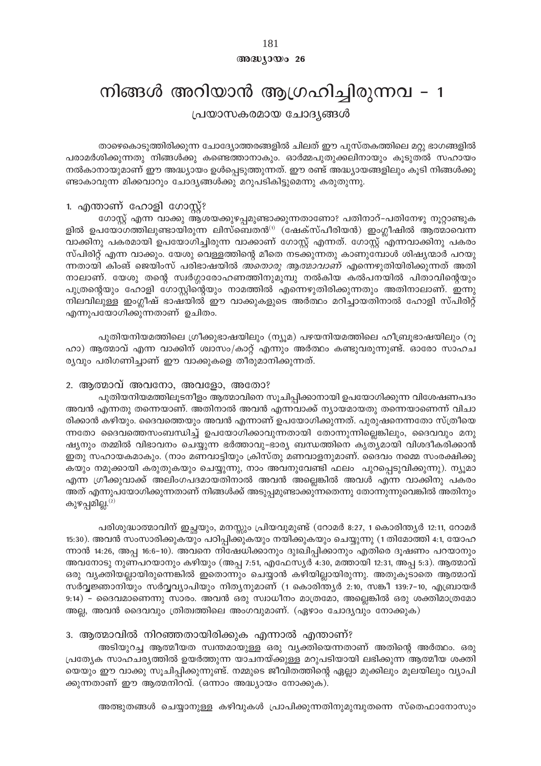**അദ്ധ്യായം 26**

# നിങ്ങൾ അറിയാൻ ആഗ്രഹിച്ചിരുന്നവ - 1

## പ്രയാസകരമായ ചോദ്യങ്ങൾ

താഴെകൊടുത്തിരിക്കുന്ന ചോദ്യോത്തരങ്ങളിൽ ചിലത് ഈ പുസ്തകത്തിലെ മറ്റു ഭാഗങ്ങളിൽ പരാമർശിക്കുന്നതു നിങ്ങൾക്കു കണ്ടെത്താനാകും. ഓർമ്മപുതുക്കലിനായും കൂടുതൽ സഹായം നൽകാനായുമാണ് ഈ അദ്ധ്യായം ഉൾപ്പെടുത്തുന്നത്. ഈ രണ്ട് അദ്ധ്യായങ്ങളിലും കൂടി നിങ്ങൾക്കുണ്ടാകാവുന്ന മിക്കവാറും ചോദ്യങ്ങൾക്കു മറുപടികിട്ടുമെന്നു കരുതുന്നു.

### 1. എന്താണ് ഹോളി ഗോസ്റ്റ്?

ഗോസ്റ്റ് എന്ന വാക്കു ആശയക്കുഴപ്പമുണ്ടാക്കുന്നതാണോ? പതിനാറ്-പതിനേഴു നൂറ്റാണ്ടുകളിൽ ഉപയോഗത്തിലുണ്ടായിരുന്ന ലിസ്ബെതൻ[1] (ഷേക്സ്പീരിയൻ) ഇംഗ്ലീഷിൽ ആത്മാവെന്ന വാക്കിനു പകരമായി ഉപയോഗിച്ചിരുന്ന വാക്കാണ് ഗോസ്റ്റ് എന്നത്. ഗോസ്റ്റ് എന്നവാക്കിനു പകരം സ്പിരിറ്റ് എന്ന വാക്കും. യേശു വെള്ളത്തിന്റെ മീതെ നടക്കുന്നതു കാണുമ്പോൾ ശിഷ്യന്മാർ പറയുന്നതായി കിംഗ് ജെയിംസ് പരിഭാഷയിൽ *അതൊരു ആത്മാവാണ്* എന്നെഴുതിയിരിക്കുന്നത് അതിനാലാണ്. യേശു തന്റെ സ്വർഗ്ഗാരോഹണത്തിനുമുമ്പു നൽകിയ കൽപനയിൽ പിതാവിന്റെയും പുത്രന്റെയും ഹോളി ഗോസ്റ്റിന്റെയും നാമത്തിൽ എന്നെഴുതിരിക്കുന്നതും അതിനാലാണ്. ഇന്നു നിലവിലുള്ള ഇംഗ്ലീഷ് ഭാഷയിൽ ഈ വാക്കുകളുടെ അർത്ഥം മറിച്ചായതിനാൽ ഹോളി സ്പിരിറ്റ് എന്നുപയോഗിക്കുന്നതാണ് ഉചിതം.

പുതിയനിയമത്തിലെ ഗ്രീക്കുഭാഷയിലും (ന്യൂമ) പഴയനിയമത്തിലെ ഹീബ്രൂഭാഷയിലും (റൂഹാ) ആത്മാവ് എന്ന വാക്കിന് ശ്വാസം/കാറ്റ് എന്നും അർത്ഥം കണ്ടുവരുന്നുണ്ട്. ഓരോ സാഹചര്യവും പരിഗണിച്ചാണ് ഈ വാക്കുകളെ തീരുമാനിക്കുന്നത്.

### 2. ആത്മാവ് അവനോ, അവളോ, അതോ?

പുതിയനിയമത്തിലുടനീളം ആത്മാവിനെ സൂചിപ്പിക്കാനായി ഉപയോഗിക്കുന്ന വിശേഷണപദം അവൻ എന്നതു തന്നെയാണ്. അതിനാൽ അവൻ എന്നവാക്ക് ന്യായമായതു തന്നെയാണെന്ന് വിചാരിക്കാൻ കഴിയും. ദൈവത്തെയും അവൻ എന്നാണ് ഉപയോഗിക്കുന്നത്. പുരുഷനെന്നതോ സ്ത്രീയെന്നതോ ദൈവത്തെസംബന്ധിച്ച് ഉപയോഗിക്കാവുന്നതായി തോന്നുന്നില്ലെങ്കിലും, ദൈവവും മനുഷ്യനും തമ്മിൽ വിഭാവനം ചെയ്യുന്ന ഭർത്താവു-ഭാര്യ ബന്ധത്തിനെ കൃത്യമായി വിശദീകരിക്കാൻ ഇതു സഹായകമാകും. (നാം മണവാട്ടിയും ക്രിസ്തു മണവാളനുമാണ്. ദൈവം നമ്മെ സംരക്ഷിക്കുകയും നമുക്കായി കരുതുകയും ചെയ്യുന്നു, നാം അവനുവേണ്ടി ഫലം പുറപ്പെടുവിക്കുന്നു). ന്യൂമാ എന്ന ഗ്രീക്കുവാക്ക് അലിംഗപദമായതിനാൽ അവൻ അല്ലെങ്കിൽ അവൾ എന്ന വാക്കിനു പകരം അത് എന്നുപയോഗിക്കുന്നതാണ് നിങ്ങൾക്ക് അടുപ്പമുണ്ടാക്കുന്നതെന്നു തോന്നുന്നുവെങ്കിൽ അതിനും കുഴപ്പമില്ല.[2]

പരിശുദ്ധാത്മാവിന് ഇച്ഛയും, മനസ്സും പ്രിയവുമുണ്ട് (റോമർ 8:27, 1 കൊരിന്ത്യർ 12:11, റോമർ 15:30). അവൻ സംസാരിക്കുകയും പഠിപ്പിക്കുകയും നയിക്കുകയും ചെയ്യുന്നു (1 തിമോത്തി 4:1, യോഹന്നാൻ 14:26, അപ്പ 16:6-10). അവനെ നിഷേധിക്കാനും ദുഃഖിപ്പിക്കാനും എതിരെ ദൂഷണം പറയാനും അവനോടു നുണപറയാനും കഴിയും (അപ്പ 7:51, എഫേസ്യർ 4:30, മത്തായി 12:31, അപ്പ 5:3). ആത്മാവ് ഒരു വ്യക്തിയല്ലായിരുന്നെങ്കിൽ ഇതൊന്നും ചെയ്യാൻ കഴിയില്ലായിരുന്നു. അതുകൂടാതെ ആത്മാവ് സർവ്വജ്ഞാനിയും സർവ്വവ്യാപിയും നിത്യനുമാണ് (1 കൊരിന്ത്യർ 2:10, സങ്കീ 139:7-10, എബ്രായർ 9:14) - ദൈവമാണെന്നു സാരം. അവൻ ഒരു സ്വാധീനം മാത്രമോ, അല്ലെങ്കിൽ ഒരു ശക്തിമാത്രമോ അല്ല, അവൻ ദൈവവും ത്രിത്വത്തിലെ അംഗവുമാണ്. (ഏഴാം ചോദ്യവും നോക്കുക)

### 3. ആത്മാവിൽ നിറഞ്ഞതായിരിക്കുക എന്നാൽ എന്താണ്?

അടിയുറച്ച ആത്മീയത സ്വന്തമായുള്ള ഒരു വ്യക്തിയെന്നതാണ് അതിന്റെ അർത്ഥം. ഒരു പ്രത്യേക സാഹചര്യത്തിൽ ഉയർത്തുന്ന യാചനയ്ക്കുള്ള മറുപടിയായി ലഭിക്കുന്ന ആത്മീയ ശക്തിയെയും ഈ വാക്കു സൂചിപ്പിക്കുന്നുണ്ട്. നമ്മുടെ ജീവിതത്തിന്റെ എല്ലാ മുക്കിലും മൂലയിലും വ്യാപിക്കുന്നതാണ് ഈ ആത്മനിറവ്. (ഒന്നാം അദ്ധ്യായം നോക്കുക).

അത്ഭുതങ്ങൾ ചെയ്യാനുള്ള കഴിവുകൾ പ്രാപിക്കുന്നതിനുമുമ്പുതന്നെ സ്തെഫാനോസും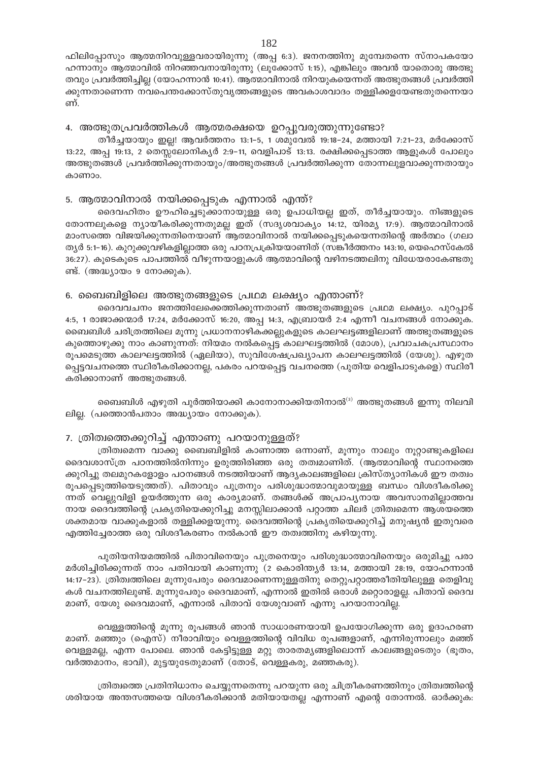ഫിലിപ്പോസും ആത്മനിറവുള്ളവരായിരുന്നു (അപ്പ 6:3). ജനനത്തിനു മുമ്പേതന്നെ സ്നാപകയോഹന്നാനും ആത്മാവിൽ നിറഞ്ഞവനായിരുന്നു (ലൂക്കോസ് 1:15), എങ്കിലും അവൻ യാതൊരു അത്ഭുതവും പ്രവർത്തിച്ചില്ല (യോഹന്നാൻ 10:41). ആത്മാവിനാൽ നിറയുകയെന്നത് അത്ഭുതങ്ങൾ പ്രവർത്തിക്കുന്നതാണെന്ന നവപെന്തക്കോസ്തുവൃത്തങ്ങളുടെ അവകാശവാദം തള്ളിക്കളയേണ്ടതുതന്നെയാണ്.

## 4. അത്ഭുതപ്രവർത്തികൾ ആത്മരക്ഷയെ ഉറപ്പുവരുത്തുന്നുണ്ടോ?

തീർച്ചയായും ഇല്ല! ആവർത്തനം 13:1–5, 1 ശമുവേൽ 19:18–24, മത്തായി 7:21–23, മർക്കോസ് 13:22, അപ്പ 19:13, 2 തെസ്സലോനിക്യർ 2:9–11, വെളിപാട് 13:13. രക്ഷിക്കപ്പെടാത്ത ആളുകൾ പോലും അത്ഭുതങ്ങൾ പ്രവർത്തിക്കുന്നതായും/അത്ഭുതങ്ങൾ പ്രവർത്തിക്കുന്ന തോന്നലുളവാക്കുന്നതായും കാണാം.

## 5. ആത്മാവിനാൽ നയിക്കപ്പെടുക എന്നാൽ എന്ത്?

ദൈവഹിതം ഊഹിച്ചെടുക്കാനായുള്ള ഒരു ഉപാധിയല്ല ഇത്, തീർച്ചയായും. നിങ്ങളുടെ തോന്നലുകളെ ന്യായീകരിക്കുന്നതുമല്ല ഇത് (സദൃശവാക്യം 14:12, യിരമ്യ 17:9). ആത്മാവിനാൽ മാംസത്തെ വിജയിക്കുന്നതിനെയാണ് ആത്മാവിനാൽ നയിക്കപ്പെടുകയെന്നതിന്റെ അർത്ഥം (ഗലാത്യർ 5:1–16). കുറുക്കുവഴികളില്ലാത്ത ഒരു പഠനപ്രക്രിയയാണിത് (സങ്കീർത്തനം 143:10, യെഹെസ്കേൽ 36:27). കൂടെകൂടെ പാപത്തിൽ വീഴുന്നയാളുകൾ ആത്മാവിന്റെ വഴിനടത്തലിനു വിധേയരാകേണ്ടതുണ്ട്. (അദ്ധ്യായം 9 നോക്കുക).

## 6. ബൈബിളിലെ അത്ഭുതങ്ങളുടെ പ്രഥമ ലക്ഷ്യം എന്താണ്?

ദൈവവചനം ജനത്തിലേക്കെത്തിക്കുന്നതാണ് അത്ഭുതങ്ങളുടെ പ്രഥമ ലക്ഷ്യം. പുറപ്പാട് 4:5, 1 രാജാക്കന്മാർ 17:24, മർക്കോസ് 16:20, അപ്പ 14:3, എബ്രായർ 2:4 എന്നീ വചനങ്ങൾ നോക്കുക. ബൈബിൾ ചരിത്രത്തിലെ മൂന്നു പ്രധാനനാഴികക്കല്ലുകളുടെ കാലഘട്ടങ്ങളിലാണ് അത്ഭുതങ്ങളുടെ കുത്തൊഴുക്കു നാം കാണുന്നത്: നിയമം നൽകപ്പെട്ട കാലഘട്ടത്തിൽ (മോശ), പ്രവാചകപ്രസ്ഥാനം രൂപമെടുത്ത കാലഘട്ടത്തിൽ (ഏലിയാ), സുവിശേഷപ്രഖ്യാപന കാലഘട്ടത്തിൽ (യേശു). എഴുതപ്പെട്ടവചനത്തെ സ്ഥിരീകരിക്കാനല്ല, പകരം പറയപ്പെട്ട വചനത്തെ (പുതിയ വെളിപാടുകളെ) സ്ഥിരീകരിക്കാനാണ് അത്ഭുതങ്ങൾ.

ബൈബിൾ എഴുതി പൂർത്തിയാക്കി കാനോനാക്കിയതിനാൽ[3] അത്ഭുതങ്ങൾ ഇന്നു നിലവിലില്ല. (പത്തൊൻപതാം അദ്ധ്യായം നോക്കുക).

## 7. ത്രിത്വത്തെക്കുറിച്ച് എന്താണു പറയാനുള്ളത്?

ത്രിത്വമെന്ന വാക്കു ബൈബിളിൽ കാണാത്ത ഒന്നാണ്, മൂന്നും നാലും നൂറ്റാണ്ടുകളിലെ ദൈവശാസ്ത്ര പഠനത്തിൽനിന്നും ഉരുത്തിരിഞ്ഞ ഒരു തത്വമാണിത്. (ആത്മാവിന്റെ സ്ഥാനത്തെക്കുറിച്ചു തലമുറകളോളം പഠനങ്ങൾ നടത്തിയാണ് ആദ്യകാലങ്ങളിലെ ക്രിസ്ത്യാനികൾ ഈ തത്വം രൂപപ്പെടുത്തിയെടുത്തത്). പിതാവും പുത്രനും പരിശുദ്ധാത്മാവുമായുള്ള ബന്ധം വിശദീകരിക്കുന്നത് വെല്ലുവിളി ഉയർത്തുന്ന ഒരു കാര്യമാണ്. തങ്ങൾക്ക് അപ്രാപ്യനായ അവസാനമില്ലാത്തവനായ ദൈവത്തിന്റെ പ്രകൃതിയെക്കുറിച്ചു മനസ്സിലാക്കാൻ പറ്റാത്ത ചിലർ ത്രിത്വമെന്ന ആശയത്തെ ശക്തമായ വാക്കുകളാൽ തള്ളിക്കളയുന്നു. ദൈവത്തിന്റെ പ്രകൃതിയെക്കുറിച്ച് മനുഷ്യൻ ഇതുവരെ എത്തിച്ചേരാത്ത ഒരു വിശദീകരണം നൽകാൻ ഈ തത്വത്തിനു കഴിയുന്നു.

പുതിയനിയമത്തിൽ പിതാവിനെയും പുത്രനെയും പരിശുദ്ധാത്മാവിനെയും ഒരുമിച്ചു പരാമർശിച്ചിരിക്കുന്നത് നാം പതിവായി കാണുന്നു (2 കൊരിന്ത്യർ 13:14, മത്തായി 28:19, യോഹന്നാൻ 14:17–23). ത്രിത്വത്തിലെ മൂന്നുപേരും ദൈവമാണെന്നുള്ളതിനു തെറ്റുപറ്റാത്തരീതിയിലുള്ള തെളിവുകൾ വചനത്തിലുണ്ട്. മൂന്നുപേരും ദൈവമാണ്, എന്നാൽ ഇതിൽ ഒരാൾ മറ്റൊരാളല്ല. പിതാവ് ദൈവമാണ്, യേശു ദൈവമാണ്, എന്നാൽ പിതാവ് യേശുവാണ് എന്നു പറയാനാവില്ല.

വെള്ളത്തിന്റെ മൂന്നു രൂപങ്ങൾ ഞാൻ സാധാരണയായി ഉപയോഗിക്കുന്ന ഒരു ഉദാഹരണമാണ്. മഞ്ഞും (ഐസ്) നീരാവിയും വെള്ളത്തിന്റെ വിവിധ രൂപങ്ങളാണ്, എന്നിരുന്നാലും മഞ്ഞ് വെള്ളമല്ല, എന്ന പോലെ. ഞാൻ കേട്ടിട്ടുള്ള മറ്റു താരതമ്യങ്ങളിലൊന്ന് കാലങ്ങളുടെതും (ഭൂതം, വർത്തമാനം, ഭാവി), മുട്ടയുടേതുമാണ് (തോട്, വെള്ളകരു, മഞ്ഞകരു).

ത്രിത്വത്തെ പ്രതിനിധാനം ചെയ്യുന്നതെന്നു പറയുന്ന ഒരു ചിത്രീകരണത്തിനും ത്രിത്വത്തിന്റെ ശരിയായ അന്തസത്തയെ വിശദീകരിക്കാൻ മതിയായതല്ല എന്നാണ് എന്റെ തോന്നൽ. ഓർക്കുക: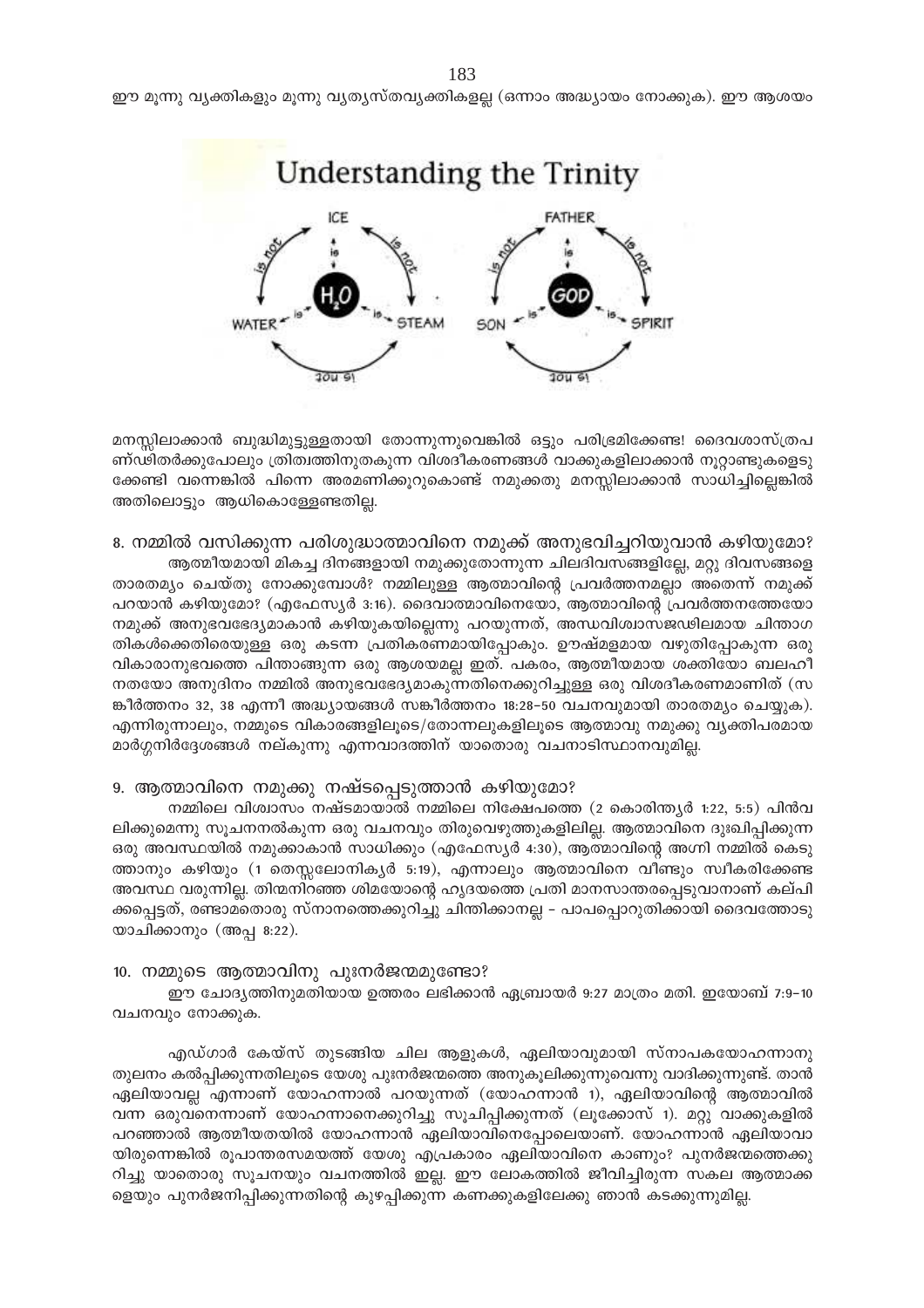ഈ മൂന്നു വ്യക്തികളും മൂന്നു വ്യത്യസ്തവ്യക്തികളല്ല (ഒന്നാം അദ്ധ്യായം നോക്കുക). ഈ ആശയം

**Understanding the Trinity**

മനസ്സിലാക്കാൻ ബുദ്ധിമുട്ടുള്ളതായി തോന്നുന്നുവെങ്കിൽ ഒട്ടും പരിഭ്രമിക്കേണ്ട! ദൈവശാസ്ത്രപണ്ഡിതർക്കുപോലും ത്രിത്വത്തിനുതകുന്ന വിശദീകരണങ്ങൾ വാക്കുകളിലാക്കാൻ നൂറ്റാണ്ടുകളെടുക്കേണ്ടി വന്നെങ്കിൽ പിന്നെ അരമണിക്കൂറുകൊണ്ട് നമുക്കതു മനസ്സിലാക്കാൻ സാധിച്ചില്ലെങ്കിൽ അതിലൊട്ടും ആധികൊള്ളേണ്ടതില്ല.

## 8. നമ്മിൽ വസിക്കുന്ന പരിശുദ്ധാത്മാവിനെ നമുക്ക് അനുഭവിച്ചറിയുവാൻ കഴിയുമോ?

ആത്മീയമായി മികച്ച ദിനങ്ങളായി നമുക്കുതോന്നുന്ന ചിലദിവസങ്ങളില്ലേ, മറ്റു ദിവസങ്ങളെ താരതമ്യം ചെയ്തു നോക്കുമ്പോൾ? നമ്മിലുള്ള ആത്മാവിന്റെ പ്രവർത്തനമല്ലാ അതെന്ന് നമുക്ക് പറയാൻ കഴിയുമോ? (എഫേസ്യർ 3:16). ദൈവാത്മാവിനെയോ, ആത്മാവിന്റെ പ്രവർത്തനത്തേയോ നമുക്ക് അനുഭവഭേദ്യമാകാൻ കഴിയുകയില്ലെന്നു പറയുന്നത്, അന്ധവിശ്വാസജഢിലമായ ചിന്താഗതികൾക്കെതിരെയുള്ള ഒരു കടന്ന പ്രതികരണമായിപ്പോകും. ഊഷ്മളമായ വഴുതിപ്പോകുന്ന ഒരു വികാരാനുഭവത്തെ പിന്താങ്ങുന്ന ഒരു ആശയമല്ല ഇത്. പകരം, ആത്മീയമായ ശക്തിയോ ബലഹീനതയോ അനുദിനം നമ്മിൽ അനുഭവഭേദ്യമാകുന്നതിനെക്കുറിച്ചുള്ള ഒരു വിശദീകരണമാണിത് (സങ്കീർത്തനം 32, 38 എന്നീ അദ്ധ്യായങ്ങൾ സങ്കീർത്തനം 18:28–50 വചനവുമായി താരതമ്യം ചെയ്യുക). എന്നിരുന്നാലും, നമ്മുടെ വികാരങ്ങളിലൂടെ/തോന്നലുകളിലൂടെ ആത്മാവു നമുക്കു വ്യക്തിപരമായ മാർഗ്ഗനിർദ്ദേശങ്ങൾ നല്കുന്നു എന്നവാദത്തിന് യാതൊരു വചനാടിസ്ഥാനവുമില്ല.

## 9. ആത്മാവിനെ നമുക്കു നഷ്ടപ്പെടുത്താൻ കഴിയുമോ?

നമ്മിലെ വിശ്വാസം നഷ്ടമായാൽ നമ്മിലെ നിക്ഷേപത്തെ (2 കൊരിന്ത്യർ 1:22, 5:5) പിൻവലിക്കുമെന്നു സൂചനനൽകുന്ന ഒരു വചനവും തിരുവെഴുത്തുകളിലില്ല. ആത്മാവിനെ ദുഃഖിപ്പിക്കുന്ന ഒരു അവസ്ഥയിൽ നമുക്കാകാൻ സാധിക്കും (എഫേസ്യർ 4:30), ആത്മാവിന്റെ അഗ്നി നമ്മിൽ കെടുത്താനും കഴിയും (1 തെസ്സലോനിക്യർ 5:19), എന്നാലും ആത്മാവിനെ വീണ്ടും സ്വീകരിക്കേണ്ട അവസ്ഥ വരുന്നില്ല. തിന്മനിറഞ്ഞ ശിമയോന്റെ ഹൃദയത്തെ പ്രതി മാനസാന്തരപ്പെടുവാനാണ് കല്പിക്കപ്പെട്ടത്, രണ്ടാമതൊരു സ്നാനത്തെക്കുറിച്ചു ചിന്തിക്കാനല്ല – പാപപ്പൊറുതിക്കായി ദൈവത്തോടു യാചിക്കാനും (അപ്പ 8:22).

## 10. നമ്മുടെ ആത്മാവിനു പുഃനർജന്മമുണ്ടോ?

ഈ ചോദ്യത്തിനുമതിയായ ഉത്തരം ലഭിക്കാൻ ഏബ്രായർ 9:27 മാത്രം മതി. ഇയോബ് 7:9–10 വചനവും നോക്കുക.

എഡ്ഗാർ കേയ്സ് തുടങ്ങിയ ചില ആളുകൾ, ഏലിയാവുമായി സ്നാപകയോഹന്നാനു തുലനം കൽപ്പിക്കുന്നതിലൂടെ യേശു പുഃനർജന്മത്തെ അനുകൂലിക്കുന്നുവെന്നു വാദിക്കുന്നുണ്ട്. താൻ ഏലിയാവല്ല എന്നാണ് യോഹന്നാൻ പറയുന്നത് (യോഹന്നാൻ 1), ഏലിയാവിന്റെ ആത്മാവിൽ വന്ന ഒരുവനെന്നാണ് യോഹന്നാനെക്കുറിച്ചു സൂചിപ്പിക്കുന്നത് (ലൂക്കോസ് 1). മറ്റു വാക്കുകളിൽ പറഞ്ഞാൽ ആത്മീയതയിൽ യോഹന്നാൻ ഏലിയാവിനെപ്പോലെയാണ്. യോഹന്നാൻ ഏലിയാവായിരുന്നെങ്കിൽ രൂപാന്തരസമയത്ത് യേശു എപ്രകാരം ഏലിയാവിനെ കാണും? പുനർജന്മത്തെക്കുറിച്ചു യാതൊരു സൂചനയും വചനത്തിൽ ഇല്ല. ഈ ലോകത്തിൽ ജീവിച്ചിരുന്ന സകല ആത്മാക്കളെയും പുനർജനിപ്പിക്കുന്നതിന്റെ കുഴപ്പിക്കുന്ന കണക്കുകളിലേക്കു ഞാൻ കടക്കുന്നുമില്ല.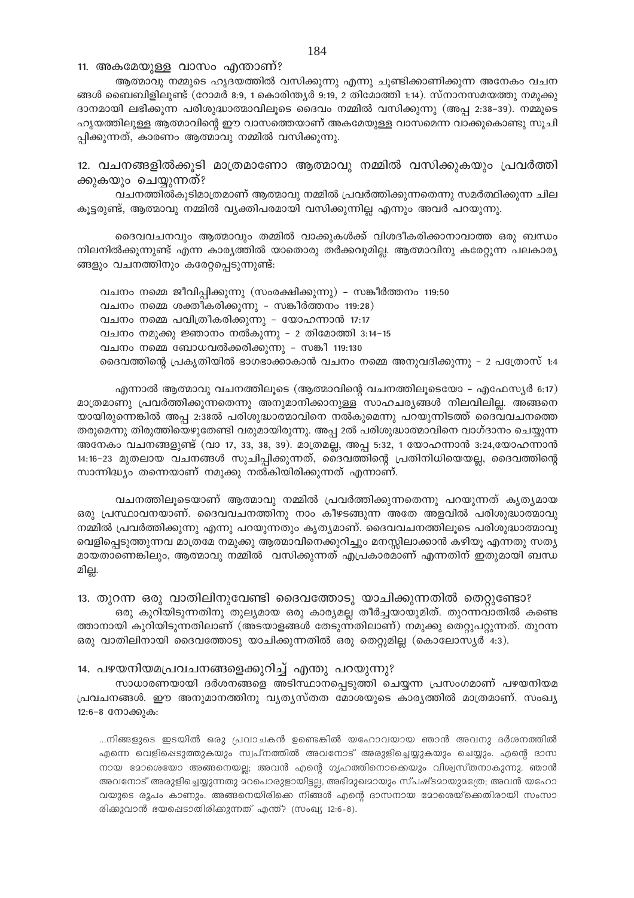### 11. അകമേയുള്ള വാസം എന്താണ്?

ആത്മാവു നമ്മുടെ ഹൃദയത്തിൽ വസിക്കുന്നു എന്നു ചൂണ്ടിക്കാണിക്കുന്ന അനേകം വചനങ്ങൾ ബൈബിളിലുണ്ട് (റോമർ 8:9, 1 കൊരിന്ത്യർ 9:19, 2 തിമോത്തി 1:14). സ്നാനസമയത്തു നമുക്കു ദാനമായി ലഭിക്കുന്ന പരിശുദ്ധാത്മാവിലൂടെ ദൈവം നമ്മിൽ വസിക്കുന്നു (അപ്പ 2:38-39). നമ്മുടെ ഹൃയത്തിലുള്ള ആത്മാവിന്റെ ഈ വാസത്തെയാണ് അകമേയുള്ള വാസമെന്ന വാക്കുകൊണ്ടു സൂചിപ്പിക്കുന്നത്, കാരണം ആത്മാവു നമ്മിൽ വസിക്കുന്നു.

### 12. വചനങ്ങളിൽക്കൂടി മാത്രമാണോ ആത്മാവു നമ്മിൽ വസിക്കുകയും പ്രവർത്തിക്കുകയും ചെയ്യുന്നത്?

വചനത്തിൽകൂടിമാത്രമാണ് ആത്മാവു നമ്മിൽ പ്രവർത്തിക്കുന്നതെന്നു സമർത്ഥിക്കുന്ന ചില കൂട്ടരുണ്ട്, ആത്മാവു നമ്മിൽ വ്യക്തിപരമായി വസിക്കുന്നില്ല എന്നും അവർ പറയുന്നു.

ദൈവവചനവും ആത്മാവും തമ്മിൽ വാക്കുകൾക്ക് വിശദീകരിക്കാനാവാത്ത ഒരു ബന്ധം നിലനിൽക്കുന്നുണ്ട് എന്ന കാര്യത്തിൽ യാതൊരു തർക്കവുമില്ല. ആത്മാവിനു കരേറ്റുന്ന പലകാര്യങ്ങളും വചനത്തിനും കരേറ്റപ്പെടുന്നുണ്ട്:

> വചനം നമ്മെ ജീവിപ്പിക്കുന്നു (സംരക്ഷിക്കുന്നു) - സങ്കീർത്തനം 119:50
> വചനം നമ്മെ ശക്തീകരിക്കുന്നു - സങ്കീർത്തനം 119:28)
> വചനം നമ്മെ പവിത്രീകരിക്കുന്നു - യോഹന്നാൻ 17:17
> വചനം നമുക്കു ജ്ഞാനം നൽകുന്നു - 2 തിമോത്തി 3:14-15
> വചനം നമ്മെ ബോധവൽക്കരിക്കുന്നു - സങ്കീ 119:130
> ദൈവത്തിന്റെ പ്രകൃതിയിൽ ഭാഗഭാക്കാകാൻ വചനം നമ്മെ അനുവദിക്കുന്നു - 2 പത്രോസ് 1:4

എന്നാൽ ആത്മാവു വചനത്തിലൂടെ (ആത്മാവിന്റെ വചനത്തിലൂടെയോ - എഫേസ്യർ 6:17) മാത്രമാണു പ്രവർത്തിക്കുന്നതെന്നു അനുമാനിക്കാനുള്ള സാഹചര്യങ്ങൾ നിലവിലില്ല. അങ്ങനെയായിരുന്നെങ്കിൽ അപ്പ 2:38ൽ പരിശുദ്ധാത്മാവിനെ നൽകുമെന്നു പറയുന്നിടത്ത് ദൈവവചനത്തെ തരുമെന്നു തിരുത്തിയെഴുതേണ്ടി വരുമായിരുന്നു. അപ്പ 2ൽ പരിശുദ്ധാത്മാവിനെ വാഗ്ദാനം ചെയ്യുന്ന അനേകം വചനങ്ങളുണ്ട് (വാ 17, 33, 38, 39). മാത്രമല്ല, അപ്പ 5:32, 1 യോഹന്നാൻ 3:24,യോഹന്നാൻ 14:16-23 മുതലായ വചനങ്ങൾ സൂചിപ്പിക്കുന്നത്, ദൈവത്തിന്റെ പ്രതിനിധിയെയല്ല, ദൈവത്തിന്റെ സാന്നിദ്ധ്യം തന്നെയാണ് നമുക്കു നൽകിയിരിക്കുന്നത് എന്നാണ്.

വചനത്തിലൂടെയാണ് ആത്മാവു നമ്മിൽ പ്രവർത്തിക്കുന്നതെന്നു പറയുന്നത് കൃത്യമായ ഒരു പ്രസ്താവനയാണ്. ദൈവവചനത്തിനു നാം കീഴടങ്ങുന്ന അതേ അളവിൽ പരിശുദ്ധാത്മാവു നമ്മിൽ പ്രവർത്തിക്കുന്നു എന്നു പറയുന്നതും കൃത്യമാണ്. ദൈവവചനത്തിലൂടെ പരിശുദ്ധാത്മാവു വെളിപ്പെടുത്തുന്നവ മാത്രമേ നമുക്കു ആത്മാവിനെക്കുറിച്ചും മനസ്സിലാക്കാൻ കഴിയൂ എന്നതു സത്യമായതാണെങ്കിലും, ആത്മാവു നമ്മിൽ വസിക്കുന്നത് എപ്രകാരമാണ് എന്നതിന് ഇതുമായി ബന്ധമില്ല.

### 13. തുറന്ന ഒരു വാതിലിനുവേണ്ടി ദൈവത്തോടു യാചിക്കുന്നതിൽ തെറ്റുണ്ടോ?

ഒരു കുറിയിടുന്നതിനു തുല്യമായ ഒരു കാര്യമല്ല തീർച്ചയായുമിത്. തുറന്നവാതിൽ കണ്ടെത്താനായി കുറിയിടുന്നതിലാണ് (അടയാളങ്ങൾ തേടുന്നതിലാണ്) നമുക്കു തെറ്റുപറ്റുന്നത്. തുറന്ന ഒരു വാതിലിനായി ദൈവത്തോടു യാചിക്കുന്നതിൽ ഒരു തെറ്റുമില്ല (കൊലോസ്യർ 4:3).

### 14. പഴയനിയമപ്രവചനങ്ങളെക്കുറിച്ച് എന്തു പറയുന്നു?

സാധാരണയായി ദർശനങ്ങളെ അടിസ്ഥാനപ്പെടുത്തി ചെയ്യുന്ന പ്രസംഗമാണ് പഴയനിയമ പ്രവചനങ്ങൾ. ഈ അനുമാനത്തിനു വ്യത്യസ്തത മോശയുടെ കാര്യത്തിൽ മാത്രമാണ്. സംഖ്യ 12:6-8 നോക്കുക:

> ...നിങ്ങളുടെ ഇടയിൽ ഒരു പ്രവാചകൻ ഉണ്ടെങ്കിൽ യഹോവയായ ഞാൻ അവനു ദർശനത്തിൽ എന്നെ വെളിപ്പെടുത്തുകയും സ്വപ്നത്തിൽ അവനോട് അരുളിച്ചെയ്യുകയും ചെയ്യും. എന്റെ ദാസനായ മോശെയോ അങ്ങനെയല്ല; അവൻ എന്റെ ഗൃഹത്തിനൊക്കെയും വിശ്വസ്തനാകുന്നു. ഞാൻ അവനോട് അരുളിച്ചെയ്യുന്നതു മറപൊരുളായിട്ടല്ല, അഭിമുഖമായും സ്പഷ്ടമായുമത്രേ; അവൻ യഹോവയുടെ രൂപം കാണും. അങ്ങനെയിരിക്കെ നിങ്ങൾ എന്റെ ദാസനായ മോശെയ്ക്കെതിരായി സംസാരിക്കുവാൻ ഭയപ്പെടാതിരിക്കുന്നത് എന്ത്? (സംഖ്യ 12:6-8).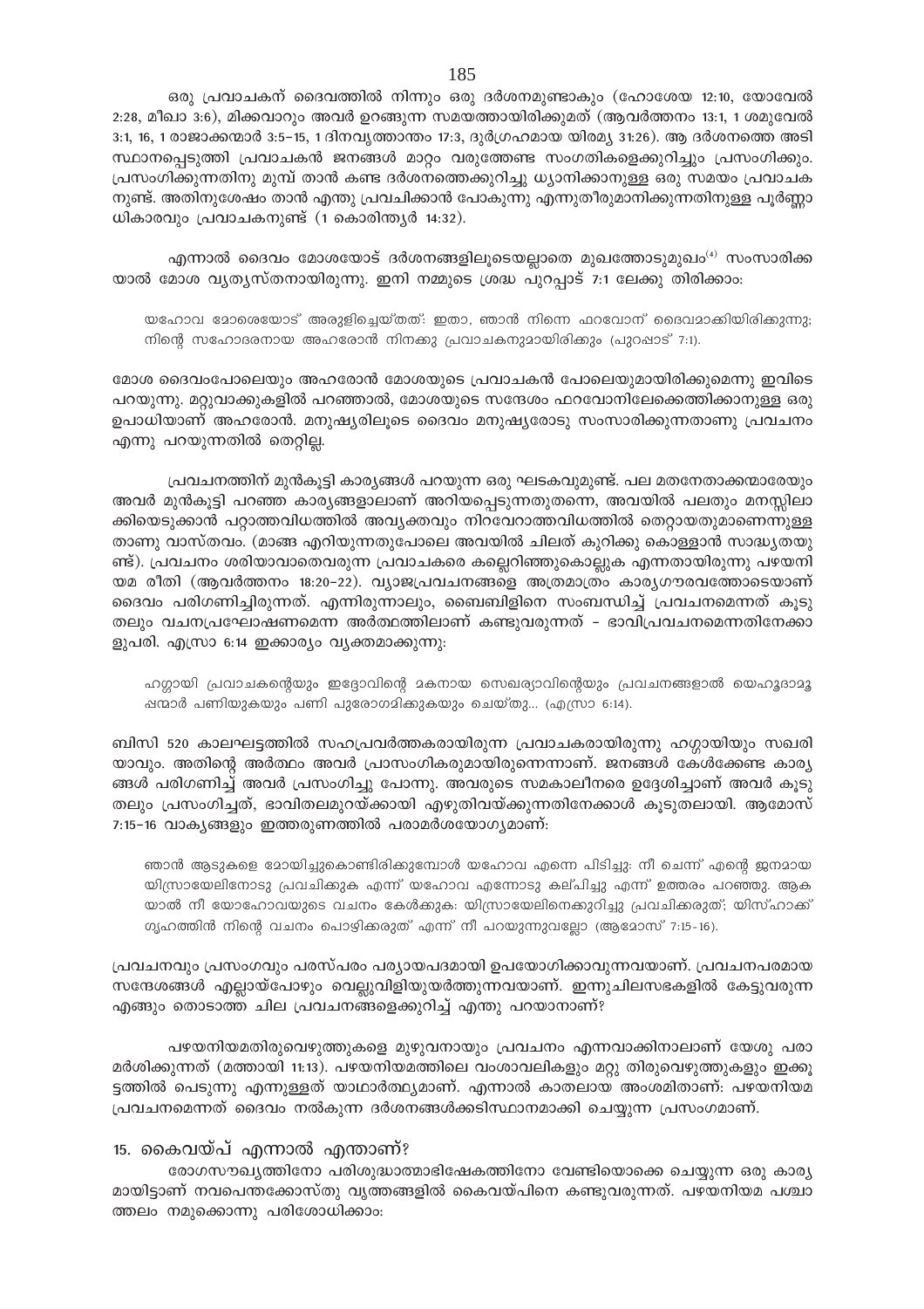ഒരു പ്രവാചകന് ദൈവത്തിൽ നിന്നും ഒരു ദർശനമുണ്ടാകും (ഹോശേയ 12:10, യോവേൽ 2:28, മീഖാ 3:6), മിക്കവാറും അവർ ഉറങ്ങുന്ന സമയത്തായിരിക്കുമത് (ആവർത്തനം 13:1, 1 ശമുവേൽ 3:1, 16, 1 രാജാക്കന്മാർ 3:5–15, 1 ദിനവൃത്താന്തം 17:3, ദുർഗ്രഹമായ യിരമ്യ 31:26). ആ ദർശനത്തെ അടിസ്ഥാനപ്പെടുത്തി പ്രവാചകൻ ജനങ്ങൾ മാറ്റം വരുത്തേണ്ട സംഗതികളെക്കുറിച്ചും പ്രസംഗിക്കും. പ്രസംഗിക്കുന്നതിനു മുമ്പ് താൻ കണ്ട ദർശനത്തെക്കുറിച്ചു ധ്യാനിക്കാനുള്ള ഒരു സമയം പ്രവാചകനുണ്ട്. അതിനുശേഷം താൻ എന്തു പ്രവചിക്കാൻ പോകുന്നു എന്നുതീരുമാനിക്കുന്നതിനുള്ള പൂർണ്ണാധികാരവും പ്രവാചകനുണ്ട് (1 കൊരിന്ത്യർ 14:32).

എന്നാൽ ദൈവം മോശയോട് ദർശനങ്ങളിലൂടെയല്ലാതെ മുഖത്തോടുമുഖം[4] സംസാരിക്കയാൽ മോശ വ്യത്യസ്തനായിരുന്നു. ഇനി നമ്മുടെ ശ്രദ്ധ പുറപ്പാട് 7:1 ലേക്കു തിരിക്കാം:

> യഹോവ മോശെയോട് അരുളിച്ചെയ്തത്: ഇതാ, ഞാൻ നിന്നെ ഫറവോന് ദൈവമാക്കിയിരിക്കുന്നു; നിന്റെ സഹോദരനായ അഹരോൻ നിനക്കു പ്രവാചകനുമായിരിക്കും (പുറപ്പാട് 7:1).

മോശ ദൈവംപോലെയും അഹരോൻ മോശയുടെ പ്രവാചകൻ പോലെയുമായിരിക്കുമെന്നു ഇവിടെ പറയുന്നു. മറ്റുവാക്കുകളിൽ പറഞ്ഞാൽ, മോശയുടെ സന്ദേശം ഫറവോനിലേക്കെത്തിക്കാനുള്ള ഒരു ഉപാധിയാണ് അഹരോൻ. മനുഷ്യരിലൂടെ ദൈവം മനുഷ്യരോടു സംസാരിക്കുന്നതാണു പ്രവചനം എന്നു പറയുന്നതിൽ തെറ്റില്ല.

പ്രവചനത്തിന് മുൻകൂട്ടി കാര്യങ്ങൾ പറയുന്ന ഒരു ഘടകവുമുണ്ട്. പല മതനേതാക്കന്മാരേയും അവർ മുൻകൂട്ടി പറഞ്ഞ കാര്യങ്ങളാലാണ് അറിയപ്പെടുന്നതുതന്നെ, അവയിൽ പലതും മനസ്സിലാക്കിയെടുക്കാൻ പറ്റാത്തവിധത്തിൽ അവ്യക്തവും നിറവേറാത്തവിധത്തിൽ തെറ്റായതുമാണെന്നുള്ളതാണു വാസ്തവം. (മാങ്ങ എറിയുന്നതുപോലെ അവയിൽ ചിലത് കുറിക്കു കൊള്ളാൻ സാദ്ധ്യതയുണ്ട്). പ്രവചനം ശരിയാവാതെവരുന്ന പ്രവാചകരെ കല്ലെറിഞ്ഞുകൊല്ലുക എന്നതായിരുന്നു പഴയനിയമ രീതി (ആവർത്തനം 18:20–22). വ്യാജപ്രവചനങ്ങളെ അത്രമാത്രം കാര്യഗൗരവത്തോടെയാണ് ദൈവം പരിഗണിച്ചിരുന്നത്. എന്നിരുന്നാലും, ബൈബിളിനെ സംബന്ധിച്ച് പ്രവചനമെന്നത് കൂടുതലും വചനപ്രഘോഷണമെന്ന അർത്ഥത്തിലാണ് കണ്ടുവരുന്നത് – ഭാവിപ്രവചനമെന്നതിനേക്കാളുപരി. എസ്രാ 6:14 ഇക്കാര്യം വ്യക്തമാക്കുന്നു:

> ഹഗ്ഗായി പ്രവാചകന്റെയും ഇദ്ദോവിന്റെ മകനായ സെഖര്യാവിന്റെയും പ്രവചനങ്ങളാൽ യെഹൂദാമൂഷന്മാർ പണിയുകയും പണി പുരോഗമിക്കുകയും ചെയ്തു... (എസ്രാ 6:14).

ബിസി 520 കാലഘട്ടത്തിൽ സഹപ്രവർത്തകരായിരുന്ന പ്രവാചകരായിരുന്നു ഹഗ്ഗായിയും സഖരിയാവും. അതിന്റെ അർത്ഥം അവർ പ്രാസംഗികരുമായിരുന്നെന്നാണ്. ജനങ്ങൾ കേൾക്കേണ്ട കാര്യങ്ങൾ പരിഗണിച്ച് അവർ പ്രസംഗിച്ചു പോന്നു. അവരുടെ സമകാലീനരെ ഉദ്ദേശിച്ചാണ് അവർ കൂടുതലും പ്രസംഗിച്ചത്, ഭാവിതലമുറയ്ക്കായി എഴുതിവയ്ക്കുന്നതിനേക്കാൾ കൂടുതലായി. ആമോസ് 7:15–16 വാക്യങ്ങളും ഇത്തരുണത്തിൽ പരാമർശയോഗ്യമാണ്:

> ഞാൻ ആടുകളെ മേയിച്ചുകൊണ്ടിരിക്കുമ്പോൾ യഹോവ എന്നെ പിടിച്ചു: നീ ചെന്ന് എന്റെ ജനമായ യിസ്രായേലിനോടു പ്രവചിക്കുക എന്ന് യഹോവ എന്നോടു കല്പിച്ചു എന്ന് ഉത്തരം പറഞ്ഞു. ആകയാൽ നീ യോഹോവയുടെ വചനം കേൾക്കുക: യിസ്രായേലിനെക്കുറിച്ചു പ്രവചിക്കരുത്; യിസ്ഹാക്ക് ഗൃഹത്തിൻ നിന്റെ വചനം പൊഴിക്കരുത് എന്ന് നീ പറയുന്നുവല്ലോ (ആമോസ് 7:15-16).

പ്രവചനവും പ്രസംഗവും പരസ്പരം പര്യായപദമായി ഉപയോഗിക്കാവുന്നവയാണ്. പ്രവചനപരമായ സന്ദേശങ്ങൾ എല്ലായ്പോഴും വെല്ലുവിളിയുയർത്തുന്നവയാണ്. ഇന്നുചിലസഭകളിൽ കേട്ടുവരുന്ന എങ്ങും തൊടാത്ത ചില പ്രവചനങ്ങളെക്കുറിച്ച് എന്തു പറയാനാണ്?

പഴയനിയമതിരുവെഴുത്തുകളെ മുഴുവനായും പ്രവചനം എന്നവാക്കിനാലാണ് യേശു പരാമർശിക്കുന്നത് (മത്തായി 11:13). പഴയനിയമത്തിലെ വംശാവലികളും മറ്റു തിരുവെഴുത്തുകളും ഇക്കൂട്ടത്തിൽ പെടുന്നു എന്നുള്ളത് യാഥാർത്ഥ്യമാണ്. എന്നാൽ കാതലായ അംശമിതാണ്: പഴയനിയമ പ്രവചനമെന്നത് ദൈവം നൽകുന്ന ദർശനങ്ങൾക്കടിസ്ഥാനമാക്കി ചെയ്യുന്ന പ്രസംഗമാണ്.

## 15. കൈവയ്പ് എന്നാൽ എന്താണ്?

രോഗസൗഖ്യത്തിനോ പരിശുദ്ധാത്മാഭിഷേകത്തിനോ വേണ്ടിയൊക്കെ ചെയ്യുന്ന ഒരു കാര്യമായിട്ടാണ് നവപെന്തക്കോസ്തു വൃത്തങ്ങളിൽ കൈവയ്പിനെ കണ്ടുവരുന്നത്. പഴയനിയമ പശ്ചാത്തലം നമുക്കൊന്നു പരിശോധിക്കാം: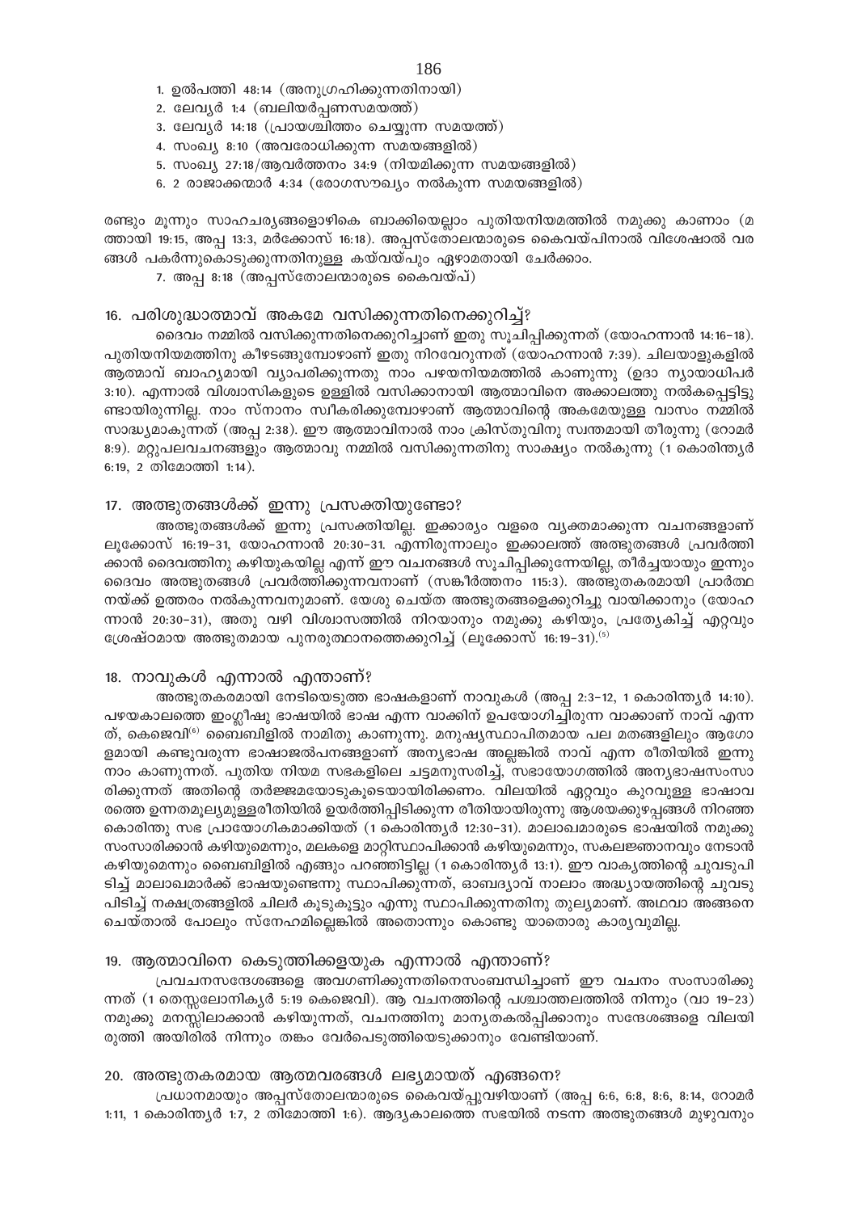1. ഉൽപത്തി 48:14 (അനുഗ്രഹിക്കുന്നതിനായി)
2. ലേവ്യർ 1:4 (ബലിയർപ്പണസമയത്ത്)
3. ലേവ്യർ 14:18 (പ്രായശ്ചിത്തം ചെയ്യുന്ന സമയത്ത്)
4. സംഖ്യ 8:10 (അവരോധിക്കുന്ന സമയങ്ങളിൽ)
5. സംഖ്യ 27:18/ആവർത്തനം 34:9 (നിയമിക്കുന്ന സമയങ്ങളിൽ)
6. 2 രാജാക്കന്മാർ 4:34 (രോഗസൗഖ്യം നൽകുന്ന സമയങ്ങളിൽ)

രണ്ടും മൂന്നും സാഹചര്യങ്ങളൊഴികെ ബാക്കിയെല്ലാം പുതിയനിയമത്തിൽ നമുക്കു കാണാം (മത്തായി 19:15, അപ്പ 13:3, മർക്കോസ് 16:18). അപ്പസ്തോലന്മാരുടെ കൈവയ്പിനാൽ വിശേഷാൽ വരങ്ങൾ പകർന്നുകൊടുക്കുന്നതിനുള്ള കയ്വയ്പും ഏഴാമതായി ചേർക്കാം.

7. അപ്പ 8:18 (അപ്പസ്തോലന്മാരുടെ കൈവയ്പ്)

## 16. പരിശുദ്ധാത്മാവ് അകമേ വസിക്കുന്നതിനെക്കുറിച്ച്?

ദൈവം നമ്മിൽ വസിക്കുന്നതിനെക്കുറിച്ചാണ് ഇതു സൂചിപ്പിക്കുന്നത് (യോഹന്നാൻ 14:16–18). പുതിയനിയമത്തിനു കീഴടങ്ങുമ്പോഴാണ് ഇതു നിറവേറുന്നത് (യോഹന്നാൻ 7:39). ചിലയാളുകളിൽ ആത്മാവ് ബാഹ്യമായി വ്യാപരിക്കുന്നതു നാം പഴയനിയമത്തിൽ കാണുന്നു (ഉദാ ന്യായാധിപർ 3:10). എന്നാൽ വിശ്വാസികളുടെ ഉള്ളിൽ വസിക്കാനായി ആത്മാവിനെ അക്കാലത്തു നൽകപ്പെട്ടിട്ടുണ്ടായിരുന്നില്ല. നാം സ്നാനം സ്വീകരിക്കുമ്പോഴാണ് ആത്മാവിന്റെ അകമേയുള്ള വാസം നമ്മിൽ സാദ്ധ്യമാകുന്നത് (അപ്പ 2:38). ഈ ആത്മാവിനാൽ നാം ക്രിസ്തുവിനു സ്വന്തമായി തീരുന്നു (റോമർ 8:9). മറ്റുപലവചനങ്ങളും ആത്മാവു നമ്മിൽ വസിക്കുന്നതിനു സാക്ഷ്യം നൽകുന്നു (1 കൊരിന്ത്യർ 6:19, 2 തിമോത്തി 1:14).

## 17. അത്ഭുതങ്ങൾക്ക് ഇന്നു പ്രസക്തിയുണ്ടോ?

അത്ഭുതങ്ങൾക്ക് ഇന്നു പ്രസക്തിയില്ല. ഇക്കാര്യം വളരെ വ്യക്തമാക്കുന്ന വചനങ്ങളാണ് ലൂക്കോസ് 16:19–31, യോഹന്നാൻ 20:30–31. എന്നിരുന്നാലും ഇക്കാലത്ത് അത്ഭുതങ്ങൾ പ്രവർത്തിക്കാൻ ദൈവത്തിനു കഴിയുകയില്ല എന്ന് ഈ വചനങ്ങൾ സൂചിപ്പിക്കുന്നേയില്ല, തീർച്ചയായും ഇന്നും ദൈവം അത്ഭുതങ്ങൾ പ്രവർത്തിക്കുന്നവനാണ് (സങ്കീർത്തനം 115:3). അത്ഭുതകരമായി പ്രാർത്ഥനയ്ക്ക് ഉത്തരം നൽകുന്നവനുമാണ്. യേശു ചെയ്ത അത്ഭുതങ്ങളെക്കുറിച്ചു വായിക്കാനും (യോഹന്നാൻ 20:30–31), അതു വഴി വിശ്വാസത്തിൽ നിറയാനും നമുക്കു കഴിയും, പ്രത്യേകിച്ച് ഏറ്റവും ശ്രേഷ്ഠമായ അത്ഭുതമായ പുനരുത്ഥാനത്തെക്കുറിച്ച് (ലൂക്കോസ് 16:19–31).[5]

## 18. നാവുകൾ എന്നാൽ എന്താണ്?

അത്ഭുതകരമായി നേടിയെടുത്ത ഭാഷകളാണ് നാവുകൾ (അപ്പ 2:3–12, 1 കൊരിന്ത്യർ 14:10). പഴയകാലത്തെ ഇംഗ്ലീഷു ഭാഷയിൽ ഭാഷ എന്ന വാക്കിന് ഉപയോഗിച്ചിരുന്ന വാക്കാണ് നാവ് എന്നത്, കെജെവി[6] ബൈബിളിൽ നാമിതു കാണുന്നു. മനുഷ്യസ്ഥാപിതമായ പല മതങ്ങളിലും ആഗോളമായി കണ്ടുവരുന്ന ഭാഷാജൽപനങ്ങളാണ് അന്യഭാഷ അല്ലെങ്കിൽ നാവ് എന്ന രീതിയിൽ ഇന്നു നാം കാണുന്നത്. പുതിയ നിയമ സഭകളിലെ ചട്ടമനുസരിച്ച്, സഭായോഗത്തിൽ അന്യഭാഷസംസാരിക്കുന്നത് അതിന്റെ തർജ്ജമയോടുകൂടെയായിരിക്കണം. വിലയിൽ ഏറ്റവും കുറവുള്ള ഭാഷാവരത്തെ ഉന്നതമൂല്യമുള്ളരീതിയിൽ ഉയർത്തിപ്പിടിക്കുന്ന രീതിയായിരുന്നു ആശയക്കുഴപ്പങ്ങൾ നിറഞ്ഞ കൊരിന്തു സഭ പ്രായോഗികമാക്കിയത് (1 കൊരിന്ത്യർ 12:30–31). മാലാഖമാരുടെ ഭാഷയിൽ നമുക്കു സംസാരിക്കാൻ കഴിയുമെന്നും, മലകളെ മാറ്റിസ്ഥാപിക്കാൻ കഴിയുമെന്നും, സകലജ്ഞാനവും നേടാൻ കഴിയുമെന്നും ബൈബിളിൽ എങ്ങും പറഞ്ഞിട്ടില്ല (1 കൊരിന്ത്യർ 13:1). ഈ വാക്യത്തിന്റെ ചുവടുപിടിച്ച് മാലാഖമാർക്ക് ഭാഷയുണ്ടെന്നു സ്ഥാപിക്കുന്നത്, ഓബദ്യാവ് നാലാം അദ്ധ്യായത്തിന്റെ ചുവടു പിടിച്ച് നക്ഷത്രങ്ങളിൽ ചിലർ കൂടുകൂട്ടും എന്നു സ്ഥാപിക്കുന്നതിനു തുല്യമാണ്. അഥവാ അങ്ങനെ ചെയ്താൽ പോലും സ്നേഹമില്ലെങ്കിൽ അതൊന്നും കൊണ്ടു യാതൊരു കാര്യവുമില്ല.

## 19. ആത്മാവിനെ കെടുത്തിക്കളയുക എന്നാൽ എന്താണ്?

പ്രവചനസന്ദേശങ്ങളെ അവഗണിക്കുന്നതിനെസംബന്ധിച്ചാണ് ഈ വചനം സംസാരിക്കുന്നത് (1 തെസ്സലോനിക്യർ 5:19 കെജെവി). ആ വചനത്തിന്റെ പശ്ചാത്തലത്തിൽ നിന്നും (വാ 19–23) നമുക്കു മനസ്സിലാക്കാൻ കഴിയുന്നത്, വചനത്തിനു മാന്യതകൽപ്പിക്കാനും സന്ദേശങ്ങളെ വിലയിരുത്തി അയിരിൽ നിന്നും തങ്കം വേർപെടുത്തിയെടുക്കാനും വേണ്ടിയാണ്.

## 20. അത്ഭുതകരമായ ആത്മവരങ്ങൾ ലഭ്യമായത് എങ്ങനെ?

പ്രധാനമായും അപ്പസ്തോലന്മാരുടെ കൈവയ്പ്പുവഴിയാണ് (അപ്പ 6:6, 6:8, 8:6, 8:14, റോമർ 1:11, 1 കൊരിന്ത്യർ 1:7, 2 തിമോത്തി 1:6). ആദ്യകാലത്തെ സഭയിൽ നടന്ന അത്ഭുതങ്ങൾ മുഴുവനും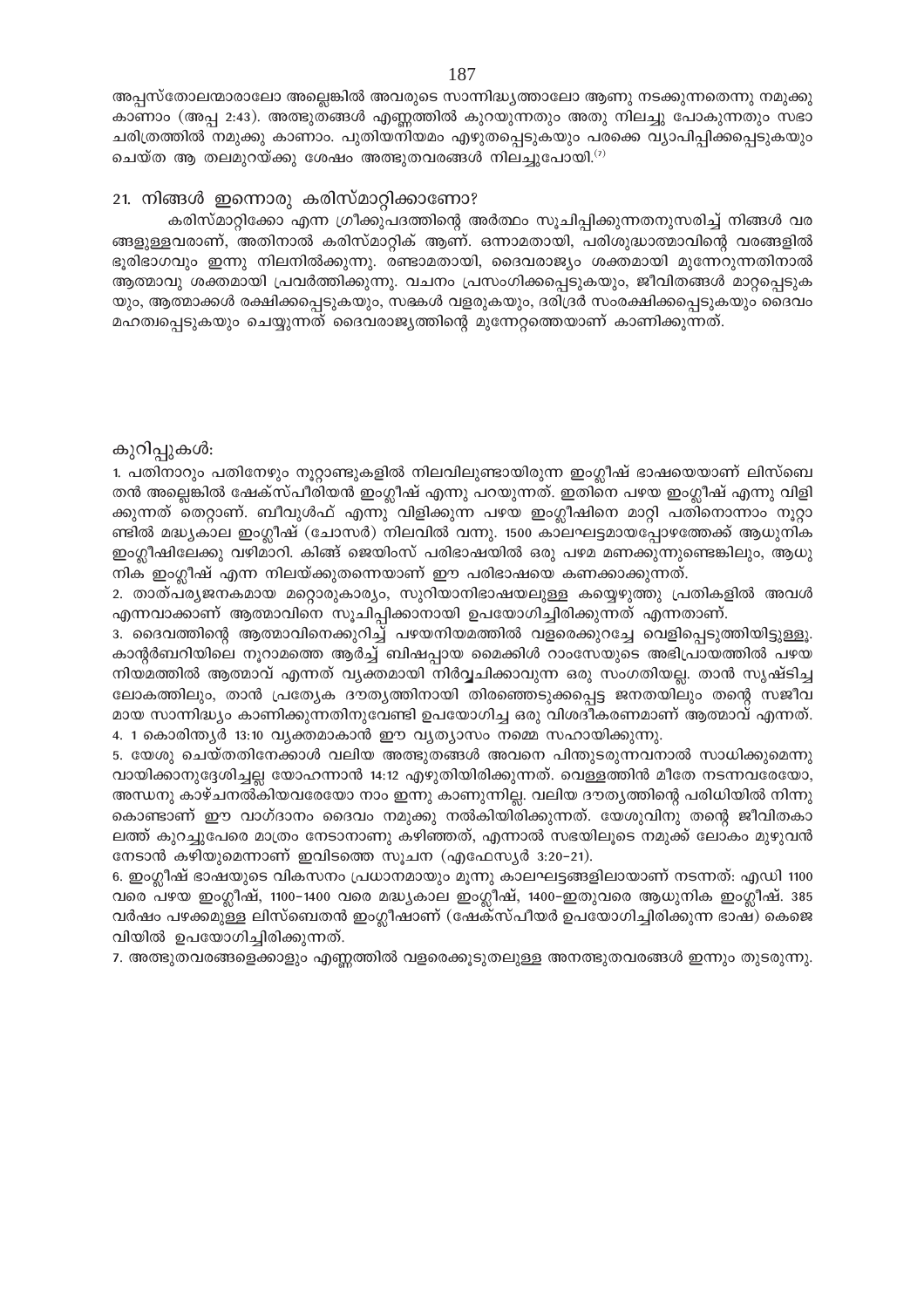അപ്പസ്തോലന്മാരാലോ അല്ലെങ്കിൽ അവരുടെ സാന്നിദ്ധ്യത്താലോ ആണു നടക്കുന്നതെന്നു നമുക്കു കാണാം (അപ്പ 2:43). അത്ഭുതങ്ങൾ എണ്ണത്തിൽ കുറയുന്നതും അതു നിലച്ചു പോകുന്നതും സഭാ ചരിത്രത്തിൽ നമുക്കു കാണാം. പുതിയനിയമം എഴുതപ്പെടുകയും പരക്കെ വ്യാപിപ്പിക്കപ്പെടുകയും ചെയ്ത ആ തലമുറയ്ക്കു ശേഷം അത്ഭുതവരങ്ങൾ നിലച്ചുപോയി.[7]

## 21. നിങ്ങൾ ഇന്നൊരു കരിസ്മാറ്റിക്കാണോ?

കരിസ്മാറ്റിക്കോ എന്ന ഗ്രീക്കുപദത്തിന്റെ അർത്ഥം സൂചിപ്പിക്കുന്നതനുസരിച്ച് നിങ്ങൾ വരങ്ങളുള്ളവരാണ്, അതിനാൽ കരിസ്മാറ്റിക് ആണ്. ഒന്നാമതായി, പരിശുദ്ധാത്മാവിന്റെ വരങ്ങളിൽ ഭൂരിഭാഗവും ഇന്നു നിലനിൽക്കുന്നു. രണ്ടാമതായി, ദൈവരാജ്യം ശക്തമായി മുന്നേറുന്നതിനാൽ ആത്മാവു ശക്തമായി പ്രവർത്തിക്കുന്നു. വചനം പ്രസംഗിക്കപ്പെടുകയും, ജീവിതങ്ങൾ മാറ്റപ്പെടുകയും, ആത്മാക്കൾ രക്ഷിക്കപ്പെടുകയും, സഭകൾ വളരുകയും, ദരിദ്രർ സംരക്ഷിക്കപ്പെടുകയും ദൈവം മഹത്വപ്പെടുകയും ചെയ്യുന്നത് ദൈവരാജ്യത്തിന്റെ മുന്നേറ്റത്തെയാണ് കാണിക്കുന്നത്.

കുറിപ്പുകൾ:

1. പതിനാറും പതിനേഴും നൂറ്റാണ്ടുകളിൽ നിലവിലുണ്ടായിരുന്ന ഇംഗ്ലീഷ് ഭാഷയെയാണ് ലിസ്ബെതൻ അല്ലെങ്കിൽ ഷേക്സ്പീരിയൻ ഇംഗ്ലീഷ് എന്നു പറയുന്നത്. ഇതിനെ പഴയ ഇംഗ്ലീഷ് എന്നു വിളിക്കുന്നത് തെറ്റാണ്. ബീവുൾഫ് എന്നു വിളിക്കുന്ന പഴയ ഇംഗ്ലീഷിനെ മാറ്റി പതിനൊന്നാം നൂറ്റാണ്ടിൽ മദ്ധ്യകാല ഇംഗ്ലീഷ് (ചോസർ) നിലവിൽ വന്നു. 1500 കാലഘട്ടമായപ്പോഴത്തേക്ക് ആധുനിക ഇംഗ്ലീഷിലേക്കു വഴിമാറി. കിങ്ങ് ജെയിംസ് പരിഭാഷയിൽ ഒരു പഴമ മണക്കുന്നുണ്ടെങ്കിലും, ആധുനിക ഇംഗ്ലീഷ് എന്ന നിലയ്ക്കുതന്നെയാണ് ഈ പരിഭാഷയെ കണക്കാക്കുന്നത്.
2. താത്പര്യജനകമായ മറ്റൊരുകാര്യം, സുറിയാനിഭാഷയലുള്ള കയ്യെഴുത്തു പ്രതികളിൽ അവൾ എന്നവാക്കാണ് ആത്മാവിനെ സൂചിപ്പിക്കാനായി ഉപയോഗിച്ചിരിക്കുന്നത് എന്നതാണ്.
3. ദൈവത്തിന്റെ ആത്മാവിനെക്കുറിച്ച് പഴയനിയമത്തിൽ വളരെക്കുറച്ചേ വെളിപ്പെടുത്തിയിട്ടുള്ളൂ. കാന്റർബറിയിലെ നൂറാമത്തെ ആർച്ച് ബിഷപ്പായ മൈക്കിൾ റാംസേയുടെ അഭിപ്രായത്തിൽ പഴയനിയമത്തിൽ ആത്മാവ് എന്നത് വ്യക്തമായി നിർവ്വചിക്കാവുന്ന ഒരു സംഗതിയല്ല. താൻ സൃഷ്ടിച്ച ലോകത്തിലും, താൻ പ്രത്യേക ദൗത്യത്തിനായി തിരഞ്ഞെടുക്കപ്പെട്ട ജനതയിലും തന്റെ സജീവമായ സാന്നിദ്ധ്യം കാണിക്കുന്നതിനുവേണ്ടി ഉപയോഗിച്ച ഒരു വിശദീകരണമാണ് ആത്മാവ് എന്നത്.
4. 1 കൊരിന്ത്യർ 13:10 വ്യക്തമാകാൻ ഈ വ്യത്യാസം നമ്മെ സഹായിക്കുന്നു.
5. യേശു ചെയ്തതിനേക്കാൾ വലിയ അത്ഭുതങ്ങൾ അവനെ പിന്തുടരുന്നവനാൽ സാധിക്കുമെന്നു വായിക്കാനുദ്ദേശിച്ചല്ല യോഹന്നാൻ 14:12 എഴുതിയിരിക്കുന്നത്. വെള്ളത്തിൻ മീതേ നടന്നവരേയോ, അന്ധനു കാഴ്ചനൽകിയവരേയോ നാം ഇന്നു കാണുന്നില്ല. വലിയ ദൗത്യത്തിന്റെ പരിധിയിൽ നിന്നുകൊണ്ടാണ് ഈ വാഗ്ദാനം ദൈവം നമുക്കു നൽകിയിരിക്കുന്നത്. യേശുവിനു തന്റെ ജീവിതകാലത്ത് കുറച്ചുപേരെ മാത്രം നേടാനാണു കഴിഞ്ഞത്, എന്നാൽ സഭയിലൂടെ നമുക്ക് ലോകം മുഴുവൻ നേടാൻ കഴിയുമെന്നാണ് ഇവിടത്തെ സൂചന (എഫേസ്യർ 3:20-21).
6. ഇംഗ്ലീഷ് ഭാഷയുടെ വികസനം പ്രധാനമായും മൂന്നു കാലഘട്ടങ്ങളിലായാണ് നടന്നത്: എഡി 1100 വരെ പഴയ ഇംഗ്ലീഷ്, 1100-1400 വരെ മദ്ധ്യകാല ഇംഗ്ലീഷ്, 1400-ഇതുവരെ ആധുനിക ഇംഗ്ലീഷ്. 385 വർഷം പഴക്കമുള്ള ലിസ്ബെതൻ ഇംഗ്ലീഷാണ് (ഷേക്സ്പീയർ ഉപയോഗിച്ചിരിക്കുന്ന ഭാഷ) കെജെവിയിൽ ഉപയോഗിച്ചിരിക്കുന്നത്.
7. അത്ഭുതവരങ്ങളെക്കാളും എണ്ണത്തിൽ വളരെക്കൂടുതലുള്ള അനത്ഭുതവരങ്ങൾ ഇന്നും തുടരുന്നു.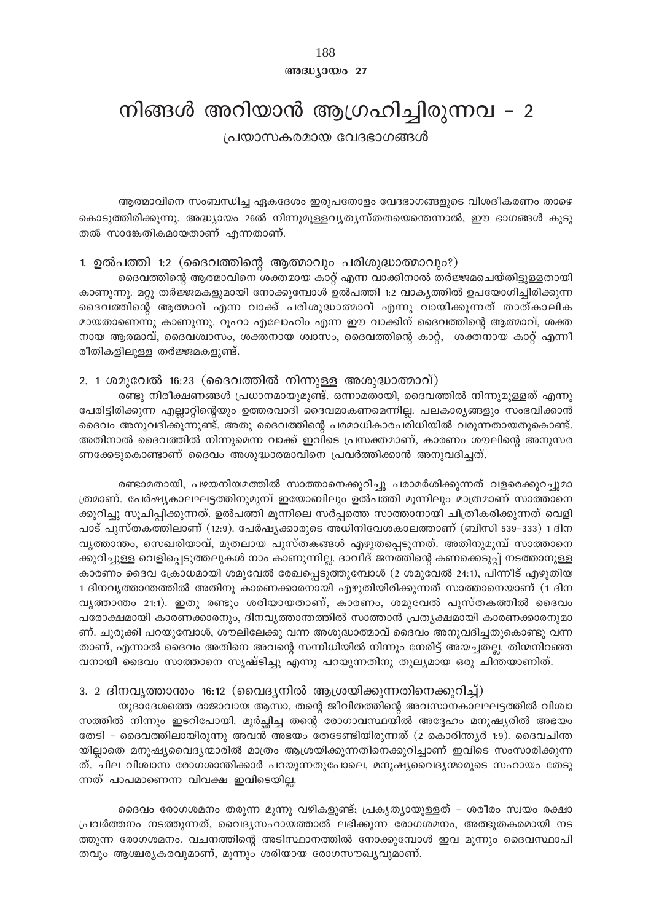**അദ്ധ്യായം 27**

# നിങ്ങൾ അറിയാൻ ആഗ്രഹിച്ചിരുന്നവ - 2

## പ്രയാസകരമായ വേദഭാഗങ്ങൾ

ആത്മാവിനെ സംബന്ധിച്ച ഏകദേശം ഇരുപതോളം വേദഭാഗങ്ങളുടെ വിശദീകരണം താഴെ കൊടുത്തിരിക്കുന്നു. അദ്ധ്യായം 26ൽ നിന്നുമുള്ളവ്യത്യസ്തതയെന്തെന്നാൽ, ഈ ഭാഗങ്ങൾ കൂടുതൽ സാങ്കേതികമായതാണ് എന്നതാണ്.

### 1. ഉൽപത്തി 1:2 (ദൈവത്തിന്റെ ആത്മാവും പരിശുദ്ധാത്മാവും?)

ദൈവത്തിന്റെ ആത്മാവിനെ ശക്തമായ കാറ്റ് എന്ന വാക്കിനാൽ തർജ്ജമചെയ്തിട്ടുള്ളതായി കാണുന്നു. മറ്റു തർജ്ജമകളുമായി നോക്കുമ്പോൾ ഉൽപത്തി 1:2 വാക്യത്തിൽ ഉപയോഗിച്ചിരിക്കുന്ന ദൈവത്തിന്റെ ആത്മാവ് എന്ന വാക്ക് പരിശുദ്ധാത്മാവ് എന്നു വായിക്കുന്നത് താത്കാലികമായതാണെന്നു കാണുന്നു. റൂഹാ എലോഹിം എന്ന ഈ വാക്കിന് ദൈവത്തിന്റെ ആത്മാവ്, ശക്തനായ ആത്മാവ്, ദൈവശ്വാസം, ശക്തനായ ശ്വാസം, ദൈവത്തിന്റെ കാറ്റ്, ശക്തനായ കാറ്റ് എന്നീ രീതികളിലുള്ള തർജ്ജമകളുണ്ട്.

### 2. 1 ശമുവേൽ 16:23 (ദൈവത്തിൽ നിന്നുള്ള അശുദ്ധാത്മാവ്)

രണ്ടു നിരീക്ഷണങ്ങൾ പ്രധാനമായുമുണ്ട്. ഒന്നാമതായി, ദൈവത്തിൽ നിന്നുമുള്ളത് എന്നു പേരിട്ടിരിക്കുന്ന എല്ലാറ്റിന്റെയും ഉത്തരവാദി ദൈവമാകണമെന്നില്ല. പലകാര്യങ്ങളും സംഭവിക്കാൻ ദൈവം അനുവദിക്കുന്നുണ്ട്, അതു ദൈവത്തിന്റെ പരമാധികാരപരിധിയിൽ വരുന്നതായതുകൊണ്ട്. അതിനാൽ ദൈവത്തിൽ നിന്നുമെന്ന വാക്ക് ഇവിടെ പ്രസക്തമാണ്, കാരണം ശൗലിന്റെ അനുസരണക്കേടുകൊണ്ടാണ് ദൈവം അശുദ്ധാത്മാവിനെ പ്രവർത്തിക്കാൻ അനുവദിച്ചത്.

രണ്ടാമതായി, പഴയനിയമത്തിൽ സാത്താനെക്കുറിച്ചു പരാമർശിക്കുന്നത് വളരെക്കുറച്ചുമാത്രമാണ്. പേർഷ്യകാലഘട്ടത്തിനുമുമ്പ് ഇയോബിലും ഉൽപത്തി മൂന്നിലും മാത്രമാണ് സാത്താനെക്കുറിച്ചു സൂചിപ്പിക്കുന്നത്. ഉൽപത്തി മൂന്നിലെ സർപ്പത്തെ സാത്താനായി ചിത്രീകരിക്കുന്നത് വെളിപാട് പുസ്തകത്തിലാണ് (12:9). പേർഷ്യക്കാരുടെ അധിനിവേശകാലത്താണ് (ബിസി 539–333) 1 ദിനവൃത്താന്തം, സെഖരിയാവ്, മുതലായ പുസ്തകങ്ങൾ എഴുതപ്പെടുന്നത്. അതിനുമുമ്പ് സാത്താനെക്കുറിച്ചുള്ള വെളിപ്പെടുത്തലുകൾ നാം കാണുന്നില്ല. ദാവീദ് ജനത്തിന്റെ കണക്കെടുപ്പ് നടത്താനുള്ള കാരണം ദൈവ ക്രോധമായി ശമുവേൽ രേഖപ്പെടുത്തുമ്പോൾ (2 ശമുവേൽ 24:1), പിന്നീട് എഴുതിയ 1 ദിനവൃത്താന്തത്തിൽ അതിനു കാരണക്കാരനായി എഴുതിയിരിക്കുന്നത് സാത്താനെയാണ് (1 ദിനവൃത്താന്തം 21:1). ഇതു രണ്ടും ശരിയായതാണ്, കാരണം, ശമുവേൽ പുസ്തകത്തിൽ ദൈവം പരോക്ഷമായി കാരണക്കാരനും, ദിനവൃത്താന്തത്തിൽ സാത്താൻ പ്രത്യക്ഷമായി കാരണക്കാരനുമാണ്. ചുരുക്കി പറയുമ്പോൾ, ശൗലിലേക്കു വന്ന അശുദ്ധാത്മാവ് ദൈവം അനുവദിച്ചതുകൊണ്ടു വന്നതാണ്, എന്നാൽ ദൈവം അതിനെ അവന്റെ സന്നിധിയിൽ നിന്നും നേരിട്ട് അയച്ചതല്ല. തിന്മനിറഞ്ഞവനായി ദൈവം സാത്താനെ സൃഷ്ടിച്ചു എന്നു പറയുന്നതിനു തുല്യമായ ഒരു ചിന്തയാണിത്.

### 3. 2 ദിനവൃത്താന്തം 16:12 (വൈദ്യനിൽ ആശ്രയിക്കുന്നതിനെക്കുറിച്ച്)

യുദാദേശത്തെ രാജാവായ ആസാ, തന്റെ ജീവിതത്തിന്റെ അവസാനകാലഘട്ടത്തിൽ വിശ്വാസത്തിൽ നിന്നും ഇടറിപ്പോയി. മൂർച്ഛിച്ച തന്റെ രോഗാവസ്ഥയിൽ അദ്ദേഹം മനുഷ്യരിൽ അഭയം തേടി – ദൈവത്തിലായിരുന്നു അവൻ അഭയം തേടേണ്ടിയിരുന്നത് (2 കൊരിന്ത്യർ 1:9). ദൈവചിന്തയില്ലാതെ മനുഷ്യവൈദ്യന്മാരിൽ മാത്രം ആശ്രയിക്കുന്നതിനെക്കുറിച്ചാണ് ഇവിടെ സംസാരിക്കുന്നത്. ചില വിശ്വാസ രോഗശാന്തിക്കാർ പറയുന്നതുപോലെ, മനുഷ്യവൈദ്യന്മാരുടെ സഹായം തേടുന്നത് പാപമാണെന്ന വിവക്ഷ ഇവിടെയില്ല.

ദൈവം രോഗശമനം തരുന്ന മൂന്നു വഴികളുണ്ട്; പ്രകൃത്യായുള്ളത് – ശരീരം സ്വയം രക്ഷാപ്രവർത്തനം നടത്തുന്നത്, വൈദ്യസഹായത്താൽ ലഭിക്കുന്ന രോഗശമനം, അത്ഭുതകരമായി നടത്തുന്ന രോഗശമനം. വചനത്തിന്റെ അടിസ്ഥാനത്തിൽ നോക്കുമ്പോൾ ഇവ മൂന്നും ദൈവസ്ഥാപിതവും ആശ്ചര്യകരവുമാണ്, മൂന്നും ശരിയായ രോഗസൗഖ്യവുമാണ്.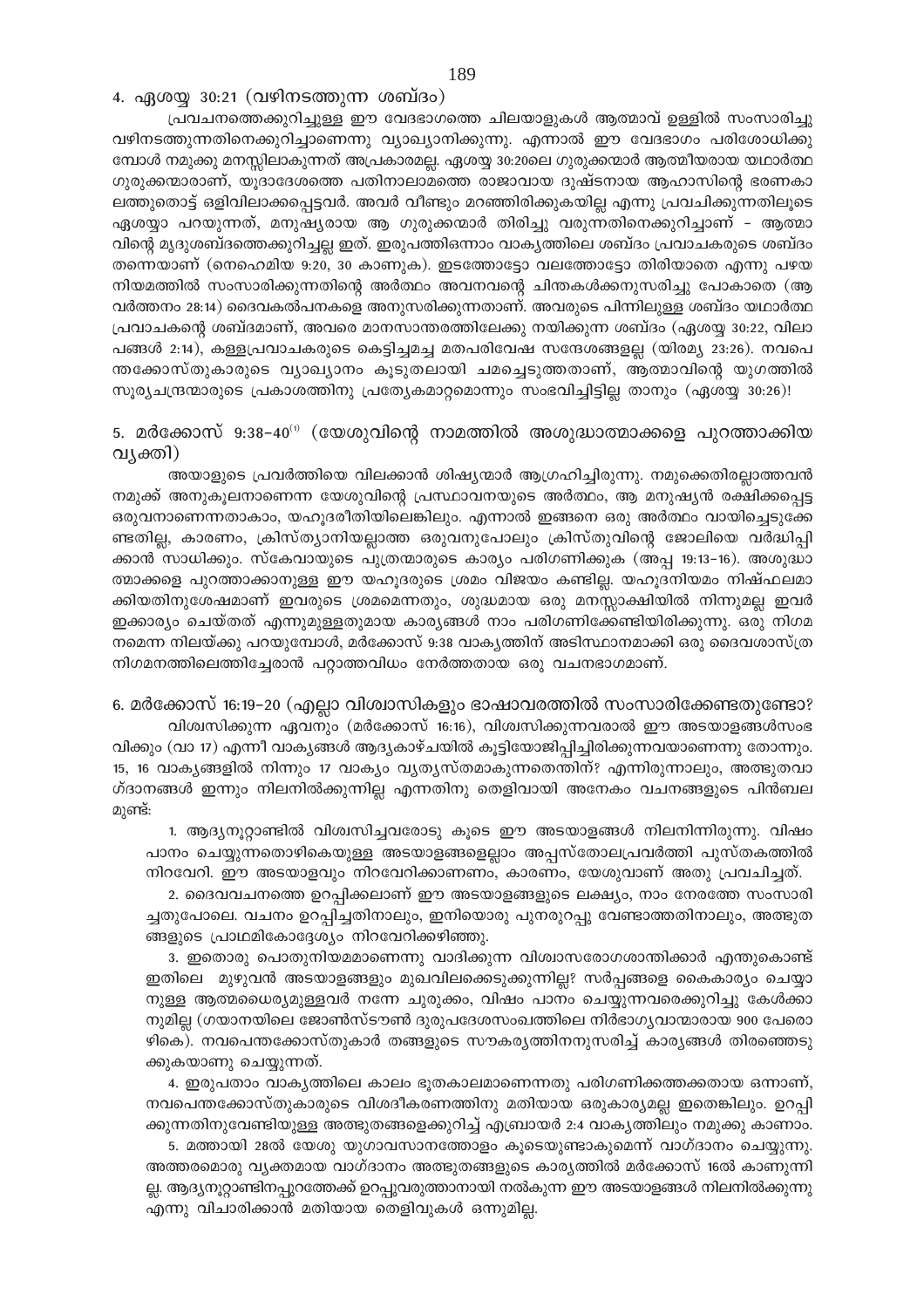### 4. ഏശയ്യ 30:21 (വഴിനടത്തുന്ന ശബ്ദം)

പ്രവചനത്തെക്കുറിച്ചുള്ള ഈ വേദഭാഗത്തെ ചിലയാളുകൾ ആത്മാവ് ഉള്ളിൽ സംസാരിച്ചു വഴിനടത്തുന്നതിനെക്കുറിച്ചാണെന്നു വ്യാഖ്യാനിക്കുന്നു. എന്നാൽ ഈ വേദഭാഗം പരിശോധിക്കുമ്പോൾ നമുക്കു മനസ്സിലാകുന്നത് അപ്രകാരമല്ല. ഏശയ്യ 30:20ലെ ഗുരുക്കന്മാർ ആത്മീയരായ യഥാർത്ഥ ഗുരുക്കന്മാരാണ്, യൂദാദേശത്തെ പതിനാലാമത്തെ രാജാവായ ദുഷ്ടനായ ആഹാസിന്റെ ഭരണകാലത്തുതൊട്ട് ഒളിവിലാക്കപ്പെട്ടവർ. അവർ വീണ്ടും മറഞ്ഞിരിക്കുകയില്ല എന്നു പ്രവചിക്കുന്നതിലൂടെ ഏശയ്യാ പറയുന്നത്, മനുഷ്യരായ ആ ഗുരുക്കന്മാർ തിരിച്ചു വരുന്നതിനെക്കുറിച്ചാണ് – ആത്മാവിന്റെ മൃദുശബ്ദത്തെക്കുറിച്ചല്ല ഇത്. ഇരുപത്തിഒന്നാം വാക്യത്തിലെ ശബ്ദം പ്രവാചകരുടെ ശബ്ദം തന്നെയാണ് (നെഹെമിയ 9:20, 30 കാണുക). ഇടത്തോട്ടോ വലത്തോട്ടോ തിരിയാതെ എന്നു പഴയ നിയമത്തിൽ സംസാരിക്കുന്നതിന്റെ അർത്ഥം അവനവന്റെ ചിന്തകൾക്കനുസരിച്ചു പോകാതെ (ആവർത്തനം 28:14) ദൈവകല്പനകളെ അനുസരിക്കുന്നതാണ്. അവരുടെ പിന്നിലുള്ള ശബ്ദം യഥാർത്ഥ പ്രവാചകന്റെ ശബ്ദമാണ്, അവരെ മാനസാന്തരത്തിലേക്കു നയിക്കുന്ന ശബ്ദം (ഏശയ്യ 30:22, വിലാപങ്ങൾ 2:14), കള്ളപ്രവാചകരുടെ കെട്ടിച്ചമച്ച മതപരിവേഷ സന്ദേശങ്ങളല്ല (യിരമ്യ 23:26). നവപെന്തക്കോസ്തുകാരുടെ വ്യാഖ്യാനം കൂടുതലായി ചമച്ചെടുത്തതാണ്, ആത്മാവിന്റെ യുഗത്തിൽ സൂര്യചന്ദ്രന്മാരുടെ പ്രകാശത്തിനു പ്രത്യേകമാറ്റമൊന്നും സംഭവിച്ചിട്ടില്ല താനും (ഏശയ്യ 30:26)!

### 5. മർക്കോസ് 9:38–40[1] (യേശുവിന്റെ നാമത്തിൽ അശുദ്ധാത്മാക്കളെ പുറത്താക്കിയ വ്യക്തി)

അയാളുടെ പ്രവർത്തിയെ വിലക്കാൻ ശിഷ്യന്മാർ ആഗ്രഹിച്ചിരുന്നു. നമുക്കെതിരല്ലാത്തവൻ നമുക്ക് അനുകൂലനാണെന്ന യേശുവിന്റെ പ്രസ്താവനയുടെ അർത്ഥം, ആ മനുഷ്യൻ രക്ഷിക്കപ്പെട്ട ഒരുവനാണെന്നതാകാം, യഹൂദരീതിയിലെങ്കിലും. എന്നാൽ ഇങ്ങനെ ഒരു അർത്ഥം വായിച്ചെടുക്കേണ്ടതില്ല, കാരണം, ക്രിസ്ത്യാനിയല്ലാത്ത ഒരുവനുപോലും ക്രിസ്തുവിന്റെ ജോലിയെ വർദ്ധിപ്പിക്കാൻ സാധിക്കും. സ്കേവായുടെ പുത്രന്മാരുടെ കാര്യം പരിഗണിക്കുക (അപ്പ 19:13–16). അശുദ്ധാത്മാക്കളെ പുറത്താക്കാനുള്ള ഈ യഹൂദരുടെ ശ്രമം വിജയം കണ്ടില്ല. യഹൂദനിയമം നിഷ്ഫലമാക്കിയതിനുശേഷമാണ് ഇവരുടെ ശ്രമമെന്നതും, ശുദ്ധമായ ഒരു മനസ്സാക്ഷിയിൽ നിന്നുമല്ല ഇവർ ഇക്കാര്യം ചെയ്തത് എന്നുമുള്ളതുമായ കാര്യങ്ങൾ നാം പരിഗണിക്കേണ്ടിയിരിക്കുന്നു. ഒരു നിഗമനമെന്ന നിലയ്ക്കു പറയുമ്പോൾ, മർക്കോസ് 9:38 വാക്യത്തിന് അടിസ്ഥാനമാക്കി ഒരു ദൈവശാസ്ത്ര നിഗമനത്തിലെത്തിച്ചേരാൻ പറ്റാത്തവിധം നേർത്തതായ ഒരു വചനഭാഗമാണ്.

### 6. മർക്കോസ് 16:19–20 (എല്ലാ വിശ്വാസികളും ഭാഷാവരത്തിൽ സംസാരിക്കേണ്ടതുണ്ടോ?

വിശ്വസിക്കുന്ന ഏവനും (മർക്കോസ് 16:16), വിശ്വസിക്കുന്നവരാൽ ഈ അടയാളങ്ങൾസംഭവിക്കും (വാ 17) എന്നീ വാക്യങ്ങൾ ആദ്യകാഴ്ചയിൽ കൂട്ടിയോജിപ്പിച്ചിരിക്കുന്നവയാണെന്നു തോന്നും. 15, 16 വാക്യങ്ങളിൽ നിന്നും 17 വാക്യം വ്യത്യസ്തമാകുന്നതെന്തിന്? എന്നിരുന്നാലും, അത്ഭുതവാഗ്ദാനങ്ങൾ ഇന്നും നിലനിൽക്കുന്നില്ല എന്നതിനു തെളിവായി അനേകം വചനങ്ങളുടെ പിൻബലമുണ്ട്:

1. ആദ്യനൂറ്റാണ്ടിൽ വിശ്വസിച്ചവരോടു കൂടെ ഈ അടയാളങ്ങൾ നിലനിന്നിരുന്നു. വിഷം പാനം ചെയ്യുന്നതൊഴികെയുള്ള അടയാളങ്ങളെല്ലാം അപ്പസ്തോലപ്രവർത്തി പുസ്തകത്തിൽ നിറവേറി. ഈ അടയാളവും നിറവേറിക്കാണണം, കാരണം, യേശുവാണ് അതു പ്രവചിച്ചത്.

2. ദൈവവചനത്തെ ഉറപ്പിക്കലാണ് ഈ അടയാളങ്ങളുടെ ലക്ഷ്യം, നാം നേരത്തേ സംസാരിച്ചതുപോലെ. വചനം ഉറപ്പിച്ചതിനാലും, ഇനിയൊരു പുനരുറപ്പു വേണ്ടാത്തതിനാലും, അത്ഭുതങ്ങളുടെ പ്രാഥമികോദ്ദേശ്യം നിറവേറിക്കഴിഞ്ഞു.

3. ഇതൊരു പൊതുനിയമമാണെന്നു വാദിക്കുന്ന വിശ്വാസരോഗശാന്തിക്കാർ എന്തുകൊണ്ട് ഇതിലെ മുഴുവൻ അടയാളങ്ങളും മുഖവിലക്കെടുക്കുന്നില്ല? സർപ്പങ്ങളെ കൈകാര്യം ചെയ്യാനുള്ള ആത്മധൈര്യമുള്ളവർ നന്നേ ചുരുക്കം, വിഷം പാനം ചെയ്യുന്നവരെക്കുറിച്ചു കേൾക്കാനുമില്ല (ഗയാനയിലെ ജോൺസ്ടൗൺ ദുരുപദേശസംഘത്തിലെ നിർഭാഗ്യവാന്മാരായ 900 പേരൊഴികെ). നവപെന്തക്കോസ്തുകാർ തങ്ങളുടെ സൗകര്യത്തിനനുസരിച്ച് കാര്യങ്ങൾ തിരഞ്ഞെടുക്കുകയാണു ചെയ്യുന്നത്.

4. ഇരുപതാം വാക്യത്തിലെ കാലം ഭൂതകാലമാണെന്നതു പരിഗണിക്കത്തക്കതായ ഒന്നാണ്, നവപെന്തക്കോസ്തുകാരുടെ വിശദീകരണത്തിനു മതിയായ ഒരുകാര്യമല്ല ഇതെങ്കിലും. ഉറപ്പിക്കുന്നതിനുവേണ്ടിയുള്ള അത്ഭുതങ്ങളെക്കുറിച്ച് എബ്രായർ 2:4 വാക്യത്തിലും നമുക്കു കാണാം.

5. മത്തായി 28ൽ യേശു യുഗാവസാനത്തോളം കൂടെയുണ്ടാകുമെന്ന് വാഗ്ദാനം ചെയ്യുന്നു. അത്തരമൊരു വ്യക്തമായ വാഗ്ദാനം അത്ഭുതങ്ങളുടെ കാര്യത്തിൽ മർക്കോസ് 16ൽ കാണുന്നില്ല. ആദ്യനൂറ്റാണ്ടിനപ്പുറത്തേക്ക് ഉറപ്പുവരുത്താനായി നൽകുന്ന ഈ അടയാളങ്ങൾ നിലനിൽക്കുന്നു എന്നു വിചാരിക്കാൻ മതിയായ തെളിവുകൾ ഒന്നുമില്ല.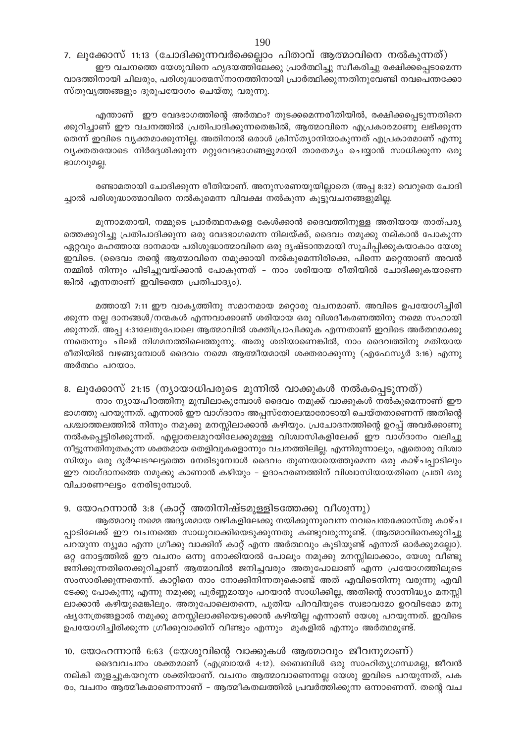## 7. ലൂക്കോസ് 11:13 (ചോദിക്കുന്നവർക്കെല്ലാം പിതാവ് ആത്മാവിനെ നൽകുന്നത്)

ഈ വചനത്തെ യേശുവിനെ ഹൃദയത്തിലേക്കു പ്രാർത്ഥിച്ചു സ്വീകരിച്ചു രക്ഷിക്കപ്പെടാമെന്ന വാദത്തിനായി ചിലരും, പരിശുദ്ധാത്മസ്നാനത്തിനായി പ്രാർത്ഥിക്കുന്നതിനുവേണ്ടി നവപെന്തക്കോസ്തുവൃത്തങ്ങളും ദുരുപയോഗം ചെയ്തു വരുന്നു.

എന്താണ് ഈ വേദഭാഗത്തിന്റെ അർത്ഥം? തുടക്കമെന്നരീതിയിൽ, രക്ഷിക്കപ്പെടുന്നതിനെക്കുറിച്ചാണ് ഈ വചനത്തിൽ പ്രതിപാദിക്കുന്നതെങ്കിൽ, ആത്മാവിനെ എപ്രകാരമാണു ലഭിക്കുന്നതെന്ന് ഇവിടെ വ്യക്തമാക്കുന്നില്ല. അതിനാൽ ഒരാൾ ക്രിസ്ത്യാനിയാകുന്നത് എപ്രകാരമാണ് എന്നു വ്യക്തതയോടെ നിർദ്ദേശിക്കുന്ന മറ്റുവേദഭാഗങ്ങളുമായി താരതമ്യം ചെയ്യാൻ സാധിക്കുന്ന ഒരു ഭാഗവുമല്ല.

രണ്ടാമതായി ചോദിക്കുന്ന രീതിയാണ്. അനുസരണയുയില്ലാതെ (അപ്പ 8:32) വെറുതെ ചോദിച്ചാൽ പരിശുദ്ധാത്മാവിനെ നൽകുമെന്ന വിവക്ഷ നൽകുന്ന കൂട്ടുവചനങ്ങളുമില്ല.

മൂന്നാമതായി, നമ്മുടെ പ്രാർത്ഥനകളെ കേൾക്കാൻ ദൈവത്തിനുള്ള അതിയായ താത്പര്യത്തെക്കുറിച്ചു പ്രതിപാദിക്കുന്ന ഒരു വേദഭാഗമെന്ന നിലയ്ക്ക്, ദൈവം നമുക്കു നല്കാൻ പോകുന്ന ഏറ്റവും മഹത്തായ ദാനമായ പരിശുദ്ധാത്മാവിനെ ഒരു ദൃഷ്ടാന്തമായി സൂചിപ്പിക്കുകയായാകാം യേശു ഇവിടെ. (ദൈവം തന്റെ ആത്മാവിനെ നമുക്കായി നൽകുമെന്നിരിക്കെ, പിന്നെ മറ്റെന്താണ് അവൻ നമ്മിൽ നിന്നും പിടിച്ചുവയ്ക്കാൻ പോകുന്നത് - നാം ശരിയായ രീതിയിൽ ചോദിക്കുകയാണെങ്കിൽ എന്നതാണ് ഇവിടത്തെ പ്രതിപാദ്യം).

മത്തായി 7:11 ഈ വാക്യത്തിനു സമാനമായ മറ്റൊരു വചനമാണ്. അവിടെ ഉപയോഗിച്ചിരിക്കുന്ന നല്ല ദാനങ്ങൾ/നന്മകൾ എന്നവാക്കാണ് ശരിയായ ഒരു വിശദീകരണത്തിനു നമ്മെ സഹായിക്കുന്നത്. അപ്പ 4:31ലേതുപോലെ ആത്മാവിൽ ശക്തിപ്രാപിക്കുക എന്നതാണ് ഇവിടെ അർത്ഥമാക്കുന്നതെന്നും ചിലർ നിഗമനത്തിലെത്തുന്നു. അതു ശരിയാണെങ്കിൽ, നാം ദൈവത്തിനു മതിയായ രീതിയിൽ വഴങ്ങുമ്പോൾ ദൈവം നമ്മെ ആത്മീയമായി ശക്തരാക്കുന്നു (എഫേസ്യർ 3:16) എന്നു അർത്ഥം പറയാം.

## 8. ലൂക്കോസ് 21:15 (ന്യായാധിപരുടെ മുന്നിൽ വാക്കുകൾ നൽകപ്പെടുന്നത്)

നാം ന്യായപീഠത്തിനു മുമ്പിലാകുമ്പോൾ ദൈവം നമുക്ക് വാക്കുകൾ നൽകുമെന്നാണ് ഈ ഭാഗത്തു പറയുന്നത്. എന്നാൽ ഈ വാഗ്ദാനം അപ്പസ്തോലന്മാരോടായി ചെയ്തതാണെന്ന് അതിന്റെ പശ്ചാത്തലത്തിൽ നിന്നും നമുക്കു മനസ്സിലാക്കാൻ കഴിയും. പ്രചോദനത്തിന്റെ ഉറപ്പ് അവർക്കാണു നൽകപ്പെട്ടിരിക്കുന്നത്. എല്ലാതലമുറയിലേക്കുമുള്ള വിശ്വാസികളിലേക്ക് ഈ വാഗ്ദാനം വലിച്ചു നീട്ടുന്നതിനുതകുന്ന ശക്തമായ തെളിവുകളൊന്നും വചനത്തിലില്ല. എന്നിരുന്നാലും, ഏതൊരു വിശ്വാസിയും ഒരു ദുർഘടഘട്ടത്തെ നേരിടുമ്പോൾ ദൈവം തുണയായെത്തുമെന്ന ഒരു കാഴ്ചപ്പാടിലും ഈ വാഗ്ദാനത്തെ നമുക്കു കാണാൻ കഴിയും - ഉദാഹരണത്തിന് വിശ്വാസിയായതിനെ പ്രതി ഒരു വിചാരണഘട്ടം നേരിടുമ്പോൾ.

## 9. യോഹന്നാൻ 3:8 (കാറ്റ് അതിനിഷ്ടമുള്ളിടത്തേക്കു വീശുന്നു)

ആത്മാവു നമ്മെ അദൃശമായ വഴികളിലേക്കു നയിക്കുന്നുവെന്ന നവപെന്തക്കോസ്തു കാഴ്ചപ്പാടിലേക്ക് ഈ വചനത്തെ സാധുവാക്കിയെടുക്കുന്നതു കണ്ടുവരുന്നുണ്ട്. (ആത്മാവിനെക്കുറിച്ചു പറയുന്ന ന്യൂമാ എന്ന ഗ്രീക്കു വാക്കിന് കാറ്റ് എന്ന അർത്ഥവും കൂടിയുണ്ട് എന്നത് ഓർക്കുമല്ലോ). ഒറ്റ നോട്ടത്തിൽ ഈ വചനം ഒന്നു നോക്കിയാൽ പോലും നമുക്കു മനസ്സിലാക്കാം, യേശു വീണ്ടു ജനിക്കുന്നതിനെക്കുറിച്ചാണ് ആത്മാവിൽ ജനിച്ചവരും അതുപോലാണ് എന്ന പ്രയോഗത്തിലൂടെ സംസാരിക്കുന്നതെന്ന്. കാറ്റിനെ നാം നോക്കിനിന്നതുകൊണ്ട് അത് എവിടെനിന്നു വരുന്നു എവിടേക്കു പോകുന്നു എന്നു നമുക്കു പൂർണ്ണമായും പറയാൻ സാധിക്കില്ല, അതിന്റെ സാന്നിദ്ധ്യം മനസ്സിലാക്കാൻ കഴിയുമെങ്കിലും. അതുപോലെതന്നെ, പുതിയ പിറവിയുടെ സ്വഭാവമോ ഉറവിടമോ മനുഷ്യനേത്രങ്ങളാൽ നമുക്കു മനസ്സിലാക്കിയെടുക്കാൻ കഴിയില്ല എന്നാണ് യേശു പറയുന്നത്. ഇവിടെ ഉപയോഗിച്ചിരിക്കുന്ന ഗ്രീക്കുവാക്കിന് വീണ്ടും എന്നും മുകളിൽ എന്നും അർത്ഥമുണ്ട്.

## 10. യോഹന്നാൻ 6:63 (യേശുവിന്റെ വാക്കുകൾ ആത്മാവും ജീവനുമാണ്)

ദൈവവചനം ശക്തമാണ് (എബ്രായർ 4:12). ബൈബിൾ ഒരു സാഹിത്യഗ്രന്ഥമല്ല, ജീവൻ നല്കി തുളച്ചുകയറുന്ന ശക്തിയാണ്. വചനം ആത്മാവാണെന്നല്ല യേശു ഇവിടെ പറയുന്നത്, പകരം, വചനം ആത്മീകമാണെന്നാണ് - ആത്മീകതലത്തിൽ പ്രവർത്തിക്കുന്ന ഒന്നാണെന്ന്. തന്റെ വച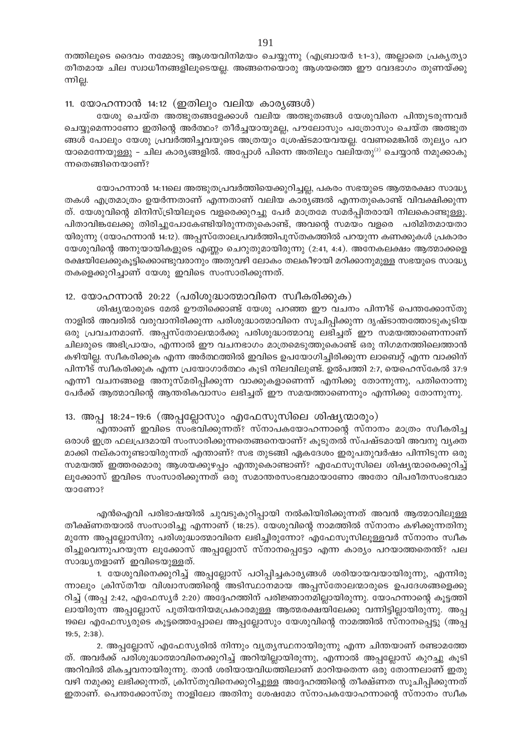നത്തിലൂടെ ദൈവം നമ്മോടു ആശയവിനിമയം ചെയ്യുന്നു (എബ്രായർ 1:1–3), അല്ലാതെ പ്രകൃത്യാതീതമായ ചില സ്വാധീനങ്ങളിലൂടെയല്ല. അങ്ങനെയൊരു ആശയത്തെ ഈ വേദഭാഗം തുണയ്ക്കുന്നില്ല.

### 11. യോഹന്നാൻ 14:12 (ഇതിലും വലിയ കാര്യങ്ങൾ)

യേശു ചെയ്ത അത്ഭുതങ്ങളേക്കാൾ വലിയ അത്ഭുതങ്ങൾ യേശുവിനെ പിന്തുടരുന്നവർ ചെയ്യുമെന്നാണോ ഇതിന്റെ അർത്ഥം? തീർച്ചയായുമല്ല, പൗലോസും പത്രോസും ചെയ്ത അത്ഭുതങ്ങൾ പോലും യേശു പ്രവർത്തിച്ചവയുടെ അത്രയും ശ്രേഷ്ടമായവയല്ല. വേണമെങ്കിൽ തുല്യം പറയാമെന്നേയുള്ളൂ – ചില കാര്യങ്ങളിൽ. അപ്പോൾ പിന്നെ അതിലും വലിയതു[2] ചെയ്യാൻ നമുക്കാകുന്നതെങ്ങിനെയാണ്?

യോഹന്നാൻ 14:11ലെ അത്ഭുതപ്രവർത്തിയെക്കുറിച്ചല്ല, പകരം സഭയുടെ ആത്മരക്ഷാ സാദ്ധ്യതകൾ എത്രമാത്രം ഉയർന്നതാണ് എന്നതാണ് വലിയ കാര്യങ്ങൾ എന്നതുകൊണ്ട് വിവക്ഷിക്കുന്നത്. യേശുവിന്റെ മിനിസ്ട്രിയിലൂടെ വളരെക്കുറച്ചു പേർ മാത്രമേ സമർപ്പിതരായി നിലകൊണ്ടുള്ളൂ. പിതാവിങ്കലേക്കു തിരിച്ചുപോകേണ്ടിയിരുന്നതുകൊണ്ട്, അവന്റെ സമയം വളരെ പരിമിതമായതായിരുന്നു (യോഹന്നാൻ 14:12). അപ്പസ്തോലപ്രവർത്തിപുസ്തകത്തിൽ പറയുന്ന കണക്കുകൾ പ്രകാരം യേശുവിന്റെ അനുയായികളുടെ എണ്ണം ചെറുതുമായിരുന്നു (2:41, 4:4). അനേകലക്ഷം ആത്മാക്കളെ രക്ഷയിലേക്കുകൂട്ടിക്കൊണ്ടുവരാനും അതുവഴി ലോകം തലകീഴായി മറിക്കാനുമുള്ള സഭയുടെ സാദ്ധ്യതകളെക്കുറിച്ചാണ് യേശു ഇവിടെ സംസാരിക്കുന്നത്.

### 12. യോഹന്നാൻ 20:22 (പരിശുദ്ധാത്മാവിനെ സ്വീകരിക്കുക)

ശിഷ്യന്മാരുടെ മേൽ ഊതിക്കൊണ്ട് യേശു പറഞ്ഞ ഈ വചനം പിന്നീട് പെന്തക്കോസ്തു നാളിൽ അവരിൽ വരുവാനിരിക്കുന്ന പരിശുദ്ധാത്മാവിനെ സൂചിപ്പിക്കുന്ന ദൃഷ്ടാന്തത്തോടുകൂടിയ ഒരു പ്രവചനമാണ്. അപ്പസ്തോലന്മാർക്കു പരിശുദ്ധാത്മാവു ലഭിച്ചത് ഈ സമയത്താണെന്നാണ് ചിലരുടെ അഭിപ്രായം, എന്നാൽ ഈ വചനഭാഗം മാത്രമെടുത്തുകൊണ്ട് ഒരു നിഗമനത്തിലെത്താൻ കഴിയില്ല. സ്വീകരിക്കുക എന്ന അർത്ഥത്തിൽ ഇവിടെ ഉപയോഗിച്ചിരിക്കുന്ന ലാമ്പെറ്റ് എന്ന വാക്കിന് പിന്നീട് സ്വീകരിക്കുക എന്ന പ്രയോഗാർത്ഥം കൂടി നിലവിലുണ്ട്. ഉൽപത്തി 2:7, യെഹെസ്കേൽ 37:9 എന്നീ വചനങ്ങളെ അനുസ്മരിപ്പിക്കുന്ന വാക്കുകളാണെന്ന് എനിക്കു തോന്നുന്നു, പതിനൊന്നു പേർക്ക് ആത്മാവിന്റെ ആന്തരികവാസം ലഭിച്ചത് ഈ സമയത്താണെന്നും എനിക്കു തോന്നുന്നു.

### 13. അപ്പ 18:24–19:6 (അപ്പല്ലോസും എഫേസൂസിലെ ശിഷ്യന്മാരും)

എന്താണ് ഇവിടെ സംഭവിക്കുന്നത്? സ്നാപകയോഹന്നാന്റെ സ്നാനം മാത്രം സ്വീകരിച്ച ഒരാൾ ഇത്ര ഫലപ്രദമായി സംസാരിക്കുന്നതെങ്ങനെയാണ്? കൂടുതൽ സ്പഷ്ടമായി അവനു വ്യക്തമാക്കി നല്കാനുണ്ടായിരുന്നത് എന്താണ്? സഭ തുടങ്ങി ഏകദേശം ഇരുപതുവർഷം പിന്നിടുന്ന ഒരു സമയത്ത് ഇത്തരമൊരു ആശയക്കുഴപ്പം എന്തുകൊണ്ടാണ്? എഫേസൂസിലെ ശിഷ്യന്മാരെക്കുറിച്ച് ലൂക്കോസ് ഇവിടെ സംസാരിക്കുന്നത് ഒരു സമാന്തരസംഭവമായാണോ അതോ വിപരീതസംഭവമായാണോ?

എൻഐവി പരിഭാഷയിൽ ചുവടുകുറിപ്പായി നൽകിയിരിക്കുന്നത് അവൻ ആത്മാവിലുള്ള തീക്ഷ്ണതയാൽ സംസാരിച്ചു എന്നാണ് (18:25). യേശുവിന്റെ നാമത്തിൽ സ്നാനം കഴിക്കുന്നതിനു മുന്നേ അപ്പല്ലോസിനു പരിശുദ്ധാത്മാവിനെ ലഭിച്ചിരുന്നോ? എഫേസൂസിലൂള്ളവർ സ്നാനം സ്വീകരിച്ചുവെന്നുപറയുന്ന ലൂക്കോസ് അപ്പല്ലോസ് സ്നാനപ്പെട്ടോ എന്ന കാര്യം പറയാത്തതെന്ത്? പല സാദ്ധ്യതളാണ് ഇവിടെയുള്ളത്.

1. യേശുവിനെക്കുറിച്ച് അപ്പല്ലോസ് പഠിപ്പിച്ചകാര്യങ്ങൾ ശരിയായവയായിരുന്നു, എന്നിരുന്നാലും ക്രിസ്തീയ വിശ്വാസത്തിന്റെ അടിസ്ഥാനമായ അപ്പസ്തോലന്മാരുടെ ഉപദേശങ്ങളെക്കുറിച്ച് (അപ്പ 2:42, എഫേസ്യർ 2:20) അദ്ദേഹത്തിന് പരിജ്ഞാനമില്ലായിരുന്നു. യോഹന്നാന്റെ കൂട്ടത്തിലായിരുന്ന അപ്പല്ലോസ് പുതിയനിയമപ്രകാരമുള്ള ആത്മരക്ഷയിലേക്കു വന്നിട്ടില്ലായിരുന്നു. അപ്പ 19ലെ എഫേസ്യരുടെ കൂട്ടത്തെപ്പോലെ അപ്പല്ലോസും യേശുവിന്റെ നാമത്തിൽ സ്നാനപ്പെട്ടു (അപ്പ 19:5, 2:38).

2. അപ്പല്ലോസ് എഫേസ്യരിൽ നിന്നും വ്യത്യസ്ഥനായിരുന്നു എന്ന ചിന്തയാണ് രണ്ടാമത്തേത്. അവർക്ക് പരിശുദ്ധാത്മാവിനെക്കുറിച്ച് അറിയില്ലായിരുന്നു, എന്നാൽ അപ്പല്ലോസ് കുറച്ചു കൂടി അറിവിൽ മികച്ചവനായിരുന്നു. താൻ ശരിയായവിധത്തിലാണ് മാറിയതെന്ന ഒരു തോന്നലാണ് ഇതുവഴി നമുക്കു ലഭിക്കുന്നത്, ക്രിസ്തുവിനെക്കുറിച്ചുള്ള അദ്ദേഹത്തിന്റെ തീക്ഷ്ണത സൂചിപ്പിക്കുന്നത് ഇതാണ്. പെന്തക്കോസ്തു നാളിലോ അതിനു ശേഷമോ സ്നാപകയോഹന്നാന്റെ സ്നാനം സ്വീക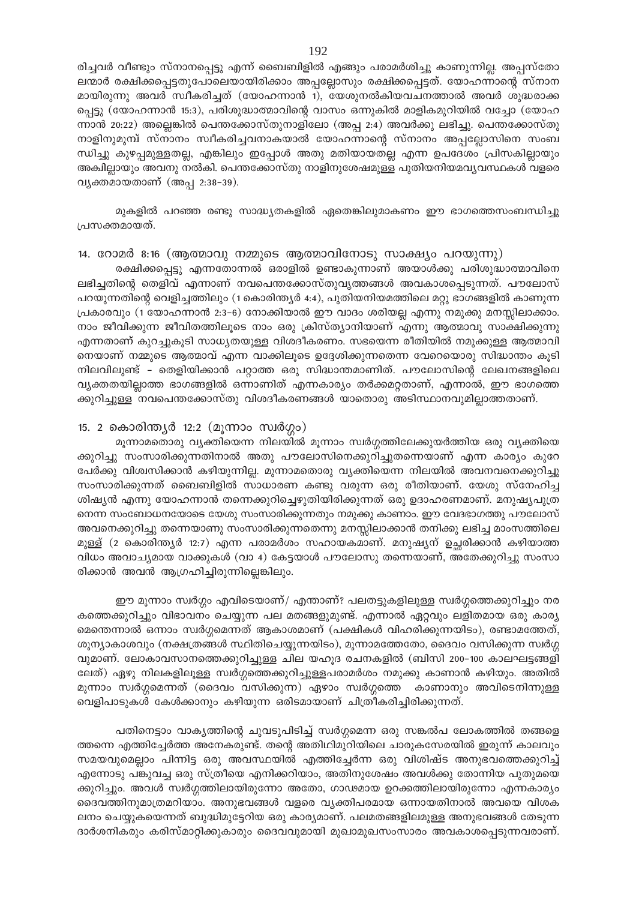രിച്ചവർ വീണ്ടും സ്നാനപ്പെട്ടു എന്ന് ബൈബിളിൽ എങ്ങും പരാമർശിച്ചു കാണുന്നില്ല. അപ്പസ്തോലന്മാർ രക്ഷിക്കപ്പെട്ടതുപോലെയായിരിക്കാം അപ്പല്ലോസും രക്ഷിക്കപ്പെട്ടത്. യോഹന്നാന്റെ സ്നാനമായിരുന്നു അവർ സ്വീകരിച്ചത് (യോഹന്നാൻ 1), യേശുനൽകിയവചനത്താൽ അവർ ശുദ്ധരാക്കപ്പെട്ടു (യോഹന്നാൻ 15:3), പരിശുദ്ധാത്മാവിന്റെ വാസം ഒന്നുകിൽ മാളികമുറിയിൽ വച്ചോ (യോഹന്നാൻ 20:22) അല്ലെങ്കിൽ പെന്തക്കോസ്തുനാളിലോ (അപ്പ 2:4) അവർക്കു ലഭിച്ചു. പെന്തക്കോസ്തു നാളിനുമുമ്പ് സ്നാനം സ്വീകരിച്ചവനാകയാൽ യോഹന്നാന്റെ സ്നാനം അപ്പല്ലോസിനെ സംബന്ധിച്ചു കുഴപ്പമുള്ളതല്ല, എങ്കിലും ഇപ്പോൾ അതു മതിയായതല്ല എന്ന ഉപദേശം പ്രിസകില്ലായും അകില്ലായും അവനു നൽകി. പെന്തക്കോസ്തു നാളിനുശേഷമുള്ള പുതിയനിയമവ്യവസ്ഥകൾ വളരെ വ്യക്തമായതാണ് (അപ്പ 2:38-39).

മുകളിൽ പറഞ്ഞ രണ്ടു സാദ്ധ്യതകളിൽ ഏതെങ്കിലുമാകണം ഈ ഭാഗത്തെസംബന്ധിച്ചു പ്രസക്തമായത്.

## 14. റോമർ 8:16 (ആത്മാവു നമ്മുടെ ആത്മാവിനോടു സാക്ഷ്യം പറയുന്നു)

രക്ഷിക്കപ്പെട്ടു എന്നതോന്നൽ ഒരാളിൽ ഉണ്ടാകുന്നാണ് അയാൾക്കു പരിശുദ്ധാത്മാവിനെ ലഭിച്ചതിന്റെ തെളിവ് എന്നാണ് നവപെന്തക്കോസ്തുവൃത്തങ്ങൾ അവകാശപ്പെടുന്നത്. പൗലോസ് പറയുന്നതിന്റെ വെളിച്ചത്തിലും (1 കൊരിന്ത്യർ 4:4), പുതിയനിയമത്തിലെ മറ്റു ഭാഗങ്ങളിൽ കാണുന്ന പ്രകാരവും (1 യോഹന്നാൻ 2:3-6) നോക്കിയാൽ ഈ വാദം ശരിയല്ല എന്നു നമുക്കു മനസ്സിലാക്കാം. നാം ജീവിക്കുന്ന ജീവിതത്തിലൂടെ നാം ഒരു ക്രിസ്ത്യാനിയാണ് എന്നു ആത്മാവു സാക്ഷിക്കുന്നു എന്നതാണ് കുറച്ചുകൂടി സാധ്യതയുള്ള വിശദീകരണം. സഭയെന്ന രീതിയിൽ നമുക്കുള്ള ആത്മാവിനെയാണ് നമ്മുടെ ആത്മാവ് എന്ന വാക്കിലൂടെ ഉദ്ദേശിക്കുന്നതെന്ന വേറെയൊരു സിദ്ധാന്തം കൂടി നിലവിലുണ്ട് - തെളിയിക്കാൻ പറ്റാത്ത ഒരു സിദ്ധാന്തമാണിത്. പൗലോസിന്റെ ലേഖനങ്ങളിലെ വ്യക്തതയില്ലാത്ത ഭാഗങ്ങളിൽ ഒന്നാണിത് എന്നകാര്യം തർക്കമറ്റതാണ്, എന്നാൽ, ഈ ഭാഗത്തെക്കുറിച്ചുള്ള നവപെന്തക്കോസ്തു വിശദീകരണങ്ങൾ യാതൊരു അടിസ്ഥാനവുമില്ലാത്തതാണ്.

## 15. 2 കൊരിന്ത്യർ 12:2 (മൂന്നാം സ്വർഗ്ഗം)

മൂന്നാമതൊരു വ്യക്തിയെന്ന നിലയിൽ മൂന്നാം സ്വർഗ്ഗത്തിലേക്കുയർത്തിയ ഒരു വ്യക്തിയെക്കുറിച്ചു സംസാരിക്കുന്നതിനാൽ അതു പൗലോസിനെക്കുറിച്ചുതന്നെയാണ് എന്ന കാര്യം കുറേ പേർക്കു വിശ്വസിക്കാൻ കഴിയുന്നില്ല. മൂന്നാമതൊരു വ്യക്തിയെന്ന നിലയിൽ അവനവനെക്കുറിച്ചു സംസാരിക്കുന്നത് ബൈബിളിൽ സാധാരണ കണ്ടു വരുന്ന ഒരു രീതിയാണ്. യേശു സ്നേഹിച്ച ശിഷ്യൻ എന്നു യോഹന്നാൻ തന്നെക്കുറിച്ചെഴുതിയിരിക്കുന്നത് ഒരു ഉദാഹരണമാണ്. മനുഷ്യപുത്രനെന്ന സംബോധനയോടെ യേശു സംസാരിക്കുന്നതും നമുക്കു കാണാം. ഈ വേദഭാഗത്തു പൗലോസ് അവനെക്കുറിച്ചു തന്നെയാണു സംസാരിക്കുന്നതെന്നു മനസ്സിലാക്കാൻ തനിക്കു ലഭിച്ച മാംസത്തിലെ മുള്ള് (2 കൊരിന്ത്യർ 12:7) എന്ന പരാമർശം സഹായകമാണ്. മനുഷ്യന് ഉച്ചരിക്കാൻ കഴിയാത്ത വിധം അവാച്യമായ വാക്കുകൾ (വാ 4) കേട്ടയാൾ പൗലോസു തന്നെയാണ്, അതേക്കുറിച്ചു സംസാരിക്കാൻ അവൻ ആഗ്രഹിച്ചിരുന്നില്ലെങ്കിലും.

ഈ മൂന്നാം സ്വർഗ്ഗം എവിടെയാണ്/ എന്താണ്? പലതട്ടുകളിലുള്ള സ്വർഗ്ഗത്തെക്കുറിച്ചും നരകത്തെക്കുറിച്ചും വിഭാവനം ചെയ്യുന്ന പല മതങ്ങളുമുണ്ട്. എന്നാൽ ഏറ്റവും ലളിതമായ ഒരു കാര്യമെന്തെന്നാൽ ഒന്നാം സ്വർഗ്ഗമെന്നത് ആകാശമാണ് (പക്ഷികൾ വിഹരിക്കുന്നയിടം), രണ്ടാമത്തേത്, ശൂന്യാകാശവും (നക്ഷത്രങ്ങൾ സ്ഥിതിചെയ്യുന്നയിടം), മൂന്നാമത്തേതോ, ദൈവം വസിക്കുന്ന സ്വർഗ്ഗവുമാണ്. ലോകാവസാനത്തെക്കുറിച്ചുള്ള ചില യഹൂദ രചനകളിൽ (ബിസി 200-100 കാലഘട്ടങ്ങളിലേത്) ഏഴു നിലകളിലുള്ള സ്വർഗ്ഗത്തെക്കുറിച്ചുള്ളപരാമർശം നമുക്കു കാണാൻ കഴിയും. അതിൽ മൂന്നാം സ്വർഗ്ഗമെന്നത് (ദൈവം വസിക്കുന്ന) ഏഴാം സ്വർഗ്ഗത്തെ കാണാനും അവിടെനിന്നുള്ള വെളിപാടുകൾ കേൾക്കാനും കഴിയുന്ന ഒരിടമായാണ് ചിത്രീകരിച്ചിരിക്കുന്നത്.

പതിനെട്ടാം വാക്യത്തിന്റെ ചുവടുപിടിച്ച് സ്വർഗ്ഗമെന്ന ഒരു സങ്കൽപ ലോകത്തിൽ തങ്ങളെത്തന്നെ എത്തിച്ചേർത്ത അനേകരുണ്ട്. തന്റെ അതിഥിമുറിയിലെ ചാരുകസേരയിൽ ഇരുന്ന് കാലവും സമയവുമെല്ലാം പിന്നിട്ട ഒരു അവസ്ഥയിൽ എത്തിച്ചേർന്ന ഒരു വിശിഷ്ട അനുഭവത്തെക്കുറിച്ച് എന്നോടു പങ്കുവച്ച ഒരു സ്ത്രീയെ എനിക്കറിയാം, അതിനുശേഷം അവൾക്കു തോന്നിയ പുതുമയെക്കുറിച്ചും. അവൾ സ്വർഗ്ഗത്തിലായിരുന്നോ അതോ, ഗാഢമായ ഉറക്കത്തിലായിരുന്നോ എന്നകാര്യം ദൈവത്തിനുമാത്രമറിയാം. അനുഭവങ്ങൾ വളരെ വ്യക്തിപരമായ ഒന്നായതിനാൽ അവയെ വിശകലനം ചെയ്യുകയെന്നത് ബുദ്ധിമുട്ടേറിയ ഒരു കാര്യമാണ്. പലമതങ്ങളിലുമുള്ള അനുഭവങ്ങൾ തേടുന്ന ദാർശനികരും കരിസ്മാറ്റിക്കുകാരും ദൈവവുമായി മുഖാമുഖസംസാരം അവകാശപ്പെടുന്നവരാണ്.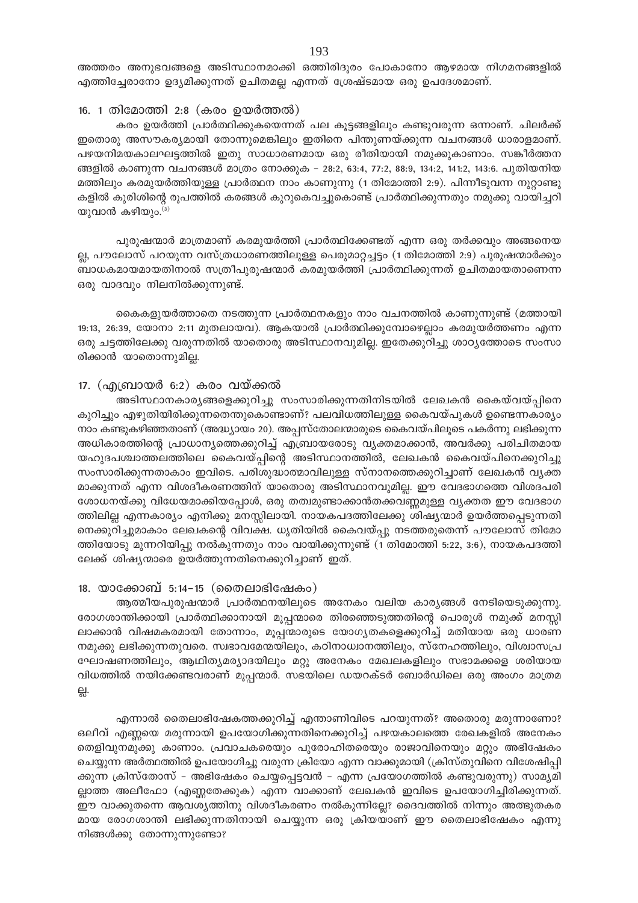അത്തരം അനുഭവങ്ങളെ അടിസ്ഥാനമാക്കി ഒത്തിരിദൂരം പോകാനോ ആഴമായ നിഗമനങ്ങളിൽ എത്തിച്ചേരാനോ ഉദ്യമിക്കുന്നത് ഉചിതമല്ല എന്നത് ശ്രേഷ്ടമായ ഒരു ഉപദേശമാണ്.

### 16. 1 തിമോത്തി 2:8 (കരം ഉയർത്തൽ)

കരം ഉയർത്തി പ്രാർത്ഥിക്കുകയെന്നത് പല കൂട്ടങ്ങളിലും കണ്ടുവരുന്ന ഒന്നാണ്. ചിലർക്ക് ഇതൊരു അസൗകര്യമായി തോന്നാമെങ്കിലും ഇതിനെ പിന്തുണയ്ക്കുന്ന വചനങ്ങൾ ധാരാളമാണ്. പഴയനിമയകാലഘട്ടത്തിൽ ഇതു സാധാരണമായ ഒരു രീതിയായി നമുക്കുകാണാം. സങ്കീർത്തനങ്ങളിൽ കാണുന്ന വചനങ്ങൾ മാത്രം നോക്കുക – 28:2, 63:4, 77:2, 88:9, 134:2, 141:2, 143:6. പുതിയനിയമത്തിലും കരമുയർത്തിയുള്ള പ്രാർത്ഥന നാം കാണുന്നു (1 തിമോത്തി 2:9). പിന്നീടുവന്ന നൂറ്റാണ്ടുകളിൽ കുരിശിന്റെ രൂപത്തിൽ കരങ്ങൾ കുറുകെവച്ചുകൊണ്ട് പ്രാർത്ഥിക്കുന്നതും നമുക്കു വായിച്ചറിയുവാൻ കഴിയും.[3]

പുരുഷന്മാർ മാത്രമാണ് കരമുയർത്തി പ്രാർത്ഥിക്കേണ്ടത് എന്ന ഒരു തർക്കവും അങ്ങനെയല്ല, പൗലോസ് പറയുന്ന വസ്ത്രധാരണത്തിലുള്ള പെരുമാറ്റച്ചട്ടം (1 തിമോത്തി 2:9) പുരുഷന്മാർക്കും ബാധകമായമായതിനാൽ സ്ത്രീപുരുഷന്മാർ കരമുയർത്തി പ്രാർത്ഥിക്കുന്നത് ഉചിതമായതാണെന്ന ഒരു വാദവും നിലനിൽക്കുന്നുണ്ട്.

കൈകളുയർത്താതെ നടത്തുന്ന പ്രാർത്ഥനകളും നാം വചനത്തിൽ കാണുന്നുണ്ട് (മത്തായി 19:13, 26:39, യോനാ 2:11 മുതലായവ). ആകയാൽ പ്രാർത്ഥിക്കുമ്പോഴെല്ലാം കരമുയർത്തണം എന്ന ഒരു ചട്ടത്തിലേക്കു വരുന്നതിൽ യാതൊരു അടിസ്ഥാനവുമില്ല. ഇതേക്കുറിച്ചു ശാഠ്യത്തോടെ സംസാരിക്കാൻ യാതൊന്നുമില്ല.

### 17. (എബ്രായർ 6:2) കരം വയ്ക്കൽ

അടിസ്ഥാനകാര്യങ്ങളെക്കുറിച്ചു സംസാരിക്കുന്നതിനിടയിൽ ലേഖകൻ കൈയ്‌വയ്പ്പിനെ കുറിച്ചും എഴുതിയിരിക്കുന്നതെന്തുകൊണ്ടാണ്? പലവിധത്തിലുള്ള കൈവയ്പുകൾ ഉണ്ടെന്നകാര്യം നാം കണ്ടുകഴിഞ്ഞതാണ് (അദ്ധ്യായം 20). അപ്പസ്തോലന്മാരുടെ കൈവയ്പിലൂടെ പകർന്നു ലഭിക്കുന്ന അധികാരത്തിന്റെ പ്രാധാന്യത്തെക്കുറിച്ച് എബ്രായരോടു വ്യക്തമാക്കാൻ, അവർക്കു പരിചിതമായ യഹൂദപശ്ചാത്തലത്തിലെ കൈവയ്പ്പിന്റെ അടിസ്ഥാനത്തിൽ, ലേഖകൻ കൈവയ്പിനെക്കുറിച്ചു സംസാരിക്കുന്നതാകാം ഇവിടെ. പരിശുദ്ധാത്മാവിലുള്ള സ്നാനത്തെക്കുറിച്ചാണ് ലേഖകൻ വ്യക്തമാക്കുന്നത് എന്ന വിശദീകരണത്തിന് യാതൊരു അടിസ്ഥാനവുമില്ല. ഈ വേദഭാഗത്തെ വിശദപരിശോധനയ്ക്കു വിധേയമാക്കിയപ്പോൾ, ഒരു തത്വമുണ്ടാക്കാൻതക്കവണ്ണമുള്ള വ്യക്തത ഈ വേദഭാഗത്തിലില്ല എന്നകാര്യം എനിക്കു മനസ്സിലായി. നായകപദത്തിലേക്കു ശിഷ്യന്മാർ ഉയർത്തപ്പെടുന്നതിനെക്കുറിച്ചുമാകാം ലേഖകന്റെ വിവക്ഷ. ധൃതിയിൽ കൈവയ്പ്പു നടത്തരുതെന്ന് പൗലോസ് തിമോത്തിയോടു മുന്നറിയിപ്പു നൽകുന്നതും നാം വായിക്കുന്നുണ്ട് (1 തിമോത്തി 5:22, 3:6), നായകപദത്തിലേക്ക് ശിഷ്യന്മാരെ ഉയർത്തുന്നതിനെക്കുറിച്ചാണ് ഇത്.

### 18. യാക്കോബ് 5:14–15 (തൈലാഭിഷേകം)

ആത്മീയപുരുഷന്മാർ പ്രാർത്ഥനയിലൂടെ അനേകം വലിയ കാര്യങ്ങൾ നേടിയെടുക്കുന്നു. രോഗശാന്തിക്കായി പ്രാർത്ഥിക്കാനായി മൂപ്പന്മാരെ തിരഞ്ഞെടുത്തതിന്റെ പൊരുൾ നമുക്ക് മനസ്സിലാക്കാൻ വിഷമകരമായി തോന്നാം, മൂപ്പന്മാരുടെ യോഗ്യതകളെക്കുറിച്ച് മതിയായ ഒരു ധാരണ നമുക്കു ലഭിക്കുന്നതുവരെ. സ്വഭാവമേന്മയിലും, കഠിനാധ്വാനത്തിലും, സ്നേഹത്തിലും, വിശ്വാസപ്രഘോഷണത്തിലും, ആഥിത്യമര്യാദയിലും മറ്റു അനേകം മേഖലകളിലും സഭാമക്കളെ ശരിയായ വിധത്തിൽ നയിക്കേണ്ടവരാണ് മൂപ്പന്മാർ. സഭയിലെ ഡയറക്ടർ ബോർഡിലെ ഒരു അംഗം മാത്രമല്ല.

എന്നാൽ തൈലാഭിഷേകത്തക്കുറിച്ച് എന്താണിവിടെ പറയുന്നത്? അതൊരു മരുന്നാണോ? ഒലീവ് എണ്ണയെ മരുന്നായി ഉപയോഗിക്കുന്നതിനെക്കുറിച്ച് പഴയകാലത്തെ രേഖകളിൽ അനേകം തെളിവുനമുക്കു കാണാം. പ്രവാചകരെയും പുരോഹിതരെയും രാജാവിനെയും മറ്റും അഭിഷേകം ചെയ്യുന്ന അർത്ഥത്തിൽ ഉപയോഗിച്ചു വരുന്ന ക്രീയോ എന്ന വാക്കുമായി (ക്രിസ്തുവിനെ വിശേഷിപ്പിക്കുന്ന ക്രിസ്തോസ് – അഭിഷേകം ചെയ്യപ്പെട്ടവൻ – എന്ന പ്രയോഗത്തിൽ കണ്ടുവരുന്നു) സാമ്യമില്ലാത്ത അലീഫോ (എണ്ണതേക്കുക) എന്ന വാക്കാണ് ലേഖകൻ ഇവിടെ ഉപയോഗിച്ചിരിക്കുന്നത്. ഈ വാക്കുതന്നെ ആവശ്യത്തിനു വിശദീകരണം നൽകുന്നില്ലേ? ദൈവത്തിൽ നിന്നും അത്ഭുതകരമായ രോഗശാന്തി ലഭിക്കുന്നതിനായി ചെയ്യുന്ന ഒരു ക്രിയയാണ് ഈ തൈലാഭിഷേകം എന്നു നിങ്ങൾക്കു തോന്നുന്നുണ്ടോ?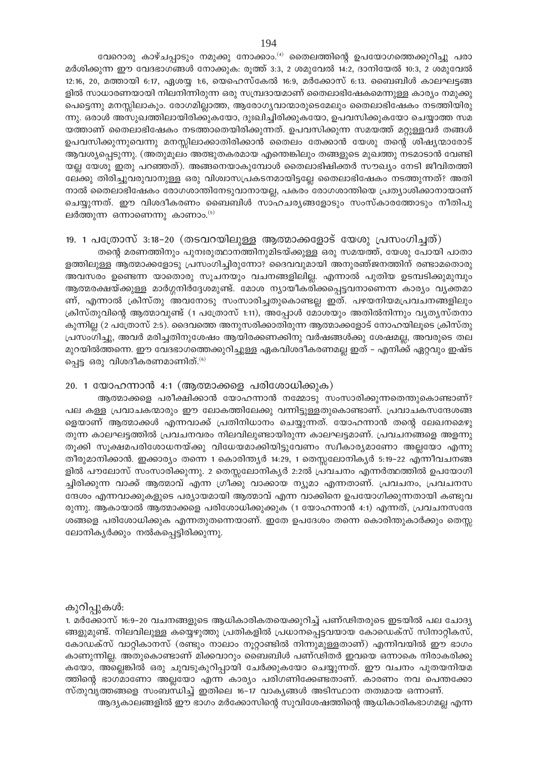വേറൊരു കാഴ്ചപ്പാടും നമുക്കു നോക്കാം.[4] തൈലത്തിന്റെ ഉപയോഗത്തെക്കുറിച്ചു പരാമർശിക്കുന്ന ഈ വേദഭാഗങ്ങൾ നോക്കുക: രൂത്ത് 3:3, 2 ശമുവേൽ 14:2, ദാനിയേൽ 10:3, 2 ശമുവേൽ 12:16, 20, മത്തായി 6:17, ഏശയ്യ 1:6, യെഹെസ്കേൽ 16:9, മർക്കോസ് 6:13. ബൈബിൾ കാലഘട്ടങ്ങളിൽ സാധാരണയായി നിലനിന്നിരുന്ന ഒരു സമ്പ്രദായമാണ് തൈലാഭിഷേകമെന്നുള്ള കാര്യം നമുക്കു പെട്ടെന്നു മനസ്സിലാകും. രോഗമില്ലാത്ത, ആരോഗ്യവാന്മാരുടെമേലും തൈലാഭിഷേകം നടത്തിയിരുന്നു. ഒരാൾ അസുഖത്തിലായിരിക്കുകയോ, ദുഃഖിച്ചിരിക്കുകയോ, ഉപവസിക്കുകയോ ചെയ്യാത്ത സമയത്താണ് തൈലാഭിഷേകം നടത്താതെയിരിക്കുന്നത്. ഉപവസിക്കുന്ന സമയത്ത് മറ്റുള്ളവർ തങ്ങൾ ഉപവസിക്കുന്നുവെന്നു മനസ്സിലാക്കാതിരിക്കാൻ തൈലം തേക്കാൻ യേശു തന്റെ ശിഷ്യന്മാരോട് ആവശ്യപ്പെടുന്നു. (അതുമൂലം അത്ഭുതകരമായ എന്തെങ്കിലും തങ്ങളുടെ മുഖത്തു നടമാടാൻ വേണ്ടിയല്ല യേശു ഇതു പറഞ്ഞത്). അങ്ങനെയാകുമ്പോൾ തൈലാഭിഷിക്തർ സൗഖ്യം നേടി ജീവിതത്തിലേക്കു തിരിച്ചുവരുവാനുള്ള ഒരു വിശ്വാസപ്രകടനമായിട്ടല്ലേ തൈലാഭിഷേകം നടത്തുന്നത്? അതിനാൽ തൈലാഭിഷേകം രോഗശാന്തിനേടുവാനായല്ല, പകരം രോഗശാന്തിയെ പ്രത്യാശിക്കാനായാണ് ചെയ്യുന്നത്. ഈ വിശദീകരണം ബൈബിൾ സാഹചര്യങ്ങളോടും സംസ്കാരത്തോടും നീതിപുലർത്തുന്ന ഒന്നാണെന്നു കാണാം.[5]

## 19. 1 പത്രോസ് 3:18–20 (തടവറയിലുള്ള ആത്മാക്കളോട് യേശു പ്രസംഗിച്ചത്)

തന്റെ മരണത്തിനും പുനരുത്ഥാനത്തിനുമിടയ്ക്കുള്ള ഒരു സമയത്ത്, യേശു പോയി പാതാളത്തിലുള്ള ആത്മാക്കളോടു പ്രസംഗിച്ചിരുന്നോ? ദൈവവുമായി അനുരഞ്ജനത്തിന് രണ്ടാമതൊരു അവസരം ഉണ്ടെന്ന യാതൊരു സൂചനയും വചനങ്ങളിലില്ല. എന്നാൽ പുതിയ ഉടമ്പടിക്കുമുമ്പും ആത്മരക്ഷയ്ക്കുള്ള മാർഗ്ഗനിർദ്ദേശമുണ്ട്. മോശ ന്യായീകരിക്കപ്പെട്ടവനാണെന്ന കാര്യം വ്യക്തമാണ്, എന്നാൽ ക്രിസ്തു അവനോടു സംസാരിച്ചതുകൊണ്ടല്ല ഇത്. പഴയനിയമപ്രവചനങ്ങളിലും ക്രിസ്തുവിന്റെ ആത്മാവുണ്ട് (1 പത്രോസ് 1:11), അപ്പോൾ മോശയും അതിൽനിന്നും വ്യത്യസ്തനാകുന്നില്ല (2 പത്രോസ് 2:5). ദൈവത്തെ അനുസരിക്കാതിരുന്ന ആത്മാക്കളോട് നോഹയിലൂടെ ക്രിസ്തു പ്രസംഗിച്ചു, അവർ മരിച്ചതിനുശേഷം ആയിരക്കണക്കിനു വർഷങ്ങൾക്കു ശേഷമല്ല, അവരുടെ തലമുറയിൽത്തന്നെ. ഈ വേദഭാഗത്തെക്കുറിച്ചുള്ള ഏകവിശദീകരണമല്ല ഇത് – എനിക്ക് ഏറ്റവും ഇഷ്ടപ്പെട്ട ഒരു വിശദീകരണമാണിത്.[6]

## 20. 1 യോഹന്നാൻ 4:1 (ആത്മാക്കളെ പരിശോധിക്കുക)

ആത്മാക്കളെ പരീക്ഷിക്കാൻ യോഹന്നാൻ നമ്മോടു സംസാരിക്കുന്നതെന്തുകൊണ്ടാണ്? പല കള്ള പ്രവാചകന്മാരും ഈ ലോകത്തിലേക്കു വന്നിട്ടുള്ളതുകൊണ്ടാണ്. പ്രവാചകസന്ദേശങ്ങളെയാണ് ആത്മാക്കൾ എന്നവാക്ക് പ്രതിനിധാനം ചെയ്യുന്നത്. യോഹന്നാൻ തന്റെ ലേഖനമെഴുതുന്ന കാലഘട്ടത്തിൽ പ്രവചനവരം നിലവിലുണ്ടായിരുന്ന കാലഘട്ടമാണ്. പ്രവചനങ്ങളെ അളന്നുതൂക്കി സൂക്ഷമപരിശോധനയ്ക്കു വിധേയമാക്കിയിട്ടുവേണം സ്വീകാര്യമാണോ അല്ലയോ എന്നു തീരുമാനിക്കാൻ. ഇക്കാര്യം തന്നെ 1 കൊരിന്ത്യർ 14:29, 1 തെസ്സലോനിക്യർ 5:19–22 എന്നീവചനങ്ങളിൽ പൗലോസ് സംസാരിക്കുന്നു. 2 തെസ്സലോനിക്യർ 2:2ൽ പ്രവചനം എന്നർത്ഥത്തിൽ ഉപയോഗിച്ചിരിക്കുന്ന വാക്ക് ആത്മാവ് എന്ന ഗ്രീക്കു വാക്കായ ന്യൂമാ എന്നതാണ്. പ്രവചനം, പ്രവചനസന്ദേശം എന്നവാക്കുകളുടെ പര്യായമായി ആത്മാവ് എന്ന വാക്കിനെ ഉപയോഗിക്കുന്നതായി കണ്ടുവരുന്നു. ആകായാൽ ആത്മാക്കളെ പരിശോധിക്കുക (1 യോഹന്നാൻ 4:1) എന്നത്, പ്രവചനസന്ദേശങ്ങളെ പരിശോധിക്കുക എന്നതുതന്നെയാണ്. ഇതേ ഉപദേശം തന്നെ കൊരിന്തുകാർക്കും തെസ്സലോനിക്യർക്കും നൽകപ്പെട്ടിരിക്കുന്നു.

കുറിപ്പുകൾ:

1. മർക്കോസ് 16:9–20 വചനങ്ങളുടെ ആധികാരികതയെക്കുറിച്ച് പണ്ഢിതരുടെ ഇടയിൽ പല ചോദ്യങ്ങളുമുണ്ട്. നിലവിലുള്ള കയ്യെഴുത്തു പ്രതികളിൽ പ്രധാനപ്പെട്ടവയായ കോഡെക്സ് സിനാറ്റികസ്, കോഡക്സ് വാറ്റികാനസ് (രണ്ടും നാലാം നൂറ്റാണ്ടിൽ നിന്നുമുള്ളതാണ്) എന്നിവയിൽ ഈ ഭാഗം കാണുന്നില്ല. അതുകൊണ്ടാണ് മിക്കവാറും ബൈബിൾ പണ്ഢിതർ ഇവയെ ഒന്നാകെ നിരാകരിക്കുകയോ, അല്ലെങ്കിൽ ഒരു ചുവടുകുറിപ്പായി ചേർക്കുകയോ ചെയ്യുന്നത്. ഈ വചനം പുതയനിയമത്തിന്റെ ഭാഗമാണോ അല്ലയോ എന്ന കാര്യം പരിഗണിക്കേണ്ടതാണ്. കാരണം നവ പെന്തക്കോസ്തുവൃത്തങ്ങളെ സംബന്ധിച്ച് ഇതിലെ 16–17 വാക്യങ്ങൾ അടിസ്ഥാന തത്വമായ ഒന്നാണ്.

ആദ്യകാലങ്ങളിൽ ഈ ഭാഗം മർക്കോസിന്റെ സുവിശേഷത്തിന്റെ ആധികാരികഭാഗമല്ല എന്ന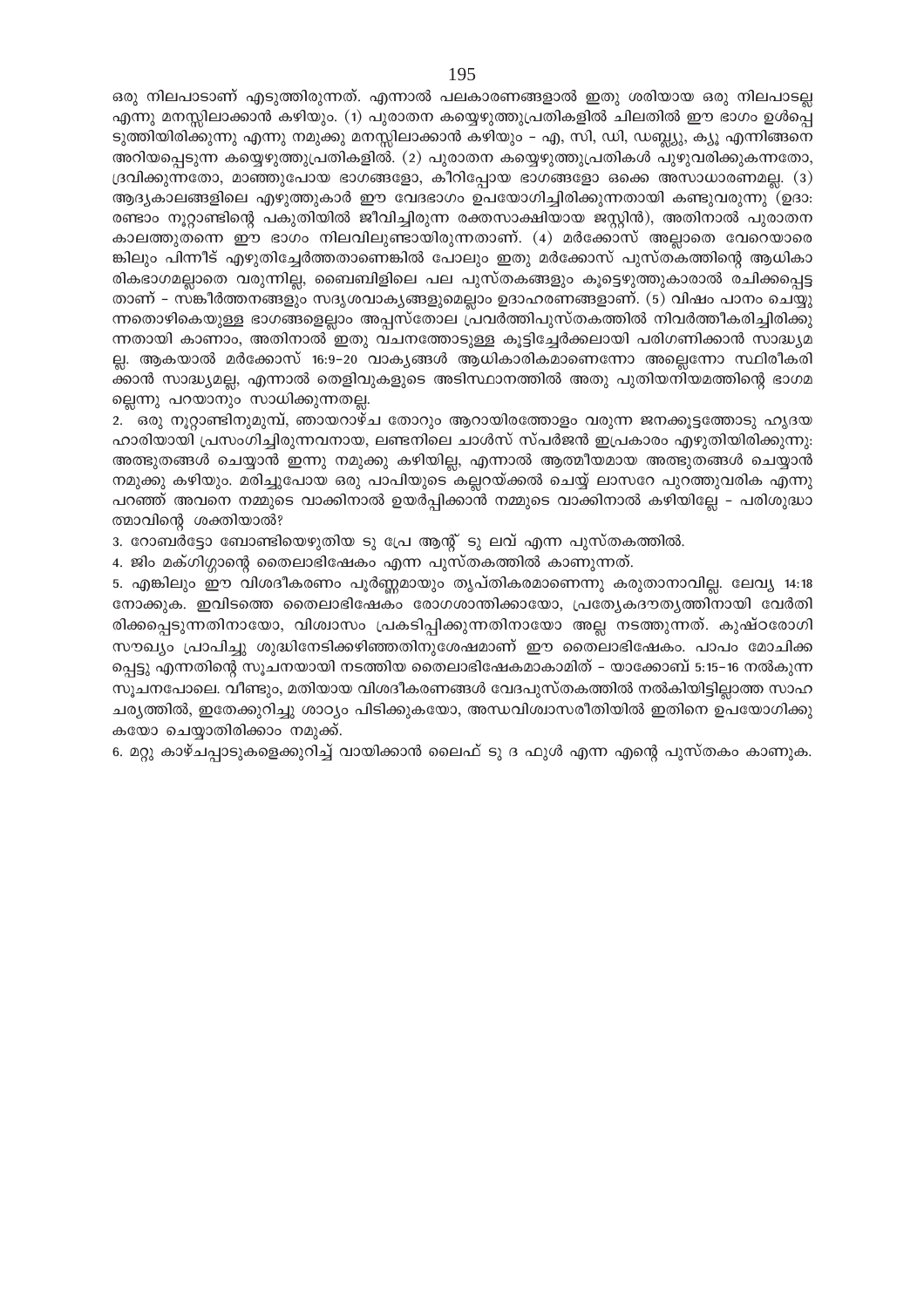ഒരു നിലപാടാണ് എടുത്തിരുന്നത്. എന്നാൽ പലകാരണങ്ങളാൽ ഇതു ശരിയായ ഒരു നിലപാടല്ല എന്നു മനസ്സിലാക്കാൻ കഴിയും. (1) പുരാതന കയ്യെഴുത്തുപ്രതികളിൽ ചിലതിൽ ഈ ഭാഗം ഉൾപ്പെടുത്തിയിരിക്കുന്നു എന്നു നമുക്കു മനസ്സിലാക്കാൻ കഴിയും – എ, സി, ഡി, ഡബ്ല്യു, ക്യൂ എന്നിങ്ങനെ അറിയപ്പെടുന്ന കയ്യെഴുത്തുപ്രതികളിൽ. (2) പുരാതന കയ്യെഴുത്തുപ്രതികൾ പുഴുവരിക്കുകന്നതോ, ദ്രവിക്കുന്നതോ, മാഞ്ഞുപോയ ഭാഗങ്ങളോ, കീറിപ്പോയ ഭാഗങ്ങളോ ഒക്കെ അസാധാരണമല്ല. (3) ആദ്യകാലങ്ങളിലെ എഴുത്തുകാർ ഈ വേദഭാഗം ഉപയോഗിച്ചിരിക്കുന്നതായി കണ്ടുവരുന്നു (ഉദാ: രണ്ടാം നൂറ്റാണ്ടിന്റെ പകുതിയിൽ ജീവിച്ചിരുന്ന രക്തസാക്ഷിയായ ജസ്റ്റിൻ), അതിനാൽ പുരാതന കാലത്തുതന്നെ ഈ ഭാഗം നിലവിലുണ്ടായിരുന്നതാണ്. (4) മർക്കോസ് അല്ലാതെ വേറെയാരെങ്കിലും പിന്നീട് എഴുതിച്ചേർത്തതാണെങ്കിൽ പോലും ഇതു മർക്കോസ് പുസ്തകത്തിന്റെ ആധികാരികഭാഗമല്ലാതെ വരുന്നില്ല, ബൈബിളിലെ പല പുസ്തകങ്ങളും കൂട്ടെഴുത്തുകാരാൽ രചിക്കപ്പെട്ടതാണ് – സങ്കീർത്തനങ്ങളും സദൃശവാക്യങ്ങളുമെല്ലാം ഉദാഹരണങ്ങളാണ്. (5) വിഷം പാനം ചെയ്യുന്നതൊഴികെയുള്ള ഭാഗങ്ങളെല്ലാം അപ്പസ്തോല പ്രവർത്തിപുസ്തകത്തിൽ നിവർത്തീകരിച്ചിരിക്കുന്നതായി കാണാം, അതിനാൽ ഇതു വചനത്തോടുള്ള കൂട്ടിച്ചേർക്കലായി പരിഗണിക്കാൻ സാദ്ധ്യമല്ല. ആകയാൽ മർക്കോസ് 16:9–20 വാക്യങ്ങൾ ആധികാരികമാണെന്നോ അല്ലെന്നോ സ്ഥിരീകരിക്കാൻ സാദ്ധ്യമല്ല, എന്നാൽ തെളിവുകളുടെ അടിസ്ഥാനത്തിൽ അതു പുതിയനിയമത്തിന്റെ ഭാഗമല്ലെന്നു പറയാനും സാധിക്കുന്നതല്ല.

2. ഒരു നൂറ്റാണ്ടിനുമുമ്പ്, ഞായറാഴ്ച തോറും ആറായിരത്തോളം വരുന്ന ജനക്കൂട്ടത്തോടു ഹൃദയഹാരിയായി പ്രസംഗിച്ചിരുന്നവനായ, ലണ്ടനിലെ ചാൾസ് സ്പർജൻ ഇപ്രകാരം എഴുതിയിരിക്കുന്നു: അത്ഭുതങ്ങൾ ചെയ്യാൻ ഇന്നു നമുക്കു കഴിയില്ല, എന്നാൽ ആത്മീയമായ അത്ഭുതങ്ങൾ ചെയ്യാൻ നമുക്കു കഴിയും. മരിച്ചുപോയ ഒരു പാപിയുടെ കല്ലറയ്ക്കൽ ചെയ്ത് ലാസറേ പുറത്തുവരിക എന്നു പറഞ്ഞ് അവനെ നമ്മുടെ വാക്കിനാൽ ഉയർപ്പിക്കാൻ നമ്മുടെ വാക്കിനാൽ കഴിയില്ലേ – പരിശുദ്ധാത്മാവിന്റെ ശക്തിയാൽ?

3. റോബർട്ടോ ബോണ്ടിയെഴുതിയ ടു പ്രേ ആന്റ് ടു ലവ് എന്ന പുസ്തകത്തിൽ.

4. ജിം മക്ഗിഗ്ഗാന്റെ തൈലാഭിഷേകം എന്ന പുസ്തകത്തിൽ കാണുന്നത്.

5. എങ്കിലും ഈ വിശദീകരണം പൂർണ്ണമായും തൃപ്തികരമാണെന്നു കരുതാനാവില്ല. ലേവ്യ 14:18 നോക്കുക. ഇവിടത്തെ തൈലാഭിഷേകം രോഗശാന്തിക്കായോ, പ്രത്യേകദൗത്യത്തിനായി വേർതിരിക്കപ്പെടുന്നതിനായോ, വിശ്വാസം പ്രകടിപ്പിക്കുന്നതിനായോ അല്ല നടത്തുന്നത്. കുഷ്ഠരോഗി സൗഖ്യം പ്രാപിച്ചു ശുദ്ധിനേടിക്കഴിഞ്ഞതിനുശേഷമാണ് ഈ തൈലാഭിഷേകം. പാപം മോചിക്കപ്പെട്ടു എന്നതിന്റെ സൂചനയായി നടത്തിയ വിശദീകരണമാകാമിത് – യാക്കോബ് 5:15–16 നൽകുന്ന സൂചനപോലെ. വീണ്ടും, മതിയായ വിശദീകരണങ്ങൾ വേദപുസ്തകത്തിൽ നൽകിയിട്ടില്ലാത്ത സാഹചര്യത്തിൽ, ഇതേക്കുറിച്ചു ശാഠ്യം പിടിക്കുകയോ, അന്ധവിശ്വാസരീതിയിൽ ഇതിനെ ഉപയോഗിക്കുകയോ ചെയ്യാതിരിക്കാം നമുക്ക്.

6. മറ്റു കാഴ്ചപ്പാടുകളെക്കുറിച്ച് വായിക്കാൻ ലൈഫ് ടു ദ ഫുൾ എന്ന എന്റെ പുസ്തകം കാണുക.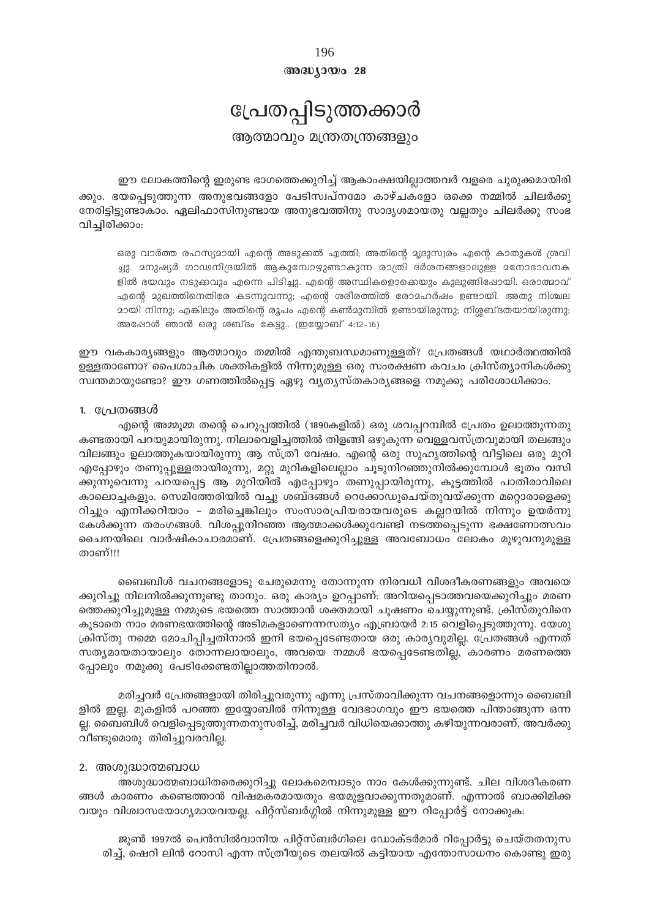അദ്ധ്യായം 28

# പ്രേതപ്പിടുത്തക്കാർ

## ആത്മാവും മന്ത്രതന്ത്രങ്ങളും

ഈ ലോകത്തിന്റെ ഇരുണ്ട ഭാഗത്തെക്കുറിച്ച് ആകാംക്ഷയില്ലാത്തവർ വളരെ ചുരുക്കമായിരിക്കും. ഭയപ്പെടുത്തുന്ന അനുഭവങ്ങളോ പേടിസ്വപ്നമോ കാഴ്ചകളോ ഒക്കെ നമ്മിൽ ചിലർക്കു നേരിട്ടിട്ടുണ്ടാകാം. ഏലിഫാസിനുണ്ടായ അനുഭവത്തിനു സാദൃശമായതു വല്ലതും ചിലർക്കു സംഭവിച്ചിരിക്കാം:

> ഒരു വാർത്ത രഹസ്യമായി എന്റെ അടുക്കൽ എത്തി; അതിന്റെ മൃദുസ്വരം എന്റെ കാതുകൾ ശ്രവിച്ചു. മനുഷ്യർ ഗാഢനിദ്രയിൽ ആകുമ്പോഴുണ്ടാകുന്ന രാത്രി ദർശനങ്ങളാലുള്ള മനോഭാവനകളിൽ ഭയവും നടുക്കവും എന്നെ പിടിച്ചു. എന്റെ അസ്ഥികളൊക്കെയും കുലുങ്ങിപ്പോയി. ഒരാത്മാവ് എന്റെ മുഖത്തിനെതിരേ കടന്നുവന്നു; എന്റെ ശരീരത്തിൽ രോമഹർഷം ഉണ്ടായി. അതു നിശ്ചലമായി നിന്നു; എങ്കിലും അതിന്റെ രൂപം എന്റെ കൺമുമ്പിൽ ഉണ്ടായിരുന്നു; നിശ്ശബ്ദതയായിരുന്നു; അപ്പോൾ ഞാൻ ഒരു ശബ്ദം കേട്ടു.. (ഇയ്യോബ് 4:12-16)

ഈ വകകാര്യങ്ങളും ആത്മാവും തമ്മിൽ എന്തുബന്ധമാണുള്ളത്? പ്രേതങ്ങൾ യഥാർത്ഥത്തിൽ ഉള്ളതാണോ? പൈശാചിക ശക്തികളിൽ നിന്നുമുള്ള ഒരു സംരക്ഷണ കവചം ക്രിസ്ത്യാനികൾക്കു സ്വന്തമായുണ്ടോ? ഈ ഗണത്തിൽപ്പെട്ട ഏഴു വ്യത്യസ്തകാര്യങ്ങളെ നമുക്കു പരിശോധിക്കാം.

### 1. പ്രേതങ്ങൾ

എന്റെ അമ്മൂമ്മ തന്റെ ചെറുപ്പത്തിൽ (1890കളിൽ) ഒരു ശവപ്പറമ്പിൽ പ്രേതം ഉലാത്തുന്നതു കണ്ടതായി പറയുമായിരുന്നു. നിലാവെളിച്ചത്തിൽ തിളങ്ങി ഒഴുകുന്ന വെള്ളവസ്ത്രവുമായി തലങ്ങും വിലങ്ങും ഉലാത്തുകയായിരുന്നു ആ സ്ത്രീ വേഷം. എന്റെ ഒരു സുഹൃത്തിന്റെ വീട്ടിലെ ഒരു മുറി എപ്പോഴും തണുപ്പുള്ളതായിരുന്നു, മറ്റു മുറികളിലെല്ലാം ചൂടുനിറഞ്ഞുനിൽക്കുമ്പോൾ ഭൂതം വസിക്കുന്നുവെന്നു പറയപ്പെട്ട ആ മുറിയിൽ എപ്പോഴും തണുപ്പായിരുന്നു, കൂട്ടത്തിൽ പാതിരാവിലെ കാലൊച്ചകളും. സെമിത്തേരിയിൽ വച്ചു ശബ്ദങ്ങൾ റെക്കോഡുചെയ്തുവയ്ക്കുന്ന മറ്റൊരാളെക്കുറിച്ചും എനിക്കറിയാം – മരിച്ചെങ്കിലും സംസാരപ്രിയരായവരുടെ കല്ലറയിൽ നിന്നും ഉയർന്നു കേൾക്കുന്ന തരംഗങ്ങൾ. വിശപ്പുനിറഞ്ഞ ആത്മാക്കൾക്കുവേണ്ടി നടത്തപ്പെടുന്ന ഭക്ഷണോത്സവം ചൈനയിലെ വാർഷികാചാരമാണ്. പ്രേതങ്ങളെക്കുറിച്ചുള്ള അവബോധം ലോകം മുഴുവനുമുള്ളതാണ്!!!

ബൈബിൾ വചനങ്ങളോടു ചേരുമെന്നു തോന്നുന്ന നിരവധി വിശദീകരണങ്ങളും അവയെക്കുറിച്ചു നിലനിൽക്കുന്നുണ്ടു താനും. ഒരു കാര്യം ഉറപ്പാണ്: അറിയപ്പെടാത്തവയെക്കുറിച്ചും മരണത്തെക്കുറിച്ചുമുള്ള നമ്മുടെ ഭയത്തെ സാത്താൻ ശക്തമായി ചൂഷണം ചെയ്യുന്നുണ്ട്. ക്രിസ്തുവിനെ കൂടാതെ നാം മരണഭയത്തിന്റെ അടിമകളാണെന്നസത്യം എബ്രായർ 2:15 വെളിപ്പെടുത്തുന്നു. യേശുക്രിസ്തു നമ്മെ മോചിപ്പിച്ചതിനാൽ ഇനി ഭയപ്പെടേണ്ടതായ ഒരു കാര്യവുമില്ല. പ്രേതങ്ങൾ എന്നത് സത്യമായതായാലും തോന്നലായാലും, അവയെ നമ്മൾ ഭയപ്പെടേണ്ടതില്ല, കാരണം മരണത്തെപ്പോലും നമുക്കു പേടിക്കേണ്ടതില്ലാത്തതിനാൽ.

മരിച്ചവർ പ്രേതങ്ങളായി തിരിച്ചുവരുന്നു എന്നു പ്രസ്താവിക്കുന്ന വചനങ്ങളൊന്നും ബൈബിളിൽ ഇല്ല. മുകളിൽ പറഞ്ഞ ഇയ്യോബിൽ നിന്നുള്ള വേദഭാഗവും ഈ ഭയത്തെ പിന്താങ്ങുന്ന ഒന്നല്ല. ബൈബിൾ വെളിപ്പെടുത്തുന്നതനുസരിച്ച്, മരിച്ചവർ വിധിയെക്കാത്തു കഴിയുന്നവരാണ്, അവർക്കു വീണ്ടുമൊരു തിരിച്ചുവരവില്ല.

### 2. അശുദ്ധാത്മബാധ

അശുദ്ധാത്മബാധിതരെക്കുറിച്ചു ലോകമെമ്പാടും നാം കേൾക്കുന്നുണ്ട്. ചില വിശദീകരണങ്ങൾ കാരണം കണ്ടെത്താൻ വിഷമകരമായതും ഭയമുളവാക്കുന്നതുമാണ്. എന്നാൽ ബാക്കിമിക്കവയും വിശ്വാസയോഗ്യമായവയല്ല. പിറ്റ്സ്ബർഗ്ഗിൽ നിന്നുമുള്ള ഈ റിപ്പോർട്ട് നോക്കുക:

> ജൂൺ 1997ൽ പെൻസിൽവാനിയ പിറ്റ്സ്ബർഗിലെ ഡോക്ടർമാർ റിപ്പോർട്ടു ചെയ്തതനുസരിച്ച്, ഷെറി ലിൻ റോസി എന്ന സ്ത്രീയുടെ തലയിൽ കട്ടിയായ എന്തോസാധനം കൊണ്ടു ഇരു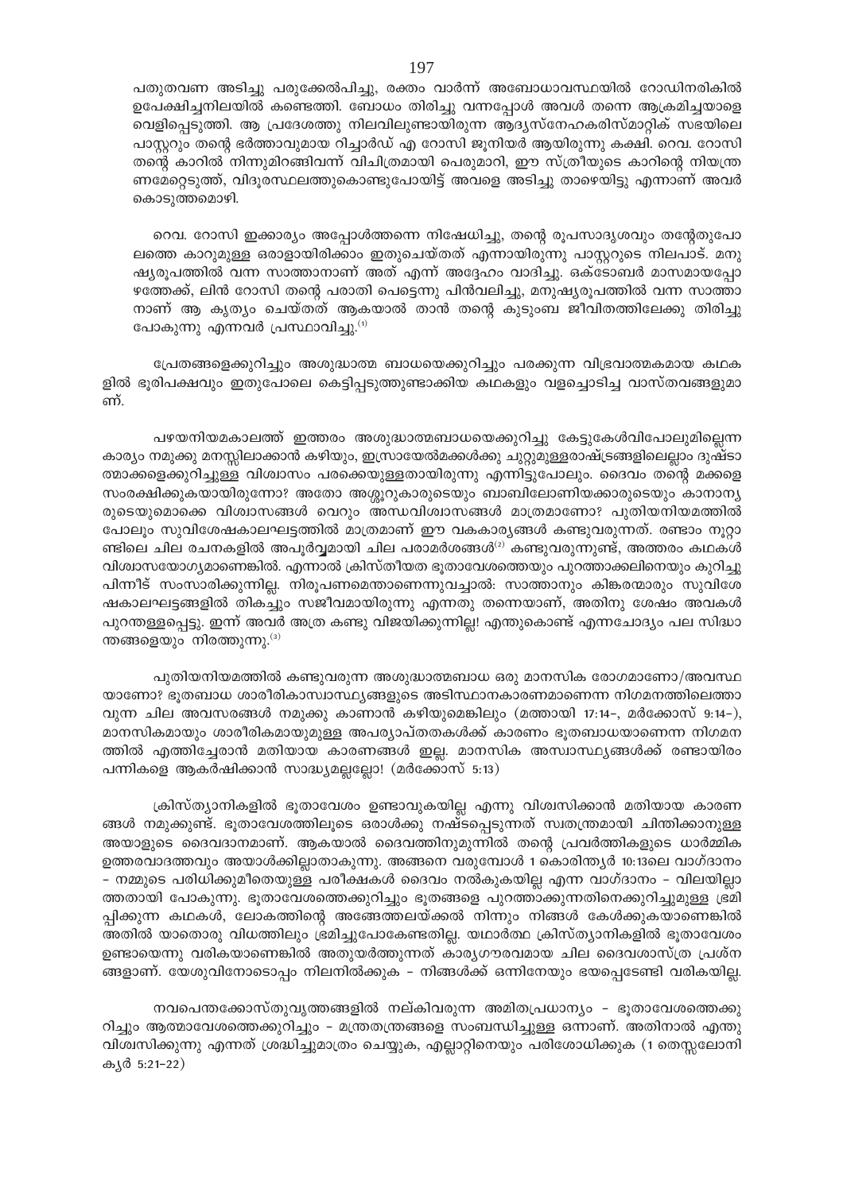പതുതവണ അടിച്ചു പരുക്കേൽപിച്ചു, രക്തം വാർന്ന് അബോധാവസ്ഥയിൽ റോഡിനരികിൽ ഉപേക്ഷിച്ചനിലയിൽ കണ്ടെത്തി. ബോധം തിരിച്ചു വന്നപ്പോൾ അവൾ തന്നെ ആക്രമിച്ചയാളെ വെളിപ്പെടുത്തി. ആ പ്രദേശത്തു നിലവിലുണ്ടായിരുന്ന ആദ്യസ്നേഹകരിസ്മാറ്റിക് സഭയിലെ പാസ്റ്ററും തന്റെ ഭർത്താവുമായ റിച്ചാർഡ് എ റോസി ജൂനിയർ ആയിരുന്നു കക്ഷി. റെവ. റോസി തന്റെ കാറിൽ നിന്നുമിറങ്ങിവന്ന് വിചിത്രമായി പെരുമാറി, ഈ സ്ത്രീയുടെ കാറിന്റെ നിയന്ത്രണമേറ്റെടുത്ത്, വിദൂരസ്ഥലത്തുകൊണ്ടുപോയിട്ട് അവളെ അടിച്ചു താഴെയിട്ടു എന്നാണ് അവർ കൊടുത്തമൊഴി.

റെവ. റോസി ഇക്കാര്യം അപ്പോൾത്തന്നെ നിഷേധിച്ചു, തന്റെ രൂപസാദൃശ്യവും തന്റേതുപോലത്തെ കാറുമുള്ള ഒരാളായിരിക്കാം ഇതുചെയ്തത് എന്നായിരുന്നു പാസ്റ്ററുടെ നിലപാട്. മനുഷ്യരൂപത്തിൽ വന്ന സാത്താനാണ് അത് എന്ന് അദ്ദേഹം വാദിച്ചു. ഒക്ടോബർ മാസമായപ്പോഴത്തേക്ക്, ലിൻ റോസി തന്റെ പരാതി പെട്ടെന്നു പിൻവലിച്ചു, മനുഷ്യരൂപത്തിൽ വന്ന സാത്താനാണ് ആ കൃത്യം ചെയ്തത് ആകയാൽ താൻ തന്റെ കുടുംബ ജീവിതത്തിലേക്കു തിരിച്ചു പോകുന്നു എന്നവർ പ്രസ്താവിച്ചു.[1]

പ്രേതങ്ങളെക്കുറിച്ചും അശുദ്ധാത്മ ബാധയെക്കുറിച്ചും പരക്കുന്ന വിഭ്രവാത്മകമായ കഥകളിൽ ഭൂരിപക്ഷവും ഇതുപോലെ കെട്ടിപ്പടുത്തുണ്ടാക്കിയ കഥകളും വളച്ചൊടിച്ച വാസ്തവങ്ങളുമാണ്.

പഴയനിയമകാലത്ത് ഇത്തരം അശുദ്ധാത്മബാധയെക്കുറിച്ചു കേട്ടുകേൾവിപോലുമില്ലെന്ന കാര്യം നമുക്കു മനസ്സിലാക്കാൻ കഴിയും, ഇസ്രായേൽമക്കൾക്കു ചുറ്റുമുള്ളരാഷ്ട്രങ്ങളിലെല്ലാം ദുഷ്ടാത്മാക്കളെക്കുറിച്ചുള്ള വിശ്വാസം പരക്കെയുള്ളതായിരുന്നു എന്നിട്ടുപോലും. ദൈവം തന്റെ മക്കളെ സംരക്ഷിക്കുകയായിരുന്നോ? അതോ അശ്ശൂറുകാരുടെയും ബാബിലോണിയക്കാരുടെയും കാനാന്യരുടെയുമൊക്കെ വിശ്വാസങ്ങൾ വെറും അന്ധവിശ്വാസങ്ങൾ മാത്രമാണോ? പുതിയനിയമത്തിൽ പോലും സുവിശേഷകാലഘട്ടത്തിൽ മാത്രമാണ് ഈ വകകാര്യങ്ങൾ കണ്ടുവരുന്നത്. രണ്ടാം നൂറ്റാണ്ടിലെ ചില രചനകളിൽ അപൂർവ്വമായി ചില പരാമർശങ്ങൾ[2] കണ്ടുവരുന്നുണ്ട്, അത്തരം കഥകൾ വിശ്വാസയോഗ്യമാണെങ്കിൽ. എന്നാൽ ക്രിസ്തീയത ഭൂതാവേശത്തെയും പുറത്താക്കലിനെയും കുറിച്ചു പിന്നീട് സംസാരിക്കുന്നില്ല. നിരൂപണമെന്താണെന്നുവച്ചാൽ: സാത്താനും കിങ്കരന്മാരും സുവിശേഷകാലഘട്ടങ്ങളിൽ തികച്ചും സജീവമായിരുന്നു എന്നതു തന്നെയാണ്, അതിനു ശേഷം അവകൾ പുറന്തള്ളപ്പെട്ടു. ഇന്ന് അവർ അത്ര കണ്ടു വിജയിക്കുന്നില്ല! എന്തുകൊണ്ട് എന്നചോദ്യം പല സിദ്ധാന്തങ്ങളെയും നിരത്തുന്നു.[3]

പുതിയനിയമത്തിൽ കണ്ടുവരുന്ന അശുദ്ധാത്മബാധ ഒരു മാനസിക രോഗമാണോ/അവസ്ഥയാണോ? ഭൂതബാധ ശാരീരികാസ്വാസ്ഥ്യങ്ങളുടെ അടിസ്ഥാനകാരണമാണെന്ന നിഗമനത്തിലെത്തുവന്ന ചില അവസരങ്ങൾ നമുക്കു കാണാൻ കഴിയുമെങ്കിലും (മത്തായി 17:14-, മർക്കോസ് 9:14-), മാനസികമായും ശാരീരികമായുമുള്ള അപര്യാപ്തതകൾക്ക് കാരണം ഭൂതബാധയാണെന്ന നിഗമനത്തിൽ എത്തിച്ചേരാൻ മതിയായ കാരണങ്ങൾ ഇല്ല. മാനസിക അസ്വാസ്ഥ്യങ്ങൾക്ക് രണ്ടായിരം പന്നികളെ ആകർഷിക്കാൻ സാദ്ധ്യമല്ലല്ലോ! (മർക്കോസ് 5:13)

ക്രിസ്ത്യാനികളിൽ ഭൂതാവേശം ഉണ്ടാവുകയില്ല എന്നു വിശ്വസിക്കാൻ മതിയായ കാരണങ്ങൾ നമുക്കുണ്ട്. ഭൂതാവേശത്തിലൂടെ ഒരാൾക്കു നഷ്ടപ്പെടുന്നത് സ്വതന്ത്രമായി ചിന്തിക്കാനുള്ള അയാളുടെ ദൈവദാനമാണ്. ആകയാൽ ദൈവത്തിനുമുന്നിൽ തന്റെ പ്രവർത്തികളുടെ ധാർമ്മിക ഉത്തരവാദത്തവും അയാൾക്കില്ലാതാകുന്നു. അങ്ങനെ വരുമ്പോൾ 1 കൊരിന്ത്യർ 10:13ലെ വാഗ്ദാനം – നമ്മുടെ പരിധിക്കുമീതെയുള്ള പരീക്ഷകൾ ദൈവം നൽകുകയില്ല എന്ന വാഗ്ദാനം – വിലയില്ലാത്തതായി പോകുന്നു. ഭൂതാവേശത്തെക്കുറിച്ചും ഭൂതങ്ങളെ പുറത്താക്കുന്നതിനെക്കുറിച്ചുമുള്ള ഭ്രമിപ്പിക്കുന്ന കഥകൾ, ലോകത്തിന്റെ അങ്ങേത്തലയ്ക്കൽ നിന്നും നിങ്ങൾ കേൾക്കുകയാണെങ്കിൽ അതിൽ യാതൊരു വിധത്തിലും ഭ്രമിച്ചുപോകേണ്ടതില്ല. യഥാർത്ഥ ക്രിസ്ത്യാനികളിൽ ഭൂതാവേശം ഉണ്ടായെന്നു വരികയാണെങ്കിൽ അതുയർത്തുന്നത് കാര്യഗൗരവമായ ചില ദൈവശാസ്ത്ര പ്രശ്നങ്ങളാണ്. യേശുവിനോടൊപ്പം നിലനിൽക്കുക – നിങ്ങൾക്ക് ഒന്നിനേയും ഭയപ്പെടേണ്ടി വരികയില്ല.

നവപെന്തക്കോസ്തുവൃത്തങ്ങളിൽ നല്കിവരുന്ന അമിതപ്രധാന്യം – ഭൂതാവേശത്തെക്കുറിച്ചും ആത്മാവേശത്തെക്കുറിച്ചും – മന്ത്രതന്ത്രങ്ങളെ സംബന്ധിച്ചുള്ള ഒന്നാണ്. അതിനാൽ എന്തു വിശ്വസിക്കുന്നു എന്നത് ശ്രദ്ധിച്ചുമാത്രം ചെയ്യുക, എല്ലാറ്റിനെയും പരിശോധിക്കുക (1 തെസ്സലോനിക്യർ 5:21–22)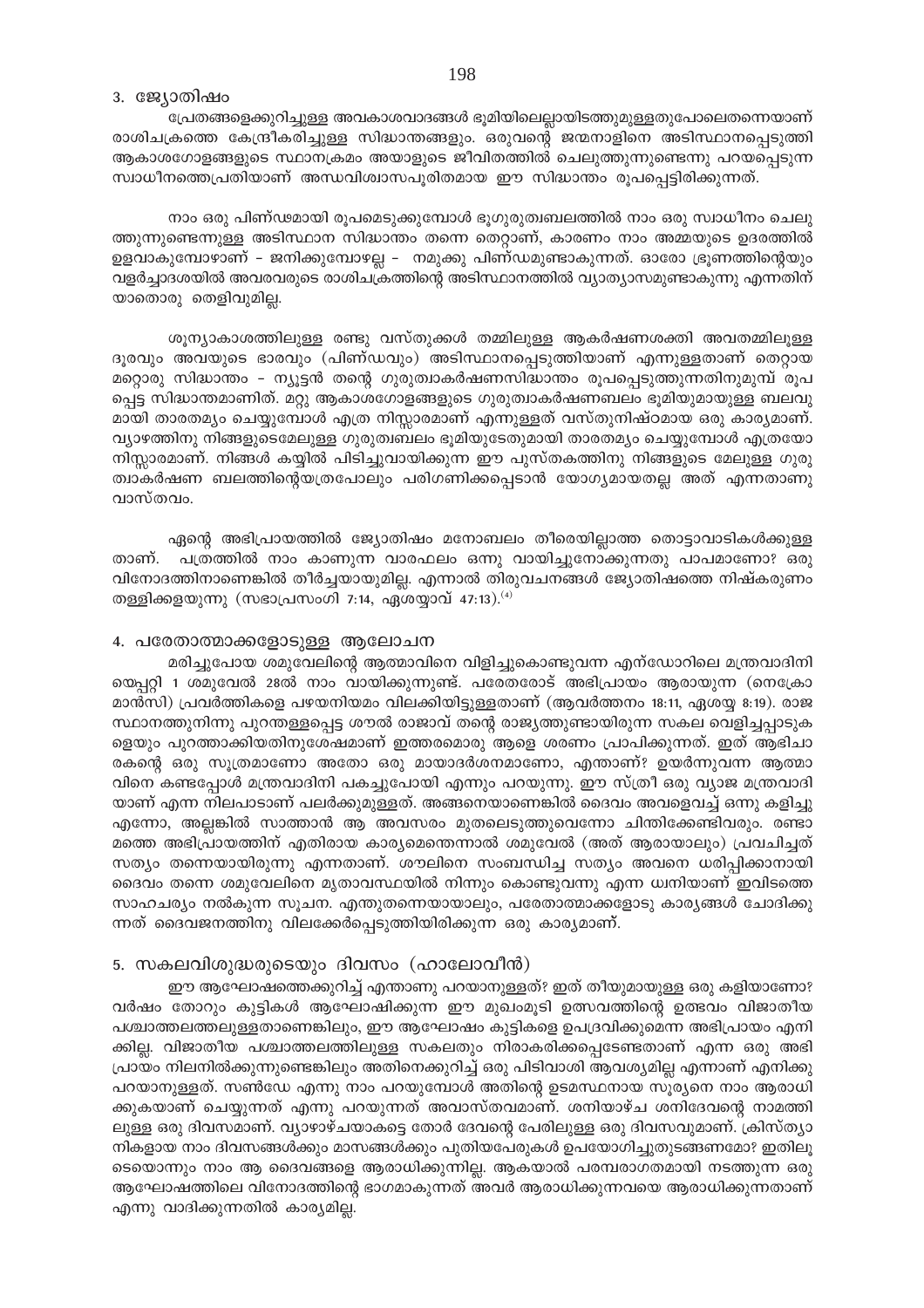### 3. ജ്യോതിഷം

പ്രേതങ്ങളെക്കുറിച്ചുള്ള അവകാശവാദങ്ങൾ ഭൂമിയിലെല്ലായിടത്തുമുള്ളതുപോലെതന്നെയാണ് രാശിചക്രത്തെ കേന്ദ്രീകരിച്ചുള്ള സിദ്ധാന്തങ്ങളും. ഒരുവന്റെ ജന്മനാളിനെ അടിസ്ഥാനപ്പെടുത്തി ആകാശഗോളങ്ങളുടെ സ്ഥാനക്രമം അയാളുടെ ജീവിതത്തിൽ ചെലുത്തുന്നുണ്ടെന്നു പറയപ്പെടുന്ന സ്വാധീനത്തെപ്രതിയാണ് അന്ധവിശ്വാസപൂരിതമായ ഈ സിദ്ധാന്തം രൂപപ്പെട്ടിരിക്കുന്നത്.

നാം ഒരു പിണ്ഡമായി രൂപമെടുക്കുമ്പോൾ ഭൂഗുരുത്വബലത്തിൽ നാം ഒരു സ്വാധീനം ചെലുത്തുന്നുണ്ടെന്നുള്ള അടിസ്ഥാന സിദ്ധാന്തം തന്നെ തെറ്റാണ്, കാരണം നാം അമ്മയുടെ ഉദരത്തിൽ ഉളവാകുമ്പോഴാണ് - ജനിക്കുമ്പോഴല്ല - നമുക്കു പിണ്ഡമുണ്ടാകുന്നത്. ഓരോ ഭ്രൂണത്തിന്റെയും വളർച്ചാദശയിൽ അവരവരുടെ രാശിചക്രത്തിന്റെ അടിസ്ഥാനത്തിൽ വ്യത്യാസമുണ്ടാകുന്നു എന്നതിന് യാതൊരു തെളിവുമില്ല.

ശൂന്യാകാശത്തിലുള്ള രണ്ടു വസ്തുക്കൾ തമ്മിലുള്ള ആകർഷണശക്തി അവതമ്മിലുള്ള ദൂരവും അവയുടെ ഭാരവും (പിണ്ഡവും) അടിസ്ഥാനപ്പെടുത്തിയാണ് എന്നുള്ളതാണ് തെറ്റായ മറ്റൊരു സിദ്ധാന്തം - ന്യൂട്ടൻ തന്റെ ഗുരുത്വാകർഷണസിദ്ധാന്തം രൂപപ്പെടുത്തുന്നതിനുമുമ്പ് രൂപപ്പെട്ട സിദ്ധാന്തമാണിത്. മറ്റു ആകാശഗോളങ്ങളുടെ ഗുരുത്വാകർഷണബലം ഭൂമിയുമായുള്ള ബലവുമായി താരതമ്യം ചെയ്യുമ്പോൾ എത്ര നിസ്സാരമാണ് എന്നുള്ളത് വസ്തുനിഷ്ഠമായ ഒരു കാര്യമാണ്. വ്യാഴത്തിനു നിങ്ങളുടെമേലുള്ള ഗുരുത്വബലം ഭൂമിയുടേതുമായി താരതമ്യം ചെയ്യുമ്പോൾ എത്രയോ നിസ്സാരമാണ്. നിങ്ങൾ കയ്യിൽ പിടിച്ചുവായിക്കുന്ന ഈ പുസ്തകത്തിനു നിങ്ങളുടെ മേലുള്ള ഗുരുത്വാകർഷണ ബലത്തിന്റെയത്രപോലും പരിഗണിക്കപ്പെടാൻ യോഗ്യമായതല്ല അത് എന്നതാണു വാസ്തവം.

ഏന്റെ അഭിപ്രായത്തിൽ ജ്യോതിഷം മനോബലം തീരെയില്ലാത്ത തൊട്ടാവാടികൾക്കുള്ളതാണ്. പത്രത്തിൽ നാം കാണുന്ന വാരഫലം ഒന്നു വായിച്ചുനോക്കുന്നതു പാപമാണോ? ഒരു വിനോദത്തിനാണെങ്കിൽ തീർച്ചയായുമില്ല. എന്നാൽ തിരുവചനങ്ങൾ ജ്യോതിഷത്തെ നിഷ്കരുണം തള്ളിക്കളയുന്നു (സഭാപ്രസംഗി 7:14, ഏശയ്യാവ് 47:13).[4]

### 4. പരേതാത്മാക്കളോടുള്ള ആലോചന

മരിച്ചുപോയ ശമുവേലിന്റെ ആത്മാവിനെ വിളിച്ചുകൊണ്ടുവന്ന എന്ഡോറിലെ മന്ത്രവാദിനിയെപ്പറ്റി 1 ശമുവേൽ 28ൽ നാം വായിക്കുന്നുണ്ട്. പരേതരോട് അഭിപ്രായം ആരായുന്ന (നെക്രോമാൻസി) പ്രവർത്തികളെ പഴയനിയമം വിലക്കിയിട്ടുള്ളതാണ് (ആവർത്തനം 18:11, ഏശയ്യ 8:19). രാജസ്ഥാനത്തുനിന്നു പുറന്തള്ളപ്പെട്ട ശൗൽ രാജാവ് തന്റെ രാജ്യത്തുണ്ടായിരുന്ന സകല വെളിച്ചപ്പാടുകളെയും പുറത്താക്കിയതിനുശേഷമാണ് ഇത്തരമൊരു ആളെ ശരണം പ്രാപിക്കുന്നത്. ഇത് ആഭിചാരകന്റെ ഒരു സൂത്രമാണോ അതോ ഒരു മായാദർശനമാണോ, എന്താണ്? ഉയർന്നുവന്ന ആത്മാവിനെ കണ്ടപ്പോൾ മന്ത്രവാദിനി പകച്ചുപോയി എന്നും പറയുന്നു. ഈ സ്ത്രീ ഒരു വ്യാജ മന്ത്രവാദിയാണ് എന്ന നിലപാടാണ് പലർക്കുമുള്ളത്. അങ്ങനെയാണെങ്കിൽ ദൈവം അവളെവച്ച് ഒന്നു കളിച്ചു എന്നോ, അല്ലങ്കിൽ സാത്താൻ ആ അവസരം മുതലെടുത്തുവെന്നോ ചിന്തിക്കേണ്ടിവരും. രണ്ടാമത്തെ അഭിപ്രായത്തിന് എതിരായ കാര്യമെന്തെന്നാൽ ശമുവേൽ (അത് ആരായാലും) പ്രവചിച്ചത് സത്യം തന്നെയായിരുന്നു എന്നതാണ്. ശൗലിനെ സംബന്ധിച്ച സത്യം അവനെ ധരിപ്പിക്കാനായി ദൈവം തന്നെ ശമുവേലിനെ മൃതാവസ്ഥയിൽ നിന്നും കൊണ്ടുവന്നു എന്ന ധ്വനിയാണ് ഇവിടത്തെ സാഹചര്യം നൽകുന്ന സൂചന. എന്തുതന്നെയായാലും, പരേതാത്മാക്കളോടു കാര്യങ്ങൾ ചോദിക്കുന്നത് ദൈവജനത്തിനു വിലക്കേർപ്പെടുത്തിയിരിക്കുന്ന ഒരു കാര്യമാണ്.

### 5. സകലവിശുദ്ധരുടെയും ദിവസം (ഹാലോവീൻ)

ഈ ആഘോഷത്തെക്കുറിച്ച് എന്താണു പറയാനുള്ളത്? ഇത് തീയുമായുള്ള ഒരു കളിയാണോ? വർഷം തോറും കുട്ടികൾ ആഘോഷിക്കുന്ന ഈ മുഖംമൂടി ഉത്സവത്തിന്റെ ഉത്ഭവം വിജാതീയ പശ്ചാത്തലത്തിലുള്ളതാണെങ്കിലും, ഈ ആഘോഷം കുട്ടികളെ ഉപദ്രവിക്കുമെന്ന അഭിപ്രായം എനിക്കില്ല. വിജാതീയ പശ്ചാത്തലത്തിലുള്ള സകലതും നിരാകരിക്കപ്പെടേണ്ടതാണ് എന്ന ഒരു അഭിപ്രായം നിലനിൽക്കുന്നുണ്ടെങ്കിലും അതിനെക്കുറിച്ച് ഒരു പിടിവാശി ആവശ്യമില്ല എന്നാണ് എനിക്കു പറയാനുള്ളത്. സൺഡേ എന്നു നാം പറയുമ്പോൾ അതിന്റെ ഉടമസ്ഥനായ സൂര്യനെ നാം ആരാധിക്കുകയാണ് ചെയ്യുന്നത് എന്നു പറയുന്നത് അവാസ്തവമാണ്. ശനിയാഴ്ച ശനിദേവന്റെ നാമത്തിലുള്ള ഒരു ദിവസമാണ്. വ്യാഴാഴ്ചയാകട്ടെ തോർ ദേവന്റെ പേരിലുള്ള ഒരു ദിവസവുമാണ്. ക്രിസ്ത്യാനികളായ നാം ദിവസങ്ങൾക്കും മാസങ്ങൾക്കും പുതിയപേരുകൾ ഉപയോഗിച്ചുതുടങ്ങണമോ? ഇതിലൂടെയൊന്നും നാം ആ ദൈവങ്ങളെ ആരാധിക്കുന്നില്ല. ആകയാൽ പരമ്പരാഗതമായി നടത്തുന്ന ഒരു ആഘോഷത്തിലെ വിനോദത്തിന്റെ ഭാഗമാകുന്നത് അവർ ആരാധിക്കുന്നവയെ ആരാധിക്കുന്നതാണ് എന്നു വാദിക്കുന്നതിൽ കാര്യമില്ല.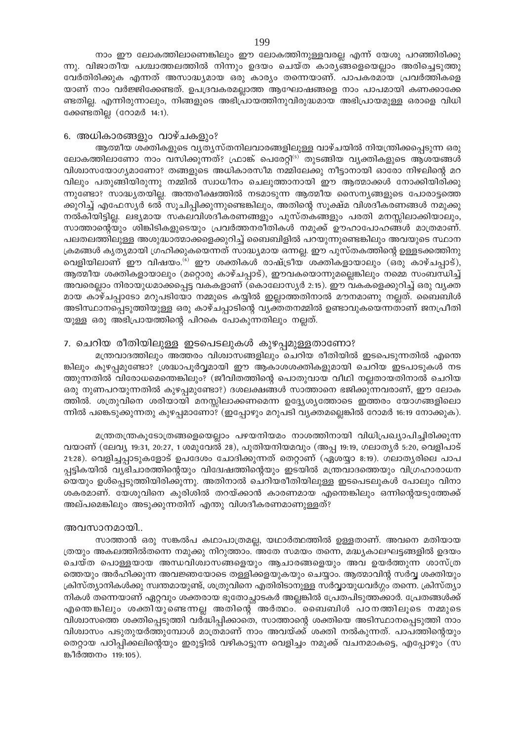നാം ഈ ലോകത്തിലാണെങ്കിലും ഈ ലോകത്തിനുള്ളവരല്ല എന്ന് യേശു പറഞ്ഞിരിക്കുന്നു. വിജാതീയ പശ്ചാത്തലത്തിൽ നിന്നും ഉദയം ചെയ്ത കാര്യങ്ങളെയെല്ലാം അരിച്ചെടുത്തു വേർതിരിക്കുക എന്നത് അസാദ്ധ്യമായ ഒരു കാര്യം തന്നെയാണ്. പാപകരമായ പ്രവർത്തികളെയാണ് നാം വർജ്ജിക്കേണ്ടത്. ഉപദ്രവകരമല്ലാത്ത ആഘോഷങ്ങളെ നാം പാപമായി കണക്കാക്കേണ്ടതില്ല. എന്നിരുന്നാലും, നിങ്ങളുടെ അഭിപ്രായത്തിനുവിരുദ്ധമായ അഭിപ്രായമുള്ള ഒരാളെ വിധിക്കേണ്ടതില്ല (റോമർ 14:1).

## 6. അധികാരങ്ങളും വാഴ്ചകളും?

ആത്മീയ ശക്തികളുടെ വ്യത്യസ്തനിലവാരങ്ങളിലുള്ള വാഴ്ചയിൽ നിയന്ത്രിക്കപ്പെടുന്ന ഒരു ലോകത്തിലാണോ നാം വസിക്കുന്നത്? ഫ്രാങ്ക് പെരേറ്റി[5] തുടങ്ങിയ വ്യക്തികളുടെ ആശയങ്ങൾ വിശ്വാസയോഗ്യമാണോ? തങ്ങളുടെ അധികാരസീമ നമ്മിലേക്കു നീട്ടാനായി ഓരോ നിഴലിന്റെ മറവിലും പതുങ്ങിയിരുന്നു നമ്മിൽ സ്വാധീനം ചെലുത്താനായി ഈ ആത്മാക്കൾ നോക്കിയിരിക്കുന്നുണ്ടോ? സാദ്ധ്യതയില്ല. അന്തരീക്ഷത്തിൽ നടമാടുന്ന ആത്മീയ സൈന്യങ്ങളുടെ പോരാട്ടത്തെക്കുറിച്ച് എഫേസ്യർ 6ൽ സൂചിപ്പിക്കുന്നുണ്ടെങ്കിലും, അതിന്റെ സൂക്ഷ്മ വിശദീകരണങ്ങൾ നമുക്കു നൽകിയിട്ടില്ല. ലഭ്യമായ സകലവിശദീകരണങ്ങളും പുസ്തകങ്ങളും പരതി മനസ്സിലാക്കിയാലും, സാത്താന്റെയും ശിങ്കിടികളുടെയും പ്രവർത്തനരീതികൾ നമുക്ക് ഊഹാപോഹങ്ങൾ മാത്രമാണ്. പലതലത്തിലുള്ള അശുദ്ധാത്മാക്കളെക്കുറിച്ച് ബൈബിളിൽ പറയുന്നുണ്ടെങ്കിലും അവയുടെ സ്ഥാന ക്രമങ്ങൾ കൃത്യമായി ഗ്രഹിക്കുകയെന്നത് സാദ്ധ്യമായ ഒന്നല്ല. ഈ പുസ്തകത്തിന്റെ ഉള്ളടക്കത്തിനു വെളിയിലാണ് ഈ വിഷയം.[6] ഈ ശക്തികൾ രാഷ്ട്രീയ ശക്തികളായാലും (ഒരു കാഴ്ചപ്പാട്), ആത്മീയ ശക്തികളായാലും (മറ്റൊരു കാഴ്ചപ്പാട്), ഈവകയൊന്നുമല്ലെങ്കിലും നമ്മെ സംബന്ധിച്ച് അവരെല്ലാം നിരായുധമാക്കപ്പെട്ട വകകളാണ് (കൊലോസ്യർ 2:15). ഈ വകകളെക്കുറിച്ച് ഒരു വ്യക്തമായ കാഴ്ചപ്പാടോ മറുപടിയോ നമ്മുടെ കയ്യിൽ ഇല്ലാത്തതിനാൽ മൗനമാണു നല്ലത്. ബൈബിൾ അടിസ്ഥാനപ്പെടുത്തിയുള്ള ഒരു കാഴ്ചപ്പാടിന്റെ വ്യക്തതനമ്മിൽ ഉണ്ടാവുകയെന്നതാണ് ജനപ്രീതിയുള്ള ഒരു അഭിപ്രായത്തിന്റെ പിറകെ പോകുന്നതിലും നല്ലത്.

## 7. ചെറിയ രീതിയിലുള്ള ഇടപെടലുകൾ കുഴപ്പമുള്ളതാണോ?

മന്ത്രവാദത്തിലും അത്തരം വിശ്വാസങ്ങളിലും ചെറിയ രീതിയിൽ ഇടപെടുന്നതിൽ എന്തെങ്കിലും കുഴപ്പമുണ്ടോ? ശ്രദ്ധാപൂർവ്വമായി ഈ ആകാശശക്തികളുമായി ചെറിയ ഇടപാടുകൾ നടത്തുന്നതിൽ വിരോധമെന്തെങ്കിലും? (ജീവിതത്തിന്റെ പൊതുവായ വീഥി നല്ലതായതിനാൽ ചെറിയ ഒരു നുണപറയുന്നതിൽ കുഴപ്പമുണ്ടോ?) ദശലക്ഷങ്ങൾ സാത്താനെ ഭജിക്കുന്നവരാണ്, ഈ ലോകത്തിൽ. ശത്രുവിനെ ശരിയായി മനസ്സിലാക്കണമെന്ന ഉദ്ദേശ്യത്തോടെ ഇത്തരം യോഗങ്ങളിലൊന്നിൽ പങ്കെടുക്കുന്നതു കുഴപ്പമാണോ? (ഇപ്പോഴും മറുപടി വ്യക്തമല്ലെങ്കിൽ റോമർ 16:19 നോക്കുക).

മന്ത്രതന്ത്രകൂടോത്രങ്ങളെയെല്ലാം പഴയനിയമം നാശത്തിനായി വിധിപ്രഖ്യാപിച്ചിരിക്കുന്നവയാണ് (ലേവ്യ 19:31, 20:27, 1 ശമുവേൽ 28), പുതിയനിയമവും (അപ്പ 19:19, ഗലാത്യർ 5:20, വെളിപാട് 21:28). വെളിച്ചപ്പാടുകളോട് ഉപദേശം ചോദിക്കുന്നത് തെറ്റാണ് (ഏശയ്യാ 8:19). ഗലാത്യരിലെ പാപപ്പട്ടികയിൽ വ്യഭിചാരത്തിന്റെയും വിദ്വേഷത്തിന്റെയും ഇടയിൽ മന്ത്രവാദത്തെയും വിഗ്രഹാരാധനയെയും ഉൾപ്പെടുത്തിയിരിക്കുന്നു. അതിനാൽ ചെറിയരീതിയിലുള്ള ഇടപെടലുകൾ പോലും വിനാശകരമാണ്. യേശുവിനെ കുരിശിൽ തറയ്ക്കാൻ കാരണമായ എന്തെങ്കിലും ഒന്നിന്റെയടുത്തേക്ക് അല്പമെങ്കിലും അടുക്കുന്നതിന് എന്തു വിശദീകരണമാണുള്ളത്?

## അവസാനമായി..

സാത്താൻ ഒരു സങ്കൽപ കഥാപാത്രമല്ല, യഥാർത്ഥത്തിൽ ഉള്ളതാണ്. അവനെ മതിയായത്രയും അകലത്തിൽതന്നെ നമുക്കു നിറുത്താം. അതേ സമയം തന്നെ, മദ്ധ്യകാലഘട്ടങ്ങളിൽ ഉദയം ചെയ്ത പൊള്ളയായ അന്ധവിശ്വാസങ്ങളെയും ആചാരങ്ങളെയും അവ ഉയർത്തുന്ന ശാസ്ത്രത്തെയും അർഹിക്കുന്ന അവജ്ഞയോടെ തള്ളിക്കളയുകയും ചെയ്യാം. ആത്മാവിന്റ സർവ്വ ശക്തിയും ക്രിസ്ത്യാനികൾക്കു സ്വന്തമായുണ്ട്, ശത്രുവിനെ എതിരിടാനുള്ള സർവ്വായുധവർഗ്ഗം തന്നെ. ക്രിസ്ത്യാനികൾ തന്നെയാണ് ഏറ്റവും ശക്തരായ ഭൂതോച്ചാടകർ അല്ലങ്കിൽ പ്രേതപിടുത്തക്കാർ. പ്രേതങ്ങൾക്ക് എന്തെങ്കിലും ശക്തിയുണ്ടെന്നല്ല അതിന്റെ അർത്ഥം. ബൈബിൾ പഠനത്തിലൂടെ നമ്മുടെ വിശ്വാസത്തെ ശക്തിപ്പെടുത്തി വർദ്ധിപ്പിക്കാതെ, സാത്താന്റെ ശക്തിയെ അടിസ്ഥാനപ്പെടുത്തി നാം വിശ്വാസം പടുതുയർത്തുമ്പോൾ മാത്രമാണ് നാം അവയ്ക്ക് ശക്തി നൽകുന്നത്. പാപത്തിന്റെയും തെറ്റായ പഠിപ്പിക്കലിന്റെയും ഇരുട്ടിൽ വഴികാട്ടുന്ന വെളിച്ചം നമുക്ക് വചനമാകട്ടെ, എപ്പോഴും (സങ്കീർത്തനം 119:105).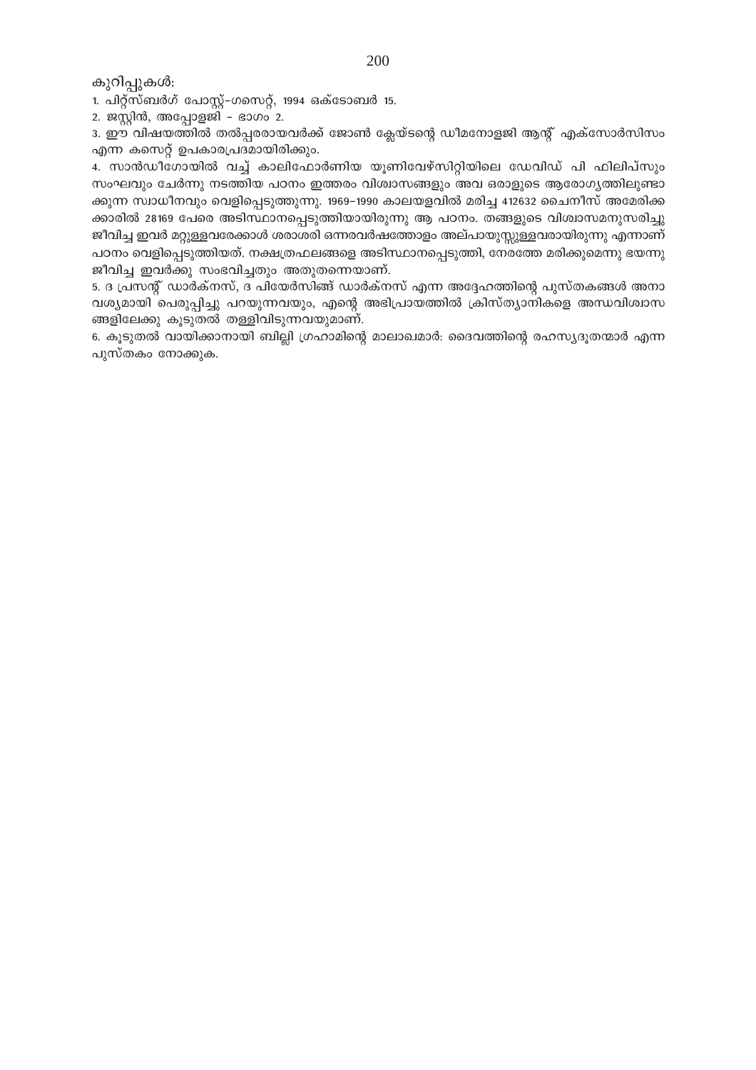കുറിപ്പുകൾ:

1. പിറ്റ്സ്ബർഗ് പോസ്റ്റ്-ഗസെറ്റ്, 1994 ഒക്ടോബർ 15.
2. ജസ്റ്റിൻ, അപ്പോളജി – ഭാഗം 2.
3. ഈ വിഷയത്തിൽ തൽപ്പരരായവർക്ക് ജോൺ ക്ലേയ്ടന്റെ ഡീമനോളജി ആന്റ് എക്സോർസിസം എന്ന കസെറ്റ് ഉപകാരപ്രദമായിരിക്കും.
4. സാൻഡീഗോയിൽ വച്ച് കാലിഫോർണിയ യൂണിവേഴ്സിറ്റിയിലെ ഡേവിഡ് പി ഫിലിപ്സും സംഘവും ചേർന്നു നടത്തിയ പഠനം ഇത്തരം വിശ്വാസങ്ങളും അവ ഒരാളുടെ ആരോഗ്യത്തിലുണ്ടാക്കുന്ന സ്വാധീനവും വെളിപ്പെടുത്തുന്നു. 1969–1990 കാലയളവിൽ മരിച്ച 412632 ചൈനീസ് അമേരിക്കക്കാരിൽ 28169 പേരെ അടിസ്ഥാനപ്പെടുത്തിയായിരുന്നു ആ പഠനം. തങ്ങളുടെ വിശ്വാസമനുസരിച്ചു ജീവിച്ച ഇവർ മറ്റുള്ളവരേക്കാൾ ശരാശരി ഒന്നരവർഷത്തോളം അല്പായുസ്സുള്ളവരായിരുന്നു എന്നാണ് പഠനം വെളിപ്പെടുത്തിയത്. നക്ഷത്രഫലങ്ങളെ അടിസ്ഥാനപ്പെടുത്തി, നേരത്തേ മരിക്കുമെന്നു ഭയന്നു ജീവിച്ച ഇവർക്കു സംഭവിച്ചതും അതുതന്നെയാണ്.
5. ദ പ്രസന്റ് ഡാർക്നസ്, ദ പിയേർസിങ്ങ് ഡാർക്നസ് എന്ന അദ്ദേഹത്തിന്റെ പുസ്തകങ്ങൾ അനാവശ്യമായി പെരുപ്പിച്ചു പറയുന്നവയും, എന്റെ അഭിപ്രായത്തിൽ ക്രിസ്ത്യാനികളെ അന്ധവിശ്വാസങ്ങളിലേക്കു കൂടുതൽ തള്ളിവിടുന്നവയുമാണ്.
6. കൂടുതൽ വായിക്കാനായി ബില്ലി ഗ്രഹാമിന്റെ മാലാഖമാർ: ദൈവത്തിന്റെ രഹസ്യദൂതന്മാർ എന്ന പുസ്തകം നോക്കുക.